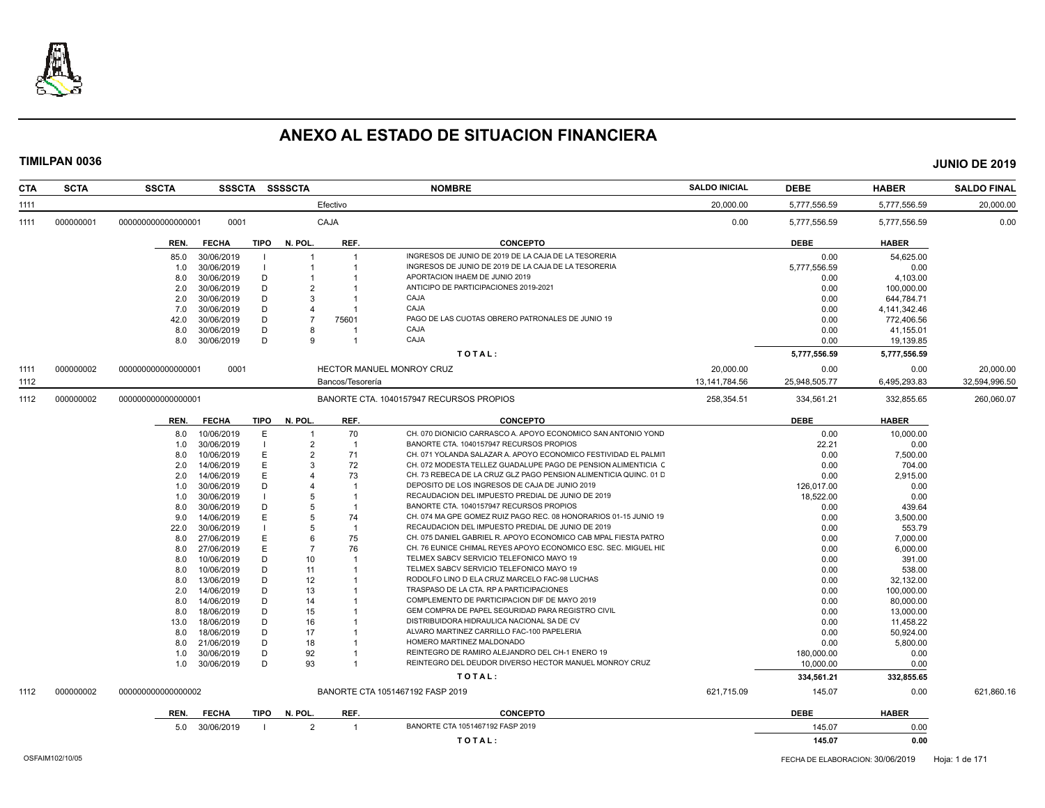# ANEXO AL ESTADO DE SITUACION FINANCIERA

**TIMILPAN 0036** — **JUNIO DE 2019**

| CTA | SCTA | SSCTA | SSSCTA | SSSSCTA | NOMBRE | SALDO INICIAL | DEBE | HABER | SALDO FINAL |
|---|---|---|---|---|---|---|---|---|---|
| 1111 | | | | | Efectivo | 20,000.00 | 5,777,556.59 | 5,777,556.59 | 20,000.00 |
| 1111 | 000000001 | 0000000000000000001 | 0001 | | CAJA | 0.00 | 5,777,556.59 | 5,777,556.59 | 0.00 |

| REN. | FECHA | TIPO | N. POL. | REF. | CONCEPTO | DEBE | HABER |
|---|---|---|---|---|---|---|---|
| 85.0 | 30/06/2019 | I | 1 | 1 | INGRESOS DE JUNIO DE 2019 DE LA CAJA DE LA TESORERIA | 0.00 | 54,625.00 |
| 1.0 | 30/06/2019 | I | 1 | 1 | INGRESOS DE JUNIO DE 2019 DE LA CAJA DE LA TESORERIA | 5,777,556.59 | 0.00 |
| 8.0 | 30/06/2019 | D | 1 | 1 | APORTACION IHAEM DE JUNIO 2019 | 0.00 | 4,103.00 |
| 2.0 | 30/06/2019 | D | 2 | 1 | ANTICIPO DE PARTICIPACIONES 2019-2021 | 0.00 | 100,000.00 |
| 2.0 | 30/06/2019 | D | 3 | 1 | CAJA | 0.00 | 644,784.71 |
| 7.0 | 30/06/2019 | D | 4 | 1 | CAJA | 0.00 | 4,141,342.46 |
| 42.0 | 30/06/2019 | D | 7 | 75601 | PAGO DE LAS CUOTAS OBRERO PATRONALES DE JUNIO 19 | 0.00 | 772,406.56 |
| 8.0 | 30/06/2019 | D | 8 | 1 | CAJA | 0.00 | 41,155.01 |
| 8.0 | 30/06/2019 | D | 9 | 1 | CAJA | 0.00 | 19,139.85 |
| | | | | | **T O T A L :** | **5,777,556.59** | **5,777,556.59** |

| CTA | SCTA | SSCTA | SSSCTA | SSSSCTA | NOMBRE | SALDO INICIAL | DEBE | HABER | SALDO FINAL |
|---|---|---|---|---|---|---|---|---|---|
| 1111 | 000000002 | 0000000000000000001 | 0001 | | HECTOR MANUEL MONROY CRUZ | 20,000.00 | 0.00 | 0.00 | 20,000.00 |
| 1112 | | | | | Bancos/Tesorería | 13,141,784.56 | 25,948,505.77 | 6,495,293.83 | 32,594,996.50 |
| 1112 | 000000002 | 0000000000000000001 | | | BANORTE CTA. 1040157947 RECURSOS PROPIOS | 258,354.51 | 334,561.21 | 332,855.65 | 260,060.07 |

| REN. | FECHA | TIPO | N. POL. | REF. | CONCEPTO | DEBE | HABER |
|---|---|---|---|---|---|---|---|
| 8.0 | 10/06/2019 | E | 1 | 70 | CH. 070 DIONICIO CARRASCO A. APOYO ECONOMICO SAN ANTONIO YOND | 0.00 | 10,000.00 |
| 1.0 | 30/06/2019 | I | 2 | 1 | BANORTE CTA. 1040157947 RECURSOS PROPIOS | 22.21 | 0.00 |
| 8.0 | 10/06/2019 | E | 2 | 71 | CH. 071 YOLANDA SALAZAR A. APOYO ECONOMICO FESTIVIDAD EL PALMIT | 0.00 | 7,500.00 |
| 2.0 | 14/06/2019 | E | 3 | 72 | CH. 072 MODESTA TELLEZ GUADALUPE PAGO DE PENSION ALIMENTICIA C | 0.00 | 704.00 |
| 2.0 | 14/06/2019 | E | 4 | 73 | CH. 73 REBECA DE LA CRUZ GLZ PAGO PENSION ALIMENTICIA QUINC. 01 D | 0.00 | 2,915.00 |
| 1.0 | 30/06/2019 | D | 4 | 1 | DEPOSITO DE LOS INGRESOS DE CAJA DE JUNIO 2019 | 126,017.00 | 0.00 |
| 1.0 | 30/06/2019 | I | 5 | 1 | RECAUDACION DEL IMPUESTO PREDIAL DE JUNIO DE 2019 | 18,522.00 | 0.00 |
| 8.0 | 30/06/2019 | D | 5 | 1 | BANORTE CTA. 1040157947 RECURSOS PROPIOS | 0.00 | 439.64 |
| 9.0 | 14/06/2019 | E | 5 | 74 | CH. 074 MA GPE GOMEZ RUIZ PAGO REC. 08 HONORARIOS 01-15 JUNIO 19 | 0.00 | 3,500.00 |
| 22.0 | 30/06/2019 | I | 5 | 1 | RECAUDACION DEL IMPUESTO PREDIAL DE JUNIO DE 2019 | 0.00 | 553.79 |
| 8.0 | 27/06/2019 | E | 6 | 75 | CH. 075 DANIEL GABRIEL R. APOYO ECONOMICO CAB MPAL FIESTA PATRO | 0.00 | 7,000.00 |
| 8.0 | 27/06/2019 | E | 7 | 76 | CH. 76 EUNICE CHIMAL REYES APOYO ECONOMICO ESC. SEC. MIGUEL HIE | 0.00 | 6,000.00 |
| 8.0 | 10/06/2019 | D | 10 | 1 | TELMEX SABCV SERVICIO TELEFONICO MAYO 19 | 0.00 | 391.00 |
| 8.0 | 10/06/2019 | D | 11 | 1 | TELMEX SABCV SERVICIO TELEFONICO MAYO 19 | 0.00 | 538.00 |
| 8.0 | 13/06/2019 | D | 12 | 1 | RODOLFO LINO D ELA CRUZ MARCELO FAC-98 LUCHAS | 0.00 | 32,132.00 |
| 2.0 | 14/06/2019 | D | 13 | 1 | TRASPASO DE LA CTA. RP A PARTICIPACIONES | 0.00 | 100,000.00 |
| 8.0 | 14/06/2019 | D | 14 | 1 | COMPLEMENTO DE PARTICIPACION DIF DE MAYO 2019 | 0.00 | 80,000.00 |
| 8.0 | 18/06/2019 | D | 15 | 1 | GEM COMPRA DE PAPEL SEGURIDAD PARA REGISTRO CIVIL | 0.00 | 13,000.00 |
| 13.0 | 18/06/2019 | D | 16 | 1 | DISTRIBUIDORA HIDRAULICA NACIONAL SA DE CV | 0.00 | 11,458.22 |
| 8.0 | 18/06/2019 | D | 17 | 1 | ALVARO MARTINEZ CARRILLO FAC-100 PAPELERIA | 0.00 | 50,924.00 |
| 8.0 | 21/06/2019 | D | 18 | 1 | HOMERO MARTINEZ MALDONADO | 0.00 | 5,800.00 |
| 1.0 | 30/06/2019 | D | 92 | 1 | REINTEGRO DE RAMIRO ALEJANDRO DEL CH-1 ENERO 19 | 180,000.00 | 0.00 |
| 1.0 | 30/06/2019 | D | 93 | 1 | REINTEGRO DEL DEUDOR DIVERSO HECTOR MANUEL MONROY CRUZ | 10,000.00 | 0.00 |
| | | | | | **T O T A L :** | **334,561.21** | **332,855.65** |

| CTA | SCTA | SSCTA | SSSCTA | SSSSCTA | NOMBRE | SALDO INICIAL | DEBE | HABER | SALDO FINAL |
|---|---|---|---|---|---|---|---|---|---|
| 1112 | 000000002 | 0000000000000000002 | | | BANORTE CTA 1051467192 FASP 2019 | 621,715.09 | 145.07 | 0.00 | 621,860.16 |

| REN. | FECHA | TIPO | N. POL. | REF. | CONCEPTO | DEBE | HABER |
|---|---|---|---|---|---|---|---|
| 5.0 | 30/06/2019 | I | 2 | 1 | BANORTE CTA 1051467192 FASP 2019 | 145.07 | 0.00 |
| | | | | | **T O T A L :** | **145.07** | **0.00** |

OSFAIM102/10/05 — FECHA DE ELABORACION: 30/06/2019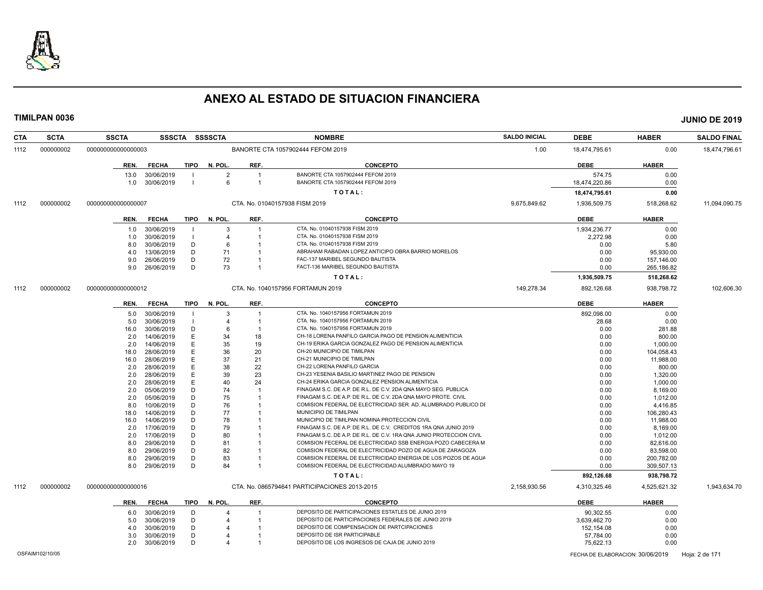# ANEXO AL ESTADO DE SITUACION FINANCIERA

**TIMILPAN 0036** **JUNIO DE 2019**

| CTA | SCTA | SSCTA | SSSCTA | SSSSCTA | NOMBRE | SALDO INICIAL | DEBE | HABER | SALDO FINAL |
|---|---|---|---|---|---|---|---|---|---|
| 1112 | 000000002 | 000000000000000003 | | | BANORTE CTA 1057902444 FEFOM 2019 | 1.00 | 18,474,795.61 | 0.00 | 18,474,796.61 |

| REN. | FECHA | TIPO | N. POL. | REF. | CONCEPTO | DEBE | HABER |
|---|---|---|---|---|---|---|---|
| 13.0 | 30/06/2019 | I | 2 | 1 | BANORTE CTA 1057902444 FEFOM 2019 | 574.75 | 0.00 |
| 1.0 | 30/06/2019 | I | 6 | 1 | BANORTE CTA 1057902444 FEFOM 2019 | 18,474,220.86 | 0.00 |
| | | | | | **T O T A L :** | **18,474,795.61** | **0.00** |

| CTA | SCTA | SSCTA | SSSCTA | SSSSCTA | NOMBRE | SALDO INICIAL | DEBE | HABER | SALDO FINAL |
|---|---|---|---|---|---|---|---|---|---|
| 1112 | 000000002 | 000000000000000007 | | | CTA. No. 01040157938 FISM 2019 | 9,675,849.62 | 1,936,509.75 | 518,268.62 | 11,094,090.75 |

| REN. | FECHA | TIPO | N. POL. | REF. | CONCEPTO | DEBE | HABER |
|---|---|---|---|---|---|---|---|
| 1.0 | 30/06/2019 | I | 3 | 1 | CTA. No. 01040157938 FISM 2019 | 1,934,236.77 | 0.00 |
| 1.0 | 30/06/2019 | I | 4 | 1 | CTA. No. 01040157938 FISM 2019 | 2,272.98 | 0.00 |
| 8.0 | 30/06/2019 | D | 6 | 1 | CTA. No. 01040157938 FISM 2019 | 0.00 | 5.80 |
| 4.0 | 13/06/2019 | D | 71 | 1 | ABRAHAM RABADAN LOPEZ ANTICIPO OBRA BARRIO MORELOS | 0.00 | 95,930.00 |
| 9.0 | 26/06/2019 | D | 72 | 1 | FAC-137 MARIBEL SEGUNDO BAUTISTA | 0.00 | 157,146.00 |
| 9.0 | 26/06/2019 | D | 73 | 1 | FACT-136 MARIBEL SEGUNDO BAUTISTA | 0.00 | 265,186.82 |
| | | | | | **T O T A L :** | **1,936,509.75** | **518,268.62** |

| CTA | SCTA | SSCTA | SSSCTA | SSSSCTA | NOMBRE | SALDO INICIAL | DEBE | HABER | SALDO FINAL |
|---|---|---|---|---|---|---|---|---|---|
| 1112 | 000000002 | 000000000000000012 | | | CTA. No. 1040157956 FORTAMUN 2019 | 149,278.34 | 892,126.68 | 938,798.72 | 102,606.30 |

| REN. | FECHA | TIPO | N. POL. | REF. | CONCEPTO | DEBE | HABER |
|---|---|---|---|---|---|---|---|
| 5.0 | 30/06/2019 | I | 3 | 1 | CTA. No. 1040157956 FORTAMUN 2019 | 892,098.00 | 0.00 |
| 5.0 | 30/06/2019 | I | 4 | 1 | CTA. No. 1040157956 FORTAMUN 2019 | 28.68 | 0.00 |
| 16.0 | 30/06/2019 | D | 6 | 1 | CTA. No. 1040157956 FORTAMUN 2019 | 0.00 | 281.88 |
| 2.0 | 14/06/2019 | E | 34 | 18 | CH-18 LORENA PANFILO GARCIA PAGO DE PENSION ALIMENTICIA | 0.00 | 800.00 |
| 2.0 | 14/06/2019 | E | 35 | 19 | CH-19 ERIKA GARCIA GONZALEZ PAGO DE PENSION ALIMENTICIA | 0.00 | 1,000.00 |
| 18.0 | 28/06/2019 | E | 36 | 20 | CH-20 MUNICIPIO DE TIMILPAN | 0.00 | 104,058.43 |
| 16.0 | 28/06/2019 | E | 37 | 21 | CH-21 MUNICIPIO DE TIMILPAN | 0.00 | 11,988.00 |
| 2.0 | 28/06/2019 | E | 38 | 22 | CH-22 LORENA PANFILO GARCIA | 0.00 | 800.00 |
| 2.0 | 28/06/2019 | E | 39 | 23 | CH-23 YESENIA BASILIO MARTINEZ PAGO DE PENSION | 0.00 | 1,320.00 |
| 2.0 | 28/06/2019 | E | 40 | 24 | CH-24 ERIKA GARCIA GONZALEZ PENSION ALIMENTICIA | 0.00 | 1,000.00 |
| 2.0 | 05/06/2019 | D | 74 | 1 | FINAGAM S.C. DE A.P. DE R.L. DE C.V. 2DA QNA MAYO SEG. PUBLICA | 0.00 | 8,169.00 |
| 2.0 | 05/06/2019 | D | 75 | 1 | FINAGAM S.C. DE A.P. DE R.L. DE C.V. 2DA QNA MAYO PROTE. CIVIL | 0.00 | 1,012.00 |
| 8.0 | 10/06/2019 | D | 76 | 1 | COMISION FEDERAL DE ELECTRICIDAD SER. AD. ALUMBRADO PUBLICO DI | 0.00 | 4,416.85 |
| 18.0 | 14/06/2019 | D | 77 | 1 | MUNICIPIO DE TIMILPAN | 0.00 | 106,280.43 |
| 16.0 | 14/06/2019 | D | 78 | 1 | MUNICIPIO DE TIMILPAN NOMINA PROTECCION CIVIL | 0.00 | 11,988.00 |
| 2.0 | 17/06/2019 | D | 79 | 1 | FINAGAM S.C. DE A.P. DE R.L. DE C.V. CREDITOS 1RA QNA JUNIO 2019 | 0.00 | 8,169.00 |
| 2.0 | 17/06/2019 | D | 80 | 1 | FINAGAM S.C. DE A.P. DE R.L. DE C.V. 1RA QNA JUNIO PROTECCION CIVIL | 0.00 | 1,012.00 |
| 8.0 | 29/06/2019 | D | 81 | 1 | COMISION FECERAL DE ELECTRICIDAD SSB ENERGIA POZO CABECERA M | 0.00 | 82,616.00 |
| 8.0 | 29/06/2019 | D | 82 | 1 | COMISION FEDERAL DE ELECTRICIDAD POZO DE AGUA DE ZARAGOZA | 0.00 | 83,598.00 |
| 8.0 | 29/06/2019 | D | 83 | 1 | COMISION FEDERAL DE ELECTRICIDAD ENERGIA DE LOS POZOS DE AGUA | 0.00 | 200,782.00 |
| 8.0 | 29/06/2019 | D | 84 | 1 | COMISION FEDERAL DE ELECTRICIDAD ALUMBRADO MAYO 19 | 0.00 | 309,507.13 |
| | | | | | **T O T A L :** | **892,126.68** | **938,798.72** |

| CTA | SCTA | SSCTA | SSSCTA | SSSSCTA | NOMBRE | SALDO INICIAL | DEBE | HABER | SALDO FINAL |
|---|---|---|---|---|---|---|---|---|---|
| 1112 | 000000002 | 000000000000000016 | | | CTA. No. 0865794641 PARTICIPACIONES 2013-2015 | 2,158,930.56 | 4,310,325.46 | 4,525,621.32 | 1,943,634.70 |

| REN. | FECHA | TIPO | N. POL. | REF. | CONCEPTO | DEBE | HABER |
|---|---|---|---|---|---|---|---|
| 6.0 | 30/06/2019 | D | 4 | 1 | DEPOSITO DE PARTICIPACIONES ESTATLES DE JUNIO 2019 | 90,302.55 | 0.00 |
| 5.0 | 30/06/2019 | D | 4 | 1 | DEPOSITO DE PARTICIPACIONES FEDERALES DE JUNIO 2019 | 3,639,462.70 | 0.00 |
| 4.0 | 30/06/2019 | D | 4 | 1 | DEPOSITO DE COMP'ENSACION DE PARTCIPACIONES | 152,154.08 | 0.00 |
| 3.0 | 30/06/2019 | D | 4 | 1 | DEPOSITO DE ISR PARTICIPABLE | 57,784.00 | 0.00 |
| 2.0 | 30/06/2019 | D | 4 | 1 | DEPOSITO DE LOS INGRESOS DE CAJA DE JUNIO 2019 | 75,622.13 | 0.00 |

OSFAIM102/10/05 FECHA DE ELABORACION: 30/06/2019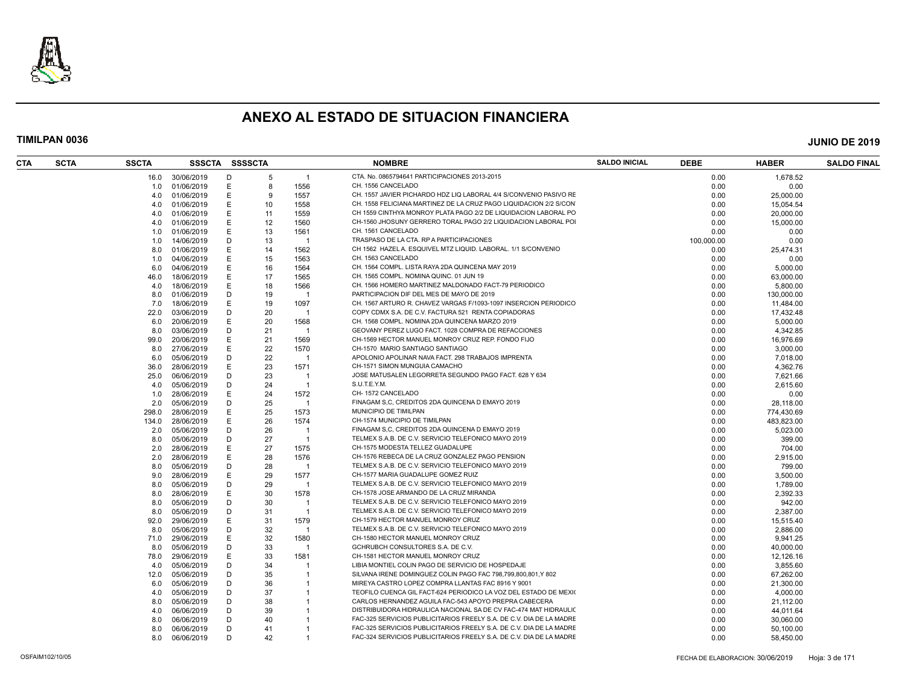# ANEXO AL ESTADO DE SITUACION FINANCIERA

**TIMILPAN 0036** **JUNIO DE 2019**

| CTA | SCTA | SSCTA | SSSCTA | SSSSCTA | | | NOMBRE | SALDO INICIAL | DEBE | HABER | SALDO FINAL |
|---|---|---|---|---|---|---|---|---|---|---|---|
| | | 16.0 | 30/06/2019 | D | 5 | 1 | CTA. No. 0865794641 PARTICIPACIONES 2013-2015 | | 0.00 | 1,678.52 | |
| | | 1.0 | 01/06/2019 | E | 8 | 1556 | CH. 1556 CANCELADO | | 0.00 | 0.00 | |
| | | 4.0 | 01/06/2019 | E | 9 | 1557 | CH. 1557 JAVIER PICHARDO HDZ LIQ LABORAL 4/4 S/CONVENIO PASIVO RE | | 0.00 | 25,000.00 | |
| | | 4.0 | 01/06/2019 | E | 10 | 1558 | CH. 1558 FELICIANA MARTINEZ DE LA CRUZ PAGO LIQUIDACION 2/2 S/CON | | 0.00 | 15,054.54 | |
| | | 4.0 | 01/06/2019 | E | 11 | 1559 | CH 1559 CINTHYA MONROY PLATA PAGO 2/2 DE LIQUIDACION LABORAL PO | | 0.00 | 20,000.00 | |
| | | 4.0 | 01/06/2019 | E | 12 | 1560 | CH-1560 JHOSUNY GERRERO TORAL PAGO 2/2 LIQUIDACION LABORAL POI | | 0.00 | 15,000.00 | |
| | | 1.0 | 01/06/2019 | E | 13 | 1561 | CH. 1561 CANCELADO | | 0.00 | 0.00 | |
| | | 1.0 | 14/06/2019 | D | 13 | 1 | TRASPASO DE LA CTA. RP A PARTICIPACIONES | | 100,000.00 | 0.00 | |
| | | 8.0 | 01/06/2019 | E | 14 | 1562 | CH 1562 HAZEL A. ESQUIVEL MTZ LIQUID. LABORAL. 1/1 S/CONVENIO | | 0.00 | 25,474.31 | |
| | | 1.0 | 04/06/2019 | E | 15 | 1563 | CH. 1563 CANCELADO | | 0.00 | 0.00 | |
| | | 6.0 | 04/06/2019 | E | 16 | 1564 | CH. 1564 COMPL. LISTA RAYA 2DA QUINCENA MAY 2019 | | 0.00 | 5,000.00 | |
| | | 46.0 | 18/06/2019 | E | 17 | 1565 | CH. 1565 COMPL. NOMINA QUINC. 01 JUN 19 | | 0.00 | 63,000.00 | |
| | | 4.0 | 18/06/2019 | E | 18 | 1566 | CH. 1566 HOMERO MARTINEZ MALDONADO FACT-79 PERIODICO | | 0.00 | 5,800.00 | |
| | | 8.0 | 01/06/2019 | D | 19 | 1 | PARTICIPACION DIF DEL MES DE MAYO DE 2019 | | 0.00 | 130,000.00 | |
| | | 7.0 | 18/06/2019 | E | 19 | 1097 | CH. 1567 ARTURO R. CHAVEZ VARGAS F/1093-1097 INSERCION PERIODICO | | 0.00 | 11,484.00 | |
| | | 22.0 | 03/06/2019 | D | 20 | 1 | COPY CDMX S.A. DE C.V. FACTURA 521 RENTA COPIADORAS | | 0.00 | 17,432.48 | |
| | | 6.0 | 20/06/2019 | E | 20 | 1568 | CH. 1568 COMPL. NOMINA 2DA QUINCENA MARZO 2019 | | 0.00 | 5,000.00 | |
| | | 8.0 | 03/06/2019 | D | 21 | 1 | GEOVANY PEREZ LUGO FACT. 1028 COMPRA DE REFACCIONES | | 0.00 | 4,342.85 | |
| | | 99.0 | 20/06/2019 | E | 21 | 1569 | CH-1569 HECTOR MANUEL MONROY CRUZ REP. FONDO FIJO | | 0.00 | 16,976.69 | |
| | | 8.0 | 27/06/2019 | E | 22 | 1570 | CH-1570 MARIO SANTIAGO SANTIAGO | | 0.00 | 3,000.00 | |
| | | 6.0 | 05/06/2019 | D | 22 | 1 | APOLONIO APOLINAR NAVA FACT. 298 TRABAJOS IMPRENTA | | 0.00 | 7,018.00 | |
| | | 36.0 | 28/06/2019 | E | 23 | 1571 | CH-1571 SIMON MUNGUIA CAMACHO | | 0.00 | 4,362.76 | |
| | | 25.0 | 06/06/2019 | D | 23 | 1 | JOSE MATUSALEN LEGORRETA SEGUNDO PAGO FACT. 628 Y 634 | | 0.00 | 7,621.66 | |
| | | 4.0 | 05/06/2019 | D | 24 | 1 | S.U.T.E.Y.M. | | 0.00 | 2,615.60 | |
| | | 1.0 | 28/06/2019 | E | 24 | 1572 | CH- 1572 CANCELADO | | 0.00 | 0.00 | |
| | | 2.0 | 05/06/2019 | D | 25 | 1 | FINAGAM S,C, CREDITOS 2DA QUINCENA D EMAYO 2019 | | 0.00 | 28,118.00 | |
| | | 298.0 | 28/06/2019 | E | 25 | 1573 | MUNICIPIO DE TIMILPAN | | 0.00 | 774,430.69 | |
| | | 134.0 | 28/06/2019 | E | 26 | 1574 | CH-1574 MUNICIPIO DE TIMILPAN | | 0.00 | 483,823.00 | |
| | | 2.0 | 05/06/2019 | D | 26 | 1 | FINAGAM S,C, CREDITOS 2DA QUINCENA D EMAYO 2019 | | 0.00 | 5,023.00 | |
| | | 8.0 | 05/06/2019 | D | 27 | 1 | TELMEX S.A.B. DE C.V. SERVICIO TELEFONICO MAYO 2019 | | 0.00 | 399.00 | |
| | | 2.0 | 28/06/2019 | E | 27 | 1575 | CH-1575 MODESTA TELLEZ GUADALUPE | | 0.00 | 704.00 | |
| | | 2.0 | 28/06/2019 | E | 28 | 1576 | CH-1576 REBECA DE LA CRUZ GONZALEZ PAGO PENSION | | 0.00 | 2,915.00 | |
| | | 8.0 | 05/06/2019 | D | 28 | 1 | TELMEX S.A.B. DE C.V. SERVICIO TELEFONICO MAYO 2019 | | 0.00 | 799.00 | |
| | | 9.0 | 28/06/2019 | E | 29 | 1577 | CH-1577 MARIA GUADALUPE GOMEZ RUIZ | | 0.00 | 3,500.00 | |
| | | 8.0 | 05/06/2019 | D | 29 | 1 | TELMEX S.A.B. DE C.V. SERVICIO TELEFONICO MAYO 2019 | | 0.00 | 1,789.00 | |
| | | 8.0 | 28/06/2019 | E | 30 | 1578 | CH-1578 JOSE ARMANDO DE LA CRUZ MIRANDA | | 0.00 | 2,392.33 | |
| | | 8.0 | 05/06/2019 | D | 30 | 1 | TELMEX S.A.B. DE C.V. SERVICIO TELEFONICO MAYO 2019 | | 0.00 | 942.00 | |
| | | 8.0 | 05/06/2019 | D | 31 | 1 | TELMEX S.A.B. DE C.V. SERVICIO TELEFONICO MAYO 2019 | | 0.00 | 2,387.00 | |
| | | 92.0 | 29/06/2019 | E | 31 | 1579 | CH-1579 HECTOR MANUEL MONROY CRUZ | | 0.00 | 15,515.40 | |
| | | 8.0 | 05/06/2019 | D | 32 | 1 | TELMEX S.A.B. DE C.V. SERVICIO TELEFONICO MAYO 2019 | | 0.00 | 2,886.00 | |
| | | 71.0 | 29/06/2019 | E | 32 | 1580 | CH-1580 HECTOR MANUEL MONROY CRUZ | | 0.00 | 9,941.25 | |
| | | 8.0 | 05/06/2019 | D | 33 | 1 | GCHRUBCH CONSULTORES S.A. DE C.V. | | 0.00 | 40,000.00 | |
| | | 78.0 | 29/06/2019 | E | 33 | 1581 | CH-1581 HECTOR MANUEL MONROY CRUZ | | 0.00 | 12,126.16 | |
| | | 4.0 | 05/06/2019 | D | 34 | 1 | LIBIA MONTIEL COLIN PAGO DE SERVICIO DE HOSPEDAJE | | 0.00 | 3,855.60 | |
| | | 12.0 | 05/06/2019 | D | 35 | 1 | SILVANA IRENE DOMINGUEZ COLIN PAGO FAC 798,799,800,801,Y 802 | | 0.00 | 67,262.00 | |
| | | 6.0 | 05/06/2019 | D | 36 | 1 | MIREYA CASTRO LOPEZ COMPRA LLANTAS FAC 8916 Y 9001 | | 0.00 | 21,300.00 | |
| | | 4.0 | 05/06/2019 | D | 37 | 1 | TEOFILO CUENCA GIL FACT-624 PERIODICO LA VOZ DEL ESTADO DE MEXI( | | 0.00 | 4,000.00 | |
| | | 8.0 | 05/06/2019 | D | 38 | 1 | CARLOS HERNANDEZ AGUILA FAC-543 APOYO PREPRA CABECERA | | 0.00 | 21,112.00 | |
| | | 4.0 | 06/06/2019 | D | 39 | 1 | DISTRIBUIDORA HIDRAULICA NACIONAL SA DE CV FAC-474 MAT HIDRAULIC | | 0.00 | 44,011.64 | |
| | | 8.0 | 06/06/2019 | D | 40 | 1 | FAC-325 SERVICIOS PUBLICITARIOS FREELY S.A. DE C.V. DIA DE LA MADRE | | 0.00 | 30,060.00 | |
| | | 8.0 | 06/06/2019 | D | 41 | 1 | FAC-325 SERVICIOS PUBLICITARIOS FREELY S.A. DE C.V. DIA DE LA MADRE | | 0.00 | 50,100.00 | |
| | | 8.0 | 06/06/2019 | D | 42 | 1 | FAC-324 SERVICIOS PUBLICITARIOS FREELY S.A. DE C.V. DIA DE LA MADRE | | 0.00 | 58,450.00 | |

OSFAIM102/10/05 FECHA DE ELABORACION: 30/06/2019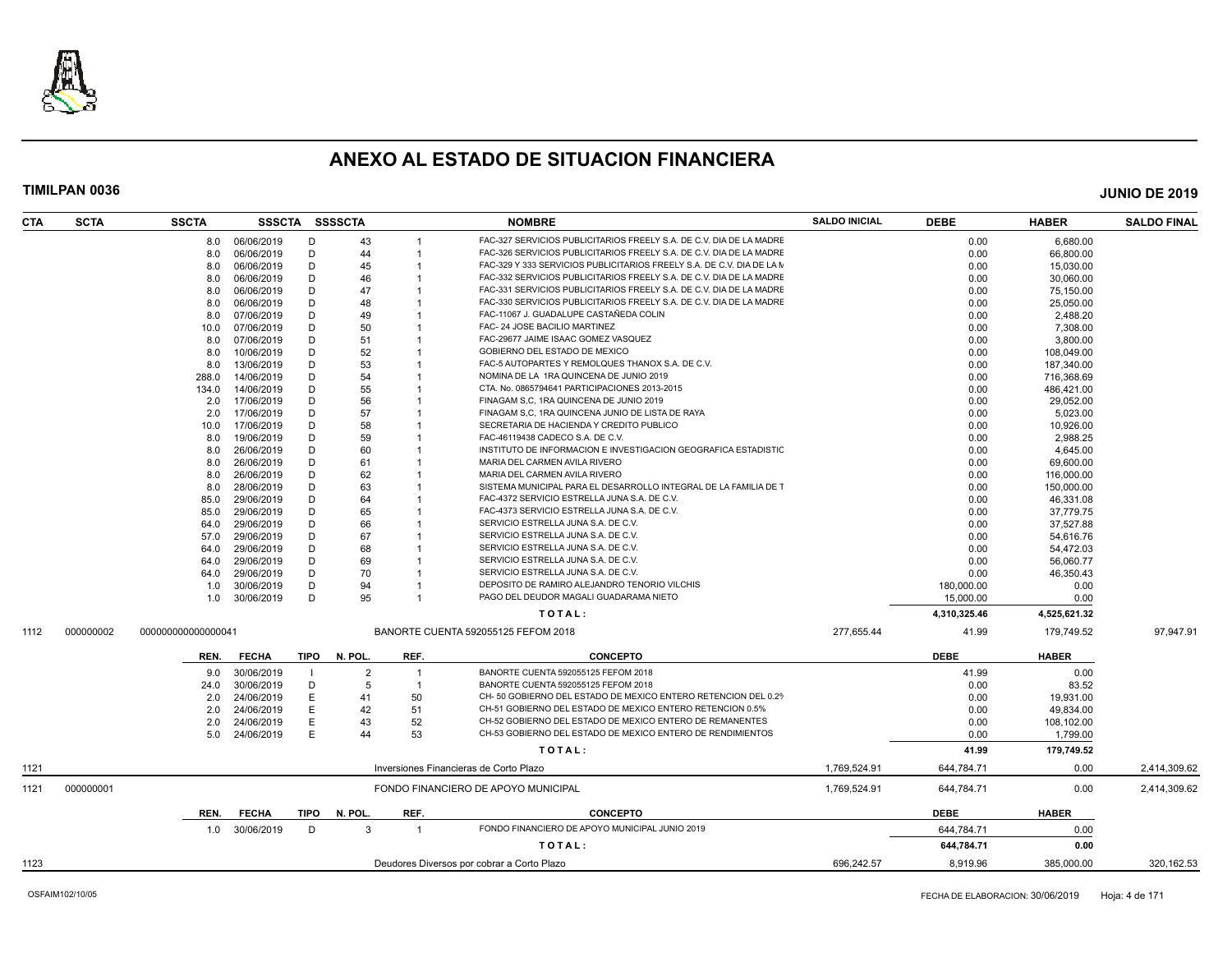# ANEXO AL ESTADO DE SITUACION FINANCIERA

**TIMILPAN 0036** **JUNIO DE 2019**

| CTA | SCTA | SSCTA | SSSCTA | | SSSSCTA | | NOMBRE | SALDO INICIAL | DEBE | HABER | SALDO FINAL |
|---|---|---|---|---|---|---|---|---|---|---|---|
| | | 8.0 | 06/06/2019 | D | 43 | 1 | FAC-327 SERVICIOS PUBLICITARIOS FREELY S.A. DE C.V. DIA DE LA MADRE | | 0.00 | 6,680.00 | |
| | | 8.0 | 06/06/2019 | D | 44 | 1 | FAC-326 SERVICIOS PUBLICITARIOS FREELY S.A. DE C.V. DIA DE LA MADRE | | 0.00 | 66,800.00 | |
| | | 8.0 | 06/06/2019 | D | 45 | 1 | FAC-329 Y 333 SERVICIOS PUBLICITARIOS FREELY S.A. DE C.V. DIA DE LA M | | 0.00 | 15,030.00 | |
| | | 8.0 | 06/06/2019 | D | 46 | 1 | FAC-332 SERVICIOS PUBLICITARIOS FREELY S.A. DE C.V. DIA DE LA MADRE | | 0.00 | 30,060.00 | |
| | | 8.0 | 06/06/2019 | D | 47 | 1 | FAC-331 SERVICIOS PUBLICITARIOS FREELY S.A. DE C.V. DIA DE LA MADRE | | 0.00 | 75,150.00 | |
| | | 8.0 | 06/06/2019 | D | 48 | 1 | FAC-330 SERVICIOS PUBLICITARIOS FREELY S.A. DE C.V. DIA DE LA MADRE | | 0.00 | 25,050.00 | |
| | | 8.0 | 07/06/2019 | D | 49 | 1 | FAC-11067 J. GUADALUPE CASTAÑEDA COLIN | | 0.00 | 2,488.20 | |
| | | 10.0 | 07/06/2019 | D | 50 | 1 | FAC- 24 JOSE BACILIO MARTINEZ | | 0.00 | 7,308.00 | |
| | | 8.0 | 07/06/2019 | D | 51 | 1 | FAC-29677 JAIME ISAAC GOMEZ VASQUEZ | | 0.00 | 3,800.00 | |
| | | 8.0 | 10/06/2019 | D | 52 | 1 | GOBIERNO DEL ESTADO DE MEXICO | | 0.00 | 108,049.00 | |
| | | 8.0 | 13/06/2019 | D | 53 | 1 | FAC-5 AUTOPARTES Y REMOLQUES THANOX S.A. DE C.V. | | 0.00 | 187,340.00 | |
| | | 288.0 | 14/06/2019 | D | 54 | 1 | NOMINA DE LA 1RA QUINCENA DE JUNIO 2019 | | 0.00 | 716,368.69 | |
| | | 134.0 | 14/06/2019 | D | 55 | 1 | CTA. No. 0865794641 PARTICIPACIONES 2013-2015 | | 0.00 | 486,421.00 | |
| | | 2.0 | 17/06/2019 | D | 56 | 1 | FINAGAM S,C, 1RA QUINCENA DE JUNIO 2019 | | 0.00 | 29,052.00 | |
| | | 2.0 | 17/06/2019 | D | 57 | 1 | FINAGAM S,C, 1RA QUINCENA JUNIO DE LISTA DE RAYA | | 0.00 | 5,023.00 | |
| | | 10.0 | 17/06/2019 | D | 58 | 1 | SECRETARIA DE HACIENDA Y CREDITO PUBLICO | | 0.00 | 10,926.00 | |
| | | 8.0 | 19/06/2019 | D | 59 | 1 | FAC-46119438 CADECO S.A. DE C.V. | | 0.00 | 2,988.25 | |
| | | 8.0 | 26/06/2019 | D | 60 | 1 | INSTITUTO DE INFORMACION E INVESTIGACION GEOGRAFICA ESTADISTIC | | 0.00 | 4,645.00 | |
| | | 8.0 | 26/06/2019 | D | 61 | 1 | MARIA DEL CARMEN AVILA RIVERO | | 0.00 | 69,600.00 | |
| | | 8.0 | 26/06/2019 | D | 62 | 1 | MARIA DEL CARMEN AVILA RIVERO | | 0.00 | 116,000.00 | |
| | | 8.0 | 28/06/2019 | D | 63 | 1 | SISTEMA MUNICIPAL PARA EL DESARROLLO INTEGRAL DE LA FAMILIA DE T | | 0.00 | 150,000.00 | |
| | | 85.0 | 29/06/2019 | D | 64 | 1 | FAC-4372 SERVICIO ESTRELLA JUNA S.A. DE C.V. | | 0.00 | 46,331.08 | |
| | | 85.0 | 29/06/2019 | D | 65 | 1 | FAC-4373 SERVICIO ESTRELLA JUNA S.A. DE C.V. | | 0.00 | 37,779.75 | |
| | | 64.0 | 29/06/2019 | D | 66 | 1 | SERVICIO ESTRELLA JUNA S.A. DE C.V. | | 0.00 | 37,527.88 | |
| | | 57.0 | 29/06/2019 | D | 67 | 1 | SERVICIO ESTRELLA JUNA S.A. DE C.V. | | 0.00 | 54,616.76 | |
| | | 64.0 | 29/06/2019 | D | 68 | 1 | SERVICIO ESTRELLA JUNA S.A. DE C.V. | | 0.00 | 54,472.03 | |
| | | 64.0 | 29/06/2019 | D | 69 | 1 | SERVICIO ESTRELLA JUNA S.A. DE C.V. | | 0.00 | 56,060.77 | |
| | | 64.0 | 29/06/2019 | D | 70 | 1 | SERVICIO ESTRELLA JUNA S.A. DE C.V. | | 0.00 | 46,350.43 | |
| | | 1.0 | 30/06/2019 | D | 94 | 1 | DEPOSITO DE RAMIRO ALEJANDRO TENORIO VILCHIS | | 180,000.00 | 0.00 | |
| | | 1.0 | 30/06/2019 | D | 95 | 1 | PAGO DEL DEUDOR MAGALI GUADARAMA NIETO | | 15,000.00 | 0.00 | |
| | | | | | | | **T O T A L :** | | **4,310,325.46** | **4,525,621.32** | |
| 1112 | 000000002 | 000000000000000041 | | | | | BANORTE CUENTA 592055125 FEFOM 2018 | 277,655.44 | 41.99 | 179,749.52 | 97,947.91 |
| | | **REN.** | **FECHA** | **TIPO** | **N. POL.** | **REF.** | **CONCEPTO** | | **DEBE** | **HABER** | |
| | | 9.0 | 30/06/2019 | I | 2 | 1 | BANORTE CUENTA 592055125 FEFOM 2018 | | 41.99 | 0.00 | |
| | | 24.0 | 30/06/2019 | D | 5 | 1 | BANORTE CUENTA 592055125 FEFOM 2018 | | 0.00 | 83.52 | |
| | | 2.0 | 24/06/2019 | E | 41 | 50 | CH- 50 GOBIERNO DEL ESTADO DE MEXICO ENTERO RETENCION DEL 0.2% | | 0.00 | 19,931.00 | |
| | | 2.0 | 24/06/2019 | E | 42 | 51 | CH-51 GOBIERNO DEL ESTADO DE MEXICO ENTERO RETENCION 0.5% | | 0.00 | 49,834.00 | |
| | | 2.0 | 24/06/2019 | E | 43 | 52 | CH-52 GOBIERNO DEL ESTADO DE MEXICO ENTERO DE REMANENTES | | 0.00 | 108,102.00 | |
| | | 5.0 | 24/06/2019 | E | 44 | 53 | CH-53 GOBIERNO DEL ESTADO DE MEXICO ENTERO DE RENDIMIENTOS | | 0.00 | 1,799.00 | |
| | | | | | | | **T O T A L :** | | **41.99** | **179,749.52** | |
| 1121 | | | | | | | Inversiones Financieras de Corto Plazo | 1,769,524.91 | 644,784.71 | 0.00 | 2,414,309.62 |
| 1121 | 000000001 | | | | | | FONDO FINANCIERO DE APOYO MUNICIPAL | 1,769,524.91 | 644,784.71 | 0.00 | 2,414,309.62 |
| | | **REN.** | **FECHA** | **TIPO** | **N. POL.** | **REF.** | **CONCEPTO** | | **DEBE** | **HABER** | |
| | | 1.0 | 30/06/2019 | D | 3 | 1 | FONDO FINANCIERO DE APOYO MUNICIPAL JUNIO 2019 | | 644,784.71 | 0.00 | |
| | | | | | | | **T O T A L :** | | **644,784.71** | **0.00** | |
| 1123 | | | | | | | Deudores Diversos por cobrar a Corto Plazo | 696,242.57 | 8,919.96 | 385,000.00 | 320,162.53 |

OSFAIM102/10/05 FECHA DE ELABORACION: 30/06/2019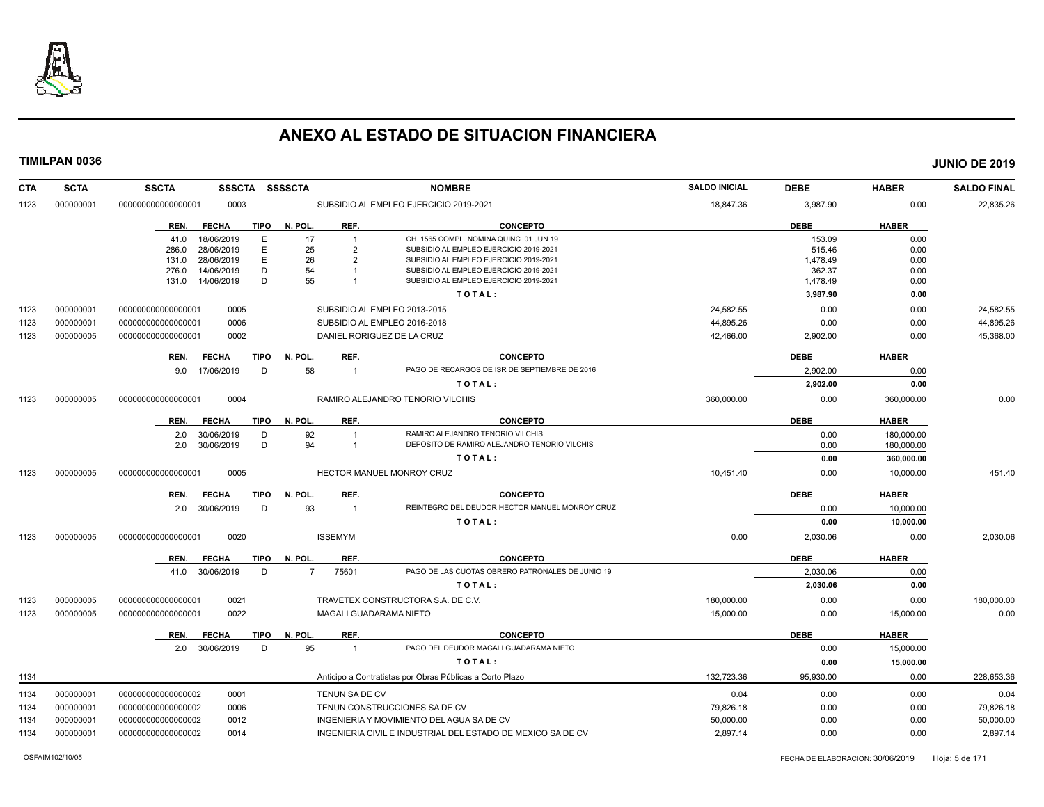# ANEXO AL ESTADO DE SITUACION FINANCIERA

**TIMILPAN 0036** **JUNIO DE 2019**

| CTA | SCTA | SSCTA | SSSCTA | SSSSCTA | NOMBRE | SALDO INICIAL | DEBE | HABER | SALDO FINAL |
|---|---|---|---|---|---|---|---|---|---|
| 1123 | 000000001 | 0000000000000000001 | 0003 | | SUBSIDIO AL EMPLEO EJERCICIO 2019-2021 | 18,847.36 | 3,987.90 | 0.00 | 22,835.26 |

| REN. | FECHA | TIPO | N. POL. | REF. | CONCEPTO | DEBE | HABER |
|---|---|---|---|---|---|---|---|
| 41.0 | 18/06/2019 | E | 17 | 1 | CH. 1565 COMPL. NOMINA QUINC. 01 JUN 19 | 153.09 | 0.00 |
| 286.0 | 28/06/2019 | E | 25 | 2 | SUBSIDIO AL EMPLEO EJERCICIO 2019-2021 | 515.46 | 0.00 |
| 131.0 | 28/06/2019 | E | 26 | 2 | SUBSIDIO AL EMPLEO EJERCICIO 2019-2021 | 1,478.49 | 0.00 |
| 276.0 | 14/06/2019 | D | 54 | 1 | SUBSIDIO AL EMPLEO EJERCICIO 2019-2021 | 362.37 | 0.00 |
| 131.0 | 14/06/2019 | D | 55 | 1 | SUBSIDIO AL EMPLEO EJERCICIO 2019-2021 | 1,478.49 | 0.00 |
| | | | | | **TOTAL:** | **3,987.90** | **0.00** |

| CTA | SCTA | SSCTA | SSSCTA | SSSSCTA | NOMBRE | SALDO INICIAL | DEBE | HABER | SALDO FINAL |
|---|---|---|---|---|---|---|---|---|---|
| 1123 | 000000001 | 0000000000000000001 | 0005 | | SUBSIDIO AL EMPLEO 2013-2015 | 24,582.55 | 0.00 | 0.00 | 24,582.55 |
| 1123 | 000000001 | 0000000000000000001 | 0006 | | SUBSIDIO AL EMPLEO 2016-2018 | 44,895.26 | 0.00 | 0.00 | 44,895.26 |
| 1123 | 000000005 | 0000000000000000001 | 0002 | | DANIEL RORIGUEZ DE LA CRUZ | 42,466.00 | 2,902.00 | 0.00 | 45,368.00 |

| REN. | FECHA | TIPO | N. POL. | REF. | CONCEPTO | DEBE | HABER |
|---|---|---|---|---|---|---|---|
| 9.0 | 17/06/2019 | D | 58 | 1 | PAGO DE RECARGOS DE ISR DE SEPTIEMBRE DE 2016 | 2,902.00 | 0.00 |
| | | | | | **TOTAL:** | **2,902.00** | **0.00** |

| CTA | SCTA | SSCTA | SSSCTA | SSSSCTA | NOMBRE | SALDO INICIAL | DEBE | HABER | SALDO FINAL |
|---|---|---|---|---|---|---|---|---|---|
| 1123 | 000000005 | 0000000000000000001 | 0004 | | RAMIRO ALEJANDRO TENORIO VILCHIS | 360,000.00 | 0.00 | 360,000.00 | 0.00 |

| REN. | FECHA | TIPO | N. POL. | REF. | CONCEPTO | DEBE | HABER |
|---|---|---|---|---|---|---|---|
| 2.0 | 30/06/2019 | D | 92 | 1 | RAMIRO ALEJANDRO TENORIO VILCHIS | 0.00 | 180,000.00 |
| 2.0 | 30/06/2019 | D | 94 | 1 | DEPOSITO DE RAMIRO ALEJANDRO TENORIO VILCHIS | 0.00 | 180,000.00 |
| | | | | | **TOTAL:** | **0.00** | **360,000.00** |

| CTA | SCTA | SSCTA | SSSCTA | SSSSCTA | NOMBRE | SALDO INICIAL | DEBE | HABER | SALDO FINAL |
|---|---|---|---|---|---|---|---|---|---|
| 1123 | 000000005 | 0000000000000000001 | 0005 | | HECTOR MANUEL MONROY CRUZ | 10,451.40 | 0.00 | 10,000.00 | 451.40 |

| REN. | FECHA | TIPO | N. POL. | REF. | CONCEPTO | DEBE | HABER |
|---|---|---|---|---|---|---|---|
| 2.0 | 30/06/2019 | D | 93 | 1 | REINTEGRO DEL DEUDOR HECTOR MANUEL MONROY CRUZ | 0.00 | 10,000.00 |
| | | | | | **TOTAL:** | **0.00** | **10,000.00** |

| CTA | SCTA | SSCTA | SSSCTA | SSSSCTA | NOMBRE | SALDO INICIAL | DEBE | HABER | SALDO FINAL |
|---|---|---|---|---|---|---|---|---|---|
| 1123 | 000000005 | 0000000000000000001 | 0020 | | ISSEMYM | 0.00 | 2,030.06 | 0.00 | 2,030.06 |

| REN. | FECHA | TIPO | N. POL. | REF. | CONCEPTO | DEBE | HABER |
|---|---|---|---|---|---|---|---|
| 41.0 | 30/06/2019 | D | 7 | 75601 | PAGO DE LAS CUOTAS OBRERO PATRONALES DE JUNIO 19 | 2,030.06 | 0.00 |
| | | | | | **TOTAL:** | **2,030.06** | **0.00** |

| CTA | SCTA | SSCTA | SSSCTA | SSSSCTA | NOMBRE | SALDO INICIAL | DEBE | HABER | SALDO FINAL |
|---|---|---|---|---|---|---|---|---|---|
| 1123 | 000000005 | 0000000000000000001 | 0021 | | TRAVETEX CONSTRUCTORA S.A. DE C.V. | 180,000.00 | 0.00 | 0.00 | 180,000.00 |
| 1123 | 000000005 | 0000000000000000001 | 0022 | | MAGALI GUADARAMA NIETO | 15,000.00 | 0.00 | 15,000.00 | 0.00 |

| REN. | FECHA | TIPO | N. POL. | REF. | CONCEPTO | DEBE | HABER |
|---|---|---|---|---|---|---|---|
| 2.0 | 30/06/2019 | D | 95 | 1 | PAGO DEL DEUDOR MAGALI GUADARAMA NIETO | 0.00 | 15,000.00 |
| | | | | | **TOTAL:** | **0.00** | **15,000.00** |

| CTA | SCTA | SSCTA | SSSCTA | SSSSCTA | NOMBRE | SALDO INICIAL | DEBE | HABER | SALDO FINAL |
|---|---|---|---|---|---|---|---|---|---|
| 1134 | | | | | Anticipo a Contratistas por Obras Públicas a Corto Plazo | 132,723.36 | 95,930.00 | 0.00 | 228,653.36 |
| 1134 | 000000001 | 0000000000000000002 | 0001 | | TENUN SA DE CV | 0.04 | 0.00 | 0.00 | 0.04 |
| 1134 | 000000001 | 0000000000000000002 | 0006 | | TENUN CONSTRUCCIONES SA DE CV | 79,826.18 | 0.00 | 0.00 | 79,826.18 |
| 1134 | 000000001 | 0000000000000000002 | 0012 | | INGENIERIA Y MOVIMIENTO DEL AGUA SA DE CV | 50,000.00 | 0.00 | 0.00 | 50,000.00 |
| 1134 | 000000001 | 0000000000000000002 | 0014 | | INGENIERIA CIVIL E INDUSTRIAL DEL ESTADO DE MEXICO SA DE CV | 2,897.14 | 0.00 | 0.00 | 2,897.14 |

OSFAIM102/10/05 FECHA DE ELABORACION: 30/06/2019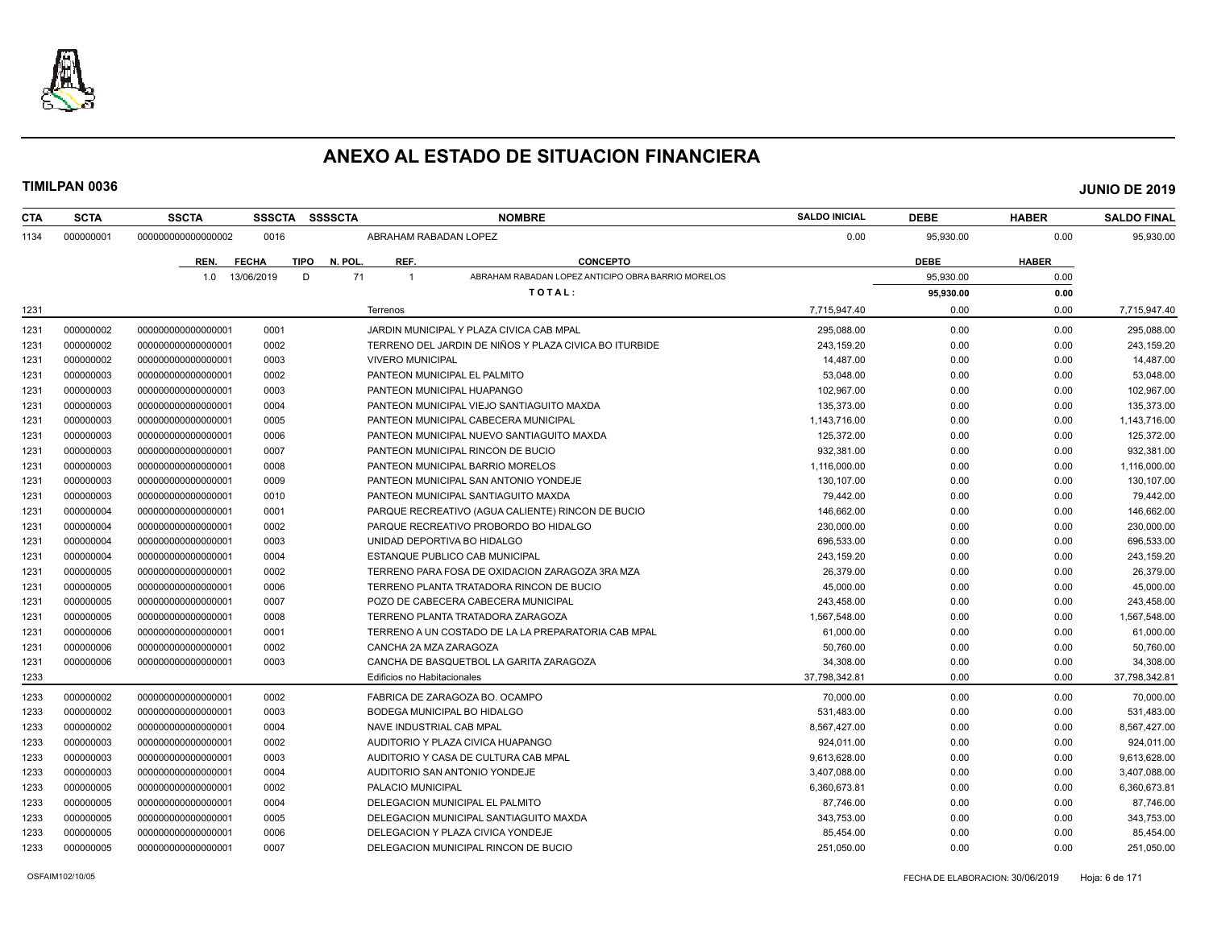# ANEXO AL ESTADO DE SITUACION FINANCIERA

**TIMILPAN 0036** **JUNIO DE 2019**

| CTA | SCTA | SSCTA | SSSCTA | SSSSCTA | NOMBRE | SALDO INICIAL | DEBE | HABER | SALDO FINAL |
|---|---|---|---|---|---|---|---|---|---|
| 1134 | 000000001 | 0000000000000000002 | 0016 | | ABRAHAM RABADAN LOPEZ | 0.00 | 95,930.00 | 0.00 | 95,930.00 |

| REN. | FECHA | TIPO | N. POL. | REF. | CONCEPTO | DEBE | HABER |
|---|---|---|---|---|---|---|---|
| 1.0 | 13/06/2019 | D | 71 | 1 | ABRAHAM RABADAN LOPEZ ANTICIPO OBRA BARRIO MORELOS | 95,930.00 | 0.00 |
| | | | | | **T O T A L :** | **95,930.00** | **0.00** |

| CTA | SCTA | SSCTA | SSSCTA | SSSSCTA | NOMBRE | SALDO INICIAL | DEBE | HABER | SALDO FINAL |
|---|---|---|---|---|---|---|---|---|---|
| 1231 | | | | | Terrenos | 7,715,947.40 | 0.00 | 0.00 | 7,715,947.40 |
| 1231 | 000000002 | 000000000000000001 | 0001 | | JARDIN MUNICIPAL Y PLAZA CIVICA CAB MPAL | 295,088.00 | 0.00 | 0.00 | 295,088.00 |
| 1231 | 000000002 | 000000000000000001 | 0002 | | TERRENO DEL JARDIN DE NIÑOS Y PLAZA CIVICA BO ITURBIDE | 243,159.20 | 0.00 | 0.00 | 243,159.20 |
| 1231 | 000000002 | 000000000000000001 | 0003 | | VIVERO MUNICIPAL | 14,487.00 | 0.00 | 0.00 | 14,487.00 |
| 1231 | 000000003 | 000000000000000001 | 0002 | | PANTEON MUNICIPAL EL PALMITO | 53,048.00 | 0.00 | 0.00 | 53,048.00 |
| 1231 | 000000003 | 000000000000000001 | 0003 | | PANTEON MUNICIPAL HUAPANGO | 102,967.00 | 0.00 | 0.00 | 102,967.00 |
| 1231 | 000000003 | 000000000000000001 | 0004 | | PANTEON MUNICIPAL VIEJO SANTIAGUITO MAXDA | 135,373.00 | 0.00 | 0.00 | 135,373.00 |
| 1231 | 000000003 | 000000000000000001 | 0005 | | PANTEON MUNICIPAL CABECERA MUNICIPAL | 1,143,716.00 | 0.00 | 0.00 | 1,143,716.00 |
| 1231 | 000000003 | 000000000000000001 | 0006 | | PANTEON MUNICIPAL NUEVO SANTIAGUITO MAXDA | 125,372.00 | 0.00 | 0.00 | 125,372.00 |
| 1231 | 000000003 | 000000000000000001 | 0007 | | PANTEON MUNICIPAL RINCON DE BUCIO | 932,381.00 | 0.00 | 0.00 | 932,381.00 |
| 1231 | 000000003 | 000000000000000001 | 0008 | | PANTEON MUNICIPAL BARRIO MORELOS | 1,116,000.00 | 0.00 | 0.00 | 1,116,000.00 |
| 1231 | 000000003 | 000000000000000001 | 0009 | | PANTEON MUNICIPAL SAN ANTONIO YONDEJE | 130,107.00 | 0.00 | 0.00 | 130,107.00 |
| 1231 | 000000003 | 000000000000000001 | 0010 | | PANTEON MUNICIPAL SANTIAGUITO MAXDA | 79,442.00 | 0.00 | 0.00 | 79,442.00 |
| 1231 | 000000004 | 000000000000000001 | 0001 | | PARQUE RECREATIVO (AGUA CALIENTE) RINCON DE BUCIO | 146,662.00 | 0.00 | 0.00 | 146,662.00 |
| 1231 | 000000004 | 000000000000000001 | 0002 | | PARQUE RECREATIVO PROBORDO BO HIDALGO | 230,000.00 | 0.00 | 0.00 | 230,000.00 |
| 1231 | 000000004 | 000000000000000001 | 0003 | | UNIDAD DEPORTIVA BO HIDALGO | 696,533.00 | 0.00 | 0.00 | 696,533.00 |
| 1231 | 000000004 | 000000000000000001 | 0004 | | ESTANQUE PUBLICO CAB MUNICIPAL | 243,159.20 | 0.00 | 0.00 | 243,159.20 |
| 1231 | 000000005 | 000000000000000001 | 0002 | | TERRENO PARA FOSA DE OXIDACION ZARAGOZA 3RA MZA | 26,379.00 | 0.00 | 0.00 | 26,379.00 |
| 1231 | 000000005 | 000000000000000001 | 0006 | | TERRENO PLANTA TRATADORA RINCON DE BUCIO | 45,000.00 | 0.00 | 0.00 | 45,000.00 |
| 1231 | 000000005 | 000000000000000001 | 0007 | | POZO DE CABECERA CABECERA MUNICIPAL | 243,458.00 | 0.00 | 0.00 | 243,458.00 |
| 1231 | 000000005 | 000000000000000001 | 0008 | | TERRENO PLANTA TRATADORA ZARAGOZA | 1,567,548.00 | 0.00 | 0.00 | 1,567,548.00 |
| 1231 | 000000006 | 000000000000000001 | 0001 | | TERRENO A UN COSTADO DE LA LA PREPARATORIA CAB MPAL | 61,000.00 | 0.00 | 0.00 | 61,000.00 |
| 1231 | 000000006 | 000000000000000001 | 0002 | | CANCHA 2A MZA ZARAGOZA | 50,760.00 | 0.00 | 0.00 | 50,760.00 |
| 1231 | 000000006 | 000000000000000001 | 0003 | | CANCHA DE BASQUETBOL LA GARITA ZARAGOZA | 34,308.00 | 0.00 | 0.00 | 34,308.00 |
| 1233 | | | | | Edificios no Habitacionales | 37,798,342.81 | 0.00 | 0.00 | 37,798,342.81 |
| 1233 | 000000002 | 000000000000000001 | 0002 | | FABRICA DE ZARAGOZA BO. OCAMPO | 70,000.00 | 0.00 | 0.00 | 70,000.00 |
| 1233 | 000000002 | 000000000000000001 | 0003 | | BODEGA MUNICIPAL BO HIDALGO | 531,483.00 | 0.00 | 0.00 | 531,483.00 |
| 1233 | 000000002 | 000000000000000001 | 0004 | | NAVE INDUSTRIAL CAB MPAL | 8,567,427.00 | 0.00 | 0.00 | 8,567,427.00 |
| 1233 | 000000003 | 000000000000000001 | 0002 | | AUDITORIO Y PLAZA CIVICA HUAPANGO | 924,011.00 | 0.00 | 0.00 | 924,011.00 |
| 1233 | 000000003 | 000000000000000001 | 0003 | | AUDITORIO Y CASA DE CULTURA CAB MPAL | 9,613,628.00 | 0.00 | 0.00 | 9,613,628.00 |
| 1233 | 000000003 | 000000000000000001 | 0004 | | AUDITORIO SAN ANTONIO YONDEJE | 3,407,088.00 | 0.00 | 0.00 | 3,407,088.00 |
| 1233 | 000000005 | 000000000000000001 | 0002 | | PALACIO MUNICIPAL | 6,360,673.81 | 0.00 | 0.00 | 6,360,673.81 |
| 1233 | 000000005 | 000000000000000001 | 0004 | | DELEGACION MUNICIPAL EL PALMITO | 87,746.00 | 0.00 | 0.00 | 87,746.00 |
| 1233 | 000000005 | 000000000000000001 | 0005 | | DELEGACION MUNICIPAL SANTIAGUITO MAXDA | 343,753.00 | 0.00 | 0.00 | 343,753.00 |
| 1233 | 000000005 | 000000000000000001 | 0006 | | DELEGACION Y PLAZA CIVICA YONDEJE | 85,454.00 | 0.00 | 0.00 | 85,454.00 |
| 1233 | 000000005 | 000000000000000001 | 0007 | | DELEGACION MUNICIPAL RINCON DE BUCIO | 251,050.00 | 0.00 | 0.00 | 251,050.00 |

OSFAIM102/10/05 FECHA DE ELABORACION: 30/06/2019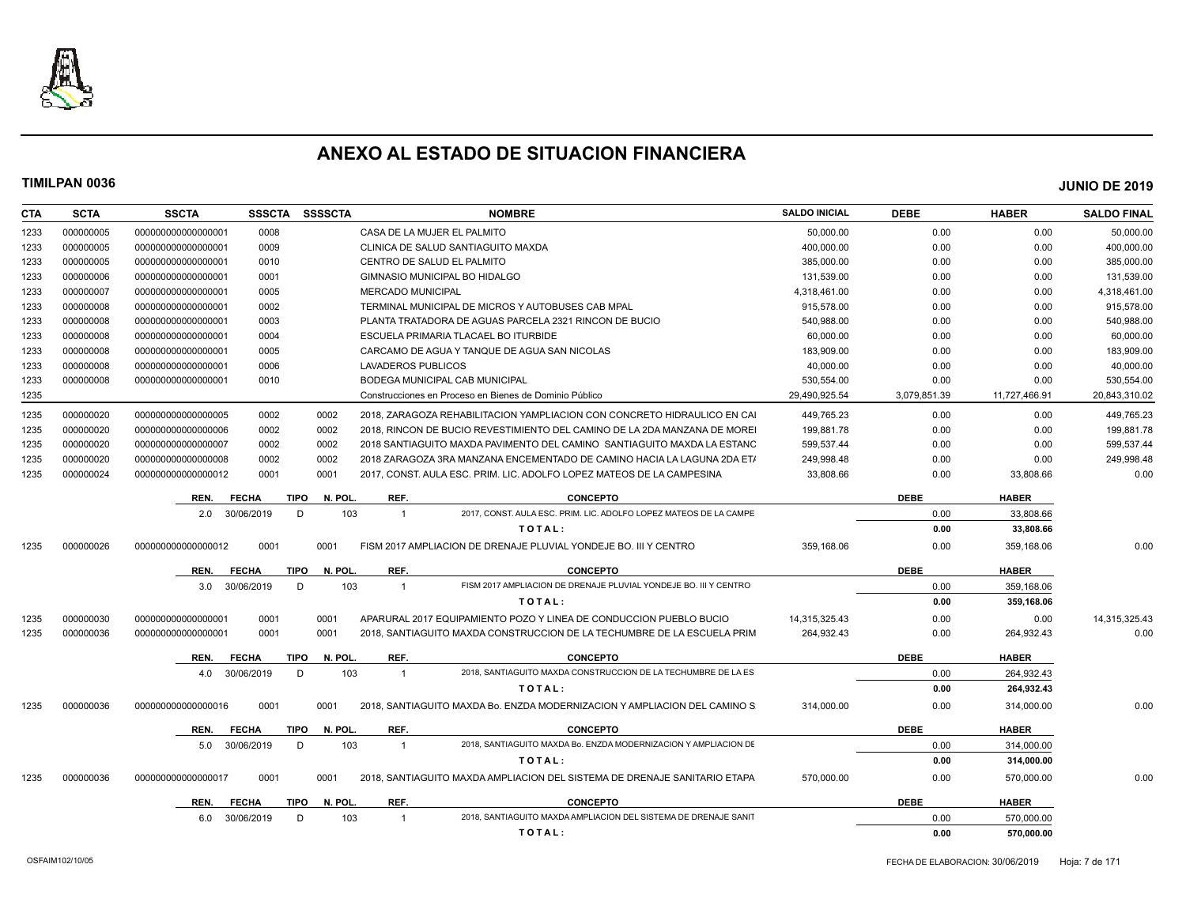# ANEXO AL ESTADO DE SITUACION FINANCIERA

**TIMILPAN 0036** **JUNIO DE 2019**

| CTA | SCTA | SSCTA | SSSCTA | SSSSCTA | NOMBRE | SALDO INICIAL | DEBE | HABER | SALDO FINAL |
|---|---|---|---|---|---|---|---|---|---|
| 1233 | 000000005 | 000000000000000001 | 0008 | | CASA DE LA MUJER EL PALMITO | 50,000.00 | 0.00 | 0.00 | 50,000.00 |
| 1233 | 000000005 | 000000000000000001 | 0009 | | CLINICA DE SALUD SANTIAGUITO MAXDA | 400,000.00 | 0.00 | 0.00 | 400,000.00 |
| 1233 | 000000005 | 000000000000000001 | 0010 | | CENTRO DE SALUD EL PALMITO | 385,000.00 | 0.00 | 0.00 | 385,000.00 |
| 1233 | 000000006 | 000000000000000001 | 0001 | | GIMNASIO MUNICIPAL BO HIDALGO | 131,539.00 | 0.00 | 0.00 | 131,539.00 |
| 1233 | 000000007 | 000000000000000001 | 0005 | | MERCADO MUNICIPAL | 4,318,461.00 | 0.00 | 0.00 | 4,318,461.00 |
| 1233 | 000000008 | 000000000000000001 | 0002 | | TERMINAL MUNICIPAL DE MICROS Y AUTOBUSES CAB MPAL | 915,578.00 | 0.00 | 0.00 | 915,578.00 |
| 1233 | 000000008 | 000000000000000001 | 0003 | | PLANTA TRATADORA DE AGUAS PARCELA 2321 RINCON DE BUCIO | 540,988.00 | 0.00 | 0.00 | 540,988.00 |
| 1233 | 000000008 | 000000000000000001 | 0004 | | ESCUELA PRIMARIA TLACAEL BO ITURBIDE | 60,000.00 | 0.00 | 0.00 | 60,000.00 |
| 1233 | 000000008 | 000000000000000001 | 0005 | | CARCAMO DE AGUA Y TANQUE DE AGUA SAN NICOLAS | 183,909.00 | 0.00 | 0.00 | 183,909.00 |
| 1233 | 000000008 | 000000000000000001 | 0006 | | LAVADEROS PUBLICOS | 40,000.00 | 0.00 | 0.00 | 40,000.00 |
| 1233 | 000000008 | 000000000000000001 | 0010 | | BODEGA MUNICIPAL CAB MUNICIPAL | 530,554.00 | 0.00 | 0.00 | 530,554.00 |
| 1235 | | | | | Construcciones en Proceso en Bienes de Dominio Público | 29,490,925.54 | 3,079,851.39 | 11,727,466.91 | 20,843,310.02 |
| 1235 | 000000020 | 000000000000000005 | 0002 | 0002 | 2018, ZARAGOZA REHABILITACION YAMPLIACION CON CONCRETO HIDRAULICO EN CAI | 449,765.23 | 0.00 | 0.00 | 449,765.23 |
| 1235 | 000000020 | 000000000000000006 | 0002 | 0002 | 2018, RINCON DE BUCIO REVESTIMIENTO DEL CAMINO DE LA 2DA MANZANA DE MOREI | 199,881.78 | 0.00 | 0.00 | 199,881.78 |
| 1235 | 000000020 | 000000000000000007 | 0002 | 0002 | 2018 SANTIAGUITO MAXDA PAVIMENTO DEL CAMINO SANTIAGUITO MAXDA LA ESTANC | 599,537.44 | 0.00 | 0.00 | 599,537.44 |
| 1235 | 000000020 | 000000000000000008 | 0002 | 0002 | 2018 ZARAGOZA 3RA MANZANA ENCEMENTADO DE CAMINO HACIA LA LAGUNA 2DA ET/ | 249,998.48 | 0.00 | 0.00 | 249,998.48 |
| 1235 | 000000024 | 000000000000000012 | 0001 | 0001 | 2017, CONST. AULA ESC. PRIM. LIC. ADOLFO LOPEZ MATEOS DE LA CAMPESINA | 33,808.66 | 0.00 | 33,808.66 | 0.00 |

| REN. | FECHA | TIPO | N. POL. | REF. | CONCEPTO | DEBE | HABER |
|---|---|---|---|---|---|---|---|
| 2.0 | 30/06/2019 | D | 103 | 1 | 2017, CONST. AULA ESC. PRIM. LIC. ADOLFO LOPEZ MATEOS DE LA CAMPE | 0.00 | 33,808.66 |
| | | | | | TOTAL: | 0.00 | 33,808.66 |

| CTA | SCTA | SSCTA | SSSCTA | SSSSCTA | NOMBRE | SALDO INICIAL | DEBE | HABER | SALDO FINAL |
|---|---|---|---|---|---|---|---|---|---|
| 1235 | 000000026 | 000000000000000012 | 0001 | 0001 | FISM 2017 AMPLIACION DE DRENAJE PLUVIAL YONDEJE BO. III Y CENTRO | 359,168.06 | 0.00 | 359,168.06 | 0.00 |

| REN. | FECHA | TIPO | N. POL. | REF. | CONCEPTO | DEBE | HABER |
|---|---|---|---|---|---|---|---|
| 3.0 | 30/06/2019 | D | 103 | 1 | FISM 2017 AMPLIACION DE DRENAJE PLUVIAL YONDEJE BO. III Y CENTRO | 0.00 | 359,168.06 |
| | | | | | TOTAL: | 0.00 | 359,168.06 |

| CTA | SCTA | SSCTA | SSSCTA | SSSSCTA | NOMBRE | SALDO INICIAL | DEBE | HABER | SALDO FINAL |
|---|---|---|---|---|---|---|---|---|---|
| 1235 | 000000030 | 000000000000000001 | 0001 | 0001 | APARURAL 2017 EQUIPAMIENTO POZO Y LINEA DE CONDUCCION PUEBLO BUCIO | 14,315,325.43 | 0.00 | 0.00 | 14,315,325.43 |
| 1235 | 000000036 | 000000000000000001 | 0001 | 0001 | 2018, SANTIAGUITO MAXDA CONSTRUCCION DE LA TECHUMBRE DE LA ESCUELA PRIM | 264,932.43 | 0.00 | 264,932.43 | 0.00 |

| REN. | FECHA | TIPO | N. POL. | REF. | CONCEPTO | DEBE | HABER |
|---|---|---|---|---|---|---|---|
| 4.0 | 30/06/2019 | D | 103 | 1 | 2018, SANTIAGUITO MAXDA CONSTRUCCION DE LA TECHUMBRE DE LA ES | 0.00 | 264,932.43 |
| | | | | | TOTAL: | 0.00 | 264,932.43 |

| CTA | SCTA | SSCTA | SSSCTA | SSSSCTA | NOMBRE | SALDO INICIAL | DEBE | HABER | SALDO FINAL |
|---|---|---|---|---|---|---|---|---|---|
| 1235 | 000000036 | 000000000000000016 | 0001 | 0001 | 2018, SANTIAGUITO MAXDA Bo. ENZDA MODERNIZACION Y AMPLIACION DEL CAMINO S | 314,000.00 | 0.00 | 314,000.00 | 0.00 |

| REN. | FECHA | TIPO | N. POL. | REF. | CONCEPTO | DEBE | HABER |
|---|---|---|---|---|---|---|---|
| 5.0 | 30/06/2019 | D | 103 | 1 | 2018, SANTIAGUITO MAXDA Bo. ENZDA MODERNIZACION Y AMPLIACION DE | 0.00 | 314,000.00 |
| | | | | | TOTAL: | 0.00 | 314,000.00 |

| CTA | SCTA | SSCTA | SSSCTA | SSSSCTA | NOMBRE | SALDO INICIAL | DEBE | HABER | SALDO FINAL |
|---|---|---|---|---|---|---|---|---|---|
| 1235 | 000000036 | 000000000000000017 | 0001 | 0001 | 2018, SANTIAGUITO MAXDA AMPLIACION DEL SISTEMA DE DRENAJE SANITARIO ETAPA | 570,000.00 | 0.00 | 570,000.00 | 0.00 |

| REN. | FECHA | TIPO | N. POL. | REF. | CONCEPTO | DEBE | HABER |
|---|---|---|---|---|---|---|---|
| 6.0 | 30/06/2019 | D | 103 | 1 | 2018, SANTIAGUITO MAXDA AMPLIACION DEL SISTEMA DE DRENAJE SANIT | 0.00 | 570,000.00 |
| | | | | | TOTAL: | 0.00 | 570,000.00 |

OSFAIM102/10/05 FECHA DE ELABORACION: 30/06/2019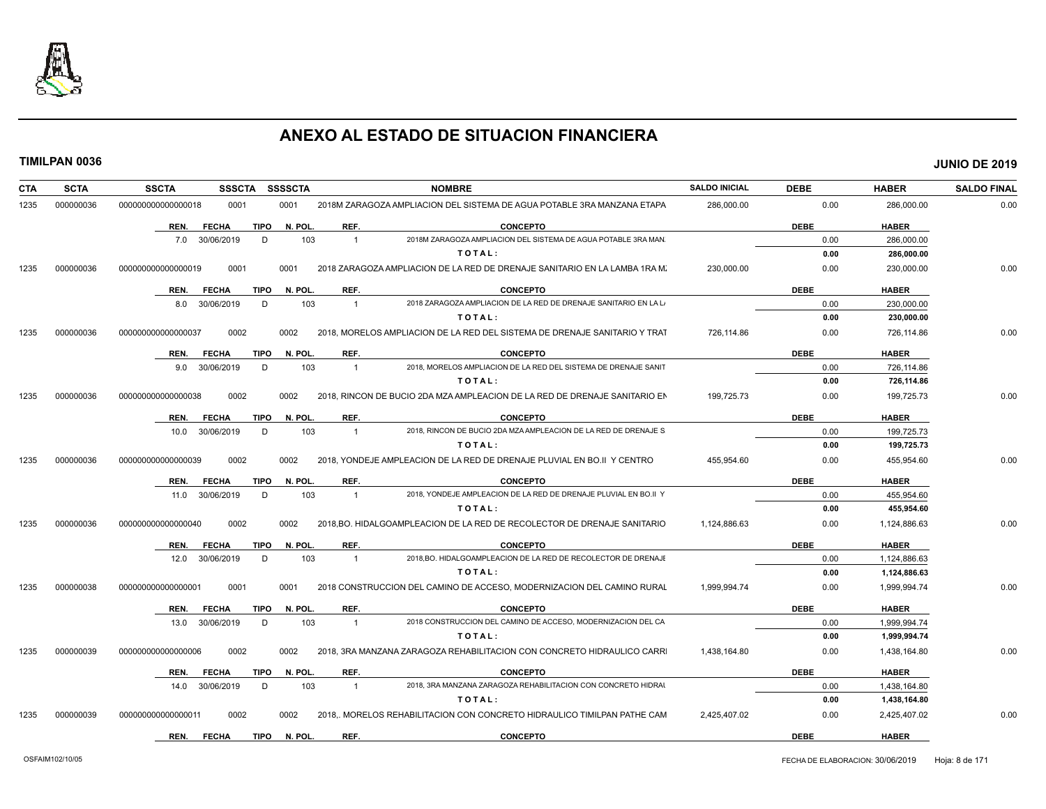# ANEXO AL ESTADO DE SITUACION FINANCIERA

**TIMILPAN 0036** **JUNIO DE 2019**

| CTA | SCTA | SSCTA | SSSCTA | SSSSCTA | NOMBRE | SALDO INICIAL | DEBE | HABER | SALDO FINAL |
|---|---|---|---|---|---|---|---|---|---|
| 1235 | 000000036 | 0000000000000000018 | 0001 | 0001 | 2018M ZARAGOZA AMPLIACION DEL SISTEMA DE AGUA POTABLE 3RA MANZANA ETAPA | 286,000.00 | 0.00 | 286,000.00 | 0.00 |

| REN. | FECHA | TIPO | N. POL. | REF. | CONCEPTO | DEBE | HABER |
|---|---|---|---|---|---|---|---|
| 7.0 | 30/06/2019 | D | 103 | 1 | 2018M ZARAGOZA AMPLIACION DEL SISTEMA DE AGUA POTABLE 3RA MAN. | 0.00 | 286,000.00 |
| | | | | | **T O T A L :** | **0.00** | **286,000.00** |

| CTA | SCTA | SSCTA | SSSCTA | SSSSCTA | NOMBRE | SALDO INICIAL | DEBE | HABER | SALDO FINAL |
|---|---|---|---|---|---|---|---|---|---|
| 1235 | 000000036 | 0000000000000000019 | 0001 | 0001 | 2018 ZARAGOZA AMPLIACION DE LA RED DE DRENAJE SANITARIO EN LA LAMBA 1RA M. | 230,000.00 | 0.00 | 230,000.00 | 0.00 |

| REN. | FECHA | TIPO | N. POL. | REF. | CONCEPTO | DEBE | HABER |
|---|---|---|---|---|---|---|---|
| 8.0 | 30/06/2019 | D | 103 | 1 | 2018 ZARAGOZA AMPLIACION DE LA RED DE DRENAJE SANITARIO EN LA L/ | 0.00 | 230,000.00 |
| | | | | | **T O T A L :** | **0.00** | **230,000.00** |

| CTA | SCTA | SSCTA | SSSCTA | SSSSCTA | NOMBRE | SALDO INICIAL | DEBE | HABER | SALDO FINAL |
|---|---|---|---|---|---|---|---|---|---|
| 1235 | 000000036 | 0000000000000000037 | 0002 | 0002 | 2018, MORELOS AMPLIACION DE LA RED DEL SISTEMA DE DRENAJE SANITARIO Y TRAT | 726,114.86 | 0.00 | 726,114.86 | 0.00 |

| REN. | FECHA | TIPO | N. POL. | REF. | CONCEPTO | DEBE | HABER |
|---|---|---|---|---|---|---|---|
| 9.0 | 30/06/2019 | D | 103 | 1 | 2018, MORELOS AMPLIACION DE LA RED DEL SISTEMA DE DRENAJE SANIT | 0.00 | 726,114.86 |
| | | | | | **T O T A L :** | **0.00** | **726,114.86** |

| CTA | SCTA | SSCTA | SSSCTA | SSSSCTA | NOMBRE | SALDO INICIAL | DEBE | HABER | SALDO FINAL |
|---|---|---|---|---|---|---|---|---|---|
| 1235 | 000000036 | 0000000000000000038 | 0002 | 0002 | 2018, RINCON DE BUCIO 2DA MZA AMPLEACION DE LA RED DE DRENAJE SANITARIO EN | 199,725.73 | 0.00 | 199,725.73 | 0.00 |

| REN. | FECHA | TIPO | N. POL. | REF. | CONCEPTO | DEBE | HABER |
|---|---|---|---|---|---|---|---|
| 10.0 | 30/06/2019 | D | 103 | 1 | 2018, RINCON DE BUCIO 2DA MZA AMPLEACION DE LA RED DE DRENAJE S | 0.00 | 199,725.73 |
| | | | | | **T O T A L :** | **0.00** | **199,725.73** |

| CTA | SCTA | SSCTA | SSSCTA | SSSSCTA | NOMBRE | SALDO INICIAL | DEBE | HABER | SALDO FINAL |
|---|---|---|---|---|---|---|---|---|---|
| 1235 | 000000036 | 0000000000000000039 | 0002 | 0002 | 2018, YONDEJE AMPLEACION DE LA RED DE DRENAJE PLUVIAL EN BO.II Y CENTRO | 455,954.60 | 0.00 | 455,954.60 | 0.00 |

| REN. | FECHA | TIPO | N. POL. | REF. | CONCEPTO | DEBE | HABER |
|---|---|---|---|---|---|---|---|
| 11.0 | 30/06/2019 | D | 103 | 1 | 2018, YONDEJE AMPLEACION DE LA RED DE DRENAJE PLUVIAL EN BO.II Y | 0.00 | 455,954.60 |
| | | | | | **T O T A L :** | **0.00** | **455,954.60** |

| CTA | SCTA | SSCTA | SSSCTA | SSSSCTA | NOMBRE | SALDO INICIAL | DEBE | HABER | SALDO FINAL |
|---|---|---|---|---|---|---|---|---|---|
| 1235 | 000000036 | 0000000000000000040 | 0002 | 0002 | 2018,BO. HIDALGOAMPLEACION DE LA RED DE RECOLECTOR DE DRENAJE SANITARIO | 1,124,886.63 | 0.00 | 1,124,886.63 | 0.00 |

| REN. | FECHA | TIPO | N. POL. | REF. | CONCEPTO | DEBE | HABER |
|---|---|---|---|---|---|---|---|
| 12.0 | 30/06/2019 | D | 103 | 1 | 2018,BO. HIDALGOAMPLEACION DE LA RED DE RECOLECTOR DE DRENAJE | 0.00 | 1,124,886.63 |
| | | | | | **T O T A L :** | **0.00** | **1,124,886.63** |

| CTA | SCTA | SSCTA | SSSCTA | SSSSCTA | NOMBRE | SALDO INICIAL | DEBE | HABER | SALDO FINAL |
|---|---|---|---|---|---|---|---|---|---|
| 1235 | 000000038 | 0000000000000000001 | 0001 | 0001 | 2018 CONSTRUCCION DEL CAMINO DE ACCESO, MODERNIZACION DEL CAMINO RURAL | 1,999,994.74 | 0.00 | 1,999,994.74 | 0.00 |

| REN. | FECHA | TIPO | N. POL. | REF. | CONCEPTO | DEBE | HABER |
|---|---|---|---|---|---|---|---|
| 13.0 | 30/06/2019 | D | 103 | 1 | 2018 CONSTRUCCION DEL CAMINO DE ACCESO, MODERNIZACION DEL CA | 0.00 | 1,999,994.74 |
| | | | | | **T O T A L :** | **0.00** | **1,999,994.74** |

| CTA | SCTA | SSCTA | SSSCTA | SSSSCTA | NOMBRE | SALDO INICIAL | DEBE | HABER | SALDO FINAL |
|---|---|---|---|---|---|---|---|---|---|
| 1235 | 000000039 | 0000000000000000006 | 0002 | 0002 | 2018, 3RA MANZANA ZARAGOZA REHABILITACION CON CONCRETO HIDRAULICO CARRI | 1,438,164.80 | 0.00 | 1,438,164.80 | 0.00 |

| REN. | FECHA | TIPO | N. POL. | REF. | CONCEPTO | DEBE | HABER |
|---|---|---|---|---|---|---|---|
| 14.0 | 30/06/2019 | D | 103 | 1 | 2018, 3RA MANZANA ZARAGOZA REHABILITACION CON CONCRETO HIDRAU | 0.00 | 1,438,164.80 |
| | | | | | **T O T A L :** | **0.00** | **1,438,164.80** |

| CTA | SCTA | SSCTA | SSSCTA | SSSSCTA | NOMBRE | SALDO INICIAL | DEBE | HABER | SALDO FINAL |
|---|---|---|---|---|---|---|---|---|---|
| 1235 | 000000039 | 0000000000000000011 | 0002 | 0002 | 2018,. MORELOS REHABILITACION CON CONCRETO HIDRAULICO TIMILPAN PATHE CAM | 2,425,407.02 | 0.00 | 2,425,407.02 | 0.00 |

| REN. | FECHA | TIPO | N. POL. | REF. | CONCEPTO | DEBE | HABER |
|---|---|---|---|---|---|---|---|

OSFAIM102/10/05 FECHA DE ELABORACION: 30/06/2019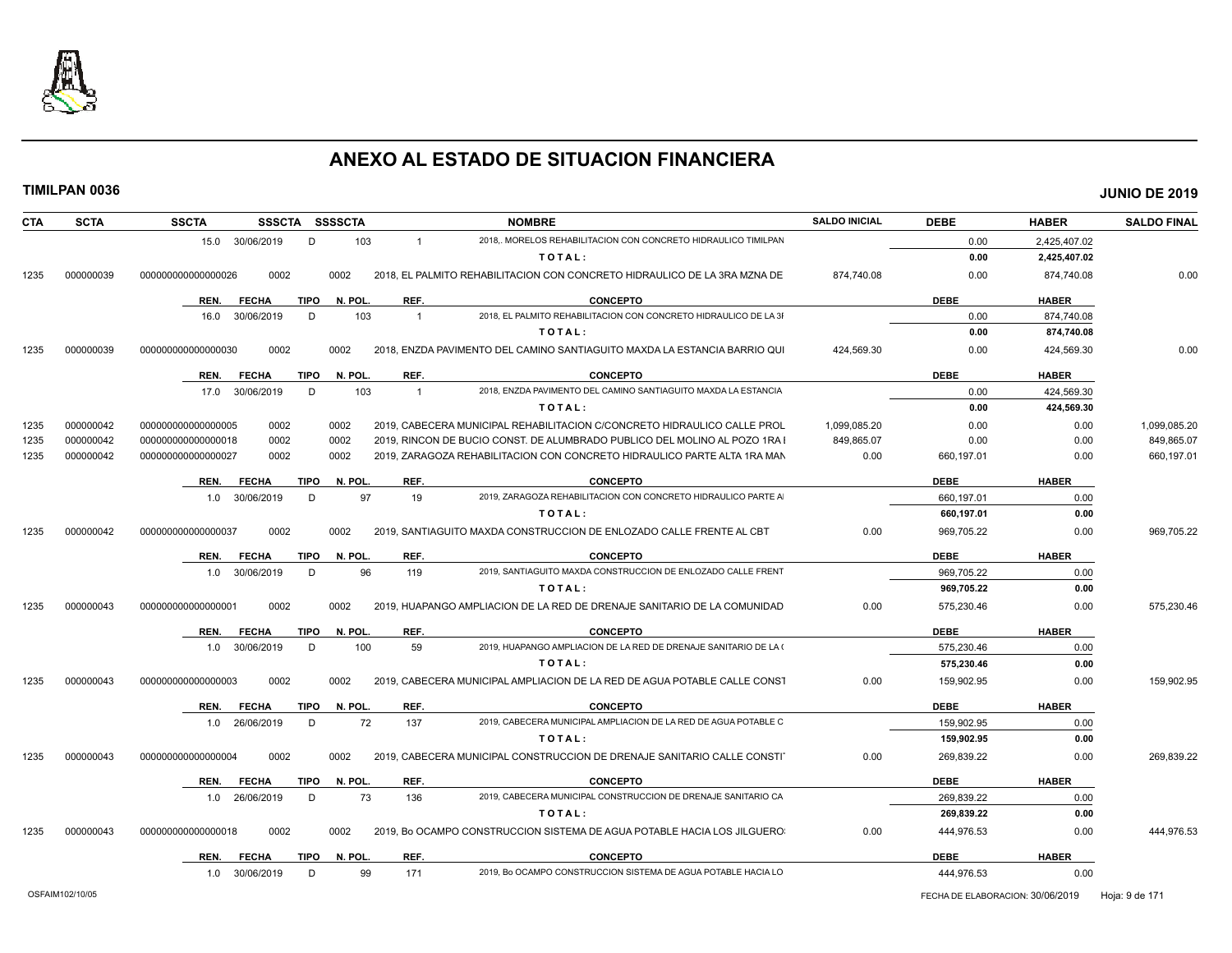# ANEXO AL ESTADO DE SITUACION FINANCIERA

**TIMILPAN 0036** **JUNIO DE 2019**

| CTA | SCTA | SSCTA | SSSCTA | SSSSCTA | NOMBRE | SALDO INICIAL | DEBE | HABER | SALDO FINAL |
|---|---|---|---|---|---|---|---|---|---|
| | | 15.0 30/06/2019 | D | 103 | 1 2018,. MORELOS REHABILITACION CON CONCRETO HIDRAULICO TIMILPAN | | 0.00 | 2,425,407.02 | |
| | | | | | TOTAL: | | 0.00 | 2,425,407.02 | |
| 1235 | 000000039 | 000000000000000026 | 0002 | 0002 | 2018, EL PALMITO REHABILITACION CON CONCRETO HIDRAULICO DE LA 3RA MZNA DE | 874,740.08 | 0.00 | 874,740.08 | 0.00 |
| | | REN. FECHA | TIPO | N. POL. | REF. CONCEPTO | | DEBE | HABER | |
| | | 16.0 30/06/2019 | D | 103 | 1 2018, EL PALMITO REHABILITACION CON CONCRETO HIDRAULICO DE LA 3I | | 0.00 | 874,740.08 | |
| | | | | | TOTAL: | | 0.00 | 874,740.08 | |
| 1235 | 000000039 | 000000000000000030 | 0002 | 0002 | 2018, ENZDA PAVIMENTO DEL CAMINO SANTIAGUITO MAXDA LA ESTANCIA BARRIO QUI | 424,569.30 | 0.00 | 424,569.30 | 0.00 |
| | | REN. FECHA | TIPO | N. POL. | REF. CONCEPTO | | DEBE | HABER | |
| | | 17.0 30/06/2019 | D | 103 | 1 2018, ENZDA PAVIMENTO DEL CAMINO SANTIAGUITO MAXDA LA ESTANCIA | | 0.00 | 424,569.30 | |
| | | | | | TOTAL: | | 0.00 | 424,569.30 | |
| 1235 | 000000042 | 000000000000000005 | 0002 | 0002 | 2019, CABECERA MUNICIPAL REHABILITACION C/CONCRETO HIDRAULICO CALLE PROL | 1,099,085.20 | 0.00 | 0.00 | 1,099,085.20 |
| 1235 | 000000042 | 000000000000000018 | 0002 | 0002 | 2019, RINCON DE BUCIO CONST. DE ALUMBRADO PUBLICO DEL MOLINO AL POZO 1RA I | 849,865.07 | 0.00 | 0.00 | 849,865.07 |
| 1235 | 000000042 | 000000000000000027 | 0002 | 0002 | 2019, ZARAGOZA REHABILITACION CON CONCRETO HIDRAULICO PARTE ALTA 1RA MAN | 0.00 | 660,197.01 | 0.00 | 660,197.01 |
| | | REN. FECHA | TIPO | N. POL. | REF. CONCEPTO | | DEBE | HABER | |
| | | 1.0 30/06/2019 | D | 97 | 19 2019, ZARAGOZA REHABILITACION CON CONCRETO HIDRAULICO PARTE A | | 660,197.01 | 0.00 | |
| | | | | | TOTAL: | | 660,197.01 | 0.00 | |
| 1235 | 000000042 | 000000000000000037 | 0002 | 0002 | 2019, SANTIAGUITO MAXDA CONSTRUCCION DE ENLOZADO CALLE FRENTE AL CBT | 0.00 | 969,705.22 | 0.00 | 969,705.22 |
| | | REN. FECHA | TIPO | N. POL. | REF. CONCEPTO | | DEBE | HABER | |
| | | 1.0 30/06/2019 | D | 96 | 119 2019, SANTIAGUITO MAXDA CONSTRUCCION DE ENLOZADO CALLE FRENT | | 969,705.22 | 0.00 | |
| | | | | | TOTAL: | | 969,705.22 | 0.00 | |
| 1235 | 000000043 | 000000000000000001 | 0002 | 0002 | 2019, HUAPANGO AMPLIACION DE LA RED DE DRENAJE SANITARIO DE LA COMUNIDAD | 0.00 | 575,230.46 | 0.00 | 575,230.46 |
| | | REN. FECHA | TIPO | N. POL. | REF. CONCEPTO | | DEBE | HABER | |
| | | 1.0 30/06/2019 | D | 100 | 59 2019, HUAPANGO AMPLIACION DE LA RED DE DRENAJE SANITARIO DE LA ( | | 575,230.46 | 0.00 | |
| | | | | | TOTAL: | | 575,230.46 | 0.00 | |
| 1235 | 000000043 | 000000000000000003 | 0002 | 0002 | 2019, CABECERA MUNICIPAL AMPLIACION DE LA RED DE AGUA POTABLE CALLE CONST | 0.00 | 159,902.95 | 0.00 | 159,902.95 |
| | | REN. FECHA | TIPO | N. POL. | REF. CONCEPTO | | DEBE | HABER | |
| | | 1.0 26/06/2019 | D | 72 | 137 2019, CABECERA MUNICIPAL AMPLIACION DE LA RED DE AGUA POTABLE C | | 159,902.95 | 0.00 | |
| | | | | | TOTAL: | | 159,902.95 | 0.00 | |
| 1235 | 000000043 | 000000000000000004 | 0002 | 0002 | 2019, CABECERA MUNICIPAL CONSTRUCCION DE DRENAJE SANITARIO CALLE CONSTI | 0.00 | 269,839.22 | 0.00 | 269,839.22 |
| | | REN. FECHA | TIPO | N. POL. | REF. CONCEPTO | | DEBE | HABER | |
| | | 1.0 26/06/2019 | D | 73 | 136 2019, CABECERA MUNICIPAL CONSTRUCCION DE DRENAJE SANITARIO CA | | 269,839.22 | 0.00 | |
| | | | | | TOTAL: | | 269,839.22 | 0.00 | |
| 1235 | 000000043 | 000000000000000018 | 0002 | 0002 | 2019, Bo OCAMPO CONSTRUCCION SISTEMA DE AGUA POTABLE HACIA LOS JILGUERO: | 0.00 | 444,976.53 | 0.00 | 444,976.53 |
| | | REN. FECHA | TIPO | N. POL. | REF. CONCEPTO | | DEBE | HABER | |
| | | 1.0 30/06/2019 | D | 99 | 171 2019, Bo OCAMPO CONSTRUCCION SISTEMA DE AGUA POTABLE HACIA LO | | 444,976.53 | 0.00 | |

OSFAIM102/10/05 FECHA DE ELABORACION: 30/06/2019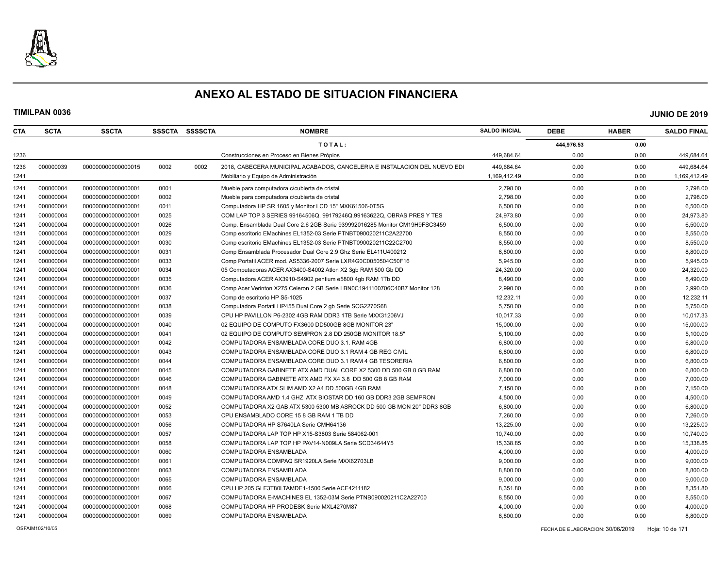# ANEXO AL ESTADO DE SITUACION FINANCIERA

**TIMILPAN 0036** **JUNIO DE 2019**

| CTA | SCTA | SSCTA | SSSCTA | SSSSCTA | NOMBRE | SALDO INICIAL | DEBE | HABER | SALDO FINAL |
|---|---|---|---|---|---|---|---|---|---|
| | | | | | **T O T A L :** | | **444,976.53** | **0.00** | |
| 1236 | | | | | Construcciones en Proceso en Bienes Própios | 449,684.64 | 0.00 | 0.00 | 449,684.64 |
| 1236 | 000000039 | 000000000000000015 | 0002 | 0002 | 2018, CABECERA MUNICIPAL ACABADOS, CANCELERIA E INSTALACION DEL NUEVO EDI | 449,684.64 | 0.00 | 0.00 | 449,684.64 |
| 1241 | | | | | Mobiliario y Equipo de Administración | 1,169,412.49 | 0.00 | 0.00 | 1,169,412.49 |
| 1241 | 000000004 | 000000000000000001 | 0001 | | Mueble para computadora c/cubierta de cristal | 2,798.00 | 0.00 | 0.00 | 2,798.00 |
| 1241 | 000000004 | 000000000000000001 | 0002 | | Mueble para computadora c/cubierta de cristal | 2,798.00 | 0.00 | 0.00 | 2,798.00 |
| 1241 | 000000004 | 000000000000000001 | 0011 | | Computadora HP SR 1605 y Monitor LCD 15" MXK61506-0T5G | 6,500.00 | 0.00 | 0.00 | 6,500.00 |
| 1241 | 000000004 | 000000000000000001 | 0025 | | COM LAP TOP 3 SERIES 99164506Q, 99179246Q,99163622Q, OBRAS PRES Y TES | 24,973.80 | 0.00 | 0.00 | 24,973.80 |
| 1241 | 000000004 | 000000000000000001 | 0026 | | Comp. Ensamblada Dual Core 2.6 2GB Serie 939992016285 Monitor CM19H9FSC3459 | 6,500.00 | 0.00 | 0.00 | 6,500.00 |
| 1241 | 000000004 | 000000000000000001 | 0029 | | Comp escritorio EMachines EL1352-03 Serie PTNBT090020211C2A22700 | 8,550.00 | 0.00 | 0.00 | 8,550.00 |
| 1241 | 000000004 | 000000000000000001 | 0030 | | Comp escritorio EMachines EL1352-03 Serie PTNBT090020211C22C2700 | 8,550.00 | 0.00 | 0.00 | 8,550.00 |
| 1241 | 000000004 | 000000000000000001 | 0031 | | Comp Ensamblada Procesador Dual Core 2.9 Ghz Serie EL411U400212 | 8,800.00 | 0.00 | 0.00 | 8,800.00 |
| 1241 | 000000004 | 000000000000000001 | 0033 | | Comp Portatil ACER mod. AS5336-2007 Serie LXR4G0C0050504C50F16 | 5,945.00 | 0.00 | 0.00 | 5,945.00 |
| 1241 | 000000004 | 000000000000000001 | 0034 | | 05 Computadoras ACER AX3400-S4002 Atlon X2 3gb RAM 500 Gb DD | 24,320.00 | 0.00 | 0.00 | 24,320.00 |
| 1241 | 000000004 | 000000000000000001 | 0035 | | Computadora ACER AX3910-S4902 pentium e5800 4gb RAM 1Tb DD | 8,490.00 | 0.00 | 0.00 | 8,490.00 |
| 1241 | 000000004 | 000000000000000001 | 0036 | | Comp Acer Verinton X275 Celeron 2 GB Serie LBN0C1941100706C40B7 Monitor 128 | 2,990.00 | 0.00 | 0.00 | 2,990.00 |
| 1241 | 000000004 | 000000000000000001 | 0037 | | Comp de escritorio HP S5-1025 | 12,232.11 | 0.00 | 0.00 | 12,232.11 |
| 1241 | 000000004 | 000000000000000001 | 0038 | | Computadora Portatil HP455 Dual Core 2 gb Serie SCG2270S68 | 5,750.00 | 0.00 | 0.00 | 5,750.00 |
| 1241 | 000000004 | 000000000000000001 | 0039 | | CPU HP PAVILLON P6-2302 4GB RAM DDR3 1TB Serie MXX31206VJ | 10,017.33 | 0.00 | 0.00 | 10,017.33 |
| 1241 | 000000004 | 000000000000000001 | 0040 | | 02 EQUIPO DE COMPUTO FX3600 DD500GB 8GB MONITOR 23" | 15,000.00 | 0.00 | 0.00 | 15,000.00 |
| 1241 | 000000004 | 000000000000000001 | 0041 | | 02 EQUIPO DE COMPUTO SEMPRON 2.8 DD 250GB MONITOR 18.5" | 5,100.00 | 0.00 | 0.00 | 5,100.00 |
| 1241 | 000000004 | 000000000000000001 | 0042 | | COMPUTADORA ENSAMBLADA CORE DUO 3.1. RAM 4GB | 6,800.00 | 0.00 | 0.00 | 6,800.00 |
| 1241 | 000000004 | 000000000000000001 | 0043 | | COMPUTADORA ENSAMBLADA CORE DUO 3.1 RAM 4 GB REG CIVIL | 6,800.00 | 0.00 | 0.00 | 6,800.00 |
| 1241 | 000000004 | 000000000000000001 | 0044 | | COMPUTADORA ENSAMBLADA CORE DUO 3.1 RAM 4 GB TESORERIA | 6,800.00 | 0.00 | 0.00 | 6,800.00 |
| 1241 | 000000004 | 000000000000000001 | 0045 | | COMPUTADORA GABINETE ATX AMD DUAL CORE X2 5300 DD 500 GB 8 GB RAM | 6,800.00 | 0.00 | 0.00 | 6,800.00 |
| 1241 | 000000004 | 000000000000000001 | 0046 | | COMPUTADORA GABINETE ATX AMD FX X4 3.8 DD 500 GB 8 GB RAM | 7,000.00 | 0.00 | 0.00 | 7,000.00 |
| 1241 | 000000004 | 000000000000000001 | 0048 | | COMPUTADORA ATX SLIM AMD X2 A4 DD 500GB 4GB RAM | 7,150.00 | 0.00 | 0.00 | 7,150.00 |
| 1241 | 000000004 | 000000000000000001 | 0049 | | COMPUTADORA AMD 1.4 GHZ ATX BIOSTAR DD 160 GB DDR3 2GB SEMPRON | 4,500.00 | 0.00 | 0.00 | 4,500.00 |
| 1241 | 000000004 | 000000000000000001 | 0052 | | COMPUTADORA X2 GAB ATX 5300 5300 MB ASROCK DD 500 GB MON 20" DDR3 8GB | 6,800.00 | 0.00 | 0.00 | 6,800.00 |
| 1241 | 000000004 | 000000000000000001 | 0053 | | CPU ENSAMBLADO CORE 15 8 GB RAM 1 TB DD | 7,260.00 | 0.00 | 0.00 | 7,260.00 |
| 1241 | 000000004 | 000000000000000001 | 0056 | | COMPUTADORA HP S7640LA Serie CMH64136 | 13,225.00 | 0.00 | 0.00 | 13,225.00 |
| 1241 | 000000004 | 000000000000000001 | 0057 | | COMPUTADORA LAP TOP HP X15-S3803 Serie 584062-001 | 10,740.00 | 0.00 | 0.00 | 10,740.00 |
| 1241 | 000000004 | 000000000000000001 | 0058 | | COMPUTADORA LAP TOP HP PAV14-N009LA Serie SCD34644Y5 | 15,338.85 | 0.00 | 0.00 | 15,338.85 |
| 1241 | 000000004 | 000000000000000001 | 0060 | | COMPUTADORA ENSAMBLADA | 4,000.00 | 0.00 | 0.00 | 4,000.00 |
| 1241 | 000000004 | 000000000000000001 | 0061 | | COMPUTADORA COMPAQ SR1920LA Serie MXX62703LB | 9,000.00 | 0.00 | 0.00 | 9,000.00 |
| 1241 | 000000004 | 000000000000000001 | 0063 | | COMPUTADORA ENSAMBLADA | 8,800.00 | 0.00 | 0.00 | 8,800.00 |
| 1241 | 000000004 | 000000000000000001 | 0065 | | COMPUTADORA ENSAMBLADA | 9,000.00 | 0.00 | 0.00 | 9,000.00 |
| 1241 | 000000004 | 000000000000000001 | 0066 | | CPU HP 205 GI E3T80LTAMDE1-1500 Serie ACE4211182 | 8,351.80 | 0.00 | 0.00 | 8,351.80 |
| 1241 | 000000004 | 000000000000000001 | 0067 | | COMPUTADORA E-MACHINES EL 1352-03M Serie PTNB090020211C2A22700 | 8,550.00 | 0.00 | 0.00 | 8,550.00 |
| 1241 | 000000004 | 000000000000000001 | 0068 | | COMPUTADORA HP PRODESK Serie MXL4270M87 | 4,000.00 | 0.00 | 0.00 | 4,000.00 |
| 1241 | 000000004 | 000000000000000001 | 0069 | | COMPUTADORA ENSAMBLADA | 8,800.00 | 0.00 | 0.00 | 8,800.00 |

OSFAIM102/10/05 FECHA DE ELABORACION: 30/06/2019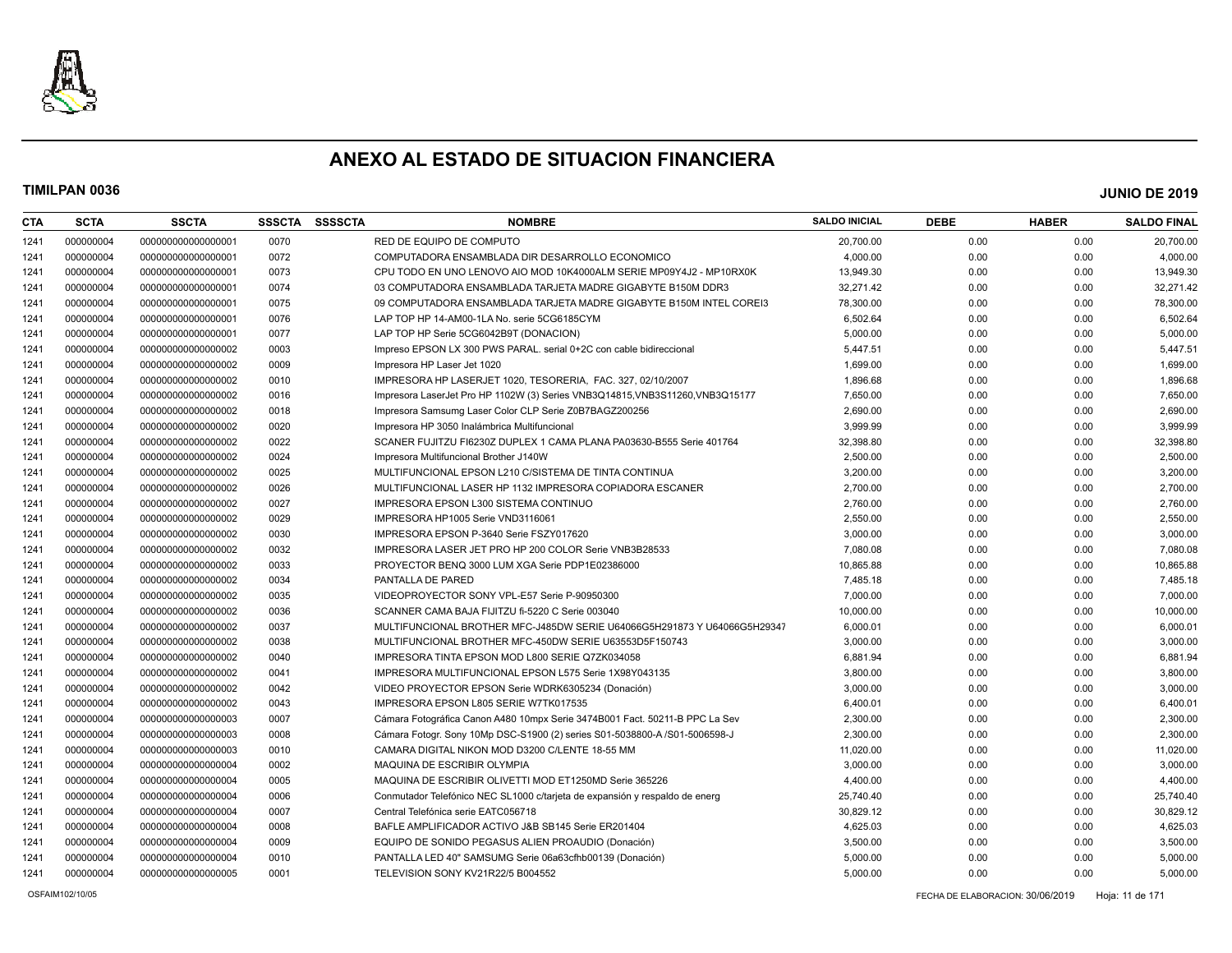# ANEXO AL ESTADO DE SITUACION FINANCIERA

**TIMILPAN 0036** **JUNIO DE 2019**

| CTA | SCTA | SSCTA | SSSCTA | SSSSCTA | NOMBRE | SALDO INICIAL | DEBE | HABER | SALDO FINAL |
|---|---|---|---|---|---|---|---|---|---|
| 1241 | 000000004 | 000000000000000001 | 0070 | | RED DE EQUIPO DE COMPUTO | 20,700.00 | 0.00 | 0.00 | 20,700.00 |
| 1241 | 000000004 | 000000000000000001 | 0072 | | COMPUTADORA ENSAMBLADA DIR DESARROLLO ECONOMICO | 4,000.00 | 0.00 | 0.00 | 4,000.00 |
| 1241 | 000000004 | 000000000000000001 | 0073 | | CPU TODO EN UNO LENOVO AIO MOD 10K4000ALM SERIE MP09Y4J2 - MP10RX0K | 13,949.30 | 0.00 | 0.00 | 13,949.30 |
| 1241 | 000000004 | 000000000000000001 | 0074 | | 03 COMPUTADORA ENSAMBLADA TARJETA MADRE GIGABYTE B150M DDR3 | 32,271.42 | 0.00 | 0.00 | 32,271.42 |
| 1241 | 000000004 | 000000000000000001 | 0075 | | 09 COMPUTADORA ENSAMBLADA TARJETA MADRE GIGABYTE B150M INTEL COREI3 | 78,300.00 | 0.00 | 0.00 | 78,300.00 |
| 1241 | 000000004 | 000000000000000001 | 0076 | | LAP TOP HP 14-AM00-1LA No. serie 5CG6185CYM | 6,502.64 | 0.00 | 0.00 | 6,502.64 |
| 1241 | 000000004 | 000000000000000001 | 0077 | | LAP TOP HP Serie 5CG6042B9T (DONACION) | 5,000.00 | 0.00 | 0.00 | 5,000.00 |
| 1241 | 000000004 | 000000000000000002 | 0003 | | Impreso EPSON LX 300 PWS PARAL. serial 0+2C con cable bidireccional | 5,447.51 | 0.00 | 0.00 | 5,447.51 |
| 1241 | 000000004 | 000000000000000002 | 0009 | | Impresora HP Laser Jet 1020 | 1,699.00 | 0.00 | 0.00 | 1,699.00 |
| 1241 | 000000004 | 000000000000000002 | 0010 | | IMPRESORA HP LASERJET 1020, TESORERIA, FAC. 327, 02/10/2007 | 1,896.68 | 0.00 | 0.00 | 1,896.68 |
| 1241 | 000000004 | 000000000000000002 | 0016 | | Impresora LaserJet Pro HP 1102W (3) Series VNB3Q14815,VNB3S11260,VNB3Q15177 | 7,650.00 | 0.00 | 0.00 | 7,650.00 |
| 1241 | 000000004 | 000000000000000002 | 0018 | | Impresora Samsumg Laser Color CLP Serie Z0B7BAGZ200256 | 2,690.00 | 0.00 | 0.00 | 2,690.00 |
| 1241 | 000000004 | 000000000000000002 | 0020 | | Impresora HP 3050 Inalámbrica Multifuncional | 3,999.99 | 0.00 | 0.00 | 3,999.99 |
| 1241 | 000000004 | 000000000000000002 | 0022 | | SCANER FUJITZU FI6230Z DUPLEX 1 CAMA PLANA PA03630-B555 Serie 401764 | 32,398.80 | 0.00 | 0.00 | 32,398.80 |
| 1241 | 000000004 | 000000000000000002 | 0024 | | Impresora Multifuncional Brother J140W | 2,500.00 | 0.00 | 0.00 | 2,500.00 |
| 1241 | 000000004 | 000000000000000002 | 0025 | | MULTIFUNCIONAL EPSON L210 C/SISTEMA DE TINTA CONTINUA | 3,200.00 | 0.00 | 0.00 | 3,200.00 |
| 1241 | 000000004 | 000000000000000002 | 0026 | | MULTIFUNCIONAL LASER HP 1132 IMPRESORA COPIADORA ESCANER | 2,700.00 | 0.00 | 0.00 | 2,700.00 |
| 1241 | 000000004 | 000000000000000002 | 0027 | | IMPRESORA EPSON L300 SISTEMA CONTINUO | 2,760.00 | 0.00 | 0.00 | 2,760.00 |
| 1241 | 000000004 | 000000000000000002 | 0029 | | IMPRESORA HP1005 Serie VND3116061 | 2,550.00 | 0.00 | 0.00 | 2,550.00 |
| 1241 | 000000004 | 000000000000000002 | 0030 | | IMPRESORA EPSON P-3640 Serie FSZY017620 | 3,000.00 | 0.00 | 0.00 | 3,000.00 |
| 1241 | 000000004 | 000000000000000002 | 0032 | | IMPRESORA LASER JET PRO HP 200 COLOR Serie VNB3B28533 | 7,080.08 | 0.00 | 0.00 | 7,080.08 |
| 1241 | 000000004 | 000000000000000002 | 0033 | | PROYECTOR BENQ 3000 LUM XGA Serie PDP1E02386000 | 10,865.88 | 0.00 | 0.00 | 10,865.88 |
| 1241 | 000000004 | 000000000000000002 | 0034 | | PANTALLA DE PARED | 7,485.18 | 0.00 | 0.00 | 7,485.18 |
| 1241 | 000000004 | 000000000000000002 | 0035 | | VIDEOPROYECTOR SONY VPL-E57 Serie P-90950300 | 7,000.00 | 0.00 | 0.00 | 7,000.00 |
| 1241 | 000000004 | 000000000000000002 | 0036 | | SCANNER CAMA BAJA FIJITZU fi-5220 C Serie 003040 | 10,000.00 | 0.00 | 0.00 | 10,000.00 |
| 1241 | 000000004 | 000000000000000002 | 0037 | | MULTIFUNCIONAL BROTHER MFC-J485DW SERIE U64066G5H291873 Y U64066G5H29347 | 6,000.01 | 0.00 | 0.00 | 6,000.01 |
| 1241 | 000000004 | 000000000000000002 | 0038 | | MULTIFUNCIONAL BROTHER MFC-450DW SERIE U63553D5F150743 | 3,000.00 | 0.00 | 0.00 | 3,000.00 |
| 1241 | 000000004 | 000000000000000002 | 0040 | | IMPRESORA TINTA EPSON MOD L800 SERIE Q7ZK034058 | 6,881.94 | 0.00 | 0.00 | 6,881.94 |
| 1241 | 000000004 | 000000000000000002 | 0041 | | IMPRESORA MULTIFUNCIONAL EPSON L575 Serie 1X98Y043135 | 3,800.00 | 0.00 | 0.00 | 3,800.00 |
| 1241 | 000000004 | 000000000000000002 | 0042 | | VIDEO PROYECTOR EPSON Serie WDRK6305234 (Donación) | 3,000.00 | 0.00 | 0.00 | 3,000.00 |
| 1241 | 000000004 | 000000000000000002 | 0043 | | IMPRESORA EPSON L805 SERIE W7TK017535 | 6,400.01 | 0.00 | 0.00 | 6,400.01 |
| 1241 | 000000004 | 000000000000000003 | 0007 | | Cámara Fotográfica Canon A480 10mpx Serie 3474B001 Fact. 50211-B PPC La Sev | 2,300.00 | 0.00 | 0.00 | 2,300.00 |
| 1241 | 000000004 | 000000000000000003 | 0008 | | Cámara Fotogr. Sony 10Mp DSC-S1900 (2) series S01-5038800-A /S01-5006598-J | 2,300.00 | 0.00 | 0.00 | 2,300.00 |
| 1241 | 000000004 | 000000000000000003 | 0010 | | CAMARA DIGITAL NIKON MOD D3200 C/LENTE 18-55 MM | 11,020.00 | 0.00 | 0.00 | 11,020.00 |
| 1241 | 000000004 | 000000000000000004 | 0002 | | MAQUINA DE ESCRIBIR OLYMPIA | 3,000.00 | 0.00 | 0.00 | 3,000.00 |
| 1241 | 000000004 | 000000000000000004 | 0005 | | MAQUINA DE ESCRIBIR OLIVETTI MOD ET1250MD Serie 365226 | 4,400.00 | 0.00 | 0.00 | 4,400.00 |
| 1241 | 000000004 | 000000000000000004 | 0006 | | Conmutador Telefónico NEC SL1000 c/tarjeta de expansión y respaldo de energ | 25,740.40 | 0.00 | 0.00 | 25,740.40 |
| 1241 | 000000004 | 000000000000000004 | 0007 | | Central Telefónica serie EATC056718 | 30,829.12 | 0.00 | 0.00 | 30,829.12 |
| 1241 | 000000004 | 000000000000000004 | 0008 | | BAFLE AMPLIFICADOR ACTIVO J&B SB145 Serie ER201404 | 4,625.03 | 0.00 | 0.00 | 4,625.03 |
| 1241 | 000000004 | 000000000000000004 | 0009 | | EQUIPO DE SONIDO PEGASUS ALIEN PROAUDIO (Donación) | 3,500.00 | 0.00 | 0.00 | 3,500.00 |
| 1241 | 000000004 | 000000000000000004 | 0010 | | PANTALLA LED 40" SAMSUMG Serie 06a63cfhb00139 (Donación) | 5,000.00 | 0.00 | 0.00 | 5,000.00 |
| 1241 | 000000004 | 000000000000000005 | 0001 | | TELEVISION SONY KV21R22/5 B004552 | 5,000.00 | 0.00 | 0.00 | 5,000.00 |

OSFAIM102/10/05 FECHA DE ELABORACION: 30/06/2019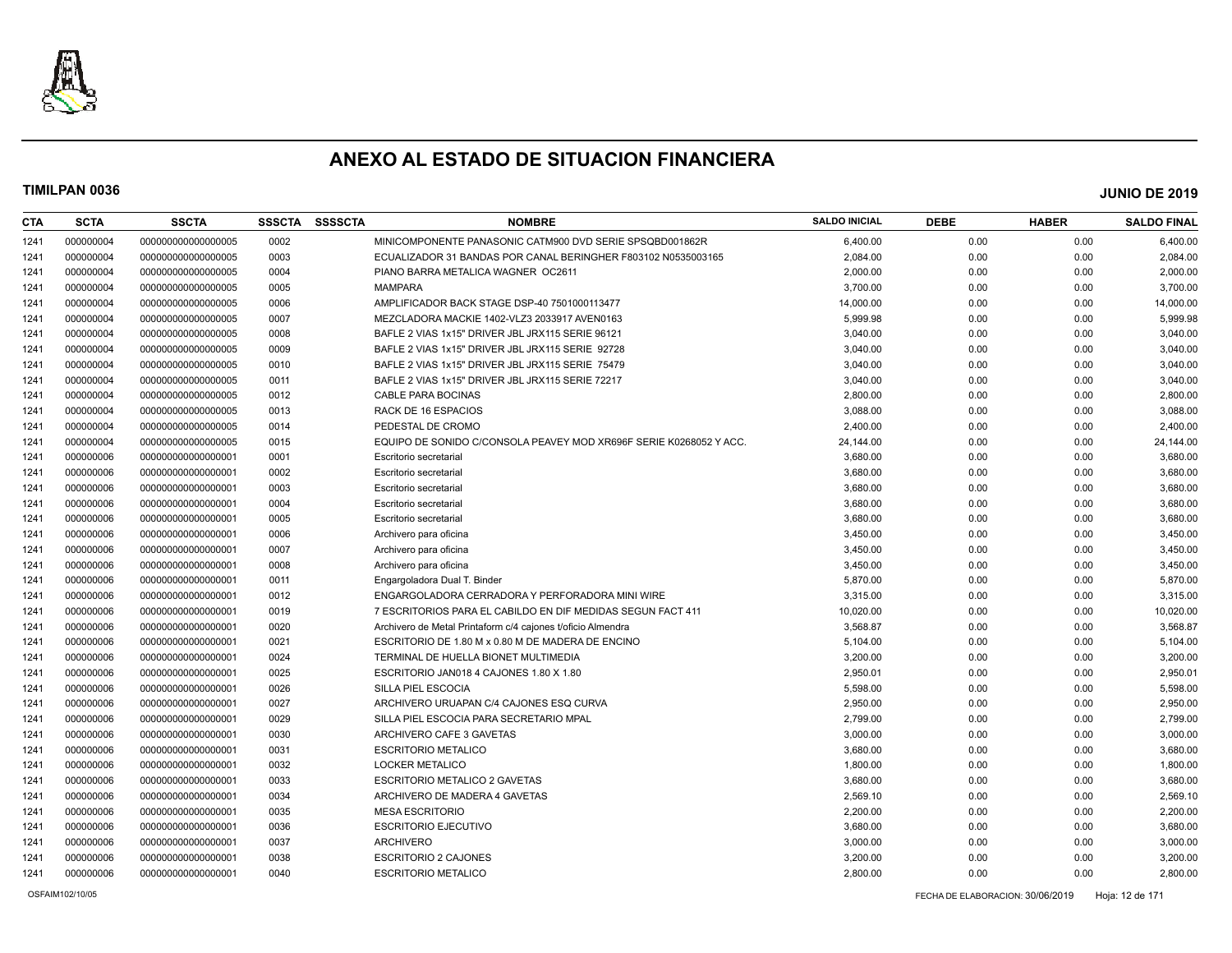# ANEXO AL ESTADO DE SITUACION FINANCIERA

**TIMILPAN 0036** **JUNIO DE 2019**

| CTA | SCTA | SSCTA | SSSCTA | SSSSCTA | NOMBRE | SALDO INICIAL | DEBE | HABER | SALDO FINAL |
|---|---|---|---|---|---|---|---|---|---|
| 1241 | 000000004 | 000000000000000005 | 0002 | | MINICOMPONENTE PANASONIC CATM900 DVD SERIE SPSQBD001862R | 6,400.00 | 0.00 | 0.00 | 6,400.00 |
| 1241 | 000000004 | 000000000000000005 | 0003 | | ECUALIZADOR 31 BANDAS POR CANAL BERINGHER F803102 N0535003165 | 2,084.00 | 0.00 | 0.00 | 2,084.00 |
| 1241 | 000000004 | 000000000000000005 | 0004 | | PIANO BARRA METALICA WAGNER OC2611 | 2,000.00 | 0.00 | 0.00 | 2,000.00 |
| 1241 | 000000004 | 000000000000000005 | 0005 | | MAMPARA | 3,700.00 | 0.00 | 0.00 | 3,700.00 |
| 1241 | 000000004 | 000000000000000005 | 0006 | | AMPLIFICADOR BACK STAGE DSP-40 7501000113477 | 14,000.00 | 0.00 | 0.00 | 14,000.00 |
| 1241 | 000000004 | 000000000000000005 | 0007 | | MEZCLADORA MACKIE 1402-VLZ3 2033917 AVEN0163 | 5,999.98 | 0.00 | 0.00 | 5,999.98 |
| 1241 | 000000004 | 000000000000000005 | 0008 | | BAFLE 2 VIAS 1x15" DRIVER JBL JRX115 SERIE 96121 | 3,040.00 | 0.00 | 0.00 | 3,040.00 |
| 1241 | 000000004 | 000000000000000005 | 0009 | | BAFLE 2 VIAS 1x15" DRIVER JBL JRX115 SERIE 92728 | 3,040.00 | 0.00 | 0.00 | 3,040.00 |
| 1241 | 000000004 | 000000000000000005 | 0010 | | BAFLE 2 VIAS 1x15" DRIVER JBL JRX115 SERIE 75479 | 3,040.00 | 0.00 | 0.00 | 3,040.00 |
| 1241 | 000000004 | 000000000000000005 | 0011 | | BAFLE 2 VIAS 1x15" DRIVER JBL JRX115 SERIE 72217 | 3,040.00 | 0.00 | 0.00 | 3,040.00 |
| 1241 | 000000004 | 000000000000000005 | 0012 | | CABLE PARA BOCINAS | 2,800.00 | 0.00 | 0.00 | 2,800.00 |
| 1241 | 000000004 | 000000000000000005 | 0013 | | RACK DE 16 ESPACIOS | 3,088.00 | 0.00 | 0.00 | 3,088.00 |
| 1241 | 000000004 | 000000000000000005 | 0014 | | PEDESTAL DE CROMO | 2,400.00 | 0.00 | 0.00 | 2,400.00 |
| 1241 | 000000004 | 000000000000000005 | 0015 | | EQUIPO DE SONIDO C/CONSOLA PEAVEY MOD XR696F SERIE K0268052 Y ACC. | 24,144.00 | 0.00 | 0.00 | 24,144.00 |
| 1241 | 000000006 | 000000000000000001 | 0001 | | Escritorio secretarial | 3,680.00 | 0.00 | 0.00 | 3,680.00 |
| 1241 | 000000006 | 000000000000000001 | 0002 | | Escritorio secretarial | 3,680.00 | 0.00 | 0.00 | 3,680.00 |
| 1241 | 000000006 | 000000000000000001 | 0003 | | Escritorio secretarial | 3,680.00 | 0.00 | 0.00 | 3,680.00 |
| 1241 | 000000006 | 000000000000000001 | 0004 | | Escritorio secretarial | 3,680.00 | 0.00 | 0.00 | 3,680.00 |
| 1241 | 000000006 | 000000000000000001 | 0005 | | Escritorio secretarial | 3,680.00 | 0.00 | 0.00 | 3,680.00 |
| 1241 | 000000006 | 000000000000000001 | 0006 | | Archivero para oficina | 3,450.00 | 0.00 | 0.00 | 3,450.00 |
| 1241 | 000000006 | 000000000000000001 | 0007 | | Archivero para oficina | 3,450.00 | 0.00 | 0.00 | 3,450.00 |
| 1241 | 000000006 | 000000000000000001 | 0008 | | Archivero para oficina | 3,450.00 | 0.00 | 0.00 | 3,450.00 |
| 1241 | 000000006 | 000000000000000001 | 0011 | | Engargoladora Dual T. Binder | 5,870.00 | 0.00 | 0.00 | 5,870.00 |
| 1241 | 000000006 | 000000000000000001 | 0012 | | ENGARGOLADORA CERRADORA Y PERFORADORA MINI WIRE | 3,315.00 | 0.00 | 0.00 | 3,315.00 |
| 1241 | 000000006 | 000000000000000001 | 0019 | | 7 ESCRITORIOS PARA EL CABILDO EN DIF MEDIDAS SEGUN FACT 411 | 10,020.00 | 0.00 | 0.00 | 10,020.00 |
| 1241 | 000000006 | 000000000000000001 | 0020 | | Archivero de Metal Printaform c/4 cajones t/oficio Almendra | 3,568.87 | 0.00 | 0.00 | 3,568.87 |
| 1241 | 000000006 | 000000000000000001 | 0021 | | ESCRITORIO DE 1.80 M x 0.80 M DE MADERA DE ENCINO | 5,104.00 | 0.00 | 0.00 | 5,104.00 |
| 1241 | 000000006 | 000000000000000001 | 0024 | | TERMINAL DE HUELLA BIONET MULTIMEDIA | 3,200.00 | 0.00 | 0.00 | 3,200.00 |
| 1241 | 000000006 | 000000000000000001 | 0025 | | ESCRITORIO JAN018 4 CAJONES 1.80 X 1.80 | 2,950.01 | 0.00 | 0.00 | 2,950.01 |
| 1241 | 000000006 | 000000000000000001 | 0026 | | SILLA PIEL ESCOCIA | 5,598.00 | 0.00 | 0.00 | 5,598.00 |
| 1241 | 000000006 | 000000000000000001 | 0027 | | ARCHIVERO URUAPAN C/4 CAJONES ESQ CURVA | 2,950.00 | 0.00 | 0.00 | 2,950.00 |
| 1241 | 000000006 | 000000000000000001 | 0029 | | SILLA PIEL ESCOCIA PARA SECRETARIO MPAL | 2,799.00 | 0.00 | 0.00 | 2,799.00 |
| 1241 | 000000006 | 000000000000000001 | 0030 | | ARCHIVERO CAFE 3 GAVETAS | 3,000.00 | 0.00 | 0.00 | 3,000.00 |
| 1241 | 000000006 | 000000000000000001 | 0031 | | ESCRITORIO METALICO | 3,680.00 | 0.00 | 0.00 | 3,680.00 |
| 1241 | 000000006 | 000000000000000001 | 0032 | | LOCKER METALICO | 1,800.00 | 0.00 | 0.00 | 1,800.00 |
| 1241 | 000000006 | 000000000000000001 | 0033 | | ESCRITORIO METALICO 2 GAVETAS | 3,680.00 | 0.00 | 0.00 | 3,680.00 |
| 1241 | 000000006 | 000000000000000001 | 0034 | | ARCHIVERO DE MADERA 4 GAVETAS | 2,569.10 | 0.00 | 0.00 | 2,569.10 |
| 1241 | 000000006 | 000000000000000001 | 0035 | | MESA ESCRITORIO | 2,200.00 | 0.00 | 0.00 | 2,200.00 |
| 1241 | 000000006 | 000000000000000001 | 0036 | | ESCRITORIO EJECUTIVO | 3,680.00 | 0.00 | 0.00 | 3,680.00 |
| 1241 | 000000006 | 000000000000000001 | 0037 | | ARCHIVERO | 3,000.00 | 0.00 | 0.00 | 3,000.00 |
| 1241 | 000000006 | 000000000000000001 | 0038 | | ESCRITORIO 2 CAJONES | 3,200.00 | 0.00 | 0.00 | 3,200.00 |
| 1241 | 000000006 | 000000000000000001 | 0040 | | ESCRITORIO METALICO | 2,800.00 | 0.00 | 0.00 | 2,800.00 |

OSFAIM102/10/05 FECHA DE ELABORACION: 30/06/2019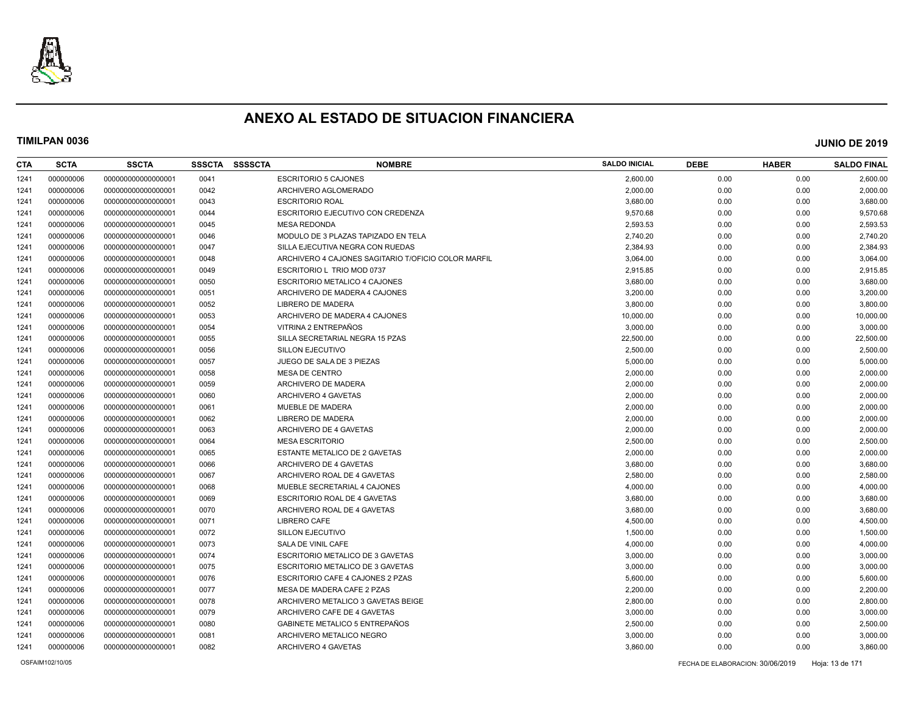# ANEXO AL ESTADO DE SITUACION FINANCIERA

**TIMILPAN 0036** **JUNIO DE 2019**

| CTA | SCTA | SSCTA | SSSCTA | SSSSCTA | NOMBRE | SALDO INICIAL | DEBE | HABER | SALDO FINAL |
|---|---|---|---|---|---|---|---|---|---|
| 1241 | 000000006 | 000000000000000001 | 0041 | | ESCRITORIO 5 CAJONES | 2,600.00 | 0.00 | 0.00 | 2,600.00 |
| 1241 | 000000006 | 000000000000000001 | 0042 | | ARCHIVERO AGLOMERADO | 2,000.00 | 0.00 | 0.00 | 2,000.00 |
| 1241 | 000000006 | 000000000000000001 | 0043 | | ESCRITORIO ROAL | 3,680.00 | 0.00 | 0.00 | 3,680.00 |
| 1241 | 000000006 | 000000000000000001 | 0044 | | ESCRITORIO EJECUTIVO CON CREDENZA | 9,570.68 | 0.00 | 0.00 | 9,570.68 |
| 1241 | 000000006 | 000000000000000001 | 0045 | | MESA REDONDA | 2,593.53 | 0.00 | 0.00 | 2,593.53 |
| 1241 | 000000006 | 000000000000000001 | 0046 | | MODULO DE 3 PLAZAS TAPIZADO EN TELA | 2,740.20 | 0.00 | 0.00 | 2,740.20 |
| 1241 | 000000006 | 000000000000000001 | 0047 | | SILLA EJECUTIVA NEGRA CON RUEDAS | 2,384.93 | 0.00 | 0.00 | 2,384.93 |
| 1241 | 000000006 | 000000000000000001 | 0048 | | ARCHIVERO 4 CAJONES SAGITARIO T/OFICIO COLOR MARFIL | 3,064.00 | 0.00 | 0.00 | 3,064.00 |
| 1241 | 000000006 | 000000000000000001 | 0049 | | ESCRITORIO L TRIO MOD 0737 | 2,915.85 | 0.00 | 0.00 | 2,915.85 |
| 1241 | 000000006 | 000000000000000001 | 0050 | | ESCRITORIO METALICO 4 CAJONES | 3,680.00 | 0.00 | 0.00 | 3,680.00 |
| 1241 | 000000006 | 000000000000000001 | 0051 | | ARCHIVERO DE MADERA 4 CAJONES | 3,200.00 | 0.00 | 0.00 | 3,200.00 |
| 1241 | 000000006 | 000000000000000001 | 0052 | | LIBRERO DE MADERA | 3,800.00 | 0.00 | 0.00 | 3,800.00 |
| 1241 | 000000006 | 000000000000000001 | 0053 | | ARCHIVERO DE MADERA 4 CAJONES | 10,000.00 | 0.00 | 0.00 | 10,000.00 |
| 1241 | 000000006 | 000000000000000001 | 0054 | | VITRINA 2 ENTREPAÑOS | 3,000.00 | 0.00 | 0.00 | 3,000.00 |
| 1241 | 000000006 | 000000000000000001 | 0055 | | SILLA SECRETARIAL NEGRA 15 PZAS | 22,500.00 | 0.00 | 0.00 | 22,500.00 |
| 1241 | 000000006 | 000000000000000001 | 0056 | | SILLON EJECUTIVO | 2,500.00 | 0.00 | 0.00 | 2,500.00 |
| 1241 | 000000006 | 000000000000000001 | 0057 | | JUEGO DE SALA DE 3 PIEZAS | 5,000.00 | 0.00 | 0.00 | 5,000.00 |
| 1241 | 000000006 | 000000000000000001 | 0058 | | MESA DE CENTRO | 2,000.00 | 0.00 | 0.00 | 2,000.00 |
| 1241 | 000000006 | 000000000000000001 | 0059 | | ARCHIVERO DE MADERA | 2,000.00 | 0.00 | 0.00 | 2,000.00 |
| 1241 | 000000006 | 000000000000000001 | 0060 | | ARCHIVERO 4 GAVETAS | 2,000.00 | 0.00 | 0.00 | 2,000.00 |
| 1241 | 000000006 | 000000000000000001 | 0061 | | MUEBLE DE MADERA | 2,000.00 | 0.00 | 0.00 | 2,000.00 |
| 1241 | 000000006 | 000000000000000001 | 0062 | | LIBRERO DE MADERA | 2,000.00 | 0.00 | 0.00 | 2,000.00 |
| 1241 | 000000006 | 000000000000000001 | 0063 | | ARCHIVERO DE 4 GAVETAS | 2,000.00 | 0.00 | 0.00 | 2,000.00 |
| 1241 | 000000006 | 000000000000000001 | 0064 | | MESA ESCRITORIO | 2,500.00 | 0.00 | 0.00 | 2,500.00 |
| 1241 | 000000006 | 000000000000000001 | 0065 | | ESTANTE METALICO DE 2 GAVETAS | 2,000.00 | 0.00 | 0.00 | 2,000.00 |
| 1241 | 000000006 | 000000000000000001 | 0066 | | ARCHIVERO DE 4 GAVETAS | 3,680.00 | 0.00 | 0.00 | 3,680.00 |
| 1241 | 000000006 | 000000000000000001 | 0067 | | ARCHIVERO ROAL DE 4 GAVETAS | 2,580.00 | 0.00 | 0.00 | 2,580.00 |
| 1241 | 000000006 | 000000000000000001 | 0068 | | MUEBLE SECRETARIAL 4 CAJONES | 4,000.00 | 0.00 | 0.00 | 4,000.00 |
| 1241 | 000000006 | 000000000000000001 | 0069 | | ESCRITORIO ROAL DE 4 GAVETAS | 3,680.00 | 0.00 | 0.00 | 3,680.00 |
| 1241 | 000000006 | 000000000000000001 | 0070 | | ARCHIVERO ROAL DE 4 GAVETAS | 3,680.00 | 0.00 | 0.00 | 3,680.00 |
| 1241 | 000000006 | 000000000000000001 | 0071 | | LIBRERO CAFE | 4,500.00 | 0.00 | 0.00 | 4,500.00 |
| 1241 | 000000006 | 000000000000000001 | 0072 | | SILLON EJECUTIVO | 1,500.00 | 0.00 | 0.00 | 1,500.00 |
| 1241 | 000000006 | 000000000000000001 | 0073 | | SALA DE VINIL CAFE | 4,000.00 | 0.00 | 0.00 | 4,000.00 |
| 1241 | 000000006 | 000000000000000001 | 0074 | | ESCRITORIO METALICO DE 3 GAVETAS | 3,000.00 | 0.00 | 0.00 | 3,000.00 |
| 1241 | 000000006 | 000000000000000001 | 0075 | | ESCRITORIO METALICO DE 3 GAVETAS | 3,000.00 | 0.00 | 0.00 | 3,000.00 |
| 1241 | 000000006 | 000000000000000001 | 0076 | | ESCRITORIO CAFE 4 CAJONES 2 PZAS | 5,600.00 | 0.00 | 0.00 | 5,600.00 |
| 1241 | 000000006 | 000000000000000001 | 0077 | | MESA DE MADERA CAFE 2 PZAS | 2,200.00 | 0.00 | 0.00 | 2,200.00 |
| 1241 | 000000006 | 000000000000000001 | 0078 | | ARCHIVERO METALICO 3 GAVETAS BEIGE | 2,800.00 | 0.00 | 0.00 | 2,800.00 |
| 1241 | 000000006 | 000000000000000001 | 0079 | | ARCHIVERO CAFE DE 4 GAVETAS | 3,000.00 | 0.00 | 0.00 | 3,000.00 |
| 1241 | 000000006 | 000000000000000001 | 0080 | | GABINETE METALICO 5 ENTREPAÑOS | 2,500.00 | 0.00 | 0.00 | 2,500.00 |
| 1241 | 000000006 | 000000000000000001 | 0081 | | ARCHIVERO METALICO NEGRO | 3,000.00 | 0.00 | 0.00 | 3,000.00 |
| 1241 | 000000006 | 000000000000000001 | 0082 | | ARCHIVERO 4 GAVETAS | 3,860.00 | 0.00 | 0.00 | 3,860.00 |

OSFAIM102/10/05 FECHA DE ELABORACION: 30/06/2019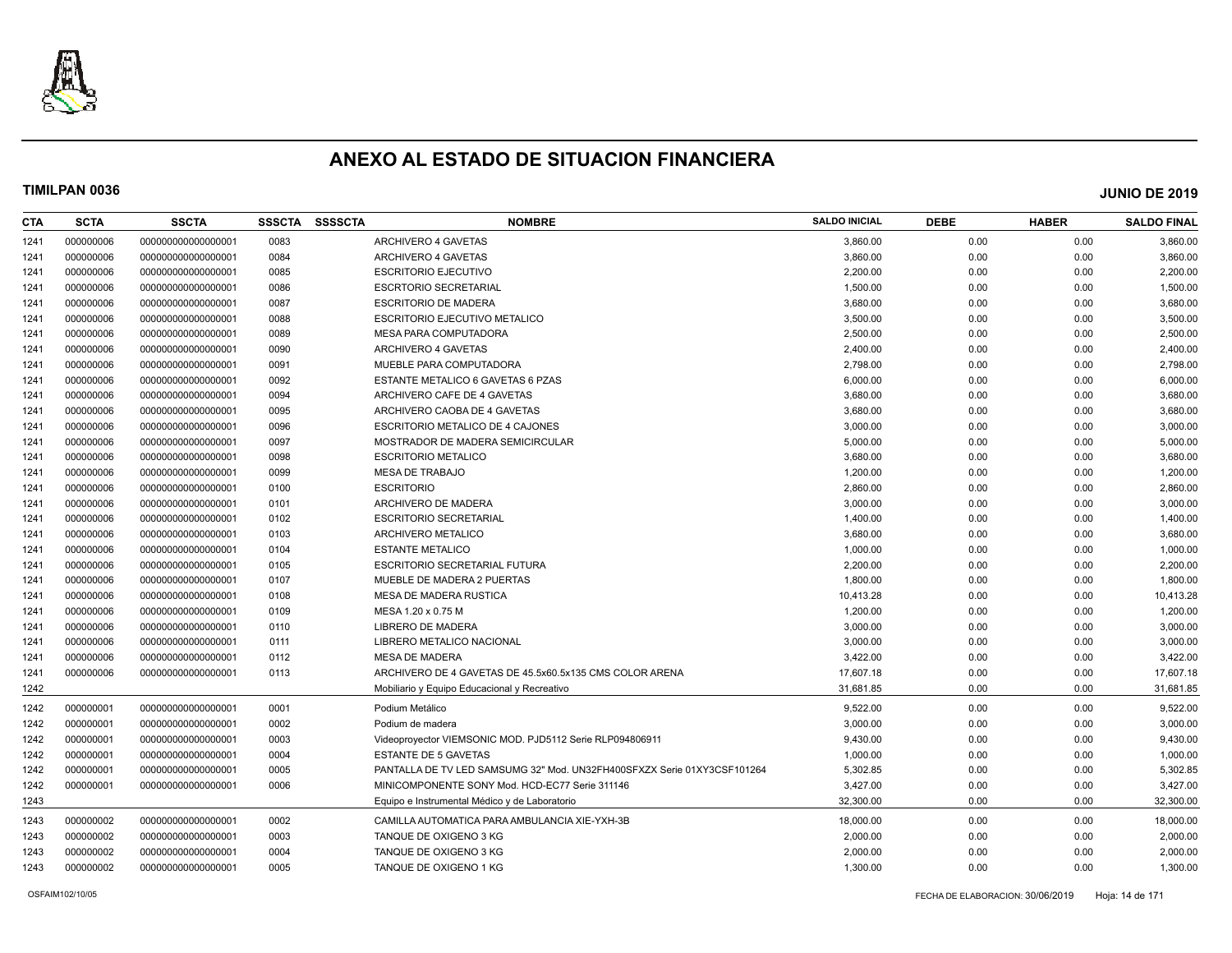# ANEXO AL ESTADO DE SITUACION FINANCIERA

**TIMILPAN 0036** **JUNIO DE 2019**

| CTA | SCTA | SSCTA | SSSCTA | SSSSCTA | NOMBRE | SALDO INICIAL | DEBE | HABER | SALDO FINAL |
|---|---|---|---|---|---|---|---|---|---|
| 1241 | 000000006 | 000000000000000001 | 0083 | | ARCHIVERO 4 GAVETAS | 3,860.00 | 0.00 | 0.00 | 3,860.00 |
| 1241 | 000000006 | 000000000000000001 | 0084 | | ARCHIVERO 4 GAVETAS | 3,860.00 | 0.00 | 0.00 | 3,860.00 |
| 1241 | 000000006 | 000000000000000001 | 0085 | | ESCRITORIO EJECUTIVO | 2,200.00 | 0.00 | 0.00 | 2,200.00 |
| 1241 | 000000006 | 000000000000000001 | 0086 | | ESCRTORIO SECRETARIAL | 1,500.00 | 0.00 | 0.00 | 1,500.00 |
| 1241 | 000000006 | 000000000000000001 | 0087 | | ESCRITORIO DE MADERA | 3,680.00 | 0.00 | 0.00 | 3,680.00 |
| 1241 | 000000006 | 000000000000000001 | 0088 | | ESCRITORIO EJECUTIVO METALICO | 3,500.00 | 0.00 | 0.00 | 3,500.00 |
| 1241 | 000000006 | 000000000000000001 | 0089 | | MESA PARA COMPUTADORA | 2,500.00 | 0.00 | 0.00 | 2,500.00 |
| 1241 | 000000006 | 000000000000000001 | 0090 | | ARCHIVERO 4 GAVETAS | 2,400.00 | 0.00 | 0.00 | 2,400.00 |
| 1241 | 000000006 | 000000000000000001 | 0091 | | MUEBLE PARA COMPUTADORA | 2,798.00 | 0.00 | 0.00 | 2,798.00 |
| 1241 | 000000006 | 000000000000000001 | 0092 | | ESTANTE METALICO 6 GAVETAS 6 PZAS | 6,000.00 | 0.00 | 0.00 | 6,000.00 |
| 1241 | 000000006 | 000000000000000001 | 0094 | | ARCHIVERO CAFE DE 4 GAVETAS | 3,680.00 | 0.00 | 0.00 | 3,680.00 |
| 1241 | 000000006 | 000000000000000001 | 0095 | | ARCHIVERO CAOBA DE 4 GAVETAS | 3,680.00 | 0.00 | 0.00 | 3,680.00 |
| 1241 | 000000006 | 000000000000000001 | 0096 | | ESCRITORIO METALICO DE 4 CAJONES | 3,000.00 | 0.00 | 0.00 | 3,000.00 |
| 1241 | 000000006 | 000000000000000001 | 0097 | | MOSTRADOR DE MADERA SEMICIRCULAR | 5,000.00 | 0.00 | 0.00 | 5,000.00 |
| 1241 | 000000006 | 000000000000000001 | 0098 | | ESCRITORIO METALICO | 3,680.00 | 0.00 | 0.00 | 3,680.00 |
| 1241 | 000000006 | 000000000000000001 | 0099 | | MESA DE TRABAJO | 1,200.00 | 0.00 | 0.00 | 1,200.00 |
| 1241 | 000000006 | 000000000000000001 | 0100 | | ESCRITORIO | 2,860.00 | 0.00 | 0.00 | 2,860.00 |
| 1241 | 000000006 | 000000000000000001 | 0101 | | ARCHIVERO DE MADERA | 3,000.00 | 0.00 | 0.00 | 3,000.00 |
| 1241 | 000000006 | 000000000000000001 | 0102 | | ESCRITORIO SECRETARIAL | 1,400.00 | 0.00 | 0.00 | 1,400.00 |
| 1241 | 000000006 | 000000000000000001 | 0103 | | ARCHIVERO METALICO | 3,680.00 | 0.00 | 0.00 | 3,680.00 |
| 1241 | 000000006 | 000000000000000001 | 0104 | | ESTANTE METALICO | 1,000.00 | 0.00 | 0.00 | 1,000.00 |
| 1241 | 000000006 | 000000000000000001 | 0105 | | ESCRITORIO SECRETARIAL FUTURA | 2,200.00 | 0.00 | 0.00 | 2,200.00 |
| 1241 | 000000006 | 000000000000000001 | 0107 | | MUEBLE DE MADERA 2 PUERTAS | 1,800.00 | 0.00 | 0.00 | 1,800.00 |
| 1241 | 000000006 | 000000000000000001 | 0108 | | MESA DE MADERA RUSTICA | 10,413.28 | 0.00 | 0.00 | 10,413.28 |
| 1241 | 000000006 | 000000000000000001 | 0109 | | MESA 1.20 x 0.75 M | 1,200.00 | 0.00 | 0.00 | 1,200.00 |
| 1241 | 000000006 | 000000000000000001 | 0110 | | LIBRERO DE MADERA | 3,000.00 | 0.00 | 0.00 | 3,000.00 |
| 1241 | 000000006 | 000000000000000001 | 0111 | | LIBRERO METALICO NACIONAL | 3,000.00 | 0.00 | 0.00 | 3,000.00 |
| 1241 | 000000006 | 000000000000000001 | 0112 | | MESA DE MADERA | 3,422.00 | 0.00 | 0.00 | 3,422.00 |
| 1241 | 000000006 | 000000000000000001 | 0113 | | ARCHIVERO DE 4 GAVETAS DE 45.5x60.5x135 CMS COLOR ARENA | 17,607.18 | 0.00 | 0.00 | 17,607.18 |
| 1242 | | | | | Mobiliario y Equipo Educacional y Recreativo | 31,681.85 | 0.00 | 0.00 | 31,681.85 |
| 1242 | 000000001 | 000000000000000001 | 0001 | | Podium Metálico | 9,522.00 | 0.00 | 0.00 | 9,522.00 |
| 1242 | 000000001 | 000000000000000001 | 0002 | | Podium de madera | 3,000.00 | 0.00 | 0.00 | 3,000.00 |
| 1242 | 000000001 | 000000000000000001 | 0003 | | Videoproyector VIEMSONIC MOD. PJD5112 Serie RLP094806911 | 9,430.00 | 0.00 | 0.00 | 9,430.00 |
| 1242 | 000000001 | 000000000000000001 | 0004 | | ESTANTE DE 5 GAVETAS | 1,000.00 | 0.00 | 0.00 | 1,000.00 |
| 1242 | 000000001 | 000000000000000001 | 0005 | | PANTALLA DE TV LED SAMSUMG 32" Mod. UN32FH400SFXZX Serie 01XY3CSF101264 | 5,302.85 | 0.00 | 0.00 | 5,302.85 |
| 1242 | 000000001 | 000000000000000001 | 0006 | | MINICOMPONENTE SONY Mod. HCD-EC77 Serie 311146 | 3,427.00 | 0.00 | 0.00 | 3,427.00 |
| 1243 | | | | | Equipo e Instrumental Médico y de Laboratorio | 32,300.00 | 0.00 | 0.00 | 32,300.00 |
| 1243 | 000000002 | 000000000000000001 | 0002 | | CAMILLA AUTOMATICA PARA AMBULANCIA XIE-YXH-3B | 18,000.00 | 0.00 | 0.00 | 18,000.00 |
| 1243 | 000000002 | 000000000000000001 | 0003 | | TANQUE DE OXIGENO 3 KG | 2,000.00 | 0.00 | 0.00 | 2,000.00 |
| 1243 | 000000002 | 000000000000000001 | 0004 | | TANQUE DE OXIGENO 3 KG | 2,000.00 | 0.00 | 0.00 | 2,000.00 |
| 1243 | 000000002 | 000000000000000001 | 0005 | | TANQUE DE OXIGENO 1 KG | 1,300.00 | 0.00 | 0.00 | 1,300.00 |

OSFAIM102/10/05 FECHA DE ELABORACION: 30/06/2019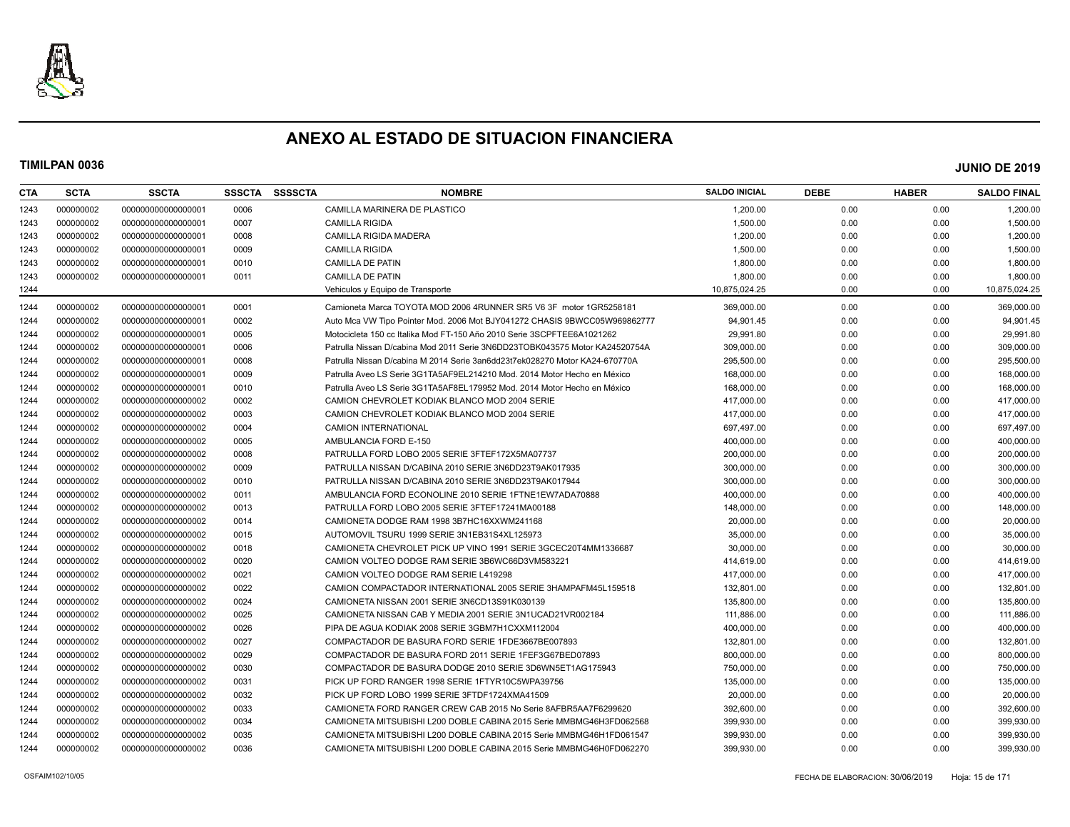# ANEXO AL ESTADO DE SITUACION FINANCIERA

**TIMILPAN 0036** **JUNIO DE 2019**

| CTA | SCTA | SSCTA | SSSCTA | SSSSCTA | NOMBRE | SALDO INICIAL | DEBE | HABER | SALDO FINAL |
|---|---|---|---|---|---|---|---|---|---|
| 1243 | 000000002 | 000000000000000001 | 0006 | | CAMILLA MARINERA DE PLASTICO | 1,200.00 | 0.00 | 0.00 | 1,200.00 |
| 1243 | 000000002 | 000000000000000001 | 0007 | | CAMILLA RIGIDA | 1,500.00 | 0.00 | 0.00 | 1,500.00 |
| 1243 | 000000002 | 000000000000000001 | 0008 | | CAMILLA RIGIDA MADERA | 1,200.00 | 0.00 | 0.00 | 1,200.00 |
| 1243 | 000000002 | 000000000000000001 | 0009 | | CAMILLA RIGIDA | 1,500.00 | 0.00 | 0.00 | 1,500.00 |
| 1243 | 000000002 | 000000000000000001 | 0010 | | CAMILLA DE PATIN | 1,800.00 | 0.00 | 0.00 | 1,800.00 |
| 1243 | 000000002 | 000000000000000001 | 0011 | | CAMILLA DE PATIN | 1,800.00 | 0.00 | 0.00 | 1,800.00 |
| 1244 | | | | | Vehiculos y Equipo de Transporte | 10,875,024.25 | 0.00 | 0.00 | 10,875,024.25 |
| 1244 | 000000002 | 000000000000000001 | 0001 | | Camioneta Marca TOYOTA MOD 2006 4RUNNER SR5 V6 3F motor 1GR5258181 | 369,000.00 | 0.00 | 0.00 | 369,000.00 |
| 1244 | 000000002 | 000000000000000001 | 0002 | | Auto Mca VW Tipo Pointer Mod. 2006 Mot BJY041272 CHASIS 9BWCC05W969862777 | 94,901.45 | 0.00 | 0.00 | 94,901.45 |
| 1244 | 000000002 | 000000000000000001 | 0005 | | Motocicleta 150 cc Italika Mod FT-150 Año 2010 Serie 3SCPFTEE6A1021262 | 29,991.80 | 0.00 | 0.00 | 29,991.80 |
| 1244 | 000000002 | 000000000000000001 | 0006 | | Patrulla Nissan D/cabina Mod 2011 Serie 3N6DD23TOBK043575 Motor KA24520754A | 309,000.00 | 0.00 | 0.00 | 309,000.00 |
| 1244 | 000000002 | 000000000000000001 | 0008 | | Patrulla Nissan D/cabina M 2014 Serie 3an6dd23t7ek028270 Motor KA24-670770A | 295,500.00 | 0.00 | 0.00 | 295,500.00 |
| 1244 | 000000002 | 000000000000000001 | 0009 | | Patrulla Aveo LS Serie 3G1TA5AF9EL214210 Mod. 2014 Motor Hecho en México | 168,000.00 | 0.00 | 0.00 | 168,000.00 |
| 1244 | 000000002 | 000000000000000001 | 0010 | | Patrulla Aveo LS Serie 3G1TA5AF8EL179952 Mod. 2014 Motor Hecho en México | 168,000.00 | 0.00 | 0.00 | 168,000.00 |
| 1244 | 000000002 | 000000000000000002 | 0002 | | CAMION CHEVROLET KODIAK BLANCO MOD 2004 SERIE | 417,000.00 | 0.00 | 0.00 | 417,000.00 |
| 1244 | 000000002 | 000000000000000002 | 0003 | | CAMION CHEVROLET KODIAK BLANCO MOD 2004 SERIE | 417,000.00 | 0.00 | 0.00 | 417,000.00 |
| 1244 | 000000002 | 000000000000000002 | 0004 | | CAMION INTERNATIONAL | 697,497.00 | 0.00 | 0.00 | 697,497.00 |
| 1244 | 000000002 | 000000000000000002 | 0005 | | AMBULANCIA FORD E-150 | 400,000.00 | 0.00 | 0.00 | 400,000.00 |
| 1244 | 000000002 | 000000000000000002 | 0008 | | PATRULLA FORD LOBO 2005 SERIE 3FTEF172X5MA07737 | 200,000.00 | 0.00 | 0.00 | 200,000.00 |
| 1244 | 000000002 | 000000000000000002 | 0009 | | PATRULLA NISSAN D/CABINA 2010 SERIE 3N6DD23T9AK017935 | 300,000.00 | 0.00 | 0.00 | 300,000.00 |
| 1244 | 000000002 | 000000000000000002 | 0010 | | PATRULLA NISSAN D/CABINA 2010 SERIE 3N6DD23T9AK017944 | 300,000.00 | 0.00 | 0.00 | 300,000.00 |
| 1244 | 000000002 | 000000000000000002 | 0011 | | AMBULANCIA FORD ECONOLINE 2010 SERIE 1FTNE1EW7ADA70888 | 400,000.00 | 0.00 | 0.00 | 400,000.00 |
| 1244 | 000000002 | 000000000000000002 | 0013 | | PATRULLA FORD LOBO 2005 SERIE 3FTEF17241MA00188 | 148,000.00 | 0.00 | 0.00 | 148,000.00 |
| 1244 | 000000002 | 000000000000000002 | 0014 | | CAMIONETA DODGE RAM 1998 3B7HC16XXWM241168 | 20,000.00 | 0.00 | 0.00 | 20,000.00 |
| 1244 | 000000002 | 000000000000000002 | 0015 | | AUTOMOVIL TSURU 1999 SERIE 3N1EB31S4XL125973 | 35,000.00 | 0.00 | 0.00 | 35,000.00 |
| 1244 | 000000002 | 000000000000000002 | 0018 | | CAMIONETA CHEVROLET PICK UP VINO 1991 SERIE 3GCEC20T4MM1336687 | 30,000.00 | 0.00 | 0.00 | 30,000.00 |
| 1244 | 000000002 | 000000000000000002 | 0020 | | CAMION VOLTEO DODGE RAM SERIE 3B6WC66D3VM583221 | 414,619.00 | 0.00 | 0.00 | 414,619.00 |
| 1244 | 000000002 | 000000000000000002 | 0021 | | CAMION VOLTEO DODGE RAM SERIE L419298 | 417,000.00 | 0.00 | 0.00 | 417,000.00 |
| 1244 | 000000002 | 000000000000000002 | 0022 | | CAMION COMPACTADOR INTERNATIONAL 2005 SERIE 3HAMPAFM45L159518 | 132,801.00 | 0.00 | 0.00 | 132,801.00 |
| 1244 | 000000002 | 000000000000000002 | 0024 | | CAMIONETA NISSAN 2001 SERIE 3N6CD13S91K030139 | 135,800.00 | 0.00 | 0.00 | 135,800.00 |
| 1244 | 000000002 | 000000000000000002 | 0025 | | CAMIONETA NISSAN CAB Y MEDIA 2001 SERIE 3N1UCAD21VR002184 | 111,886.00 | 0.00 | 0.00 | 111,886.00 |
| 1244 | 000000002 | 000000000000000002 | 0026 | | PIPA DE AGUA KODIAK 2008 SERIE 3GBM7H1CXXM112004 | 400,000.00 | 0.00 | 0.00 | 400,000.00 |
| 1244 | 000000002 | 000000000000000002 | 0027 | | COMPACTADOR DE BASURA FORD SERIE 1FDE3667BE007893 | 132,801.00 | 0.00 | 0.00 | 132,801.00 |
| 1244 | 000000002 | 000000000000000002 | 0029 | | COMPACTADOR DE BASURA FORD 2011 SERIE 1FEF3G67BED07893 | 800,000.00 | 0.00 | 0.00 | 800,000.00 |
| 1244 | 000000002 | 000000000000000002 | 0030 | | COMPACTADOR DE BASURA DODGE 2010 SERIE 3D6WN5ET1AG175943 | 750,000.00 | 0.00 | 0.00 | 750,000.00 |
| 1244 | 000000002 | 000000000000000002 | 0031 | | PICK UP FORD RANGER 1998 SERIE 1FTYR10C5WPA39756 | 135,000.00 | 0.00 | 0.00 | 135,000.00 |
| 1244 | 000000002 | 000000000000000002 | 0032 | | PICK UP FORD LOBO 1999 SERIE 3FTDF1724XMA41509 | 20,000.00 | 0.00 | 0.00 | 20,000.00 |
| 1244 | 000000002 | 000000000000000002 | 0033 | | CAMIONETA FORD RANGER CREW CAB 2015 No Serie 8AFBR5AA7F6299620 | 392,600.00 | 0.00 | 0.00 | 392,600.00 |
| 1244 | 000000002 | 000000000000000002 | 0034 | | CAMIONETA MITSUBISHI L200 DOBLE CABINA 2015 Serie MMBMG46H3FD062568 | 399,930.00 | 0.00 | 0.00 | 399,930.00 |
| 1244 | 000000002 | 000000000000000002 | 0035 | | CAMIONETA MITSUBISHI L200 DOBLE CABINA 2015 Serie MMBMG46H1FD061547 | 399,930.00 | 0.00 | 0.00 | 399,930.00 |
| 1244 | 000000002 | 000000000000000002 | 0036 | | CAMIONETA MITSUBISHI L200 DOBLE CABINA 2015 Serie MMBMG46H0FD062270 | 399,930.00 | 0.00 | 0.00 | 399,930.00 |

OSFAIM102/10/05 FECHA DE ELABORACION: 30/06/2019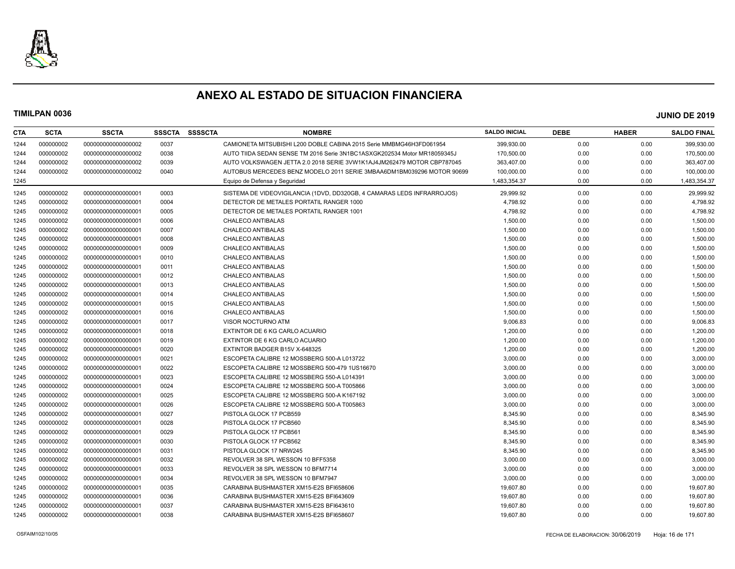# ANEXO AL ESTADO DE SITUACION FINANCIERA

**TIMILPAN 0036** **JUNIO DE 2019**

| CTA | SCTA | SSCTA | SSSCTA | SSSSCTA | NOMBRE | SALDO INICIAL | DEBE | HABER | SALDO FINAL |
|---|---|---|---|---|---|---|---|---|---|
| 1244 | 000000002 | 000000000000000002 | 0037 | | CAMIONETA MITSUBISHI L200 DOBLE CABINA 2015 Serie MMBMG46H3FD061954 | 399,930.00 | 0.00 | 0.00 | 399,930.00 |
| 1244 | 000000002 | 000000000000000002 | 0038 | | AUTO TIIDA SEDAN SENSE TM 2016 Serie 3N1BC1ASXGK202534 Motor MR18059345J | 170,500.00 | 0.00 | 0.00 | 170,500.00 |
| 1244 | 000000002 | 000000000000000002 | 0039 | | AUTO VOLKSWAGEN JETTA 2.0 2018 SERIE 3VW1K1AJ4JM262479 MOTOR CBP787045 | 363,407.00 | 0.00 | 0.00 | 363,407.00 |
| 1244 | 000000002 | 000000000000000002 | 0040 | | AUTOBUS MERCEDES BENZ MODELO 2011 SERIE 3MBAA6DM1BM039296 MOTOR 90699 | 100,000.00 | 0.00 | 0.00 | 100,000.00 |
| 1245 | | | | | Equipo de Defensa y Seguridad | 1,483,354.37 | 0.00 | 0.00 | 1,483,354.37 |
| 1245 | 000000002 | 000000000000000001 | 0003 | | SISTEMA DE VIDEOVIGILANCIA (1DVD, DD320GB, 4 CAMARAS LEDS INFRARROJOS) | 29,999.92 | 0.00 | 0.00 | 29,999.92 |
| 1245 | 000000002 | 000000000000000001 | 0004 | | DETECTOR DE METALES PORTATIL RANGER 1000 | 4,798.92 | 0.00 | 0.00 | 4,798.92 |
| 1245 | 000000002 | 000000000000000001 | 0005 | | DETECTOR DE METALES PORTATIL RANGER 1001 | 4,798.92 | 0.00 | 0.00 | 4,798.92 |
| 1245 | 000000002 | 000000000000000001 | 0006 | | CHALECO ANTIBALAS | 1,500.00 | 0.00 | 0.00 | 1,500.00 |
| 1245 | 000000002 | 000000000000000001 | 0007 | | CHALECO ANTIBALAS | 1,500.00 | 0.00 | 0.00 | 1,500.00 |
| 1245 | 000000002 | 000000000000000001 | 0008 | | CHALECO ANTIBALAS | 1,500.00 | 0.00 | 0.00 | 1,500.00 |
| 1245 | 000000002 | 000000000000000001 | 0009 | | CHALECO ANTIBALAS | 1,500.00 | 0.00 | 0.00 | 1,500.00 |
| 1245 | 000000002 | 000000000000000001 | 0010 | | CHALECO ANTIBALAS | 1,500.00 | 0.00 | 0.00 | 1,500.00 |
| 1245 | 000000002 | 000000000000000001 | 0011 | | CHALECO ANTIBALAS | 1,500.00 | 0.00 | 0.00 | 1,500.00 |
| 1245 | 000000002 | 000000000000000001 | 0012 | | CHALECO ANTIBALAS | 1,500.00 | 0.00 | 0.00 | 1,500.00 |
| 1245 | 000000002 | 000000000000000001 | 0013 | | CHALECO ANTIBALAS | 1,500.00 | 0.00 | 0.00 | 1,500.00 |
| 1245 | 000000002 | 000000000000000001 | 0014 | | CHALECO ANTIBALAS | 1,500.00 | 0.00 | 0.00 | 1,500.00 |
| 1245 | 000000002 | 000000000000000001 | 0015 | | CHALECO ANTIBALAS | 1,500.00 | 0.00 | 0.00 | 1,500.00 |
| 1245 | 000000002 | 000000000000000001 | 0016 | | CHALECO ANTIBALAS | 1,500.00 | 0.00 | 0.00 | 1,500.00 |
| 1245 | 000000002 | 000000000000000001 | 0017 | | VISOR NOCTURNO ATM | 9,006.83 | 0.00 | 0.00 | 9,006.83 |
| 1245 | 000000002 | 000000000000000001 | 0018 | | EXTINTOR DE 6 KG CARLO ACUARIO | 1,200.00 | 0.00 | 0.00 | 1,200.00 |
| 1245 | 000000002 | 000000000000000001 | 0019 | | EXTINTOR DE 6 KG CARLO ACUARIO | 1,200.00 | 0.00 | 0.00 | 1,200.00 |
| 1245 | 000000002 | 000000000000000001 | 0020 | | EXTINTOR BADGER B15V X-648325 | 1,200.00 | 0.00 | 0.00 | 1,200.00 |
| 1245 | 000000002 | 000000000000000001 | 0021 | | ESCOPETA CALIBRE 12 MOSSBERG 500-A L013722 | 3,000.00 | 0.00 | 0.00 | 3,000.00 |
| 1245 | 000000002 | 000000000000000001 | 0022 | | ESCOPETA CALIBRE 12 MOSSBERG 500-479 1US16670 | 3,000.00 | 0.00 | 0.00 | 3,000.00 |
| 1245 | 000000002 | 000000000000000001 | 0023 | | ESCOPETA CALIBRE 12 MOSSBERG 550-A L014391 | 3,000.00 | 0.00 | 0.00 | 3,000.00 |
| 1245 | 000000002 | 000000000000000001 | 0024 | | ESCOPETA CALIBRE 12 MOSSBERG 500-A T005866 | 3,000.00 | 0.00 | 0.00 | 3,000.00 |
| 1245 | 000000002 | 000000000000000001 | 0025 | | ESCOPETA CALIBRE 12 MOSSBERG 500-A K167192 | 3,000.00 | 0.00 | 0.00 | 3,000.00 |
| 1245 | 000000002 | 000000000000000001 | 0026 | | ESCOPETA CALIBRE 12 MOSSBERG 500-A T005863 | 3,000.00 | 0.00 | 0.00 | 3,000.00 |
| 1245 | 000000002 | 000000000000000001 | 0027 | | PISTOLA GLOCK 17 PCB559 | 8,345.90 | 0.00 | 0.00 | 8,345.90 |
| 1245 | 000000002 | 000000000000000001 | 0028 | | PISTOLA GLOCK 17 PCB560 | 8,345.90 | 0.00 | 0.00 | 8,345.90 |
| 1245 | 000000002 | 000000000000000001 | 0029 | | PISTOLA GLOCK 17 PCB561 | 8,345.90 | 0.00 | 0.00 | 8,345.90 |
| 1245 | 000000002 | 000000000000000001 | 0030 | | PISTOLA GLOCK 17 PCB562 | 8,345.90 | 0.00 | 0.00 | 8,345.90 |
| 1245 | 000000002 | 000000000000000001 | 0031 | | PISTOLA GLOCK 17 NRW245 | 8,345.90 | 0.00 | 0.00 | 8,345.90 |
| 1245 | 000000002 | 000000000000000001 | 0032 | | REVOLVER 38 SPL WESSON 10 BFF5358 | 3,000.00 | 0.00 | 0.00 | 3,000.00 |
| 1245 | 000000002 | 000000000000000001 | 0033 | | REVOLVER 38 SPL WESSON 10 BFM7714 | 3,000.00 | 0.00 | 0.00 | 3,000.00 |
| 1245 | 000000002 | 000000000000000001 | 0034 | | REVOLVER 38 SPL WESSON 10 BFM7947 | 3,000.00 | 0.00 | 0.00 | 3,000.00 |
| 1245 | 000000002 | 000000000000000001 | 0035 | | CARABINA BUSHMASTER XM15-E2S BFI658606 | 19,607.80 | 0.00 | 0.00 | 19,607.80 |
| 1245 | 000000002 | 000000000000000001 | 0036 | | CARABINA BUSHMASTER XM15-E2S BFI643609 | 19,607.80 | 0.00 | 0.00 | 19,607.80 |
| 1245 | 000000002 | 000000000000000001 | 0037 | | CARABINA BUSHMASTER XM15-E2S BFI643610 | 19,607.80 | 0.00 | 0.00 | 19,607.80 |
| 1245 | 000000002 | 000000000000000001 | 0038 | | CARABINA BUSHMASTER XM15-E2S BFI658607 | 19,607.80 | 0.00 | 0.00 | 19,607.80 |

OSFAIM102/10/05 FECHA DE ELABORACION: 30/06/2019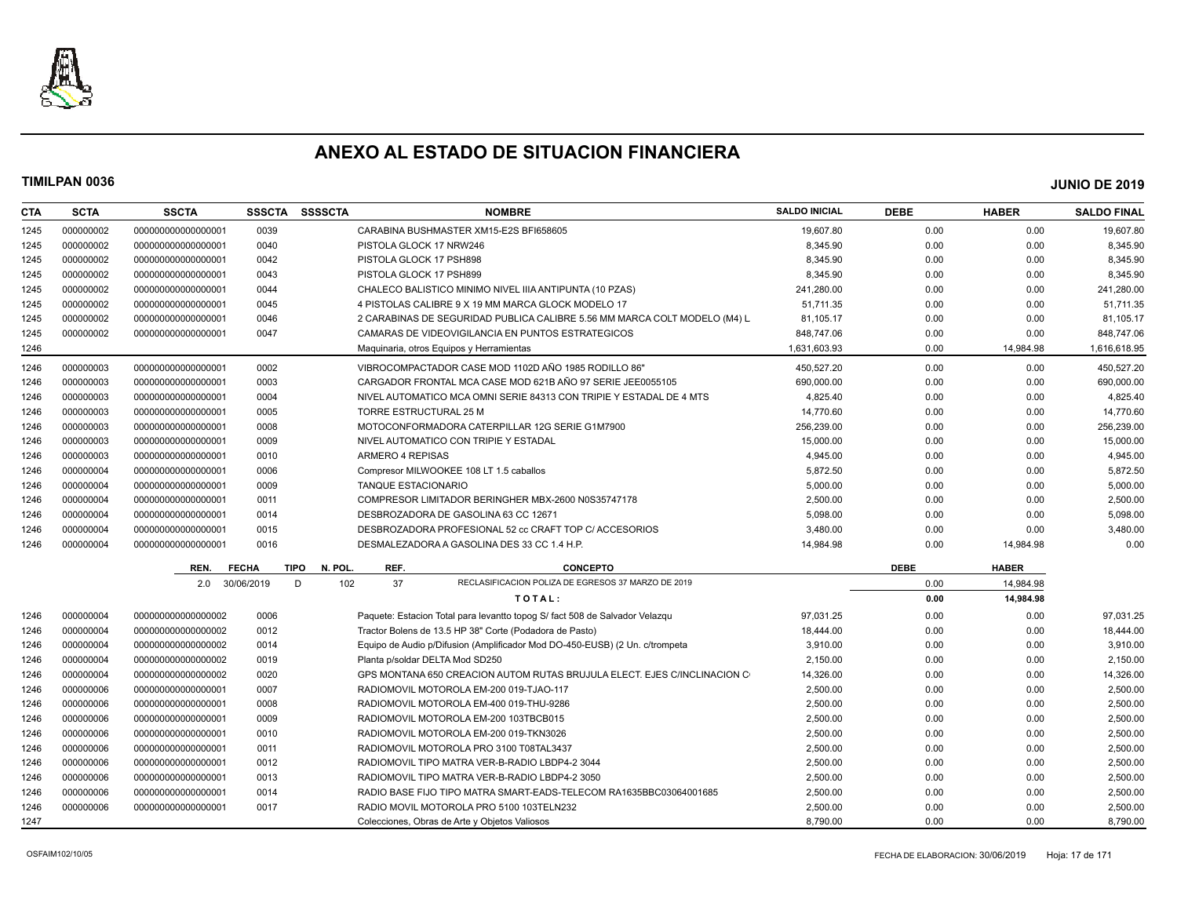# ANEXO AL ESTADO DE SITUACION FINANCIERA

**TIMILPAN 0036** **JUNIO DE 2019**

| CTA | SCTA | SSCTA | SSSCTA | SSSSCTA | NOMBRE | SALDO INICIAL | DEBE | HABER | SALDO FINAL |
|---|---|---|---|---|---|---|---|---|---|
| 1245 | 000000002 | 0000000000000000001 | 0039 | | CARABINA BUSHMASTER XM15-E2S BFI658605 | 19,607.80 | 0.00 | 0.00 | 19,607.80 |
| 1245 | 000000002 | 0000000000000000001 | 0040 | | PISTOLA GLOCK 17 NRW246 | 8,345.90 | 0.00 | 0.00 | 8,345.90 |
| 1245 | 000000002 | 0000000000000000001 | 0042 | | PISTOLA GLOCK 17 PSH898 | 8,345.90 | 0.00 | 0.00 | 8,345.90 |
| 1245 | 000000002 | 0000000000000000001 | 0043 | | PISTOLA GLOCK 17 PSH899 | 8,345.90 | 0.00 | 0.00 | 8,345.90 |
| 1245 | 000000002 | 0000000000000000001 | 0044 | | CHALECO BALISTICO MINIMO NIVEL IIIA ANTIPUNTA (10 PZAS) | 241,280.00 | 0.00 | 0.00 | 241,280.00 |
| 1245 | 000000002 | 0000000000000000001 | 0045 | | 4 PISTOLAS CALIBRE 9 X 19 MM MARCA GLOCK MODELO 17 | 51,711.35 | 0.00 | 0.00 | 51,711.35 |
| 1245 | 000000002 | 0000000000000000001 | 0046 | | 2 CARABINAS DE SEGURIDAD PUBLICA CALIBRE 5.56 MM MARCA COLT MODELO (M4) L | 81,105.17 | 0.00 | 0.00 | 81,105.17 |
| 1245 | 000000002 | 0000000000000000001 | 0047 | | CAMARAS DE VIDEOVIGILANCIA EN PUNTOS ESTRATEGICOS | 848,747.06 | 0.00 | 0.00 | 848,747.06 |
| 1246 | | | | | Maquinaria, otros Equipos y Herramientas | 1,631,603.93 | 0.00 | 14,984.98 | 1,616,618.95 |
| 1246 | 000000003 | 0000000000000000001 | 0002 | | VIBROCOMPACTADOR CASE MOD 1102D AÑO 1985 RODILLO 86" | 450,527.20 | 0.00 | 0.00 | 450,527.20 |
| 1246 | 000000003 | 0000000000000000001 | 0003 | | CARGADOR FRONTAL MCA CASE MOD 621B AÑO 97 SERIE JEE0055105 | 690,000.00 | 0.00 | 0.00 | 690,000.00 |
| 1246 | 000000003 | 0000000000000000001 | 0004 | | NIVEL AUTOMATICO MCA OMNI SERIE 84313 CON TRIPIE Y ESTADAL DE 4 MTS | 4,825.40 | 0.00 | 0.00 | 4,825.40 |
| 1246 | 000000003 | 0000000000000000001 | 0005 | | TORRE ESTRUCTURAL 25 M | 14,770.60 | 0.00 | 0.00 | 14,770.60 |
| 1246 | 000000003 | 0000000000000000001 | 0008 | | MOTOCONFORMADORA CATERPILLAR 12G SERIE G1M7900 | 256,239.00 | 0.00 | 0.00 | 256,239.00 |
| 1246 | 000000003 | 0000000000000000001 | 0009 | | NIVEL AUTOMATICO CON TRIPIE Y ESTADAL | 15,000.00 | 0.00 | 0.00 | 15,000.00 |
| 1246 | 000000003 | 0000000000000000001 | 0010 | | ARMERO 4 REPISAS | 4,945.00 | 0.00 | 0.00 | 4,945.00 |
| 1246 | 000000004 | 0000000000000000001 | 0006 | | Compresor MILWOOKEE 108 LT 1.5 caballos | 5,872.50 | 0.00 | 0.00 | 5,872.50 |
| 1246 | 000000004 | 0000000000000000001 | 0009 | | TANQUE ESTACIONARIO | 5,000.00 | 0.00 | 0.00 | 5,000.00 |
| 1246 | 000000004 | 0000000000000000001 | 0011 | | COMPRESOR LIMITADOR BERINGHER MBX-2600 N0S35747178 | 2,500.00 | 0.00 | 0.00 | 2,500.00 |
| 1246 | 000000004 | 0000000000000000001 | 0014 | | DESBROZADORA DE GASOLINA 63 CC 12671 | 5,098.00 | 0.00 | 0.00 | 5,098.00 |
| 1246 | 000000004 | 0000000000000000001 | 0015 | | DESBROZADORA PROFESIONAL 52 cc CRAFT TOP C/ ACCESORIOS | 3,480.00 | 0.00 | 0.00 | 3,480.00 |
| 1246 | 000000004 | 0000000000000000001 | 0016 | | DESMALEZADORA A GASOLINA DES 33 CC 1.4 H.P. | 14,984.98 | 0.00 | 14,984.98 | 0.00 |

| REN. | FECHA | TIPO | N. POL. | REF. | CONCEPTO | DEBE | HABER |
|---|---|---|---|---|---|---|---|
| 2.0 | 30/06/2019 | D | 102 | 37 | RECLASIFICACION POLIZA DE EGRESOS 37 MARZO DE 2019 | 0.00 | 14,984.98 |
| | | | | | **T O T A L :** | **0.00** | **14,984.98** |

| CTA | SCTA | SSCTA | SSSCTA | SSSSCTA | NOMBRE | SALDO INICIAL | DEBE | HABER | SALDO FINAL |
|---|---|---|---|---|---|---|---|---|---|
| 1246 | 000000004 | 0000000000000000002 | 0006 | | Paquete: Estacion Total para levantto topog S/ fact 508 de Salvador Velazqu | 97,031.25 | 0.00 | 0.00 | 97,031.25 |
| 1246 | 000000004 | 0000000000000000002 | 0012 | | Tractor Bolens de 13.5 HP 38" Corte (Podadora de Pasto) | 18,444.00 | 0.00 | 0.00 | 18,444.00 |
| 1246 | 000000004 | 0000000000000000002 | 0014 | | Equipo de Audio p/Difusion (Amplificador Mod DO-450-EUSB) (2 Un. c/trompeta | 3,910.00 | 0.00 | 0.00 | 3,910.00 |
| 1246 | 000000004 | 0000000000000000002 | 0019 | | Planta p/soldar DELTA Mod SD250 | 2,150.00 | 0.00 | 0.00 | 2,150.00 |
| 1246 | 000000004 | 0000000000000000002 | 0020 | | GPS MONTANA 650 CREACION AUTOM RUTAS BRUJULA ELECT. EJES C/INCLINACION C | 14,326.00 | 0.00 | 0.00 | 14,326.00 |
| 1246 | 000000006 | 0000000000000000001 | 0007 | | RADIOMOVIL MOTOROLA EM-200 019-TJAO-117 | 2,500.00 | 0.00 | 0.00 | 2,500.00 |
| 1246 | 000000006 | 0000000000000000001 | 0008 | | RADIOMOVIL MOTOROLA EM-400 019-THU-9286 | 2,500.00 | 0.00 | 0.00 | 2,500.00 |
| 1246 | 000000006 | 0000000000000000001 | 0009 | | RADIOMOVIL MOTOROLA EM-200 103TBCB015 | 2,500.00 | 0.00 | 0.00 | 2,500.00 |
| 1246 | 000000006 | 0000000000000000001 | 0010 | | RADIOMOVIL MOTOROLA EM-200 019-TKN3026 | 2,500.00 | 0.00 | 0.00 | 2,500.00 |
| 1246 | 000000006 | 0000000000000000001 | 0011 | | RADIOMOVIL MOTOROLA PRO 3100 T08TAL3437 | 2,500.00 | 0.00 | 0.00 | 2,500.00 |
| 1246 | 000000006 | 0000000000000000001 | 0012 | | RADIOMOVIL TIPO MATRA VER-B-RADIO LBDP4-2 3044 | 2,500.00 | 0.00 | 0.00 | 2,500.00 |
| 1246 | 000000006 | 0000000000000000001 | 0013 | | RADIOMOVIL TIPO MATRA VER-B-RADIO LBDP4-2 3050 | 2,500.00 | 0.00 | 0.00 | 2,500.00 |
| 1246 | 000000006 | 0000000000000000001 | 0014 | | RADIO BASE FIJO TIPO MATRA SMART-EADS-TELECOM RA1635BBC03064001685 | 2,500.00 | 0.00 | 0.00 | 2,500.00 |
| 1246 | 000000006 | 0000000000000000001 | 0017 | | RADIO MOVIL MOTOROLA PRO 5100 103TELN232 | 2,500.00 | 0.00 | 0.00 | 2,500.00 |
| 1247 | | | | | Colecciones, Obras de Arte y Objetos Valiosos | 8,790.00 | 0.00 | 0.00 | 8,790.00 |

OSFAIM102/10/05 FECHA DE ELABORACION: 30/06/2019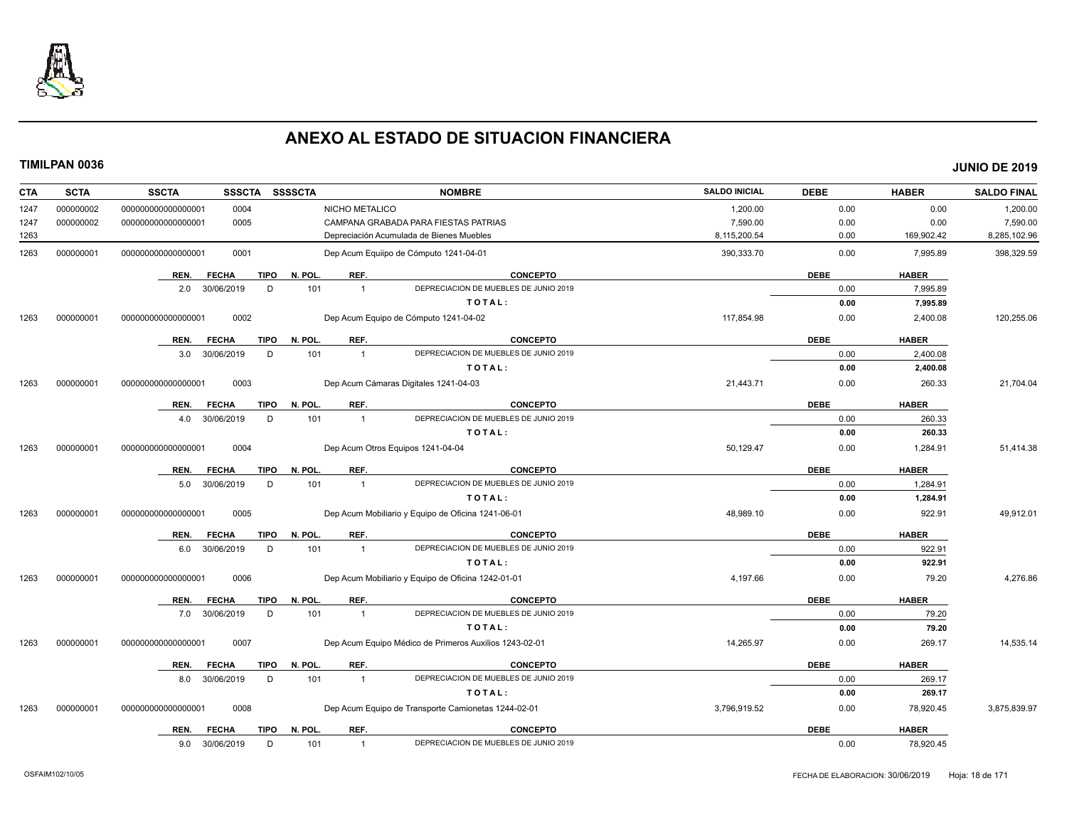# ANEXO AL ESTADO DE SITUACION FINANCIERA

**TIMILPAN 0036** **JUNIO DE 2019**

| CTA | SCTA | SSCTA | SSSCTA | SSSSCTA | NOMBRE | SALDO INICIAL | DEBE | HABER | SALDO FINAL |
|---|---|---|---|---|---|---|---|---|---|
| 1247 | 000000002 | 0000000000000000001 | 0004 | | NICHO METALICO | 1,200.00 | 0.00 | 0.00 | 1,200.00 |
| 1247 | 000000002 | 0000000000000000001 | 0005 | | CAMPANA GRABADA PARA FIESTAS PATRIAS | 7,590.00 | 0.00 | 0.00 | 7,590.00 |
| 1263 | | | | | Depreciación Acumulada de Bienes Muebles | 8,115,200.54 | 0.00 | 169,902.42 | 8,285,102.96 |
| 1263 | 000000001 | 0000000000000000001 | 0001 | | Dep Acum Equiipo de Cómputo 1241-04-01 | 390,333.70 | 0.00 | 7,995.89 | 398,329.59 |

| REN. | FECHA | TIPO | N. POL. | REF. | CONCEPTO | DEBE | HABER |
|---|---|---|---|---|---|---|---|
| 2.0 | 30/06/2019 | D | 101 | 1 | DEPRECIACION DE MUEBLES DE JUNIO 2019 | 0.00 | 7,995.89 |
| | | | | | TOTAL: | **0.00** | **7,995.89** |

| CTA | SCTA | SSCTA | SSSCTA | SSSSCTA | NOMBRE | SALDO INICIAL | DEBE | HABER | SALDO FINAL |
|---|---|---|---|---|---|---|---|---|---|
| 1263 | 000000001 | 0000000000000000001 | 0002 | | Dep Acum Equipo de Cómputo 1241-04-02 | 117,854.98 | 0.00 | 2,400.08 | 120,255.06 |

| REN. | FECHA | TIPO | N. POL. | REF. | CONCEPTO | DEBE | HABER |
|---|---|---|---|---|---|---|---|
| 3.0 | 30/06/2019 | D | 101 | 1 | DEPRECIACION DE MUEBLES DE JUNIO 2019 | 0.00 | 2,400.08 |
| | | | | | TOTAL: | **0.00** | **2,400.08** |

| CTA | SCTA | SSCTA | SSSCTA | SSSSCTA | NOMBRE | SALDO INICIAL | DEBE | HABER | SALDO FINAL |
|---|---|---|---|---|---|---|---|---|---|
| 1263 | 000000001 | 0000000000000000001 | 0003 | | Dep Acum Cámaras Digitales 1241-04-03 | 21,443.71 | 0.00 | 260.33 | 21,704.04 |

| REN. | FECHA | TIPO | N. POL. | REF. | CONCEPTO | DEBE | HABER |
|---|---|---|---|---|---|---|---|
| 4.0 | 30/06/2019 | D | 101 | 1 | DEPRECIACION DE MUEBLES DE JUNIO 2019 | 0.00 | 260.33 |
| | | | | | TOTAL: | **0.00** | **260.33** |

| CTA | SCTA | SSCTA | SSSCTA | SSSSCTA | NOMBRE | SALDO INICIAL | DEBE | HABER | SALDO FINAL |
|---|---|---|---|---|---|---|---|---|---|
| 1263 | 000000001 | 0000000000000000001 | 0004 | | Dep Acum Otros Equipos 1241-04-04 | 50,129.47 | 0.00 | 1,284.91 | 51,414.38 |

| REN. | FECHA | TIPO | N. POL. | REF. | CONCEPTO | DEBE | HABER |
|---|---|---|---|---|---|---|---|
| 5.0 | 30/06/2019 | D | 101 | 1 | DEPRECIACION DE MUEBLES DE JUNIO 2019 | 0.00 | 1,284.91 |
| | | | | | TOTAL: | **0.00** | **1,284.91** |

| CTA | SCTA | SSCTA | SSSCTA | SSSSCTA | NOMBRE | SALDO INICIAL | DEBE | HABER | SALDO FINAL |
|---|---|---|---|---|---|---|---|---|---|
| 1263 | 000000001 | 0000000000000000001 | 0005 | | Dep Acum Mobiliario y Equipo de Oficina 1241-06-01 | 48,989.10 | 0.00 | 922.91 | 49,912.01 |

| REN. | FECHA | TIPO | N. POL. | REF. | CONCEPTO | DEBE | HABER |
|---|---|---|---|---|---|---|---|
| 6.0 | 30/06/2019 | D | 101 | 1 | DEPRECIACION DE MUEBLES DE JUNIO 2019 | 0.00 | 922.91 |
| | | | | | TOTAL: | **0.00** | **922.91** |

| CTA | SCTA | SSCTA | SSSCTA | SSSSCTA | NOMBRE | SALDO INICIAL | DEBE | HABER | SALDO FINAL |
|---|---|---|---|---|---|---|---|---|---|
| 1263 | 000000001 | 0000000000000000001 | 0006 | | Dep Acum Mobiliario y Equipo de Oficina 1242-01-01 | 4,197.66 | 0.00 | 79.20 | 4,276.86 |

| REN. | FECHA | TIPO | N. POL. | REF. | CONCEPTO | DEBE | HABER |
|---|---|---|---|---|---|---|---|
| 7.0 | 30/06/2019 | D | 101 | 1 | DEPRECIACION DE MUEBLES DE JUNIO 2019 | 0.00 | 79.20 |
| | | | | | TOTAL: | **0.00** | **79.20** |

| CTA | SCTA | SSCTA | SSSCTA | SSSSCTA | NOMBRE | SALDO INICIAL | DEBE | HABER | SALDO FINAL |
|---|---|---|---|---|---|---|---|---|---|
| 1263 | 000000001 | 0000000000000000001 | 0007 | | Dep Acum Equipo Médico de Primeros Auxilios 1243-02-01 | 14,265.97 | 0.00 | 269.17 | 14,535.14 |

| REN. | FECHA | TIPO | N. POL. | REF. | CONCEPTO | DEBE | HABER |
|---|---|---|---|---|---|---|---|
| 8.0 | 30/06/2019 | D | 101 | 1 | DEPRECIACION DE MUEBLES DE JUNIO 2019 | 0.00 | 269.17 |
| | | | | | TOTAL: | **0.00** | **269.17** |

| CTA | SCTA | SSCTA | SSSCTA | SSSSCTA | NOMBRE | SALDO INICIAL | DEBE | HABER | SALDO FINAL |
|---|---|---|---|---|---|---|---|---|---|
| 1263 | 000000001 | 0000000000000000001 | 0008 | | Dep Acum Equipo de Transporte Camionetas 1244-02-01 | 3,796,919.52 | 0.00 | 78,920.45 | 3,875,839.97 |

| REN. | FECHA | TIPO | N. POL. | REF. | CONCEPTO | DEBE | HABER |
|---|---|---|---|---|---|---|---|
| 9.0 | 30/06/2019 | D | 101 | 1 | DEPRECIACION DE MUEBLES DE JUNIO 2019 | 0.00 | 78,920.45 |

OSFAIM102/10/05 FECHA DE ELABORACION: 30/06/2019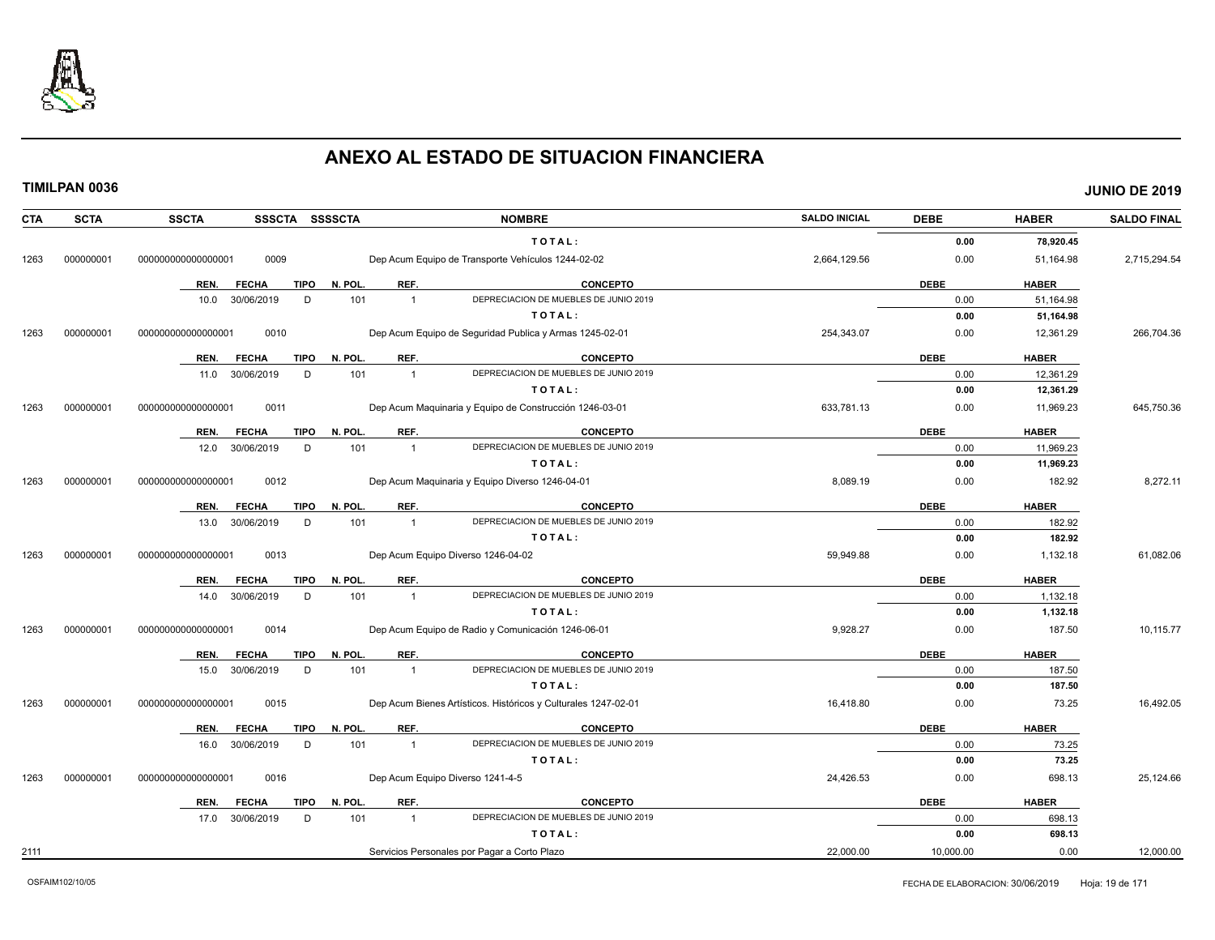# ANEXO AL ESTADO DE SITUACION FINANCIERA

**TIMILPAN 0036** **JUNIO DE 2019**

| CTA | SCTA | SSCTA | SSSCTA | SSSSCTA | NOMBRE | SALDO INICIAL | DEBE | HABER | SALDO FINAL |
|---|---|---|---|---|---|---|---|---|---|
| | | | | | TOTAL: | | 0.00 | 78,920.45 | |
| 1263 | 000000001 | 000000000000000001 | 0009 | | Dep Acum Equipo de Transporte Vehículos 1244-02-02 | 2,664,129.56 | 0.00 | 51,164.98 | 2,715,294.54 |

| REN. | FECHA | TIPO | N. POL. | REF. | CONCEPTO | DEBE | HABER |
|---|---|---|---|---|---|---|---|
| 10.0 | 30/06/2019 | D | 101 | 1 | DEPRECIACION DE MUEBLES DE JUNIO 2019 | 0.00 | 51,164.98 |
| | | | | | TOTAL: | 0.00 | 51,164.98 |

| CTA | SCTA | SSCTA | SSSCTA | SSSSCTA | NOMBRE | SALDO INICIAL | DEBE | HABER | SALDO FINAL |
|---|---|---|---|---|---|---|---|---|---|
| 1263 | 000000001 | 000000000000000001 | 0010 | | Dep Acum Equipo de Seguridad Publica y Armas 1245-02-01 | 254,343.07 | 0.00 | 12,361.29 | 266,704.36 |

| REN. | FECHA | TIPO | N. POL. | REF. | CONCEPTO | DEBE | HABER |
|---|---|---|---|---|---|---|---|
| 11.0 | 30/06/2019 | D | 101 | 1 | DEPRECIACION DE MUEBLES DE JUNIO 2019 | 0.00 | 12,361.29 |
| | | | | | TOTAL: | 0.00 | 12,361.29 |

| CTA | SCTA | SSCTA | SSSCTA | SSSSCTA | NOMBRE | SALDO INICIAL | DEBE | HABER | SALDO FINAL |
|---|---|---|---|---|---|---|---|---|---|
| 1263 | 000000001 | 000000000000000001 | 0011 | | Dep Acum Maquinaria y Equipo de Construcción 1246-03-01 | 633,781.13 | 0.00 | 11,969.23 | 645,750.36 |

| REN. | FECHA | TIPO | N. POL. | REF. | CONCEPTO | DEBE | HABER |
|---|---|---|---|---|---|---|---|
| 12.0 | 30/06/2019 | D | 101 | 1 | DEPRECIACION DE MUEBLES DE JUNIO 2019 | 0.00 | 11,969.23 |
| | | | | | TOTAL: | 0.00 | 11,969.23 |

| CTA | SCTA | SSCTA | SSSCTA | SSSSCTA | NOMBRE | SALDO INICIAL | DEBE | HABER | SALDO FINAL |
|---|---|---|---|---|---|---|---|---|---|
| 1263 | 000000001 | 000000000000000001 | 0012 | | Dep Acum Maquinaria y Equipo Diverso 1246-04-01 | 8,089.19 | 0.00 | 182.92 | 8,272.11 |

| REN. | FECHA | TIPO | N. POL. | REF. | CONCEPTO | DEBE | HABER |
|---|---|---|---|---|---|---|---|
| 13.0 | 30/06/2019 | D | 101 | 1 | DEPRECIACION DE MUEBLES DE JUNIO 2019 | 0.00 | 182.92 |
| | | | | | TOTAL: | 0.00 | 182.92 |

| CTA | SCTA | SSCTA | SSSCTA | SSSSCTA | NOMBRE | SALDO INICIAL | DEBE | HABER | SALDO FINAL |
|---|---|---|---|---|---|---|---|---|---|
| 1263 | 000000001 | 000000000000000001 | 0013 | | Dep Acum Equipo Diverso 1246-04-02 | 59,949.88 | 0.00 | 1,132.18 | 61,082.06 |

| REN. | FECHA | TIPO | N. POL. | REF. | CONCEPTO | DEBE | HABER |
|---|---|---|---|---|---|---|---|
| 14.0 | 30/06/2019 | D | 101 | 1 | DEPRECIACION DE MUEBLES DE JUNIO 2019 | 0.00 | 1,132.18 |
| | | | | | TOTAL: | 0.00 | 1,132.18 |

| CTA | SCTA | SSCTA | SSSCTA | SSSSCTA | NOMBRE | SALDO INICIAL | DEBE | HABER | SALDO FINAL |
|---|---|---|---|---|---|---|---|---|---|
| 1263 | 000000001 | 000000000000000001 | 0014 | | Dep Acum Equipo de Radio y Comunicación 1246-06-01 | 9,928.27 | 0.00 | 187.50 | 10,115.77 |

| REN. | FECHA | TIPO | N. POL. | REF. | CONCEPTO | DEBE | HABER |
|---|---|---|---|---|---|---|---|
| 15.0 | 30/06/2019 | D | 101 | 1 | DEPRECIACION DE MUEBLES DE JUNIO 2019 | 0.00 | 187.50 |
| | | | | | TOTAL: | 0.00 | 187.50 |

| CTA | SCTA | SSCTA | SSSCTA | SSSSCTA | NOMBRE | SALDO INICIAL | DEBE | HABER | SALDO FINAL |
|---|---|---|---|---|---|---|---|---|---|
| 1263 | 000000001 | 000000000000000001 | 0015 | | Dep Acum Bienes Artísticos. Históricos y Culturales 1247-02-01 | 16,418.80 | 0.00 | 73.25 | 16,492.05 |

| REN. | FECHA | TIPO | N. POL. | REF. | CONCEPTO | DEBE | HABER |
|---|---|---|---|---|---|---|---|
| 16.0 | 30/06/2019 | D | 101 | 1 | DEPRECIACION DE MUEBLES DE JUNIO 2019 | 0.00 | 73.25 |
| | | | | | TOTAL: | 0.00 | 73.25 |

| CTA | SCTA | SSCTA | SSSCTA | SSSSCTA | NOMBRE | SALDO INICIAL | DEBE | HABER | SALDO FINAL |
|---|---|---|---|---|---|---|---|---|---|
| 1263 | 000000001 | 000000000000000001 | 0016 | | Dep Acum Equipo Diverso 1241-4-5 | 24,426.53 | 0.00 | 698.13 | 25,124.66 |

| REN. | FECHA | TIPO | N. POL. | REF. | CONCEPTO | DEBE | HABER |
|---|---|---|---|---|---|---|---|
| 17.0 | 30/06/2019 | D | 101 | 1 | DEPRECIACION DE MUEBLES DE JUNIO 2019 | 0.00 | 698.13 |
| | | | | | TOTAL: | 0.00 | 698.13 |

| CTA | SCTA | SSCTA | SSSCTA | SSSSCTA | NOMBRE | SALDO INICIAL | DEBE | HABER | SALDO FINAL |
|---|---|---|---|---|---|---|---|---|---|
| 2111 | | | | | Servicios Personales por Pagar a Corto Plazo | 22,000.00 | 10,000.00 | 0.00 | 12,000.00 |

OSFAIM102/10/05 FECHA DE ELABORACION: 30/06/2019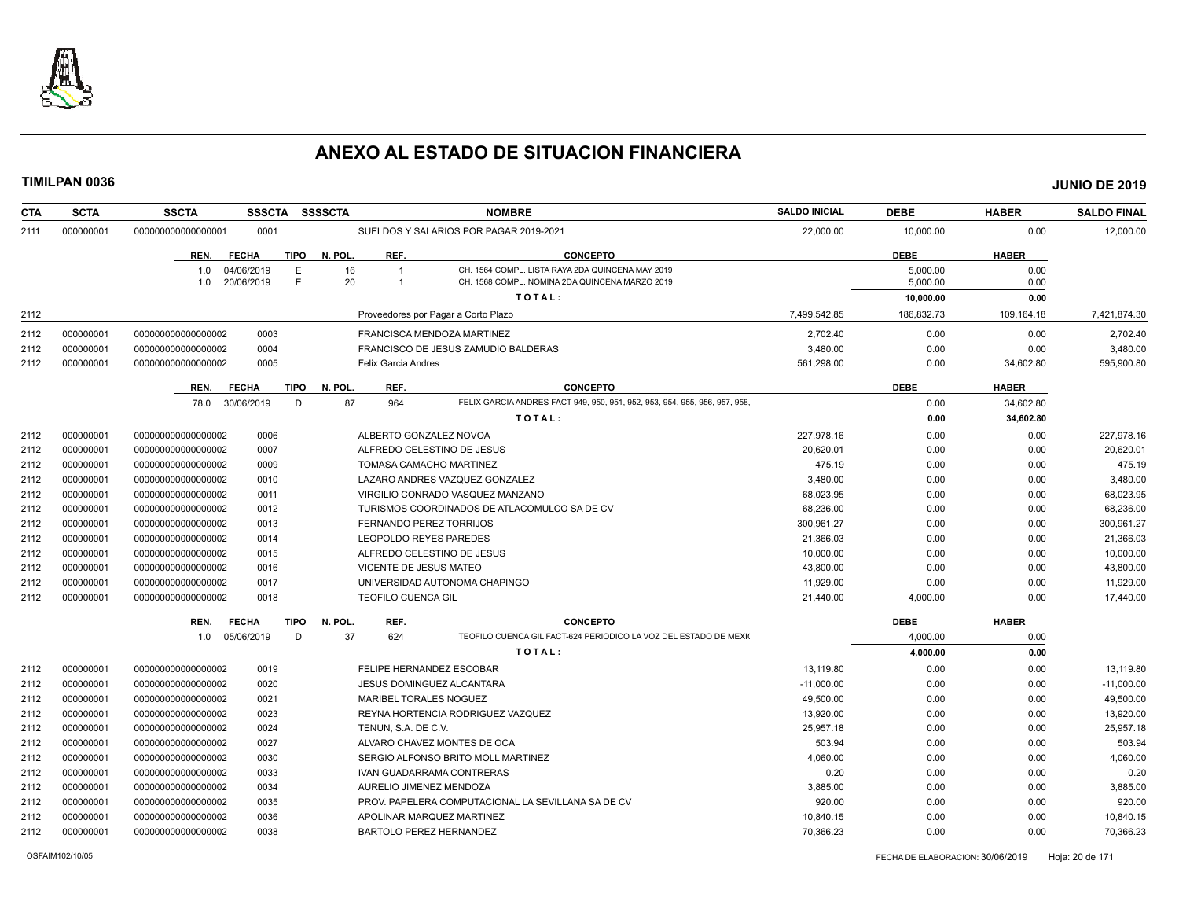# ANEXO AL ESTADO DE SITUACION FINANCIERA

**TIMILPAN 0036** **JUNIO DE 2019**

| CTA | SCTA | SSCTA | SSSCTA | SSSSCTA | NOMBRE | SALDO INICIAL | DEBE | HABER | SALDO FINAL |
|---|---|---|---|---|---|---|---|---|---|
| 2111 | 000000001 | 0000000000000000001 | 0001 | | SUELDOS Y SALARIOS POR PAGAR 2019-2021 | 22,000.00 | 10,000.00 | 0.00 | 12,000.00 |

| REN. | FECHA | TIPO | N. POL. | REF. | CONCEPTO | DEBE | HABER |
|---|---|---|---|---|---|---|---|
| 1.0 | 04/06/2019 | E | 16 | 1 | CH. 1564 COMPL. LISTA RAYA 2DA QUINCENA MAY 2019 | 5,000.00 | 0.00 |
| 1.0 | 20/06/2019 | E | 20 | 1 | CH. 1568 COMPL. NOMINA 2DA QUINCENA MARZO 2019 | 5,000.00 | 0.00 |
| | | | | | TOTAL: | 10,000.00 | 0.00 |

| CTA | SCTA | SSCTA | SSSCTA | SSSSCTA | NOMBRE | SALDO INICIAL | DEBE | HABER | SALDO FINAL |
|---|---|---|---|---|---|---|---|---|---|
| 2112 | | | | | Proveedores por Pagar a Corto Plazo | 7,499,542.85 | 186,832.73 | 109,164.18 | 7,421,874.30 |
| 2112 | 000000001 | 0000000000000000002 | 0003 | | FRANCISCA MENDOZA MARTINEZ | 2,702.40 | 0.00 | 0.00 | 2,702.40 |
| 2112 | 000000001 | 0000000000000000002 | 0004 | | FRANCISCO DE JESUS ZAMUDIO BALDERAS | 3,480.00 | 0.00 | 0.00 | 3,480.00 |
| 2112 | 000000001 | 0000000000000000002 | 0005 | | Felix Garcia Andres | 561,298.00 | 0.00 | 34,602.80 | 595,900.80 |

| REN. | FECHA | TIPO | N. POL. | REF. | CONCEPTO | DEBE | HABER |
|---|---|---|---|---|---|---|---|
| 78.0 | 30/06/2019 | D | 87 | 964 | FELIX GARCIA ANDRES FACT 949, 950, 951, 952, 953, 954, 955, 956, 957, 958, | 0.00 | 34,602.80 |
| | | | | | TOTAL: | 0.00 | 34,602.80 |

| CTA | SCTA | SSCTA | SSSCTA | SSSSCTA | NOMBRE | SALDO INICIAL | DEBE | HABER | SALDO FINAL |
|---|---|---|---|---|---|---|---|---|---|
| 2112 | 000000001 | 0000000000000000002 | 0006 | | ALBERTO GONZALEZ NOVOA | 227,978.16 | 0.00 | 0.00 | 227,978.16 |
| 2112 | 000000001 | 0000000000000000002 | 0007 | | ALFREDO CELESTINO DE JESUS | 20,620.01 | 0.00 | 0.00 | 20,620.01 |
| 2112 | 000000001 | 0000000000000000002 | 0009 | | TOMASA CAMACHO MARTINEZ | 475.19 | 0.00 | 0.00 | 475.19 |
| 2112 | 000000001 | 0000000000000000002 | 0010 | | LAZARO ANDRES VAZQUEZ GONZALEZ | 3,480.00 | 0.00 | 0.00 | 3,480.00 |
| 2112 | 000000001 | 0000000000000000002 | 0011 | | VIRGILIO CONRADO VASQUEZ MANZANO | 68,023.95 | 0.00 | 0.00 | 68,023.95 |
| 2112 | 000000001 | 0000000000000000002 | 0012 | | TURISMOS COORDINADOS DE ATLACOMULCO SA DE CV | 68,236.00 | 0.00 | 0.00 | 68,236.00 |
| 2112 | 000000001 | 0000000000000000002 | 0013 | | FERNANDO PEREZ TORRIJOS | 300,961.27 | 0.00 | 0.00 | 300,961.27 |
| 2112 | 000000001 | 0000000000000000002 | 0014 | | LEOPOLDO REYES PAREDES | 21,366.03 | 0.00 | 0.00 | 21,366.03 |
| 2112 | 000000001 | 0000000000000000002 | 0015 | | ALFREDO CELESTINO DE JESUS | 10,000.00 | 0.00 | 0.00 | 10,000.00 |
| 2112 | 000000001 | 0000000000000000002 | 0016 | | VICENTE DE JESUS MATEO | 43,800.00 | 0.00 | 0.00 | 43,800.00 |
| 2112 | 000000001 | 0000000000000000002 | 0017 | | UNIVERSIDAD AUTONOMA CHAPINGO | 11,929.00 | 0.00 | 0.00 | 11,929.00 |
| 2112 | 000000001 | 0000000000000000002 | 0018 | | TEOFILO CUENCA GIL | 21,440.00 | 4,000.00 | 0.00 | 17,440.00 |

| REN. | FECHA | TIPO | N. POL. | REF. | CONCEPTO | DEBE | HABER |
|---|---|---|---|---|---|---|---|
| 1.0 | 05/06/2019 | D | 37 | 624 | TEOFILO CUENCA GIL FACT-624 PERIODICO LA VOZ DEL ESTADO DE MEXI( | 4,000.00 | 0.00 |
| | | | | | TOTAL: | 4,000.00 | 0.00 |

| CTA | SCTA | SSCTA | SSSCTA | SSSSCTA | NOMBRE | SALDO INICIAL | DEBE | HABER | SALDO FINAL |
|---|---|---|---|---|---|---|---|---|---|
| 2112 | 000000001 | 0000000000000000002 | 0019 | | FELIPE HERNANDEZ ESCOBAR | 13,119.80 | 0.00 | 0.00 | 13,119.80 |
| 2112 | 000000001 | 0000000000000000002 | 0020 | | JESUS DOMINGUEZ ALCANTARA | -11,000.00 | 0.00 | 0.00 | -11,000.00 |
| 2112 | 000000001 | 0000000000000000002 | 0021 | | MARIBEL TORALES NOGUEZ | 49,500.00 | 0.00 | 0.00 | 49,500.00 |
| 2112 | 000000001 | 0000000000000000002 | 0023 | | REYNA HORTENCIA RODRIGUEZ VAZQUEZ | 13,920.00 | 0.00 | 0.00 | 13,920.00 |
| 2112 | 000000001 | 0000000000000000002 | 0024 | | TENUN, S.A. DE C.V. | 25,957.18 | 0.00 | 0.00 | 25,957.18 |
| 2112 | 000000001 | 0000000000000000002 | 0027 | | ALVARO CHAVEZ MONTES DE OCA | 503.94 | 0.00 | 0.00 | 503.94 |
| 2112 | 000000001 | 0000000000000000002 | 0030 | | SERGIO ALFONSO BRITO MOLL MARTINEZ | 4,060.00 | 0.00 | 0.00 | 4,060.00 |
| 2112 | 000000001 | 0000000000000000002 | 0033 | | IVAN GUADARRAMA CONTRERAS | 0.20 | 0.00 | 0.00 | 0.20 |
| 2112 | 000000001 | 0000000000000000002 | 0034 | | AURELIO JIMENEZ MENDOZA | 3,885.00 | 0.00 | 0.00 | 3,885.00 |
| 2112 | 000000001 | 0000000000000000002 | 0035 | | PROV. PAPELERA COMPUTACIONAL LA SEVILLANA SA DE CV | 920.00 | 0.00 | 0.00 | 920.00 |
| 2112 | 000000001 | 0000000000000000002 | 0036 | | APOLINAR MARQUEZ MARTINEZ | 10,840.15 | 0.00 | 0.00 | 10,840.15 |
| 2112 | 000000001 | 0000000000000000002 | 0038 | | BARTOLO PEREZ HERNANDEZ | 70,366.23 | 0.00 | 0.00 | 70,366.23 |

OSFAIM102/10/05 FECHA DE ELABORACION: 30/06/2019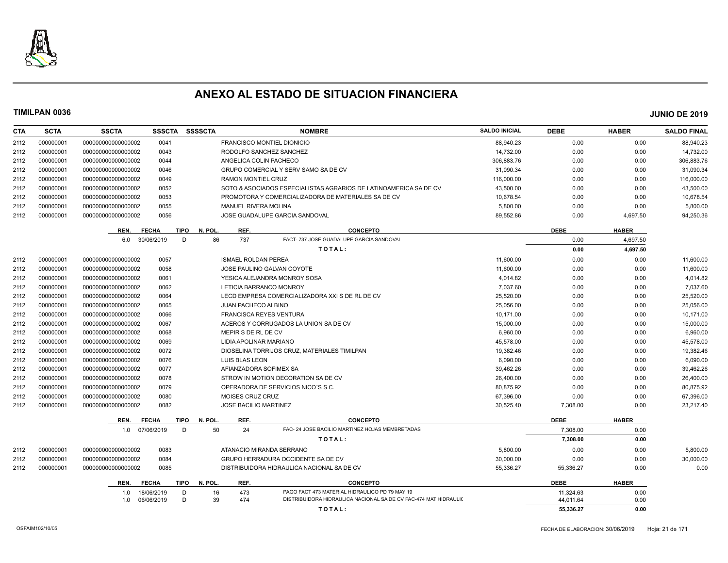# ANEXO AL ESTADO DE SITUACION FINANCIERA

**TIMILPAN 0036** **JUNIO DE 2019**

| CTA | SCTA | SSCTA | SSSCTA | SSSSCTA | NOMBRE | SALDO INICIAL | DEBE | HABER | SALDO FINAL |
|---|---|---|---|---|---|---|---|---|---|
| 2112 | 000000001 | 0000000000000000002 | 0041 | | FRANCISCO MONTIEL DIONICIO | 88,940.23 | 0.00 | 0.00 | 88,940.23 |
| 2112 | 000000001 | 0000000000000000002 | 0043 | | RODOLFO SANCHEZ SANCHEZ | 14,732.00 | 0.00 | 0.00 | 14,732.00 |
| 2112 | 000000001 | 0000000000000000002 | 0044 | | ANGELICA COLIN PACHECO | 306,883.76 | 0.00 | 0.00 | 306,883.76 |
| 2112 | 000000001 | 0000000000000000002 | 0046 | | GRUPO COMERCIAL Y SERV SAMO SA DE CV | 31,090.34 | 0.00 | 0.00 | 31,090.34 |
| 2112 | 000000001 | 0000000000000000002 | 0049 | | RAMON MONTIEL CRUZ | 116,000.00 | 0.00 | 0.00 | 116,000.00 |
| 2112 | 000000001 | 0000000000000000002 | 0052 | | SOTO & ASOCIADOS ESPECIALISTAS AGRARIOS DE LATINOAMERICA SA DE CV | 43,500.00 | 0.00 | 0.00 | 43,500.00 |
| 2112 | 000000001 | 0000000000000000002 | 0053 | | PROMOTORA Y COMERCIALIZADORA DE MATERIALES SA DE CV | 10,678.54 | 0.00 | 0.00 | 10,678.54 |
| 2112 | 000000001 | 0000000000000000002 | 0055 | | MANUEL RIVERA MOLINA | 5,800.00 | 0.00 | 0.00 | 5,800.00 |
| 2112 | 000000001 | 0000000000000000002 | 0056 | | JOSE GUADALUPE GARCIA SANDOVAL | 89,552.86 | 0.00 | 4,697.50 | 94,250.36 |

| REN. | FECHA | TIPO | N. POL. | REF. | CONCEPTO | DEBE | HABER |
|---|---|---|---|---|---|---|---|
| 6.0 | 30/06/2019 | D | 86 | 737 | FACT- 737 JOSE GUADALUPE GARCIA SANDOVAL | 0.00 | 4,697.50 |
| | | | | | **TOTAL:** | **0.00** | **4,697.50** |

| CTA | SCTA | SSCTA | SSSCTA | SSSSCTA | NOMBRE | SALDO INICIAL | DEBE | HABER | SALDO FINAL |
|---|---|---|---|---|---|---|---|---|---|
| 2112 | 000000001 | 0000000000000000002 | 0057 | | ISMAEL ROLDAN PEREA | 11,600.00 | 0.00 | 0.00 | 11,600.00 |
| 2112 | 000000001 | 0000000000000000002 | 0058 | | JOSE PAULINO GALVAN COYOTE | 11,600.00 | 0.00 | 0.00 | 11,600.00 |
| 2112 | 000000001 | 0000000000000000002 | 0061 | | YESICA ALEJANDRA MONROY SOSA | 4,014.82 | 0.00 | 0.00 | 4,014.82 |
| 2112 | 000000001 | 0000000000000000002 | 0062 | | LETICIA BARRANCO MONROY | 7,037.60 | 0.00 | 0.00 | 7,037.60 |
| 2112 | 000000001 | 0000000000000000002 | 0064 | | LECD EMPRESA COMERCIALIZADORA XXI S DE RL DE CV | 25,520.00 | 0.00 | 0.00 | 25,520.00 |
| 2112 | 000000001 | 0000000000000000002 | 0065 | | JUAN PACHECO ALBINO | 25,056.00 | 0.00 | 0.00 | 25,056.00 |
| 2112 | 000000001 | 0000000000000000002 | 0066 | | FRANCISCA REYES VENTURA | 10,171.00 | 0.00 | 0.00 | 10,171.00 |
| 2112 | 000000001 | 0000000000000000002 | 0067 | | ACEROS Y CORRUGADOS LA UNION SA DE CV | 15,000.00 | 0.00 | 0.00 | 15,000.00 |
| 2112 | 000000001 | 0000000000000000002 | 0068 | | MEPIR S DE RL DE CV | 6,960.00 | 0.00 | 0.00 | 6,960.00 |
| 2112 | 000000001 | 0000000000000000002 | 0069 | | LIDIA APOLINAR MARIANO | 45,578.00 | 0.00 | 0.00 | 45,578.00 |
| 2112 | 000000001 | 0000000000000000002 | 0072 | | DIOSELINA TORRIJOS CRUZ, MATERIALES TIMILPAN | 19,382.46 | 0.00 | 0.00 | 19,382.46 |
| 2112 | 000000001 | 0000000000000000002 | 0076 | | LUIS BLAS LEON | 6,090.00 | 0.00 | 0.00 | 6,090.00 |
| 2112 | 000000001 | 0000000000000000002 | 0077 | | AFIANZADORA SOFIMEX SA | 39,462.26 | 0.00 | 0.00 | 39,462.26 |
| 2112 | 000000001 | 0000000000000000002 | 0078 | | STROW IN MOTION DECORATION SA DE CV | 26,400.00 | 0.00 | 0.00 | 26,400.00 |
| 2112 | 000000001 | 0000000000000000002 | 0079 | | OPERADORA DE SERVICIOS NICO´S S.C. | 80,875.92 | 0.00 | 0.00 | 80,875.92 |
| 2112 | 000000001 | 0000000000000000002 | 0080 | | MOISES CRUZ CRUZ | 67,396.00 | 0.00 | 0.00 | 67,396.00 |
| 2112 | 000000001 | 0000000000000000002 | 0082 | | JOSE BACILIO MARTINEZ | 30,525.40 | 7,308.00 | 0.00 | 23,217.40 |

| REN. | FECHA | TIPO | N. POL. | REF. | CONCEPTO | DEBE | HABER |
|---|---|---|---|---|---|---|---|
| 1.0 | 07/06/2019 | D | 50 | 24 | FAC- 24 JOSE BACILIO MARTINEZ HOJAS MEMBRETADAS | 7,308.00 | 0.00 |
| | | | | | **TOTAL:** | **7,308.00** | **0.00** |

| CTA | SCTA | SSCTA | SSSCTA | SSSSCTA | NOMBRE | SALDO INICIAL | DEBE | HABER | SALDO FINAL |
|---|---|---|---|---|---|---|---|---|---|
| 2112 | 000000001 | 0000000000000000002 | 0083 | | ATANACIO MIRANDA SERRANO | 5,800.00 | 0.00 | 0.00 | 5,800.00 |
| 2112 | 000000001 | 0000000000000000002 | 0084 | | GRUPO HERRADURA OCCIDENTE SA DE CV | 30,000.00 | 0.00 | 0.00 | 30,000.00 |
| 2112 | 000000001 | 0000000000000000002 | 0085 | | DISTRIBUIDORA HIDRAULICA NACIONAL SA DE CV | 55,336.27 | 55,336.27 | 0.00 | 0.00 |

| REN. | FECHA | TIPO | N. POL. | REF. | CONCEPTO | DEBE | HABER |
|---|---|---|---|---|---|---|---|
| 1.0 | 18/06/2019 | D | 16 | 473 | PAGO FACT 473 MATERIAL HIDRAULICO PD 79 MAY 19 | 11,324.63 | 0.00 |
| 1.0 | 06/06/2019 | D | 39 | 474 | DISTRIBUIDORA HIDRAULICA NACIONAL SA DE CV FAC-474 MAT HIDRAULIC | 44,011.64 | 0.00 |
| | | | | | **TOTAL:** | **55,336.27** | **0.00** |

OSFAIM102/10/05 FECHA DE ELABORACION: 30/06/2019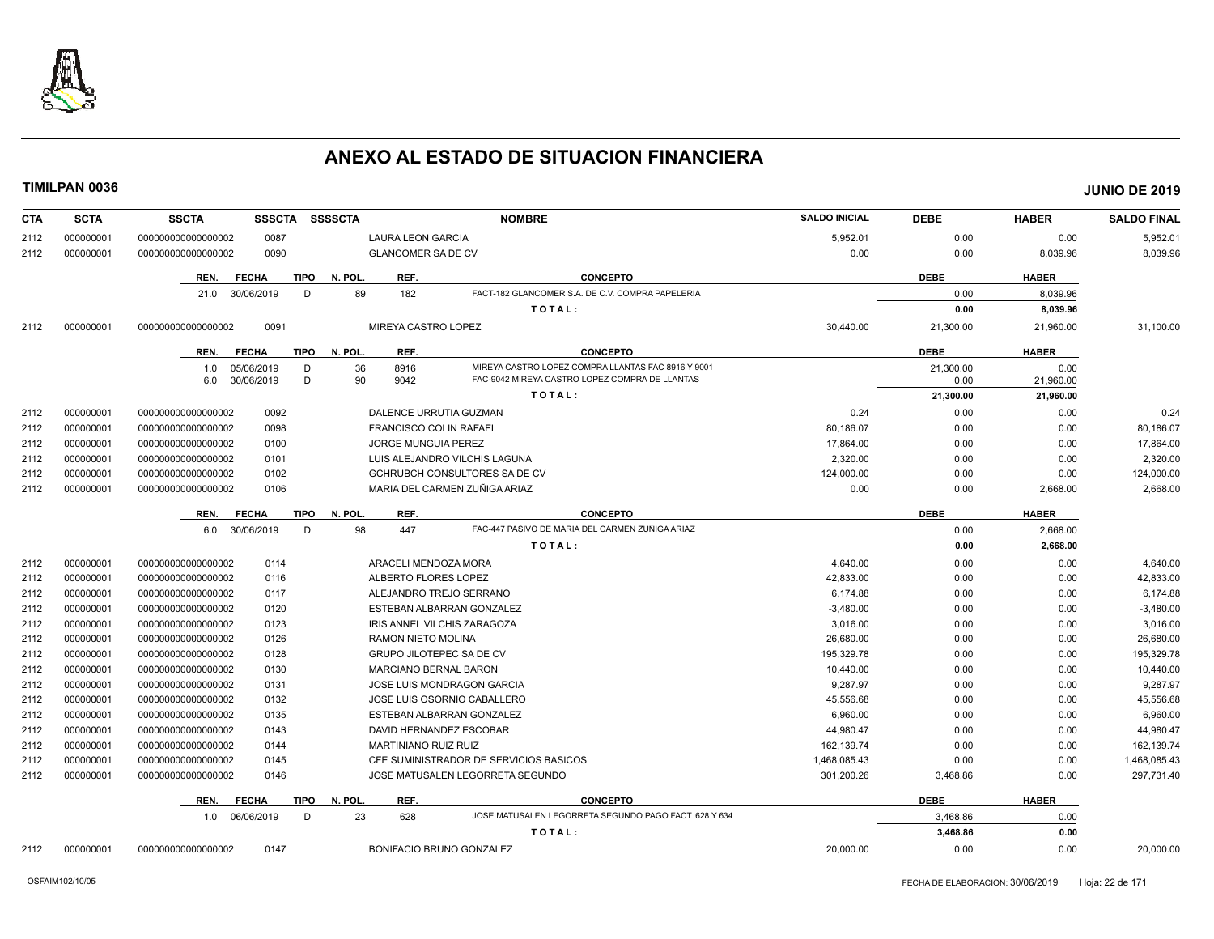# ANEXO AL ESTADO DE SITUACION FINANCIERA

**TIMILPAN 0036** **JUNIO DE 2019**

| CTA | SCTA | SSCTA | SSSCTA | SSSSCTA | NOMBRE | SALDO INICIAL | DEBE | HABER | SALDO FINAL |
|---|---|---|---|---|---|---|---|---|---|
| 2112 | 000000001 | 0000000000000000002 | 0087 | | LAURA LEON GARCIA | 5,952.01 | 0.00 | 0.00 | 5,952.01 |
| 2112 | 000000001 | 0000000000000000002 | 0090 | | GLANCOMER SA DE CV | 0.00 | 0.00 | 8,039.96 | 8,039.96 |

| REN. | FECHA | TIPO | N. POL. | REF. | CONCEPTO | DEBE | HABER |
|---|---|---|---|---|---|---|---|
| 21.0 | 30/06/2019 | D | 89 | 182 | FACT-182 GLANCOMER S.A. DE C.V. COMPRA PAPELERIA | 0.00 | 8,039.96 |
| | | | | | TOTAL: | 0.00 | 8,039.96 |

| CTA | SCTA | SSCTA | SSSCTA | SSSSCTA | NOMBRE | SALDO INICIAL | DEBE | HABER | SALDO FINAL |
|---|---|---|---|---|---|---|---|---|---|
| 2112 | 000000001 | 0000000000000000002 | 0091 | | MIREYA CASTRO LOPEZ | 30,440.00 | 21,300.00 | 21,960.00 | 31,100.00 |

| REN. | FECHA | TIPO | N. POL. | REF. | CONCEPTO | DEBE | HABER |
|---|---|---|---|---|---|---|---|
| 1.0 | 05/06/2019 | D | 36 | 8916 | MIREYA CASTRO LOPEZ COMPRA LLANTAS FAC 8916 Y 9001 | 21,300.00 | 0.00 |
| 6.0 | 30/06/2019 | D | 90 | 9042 | FAC-9042 MIREYA CASTRO LOPEZ COMPRA DE LLANTAS | 0.00 | 21,960.00 |
| | | | | | TOTAL: | 21,300.00 | 21,960.00 |

| CTA | SCTA | SSCTA | SSSCTA | SSSSCTA | NOMBRE | SALDO INICIAL | DEBE | HABER | SALDO FINAL |
|---|---|---|---|---|---|---|---|---|---|
| 2112 | 000000001 | 0000000000000000002 | 0092 | | DALENCE URRUTIA GUZMAN | 0.24 | 0.00 | 0.00 | 0.24 |
| 2112 | 000000001 | 0000000000000000002 | 0098 | | FRANCISCO COLIN RAFAEL | 80,186.07 | 0.00 | 0.00 | 80,186.07 |
| 2112 | 000000001 | 0000000000000000002 | 0100 | | JORGE MUNGUIA PEREZ | 17,864.00 | 0.00 | 0.00 | 17,864.00 |
| 2112 | 000000001 | 0000000000000000002 | 0101 | | LUIS ALEJANDRO VILCHIS LAGUNA | 2,320.00 | 0.00 | 0.00 | 2,320.00 |
| 2112 | 000000001 | 0000000000000000002 | 0102 | | GCHRUBCH CONSULTORES SA DE CV | 124,000.00 | 0.00 | 0.00 | 124,000.00 |
| 2112 | 000000001 | 0000000000000000002 | 0106 | | MARIA DEL CARMEN ZUÑIGA ARIAZ | 0.00 | 0.00 | 2,668.00 | 2,668.00 |

| REN. | FECHA | TIPO | N. POL. | REF. | CONCEPTO | DEBE | HABER |
|---|---|---|---|---|---|---|---|
| 6.0 | 30/06/2019 | D | 98 | 447 | FAC-447 PASIVO DE MARIA DEL CARMEN ZUÑIGA ARIAZ | 0.00 | 2,668.00 |
| | | | | | TOTAL: | 0.00 | 2,668.00 |

| CTA | SCTA | SSCTA | SSSCTA | SSSSCTA | NOMBRE | SALDO INICIAL | DEBE | HABER | SALDO FINAL |
|---|---|---|---|---|---|---|---|---|---|
| 2112 | 000000001 | 0000000000000000002 | 0114 | | ARACELI MENDOZA MORA | 4,640.00 | 0.00 | 0.00 | 4,640.00 |
| 2112 | 000000001 | 0000000000000000002 | 0116 | | ALBERTO FLORES LOPEZ | 42,833.00 | 0.00 | 0.00 | 42,833.00 |
| 2112 | 000000001 | 0000000000000000002 | 0117 | | ALEJANDRO TREJO SERRANO | 6,174.88 | 0.00 | 0.00 | 6,174.88 |
| 2112 | 000000001 | 0000000000000000002 | 0120 | | ESTEBAN ALBARRAN GONZALEZ | -3,480.00 | 0.00 | 0.00 | -3,480.00 |
| 2112 | 000000001 | 0000000000000000002 | 0123 | | IRIS ANNEL VILCHIS ZARAGOZA | 3,016.00 | 0.00 | 0.00 | 3,016.00 |
| 2112 | 000000001 | 0000000000000000002 | 0126 | | RAMON NIETO MOLINA | 26,680.00 | 0.00 | 0.00 | 26,680.00 |
| 2112 | 000000001 | 0000000000000000002 | 0128 | | GRUPO JILOTEPEC SA DE CV | 195,329.78 | 0.00 | 0.00 | 195,329.78 |
| 2112 | 000000001 | 0000000000000000002 | 0130 | | MARCIANO BERNAL BARON | 10,440.00 | 0.00 | 0.00 | 10,440.00 |
| 2112 | 000000001 | 0000000000000000002 | 0131 | | JOSE LUIS MONDRAGON GARCIA | 9,287.97 | 0.00 | 0.00 | 9,287.97 |
| 2112 | 000000001 | 0000000000000000002 | 0132 | | JOSE LUIS OSORNIO CABALLERO | 45,556.68 | 0.00 | 0.00 | 45,556.68 |
| 2112 | 000000001 | 0000000000000000002 | 0135 | | ESTEBAN ALBARRAN GONZALEZ | 6,960.00 | 0.00 | 0.00 | 6,960.00 |
| 2112 | 000000001 | 0000000000000000002 | 0143 | | DAVID HERNANDEZ ESCOBAR | 44,980.47 | 0.00 | 0.00 | 44,980.47 |
| 2112 | 000000001 | 0000000000000000002 | 0144 | | MARTINIANO RUIZ RUIZ | 162,139.74 | 0.00 | 0.00 | 162,139.74 |
| 2112 | 000000001 | 0000000000000000002 | 0145 | | CFE SUMINISTRADOR DE SERVICIOS BASICOS | 1,468,085.43 | 0.00 | 0.00 | 1,468,085.43 |
| 2112 | 000000001 | 0000000000000000002 | 0146 | | JOSE MATUSALEN LEGORRETA SEGUNDO | 301,200.26 | 3,468.86 | 0.00 | 297,731.40 |

| REN. | FECHA | TIPO | N. POL. | REF. | CONCEPTO | DEBE | HABER |
|---|---|---|---|---|---|---|---|
| 1.0 | 06/06/2019 | D | 23 | 628 | JOSE MATUSALEN LEGORRETA SEGUNDO PAGO FACT. 628 Y 634 | 3,468.86 | 0.00 |
| | | | | | TOTAL: | 3,468.86 | 0.00 |

| CTA | SCTA | SSCTA | SSSCTA | SSSSCTA | NOMBRE | SALDO INICIAL | DEBE | HABER | SALDO FINAL |
|---|---|---|---|---|---|---|---|---|---|
| 2112 | 000000001 | 0000000000000000002 | 0147 | | BONIFACIO BRUNO GONZALEZ | 20,000.00 | 0.00 | 0.00 | 20,000.00 |

OSFAIM102/10/05 FECHA DE ELABORACION: 30/06/2019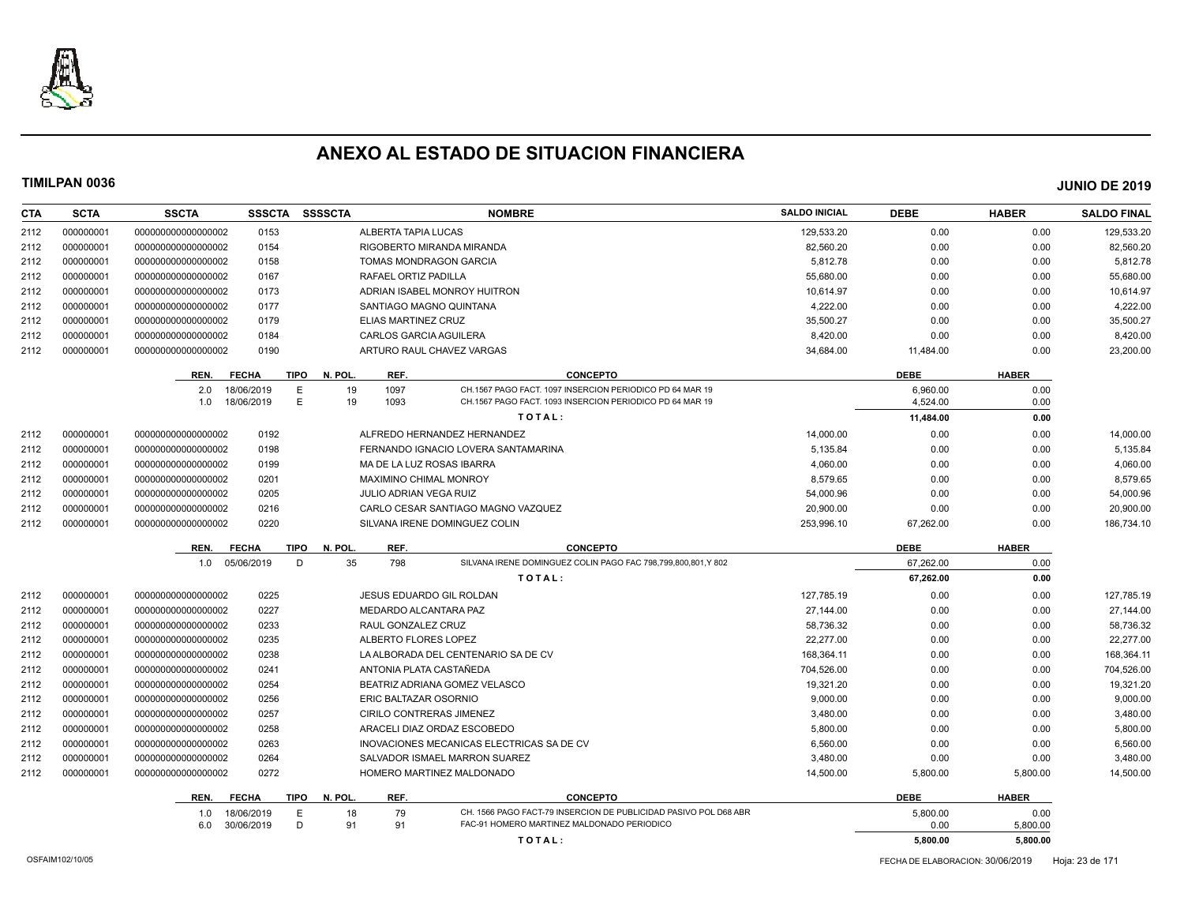# ANEXO AL ESTADO DE SITUACION FINANCIERA

**TIMILPAN 0036** **JUNIO DE 2019**

| CTA | SCTA | SSCTA | SSSCTA | SSSSCTA | NOMBRE | SALDO INICIAL | DEBE | HABER | SALDO FINAL |
|---|---|---|---|---|---|---|---|---|---|
| 2112 | 000000001 | 0000000000000000002 | 0153 | | ALBERTA TAPIA LUCAS | 129,533.20 | 0.00 | 0.00 | 129,533.20 |
| 2112 | 000000001 | 0000000000000000002 | 0154 | | RIGOBERTO MIRANDA MIRANDA | 82,560.20 | 0.00 | 0.00 | 82,560.20 |
| 2112 | 000000001 | 0000000000000000002 | 0158 | | TOMAS MONDRAGON GARCIA | 5,812.78 | 0.00 | 0.00 | 5,812.78 |
| 2112 | 000000001 | 0000000000000000002 | 0167 | | RAFAEL ORTIZ PADILLA | 55,680.00 | 0.00 | 0.00 | 55,680.00 |
| 2112 | 000000001 | 0000000000000000002 | 0173 | | ADRIAN ISABEL MONROY HUITRON | 10,614.97 | 0.00 | 0.00 | 10,614.97 |
| 2112 | 000000001 | 0000000000000000002 | 0177 | | SANTIAGO MAGNO QUINTANA | 4,222.00 | 0.00 | 0.00 | 4,222.00 |
| 2112 | 000000001 | 0000000000000000002 | 0179 | | ELIAS MARTINEZ CRUZ | 35,500.27 | 0.00 | 0.00 | 35,500.27 |
| 2112 | 000000001 | 0000000000000000002 | 0184 | | CARLOS GARCIA AGUILERA | 8,420.00 | 0.00 | 0.00 | 8,420.00 |
| 2112 | 000000001 | 0000000000000000002 | 0190 | | ARTURO RAUL CHAVEZ VARGAS | 34,684.00 | 11,484.00 | 0.00 | 23,200.00 |

| REN. | FECHA | TIPO | N. POL. | REF. | CONCEPTO | DEBE | HABER |
|---|---|---|---|---|---|---|---|
| 2.0 | 18/06/2019 | E | 19 | 1097 | CH.1567 PAGO FACT. 1097 INSERCION PERIODICO PD 64 MAR 19 | 6,960.00 | 0.00 |
| 1.0 | 18/06/2019 | E | 19 | 1093 | CH.1567 PAGO FACT. 1093 INSERCION PERIODICO PD 64 MAR 19 | 4,524.00 | 0.00 |
| | | | | | **TOTAL:** | **11,484.00** | **0.00** |

| CTA | SCTA | SSCTA | SSSCTA | SSSSCTA | NOMBRE | SALDO INICIAL | DEBE | HABER | SALDO FINAL |
|---|---|---|---|---|---|---|---|---|---|
| 2112 | 000000001 | 0000000000000000002 | 0192 | | ALFREDO HERNANDEZ HERNANDEZ | 14,000.00 | 0.00 | 0.00 | 14,000.00 |
| 2112 | 000000001 | 0000000000000000002 | 0198 | | FERNANDO IGNACIO LOVERA SANTAMARINA | 5,135.84 | 0.00 | 0.00 | 5,135.84 |
| 2112 | 000000001 | 0000000000000000002 | 0199 | | MA DE LA LUZ ROSAS IBARRA | 4,060.00 | 0.00 | 0.00 | 4,060.00 |
| 2112 | 000000001 | 0000000000000000002 | 0201 | | MAXIMINO CHIMAL MONROY | 8,579.65 | 0.00 | 0.00 | 8,579.65 |
| 2112 | 000000001 | 0000000000000000002 | 0205 | | JULIO ADRIAN VEGA RUIZ | 54,000.96 | 0.00 | 0.00 | 54,000.96 |
| 2112 | 000000001 | 0000000000000000002 | 0216 | | CARLO CESAR SANTIAGO MAGNO VAZQUEZ | 20,900.00 | 0.00 | 0.00 | 20,900.00 |
| 2112 | 000000001 | 0000000000000000002 | 0220 | | SILVANA IRENE DOMINGUEZ COLIN | 253,996.10 | 67,262.00 | 0.00 | 186,734.10 |

| REN. | FECHA | TIPO | N. POL. | REF. | CONCEPTO | DEBE | HABER |
|---|---|---|---|---|---|---|---|
| 1.0 | 05/06/2019 | D | 35 | 798 | SILVANA IRENE DOMINGUEZ COLIN PAGO FAC 798,799,800,801,Y 802 | 67,262.00 | 0.00 |
| | | | | | **TOTAL:** | **67,262.00** | **0.00** |

| CTA | SCTA | SSCTA | SSSCTA | SSSSCTA | NOMBRE | SALDO INICIAL | DEBE | HABER | SALDO FINAL |
|---|---|---|---|---|---|---|---|---|---|
| 2112 | 000000001 | 0000000000000000002 | 0225 | | JESUS EDUARDO GIL ROLDAN | 127,785.19 | 0.00 | 0.00 | 127,785.19 |
| 2112 | 000000001 | 0000000000000000002 | 0227 | | MEDARDO ALCANTARA PAZ | 27,144.00 | 0.00 | 0.00 | 27,144.00 |
| 2112 | 000000001 | 0000000000000000002 | 0233 | | RAUL GONZALEZ CRUZ | 58,736.32 | 0.00 | 0.00 | 58,736.32 |
| 2112 | 000000001 | 0000000000000000002 | 0235 | | ALBERTO FLORES LOPEZ | 22,277.00 | 0.00 | 0.00 | 22,277.00 |
| 2112 | 000000001 | 0000000000000000002 | 0238 | | LA ALBORADA DEL CENTENARIO SA DE CV | 168,364.11 | 0.00 | 0.00 | 168,364.11 |
| 2112 | 000000001 | 0000000000000000002 | 0241 | | ANTONIA PLATA CASTAÑEDA | 704,526.00 | 0.00 | 0.00 | 704,526.00 |
| 2112 | 000000001 | 0000000000000000002 | 0254 | | BEATRIZ ADRIANA GOMEZ VELASCO | 19,321.20 | 0.00 | 0.00 | 19,321.20 |
| 2112 | 000000001 | 0000000000000000002 | 0256 | | ERIC BALTAZAR OSORNIO | 9,000.00 | 0.00 | 0.00 | 9,000.00 |
| 2112 | 000000001 | 0000000000000000002 | 0257 | | CIRILO CONTRERAS JIMENEZ | 3,480.00 | 0.00 | 0.00 | 3,480.00 |
| 2112 | 000000001 | 0000000000000000002 | 0258 | | ARACELI DIAZ ORDAZ ESCOBEDO | 5,800.00 | 0.00 | 0.00 | 5,800.00 |
| 2112 | 000000001 | 0000000000000000002 | 0263 | | INOVACIONES MECANICAS ELECTRICAS SA DE CV | 6,560.00 | 0.00 | 0.00 | 6,560.00 |
| 2112 | 000000001 | 0000000000000000002 | 0264 | | SALVADOR ISMAEL MARRON SUAREZ | 3,480.00 | 0.00 | 0.00 | 3,480.00 |
| 2112 | 000000001 | 0000000000000000002 | 0272 | | HOMERO MARTINEZ MALDONADO | 14,500.00 | 5,800.00 | 5,800.00 | 14,500.00 |

| REN. | FECHA | TIPO | N. POL. | REF. | CONCEPTO | DEBE | HABER |
|---|---|---|---|---|---|---|---|
| 1.0 | 18/06/2019 | E | 18 | 79 | CH. 1566 PAGO FACT-79 INSERCION DE PUBLICIDAD PASIVO POL D68 ABR | 5,800.00 | 0.00 |
| 6.0 | 30/06/2019 | D | 91 | 91 | FAC-91 HOMERO MARTINEZ MALDONADO PERIODICO | 0.00 | 5,800.00 |
| | | | | | **TOTAL:** | **5,800.00** | **5,800.00** |

OSFAIM102/10/05 FECHA DE ELABORACION: 30/06/2019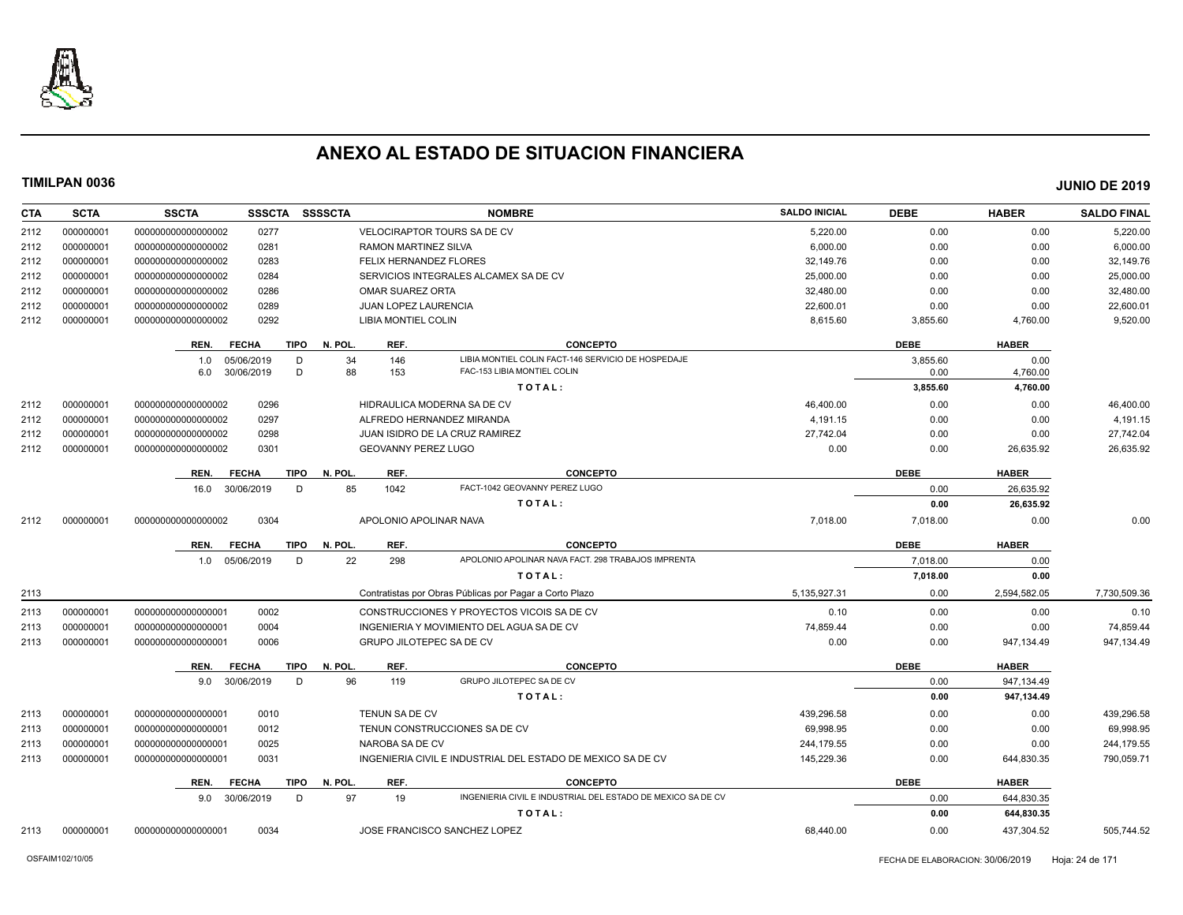# ANEXO AL ESTADO DE SITUACION FINANCIERA

**TIMILPAN 0036** **JUNIO DE 2019**

| CTA | SCTA | SSCTA | SSSCTA | SSSSCTA | NOMBRE | SALDO INICIAL | DEBE | HABER | SALDO FINAL |
|---|---|---|---|---|---|---|---|---|---|
| 2112 | 000000001 | 0000000000000000002 | 0277 | | VELOCIRAPTOR TOURS SA DE CV | 5,220.00 | 0.00 | 0.00 | 5,220.00 |
| 2112 | 000000001 | 0000000000000000002 | 0281 | | RAMON MARTINEZ SILVA | 6,000.00 | 0.00 | 0.00 | 6,000.00 |
| 2112 | 000000001 | 0000000000000000002 | 0283 | | FELIX HERNANDEZ FLORES | 32,149.76 | 0.00 | 0.00 | 32,149.76 |
| 2112 | 000000001 | 0000000000000000002 | 0284 | | SERVICIOS INTEGRALES ALCAMEX SA DE CV | 25,000.00 | 0.00 | 0.00 | 25,000.00 |
| 2112 | 000000001 | 0000000000000000002 | 0286 | | OMAR SUAREZ ORTA | 32,480.00 | 0.00 | 0.00 | 32,480.00 |
| 2112 | 000000001 | 0000000000000000002 | 0289 | | JUAN LOPEZ LAURENCIA | 22,600.01 | 0.00 | 0.00 | 22,600.01 |
| 2112 | 000000001 | 0000000000000000002 | 0292 | | LIBIA MONTIEL COLIN | 8,615.60 | 3,855.60 | 4,760.00 | 9,520.00 |

| REN. | FECHA | TIPO | N. POL. | REF. | CONCEPTO | DEBE | HABER |
|---|---|---|---|---|---|---|---|
| 1.0 | 05/06/2019 | D | 34 | 146 | LIBIA MONTIEL COLIN FACT-146 SERVICIO DE HOSPEDAJE | 3,855.60 | 0.00 |
| 6.0 | 30/06/2019 | D | 88 | 153 | FAC-153 LIBIA MONTIEL COLIN | 0.00 | 4,760.00 |
| | | | | | **TOTAL:** | **3,855.60** | **4,760.00** |

| CTA | SCTA | SSCTA | SSSCTA | SSSSCTA | NOMBRE | SALDO INICIAL | DEBE | HABER | SALDO FINAL |
|---|---|---|---|---|---|---|---|---|---|
| 2112 | 000000001 | 0000000000000000002 | 0296 | | HIDRAULICA MODERNA SA DE CV | 46,400.00 | 0.00 | 0.00 | 46,400.00 |
| 2112 | 000000001 | 0000000000000000002 | 0297 | | ALFREDO HERNANDEZ MIRANDA | 4,191.15 | 0.00 | 0.00 | 4,191.15 |
| 2112 | 000000001 | 0000000000000000002 | 0298 | | JUAN ISIDRO DE LA CRUZ RAMIREZ | 27,742.04 | 0.00 | 0.00 | 27,742.04 |
| 2112 | 000000001 | 0000000000000000002 | 0301 | | GEOVANNY PEREZ LUGO | 0.00 | 0.00 | 26,635.92 | 26,635.92 |

| REN. | FECHA | TIPO | N. POL. | REF. | CONCEPTO | DEBE | HABER |
|---|---|---|---|---|---|---|---|
| 16.0 | 30/06/2019 | D | 85 | 1042 | FACT-1042 GEOVANNY PEREZ LUGO | 0.00 | 26,635.92 |
| | | | | | **TOTAL:** | **0.00** | **26,635.92** |

| CTA | SCTA | SSCTA | SSSCTA | SSSSCTA | NOMBRE | SALDO INICIAL | DEBE | HABER | SALDO FINAL |
|---|---|---|---|---|---|---|---|---|---|
| 2112 | 000000001 | 0000000000000000002 | 0304 | | APOLONIO APOLINAR NAVA | 7,018.00 | 7,018.00 | 0.00 | 0.00 |

| REN. | FECHA | TIPO | N. POL. | REF. | CONCEPTO | DEBE | HABER |
|---|---|---|---|---|---|---|---|
| 1.0 | 05/06/2019 | D | 22 | 298 | APOLONIO APOLINAR NAVA FACT. 298 TRABAJOS IMPRENTA | 7,018.00 | 0.00 |
| | | | | | **TOTAL:** | **7,018.00** | **0.00** |

| CTA | SCTA | SSCTA | SSSCTA | SSSSCTA | NOMBRE | SALDO INICIAL | DEBE | HABER | SALDO FINAL |
|---|---|---|---|---|---|---|---|---|---|
| 2113 | | | | | Contratistas por Obras Públicas por Pagar a Corto Plazo | 5,135,927.31 | 0.00 | 2,594,582.05 | 7,730,509.36 |
| 2113 | 000000001 | 0000000000000000001 | 0002 | | CONSTRUCCIONES Y PROYECTOS VICOIS SA DE CV | 0.10 | 0.00 | 0.00 | 0.10 |
| 2113 | 000000001 | 0000000000000000001 | 0004 | | INGENIERIA Y MOVIMIENTO DEL AGUA SA DE CV | 74,859.44 | 0.00 | 0.00 | 74,859.44 |
| 2113 | 000000001 | 0000000000000000001 | 0006 | | GRUPO JILOTEPEC SA DE CV | 0.00 | 0.00 | 947,134.49 | 947,134.49 |

| REN. | FECHA | TIPO | N. POL. | REF. | CONCEPTO | DEBE | HABER |
|---|---|---|---|---|---|---|---|
| 9.0 | 30/06/2019 | D | 96 | 119 | GRUPO JILOTEPEC SA DE CV | 0.00 | 947,134.49 |
| | | | | | **TOTAL:** | **0.00** | **947,134.49** |

| CTA | SCTA | SSCTA | SSSCTA | SSSSCTA | NOMBRE | SALDO INICIAL | DEBE | HABER | SALDO FINAL |
|---|---|---|---|---|---|---|---|---|---|
| 2113 | 000000001 | 0000000000000000001 | 0010 | | TENUN SA DE CV | 439,296.58 | 0.00 | 0.00 | 439,296.58 |
| 2113 | 000000001 | 0000000000000000001 | 0012 | | TENUN CONSTRUCCIONES SA DE CV | 69,998.95 | 0.00 | 0.00 | 69,998.95 |
| 2113 | 000000001 | 0000000000000000001 | 0025 | | NAROBA SA DE CV | 244,179.55 | 0.00 | 0.00 | 244,179.55 |
| 2113 | 000000001 | 0000000000000000001 | 0031 | | INGENIERIA CIVIL E INDUSTRIAL DEL ESTADO DE MEXICO SA DE CV | 145,229.36 | 0.00 | 644,830.35 | 790,059.71 |

| REN. | FECHA | TIPO | N. POL. | REF. | CONCEPTO | DEBE | HABER |
|---|---|---|---|---|---|---|---|
| 9.0 | 30/06/2019 | D | 97 | 19 | INGENIERIA CIVIL E INDUSTRIAL DEL ESTADO DE MEXICO SA DE CV | 0.00 | 644,830.35 |
| | | | | | **TOTAL:** | **0.00** | **644,830.35** |

| CTA | SCTA | SSCTA | SSSCTA | SSSSCTA | NOMBRE | SALDO INICIAL | DEBE | HABER | SALDO FINAL |
|---|---|---|---|---|---|---|---|---|---|
| 2113 | 000000001 | 0000000000000000001 | 0034 | | JOSE FRANCISCO SANCHEZ LOPEZ | 68,440.00 | 0.00 | 437,304.52 | 505,744.52 |

OSFAIM102/10/05 FECHA DE ELABORACION: 30/06/2019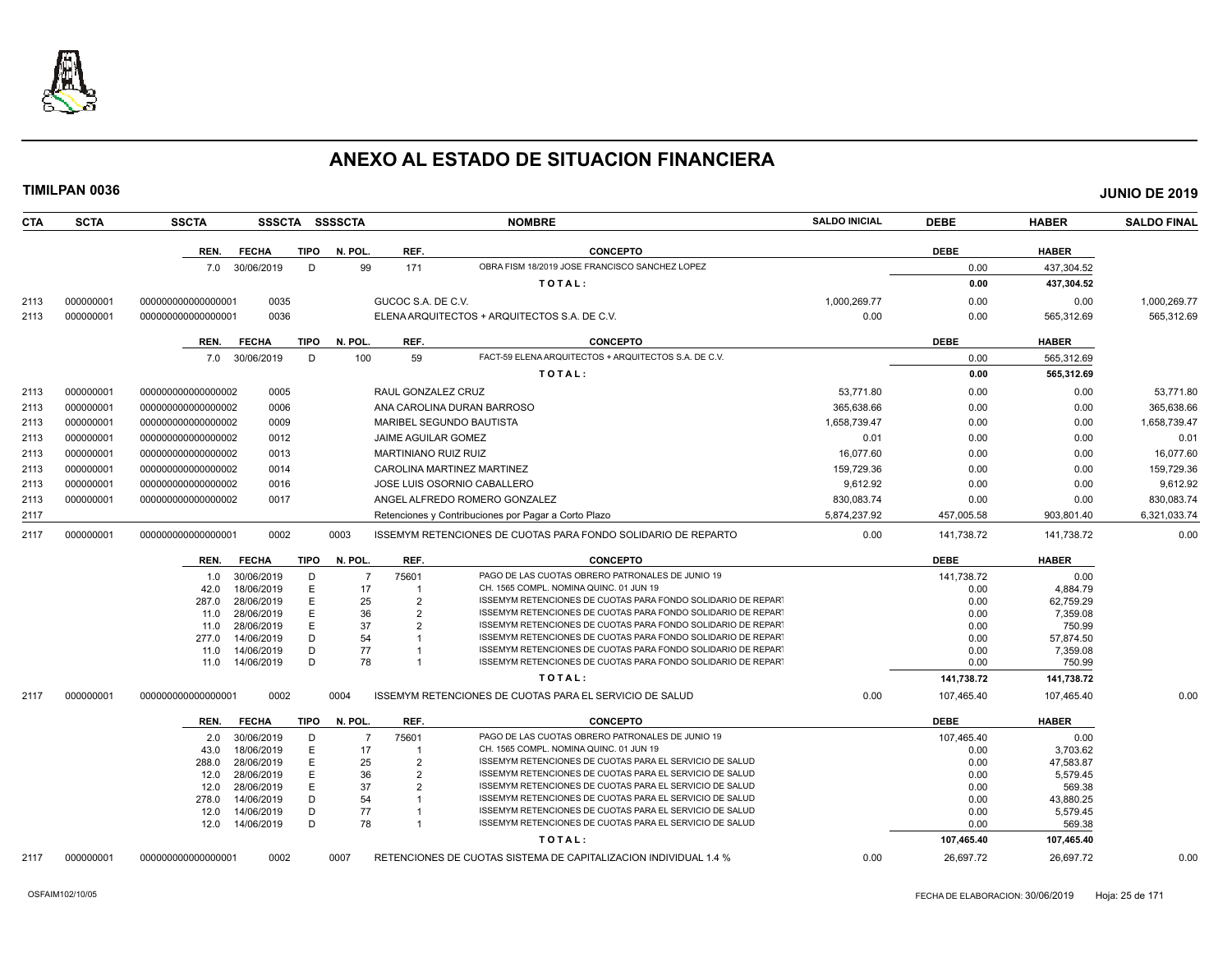# ANEXO AL ESTADO DE SITUACION FINANCIERA

**TIMILPAN 0036** — **JUNIO DE 2019**

| CTA | SCTA | SSCTA | SSSCTA | SSSSCTA | NOMBRE | SALDO INICIAL | DEBE | HABER | SALDO FINAL |
|---|---|---|---|---|---|---|---|---|---|

| REN. | FECHA | TIPO | N. POL. | REF. | CONCEPTO | DEBE | HABER |
|---|---|---|---|---|---|---|---|
| 7.0 | 30/06/2019 | D | 99 | 171 | OBRA FISM 18/2019 JOSE FRANCISCO SANCHEZ LOPEZ | 0.00 | 437,304.52 |
| | | | | | TOTAL: | 0.00 | 437,304.52 |

| CTA | SCTA | SSCTA | SSSCTA | SSSSCTA | NOMBRE | SALDO INICIAL | DEBE | HABER | SALDO FINAL |
|---|---|---|---|---|---|---|---|---|---|
| 2113 | 000000001 | 000000000000000001 | 0035 | | GUCOC S.A. DE C.V. | 1,000,269.77 | 0.00 | 0.00 | 1,000,269.77 |
| 2113 | 000000001 | 000000000000000001 | 0036 | | ELENA ARQUITECTOS + ARQUITECTOS S.A. DE C.V. | 0.00 | 0.00 | 565,312.69 | 565,312.69 |

| REN. | FECHA | TIPO | N. POL. | REF. | CONCEPTO | DEBE | HABER |
|---|---|---|---|---|---|---|---|
| 7.0 | 30/06/2019 | D | 100 | 59 | FACT-59 ELENA ARQUITECTOS + ARQUITECTOS S.A. DE C.V. | 0.00 | 565,312.69 |
| | | | | | TOTAL: | 0.00 | 565,312.69 |

| CTA | SCTA | SSCTA | SSSCTA | SSSSCTA | NOMBRE | SALDO INICIAL | DEBE | HABER | SALDO FINAL |
|---|---|---|---|---|---|---|---|---|---|
| 2113 | 000000001 | 000000000000000002 | 0005 | | RAUL GONZALEZ CRUZ | 53,771.80 | 0.00 | 0.00 | 53,771.80 |
| 2113 | 000000001 | 000000000000000002 | 0006 | | ANA CAROLINA DURAN BARROSO | 365,638.66 | 0.00 | 0.00 | 365,638.66 |
| 2113 | 000000001 | 000000000000000002 | 0009 | | MARIBEL SEGUNDO BAUTISTA | 1,658,739.47 | 0.00 | 0.00 | 1,658,739.47 |
| 2113 | 000000001 | 000000000000000002 | 0012 | | JAIME AGUILAR GOMEZ | 0.01 | 0.00 | 0.00 | 0.01 |
| 2113 | 000000001 | 000000000000000002 | 0013 | | MARTINIANO RUIZ RUIZ | 16,077.60 | 0.00 | 0.00 | 16,077.60 |
| 2113 | 000000001 | 000000000000000002 | 0014 | | CAROLINA MARTINEZ MARTINEZ | 159,729.36 | 0.00 | 0.00 | 159,729.36 |
| 2113 | 000000001 | 000000000000000002 | 0016 | | JOSE LUIS OSORNIO CABALLERO | 9,612.92 | 0.00 | 0.00 | 9,612.92 |
| 2113 | 000000001 | 000000000000000002 | 0017 | | ANGEL ALFREDO ROMERO GONZALEZ | 830,083.74 | 0.00 | 0.00 | 830,083.74 |
| 2117 | | | | | Retenciones y Contribuciones por Pagar a Corto Plazo | 5,874,237.92 | 457,005.58 | 903,801.40 | 6,321,033.74 |
| 2117 | 000000001 | 000000000000000001 | 0002 | 0003 | ISSEMYM RETENCIONES DE CUOTAS PARA FONDO SOLIDARIO DE REPARTO | 0.00 | 141,738.72 | 141,738.72 | 0.00 |

| REN. | FECHA | TIPO | N. POL. | REF. | CONCEPTO | DEBE | HABER |
|---|---|---|---|---|---|---|---|
| 1.0 | 30/06/2019 | D | 7 | 75601 | PAGO DE LAS CUOTAS OBRERO PATRONALES DE JUNIO 19 | 141,738.72 | 0.00 |
| 42.0 | 18/06/2019 | E | 17 | 1 | CH. 1565 COMPL. NOMINA QUINC. 01 JUN 19 | 0.00 | 4,884.79 |
| 287.0 | 28/06/2019 | E | 25 | 2 | ISSEMYM RETENCIONES DE CUOTAS PARA FONDO SOLIDARIO DE REPART | 0.00 | 62,759.29 |
| 11.0 | 28/06/2019 | E | 36 | 2 | ISSEMYM RETENCIONES DE CUOTAS PARA FONDO SOLIDARIO DE REPART | 0.00 | 7,359.08 |
| 11.0 | 28/06/2019 | E | 37 | 2 | ISSEMYM RETENCIONES DE CUOTAS PARA FONDO SOLIDARIO DE REPART | 0.00 | 750.99 |
| 277.0 | 14/06/2019 | D | 54 | 1 | ISSEMYM RETENCIONES DE CUOTAS PARA FONDO SOLIDARIO DE REPART | 0.00 | 57,874.50 |
| 11.0 | 14/06/2019 | D | 77 | 1 | ISSEMYM RETENCIONES DE CUOTAS PARA FONDO SOLIDARIO DE REPART | 0.00 | 7,359.08 |
| 11.0 | 14/06/2019 | D | 78 | 1 | ISSEMYM RETENCIONES DE CUOTAS PARA FONDO SOLIDARIO DE REPART | 0.00 | 750.99 |
| | | | | | TOTAL: | 141,738.72 | 141,738.72 |

| CTA | SCTA | SSCTA | SSSCTA | SSSSCTA | NOMBRE | SALDO INICIAL | DEBE | HABER | SALDO FINAL |
|---|---|---|---|---|---|---|---|---|---|
| 2117 | 000000001 | 000000000000000001 | 0002 | 0004 | ISSEMYM RETENCIONES DE CUOTAS PARA EL SERVICIO DE SALUD | 0.00 | 107,465.40 | 107,465.40 | 0.00 |

| REN. | FECHA | TIPO | N. POL. | REF. | CONCEPTO | DEBE | HABER |
|---|---|---|---|---|---|---|---|
| 2.0 | 30/06/2019 | D | 7 | 75601 | PAGO DE LAS CUOTAS OBRERO PATRONALES DE JUNIO 19 | 107,465.40 | 0.00 |
| 43.0 | 18/06/2019 | E | 17 | 1 | CH. 1565 COMPL. NOMINA QUINC. 01 JUN 19 | 0.00 | 3,703.62 |
| 288.0 | 28/06/2019 | E | 25 | 2 | ISSEMYM RETENCIONES DE CUOTAS PARA EL SERVICIO DE SALUD | 0.00 | 47,583.87 |
| 12.0 | 28/06/2019 | E | 36 | 2 | ISSEMYM RETENCIONES DE CUOTAS PARA EL SERVICIO DE SALUD | 0.00 | 5,579.45 |
| 12.0 | 28/06/2019 | E | 37 | 2 | ISSEMYM RETENCIONES DE CUOTAS PARA EL SERVICIO DE SALUD | 0.00 | 569.38 |
| 278.0 | 14/06/2019 | D | 54 | 1 | ISSEMYM RETENCIONES DE CUOTAS PARA EL SERVICIO DE SALUD | 0.00 | 43,880.25 |
| 12.0 | 14/06/2019 | D | 77 | 1 | ISSEMYM RETENCIONES DE CUOTAS PARA EL SERVICIO DE SALUD | 0.00 | 5,579.45 |
| 12.0 | 14/06/2019 | D | 78 | 1 | ISSEMYM RETENCIONES DE CUOTAS PARA EL SERVICIO DE SALUD | 0.00 | 569.38 |
| | | | | | TOTAL: | 107,465.40 | 107,465.40 |

| CTA | SCTA | SSCTA | SSSCTA | SSSSCTA | NOMBRE | SALDO INICIAL | DEBE | HABER | SALDO FINAL |
|---|---|---|---|---|---|---|---|---|---|
| 2117 | 000000001 | 000000000000000001 | 0002 | 0007 | RETENCIONES DE CUOTAS SISTEMA DE CAPITALIZACION INDIVIDUAL 1.4 % | 0.00 | 26,697.72 | 26,697.72 | 0.00 |

OSFAIM102/10/05 — FECHA DE ELABORACION: 30/06/2019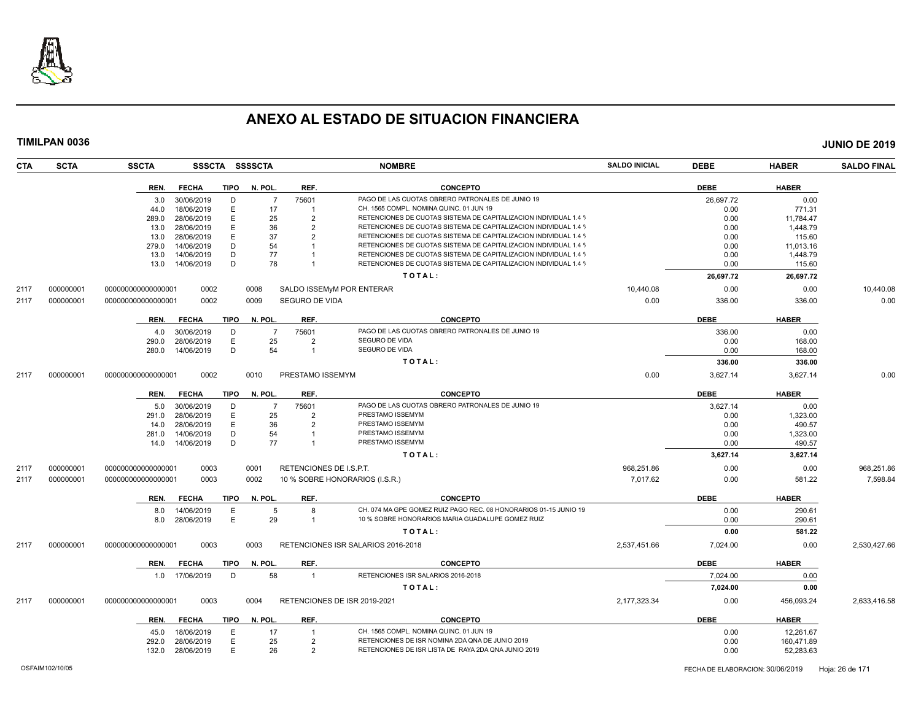# ANEXO AL ESTADO DE SITUACION FINANCIERA

**TIMILPAN 0036** **JUNIO DE 2019**

| CTA | SCTA | SSCTA | SSSCTA | SSSSCTA | NOMBRE | SALDO INICIAL | DEBE | HABER | SALDO FINAL |
|---|---|---|---|---|---|---|---|---|---|

| REN. | FECHA | TIPO | N. POL. | REF. | CONCEPTO | DEBE | HABER |
|---|---|---|---|---|---|---|---|
| 3.0 | 30/06/2019 | D | 7 | 75601 | PAGO DE LAS CUOTAS OBRERO PATRONALES DE JUNIO 19 | 26,697.72 | 0.00 |
| 44.0 | 18/06/2019 | E | 17 | 1 | CH. 1565 COMPL. NOMINA QUINC. 01 JUN 19 | 0.00 | 771.31 |
| 289.0 | 28/06/2019 | E | 25 | 2 | RETENCIONES DE CUOTAS SISTEMA DE CAPITALIZACION INDIVIDUAL 1.4 % | 0.00 | 11,784.47 |
| 13.0 | 28/06/2019 | E | 36 | 2 | RETENCIONES DE CUOTAS SISTEMA DE CAPITALIZACION INDIVIDUAL 1.4 % | 0.00 | 1,448.79 |
| 13.0 | 28/06/2019 | E | 37 | 2 | RETENCIONES DE CUOTAS SISTEMA DE CAPITALIZACION INDIVIDUAL 1.4 % | 0.00 | 115.60 |
| 279.0 | 14/06/2019 | D | 54 | 1 | RETENCIONES DE CUOTAS SISTEMA DE CAPITALIZACION INDIVIDUAL 1.4 % | 0.00 | 11,013.16 |
| 13.0 | 14/06/2019 | D | 77 | 1 | RETENCIONES DE CUOTAS SISTEMA DE CAPITALIZACION INDIVIDUAL 1.4 % | 0.00 | 1,448.79 |
| 13.0 | 14/06/2019 | D | 78 | 1 | RETENCIONES DE CUOTAS SISTEMA DE CAPITALIZACION INDIVIDUAL 1.4 % | 0.00 | 115.60 |
| | | | | | **T O T A L :** | **26,697.72** | **26,697.72** |

| CTA | SCTA | SSCTA | SSSCTA | SSSSCTA | NOMBRE | SALDO INICIAL | DEBE | HABER | SALDO FINAL |
|---|---|---|---|---|---|---|---|---|---|
| 2117 | 000000001 | 000000000000000001 | 0002 | 0008 | SALDO ISSEMyM POR ENTERAR | 10,440.08 | 0.00 | 0.00 | 10,440.08 |
| 2117 | 000000001 | 000000000000000001 | 0002 | 0009 | SEGURO DE VIDA | 0.00 | 336.00 | 336.00 | 0.00 |

| REN. | FECHA | TIPO | N. POL. | REF. | CONCEPTO | DEBE | HABER |
|---|---|---|---|---|---|---|---|
| 4.0 | 30/06/2019 | D | 7 | 75601 | PAGO DE LAS CUOTAS OBRERO PATRONALES DE JUNIO 19 | 336.00 | 0.00 |
| 290.0 | 28/06/2019 | E | 25 | 2 | SEGURO DE VIDA | 0.00 | 168.00 |
| 280.0 | 14/06/2019 | D | 54 | 1 | SEGURO DE VIDA | 0.00 | 168.00 |
| | | | | | **T O T A L :** | **336.00** | **336.00** |

| CTA | SCTA | SSCTA | SSSCTA | SSSSCTA | NOMBRE | SALDO INICIAL | DEBE | HABER | SALDO FINAL |
|---|---|---|---|---|---|---|---|---|---|
| 2117 | 000000001 | 000000000000000001 | 0002 | 0010 | PRESTAMO ISSEMYM | 0.00 | 3,627.14 | 3,627.14 | 0.00 |

| REN. | FECHA | TIPO | N. POL. | REF. | CONCEPTO | DEBE | HABER |
|---|---|---|---|---|---|---|---|
| 5.0 | 30/06/2019 | D | 7 | 75601 | PAGO DE LAS CUOTAS OBRERO PATRONALES DE JUNIO 19 | 3,627.14 | 0.00 |
| 291.0 | 28/06/2019 | E | 25 | 2 | PRESTAMO ISSEMYM | 0.00 | 1,323.00 |
| 14.0 | 28/06/2019 | E | 36 | 2 | PRESTAMO ISSEMYM | 0.00 | 490.57 |
| 281.0 | 14/06/2019 | D | 54 | 1 | PRESTAMO ISSEMYM | 0.00 | 1,323.00 |
| 14.0 | 14/06/2019 | D | 77 | 1 | PRESTAMO ISSEMYM | 0.00 | 490.57 |
| | | | | | **T O T A L :** | **3,627.14** | **3,627.14** |

| CTA | SCTA | SSCTA | SSSCTA | SSSSCTA | NOMBRE | SALDO INICIAL | DEBE | HABER | SALDO FINAL |
|---|---|---|---|---|---|---|---|---|---|
| 2117 | 000000001 | 000000000000000001 | 0003 | 0001 | RETENCIONES DE I.S.P.T. | 968,251.86 | 0.00 | 0.00 | 968,251.86 |
| 2117 | 000000001 | 000000000000000001 | 0003 | 0002 | 10 % SOBRE HONORARIOS (I.S.R.) | 7,017.62 | 0.00 | 581.22 | 7,598.84 |

| REN. | FECHA | TIPO | N. POL. | REF. | CONCEPTO | DEBE | HABER |
|---|---|---|---|---|---|---|---|
| 8.0 | 14/06/2019 | E | 5 | 8 | CH. 074 MA GPE GOMEZ RUIZ PAGO REC. 08 HONORARIOS 01-15 JUNIO 19 | 0.00 | 290.61 |
| 8.0 | 28/06/2019 | E | 29 | 1 | 10 % SOBRE HONORARIOS MARIA GUADALUPE GOMEZ RUIZ | 0.00 | 290.61 |
| | | | | | **T O T A L :** | **0.00** | **581.22** |

| CTA | SCTA | SSCTA | SSSCTA | SSSSCTA | NOMBRE | SALDO INICIAL | DEBE | HABER | SALDO FINAL |
|---|---|---|---|---|---|---|---|---|---|
| 2117 | 000000001 | 000000000000000001 | 0003 | 0003 | RETENCIONES ISR SALARIOS 2016-2018 | 2,537,451.66 | 7,024.00 | 0.00 | 2,530,427.66 |

| REN. | FECHA | TIPO | N. POL. | REF. | CONCEPTO | DEBE | HABER |
|---|---|---|---|---|---|---|---|
| 1.0 | 17/06/2019 | D | 58 | 1 | RETENCIONES ISR SALARIOS 2016-2018 | 7,024.00 | 0.00 |
| | | | | | **T O T A L :** | **7,024.00** | **0.00** |

| CTA | SCTA | SSCTA | SSSCTA | SSSSCTA | NOMBRE | SALDO INICIAL | DEBE | HABER | SALDO FINAL |
|---|---|---|---|---|---|---|---|---|---|
| 2117 | 000000001 | 000000000000000001 | 0003 | 0004 | RETENCIONES DE ISR 2019-2021 | 2,177,323.34 | 0.00 | 456,093.24 | 2,633,416.58 |

| REN. | FECHA | TIPO | N. POL. | REF. | CONCEPTO | DEBE | HABER |
|---|---|---|---|---|---|---|---|
| 45.0 | 18/06/2019 | E | 17 | 1 | CH. 1565 COMPL. NOMINA QUINC. 01 JUN 19 | 0.00 | 12,261.67 |
| 292.0 | 28/06/2019 | E | 25 | 2 | RETENCIONES DE ISR NOMINA 2DA QNA DE JUNIO 2019 | 0.00 | 160,471.89 |
| 132.0 | 28/06/2019 | E | 26 | 2 | RETENCIONES DE ISR LISTA DE RAYA 2DA QNA JUNIO 2019 | 0.00 | 52,283.63 |

OSFAIM102/10/05 FECHA DE ELABORACION: 30/06/2019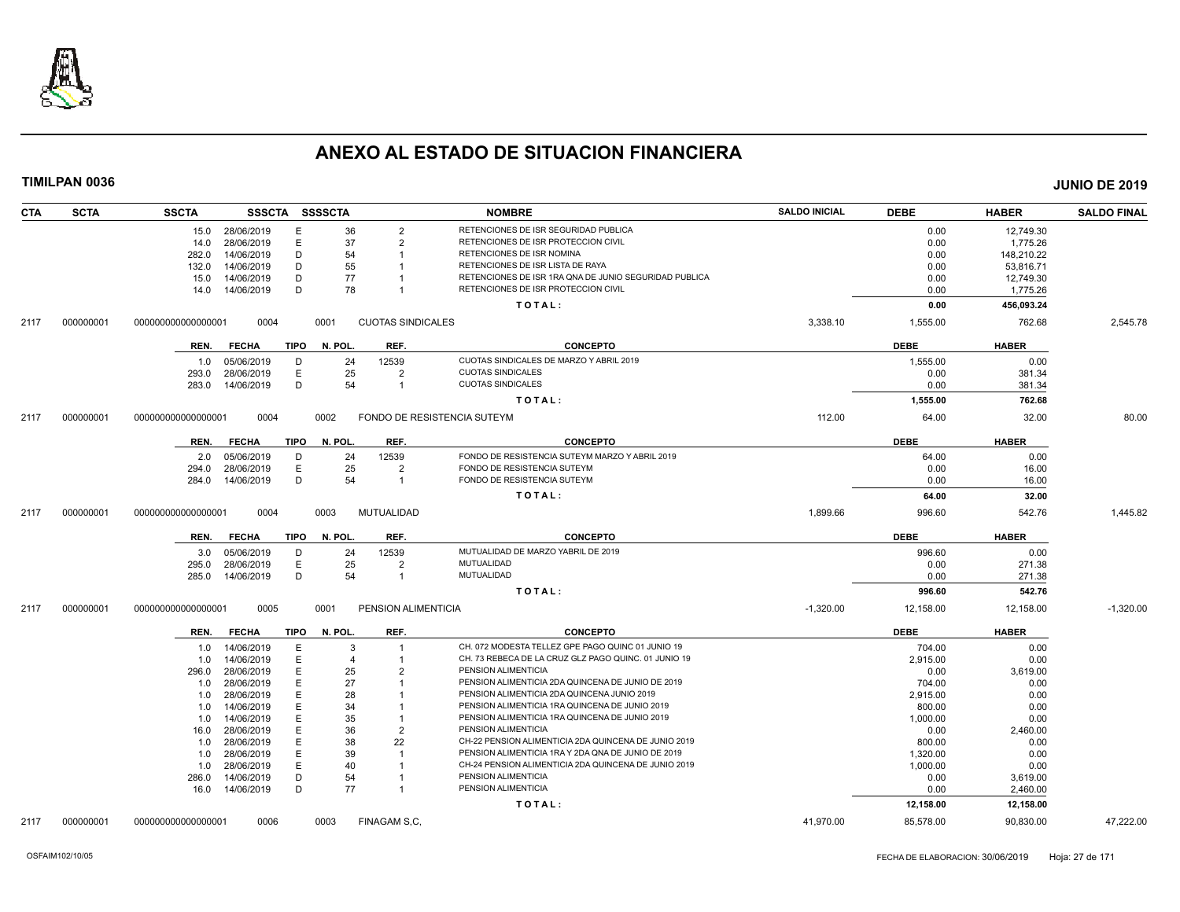# ANEXO AL ESTADO DE SITUACION FINANCIERA

**TIMILPAN 0036** **JUNIO DE 2019**

| CTA | SCTA | SSCTA | SSSCTA | SSSSCTA | | NOMBRE | SALDO INICIAL | DEBE | HABER | SALDO FINAL |
|---|---|---|---|---|---|---|---|---|---|---|
| | | 15.0 28/06/2019 | E | 36 | 2 | RETENCIONES DE ISR SEGURIDAD PUBLICA | | 0.00 | 12,749.30 | |
| | | 14.0 28/06/2019 | E | 37 | 2 | RETENCIONES DE ISR PROTECCION CIVIL | | 0.00 | 1,775.26 | |
| | | 282.0 14/06/2019 | D | 54 | 1 | RETENCIONES DE ISR NOMINA | | 0.00 | 148,210.22 | |
| | | 132.0 14/06/2019 | D | 55 | 1 | RETENCIONES DE ISR LISTA DE RAYA | | 0.00 | 53,816.71 | |
| | | 15.0 14/06/2019 | D | 77 | 1 | RETENCIONES DE ISR 1RA QNA DE JUNIO SEGURIDAD PUBLICA | | 0.00 | 12,749.30 | |
| | | 14.0 14/06/2019 | D | 78 | 1 | RETENCIONES DE ISR PROTECCION CIVIL | | 0.00 | 1,775.26 | |
| | | | | | | TOTAL: | | 0.00 | 456,093.24 | |
| 2117 | 000000001 | 0000000000000000001 | 0004 | 0001 | | CUOTAS SINDICALES | 3,338.10 | 1,555.00 | 762.68 | 2,545.78 |

| REN. | FECHA | TIPO | N. POL. | REF. | CONCEPTO | DEBE | HABER |
|---|---|---|---|---|---|---|---|
| 1.0 | 05/06/2019 | D | 24 | 12539 | CUOTAS SINDICALES DE MARZO Y ABRIL 2019 | 1,555.00 | 0.00 |
| 293.0 | 28/06/2019 | E | 25 | 2 | CUOTAS SINDICALES | 0.00 | 381.34 |
| 283.0 | 14/06/2019 | D | 54 | 1 | CUOTAS SINDICALES | 0.00 | 381.34 |
| | | | | | TOTAL: | 1,555.00 | 762.68 |

| CTA | SCTA | SSCTA | SSSCTA | SSSSCTA | NOMBRE | SALDO INICIAL | DEBE | HABER | SALDO FINAL |
|---|---|---|---|---|---|---|---|---|---|
| 2117 | 000000001 | 0000000000000000001 | 0004 | 0002 | FONDO DE RESISTENCIA SUTEYM | 112.00 | 64.00 | 32.00 | 80.00 |

| REN. | FECHA | TIPO | N. POL. | REF. | CONCEPTO | DEBE | HABER |
|---|---|---|---|---|---|---|---|
| 2.0 | 05/06/2019 | D | 24 | 12539 | FONDO DE RESISTENCIA SUTEYM MARZO Y ABRIL 2019 | 64.00 | 0.00 |
| 294.0 | 28/06/2019 | E | 25 | 2 | FONDO DE RESISTENCIA SUTEYM | 0.00 | 16.00 |
| 284.0 | 14/06/2019 | D | 54 | 1 | FONDO DE RESISTENCIA SUTEYM | 0.00 | 16.00 |
| | | | | | TOTAL: | 64.00 | 32.00 |

| CTA | SCTA | SSCTA | SSSCTA | SSSSCTA | NOMBRE | SALDO INICIAL | DEBE | HABER | SALDO FINAL |
|---|---|---|---|---|---|---|---|---|---|
| 2117 | 000000001 | 0000000000000000001 | 0004 | 0003 | MUTUALIDAD | 1,899.66 | 996.60 | 542.76 | 1,445.82 |

| REN. | FECHA | TIPO | N. POL. | REF. | CONCEPTO | DEBE | HABER |
|---|---|---|---|---|---|---|---|
| 3.0 | 05/06/2019 | D | 24 | 12539 | MUTUALIDAD DE MARZO YABRIL DE 2019 | 996.60 | 0.00 |
| 295.0 | 28/06/2019 | E | 25 | 2 | MUTUALIDAD | 0.00 | 271.38 |
| 285.0 | 14/06/2019 | D | 54 | 1 | MUTUALIDAD | 0.00 | 271.38 |
| | | | | | TOTAL: | 996.60 | 542.76 |

| CTA | SCTA | SSCTA | SSSCTA | SSSSCTA | NOMBRE | SALDO INICIAL | DEBE | HABER | SALDO FINAL |
|---|---|---|---|---|---|---|---|---|---|
| 2117 | 000000001 | 0000000000000000001 | 0005 | 0001 | PENSION ALIMENTICIA | -1,320.00 | 12,158.00 | 12,158.00 | -1,320.00 |

| REN. | FECHA | TIPO | N. POL. | REF. | CONCEPTO | DEBE | HABER |
|---|---|---|---|---|---|---|---|
| 1.0 | 14/06/2019 | E | 3 | 1 | CH. 072 MODESTA TELLEZ GPE PAGO QUINC 01 JUNIO 19 | 704.00 | 0.00 |
| 1.0 | 14/06/2019 | E | 4 | 1 | CH. 73 REBECA DE LA CRUZ GLZ PAGO QUINC. 01 JUNIO 19 | 2,915.00 | 0.00 |
| 296.0 | 28/06/2019 | E | 25 | 2 | PENSION ALIMENTICIA | 0.00 | 3,619.00 |
| 1.0 | 28/06/2019 | E | 27 | 1 | PENSION ALIMENTICIA 2DA QUINCENA DE JUNIO DE 2019 | 704.00 | 0.00 |
| 1.0 | 28/06/2019 | E | 28 | 1 | PENSION ALIMENTICIA 2DA QUINCENA JUNIO 2019 | 2,915.00 | 0.00 |
| 1.0 | 14/06/2019 | E | 34 | 1 | PENSION ALIMENTICIA 1RA QUINCENA DE JUNIO 2019 | 800.00 | 0.00 |
| 1.0 | 14/06/2019 | E | 35 | 1 | PENSION ALIMENTICIA 1RA QUINCENA DE JUNIO 2019 | 1,000.00 | 0.00 |
| 16.0 | 28/06/2019 | E | 36 | 2 | PENSION ALIMENTICIA | 0.00 | 2,460.00 |
| 1.0 | 28/06/2019 | E | 38 | 22 | CH-22 PENSION ALIMENTICIA 2DA QUINCENA DE JUNIO 2019 | 800.00 | 0.00 |
| 1.0 | 28/06/2019 | E | 39 | 1 | PENSION ALIMENTICIA 1RA Y 2DA QNA DE JUNIO DE 2019 | 1,320.00 | 0.00 |
| 1.0 | 28/06/2019 | E | 40 | 1 | CH-24 PENSION ALIMENTICIA 2DA QUINCENA DE JUNIO 2019 | 1,000.00 | 0.00 |
| 286.0 | 14/06/2019 | D | 54 | 1 | PENSION ALIMENTICIA | 0.00 | 3,619.00 |
| 16.0 | 14/06/2019 | D | 77 | 1 | PENSION ALIMENTICIA | 0.00 | 2,460.00 |
| | | | | | TOTAL: | 12,158.00 | 12,158.00 |

| CTA | SCTA | SSCTA | SSSCTA | SSSSCTA | NOMBRE | SALDO INICIAL | DEBE | HABER | SALDO FINAL |
|---|---|---|---|---|---|---|---|---|---|
| 2117 | 000000001 | 0000000000000000001 | 0006 | 0003 | FINAGAM S,C, | 41,970.00 | 85,578.00 | 90,830.00 | 47,222.00 |

OSFAIM102/10/05 FECHA DE ELABORACION: 30/06/2019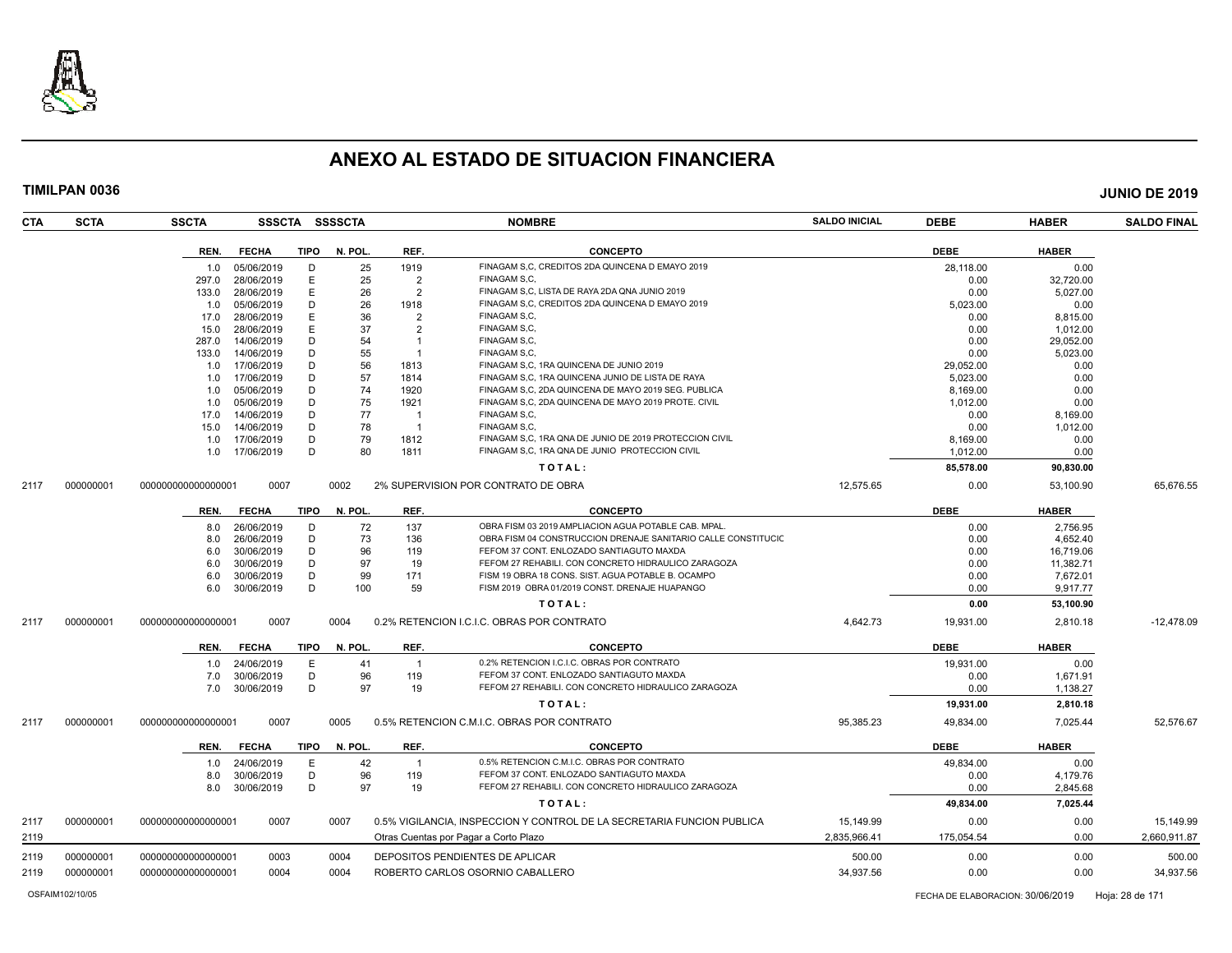# ANEXO AL ESTADO DE SITUACION FINANCIERA

**TIMILPAN 0036** **JUNIO DE 2019**

| CTA | SCTA | SSCTA | SSSCTA | SSSSCTA | NOMBRE | SALDO INICIAL | DEBE | HABER | SALDO FINAL |
|---|---|---|---|---|---|---|---|---|---|

| REN. | FECHA | TIPO | N. POL. | REF. | CONCEPTO | DEBE | HABER |
|---|---|---|---|---|---|---|---|
| 1.0 | 05/06/2019 | D | 25 | 1919 | FINAGAM S,C, CREDITOS 2DA QUINCENA D EMAYO 2019 | 28,118.00 | 0.00 |
| 297.0 | 28/06/2019 | E | 25 | 2 | FINAGAM S,C, | 0.00 | 32,720.00 |
| 133.0 | 28/06/2019 | E | 26 | 2 | FINAGAM S,C, LISTA DE RAYA 2DA QNA JUNIO 2019 | 0.00 | 5,027.00 |
| 1.0 | 05/06/2019 | D | 26 | 1918 | FINAGAM S,C, CREDITOS 2DA QUINCENA D EMAYO 2019 | 5,023.00 | 0.00 |
| 17.0 | 28/06/2019 | E | 36 | 2 | FINAGAM S,C, | 0.00 | 8,815.00 |
| 15.0 | 28/06/2019 | E | 37 | 2 | FINAGAM S,C, | 0.00 | 1,012.00 |
| 287.0 | 14/06/2019 | D | 54 | 1 | FINAGAM S,C, | 0.00 | 29,052.00 |
| 133.0 | 14/06/2019 | D | 55 | 1 | FINAGAM S,C, | 0.00 | 5,023.00 |
| 1.0 | 17/06/2019 | D | 56 | 1813 | FINAGAM S,C, 1RA QUINCENA DE JUNIO 2019 | 29,052.00 | 0.00 |
| 1.0 | 17/06/2019 | D | 57 | 1814 | FINAGAM S,C, 1RA QUINCENA JUNIO DE LISTA DE RAYA | 5,023.00 | 0.00 |
| 1.0 | 05/06/2019 | D | 74 | 1920 | FINAGAM S,C, 2DA QUINCENA DE MAYO 2019 SEG. PUBLICA | 8,169.00 | 0.00 |
| 1.0 | 05/06/2019 | D | 75 | 1921 | FINAGAM S,C, 2DA QUINCENA DE MAYO 2019 PROTE. CIVIL | 1,012.00 | 0.00 |
| 17.0 | 14/06/2019 | D | 77 | 1 | FINAGAM S,C, | 0.00 | 8,169.00 |
| 15.0 | 14/06/2019 | D | 78 | 1 | FINAGAM S,C, | 0.00 | 1,012.00 |
| 1.0 | 17/06/2019 | D | 79 | 1812 | FINAGAM S,C, 1RA QNA DE JUNIO DE 2019 PROTECCION CIVIL | 8,169.00 | 0.00 |
| 1.0 | 17/06/2019 | D | 80 | 1811 | FINAGAM S,C, 1RA QNA DE JUNIO PROTECCION CIVIL | 1,012.00 | 0.00 |
| | | | | | **TOTAL:** | **85,578.00** | **90,830.00** |

| CTA | SCTA | SSCTA | SSSCTA | SSSSCTA | NOMBRE | SALDO INICIAL | DEBE | HABER | SALDO FINAL |
|---|---|---|---|---|---|---|---|---|---|
| 2117 | 000000001 | 000000000000000001 | 0007 | 0002 | 2% SUPERVISION POR CONTRATO DE OBRA | 12,575.65 | 0.00 | 53,100.90 | 65,676.55 |

| REN. | FECHA | TIPO | N. POL. | REF. | CONCEPTO | DEBE | HABER |
|---|---|---|---|---|---|---|---|
| 8.0 | 26/06/2019 | D | 72 | 137 | OBRA FISM 03 2019 AMPLIACION AGUA POTABLE CAB. MPAL. | 0.00 | 2,756.95 |
| 8.0 | 26/06/2019 | D | 73 | 136 | OBRA FISM 04 CONSTRUCCION DRENAJE SANITARIO CALLE CONSTITUCIC | 0.00 | 4,652.40 |
| 6.0 | 30/06/2019 | D | 96 | 119 | FEFOM 37 CONT. ENLOZADO SANTIAGUTO MAXDA | 0.00 | 16,719.06 |
| 6.0 | 30/06/2019 | D | 97 | 19 | FEFOM 27 REHABILI. CON CONCRETO HIDRAULICO ZARAGOZA | 0.00 | 11,382.71 |
| 6.0 | 30/06/2019 | D | 99 | 171 | FISM 19 OBRA 18 CONS. SIST. AGUA POTABLE B. OCAMPO | 0.00 | 7,672.01 |
| 6.0 | 30/06/2019 | D | 100 | 59 | FISM 2019 OBRA 01/2019 CONST. DRENAJE HUAPANGO | 0.00 | 9,917.77 |
| | | | | | **TOTAL:** | **0.00** | **53,100.90** |

| CTA | SCTA | SSCTA | SSSCTA | SSSSCTA | NOMBRE | SALDO INICIAL | DEBE | HABER | SALDO FINAL |
|---|---|---|---|---|---|---|---|---|---|
| 2117 | 000000001 | 000000000000000001 | 0007 | 0004 | 0.2% RETENCION I.C.I.C. OBRAS POR CONTRATO | 4,642.73 | 19,931.00 | 2,810.18 | -12,478.09 |

| REN. | FECHA | TIPO | N. POL. | REF. | CONCEPTO | DEBE | HABER |
|---|---|---|---|---|---|---|---|
| 1.0 | 24/06/2019 | E | 41 | 1 | 0.2% RETENCION I.C.I.C. OBRAS POR CONTRATO | 19,931.00 | 0.00 |
| 7.0 | 30/06/2019 | D | 96 | 119 | FEFOM 37 CONT. ENLOZADO SANTIAGUTO MAXDA | 0.00 | 1,671.91 |
| 7.0 | 30/06/2019 | D | 97 | 19 | FEFOM 27 REHABILI. CON CONCRETO HIDRAULICO ZARAGOZA | 0.00 | 1,138.27 |
| | | | | | **TOTAL:** | **19,931.00** | **2,810.18** |

| CTA | SCTA | SSCTA | SSSCTA | SSSSCTA | NOMBRE | SALDO INICIAL | DEBE | HABER | SALDO FINAL |
|---|---|---|---|---|---|---|---|---|---|
| 2117 | 000000001 | 000000000000000001 | 0007 | 0005 | 0.5% RETENCION C.M.I.C. OBRAS POR CONTRATO | 95,385.23 | 49,834.00 | 7,025.44 | 52,576.67 |

| REN. | FECHA | TIPO | N. POL. | REF. | CONCEPTO | DEBE | HABER |
|---|---|---|---|---|---|---|---|
| 1.0 | 24/06/2019 | E | 42 | 1 | 0.5% RETENCION C.M.I.C. OBRAS POR CONTRATO | 49,834.00 | 0.00 |
| 8.0 | 30/06/2019 | D | 96 | 119 | FEFOM 37 CONT. ENLOZADO SANTIAGUTO MAXDA | 0.00 | 4,179.76 |
| 8.0 | 30/06/2019 | D | 97 | 19 | FEFOM 27 REHABILI. CON CONCRETO HIDRAULICO ZARAGOZA | 0.00 | 2,845.68 |
| | | | | | **TOTAL:** | **49,834.00** | **7,025.44** |

| CTA | SCTA | SSCTA | SSSCTA | SSSSCTA | NOMBRE | SALDO INICIAL | DEBE | HABER | SALDO FINAL |
|---|---|---|---|---|---|---|---|---|---|
| 2117 | 000000001 | 000000000000000001 | 0007 | 0007 | 0.5% VIGILANCIA, INSPECCION Y CONTROL DE LA SECRETARIA FUNCION PUBLICA | 15,149.99 | 0.00 | 0.00 | 15,149.99 |
| 2119 | | | | | Otras Cuentas por Pagar a Corto Plazo | 2,835,966.41 | 175,054.54 | 0.00 | 2,660,911.87 |
| 2119 | 000000001 | 000000000000000001 | 0003 | 0004 | DEPOSITOS PENDIENTES DE APLICAR | 500.00 | 0.00 | 0.00 | 500.00 |
| 2119 | 000000001 | 000000000000000001 | 0004 | 0004 | ROBERTO CARLOS OSORNIO CABALLERO | 34,937.56 | 0.00 | 0.00 | 34,937.56 |

OSFAIM102/10/05 FECHA DE ELABORACION: 30/06/2019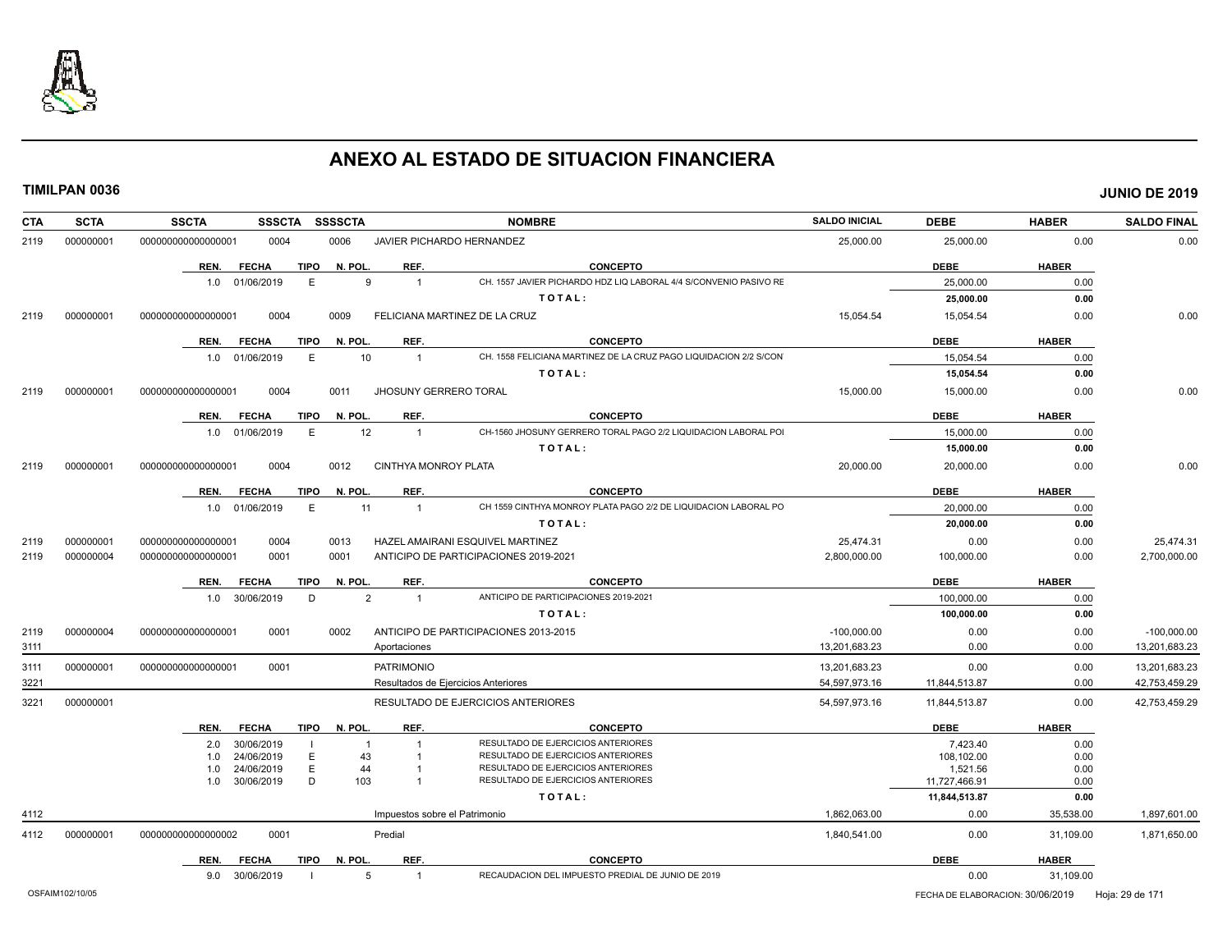# ANEXO AL ESTADO DE SITUACION FINANCIERA

**TIMILPAN 0036** **JUNIO DE 2019**

| CTA | SCTA | SSCTA | SSSCTA | SSSSCTA | NOMBRE | SALDO INICIAL | DEBE | HABER | SALDO FINAL |
|---|---|---|---|---|---|---|---|---|---|
| 2119 | 000000001 | 0000000000000000001 | 0004 | 0006 | JAVIER PICHARDO HERNANDEZ | 25,000.00 | 25,000.00 | 0.00 | 0.00 |

| REN. | FECHA | TIPO | N. POL. | REF. | CONCEPTO | DEBE | HABER |
|---|---|---|---|---|---|---|---|
| 1.0 | 01/06/2019 | E | 9 | 1 | CH. 1557 JAVIER PICHARDO HDZ LIQ LABORAL 4/4 S/CONVENIO PASIVO RE | 25,000.00 | 0.00 |
| | | | | | TOTAL: | 25,000.00 | 0.00 |

| CTA | SCTA | SSCTA | SSSCTA | SSSSCTA | NOMBRE | SALDO INICIAL | DEBE | HABER | SALDO FINAL |
|---|---|---|---|---|---|---|---|---|---|
| 2119 | 000000001 | 0000000000000000001 | 0004 | 0009 | FELICIANA MARTINEZ DE LA CRUZ | 15,054.54 | 15,054.54 | 0.00 | 0.00 |

| REN. | FECHA | TIPO | N. POL. | REF. | CONCEPTO | DEBE | HABER |
|---|---|---|---|---|---|---|---|
| 1.0 | 01/06/2019 | E | 10 | 1 | CH. 1558 FELICIANA MARTINEZ DE LA CRUZ PAGO LIQUIDACION 2/2 S/CON | 15,054.54 | 0.00 |
| | | | | | TOTAL: | 15,054.54 | 0.00 |

| CTA | SCTA | SSCTA | SSSCTA | SSSSCTA | NOMBRE | SALDO INICIAL | DEBE | HABER | SALDO FINAL |
|---|---|---|---|---|---|---|---|---|---|
| 2119 | 000000001 | 0000000000000000001 | 0004 | 0011 | JHOSUNY GERRERO TORAL | 15,000.00 | 15,000.00 | 0.00 | 0.00 |

| REN. | FECHA | TIPO | N. POL. | REF. | CONCEPTO | DEBE | HABER |
|---|---|---|---|---|---|---|---|
| 1.0 | 01/06/2019 | E | 12 | 1 | CH-1560 JHOSUNY GERRERO TORAL PAGO 2/2 LIQUIDACION LABORAL POI | 15,000.00 | 0.00 |
| | | | | | TOTAL: | 15,000.00 | 0.00 |

| CTA | SCTA | SSCTA | SSSCTA | SSSSCTA | NOMBRE | SALDO INICIAL | DEBE | HABER | SALDO FINAL |
|---|---|---|---|---|---|---|---|---|---|
| 2119 | 000000001 | 0000000000000000001 | 0004 | 0012 | CINTHYA MONROY PLATA | 20,000.00 | 20,000.00 | 0.00 | 0.00 |

| REN. | FECHA | TIPO | N. POL. | REF. | CONCEPTO | DEBE | HABER |
|---|---|---|---|---|---|---|---|
| 1.0 | 01/06/2019 | E | 11 | 1 | CH 1559 CINTHYA MONROY PLATA PAGO 2/2 DE LIQUIDACION LABORAL PO | 20,000.00 | 0.00 |
| | | | | | TOTAL: | 20,000.00 | 0.00 |

| CTA | SCTA | SSCTA | SSSCTA | SSSSCTA | NOMBRE | SALDO INICIAL | DEBE | HABER | SALDO FINAL |
|---|---|---|---|---|---|---|---|---|---|
| 2119 | 000000001 | 0000000000000000001 | 0004 | 0013 | HAZEL AMAIRANI ESQUIVEL MARTINEZ | 25,474.31 | 0.00 | 0.00 | 25,474.31 |
| 2119 | 000000004 | 0000000000000000001 | 0001 | 0001 | ANTICIPO DE PARTICIPACIONES 2019-2021 | 2,800,000.00 | 100,000.00 | 0.00 | 2,700,000.00 |

| REN. | FECHA | TIPO | N. POL. | REF. | CONCEPTO | DEBE | HABER |
|---|---|---|---|---|---|---|---|
| 1.0 | 30/06/2019 | D | 2 | 1 | ANTICIPO DE PARTICIPACIONES 2019-2021 | 100,000.00 | 0.00 |
| | | | | | TOTAL: | 100,000.00 | 0.00 |

| CTA | SCTA | SSCTA | SSSCTA | SSSSCTA | NOMBRE | SALDO INICIAL | DEBE | HABER | SALDO FINAL |
|---|---|---|---|---|---|---|---|---|---|
| 2119 | 000000004 | 0000000000000000001 | 0001 | 0002 | ANTICIPO DE PARTICIPACIONES 2013-2015 | -100,000.00 | 0.00 | 0.00 | -100,000.00 |
| 3111 | | | | | Aportaciones | 13,201,683.23 | 0.00 | 0.00 | 13,201,683.23 |
| 3111 | 000000001 | 0000000000000000001 | 0001 | | PATRIMONIO | 13,201,683.23 | 0.00 | 0.00 | 13,201,683.23 |
| 3221 | | | | | Resultados de Ejercicios Anteriores | 54,597,973.16 | 11,844,513.87 | 0.00 | 42,753,459.29 |
| 3221 | 000000001 | | | | RESULTADO DE EJERCICIOS ANTERIORES | 54,597,973.16 | 11,844,513.87 | 0.00 | 42,753,459.29 |

| REN. | FECHA | TIPO | N. POL. | REF. | CONCEPTO | DEBE | HABER |
|---|---|---|---|---|---|---|---|
| 2.0 | 30/06/2019 | I | 1 | 1 | RESULTADO DE EJERCICIOS ANTERIORES | 7,423.40 | 0.00 |
| 1.0 | 24/06/2019 | E | 43 | 1 | RESULTADO DE EJERCICIOS ANTERIORES | 108,102.00 | 0.00 |
| 1.0 | 24/06/2019 | E | 44 | 1 | RESULTADO DE EJERCICIOS ANTERIORES | 1,521.56 | 0.00 |
| 1.0 | 30/06/2019 | D | 103 | 1 | RESULTADO DE EJERCICIOS ANTERIORES | 11,727,466.91 | 0.00 |
| | | | | | TOTAL: | 11,844,513.87 | 0.00 |

| CTA | SCTA | SSCTA | SSSCTA | SSSSCTA | NOMBRE | SALDO INICIAL | DEBE | HABER | SALDO FINAL |
|---|---|---|---|---|---|---|---|---|---|
| 4112 | | | | | Impuestos sobre el Patrimonio | 1,862,063.00 | 0.00 | 35,538.00 | 1,897,601.00 |
| 4112 | 000000001 | 0000000000000000002 | 0001 | | Predial | 1,840,541.00 | 0.00 | 31,109.00 | 1,871,650.00 |

| REN. | FECHA | TIPO | N. POL. | REF. | CONCEPTO | DEBE | HABER |
|---|---|---|---|---|---|---|---|
| 9.0 | 30/06/2019 | I | 5 | 1 | RECAUDACION DEL IMPUESTO PREDIAL DE JUNIO DE 2019 | 0.00 | 31,109.00 |

OSFAIM102/10/05 FECHA DE ELABORACION: 30/06/2019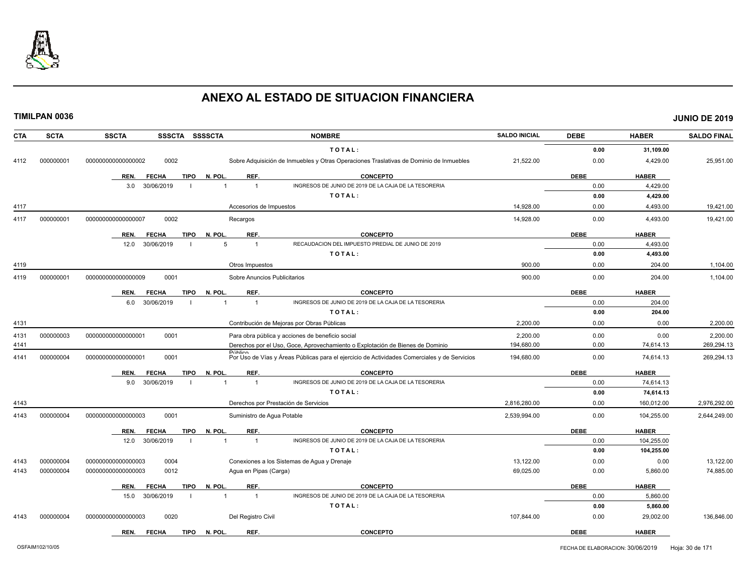# ANEXO AL ESTADO DE SITUACION FINANCIERA

**TIMILPAN 0036** **JUNIO DE 2019**

| CTA | SCTA | SSCTA | SSSCTA | SSSSCTA | NOMBRE | SALDO INICIAL | DEBE | HABER | SALDO FINAL |
|---|---|---|---|---|---|---|---|---|---|
| | | | | | T O T A L : | | 0.00 | 31,109.00 | |
| 4112 | 000000001 | 0000000000000002 | 0002 | | Sobre Adquisición de Inmuebles y Otras Operaciones Traslativas de Dominio de Inmuebles | 21,522.00 | 0.00 | 4,429.00 | 25,951.00 |

| REN. | FECHA | TIPO | N. POL. | REF. | CONCEPTO | DEBE | HABER |
|---|---|---|---|---|---|---|---|
| 3.0 | 30/06/2019 | I | 1 | 1 | INGRESOS DE JUNIO DE 2019 DE LA CAJA DE LA TESORERIA | 0.00 | 4,429.00 |
| | | | | | T O T A L : | 0.00 | 4,429.00 |

| CTA | SCTA | SSCTA | SSSCTA | SSSSCTA | NOMBRE | SALDO INICIAL | DEBE | HABER | SALDO FINAL |
|---|---|---|---|---|---|---|---|---|---|
| 4117 | | | | | Accesorios de Impuestos | 14,928.00 | 0.00 | 4,493.00 | 19,421.00 |
| 4117 | 000000001 | 0000000000000007 | 0002 | | Recargos | 14,928.00 | 0.00 | 4,493.00 | 19,421.00 |

| REN. | FECHA | TIPO | N. POL. | REF. | CONCEPTO | DEBE | HABER |
|---|---|---|---|---|---|---|---|
| 12.0 | 30/06/2019 | I | 5 | 1 | RECAUDACION DEL IMPUESTO PREDIAL DE JUNIO DE 2019 | 0.00 | 4,493.00 |
| | | | | | T O T A L : | 0.00 | 4,493.00 |

| CTA | SCTA | SSCTA | SSSCTA | SSSSCTA | NOMBRE | SALDO INICIAL | DEBE | HABER | SALDO FINAL |
|---|---|---|---|---|---|---|---|---|---|
| 4119 | | | | | Otros Impuestos | 900.00 | 0.00 | 204.00 | 1,104.00 |
| 4119 | 000000001 | 0000000000000009 | 0001 | | Sobre Anuncios Publicitarios | 900.00 | 0.00 | 204.00 | 1,104.00 |

| REN. | FECHA | TIPO | N. POL. | REF. | CONCEPTO | DEBE | HABER |
|---|---|---|---|---|---|---|---|
| 6.0 | 30/06/2019 | I | 1 | 1 | INGRESOS DE JUNIO DE 2019 DE LA CAJA DE LA TESORERIA | 0.00 | 204.00 |
| | | | | | T O T A L : | 0.00 | 204.00 |

| CTA | SCTA | SSCTA | SSSCTA | SSSSCTA | NOMBRE | SALDO INICIAL | DEBE | HABER | SALDO FINAL |
|---|---|---|---|---|---|---|---|---|---|
| 4131 | | | | | Contribución de Mejoras por Obras Públicas | 2,200.00 | 0.00 | 0.00 | 2,200.00 |
| 4131 | 000000003 | 0000000000000001 | 0001 | | Para obra pública y acciones de beneficio social | 2,200.00 | 0.00 | 0.00 | 2,200.00 |
| 4141 | | | | | Derechos por el Uso, Goce, Aprovechamiento o Explotación de Bienes de Dominio Público | 194,680.00 | 0.00 | 74,614.13 | 269,294.13 |
| 4141 | 000000004 | 0000000000000001 | 0001 | | Por Uso de Vías y Áreas Públicas para el ejercicio de Actividades Comerciales y de Servicios | 194,680.00 | 0.00 | 74,614.13 | 269,294.13 |

| REN. | FECHA | TIPO | N. POL. | REF. | CONCEPTO | DEBE | HABER |
|---|---|---|---|---|---|---|---|
| 9.0 | 30/06/2019 | I | 1 | 1 | INGRESOS DE JUNIO DE 2019 DE LA CAJA DE LA TESORERIA | 0.00 | 74,614.13 |
| | | | | | T O T A L : | 0.00 | 74,614.13 |

| CTA | SCTA | SSCTA | SSSCTA | SSSSCTA | NOMBRE | SALDO INICIAL | DEBE | HABER | SALDO FINAL |
|---|---|---|---|---|---|---|---|---|---|
| 4143 | | | | | Derechos por Prestación de Servicios | 2,816,280.00 | 0.00 | 160,012.00 | 2,976,292.00 |
| 4143 | 000000004 | 0000000000000003 | 0001 | | Suministro de Agua Potable | 2,539,994.00 | 0.00 | 104,255.00 | 2,644,249.00 |

| REN. | FECHA | TIPO | N. POL. | REF. | CONCEPTO | DEBE | HABER |
|---|---|---|---|---|---|---|---|
| 12.0 | 30/06/2019 | I | 1 | 1 | INGRESOS DE JUNIO DE 2019 DE LA CAJA DE LA TESORERIA | 0.00 | 104,255.00 |
| | | | | | T O T A L : | 0.00 | 104,255.00 |

| CTA | SCTA | SSCTA | SSSCTA | SSSSCTA | NOMBRE | SALDO INICIAL | DEBE | HABER | SALDO FINAL |
|---|---|---|---|---|---|---|---|---|---|
| 4143 | 000000004 | 0000000000000003 | 0004 | | Conexiones a los Sistemas de Agua y Drenaje | 13,122.00 | 0.00 | 0.00 | 13,122.00 |
| 4143 | 000000004 | 0000000000000003 | 0012 | | Agua en Pipas (Carga) | 69,025.00 | 0.00 | 5,860.00 | 74,885.00 |

| REN. | FECHA | TIPO | N. POL. | REF. | CONCEPTO | DEBE | HABER |
|---|---|---|---|---|---|---|---|
| 15.0 | 30/06/2019 | I | 1 | 1 | INGRESOS DE JUNIO DE 2019 DE LA CAJA DE LA TESORERIA | 0.00 | 5,860.00 |
| | | | | | T O T A L : | 0.00 | 5,860.00 |

| CTA | SCTA | SSCTA | SSSCTA | SSSSCTA | NOMBRE | SALDO INICIAL | DEBE | HABER | SALDO FINAL |
|---|---|---|---|---|---|---|---|---|---|
| 4143 | 000000004 | 0000000000000003 | 0020 | | Del Registro Civil | 107,844.00 | 0.00 | 29,002.00 | 136,846.00 |

| REN. | FECHA | TIPO | N. POL. | REF. | CONCEPTO | DEBE | HABER |
|---|---|---|---|---|---|---|---|

OSFAIM102/10/05 FECHA DE ELABORACION: 30/06/2019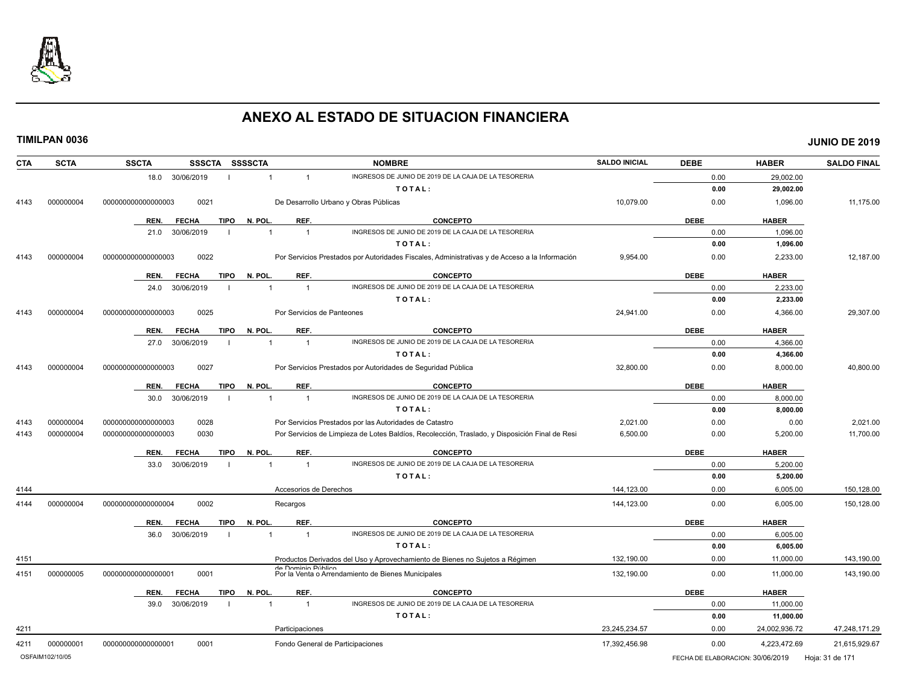# ANEXO AL ESTADO DE SITUACION FINANCIERA

**TIMILPAN 0036** **JUNIO DE 2019**

| CTA | SCTA | SSCTA | SSSCTA | SSSSCTA | NOMBRE | SALDO INICIAL | DEBE | HABER | SALDO FINAL |
|---|---|---|---|---|---|---|---|---|---|
| | | 18.0 30/06/2019 | I | 1 | 1 INGRESOS DE JUNIO DE 2019 DE LA CAJA DE LA TESORERIA | | 0.00 | 29,002.00 | |
| | | | | | **TOTAL:** | | **0.00** | **29,002.00** | |
| 4143 | 000000004 | 000000000000000003 | 0021 | | De Desarrollo Urbano y Obras Públicas | 10,079.00 | 0.00 | 1,096.00 | 11,175.00 |
| | | REN. FECHA | TIPO | N. POL. | REF. CONCEPTO | | DEBE | HABER | |
| | | 21.0 30/06/2019 | I | 1 | 1 INGRESOS DE JUNIO DE 2019 DE LA CAJA DE LA TESORERIA | | 0.00 | 1,096.00 | |
| | | | | | **TOTAL:** | | **0.00** | **1,096.00** | |
| 4143 | 000000004 | 000000000000000003 | 0022 | | Por Servicios Prestados por Autoridades Fiscales, Administrativas y de Acceso a la Información | 9,954.00 | 0.00 | 2,233.00 | 12,187.00 |
| | | REN. FECHA | TIPO | N. POL. | REF. CONCEPTO | | DEBE | HABER | |
| | | 24.0 30/06/2019 | I | 1 | 1 INGRESOS DE JUNIO DE 2019 DE LA CAJA DE LA TESORERIA | | 0.00 | 2,233.00 | |
| | | | | | **TOTAL:** | | **0.00** | **2,233.00** | |
| 4143 | 000000004 | 000000000000000003 | 0025 | | Por Servicios de Panteones | 24,941.00 | 0.00 | 4,366.00 | 29,307.00 |
| | | REN. FECHA | TIPO | N. POL. | REF. CONCEPTO | | DEBE | HABER | |
| | | 27.0 30/06/2019 | I | 1 | 1 INGRESOS DE JUNIO DE 2019 DE LA CAJA DE LA TESORERIA | | 0.00 | 4,366.00 | |
| | | | | | **TOTAL:** | | **0.00** | **4,366.00** | |
| 4143 | 000000004 | 000000000000000003 | 0027 | | Por Servicios Prestados por Autoridades de Seguridad Pública | 32,800.00 | 0.00 | 8,000.00 | 40,800.00 |
| | | REN. FECHA | TIPO | N. POL. | REF. CONCEPTO | | DEBE | HABER | |
| | | 30.0 30/06/2019 | I | 1 | 1 INGRESOS DE JUNIO DE 2019 DE LA CAJA DE LA TESORERIA | | 0.00 | 8,000.00 | |
| | | | | | **TOTAL:** | | **0.00** | **8,000.00** | |
| 4143 | 000000004 | 000000000000000003 | 0028 | | Por Servicios Prestados por las Autoridades de Catastro | 2,021.00 | 0.00 | 0.00 | 2,021.00 |
| 4143 | 000000004 | 000000000000000003 | 0030 | | Por Servicios de Limpieza de Lotes Baldíos, Recolección, Traslado, y Disposición Final de Resi | 6,500.00 | 0.00 | 5,200.00 | 11,700.00 |
| | | REN. FECHA | TIPO | N. POL. | REF. CONCEPTO | | DEBE | HABER | |
| | | 33.0 30/06/2019 | I | 1 | 1 INGRESOS DE JUNIO DE 2019 DE LA CAJA DE LA TESORERIA | | 0.00 | 5,200.00 | |
| | | | | | **TOTAL:** | | **0.00** | **5,200.00** | |
| 4144 | | | | | Accesorios de Derechos | 144,123.00 | 0.00 | 6,005.00 | 150,128.00 |
| 4144 | 000000004 | 000000000000000004 | 0002 | | Recargos | 144,123.00 | 0.00 | 6,005.00 | 150,128.00 |
| | | REN. FECHA | TIPO | N. POL. | REF. CONCEPTO | | DEBE | HABER | |
| | | 36.0 30/06/2019 | I | 1 | 1 INGRESOS DE JUNIO DE 2019 DE LA CAJA DE LA TESORERIA | | 0.00 | 6,005.00 | |
| | | | | | **TOTAL:** | | **0.00** | **6,005.00** | |
| 4151 | | | | | Productos Derivados del Uso y Aprovechamiento de Bienes no Sujetos a Régimen de Dominio Público | 132,190.00 | 0.00 | 11,000.00 | 143,190.00 |
| 4151 | 000000005 | 000000000000000001 | 0001 | | Por la Venta o Arrendamiento de Bienes Municipales | 132,190.00 | 0.00 | 11,000.00 | 143,190.00 |
| | | REN. FECHA | TIPO | N. POL. | REF. CONCEPTO | | DEBE | HABER | |
| | | 39.0 30/06/2019 | I | 1 | 1 INGRESOS DE JUNIO DE 2019 DE LA CAJA DE LA TESORERIA | | 0.00 | 11,000.00 | |
| | | | | | **TOTAL:** | | **0.00** | **11,000.00** | |
| 4211 | | | | | Participaciones | 23,245,234.57 | 0.00 | 24,002,936.72 | 47,248,171.29 |
| 4211 | 000000001 | 000000000000000001 | 0001 | | Fondo General de Participaciones | 17,392,456.98 | 0.00 | 4,223,472.69 | 21,615,929.67 |

OSFAIM102/10/05 FECHA DE ELABORACION: 30/06/2019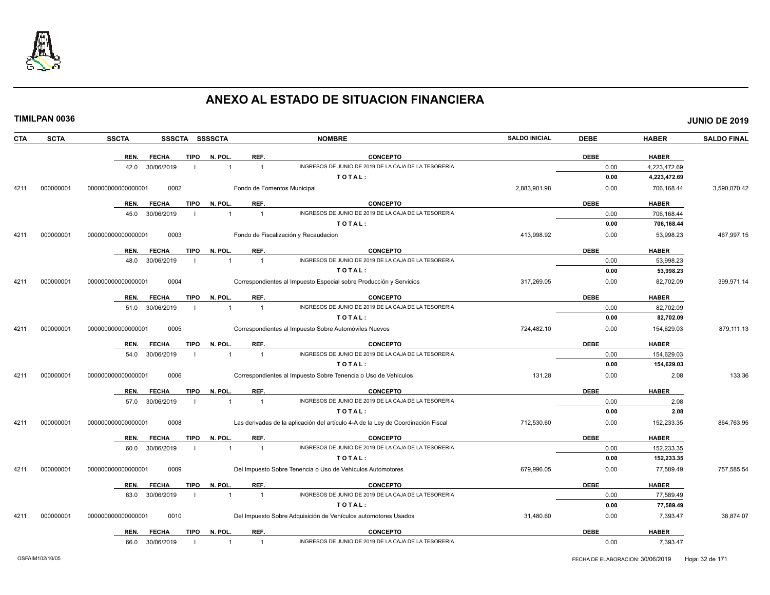# ANEXO AL ESTADO DE SITUACION FINANCIERA

**TIMILPAN 0036** **JUNIO DE 2019**

| CTA | SCTA | SSCTA | SSSCTA | SSSSCTA | NOMBRE | SALDO INICIAL | DEBE | HABER | SALDO FINAL |
|---|---|---|---|---|---|---|---|---|---|

| REN. | FECHA | TIPO | N. POL. | REF. | CONCEPTO | DEBE | HABER |
|---|---|---|---|---|---|---|---|
| 42.0 | 30/06/2019 | I | 1 | 1 | INGRESOS DE JUNIO DE 2019 DE LA CAJA DE LA TESORERIA | 0.00 | 4,223,472.69 |
| | | | | | **TOTAL:** | **0.00** | **4,223,472.69** |

| CTA | SCTA | SSCTA | SSSCTA | SSSSCTA | NOMBRE | SALDO INICIAL | DEBE | HABER | SALDO FINAL |
|---|---|---|---|---|---|---|---|---|---|
| 4211 | 000000001 | 000000000000000001 | 0002 | | Fondo de Fomentos Municipal | 2,883,901.98 | 0.00 | 706,168.44 | 3,590,070.42 |

| REN. | FECHA | TIPO | N. POL. | REF. | CONCEPTO | DEBE | HABER |
|---|---|---|---|---|---|---|---|
| 45.0 | 30/06/2019 | I | 1 | 1 | INGRESOS DE JUNIO DE 2019 DE LA CAJA DE LA TESORERIA | 0.00 | 706,168.44 |
| | | | | | **TOTAL:** | **0.00** | **706,168.44** |

| CTA | SCTA | SSCTA | SSSCTA | SSSSCTA | NOMBRE | SALDO INICIAL | DEBE | HABER | SALDO FINAL |
|---|---|---|---|---|---|---|---|---|---|
| 4211 | 000000001 | 000000000000000001 | 0003 | | Fondo de Fiscalización y Recaudacion | 413,998.92 | 0.00 | 53,998.23 | 467,997.15 |

| REN. | FECHA | TIPO | N. POL. | REF. | CONCEPTO | DEBE | HABER |
|---|---|---|---|---|---|---|---|
| 48.0 | 30/06/2019 | I | 1 | 1 | INGRESOS DE JUNIO DE 2019 DE LA CAJA DE LA TESORERIA | 0.00 | 53,998.23 |
| | | | | | **TOTAL:** | **0.00** | **53,998.23** |

| CTA | SCTA | SSCTA | SSSCTA | SSSSCTA | NOMBRE | SALDO INICIAL | DEBE | HABER | SALDO FINAL |
|---|---|---|---|---|---|---|---|---|---|
| 4211 | 000000001 | 000000000000000001 | 0004 | | Correspondientes al Impuesto Especial sobre Producción y Servicios | 317,269.05 | 0.00 | 82,702.09 | 399,971.14 |

| REN. | FECHA | TIPO | N. POL. | REF. | CONCEPTO | DEBE | HABER |
|---|---|---|---|---|---|---|---|
| 51.0 | 30/06/2019 | I | 1 | 1 | INGRESOS DE JUNIO DE 2019 DE LA CAJA DE LA TESORERIA | 0.00 | 82,702.09 |
| | | | | | **TOTAL:** | **0.00** | **82,702.09** |

| CTA | SCTA | SSCTA | SSSCTA | SSSSCTA | NOMBRE | SALDO INICIAL | DEBE | HABER | SALDO FINAL |
|---|---|---|---|---|---|---|---|---|---|
| 4211 | 000000001 | 000000000000000001 | 0005 | | Correspondientes al Impuesto Sobre Automóviles Nuevos | 724,482.10 | 0.00 | 154,629.03 | 879,111.13 |

| REN. | FECHA | TIPO | N. POL. | REF. | CONCEPTO | DEBE | HABER |
|---|---|---|---|---|---|---|---|
| 54.0 | 30/06/2019 | I | 1 | 1 | INGRESOS DE JUNIO DE 2019 DE LA CAJA DE LA TESORERIA | 0.00 | 154,629.03 |
| | | | | | **TOTAL:** | **0.00** | **154,629.03** |

| CTA | SCTA | SSCTA | SSSCTA | SSSSCTA | NOMBRE | SALDO INICIAL | DEBE | HABER | SALDO FINAL |
|---|---|---|---|---|---|---|---|---|---|
| 4211 | 000000001 | 000000000000000001 | 0006 | | Correspondientes al Impuesto Sobre Tenencia o Uso de Vehículos | 131.28 | 0.00 | 2.08 | 133.36 |

| REN. | FECHA | TIPO | N. POL. | REF. | CONCEPTO | DEBE | HABER |
|---|---|---|---|---|---|---|---|
| 57.0 | 30/06/2019 | I | 1 | 1 | INGRESOS DE JUNIO DE 2019 DE LA CAJA DE LA TESORERIA | 0.00 | 2.08 |
| | | | | | **TOTAL:** | **0.00** | **2.08** |

| CTA | SCTA | SSCTA | SSSCTA | SSSSCTA | NOMBRE | SALDO INICIAL | DEBE | HABER | SALDO FINAL |
|---|---|---|---|---|---|---|---|---|---|
| 4211 | 000000001 | 000000000000000001 | 0008 | | Las derivadas de la aplicación del artículo 4-A de la Ley de Coordinación Fiscal | 712,530.60 | 0.00 | 152,233.35 | 864,763.95 |

| REN. | FECHA | TIPO | N. POL. | REF. | CONCEPTO | DEBE | HABER |
|---|---|---|---|---|---|---|---|
| 60.0 | 30/06/2019 | I | 1 | 1 | INGRESOS DE JUNIO DE 2019 DE LA CAJA DE LA TESORERIA | 0.00 | 152,233.35 |
| | | | | | **TOTAL:** | **0.00** | **152,233.35** |

| CTA | SCTA | SSCTA | SSSCTA | SSSSCTA | NOMBRE | SALDO INICIAL | DEBE | HABER | SALDO FINAL |
|---|---|---|---|---|---|---|---|---|---|
| 4211 | 000000001 | 000000000000000001 | 0009 | | Del Impuesto Sobre Tenencia o Uso de Vehículos Automotores | 679,996.05 | 0.00 | 77,589.49 | 757,585.54 |

| REN. | FECHA | TIPO | N. POL. | REF. | CONCEPTO | DEBE | HABER |
|---|---|---|---|---|---|---|---|
| 63.0 | 30/06/2019 | I | 1 | 1 | INGRESOS DE JUNIO DE 2019 DE LA CAJA DE LA TESORERIA | 0.00 | 77,589.49 |
| | | | | | **TOTAL:** | **0.00** | **77,589.49** |

| CTA | SCTA | SSCTA | SSSCTA | SSSSCTA | NOMBRE | SALDO INICIAL | DEBE | HABER | SALDO FINAL |
|---|---|---|---|---|---|---|---|---|---|
| 4211 | 000000001 | 000000000000000001 | 0010 | | Del Impuesto Sobre Adquisición de Vehículos automotores Usados | 31,480.60 | 0.00 | 7,393.47 | 38,874.07 |

| REN. | FECHA | TIPO | N. POL. | REF. | CONCEPTO | DEBE | HABER |
|---|---|---|---|---|---|---|---|
| 66.0 | 30/06/2019 | I | 1 | 1 | INGRESOS DE JUNIO DE 2019 DE LA CAJA DE LA TESORERIA | 0.00 | 7,393.47 |

OSFAIM102/10/05 FECHA DE ELABORACION: 30/06/2019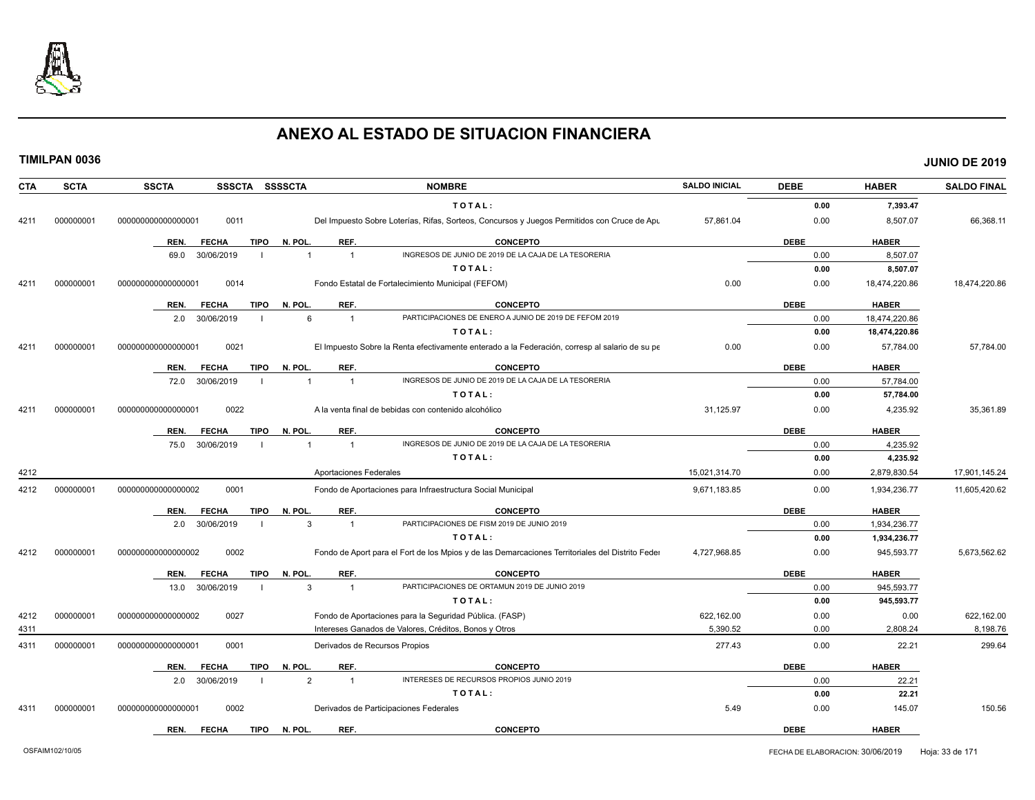# ANEXO AL ESTADO DE SITUACION FINANCIERA

**TIMILPAN 0036** **JUNIO DE 2019**

| CTA | SCTA | SSCTA | SSSCTA | SSSSCTA | NOMBRE | SALDO INICIAL | DEBE | HABER | SALDO FINAL |
|---|---|---|---|---|---|---|---|---|---|
| | | | | | **T O T A L :** | | **0.00** | **7,393.47** | |
| 4211 | 000000001 | 0000000000000001 | 0011 | | Del Impuesto Sobre Loterías, Rifas, Sorteos, Concursos y Juegos Permitidos con Cruce de Apu | 57,861.04 | 0.00 | 8,507.07 | 66,368.11 |

| REN. | FECHA | TIPO | N. POL. | REF. | CONCEPTO | DEBE | HABER |
|---|---|---|---|---|---|---|---|
| 69.0 | 30/06/2019 | I | 1 | 1 | INGRESOS DE JUNIO DE 2019 DE LA CAJA DE LA TESORERIA | 0.00 | 8,507.07 |
| | | | | | **T O T A L :** | **0.00** | **8,507.07** |

| CTA | SCTA | SSCTA | SSSCTA | SSSSCTA | NOMBRE | SALDO INICIAL | DEBE | HABER | SALDO FINAL |
|---|---|---|---|---|---|---|---|---|---|
| 4211 | 000000001 | 0000000000000001 | 0014 | | Fondo Estatal de Fortalecimiento Municipal (FEFOM) | 0.00 | 0.00 | 18,474,220.86 | 18,474,220.86 |

| REN. | FECHA | TIPO | N. POL. | REF. | CONCEPTO | DEBE | HABER |
|---|---|---|---|---|---|---|---|
| 2.0 | 30/06/2019 | I | 6 | 1 | PARTICIPACIONES DE ENERO A JUNIO DE 2019 DE FEFOM 2019 | 0.00 | 18,474,220.86 |
| | | | | | **T O T A L :** | **0.00** | **18,474,220.86** |

| CTA | SCTA | SSCTA | SSSCTA | SSSSCTA | NOMBRE | SALDO INICIAL | DEBE | HABER | SALDO FINAL |
|---|---|---|---|---|---|---|---|---|---|
| 4211 | 000000001 | 0000000000000001 | 0021 | | El Impuesto Sobre la Renta efectivamente enterado a la Federación, corresp al salario de su pe | 0.00 | 0.00 | 57,784.00 | 57,784.00 |

| REN. | FECHA | TIPO | N. POL. | REF. | CONCEPTO | DEBE | HABER |
|---|---|---|---|---|---|---|---|
| 72.0 | 30/06/2019 | I | 1 | 1 | INGRESOS DE JUNIO DE 2019 DE LA CAJA DE LA TESORERIA | 0.00 | 57,784.00 |
| | | | | | **T O T A L :** | **0.00** | **57,784.00** |

| CTA | SCTA | SSCTA | SSSCTA | SSSSCTA | NOMBRE | SALDO INICIAL | DEBE | HABER | SALDO FINAL |
|---|---|---|---|---|---|---|---|---|---|
| 4211 | 000000001 | 0000000000000001 | 0022 | | A la venta final de bebidas con contenido alcohólico | 31,125.97 | 0.00 | 4,235.92 | 35,361.89 |

| REN. | FECHA | TIPO | N. POL. | REF. | CONCEPTO | DEBE | HABER |
|---|---|---|---|---|---|---|---|
| 75.0 | 30/06/2019 | I | 1 | 1 | INGRESOS DE JUNIO DE 2019 DE LA CAJA DE LA TESORERIA | 0.00 | 4,235.92 |
| | | | | | **T O T A L :** | **0.00** | **4,235.92** |

| CTA | SCTA | SSCTA | SSSCTA | SSSSCTA | NOMBRE | SALDO INICIAL | DEBE | HABER | SALDO FINAL |
|---|---|---|---|---|---|---|---|---|---|
| 4212 | | | | | Aportaciones Federales | 15,021,314.70 | 0.00 | 2,879,830.54 | 17,901,145.24 |
| 4212 | 000000001 | 0000000000000002 | 0001 | | Fondo de Aportaciones para Infraestructura Social Municipal | 9,671,183.85 | 0.00 | 1,934,236.77 | 11,605,420.62 |

| REN. | FECHA | TIPO | N. POL. | REF. | CONCEPTO | DEBE | HABER |
|---|---|---|---|---|---|---|---|
| 2.0 | 30/06/2019 | I | 3 | 1 | PARTICIPACIONES DE FISM 2019 DE JUNIO 2019 | 0.00 | 1,934,236.77 |
| | | | | | **T O T A L :** | **0.00** | **1,934,236.77** |

| CTA | SCTA | SSCTA | SSSCTA | SSSSCTA | NOMBRE | SALDO INICIAL | DEBE | HABER | SALDO FINAL |
|---|---|---|---|---|---|---|---|---|---|
| 4212 | 000000001 | 0000000000000002 | 0002 | | Fondo de Aport para el Fort de los Mpios y de las Demarcaciones Territoriales del Distrito Feder | 4,727,968.85 | 0.00 | 945,593.77 | 5,673,562.62 |

| REN. | FECHA | TIPO | N. POL. | REF. | CONCEPTO | DEBE | HABER |
|---|---|---|---|---|---|---|---|
| 13.0 | 30/06/2019 | I | 3 | 1 | PARTICIPACIONES DE ORTAMUN 2019 DE JUNIO 2019 | 0.00 | 945,593.77 |
| | | | | | **T O T A L :** | **0.00** | **945,593.77** |

| CTA | SCTA | SSCTA | SSSCTA | SSSSCTA | NOMBRE | SALDO INICIAL | DEBE | HABER | SALDO FINAL |
|---|---|---|---|---|---|---|---|---|---|
| 4212 | 000000001 | 0000000000000002 | 0027 | | Fondo de Aportaciones para la Seguridad Pública. (FASP) | 622,162.00 | 0.00 | 0.00 | 622,162.00 |
| 4311 | | | | | Intereses Ganados de Valores, Créditos, Bonos y Otros | 5,390.52 | 0.00 | 2,808.24 | 8,198.76 |
| 4311 | 000000001 | 0000000000000001 | 0001 | | Derivados de Recursos Propios | 277.43 | 0.00 | 22.21 | 299.64 |

| REN. | FECHA | TIPO | N. POL. | REF. | CONCEPTO | DEBE | HABER |
|---|---|---|---|---|---|---|---|
| 2.0 | 30/06/2019 | I | 2 | 1 | INTERESES DE RECURSOS PROPIOS JUNIO 2019 | 0.00 | 22.21 |
| | | | | | **T O T A L :** | **0.00** | **22.21** |

| CTA | SCTA | SSCTA | SSSCTA | SSSSCTA | NOMBRE | SALDO INICIAL | DEBE | HABER | SALDO FINAL |
|---|---|---|---|---|---|---|---|---|---|
| 4311 | 000000001 | 0000000000000001 | 0002 | | Derivados de Participaciones Federales | 5.49 | 0.00 | 145.07 | 150.56 |

| REN. | FECHA | TIPO | N. POL. | REF. | CONCEPTO | DEBE | HABER |
|---|---|---|---|---|---|---|---|

OSFAIM102/10/05 FECHA DE ELABORACION: 30/06/2019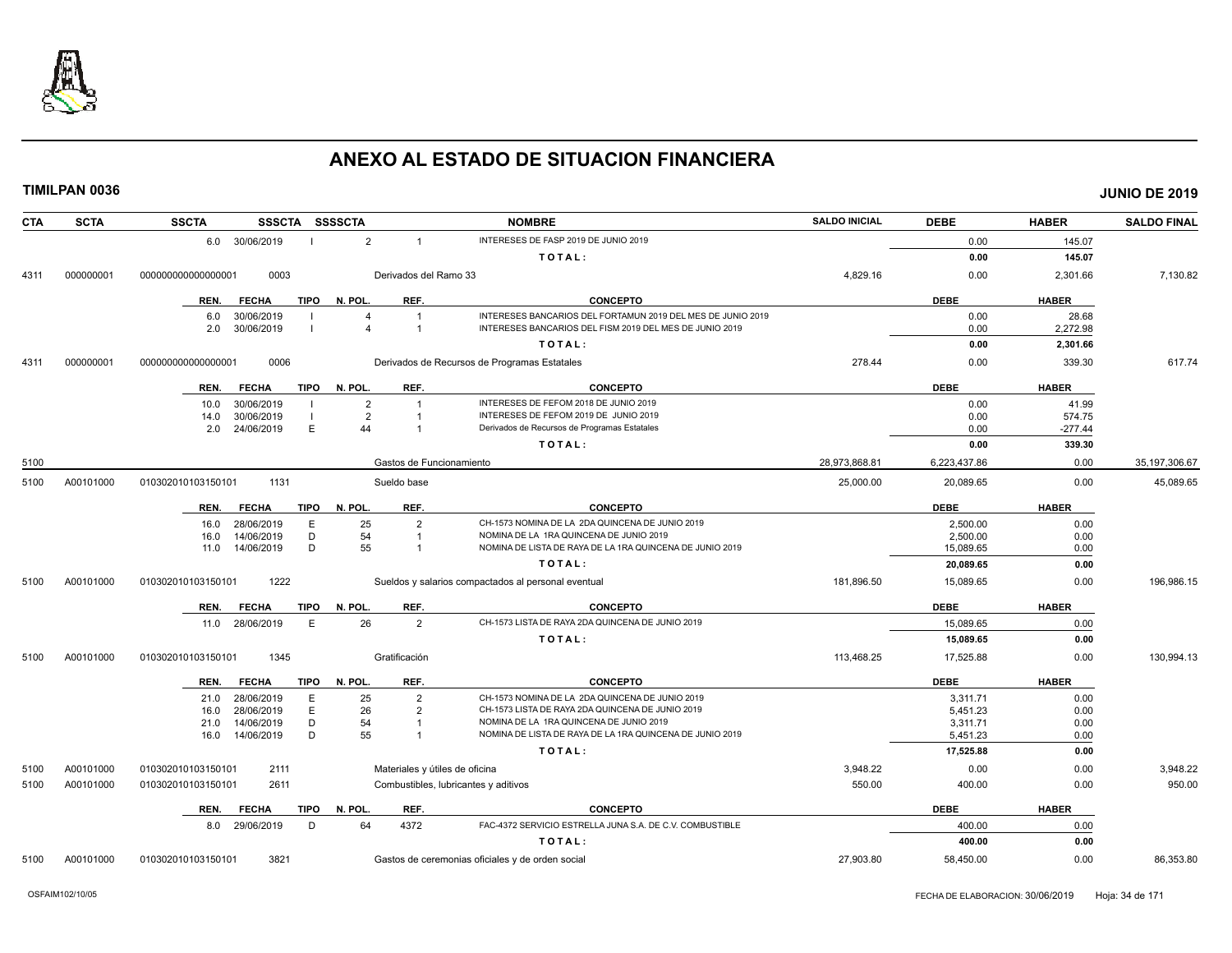# ANEXO AL ESTADO DE SITUACION FINANCIERA

**TIMILPAN 0036** **JUNIO DE 2019**

| CTA | SCTA | SSCTA | SSSCTA | SSSSCTA | | NOMBRE | SALDO INICIAL | DEBE | HABER | SALDO FINAL |
|---|---|---|---|---|---|---|---|---|---|---|
| | | 6.0 30/06/2019 | I | 2 | 1 | INTERESES DE FASP 2019 DE JUNIO 2019 | | 0.00 | 145.07 | |
| | | | | | | TOTAL: | | 0.00 | 145.07 | |
| 4311 | 000000001 | 000000000000000001 | 0003 | | | Derivados del Ramo 33 | 4,829.16 | 0.00 | 2,301.66 | 7,130.82 |
| | | REN. FECHA | TIPO | N. POL. | REF. | CONCEPTO | | DEBE | HABER | |
| | | 6.0 30/06/2019 | I | 4 | 1 | INTERESES BANCARIOS DEL FORTAMUN 2019 DEL MES DE JUNIO 2019 | | 0.00 | 28.68 | |
| | | 2.0 30/06/2019 | I | 4 | 1 | INTERESES BANCARIOS DEL FISM 2019 DEL MES DE JUNIO 2019 | | 0.00 | 2,272.98 | |
| | | | | | | TOTAL: | | 0.00 | 2,301.66 | |
| 4311 | 000000001 | 000000000000000001 | 0006 | | | Derivados de Recursos de Programas Estatales | 278.44 | 0.00 | 339.30 | 617.74 |
| | | REN. FECHA | TIPO | N. POL. | REF. | CONCEPTO | | DEBE | HABER | |
| | | 10.0 30/06/2019 | I | 2 | 1 | INTERESES DE FEFOM 2018 DE JUNIO 2019 | | 0.00 | 41.99 | |
| | | 14.0 30/06/2019 | I | 2 | 1 | INTERESES DE FEFOM 2019 DE JUNIO 2019 | | 0.00 | 574.75 | |
| | | 2.0 24/06/2019 | E | 44 | 1 | Derivados de Recursos de Programas Estatales | | 0.00 | -277.44 | |
| | | | | | | TOTAL: | | 0.00 | 339.30 | |
| 5100 | | | | | | Gastos de Funcionamiento | 28,973,868.81 | 6,223,437.86 | 0.00 | 35,197,306.67 |
| 5100 | A00101000 | 010302010103150101 | 1131 | | | Sueldo base | 25,000.00 | 20,089.65 | 0.00 | 45,089.65 |
| | | REN. FECHA | TIPO | N. POL. | REF. | CONCEPTO | | DEBE | HABER | |
| | | 16.0 28/06/2019 | E | 25 | 2 | CH-1573 NOMINA DE LA 2DA QUINCENA DE JUNIO 2019 | | 2,500.00 | 0.00 | |
| | | 16.0 14/06/2019 | D | 54 | 1 | NOMINA DE LA 1RA QUINCENA DE JUNIO 2019 | | 2,500.00 | 0.00 | |
| | | 11.0 14/06/2019 | D | 55 | 1 | NOMINA DE LISTA DE RAYA DE LA 1RA QUINCENA DE JUNIO 2019 | | 15,089.65 | 0.00 | |
| | | | | | | TOTAL: | | 20,089.65 | 0.00 | |
| 5100 | A00101000 | 010302010103150101 | 1222 | | | Sueldos y salarios compactados al personal eventual | 181,896.50 | 15,089.65 | 0.00 | 196,986.15 |
| | | REN. FECHA | TIPO | N. POL. | REF. | CONCEPTO | | DEBE | HABER | |
| | | 11.0 28/06/2019 | E | 26 | 2 | CH-1573 LISTA DE RAYA 2DA QUINCENA DE JUNIO 2019 | | 15,089.65 | 0.00 | |
| | | | | | | TOTAL: | | 15,089.65 | 0.00 | |
| 5100 | A00101000 | 010302010103150101 | 1345 | | | Gratificación | 113,468.25 | 17,525.88 | 0.00 | 130,994.13 |
| | | REN. FECHA | TIPO | N. POL. | REF. | CONCEPTO | | DEBE | HABER | |
| | | 21.0 28/06/2019 | E | 25 | 2 | CH-1573 NOMINA DE LA 2DA QUINCENA DE JUNIO 2019 | | 3,311.71 | 0.00 | |
| | | 16.0 28/06/2019 | E | 26 | 2 | CH-1573 LISTA DE RAYA 2DA QUINCENA DE JUNIO 2019 | | 5,451.23 | 0.00 | |
| | | 21.0 14/06/2019 | D | 54 | 1 | NOMINA DE LA 1RA QUINCENA DE JUNIO 2019 | | 3,311.71 | 0.00 | |
| | | 16.0 14/06/2019 | D | 55 | 1 | NOMINA DE LISTA DE RAYA DE LA 1RA QUINCENA DE JUNIO 2019 | | 5,451.23 | 0.00 | |
| | | | | | | TOTAL: | | 17,525.88 | 0.00 | |
| 5100 | A00101000 | 010302010103150101 | 2111 | | | Materiales y útiles de oficina | 3,948.22 | 0.00 | 0.00 | 3,948.22 |
| 5100 | A00101000 | 010302010103150101 | 2611 | | | Combustibles, lubricantes y aditivos | 550.00 | 400.00 | 0.00 | 950.00 |
| | | REN. FECHA | TIPO | N. POL. | REF. | CONCEPTO | | DEBE | HABER | |
| | | 8.0 29/06/2019 | D | 64 | 4372 | FAC-4372 SERVICIO ESTRELLA JUNA S.A. DE C.V. COMBUSTIBLE | | 400.00 | 0.00 | |
| | | | | | | TOTAL: | | 400.00 | 0.00 | |
| 5100 | A00101000 | 010302010103150101 | 3821 | | | Gastos de ceremonias oficiales y de orden social | 27,903.80 | 58,450.00 | 0.00 | 86,353.80 |

OSFAIM102/10/05 FECHA DE ELABORACION: 30/06/2019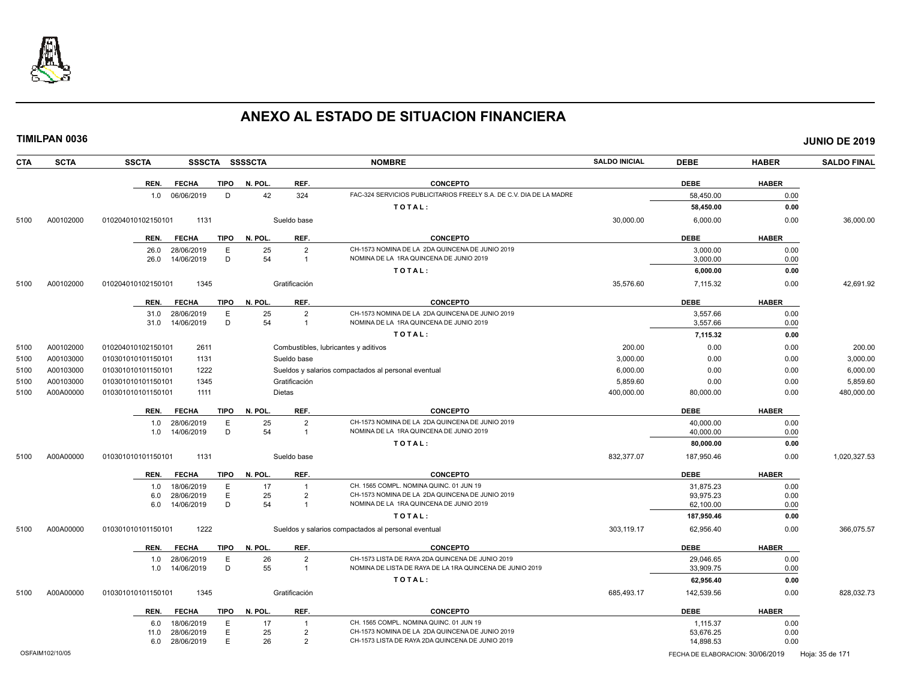# ANEXO AL ESTADO DE SITUACION FINANCIERA

**TIMILPAN 0036** — **JUNIO DE 2019**

| CTA | SCTA | SSCTA | SSSCTA | SSSSCTA | NOMBRE | SALDO INICIAL | DEBE | HABER | SALDO FINAL |
|---|---|---|---|---|---|---|---|---|---|

| REN. | FECHA | TIPO | N. POL. | REF. | CONCEPTO | DEBE | HABER |
|---|---|---|---|---|---|---|---|
| 1.0 | 06/06/2019 | D | 42 | 324 | FAC-324 SERVICIOS PUBLICITARIOS FREELY S.A. DE C.V. DIA DE LA MADRE | 58,450.00 | 0.00 |
| | | | | | TOTAL: | 58,450.00 | 0.00 |

| CTA | SCTA | SSCTA | SSSCTA | NOMBRE | SALDO INICIAL | DEBE | HABER | SALDO FINAL |
|---|---|---|---|---|---|---|---|---|
| 5100 | A00102000 | 010204010102150101 | 1131 | Sueldo base | 30,000.00 | 6,000.00 | 0.00 | 36,000.00 |

| REN. | FECHA | TIPO | N. POL. | REF. | CONCEPTO | DEBE | HABER |
|---|---|---|---|---|---|---|---|
| 26.0 | 28/06/2019 | E | 25 | 2 | CH-1573 NOMINA DE LA 2DA QUINCENA DE JUNIO 2019 | 3,000.00 | 0.00 |
| 26.0 | 14/06/2019 | D | 54 | 1 | NOMINA DE LA 1RA QUINCENA DE JUNIO 2019 | 3,000.00 | 0.00 |
| | | | | | TOTAL: | 6,000.00 | 0.00 |

| CTA | SCTA | SSCTA | SSSCTA | NOMBRE | SALDO INICIAL | DEBE | HABER | SALDO FINAL |
|---|---|---|---|---|---|---|---|---|
| 5100 | A00102000 | 010204010102150101 | 1345 | Gratificación | 35,576.60 | 7,115.32 | 0.00 | 42,691.92 |

| REN. | FECHA | TIPO | N. POL. | REF. | CONCEPTO | DEBE | HABER |
|---|---|---|---|---|---|---|---|
| 31.0 | 28/06/2019 | E | 25 | 2 | CH-1573 NOMINA DE LA 2DA QUINCENA DE JUNIO 2019 | 3,557.66 | 0.00 |
| 31.0 | 14/06/2019 | D | 54 | 1 | NOMINA DE LA 1RA QUINCENA DE JUNIO 2019 | 3,557.66 | 0.00 |
| | | | | | TOTAL: | 7,115.32 | 0.00 |

| CTA | SCTA | SSCTA | SSSCTA | NOMBRE | SALDO INICIAL | DEBE | HABER | SALDO FINAL |
|---|---|---|---|---|---|---|---|---|
| 5100 | A00102000 | 010204010102150101 | 2611 | Combustibles, lubricantes y aditivos | 200.00 | 0.00 | 0.00 | 200.00 |
| 5100 | A00103000 | 010301010101150101 | 1131 | Sueldo base | 3,000.00 | 0.00 | 0.00 | 3,000.00 |
| 5100 | A00103000 | 010301010101150101 | 1222 | Sueldos y salarios compactados al personal eventual | 6,000.00 | 0.00 | 0.00 | 6,000.00 |
| 5100 | A00103000 | 010301010101150101 | 1345 | Gratificación | 5,859.60 | 0.00 | 0.00 | 5,859.60 |
| 5100 | A00A00000 | 010301010101150101 | 1111 | Dietas | 400,000.00 | 80,000.00 | 0.00 | 480,000.00 |

| REN. | FECHA | TIPO | N. POL. | REF. | CONCEPTO | DEBE | HABER |
|---|---|---|---|---|---|---|---|
| 1.0 | 28/06/2019 | E | 25 | 2 | CH-1573 NOMINA DE LA 2DA QUINCENA DE JUNIO 2019 | 40,000.00 | 0.00 |
| 1.0 | 14/06/2019 | D | 54 | 1 | NOMINA DE LA 1RA QUINCENA DE JUNIO 2019 | 40,000.00 | 0.00 |
| | | | | | TOTAL: | 80,000.00 | 0.00 |

| CTA | SCTA | SSCTA | SSSCTA | NOMBRE | SALDO INICIAL | DEBE | HABER | SALDO FINAL |
|---|---|---|---|---|---|---|---|---|
| 5100 | A00A00000 | 010301010101150101 | 1131 | Sueldo base | 832,377.07 | 187,950.46 | 0.00 | 1,020,327.53 |

| REN. | FECHA | TIPO | N. POL. | REF. | CONCEPTO | DEBE | HABER |
|---|---|---|---|---|---|---|---|
| 1.0 | 18/06/2019 | E | 17 | 1 | CH. 1565 COMPL. NOMINA QUINC. 01 JUN 19 | 31,875.23 | 0.00 |
| 6.0 | 28/06/2019 | E | 25 | 2 | CH-1573 NOMINA DE LA 2DA QUINCENA DE JUNIO 2019 | 93,975.23 | 0.00 |
| 6.0 | 14/06/2019 | D | 54 | 1 | NOMINA DE LA 1RA QUINCENA DE JUNIO 2019 | 62,100.00 | 0.00 |
| | | | | | TOTAL: | 187,950.46 | 0.00 |

| CTA | SCTA | SSCTA | SSSCTA | NOMBRE | SALDO INICIAL | DEBE | HABER | SALDO FINAL |
|---|---|---|---|---|---|---|---|---|
| 5100 | A00A00000 | 010301010101150101 | 1222 | Sueldos y salarios compactados al personal eventual | 303,119.17 | 62,956.40 | 0.00 | 366,075.57 |

| REN. | FECHA | TIPO | N. POL. | REF. | CONCEPTO | DEBE | HABER |
|---|---|---|---|---|---|---|---|
| 1.0 | 28/06/2019 | E | 26 | 2 | CH-1573 LISTA DE RAYA 2DA QUINCENA DE JUNIO 2019 | 29,046.65 | 0.00 |
| 1.0 | 14/06/2019 | D | 55 | 1 | NOMINA DE LISTA DE RAYA DE LA 1RA QUINCENA DE JUNIO 2019 | 33,909.75 | 0.00 |
| | | | | | TOTAL: | 62,956.40 | 0.00 |

| CTA | SCTA | SSCTA | SSSCTA | NOMBRE | SALDO INICIAL | DEBE | HABER | SALDO FINAL |
|---|---|---|---|---|---|---|---|---|
| 5100 | A00A00000 | 010301010101150101 | 1345 | Gratificación | 685,493.17 | 142,539.56 | 0.00 | 828,032.73 |

| REN. | FECHA | TIPO | N. POL. | REF. | CONCEPTO | DEBE | HABER |
|---|---|---|---|---|---|---|---|
| 6.0 | 18/06/2019 | E | 17 | 1 | CH. 1565 COMPL. NOMINA QUINC. 01 JUN 19 | 1,115.37 | 0.00 |
| 11.0 | 28/06/2019 | E | 25 | 2 | CH-1573 NOMINA DE LA 2DA QUINCENA DE JUNIO 2019 | 53,676.25 | 0.00 |
| 6.0 | 28/06/2019 | E | 26 | 2 | CH-1573 LISTA DE RAYA 2DA QUINCENA DE JUNIO 2019 | 14,898.53 | 0.00 |

OSFAIM102/10/05 — FECHA DE ELABORACION: 30/06/2019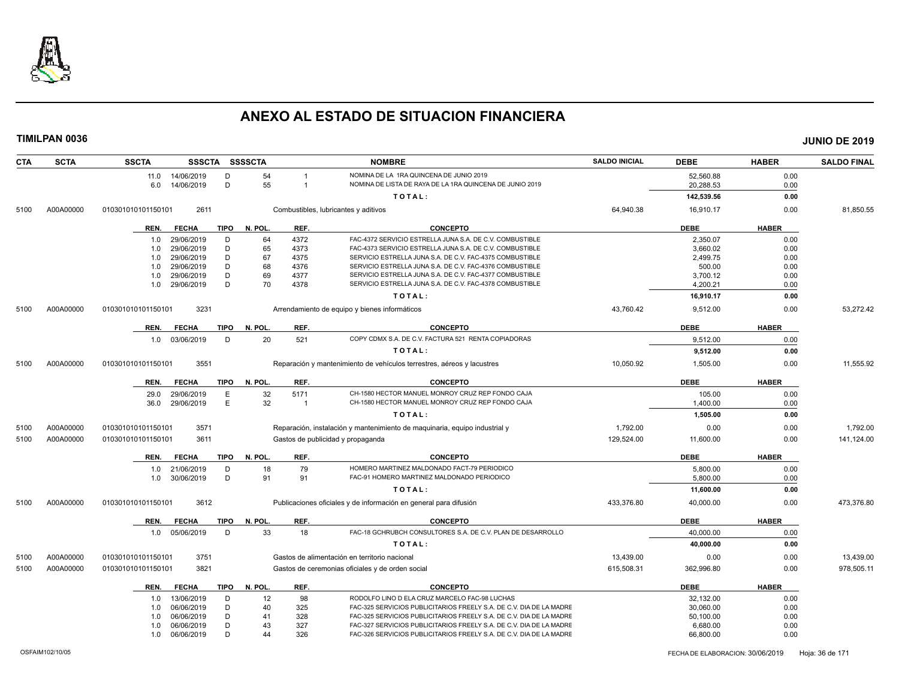# ANEXO AL ESTADO DE SITUACION FINANCIERA

**TIMILPAN 0036** — **JUNIO DE 2019**

| CTA | SCTA | SSCTA | SSSCTA | SSSSCTA | | NOMBRE | SALDO INICIAL | DEBE | HABER | SALDO FINAL |
|---|---|---|---|---|---|---|---|---|---|---|
| | | 11.0 | 14/06/2019 | D | 54 · 1 | NOMINA DE LA 1RA QUINCENA DE JUNIO 2019 | | 52,560.88 | 0.00 | |
| | | 6.0 | 14/06/2019 | D | 55 · 1 | NOMINA DE LISTA DE RAYA DE LA 1RA QUINCENA DE JUNIO 2019 | | 20,288.53 | 0.00 | |
| | | | | | | **TOTAL:** | | **142,539.56** | **0.00** | |
| 5100 | A00A00000 | 010301010101150101 | 2611 | | | Combustibles, lubricantes y aditivos | 64,940.38 | 16,910.17 | 0.00 | 81,850.55 |

| REN. | FECHA | TIPO | N. POL. | REF. | CONCEPTO | DEBE | HABER |
|---|---|---|---|---|---|---|---|
| 1.0 | 29/06/2019 | D | 64 | 4372 | FAC-4372 SERVICIO ESTRELLA JUNA S.A. DE C.V. COMBUSTIBLE | 2,350.07 | 0.00 |
| 1.0 | 29/06/2019 | D | 65 | 4373 | FAC-4373 SERVICIO ESTRELLA JUNA S.A. DE C.V. COMBUSTIBLE | 3,660.02 | 0.00 |
| 1.0 | 29/06/2019 | D | 67 | 4375 | SERVICIO ESTRELLA JUNA S.A. DE C.V. FAC-4375 COMBUSTIBLE | 2,499.75 | 0.00 |
| 1.0 | 29/06/2019 | D | 68 | 4376 | SERVICIO ESTRELLA JUNA S.A. DE C.V. FAC-4376 COMBUSTIBLE | 500.00 | 0.00 |
| 1.0 | 29/06/2019 | D | 69 | 4377 | SERVICIO ESTRELLA JUNA S.A. DE C.V. FAC-4377 COMBUSTIBLE | 3,700.12 | 0.00 |
| 1.0 | 29/06/2019 | D | 70 | 4378 | SERVICIO ESTRELLA JUNA S.A. DE C.V. FAC-4378 COMBUSTIBLE | 4,200.21 | 0.00 |
| | | | | | **TOTAL:** | **16,910.17** | **0.00** |

| CTA | SCTA | SSCTA | SSSCTA | NOMBRE | SALDO INICIAL | DEBE | HABER | SALDO FINAL |
|---|---|---|---|---|---|---|---|---|
| 5100 | A00A00000 | 010301010101150101 | 3231 | Arrendamiento de equipo y bienes informáticos | 43,760.42 | 9,512.00 | 0.00 | 53,272.42 |

| REN. | FECHA | TIPO | N. POL. | REF. | CONCEPTO | DEBE | HABER |
|---|---|---|---|---|---|---|---|
| 1.0 | 03/06/2019 | D | 20 | 521 | COPY CDMX S.A. DE C.V. FACTURA 521 RENTA COPIADORAS | 9,512.00 | 0.00 |
| | | | | | **TOTAL:** | **9,512.00** | **0.00** |

| CTA | SCTA | SSCTA | SSSCTA | NOMBRE | SALDO INICIAL | DEBE | HABER | SALDO FINAL |
|---|---|---|---|---|---|---|---|---|
| 5100 | A00A00000 | 010301010101150101 | 3551 | Reparación y mantenimiento de vehículos terrestres, aéreos y lacustres | 10,050.92 | 1,505.00 | 0.00 | 11,555.92 |

| REN. | FECHA | TIPO | N. POL. | REF. | CONCEPTO | DEBE | HABER |
|---|---|---|---|---|---|---|---|
| 29.0 | 29/06/2019 | E | 32 | 5171 | CH-1580 HECTOR MANUEL MONROY CRUZ REP FONDO CAJA | 105.00 | 0.00 |
| 36.0 | 29/06/2019 | E | 32 | 1 | CH-1580 HECTOR MANUEL MONROY CRUZ REP FONDO CAJA | 1,400.00 | 0.00 |
| | | | | | **TOTAL:** | **1,505.00** | **0.00** |

| CTA | SCTA | SSCTA | SSSCTA | NOMBRE | SALDO INICIAL | DEBE | HABER | SALDO FINAL |
|---|---|---|---|---|---|---|---|---|
| 5100 | A00A00000 | 010301010101150101 | 3571 | Reparación, instalación y mantenimiento de maquinaria, equipo industrial y | 1,792.00 | 0.00 | 0.00 | 1,792.00 |
| 5100 | A00A00000 | 010301010101150101 | 3611 | Gastos de publicidad y propaganda | 129,524.00 | 11,600.00 | 0.00 | 141,124.00 |

| REN. | FECHA | TIPO | N. POL. | REF. | CONCEPTO | DEBE | HABER |
|---|---|---|---|---|---|---|---|
| 1.0 | 21/06/2019 | D | 18 | 79 | HOMERO MARTINEZ MALDONADO FACT-79 PERIODICO | 5,800.00 | 0.00 |
| 1.0 | 30/06/2019 | D | 91 | 91 | FAC-91 HOMERO MARTINEZ MALDONADO PERIODICO | 5,800.00 | 0.00 |
| | | | | | **TOTAL:** | **11,600.00** | **0.00** |

| CTA | SCTA | SSCTA | SSSCTA | NOMBRE | SALDO INICIAL | DEBE | HABER | SALDO FINAL |
|---|---|---|---|---|---|---|---|---|
| 5100 | A00A00000 | 010301010101150101 | 3612 | Publicaciones oficiales y de información en general para difusión | 433,376.80 | 40,000.00 | 0.00 | 473,376.80 |

| REN. | FECHA | TIPO | N. POL. | REF. | CONCEPTO | DEBE | HABER |
|---|---|---|---|---|---|---|---|
| 1.0 | 05/06/2019 | D | 33 | 18 | FAC-18 GCHRUBCH CONSULTORES S.A. DE C.V. PLAN DE DESARROLLO | 40,000.00 | 0.00 |
| | | | | | **TOTAL:** | **40,000.00** | **0.00** |

| CTA | SCTA | SSCTA | SSSCTA | NOMBRE | SALDO INICIAL | DEBE | HABER | SALDO FINAL |
|---|---|---|---|---|---|---|---|---|
| 5100 | A00A00000 | 010301010101150101 | 3751 | Gastos de alimentación en territorio nacional | 13,439.00 | 0.00 | 0.00 | 13,439.00 |
| 5100 | A00A00000 | 010301010101150101 | 3821 | Gastos de ceremonias oficiales y de orden social | 615,508.31 | 362,996.80 | 0.00 | 978,505.11 |

| REN. | FECHA | TIPO | N. POL. | REF. | CONCEPTO | DEBE | HABER |
|---|---|---|---|---|---|---|---|
| 1.0 | 13/06/2019 | D | 12 | 98 | RODOLFO LINO D ELA CRUZ MARCELO FAC-98 LUCHAS | 32,132.00 | 0.00 |
| 1.0 | 06/06/2019 | D | 40 | 325 | FAC-325 SERVICIOS PUBLICITARIOS FREELY S.A. DE C.V. DIA DE LA MADRE | 30,060.00 | 0.00 |
| 1.0 | 06/06/2019 | D | 41 | 328 | FAC-325 SERVICIOS PUBLICITARIOS FREELY S.A. DE C.V. DIA DE LA MADRE | 50,100.00 | 0.00 |
| 1.0 | 06/06/2019 | D | 43 | 327 | FAC-327 SERVICIOS PUBLICITARIOS FREELY S.A. DE C.V. DIA DE LA MADRE | 6,680.00 | 0.00 |
| 1.0 | 06/06/2019 | D | 44 | 326 | FAC-326 SERVICIOS PUBLICITARIOS FREELY S.A. DE C.V. DIA DE LA MADRE | 66,800.00 | 0.00 |

OSFAIM102/10/05 — FECHA DE ELABORACION: 30/06/2019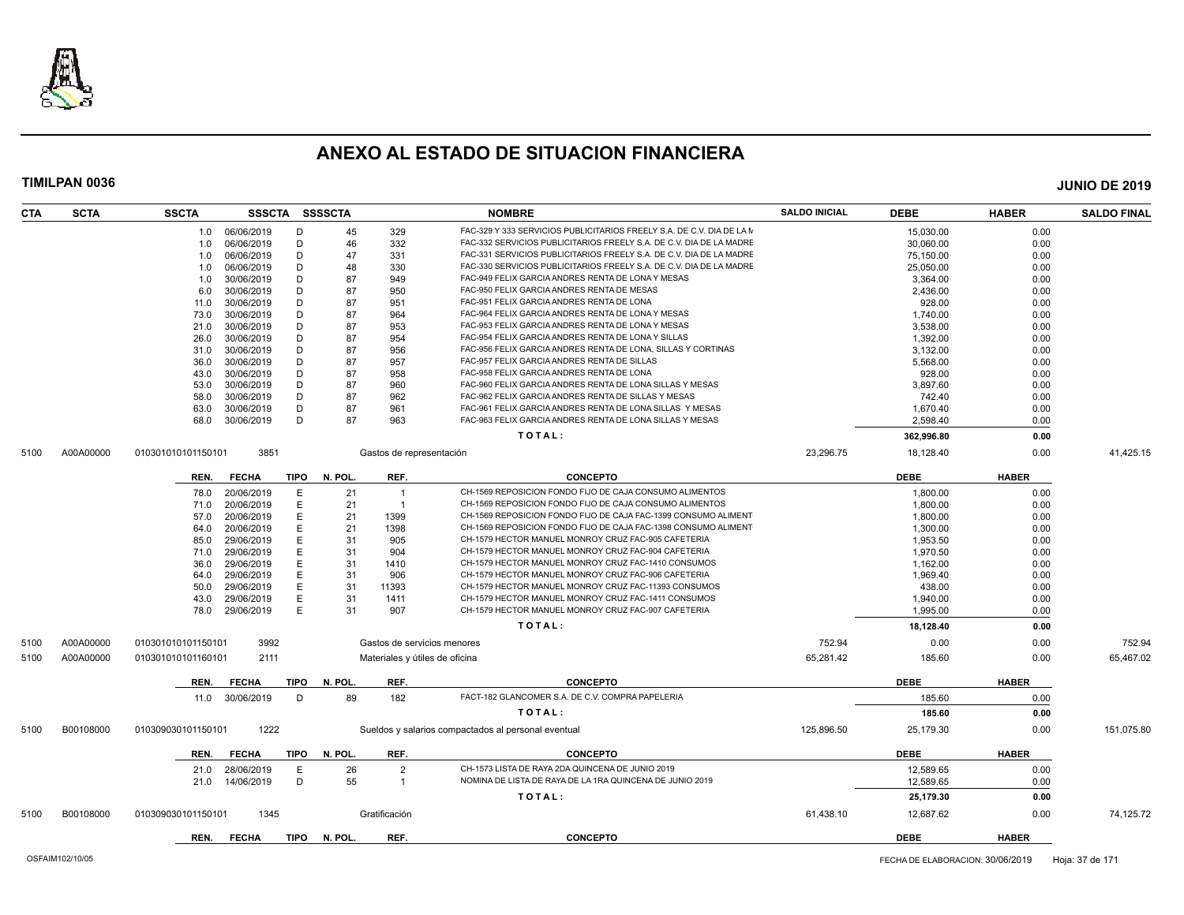# ANEXO AL ESTADO DE SITUACION FINANCIERA

**TIMILPAN 0036** **JUNIO DE 2019**

| CTA | SCTA | SSCTA | SSSCTA | SSSSCTA | | NOMBRE | SALDO INICIAL | DEBE | HABER | SALDO FINAL |
|---|---|---|---|---|---|---|---|---|---|---|
| | | 1.0 | 06/06/2019 | D | 45 329 | FAC-329 Y 333 SERVICIOS PUBLICITARIOS FREELY S.A. DE C.V. DIA DE LA M | | 15,030.00 | 0.00 | |
| | | 1.0 | 06/06/2019 | D | 46 332 | FAC-332 SERVICIOS PUBLICITARIOS FREELY S.A. DE C.V. DIA DE LA MADRE | | 30,060.00 | 0.00 | |
| | | 1.0 | 06/06/2019 | D | 47 331 | FAC-331 SERVICIOS PUBLICITARIOS FREELY S.A. DE C.V. DIA DE LA MADRE | | 75,150.00 | 0.00 | |
| | | 1.0 | 06/06/2019 | D | 48 330 | FAC-330 SERVICIOS PUBLICITARIOS FREELY S.A. DE C.V. DIA DE LA MADRE | | 25,050.00 | 0.00 | |
| | | 1.0 | 30/06/2019 | D | 87 949 | FAC-949 FELIX GARCIA ANDRES RENTA DE LONA Y MESAS | | 3,364.00 | 0.00 | |
| | | 6.0 | 30/06/2019 | D | 87 950 | FAC-950 FELIX GARCIA ANDRES RENTA DE MESAS | | 2,436.00 | 0.00 | |
| | | 11.0 | 30/06/2019 | D | 87 951 | FAC-951 FELIX GARCIA ANDRES RENTA DE LONA | | 928.00 | 0.00 | |
| | | 73.0 | 30/06/2019 | D | 87 964 | FAC-964 FELIX GARCIA ANDRES RENTA DE LONA Y MESAS | | 1,740.00 | 0.00 | |
| | | 21.0 | 30/06/2019 | D | 87 953 | FAC-953 FELIX GARCIA ANDRES RENTA DE LONA Y MESAS | | 3,538.00 | 0.00 | |
| | | 26.0 | 30/06/2019 | D | 87 954 | FAC-954 FELIX GARCIA ANDRES RENTA DE LONA Y SILLAS | | 1,392.00 | 0.00 | |
| | | 31.0 | 30/06/2019 | D | 87 956 | FAC-956 FELIX GARCIA ANDRES RENTA DE LONA, SILLAS Y CORTINAS | | 3,132.00 | 0.00 | |
| | | 36.0 | 30/06/2019 | D | 87 957 | FAC-957 FELIX GARCIA ANDRES RENTA DE SILLAS | | 5,568.00 | 0.00 | |
| | | 43.0 | 30/06/2019 | D | 87 958 | FAC-958 FELIX GARCIA ANDRES RENTA DE LONA | | 928.00 | 0.00 | |
| | | 53.0 | 30/06/2019 | D | 87 960 | FAC-960 FELIX GARCIA ANDRES RENTA DE LONA SILLAS Y MESAS | | 3,897.60 | 0.00 | |
| | | 58.0 | 30/06/2019 | D | 87 962 | FAC-962 FELIX GARCIA ANDRES RENTA DE SILLAS Y MESAS | | 742.40 | 0.00 | |
| | | 63.0 | 30/06/2019 | D | 87 961 | FAC-961 FELIX GARCIA ANDRES RENTA DE LONA SILLAS Y MESAS | | 1,670.40 | 0.00 | |
| | | 68.0 | 30/06/2019 | D | 87 963 | FAC-963 FELIX GARCIA ANDRES RENTA DE LONA SILLAS Y MESAS | | 2,598.40 | 0.00 | |
| | | | | | | **TOTAL:** | | **362,996.80** | **0.00** | |
| 5100 | A00A00000 | 010301010101150101 | 3851 | | | Gastos de representación | 23,296.75 | 18,128.40 | 0.00 | 41,425.15 |
| | | **REN.** | **FECHA** | **TIPO** | **N. POL. REF.** | **CONCEPTO** | | **DEBE** | **HABER** | |
| | | 78.0 | 20/06/2019 | E | 21 1 | CH-1569 REPOSICION FONDO FIJO DE CAJA CONSUMO ALIMENTOS | | 1,800.00 | 0.00 | |
| | | 71.0 | 20/06/2019 | E | 21 1 | CH-1569 REPOSICION FONDO FIJO DE CAJA CONSUMO ALIMENTOS | | 1,800.00 | 0.00 | |
| | | 57.0 | 20/06/2019 | E | 21 1399 | CH-1569 REPOSICION FONDO FIJO DE CAJA FAC-1399 CONSUMO ALIMENT | | 1,800.00 | 0.00 | |
| | | 64.0 | 20/06/2019 | E | 21 1398 | CH-1569 REPOSICION FONDO FIJO DE CAJA FAC-1398 CONSUMO ALIMENT | | 1,300.00 | 0.00 | |
| | | 85.0 | 29/06/2019 | E | 31 905 | CH-1579 HECTOR MANUEL MONROY CRUZ FAC-905 CAFETERIA | | 1,953.50 | 0.00 | |
| | | 71.0 | 29/06/2019 | E | 31 904 | CH-1579 HECTOR MANUEL MONROY CRUZ FAC-904 CAFETERIA | | 1,970.50 | 0.00 | |
| | | 36.0 | 29/06/2019 | E | 31 1410 | CH-1579 HECTOR MANUEL MONROY CRUZ FAC-1410 CONSUMOS | | 1,162.00 | 0.00 | |
| | | 64.0 | 29/06/2019 | E | 31 906 | CH-1579 HECTOR MANUEL MONROY CRUZ FAC-906 CAFETERIA | | 1,969.40 | 0.00 | |
| | | 50.0 | 29/06/2019 | E | 31 11393 | CH-1579 HECTOR MANUEL MONROY CRUZ FAC-11393 CONSUMOS | | 438.00 | 0.00 | |
| | | 43.0 | 29/06/2019 | E | 31 1411 | CH-1579 HECTOR MANUEL MONROY CRUZ FAC-1411 CONSUMOS | | 1,940.00 | 0.00 | |
| | | 78.0 | 29/06/2019 | E | 31 907 | CH-1579 HECTOR MANUEL MONROY CRUZ FAC-907 CAFETERIA | | 1,995.00 | 0.00 | |
| | | | | | | **TOTAL:** | | **18,128.40** | **0.00** | |
| 5100 | A00A00000 | 010301010101150101 | 3992 | | | Gastos de servicios menores | 752.94 | 0.00 | 0.00 | 752.94 |
| 5100 | A00A00000 | 010301010101160101 | 2111 | | | Materiales y útiles de oficina | 65,281.42 | 185.60 | 0.00 | 65,467.02 |
| | | **REN.** | **FECHA** | **TIPO** | **N. POL. REF.** | **CONCEPTO** | | **DEBE** | **HABER** | |
| | | 11.0 | 30/06/2019 | D | 89 182 | FACT-182 GLANCOMER S.A. DE C.V. COMPRA PAPELERIA | | 185.60 | 0.00 | |
| | | | | | | **TOTAL:** | | **185.60** | **0.00** | |
| 5100 | B00108000 | 010309030101150101 | 1222 | | | Sueldos y salarios compactados al personal eventual | 125,896.50 | 25,179.30 | 0.00 | 151,075.80 |
| | | **REN.** | **FECHA** | **TIPO** | **N. POL. REF.** | **CONCEPTO** | | **DEBE** | **HABER** | |
| | | 21.0 | 28/06/2019 | E | 26 2 | CH-1573 LISTA DE RAYA 2DA QUINCENA DE JUNIO 2019 | | 12,589.65 | 0.00 | |
| | | 21.0 | 14/06/2019 | D | 55 1 | NOMINA DE LISTA DE RAYA DE LA 1RA QUINCENA DE JUNIO 2019 | | 12,589.65 | 0.00 | |
| | | | | | | **TOTAL:** | | **25,179.30** | **0.00** | |
| 5100 | B00108000 | 010309030101150101 | 1345 | | | Gratificación | 61,438.10 | 12,687.62 | 0.00 | 74,125.72 |
| | | **REN.** | **FECHA** | **TIPO** | **N. POL. REF.** | **CONCEPTO** | | **DEBE** | **HABER** | |

OSFAIM102/10/05 FECHA DE ELABORACION: 30/06/2019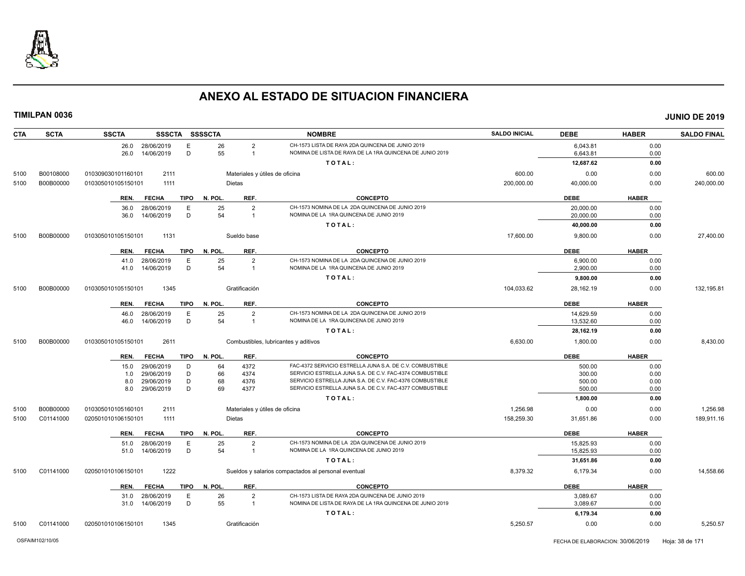# ANEXO AL ESTADO DE SITUACION FINANCIERA

**TIMILPAN 0036** | **JUNIO DE 2019**

| CTA | SCTA | SSCTA | SSSCTA | SSSSCTA | | NOMBRE | SALDO INICIAL | DEBE | HABER | SALDO FINAL |
|---|---|---|---|---|---|---|---|---|---|---|
| | | 26.0 28/06/2019 | E | 26 | 2 | CH-1573 LISTA DE RAYA 2DA QUINCENA DE JUNIO 2019 | | 6,043.81 | 0.00 | |
| | | 26.0 14/06/2019 | D | 55 | 1 | NOMINA DE LISTA DE RAYA DE LA 1RA QUINCENA DE JUNIO 2019 | | 6,643.81 | 0.00 | |
| | | | | | | TOTAL: | | 12,687.62 | 0.00 | |
| 5100 | B00108000 | 010309030101160101 | 2111 | | | Materiales y útiles de oficina | 600.00 | 0.00 | 0.00 | 600.00 |
| 5100 | B00B00000 | 010305010105150101 | 1111 | | | Dietas | 200,000.00 | 40,000.00 | 0.00 | 240,000.00 |
| | | REN. FECHA | TIPO | N. POL. | REF. | CONCEPTO | | DEBE | HABER | |
| | | 36.0 28/06/2019 | E | 25 | 2 | CH-1573 NOMINA DE LA 2DA QUINCENA DE JUNIO 2019 | | 20,000.00 | 0.00 | |
| | | 36.0 14/06/2019 | D | 54 | 1 | NOMINA DE LA 1RA QUINCENA DE JUNIO 2019 | | 20,000.00 | 0.00 | |
| | | | | | | TOTAL: | | 40,000.00 | 0.00 | |
| 5100 | B00B00000 | 010305010105150101 | 1131 | | | Sueldo base | 17,600.00 | 9,800.00 | 0.00 | 27,400.00 |
| | | REN. FECHA | TIPO | N. POL. | REF. | CONCEPTO | | DEBE | HABER | |
| | | 41.0 28/06/2019 | E | 25 | 2 | CH-1573 NOMINA DE LA 2DA QUINCENA DE JUNIO 2019 | | 6,900.00 | 0.00 | |
| | | 41.0 14/06/2019 | D | 54 | 1 | NOMINA DE LA 1RA QUINCENA DE JUNIO 2019 | | 2,900.00 | 0.00 | |
| | | | | | | TOTAL: | | 9,800.00 | 0.00 | |
| 5100 | B00B00000 | 010305010105150101 | 1345 | | | Gratificación | 104,033.62 | 28,162.19 | 0.00 | 132,195.81 |
| | | REN. FECHA | TIPO | N. POL. | REF. | CONCEPTO | | DEBE | HABER | |
| | | 46.0 28/06/2019 | E | 25 | 2 | CH-1573 NOMINA DE LA 2DA QUINCENA DE JUNIO 2019 | | 14,629.59 | 0.00 | |
| | | 46.0 14/06/2019 | D | 54 | 1 | NOMINA DE LA 1RA QUINCENA DE JUNIO 2019 | | 13,532.60 | 0.00 | |
| | | | | | | TOTAL: | | 28,162.19 | 0.00 | |
| 5100 | B00B00000 | 010305010105150101 | 2611 | | | Combustibles, lubricantes y aditivos | 6,630.00 | 1,800.00 | 0.00 | 8,430.00 |
| | | REN. FECHA | TIPO | N. POL. | REF. | CONCEPTO | | DEBE | HABER | |
| | | 15.0 29/06/2019 | D | 64 | 4372 | FAC-4372 SERVICIO ESTRELLA JUNA S.A. DE C.V. COMBUSTIBLE | | 500.00 | 0.00 | |
| | | 1.0 29/06/2019 | D | 66 | 4374 | SERVICIO ESTRELLA JUNA S.A. DE C.V. FAC-4374 COMBUSTIBLE | | 300.00 | 0.00 | |
| | | 8.0 29/06/2019 | D | 68 | 4376 | SERVICIO ESTRELLA JUNA S.A. DE C.V. FAC-4376 COMBUSTIBLE | | 500.00 | 0.00 | |
| | | 8.0 29/06/2019 | D | 69 | 4377 | SERVICIO ESTRELLA JUNA S.A. DE C.V. FAC-4377 COMBUSTIBLE | | 500.00 | 0.00 | |
| | | | | | | TOTAL: | | 1,800.00 | 0.00 | |
| 5100 | B00B00000 | 010305010105160101 | 2111 | | | Materiales y útiles de oficina | 1,256.98 | 0.00 | 0.00 | 1,256.98 |
| 5100 | C01141000 | 020501010106150101 | 1111 | | | Dietas | 158,259.30 | 31,651.86 | 0.00 | 189,911.16 |
| | | REN. FECHA | TIPO | N. POL. | REF. | CONCEPTO | | DEBE | HABER | |
| | | 51.0 28/06/2019 | E | 25 | 2 | CH-1573 NOMINA DE LA 2DA QUINCENA DE JUNIO 2019 | | 15,825.93 | 0.00 | |
| | | 51.0 14/06/2019 | D | 54 | 1 | NOMINA DE LA 1RA QUINCENA DE JUNIO 2019 | | 15,825.93 | 0.00 | |
| | | | | | | TOTAL: | | 31,651.86 | 0.00 | |
| 5100 | C01141000 | 020501010106150101 | 1222 | | | Sueldos y salarios compactados al personal eventual | 8,379.32 | 6,179.34 | 0.00 | 14,558.66 |
| | | REN. FECHA | TIPO | N. POL. | REF. | CONCEPTO | | DEBE | HABER | |
| | | 31.0 28/06/2019 | E | 26 | 2 | CH-1573 LISTA DE RAYA 2DA QUINCENA DE JUNIO 2019 | | 3,089.67 | 0.00 | |
| | | 31.0 14/06/2019 | D | 55 | 1 | NOMINA DE LISTA DE RAYA DE LA 1RA QUINCENA DE JUNIO 2019 | | 3,089.67 | 0.00 | |
| | | | | | | TOTAL: | | 6,179.34 | 0.00 | |
| 5100 | C01141000 | 020501010106150101 | 1345 | | | Gratificación | 5,250.57 | 0.00 | 0.00 | 5,250.57 |

OSFAIM102/10/05 FECHA DE ELABORACION: 30/06/2019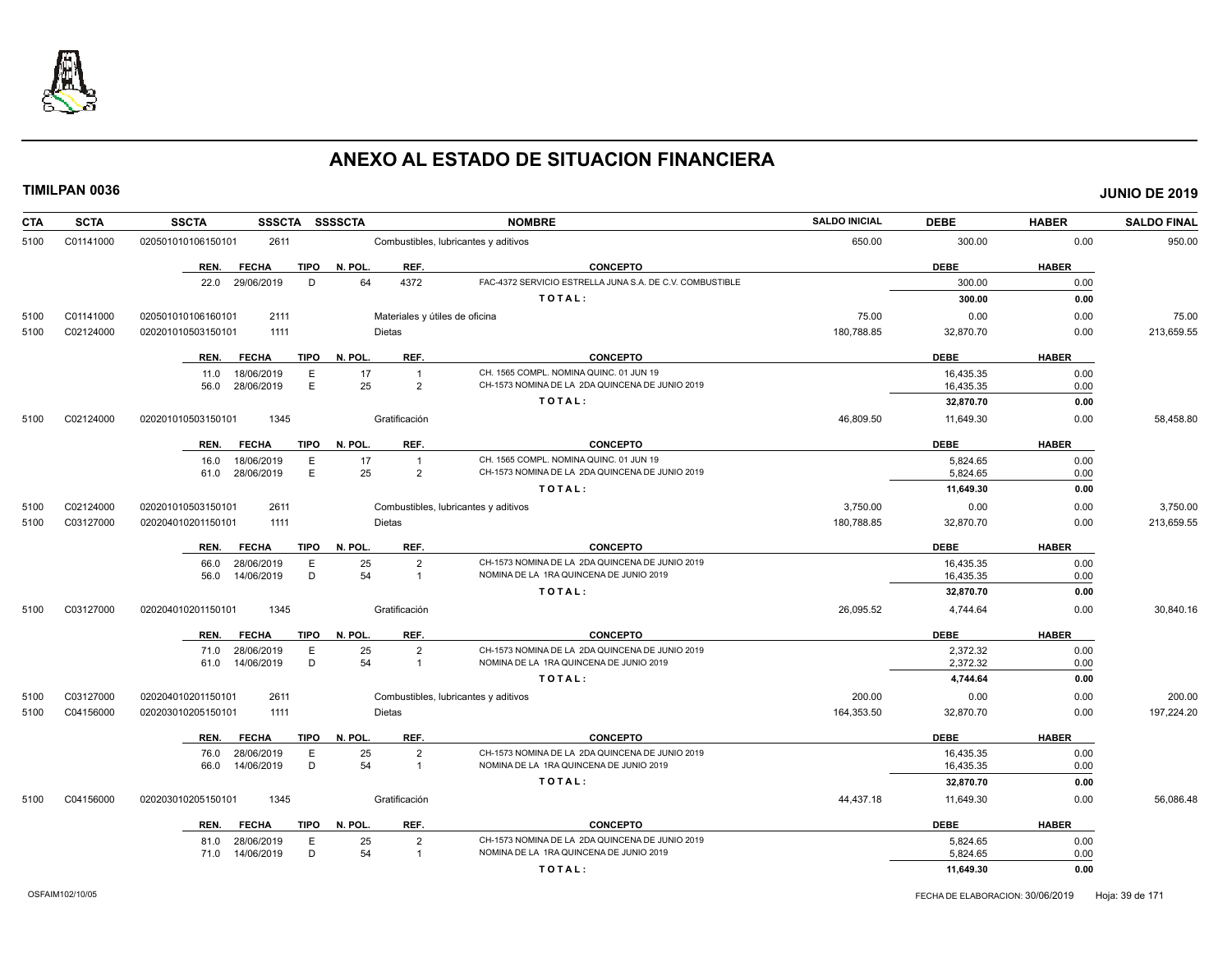# ANEXO AL ESTADO DE SITUACION FINANCIERA

**TIMILPAN 0036** — **JUNIO DE 2019**

| CTA | SCTA | SSCTA | SSSCTA | SSSSCTA | NOMBRE | SALDO INICIAL | DEBE | HABER | SALDO FINAL |
|---|---|---|---|---|---|---|---|---|---|
| 5100 | C01141000 | 020501010106150101 | 2611 | | Combustibles, lubricantes y aditivos | 650.00 | 300.00 | 0.00 | 950.00 |

| REN. | FECHA | TIPO | N. POL. | REF. | CONCEPTO | DEBE | HABER |
|---|---|---|---|---|---|---|---|
| 22.0 | 29/06/2019 | D | 64 | 4372 | FAC-4372 SERVICIO ESTRELLA JUNA S.A. DE C.V. COMBUSTIBLE | 300.00 | 0.00 |
| | | | | | **TOTAL:** | **300.00** | **0.00** |

| CTA | SCTA | SSCTA | SSSCTA | SSSSCTA | NOMBRE | SALDO INICIAL | DEBE | HABER | SALDO FINAL |
|---|---|---|---|---|---|---|---|---|---|
| 5100 | C01141000 | 020501010106160101 | 2111 | | Materiales y útiles de oficina | 75.00 | 0.00 | 0.00 | 75.00 |
| 5100 | C02124000 | 020201010503150101 | 1111 | | Dietas | 180,788.85 | 32,870.70 | 0.00 | 213,659.55 |

| REN. | FECHA | TIPO | N. POL. | REF. | CONCEPTO | DEBE | HABER |
|---|---|---|---|---|---|---|---|
| 11.0 | 18/06/2019 | E | 17 | 1 | CH. 1565 COMPL. NOMINA QUINC. 01 JUN 19 | 16,435.35 | 0.00 |
| 56.0 | 28/06/2019 | E | 25 | 2 | CH-1573 NOMINA DE LA 2DA QUINCENA DE JUNIO 2019 | 16,435.35 | 0.00 |
| | | | | | **TOTAL:** | **32,870.70** | **0.00** |

| CTA | SCTA | SSCTA | SSSCTA | SSSSCTA | NOMBRE | SALDO INICIAL | DEBE | HABER | SALDO FINAL |
|---|---|---|---|---|---|---|---|---|---|
| 5100 | C02124000 | 020201010503150101 | 1345 | | Gratificación | 46,809.50 | 11,649.30 | 0.00 | 58,458.80 |

| REN. | FECHA | TIPO | N. POL. | REF. | CONCEPTO | DEBE | HABER |
|---|---|---|---|---|---|---|---|
| 16.0 | 18/06/2019 | E | 17 | 1 | CH. 1565 COMPL. NOMINA QUINC. 01 JUN 19 | 5,824.65 | 0.00 |
| 61.0 | 28/06/2019 | E | 25 | 2 | CH-1573 NOMINA DE LA 2DA QUINCENA DE JUNIO 2019 | 5,824.65 | 0.00 |
| | | | | | **TOTAL:** | **11,649.30** | **0.00** |

| CTA | SCTA | SSCTA | SSSCTA | SSSSCTA | NOMBRE | SALDO INICIAL | DEBE | HABER | SALDO FINAL |
|---|---|---|---|---|---|---|---|---|---|
| 5100 | C02124000 | 020201010503150101 | 2611 | | Combustibles, lubricantes y aditivos | 3,750.00 | 0.00 | 0.00 | 3,750.00 |
| 5100 | C03127000 | 020204010201150101 | 1111 | | Dietas | 180,788.85 | 32,870.70 | 0.00 | 213,659.55 |

| REN. | FECHA | TIPO | N. POL. | REF. | CONCEPTO | DEBE | HABER |
|---|---|---|---|---|---|---|---|
| 66.0 | 28/06/2019 | E | 25 | 2 | CH-1573 NOMINA DE LA 2DA QUINCENA DE JUNIO 2019 | 16,435.35 | 0.00 |
| 56.0 | 14/06/2019 | D | 54 | 1 | NOMINA DE LA 1RA QUINCENA DE JUNIO 2019 | 16,435.35 | 0.00 |
| | | | | | **TOTAL:** | **32,870.70** | **0.00** |

| CTA | SCTA | SSCTA | SSSCTA | SSSSCTA | NOMBRE | SALDO INICIAL | DEBE | HABER | SALDO FINAL |
|---|---|---|---|---|---|---|---|---|---|
| 5100 | C03127000 | 020204010201150101 | 1345 | | Gratificación | 26,095.52 | 4,744.64 | 0.00 | 30,840.16 |

| REN. | FECHA | TIPO | N. POL. | REF. | CONCEPTO | DEBE | HABER |
|---|---|---|---|---|---|---|---|
| 71.0 | 28/06/2019 | E | 25 | 2 | CH-1573 NOMINA DE LA 2DA QUINCENA DE JUNIO 2019 | 2,372.32 | 0.00 |
| 61.0 | 14/06/2019 | D | 54 | 1 | NOMINA DE LA 1RA QUINCENA DE JUNIO 2019 | 2,372.32 | 0.00 |
| | | | | | **TOTAL:** | **4,744.64** | **0.00** |

| CTA | SCTA | SSCTA | SSSCTA | SSSSCTA | NOMBRE | SALDO INICIAL | DEBE | HABER | SALDO FINAL |
|---|---|---|---|---|---|---|---|---|---|
| 5100 | C03127000 | 020204010201150101 | 2611 | | Combustibles, lubricantes y aditivos | 200.00 | 0.00 | 0.00 | 200.00 |
| 5100 | C04156000 | 020203010205150101 | 1111 | | Dietas | 164,353.50 | 32,870.70 | 0.00 | 197,224.20 |

| REN. | FECHA | TIPO | N. POL. | REF. | CONCEPTO | DEBE | HABER |
|---|---|---|---|---|---|---|---|
| 76.0 | 28/06/2019 | E | 25 | 2 | CH-1573 NOMINA DE LA 2DA QUINCENA DE JUNIO 2019 | 16,435.35 | 0.00 |
| 66.0 | 14/06/2019 | D | 54 | 1 | NOMINA DE LA 1RA QUINCENA DE JUNIO 2019 | 16,435.35 | 0.00 |
| | | | | | **TOTAL:** | **32,870.70** | **0.00** |

| CTA | SCTA | SSCTA | SSSCTA | SSSSCTA | NOMBRE | SALDO INICIAL | DEBE | HABER | SALDO FINAL |
|---|---|---|---|---|---|---|---|---|---|
| 5100 | C04156000 | 020203010205150101 | 1345 | | Gratificación | 44,437.18 | 11,649.30 | 0.00 | 56,086.48 |

| REN. | FECHA | TIPO | N. POL. | REF. | CONCEPTO | DEBE | HABER |
|---|---|---|---|---|---|---|---|
| 81.0 | 28/06/2019 | E | 25 | 2 | CH-1573 NOMINA DE LA 2DA QUINCENA DE JUNIO 2019 | 5,824.65 | 0.00 |
| 71.0 | 14/06/2019 | D | 54 | 1 | NOMINA DE LA 1RA QUINCENA DE JUNIO 2019 | 5,824.65 | 0.00 |
| | | | | | **TOTAL:** | **11,649.30** | **0.00** |

OSFAIM102/10/05 — FECHA DE ELABORACION: 30/06/2019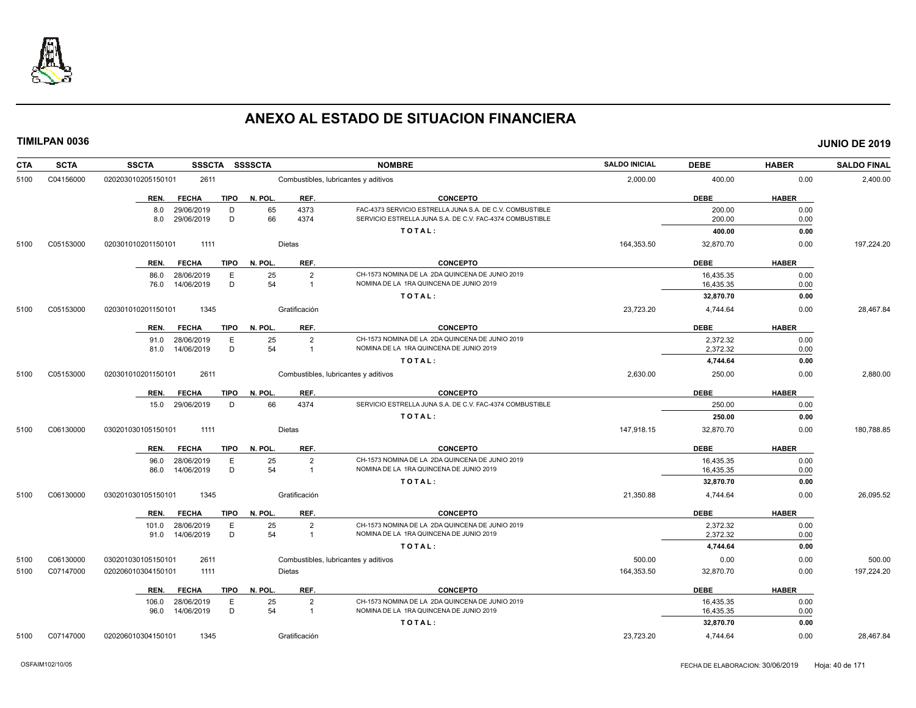# ANEXO AL ESTADO DE SITUACION FINANCIERA

**TIMILPAN 0036** — **JUNIO DE 2019**

| CTA | SCTA | SSCTA | SSSCTA | SSSSCTA | NOMBRE | SALDO INICIAL | DEBE | HABER | SALDO FINAL |
|---|---|---|---|---|---|---|---|---|---|
| 5100 | C04156000 | 020203010205150101 | 2611 | | Combustibles, lubricantes y aditivos | 2,000.00 | 400.00 | 0.00 | 2,400.00 |

| REN. | FECHA | TIPO | N. POL. | REF. | CONCEPTO | DEBE | HABER |
|---|---|---|---|---|---|---|---|
| 8.0 | 29/06/2019 | D | 65 | 4373 | FAC-4373 SERVICIO ESTRELLA JUNA S.A. DE C.V. COMBUSTIBLE | 200.00 | 0.00 |
| 8.0 | 29/06/2019 | D | 66 | 4374 | SERVICIO ESTRELLA JUNA S.A. DE C.V. FAC-4374 COMBUSTIBLE | 200.00 | 0.00 |
| | | | | | **TOTAL:** | **400.00** | **0.00** |

| CTA | SCTA | SSCTA | SSSCTA | SSSSCTA | NOMBRE | SALDO INICIAL | DEBE | HABER | SALDO FINAL |
|---|---|---|---|---|---|---|---|---|---|
| 5100 | C05153000 | 020301010201150101 | 1111 | | Dietas | 164,353.50 | 32,870.70 | 0.00 | 197,224.20 |

| REN. | FECHA | TIPO | N. POL. | REF. | CONCEPTO | DEBE | HABER |
|---|---|---|---|---|---|---|---|
| 86.0 | 28/06/2019 | E | 25 | 2 | CH-1573 NOMINA DE LA 2DA QUINCENA DE JUNIO 2019 | 16,435.35 | 0.00 |
| 76.0 | 14/06/2019 | D | 54 | 1 | NOMINA DE LA 1RA QUINCENA DE JUNIO 2019 | 16,435.35 | 0.00 |
| | | | | | **TOTAL:** | **32,870.70** | **0.00** |

| CTA | SCTA | SSCTA | SSSCTA | SSSSCTA | NOMBRE | SALDO INICIAL | DEBE | HABER | SALDO FINAL |
|---|---|---|---|---|---|---|---|---|---|
| 5100 | C05153000 | 020301010201150101 | 1345 | | Gratificación | 23,723.20 | 4,744.64 | 0.00 | 28,467.84 |

| REN. | FECHA | TIPO | N. POL. | REF. | CONCEPTO | DEBE | HABER |
|---|---|---|---|---|---|---|---|
| 91.0 | 28/06/2019 | E | 25 | 2 | CH-1573 NOMINA DE LA 2DA QUINCENA DE JUNIO 2019 | 2,372.32 | 0.00 |
| 81.0 | 14/06/2019 | D | 54 | 1 | NOMINA DE LA 1RA QUINCENA DE JUNIO 2019 | 2,372.32 | 0.00 |
| | | | | | **TOTAL:** | **4,744.64** | **0.00** |

| CTA | SCTA | SSCTA | SSSCTA | SSSSCTA | NOMBRE | SALDO INICIAL | DEBE | HABER | SALDO FINAL |
|---|---|---|---|---|---|---|---|---|---|
| 5100 | C05153000 | 020301010201150101 | 2611 | | Combustibles, lubricantes y aditivos | 2,630.00 | 250.00 | 0.00 | 2,880.00 |

| REN. | FECHA | TIPO | N. POL. | REF. | CONCEPTO | DEBE | HABER |
|---|---|---|---|---|---|---|---|
| 15.0 | 29/06/2019 | D | 66 | 4374 | SERVICIO ESTRELLA JUNA S.A. DE C.V. FAC-4374 COMBUSTIBLE | 250.00 | 0.00 |
| | | | | | **TOTAL:** | **250.00** | **0.00** |

| CTA | SCTA | SSCTA | SSSCTA | SSSSCTA | NOMBRE | SALDO INICIAL | DEBE | HABER | SALDO FINAL |
|---|---|---|---|---|---|---|---|---|---|
| 5100 | C06130000 | 030201030105150101 | 1111 | | Dietas | 147,918.15 | 32,870.70 | 0.00 | 180,788.85 |

| REN. | FECHA | TIPO | N. POL. | REF. | CONCEPTO | DEBE | HABER |
|---|---|---|---|---|---|---|---|
| 96.0 | 28/06/2019 | E | 25 | 2 | CH-1573 NOMINA DE LA 2DA QUINCENA DE JUNIO 2019 | 16,435.35 | 0.00 |
| 86.0 | 14/06/2019 | D | 54 | 1 | NOMINA DE LA 1RA QUINCENA DE JUNIO 2019 | 16,435.35 | 0.00 |
| | | | | | **TOTAL:** | **32,870.70** | **0.00** |

| CTA | SCTA | SSCTA | SSSCTA | SSSSCTA | NOMBRE | SALDO INICIAL | DEBE | HABER | SALDO FINAL |
|---|---|---|---|---|---|---|---|---|---|
| 5100 | C06130000 | 030201030105150101 | 1345 | | Gratificación | 21,350.88 | 4,744.64 | 0.00 | 26,095.52 |

| REN. | FECHA | TIPO | N. POL. | REF. | CONCEPTO | DEBE | HABER |
|---|---|---|---|---|---|---|---|
| 101.0 | 28/06/2019 | E | 25 | 2 | CH-1573 NOMINA DE LA 2DA QUINCENA DE JUNIO 2019 | 2,372.32 | 0.00 |
| 91.0 | 14/06/2019 | D | 54 | 1 | NOMINA DE LA 1RA QUINCENA DE JUNIO 2019 | 2,372.32 | 0.00 |
| | | | | | **TOTAL:** | **4,744.64** | **0.00** |

| CTA | SCTA | SSCTA | SSSCTA | SSSSCTA | NOMBRE | SALDO INICIAL | DEBE | HABER | SALDO FINAL |
|---|---|---|---|---|---|---|---|---|---|
| 5100 | C06130000 | 030201030105150101 | 2611 | | Combustibles, lubricantes y aditivos | 500.00 | 0.00 | 0.00 | 500.00 |
| 5100 | C07147000 | 020206010304150101 | 1111 | | Dietas | 164,353.50 | 32,870.70 | 0.00 | 197,224.20 |

| REN. | FECHA | TIPO | N. POL. | REF. | CONCEPTO | DEBE | HABER |
|---|---|---|---|---|---|---|---|
| 106.0 | 28/06/2019 | E | 25 | 2 | CH-1573 NOMINA DE LA 2DA QUINCENA DE JUNIO 2019 | 16,435.35 | 0.00 |
| 96.0 | 14/06/2019 | D | 54 | 1 | NOMINA DE LA 1RA QUINCENA DE JUNIO 2019 | 16,435.35 | 0.00 |
| | | | | | **TOTAL:** | **32,870.70** | **0.00** |

| CTA | SCTA | SSCTA | SSSCTA | SSSSCTA | NOMBRE | SALDO INICIAL | DEBE | HABER | SALDO FINAL |
|---|---|---|---|---|---|---|---|---|---|
| 5100 | C07147000 | 020206010304150101 | 1345 | | Gratificación | 23,723.20 | 4,744.64 | 0.00 | 28,467.84 |

OSFAIM102/10/05 — FECHA DE ELABORACION: 30/06/2019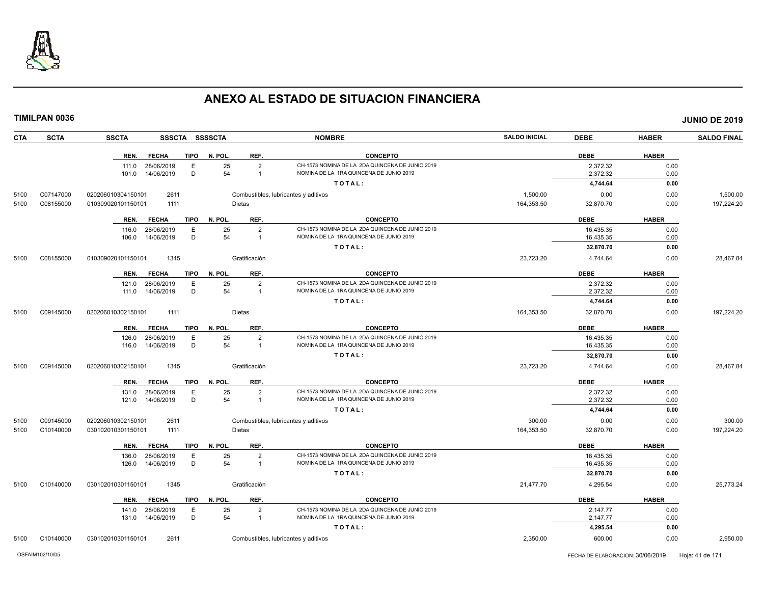# ANEXO AL ESTADO DE SITUACION FINANCIERA

**TIMILPAN 0036** **JUNIO DE 2019**

| CTA | SCTA | SSCTA | SSSCTA | SSSSCTA | NOMBRE | SALDO INICIAL | DEBE | HABER | SALDO FINAL |
|---|---|---|---|---|---|---|---|---|---|

| REN. | FECHA | TIPO | N. POL. | REF. | CONCEPTO | DEBE | HABER |
|---|---|---|---|---|---|---|---|
| 111.0 | 28/06/2019 | E | 25 | 2 | CH-1573 NOMINA DE LA 2DA QUINCENA DE JUNIO 2019 | 2,372.32 | 0.00 |
| 101.0 | 14/06/2019 | D | 54 | 1 | NOMINA DE LA 1RA QUINCENA DE JUNIO 2019 | 2,372.32 | 0.00 |
| | | | | | TOTAL: | **4,744.64** | **0.00** |

| CTA | SCTA | SSCTA | SSSCTA | NOMBRE | SALDO INICIAL | DEBE | HABER | SALDO FINAL |
|---|---|---|---|---|---|---|---|---|
| 5100 | C07147000 | 020206010304150101 | 2611 | Combustibles, lubricantes y aditivos | 1,500.00 | 0.00 | 0.00 | 1,500.00 |
| 5100 | C08155000 | 010309020101150101 | 1111 | Dietas | 164,353.50 | 32,870.70 | 0.00 | 197,224.20 |

| REN. | FECHA | TIPO | N. POL. | REF. | CONCEPTO | DEBE | HABER |
|---|---|---|---|---|---|---|---|
| 116.0 | 28/06/2019 | E | 25 | 2 | CH-1573 NOMINA DE LA 2DA QUINCENA DE JUNIO 2019 | 16,435.35 | 0.00 |
| 106.0 | 14/06/2019 | D | 54 | 1 | NOMINA DE LA 1RA QUINCENA DE JUNIO 2019 | 16,435.35 | 0.00 |
| | | | | | TOTAL: | **32,870.70** | **0.00** |

| CTA | SCTA | SSCTA | SSSCTA | NOMBRE | SALDO INICIAL | DEBE | HABER | SALDO FINAL |
|---|---|---|---|---|---|---|---|---|
| 5100 | C08155000 | 010309020101150101 | 1345 | Gratificación | 23,723.20 | 4,744.64 | 0.00 | 28,467.84 |

| REN. | FECHA | TIPO | N. POL. | REF. | CONCEPTO | DEBE | HABER |
|---|---|---|---|---|---|---|---|
| 121.0 | 28/06/2019 | E | 25 | 2 | CH-1573 NOMINA DE LA 2DA QUINCENA DE JUNIO 2019 | 2,372.32 | 0.00 |
| 111.0 | 14/06/2019 | D | 54 | 1 | NOMINA DE LA 1RA QUINCENA DE JUNIO 2019 | 2,372.32 | 0.00 |
| | | | | | TOTAL: | **4,744.64** | **0.00** |

| CTA | SCTA | SSCTA | SSSCTA | NOMBRE | SALDO INICIAL | DEBE | HABER | SALDO FINAL |
|---|---|---|---|---|---|---|---|---|
| 5100 | C09145000 | 020206010302150101 | 1111 | Dietas | 164,353.50 | 32,870.70 | 0.00 | 197,224.20 |

| REN. | FECHA | TIPO | N. POL. | REF. | CONCEPTO | DEBE | HABER |
|---|---|---|---|---|---|---|---|
| 126.0 | 28/06/2019 | E | 25 | 2 | CH-1573 NOMINA DE LA 2DA QUINCENA DE JUNIO 2019 | 16,435.35 | 0.00 |
| 116.0 | 14/06/2019 | D | 54 | 1 | NOMINA DE LA 1RA QUINCENA DE JUNIO 2019 | 16,435.35 | 0.00 |
| | | | | | TOTAL: | **32,870.70** | **0.00** |

| CTA | SCTA | SSCTA | SSSCTA | NOMBRE | SALDO INICIAL | DEBE | HABER | SALDO FINAL |
|---|---|---|---|---|---|---|---|---|
| 5100 | C09145000 | 020206010302150101 | 1345 | Gratificación | 23,723.20 | 4,744.64 | 0.00 | 28,467.84 |

| REN. | FECHA | TIPO | N. POL. | REF. | CONCEPTO | DEBE | HABER |
|---|---|---|---|---|---|---|---|
| 131.0 | 28/06/2019 | E | 25 | 2 | CH-1573 NOMINA DE LA 2DA QUINCENA DE JUNIO 2019 | 2,372.32 | 0.00 |
| 121.0 | 14/06/2019 | D | 54 | 1 | NOMINA DE LA 1RA QUINCENA DE JUNIO 2019 | 2,372.32 | 0.00 |
| | | | | | TOTAL: | **4,744.64** | **0.00** |

| CTA | SCTA | SSCTA | SSSCTA | NOMBRE | SALDO INICIAL | DEBE | HABER | SALDO FINAL |
|---|---|---|---|---|---|---|---|---|
| 5100 | C09145000 | 020206010302150101 | 2611 | Combustibles, lubricantes y aditivos | 300.00 | 0.00 | 0.00 | 300.00 |
| 5100 | C10140000 | 030102010301150101 | 1111 | Dietas | 164,353.50 | 32,870.70 | 0.00 | 197,224.20 |

| REN. | FECHA | TIPO | N. POL. | REF. | CONCEPTO | DEBE | HABER |
|---|---|---|---|---|---|---|---|
| 136.0 | 28/06/2019 | E | 25 | 2 | CH-1573 NOMINA DE LA 2DA QUINCENA DE JUNIO 2019 | 16,435.35 | 0.00 |
| 126.0 | 14/06/2019 | D | 54 | 1 | NOMINA DE LA 1RA QUINCENA DE JUNIO 2019 | 16,435.35 | 0.00 |
| | | | | | TOTAL: | **32,870.70** | **0.00** |

| CTA | SCTA | SSCTA | SSSCTA | NOMBRE | SALDO INICIAL | DEBE | HABER | SALDO FINAL |
|---|---|---|---|---|---|---|---|---|
| 5100 | C10140000 | 030102010301150101 | 1345 | Gratificación | 21,477.70 | 4,295.54 | 0.00 | 25,773.24 |

| REN. | FECHA | TIPO | N. POL. | REF. | CONCEPTO | DEBE | HABER |
|---|---|---|---|---|---|---|---|
| 141.0 | 28/06/2019 | E | 25 | 2 | CH-1573 NOMINA DE LA 2DA QUINCENA DE JUNIO 2019 | 2,147.77 | 0.00 |
| 131.0 | 14/06/2019 | D | 54 | 1 | NOMINA DE LA 1RA QUINCENA DE JUNIO 2019 | 2,147.77 | 0.00 |
| | | | | | TOTAL: | **4,295.54** | **0.00** |

| CTA | SCTA | SSCTA | SSSCTA | NOMBRE | SALDO INICIAL | DEBE | HABER | SALDO FINAL |
|---|---|---|---|---|---|---|---|---|
| 5100 | C10140000 | 030102010301150101 | 2611 | Combustibles, lubricantes y aditivos | 2,350.00 | 600.00 | 0.00 | 2,950.00 |

OSFAIM102/10/05 FECHA DE ELABORACION: 30/06/2019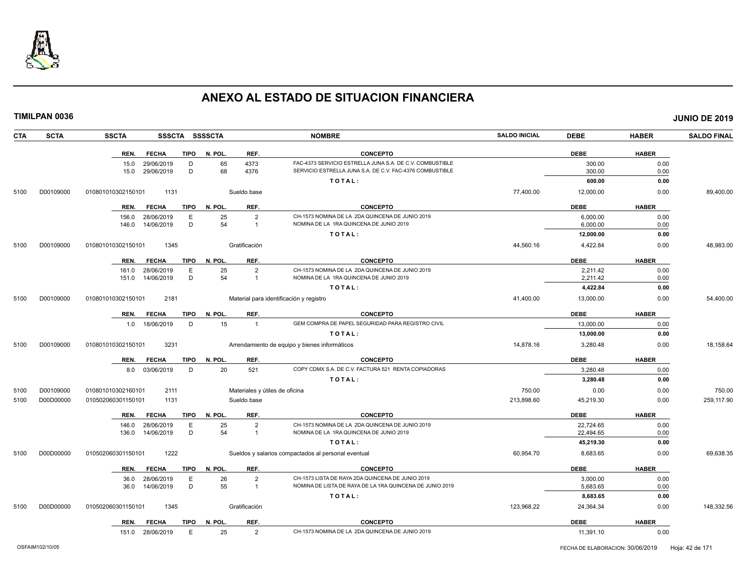# ANEXO AL ESTADO DE SITUACION FINANCIERA

**TIMILPAN 0036** — **JUNIO DE 2019**

| CTA | SCTA | SSCTA | SSSCTA | SSSSCTA | NOMBRE | SALDO INICIAL | DEBE | HABER | SALDO FINAL |
|---|---|---|---|---|---|---|---|---|---|

| REN. | FECHA | TIPO | N. POL. | REF. | CONCEPTO | DEBE | HABER |
|---|---|---|---|---|---|---|---|
| 15.0 | 29/06/2019 | D | 65 | 4373 | FAC-4373 SERVICIO ESTRELLA JUNA S.A. DE C.V. COMBUSTIBLE | 300.00 | 0.00 |
| 15.0 | 29/06/2019 | D | 68 | 4376 | SERVICIO ESTRELLA JUNA S.A. DE C.V. FAC-4376 COMBUSTIBLE | 300.00 | 0.00 |
| | | | | | **TOTAL:** | **600.00** | **0.00** |

| CTA | SCTA | SSCTA | SSSCTA | NOMBRE | SALDO INICIAL | DEBE | HABER | SALDO FINAL |
|---|---|---|---|---|---|---|---|---|
| 5100 | D00109000 | 010801010302150101 | 1131 | Sueldo base | 77,400.00 | 12,000.00 | 0.00 | 89,400.00 |

| REN. | FECHA | TIPO | N. POL. | REF. | CONCEPTO | DEBE | HABER |
|---|---|---|---|---|---|---|---|
| 156.0 | 28/06/2019 | E | 25 | 2 | CH-1573 NOMINA DE LA 2DA QUINCENA DE JUNIO 2019 | 6,000.00 | 0.00 |
| 146.0 | 14/06/2019 | D | 54 | 1 | NOMINA DE LA 1RA QUINCENA DE JUNIO 2019 | 6,000.00 | 0.00 |
| | | | | | **TOTAL:** | **12,000.00** | **0.00** |

| CTA | SCTA | SSCTA | SSSCTA | NOMBRE | SALDO INICIAL | DEBE | HABER | SALDO FINAL |
|---|---|---|---|---|---|---|---|---|
| 5100 | D00109000 | 010801010302150101 | 1345 | Gratificación | 44,560.16 | 4,422.84 | 0.00 | 48,983.00 |

| REN. | FECHA | TIPO | N. POL. | REF. | CONCEPTO | DEBE | HABER |
|---|---|---|---|---|---|---|---|
| 161.0 | 28/06/2019 | E | 25 | 2 | CH-1573 NOMINA DE LA 2DA QUINCENA DE JUNIO 2019 | 2,211.42 | 0.00 |
| 151.0 | 14/06/2019 | D | 54 | 1 | NOMINA DE LA 1RA QUINCENA DE JUNIO 2019 | 2,211.42 | 0.00 |
| | | | | | **TOTAL:** | **4,422.84** | **0.00** |

| CTA | SCTA | SSCTA | SSSCTA | NOMBRE | SALDO INICIAL | DEBE | HABER | SALDO FINAL |
|---|---|---|---|---|---|---|---|---|
| 5100 | D00109000 | 010801010302150101 | 2181 | Material para identificación y registro | 41,400.00 | 13,000.00 | 0.00 | 54,400.00 |

| REN. | FECHA | TIPO | N. POL. | REF. | CONCEPTO | DEBE | HABER |
|---|---|---|---|---|---|---|---|
| 1.0 | 18/06/2019 | D | 15 | 1 | GEM COMPRA DE PAPEL SEGURIDAD PARA REGISTRO CIVIL | 13,000.00 | 0.00 |
| | | | | | **TOTAL:** | **13,000.00** | **0.00** |

| CTA | SCTA | SSCTA | SSSCTA | NOMBRE | SALDO INICIAL | DEBE | HABER | SALDO FINAL |
|---|---|---|---|---|---|---|---|---|
| 5100 | D00109000 | 010801010302150101 | 3231 | Arrendamiento de equipo y bienes informáticos | 14,878.16 | 3,280.48 | 0.00 | 18,158.64 |

| REN. | FECHA | TIPO | N. POL. | REF. | CONCEPTO | DEBE | HABER |
|---|---|---|---|---|---|---|---|
| 8.0 | 03/06/2019 | D | 20 | 521 | COPY CDMX S.A. DE C.V. FACTURA 521 RENTA COPIADORAS | 3,280.48 | 0.00 |
| | | | | | **TOTAL:** | **3,280.48** | **0.00** |

| CTA | SCTA | SSCTA | SSSCTA | NOMBRE | SALDO INICIAL | DEBE | HABER | SALDO FINAL |
|---|---|---|---|---|---|---|---|---|
| 5100 | D00109000 | 010801010302160101 | 2111 | Materiales y útiles de oficina | 750.00 | 0.00 | 0.00 | 750.00 |
| 5100 | D00D00000 | 010502060301150101 | 1131 | Sueldo base | 213,898.60 | 45,219.30 | 0.00 | 259,117.90 |

| REN. | FECHA | TIPO | N. POL. | REF. | CONCEPTO | DEBE | HABER |
|---|---|---|---|---|---|---|---|
| 146.0 | 28/06/2019 | E | 25 | 2 | CH-1573 NOMINA DE LA 2DA QUINCENA DE JUNIO 2019 | 22,724.65 | 0.00 |
| 136.0 | 14/06/2019 | D | 54 | 1 | NOMINA DE LA 1RA QUINCENA DE JUNIO 2019 | 22,494.65 | 0.00 |
| | | | | | **TOTAL:** | **45,219.30** | **0.00** |

| CTA | SCTA | SSCTA | SSSCTA | NOMBRE | SALDO INICIAL | DEBE | HABER | SALDO FINAL |
|---|---|---|---|---|---|---|---|---|
| 5100 | D00D00000 | 010502060301150101 | 1222 | Sueldos y salarios compactados al personal eventual | 60,954.70 | 8,683.65 | 0.00 | 69,638.35 |

| REN. | FECHA | TIPO | N. POL. | REF. | CONCEPTO | DEBE | HABER |
|---|---|---|---|---|---|---|---|
| 36.0 | 28/06/2019 | E | 26 | 2 | CH-1573 LISTA DE RAYA 2DA QUINCENA DE JUNIO 2019 | 3,000.00 | 0.00 |
| 36.0 | 14/06/2019 | D | 55 | 1 | NOMINA DE LISTA DE RAYA DE LA 1RA QUINCENA DE JUNIO 2019 | 5,683.65 | 0.00 |
| | | | | | **TOTAL:** | **8,683.65** | **0.00** |

| CTA | SCTA | SSCTA | SSSCTA | NOMBRE | SALDO INICIAL | DEBE | HABER | SALDO FINAL |
|---|---|---|---|---|---|---|---|---|
| 5100 | D00D00000 | 010502060301150101 | 1345 | Gratificación | 123,968.22 | 24,364.34 | 0.00 | 148,332.56 |

| REN. | FECHA | TIPO | N. POL. | REF. | CONCEPTO | DEBE | HABER |
|---|---|---|---|---|---|---|---|
| 151.0 | 28/06/2019 | E | 25 | 2 | CH-1573 NOMINA DE LA 2DA QUINCENA DE JUNIO 2019 | 11,391.10 | 0.00 |

OSFAIM102/10/05 — FECHA DE ELABORACION: 30/06/2019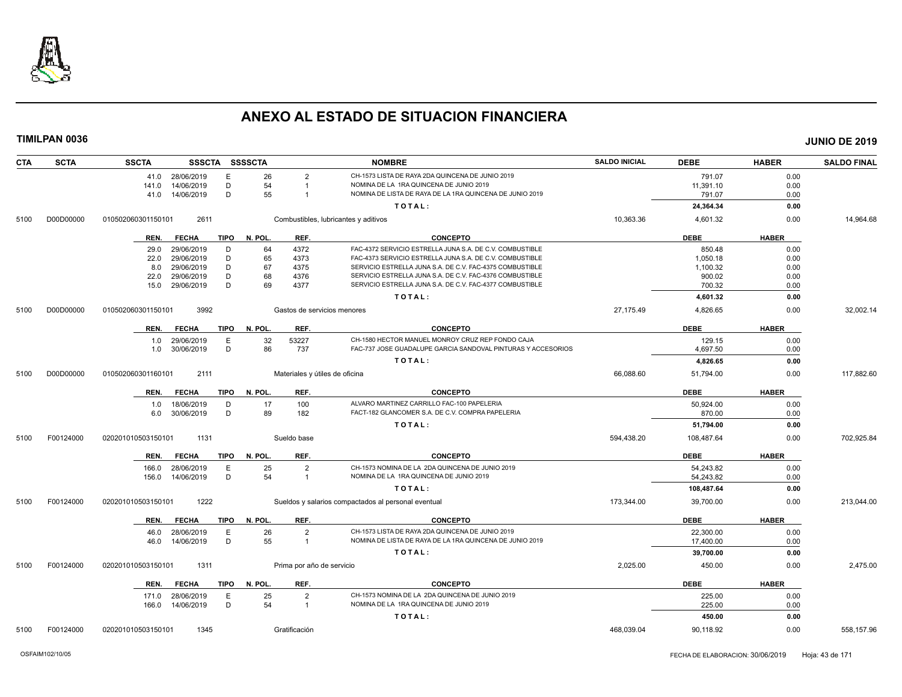# ANEXO AL ESTADO DE SITUACION FINANCIERA

**TIMILPAN 0036** — **JUNIO DE 2019**

| CTA | SCTA | SSCTA | SSSCTA | SSSSCTA | | NOMBRE | SALDO INICIAL | DEBE | HABER | SALDO FINAL |
|---|---|---|---|---|---|---|---|---|---|---|
| | | 41.0 | 28/06/2019 | E 26 | 2 | CH-1573 LISTA DE RAYA 2DA QUINCENA DE JUNIO 2019 | | 791.07 | 0.00 | |
| | | 141.0 | 14/06/2019 | D 54 | 1 | NOMINA DE LA 1RA QUINCENA DE JUNIO 2019 | | 11,391.10 | 0.00 | |
| | | 41.0 | 14/06/2019 | D 55 | 1 | NOMINA DE LISTA DE RAYA DE LA 1RA QUINCENA DE JUNIO 2019 | | 791.07 | 0.00 | |
| | | | | | | **TOTAL:** | | **24,364.34** | **0.00** | |
| 5100 | D00D00000 | 010502060301150101 | 2611 | | | Combustibles, lubricantes y aditivos | 10,363.36 | 4,601.32 | 0.00 | 14,964.68 |
| | | **REN.** | **FECHA** | **TIPO N. POL.** | **REF.** | **CONCEPTO** | | **DEBE** | **HABER** | |
| | | 29.0 | 29/06/2019 | D 64 | 4372 | FAC-4372 SERVICIO ESTRELLA JUNA S.A. DE C.V. COMBUSTIBLE | | 850.48 | 0.00 | |
| | | 22.0 | 29/06/2019 | D 65 | 4373 | FAC-4373 SERVICIO ESTRELLA JUNA S.A. DE C.V. COMBUSTIBLE | | 1,050.18 | 0.00 | |
| | | 8.0 | 29/06/2019 | D 67 | 4375 | SERVICIO ESTRELLA JUNA S.A. DE C.V. FAC-4375 COMBUSTIBLE | | 1,100.32 | 0.00 | |
| | | 22.0 | 29/06/2019 | D 68 | 4376 | SERVICIO ESTRELLA JUNA S.A. DE C.V. FAC-4376 COMBUSTIBLE | | 900.02 | 0.00 | |
| | | 15.0 | 29/06/2019 | D 69 | 4377 | SERVICIO ESTRELLA JUNA S.A. DE C.V. FAC-4377 COMBUSTIBLE | | 700.32 | 0.00 | |
| | | | | | | **TOTAL:** | | **4,601.32** | **0.00** | |
| 5100 | D00D00000 | 010502060301150101 | 3992 | | | Gastos de servicios menores | 27,175.49 | 4,826.65 | 0.00 | 32,002.14 |
| | | **REN.** | **FECHA** | **TIPO N. POL.** | **REF.** | **CONCEPTO** | | **DEBE** | **HABER** | |
| | | 1.0 | 29/06/2019 | E 32 | 53227 | CH-1580 HECTOR MANUEL MONROY CRUZ REP FONDO CAJA | | 129.15 | 0.00 | |
| | | 1.0 | 30/06/2019 | D 86 | 737 | FAC-737 JOSE GUADALUPE GARCIA SANDOVAL PINTURAS Y ACCESORIOS | | 4,697.50 | 0.00 | |
| | | | | | | **TOTAL:** | | **4,826.65** | **0.00** | |
| 5100 | D00D00000 | 010502060301160101 | 2111 | | | Materiales y útiles de oficina | 66,088.60 | 51,794.00 | 0.00 | 117,882.60 |
| | | **REN.** | **FECHA** | **TIPO N. POL.** | **REF.** | **CONCEPTO** | | **DEBE** | **HABER** | |
| | | 1.0 | 18/06/2019 | D 17 | 100 | ALVARO MARTINEZ CARRILLO FAC-100 PAPELERIA | | 50,924.00 | 0.00 | |
| | | 6.0 | 30/06/2019 | D 89 | 182 | FACT-182 GLANCOMER S.A. DE C.V. COMPRA PAPELERIA | | 870.00 | 0.00 | |
| | | | | | | **TOTAL:** | | **51,794.00** | **0.00** | |
| 5100 | F00124000 | 020201010503150101 | 1131 | | | Sueldo base | 594,438.20 | 108,487.64 | 0.00 | 702,925.84 |
| | | **REN.** | **FECHA** | **TIPO N. POL.** | **REF.** | **CONCEPTO** | | **DEBE** | **HABER** | |
| | | 166.0 | 28/06/2019 | E 25 | 2 | CH-1573 NOMINA DE LA 2DA QUINCENA DE JUNIO 2019 | | 54,243.82 | 0.00 | |
| | | 156.0 | 14/06/2019 | D 54 | 1 | NOMINA DE LA 1RA QUINCENA DE JUNIO 2019 | | 54,243.82 | 0.00 | |
| | | | | | | **TOTAL:** | | **108,487.64** | **0.00** | |
| 5100 | F00124000 | 020201010503150101 | 1222 | | | Sueldos y salarios compactados al personal eventual | 173,344.00 | 39,700.00 | 0.00 | 213,044.00 |
| | | **REN.** | **FECHA** | **TIPO N. POL.** | **REF.** | **CONCEPTO** | | **DEBE** | **HABER** | |
| | | 46.0 | 28/06/2019 | E 26 | 2 | CH-1573 LISTA DE RAYA 2DA QUINCENA DE JUNIO 2019 | | 22,300.00 | 0.00 | |
| | | 46.0 | 14/06/2019 | D 55 | 1 | NOMINA DE LISTA DE RAYA DE LA 1RA QUINCENA DE JUNIO 2019 | | 17,400.00 | 0.00 | |
| | | | | | | **TOTAL:** | | **39,700.00** | **0.00** | |
| 5100 | F00124000 | 020201010503150101 | 1311 | | | Prima por año de servicio | 2,025.00 | 450.00 | 0.00 | 2,475.00 |
| | | **REN.** | **FECHA** | **TIPO N. POL.** | **REF.** | **CONCEPTO** | | **DEBE** | **HABER** | |
| | | 171.0 | 28/06/2019 | E 25 | 2 | CH-1573 NOMINA DE LA 2DA QUINCENA DE JUNIO 2019 | | 225.00 | 0.00 | |
| | | 166.0 | 14/06/2019 | D 54 | 1 | NOMINA DE LA 1RA QUINCENA DE JUNIO 2019 | | 225.00 | 0.00 | |
| | | | | | | **TOTAL:** | | **450.00** | **0.00** | |
| 5100 | F00124000 | 020201010503150101 | 1345 | | | Gratificación | 468,039.04 | 90,118.92 | 0.00 | 558,157.96 |

OSFAIM102/10/05 — FECHA DE ELABORACION: 30/06/2019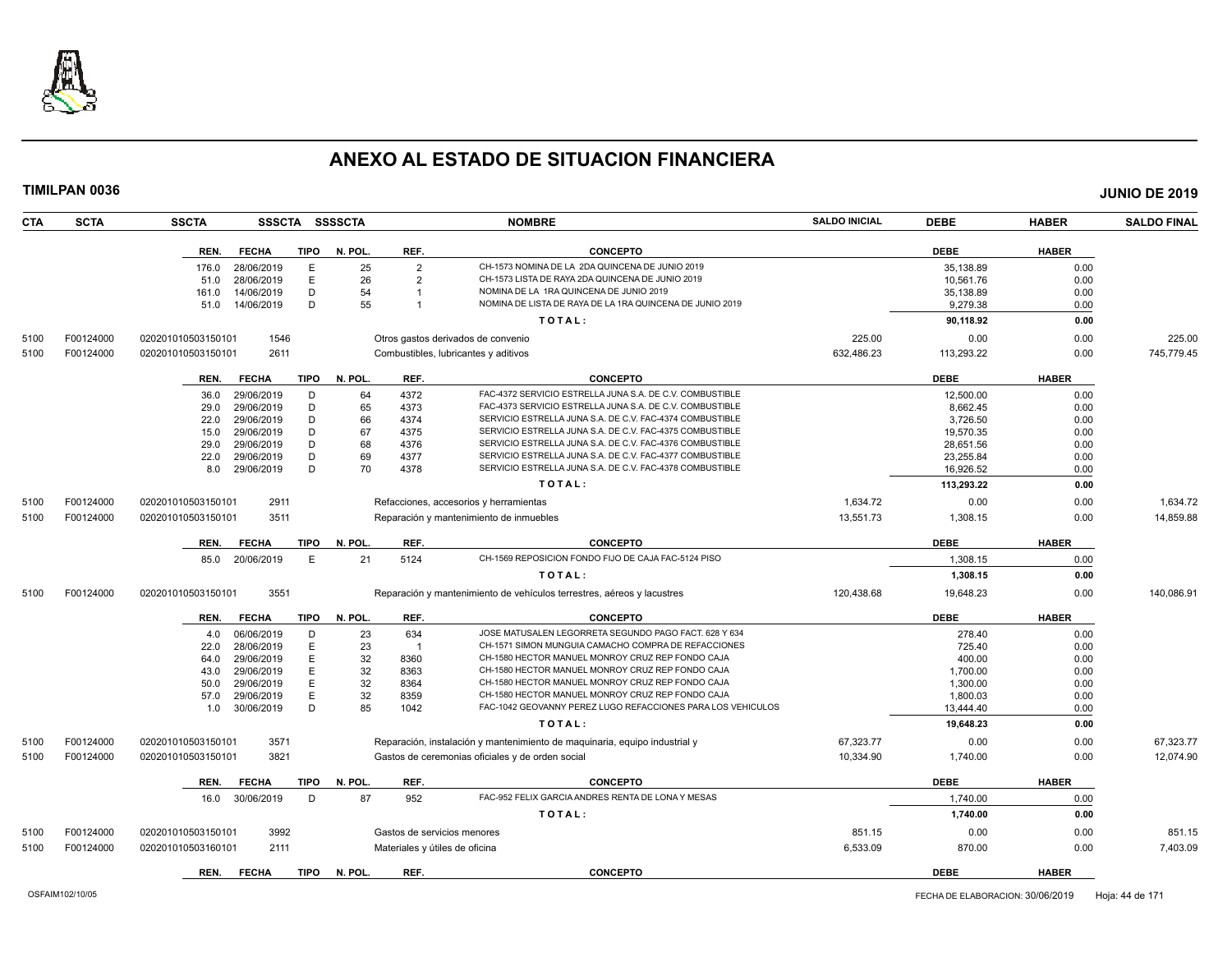# ANEXO AL ESTADO DE SITUACION FINANCIERA

**TIMILPAN 0036** **JUNIO DE 2019**

| CTA | SCTA | SSCTA | SSSCTA | SSSSCTA | NOMBRE | SALDO INICIAL | DEBE | HABER | SALDO FINAL |
|---|---|---|---|---|---|---|---|---|---|

| REN. | FECHA | TIPO | N. POL. | REF. | CONCEPTO | DEBE | HABER |
|---|---|---|---|---|---|---|---|
| 176.0 | 28/06/2019 | E | 25 | 2 | CH-1573 NOMINA DE LA 2DA QUINCENA DE JUNIO 2019 | 35,138.89 | 0.00 |
| 51.0 | 28/06/2019 | E | 26 | 2 | CH-1573 LISTA DE RAYA 2DA QUINCENA DE JUNIO 2019 | 10,561.76 | 0.00 |
| 161.0 | 14/06/2019 | D | 54 | 1 | NOMINA DE LA 1RA QUINCENA DE JUNIO 2019 | 35,138.89 | 0.00 |
| 51.0 | 14/06/2019 | D | 55 | 1 | NOMINA DE LISTA DE RAYA DE LA 1RA QUINCENA DE JUNIO 2019 | 9,279.38 | 0.00 |
| | | | | | **T O T A L :** | **90,118.92** | **0.00** |

| CTA | SCTA | SSCTA | SSSCTA | NOMBRE | SALDO INICIAL | DEBE | HABER | SALDO FINAL |
|---|---|---|---|---|---|---|---|---|
| 5100 | F00124000 | 020201010503150101 | 1546 | Otros gastos derivados de convenio | 225.00 | 0.00 | 0.00 | 225.00 |
| 5100 | F00124000 | 020201010503150101 | 2611 | Combustibles, lubricantes y aditivos | 632,486.23 | 113,293.22 | 0.00 | 745,779.45 |

| REN. | FECHA | TIPO | N. POL. | REF. | CONCEPTO | DEBE | HABER |
|---|---|---|---|---|---|---|---|
| 36.0 | 29/06/2019 | D | 64 | 4372 | FAC-4372 SERVICIO ESTRELLA JUNA S.A. DE C.V. COMBUSTIBLE | 12,500.00 | 0.00 |
| 29.0 | 29/06/2019 | D | 65 | 4373 | FAC-4373 SERVICIO ESTRELLA JUNA S.A. DE C.V. COMBUSTIBLE | 8,662.45 | 0.00 |
| 22.0 | 29/06/2019 | D | 66 | 4374 | SERVICIO ESTRELLA JUNA S.A. DE C.V. FAC-4374 COMBUSTIBLE | 3,726.50 | 0.00 |
| 15.0 | 29/06/2019 | D | 67 | 4375 | SERVICIO ESTRELLA JUNA S.A. DE C.V. FAC-4375 COMBUSTIBLE | 19,570.35 | 0.00 |
| 29.0 | 29/06/2019 | D | 68 | 4376 | SERVICIO ESTRELLA JUNA S.A. DE C.V. FAC-4376 COMBUSTIBLE | 28,651.56 | 0.00 |
| 22.0 | 29/06/2019 | D | 69 | 4377 | SERVICIO ESTRELLA JUNA S.A. DE C.V. FAC-4377 COMBUSTIBLE | 23,255.84 | 0.00 |
| 8.0 | 29/06/2019 | D | 70 | 4378 | SERVICIO ESTRELLA JUNA S.A. DE C.V. FAC-4378 COMBUSTIBLE | 16,926.52 | 0.00 |
| | | | | | **T O T A L :** | **113,293.22** | **0.00** |

| CTA | SCTA | SSCTA | SSSCTA | NOMBRE | SALDO INICIAL | DEBE | HABER | SALDO FINAL |
|---|---|---|---|---|---|---|---|---|
| 5100 | F00124000 | 020201010503150101 | 2911 | Refacciones, accesorios y herramientas | 1,634.72 | 0.00 | 0.00 | 1,634.72 |
| 5100 | F00124000 | 020201010503150101 | 3511 | Reparación y mantenimiento de inmuebles | 13,551.73 | 1,308.15 | 0.00 | 14,859.88 |

| REN. | FECHA | TIPO | N. POL. | REF. | CONCEPTO | DEBE | HABER |
|---|---|---|---|---|---|---|---|
| 85.0 | 20/06/2019 | E | 21 | 5124 | CH-1569 REPOSICION FONDO FIJO DE CAJA FAC-5124 PISO | 1,308.15 | 0.00 |
| | | | | | **T O T A L :** | **1,308.15** | **0.00** |

| CTA | SCTA | SSCTA | SSSCTA | NOMBRE | SALDO INICIAL | DEBE | HABER | SALDO FINAL |
|---|---|---|---|---|---|---|---|---|
| 5100 | F00124000 | 020201010503150101 | 3551 | Reparación y mantenimiento de vehículos terrestres, aéreos y lacustres | 120,438.68 | 19,648.23 | 0.00 | 140,086.91 |

| REN. | FECHA | TIPO | N. POL. | REF. | CONCEPTO | DEBE | HABER |
|---|---|---|---|---|---|---|---|
| 4.0 | 06/06/2019 | D | 23 | 634 | JOSE MATUSALEN LEGORRETA SEGUNDO PAGO FACT. 628 Y 634 | 278.40 | 0.00 |
| 22.0 | 28/06/2019 | E | 23 | 1 | CH-1571 SIMON MUNGUIA CAMACHO COMPRA DE REFACCIONES | 725.40 | 0.00 |
| 64.0 | 29/06/2019 | E | 32 | 8360 | CH-1580 HECTOR MANUEL MONROY CRUZ REP FONDO CAJA | 400.00 | 0.00 |
| 43.0 | 29/06/2019 | E | 32 | 8363 | CH-1580 HECTOR MANUEL MONROY CRUZ REP FONDO CAJA | 1,700.00 | 0.00 |
| 50.0 | 29/06/2019 | E | 32 | 8364 | CH-1580 HECTOR MANUEL MONROY CRUZ REP FONDO CAJA | 1,300.00 | 0.00 |
| 57.0 | 29/06/2019 | E | 32 | 8359 | CH-1580 HECTOR MANUEL MONROY CRUZ REP FONDO CAJA | 1,800.03 | 0.00 |
| 1.0 | 30/06/2019 | D | 85 | 1042 | FAC-1042 GEOVANNY PEREZ LUGO REFACCIONES PARA LOS VEHICULOS | 13,444.40 | 0.00 |
| | | | | | **T O T A L :** | **19,648.23** | **0.00** |

| CTA | SCTA | SSCTA | SSSCTA | NOMBRE | SALDO INICIAL | DEBE | HABER | SALDO FINAL |
|---|---|---|---|---|---|---|---|---|
| 5100 | F00124000 | 020201010503150101 | 3571 | Reparación, instalación y mantenimiento de maquinaria, equipo industrial y | 67,323.77 | 0.00 | 0.00 | 67,323.77 |
| 5100 | F00124000 | 020201010503150101 | 3821 | Gastos de ceremonias oficiales y de orden social | 10,334.90 | 1,740.00 | 0.00 | 12,074.90 |

| REN. | FECHA | TIPO | N. POL. | REF. | CONCEPTO | DEBE | HABER |
|---|---|---|---|---|---|---|---|
| 16.0 | 30/06/2019 | D | 87 | 952 | FAC-952 FELIX GARCIA ANDRES RENTA DE LONA Y MESAS | 1,740.00 | 0.00 |
| | | | | | **T O T A L :** | **1,740.00** | **0.00** |

| CTA | SCTA | SSCTA | SSSCTA | NOMBRE | SALDO INICIAL | DEBE | HABER | SALDO FINAL |
|---|---|---|---|---|---|---|---|---|
| 5100 | F00124000 | 020201010503150101 | 3992 | Gastos de servicios menores | 851.15 | 0.00 | 0.00 | 851.15 |
| 5100 | F00124000 | 020201010503160101 | 2111 | Materiales y útiles de oficina | 6,533.09 | 870.00 | 0.00 | 7,403.09 |

| REN. | FECHA | TIPO | N. POL. | REF. | CONCEPTO | DEBE | HABER |
|---|---|---|---|---|---|---|---|

OSFAIM102/10/05 FECHA DE ELABORACION: 30/06/2019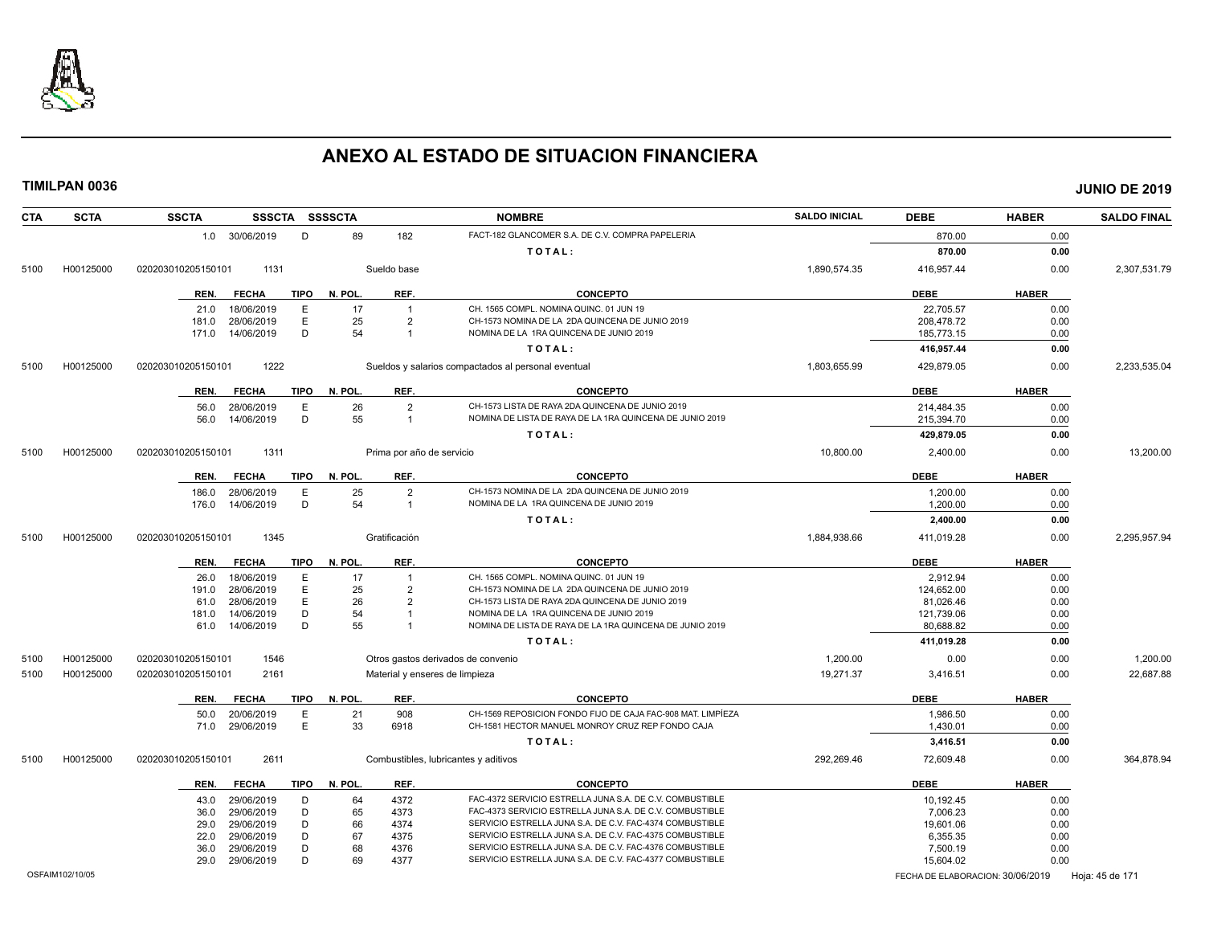# ANEXO AL ESTADO DE SITUACION FINANCIERA

**TIMILPAN 0036** **JUNIO DE 2019**

| CTA | SCTA | SSCTA | SSSCTA | SSSSCTA | | NOMBRE | SALDO INICIAL | DEBE | HABER | SALDO FINAL |
|---|---|---|---|---|---|---|---|---|---|---|
| | | 1.0 30/06/2019 | D | 89 | 182 | FACT-182 GLANCOMER S.A. DE C.V. COMPRA PAPELERIA | | 870.00 | 0.00 | |
| | | | | | | TOTAL: | | 870.00 | 0.00 | |
| 5100 | H00125000 | 020203010205150101 | 1131 | | Sueldo base | | 1,890,574.35 | 416,957.44 | 0.00 | 2,307,531.79 |
| | | REN. FECHA | TIPO | N. POL. | REF. | CONCEPTO | | DEBE | HABER | |
| | | 21.0 18/06/2019 | E | 17 | 1 | CH. 1565 COMPL. NOMINA QUINC. 01 JUN 19 | | 22,705.57 | 0.00 | |
| | | 181.0 28/06/2019 | E | 25 | 2 | CH-1573 NOMINA DE LA 2DA QUINCENA DE JUNIO 2019 | | 208,478.72 | 0.00 | |
| | | 171.0 14/06/2019 | D | 54 | 1 | NOMINA DE LA 1RA QUINCENA DE JUNIO 2019 | | 185,773.15 | 0.00 | |
| | | | | | | TOTAL: | | 416,957.44 | 0.00 | |
| 5100 | H00125000 | 020203010205150101 | 1222 | | Sueldos y salarios compactados al personal eventual | | 1,803,655.99 | 429,879.05 | 0.00 | 2,233,535.04 |
| | | REN. FECHA | TIPO | N. POL. | REF. | CONCEPTO | | DEBE | HABER | |
| | | 56.0 28/06/2019 | E | 26 | 2 | CH-1573 LISTA DE RAYA 2DA QUINCENA DE JUNIO 2019 | | 214,484.35 | 0.00 | |
| | | 56.0 14/06/2019 | D | 55 | 1 | NOMINA DE LISTA DE RAYA DE LA 1RA QUINCENA DE JUNIO 2019 | | 215,394.70 | 0.00 | |
| | | | | | | TOTAL: | | 429,879.05 | 0.00 | |
| 5100 | H00125000 | 020203010205150101 | 1311 | | Prima por año de servicio | | 10,800.00 | 2,400.00 | 0.00 | 13,200.00 |
| | | REN. FECHA | TIPO | N. POL. | REF. | CONCEPTO | | DEBE | HABER | |
| | | 186.0 28/06/2019 | E | 25 | 2 | CH-1573 NOMINA DE LA 2DA QUINCENA DE JUNIO 2019 | | 1,200.00 | 0.00 | |
| | | 176.0 14/06/2019 | D | 54 | 1 | NOMINA DE LA 1RA QUINCENA DE JUNIO 2019 | | 1,200.00 | 0.00 | |
| | | | | | | TOTAL: | | 2,400.00 | 0.00 | |
| 5100 | H00125000 | 020203010205150101 | 1345 | | Gratificación | | 1,884,938.66 | 411,019.28 | 0.00 | 2,295,957.94 |
| | | REN. FECHA | TIPO | N. POL. | REF. | CONCEPTO | | DEBE | HABER | |
| | | 26.0 18/06/2019 | E | 17 | 1 | CH. 1565 COMPL. NOMINA QUINC. 01 JUN 19 | | 2,912.94 | 0.00 | |
| | | 191.0 28/06/2019 | E | 25 | 2 | CH-1573 NOMINA DE LA 2DA QUINCENA DE JUNIO 2019 | | 124,652.00 | 0.00 | |
| | | 61.0 28/06/2019 | E | 26 | 2 | CH-1573 LISTA DE RAYA 2DA QUINCENA DE JUNIO 2019 | | 81,026.46 | 0.00 | |
| | | 181.0 14/06/2019 | D | 54 | 1 | NOMINA DE LA 1RA QUINCENA DE JUNIO 2019 | | 121,739.06 | 0.00 | |
| | | 61.0 14/06/2019 | D | 55 | 1 | NOMINA DE LISTA DE RAYA DE LA 1RA QUINCENA DE JUNIO 2019 | | 80,688.82 | 0.00 | |
| | | | | | | TOTAL: | | 411,019.28 | 0.00 | |
| 5100 | H00125000 | 020203010205150101 | 1546 | | Otros gastos derivados de convenio | | 1,200.00 | 0.00 | 0.00 | 1,200.00 |
| 5100 | H00125000 | 020203010205150101 | 2161 | | Material y enseres de limpieza | | 19,271.37 | 3,416.51 | 0.00 | 22,687.88 |
| | | REN. FECHA | TIPO | N. POL. | REF. | CONCEPTO | | DEBE | HABER | |
| | | 50.0 20/06/2019 | E | 21 | 908 | CH-1569 REPOSICION FONDO FIJO DE CAJA FAC-908 MAT. LIMPÍEZA | | 1,986.50 | 0.00 | |
| | | 71.0 29/06/2019 | E | 33 | 6918 | CH-1581 HECTOR MANUEL MONROY CRUZ REP FONDO CAJA | | 1,430.01 | 0.00 | |
| | | | | | | TOTAL: | | 3,416.51 | 0.00 | |
| 5100 | H00125000 | 020203010205150101 | 2611 | | Combustibles, lubricantes y aditivos | | 292,269.46 | 72,609.48 | 0.00 | 364,878.94 |
| | | REN. FECHA | TIPO | N. POL. | REF. | CONCEPTO | | DEBE | HABER | |
| | | 43.0 29/06/2019 | D | 64 | 4372 | FAC-4372 SERVICIO ESTRELLA JUNA S.A. DE C.V. COMBUSTIBLE | | 10,192.45 | 0.00 | |
| | | 36.0 29/06/2019 | D | 65 | 4373 | FAC-4373 SERVICIO ESTRELLA JUNA S.A. DE C.V. COMBUSTIBLE | | 7,006.23 | 0.00 | |
| | | 29.0 29/06/2019 | D | 66 | 4374 | SERVICIO ESTRELLA JUNA S.A. DE C.V. FAC-4374 COMBUSTIBLE | | 19,601.06 | 0.00 | |
| | | 22.0 29/06/2019 | D | 67 | 4375 | SERVICIO ESTRELLA JUNA S.A. DE C.V. FAC-4375 COMBUSTIBLE | | 6,355.35 | 0.00 | |
| | | 36.0 29/06/2019 | D | 68 | 4376 | SERVICIO ESTRELLA JUNA S.A. DE C.V. FAC-4376 COMBUSTIBLE | | 7,500.19 | 0.00 | |
| | | 29.0 29/06/2019 | D | 69 | 4377 | SERVICIO ESTRELLA JUNA S.A. DE C.V. FAC-4377 COMBUSTIBLE | | 15,604.02 | 0.00 | |

OSFAIM102/10/05 FECHA DE ELABORACION: 30/06/2019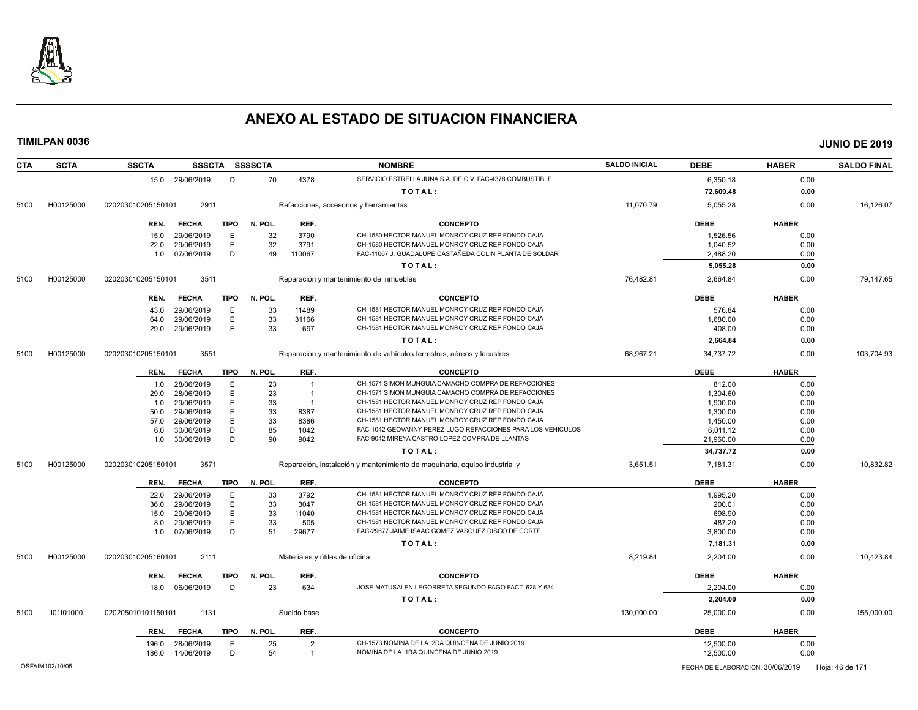# ANEXO AL ESTADO DE SITUACION FINANCIERA

**TIMILPAN 0036** **JUNIO DE 2019**

| CTA | SCTA | SSCTA | SSSCTA | SSSSCTA | | NOMBRE | SALDO INICIAL | DEBE | HABER | SALDO FINAL |
|---|---|---|---|---|---|---|---|---|---|---|
| | | 15.0 29/06/2019 | D | 70 | 4378 | SERVICIO ESTRELLA JUNA S.A. DE C.V. FAC-4378 COMBUSTIBLE | | 6,350.18 | 0.00 | |
| | | | | | | TOTAL: | | 72,609.48 | 0.00 | |
| 5100 | H00125000 | 020203010205150101 | 2911 | | | Refacciones, accesorios y herramientas | 11,070.79 | 5,055.28 | 0.00 | 16,126.07 |

| REN. | FECHA | TIPO | N. POL. | REF. | CONCEPTO | DEBE | HABER |
|---|---|---|---|---|---|---|---|
| 15.0 | 29/06/2019 | E | 32 | 3790 | CH-1580 HECTOR MANUEL MONROY CRUZ REP FONDO CAJA | 1,526.56 | 0.00 |
| 22.0 | 29/06/2019 | E | 32 | 3791 | CH-1580 HECTOR MANUEL MONROY CRUZ REP FONDO CAJA | 1,040.52 | 0.00 |
| 1.0 | 07/06/2019 | D | 49 | 110067 | FAC-11067 J. GUADALUPE CASTAÑEDA COLIN PLANTA DE SOLDAR | 2,488.20 | 0.00 |
| | | | | | TOTAL: | 5,055.28 | 0.00 |

| CTA | SCTA | SSCTA | SSSCTA | NOMBRE | SALDO INICIAL | DEBE | HABER | SALDO FINAL |
|---|---|---|---|---|---|---|---|---|
| 5100 | H00125000 | 020203010205150101 | 3511 | Reparación y mantenimiento de inmuebles | 76,482.81 | 2,664.84 | 0.00 | 79,147.65 |

| REN. | FECHA | TIPO | N. POL. | REF. | CONCEPTO | DEBE | HABER |
|---|---|---|---|---|---|---|---|
| 43.0 | 29/06/2019 | E | 33 | 11489 | CH-1581 HECTOR MANUEL MONROY CRUZ REP FONDO CAJA | 576.84 | 0.00 |
| 64.0 | 29/06/2019 | E | 33 | 31166 | CH-1581 HECTOR MANUEL MONROY CRUZ REP FONDO CAJA | 1,680.00 | 0.00 |
| 29.0 | 29/06/2019 | E | 33 | 697 | CH-1581 HECTOR MANUEL MONROY CRUZ REP FONDO CAJA | 408.00 | 0.00 |
| | | | | | TOTAL: | 2,664.84 | 0.00 |

| CTA | SCTA | SSCTA | SSSCTA | NOMBRE | SALDO INICIAL | DEBE | HABER | SALDO FINAL |
|---|---|---|---|---|---|---|---|---|
| 5100 | H00125000 | 020203010205150101 | 3551 | Reparación y mantenimiento de vehículos terrestres, aéreos y lacustres | 68,967.21 | 34,737.72 | 0.00 | 103,704.93 |

| REN. | FECHA | TIPO | N. POL. | REF. | CONCEPTO | DEBE | HABER |
|---|---|---|---|---|---|---|---|
| 1.0 | 28/06/2019 | E | 23 | 1 | CH-1571 SIMON MUNGUIA CAMACHO COMPRA DE REFACCIONES | 812.00 | 0.00 |
| 29.0 | 28/06/2019 | E | 23 | 1 | CH-1571 SIMON MUNGUIA CAMACHO COMPRA DE REFACCIONES | 1,304.60 | 0.00 |
| 1.0 | 29/06/2019 | E | 33 | 1 | CH-1581 HECTOR MANUEL MONROY CRUZ REP FONDO CAJA | 1,900.00 | 0.00 |
| 50.0 | 29/06/2019 | E | 33 | 8387 | CH-1581 HECTOR MANUEL MONROY CRUZ REP FONDO CAJA | 1,300.00 | 0.00 |
| 57.0 | 29/06/2019 | E | 33 | 8386 | CH-1581 HECTOR MANUEL MONROY CRUZ REP FONDO CAJA | 1,450.00 | 0.00 |
| 6.0 | 30/06/2019 | D | 85 | 1042 | FAC-1042 GEOVANNY PEREZ LUGO REFACCIONES PARA LOS VEHICULOS | 6,011.12 | 0.00 |
| 1.0 | 30/06/2019 | D | 90 | 9042 | FAC-9042 MIREYA CASTRO LOPEZ COMPRA DE LLANTAS | 21,960.00 | 0.00 |
| | | | | | TOTAL: | 34,737.72 | 0.00 |

| CTA | SCTA | SSCTA | SSSCTA | NOMBRE | SALDO INICIAL | DEBE | HABER | SALDO FINAL |
|---|---|---|---|---|---|---|---|---|
| 5100 | H00125000 | 020203010205150101 | 3571 | Reparación, instalación y mantenimiento de maquinaria, equipo industrial y | 3,651.51 | 7,181.31 | 0.00 | 10,832.82 |

| REN. | FECHA | TIPO | N. POL. | REF. | CONCEPTO | DEBE | HABER |
|---|---|---|---|---|---|---|---|
| 22.0 | 29/06/2019 | E | 33 | 3792 | CH-1581 HECTOR MANUEL MONROY CRUZ REP FONDO CAJA | 1,995.20 | 0.00 |
| 36.0 | 29/06/2019 | E | 33 | 3047 | CH-1581 HECTOR MANUEL MONROY CRUZ REP FONDO CAJA | 200.01 | 0.00 |
| 15.0 | 29/06/2019 | E | 33 | 11040 | CH-1581 HECTOR MANUEL MONROY CRUZ REP FONDO CAJA | 698.90 | 0.00 |
| 8.0 | 29/06/2019 | E | 33 | 505 | CH-1581 HECTOR MANUEL MONROY CRUZ REP FONDO CAJA | 487.20 | 0.00 |
| 1.0 | 07/06/2019 | D | 51 | 29677 | FAC-29677 JAIME ISAAC GOMEZ VASQUEZ DISCO DE CORTE | 3,800.00 | 0.00 |
| | | | | | TOTAL: | 7,181.31 | 0.00 |

| CTA | SCTA | SSCTA | SSSCTA | NOMBRE | SALDO INICIAL | DEBE | HABER | SALDO FINAL |
|---|---|---|---|---|---|---|---|---|
| 5100 | H00125000 | 020203010205160101 | 2111 | Materiales y útiles de oficina | 8,219.84 | 2,204.00 | 0.00 | 10,423.84 |

| REN. | FECHA | TIPO | N. POL. | REF. | CONCEPTO | DEBE | HABER |
|---|---|---|---|---|---|---|---|
| 18.0 | 06/06/2019 | D | 23 | 634 | JOSE MATUSALEN LEGORRETA SEGUNDO PAGO FACT. 628 Y 634 | 2,204.00 | 0.00 |
| | | | | | TOTAL: | 2,204.00 | 0.00 |

| CTA | SCTA | SSCTA | SSSCTA | NOMBRE | SALDO INICIAL | DEBE | HABER | SALDO FINAL |
|---|---|---|---|---|---|---|---|---|
| 5100 | I01I01000 | 020205010101150101 | 1131 | Sueldo base | 130,000.00 | 25,000.00 | 0.00 | 155,000.00 |

| REN. | FECHA | TIPO | N. POL. | REF. | CONCEPTO | DEBE | HABER |
|---|---|---|---|---|---|---|---|
| 196.0 | 28/06/2019 | E | 25 | 2 | CH-1573 NOMINA DE LA 2DA QUINCENA DE JUNIO 2019 | 12,500.00 | 0.00 |
| 186.0 | 14/06/2019 | D | 54 | 1 | NOMINA DE LA 1RA QUINCENA DE JUNIO 2019 | 12,500.00 | 0.00 |

OSFAIM102/10/05 FECHA DE ELABORACION: 30/06/2019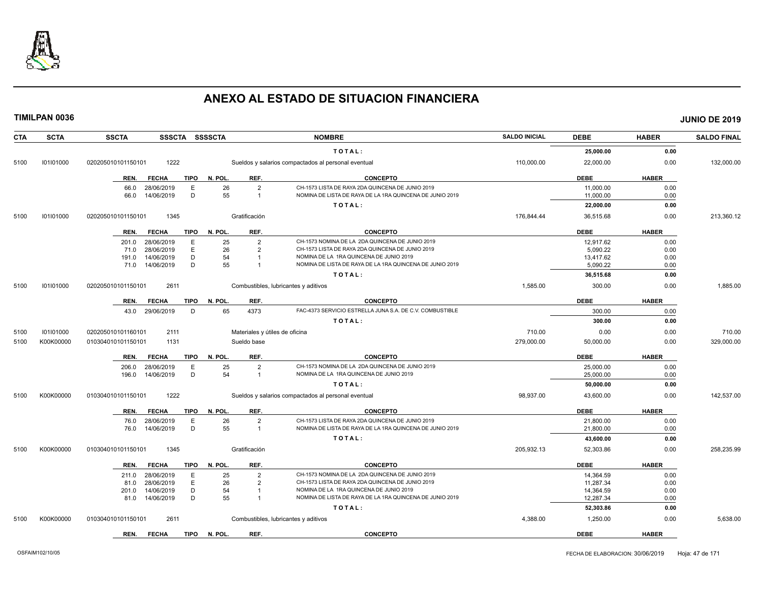# ANEXO AL ESTADO DE SITUACION FINANCIERA

**TIMILPAN 0036** **JUNIO DE 2019**

| CTA | SCTA | SSCTA | SSSCTA | SSSSCTA | NOMBRE | SALDO INICIAL | DEBE | HABER | SALDO FINAL |
|---|---|---|---|---|---|---|---|---|---|
| | | | | | TOTAL: | | **25,000.00** | **0.00** | |
| 5100 | I01I01000 | 020205010101150101 | 1222 | | Sueldos y salarios compactados al personal eventual | 110,000.00 | 22,000.00 | 0.00 | 132,000.00 |

| REN. | FECHA | TIPO | N. POL. | REF. | CONCEPTO | DEBE | HABER |
|---|---|---|---|---|---|---|---|
| 66.0 | 28/06/2019 | E | 26 | 2 | CH-1573 LISTA DE RAYA 2DA QUINCENA DE JUNIO 2019 | 11,000.00 | 0.00 |
| 66.0 | 14/06/2019 | D | 55 | 1 | NOMINA DE LISTA DE RAYA DE LA 1RA QUINCENA DE JUNIO 2019 | 11,000.00 | 0.00 |
| | | | | | TOTAL: | **22,000.00** | **0.00** |

| CTA | SCTA | SSCTA | SSSCTA | SSSSCTA | NOMBRE | SALDO INICIAL | DEBE | HABER | SALDO FINAL |
|---|---|---|---|---|---|---|---|---|---|
| 5100 | I01I01000 | 020205010101150101 | 1345 | | Gratificación | 176,844.44 | 36,515.68 | 0.00 | 213,360.12 |

| REN. | FECHA | TIPO | N. POL. | REF. | CONCEPTO | DEBE | HABER |
|---|---|---|---|---|---|---|---|
| 201.0 | 28/06/2019 | E | 25 | 2 | CH-1573 NOMINA DE LA 2DA QUINCENA DE JUNIO 2019 | 12,917.62 | 0.00 |
| 71.0 | 28/06/2019 | E | 26 | 2 | CH-1573 LISTA DE RAYA 2DA QUINCENA DE JUNIO 2019 | 5,090.22 | 0.00 |
| 191.0 | 14/06/2019 | D | 54 | 1 | NOMINA DE LA 1RA QUINCENA DE JUNIO 2019 | 13,417.62 | 0.00 |
| 71.0 | 14/06/2019 | D | 55 | 1 | NOMINA DE LISTA DE RAYA DE LA 1RA QUINCENA DE JUNIO 2019 | 5,090.22 | 0.00 |
| | | | | | TOTAL: | **36,515.68** | **0.00** |

| CTA | SCTA | SSCTA | SSSCTA | SSSSCTA | NOMBRE | SALDO INICIAL | DEBE | HABER | SALDO FINAL |
|---|---|---|---|---|---|---|---|---|---|
| 5100 | I01I01000 | 020205010101150101 | 2611 | | Combustibles, lubricantes y aditivos | 1,585.00 | 300.00 | 0.00 | 1,885.00 |

| REN. | FECHA | TIPO | N. POL. | REF. | CONCEPTO | DEBE | HABER |
|---|---|---|---|---|---|---|---|
| 43.0 | 29/06/2019 | D | 65 | 4373 | FAC-4373 SERVICIO ESTRELLA JUNA S.A. DE C.V. COMBUSTIBLE | 300.00 | 0.00 |
| | | | | | TOTAL: | **300.00** | **0.00** |

| CTA | SCTA | SSCTA | SSSCTA | SSSSCTA | NOMBRE | SALDO INICIAL | DEBE | HABER | SALDO FINAL |
|---|---|---|---|---|---|---|---|---|---|
| 5100 | I01I01000 | 020205010101160101 | 2111 | | Materiales y útiles de oficina | 710.00 | 0.00 | 0.00 | 710.00 |
| 5100 | K00K00000 | 010304010101150101 | 1131 | | Sueldo base | 279,000.00 | 50,000.00 | 0.00 | 329,000.00 |

| REN. | FECHA | TIPO | N. POL. | REF. | CONCEPTO | DEBE | HABER |
|---|---|---|---|---|---|---|---|
| 206.0 | 28/06/2019 | E | 25 | 2 | CH-1573 NOMINA DE LA 2DA QUINCENA DE JUNIO 2019 | 25,000.00 | 0.00 |
| 196.0 | 14/06/2019 | D | 54 | 1 | NOMINA DE LA 1RA QUINCENA DE JUNIO 2019 | 25,000.00 | 0.00 |
| | | | | | TOTAL: | **50,000.00** | **0.00** |

| CTA | SCTA | SSCTA | SSSCTA | SSSSCTA | NOMBRE | SALDO INICIAL | DEBE | HABER | SALDO FINAL |
|---|---|---|---|---|---|---|---|---|---|
| 5100 | K00K00000 | 010304010101150101 | 1222 | | Sueldos y salarios compactados al personal eventual | 98,937.00 | 43,600.00 | 0.00 | 142,537.00 |

| REN. | FECHA | TIPO | N. POL. | REF. | CONCEPTO | DEBE | HABER |
|---|---|---|---|---|---|---|---|
| 76.0 | 28/06/2019 | E | 26 | 2 | CH-1573 LISTA DE RAYA 2DA QUINCENA DE JUNIO 2019 | 21,800.00 | 0.00 |
| 76.0 | 14/06/2019 | D | 55 | 1 | NOMINA DE LISTA DE RAYA DE LA 1RA QUINCENA DE JUNIO 2019 | 21,800.00 | 0.00 |
| | | | | | TOTAL: | **43,600.00** | **0.00** |

| CTA | SCTA | SSCTA | SSSCTA | SSSSCTA | NOMBRE | SALDO INICIAL | DEBE | HABER | SALDO FINAL |
|---|---|---|---|---|---|---|---|---|---|
| 5100 | K00K00000 | 010304010101150101 | 1345 | | Gratificación | 205,932.13 | 52,303.86 | 0.00 | 258,235.99 |

| REN. | FECHA | TIPO | N. POL. | REF. | CONCEPTO | DEBE | HABER |
|---|---|---|---|---|---|---|---|
| 211.0 | 28/06/2019 | E | 25 | 2 | CH-1573 NOMINA DE LA 2DA QUINCENA DE JUNIO 2019 | 14,364.59 | 0.00 |
| 81.0 | 28/06/2019 | E | 26 | 2 | CH-1573 LISTA DE RAYA 2DA QUINCENA DE JUNIO 2019 | 11,287.34 | 0.00 |
| 201.0 | 14/06/2019 | D | 54 | 1 | NOMINA DE LA 1RA QUINCENA DE JUNIO 2019 | 14,364.59 | 0.00 |
| 81.0 | 14/06/2019 | D | 55 | 1 | NOMINA DE LISTA DE RAYA DE LA 1RA QUINCENA DE JUNIO 2019 | 12,287.34 | 0.00 |
| | | | | | TOTAL: | **52,303.86** | **0.00** |

| CTA | SCTA | SSCTA | SSSCTA | SSSSCTA | NOMBRE | SALDO INICIAL | DEBE | HABER | SALDO FINAL |
|---|---|---|---|---|---|---|---|---|---|
| 5100 | K00K00000 | 010304010101150101 | 2611 | | Combustibles, lubricantes y aditivos | 4,388.00 | 1,250.00 | 0.00 | 5,638.00 |

| REN. | FECHA | TIPO | N. POL. | REF. | CONCEPTO | DEBE | HABER |
|---|---|---|---|---|---|---|---|

OSFAIM102/10/05 FECHA DE ELABORACION: 30/06/2019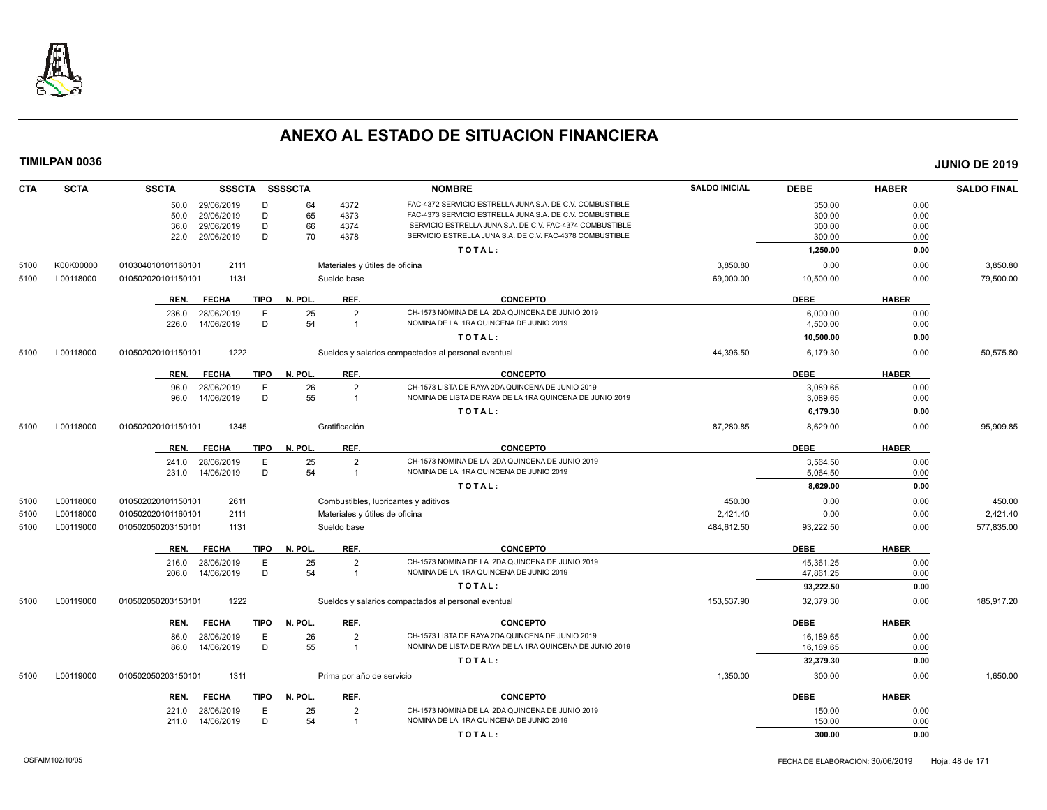# ANEXO AL ESTADO DE SITUACION FINANCIERA

**TIMILPAN 0036** — **JUNIO DE 2019**

| CTA | SCTA | SSCTA | SSSCTA | SSSSCTA | | NOMBRE | SALDO INICIAL | DEBE | HABER | SALDO FINAL |
|---|---|---|---|---|---|---|---|---|---|---|
| | | 50.0 | 29/06/2019 | D | 64 | 4372 FAC-4372 SERVICIO ESTRELLA JUNA S.A. DE C.V. COMBUSTIBLE | | 350.00 | 0.00 | |
| | | 50.0 | 29/06/2019 | D | 65 | 4373 FAC-4373 SERVICIO ESTRELLA JUNA S.A. DE C.V. COMBUSTIBLE | | 300.00 | 0.00 | |
| | | 36.0 | 29/06/2019 | D | 66 | 4374 SERVICIO ESTRELLA JUNA S.A. DE C.V. FAC-4374 COMBUSTIBLE | | 300.00 | 0.00 | |
| | | 22.0 | 29/06/2019 | D | 70 | 4378 SERVICIO ESTRELLA JUNA S.A. DE C.V. FAC-4378 COMBUSTIBLE | | 300.00 | 0.00 | |
| | | | | | | **TOTAL:** | | **1,250.00** | **0.00** | |
| 5100 | K00K00000 | 010304010101160101 | 2111 | | | Materiales y útiles de oficina | 3,850.80 | 0.00 | 0.00 | 3,850.80 |
| 5100 | L00118000 | 010502020101150101 | 1131 | | | Sueldo base | 69,000.00 | 10,500.00 | 0.00 | 79,500.00 |
| | | **REN.** | **FECHA** | **TIPO** | **N. POL.** | **REF. / CONCEPTO** | | **DEBE** | **HABER** | |
| | | 236.0 | 28/06/2019 | E | 25 | 2 CH-1573 NOMINA DE LA 2DA QUINCENA DE JUNIO 2019 | | 6,000.00 | 0.00 | |
| | | 226.0 | 14/06/2019 | D | 54 | 1 NOMINA DE LA 1RA QUINCENA DE JUNIO 2019 | | 4,500.00 | 0.00 | |
| | | | | | | **TOTAL:** | | **10,500.00** | **0.00** | |
| 5100 | L00118000 | 010502020101150101 | 1222 | | | Sueldos y salarios compactados al personal eventual | 44,396.50 | 6,179.30 | 0.00 | 50,575.80 |
| | | **REN.** | **FECHA** | **TIPO** | **N. POL.** | **REF. / CONCEPTO** | | **DEBE** | **HABER** | |
| | | 96.0 | 28/06/2019 | E | 26 | 2 CH-1573 LISTA DE RAYA 2DA QUINCENA DE JUNIO 2019 | | 3,089.65 | 0.00 | |
| | | 96.0 | 14/06/2019 | D | 55 | 1 NOMINA DE LISTA DE RAYA DE LA 1RA QUINCENA DE JUNIO 2019 | | 3,089.65 | 0.00 | |
| | | | | | | **TOTAL:** | | **6,179.30** | **0.00** | |
| 5100 | L00118000 | 010502020101150101 | 1345 | | | Gratificación | 87,280.85 | 8,629.00 | 0.00 | 95,909.85 |
| | | **REN.** | **FECHA** | **TIPO** | **N. POL.** | **REF. / CONCEPTO** | | **DEBE** | **HABER** | |
| | | 241.0 | 28/06/2019 | E | 25 | 2 CH-1573 NOMINA DE LA 2DA QUINCENA DE JUNIO 2019 | | 3,564.50 | 0.00 | |
| | | 231.0 | 14/06/2019 | D | 54 | 1 NOMINA DE LA 1RA QUINCENA DE JUNIO 2019 | | 5,064.50 | 0.00 | |
| | | | | | | **TOTAL:** | | **8,629.00** | **0.00** | |
| 5100 | L00118000 | 010502020101150101 | 2611 | | | Combustibles, lubricantes y aditivos | 450.00 | 0.00 | 0.00 | 450.00 |
| 5100 | L00118000 | 010502020101160101 | 2111 | | | Materiales y útiles de oficina | 2,421.40 | 0.00 | 0.00 | 2,421.40 |
| 5100 | L00119000 | 010502050203150101 | 1131 | | | Sueldo base | 484,612.50 | 93,222.50 | 0.00 | 577,835.00 |
| | | **REN.** | **FECHA** | **TIPO** | **N. POL.** | **REF. / CONCEPTO** | | **DEBE** | **HABER** | |
| | | 216.0 | 28/06/2019 | E | 25 | 2 CH-1573 NOMINA DE LA 2DA QUINCENA DE JUNIO 2019 | | 45,361.25 | 0.00 | |
| | | 206.0 | 14/06/2019 | D | 54 | 1 NOMINA DE LA 1RA QUINCENA DE JUNIO 2019 | | 47,861.25 | 0.00 | |
| | | | | | | **TOTAL:** | | **93,222.50** | **0.00** | |
| 5100 | L00119000 | 010502050203150101 | 1222 | | | Sueldos y salarios compactados al personal eventual | 153,537.90 | 32,379.30 | 0.00 | 185,917.20 |
| | | **REN.** | **FECHA** | **TIPO** | **N. POL.** | **REF. / CONCEPTO** | | **DEBE** | **HABER** | |
| | | 86.0 | 28/06/2019 | E | 26 | 2 CH-1573 LISTA DE RAYA 2DA QUINCENA DE JUNIO 2019 | | 16,189.65 | 0.00 | |
| | | 86.0 | 14/06/2019 | D | 55 | 1 NOMINA DE LISTA DE RAYA DE LA 1RA QUINCENA DE JUNIO 2019 | | 16,189.65 | 0.00 | |
| | | | | | | **TOTAL:** | | **32,379.30** | **0.00** | |
| 5100 | L00119000 | 010502050203150101 | 1311 | | | Prima por año de servicio | 1,350.00 | 300.00 | 0.00 | 1,650.00 |
| | | **REN.** | **FECHA** | **TIPO** | **N. POL.** | **REF. / CONCEPTO** | | **DEBE** | **HABER** | |
| | | 221.0 | 28/06/2019 | E | 25 | 2 CH-1573 NOMINA DE LA 2DA QUINCENA DE JUNIO 2019 | | 150.00 | 0.00 | |
| | | 211.0 | 14/06/2019 | D | 54 | 1 NOMINA DE LA 1RA QUINCENA DE JUNIO 2019 | | 150.00 | 0.00 | |
| | | | | | | **TOTAL:** | | **300.00** | **0.00** | |

OSFAIM102/10/05 — FECHA DE ELABORACION: 30/06/2019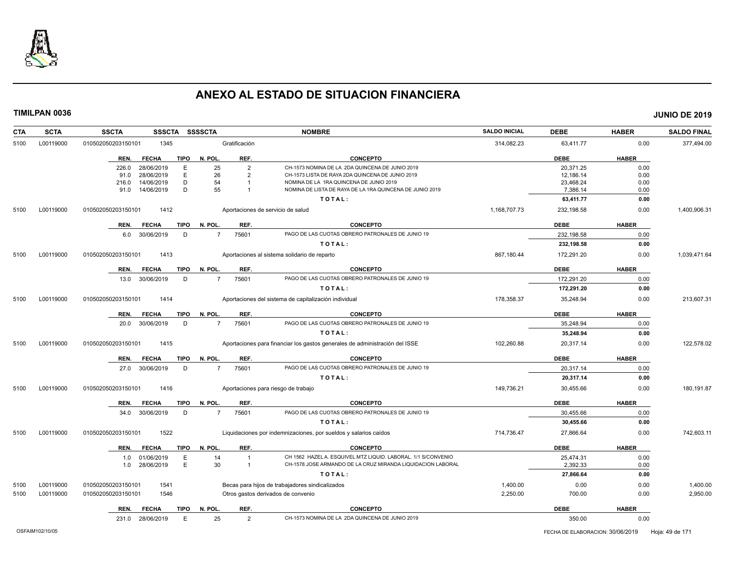# ANEXO AL ESTADO DE SITUACION FINANCIERA

**TIMILPAN 0036** **JUNIO DE 2019**

| CTA | SCTA | SSCTA | SSSCTA | SSSSCTA | NOMBRE | SALDO INICIAL | DEBE | HABER | SALDO FINAL |
|---|---|---|---|---|---|---|---|---|---|
| 5100 | L00119000 | 010502050203150101 | 1345 | | Gratificación | 314,082.23 | 63,411.77 | 0.00 | 377,494.00 |

| REN. | FECHA | TIPO | N. POL. | REF. | CONCEPTO | DEBE | HABER |
|---|---|---|---|---|---|---|---|
| 226.0 | 28/06/2019 | E | 25 | 2 | CH-1573 NOMINA DE LA 2DA QUINCENA DE JUNIO 2019 | 20,371.25 | 0.00 |
| 91.0 | 28/06/2019 | E | 26 | 2 | CH-1573 LISTA DE RAYA 2DA QUINCENA DE JUNIO 2019 | 12,186.14 | 0.00 |
| 216.0 | 14/06/2019 | D | 54 | 1 | NOMINA DE LA 1RA QUINCENA DE JUNIO 2019 | 23,468.24 | 0.00 |
| 91.0 | 14/06/2019 | D | 55 | 1 | NOMINA DE LISTA DE RAYA DE LA 1RA QUINCENA DE JUNIO 2019 | 7,386.14 | 0.00 |
| | | | | | **T O T A L :** | **63,411.77** | **0.00** |

| CTA | SCTA | SSCTA | SSSCTA | SSSSCTA | NOMBRE | SALDO INICIAL | DEBE | HABER | SALDO FINAL |
|---|---|---|---|---|---|---|---|---|---|
| 5100 | L00119000 | 010502050203150101 | 1412 | | Aportaciones de servicio de salud | 1,168,707.73 | 232,198.58 | 0.00 | 1,400,906.31 |

| REN. | FECHA | TIPO | N. POL. | REF. | CONCEPTO | DEBE | HABER |
|---|---|---|---|---|---|---|---|
| 6.0 | 30/06/2019 | D | 7 | 75601 | PAGO DE LAS CUOTAS OBRERO PATRONALES DE JUNIO 19 | 232,198.58 | 0.00 |
| | | | | | **T O T A L :** | **232,198.58** | **0.00** |

| CTA | SCTA | SSCTA | SSSCTA | SSSSCTA | NOMBRE | SALDO INICIAL | DEBE | HABER | SALDO FINAL |
|---|---|---|---|---|---|---|---|---|---|
| 5100 | L00119000 | 010502050203150101 | 1413 | | Aportaciones al sistema solidario de reparto | 867,180.44 | 172,291.20 | 0.00 | 1,039,471.64 |

| REN. | FECHA | TIPO | N. POL. | REF. | CONCEPTO | DEBE | HABER |
|---|---|---|---|---|---|---|---|
| 13.0 | 30/06/2019 | D | 7 | 75601 | PAGO DE LAS CUOTAS OBRERO PATRONALES DE JUNIO 19 | 172,291.20 | 0.00 |
| | | | | | **T O T A L :** | **172,291.20** | **0.00** |

| CTA | SCTA | SSCTA | SSSCTA | SSSSCTA | NOMBRE | SALDO INICIAL | DEBE | HABER | SALDO FINAL |
|---|---|---|---|---|---|---|---|---|---|
| 5100 | L00119000 | 010502050203150101 | 1414 | | Aportaciones del sistema de capitalización individual | 178,358.37 | 35,248.94 | 0.00 | 213,607.31 |

| REN. | FECHA | TIPO | N. POL. | REF. | CONCEPTO | DEBE | HABER |
|---|---|---|---|---|---|---|---|
| 20.0 | 30/06/2019 | D | 7 | 75601 | PAGO DE LAS CUOTAS OBRERO PATRONALES DE JUNIO 19 | 35,248.94 | 0.00 |
| | | | | | **T O T A L :** | **35,248.94** | **0.00** |

| CTA | SCTA | SSCTA | SSSCTA | SSSSCTA | NOMBRE | SALDO INICIAL | DEBE | HABER | SALDO FINAL |
|---|---|---|---|---|---|---|---|---|---|
| 5100 | L00119000 | 010502050203150101 | 1415 | | Aportaciones para financiar los gastos generales de administración del ISSE | 102,260.88 | 20,317.14 | 0.00 | 122,578.02 |

| REN. | FECHA | TIPO | N. POL. | REF. | CONCEPTO | DEBE | HABER |
|---|---|---|---|---|---|---|---|
| 27.0 | 30/06/2019 | D | 7 | 75601 | PAGO DE LAS CUOTAS OBRERO PATRONALES DE JUNIO 19 | 20,317.14 | 0.00 |
| | | | | | **T O T A L :** | **20,317.14** | **0.00** |

| CTA | SCTA | SSCTA | SSSCTA | SSSSCTA | NOMBRE | SALDO INICIAL | DEBE | HABER | SALDO FINAL |
|---|---|---|---|---|---|---|---|---|---|
| 5100 | L00119000 | 010502050203150101 | 1416 | | Aportaciones para riesgo de trabajo | 149,736.21 | 30,455.66 | 0.00 | 180,191.87 |

| REN. | FECHA | TIPO | N. POL. | REF. | CONCEPTO | DEBE | HABER |
|---|---|---|---|---|---|---|---|
| 34.0 | 30/06/2019 | D | 7 | 75601 | PAGO DE LAS CUOTAS OBRERO PATRONALES DE JUNIO 19 | 30,455.66 | 0.00 |
| | | | | | **T O T A L :** | **30,455.66** | **0.00** |

| CTA | SCTA | SSCTA | SSSCTA | SSSSCTA | NOMBRE | SALDO INICIAL | DEBE | HABER | SALDO FINAL |
|---|---|---|---|---|---|---|---|---|---|
| 5100 | L00119000 | 010502050203150101 | 1522 | | Liquidaciones por indemnizaciones, por sueldos y salarios caídos | 714,736.47 | 27,866.64 | 0.00 | 742,603.11 |

| REN. | FECHA | TIPO | N. POL. | REF. | CONCEPTO | DEBE | HABER |
|---|---|---|---|---|---|---|---|
| 1.0 | 01/06/2019 | E | 14 | 1 | CH 1562 HAZEL A. ESQUIVEL MTZ LIQUID. LABORAL. 1/1 S/CONVENIO | 25,474.31 | 0.00 |
| 1.0 | 28/06/2019 | E | 30 | 1 | CH-1578 JOSE ARMANDO DE LA CRUZ MIRANDA LIQUIDACION LABORAL | 2,392.33 | 0.00 |
| | | | | | **T O T A L :** | **27,866.64** | **0.00** |

| CTA | SCTA | SSCTA | SSSCTA | SSSSCTA | NOMBRE | SALDO INICIAL | DEBE | HABER | SALDO FINAL |
|---|---|---|---|---|---|---|---|---|---|
| 5100 | L00119000 | 010502050203150101 | 1541 | | Becas para hijos de trabajadores sindicalizados | 1,400.00 | 0.00 | 0.00 | 1,400.00 |
| 5100 | L00119000 | 010502050203150101 | 1546 | | Otros gastos derivados de convenio | 2,250.00 | 700.00 | 0.00 | 2,950.00 |

| REN. | FECHA | TIPO | N. POL. | REF. | CONCEPTO | DEBE | HABER |
|---|---|---|---|---|---|---|---|
| 231.0 | 28/06/2019 | E | 25 | 2 | CH-1573 NOMINA DE LA 2DA QUINCENA DE JUNIO 2019 | 350.00 | 0.00 |

OSFAIM102/10/05 FECHA DE ELABORACION: 30/06/2019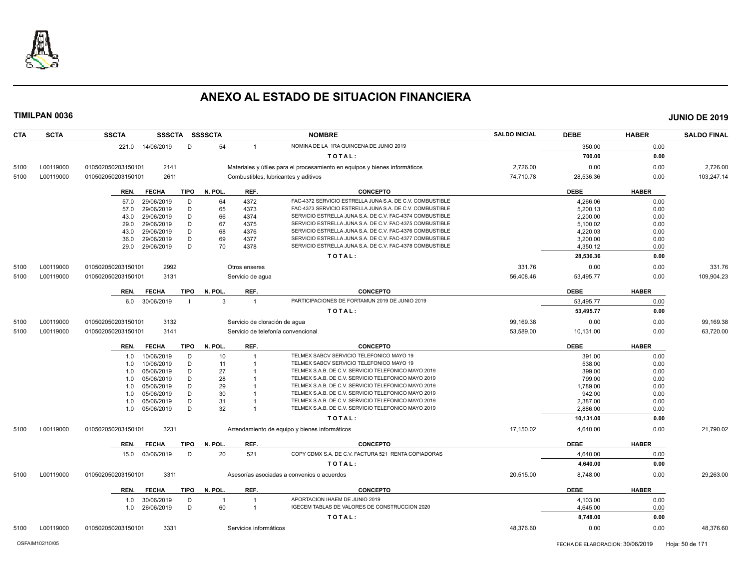# ANEXO AL ESTADO DE SITUACION FINANCIERA

**TIMILPAN 0036** **JUNIO DE 2019**

| CTA | SCTA | SSCTA | SSSCTA | SSSSCTA | NOMBRE | SALDO INICIAL | DEBE | HABER | SALDO FINAL |
|---|---|---|---|---|---|---|---|---|---|
| | | 221.0 14/06/2019 | D | 54 | 1 NOMINA DE LA 1RA QUINCENA DE JUNIO 2019 | | 350.00 | 0.00 | |
| | | | | | TOTAL: | | 700.00 | 0.00 | |
| 5100 | L00119000 | 010502050203150101 | 2141 | | Materiales y útiles para el procesamiento en equipos y bienes informáticos | 2,726.00 | 0.00 | 0.00 | 2,726.00 |
| 5100 | L00119000 | 010502050203150101 | 2611 | | Combustibles, lubricantes y aditivos | 74,710.78 | 28,536.36 | 0.00 | 103,247.14 |

| REN. | FECHA | TIPO | N. POL. | REF. | CONCEPTO | DEBE | HABER |
|---|---|---|---|---|---|---|---|
| 57.0 | 29/06/2019 | D | 64 | 4372 | FAC-4372 SERVICIO ESTRELLA JUNA S.A. DE C.V. COMBUSTIBLE | 4,266.06 | 0.00 |
| 57.0 | 29/06/2019 | D | 65 | 4373 | FAC-4373 SERVICIO ESTRELLA JUNA S.A. DE C.V. COMBUSTIBLE | 5,200.13 | 0.00 |
| 43.0 | 29/06/2019 | D | 66 | 4374 | SERVICIO ESTRELLA JUNA S.A. DE C.V. FAC-4374 COMBUSTIBLE | 2,200.00 | 0.00 |
| 29.0 | 29/06/2019 | D | 67 | 4375 | SERVICIO ESTRELLA JUNA S.A. DE C.V. FAC-4375 COMBUSTIBLE | 5,100.02 | 0.00 |
| 43.0 | 29/06/2019 | D | 68 | 4376 | SERVICIO ESTRELLA JUNA S.A. DE C.V. FAC-4376 COMBUSTIBLE | 4,220.03 | 0.00 |
| 36.0 | 29/06/2019 | D | 69 | 4377 | SERVICIO ESTRELLA JUNA S.A. DE C.V. FAC-4377 COMBUSTIBLE | 3,200.00 | 0.00 |
| 29.0 | 29/06/2019 | D | 70 | 4378 | SERVICIO ESTRELLA JUNA S.A. DE C.V. FAC-4378 COMBUSTIBLE | 4,350.12 | 0.00 |
| | | | | | TOTAL: | 28,536.36 | 0.00 |

| CTA | SCTA | SSCTA | SSSCTA | SSSSCTA | NOMBRE | SALDO INICIAL | DEBE | HABER | SALDO FINAL |
|---|---|---|---|---|---|---|---|---|---|
| 5100 | L00119000 | 010502050203150101 | 2992 | | Otros enseres | 331.76 | 0.00 | 0.00 | 331.76 |
| 5100 | L00119000 | 010502050203150101 | 3131 | | Servicio de agua | 56,408.46 | 53,495.77 | 0.00 | 109,904.23 |

| REN. | FECHA | TIPO | N. POL. | REF. | CONCEPTO | DEBE | HABER |
|---|---|---|---|---|---|---|---|
| 6.0 | 30/06/2019 | I | 3 | 1 | PARTICIPACIONES DE FORTAMUN 2019 DE JUNIO 2019 | 53,495.77 | 0.00 |
| | | | | | TOTAL: | 53,495.77 | 0.00 |

| CTA | SCTA | SSCTA | SSSCTA | SSSSCTA | NOMBRE | SALDO INICIAL | DEBE | HABER | SALDO FINAL |
|---|---|---|---|---|---|---|---|---|---|
| 5100 | L00119000 | 010502050203150101 | 3132 | | Servicio de cloración de agua | 99,169.38 | 0.00 | 0.00 | 99,169.38 |
| 5100 | L00119000 | 010502050203150101 | 3141 | | Servicio de telefonía convencional | 53,589.00 | 10,131.00 | 0.00 | 63,720.00 |

| REN. | FECHA | TIPO | N. POL. | REF. | CONCEPTO | DEBE | HABER |
|---|---|---|---|---|---|---|---|
| 1.0 | 10/06/2019 | D | 10 | 1 | TELMEX SABCV SERVICIO TELEFONICO MAYO 19 | 391.00 | 0.00 |
| 1.0 | 10/06/2019 | D | 11 | 1 | TELMEX SABCV SERVICIO TELEFONICO MAYO 19 | 538.00 | 0.00 |
| 1.0 | 05/06/2019 | D | 27 | 1 | TELMEX S.A.B. DE C.V. SERVICIO TELEFONICO MAYO 2019 | 399.00 | 0.00 |
| 1.0 | 05/06/2019 | D | 28 | 1 | TELMEX S.A.B. DE C.V. SERVICIO TELEFONICO MAYO 2019 | 799.00 | 0.00 |
| 1.0 | 05/06/2019 | D | 29 | 1 | TELMEX S.A.B. DE C.V. SERVICIO TELEFONICO MAYO 2019 | 1,789.00 | 0.00 |
| 1.0 | 05/06/2019 | D | 30 | 1 | TELMEX S.A.B. DE C.V. SERVICIO TELEFONICO MAYO 2019 | 942.00 | 0.00 |
| 1.0 | 05/06/2019 | D | 31 | 1 | TELMEX S.A.B. DE C.V. SERVICIO TELEFONICO MAYO 2019 | 2,387.00 | 0.00 |
| 1.0 | 05/06/2019 | D | 32 | 1 | TELMEX S.A.B. DE C.V. SERVICIO TELEFONICO MAYO 2019 | 2,886.00 | 0.00 |
| | | | | | TOTAL: | 10,131.00 | 0.00 |

| CTA | SCTA | SSCTA | SSSCTA | SSSSCTA | NOMBRE | SALDO INICIAL | DEBE | HABER | SALDO FINAL |
|---|---|---|---|---|---|---|---|---|---|
| 5100 | L00119000 | 010502050203150101 | 3231 | | Arrendamiento de equipo y bienes informáticos | 17,150.02 | 4,640.00 | 0.00 | 21,790.02 |

| REN. | FECHA | TIPO | N. POL. | REF. | CONCEPTO | DEBE | HABER |
|---|---|---|---|---|---|---|---|
| 15.0 | 03/06/2019 | D | 20 | 521 | COPY CDMX S.A. DE C.V. FACTURA 521 RENTA COPIADORAS | 4,640.00 | 0.00 |
| | | | | | TOTAL: | 4,640.00 | 0.00 |

| CTA | SCTA | SSCTA | SSSCTA | SSSSCTA | NOMBRE | SALDO INICIAL | DEBE | HABER | SALDO FINAL |
|---|---|---|---|---|---|---|---|---|---|
| 5100 | L00119000 | 010502050203150101 | 3311 | | Asesorías asociadas a convenios o acuerdos | 20,515.00 | 8,748.00 | 0.00 | 29,263.00 |

| REN. | FECHA | TIPO | N. POL. | REF. | CONCEPTO | DEBE | HABER |
|---|---|---|---|---|---|---|---|
| 1.0 | 30/06/2019 | D | 1 | 1 | APORTACION IHAEM DE JUNIO 2019 | 4,103.00 | 0.00 |
| 1.0 | 26/06/2019 | D | 60 | 1 | IGECEM TABLAS DE VALORES DE CONSTRUCCION 2020 | 4,645.00 | 0.00 |
| | | | | | TOTAL: | 8,748.00 | 0.00 |

| CTA | SCTA | SSCTA | SSSCTA | SSSSCTA | NOMBRE | SALDO INICIAL | DEBE | HABER | SALDO FINAL |
|---|---|---|---|---|---|---|---|---|---|
| 5100 | L00119000 | 010502050203150101 | 3331 | | Servicios informáticos | 48,376.60 | 0.00 | 0.00 | 48,376.60 |

OSFAIM102/10/05 FECHA DE ELABORACION: 30/06/2019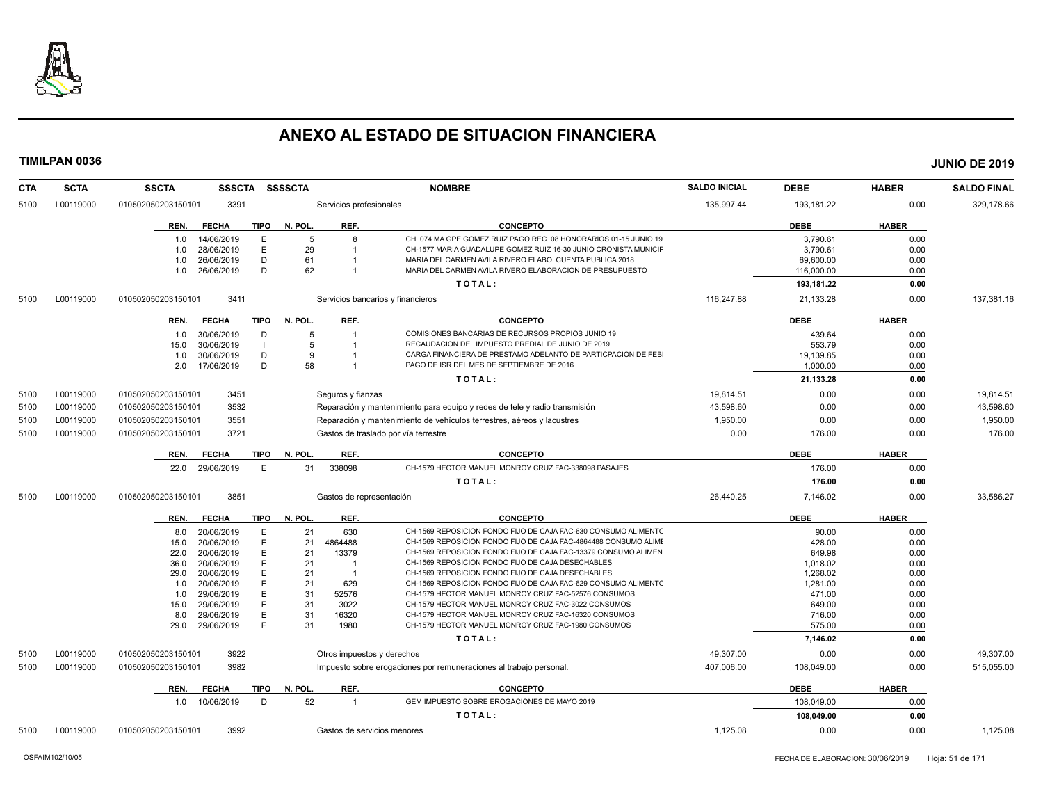# ANEXO AL ESTADO DE SITUACION FINANCIERA

**TIMILPAN 0036** **JUNIO DE 2019**

| CTA | SCTA | SSCTA | SSSCTA | SSSSCTA | NOMBRE | SALDO INICIAL | DEBE | HABER | SALDO FINAL |
|---|---|---|---|---|---|---|---|---|---|
| 5100 | L00119000 | 010502050203150101 | 3391 | | Servicios profesionales | 135,997.44 | 193,181.22 | 0.00 | 329,178.66 |

| REN. | FECHA | TIPO | N. POL. | REF. | CONCEPTO | DEBE | HABER |
|---|---|---|---|---|---|---|---|
| 1.0 | 14/06/2019 | E | 5 | 8 | CH. 074 MA GPE GOMEZ RUIZ PAGO REC. 08 HONORARIOS 01-15 JUNIO 19 | 3,790.61 | 0.00 |
| 1.0 | 28/06/2019 | E | 29 | 1 | CH-1577 MARIA GUADALUPE GOMEZ RUIZ 16-30 JUNIO CRONISTA MUNICIP | 3,790.61 | 0.00 |
| 1.0 | 26/06/2019 | D | 61 | 1 | MARIA DEL CARMEN AVILA RIVERO ELABO. CUENTA PUBLICA 2018 | 69,600.00 | 0.00 |
| 1.0 | 26/06/2019 | D | 62 | 1 | MARIA DEL CARMEN AVILA RIVERO ELABORACION DE PRESUPUESTO | 116,000.00 | 0.00 |
| | | | | | TOTAL: | 193,181.22 | 0.00 |

| CTA | SCTA | SSCTA | SSSCTA | SSSSCTA | NOMBRE | SALDO INICIAL | DEBE | HABER | SALDO FINAL |
|---|---|---|---|---|---|---|---|---|---|
| 5100 | L00119000 | 010502050203150101 | 3411 | | Servicios bancarios y financieros | 116,247.88 | 21,133.28 | 0.00 | 137,381.16 |

| REN. | FECHA | TIPO | N. POL. | REF. | CONCEPTO | DEBE | HABER |
|---|---|---|---|---|---|---|---|
| 1.0 | 30/06/2019 | D | 5 | 1 | COMISIONES BANCARIAS DE RECURSOS PROPIOS JUNIO 19 | 439.64 | 0.00 |
| 15.0 | 30/06/2019 | I | 5 | 1 | RECAUDACION DEL IMPUESTO PREDIAL DE JUNIO DE 2019 | 553.79 | 0.00 |
| 1.0 | 30/06/2019 | D | 9 | 1 | CARGA FINANCIERA DE PRESTAMO ADELANTO DE PARTICPACION DE FEBI | 19,139.85 | 0.00 |
| 2.0 | 17/06/2019 | D | 58 | 1 | PAGO DE ISR DEL MES DE SEPTIEMBRE DE 2016 | 1,000.00 | 0.00 |
| | | | | | TOTAL: | 21,133.28 | 0.00 |

| CTA | SCTA | SSCTA | SSSCTA | SSSSCTA | NOMBRE | SALDO INICIAL | DEBE | HABER | SALDO FINAL |
|---|---|---|---|---|---|---|---|---|---|
| 5100 | L00119000 | 010502050203150101 | 3451 | | Seguros y fianzas | 19,814.51 | 0.00 | 0.00 | 19,814.51 |
| 5100 | L00119000 | 010502050203150101 | 3532 | | Reparación y mantenimiento para equipo y redes de tele y radio transmisión | 43,598.60 | 0.00 | 0.00 | 43,598.60 |
| 5100 | L00119000 | 010502050203150101 | 3551 | | Reparación y mantenimiento de vehículos terrestres, aéreos y lacustres | 1,950.00 | 0.00 | 0.00 | 1,950.00 |
| 5100 | L00119000 | 010502050203150101 | 3721 | | Gastos de traslado por vía terrestre | 0.00 | 176.00 | 0.00 | 176.00 |

| REN. | FECHA | TIPO | N. POL. | REF. | CONCEPTO | DEBE | HABER |
|---|---|---|---|---|---|---|---|
| 22.0 | 29/06/2019 | E | 31 | 338098 | CH-1579 HECTOR MANUEL MONROY CRUZ FAC-338098 PASAJES | 176.00 | 0.00 |
| | | | | | TOTAL: | 176.00 | 0.00 |

| CTA | SCTA | SSCTA | SSSCTA | SSSSCTA | NOMBRE | SALDO INICIAL | DEBE | HABER | SALDO FINAL |
|---|---|---|---|---|---|---|---|---|---|
| 5100 | L00119000 | 010502050203150101 | 3851 | | Gastos de representación | 26,440.25 | 7,146.02 | 0.00 | 33,586.27 |

| REN. | FECHA | TIPO | N. POL. | REF. | CONCEPTO | DEBE | HABER |
|---|---|---|---|---|---|---|---|
| 8.0 | 20/06/2019 | E | 21 | 630 | CH-1569 REPOSICION FONDO FIJO DE CAJA FAC-630 CONSUMO ALIMENTO | 90.00 | 0.00 |
| 15.0 | 20/06/2019 | E | 21 | 4864488 | CH-1569 REPOSICION FONDO FIJO DE CAJA FAC-4864488 CONSUMO ALIME | 428.00 | 0.00 |
| 22.0 | 20/06/2019 | E | 21 | 13379 | CH-1569 REPOSICION FONDO FIJO DE CAJA FAC-13379 CONSUMO ALIMEN | 649.98 | 0.00 |
| 36.0 | 20/06/2019 | E | 21 | 1 | CH-1569 REPOSICION FONDO FIJO DE CAJA DESECHABLES | 1,018.02 | 0.00 |
| 29.0 | 20/06/2019 | E | 21 | 1 | CH-1569 REPOSICION FONDO FIJO DE CAJA DESECHABLES | 1,268.02 | 0.00 |
| 1.0 | 20/06/2019 | E | 21 | 629 | CH-1569 REPOSICION FONDO FIJO DE CAJA FAC-629 CONSUMO ALIMENTO | 1,281.00 | 0.00 |
| 1.0 | 29/06/2019 | E | 31 | 52576 | CH-1579 HECTOR MANUEL MONROY CRUZ FAC-52576 CONSUMOS | 471.00 | 0.00 |
| 15.0 | 29/06/2019 | E | 31 | 3022 | CH-1579 HECTOR MANUEL MONROY CRUZ FAC-3022 CONSUMOS | 649.00 | 0.00 |
| 8.0 | 29/06/2019 | E | 31 | 16320 | CH-1579 HECTOR MANUEL MONROY CRUZ FAC-16320 CONSUMOS | 716.00 | 0.00 |
| 29.0 | 29/06/2019 | E | 31 | 1980 | CH-1579 HECTOR MANUEL MONROY CRUZ FAC-1980 CONSUMOS | 575.00 | 0.00 |
| | | | | | TOTAL: | 7,146.02 | 0.00 |

| CTA | SCTA | SSCTA | SSSCTA | SSSSCTA | NOMBRE | SALDO INICIAL | DEBE | HABER | SALDO FINAL |
|---|---|---|---|---|---|---|---|---|---|
| 5100 | L00119000 | 010502050203150101 | 3922 | | Otros impuestos y derechos | 49,307.00 | 0.00 | 0.00 | 49,307.00 |
| 5100 | L00119000 | 010502050203150101 | 3982 | | Impuesto sobre erogaciones por remuneraciones al trabajo personal. | 407,006.00 | 108,049.00 | 0.00 | 515,055.00 |

| REN. | FECHA | TIPO | N. POL. | REF. | CONCEPTO | DEBE | HABER |
|---|---|---|---|---|---|---|---|
| 1.0 | 10/06/2019 | D | 52 | 1 | GEM IMPUESTO SOBRE EROGACIONES DE MAYO 2019 | 108,049.00 | 0.00 |
| | | | | | TOTAL: | 108,049.00 | 0.00 |

| CTA | SCTA | SSCTA | SSSCTA | SSSSCTA | NOMBRE | SALDO INICIAL | DEBE | HABER | SALDO FINAL |
|---|---|---|---|---|---|---|---|---|---|
| 5100 | L00119000 | 010502050203150101 | 3992 | | Gastos de servicios menores | 1,125.08 | 0.00 | 0.00 | 1,125.08 |

OSFAIM102/10/05 FECHA DE ELABORACION: 30/06/2019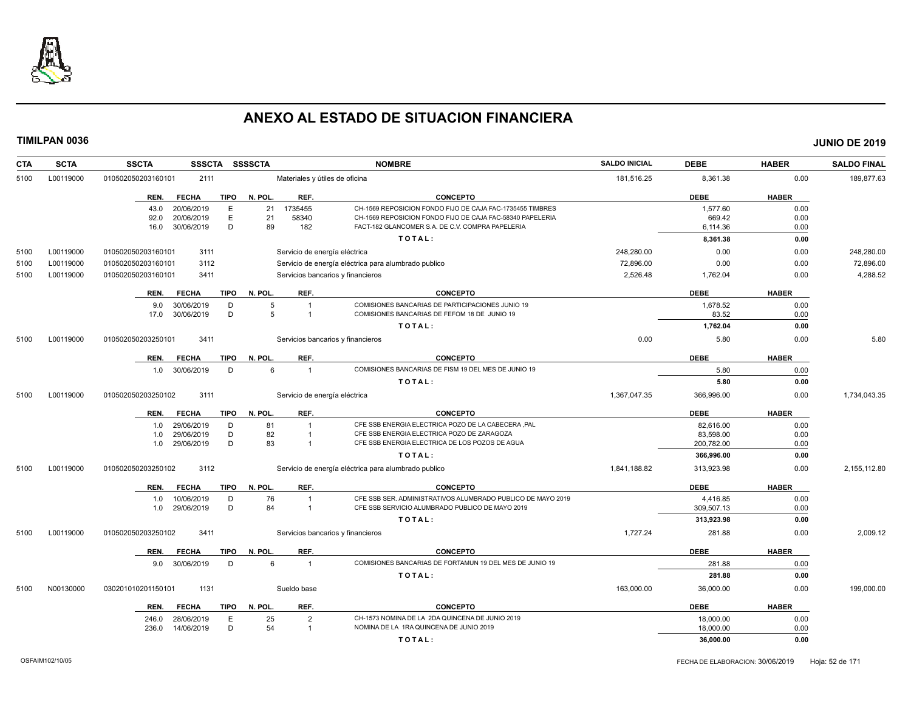# ANEXO AL ESTADO DE SITUACION FINANCIERA

**TIMILPAN 0036** **JUNIO DE 2019**

| CTA | SCTA | SSCTA | SSSCTA | SSSSCTA | NOMBRE | SALDO INICIAL | DEBE | HABER | SALDO FINAL |
|---|---|---|---|---|---|---|---|---|---|
| 5100 | L00119000 | 010502050203160101 | 2111 | | Materiales y útiles de oficina | 181,516.25 | 8,361.38 | 0.00 | 189,877.63 |

| REN. | FECHA | TIPO | N. POL. | REF. | CONCEPTO | DEBE | HABER |
|---|---|---|---|---|---|---|---|
| 43.0 | 20/06/2019 | E | 21 | 1735455 | CH-1569 REPOSICION FONDO FIJO DE CAJA FAC-1735455 TIMBRES | 1,577.60 | 0.00 |
| 92.0 | 20/06/2019 | E | 21 | 58340 | CH-1569 REPOSICION FONDO FIJO DE CAJA FAC-58340 PAPELERIA | 669.42 | 0.00 |
| 16.0 | 30/06/2019 | D | 89 | 182 | FACT-182 GLANCOMER S.A. DE C.V. COMPRA PAPELERIA | 6,114.36 | 0.00 |
| | | | | | **TOTAL:** | **8,361.38** | **0.00** |

| CTA | SCTA | SSCTA | SSSCTA | SSSSCTA | NOMBRE | SALDO INICIAL | DEBE | HABER | SALDO FINAL |
|---|---|---|---|---|---|---|---|---|---|
| 5100 | L00119000 | 010502050203160101 | 3111 | | Servicio de energía eléctrica | 248,280.00 | 0.00 | 0.00 | 248,280.00 |
| 5100 | L00119000 | 010502050203160101 | 3112 | | Servicio de energía eléctrica para alumbrado publico | 72,896.00 | 0.00 | 0.00 | 72,896.00 |
| 5100 | L00119000 | 010502050203160101 | 3411 | | Servicios bancarios y financieros | 2,526.48 | 1,762.04 | 0.00 | 4,288.52 |

| REN. | FECHA | TIPO | N. POL. | REF. | CONCEPTO | DEBE | HABER |
|---|---|---|---|---|---|---|---|
| 9.0 | 30/06/2019 | D | 5 | 1 | COMISIONES BANCARIAS DE PARTICIPACIONES JUNIO 19 | 1,678.52 | 0.00 |
| 17.0 | 30/06/2019 | D | 5 | 1 | COMISIONES BANCARIAS DE FEFOM 18 DE JUNIO 19 | 83.52 | 0.00 |
| | | | | | **TOTAL:** | **1,762.04** | **0.00** |

| CTA | SCTA | SSCTA | SSSCTA | SSSSCTA | NOMBRE | SALDO INICIAL | DEBE | HABER | SALDO FINAL |
|---|---|---|---|---|---|---|---|---|---|
| 5100 | L00119000 | 010502050203250101 | 3411 | | Servicios bancarios y financieros | 0.00 | 5.80 | 0.00 | 5.80 |

| REN. | FECHA | TIPO | N. POL. | REF. | CONCEPTO | DEBE | HABER |
|---|---|---|---|---|---|---|---|
| 1.0 | 30/06/2019 | D | 6 | 1 | COMISIONES BANCARIAS DE FISM 19 DEL MES DE JUNIO 19 | 5.80 | 0.00 |
| | | | | | **TOTAL:** | **5.80** | **0.00** |

| CTA | SCTA | SSCTA | SSSCTA | SSSSCTA | NOMBRE | SALDO INICIAL | DEBE | HABER | SALDO FINAL |
|---|---|---|---|---|---|---|---|---|---|
| 5100 | L00119000 | 010502050203250102 | 3111 | | Servicio de energía eléctrica | 1,367,047.35 | 366,996.00 | 0.00 | 1,734,043.35 |

| REN. | FECHA | TIPO | N. POL. | REF. | CONCEPTO | DEBE | HABER |
|---|---|---|---|---|---|---|---|
| 1.0 | 29/06/2019 | D | 81 | 1 | CFE SSB ENERGIA ELECTRICA POZO DE LA CABECERA ,PAL | 82,616.00 | 0.00 |
| 1.0 | 29/06/2019 | D | 82 | 1 | CFE SSB ENERGIA ELECTRICA POZO DE ZARAGOZA | 83,598.00 | 0.00 |
| 1.0 | 29/06/2019 | D | 83 | 1 | CFE SSB ENERGIA ELECTRICA DE LOS POZOS DE AGUA | 200,782.00 | 0.00 |
| | | | | | **TOTAL:** | **366,996.00** | **0.00** |

| CTA | SCTA | SSCTA | SSSCTA | SSSSCTA | NOMBRE | SALDO INICIAL | DEBE | HABER | SALDO FINAL |
|---|---|---|---|---|---|---|---|---|---|
| 5100 | L00119000 | 010502050203250102 | 3112 | | Servicio de energía eléctrica para alumbrado publico | 1,841,188.82 | 313,923.98 | 0.00 | 2,155,112.80 |

| REN. | FECHA | TIPO | N. POL. | REF. | CONCEPTO | DEBE | HABER |
|---|---|---|---|---|---|---|---|
| 1.0 | 10/06/2019 | D | 76 | 1 | CFE SSB SER. ADMINISTRATIVOS ALUMBRADO PUBLICO DE MAYO 2019 | 4,416.85 | 0.00 |
| 1.0 | 29/06/2019 | D | 84 | 1 | CFE SSB SERVICIO ALUMBRADO PUBLICO DE MAYO 2019 | 309,507.13 | 0.00 |
| | | | | | **TOTAL:** | **313,923.98** | **0.00** |

| CTA | SCTA | SSCTA | SSSCTA | SSSSCTA | NOMBRE | SALDO INICIAL | DEBE | HABER | SALDO FINAL |
|---|---|---|---|---|---|---|---|---|---|
| 5100 | L00119000 | 010502050203250102 | 3411 | | Servicios bancarios y financieros | 1,727.24 | 281.88 | 0.00 | 2,009.12 |

| REN. | FECHA | TIPO | N. POL. | REF. | CONCEPTO | DEBE | HABER |
|---|---|---|---|---|---|---|---|
| 9.0 | 30/06/2019 | D | 6 | 1 | COMISIONES BANCARIAS DE FORTAMUN 19 DEL MES DE JUNIO 19 | 281.88 | 0.00 |
| | | | | | **TOTAL:** | **281.88** | **0.00** |

| CTA | SCTA | SSCTA | SSSCTA | SSSSCTA | NOMBRE | SALDO INICIAL | DEBE | HABER | SALDO FINAL |
|---|---|---|---|---|---|---|---|---|---|
| 5100 | N00130000 | 030201010201150101 | 1131 | | Sueldo base | 163,000.00 | 36,000.00 | 0.00 | 199,000.00 |

| REN. | FECHA | TIPO | N. POL. | REF. | CONCEPTO | DEBE | HABER |
|---|---|---|---|---|---|---|---|
| 246.0 | 28/06/2019 | E | 25 | 2 | CH-1573 NOMINA DE LA 2DA QUINCENA DE JUNIO 2019 | 18,000.00 | 0.00 |
| 236.0 | 14/06/2019 | D | 54 | 1 | NOMINA DE LA 1RA QUINCENA DE JUNIO 2019 | 18,000.00 | 0.00 |
| | | | | | **TOTAL:** | **36,000.00** | **0.00** |

OSFAIM102/10/05 FECHA DE ELABORACION: 30/06/2019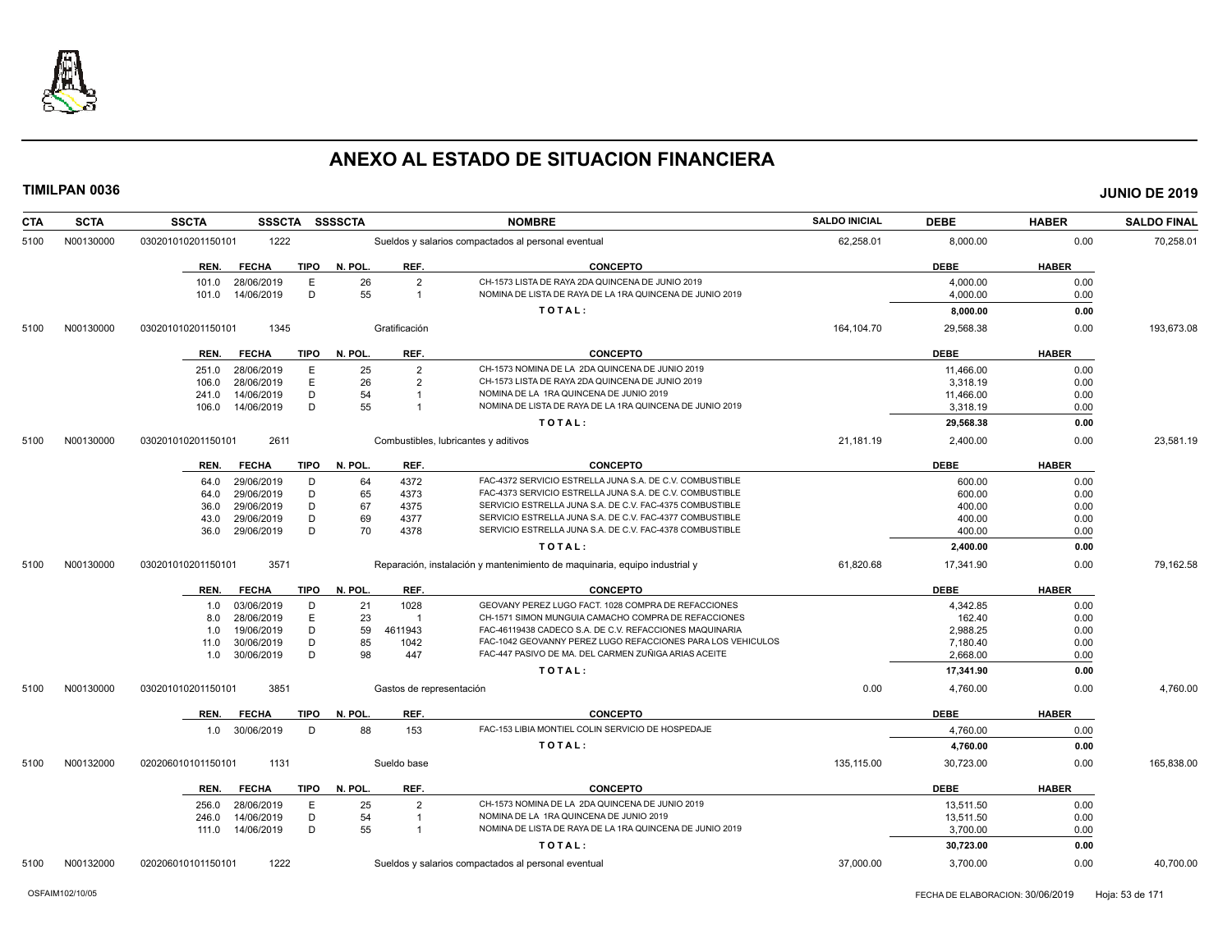# ANEXO AL ESTADO DE SITUACION FINANCIERA

**TIMILPAN 0036** — **JUNIO DE 2019**

| CTA | SCTA | SSCTA | SSSCTA | SSSSCTA | NOMBRE | SALDO INICIAL | DEBE | HABER | SALDO FINAL |
|---|---|---|---|---|---|---|---|---|---|
| 5100 | N00130000 | 030201010201150101 | 1222 | | Sueldos y salarios compactados al personal eventual | 62,258.01 | 8,000.00 | 0.00 | 70,258.01 |

| REN. | FECHA | TIPO | N. POL. | REF. | CONCEPTO | DEBE | HABER |
|---|---|---|---|---|---|---|---|
| 101.0 | 28/06/2019 | E | 26 | 2 | CH-1573 LISTA DE RAYA 2DA QUINCENA DE JUNIO 2019 | 4,000.00 | 0.00 |
| 101.0 | 14/06/2019 | D | 55 | 1 | NOMINA DE LISTA DE RAYA DE LA 1RA QUINCENA DE JUNIO 2019 | 4,000.00 | 0.00 |
| | | | | | TOTAL: | 8,000.00 | 0.00 |

| CTA | SCTA | SSCTA | SSSCTA | SSSSCTA | NOMBRE | SALDO INICIAL | DEBE | HABER | SALDO FINAL |
|---|---|---|---|---|---|---|---|---|---|
| 5100 | N00130000 | 030201010201150101 | 1345 | | Gratificación | 164,104.70 | 29,568.38 | 0.00 | 193,673.08 |

| REN. | FECHA | TIPO | N. POL. | REF. | CONCEPTO | DEBE | HABER |
|---|---|---|---|---|---|---|---|
| 251.0 | 28/06/2019 | E | 25 | 2 | CH-1573 NOMINA DE LA 2DA QUINCENA DE JUNIO 2019 | 11,466.00 | 0.00 |
| 106.0 | 28/06/2019 | E | 26 | 2 | CH-1573 LISTA DE RAYA 2DA QUINCENA DE JUNIO 2019 | 3,318.19 | 0.00 |
| 241.0 | 14/06/2019 | D | 54 | 1 | NOMINA DE LA 1RA QUINCENA DE JUNIO 2019 | 11,466.00 | 0.00 |
| 106.0 | 14/06/2019 | D | 55 | 1 | NOMINA DE LISTA DE RAYA DE LA 1RA QUINCENA DE JUNIO 2019 | 3,318.19 | 0.00 |
| | | | | | TOTAL: | 29,568.38 | 0.00 |

| CTA | SCTA | SSCTA | SSSCTA | SSSSCTA | NOMBRE | SALDO INICIAL | DEBE | HABER | SALDO FINAL |
|---|---|---|---|---|---|---|---|---|---|
| 5100 | N00130000 | 030201010201150101 | 2611 | | Combustibles, lubricantes y aditivos | 21,181.19 | 2,400.00 | 0.00 | 23,581.19 |

| REN. | FECHA | TIPO | N. POL. | REF. | CONCEPTO | DEBE | HABER |
|---|---|---|---|---|---|---|---|
| 64.0 | 29/06/2019 | D | 64 | 4372 | FAC-4372 SERVICIO ESTRELLA JUNA S.A. DE C.V. COMBUSTIBLE | 600.00 | 0.00 |
| 64.0 | 29/06/2019 | D | 65 | 4373 | FAC-4373 SERVICIO ESTRELLA JUNA S.A. DE C.V. COMBUSTIBLE | 600.00 | 0.00 |
| 36.0 | 29/06/2019 | D | 67 | 4375 | SERVICIO ESTRELLA JUNA S.A. DE C.V. FAC-4375 COMBUSTIBLE | 400.00 | 0.00 |
| 43.0 | 29/06/2019 | D | 69 | 4377 | SERVICIO ESTRELLA JUNA S.A. DE C.V. FAC-4377 COMBUSTIBLE | 400.00 | 0.00 |
| 36.0 | 29/06/2019 | D | 70 | 4378 | SERVICIO ESTRELLA JUNA S.A. DE C.V. FAC-4378 COMBUSTIBLE | 400.00 | 0.00 |
| | | | | | TOTAL: | 2,400.00 | 0.00 |

| CTA | SCTA | SSCTA | SSSCTA | SSSSCTA | NOMBRE | SALDO INICIAL | DEBE | HABER | SALDO FINAL |
|---|---|---|---|---|---|---|---|---|---|
| 5100 | N00130000 | 030201010201150101 | 3571 | | Reparación, instalación y mantenimiento de maquinaria, equipo industrial y | 61,820.68 | 17,341.90 | 0.00 | 79,162.58 |

| REN. | FECHA | TIPO | N. POL. | REF. | CONCEPTO | DEBE | HABER |
|---|---|---|---|---|---|---|---|
| 1.0 | 03/06/2019 | D | 21 | 1028 | GEOVANY PEREZ LUGO FACT. 1028 COMPRA DE REFACCIONES | 4,342.85 | 0.00 |
| 8.0 | 28/06/2019 | E | 23 | 1 | CH-1571 SIMON MUNGUIA CAMACHO COMPRA DE REFACCIONES | 162.40 | 0.00 |
| 1.0 | 19/06/2019 | D | 59 | 4611943 | FAC-46119438 CADECO S.A. DE C.V. REFACCIONES MAQUINARIA | 2,988.25 | 0.00 |
| 11.0 | 30/06/2019 | D | 85 | 1042 | FAC-1042 GEOVANNY PEREZ LUGO REFACCIONES PARA LOS VEHICULOS | 7,180.40 | 0.00 |
| 1.0 | 30/06/2019 | D | 98 | 447 | FAC-447 PASIVO DE MA. DEL CARMEN ZUÑIGA ARIAS ACEITE | 2,668.00 | 0.00 |
| | | | | | TOTAL: | 17,341.90 | 0.00 |

| CTA | SCTA | SSCTA | SSSCTA | SSSSCTA | NOMBRE | SALDO INICIAL | DEBE | HABER | SALDO FINAL |
|---|---|---|---|---|---|---|---|---|---|
| 5100 | N00130000 | 030201010201150101 | 3851 | | Gastos de representación | 0.00 | 4,760.00 | 0.00 | 4,760.00 |

| REN. | FECHA | TIPO | N. POL. | REF. | CONCEPTO | DEBE | HABER |
|---|---|---|---|---|---|---|---|
| 1.0 | 30/06/2019 | D | 88 | 153 | FAC-153 LIBIA MONTIEL COLIN SERVICIO DE HOSPEDAJE | 4,760.00 | 0.00 |
| | | | | | TOTAL: | 4,760.00 | 0.00 |

| CTA | SCTA | SSCTA | SSSCTA | SSSSCTA | NOMBRE | SALDO INICIAL | DEBE | HABER | SALDO FINAL |
|---|---|---|---|---|---|---|---|---|---|
| 5100 | N00132000 | 020206010101150101 | 1131 | | Sueldo base | 135,115.00 | 30,723.00 | 0.00 | 165,838.00 |

| REN. | FECHA | TIPO | N. POL. | REF. | CONCEPTO | DEBE | HABER |
|---|---|---|---|---|---|---|---|
| 256.0 | 28/06/2019 | E | 25 | 2 | CH-1573 NOMINA DE LA 2DA QUINCENA DE JUNIO 2019 | 13,511.50 | 0.00 |
| 246.0 | 14/06/2019 | D | 54 | 1 | NOMINA DE LA 1RA QUINCENA DE JUNIO 2019 | 13,511.50 | 0.00 |
| 111.0 | 14/06/2019 | D | 55 | 1 | NOMINA DE LISTA DE RAYA DE LA 1RA QUINCENA DE JUNIO 2019 | 3,700.00 | 0.00 |
| | | | | | TOTAL: | 30,723.00 | 0.00 |

| CTA | SCTA | SSCTA | SSSCTA | SSSSCTA | NOMBRE | SALDO INICIAL | DEBE | HABER | SALDO FINAL |
|---|---|---|---|---|---|---|---|---|---|
| 5100 | N00132000 | 020206010101150101 | 1222 | | Sueldos y salarios compactados al personal eventual | 37,000.00 | 3,700.00 | 0.00 | 40,700.00 |

OSFAIM102/10/05 — FECHA DE ELABORACION: 30/06/2019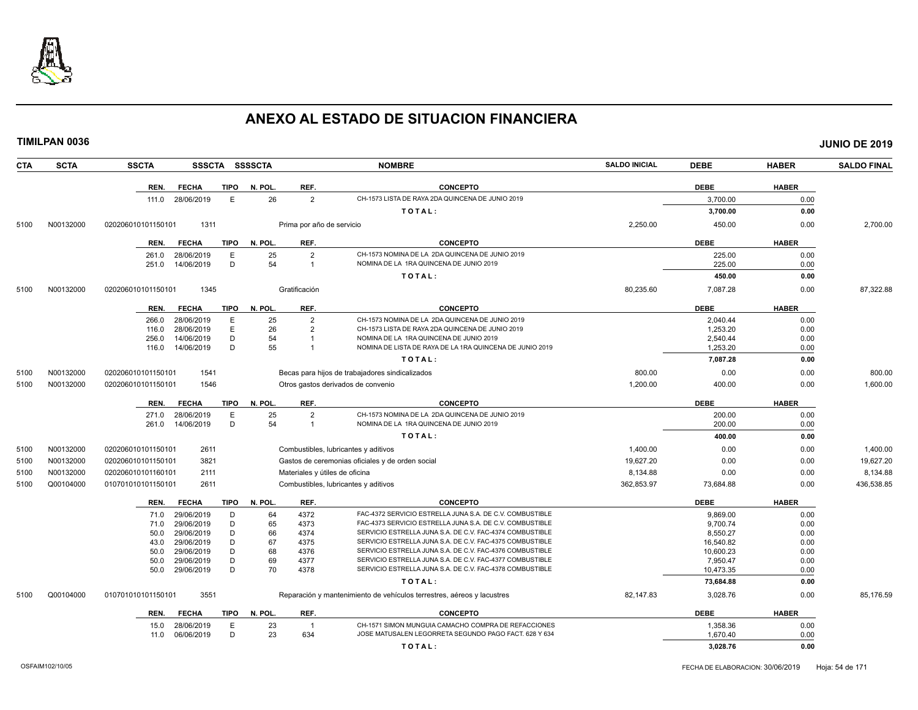# ANEXO AL ESTADO DE SITUACION FINANCIERA

**TIMILPAN 0036** — **JUNIO DE 2019**

| CTA | SCTA | SSCTA | SSSCTA | SSSSCTA | NOMBRE | SALDO INICIAL | DEBE | HABER | SALDO FINAL |
|---|---|---|---|---|---|---|---|---|---|

| REN. | FECHA | TIPO | N. POL. | REF. | CONCEPTO | DEBE | HABER |
|---|---|---|---|---|---|---|---|
| 111.0 | 28/06/2019 | E | 26 | 2 | CH-1573 LISTA DE RAYA 2DA QUINCENA DE JUNIO 2019 | 3,700.00 | 0.00 |
| | | | | | **TOTAL:** | **3,700.00** | **0.00** |

| CTA | SCTA | SSCTA | SSSCTA | NOMBRE | SALDO INICIAL | DEBE | HABER | SALDO FINAL |
|---|---|---|---|---|---|---|---|---|
| 5100 | N00132000 | 020206010101150101 | 1311 | Prima por año de servicio | 2,250.00 | 450.00 | 0.00 | 2,700.00 |

| REN. | FECHA | TIPO | N. POL. | REF. | CONCEPTO | DEBE | HABER |
|---|---|---|---|---|---|---|---|
| 261.0 | 28/06/2019 | E | 25 | 2 | CH-1573 NOMINA DE LA 2DA QUINCENA DE JUNIO 2019 | 225.00 | 0.00 |
| 251.0 | 14/06/2019 | D | 54 | 1 | NOMINA DE LA 1RA QUINCENA DE JUNIO 2019 | 225.00 | 0.00 |
| | | | | | **TOTAL:** | **450.00** | **0.00** |

| CTA | SCTA | SSCTA | SSSCTA | NOMBRE | SALDO INICIAL | DEBE | HABER | SALDO FINAL |
|---|---|---|---|---|---|---|---|---|
| 5100 | N00132000 | 020206010101150101 | 1345 | Gratificación | 80,235.60 | 7,087.28 | 0.00 | 87,322.88 |

| REN. | FECHA | TIPO | N. POL. | REF. | CONCEPTO | DEBE | HABER |
|---|---|---|---|---|---|---|---|
| 266.0 | 28/06/2019 | E | 25 | 2 | CH-1573 NOMINA DE LA 2DA QUINCENA DE JUNIO 2019 | 2,040.44 | 0.00 |
| 116.0 | 28/06/2019 | E | 26 | 2 | CH-1573 LISTA DE RAYA 2DA QUINCENA DE JUNIO 2019 | 1,253.20 | 0.00 |
| 256.0 | 14/06/2019 | D | 54 | 1 | NOMINA DE LA 1RA QUINCENA DE JUNIO 2019 | 2,540.44 | 0.00 |
| 116.0 | 14/06/2019 | D | 55 | 1 | NOMINA DE LISTA DE RAYA DE LA 1RA QUINCENA DE JUNIO 2019 | 1,253.20 | 0.00 |
| | | | | | **TOTAL:** | **7,087.28** | **0.00** |

| CTA | SCTA | SSCTA | SSSCTA | NOMBRE | SALDO INICIAL | DEBE | HABER | SALDO FINAL |
|---|---|---|---|---|---|---|---|---|
| 5100 | N00132000 | 020206010101150101 | 1541 | Becas para hijos de trabajadores sindicalizados | 800.00 | 0.00 | 0.00 | 800.00 |
| 5100 | N00132000 | 020206010101150101 | 1546 | Otros gastos derivados de convenio | 1,200.00 | 400.00 | 0.00 | 1,600.00 |

| REN. | FECHA | TIPO | N. POL. | REF. | CONCEPTO | DEBE | HABER |
|---|---|---|---|---|---|---|---|
| 271.0 | 28/06/2019 | E | 25 | 2 | CH-1573 NOMINA DE LA 2DA QUINCENA DE JUNIO 2019 | 200.00 | 0.00 |
| 261.0 | 14/06/2019 | D | 54 | 1 | NOMINA DE LA 1RA QUINCENA DE JUNIO 2019 | 200.00 | 0.00 |
| | | | | | **TOTAL:** | **400.00** | **0.00** |

| CTA | SCTA | SSCTA | SSSCTA | NOMBRE | SALDO INICIAL | DEBE | HABER | SALDO FINAL |
|---|---|---|---|---|---|---|---|---|
| 5100 | N00132000 | 020206010101150101 | 2611 | Combustibles, lubricantes y aditivos | 1,400.00 | 0.00 | 0.00 | 1,400.00 |
| 5100 | N00132000 | 020206010101150101 | 3821 | Gastos de ceremonias oficiales y de orden social | 19,627.20 | 0.00 | 0.00 | 19,627.20 |
| 5100 | N00132000 | 020206010101160101 | 2111 | Materiales y útiles de oficina | 8,134.88 | 0.00 | 0.00 | 8,134.88 |
| 5100 | Q00104000 | 010701010101150101 | 2611 | Combustibles, lubricantes y aditivos | 362,853.97 | 73,684.88 | 0.00 | 436,538.85 |

| REN. | FECHA | TIPO | N. POL. | REF. | CONCEPTO | DEBE | HABER |
|---|---|---|---|---|---|---|---|
| 71.0 | 29/06/2019 | D | 64 | 4372 | FAC-4372 SERVICIO ESTRELLA JUNA S.A. DE C.V. COMBUSTIBLE | 9,869.00 | 0.00 |
| 71.0 | 29/06/2019 | D | 65 | 4373 | FAC-4373 SERVICIO ESTRELLA JUNA S.A. DE C.V. COMBUSTIBLE | 9,700.74 | 0.00 |
| 50.0 | 29/06/2019 | D | 66 | 4374 | SERVICIO ESTRELLA JUNA S.A. DE C.V. FAC-4374 COMBUSTIBLE | 8,550.27 | 0.00 |
| 43.0 | 29/06/2019 | D | 67 | 4375 | SERVICIO ESTRELLA JUNA S.A. DE C.V. FAC-4375 COMBUSTIBLE | 16,540.82 | 0.00 |
| 50.0 | 29/06/2019 | D | 68 | 4376 | SERVICIO ESTRELLA JUNA S.A. DE C.V. FAC-4376 COMBUSTIBLE | 10,600.23 | 0.00 |
| 50.0 | 29/06/2019 | D | 69 | 4377 | SERVICIO ESTRELLA JUNA S.A. DE C.V. FAC-4377 COMBUSTIBLE | 7,950.47 | 0.00 |
| 50.0 | 29/06/2019 | D | 70 | 4378 | SERVICIO ESTRELLA JUNA S.A. DE C.V. FAC-4378 COMBUSTIBLE | 10,473.35 | 0.00 |
| | | | | | **TOTAL:** | **73,684.88** | **0.00** |

| CTA | SCTA | SSCTA | SSSCTA | NOMBRE | SALDO INICIAL | DEBE | HABER | SALDO FINAL |
|---|---|---|---|---|---|---|---|---|
| 5100 | Q00104000 | 010701010101150101 | 3551 | Reparación y mantenimiento de vehículos terrestres, aéreos y lacustres | 82,147.83 | 3,028.76 | 0.00 | 85,176.59 |

| REN. | FECHA | TIPO | N. POL. | REF. | CONCEPTO | DEBE | HABER |
|---|---|---|---|---|---|---|---|
| 15.0 | 28/06/2019 | E | 23 | 1 | CH-1571 SIMON MUNGUIA CAMACHO COMPRA DE REFACCIONES | 1,358.36 | 0.00 |
| 11.0 | 06/06/2019 | D | 23 | 634 | JOSE MATUSALEN LEGORRETA SEGUNDO PAGO FACT. 628 Y 634 | 1,670.40 | 0.00 |
| | | | | | **TOTAL:** | **3,028.76** | **0.00** |

OSFAIM102/10/05 — FECHA DE ELABORACION: 30/06/2019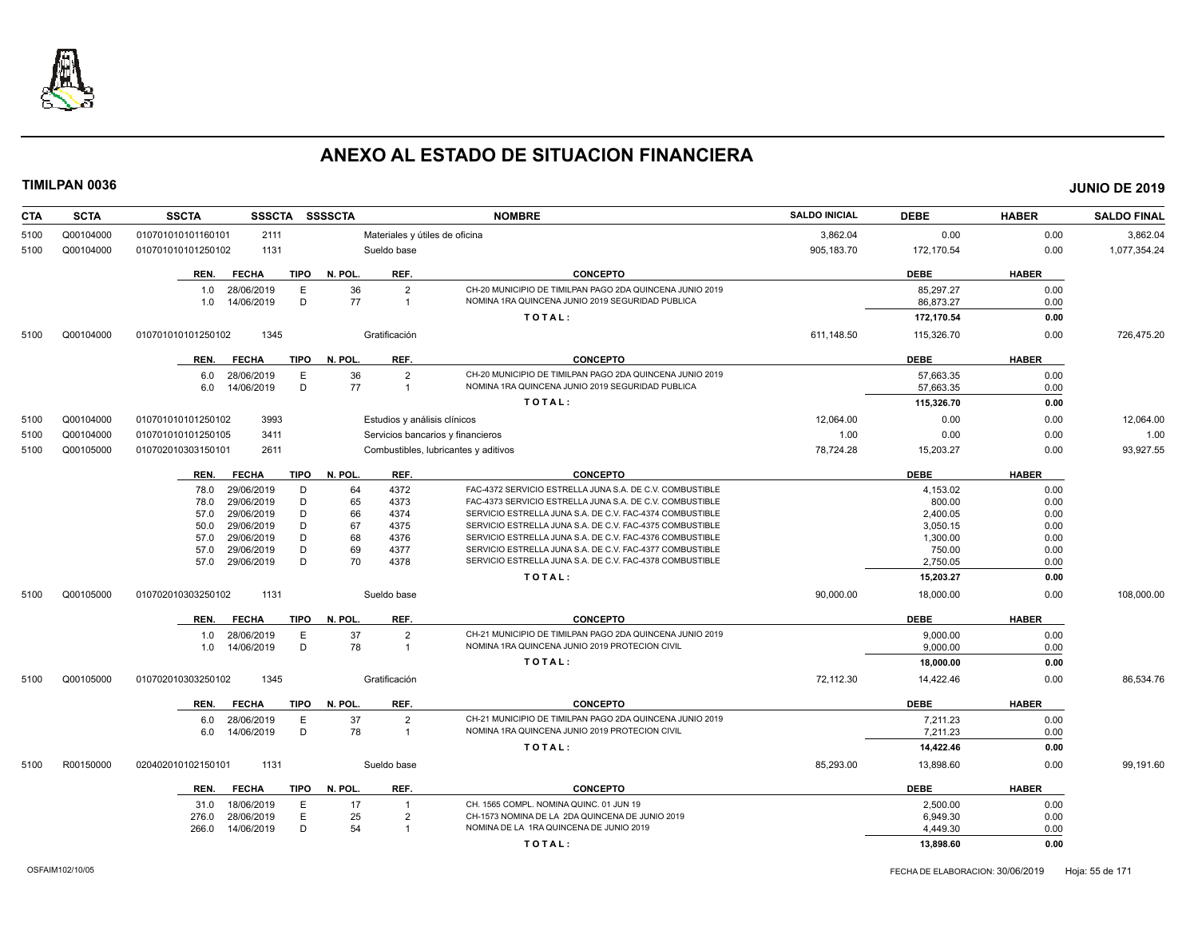# ANEXO AL ESTADO DE SITUACION FINANCIERA

**TIMILPAN 0036** **JUNIO DE 2019**

| CTA | SCTA | SSCTA | SSSCTA | SSSSCTA | NOMBRE | SALDO INICIAL | DEBE | HABER | SALDO FINAL |
|---|---|---|---|---|---|---|---|---|---|
| 5100 | Q00104000 | 010701010101160101 | 2111 | | Materiales y útiles de oficina | 3,862.04 | 0.00 | 0.00 | 3,862.04 |
| 5100 | Q00104000 | 010701010101250102 | 1131 | | Sueldo base | 905,183.70 | 172,170.54 | 0.00 | 1,077,354.24 |

| REN. | FECHA | TIPO | N. POL. | REF. | CONCEPTO | DEBE | HABER |
|---|---|---|---|---|---|---|---|
| 1.0 | 28/06/2019 | E | 36 | 2 | CH-20 MUNICIPIO DE TIMILPAN PAGO 2DA QUINCENA JUNIO 2019 | 85,297.27 | 0.00 |
| 1.0 | 14/06/2019 | D | 77 | 1 | NOMINA 1RA QUINCENA JUNIO 2019 SEGURIDAD PUBLICA | 86,873.27 | 0.00 |
| | | | | | TOTAL: | 172,170.54 | 0.00 |

| CTA | SCTA | SSCTA | SSSCTA | SSSSCTA | NOMBRE | SALDO INICIAL | DEBE | HABER | SALDO FINAL |
|---|---|---|---|---|---|---|---|---|---|
| 5100 | Q00104000 | 010701010101250102 | 1345 | | Gratificación | 611,148.50 | 115,326.70 | 0.00 | 726,475.20 |

| REN. | FECHA | TIPO | N. POL. | REF. | CONCEPTO | DEBE | HABER |
|---|---|---|---|---|---|---|---|
| 6.0 | 28/06/2019 | E | 36 | 2 | CH-20 MUNICIPIO DE TIMILPAN PAGO 2DA QUINCENA JUNIO 2019 | 57,663.35 | 0.00 |
| 6.0 | 14/06/2019 | D | 77 | 1 | NOMINA 1RA QUINCENA JUNIO 2019 SEGURIDAD PUBLICA | 57,663.35 | 0.00 |
| | | | | | TOTAL: | 115,326.70 | 0.00 |

| CTA | SCTA | SSCTA | SSSCTA | SSSSCTA | NOMBRE | SALDO INICIAL | DEBE | HABER | SALDO FINAL |
|---|---|---|---|---|---|---|---|---|---|
| 5100 | Q00104000 | 010701010101250102 | 3993 | | Estudios y análisis clínicos | 12,064.00 | 0.00 | 0.00 | 12,064.00 |
| 5100 | Q00104000 | 010701010101250105 | 3411 | | Servicios bancarios y financieros | 1.00 | 0.00 | 0.00 | 1.00 |
| 5100 | Q00105000 | 010702010303150101 | 2611 | | Combustibles, lubricantes y aditivos | 78,724.28 | 15,203.27 | 0.00 | 93,927.55 |

| REN. | FECHA | TIPO | N. POL. | REF. | CONCEPTO | DEBE | HABER |
|---|---|---|---|---|---|---|---|
| 78.0 | 29/06/2019 | D | 64 | 4372 | FAC-4372 SERVICIO ESTRELLA JUNA S.A. DE C.V. COMBUSTIBLE | 4,153.02 | 0.00 |
| 78.0 | 29/06/2019 | D | 65 | 4373 | FAC-4373 SERVICIO ESTRELLA JUNA S.A. DE C.V. COMBUSTIBLE | 800.00 | 0.00 |
| 57.0 | 29/06/2019 | D | 66 | 4374 | SERVICIO ESTRELLA JUNA S.A. DE C.V. FAC-4374 COMBUSTIBLE | 2,400.05 | 0.00 |
| 50.0 | 29/06/2019 | D | 67 | 4375 | SERVICIO ESTRELLA JUNA S.A. DE C.V. FAC-4375 COMBUSTIBLE | 3,050.15 | 0.00 |
| 57.0 | 29/06/2019 | D | 68 | 4376 | SERVICIO ESTRELLA JUNA S.A. DE C.V. FAC-4376 COMBUSTIBLE | 1,300.00 | 0.00 |
| 57.0 | 29/06/2019 | D | 69 | 4377 | SERVICIO ESTRELLA JUNA S.A. DE C.V. FAC-4377 COMBUSTIBLE | 750.00 | 0.00 |
| 57.0 | 29/06/2019 | D | 70 | 4378 | SERVICIO ESTRELLA JUNA S.A. DE C.V. FAC-4378 COMBUSTIBLE | 2,750.05 | 0.00 |
| | | | | | TOTAL: | 15,203.27 | 0.00 |

| CTA | SCTA | SSCTA | SSSCTA | SSSSCTA | NOMBRE | SALDO INICIAL | DEBE | HABER | SALDO FINAL |
|---|---|---|---|---|---|---|---|---|---|
| 5100 | Q00105000 | 010702010303250102 | 1131 | | Sueldo base | 90,000.00 | 18,000.00 | 0.00 | 108,000.00 |

| REN. | FECHA | TIPO | N. POL. | REF. | CONCEPTO | DEBE | HABER |
|---|---|---|---|---|---|---|---|
| 1.0 | 28/06/2019 | E | 37 | 2 | CH-21 MUNICIPIO DE TIMILPAN PAGO 2DA QUINCENA JUNIO 2019 | 9,000.00 | 0.00 |
| 1.0 | 14/06/2019 | D | 78 | 1 | NOMINA 1RA QUINCENA JUNIO 2019 PROTECION CIVIL | 9,000.00 | 0.00 |
| | | | | | TOTAL: | 18,000.00 | 0.00 |

| CTA | SCTA | SSCTA | SSSCTA | SSSSCTA | NOMBRE | SALDO INICIAL | DEBE | HABER | SALDO FINAL |
|---|---|---|---|---|---|---|---|---|---|
| 5100 | Q00105000 | 010702010303250102 | 1345 | | Gratificación | 72,112.30 | 14,422.46 | 0.00 | 86,534.76 |

| REN. | FECHA | TIPO | N. POL. | REF. | CONCEPTO | DEBE | HABER |
|---|---|---|---|---|---|---|---|
| 6.0 | 28/06/2019 | E | 37 | 2 | CH-21 MUNICIPIO DE TIMILPAN PAGO 2DA QUINCENA JUNIO 2019 | 7,211.23 | 0.00 |
| 6.0 | 14/06/2019 | D | 78 | 1 | NOMINA 1RA QUINCENA JUNIO 2019 PROTECION CIVIL | 7,211.23 | 0.00 |
| | | | | | TOTAL: | 14,422.46 | 0.00 |

| CTA | SCTA | SSCTA | SSSCTA | SSSSCTA | NOMBRE | SALDO INICIAL | DEBE | HABER | SALDO FINAL |
|---|---|---|---|---|---|---|---|---|---|
| 5100 | R00150000 | 020402010102150101 | 1131 | | Sueldo base | 85,293.00 | 13,898.60 | 0.00 | 99,191.60 |

| REN. | FECHA | TIPO | N. POL. | REF. | CONCEPTO | DEBE | HABER |
|---|---|---|---|---|---|---|---|
| 31.0 | 18/06/2019 | E | 17 | 1 | CH. 1565 COMPL. NOMINA QUINC. 01 JUN 19 | 2,500.00 | 0.00 |
| 276.0 | 28/06/2019 | E | 25 | 2 | CH-1573 NOMINA DE LA 2DA QUINCENA DE JUNIO 2019 | 6,949.30 | 0.00 |
| 266.0 | 14/06/2019 | D | 54 | 1 | NOMINA DE LA 1RA QUINCENA DE JUNIO 2019 | 4,449.30 | 0.00 |
| | | | | | TOTAL: | 13,898.60 | 0.00 |

OSFAIM102/10/05 FECHA DE ELABORACION: 30/06/2019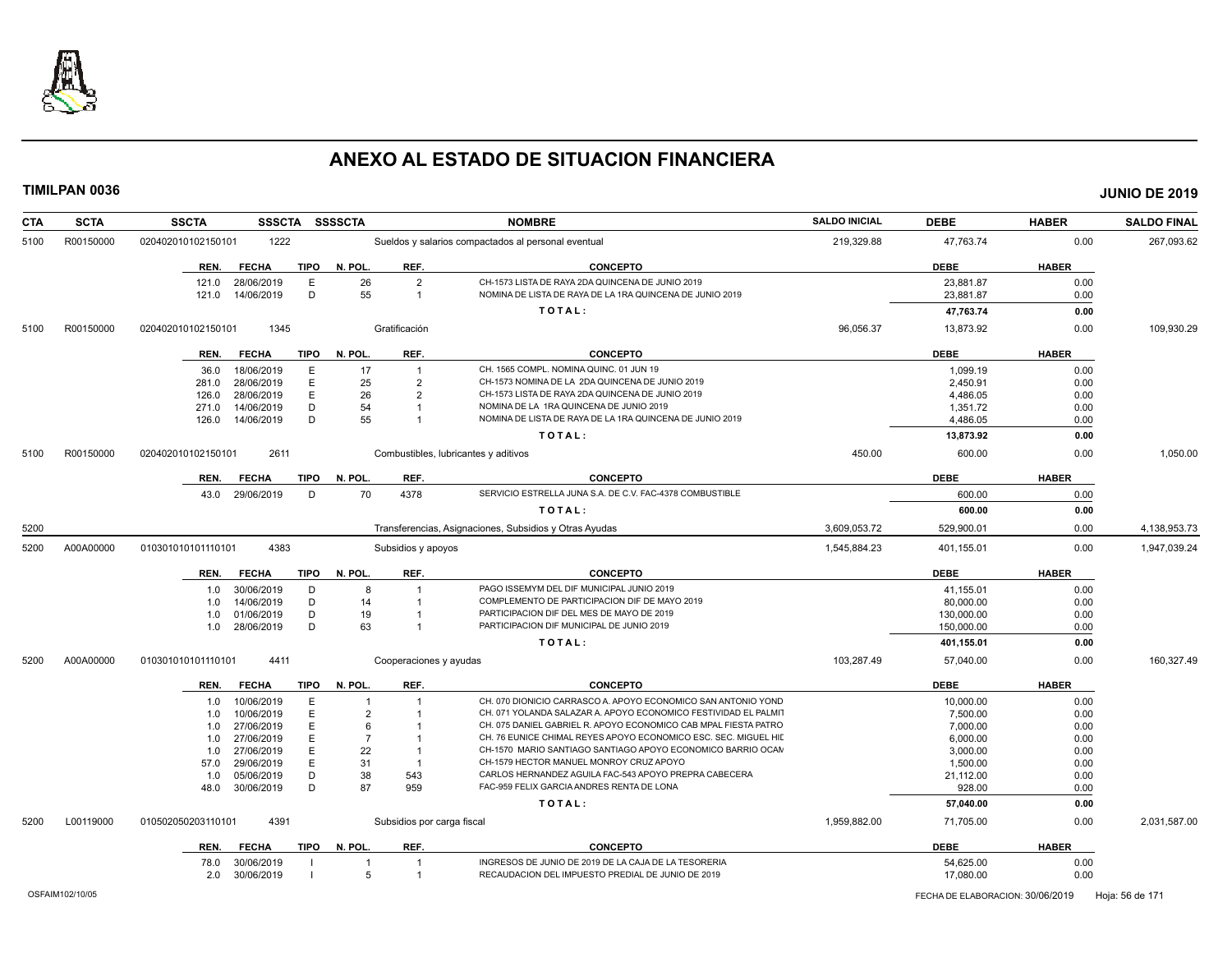# ANEXO AL ESTADO DE SITUACION FINANCIERA

**TIMILPAN 0036** | **JUNIO DE 2019**

| CTA | SCTA | SSCTA | SSSCTA | SSSSCTA | NOMBRE | SALDO INICIAL | DEBE | HABER | SALDO FINAL |
|---|---|---|---|---|---|---|---|---|---|
| 5100 | R00150000 | 020402010102150101 | 1222 | | Sueldos y salarios compactados al personal eventual | 219,329.88 | 47,763.74 | 0.00 | 267,093.62 |

| REN. | FECHA | TIPO | N. POL. | REF. | CONCEPTO | DEBE | HABER |
|---|---|---|---|---|---|---|---|
| 121.0 | 28/06/2019 | E | 26 | 2 | CH-1573 LISTA DE RAYA 2DA QUINCENA DE JUNIO 2019 | 23,881.87 | 0.00 |
| 121.0 | 14/06/2019 | D | 55 | 1 | NOMINA DE LISTA DE RAYA DE LA 1RA QUINCENA DE JUNIO 2019 | 23,881.87 | 0.00 |
| | | | | | **T O T A L :** | **47,763.74** | **0.00** |

| CTA | SCTA | SSCTA | SSSCTA | SSSSCTA | NOMBRE | SALDO INICIAL | DEBE | HABER | SALDO FINAL |
|---|---|---|---|---|---|---|---|---|---|
| 5100 | R00150000 | 020402010102150101 | 1345 | | Gratificación | 96,056.37 | 13,873.92 | 0.00 | 109,930.29 |

| REN. | FECHA | TIPO | N. POL. | REF. | CONCEPTO | DEBE | HABER |
|---|---|---|---|---|---|---|---|
| 36.0 | 18/06/2019 | E | 17 | 1 | CH. 1565 COMPL. NOMINA QUINC. 01 JUN 19 | 1,099.19 | 0.00 |
| 281.0 | 28/06/2019 | E | 25 | 2 | CH-1573 NOMINA DE LA 2DA QUINCENA DE JUNIO 2019 | 2,450.91 | 0.00 |
| 126.0 | 28/06/2019 | E | 26 | 2 | CH-1573 LISTA DE RAYA 2DA QUINCENA DE JUNIO 2019 | 4,486.05 | 0.00 |
| 271.0 | 14/06/2019 | D | 54 | 1 | NOMINA DE LA 1RA QUINCENA DE JUNIO 2019 | 1,351.72 | 0.00 |
| 126.0 | 14/06/2019 | D | 55 | 1 | NOMINA DE LISTA DE RAYA DE LA 1RA QUINCENA DE JUNIO 2019 | 4,486.05 | 0.00 |
| | | | | | **T O T A L :** | **13,873.92** | **0.00** |

| CTA | SCTA | SSCTA | SSSCTA | SSSSCTA | NOMBRE | SALDO INICIAL | DEBE | HABER | SALDO FINAL |
|---|---|---|---|---|---|---|---|---|---|
| 5100 | R00150000 | 020402010102150101 | 2611 | | Combustibles, lubricantes y aditivos | 450.00 | 600.00 | 0.00 | 1,050.00 |

| REN. | FECHA | TIPO | N. POL. | REF. | CONCEPTO | DEBE | HABER |
|---|---|---|---|---|---|---|---|
| 43.0 | 29/06/2019 | D | 70 | 4378 | SERVICIO ESTRELLA JUNA S.A. DE C.V. FAC-4378 COMBUSTIBLE | 600.00 | 0.00 |
| | | | | | **T O T A L :** | **600.00** | **0.00** |

| CTA | SCTA | SSCTA | SSSCTA | SSSSCTA | NOMBRE | SALDO INICIAL | DEBE | HABER | SALDO FINAL |
|---|---|---|---|---|---|---|---|---|---|
| 5200 | | | | | Transferencias, Asignaciones, Subsidios y Otras Ayudas | 3,609,053.72 | 529,900.01 | 0.00 | 4,138,953.73 |
| 5200 | A00A00000 | 010301010101110101 | 4383 | | Subsidios y apoyos | 1,545,884.23 | 401,155.01 | 0.00 | 1,947,039.24 |

| REN. | FECHA | TIPO | N. POL. | REF. | CONCEPTO | DEBE | HABER |
|---|---|---|---|---|---|---|---|
| 1.0 | 30/06/2019 | D | 8 | 1 | PAGO ISSEMYM DEL DIF MUNICIPAL JUNIO 2019 | 41,155.01 | 0.00 |
| 1.0 | 14/06/2019 | D | 14 | 1 | COMPLEMENTO DE PARTICIPACION DIF DE MAYO 2019 | 80,000.00 | 0.00 |
| 1.0 | 01/06/2019 | D | 19 | 1 | PARTICIPACION DIF DEL MES DE MAYO DE 2019 | 130,000.00 | 0.00 |
| 1.0 | 28/06/2019 | D | 63 | 1 | PARTICIPACION DIF MUNICIPAL DE JUNIO 2019 | 150,000.00 | 0.00 |
| | | | | | **T O T A L :** | **401,155.01** | **0.00** |

| CTA | SCTA | SSCTA | SSSCTA | SSSSCTA | NOMBRE | SALDO INICIAL | DEBE | HABER | SALDO FINAL |
|---|---|---|---|---|---|---|---|---|---|
| 5200 | A00A00000 | 010301010101110101 | 4411 | | Cooperaciones y ayudas | 103,287.49 | 57,040.00 | 0.00 | 160,327.49 |

| REN. | FECHA | TIPO | N. POL. | REF. | CONCEPTO | DEBE | HABER |
|---|---|---|---|---|---|---|---|
| 1.0 | 10/06/2019 | E | 1 | 1 | CH. 070 DIONICIO CARRASCO A. APOYO ECONOMICO SAN ANTONIO YOND | 10,000.00 | 0.00 |
| 1.0 | 10/06/2019 | E | 2 | 1 | CH. 071 YOLANDA SALAZAR A. APOYO ECONOMICO FESTIVIDAD EL PALMIT | 7,500.00 | 0.00 |
| 1.0 | 27/06/2019 | E | 6 | 1 | CH. 075 DANIEL GABRIEL R. APOYO ECONOMICO CAB MPAL FIESTA PATRO | 7,000.00 | 0.00 |
| 1.0 | 27/06/2019 | E | 7 | 1 | CH. 76 EUNICE CHIMAL REYES APOYO ECONOMICO ESC. SEC. MIGUEL HID | 6,000.00 | 0.00 |
| 1.0 | 27/06/2019 | E | 22 | 1 | CH-1570 MARIO SANTIAGO SANTIAGO APOYO ECONOMICO BARRIO OCAM | 3,000.00 | 0.00 |
| 57.0 | 29/06/2019 | E | 31 | 1 | CH-1579 HECTOR MANUEL MONROY CRUZ APOYO | 1,500.00 | 0.00 |
| 1.0 | 05/06/2019 | D | 38 | 543 | CARLOS HERNANDEZ AGUILA FAC-543 APOYO PREPRA CABECERA | 21,112.00 | 0.00 |
| 48.0 | 30/06/2019 | D | 87 | 959 | FAC-959 FELIX GARCIA ANDRES RENTA DE LONA | 928.00 | 0.00 |
| | | | | | **T O T A L :** | **57,040.00** | **0.00** |

| CTA | SCTA | SSCTA | SSSCTA | SSSSCTA | NOMBRE | SALDO INICIAL | DEBE | HABER | SALDO FINAL |
|---|---|---|---|---|---|---|---|---|---|
| 5200 | L00119000 | 010502050203110101 | 4391 | | Subsidios por carga fiscal | 1,959,882.00 | 71,705.00 | 0.00 | 2,031,587.00 |

| REN. | FECHA | TIPO | N. POL. | REF. | CONCEPTO | DEBE | HABER |
|---|---|---|---|---|---|---|---|
| 78.0 | 30/06/2019 | I | 1 | 1 | INGRESOS DE JUNIO DE 2019 DE LA CAJA DE LA TESORERIA | 54,625.00 | 0.00 |
| 2.0 | 30/06/2019 | I | 5 | 1 | RECAUDACION DEL IMPUESTO PREDIAL DE JUNIO DE 2019 | 17,080.00 | 0.00 |

OSFAIM102/10/05 — FECHA DE ELABORACION: 30/06/2019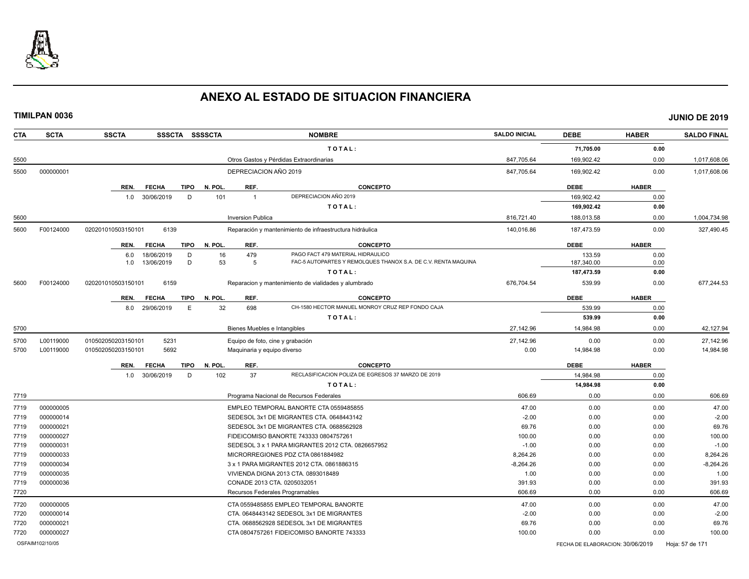# ANEXO AL ESTADO DE SITUACION FINANCIERA

**TIMILPAN 0036** — **JUNIO DE 2019**

| CTA | SCTA | SSCTA | SSSCTA | SSSSCTA | NOMBRE | SALDO INICIAL | DEBE | HABER | SALDO FINAL |
|---|---|---|---|---|---|---|---|---|---|
| | | | | | T O T A L : | | 71,705.00 | 0.00 | |
| 5500 | | | | | Otros Gastos y Pérdidas Extraordinarias | 847,705.64 | 169,902.42 | 0.00 | 1,017,608.06 |
| 5500 | 000000001 | | | | DEPRECIACION AÑO 2019 | 847,705.64 | 169,902.42 | 0.00 | 1,017,608.06 |

| REN. | FECHA | TIPO | N. POL. | REF. | CONCEPTO | DEBE | HABER |
|---|---|---|---|---|---|---|---|
| 1.0 | 30/06/2019 | D | 101 | 1 | DEPRECIACION AÑO 2019 | 169,902.42 | 0.00 |
| | | | | | T O T A L : | 169,902.42 | 0.00 |

| CTA | SCTA | SSCTA | SSSCTA | SSSSCTA | NOMBRE | SALDO INICIAL | DEBE | HABER | SALDO FINAL |
|---|---|---|---|---|---|---|---|---|---|
| 5600 | | | | | Inversion Publica | 816,721.40 | 188,013.58 | 0.00 | 1,004,734.98 |
| 5600 | F00124000 | 020201010503150101 | 6139 | | Reparación y mantenimiento de infraestructura hidráulica | 140,016.86 | 187,473.59 | 0.00 | 327,490.45 |

| REN. | FECHA | TIPO | N. POL. | REF. | CONCEPTO | DEBE | HABER |
|---|---|---|---|---|---|---|---|
| 6.0 | 18/06/2019 | D | 16 | 479 | PAGO FACT 479 MATERIAL HIDRAULICO | 133.59 | 0.00 |
| 1.0 | 13/06/2019 | D | 53 | 5 | FAC-5 AUTOPARTES Y REMOLQUES THANOX S.A. DE C.V. RENTA MAQUINA | 187,340.00 | 0.00 |
| | | | | | T O T A L : | 187,473.59 | 0.00 |

| CTA | SCTA | SSCTA | SSSCTA | SSSSCTA | NOMBRE | SALDO INICIAL | DEBE | HABER | SALDO FINAL |
|---|---|---|---|---|---|---|---|---|---|
| 5600 | F00124000 | 020201010503150101 | 6159 | | Reparacion y mantenimiento de vialidades y alumbrado | 676,704.54 | 539.99 | 0.00 | 677,244.53 |

| REN. | FECHA | TIPO | N. POL. | REF. | CONCEPTO | DEBE | HABER |
|---|---|---|---|---|---|---|---|
| 8.0 | 29/06/2019 | E | 32 | 698 | CH-1580 HECTOR MANUEL MONROY CRUZ REP FONDO CAJA | 539.99 | 0.00 |
| | | | | | T O T A L : | 539.99 | 0.00 |

| CTA | SCTA | SSCTA | SSSCTA | SSSSCTA | NOMBRE | SALDO INICIAL | DEBE | HABER | SALDO FINAL |
|---|---|---|---|---|---|---|---|---|---|
| 5700 | | | | | Bienes Muebles e Intangibles | 27,142.96 | 14,984.98 | 0.00 | 42,127.94 |
| 5700 | L00119000 | 010502050203150101 | 5231 | | Equipo de foto, cine y grabación | 27,142.96 | 0.00 | 0.00 | 27,142.96 |
| 5700 | L00119000 | 010502050203150101 | 5692 | | Maquinaria y equipo diverso | 0.00 | 14,984.98 | 0.00 | 14,984.98 |

| REN. | FECHA | TIPO | N. POL. | REF. | CONCEPTO | DEBE | HABER |
|---|---|---|---|---|---|---|---|
| 1.0 | 30/06/2019 | D | 102 | 37 | RECLASIFICACION POLIZA DE EGRESOS 37 MARZO DE 2019 | 14,984.98 | 0.00 |
| | | | | | T O T A L : | 14,984.98 | 0.00 |

| CTA | SCTA | SSCTA | SSSCTA | SSSSCTA | NOMBRE | SALDO INICIAL | DEBE | HABER | SALDO FINAL |
|---|---|---|---|---|---|---|---|---|---|
| 7719 | | | | | Programa Nacional de Recursos Federales | 606.69 | 0.00 | 0.00 | 606.69 |
| 7719 | 000000005 | | | | EMPLEO TEMPORAL BANORTE CTA 0559485855 | 47.00 | 0.00 | 0.00 | 47.00 |
| 7719 | 000000014 | | | | SEDESOL 3x1 DE MIGRANTES CTA. 0648443142 | -2.00 | 0.00 | 0.00 | -2.00 |
| 7719 | 000000021 | | | | SEDESOL 3x1 DE MIGRANTES CTA. 0688562928 | 69.76 | 0.00 | 0.00 | 69.76 |
| 7719 | 000000027 | | | | FIDEICOMISO BANORTE 743333 0804757261 | 100.00 | 0.00 | 0.00 | 100.00 |
| 7719 | 000000031 | | | | SEDESOL 3 x 1 PARA MIGRANTES 2012 CTA. 0826657952 | -1.00 | 0.00 | 0.00 | -1.00 |
| 7719 | 000000033 | | | | MICRORREGIONES PDZ CTA 0861884982 | 8,264.26 | 0.00 | 0.00 | 8,264.26 |
| 7719 | 000000034 | | | | 3 x 1 PARA MIGRANTES 2012 CTA. 0861886315 | -8,264.26 | 0.00 | 0.00 | -8,264.26 |
| 7719 | 000000035 | | | | VIVIENDA DIGNA 2013 CTA. 0893018489 | 1.00 | 0.00 | 0.00 | 1.00 |
| 7719 | 000000036 | | | | CONADE 2013 CTA. 0205032051 | 391.93 | 0.00 | 0.00 | 391.93 |
| 7720 | | | | | Recursos Federales Programables | 606.69 | 0.00 | 0.00 | 606.69 |
| 7720 | 000000005 | | | | CTA 0559485855 EMPLEO TEMPORAL BANORTE | 47.00 | 0.00 | 0.00 | 47.00 |
| 7720 | 000000014 | | | | CTA. 0648443142 SEDESOL 3x1 DE MIGRANTES | -2.00 | 0.00 | 0.00 | -2.00 |
| 7720 | 000000021 | | | | CTA. 0688562928 SEDESOL 3x1 DE MIGRANTES | 69.76 | 0.00 | 0.00 | 69.76 |
| 7720 | 000000027 | | | | CTA 0804757261 FIDEICOMISO BANORTE 743333 | 100.00 | 0.00 | 0.00 | 100.00 |

OSFAIM102/10/05 — FECHA DE ELABORACION: 30/06/2019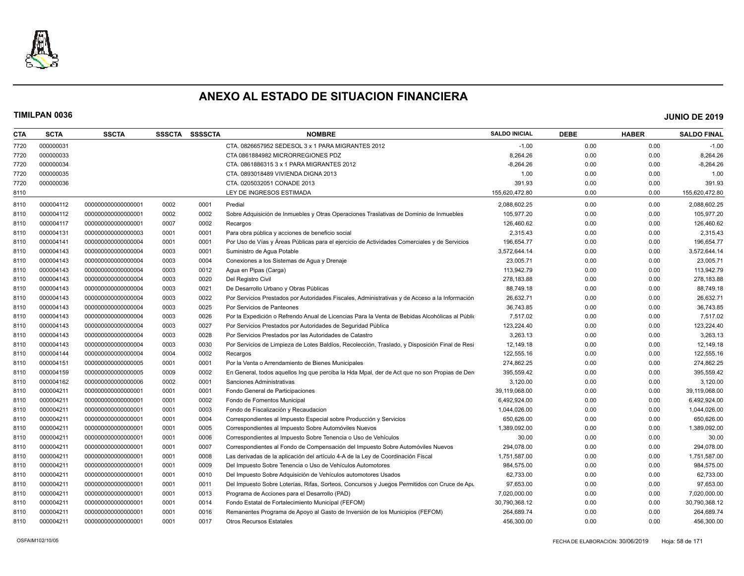# ANEXO AL ESTADO DE SITUACION FINANCIERA

**TIMILPAN 0036** **JUNIO DE 2019**

| CTA | SCTA | SSCTA | SSSCTA | SSSSCTA | NOMBRE | SALDO INICIAL | DEBE | HABER | SALDO FINAL |
|---|---|---|---|---|---|---|---|---|---|
| 7720 | 000000031 | | | | CTA. 0826657952 SEDESOL 3 x 1 PARA MIGRANTES 2012 | -1.00 | 0.00 | 0.00 | -1.00 |
| 7720 | 000000033 | | | | CTA 0861884982 MICRORREGIONES PDZ | 8,264.26 | 0.00 | 0.00 | 8,264.26 |
| 7720 | 000000034 | | | | CTA. 0861886315 3 x 1 PARA MIGRANTES 2012 | -8,264.26 | 0.00 | 0.00 | -8,264.26 |
| 7720 | 000000035 | | | | CTA. 0893018489 VIVIENDA DIGNA 2013 | 1.00 | 0.00 | 0.00 | 1.00 |
| 7720 | 000000036 | | | | CTA. 0205032051 CONADE 2013 | 391.93 | 0.00 | 0.00 | 391.93 |
| 8110 | | | | | LEY DE INGRESOS ESTIMADA | 155,620,472.80 | 0.00 | 0.00 | 155,620,472.80 |
| 8110 | 000004112 | 000000000000000001 | 0002 | 0001 | Predial | 2,088,602.25 | 0.00 | 0.00 | 2,088,602.25 |
| 8110 | 000004112 | 000000000000000001 | 0002 | 0002 | Sobre Adquisición de Inmuebles y Otras Operaciones Traslativas de Dominio de Inmuebles | 105,977.20 | 0.00 | 0.00 | 105,977.20 |
| 8110 | 000004117 | 000000000000000001 | 0007 | 0002 | Recargos | 126,460.62 | 0.00 | 0.00 | 126,460.62 |
| 8110 | 000004131 | 000000000000000003 | 0001 | 0001 | Para obra pública y acciones de beneficio social | 2,315.43 | 0.00 | 0.00 | 2,315.43 |
| 8110 | 000004141 | 000000000000000004 | 0001 | 0001 | Por Uso de Vías y Áreas Públicas para el ejercicio de Actividades Comerciales y de Servicios | 196,654.77 | 0.00 | 0.00 | 196,654.77 |
| 8110 | 000004143 | 000000000000000004 | 0003 | 0001 | Suministro de Agua Potable | 3,572,644.14 | 0.00 | 0.00 | 3,572,644.14 |
| 8110 | 000004143 | 000000000000000004 | 0003 | 0004 | Conexiones a los Sistemas de Agua y Drenaje | 23,005.71 | 0.00 | 0.00 | 23,005.71 |
| 8110 | 000004143 | 000000000000000004 | 0003 | 0012 | Agua en Pipas (Carga) | 113,942.79 | 0.00 | 0.00 | 113,942.79 |
| 8110 | 000004143 | 000000000000000004 | 0003 | 0020 | Del Registro Civil | 278,183.88 | 0.00 | 0.00 | 278,183.88 |
| 8110 | 000004143 | 000000000000000004 | 0003 | 0021 | De Desarrollo Urbano y Obras Públicas | 88,749.18 | 0.00 | 0.00 | 88,749.18 |
| 8110 | 000004143 | 000000000000000004 | 0003 | 0022 | Por Servicios Prestados por Autoridades Fiscales, Administrativas y de Acceso a la Información | 26,632.71 | 0.00 | 0.00 | 26,632.71 |
| 8110 | 000004143 | 000000000000000004 | 0003 | 0025 | Por Servicios de Panteones | 36,743.85 | 0.00 | 0.00 | 36,743.85 |
| 8110 | 000004143 | 000000000000000004 | 0003 | 0026 | Por la Expedición o Refrendo Anual de Licencias Para la Venta de Bebidas Alcohólicas al Públic | 7,517.02 | 0.00 | 0.00 | 7,517.02 |
| 8110 | 000004143 | 000000000000000004 | 0003 | 0027 | Por Servicios Prestados por Autoridades de Seguridad Pública | 123,224.40 | 0.00 | 0.00 | 123,224.40 |
| 8110 | 000004143 | 000000000000000004 | 0003 | 0028 | Por Servicios Prestados por las Autoridades de Catastro | 3,263.13 | 0.00 | 0.00 | 3,263.13 |
| 8110 | 000004143 | 000000000000000004 | 0003 | 0030 | Por Servicios de Limpieza de Lotes Baldíos, Recolección, Traslado, y Disposición Final de Resi | 12,149.18 | 0.00 | 0.00 | 12,149.18 |
| 8110 | 000004144 | 000000000000000004 | 0004 | 0002 | Recargos | 122,555.16 | 0.00 | 0.00 | 122,555.16 |
| 8110 | 000004151 | 000000000000000005 | 0001 | 0001 | Por la Venta o Arrendamiento de Bienes Municipales | 274,862.25 | 0.00 | 0.00 | 274,862.25 |
| 8110 | 000004159 | 000000000000000005 | 0009 | 0002 | En General, todos aquellos Ing que perciba la Hda Mpal, der de Act que no son Propias de Dere | 395,559.42 | 0.00 | 0.00 | 395,559.42 |
| 8110 | 000004162 | 000000000000000006 | 0002 | 0001 | Sanciones Administrativas | 3,120.00 | 0.00 | 0.00 | 3,120.00 |
| 8110 | 000004211 | 000000000000000001 | 0001 | 0001 | Fondo General de Participaciones | 39,119,068.00 | 0.00 | 0.00 | 39,119,068.00 |
| 8110 | 000004211 | 000000000000000001 | 0001 | 0002 | Fondo de Fomentos Municipal | 6,492,924.00 | 0.00 | 0.00 | 6,492,924.00 |
| 8110 | 000004211 | 000000000000000001 | 0001 | 0003 | Fondo de Fiscalización y Recaudacion | 1,044,026.00 | 0.00 | 0.00 | 1,044,026.00 |
| 8110 | 000004211 | 000000000000000001 | 0001 | 0004 | Correspondientes al Impuesto Especial sobre Producción y Servicios | 650,626.00 | 0.00 | 0.00 | 650,626.00 |
| 8110 | 000004211 | 000000000000000001 | 0001 | 0005 | Correspondientes al Impuesto Sobre Automóviles Nuevos | 1,389,092.00 | 0.00 | 0.00 | 1,389,092.00 |
| 8110 | 000004211 | 000000000000000001 | 0001 | 0006 | Correspondientes al Impuesto Sobre Tenencia o Uso de Vehículos | 30.00 | 0.00 | 0.00 | 30.00 |
| 8110 | 000004211 | 000000000000000001 | 0001 | 0007 | Correspondientes al Fondo de Compensación del Impuesto Sobre Automóviles Nuevos | 294,078.00 | 0.00 | 0.00 | 294,078.00 |
| 8110 | 000004211 | 000000000000000001 | 0001 | 0008 | Las derivadas de la aplicación del artículo 4-A de la Ley de Coordinación Fiscal | 1,751,587.00 | 0.00 | 0.00 | 1,751,587.00 |
| 8110 | 000004211 | 000000000000000001 | 0001 | 0009 | Del Impuesto Sobre Tenencia o Uso de Vehículos Automotores | 984,575.00 | 0.00 | 0.00 | 984,575.00 |
| 8110 | 000004211 | 000000000000000001 | 0001 | 0010 | Del Impuesto Sobre Adquisición de Vehículos automotores Usados | 62,733.00 | 0.00 | 0.00 | 62,733.00 |
| 8110 | 000004211 | 000000000000000001 | 0001 | 0011 | Del Impuesto Sobre Loterías, Rifas, Sorteos, Concursos y Juegos Permitidos con Cruce de Apu | 97,653.00 | 0.00 | 0.00 | 97,653.00 |
| 8110 | 000004211 | 000000000000000001 | 0001 | 0013 | Programa de Acciones para el Desarrollo (PAD) | 7,020,000.00 | 0.00 | 0.00 | 7,020,000.00 |
| 8110 | 000004211 | 000000000000000001 | 0001 | 0014 | Fondo Estatal de Fortalecimiento Municipal (FEFOM) | 30,790,368.12 | 0.00 | 0.00 | 30,790,368.12 |
| 8110 | 000004211 | 000000000000000001 | 0001 | 0016 | Remanentes Programa de Apoyo al Gasto de Inversión de los Municipios (FEFOM) | 264,689.74 | 0.00 | 0.00 | 264,689.74 |
| 8110 | 000004211 | 000000000000000001 | 0001 | 0017 | Otros Recursos Estatales | 456,300.00 | 0.00 | 0.00 | 456,300.00 |

OSFAIM102/10/05 FECHA DE ELABORACION: 30/06/2019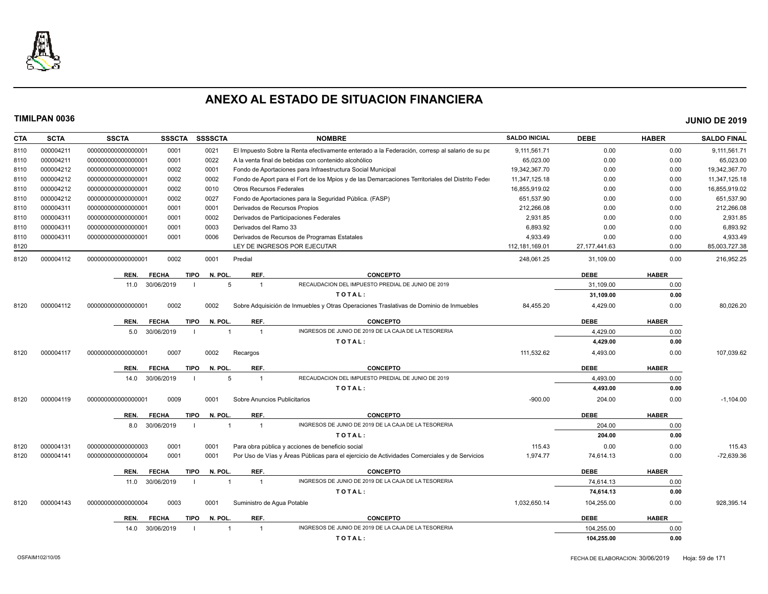# ANEXO AL ESTADO DE SITUACION FINANCIERA

**TIMILPAN 0036** **JUNIO DE 2019**

| CTA | SCTA | SSCTA | SSSCTA | SSSSCTA | NOMBRE | SALDO INICIAL | DEBE | HABER | SALDO FINAL |
|---|---|---|---|---|---|---|---|---|---|
| 8110 | 000004211 | 0000000000000001 | 0001 | 0021 | El Impuesto Sobre la Renta efectivamente enterado a la Federación, corresp al salario de su pe | 9,111,561.71 | 0.00 | 0.00 | 9,111,561.71 |
| 8110 | 000004211 | 0000000000000001 | 0001 | 0022 | A la venta final de bebidas con contenido alcohólico | 65,023.00 | 0.00 | 0.00 | 65,023.00 |
| 8110 | 000004212 | 0000000000000001 | 0002 | 0001 | Fondo de Aportaciones para Infraestructura Social Municipal | 19,342,367.70 | 0.00 | 0.00 | 19,342,367.70 |
| 8110 | 000004212 | 0000000000000001 | 0002 | 0002 | Fondo de Aport para el Fort de los Mpios y de las Demarcaciones Territoriales del Distrito Feder | 11,347,125.18 | 0.00 | 0.00 | 11,347,125.18 |
| 8110 | 000004212 | 0000000000000001 | 0002 | 0010 | Otros Recursos Federales | 16,855,919.02 | 0.00 | 0.00 | 16,855,919.02 |
| 8110 | 000004212 | 0000000000000001 | 0002 | 0027 | Fondo de Aportaciones para la Seguridad Pública. (FASP) | 651,537.90 | 0.00 | 0.00 | 651,537.90 |
| 8110 | 000004311 | 0000000000000001 | 0001 | 0001 | Derivados de Recursos Propios | 212,266.08 | 0.00 | 0.00 | 212,266.08 |
| 8110 | 000004311 | 0000000000000001 | 0001 | 0002 | Derivados de Participaciones Federales | 2,931.85 | 0.00 | 0.00 | 2,931.85 |
| 8110 | 000004311 | 0000000000000001 | 0001 | 0003 | Derivados del Ramo 33 | 6,893.92 | 0.00 | 0.00 | 6,893.92 |
| 8110 | 000004311 | 0000000000000001 | 0001 | 0006 | Derivados de Recursos de Programas Estatales | 4,933.49 | 0.00 | 0.00 | 4,933.49 |
| 8120 | | | | | LEY DE INGRESOS POR EJECUTAR | 112,181,169.01 | 27,177,441.63 | 0.00 | 85,003,727.38 |
| 8120 | 000004112 | 0000000000000001 | 0002 | 0001 | Predial | 248,061.25 | 31,109.00 | 0.00 | 216,952.25 |

| REN. | FECHA | TIPO | N. POL. | REF. | CONCEPTO | DEBE | HABER |
|---|---|---|---|---|---|---|---|
| 11.0 | 30/06/2019 | I | 5 | 1 | RECAUDACION DEL IMPUESTO PREDIAL DE JUNIO DE 2019 | 31,109.00 | 0.00 |
| | | | | | **T O T A L :** | **31,109.00** | **0.00** |

| CTA | SCTA | SSCTA | SSSCTA | SSSSCTA | NOMBRE | SALDO INICIAL | DEBE | HABER | SALDO FINAL |
|---|---|---|---|---|---|---|---|---|---|
| 8120 | 000004112 | 0000000000000001 | 0002 | 0002 | Sobre Adquisición de Inmuebles y Otras Operaciones Traslativas de Dominio de Inmuebles | 84,455.20 | 4,429.00 | 0.00 | 80,026.20 |

| REN. | FECHA | TIPO | N. POL. | REF. | CONCEPTO | DEBE | HABER |
|---|---|---|---|---|---|---|---|
| 5.0 | 30/06/2019 | I | 1 | 1 | INGRESOS DE JUNIO DE 2019 DE LA CAJA DE LA TESORERIA | 4,429.00 | 0.00 |
| | | | | | **T O T A L :** | **4,429.00** | **0.00** |

| CTA | SCTA | SSCTA | SSSCTA | SSSSCTA | NOMBRE | SALDO INICIAL | DEBE | HABER | SALDO FINAL |
|---|---|---|---|---|---|---|---|---|---|
| 8120 | 000004117 | 0000000000000001 | 0007 | 0002 | Recargos | 111,532.62 | 4,493.00 | 0.00 | 107,039.62 |

| REN. | FECHA | TIPO | N. POL. | REF. | CONCEPTO | DEBE | HABER |
|---|---|---|---|---|---|---|---|
| 14.0 | 30/06/2019 | I | 5 | 1 | RECAUDACION DEL IMPUESTO PREDIAL DE JUNIO DE 2019 | 4,493.00 | 0.00 |
| | | | | | **T O T A L :** | **4,493.00** | **0.00** |

| CTA | SCTA | SSCTA | SSSCTA | SSSSCTA | NOMBRE | SALDO INICIAL | DEBE | HABER | SALDO FINAL |
|---|---|---|---|---|---|---|---|---|---|
| 8120 | 000004119 | 0000000000000001 | 0009 | 0001 | Sobre Anuncios Publicitarios | -900.00 | 204.00 | 0.00 | -1,104.00 |

| REN. | FECHA | TIPO | N. POL. | REF. | CONCEPTO | DEBE | HABER |
|---|---|---|---|---|---|---|---|
| 8.0 | 30/06/2019 | I | 1 | 1 | INGRESOS DE JUNIO DE 2019 DE LA CAJA DE LA TESORERIA | 204.00 | 0.00 |
| | | | | | **T O T A L :** | **204.00** | **0.00** |

| CTA | SCTA | SSCTA | SSSCTA | SSSSCTA | NOMBRE | SALDO INICIAL | DEBE | HABER | SALDO FINAL |
|---|---|---|---|---|---|---|---|---|---|
| 8120 | 000004131 | 0000000000000003 | 0001 | 0001 | Para obra pública y acciones de beneficio social | 115.43 | 0.00 | 0.00 | 115.43 |
| 8120 | 000004141 | 0000000000000004 | 0001 | 0001 | Por Uso de Vías y Áreas Públicas para el ejercicio de Actividades Comerciales y de Servicios | 1,974.77 | 74,614.13 | 0.00 | -72,639.36 |

| REN. | FECHA | TIPO | N. POL. | REF. | CONCEPTO | DEBE | HABER |
|---|---|---|---|---|---|---|---|
| 11.0 | 30/06/2019 | I | 1 | 1 | INGRESOS DE JUNIO DE 2019 DE LA CAJA DE LA TESORERIA | 74,614.13 | 0.00 |
| | | | | | **T O T A L :** | **74,614.13** | **0.00** |

| CTA | SCTA | SSCTA | SSSCTA | SSSSCTA | NOMBRE | SALDO INICIAL | DEBE | HABER | SALDO FINAL |
|---|---|---|---|---|---|---|---|---|---|
| 8120 | 000004143 | 0000000000000004 | 0003 | 0001 | Suministro de Agua Potable | 1,032,650.14 | 104,255.00 | 0.00 | 928,395.14 |

| REN. | FECHA | TIPO | N. POL. | REF. | CONCEPTO | DEBE | HABER |
|---|---|---|---|---|---|---|---|
| 14.0 | 30/06/2019 | I | 1 | 1 | INGRESOS DE JUNIO DE 2019 DE LA CAJA DE LA TESORERIA | 104,255.00 | 0.00 |
| | | | | | **T O T A L :** | **104,255.00** | **0.00** |

OSFAIM102/10/05 FECHA DE ELABORACION: 30/06/2019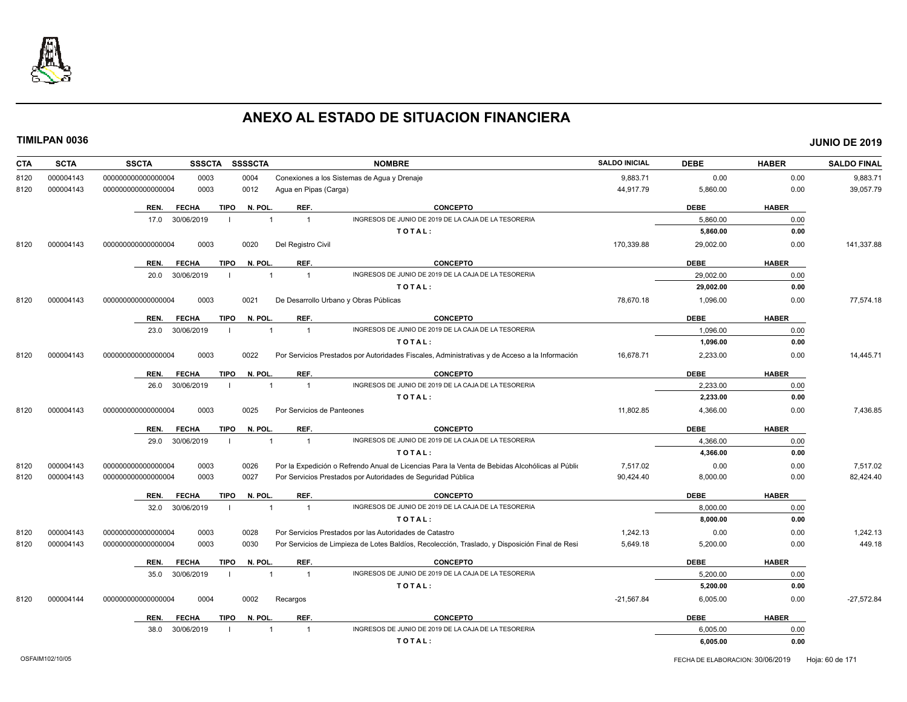# ANEXO AL ESTADO DE SITUACION FINANCIERA

**TIMILPAN 0036** **JUNIO DE 2019**

| CTA | SCTA | SSCTA | SSSCTA | SSSSCTA | NOMBRE | SALDO INICIAL | DEBE | HABER | SALDO FINAL |
|---|---|---|---|---|---|---|---|---|---|
| 8120 | 000004143 | 0000000000000004 | 0003 | 0004 | Conexiones a los Sistemas de Agua y Drenaje | 9,883.71 | 0.00 | 0.00 | 9,883.71 |
| 8120 | 000004143 | 0000000000000004 | 0003 | 0012 | Agua en Pipas (Carga) | 44,917.79 | 5,860.00 | 0.00 | 39,057.79 |

| REN. | FECHA | TIPO | N. POL. | REF. | CONCEPTO | DEBE | HABER |
|---|---|---|---|---|---|---|---|
| 17.0 | 30/06/2019 | I | 1 | 1 | INGRESOS DE JUNIO DE 2019 DE LA CAJA DE LA TESORERIA | 5,860.00 | 0.00 |
| | | | | | TOTAL: | 5,860.00 | 0.00 |

| CTA | SCTA | SSCTA | SSSCTA | SSSSCTA | NOMBRE | SALDO INICIAL | DEBE | HABER | SALDO FINAL |
|---|---|---|---|---|---|---|---|---|---|
| 8120 | 000004143 | 0000000000000004 | 0003 | 0020 | Del Registro Civil | 170,339.88 | 29,002.00 | 0.00 | 141,337.88 |

| REN. | FECHA | TIPO | N. POL. | REF. | CONCEPTO | DEBE | HABER |
|---|---|---|---|---|---|---|---|
| 20.0 | 30/06/2019 | I | 1 | 1 | INGRESOS DE JUNIO DE 2019 DE LA CAJA DE LA TESORERIA | 29,002.00 | 0.00 |
| | | | | | TOTAL: | 29,002.00 | 0.00 |

| CTA | SCTA | SSCTA | SSSCTA | SSSSCTA | NOMBRE | SALDO INICIAL | DEBE | HABER | SALDO FINAL |
|---|---|---|---|---|---|---|---|---|---|
| 8120 | 000004143 | 0000000000000004 | 0003 | 0021 | De Desarrollo Urbano y Obras Públicas | 78,670.18 | 1,096.00 | 0.00 | 77,574.18 |

| REN. | FECHA | TIPO | N. POL. | REF. | CONCEPTO | DEBE | HABER |
|---|---|---|---|---|---|---|---|
| 23.0 | 30/06/2019 | I | 1 | 1 | INGRESOS DE JUNIO DE 2019 DE LA CAJA DE LA TESORERIA | 1,096.00 | 0.00 |
| | | | | | TOTAL: | 1,096.00 | 0.00 |

| CTA | SCTA | SSCTA | SSSCTA | SSSSCTA | NOMBRE | SALDO INICIAL | DEBE | HABER | SALDO FINAL |
|---|---|---|---|---|---|---|---|---|---|
| 8120 | 000004143 | 0000000000000004 | 0003 | 0022 | Por Servicios Prestados por Autoridades Fiscales, Administrativas y de Acceso a la Información | 16,678.71 | 2,233.00 | 0.00 | 14,445.71 |

| REN. | FECHA | TIPO | N. POL. | REF. | CONCEPTO | DEBE | HABER |
|---|---|---|---|---|---|---|---|
| 26.0 | 30/06/2019 | I | 1 | 1 | INGRESOS DE JUNIO DE 2019 DE LA CAJA DE LA TESORERIA | 2,233.00 | 0.00 |
| | | | | | TOTAL: | 2,233.00 | 0.00 |

| CTA | SCTA | SSCTA | SSSCTA | SSSSCTA | NOMBRE | SALDO INICIAL | DEBE | HABER | SALDO FINAL |
|---|---|---|---|---|---|---|---|---|---|
| 8120 | 000004143 | 0000000000000004 | 0003 | 0025 | Por Servicios de Panteones | 11,802.85 | 4,366.00 | 0.00 | 7,436.85 |

| REN. | FECHA | TIPO | N. POL. | REF. | CONCEPTO | DEBE | HABER |
|---|---|---|---|---|---|---|---|
| 29.0 | 30/06/2019 | I | 1 | 1 | INGRESOS DE JUNIO DE 2019 DE LA CAJA DE LA TESORERIA | 4,366.00 | 0.00 |
| | | | | | TOTAL: | 4,366.00 | 0.00 |

| CTA | SCTA | SSCTA | SSSCTA | SSSSCTA | NOMBRE | SALDO INICIAL | DEBE | HABER | SALDO FINAL |
|---|---|---|---|---|---|---|---|---|---|
| 8120 | 000004143 | 0000000000000004 | 0003 | 0026 | Por la Expedición o Refrendo Anual de Licencias Para la Venta de Bebidas Alcohólicas al Públic | 7,517.02 | 0.00 | 0.00 | 7,517.02 |
| 8120 | 000004143 | 0000000000000004 | 0003 | 0027 | Por Servicios Prestados por Autoridades de Seguridad Pública | 90,424.40 | 8,000.00 | 0.00 | 82,424.40 |

| REN. | FECHA | TIPO | N. POL. | REF. | CONCEPTO | DEBE | HABER |
|---|---|---|---|---|---|---|---|
| 32.0 | 30/06/2019 | I | 1 | 1 | INGRESOS DE JUNIO DE 2019 DE LA CAJA DE LA TESORERIA | 8,000.00 | 0.00 |
| | | | | | TOTAL: | 8,000.00 | 0.00 |

| CTA | SCTA | SSCTA | SSSCTA | SSSSCTA | NOMBRE | SALDO INICIAL | DEBE | HABER | SALDO FINAL |
|---|---|---|---|---|---|---|---|---|---|
| 8120 | 000004143 | 0000000000000004 | 0003 | 0028 | Por Servicios Prestados por las Autoridades de Catastro | 1,242.13 | 0.00 | 0.00 | 1,242.13 |
| 8120 | 000004143 | 0000000000000004 | 0003 | 0030 | Por Servicios de Limpieza de Lotes Baldíos, Recolección, Traslado, y Disposición Final de Resi | 5,649.18 | 5,200.00 | 0.00 | 449.18 |

| REN. | FECHA | TIPO | N. POL. | REF. | CONCEPTO | DEBE | HABER |
|---|---|---|---|---|---|---|---|
| 35.0 | 30/06/2019 | I | 1 | 1 | INGRESOS DE JUNIO DE 2019 DE LA CAJA DE LA TESORERIA | 5,200.00 | 0.00 |
| | | | | | TOTAL: | 5,200.00 | 0.00 |

| CTA | SCTA | SSCTA | SSSCTA | SSSSCTA | NOMBRE | SALDO INICIAL | DEBE | HABER | SALDO FINAL |
|---|---|---|---|---|---|---|---|---|---|
| 8120 | 000004144 | 0000000000000004 | 0004 | 0002 | Recargos | -21,567.84 | 6,005.00 | 0.00 | -27,572.84 |

| REN. | FECHA | TIPO | N. POL. | REF. | CONCEPTO | DEBE | HABER |
|---|---|---|---|---|---|---|---|
| 38.0 | 30/06/2019 | I | 1 | 1 | INGRESOS DE JUNIO DE 2019 DE LA CAJA DE LA TESORERIA | 6,005.00 | 0.00 |
| | | | | | TOTAL: | 6,005.00 | 0.00 |

OSFAIM102/10/05 FECHA DE ELABORACION: 30/06/2019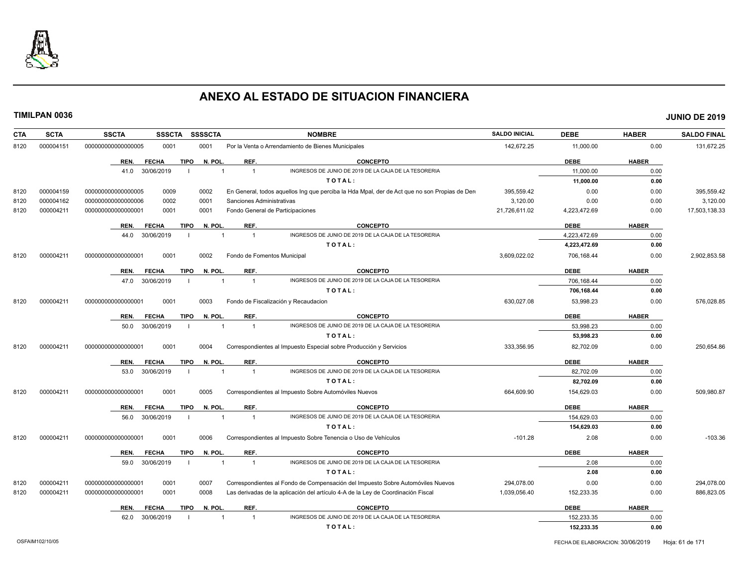# ANEXO AL ESTADO DE SITUACION FINANCIERA

**TIMILPAN 0036** **JUNIO DE 2019**

| CTA | SCTA | SSCTA | SSSCTA | SSSSCTA | NOMBRE | SALDO INICIAL | DEBE | HABER | SALDO FINAL |
|---|---|---|---|---|---|---|---|---|---|
| 8120 | 000004151 | 0000000000000000005 | 0001 | 0001 | Por la Venta o Arrendamiento de Bienes Municipales | 142,672.25 | 11,000.00 | 0.00 | 131,672.25 |

| REN. | FECHA | TIPO | N. POL. | REF. | CONCEPTO | DEBE | HABER |
|---|---|---|---|---|---|---|---|
| 41.0 | 30/06/2019 | I | 1 | 1 | INGRESOS DE JUNIO DE 2019 DE LA CAJA DE LA TESORERIA | 11,000.00 | 0.00 |
| | | | | | **TOTAL:** | **11,000.00** | **0.00** |

| CTA | SCTA | SSCTA | SSSCTA | SSSSCTA | NOMBRE | SALDO INICIAL | DEBE | HABER | SALDO FINAL |
|---|---|---|---|---|---|---|---|---|---|
| 8120 | 000004159 | 0000000000000000005 | 0009 | 0002 | En General, todos aquellos Ing que perciba la Hda Mpal, der de Act que no son Propias de Dere | 395,559.42 | 0.00 | 0.00 | 395,559.42 |
| 8120 | 000004162 | 0000000000000000006 | 0002 | 0001 | Sanciones Administrativas | 3,120.00 | 0.00 | 0.00 | 3,120.00 |
| 8120 | 000004211 | 0000000000000000001 | 0001 | 0001 | Fondo General de Participaciones | 21,726,611.02 | 4,223,472.69 | 0.00 | 17,503,138.33 |

| REN. | FECHA | TIPO | N. POL. | REF. | CONCEPTO | DEBE | HABER |
|---|---|---|---|---|---|---|---|
| 44.0 | 30/06/2019 | I | 1 | 1 | INGRESOS DE JUNIO DE 2019 DE LA CAJA DE LA TESORERIA | 4,223,472.69 | 0.00 |
| | | | | | **TOTAL:** | **4,223,472.69** | **0.00** |

| CTA | SCTA | SSCTA | SSSCTA | SSSSCTA | NOMBRE | SALDO INICIAL | DEBE | HABER | SALDO FINAL |
|---|---|---|---|---|---|---|---|---|---|
| 8120 | 000004211 | 0000000000000000001 | 0001 | 0002 | Fondo de Fomentos Municipal | 3,609,022.02 | 706,168.44 | 0.00 | 2,902,853.58 |

| REN. | FECHA | TIPO | N. POL. | REF. | CONCEPTO | DEBE | HABER |
|---|---|---|---|---|---|---|---|
| 47.0 | 30/06/2019 | I | 1 | 1 | INGRESOS DE JUNIO DE 2019 DE LA CAJA DE LA TESORERIA | 706,168.44 | 0.00 |
| | | | | | **TOTAL:** | **706,168.44** | **0.00** |

| CTA | SCTA | SSCTA | SSSCTA | SSSSCTA | NOMBRE | SALDO INICIAL | DEBE | HABER | SALDO FINAL |
|---|---|---|---|---|---|---|---|---|---|
| 8120 | 000004211 | 0000000000000000001 | 0001 | 0003 | Fondo de Fiscalización y Recaudacion | 630,027.08 | 53,998.23 | 0.00 | 576,028.85 |

| REN. | FECHA | TIPO | N. POL. | REF. | CONCEPTO | DEBE | HABER |
|---|---|---|---|---|---|---|---|
| 50.0 | 30/06/2019 | I | 1 | 1 | INGRESOS DE JUNIO DE 2019 DE LA CAJA DE LA TESORERIA | 53,998.23 | 0.00 |
| | | | | | **TOTAL:** | **53,998.23** | **0.00** |

| CTA | SCTA | SSCTA | SSSCTA | SSSSCTA | NOMBRE | SALDO INICIAL | DEBE | HABER | SALDO FINAL |
|---|---|---|---|---|---|---|---|---|---|
| 8120 | 000004211 | 0000000000000000001 | 0001 | 0004 | Correspondientes al Impuesto Especial sobre Producción y Servicios | 333,356.95 | 82,702.09 | 0.00 | 250,654.86 |

| REN. | FECHA | TIPO | N. POL. | REF. | CONCEPTO | DEBE | HABER |
|---|---|---|---|---|---|---|---|
| 53.0 | 30/06/2019 | I | 1 | 1 | INGRESOS DE JUNIO DE 2019 DE LA CAJA DE LA TESORERIA | 82,702.09 | 0.00 |
| | | | | | **TOTAL:** | **82,702.09** | **0.00** |

| CTA | SCTA | SSCTA | SSSCTA | SSSSCTA | NOMBRE | SALDO INICIAL | DEBE | HABER | SALDO FINAL |
|---|---|---|---|---|---|---|---|---|---|
| 8120 | 000004211 | 0000000000000000001 | 0001 | 0005 | Correspondientes al Impuesto Sobre Automóviles Nuevos | 664,609.90 | 154,629.03 | 0.00 | 509,980.87 |

| REN. | FECHA | TIPO | N. POL. | REF. | CONCEPTO | DEBE | HABER |
|---|---|---|---|---|---|---|---|
| 56.0 | 30/06/2019 | I | 1 | 1 | INGRESOS DE JUNIO DE 2019 DE LA CAJA DE LA TESORERIA | 154,629.03 | 0.00 |
| | | | | | **TOTAL:** | **154,629.03** | **0.00** |

| CTA | SCTA | SSCTA | SSSCTA | SSSSCTA | NOMBRE | SALDO INICIAL | DEBE | HABER | SALDO FINAL |
|---|---|---|---|---|---|---|---|---|---|
| 8120 | 000004211 | 0000000000000000001 | 0001 | 0006 | Correspondientes al Impuesto Sobre Tenencia o Uso de Vehículos | -101.28 | 2.08 | 0.00 | -103.36 |

| REN. | FECHA | TIPO | N. POL. | REF. | CONCEPTO | DEBE | HABER |
|---|---|---|---|---|---|---|---|
| 59.0 | 30/06/2019 | I | 1 | 1 | INGRESOS DE JUNIO DE 2019 DE LA CAJA DE LA TESORERIA | 2.08 | 0.00 |
| | | | | | **TOTAL:** | **2.08** | **0.00** |

| CTA | SCTA | SSCTA | SSSCTA | SSSSCTA | NOMBRE | SALDO INICIAL | DEBE | HABER | SALDO FINAL |
|---|---|---|---|---|---|---|---|---|---|
| 8120 | 000004211 | 0000000000000000001 | 0001 | 0007 | Correspondientes al Fondo de Compensación del Impuesto Sobre Automóviles Nuevos | 294,078.00 | 0.00 | 0.00 | 294,078.00 |
| 8120 | 000004211 | 0000000000000000001 | 0001 | 0008 | Las derivadas de la aplicación del artículo 4-A de la Ley de Coordinación Fiscal | 1,039,056.40 | 152,233.35 | 0.00 | 886,823.05 |

| REN. | FECHA | TIPO | N. POL. | REF. | CONCEPTO | DEBE | HABER |
|---|---|---|---|---|---|---|---|
| 62.0 | 30/06/2019 | I | 1 | 1 | INGRESOS DE JUNIO DE 2019 DE LA CAJA DE LA TESORERIA | 152,233.35 | 0.00 |
| | | | | | **TOTAL:** | **152,233.35** | **0.00** |

OSFAIM102/10/05 FECHA DE ELABORACION: 30/06/2019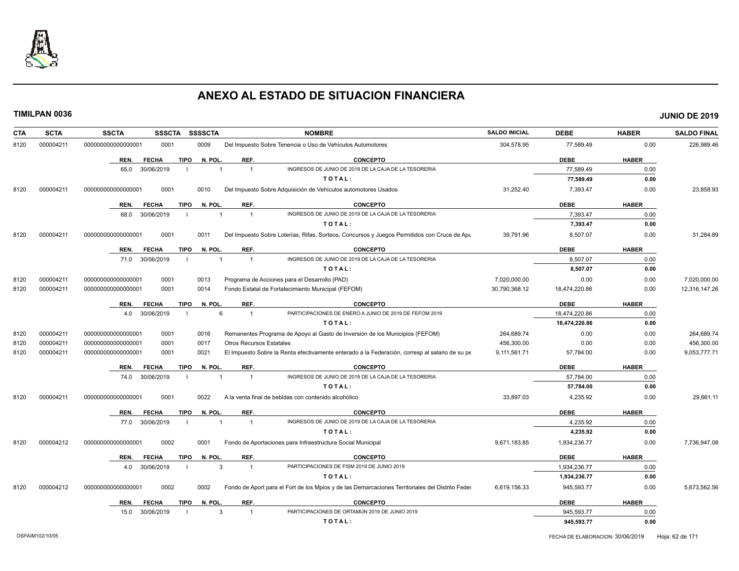# ANEXO AL ESTADO DE SITUACION FINANCIERA

**TIMILPAN 0036** **JUNIO DE 2019**

| CTA | SCTA | SSCTA | SSSCTA | SSSSCTA | NOMBRE | SALDO INICIAL | DEBE | HABER | SALDO FINAL |
|---|---|---|---|---|---|---|---|---|---|
| 8120 | 000004211 | 000000000000000001 | 0001 | 0009 | Del Impuesto Sobre Tenencia o Uso de Vehículos Automotores | 304,578.95 | 77,589.49 | 0.00 | 226,989.46 |

| REN. | FECHA | TIPO | N. POL. | REF. | CONCEPTO | DEBE | HABER |
|---|---|---|---|---|---|---|---|
| 65.0 | 30/06/2019 | I | 1 | 1 | INGRESOS DE JUNIO DE 2019 DE LA CAJA DE LA TESORERIA | 77,589.49 | 0.00 |
| | | | | | **T O T A L :** | **77,589.49** | **0.00** |

| CTA | SCTA | SSCTA | SSSCTA | SSSSCTA | NOMBRE | SALDO INICIAL | DEBE | HABER | SALDO FINAL |
|---|---|---|---|---|---|---|---|---|---|
| 8120 | 000004211 | 000000000000000001 | 0001 | 0010 | Del Impuesto Sobre Adquisición de Vehículos automotores Usados | 31,252.40 | 7,393.47 | 0.00 | 23,858.93 |

| REN. | FECHA | TIPO | N. POL. | REF. | CONCEPTO | DEBE | HABER |
|---|---|---|---|---|---|---|---|
| 68.0 | 30/06/2019 | I | 1 | 1 | INGRESOS DE JUNIO DE 2019 DE LA CAJA DE LA TESORERIA | 7,393.47 | 0.00 |
| | | | | | **T O T A L :** | **7,393.47** | **0.00** |

| CTA | SCTA | SSCTA | SSSCTA | SSSSCTA | NOMBRE | SALDO INICIAL | DEBE | HABER | SALDO FINAL |
|---|---|---|---|---|---|---|---|---|---|
| 8120 | 000004211 | 000000000000000001 | 0001 | 0011 | Del Impuesto Sobre Loterías, Rifas, Sorteos, Concursos y Juegos Permitidos con Cruce de Apu | 39,791.96 | 8,507.07 | 0.00 | 31,284.89 |

| REN. | FECHA | TIPO | N. POL. | REF. | CONCEPTO | DEBE | HABER |
|---|---|---|---|---|---|---|---|
| 71.0 | 30/06/2019 | I | 1 | 1 | INGRESOS DE JUNIO DE 2019 DE LA CAJA DE LA TESORERIA | 8,507.07 | 0.00 |
| | | | | | **T O T A L :** | **8,507.07** | **0.00** |

| CTA | SCTA | SSCTA | SSSCTA | SSSSCTA | NOMBRE | SALDO INICIAL | DEBE | HABER | SALDO FINAL |
|---|---|---|---|---|---|---|---|---|---|
| 8120 | 000004211 | 000000000000000001 | 0001 | 0013 | Programa de Acciones para el Desarrollo (PAD) | 7,020,000.00 | 0.00 | 0.00 | 7,020,000.00 |
| 8120 | 000004211 | 000000000000000001 | 0001 | 0014 | Fondo Estatal de Fortalecimiento Municipal (FEFOM) | 30,790,368.12 | 18,474,220.86 | 0.00 | 12,316,147.26 |

| REN. | FECHA | TIPO | N. POL. | REF. | CONCEPTO | DEBE | HABER |
|---|---|---|---|---|---|---|---|
| 4.0 | 30/06/2019 | I | 6 | 1 | PARTICIPACIONES DE ENERO A JUNIO DE 2019 DE FEFOM 2019 | 18,474,220.86 | 0.00 |
| | | | | | **T O T A L :** | **18,474,220.86** | **0.00** |

| CTA | SCTA | SSCTA | SSSCTA | SSSSCTA | NOMBRE | SALDO INICIAL | DEBE | HABER | SALDO FINAL |
|---|---|---|---|---|---|---|---|---|---|
| 8120 | 000004211 | 000000000000000001 | 0001 | 0016 | Remanentes Programa de Apoyo al Gasto de Inversión de los Municipios (FEFOM) | 264,689.74 | 0.00 | 0.00 | 264,689.74 |
| 8120 | 000004211 | 000000000000000001 | 0001 | 0017 | Otros Recursos Estatales | 456,300.00 | 0.00 | 0.00 | 456,300.00 |
| 8120 | 000004211 | 000000000000000001 | 0001 | 0021 | El Impuesto Sobre la Renta efectivamente enterado a la Federación, corresp al salario de su pe | 9,111,561.71 | 57,784.00 | 0.00 | 9,053,777.71 |

| REN. | FECHA | TIPO | N. POL. | REF. | CONCEPTO | DEBE | HABER |
|---|---|---|---|---|---|---|---|
| 74.0 | 30/06/2019 | I | 1 | 1 | INGRESOS DE JUNIO DE 2019 DE LA CAJA DE LA TESORERIA | 57,784.00 | 0.00 |
| | | | | | **T O T A L :** | **57,784.00** | **0.00** |

| CTA | SCTA | SSCTA | SSSCTA | SSSSCTA | NOMBRE | SALDO INICIAL | DEBE | HABER | SALDO FINAL |
|---|---|---|---|---|---|---|---|---|---|
| 8120 | 000004211 | 000000000000000001 | 0001 | 0022 | A la venta final de bebidas con contenido alcohólico | 33,897.03 | 4,235.92 | 0.00 | 29,661.11 |

| REN. | FECHA | TIPO | N. POL. | REF. | CONCEPTO | DEBE | HABER |
|---|---|---|---|---|---|---|---|
| 77.0 | 30/06/2019 | I | 1 | 1 | INGRESOS DE JUNIO DE 2019 DE LA CAJA DE LA TESORERIA | 4,235.92 | 0.00 |
| | | | | | **T O T A L :** | **4,235.92** | **0.00** |

| CTA | SCTA | SSCTA | SSSCTA | SSSSCTA | NOMBRE | SALDO INICIAL | DEBE | HABER | SALDO FINAL |
|---|---|---|---|---|---|---|---|---|---|
| 8120 | 000004212 | 000000000000000001 | 0002 | 0001 | Fondo de Aportaciones para Infraestructura Social Municipal | 9,671,183.85 | 1,934,236.77 | 0.00 | 7,736,947.08 |

| REN. | FECHA | TIPO | N. POL. | REF. | CONCEPTO | DEBE | HABER |
|---|---|---|---|---|---|---|---|
| 4.0 | 30/06/2019 | I | 3 | 1 | PARTICIPACIONES DE FISM 2019 DE JUNIO 2019 | 1,934,236.77 | 0.00 |
| | | | | | **T O T A L :** | **1,934,236.77** | **0.00** |

| CTA | SCTA | SSCTA | SSSCTA | SSSSCTA | NOMBRE | SALDO INICIAL | DEBE | HABER | SALDO FINAL |
|---|---|---|---|---|---|---|---|---|---|
| 8120 | 000004212 | 000000000000000001 | 0002 | 0002 | Fondo de Aport para el Fort de los Mpios y de las Demarcaciones Territoriales del Distrito Feder | 6,619,156.33 | 945,593.77 | 0.00 | 5,673,562.56 |

| REN. | FECHA | TIPO | N. POL. | REF. | CONCEPTO | DEBE | HABER |
|---|---|---|---|---|---|---|---|
| 15.0 | 30/06/2019 | I | 3 | 1 | PARTICIPACIONES DE ORTAMUN 2019 DE JUNIO 2019 | 945,593.77 | 0.00 |
| | | | | | **T O T A L :** | **945,593.77** | **0.00** |

OSFAIM102/10/05 FECHA DE ELABORACION: 30/06/2019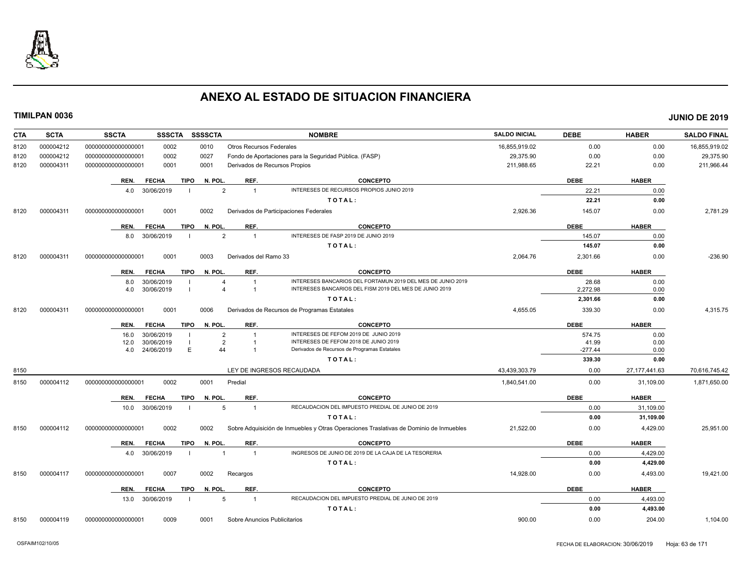# ANEXO AL ESTADO DE SITUACION FINANCIERA

**TIMILPAN 0036** **JUNIO DE 2019**

| CTA | SCTA | SSCTA | SSSCTA | SSSSCTA | NOMBRE | SALDO INICIAL | DEBE | HABER | SALDO FINAL |
|---|---|---|---|---|---|---|---|---|---|
| 8120 | 000004212 | 0000000000000000001 | 0002 | 0010 | Otros Recursos Federales | 16,855,919.02 | 0.00 | 0.00 | 16,855,919.02 |
| 8120 | 000004212 | 0000000000000000001 | 0002 | 0027 | Fondo de Aportaciones para la Seguridad Pública. (FASP) | 29,375.90 | 0.00 | 0.00 | 29,375.90 |
| 8120 | 000004311 | 0000000000000000001 | 0001 | 0001 | Derivados de Recursos Propios | 211,988.65 | 22.21 | 0.00 | 211,966.44 |

| REN. | FECHA | TIPO | N. POL. | REF. | CONCEPTO | DEBE | HABER |
|---|---|---|---|---|---|---|---|
| 4.0 | 30/06/2019 | I | 2 | 1 | INTERESES DE RECURSOS PROPIOS JUNIO 2019 | 22.21 | 0.00 |
| | | | | | TOTAL: | 22.21 | 0.00 |

| CTA | SCTA | SSCTA | SSSCTA | SSSSCTA | NOMBRE | SALDO INICIAL | DEBE | HABER | SALDO FINAL |
|---|---|---|---|---|---|---|---|---|---|
| 8120 | 000004311 | 0000000000000000001 | 0001 | 0002 | Derivados de Participaciones Federales | 2,926.36 | 145.07 | 0.00 | 2,781.29 |

| REN. | FECHA | TIPO | N. POL. | REF. | CONCEPTO | DEBE | HABER |
|---|---|---|---|---|---|---|---|
| 8.0 | 30/06/2019 | I | 2 | 1 | INTERESES DE FASP 2019 DE JUNIO 2019 | 145.07 | 0.00 |
| | | | | | TOTAL: | 145.07 | 0.00 |

| CTA | SCTA | SSCTA | SSSCTA | SSSSCTA | NOMBRE | SALDO INICIAL | DEBE | HABER | SALDO FINAL |
|---|---|---|---|---|---|---|---|---|---|
| 8120 | 000004311 | 0000000000000000001 | 0001 | 0003 | Derivados del Ramo 33 | 2,064.76 | 2,301.66 | 0.00 | -236.90 |

| REN. | FECHA | TIPO | N. POL. | REF. | CONCEPTO | DEBE | HABER |
|---|---|---|---|---|---|---|---|
| 8.0 | 30/06/2019 | I | 4 | 1 | INTERESES BANCARIOS DEL FORTAMUN 2019 DEL MES DE JUNIO 2019 | 28.68 | 0.00 |
| 4.0 | 30/06/2019 | I | 4 | 1 | INTERESES BANCARIOS DEL FISM 2019 DEL MES DE JUNIO 2019 | 2,272.98 | 0.00 |
| | | | | | TOTAL: | 2,301.66 | 0.00 |

| CTA | SCTA | SSCTA | SSSCTA | SSSSCTA | NOMBRE | SALDO INICIAL | DEBE | HABER | SALDO FINAL |
|---|---|---|---|---|---|---|---|---|---|
| 8120 | 000004311 | 0000000000000000001 | 0001 | 0006 | Derivados de Recursos de Programas Estatales | 4,655.05 | 339.30 | 0.00 | 4,315.75 |

| REN. | FECHA | TIPO | N. POL. | REF. | CONCEPTO | DEBE | HABER |
|---|---|---|---|---|---|---|---|
| 16.0 | 30/06/2019 | I | 2 | 1 | INTERESES DE FEFOM 2019 DE JUNIO 2019 | 574.75 | 0.00 |
| 12.0 | 30/06/2019 | I | 2 | 1 | INTERESES DE FEFOM 2018 DE JUNIO 2019 | 41.99 | 0.00 |
| 4.0 | 24/06/2019 | E | 44 | 1 | Derivados de Recursos de Programas Estatales | -277.44 | 0.00 |
| | | | | | TOTAL: | 339.30 | 0.00 |

| CTA | SCTA | SSCTA | SSSCTA | SSSSCTA | NOMBRE | SALDO INICIAL | DEBE | HABER | SALDO FINAL |
|---|---|---|---|---|---|---|---|---|---|
| 8150 | | | | | LEY DE INGRESOS RECAUDADA | 43,439,303.79 | 0.00 | 27,177,441.63 | 70,616,745.42 |
| 8150 | 000004112 | 0000000000000000001 | 0002 | 0001 | Predial | 1,840,541.00 | 0.00 | 31,109.00 | 1,871,650.00 |

| REN. | FECHA | TIPO | N. POL. | REF. | CONCEPTO | DEBE | HABER |
|---|---|---|---|---|---|---|---|
| 10.0 | 30/06/2019 | I | 5 | 1 | RECAUDACION DEL IMPUESTO PREDIAL DE JUNIO DE 2019 | 0.00 | 31,109.00 |
| | | | | | TOTAL: | 0.00 | 31,109.00 |

| CTA | SCTA | SSCTA | SSSCTA | SSSSCTA | NOMBRE | SALDO INICIAL | DEBE | HABER | SALDO FINAL |
|---|---|---|---|---|---|---|---|---|---|
| 8150 | 000004112 | 0000000000000000001 | 0002 | 0002 | Sobre Adquisición de Inmuebles y Otras Operaciones Traslativas de Dominio de Inmuebles | 21,522.00 | 0.00 | 4,429.00 | 25,951.00 |

| REN. | FECHA | TIPO | N. POL. | REF. | CONCEPTO | DEBE | HABER |
|---|---|---|---|---|---|---|---|
| 4.0 | 30/06/2019 | I | 1 | 1 | INGRESOS DE JUNIO DE 2019 DE LA CAJA DE LA TESORERIA | 0.00 | 4,429.00 |
| | | | | | TOTAL: | 0.00 | 4,429.00 |

| CTA | SCTA | SSCTA | SSSCTA | SSSSCTA | NOMBRE | SALDO INICIAL | DEBE | HABER | SALDO FINAL |
|---|---|---|---|---|---|---|---|---|---|
| 8150 | 000004117 | 0000000000000000001 | 0007 | 0002 | Recargos | 14,928.00 | 0.00 | 4,493.00 | 19,421.00 |

| REN. | FECHA | TIPO | N. POL. | REF. | CONCEPTO | DEBE | HABER |
|---|---|---|---|---|---|---|---|
| 13.0 | 30/06/2019 | I | 5 | 1 | RECAUDACION DEL IMPUESTO PREDIAL DE JUNIO DE 2019 | 0.00 | 4,493.00 |
| | | | | | TOTAL: | 0.00 | 4,493.00 |

| CTA | SCTA | SSCTA | SSSCTA | SSSSCTA | NOMBRE | SALDO INICIAL | DEBE | HABER | SALDO FINAL |
|---|---|---|---|---|---|---|---|---|---|
| 8150 | 000004119 | 0000000000000000001 | 0009 | 0001 | Sobre Anuncios Publicitarios | 900.00 | 0.00 | 204.00 | 1,104.00 |

OSFAIM102/10/05 FECHA DE ELABORACION: 30/06/2019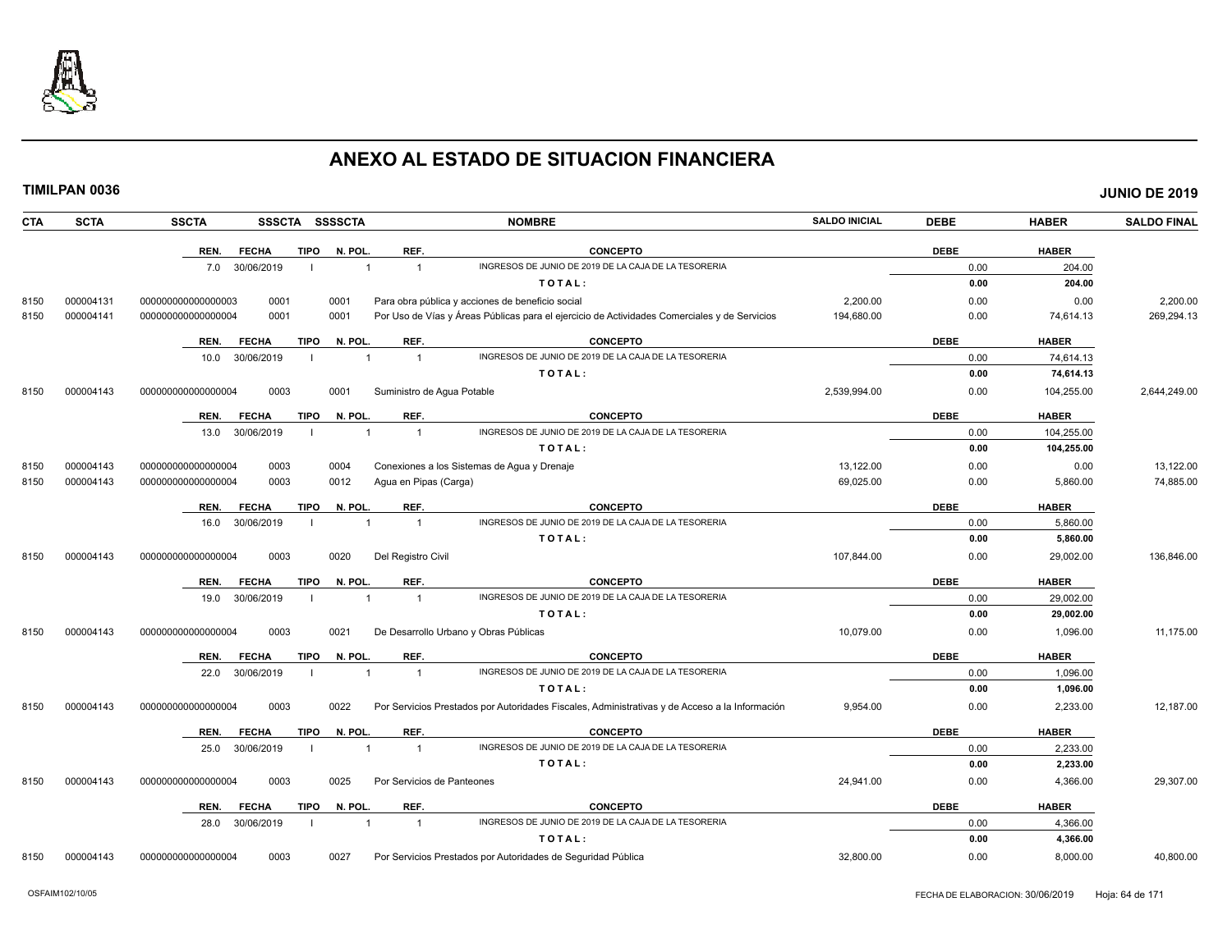# ANEXO AL ESTADO DE SITUACION FINANCIERA

**TIMILPAN 0036** — **JUNIO DE 2019**

| CTA | SCTA | SSCTA | SSSCTA | SSSSCTA | NOMBRE | SALDO INICIAL | DEBE | HABER | SALDO FINAL |
|---|---|---|---|---|---|---|---|---|---|
| | | | | | | | | | |

| REN. | FECHA | TIPO | N. POL. | REF. | CONCEPTO | DEBE | HABER |
|---|---|---|---|---|---|---|---|
| 7.0 | 30/06/2019 | I | 1 | 1 | INGRESOS DE JUNIO DE 2019 DE LA CAJA DE LA TESORERIA | 0.00 | 204.00 |
| | | | | | TOTAL: | 0.00 | 204.00 |

| CTA | SCTA | SSCTA | SSSCTA | SSSSCTA | NOMBRE | SALDO INICIAL | DEBE | HABER | SALDO FINAL |
|---|---|---|---|---|---|---|---|---|---|
| 8150 | 000004131 | 0000000000000003 | 0001 | 0001 | Para obra pública y acciones de beneficio social | 2,200.00 | 0.00 | 0.00 | 2,200.00 |
| 8150 | 000004141 | 0000000000000004 | 0001 | 0001 | Por Uso de Vías y Áreas Públicas para el ejercicio de Actividades Comerciales y de Servicios | 194,680.00 | 0.00 | 74,614.13 | 269,294.13 |

| REN. | FECHA | TIPO | N. POL. | REF. | CONCEPTO | DEBE | HABER |
|---|---|---|---|---|---|---|---|
| 10.0 | 30/06/2019 | I | 1 | 1 | INGRESOS DE JUNIO DE 2019 DE LA CAJA DE LA TESORERIA | 0.00 | 74,614.13 |
| | | | | | TOTAL: | 0.00 | 74,614.13 |

| CTA | SCTA | SSCTA | SSSCTA | SSSSCTA | NOMBRE | SALDO INICIAL | DEBE | HABER | SALDO FINAL |
|---|---|---|---|---|---|---|---|---|---|
| 8150 | 000004143 | 0000000000000004 | 0003 | 0001 | Suministro de Agua Potable | 2,539,994.00 | 0.00 | 104,255.00 | 2,644,249.00 |

| REN. | FECHA | TIPO | N. POL. | REF. | CONCEPTO | DEBE | HABER |
|---|---|---|---|---|---|---|---|
| 13.0 | 30/06/2019 | I | 1 | 1 | INGRESOS DE JUNIO DE 2019 DE LA CAJA DE LA TESORERIA | 0.00 | 104,255.00 |
| | | | | | TOTAL: | 0.00 | 104,255.00 |

| CTA | SCTA | SSCTA | SSSCTA | SSSSCTA | NOMBRE | SALDO INICIAL | DEBE | HABER | SALDO FINAL |
|---|---|---|---|---|---|---|---|---|---|
| 8150 | 000004143 | 0000000000000004 | 0003 | 0004 | Conexiones a los Sistemas de Agua y Drenaje | 13,122.00 | 0.00 | 0.00 | 13,122.00 |
| 8150 | 000004143 | 0000000000000004 | 0003 | 0012 | Agua en Pipas (Carga) | 69,025.00 | 0.00 | 5,860.00 | 74,885.00 |

| REN. | FECHA | TIPO | N. POL. | REF. | CONCEPTO | DEBE | HABER |
|---|---|---|---|---|---|---|---|
| 16.0 | 30/06/2019 | I | 1 | 1 | INGRESOS DE JUNIO DE 2019 DE LA CAJA DE LA TESORERIA | 0.00 | 5,860.00 |
| | | | | | TOTAL: | 0.00 | 5,860.00 |

| CTA | SCTA | SSCTA | SSSCTA | SSSSCTA | NOMBRE | SALDO INICIAL | DEBE | HABER | SALDO FINAL |
|---|---|---|---|---|---|---|---|---|---|
| 8150 | 000004143 | 0000000000000004 | 0003 | 0020 | Del Registro Civil | 107,844.00 | 0.00 | 29,002.00 | 136,846.00 |

| REN. | FECHA | TIPO | N. POL. | REF. | CONCEPTO | DEBE | HABER |
|---|---|---|---|---|---|---|---|
| 19.0 | 30/06/2019 | I | 1 | 1 | INGRESOS DE JUNIO DE 2019 DE LA CAJA DE LA TESORERIA | 0.00 | 29,002.00 |
| | | | | | TOTAL: | 0.00 | 29,002.00 |

| CTA | SCTA | SSCTA | SSSCTA | SSSSCTA | NOMBRE | SALDO INICIAL | DEBE | HABER | SALDO FINAL |
|---|---|---|---|---|---|---|---|---|---|
| 8150 | 000004143 | 0000000000000004 | 0003 | 0021 | De Desarrollo Urbano y Obras Públicas | 10,079.00 | 0.00 | 1,096.00 | 11,175.00 |

| REN. | FECHA | TIPO | N. POL. | REF. | CONCEPTO | DEBE | HABER |
|---|---|---|---|---|---|---|---|
| 22.0 | 30/06/2019 | I | 1 | 1 | INGRESOS DE JUNIO DE 2019 DE LA CAJA DE LA TESORERIA | 0.00 | 1,096.00 |
| | | | | | TOTAL: | 0.00 | 1,096.00 |

| CTA | SCTA | SSCTA | SSSCTA | SSSSCTA | NOMBRE | SALDO INICIAL | DEBE | HABER | SALDO FINAL |
|---|---|---|---|---|---|---|---|---|---|
| 8150 | 000004143 | 0000000000000004 | 0003 | 0022 | Por Servicios Prestados por Autoridades Fiscales, Administrativas y de Acceso a la Información | 9,954.00 | 0.00 | 2,233.00 | 12,187.00 |

| REN. | FECHA | TIPO | N. POL. | REF. | CONCEPTO | DEBE | HABER |
|---|---|---|---|---|---|---|---|
| 25.0 | 30/06/2019 | I | 1 | 1 | INGRESOS DE JUNIO DE 2019 DE LA CAJA DE LA TESORERIA | 0.00 | 2,233.00 |
| | | | | | TOTAL: | 0.00 | 2,233.00 |

| CTA | SCTA | SSCTA | SSSCTA | SSSSCTA | NOMBRE | SALDO INICIAL | DEBE | HABER | SALDO FINAL |
|---|---|---|---|---|---|---|---|---|---|
| 8150 | 000004143 | 0000000000000004 | 0003 | 0025 | Por Servicios de Panteones | 24,941.00 | 0.00 | 4,366.00 | 29,307.00 |

| REN. | FECHA | TIPO | N. POL. | REF. | CONCEPTO | DEBE | HABER |
|---|---|---|---|---|---|---|---|
| 28.0 | 30/06/2019 | I | 1 | 1 | INGRESOS DE JUNIO DE 2019 DE LA CAJA DE LA TESORERIA | 0.00 | 4,366.00 |
| | | | | | TOTAL: | 0.00 | 4,366.00 |

| CTA | SCTA | SSCTA | SSSCTA | SSSSCTA | NOMBRE | SALDO INICIAL | DEBE | HABER | SALDO FINAL |
|---|---|---|---|---|---|---|---|---|---|
| 8150 | 000004143 | 0000000000000004 | 0003 | 0027 | Por Servicios Prestados por Autoridades de Seguridad Pública | 32,800.00 | 0.00 | 8,000.00 | 40,800.00 |

OSFAIM102/10/05 — FECHA DE ELABORACION: 30/06/2019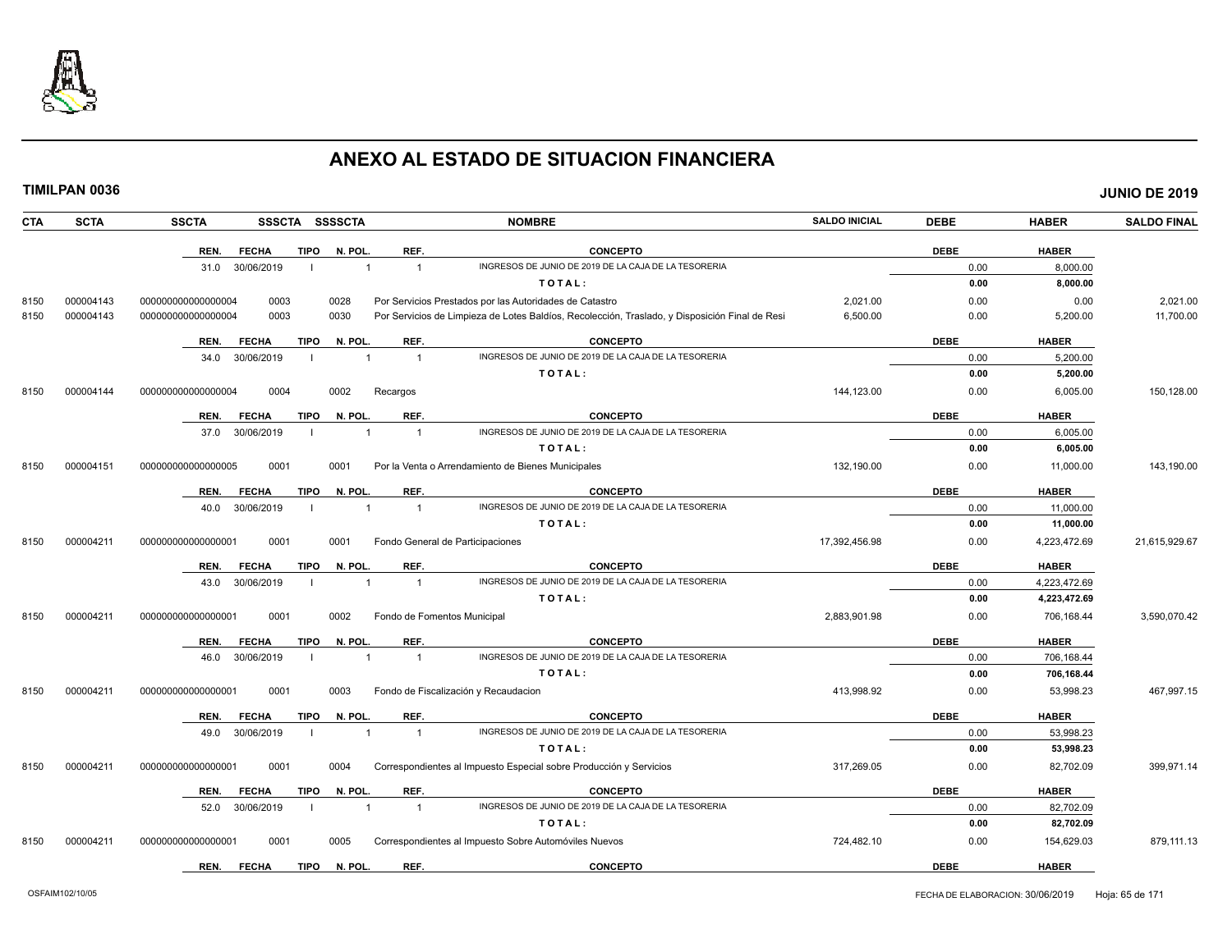# ANEXO AL ESTADO DE SITUACION FINANCIERA

**TIMILPAN 0036** **JUNIO DE 2019**

| CTA | SCTA | SSCTA | SSSCTA | SSSSCTA | NOMBRE | SALDO INICIAL | DEBE | HABER | SALDO FINAL |
|---|---|---|---|---|---|---|---|---|---|
| | | REN. 31.0 | FECHA 30/06/2019 | TIPO I / N. POL. 1 | REF. 1 — INGRESOS DE JUNIO DE 2019 DE LA CAJA DE LA TESORERIA | | 0.00 | 8,000.00 | |
| | | | | | **TOTAL:** | | **0.00** | **8,000.00** | |
| 8150 | 000004143 | 0000000000000004 | 0003 | 0028 | Por Servicios Prestados por las Autoridades de Catastro | 2,021.00 | 0.00 | 0.00 | 2,021.00 |
| 8150 | 000004143 | 0000000000000004 | 0003 | 0030 | Por Servicios de Limpieza de Lotes Baldíos, Recolección, Traslado, y Disposición Final de Resi | 6,500.00 | 0.00 | 5,200.00 | 11,700.00 |
| | | REN. 34.0 | FECHA 30/06/2019 | TIPO I / N. POL. 1 | REF. 1 — INGRESOS DE JUNIO DE 2019 DE LA CAJA DE LA TESORERIA | | 0.00 | 5,200.00 | |
| | | | | | **TOTAL:** | | **0.00** | **5,200.00** | |
| 8150 | 000004144 | 0000000000000004 | 0004 | 0002 | Recargos | 144,123.00 | 0.00 | 6,005.00 | 150,128.00 |
| | | REN. 37.0 | FECHA 30/06/2019 | TIPO I / N. POL. 1 | REF. 1 — INGRESOS DE JUNIO DE 2019 DE LA CAJA DE LA TESORERIA | | 0.00 | 6,005.00 | |
| | | | | | **TOTAL:** | | **0.00** | **6,005.00** | |
| 8150 | 000004151 | 0000000000000005 | 0001 | 0001 | Por la Venta o Arrendamiento de Bienes Municipales | 132,190.00 | 0.00 | 11,000.00 | 143,190.00 |
| | | REN. 40.0 | FECHA 30/06/2019 | TIPO I / N. POL. 1 | REF. 1 — INGRESOS DE JUNIO DE 2019 DE LA CAJA DE LA TESORERIA | | 0.00 | 11,000.00 | |
| | | | | | **TOTAL:** | | **0.00** | **11,000.00** | |
| 8150 | 000004211 | 0000000000000001 | 0001 | 0001 | Fondo General de Participaciones | 17,392,456.98 | 0.00 | 4,223,472.69 | 21,615,929.67 |
| | | REN. 43.0 | FECHA 30/06/2019 | TIPO I / N. POL. 1 | REF. 1 — INGRESOS DE JUNIO DE 2019 DE LA CAJA DE LA TESORERIA | | 0.00 | 4,223,472.69 | |
| | | | | | **TOTAL:** | | **0.00** | **4,223,472.69** | |
| 8150 | 000004211 | 0000000000000001 | 0001 | 0002 | Fondo de Fomentos Municipal | 2,883,901.98 | 0.00 | 706,168.44 | 3,590,070.42 |
| | | REN. 46.0 | FECHA 30/06/2019 | TIPO I / N. POL. 1 | REF. 1 — INGRESOS DE JUNIO DE 2019 DE LA CAJA DE LA TESORERIA | | 0.00 | 706,168.44 | |
| | | | | | **TOTAL:** | | **0.00** | **706,168.44** | |
| 8150 | 000004211 | 0000000000000001 | 0001 | 0003 | Fondo de Fiscalización y Recaudacion | 413,998.92 | 0.00 | 53,998.23 | 467,997.15 |
| | | REN. 49.0 | FECHA 30/06/2019 | TIPO I / N. POL. 1 | REF. 1 — INGRESOS DE JUNIO DE 2019 DE LA CAJA DE LA TESORERIA | | 0.00 | 53,998.23 | |
| | | | | | **TOTAL:** | | **0.00** | **53,998.23** | |
| 8150 | 000004211 | 0000000000000001 | 0001 | 0004 | Correspondientes al Impuesto Especial sobre Producción y Servicios | 317,269.05 | 0.00 | 82,702.09 | 399,971.14 |
| | | REN. 52.0 | FECHA 30/06/2019 | TIPO I / N. POL. 1 | REF. 1 — INGRESOS DE JUNIO DE 2019 DE LA CAJA DE LA TESORERIA | | 0.00 | 82,702.09 | |
| | | | | | **TOTAL:** | | **0.00** | **82,702.09** | |
| 8150 | 000004211 | 0000000000000001 | 0001 | 0005 | Correspondientes al Impuesto Sobre Automóviles Nuevos | 724,482.10 | 0.00 | 154,629.03 | 879,111.13 |
| | | REN. | FECHA | TIPO / N. POL. | REF. — CONCEPTO | | DEBE | HABER | |

OSFAIM102/10/05 FECHA DE ELABORACION: 30/06/2019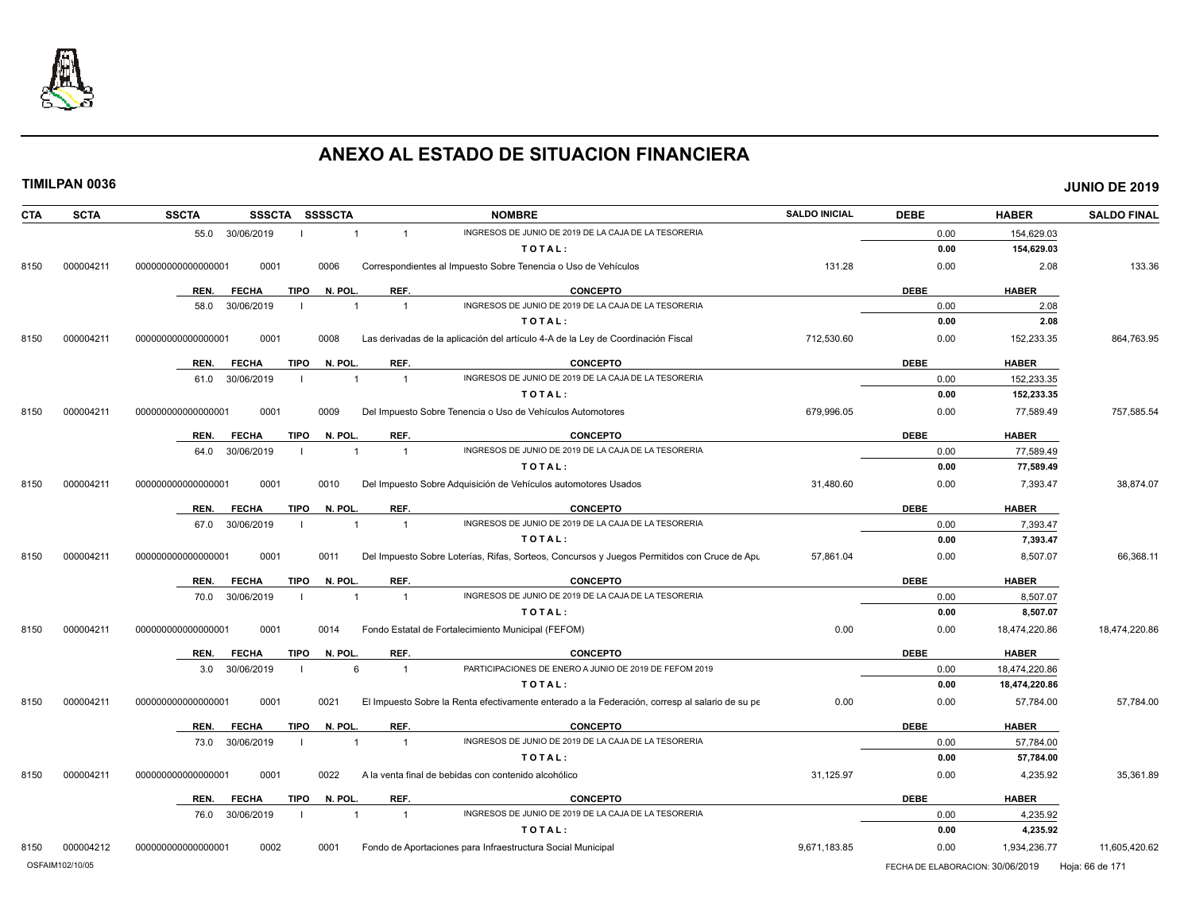# ANEXO AL ESTADO DE SITUACION FINANCIERA

**TIMILPAN 0036** **JUNIO DE 2019**

| CTA | SCTA | SSCTA | SSSCTA | SSSSCTA | NOMBRE | SALDO INICIAL | DEBE | HABER | SALDO FINAL |
|---|---|---|---|---|---|---|---|---|---|
| | | 55.0 30/06/2019 | I | 1 | 1 INGRESOS DE JUNIO DE 2019 DE LA CAJA DE LA TESORERIA | | 0.00 | 154,629.03 | |
| | | | | | TOTAL: | | **0.00** | **154,629.03** | |
| 8150 | 000004211 | 000000000000000001 | 0001 | 0006 | Correspondientes al Impuesto Sobre Tenencia o Uso de Vehículos | 131.28 | 0.00 | 2.08 | 133.36 |
| | | REN. FECHA | TIPO | N. POL. | REF. CONCEPTO | | DEBE | HABER | |
| | | 58.0 30/06/2019 | I | 1 | 1 INGRESOS DE JUNIO DE 2019 DE LA CAJA DE LA TESORERIA | | 0.00 | 2.08 | |
| | | | | | TOTAL: | | **0.00** | **2.08** | |
| 8150 | 000004211 | 000000000000000001 | 0001 | 0008 | Las derivadas de la aplicación del artículo 4-A de la Ley de Coordinación Fiscal | 712,530.60 | 0.00 | 152,233.35 | 864,763.95 |
| | | REN. FECHA | TIPO | N. POL. | REF. CONCEPTO | | DEBE | HABER | |
| | | 61.0 30/06/2019 | I | 1 | 1 INGRESOS DE JUNIO DE 2019 DE LA CAJA DE LA TESORERIA | | 0.00 | 152,233.35 | |
| | | | | | TOTAL: | | **0.00** | **152,233.35** | |
| 8150 | 000004211 | 000000000000000001 | 0001 | 0009 | Del Impuesto Sobre Tenencia o Uso de Vehículos Automotores | 679,996.05 | 0.00 | 77,589.49 | 757,585.54 |
| | | REN. FECHA | TIPO | N. POL. | REF. CONCEPTO | | DEBE | HABER | |
| | | 64.0 30/06/2019 | I | 1 | 1 INGRESOS DE JUNIO DE 2019 DE LA CAJA DE LA TESORERIA | | 0.00 | 77,589.49 | |
| | | | | | TOTAL: | | **0.00** | **77,589.49** | |
| 8150 | 000004211 | 000000000000000001 | 0001 | 0010 | Del Impuesto Sobre Adquisición de Vehículos automotores Usados | 31,480.60 | 0.00 | 7,393.47 | 38,874.07 |
| | | REN. FECHA | TIPO | N. POL. | REF. CONCEPTO | | DEBE | HABER | |
| | | 67.0 30/06/2019 | I | 1 | 1 INGRESOS DE JUNIO DE 2019 DE LA CAJA DE LA TESORERIA | | 0.00 | 7,393.47 | |
| | | | | | TOTAL: | | **0.00** | **7,393.47** | |
| 8150 | 000004211 | 000000000000000001 | 0001 | 0011 | Del Impuesto Sobre Loterías, Rifas, Sorteos, Concursos y Juegos Permitidos con Cruce de Apu | 57,861.04 | 0.00 | 8,507.07 | 66,368.11 |
| | | REN. FECHA | TIPO | N. POL. | REF. CONCEPTO | | DEBE | HABER | |
| | | 70.0 30/06/2019 | I | 1 | 1 INGRESOS DE JUNIO DE 2019 DE LA CAJA DE LA TESORERIA | | 0.00 | 8,507.07 | |
| | | | | | TOTAL: | | **0.00** | **8,507.07** | |
| 8150 | 000004211 | 000000000000000001 | 0001 | 0014 | Fondo Estatal de Fortalecimiento Municipal (FEFOM) | 0.00 | 0.00 | 18,474,220.86 | 18,474,220.86 |
| | | REN. FECHA | TIPO | N. POL. | REF. CONCEPTO | | DEBE | HABER | |
| | | 3.0 30/06/2019 | I | 6 | 1 PARTICIPACIONES DE ENERO A JUNIO DE 2019 DE FEFOM 2019 | | 0.00 | 18,474,220.86 | |
| | | | | | TOTAL: | | **0.00** | **18,474,220.86** | |
| 8150 | 000004211 | 000000000000000001 | 0001 | 0021 | El Impuesto Sobre la Renta efectivamente enterado a la Federación, corresp al salario de su pe | 0.00 | 0.00 | 57,784.00 | 57,784.00 |
| | | REN. FECHA | TIPO | N. POL. | REF. CONCEPTO | | DEBE | HABER | |
| | | 73.0 30/06/2019 | I | 1 | 1 INGRESOS DE JUNIO DE 2019 DE LA CAJA DE LA TESORERIA | | 0.00 | 57,784.00 | |
| | | | | | TOTAL: | | **0.00** | **57,784.00** | |
| 8150 | 000004211 | 000000000000000001 | 0001 | 0022 | A la venta final de bebidas con contenido alcohólico | 31,125.97 | 0.00 | 4,235.92 | 35,361.89 |
| | | REN. FECHA | TIPO | N. POL. | REF. CONCEPTO | | DEBE | HABER | |
| | | 76.0 30/06/2019 | I | 1 | 1 INGRESOS DE JUNIO DE 2019 DE LA CAJA DE LA TESORERIA | | 0.00 | 4,235.92 | |
| | | | | | TOTAL: | | **0.00** | **4,235.92** | |
| 8150 | 000004212 | 000000000000000001 | 0002 | 0001 | Fondo de Aportaciones para Infraestructura Social Municipal | 9,671,183.85 | 0.00 | 1,934,236.77 | 11,605,420.62 |

OSFAIM102/10/05 FECHA DE ELABORACION: 30/06/2019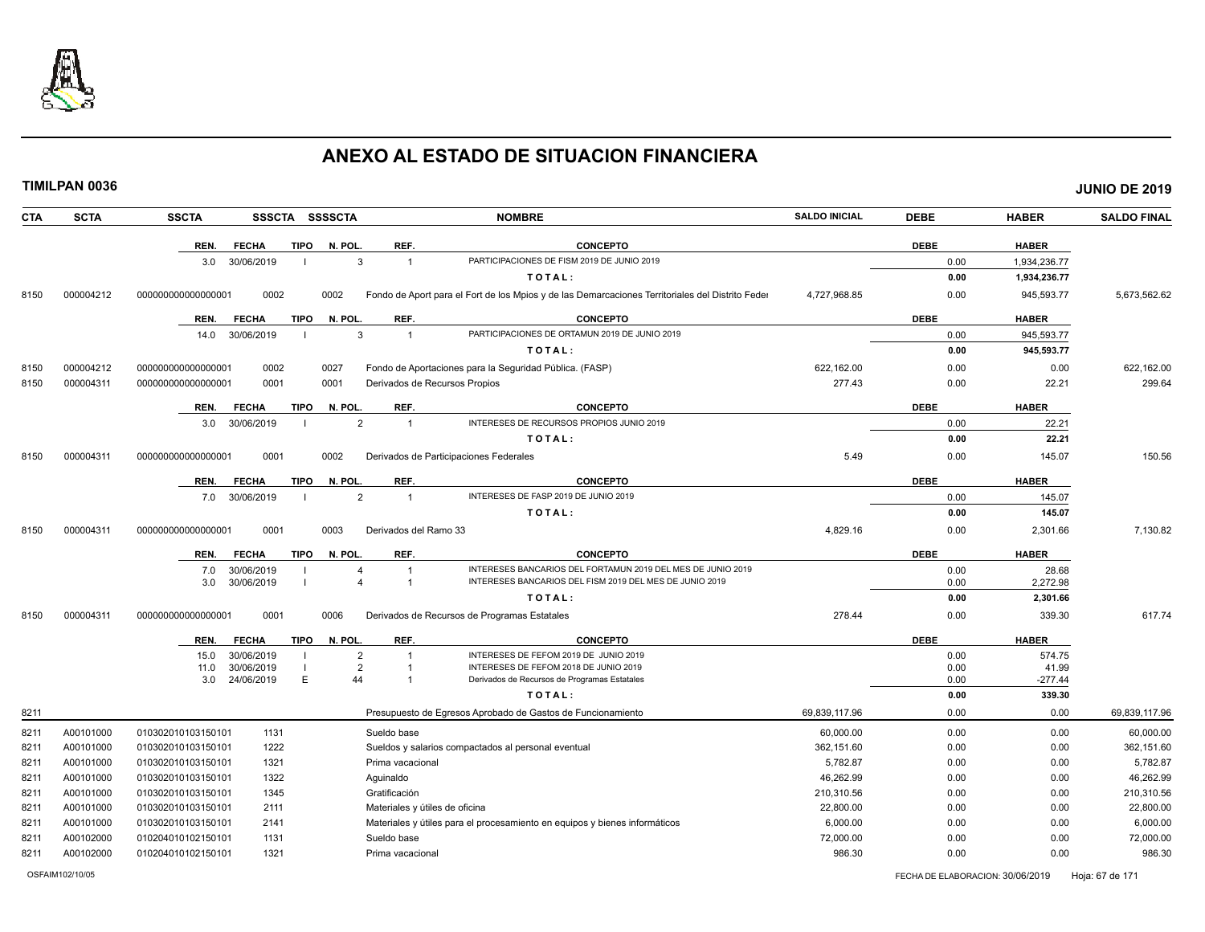# ANEXO AL ESTADO DE SITUACION FINANCIERA

**TIMILPAN 0036** — **JUNIO DE 2019**

| CTA | SCTA | SSCTA | SSSCTA | SSSSCTA | NOMBRE | SALDO INICIAL | DEBE | HABER | SALDO FINAL |
|---|---|---|---|---|---|---|---|---|---|

| REN. | FECHA | TIPO | N. POL. | REF. | CONCEPTO | DEBE | HABER |
|---|---|---|---|---|---|---|---|
| 3.0 | 30/06/2019 | I | 3 | 1 | PARTICIPACIONES DE FISM 2019 DE JUNIO 2019 | 0.00 | 1,934,236.77 |
| | | | | | **T O T A L :** | **0.00** | **1,934,236.77** |

| CTA | SCTA | SSCTA | SSSCTA | SSSSCTA | NOMBRE | SALDO INICIAL | DEBE | HABER | SALDO FINAL |
|---|---|---|---|---|---|---|---|---|---|
| 8150 | 000004212 | 000000000000000001 | 0002 | 0002 | Fondo de Aport para el Fort de los Mpios y de las Demarcaciones Territoriales del Distrito Feder | 4,727,968.85 | 0.00 | 945,593.77 | 5,673,562.62 |

| REN. | FECHA | TIPO | N. POL. | REF. | CONCEPTO | DEBE | HABER |
|---|---|---|---|---|---|---|---|
| 14.0 | 30/06/2019 | I | 3 | 1 | PARTICIPACIONES DE ORTAMUN 2019 DE JUNIO 2019 | 0.00 | 945,593.77 |
| | | | | | **T O T A L :** | **0.00** | **945,593.77** |

| CTA | SCTA | SSCTA | SSSCTA | SSSSCTA | NOMBRE | SALDO INICIAL | DEBE | HABER | SALDO FINAL |
|---|---|---|---|---|---|---|---|---|---|
| 8150 | 000004212 | 000000000000000001 | 0002 | 0027 | Fondo de Aportaciones para la Seguridad Pública. (FASP) | 622,162.00 | 0.00 | 0.00 | 622,162.00 |
| 8150 | 000004311 | 000000000000000001 | 0001 | 0001 | Derivados de Recursos Propios | 277.43 | 0.00 | 22.21 | 299.64 |

| REN. | FECHA | TIPO | N. POL. | REF. | CONCEPTO | DEBE | HABER |
|---|---|---|---|---|---|---|---|
| 3.0 | 30/06/2019 | I | 2 | 1 | INTERESES DE RECURSOS PROPIOS JUNIO 2019 | 0.00 | 22.21 |
| | | | | | **T O T A L :** | **0.00** | **22.21** |

| CTA | SCTA | SSCTA | SSSCTA | SSSSCTA | NOMBRE | SALDO INICIAL | DEBE | HABER | SALDO FINAL |
|---|---|---|---|---|---|---|---|---|---|
| 8150 | 000004311 | 000000000000000001 | 0001 | 0002 | Derivados de Participaciones Federales | 5.49 | 0.00 | 145.07 | 150.56 |

| REN. | FECHA | TIPO | N. POL. | REF. | CONCEPTO | DEBE | HABER |
|---|---|---|---|---|---|---|---|
| 7.0 | 30/06/2019 | I | 2 | 1 | INTERESES DE FASP 2019 DE JUNIO 2019 | 0.00 | 145.07 |
| | | | | | **T O T A L :** | **0.00** | **145.07** |

| CTA | SCTA | SSCTA | SSSCTA | SSSSCTA | NOMBRE | SALDO INICIAL | DEBE | HABER | SALDO FINAL |
|---|---|---|---|---|---|---|---|---|---|
| 8150 | 000004311 | 000000000000000001 | 0001 | 0003 | Derivados del Ramo 33 | 4,829.16 | 0.00 | 2,301.66 | 7,130.82 |

| REN. | FECHA | TIPO | N. POL. | REF. | CONCEPTO | DEBE | HABER |
|---|---|---|---|---|---|---|---|
| 7.0 | 30/06/2019 | I | 4 | 1 | INTERESES BANCARIOS DEL FORTAMUN 2019 DEL MES DE JUNIO 2019 | 0.00 | 28.68 |
| 3.0 | 30/06/2019 | I | 4 | 1 | INTERESES BANCARIOS DEL FISM 2019 DEL MES DE JUNIO 2019 | 0.00 | 2,272.98 |
| | | | | | **T O T A L :** | **0.00** | **2,301.66** |

| CTA | SCTA | SSCTA | SSSCTA | SSSSCTA | NOMBRE | SALDO INICIAL | DEBE | HABER | SALDO FINAL |
|---|---|---|---|---|---|---|---|---|---|
| 8150 | 000004311 | 000000000000000001 | 0001 | 0006 | Derivados de Recursos de Programas Estatales | 278.44 | 0.00 | 339.30 | 617.74 |

| REN. | FECHA | TIPO | N. POL. | REF. | CONCEPTO | DEBE | HABER |
|---|---|---|---|---|---|---|---|
| 15.0 | 30/06/2019 | I | 2 | 1 | INTERESES DE FEFOM 2019 DE JUNIO 2019 | 0.00 | 574.75 |
| 11.0 | 30/06/2019 | I | 2 | 1 | INTERESES DE FEFOM 2018 DE JUNIO 2019 | 0.00 | 41.99 |
| 3.0 | 24/06/2019 | E | 44 | 1 | Derivados de Recursos de Programas Estatales | 0.00 | -277.44 |
| | | | | | **T O T A L :** | **0.00** | **339.30** |

| CTA | SCTA | SSCTA | SSSCTA | SSSSCTA | NOMBRE | SALDO INICIAL | DEBE | HABER | SALDO FINAL |
|---|---|---|---|---|---|---|---|---|---|
| 8211 | | | | | Presupuesto de Egresos Aprobado de Gastos de Funcionamiento | 69,839,117.96 | 0.00 | 0.00 | 69,839,117.96 |
| 8211 | A00101000 | 010302010103150101 | 1131 | | Sueldo base | 60,000.00 | 0.00 | 0.00 | 60,000.00 |
| 8211 | A00101000 | 010302010103150101 | 1222 | | Sueldos y salarios compactados al personal eventual | 362,151.60 | 0.00 | 0.00 | 362,151.60 |
| 8211 | A00101000 | 010302010103150101 | 1321 | | Prima vacacional | 5,782.87 | 0.00 | 0.00 | 5,782.87 |
| 8211 | A00101000 | 010302010103150101 | 1322 | | Aguinaldo | 46,262.99 | 0.00 | 0.00 | 46,262.99 |
| 8211 | A00101000 | 010302010103150101 | 1345 | | Gratificación | 210,310.56 | 0.00 | 0.00 | 210,310.56 |
| 8211 | A00101000 | 010302010103150101 | 2111 | | Materiales y útiles de oficina | 22,800.00 | 0.00 | 0.00 | 22,800.00 |
| 8211 | A00101000 | 010302010103150101 | 2141 | | Materiales y útiles para el procesamiento en equipos y bienes informáticos | 6,000.00 | 0.00 | 0.00 | 6,000.00 |
| 8211 | A00102000 | 010204010102150101 | 1131 | | Sueldo base | 72,000.00 | 0.00 | 0.00 | 72,000.00 |
| 8211 | A00102000 | 010204010102150101 | 1321 | | Prima vacacional | 986.30 | 0.00 | 0.00 | 986.30 |

OSFAIM102/10/05 — FECHA DE ELABORACION: 30/06/2019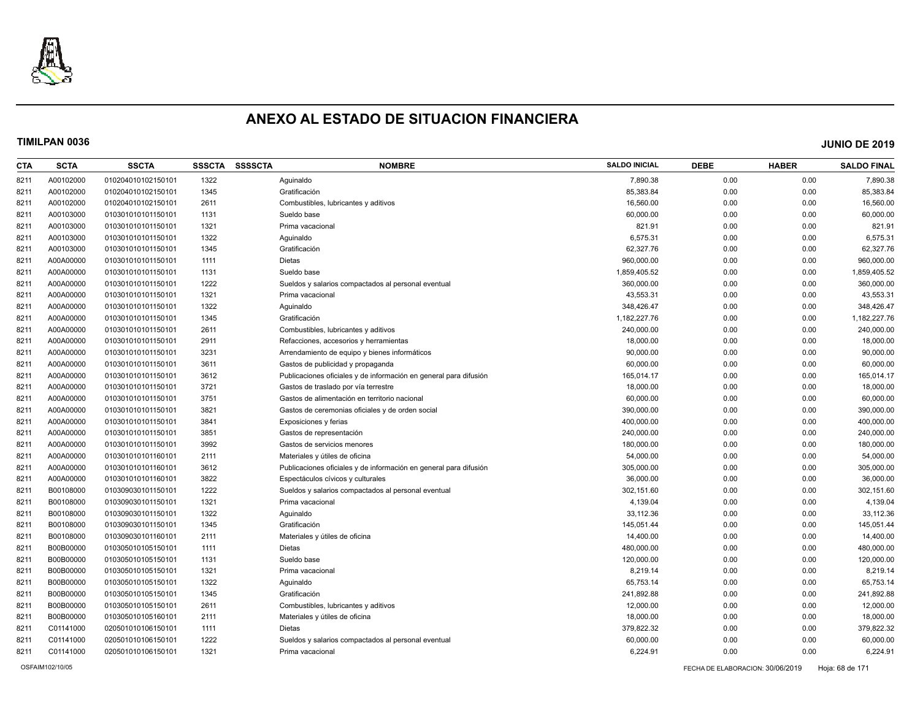# ANEXO AL ESTADO DE SITUACION FINANCIERA

**TIMILPAN 0036** **JUNIO DE 2019**

| CTA | SCTA | SSCTA | SSSCTA | SSSSCTA | NOMBRE | SALDO INICIAL | DEBE | HABER | SALDO FINAL |
|---|---|---|---|---|---|---|---|---|---|
| 8211 | A00102000 | 010204010102150101 | 1322 | | Aguinaldo | 7,890.38 | 0.00 | 0.00 | 7,890.38 |
| 8211 | A00102000 | 010204010102150101 | 1345 | | Gratificación | 85,383.84 | 0.00 | 0.00 | 85,383.84 |
| 8211 | A00102000 | 010204010102150101 | 2611 | | Combustibles, lubricantes y aditivos | 16,560.00 | 0.00 | 0.00 | 16,560.00 |
| 8211 | A00103000 | 010301010101150101 | 1131 | | Sueldo base | 60,000.00 | 0.00 | 0.00 | 60,000.00 |
| 8211 | A00103000 | 010301010101150101 | 1321 | | Prima vacacional | 821.91 | 0.00 | 0.00 | 821.91 |
| 8211 | A00103000 | 010301010101150101 | 1322 | | Aguinaldo | 6,575.31 | 0.00 | 0.00 | 6,575.31 |
| 8211 | A00103000 | 010301010101150101 | 1345 | | Gratificación | 62,327.76 | 0.00 | 0.00 | 62,327.76 |
| 8211 | A00A00000 | 010301010101150101 | 1111 | | Dietas | 960,000.00 | 0.00 | 0.00 | 960,000.00 |
| 8211 | A00A00000 | 010301010101150101 | 1131 | | Sueldo base | 1,859,405.52 | 0.00 | 0.00 | 1,859,405.52 |
| 8211 | A00A00000 | 010301010101150101 | 1222 | | Sueldos y salarios compactados al personal eventual | 360,000.00 | 0.00 | 0.00 | 360,000.00 |
| 8211 | A00A00000 | 010301010101150101 | 1321 | | Prima vacacional | 43,553.31 | 0.00 | 0.00 | 43,553.31 |
| 8211 | A00A00000 | 010301010101150101 | 1322 | | Aguinaldo | 348,426.47 | 0.00 | 0.00 | 348,426.47 |
| 8211 | A00A00000 | 010301010101150101 | 1345 | | Gratificación | 1,182,227.76 | 0.00 | 0.00 | 1,182,227.76 |
| 8211 | A00A00000 | 010301010101150101 | 2611 | | Combustibles, lubricantes y aditivos | 240,000.00 | 0.00 | 0.00 | 240,000.00 |
| 8211 | A00A00000 | 010301010101150101 | 2911 | | Refacciones, accesorios y herramientas | 18,000.00 | 0.00 | 0.00 | 18,000.00 |
| 8211 | A00A00000 | 010301010101150101 | 3231 | | Arrendamiento de equipo y bienes informáticos | 90,000.00 | 0.00 | 0.00 | 90,000.00 |
| 8211 | A00A00000 | 010301010101150101 | 3611 | | Gastos de publicidad y propaganda | 60,000.00 | 0.00 | 0.00 | 60,000.00 |
| 8211 | A00A00000 | 010301010101150101 | 3612 | | Publicaciones oficiales y de información en general para difusión | 165,014.17 | 0.00 | 0.00 | 165,014.17 |
| 8211 | A00A00000 | 010301010101150101 | 3721 | | Gastos de traslado por vía terrestre | 18,000.00 | 0.00 | 0.00 | 18,000.00 |
| 8211 | A00A00000 | 010301010101150101 | 3751 | | Gastos de alimentación en territorio nacional | 60,000.00 | 0.00 | 0.00 | 60,000.00 |
| 8211 | A00A00000 | 010301010101150101 | 3821 | | Gastos de ceremonias oficiales y de orden social | 390,000.00 | 0.00 | 0.00 | 390,000.00 |
| 8211 | A00A00000 | 010301010101150101 | 3841 | | Exposiciones y ferias | 400,000.00 | 0.00 | 0.00 | 400,000.00 |
| 8211 | A00A00000 | 010301010101150101 | 3851 | | Gastos de representación | 240,000.00 | 0.00 | 0.00 | 240,000.00 |
| 8211 | A00A00000 | 010301010101150101 | 3992 | | Gastos de servicios menores | 180,000.00 | 0.00 | 0.00 | 180,000.00 |
| 8211 | A00A00000 | 010301010101160101 | 2111 | | Materiales y útiles de oficina | 54,000.00 | 0.00 | 0.00 | 54,000.00 |
| 8211 | A00A00000 | 010301010101160101 | 3612 | | Publicaciones oficiales y de información en general para difusión | 305,000.00 | 0.00 | 0.00 | 305,000.00 |
| 8211 | A00A00000 | 010301010101160101 | 3822 | | Espectáculos cívicos y culturales | 36,000.00 | 0.00 | 0.00 | 36,000.00 |
| 8211 | B00108000 | 010309030101150101 | 1222 | | Sueldos y salarios compactados al personal eventual | 302,151.60 | 0.00 | 0.00 | 302,151.60 |
| 8211 | B00108000 | 010309030101150101 | 1321 | | Prima vacacional | 4,139.04 | 0.00 | 0.00 | 4,139.04 |
| 8211 | B00108000 | 010309030101150101 | 1322 | | Aguinaldo | 33,112.36 | 0.00 | 0.00 | 33,112.36 |
| 8211 | B00108000 | 010309030101150101 | 1345 | | Gratificación | 145,051.44 | 0.00 | 0.00 | 145,051.44 |
| 8211 | B00108000 | 010309030101160101 | 2111 | | Materiales y útiles de oficina | 14,400.00 | 0.00 | 0.00 | 14,400.00 |
| 8211 | B00B00000 | 010305010105150101 | 1111 | | Dietas | 480,000.00 | 0.00 | 0.00 | 480,000.00 |
| 8211 | B00B00000 | 010305010105150101 | 1131 | | Sueldo base | 120,000.00 | 0.00 | 0.00 | 120,000.00 |
| 8211 | B00B00000 | 010305010105150101 | 1321 | | Prima vacacional | 8,219.14 | 0.00 | 0.00 | 8,219.14 |
| 8211 | B00B00000 | 010305010105150101 | 1322 | | Aguinaldo | 65,753.14 | 0.00 | 0.00 | 65,753.14 |
| 8211 | B00B00000 | 010305010105150101 | 1345 | | Gratificación | 241,892.88 | 0.00 | 0.00 | 241,892.88 |
| 8211 | B00B00000 | 010305010105150101 | 2611 | | Combustibles, lubricantes y aditivos | 12,000.00 | 0.00 | 0.00 | 12,000.00 |
| 8211 | B00B00000 | 010305010105160101 | 2111 | | Materiales y útiles de oficina | 18,000.00 | 0.00 | 0.00 | 18,000.00 |
| 8211 | C01141000 | 020501010106150101 | 1111 | | Dietas | 379,822.32 | 0.00 | 0.00 | 379,822.32 |
| 8211 | C01141000 | 020501010106150101 | 1222 | | Sueldos y salarios compactados al personal eventual | 60,000.00 | 0.00 | 0.00 | 60,000.00 |
| 8211 | C01141000 | 020501010106150101 | 1321 | | Prima vacacional | 6,224.91 | 0.00 | 0.00 | 6,224.91 |

OSFAIM102/10/05 FECHA DE ELABORACION: 30/06/2019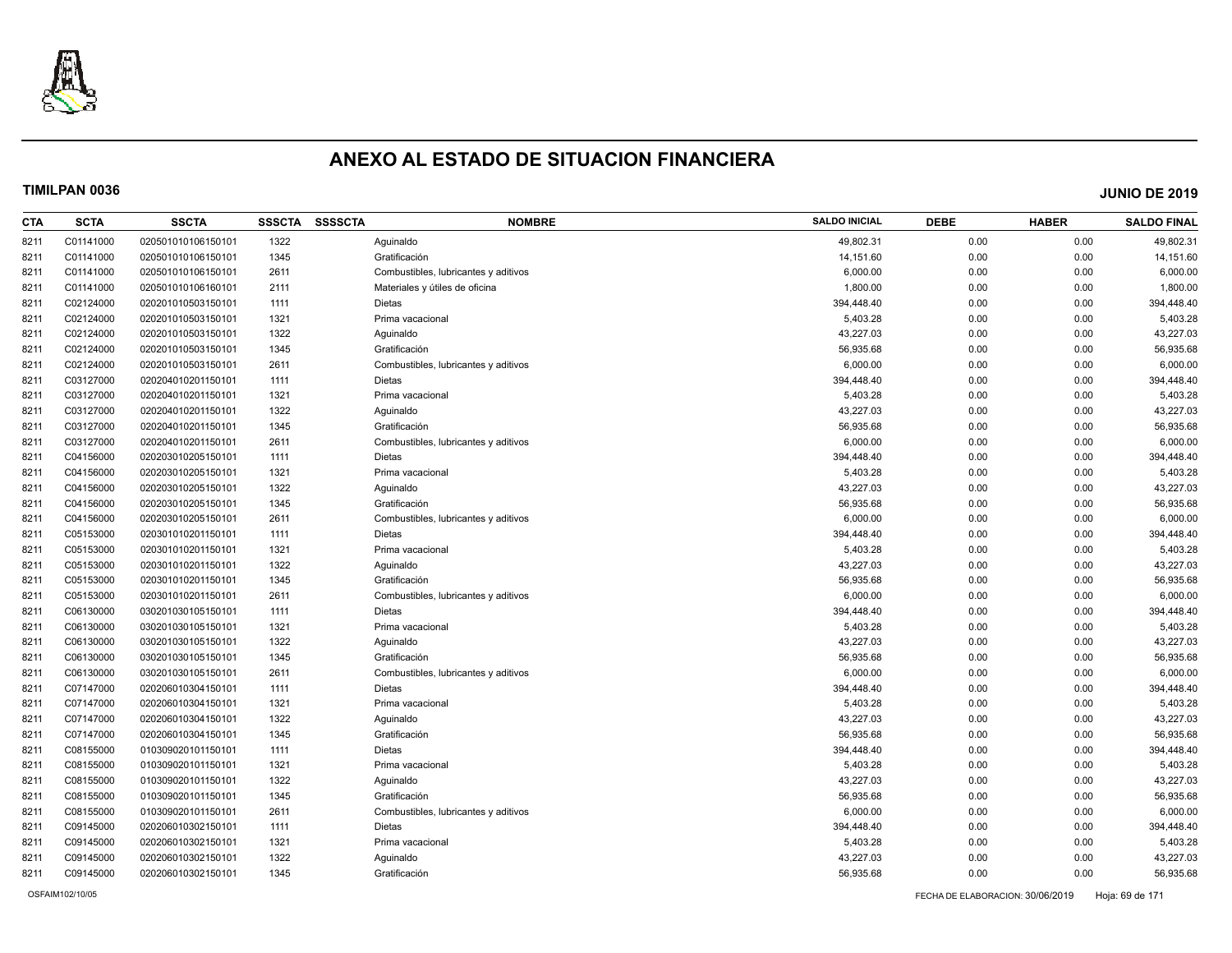# ANEXO AL ESTADO DE SITUACION FINANCIERA

**TIMILPAN 0036** **JUNIO DE 2019**

| CTA | SCTA | SSCTA | SSSCTA | SSSSCTA | NOMBRE | SALDO INICIAL | DEBE | HABER | SALDO FINAL |
|---|---|---|---|---|---|---|---|---|---|
| 8211 | C01141000 | 020501010106150101 | 1322 | | Aguinaldo | 49,802.31 | 0.00 | 0.00 | 49,802.31 |
| 8211 | C01141000 | 020501010106150101 | 1345 | | Gratificación | 14,151.60 | 0.00 | 0.00 | 14,151.60 |
| 8211 | C01141000 | 020501010106150101 | 2611 | | Combustibles, lubricantes y aditivos | 6,000.00 | 0.00 | 0.00 | 6,000.00 |
| 8211 | C01141000 | 020501010106160101 | 2111 | | Materiales y útiles de oficina | 1,800.00 | 0.00 | 0.00 | 1,800.00 |
| 8211 | C02124000 | 020201010503150101 | 1111 | | Dietas | 394,448.40 | 0.00 | 0.00 | 394,448.40 |
| 8211 | C02124000 | 020201010503150101 | 1321 | | Prima vacacional | 5,403.28 | 0.00 | 0.00 | 5,403.28 |
| 8211 | C02124000 | 020201010503150101 | 1322 | | Aguinaldo | 43,227.03 | 0.00 | 0.00 | 43,227.03 |
| 8211 | C02124000 | 020201010503150101 | 1345 | | Gratificación | 56,935.68 | 0.00 | 0.00 | 56,935.68 |
| 8211 | C02124000 | 020201010503150101 | 2611 | | Combustibles, lubricantes y aditivos | 6,000.00 | 0.00 | 0.00 | 6,000.00 |
| 8211 | C03127000 | 020204010201150101 | 1111 | | Dietas | 394,448.40 | 0.00 | 0.00 | 394,448.40 |
| 8211 | C03127000 | 020204010201150101 | 1321 | | Prima vacacional | 5,403.28 | 0.00 | 0.00 | 5,403.28 |
| 8211 | C03127000 | 020204010201150101 | 1322 | | Aguinaldo | 43,227.03 | 0.00 | 0.00 | 43,227.03 |
| 8211 | C03127000 | 020204010201150101 | 1345 | | Gratificación | 56,935.68 | 0.00 | 0.00 | 56,935.68 |
| 8211 | C03127000 | 020204010201150101 | 2611 | | Combustibles, lubricantes y aditivos | 6,000.00 | 0.00 | 0.00 | 6,000.00 |
| 8211 | C04156000 | 020203010205150101 | 1111 | | Dietas | 394,448.40 | 0.00 | 0.00 | 394,448.40 |
| 8211 | C04156000 | 020203010205150101 | 1321 | | Prima vacacional | 5,403.28 | 0.00 | 0.00 | 5,403.28 |
| 8211 | C04156000 | 020203010205150101 | 1322 | | Aguinaldo | 43,227.03 | 0.00 | 0.00 | 43,227.03 |
| 8211 | C04156000 | 020203010205150101 | 1345 | | Gratificación | 56,935.68 | 0.00 | 0.00 | 56,935.68 |
| 8211 | C04156000 | 020203010205150101 | 2611 | | Combustibles, lubricantes y aditivos | 6,000.00 | 0.00 | 0.00 | 6,000.00 |
| 8211 | C05153000 | 020301010201150101 | 1111 | | Dietas | 394,448.40 | 0.00 | 0.00 | 394,448.40 |
| 8211 | C05153000 | 020301010201150101 | 1321 | | Prima vacacional | 5,403.28 | 0.00 | 0.00 | 5,403.28 |
| 8211 | C05153000 | 020301010201150101 | 1322 | | Aguinaldo | 43,227.03 | 0.00 | 0.00 | 43,227.03 |
| 8211 | C05153000 | 020301010201150101 | 1345 | | Gratificación | 56,935.68 | 0.00 | 0.00 | 56,935.68 |
| 8211 | C05153000 | 020301010201150101 | 2611 | | Combustibles, lubricantes y aditivos | 6,000.00 | 0.00 | 0.00 | 6,000.00 |
| 8211 | C06130000 | 030201030105150101 | 1111 | | Dietas | 394,448.40 | 0.00 | 0.00 | 394,448.40 |
| 8211 | C06130000 | 030201030105150101 | 1321 | | Prima vacacional | 5,403.28 | 0.00 | 0.00 | 5,403.28 |
| 8211 | C06130000 | 030201030105150101 | 1322 | | Aguinaldo | 43,227.03 | 0.00 | 0.00 | 43,227.03 |
| 8211 | C06130000 | 030201030105150101 | 1345 | | Gratificación | 56,935.68 | 0.00 | 0.00 | 56,935.68 |
| 8211 | C06130000 | 030201030105150101 | 2611 | | Combustibles, lubricantes y aditivos | 6,000.00 | 0.00 | 0.00 | 6,000.00 |
| 8211 | C07147000 | 020206010304150101 | 1111 | | Dietas | 394,448.40 | 0.00 | 0.00 | 394,448.40 |
| 8211 | C07147000 | 020206010304150101 | 1321 | | Prima vacacional | 5,403.28 | 0.00 | 0.00 | 5,403.28 |
| 8211 | C07147000 | 020206010304150101 | 1322 | | Aguinaldo | 43,227.03 | 0.00 | 0.00 | 43,227.03 |
| 8211 | C07147000 | 020206010304150101 | 1345 | | Gratificación | 56,935.68 | 0.00 | 0.00 | 56,935.68 |
| 8211 | C08155000 | 010309020101150101 | 1111 | | Dietas | 394,448.40 | 0.00 | 0.00 | 394,448.40 |
| 8211 | C08155000 | 010309020101150101 | 1321 | | Prima vacacional | 5,403.28 | 0.00 | 0.00 | 5,403.28 |
| 8211 | C08155000 | 010309020101150101 | 1322 | | Aguinaldo | 43,227.03 | 0.00 | 0.00 | 43,227.03 |
| 8211 | C08155000 | 010309020101150101 | 1345 | | Gratificación | 56,935.68 | 0.00 | 0.00 | 56,935.68 |
| 8211 | C08155000 | 010309020101150101 | 2611 | | Combustibles, lubricantes y aditivos | 6,000.00 | 0.00 | 0.00 | 6,000.00 |
| 8211 | C09145000 | 020206010302150101 | 1111 | | Dietas | 394,448.40 | 0.00 | 0.00 | 394,448.40 |
| 8211 | C09145000 | 020206010302150101 | 1321 | | Prima vacacional | 5,403.28 | 0.00 | 0.00 | 5,403.28 |
| 8211 | C09145000 | 020206010302150101 | 1322 | | Aguinaldo | 43,227.03 | 0.00 | 0.00 | 43,227.03 |
| 8211 | C09145000 | 020206010302150101 | 1345 | | Gratificación | 56,935.68 | 0.00 | 0.00 | 56,935.68 |

OSFAIM102/10/05 FECHA DE ELABORACION: 30/06/2019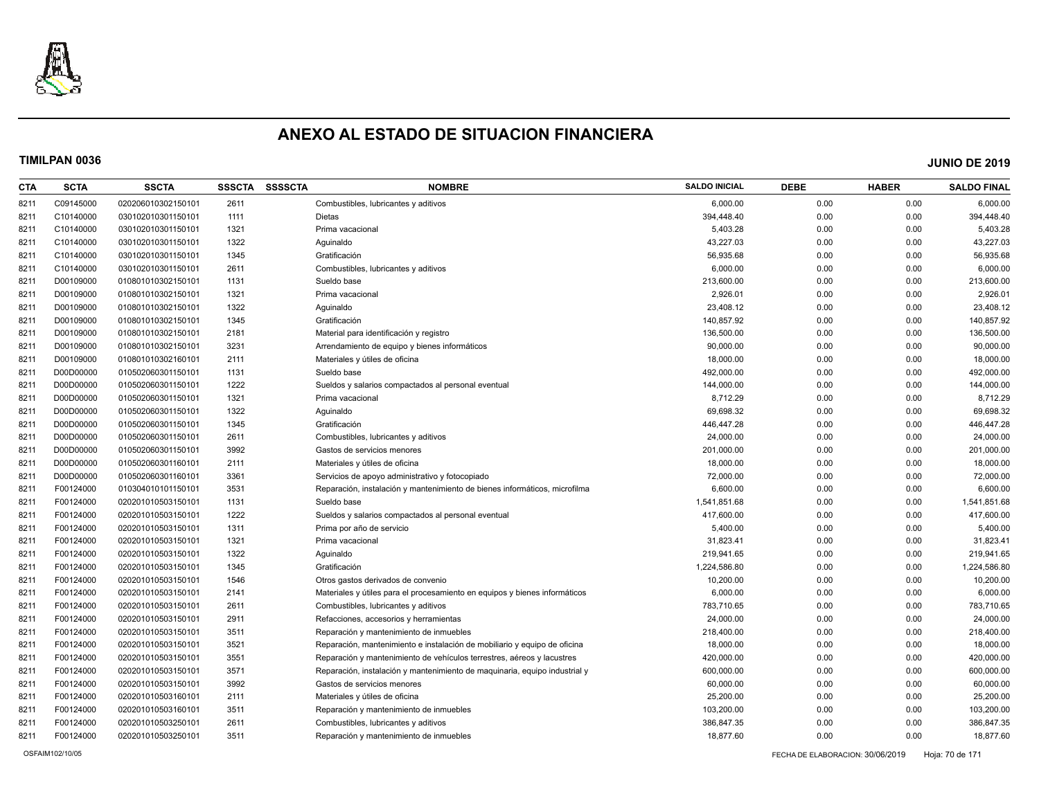# ANEXO AL ESTADO DE SITUACION FINANCIERA

**TIMILPAN 0036** **JUNIO DE 2019**

| CTA | SCTA | SSCTA | SSSCTA | SSSSCTA | NOMBRE | SALDO INICIAL | DEBE | HABER | SALDO FINAL |
|---|---|---|---|---|---|---|---|---|---|
| 8211 | C09145000 | 020206010302150101 | 2611 | | Combustibles, lubricantes y aditivos | 6,000.00 | 0.00 | 0.00 | 6,000.00 |
| 8211 | C10140000 | 030102010301150101 | 1111 | | Dietas | 394,448.40 | 0.00 | 0.00 | 394,448.40 |
| 8211 | C10140000 | 030102010301150101 | 1321 | | Prima vacacional | 5,403.28 | 0.00 | 0.00 | 5,403.28 |
| 8211 | C10140000 | 030102010301150101 | 1322 | | Aguinaldo | 43,227.03 | 0.00 | 0.00 | 43,227.03 |
| 8211 | C10140000 | 030102010301150101 | 1345 | | Gratificación | 56,935.68 | 0.00 | 0.00 | 56,935.68 |
| 8211 | C10140000 | 030102010301150101 | 2611 | | Combustibles, lubricantes y aditivos | 6,000.00 | 0.00 | 0.00 | 6,000.00 |
| 8211 | D00109000 | 010801010302150101 | 1131 | | Sueldo base | 213,600.00 | 0.00 | 0.00 | 213,600.00 |
| 8211 | D00109000 | 010801010302150101 | 1321 | | Prima vacacional | 2,926.01 | 0.00 | 0.00 | 2,926.01 |
| 8211 | D00109000 | 010801010302150101 | 1322 | | Aguinaldo | 23,408.12 | 0.00 | 0.00 | 23,408.12 |
| 8211 | D00109000 | 010801010302150101 | 1345 | | Gratificación | 140,857.92 | 0.00 | 0.00 | 140,857.92 |
| 8211 | D00109000 | 010801010302150101 | 2181 | | Material para identificación y registro | 136,500.00 | 0.00 | 0.00 | 136,500.00 |
| 8211 | D00109000 | 010801010302150101 | 3231 | | Arrendamiento de equipo y bienes informáticos | 90,000.00 | 0.00 | 0.00 | 90,000.00 |
| 8211 | D00109000 | 010801010302160101 | 2111 | | Materiales y útiles de oficina | 18,000.00 | 0.00 | 0.00 | 18,000.00 |
| 8211 | D00D00000 | 010502060301150101 | 1131 | | Sueldo base | 492,000.00 | 0.00 | 0.00 | 492,000.00 |
| 8211 | D00D00000 | 010502060301150101 | 1222 | | Sueldos y salarios compactados al personal eventual | 144,000.00 | 0.00 | 0.00 | 144,000.00 |
| 8211 | D00D00000 | 010502060301150101 | 1321 | | Prima vacacional | 8,712.29 | 0.00 | 0.00 | 8,712.29 |
| 8211 | D00D00000 | 010502060301150101 | 1322 | | Aguinaldo | 69,698.32 | 0.00 | 0.00 | 69,698.32 |
| 8211 | D00D00000 | 010502060301150101 | 1345 | | Gratificación | 446,447.28 | 0.00 | 0.00 | 446,447.28 |
| 8211 | D00D00000 | 010502060301150101 | 2611 | | Combustibles, lubricantes y aditivos | 24,000.00 | 0.00 | 0.00 | 24,000.00 |
| 8211 | D00D00000 | 010502060301150101 | 3992 | | Gastos de servicios menores | 201,000.00 | 0.00 | 0.00 | 201,000.00 |
| 8211 | D00D00000 | 010502060301160101 | 2111 | | Materiales y útiles de oficina | 18,000.00 | 0.00 | 0.00 | 18,000.00 |
| 8211 | D00D00000 | 010502060301160101 | 3361 | | Servicios de apoyo administrativo y fotocopiado | 72,000.00 | 0.00 | 0.00 | 72,000.00 |
| 8211 | F00124000 | 010304010101150101 | 3531 | | Reparación, instalación y mantenimiento de bienes informáticos, microfilma | 6,600.00 | 0.00 | 0.00 | 6,600.00 |
| 8211 | F00124000 | 020201010503150101 | 1131 | | Sueldo base | 1,541,851.68 | 0.00 | 0.00 | 1,541,851.68 |
| 8211 | F00124000 | 020201010503150101 | 1222 | | Sueldos y salarios compactados al personal eventual | 417,600.00 | 0.00 | 0.00 | 417,600.00 |
| 8211 | F00124000 | 020201010503150101 | 1311 | | Prima por año de servicio | 5,400.00 | 0.00 | 0.00 | 5,400.00 |
| 8211 | F00124000 | 020201010503150101 | 1321 | | Prima vacacional | 31,823.41 | 0.00 | 0.00 | 31,823.41 |
| 8211 | F00124000 | 020201010503150101 | 1322 | | Aguinaldo | 219,941.65 | 0.00 | 0.00 | 219,941.65 |
| 8211 | F00124000 | 020201010503150101 | 1345 | | Gratificación | 1,224,586.80 | 0.00 | 0.00 | 1,224,586.80 |
| 8211 | F00124000 | 020201010503150101 | 1546 | | Otros gastos derivados de convenio | 10,200.00 | 0.00 | 0.00 | 10,200.00 |
| 8211 | F00124000 | 020201010503150101 | 2141 | | Materiales y útiles para el procesamiento en equipos y bienes informáticos | 6,000.00 | 0.00 | 0.00 | 6,000.00 |
| 8211 | F00124000 | 020201010503150101 | 2611 | | Combustibles, lubricantes y aditivos | 783,710.65 | 0.00 | 0.00 | 783,710.65 |
| 8211 | F00124000 | 020201010503150101 | 2911 | | Refacciones, accesorios y herramientas | 24,000.00 | 0.00 | 0.00 | 24,000.00 |
| 8211 | F00124000 | 020201010503150101 | 3511 | | Reparación y mantenimiento de inmuebles | 218,400.00 | 0.00 | 0.00 | 218,400.00 |
| 8211 | F00124000 | 020201010503150101 | 3521 | | Reparación, mantenimiento e instalación de mobiliario y equipo de oficina | 18,000.00 | 0.00 | 0.00 | 18,000.00 |
| 8211 | F00124000 | 020201010503150101 | 3551 | | Reparación y mantenimiento de vehículos terrestres, aéreos y lacustres | 420,000.00 | 0.00 | 0.00 | 420,000.00 |
| 8211 | F00124000 | 020201010503150101 | 3571 | | Reparación, instalación y mantenimiento de maquinaria, equipo industrial y | 600,000.00 | 0.00 | 0.00 | 600,000.00 |
| 8211 | F00124000 | 020201010503150101 | 3992 | | Gastos de servicios menores | 60,000.00 | 0.00 | 0.00 | 60,000.00 |
| 8211 | F00124000 | 020201010503160101 | 2111 | | Materiales y útiles de oficina | 25,200.00 | 0.00 | 0.00 | 25,200.00 |
| 8211 | F00124000 | 020201010503160101 | 3511 | | Reparación y mantenimiento de inmuebles | 103,200.00 | 0.00 | 0.00 | 103,200.00 |
| 8211 | F00124000 | 020201010503250101 | 2611 | | Combustibles, lubricantes y aditivos | 386,847.35 | 0.00 | 0.00 | 386,847.35 |
| 8211 | F00124000 | 020201010503250101 | 3511 | | Reparación y mantenimiento de inmuebles | 18,877.60 | 0.00 | 0.00 | 18,877.60 |

OSFAIM102/10/05 FECHA DE ELABORACION: 30/06/2019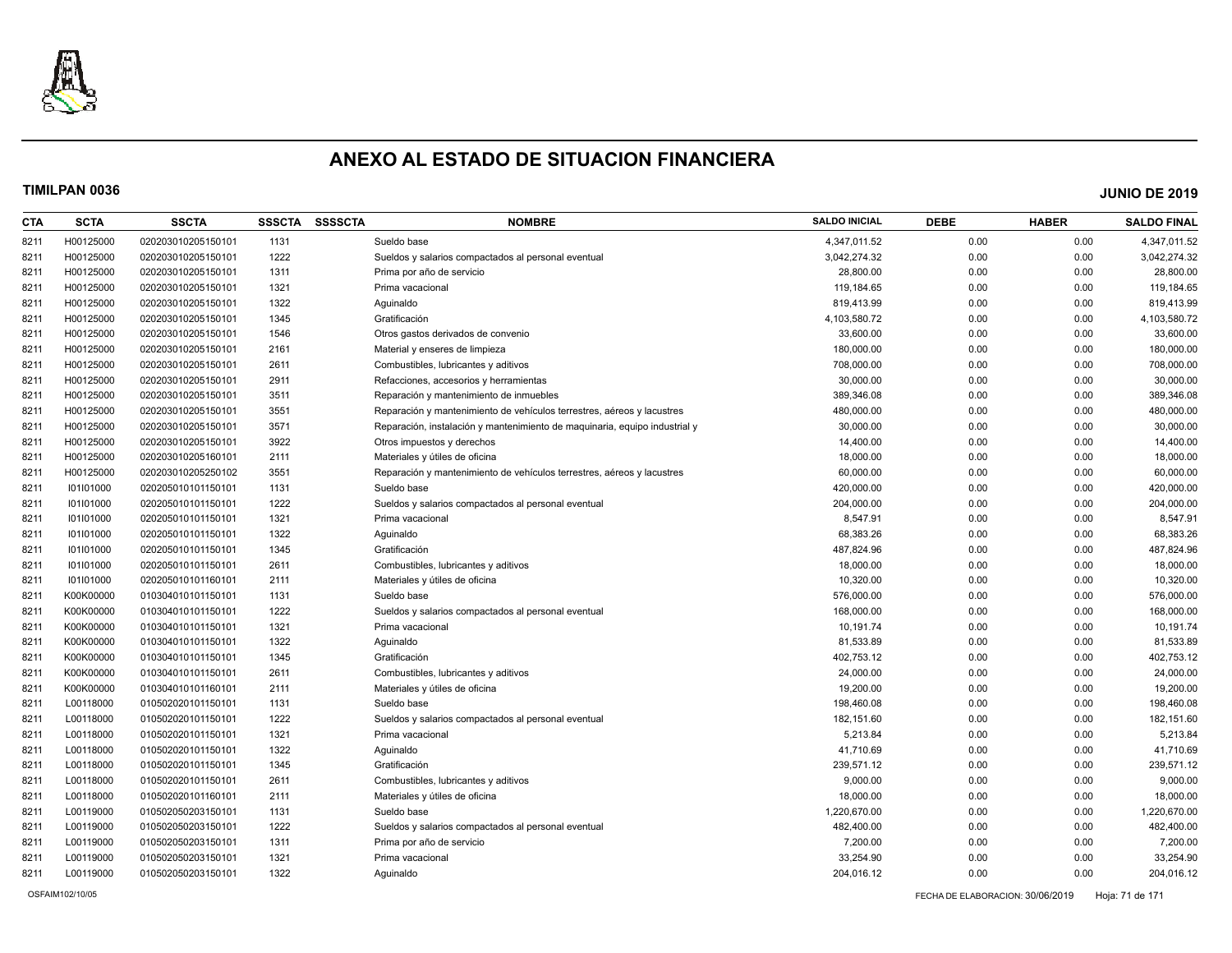# ANEXO AL ESTADO DE SITUACION FINANCIERA

**TIMILPAN 0036** **JUNIO DE 2019**

| CTA | SCTA | SSCTA | SSSCTA | SSSSCTA | NOMBRE | SALDO INICIAL | DEBE | HABER | SALDO FINAL |
|---|---|---|---|---|---|---|---|---|---|
| 8211 | H00125000 | 020203010205150101 | 1131 | | Sueldo base | 4,347,011.52 | 0.00 | 0.00 | 4,347,011.52 |
| 8211 | H00125000 | 020203010205150101 | 1222 | | Sueldos y salarios compactados al personal eventual | 3,042,274.32 | 0.00 | 0.00 | 3,042,274.32 |
| 8211 | H00125000 | 020203010205150101 | 1311 | | Prima por año de servicio | 28,800.00 | 0.00 | 0.00 | 28,800.00 |
| 8211 | H00125000 | 020203010205150101 | 1321 | | Prima vacacional | 119,184.65 | 0.00 | 0.00 | 119,184.65 |
| 8211 | H00125000 | 020203010205150101 | 1322 | | Aguinaldo | 819,413.99 | 0.00 | 0.00 | 819,413.99 |
| 8211 | H00125000 | 020203010205150101 | 1345 | | Gratificación | 4,103,580.72 | 0.00 | 0.00 | 4,103,580.72 |
| 8211 | H00125000 | 020203010205150101 | 1546 | | Otros gastos derivados de convenio | 33,600.00 | 0.00 | 0.00 | 33,600.00 |
| 8211 | H00125000 | 020203010205150101 | 2161 | | Material y enseres de limpieza | 180,000.00 | 0.00 | 0.00 | 180,000.00 |
| 8211 | H00125000 | 020203010205150101 | 2611 | | Combustibles, lubricantes y aditivos | 708,000.00 | 0.00 | 0.00 | 708,000.00 |
| 8211 | H00125000 | 020203010205150101 | 2911 | | Refacciones, accesorios y herramientas | 30,000.00 | 0.00 | 0.00 | 30,000.00 |
| 8211 | H00125000 | 020203010205150101 | 3511 | | Reparación y mantenimiento de inmuebles | 389,346.08 | 0.00 | 0.00 | 389,346.08 |
| 8211 | H00125000 | 020203010205150101 | 3551 | | Reparación y mantenimiento de vehículos terrestres, aéreos y lacustres | 480,000.00 | 0.00 | 0.00 | 480,000.00 |
| 8211 | H00125000 | 020203010205150101 | 3571 | | Reparación, instalación y mantenimiento de maquinaria, equipo industrial y | 30,000.00 | 0.00 | 0.00 | 30,000.00 |
| 8211 | H00125000 | 020203010205150101 | 3922 | | Otros impuestos y derechos | 14,400.00 | 0.00 | 0.00 | 14,400.00 |
| 8211 | H00125000 | 020203010205160101 | 2111 | | Materiales y útiles de oficina | 18,000.00 | 0.00 | 0.00 | 18,000.00 |
| 8211 | H00125000 | 020203010205250102 | 3551 | | Reparación y mantenimiento de vehículos terrestres, aéreos y lacustres | 60,000.00 | 0.00 | 0.00 | 60,000.00 |
| 8211 | I01I01000 | 020205010101150101 | 1131 | | Sueldo base | 420,000.00 | 0.00 | 0.00 | 420,000.00 |
| 8211 | I01I01000 | 020205010101150101 | 1222 | | Sueldos y salarios compactados al personal eventual | 204,000.00 | 0.00 | 0.00 | 204,000.00 |
| 8211 | I01I01000 | 020205010101150101 | 1321 | | Prima vacacional | 8,547.91 | 0.00 | 0.00 | 8,547.91 |
| 8211 | I01I01000 | 020205010101150101 | 1322 | | Aguinaldo | 68,383.26 | 0.00 | 0.00 | 68,383.26 |
| 8211 | I01I01000 | 020205010101150101 | 1345 | | Gratificación | 487,824.96 | 0.00 | 0.00 | 487,824.96 |
| 8211 | I01I01000 | 020205010101150101 | 2611 | | Combustibles, lubricantes y aditivos | 18,000.00 | 0.00 | 0.00 | 18,000.00 |
| 8211 | I01I01000 | 020205010101160101 | 2111 | | Materiales y útiles de oficina | 10,320.00 | 0.00 | 0.00 | 10,320.00 |
| 8211 | K00K00000 | 010304010101150101 | 1131 | | Sueldo base | 576,000.00 | 0.00 | 0.00 | 576,000.00 |
| 8211 | K00K00000 | 010304010101150101 | 1222 | | Sueldos y salarios compactados al personal eventual | 168,000.00 | 0.00 | 0.00 | 168,000.00 |
| 8211 | K00K00000 | 010304010101150101 | 1321 | | Prima vacacional | 10,191.74 | 0.00 | 0.00 | 10,191.74 |
| 8211 | K00K00000 | 010304010101150101 | 1322 | | Aguinaldo | 81,533.89 | 0.00 | 0.00 | 81,533.89 |
| 8211 | K00K00000 | 010304010101150101 | 1345 | | Gratificación | 402,753.12 | 0.00 | 0.00 | 402,753.12 |
| 8211 | K00K00000 | 010304010101150101 | 2611 | | Combustibles, lubricantes y aditivos | 24,000.00 | 0.00 | 0.00 | 24,000.00 |
| 8211 | K00K00000 | 010304010101160101 | 2111 | | Materiales y útiles de oficina | 19,200.00 | 0.00 | 0.00 | 19,200.00 |
| 8211 | L00118000 | 010502020101150101 | 1131 | | Sueldo base | 198,460.08 | 0.00 | 0.00 | 198,460.08 |
| 8211 | L00118000 | 010502020101150101 | 1222 | | Sueldos y salarios compactados al personal eventual | 182,151.60 | 0.00 | 0.00 | 182,151.60 |
| 8211 | L00118000 | 010502020101150101 | 1321 | | Prima vacacional | 5,213.84 | 0.00 | 0.00 | 5,213.84 |
| 8211 | L00118000 | 010502020101150101 | 1322 | | Aguinaldo | 41,710.69 | 0.00 | 0.00 | 41,710.69 |
| 8211 | L00118000 | 010502020101150101 | 1345 | | Gratificación | 239,571.12 | 0.00 | 0.00 | 239,571.12 |
| 8211 | L00118000 | 010502020101150101 | 2611 | | Combustibles, lubricantes y aditivos | 9,000.00 | 0.00 | 0.00 | 9,000.00 |
| 8211 | L00118000 | 010502020101160101 | 2111 | | Materiales y útiles de oficina | 18,000.00 | 0.00 | 0.00 | 18,000.00 |
| 8211 | L00119000 | 010502050203150101 | 1131 | | Sueldo base | 1,220,670.00 | 0.00 | 0.00 | 1,220,670.00 |
| 8211 | L00119000 | 010502050203150101 | 1222 | | Sueldos y salarios compactados al personal eventual | 482,400.00 | 0.00 | 0.00 | 482,400.00 |
| 8211 | L00119000 | 010502050203150101 | 1311 | | Prima por año de servicio | 7,200.00 | 0.00 | 0.00 | 7,200.00 |
| 8211 | L00119000 | 010502050203150101 | 1321 | | Prima vacacional | 33,254.90 | 0.00 | 0.00 | 33,254.90 |
| 8211 | L00119000 | 010502050203150101 | 1322 | | Aguinaldo | 204,016.12 | 0.00 | 0.00 | 204,016.12 |

OSFAIM102/10/05 FECHA DE ELABORACION: 30/06/2019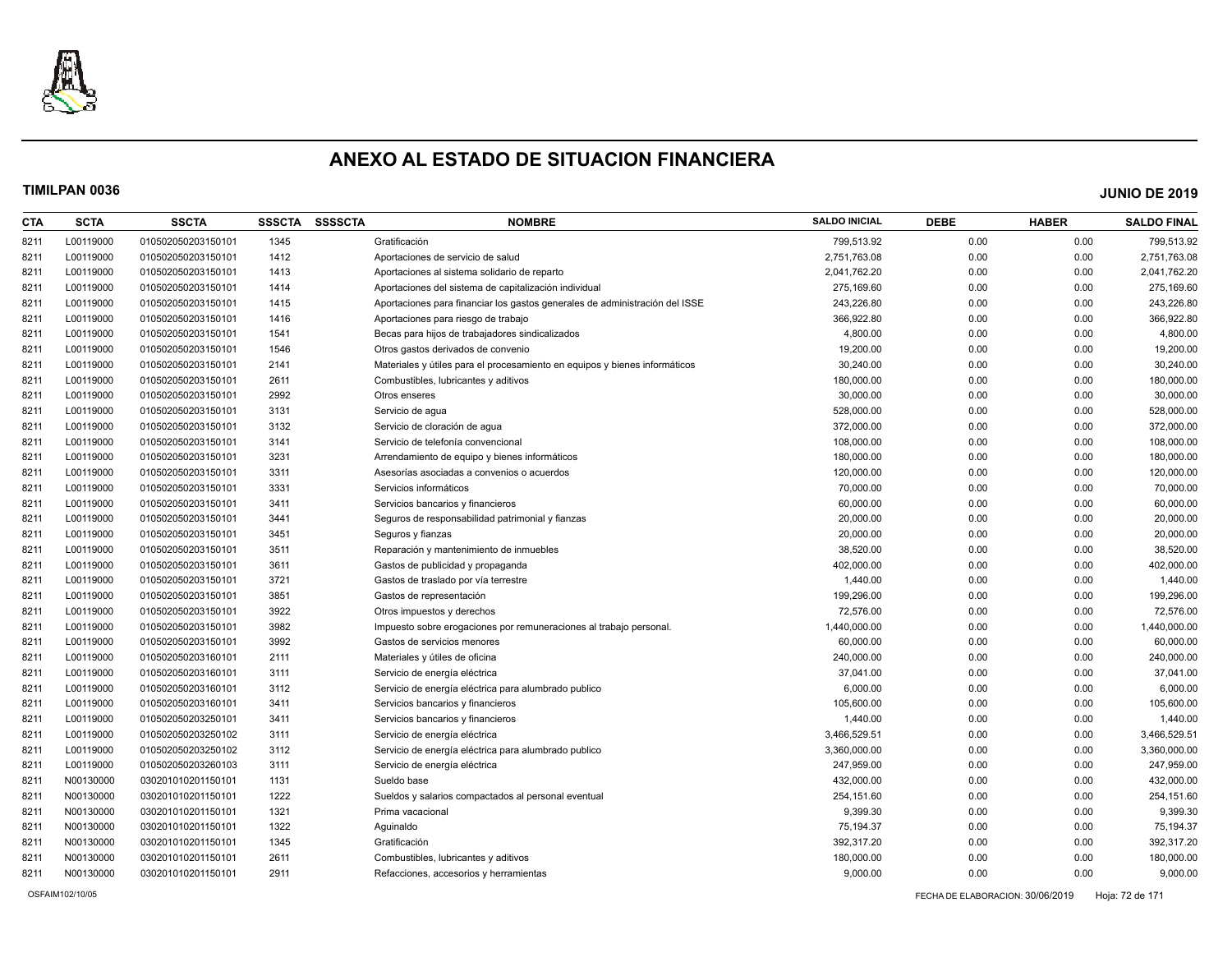# ANEXO AL ESTADO DE SITUACION FINANCIERA

**TIMILPAN 0036** **JUNIO DE 2019**

| CTA | SCTA | SSCTA | SSSCTA | SSSSCTA | NOMBRE | SALDO INICIAL | DEBE | HABER | SALDO FINAL |
|---|---|---|---|---|---|---|---|---|---|
| 8211 | L00119000 | 010502050203150101 | 1345 | | Gratificación | 799,513.92 | 0.00 | 0.00 | 799,513.92 |
| 8211 | L00119000 | 010502050203150101 | 1412 | | Aportaciones de servicio de salud | 2,751,763.08 | 0.00 | 0.00 | 2,751,763.08 |
| 8211 | L00119000 | 010502050203150101 | 1413 | | Aportaciones al sistema solidario de reparto | 2,041,762.20 | 0.00 | 0.00 | 2,041,762.20 |
| 8211 | L00119000 | 010502050203150101 | 1414 | | Aportaciones del sistema de capitalización individual | 275,169.60 | 0.00 | 0.00 | 275,169.60 |
| 8211 | L00119000 | 010502050203150101 | 1415 | | Aportaciones para financiar los gastos generales de administración del ISSE | 243,226.80 | 0.00 | 0.00 | 243,226.80 |
| 8211 | L00119000 | 010502050203150101 | 1416 | | Aportaciones para riesgo de trabajo | 366,922.80 | 0.00 | 0.00 | 366,922.80 |
| 8211 | L00119000 | 010502050203150101 | 1541 | | Becas para hijos de trabajadores sindicalizados | 4,800.00 | 0.00 | 0.00 | 4,800.00 |
| 8211 | L00119000 | 010502050203150101 | 1546 | | Otros gastos derivados de convenio | 19,200.00 | 0.00 | 0.00 | 19,200.00 |
| 8211 | L00119000 | 010502050203150101 | 2141 | | Materiales y útiles para el procesamiento en equipos y bienes informáticos | 30,240.00 | 0.00 | 0.00 | 30,240.00 |
| 8211 | L00119000 | 010502050203150101 | 2611 | | Combustibles, lubricantes y aditivos | 180,000.00 | 0.00 | 0.00 | 180,000.00 |
| 8211 | L00119000 | 010502050203150101 | 2992 | | Otros enseres | 30,000.00 | 0.00 | 0.00 | 30,000.00 |
| 8211 | L00119000 | 010502050203150101 | 3131 | | Servicio de agua | 528,000.00 | 0.00 | 0.00 | 528,000.00 |
| 8211 | L00119000 | 010502050203150101 | 3132 | | Servicio de cloración de agua | 372,000.00 | 0.00 | 0.00 | 372,000.00 |
| 8211 | L00119000 | 010502050203150101 | 3141 | | Servicio de telefonía convencional | 108,000.00 | 0.00 | 0.00 | 108,000.00 |
| 8211 | L00119000 | 010502050203150101 | 3231 | | Arrendamiento de equipo y bienes informáticos | 180,000.00 | 0.00 | 0.00 | 180,000.00 |
| 8211 | L00119000 | 010502050203150101 | 3311 | | Asesorías asociadas a convenios o acuerdos | 120,000.00 | 0.00 | 0.00 | 120,000.00 |
| 8211 | L00119000 | 010502050203150101 | 3331 | | Servicios informáticos | 70,000.00 | 0.00 | 0.00 | 70,000.00 |
| 8211 | L00119000 | 010502050203150101 | 3411 | | Servicios bancarios y financieros | 60,000.00 | 0.00 | 0.00 | 60,000.00 |
| 8211 | L00119000 | 010502050203150101 | 3441 | | Seguros de responsabilidad patrimonial y fianzas | 20,000.00 | 0.00 | 0.00 | 20,000.00 |
| 8211 | L00119000 | 010502050203150101 | 3451 | | Seguros y fianzas | 20,000.00 | 0.00 | 0.00 | 20,000.00 |
| 8211 | L00119000 | 010502050203150101 | 3511 | | Reparación y mantenimiento de inmuebles | 38,520.00 | 0.00 | 0.00 | 38,520.00 |
| 8211 | L00119000 | 010502050203150101 | 3611 | | Gastos de publicidad y propaganda | 402,000.00 | 0.00 | 0.00 | 402,000.00 |
| 8211 | L00119000 | 010502050203150101 | 3721 | | Gastos de traslado por vía terrestre | 1,440.00 | 0.00 | 0.00 | 1,440.00 |
| 8211 | L00119000 | 010502050203150101 | 3851 | | Gastos de representación | 199,296.00 | 0.00 | 0.00 | 199,296.00 |
| 8211 | L00119000 | 010502050203150101 | 3922 | | Otros impuestos y derechos | 72,576.00 | 0.00 | 0.00 | 72,576.00 |
| 8211 | L00119000 | 010502050203150101 | 3982 | | Impuesto sobre erogaciones por remuneraciones al trabajo personal. | 1,440,000.00 | 0.00 | 0.00 | 1,440,000.00 |
| 8211 | L00119000 | 010502050203150101 | 3992 | | Gastos de servicios menores | 60,000.00 | 0.00 | 0.00 | 60,000.00 |
| 8211 | L00119000 | 010502050203160101 | 2111 | | Materiales y útiles de oficina | 240,000.00 | 0.00 | 0.00 | 240,000.00 |
| 8211 | L00119000 | 010502050203160101 | 3111 | | Servicio de energía eléctrica | 37,041.00 | 0.00 | 0.00 | 37,041.00 |
| 8211 | L00119000 | 010502050203160101 | 3112 | | Servicio de energía eléctrica para alumbrado publico | 6,000.00 | 0.00 | 0.00 | 6,000.00 |
| 8211 | L00119000 | 010502050203160101 | 3411 | | Servicios bancarios y financieros | 105,600.00 | 0.00 | 0.00 | 105,600.00 |
| 8211 | L00119000 | 010502050203250101 | 3411 | | Servicios bancarios y financieros | 1,440.00 | 0.00 | 0.00 | 1,440.00 |
| 8211 | L00119000 | 010502050203250102 | 3111 | | Servicio de energía eléctrica | 3,466,529.51 | 0.00 | 0.00 | 3,466,529.51 |
| 8211 | L00119000 | 010502050203250102 | 3112 | | Servicio de energía eléctrica para alumbrado publico | 3,360,000.00 | 0.00 | 0.00 | 3,360,000.00 |
| 8211 | L00119000 | 010502050203260103 | 3111 | | Servicio de energía eléctrica | 247,959.00 | 0.00 | 0.00 | 247,959.00 |
| 8211 | N00130000 | 030201010201150101 | 1131 | | Sueldo base | 432,000.00 | 0.00 | 0.00 | 432,000.00 |
| 8211 | N00130000 | 030201010201150101 | 1222 | | Sueldos y salarios compactados al personal eventual | 254,151.60 | 0.00 | 0.00 | 254,151.60 |
| 8211 | N00130000 | 030201010201150101 | 1321 | | Prima vacacional | 9,399.30 | 0.00 | 0.00 | 9,399.30 |
| 8211 | N00130000 | 030201010201150101 | 1322 | | Aguinaldo | 75,194.37 | 0.00 | 0.00 | 75,194.37 |
| 8211 | N00130000 | 030201010201150101 | 1345 | | Gratificación | 392,317.20 | 0.00 | 0.00 | 392,317.20 |
| 8211 | N00130000 | 030201010201150101 | 2611 | | Combustibles, lubricantes y aditivos | 180,000.00 | 0.00 | 0.00 | 180,000.00 |
| 8211 | N00130000 | 030201010201150101 | 2911 | | Refacciones, accesorios y herramientas | 9,000.00 | 0.00 | 0.00 | 9,000.00 |

OSFAIM102/10/05 FECHA DE ELABORACION: 30/06/2019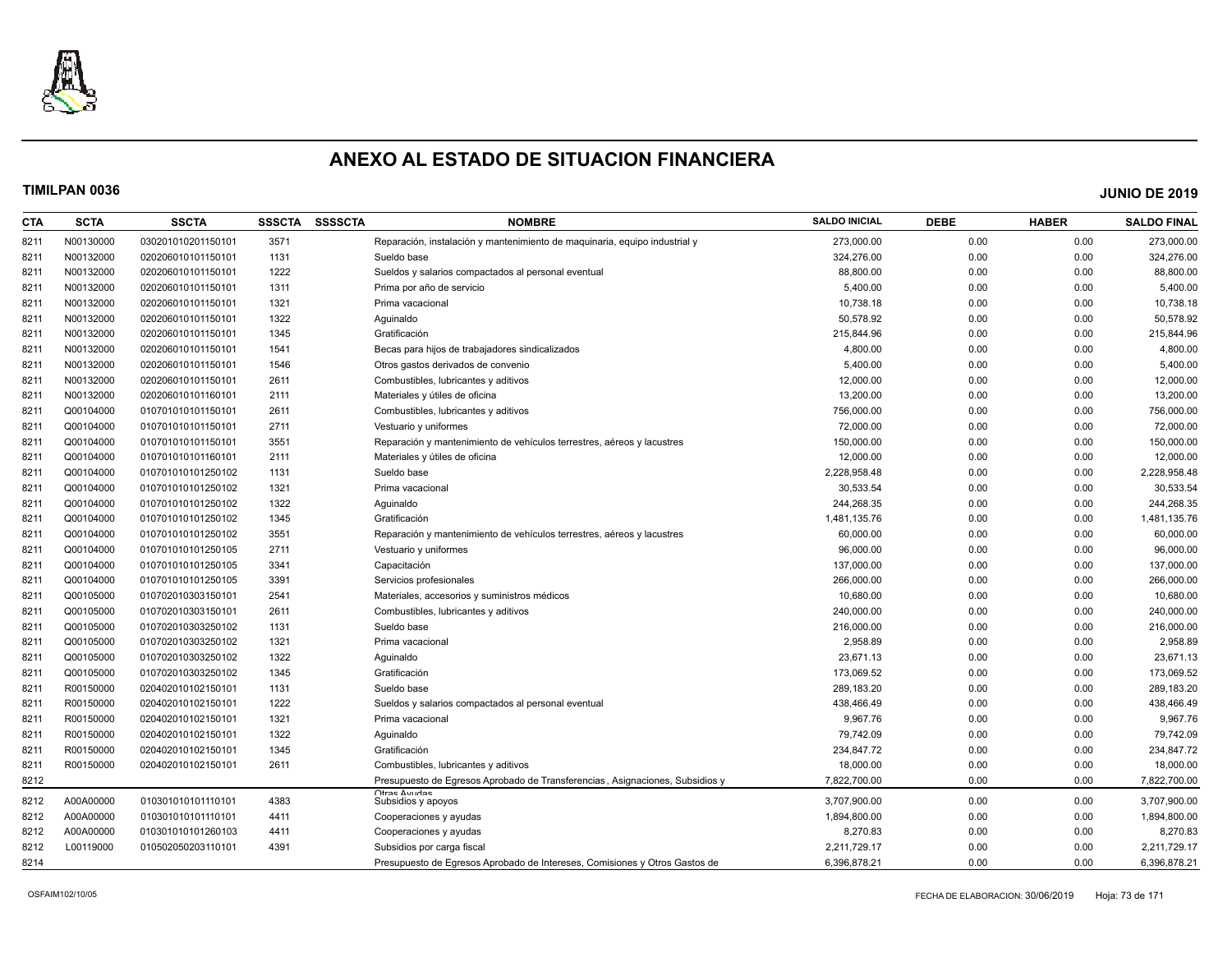# ANEXO AL ESTADO DE SITUACION FINANCIERA

**TIMILPAN 0036** **JUNIO DE 2019**

| CTA | SCTA | SSCTA | SSSCTA | SSSSCTA | NOMBRE | SALDO INICIAL | DEBE | HABER | SALDO FINAL |
|---|---|---|---|---|---|---|---|---|---|
| 8211 | N00130000 | 030201010201150101 | 3571 | | Reparación, instalación y mantenimiento de maquinaria, equipo industrial y | 273,000.00 | 0.00 | 0.00 | 273,000.00 |
| 8211 | N00132000 | 020206010101150101 | 1131 | | Sueldo base | 324,276.00 | 0.00 | 0.00 | 324,276.00 |
| 8211 | N00132000 | 020206010101150101 | 1222 | | Sueldos y salarios compactados al personal eventual | 88,800.00 | 0.00 | 0.00 | 88,800.00 |
| 8211 | N00132000 | 020206010101150101 | 1311 | | Prima por año de servicio | 5,400.00 | 0.00 | 0.00 | 5,400.00 |
| 8211 | N00132000 | 020206010101150101 | 1321 | | Prima vacacional | 10,738.18 | 0.00 | 0.00 | 10,738.18 |
| 8211 | N00132000 | 020206010101150101 | 1322 | | Aguinaldo | 50,578.92 | 0.00 | 0.00 | 50,578.92 |
| 8211 | N00132000 | 020206010101150101 | 1345 | | Gratificación | 215,844.96 | 0.00 | 0.00 | 215,844.96 |
| 8211 | N00132000 | 020206010101150101 | 1541 | | Becas para hijos de trabajadores sindicalizados | 4,800.00 | 0.00 | 0.00 | 4,800.00 |
| 8211 | N00132000 | 020206010101150101 | 1546 | | Otros gastos derivados de convenio | 5,400.00 | 0.00 | 0.00 | 5,400.00 |
| 8211 | N00132000 | 020206010101150101 | 2611 | | Combustibles, lubricantes y aditivos | 12,000.00 | 0.00 | 0.00 | 12,000.00 |
| 8211 | N00132000 | 020206010101160101 | 2111 | | Materiales y útiles de oficina | 13,200.00 | 0.00 | 0.00 | 13,200.00 |
| 8211 | Q00104000 | 010701010101150101 | 2611 | | Combustibles, lubricantes y aditivos | 756,000.00 | 0.00 | 0.00 | 756,000.00 |
| 8211 | Q00104000 | 010701010101150101 | 2711 | | Vestuario y uniformes | 72,000.00 | 0.00 | 0.00 | 72,000.00 |
| 8211 | Q00104000 | 010701010101150101 | 3551 | | Reparación y mantenimiento de vehículos terrestres, aéreos y lacustres | 150,000.00 | 0.00 | 0.00 | 150,000.00 |
| 8211 | Q00104000 | 010701010101160101 | 2111 | | Materiales y útiles de oficina | 12,000.00 | 0.00 | 0.00 | 12,000.00 |
| 8211 | Q00104000 | 010701010101250102 | 1131 | | Sueldo base | 2,228,958.48 | 0.00 | 0.00 | 2,228,958.48 |
| 8211 | Q00104000 | 010701010101250102 | 1321 | | Prima vacacional | 30,533.54 | 0.00 | 0.00 | 30,533.54 |
| 8211 | Q00104000 | 010701010101250102 | 1322 | | Aguinaldo | 244,268.35 | 0.00 | 0.00 | 244,268.35 |
| 8211 | Q00104000 | 010701010101250102 | 1345 | | Gratificación | 1,481,135.76 | 0.00 | 0.00 | 1,481,135.76 |
| 8211 | Q00104000 | 010701010101250102 | 3551 | | Reparación y mantenimiento de vehículos terrestres, aéreos y lacustres | 60,000.00 | 0.00 | 0.00 | 60,000.00 |
| 8211 | Q00104000 | 010701010101250105 | 2711 | | Vestuario y uniformes | 96,000.00 | 0.00 | 0.00 | 96,000.00 |
| 8211 | Q00104000 | 010701010101250105 | 3341 | | Capacitación | 137,000.00 | 0.00 | 0.00 | 137,000.00 |
| 8211 | Q00104000 | 010701010101250105 | 3391 | | Servicios profesionales | 266,000.00 | 0.00 | 0.00 | 266,000.00 |
| 8211 | Q00105000 | 010702010303150101 | 2541 | | Materiales, accesorios y suministros médicos | 10,680.00 | 0.00 | 0.00 | 10,680.00 |
| 8211 | Q00105000 | 010702010303150101 | 2611 | | Combustibles, lubricantes y aditivos | 240,000.00 | 0.00 | 0.00 | 240,000.00 |
| 8211 | Q00105000 | 010702010303250102 | 1131 | | Sueldo base | 216,000.00 | 0.00 | 0.00 | 216,000.00 |
| 8211 | Q00105000 | 010702010303250102 | 1321 | | Prima vacacional | 2,958.89 | 0.00 | 0.00 | 2,958.89 |
| 8211 | Q00105000 | 010702010303250102 | 1322 | | Aguinaldo | 23,671.13 | 0.00 | 0.00 | 23,671.13 |
| 8211 | Q00105000 | 010702010303250102 | 1345 | | Gratificación | 173,069.52 | 0.00 | 0.00 | 173,069.52 |
| 8211 | R00150000 | 020402010102150101 | 1131 | | Sueldo base | 289,183.20 | 0.00 | 0.00 | 289,183.20 |
| 8211 | R00150000 | 020402010102150101 | 1222 | | Sueldos y salarios compactados al personal eventual | 438,466.49 | 0.00 | 0.00 | 438,466.49 |
| 8211 | R00150000 | 020402010102150101 | 1321 | | Prima vacacional | 9,967.76 | 0.00 | 0.00 | 9,967.76 |
| 8211 | R00150000 | 020402010102150101 | 1322 | | Aguinaldo | 79,742.09 | 0.00 | 0.00 | 79,742.09 |
| 8211 | R00150000 | 020402010102150101 | 1345 | | Gratificación | 234,847.72 | 0.00 | 0.00 | 234,847.72 |
| 8211 | R00150000 | 020402010102150101 | 2611 | | Combustibles, lubricantes y aditivos | 18,000.00 | 0.00 | 0.00 | 18,000.00 |
| 8212 | | | | | Presupuesto de Egresos Aprobado de Transferencias , Asignaciones, Subsidios y Otras Ayudas | 7,822,700.00 | 0.00 | 0.00 | 7,822,700.00 |
| 8212 | A00A00000 | 010301010101110101 | 4383 | | Subsidios y apoyos | 3,707,900.00 | 0.00 | 0.00 | 3,707,900.00 |
| 8212 | A00A00000 | 010301010101110101 | 4411 | | Cooperaciones y ayudas | 1,894,800.00 | 0.00 | 0.00 | 1,894,800.00 |
| 8212 | A00A00000 | 010301010101260103 | 4411 | | Cooperaciones y ayudas | 8,270.83 | 0.00 | 0.00 | 8,270.83 |
| 8212 | L00119000 | 010502050203110101 | 4391 | | Subsidios por carga fiscal | 2,211,729.17 | 0.00 | 0.00 | 2,211,729.17 |
| 8214 | | | | | Presupuesto de Egresos Aprobado de Intereses, Comisiones y Otros Gastos de | 6,396,878.21 | 0.00 | 0.00 | 6,396,878.21 |

OSFAIM102/10/05 FECHA DE ELABORACION: 30/06/2019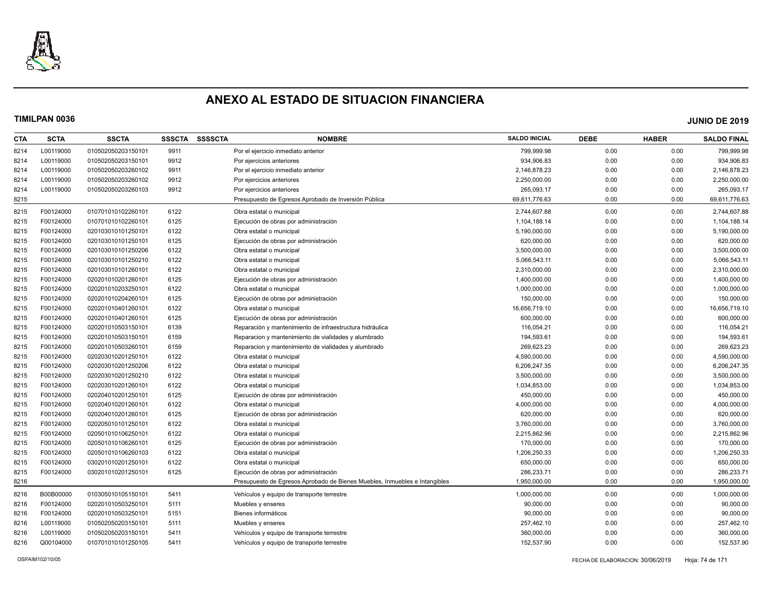# ANEXO AL ESTADO DE SITUACION FINANCIERA

**TIMILPAN 0036** **JUNIO DE 2019**

| CTA | SCTA | SSCTA | SSSCTA | SSSSCTA | NOMBRE | SALDO INICIAL | DEBE | HABER | SALDO FINAL |
|---|---|---|---|---|---|---|---|---|---|
| 8214 | L00119000 | 010502050203150101 | 9911 | | Por el ejercicio inmediato anterior | 799,999.98 | 0.00 | 0.00 | 799,999.98 |
| 8214 | L00119000 | 010502050203150101 | 9912 | | Por ejercicios anteriores | 934,906.83 | 0.00 | 0.00 | 934,906.83 |
| 8214 | L00119000 | 010502050203260102 | 9911 | | Por el ejercicio inmediato anterior | 2,146,878.23 | 0.00 | 0.00 | 2,146,878.23 |
| 8214 | L00119000 | 010502050203260102 | 9912 | | Por ejercicios anteriores | 2,250,000.00 | 0.00 | 0.00 | 2,250,000.00 |
| 8214 | L00119000 | 010502050203260103 | 9912 | | Por ejercicios anteriores | 265,093.17 | 0.00 | 0.00 | 265,093.17 |
| 8215 | | | | | Presupuesto de Egresos Aprobado de Inversión Pública | 69,611,776.63 | 0.00 | 0.00 | 69,611,776.63 |
| 8215 | F00124000 | 010701010102260101 | 6122 | | Obra estatal o municipal | 2,744,607.88 | 0.00 | 0.00 | 2,744,607.88 |
| 8215 | F00124000 | 010701010102260101 | 6125 | | Ejecución de obras por administración | 1,104,188.14 | 0.00 | 0.00 | 1,104,188.14 |
| 8215 | F00124000 | 020103010101250101 | 6122 | | Obra estatal o municipal | 5,190,000.00 | 0.00 | 0.00 | 5,190,000.00 |
| 8215 | F00124000 | 020103010101250101 | 6125 | | Ejecución de obras por administración | 620,000.00 | 0.00 | 0.00 | 620,000.00 |
| 8215 | F00124000 | 020103010101250206 | 6122 | | Obra estatal o municipal | 3,500,000.00 | 0.00 | 0.00 | 3,500,000.00 |
| 8215 | F00124000 | 020103010101250210 | 6122 | | Obra estatal o municipal | 5,066,543.11 | 0.00 | 0.00 | 5,066,543.11 |
| 8215 | F00124000 | 020103010101260101 | 6122 | | Obra estatal o municipal | 2,310,000.00 | 0.00 | 0.00 | 2,310,000.00 |
| 8215 | F00124000 | 020201010201260101 | 6125 | | Ejecución de obras por administración | 1,400,000.00 | 0.00 | 0.00 | 1,400,000.00 |
| 8215 | F00124000 | 020201010203250101 | 6122 | | Obra estatal o municipal | 1,000,000.00 | 0.00 | 0.00 | 1,000,000.00 |
| 8215 | F00124000 | 020201010204260101 | 6125 | | Ejecución de obras por administración | 150,000.00 | 0.00 | 0.00 | 150,000.00 |
| 8215 | F00124000 | 020201010401260101 | 6122 | | Obra estatal o municipal | 16,656,719.10 | 0.00 | 0.00 | 16,656,719.10 |
| 8215 | F00124000 | 020201010401260101 | 6125 | | Ejecución de obras por administración | 600,000.00 | 0.00 | 0.00 | 600,000.00 |
| 8215 | F00124000 | 020201010503150101 | 6139 | | Reparación y mantenimiento de infraestructura hidráulica | 116,054.21 | 0.00 | 0.00 | 116,054.21 |
| 8215 | F00124000 | 020201010503150101 | 6159 | | Reparacion y mantenimiento de vialidades y alumbrado | 194,593.61 | 0.00 | 0.00 | 194,593.61 |
| 8215 | F00124000 | 020201010503260101 | 6159 | | Reparacion y mantenimiento de vialidades y alumbrado | 269,623.23 | 0.00 | 0.00 | 269,623.23 |
| 8215 | F00124000 | 020203010201250101 | 6122 | | Obra estatal o municipal | 4,590,000.00 | 0.00 | 0.00 | 4,590,000.00 |
| 8215 | F00124000 | 020203010201250206 | 6122 | | Obra estatal o municipal | 6,206,247.35 | 0.00 | 0.00 | 6,206,247.35 |
| 8215 | F00124000 | 020203010201250210 | 6122 | | Obra estatal o municipal | 3,500,000.00 | 0.00 | 0.00 | 3,500,000.00 |
| 8215 | F00124000 | 020203010201260101 | 6122 | | Obra estatal o municipal | 1,034,853.00 | 0.00 | 0.00 | 1,034,853.00 |
| 8215 | F00124000 | 020204010201250101 | 6125 | | Ejecución de obras por administración | 450,000.00 | 0.00 | 0.00 | 450,000.00 |
| 8215 | F00124000 | 020204010201260101 | 6122 | | Obra estatal o municipal | 4,000,000.00 | 0.00 | 0.00 | 4,000,000.00 |
| 8215 | F00124000 | 020204010201260101 | 6125 | | Ejecución de obras por administración | 620,000.00 | 0.00 | 0.00 | 620,000.00 |
| 8215 | F00124000 | 020205010101250101 | 6122 | | Obra estatal o municipal | 3,760,000.00 | 0.00 | 0.00 | 3,760,000.00 |
| 8215 | F00124000 | 020501010106250101 | 6122 | | Obra estatal o municipal | 2,215,862.96 | 0.00 | 0.00 | 2,215,862.96 |
| 8215 | F00124000 | 020501010106260101 | 6125 | | Ejecución de obras por administración | 170,000.00 | 0.00 | 0.00 | 170,000.00 |
| 8215 | F00124000 | 020501010106260103 | 6122 | | Obra estatal o municipal | 1,206,250.33 | 0.00 | 0.00 | 1,206,250.33 |
| 8215 | F00124000 | 030201010201250101 | 6122 | | Obra estatal o municipal | 650,000.00 | 0.00 | 0.00 | 650,000.00 |
| 8215 | F00124000 | 030201010201250101 | 6125 | | Ejecución de obras por administración | 286,233.71 | 0.00 | 0.00 | 286,233.71 |
| 8216 | | | | | Presupuesto de Egresos Aprobado de Bienes Muebles, Inmuebles e Intangibles | 1,950,000.00 | 0.00 | 0.00 | 1,950,000.00 |
| 8216 | B00B00000 | 010305010105150101 | 5411 | | Vehículos y equipo de transporte terrestre | 1,000,000.00 | 0.00 | 0.00 | 1,000,000.00 |
| 8216 | F00124000 | 020201010503250101 | 5111 | | Muebles y enseres | 90,000.00 | 0.00 | 0.00 | 90,000.00 |
| 8216 | F00124000 | 020201010503250101 | 5151 | | Bienes informáticos | 90,000.00 | 0.00 | 0.00 | 90,000.00 |
| 8216 | L00119000 | 010502050203150101 | 5111 | | Muebles y enseres | 257,462.10 | 0.00 | 0.00 | 257,462.10 |
| 8216 | L00119000 | 010502050203150101 | 5411 | | Vehículos y equipo de transporte terrestre | 360,000.00 | 0.00 | 0.00 | 360,000.00 |
| 8216 | Q00104000 | 010701010101250105 | 5411 | | Vehículos y equipo de transporte terrestre | 152,537.90 | 0.00 | 0.00 | 152,537.90 |

OSFAIM102/10/05 FECHA DE ELABORACION: 30/06/2019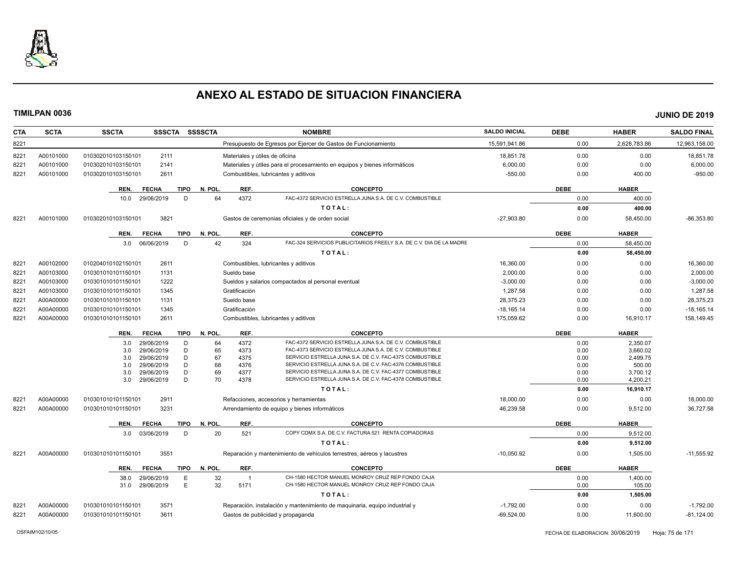# ANEXO AL ESTADO DE SITUACION FINANCIERA

**TIMILPAN 0036** **JUNIO DE 2019**

| CTA | SCTA | SSCTA | SSSCTA | SSSSCTA | NOMBRE | SALDO INICIAL | DEBE | HABER | SALDO FINAL |
|---|---|---|---|---|---|---|---|---|---|
| 8221 | | | | | Presupuesto de Egresos por Ejercer de Gastos de Funcionamiento | 15,591,941.86 | 0.00 | 2,628,783.86 | 12,963,158.00 |
| 8221 | A00101000 | 010302010103150101 | 2111 | | Materiales y útiles de oficina | 18,851.78 | 0.00 | 0.00 | 18,851.78 |
| 8221 | A00101000 | 010302010103150101 | 2141 | | Materiales y útiles para el procesamiento en equipos y bienes informáticos | 6,000.00 | 0.00 | 0.00 | 6,000.00 |
| 8221 | A00101000 | 010302010103150101 | 2611 | | Combustibles, lubricantes y aditivos | -550.00 | 0.00 | 400.00 | -950.00 |

| REN. | FECHA | TIPO | N. POL. | REF. | CONCEPTO | DEBE | HABER |
|---|---|---|---|---|---|---|---|
| 10.0 | 29/06/2019 | D | 64 | 4372 | FAC-4372 SERVICIO ESTRELLA JUNA S.A. DE C.V. COMBUSTIBLE | 0.00 | 400.00 |
| | | | | | **T O T A L :** | **0.00** | **400.00** |

| CTA | SCTA | SSCTA | SSSCTA | SSSSCTA | NOMBRE | SALDO INICIAL | DEBE | HABER | SALDO FINAL |
|---|---|---|---|---|---|---|---|---|---|
| 8221 | A00101000 | 010302010103150101 | 3821 | | Gastos de ceremonias oficiales y de orden social | -27,903.80 | 0.00 | 58,450.00 | -86,353.80 |

| REN. | FECHA | TIPO | N. POL. | REF. | CONCEPTO | DEBE | HABER |
|---|---|---|---|---|---|---|---|
| 3.0 | 06/06/2019 | D | 42 | 324 | FAC-324 SERVICIOS PUBLICITARIOS FREELY S.A. DE C.V. DIA DE LA MADRE | 0.00 | 58,450.00 |
| | | | | | **T O T A L :** | **0.00** | **58,450.00** |

| CTA | SCTA | SSCTA | SSSCTA | SSSSCTA | NOMBRE | SALDO INICIAL | DEBE | HABER | SALDO FINAL |
|---|---|---|---|---|---|---|---|---|---|
| 8221 | A00102000 | 010204010102150101 | 2611 | | Combustibles, lubricantes y aditivos | 16,360.00 | 0.00 | 0.00 | 16,360.00 |
| 8221 | A00103000 | 010301010101150101 | 1131 | | Sueldo base | 2,000.00 | 0.00 | 0.00 | 2,000.00 |
| 8221 | A00103000 | 010301010101150101 | 1222 | | Sueldos y salarios compactados al personal eventual | -3,000.00 | 0.00 | 0.00 | -3,000.00 |
| 8221 | A00103000 | 010301010101150101 | 1345 | | Gratificación | 1,287.58 | 0.00 | 0.00 | 1,287.58 |
| 8221 | A00A00000 | 010301010101150101 | 1131 | | Sueldo base | 28,375.23 | 0.00 | 0.00 | 28,375.23 |
| 8221 | A00A00000 | 010301010101150101 | 1345 | | Gratificación | -18,165.14 | 0.00 | 0.00 | -18,165.14 |
| 8221 | A00A00000 | 010301010101150101 | 2611 | | Combustibles, lubricantes y aditivos | 175,059.62 | 0.00 | 16,910.17 | 158,149.45 |

| REN. | FECHA | TIPO | N. POL. | REF. | CONCEPTO | DEBE | HABER |
|---|---|---|---|---|---|---|---|
| 3.0 | 29/06/2019 | D | 64 | 4372 | FAC-4372 SERVICIO ESTRELLA JUNA S.A. DE C.V. COMBUSTIBLE | 0.00 | 2,350.07 |
| 3.0 | 29/06/2019 | D | 65 | 4373 | FAC-4373 SERVICIO ESTRELLA JUNA S.A. DE C.V. COMBUSTIBLE | 0.00 | 3,660.02 |
| 3.0 | 29/06/2019 | D | 67 | 4375 | SERVICIO ESTRELLA JUNA S.A. DE C.V. FAC-4375 COMBUSTIBLE | 0.00 | 2,499.75 |
| 3.0 | 29/06/2019 | D | 68 | 4376 | SERVICIO ESTRELLA JUNA S.A. DE C.V. FAC-4376 COMBUSTIBLE | 0.00 | 500.00 |
| 3.0 | 29/06/2019 | D | 69 | 4377 | SERVICIO ESTRELLA JUNA S.A. DE C.V. FAC-4377 COMBUSTIBLE | 0.00 | 3,700.12 |
| 3.0 | 29/06/2019 | D | 70 | 4378 | SERVICIO ESTRELLA JUNA S.A. DE C.V. FAC-4378 COMBUSTIBLE | 0.00 | 4,200.21 |
| | | | | | **T O T A L :** | **0.00** | **16,910.17** |

| CTA | SCTA | SSCTA | SSSCTA | SSSSCTA | NOMBRE | SALDO INICIAL | DEBE | HABER | SALDO FINAL |
|---|---|---|---|---|---|---|---|---|---|
| 8221 | A00A00000 | 010301010101150101 | 2911 | | Refacciones, accesorios y herramientas | 18,000.00 | 0.00 | 0.00 | 18,000.00 |
| 8221 | A00A00000 | 010301010101150101 | 3231 | | Arrendamiento de equipo y bienes informáticos | 46,239.58 | 0.00 | 9,512.00 | 36,727.58 |

| REN. | FECHA | TIPO | N. POL. | REF. | CONCEPTO | DEBE | HABER |
|---|---|---|---|---|---|---|---|
| 3.0 | 03/06/2019 | D | 20 | 521 | COPY CDMX S.A. DE C.V. FACTURA 521 RENTA COPIADORAS | 0.00 | 9,512.00 |
| | | | | | **T O T A L :** | **0.00** | **9,512.00** |

| CTA | SCTA | SSCTA | SSSCTA | SSSSCTA | NOMBRE | SALDO INICIAL | DEBE | HABER | SALDO FINAL |
|---|---|---|---|---|---|---|---|---|---|
| 8221 | A00A00000 | 010301010101150101 | 3551 | | Reparación y mantenimiento de vehículos terrestres, aéreos y lacustres | -10,050.92 | 0.00 | 1,505.00 | -11,555.92 |

| REN. | FECHA | TIPO | N. POL. | REF. | CONCEPTO | DEBE | HABER |
|---|---|---|---|---|---|---|---|
| 38.0 | 29/06/2019 | E | 32 | 1 | CH-1580 HECTOR MANUEL MONROY CRUZ REP FONDO CAJA | 0.00 | 1,400.00 |
| 31.0 | 29/06/2019 | E | 32 | 5171 | CH-1580 HECTOR MANUEL MONROY CRUZ REP FONDO CAJA | 0.00 | 105.00 |
| | | | | | **T O T A L :** | **0.00** | **1,505.00** |

| CTA | SCTA | SSCTA | SSSCTA | SSSSCTA | NOMBRE | SALDO INICIAL | DEBE | HABER | SALDO FINAL |
|---|---|---|---|---|---|---|---|---|---|
| 8221 | A00A00000 | 010301010101150101 | 3571 | | Reparación, instalación y mantenimiento de maquinaria, equipo industrial y | -1,792.00 | 0.00 | 0.00 | -1,792.00 |
| 8221 | A00A00000 | 010301010101150101 | 3611 | | Gastos de publicidad y propaganda | -69,524.00 | 0.00 | 11,600.00 | -81,124.00 |

OSFAIM102/10/05 FECHA DE ELABORACION: 30/06/2019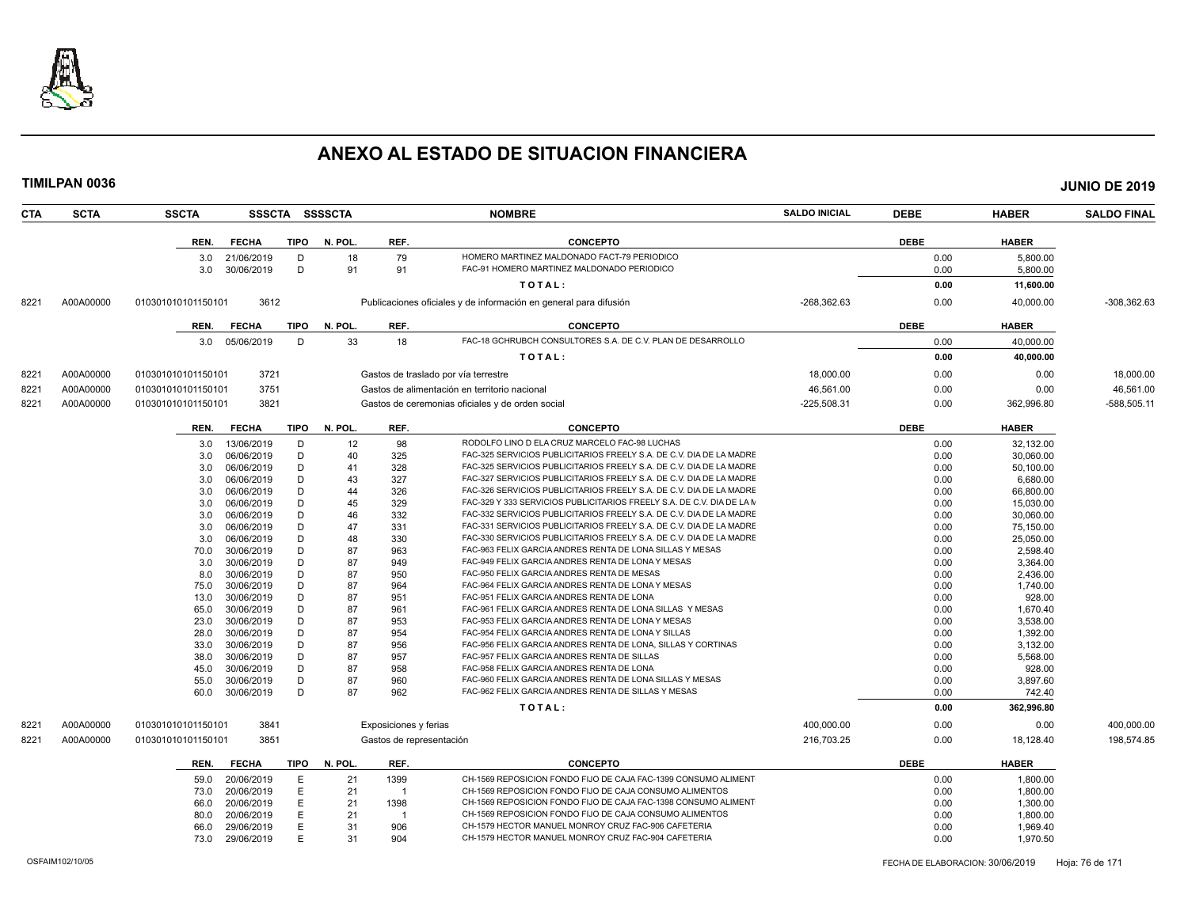# ANEXO AL ESTADO DE SITUACION FINANCIERA

**TIMILPAN 0036** — **JUNIO DE 2019**

| CTA | SCTA | SSCTA | SSSCTA | SSSSCTA | NOMBRE | SALDO INICIAL | DEBE | HABER | SALDO FINAL |
|---|---|---|---|---|---|---|---|---|---|

| REN. | FECHA | TIPO | N. POL. | REF. | CONCEPTO | DEBE | HABER |
|---|---|---|---|---|---|---|---|
| 3.0 | 21/06/2019 | D | 18 | 79 | HOMERO MARTINEZ MALDONADO FACT-79 PERIODICO | 0.00 | 5,800.00 |
| 3.0 | 30/06/2019 | D | 91 | 91 | FAC-91 HOMERO MARTINEZ MALDONADO PERIODICO | 0.00 | 5,800.00 |
| | | | | | **T O T A L :** | **0.00** | **11,600.00** |

| CTA | SCTA | SSCTA | SSSCTA | NOMBRE | SALDO INICIAL | DEBE | HABER | SALDO FINAL |
|---|---|---|---|---|---|---|---|---|
| 8221 | A00A00000 | 010301010101150101 | 3612 | Publicaciones oficiales y de información en general para difusión | -268,362.63 | 0.00 | 40,000.00 | -308,362.63 |

| REN. | FECHA | TIPO | N. POL. | REF. | CONCEPTO | DEBE | HABER |
|---|---|---|---|---|---|---|---|
| 3.0 | 05/06/2019 | D | 33 | 18 | FAC-18 GCHRUBCH CONSULTORES S.A. DE C.V. PLAN DE DESARROLLO | 0.00 | 40,000.00 |
| | | | | | **T O T A L :** | **0.00** | **40,000.00** |

| CTA | SCTA | SSCTA | SSSCTA | NOMBRE | SALDO INICIAL | DEBE | HABER | SALDO FINAL |
|---|---|---|---|---|---|---|---|---|
| 8221 | A00A00000 | 010301010101150101 | 3721 | Gastos de traslado por vía terrestre | 18,000.00 | 0.00 | 0.00 | 18,000.00 |
| 8221 | A00A00000 | 010301010101150101 | 3751 | Gastos de alimentación en territorio nacional | 46,561.00 | 0.00 | 0.00 | 46,561.00 |
| 8221 | A00A00000 | 010301010101150101 | 3821 | Gastos de ceremonias oficiales y de orden social | -225,508.31 | 0.00 | 362,996.80 | -588,505.11 |

| REN. | FECHA | TIPO | N. POL. | REF. | CONCEPTO | DEBE | HABER |
|---|---|---|---|---|---|---|---|
| 3.0 | 13/06/2019 | D | 12 | 98 | RODOLFO LINO D ELA CRUZ MARCELO FAC-98 LUCHAS | 0.00 | 32,132.00 |
| 3.0 | 06/06/2019 | D | 40 | 325 | FAC-325 SERVICIOS PUBLICITARIOS FREELY S.A. DE C.V. DIA DE LA MADRE | 0.00 | 30,060.00 |
| 3.0 | 06/06/2019 | D | 41 | 328 | FAC-325 SERVICIOS PUBLICITARIOS FREELY S.A. DE C.V. DIA DE LA MADRE | 0.00 | 50,100.00 |
| 3.0 | 06/06/2019 | D | 43 | 327 | FAC-327 SERVICIOS PUBLICITARIOS FREELY S.A. DE C.V. DIA DE LA MADRE | 0.00 | 6,680.00 |
| 3.0 | 06/06/2019 | D | 44 | 326 | FAC-326 SERVICIOS PUBLICITARIOS FREELY S.A. DE C.V. DIA DE LA MADRE | 0.00 | 66,800.00 |
| 3.0 | 06/06/2019 | D | 45 | 329 | FAC-329 Y 333 SERVICIOS PUBLICITARIOS FREELY S.A. DE C.V. DIA DE LA M | 0.00 | 15,030.00 |
| 3.0 | 06/06/2019 | D | 46 | 332 | FAC-332 SERVICIOS PUBLICITARIOS FREELY S.A. DE C.V. DIA DE LA MADRE | 0.00 | 30,060.00 |
| 3.0 | 06/06/2019 | D | 47 | 331 | FAC-331 SERVICIOS PUBLICITARIOS FREELY S.A. DE C.V. DIA DE LA MADRE | 0.00 | 75,150.00 |
| 3.0 | 06/06/2019 | D | 48 | 330 | FAC-330 SERVICIOS PUBLICITARIOS FREELY S.A. DE C.V. DIA DE LA MADRE | 0.00 | 25,050.00 |
| 70.0 | 30/06/2019 | D | 87 | 963 | FAC-963 FELIX GARCIA ANDRES RENTA DE LONA SILLAS Y MESAS | 0.00 | 2,598.40 |
| 3.0 | 30/06/2019 | D | 87 | 949 | FAC-949 FELIX GARCIA ANDRES RENTA DE LONA Y MESAS | 0.00 | 3,364.00 |
| 8.0 | 30/06/2019 | D | 87 | 950 | FAC-950 FELIX GARCIA ANDRES RENTA DE MESAS | 0.00 | 2,436.00 |
| 75.0 | 30/06/2019 | D | 87 | 964 | FAC-964 FELIX GARCIA ANDRES RENTA DE LONA Y MESAS | 0.00 | 1,740.00 |
| 13.0 | 30/06/2019 | D | 87 | 951 | FAC-951 FELIX GARCIA ANDRES RENTA DE LONA | 0.00 | 928.00 |
| 65.0 | 30/06/2019 | D | 87 | 961 | FAC-961 FELIX GARCIA ANDRES RENTA DE LONA SILLAS Y MESAS | 0.00 | 1,670.40 |
| 23.0 | 30/06/2019 | D | 87 | 953 | FAC-953 FELIX GARCIA ANDRES RENTA DE LONA Y MESAS | 0.00 | 3,538.00 |
| 28.0 | 30/06/2019 | D | 87 | 954 | FAC-954 FELIX GARCIA ANDRES RENTA DE LONA Y SILLAS | 0.00 | 1,392.00 |
| 33.0 | 30/06/2019 | D | 87 | 956 | FAC-956 FELIX GARCIA ANDRES RENTA DE LONA, SILLAS Y CORTINAS | 0.00 | 3,132.00 |
| 38.0 | 30/06/2019 | D | 87 | 957 | FAC-957 FELIX GARCIA ANDRES RENTA DE SILLAS | 0.00 | 5,568.00 |
| 45.0 | 30/06/2019 | D | 87 | 958 | FAC-958 FELIX GARCIA ANDRES RENTA DE LONA | 0.00 | 928.00 |
| 55.0 | 30/06/2019 | D | 87 | 960 | FAC-960 FELIX GARCIA ANDRES RENTA DE LONA SILLAS Y MESAS | 0.00 | 3,897.60 |
| 60.0 | 30/06/2019 | D | 87 | 962 | FAC-962 FELIX GARCIA ANDRES RENTA DE SILLAS Y MESAS | 0.00 | 742.40 |
| | | | | | **T O T A L :** | **0.00** | **362,996.80** |

| CTA | SCTA | SSCTA | SSSCTA | NOMBRE | SALDO INICIAL | DEBE | HABER | SALDO FINAL |
|---|---|---|---|---|---|---|---|---|
| 8221 | A00A00000 | 010301010101150101 | 3841 | Exposiciones y ferias | 400,000.00 | 0.00 | 0.00 | 400,000.00 |
| 8221 | A00A00000 | 010301010101150101 | 3851 | Gastos de representación | 216,703.25 | 0.00 | 18,128.40 | 198,574.85 |

| REN. | FECHA | TIPO | N. POL. | REF. | CONCEPTO | DEBE | HABER |
|---|---|---|---|---|---|---|---|
| 59.0 | 20/06/2019 | E | 21 | 1399 | CH-1569 REPOSICION FONDO FIJO DE CAJA FAC-1399 CONSUMO ALIMENT | 0.00 | 1,800.00 |
| 73.0 | 20/06/2019 | E | 21 | 1 | CH-1569 REPOSICION FONDO FIJO DE CAJA CONSUMO ALIMENTOS | 0.00 | 1,800.00 |
| 66.0 | 20/06/2019 | E | 21 | 1398 | CH-1569 REPOSICION FONDO FIJO DE CAJA FAC-1398 CONSUMO ALIMENT | 0.00 | 1,300.00 |
| 80.0 | 20/06/2019 | E | 21 | 1 | CH-1569 REPOSICION FONDO FIJO DE CAJA CONSUMO ALIMENTOS | 0.00 | 1,800.00 |
| 66.0 | 29/06/2019 | E | 31 | 906 | CH-1579 HECTOR MANUEL MONROY CRUZ FAC-906 CAFETERIA | 0.00 | 1,969.40 |
| 73.0 | 29/06/2019 | E | 31 | 904 | CH-1579 HECTOR MANUEL MONROY CRUZ FAC-904 CAFETERIA | 0.00 | 1,970.50 |

OSFAIM102/10/05 — FECHA DE ELABORACION: 30/06/2019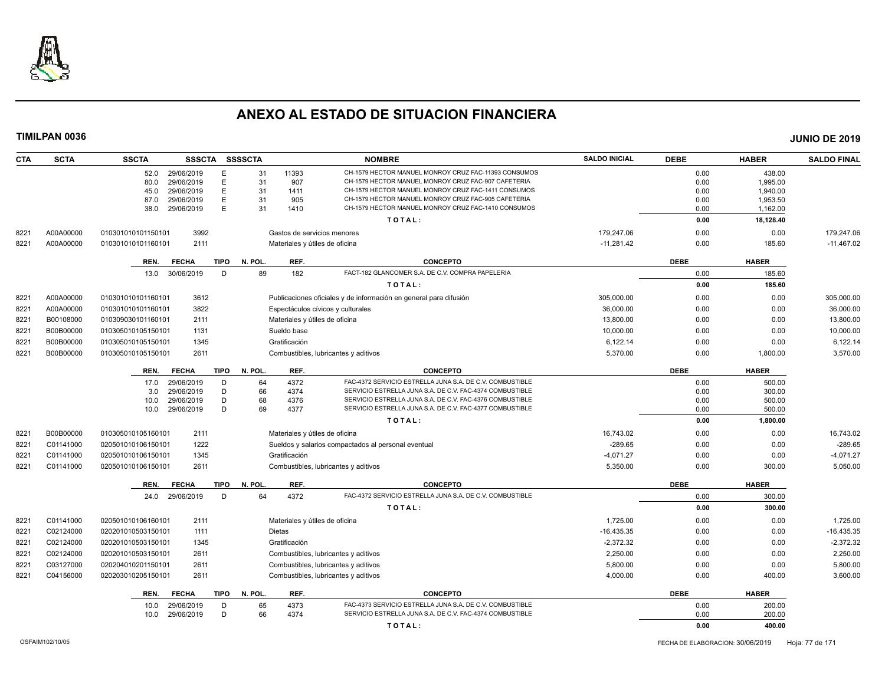# ANEXO AL ESTADO DE SITUACION FINANCIERA

**TIMILPAN 0036** **JUNIO DE 2019**

| CTA | SCTA | SSCTA | SSSCTA | SSSSCTA | | NOMBRE | SALDO INICIAL | DEBE | HABER | SALDO FINAL |
|---|---|---|---|---|---|---|---|---|---|---|
| | | 52.0 29/06/2019 | E | 31 | 11393 | CH-1579 HECTOR MANUEL MONROY CRUZ FAC-11393 CONSUMOS | | 0.00 | 438.00 | |
| | | 80.0 29/06/2019 | E | 31 | 907 | CH-1579 HECTOR MANUEL MONROY CRUZ FAC-907 CAFETERIA | | 0.00 | 1,995.00 | |
| | | 45.0 29/06/2019 | E | 31 | 1411 | CH-1579 HECTOR MANUEL MONROY CRUZ FAC-1411 CONSUMOS | | 0.00 | 1,940.00 | |
| | | 87.0 29/06/2019 | E | 31 | 905 | CH-1579 HECTOR MANUEL MONROY CRUZ FAC-905 CAFETERIA | | 0.00 | 1,953.50 | |
| | | 38.0 29/06/2019 | E | 31 | 1410 | CH-1579 HECTOR MANUEL MONROY CRUZ FAC-1410 CONSUMOS | | 0.00 | 1,162.00 | |
| | | | | | | TOTAL: | | 0.00 | 18,128.40 | |
| 8221 | A00A00000 | 010301010101150101 | 3992 | | | Gastos de servicios menores | 179,247.06 | 0.00 | 0.00 | 179,247.06 |
| 8221 | A00A00000 | 010301010101160101 | 2111 | | | Materiales y útiles de oficina | -11,281.42 | 0.00 | 185.60 | -11,467.02 |
| | | REN. FECHA | TIPO | N. POL. | REF. | CONCEPTO | | DEBE | HABER | |
| | | 13.0 30/06/2019 | D | 89 | 182 | FACT-182 GLANCOMER S.A. DE C.V. COMPRA PAPELERIA | | 0.00 | 185.60 | |
| | | | | | | TOTAL: | | 0.00 | 185.60 | |
| 8221 | A00A00000 | 010301010101160101 | 3612 | | | Publicaciones oficiales y de información en general para difusión | 305,000.00 | 0.00 | 0.00 | 305,000.00 |
| 8221 | A00A00000 | 010301010101160101 | 3822 | | | Espectáculos cívicos y culturales | 36,000.00 | 0.00 | 0.00 | 36,000.00 |
| 8221 | B00108000 | 010309030101160101 | 2111 | | | Materiales y útiles de oficina | 13,800.00 | 0.00 | 0.00 | 13,800.00 |
| 8221 | B00B00000 | 010305010105150101 | 1131 | | | Sueldo base | 10,000.00 | 0.00 | 0.00 | 10,000.00 |
| 8221 | B00B00000 | 010305010105150101 | 1345 | | | Gratificación | 6,122.14 | 0.00 | 0.00 | 6,122.14 |
| 8221 | B00B00000 | 010305010105150101 | 2611 | | | Combustibles, lubricantes y aditivos | 5,370.00 | 0.00 | 1,800.00 | 3,570.00 |
| | | REN. FECHA | TIPO | N. POL. | REF. | CONCEPTO | | DEBE | HABER | |
| | | 17.0 29/06/2019 | D | 64 | 4372 | FAC-4372 SERVICIO ESTRELLA JUNA S.A. DE C.V. COMBUSTIBLE | | 0.00 | 500.00 | |
| | | 3.0 29/06/2019 | D | 66 | 4374 | SERVICIO ESTRELLA JUNA S.A. DE C.V. FAC-4374 COMBUSTIBLE | | 0.00 | 300.00 | |
| | | 10.0 29/06/2019 | D | 68 | 4376 | SERVICIO ESTRELLA JUNA S.A. DE C.V. FAC-4376 COMBUSTIBLE | | 0.00 | 500.00 | |
| | | 10.0 29/06/2019 | D | 69 | 4377 | SERVICIO ESTRELLA JUNA S.A. DE C.V. FAC-4377 COMBUSTIBLE | | 0.00 | 500.00 | |
| | | | | | | TOTAL: | | 0.00 | 1,800.00 | |
| 8221 | B00B00000 | 010305010105160101 | 2111 | | | Materiales y útiles de oficina | 16,743.02 | 0.00 | 0.00 | 16,743.02 |
| 8221 | C01141000 | 020501010106150101 | 1222 | | | Sueldos y salarios compactados al personal eventual | -289.65 | 0.00 | 0.00 | -289.65 |
| 8221 | C01141000 | 020501010106150101 | 1345 | | | Gratificación | -4,071.27 | 0.00 | 0.00 | -4,071.27 |
| 8221 | C01141000 | 020501010106150101 | 2611 | | | Combustibles, lubricantes y aditivos | 5,350.00 | 0.00 | 300.00 | 5,050.00 |
| | | REN. FECHA | TIPO | N. POL. | REF. | CONCEPTO | | DEBE | HABER | |
| | | 24.0 29/06/2019 | D | 64 | 4372 | FAC-4372 SERVICIO ESTRELLA JUNA S.A. DE C.V. COMBUSTIBLE | | 0.00 | 300.00 | |
| | | | | | | TOTAL: | | 0.00 | 300.00 | |
| 8221 | C01141000 | 020501010106160101 | 2111 | | | Materiales y útiles de oficina | 1,725.00 | 0.00 | 0.00 | 1,725.00 |
| 8221 | C02124000 | 020201010503150101 | 1111 | | | Dietas | -16,435.35 | 0.00 | 0.00 | -16,435.35 |
| 8221 | C02124000 | 020201010503150101 | 1345 | | | Gratificación | -2,372.32 | 0.00 | 0.00 | -2,372.32 |
| 8221 | C02124000 | 020201010503150101 | 2611 | | | Combustibles, lubricantes y aditivos | 2,250.00 | 0.00 | 0.00 | 2,250.00 |
| 8221 | C03127000 | 020204010201150101 | 2611 | | | Combustibles, lubricantes y aditivos | 5,800.00 | 0.00 | 0.00 | 5,800.00 |
| 8221 | C04156000 | 020203010205150101 | 2611 | | | Combustibles, lubricantes y aditivos | 4,000.00 | 0.00 | 400.00 | 3,600.00 |
| | | REN. FECHA | TIPO | N. POL. | REF. | CONCEPTO | | DEBE | HABER | |
| | | 10.0 29/06/2019 | D | 65 | 4373 | FAC-4373 SERVICIO ESTRELLA JUNA S.A. DE C.V. COMBUSTIBLE | | 0.00 | 200.00 | |
| | | 10.0 29/06/2019 | D | 66 | 4374 | SERVICIO ESTRELLA JUNA S.A. DE C.V. FAC-4374 COMBUSTIBLE | | 0.00 | 200.00 | |
| | | | | | | TOTAL: | | 0.00 | 400.00 | |

OSFAIM102/10/05 FECHA DE ELABORACION: 30/06/2019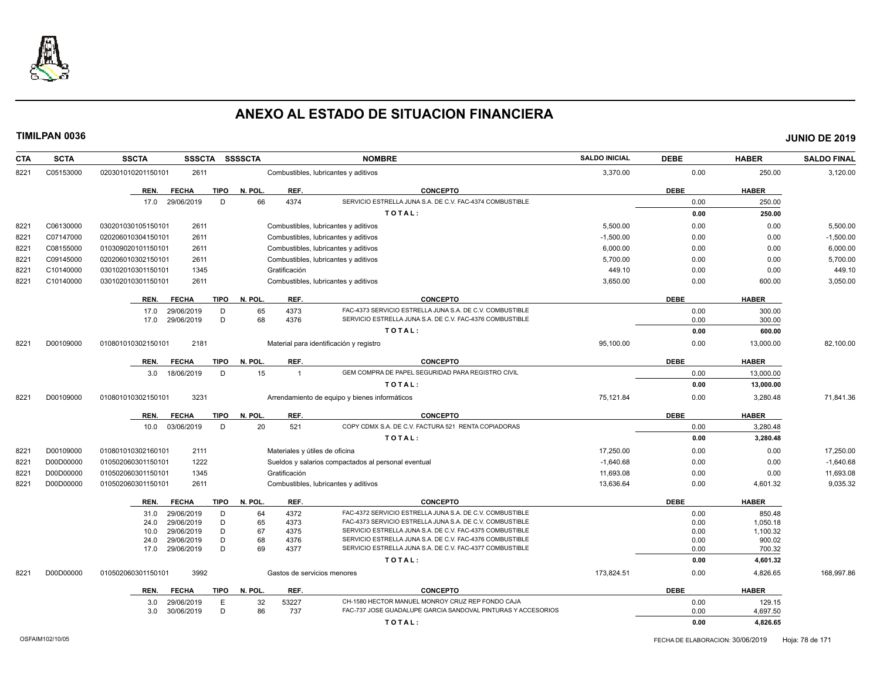# ANEXO AL ESTADO DE SITUACION FINANCIERA

**TIMILPAN 0036** **JUNIO DE 2019**

| CTA | SCTA | SSCTA | SSSCTA | SSSSCTA | NOMBRE | SALDO INICIAL | DEBE | HABER | SALDO FINAL |
|---|---|---|---|---|---|---|---|---|---|
| 8221 | C05153000 | 020301010201150101 | 2611 | | Combustibles, lubricantes y aditivos | 3,370.00 | 0.00 | 250.00 | 3,120.00 |

| REN. | FECHA | TIPO | N. POL. | REF. | CONCEPTO | DEBE | HABER |
|---|---|---|---|---|---|---|---|
| 17.0 | 29/06/2019 | D | 66 | 4374 | SERVICIO ESTRELLA JUNA S.A. DE C.V. FAC-4374 COMBUSTIBLE | 0.00 | 250.00 |
| | | | | | **TOTAL:** | **0.00** | **250.00** |

| CTA | SCTA | SSCTA | SSSCTA | SSSSCTA | NOMBRE | SALDO INICIAL | DEBE | HABER | SALDO FINAL |
|---|---|---|---|---|---|---|---|---|---|
| 8221 | C06130000 | 030201030105150101 | 2611 | | Combustibles, lubricantes y aditivos | 5,500.00 | 0.00 | 0.00 | 5,500.00 |
| 8221 | C07147000 | 020206010304150101 | 2611 | | Combustibles, lubricantes y aditivos | -1,500.00 | 0.00 | 0.00 | -1,500.00 |
| 8221 | C08155000 | 010309020101150101 | 2611 | | Combustibles, lubricantes y aditivos | 6,000.00 | 0.00 | 0.00 | 6,000.00 |
| 8221 | C09145000 | 020206010302150101 | 2611 | | Combustibles, lubricantes y aditivos | 5,700.00 | 0.00 | 0.00 | 5,700.00 |
| 8221 | C10140000 | 030102010301150101 | 1345 | | Gratificación | 449.10 | 0.00 | 0.00 | 449.10 |
| 8221 | C10140000 | 030102010301150101 | 2611 | | Combustibles, lubricantes y aditivos | 3,650.00 | 0.00 | 600.00 | 3,050.00 |

| REN. | FECHA | TIPO | N. POL. | REF. | CONCEPTO | DEBE | HABER |
|---|---|---|---|---|---|---|---|
| 17.0 | 29/06/2019 | D | 65 | 4373 | FAC-4373 SERVICIO ESTRELLA JUNA S.A. DE C.V. COMBUSTIBLE | 0.00 | 300.00 |
| 17.0 | 29/06/2019 | D | 68 | 4376 | SERVICIO ESTRELLA JUNA S.A. DE C.V. FAC-4376 COMBUSTIBLE | 0.00 | 300.00 |
| | | | | | **TOTAL:** | **0.00** | **600.00** |

| CTA | SCTA | SSCTA | SSSCTA | SSSSCTA | NOMBRE | SALDO INICIAL | DEBE | HABER | SALDO FINAL |
|---|---|---|---|---|---|---|---|---|---|
| 8221 | D00109000 | 010801010302150101 | 2181 | | Material para identificación y registro | 95,100.00 | 0.00 | 13,000.00 | 82,100.00 |

| REN. | FECHA | TIPO | N. POL. | REF. | CONCEPTO | DEBE | HABER |
|---|---|---|---|---|---|---|---|
| 3.0 | 18/06/2019 | D | 15 | 1 | GEM COMPRA DE PAPEL SEGURIDAD PARA REGISTRO CIVIL | 0.00 | 13,000.00 |
| | | | | | **TOTAL:** | **0.00** | **13,000.00** |

| CTA | SCTA | SSCTA | SSSCTA | SSSSCTA | NOMBRE | SALDO INICIAL | DEBE | HABER | SALDO FINAL |
|---|---|---|---|---|---|---|---|---|---|
| 8221 | D00109000 | 010801010302150101 | 3231 | | Arrendamiento de equipo y bienes informáticos | 75,121.84 | 0.00 | 3,280.48 | 71,841.36 |

| REN. | FECHA | TIPO | N. POL. | REF. | CONCEPTO | DEBE | HABER |
|---|---|---|---|---|---|---|---|
| 10.0 | 03/06/2019 | D | 20 | 521 | COPY CDMX S.A. DE C.V. FACTURA 521 RENTA COPIADORAS | 0.00 | 3,280.48 |
| | | | | | **TOTAL:** | **0.00** | **3,280.48** |

| CTA | SCTA | SSCTA | SSSCTA | SSSSCTA | NOMBRE | SALDO INICIAL | DEBE | HABER | SALDO FINAL |
|---|---|---|---|---|---|---|---|---|---|
| 8221 | D00109000 | 010801010302160101 | 2111 | | Materiales y útiles de oficina | 17,250.00 | 0.00 | 0.00 | 17,250.00 |
| 8221 | D00D00000 | 010502060301150101 | 1222 | | Sueldos y salarios compactados al personal eventual | -1,640.68 | 0.00 | 0.00 | -1,640.68 |
| 8221 | D00D00000 | 010502060301150101 | 1345 | | Gratificación | 11,693.08 | 0.00 | 0.00 | 11,693.08 |
| 8221 | D00D00000 | 010502060301150101 | 2611 | | Combustibles, lubricantes y aditivos | 13,636.64 | 0.00 | 4,601.32 | 9,035.32 |

| REN. | FECHA | TIPO | N. POL. | REF. | CONCEPTO | DEBE | HABER |
|---|---|---|---|---|---|---|---|
| 31.0 | 29/06/2019 | D | 64 | 4372 | FAC-4372 SERVICIO ESTRELLA JUNA S.A. DE C.V. COMBUSTIBLE | 0.00 | 850.48 |
| 24.0 | 29/06/2019 | D | 65 | 4373 | FAC-4373 SERVICIO ESTRELLA JUNA S.A. DE C.V. COMBUSTIBLE | 0.00 | 1,050.18 |
| 10.0 | 29/06/2019 | D | 67 | 4375 | SERVICIO ESTRELLA JUNA S.A. DE C.V. FAC-4375 COMBUSTIBLE | 0.00 | 1,100.32 |
| 24.0 | 29/06/2019 | D | 68 | 4376 | SERVICIO ESTRELLA JUNA S.A. DE C.V. FAC-4376 COMBUSTIBLE | 0.00 | 900.02 |
| 17.0 | 29/06/2019 | D | 69 | 4377 | SERVICIO ESTRELLA JUNA S.A. DE C.V. FAC-4377 COMBUSTIBLE | 0.00 | 700.32 |
| | | | | | **TOTAL:** | **0.00** | **4,601.32** |

| CTA | SCTA | SSCTA | SSSCTA | SSSSCTA | NOMBRE | SALDO INICIAL | DEBE | HABER | SALDO FINAL |
|---|---|---|---|---|---|---|---|---|---|
| 8221 | D00D00000 | 010502060301150101 | 3992 | | Gastos de servicios menores | 173,824.51 | 0.00 | 4,826.65 | 168,997.86 |

| REN. | FECHA | TIPO | N. POL. | REF. | CONCEPTO | DEBE | HABER |
|---|---|---|---|---|---|---|---|
| 3.0 | 29/06/2019 | E | 32 | 53227 | CH-1580 HECTOR MANUEL MONROY CRUZ REP FONDO CAJA | 0.00 | 129.15 |
| 3.0 | 30/06/2019 | D | 86 | 737 | FAC-737 JOSE GUADALUPE GARCIA SANDOVAL PINTURAS Y ACCESORIOS | 0.00 | 4,697.50 |
| | | | | | **TOTAL:** | **0.00** | **4,826.65** |

OSFAIM102/10/05 FECHA DE ELABORACION: 30/06/2019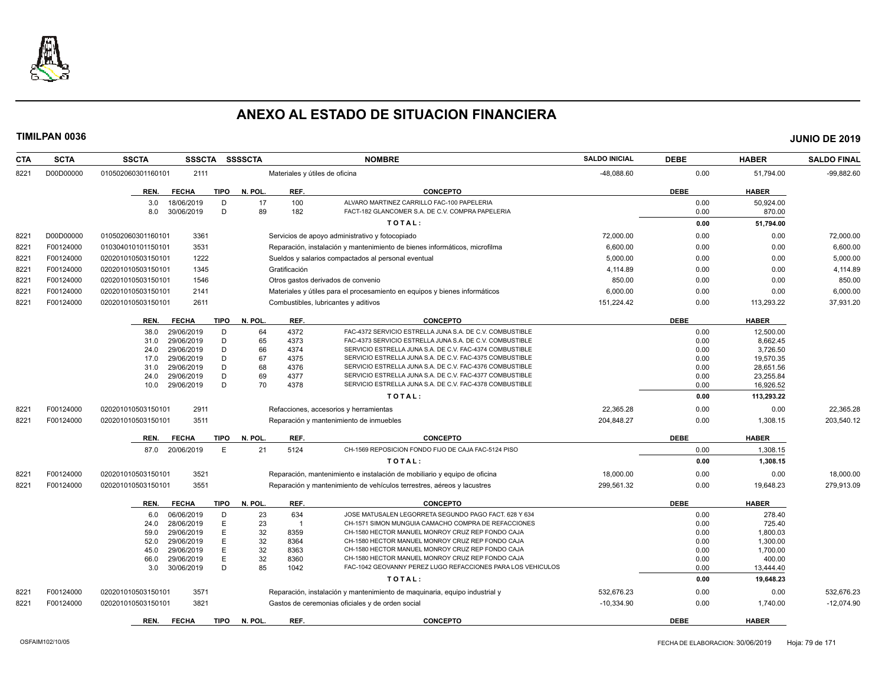# ANEXO AL ESTADO DE SITUACION FINANCIERA

**TIMILPAN 0036** **JUNIO DE 2019**

| CTA | SCTA | SSCTA | SSSCTA | SSSSCTA | NOMBRE | SALDO INICIAL | DEBE | HABER | SALDO FINAL |
|---|---|---|---|---|---|---|---|---|---|
| 8221 | D00D00000 | 010502060301160101 | 2111 | | Materiales y útiles de oficina | -48,088.60 | 0.00 | 51,794.00 | -99,882.60 |

| REN. | FECHA | TIPO | N. POL. | REF. | CONCEPTO | DEBE | HABER |
|---|---|---|---|---|---|---|---|
| 3.0 | 18/06/2019 | D | 17 | 100 | ALVARO MARTINEZ CARRILLO FAC-100 PAPELERIA | 0.00 | 50,924.00 |
| 8.0 | 30/06/2019 | D | 89 | 182 | FACT-182 GLANCOMER S.A. DE C.V. COMPRA PAPELERIA | 0.00 | 870.00 |
| | | | | | **TOTAL:** | **0.00** | **51,794.00** |

| CTA | SCTA | SSCTA | SSSCTA | SSSSCTA | NOMBRE | SALDO INICIAL | DEBE | HABER | SALDO FINAL |
|---|---|---|---|---|---|---|---|---|---|
| 8221 | D00D00000 | 010502060301160101 | 3361 | | Servicios de apoyo administrativo y fotocopiado | 72,000.00 | 0.00 | 0.00 | 72,000.00 |
| 8221 | F00124000 | 010304010101150101 | 3531 | | Reparación, instalación y mantenimiento de bienes informáticos, microfilma | 6,600.00 | 0.00 | 0.00 | 6,600.00 |
| 8221 | F00124000 | 020201010503150101 | 1222 | | Sueldos y salarios compactados al personal eventual | 5,000.00 | 0.00 | 0.00 | 5,000.00 |
| 8221 | F00124000 | 020201010503150101 | 1345 | | Gratificación | 4,114.89 | 0.00 | 0.00 | 4,114.89 |
| 8221 | F00124000 | 020201010503150101 | 1546 | | Otros gastos derivados de convenio | 850.00 | 0.00 | 0.00 | 850.00 |
| 8221 | F00124000 | 020201010503150101 | 2141 | | Materiales y útiles para el procesamiento en equipos y bienes informáticos | 6,000.00 | 0.00 | 0.00 | 6,000.00 |
| 8221 | F00124000 | 020201010503150101 | 2611 | | Combustibles, lubricantes y aditivos | 151,224.42 | 0.00 | 113,293.22 | 37,931.20 |

| REN. | FECHA | TIPO | N. POL. | REF. | CONCEPTO | DEBE | HABER |
|---|---|---|---|---|---|---|---|
| 38.0 | 29/06/2019 | D | 64 | 4372 | FAC-4372 SERVICIO ESTRELLA JUNA S.A. DE C.V. COMBUSTIBLE | 0.00 | 12,500.00 |
| 31.0 | 29/06/2019 | D | 65 | 4373 | FAC-4373 SERVICIO ESTRELLA JUNA S.A. DE C.V. COMBUSTIBLE | 0.00 | 8,662.45 |
| 24.0 | 29/06/2019 | D | 66 | 4374 | SERVICIO ESTRELLA JUNA S.A. DE C.V. FAC-4374 COMBUSTIBLE | 0.00 | 3,726.50 |
| 17.0 | 29/06/2019 | D | 67 | 4375 | SERVICIO ESTRELLA JUNA S.A. DE C.V. FAC-4375 COMBUSTIBLE | 0.00 | 19,570.35 |
| 31.0 | 29/06/2019 | D | 68 | 4376 | SERVICIO ESTRELLA JUNA S.A. DE C.V. FAC-4376 COMBUSTIBLE | 0.00 | 28,651.56 |
| 24.0 | 29/06/2019 | D | 69 | 4377 | SERVICIO ESTRELLA JUNA S.A. DE C.V. FAC-4377 COMBUSTIBLE | 0.00 | 23,255.84 |
| 10.0 | 29/06/2019 | D | 70 | 4378 | SERVICIO ESTRELLA JUNA S.A. DE C.V. FAC-4378 COMBUSTIBLE | 0.00 | 16,926.52 |
| | | | | | **TOTAL:** | **0.00** | **113,293.22** |

| CTA | SCTA | SSCTA | SSSCTA | SSSSCTA | NOMBRE | SALDO INICIAL | DEBE | HABER | SALDO FINAL |
|---|---|---|---|---|---|---|---|---|---|
| 8221 | F00124000 | 020201010503150101 | 2911 | | Refacciones, accesorios y herramientas | 22,365.28 | 0.00 | 0.00 | 22,365.28 |
| 8221 | F00124000 | 020201010503150101 | 3511 | | Reparación y mantenimiento de inmuebles | 204,848.27 | 0.00 | 1,308.15 | 203,540.12 |

| REN. | FECHA | TIPO | N. POL. | REF. | CONCEPTO | DEBE | HABER |
|---|---|---|---|---|---|---|---|
| 87.0 | 20/06/2019 | E | 21 | 5124 | CH-1569 REPOSICION FONDO FIJO DE CAJA FAC-5124 PISO | 0.00 | 1,308.15 |
| | | | | | **TOTAL:** | **0.00** | **1,308.15** |

| CTA | SCTA | SSCTA | SSSCTA | SSSSCTA | NOMBRE | SALDO INICIAL | DEBE | HABER | SALDO FINAL |
|---|---|---|---|---|---|---|---|---|---|
| 8221 | F00124000 | 020201010503150101 | 3521 | | Reparación, mantenimiento e instalación de mobiliario y equipo de oficina | 18,000.00 | 0.00 | 0.00 | 18,000.00 |
| 8221 | F00124000 | 020201010503150101 | 3551 | | Reparación y mantenimiento de vehículos terrestres, aéreos y lacustres | 299,561.32 | 0.00 | 19,648.23 | 279,913.09 |

| REN. | FECHA | TIPO | N. POL. | REF. | CONCEPTO | DEBE | HABER |
|---|---|---|---|---|---|---|---|
| 6.0 | 06/06/2019 | D | 23 | 634 | JOSE MATUSALEN LEGORRETA SEGUNDO PAGO FACT. 628 Y 634 | 0.00 | 278.40 |
| 24.0 | 28/06/2019 | E | 23 | 1 | CH-1571 SIMON MUNGUIA CAMACHO COMPRA DE REFACCIONES | 0.00 | 725.40 |
| 59.0 | 29/06/2019 | E | 32 | 8359 | CH-1580 HECTOR MANUEL MONROY CRUZ REP FONDO CAJA | 0.00 | 1,800.03 |
| 52.0 | 29/06/2019 | E | 32 | 8364 | CH-1580 HECTOR MANUEL MONROY CRUZ REP FONDO CAJA | 0.00 | 1,300.00 |
| 45.0 | 29/06/2019 | E | 32 | 8363 | CH-1580 HECTOR MANUEL MONROY CRUZ REP FONDO CAJA | 0.00 | 1,700.00 |
| 66.0 | 29/06/2019 | E | 32 | 8360 | CH-1580 HECTOR MANUEL MONROY CRUZ REP FONDO CAJA | 0.00 | 400.00 |
| 3.0 | 30/06/2019 | D | 85 | 1042 | FAC-1042 GEOVANNY PEREZ LUGO REFACCIONES PARA LOS VEHICULOS | 0.00 | 13,444.40 |
| | | | | | **TOTAL:** | **0.00** | **19,648.23** |

| CTA | SCTA | SSCTA | SSSCTA | SSSSCTA | NOMBRE | SALDO INICIAL | DEBE | HABER | SALDO FINAL |
|---|---|---|---|---|---|---|---|---|---|
| 8221 | F00124000 | 020201010503150101 | 3571 | | Reparación, instalación y mantenimiento de maquinaria, equipo industrial y | 532,676.23 | 0.00 | 0.00 | 532,676.23 |
| 8221 | F00124000 | 020201010503150101 | 3821 | | Gastos de ceremonias oficiales y de orden social | -10,334.90 | 0.00 | 1,740.00 | -12,074.90 |

| REN. | FECHA | TIPO | N. POL. | REF. | CONCEPTO | DEBE | HABER |
|---|---|---|---|---|---|---|---|

OSFAIM102/10/05 FECHA DE ELABORACION: 30/06/2019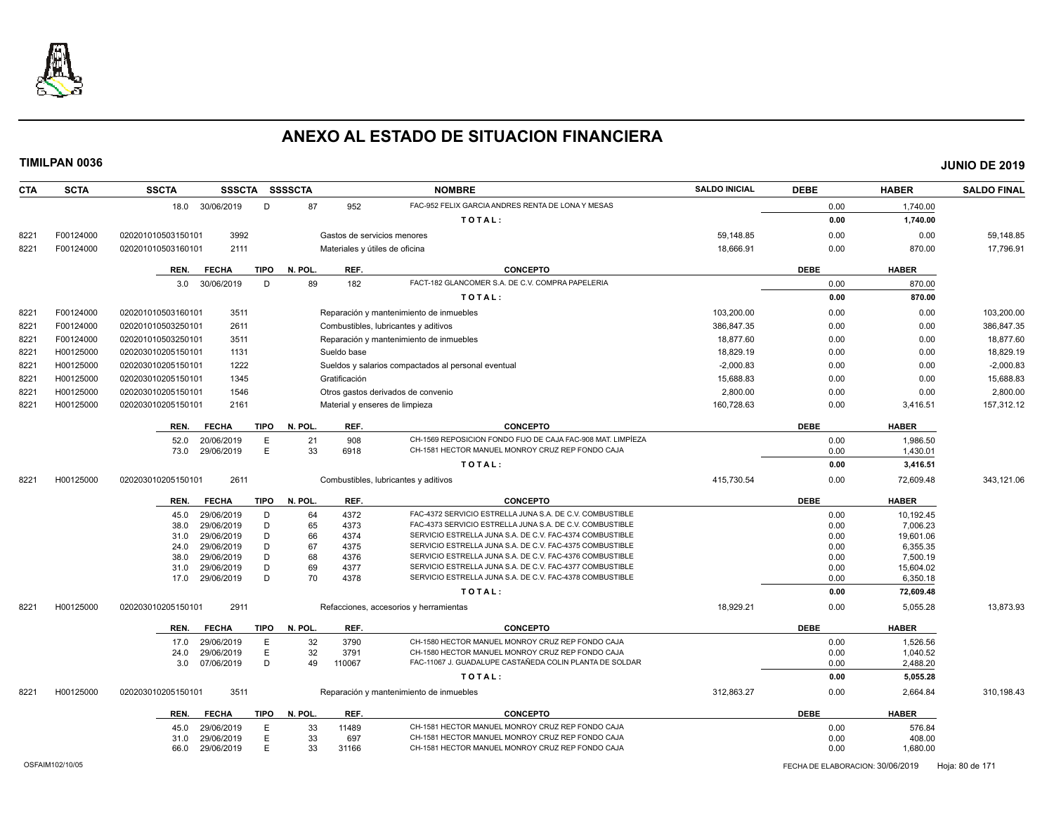# ANEXO AL ESTADO DE SITUACION FINANCIERA

**TIMILPAN 0036** — **JUNIO DE 2019**

| CTA | SCTA | SSCTA | SSSCTA | SSSSCTA | NOMBRE | SALDO INICIAL | DEBE | HABER | SALDO FINAL |
|---|---|---|---|---|---|---|---|---|---|
| | | 18.0 | 30/06/2019 | D 87 | 952 FAC-952 FELIX GARCIA ANDRES RENTA DE LONA Y MESAS | | 0.00 | 1,740.00 | |
| | | | | | TOTAL: | | 0.00 | 1,740.00 | |
| 8221 | F00124000 | 020201010503150101 | 3992 | | Gastos de servicios menores | 59,148.85 | 0.00 | 0.00 | 59,148.85 |
| 8221 | F00124000 | 020201010503160101 | 2111 | | Materiales y útiles de oficina | 18,666.91 | 0.00 | 870.00 | 17,796.91 |

| REN. | FECHA | TIPO | N. POL. | REF. | CONCEPTO | DEBE | HABER |
|---|---|---|---|---|---|---|---|
| 3.0 | 30/06/2019 | D | 89 | 182 | FACT-182 GLANCOMER S.A. DE C.V. COMPRA PAPELERIA | 0.00 | 870.00 |
| | | | | | TOTAL: | 0.00 | 870.00 |

| CTA | SCTA | SSCTA | SSSCTA | NOMBRE | SALDO INICIAL | DEBE | HABER | SALDO FINAL |
|---|---|---|---|---|---|---|---|---|
| 8221 | F00124000 | 020201010503160101 | 3511 | Reparación y mantenimiento de inmuebles | 103,200.00 | 0.00 | 0.00 | 103,200.00 |
| 8221 | F00124000 | 020201010503250101 | 2611 | Combustibles, lubricantes y aditivos | 386,847.35 | 0.00 | 0.00 | 386,847.35 |
| 8221 | F00124000 | 020201010503250101 | 3511 | Reparación y mantenimiento de inmuebles | 18,877.60 | 0.00 | 0.00 | 18,877.60 |
| 8221 | H00125000 | 020203010205150101 | 1131 | Sueldo base | 18,829.19 | 0.00 | 0.00 | 18,829.19 |
| 8221 | H00125000 | 020203010205150101 | 1222 | Sueldos y salarios compactados al personal eventual | -2,000.83 | 0.00 | 0.00 | -2,000.83 |
| 8221 | H00125000 | 020203010205150101 | 1345 | Gratificación | 15,688.83 | 0.00 | 0.00 | 15,688.83 |
| 8221 | H00125000 | 020203010205150101 | 1546 | Otros gastos derivados de convenio | 2,800.00 | 0.00 | 0.00 | 2,800.00 |
| 8221 | H00125000 | 020203010205150101 | 2161 | Material y enseres de limpieza | 160,728.63 | 0.00 | 3,416.51 | 157,312.12 |

| REN. | FECHA | TIPO | N. POL. | REF. | CONCEPTO | DEBE | HABER |
|---|---|---|---|---|---|---|---|
| 52.0 | 20/06/2019 | E | 21 | 908 | CH-1569 REPOSICION FONDO FIJO DE CAJA FAC-908 MAT. LIMPÍEZA | 0.00 | 1,986.50 |
| 73.0 | 29/06/2019 | E | 33 | 6918 | CH-1581 HECTOR MANUEL MONROY CRUZ REP FONDO CAJA | 0.00 | 1,430.01 |
| | | | | | TOTAL: | 0.00 | 3,416.51 |

| CTA | SCTA | SSCTA | SSSCTA | NOMBRE | SALDO INICIAL | DEBE | HABER | SALDO FINAL |
|---|---|---|---|---|---|---|---|---|
| 8221 | H00125000 | 020203010205150101 | 2611 | Combustibles, lubricantes y aditivos | 415,730.54 | 0.00 | 72,609.48 | 343,121.06 |

| REN. | FECHA | TIPO | N. POL. | REF. | CONCEPTO | DEBE | HABER |
|---|---|---|---|---|---|---|---|
| 45.0 | 29/06/2019 | D | 64 | 4372 | FAC-4372 SERVICIO ESTRELLA JUNA S.A. DE C.V. COMBUSTIBLE | 0.00 | 10,192.45 |
| 38.0 | 29/06/2019 | D | 65 | 4373 | FAC-4373 SERVICIO ESTRELLA JUNA S.A. DE C.V. COMBUSTIBLE | 0.00 | 7,006.23 |
| 31.0 | 29/06/2019 | D | 66 | 4374 | SERVICIO ESTRELLA JUNA S.A. DE C.V. FAC-4374 COMBUSTIBLE | 0.00 | 19,601.06 |
| 24.0 | 29/06/2019 | D | 67 | 4375 | SERVICIO ESTRELLA JUNA S.A. DE C.V. FAC-4375 COMBUSTIBLE | 0.00 | 6,355.35 |
| 38.0 | 29/06/2019 | D | 68 | 4376 | SERVICIO ESTRELLA JUNA S.A. DE C.V. FAC-4376 COMBUSTIBLE | 0.00 | 7,500.19 |
| 31.0 | 29/06/2019 | D | 69 | 4377 | SERVICIO ESTRELLA JUNA S.A. DE C.V. FAC-4377 COMBUSTIBLE | 0.00 | 15,604.02 |
| 17.0 | 29/06/2019 | D | 70 | 4378 | SERVICIO ESTRELLA JUNA S.A. DE C.V. FAC-4378 COMBUSTIBLE | 0.00 | 6,350.18 |
| | | | | | TOTAL: | 0.00 | 72,609.48 |

| CTA | SCTA | SSCTA | SSSCTA | NOMBRE | SALDO INICIAL | DEBE | HABER | SALDO FINAL |
|---|---|---|---|---|---|---|---|---|
| 8221 | H00125000 | 020203010205150101 | 2911 | Refacciones, accesorios y herramientas | 18,929.21 | 0.00 | 5,055.28 | 13,873.93 |

| REN. | FECHA | TIPO | N. POL. | REF. | CONCEPTO | DEBE | HABER |
|---|---|---|---|---|---|---|---|
| 17.0 | 29/06/2019 | E | 32 | 3790 | CH-1580 HECTOR MANUEL MONROY CRUZ REP FONDO CAJA | 0.00 | 1,526.56 |
| 24.0 | 29/06/2019 | E | 32 | 3791 | CH-1580 HECTOR MANUEL MONROY CRUZ REP FONDO CAJA | 0.00 | 1,040.52 |
| 3.0 | 07/06/2019 | D | 49 | 110067 | FAC-11067 J. GUADALUPE CASTAÑEDA COLIN PLANTA DE SOLDAR | 0.00 | 2,488.20 |
| | | | | | TOTAL: | 0.00 | 5,055.28 |

| CTA | SCTA | SSCTA | SSSCTA | NOMBRE | SALDO INICIAL | DEBE | HABER | SALDO FINAL |
|---|---|---|---|---|---|---|---|---|
| 8221 | H00125000 | 020203010205150101 | 3511 | Reparación y mantenimiento de inmuebles | 312,863.27 | 0.00 | 2,664.84 | 310,198.43 |

| REN. | FECHA | TIPO | N. POL. | REF. | CONCEPTO | DEBE | HABER |
|---|---|---|---|---|---|---|---|
| 45.0 | 29/06/2019 | E | 33 | 11489 | CH-1581 HECTOR MANUEL MONROY CRUZ REP FONDO CAJA | 0.00 | 576.84 |
| 31.0 | 29/06/2019 | E | 33 | 697 | CH-1581 HECTOR MANUEL MONROY CRUZ REP FONDO CAJA | 0.00 | 408.00 |
| 66.0 | 29/06/2019 | E | 33 | 31166 | CH-1581 HECTOR MANUEL MONROY CRUZ REP FONDO CAJA | 0.00 | 1,680.00 |

OSFAIM102/10/05 — FECHA DE ELABORACION: 30/06/2019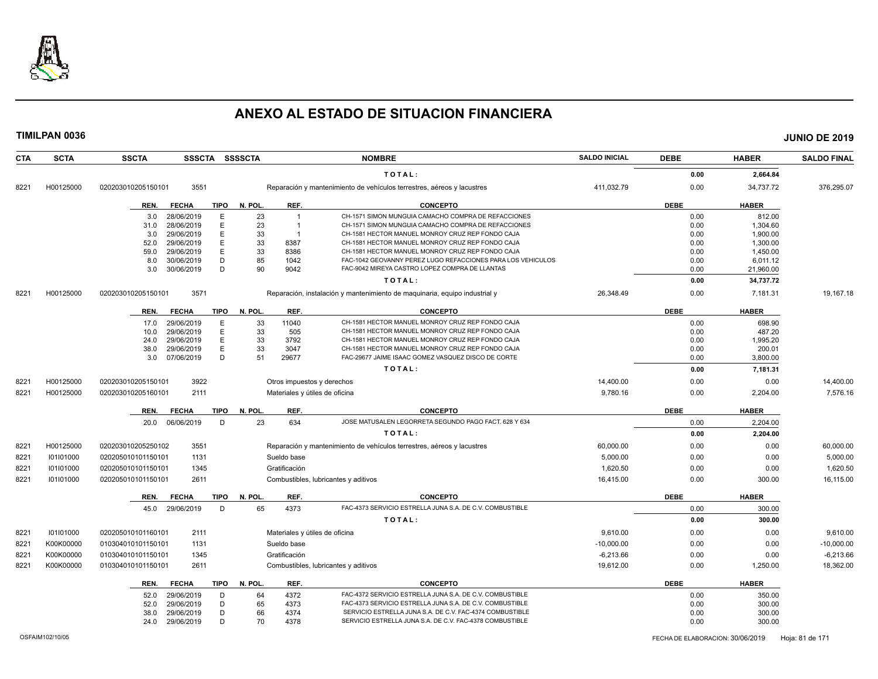# ANEXO AL ESTADO DE SITUACION FINANCIERA

**TIMILPAN 0036** **JUNIO DE 2019**

| CTA | SCTA | SSCTA | SSSCTA | SSSSCTA | NOMBRE | SALDO INICIAL | DEBE | HABER | SALDO FINAL |
|---|---|---|---|---|---|---|---|---|---|
| | | | | | TOTAL: | | 0.00 | 2,664.84 | |
| 8221 | H00125000 | 020203010205150101 | 3551 | | Reparación y mantenimiento de vehículos terrestres, aéreos y lacustres | 411,032.79 | 0.00 | 34,737.72 | 376,295.07 |

| REN. | FECHA | TIPO | N. POL. | REF. | CONCEPTO | DEBE | HABER |
|---|---|---|---|---|---|---|---|
| 3.0 | 28/06/2019 | E | 23 | 1 | CH-1571 SIMON MUNGUIA CAMACHO COMPRA DE REFACCIONES | 0.00 | 812.00 |
| 31.0 | 28/06/2019 | E | 23 | 1 | CH-1571 SIMON MUNGUIA CAMACHO COMPRA DE REFACCIONES | 0.00 | 1,304.60 |
| 3.0 | 29/06/2019 | E | 33 | 1 | CH-1581 HECTOR MANUEL MONROY CRUZ REP FONDO CAJA | 0.00 | 1,900.00 |
| 52.0 | 29/06/2019 | E | 33 | 8387 | CH-1581 HECTOR MANUEL MONROY CRUZ REP FONDO CAJA | 0.00 | 1,300.00 |
| 59.0 | 29/06/2019 | E | 33 | 8386 | CH-1581 HECTOR MANUEL MONROY CRUZ REP FONDO CAJA | 0.00 | 1,450.00 |
| 8.0 | 30/06/2019 | D | 85 | 1042 | FAC-1042 GEOVANNY PEREZ LUGO REFACCIONES PARA LOS VEHICULOS | 0.00 | 6,011.12 |
| 3.0 | 30/06/2019 | D | 90 | 9042 | FAC-9042 MIREYA CASTRO LOPEZ COMPRA DE LLANTAS | 0.00 | 21,960.00 |
| | | | | | TOTAL: | 0.00 | 34,737.72 |

| CTA | SCTA | SSCTA | SSSCTA | SSSSCTA | NOMBRE | SALDO INICIAL | DEBE | HABER | SALDO FINAL |
|---|---|---|---|---|---|---|---|---|---|
| 8221 | H00125000 | 020203010205150101 | 3571 | | Reparación, instalación y mantenimiento de maquinaria, equipo industrial y | 26,348.49 | 0.00 | 7,181.31 | 19,167.18 |

| REN. | FECHA | TIPO | N. POL. | REF. | CONCEPTO | DEBE | HABER |
|---|---|---|---|---|---|---|---|
| 17.0 | 29/06/2019 | E | 33 | 11040 | CH-1581 HECTOR MANUEL MONROY CRUZ REP FONDO CAJA | 0.00 | 698.90 |
| 10.0 | 29/06/2019 | E | 33 | 505 | CH-1581 HECTOR MANUEL MONROY CRUZ REP FONDO CAJA | 0.00 | 487.20 |
| 24.0 | 29/06/2019 | E | 33 | 3792 | CH-1581 HECTOR MANUEL MONROY CRUZ REP FONDO CAJA | 0.00 | 1,995.20 |
| 38.0 | 29/06/2019 | E | 33 | 3047 | CH-1581 HECTOR MANUEL MONROY CRUZ REP FONDO CAJA | 0.00 | 200.01 |
| 3.0 | 07/06/2019 | D | 51 | 29677 | FAC-29677 JAIME ISAAC GOMEZ VASQUEZ DISCO DE CORTE | 0.00 | 3,800.00 |
| | | | | | TOTAL: | 0.00 | 7,181.31 |

| CTA | SCTA | SSCTA | SSSCTA | SSSSCTA | NOMBRE | SALDO INICIAL | DEBE | HABER | SALDO FINAL |
|---|---|---|---|---|---|---|---|---|---|
| 8221 | H00125000 | 020203010205150101 | 3922 | | Otros impuestos y derechos | 14,400.00 | 0.00 | 0.00 | 14,400.00 |
| 8221 | H00125000 | 020203010205160101 | 2111 | | Materiales y útiles de oficina | 9,780.16 | 0.00 | 2,204.00 | 7,576.16 |

| REN. | FECHA | TIPO | N. POL. | REF. | CONCEPTO | DEBE | HABER |
|---|---|---|---|---|---|---|---|
| 20.0 | 06/06/2019 | D | 23 | 634 | JOSE MATUSALEN LEGORRETA SEGUNDO PAGO FACT. 628 Y 634 | 0.00 | 2,204.00 |
| | | | | | TOTAL: | 0.00 | 2,204.00 |

| CTA | SCTA | SSCTA | SSSCTA | SSSSCTA | NOMBRE | SALDO INICIAL | DEBE | HABER | SALDO FINAL |
|---|---|---|---|---|---|---|---|---|---|
| 8221 | H00125000 | 020203010205250102 | 3551 | | Reparación y mantenimiento de vehículos terrestres, aéreos y lacustres | 60,000.00 | 0.00 | 0.00 | 60,000.00 |
| 8221 | I01I01000 | 020205010101150101 | 1131 | | Sueldo base | 5,000.00 | 0.00 | 0.00 | 5,000.00 |
| 8221 | I01I01000 | 020205010101150101 | 1345 | | Gratificación | 1,620.50 | 0.00 | 0.00 | 1,620.50 |
| 8221 | I01I01000 | 020205010101150101 | 2611 | | Combustibles, lubricantes y aditivos | 16,415.00 | 0.00 | 300.00 | 16,115.00 |

| REN. | FECHA | TIPO | N. POL. | REF. | CONCEPTO | DEBE | HABER |
|---|---|---|---|---|---|---|---|
| 45.0 | 29/06/2019 | D | 65 | 4373 | FAC-4373 SERVICIO ESTRELLA JUNA S.A. DE C.V. COMBUSTIBLE | 0.00 | 300.00 |
| | | | | | TOTAL: | 0.00 | 300.00 |

| CTA | SCTA | SSCTA | SSSCTA | SSSSCTA | NOMBRE | SALDO INICIAL | DEBE | HABER | SALDO FINAL |
|---|---|---|---|---|---|---|---|---|---|
| 8221 | I01I01000 | 020205010101160101 | 2111 | | Materiales y útiles de oficina | 9,610.00 | 0.00 | 0.00 | 9,610.00 |
| 8221 | K00K00000 | 010304010101150101 | 1131 | | Sueldo base | -10,000.00 | 0.00 | 0.00 | -10,000.00 |
| 8221 | K00K00000 | 010304010101150101 | 1345 | | Gratificación | -6,213.66 | 0.00 | 0.00 | -6,213.66 |
| 8221 | K00K00000 | 010304010101150101 | 2611 | | Combustibles, lubricantes y aditivos | 19,612.00 | 0.00 | 1,250.00 | 18,362.00 |

| REN. | FECHA | TIPO | N. POL. | REF. | CONCEPTO | DEBE | HABER |
|---|---|---|---|---|---|---|---|
| 52.0 | 29/06/2019 | D | 64 | 4372 | FAC-4372 SERVICIO ESTRELLA JUNA S.A. DE C.V. COMBUSTIBLE | 0.00 | 350.00 |
| 52.0 | 29/06/2019 | D | 65 | 4373 | FAC-4373 SERVICIO ESTRELLA JUNA S.A. DE C.V. COMBUSTIBLE | 0.00 | 300.00 |
| 38.0 | 29/06/2019 | D | 66 | 4374 | SERVICIO ESTRELLA JUNA S.A. DE C.V. FAC-4374 COMBUSTIBLE | 0.00 | 300.00 |
| 24.0 | 29/06/2019 | D | 70 | 4378 | SERVICIO ESTRELLA JUNA S.A. DE C.V. FAC-4378 COMBUSTIBLE | 0.00 | 300.00 |

OSFAIM102/10/05 FECHA DE ELABORACION: 30/06/2019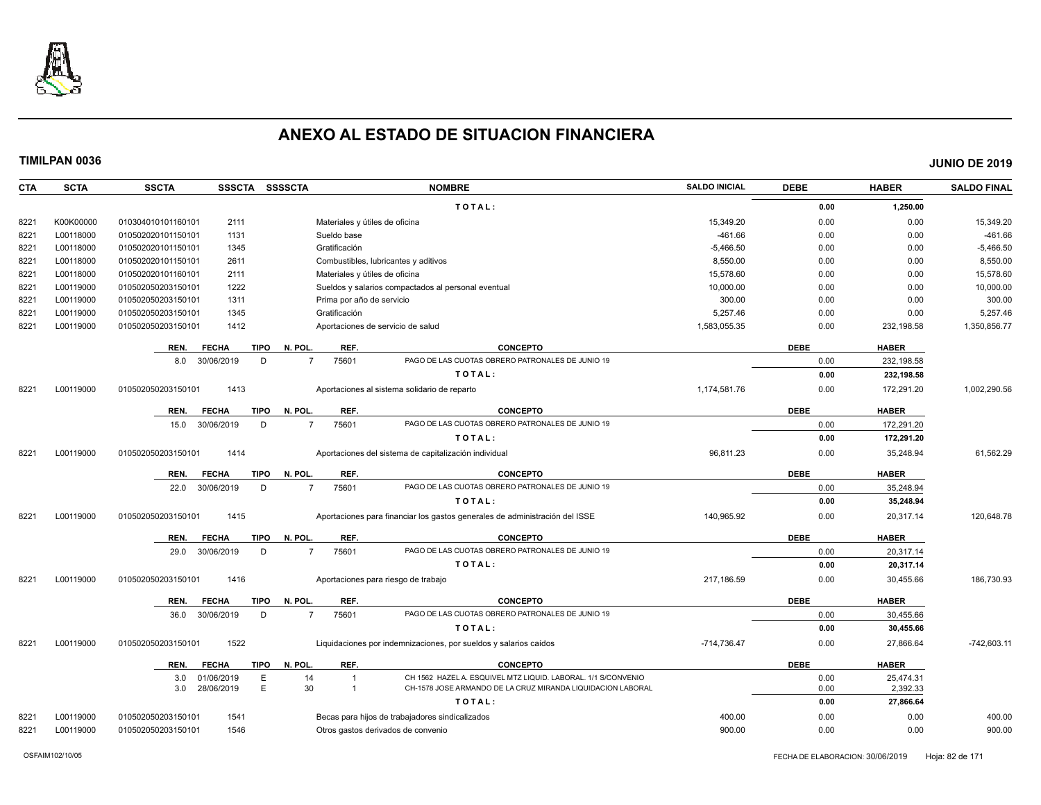# ANEXO AL ESTADO DE SITUACION FINANCIERA

**TIMILPAN 0036** **JUNIO DE 2019**

| CTA | SCTA | SSCTA | SSSCTA | SSSSCTA | NOMBRE | SALDO INICIAL | DEBE | HABER | SALDO FINAL |
|---|---|---|---|---|---|---|---|---|---|
| | | | | | **T O T A L :** | | **0.00** | **1,250.00** | |
| 8221 | K00K00000 | 010304010101160101 | 2111 | | Materiales y útiles de oficina | 15,349.20 | 0.00 | 0.00 | 15,349.20 |
| 8221 | L00118000 | 010502020101150101 | 1131 | | Sueldo base | -461.66 | 0.00 | 0.00 | -461.66 |
| 8221 | L00118000 | 010502020101150101 | 1345 | | Gratificación | -5,466.50 | 0.00 | 0.00 | -5,466.50 |
| 8221 | L00118000 | 010502020101150101 | 2611 | | Combustibles, lubricantes y aditivos | 8,550.00 | 0.00 | 0.00 | 8,550.00 |
| 8221 | L00118000 | 010502020101160101 | 2111 | | Materiales y útiles de oficina | 15,578.60 | 0.00 | 0.00 | 15,578.60 |
| 8221 | L00119000 | 010502050203150101 | 1222 | | Sueldos y salarios compactados al personal eventual | 10,000.00 | 0.00 | 0.00 | 10,000.00 |
| 8221 | L00119000 | 010502050203150101 | 1311 | | Prima por año de servicio | 300.00 | 0.00 | 0.00 | 300.00 |
| 8221 | L00119000 | 010502050203150101 | 1345 | | Gratificación | 5,257.46 | 0.00 | 0.00 | 5,257.46 |
| 8221 | L00119000 | 010502050203150101 | 1412 | | Aportaciones de servicio de salud | 1,583,055.35 | 0.00 | 232,198.58 | 1,350,856.77 |

| REN. | FECHA | TIPO | N. POL. | REF. | CONCEPTO | DEBE | HABER |
|---|---|---|---|---|---|---|---|
| 8.0 | 30/06/2019 | D | 7 | 75601 | PAGO DE LAS CUOTAS OBRERO PATRONALES DE JUNIO 19 | 0.00 | 232,198.58 |
| | | | | | **T O T A L :** | **0.00** | **232,198.58** |

| CTA | SCTA | SSCTA | SSSCTA | SSSSCTA | NOMBRE | SALDO INICIAL | DEBE | HABER | SALDO FINAL |
|---|---|---|---|---|---|---|---|---|---|
| 8221 | L00119000 | 010502050203150101 | 1413 | | Aportaciones al sistema solidario de reparto | 1,174,581.76 | 0.00 | 172,291.20 | 1,002,290.56 |

| REN. | FECHA | TIPO | N. POL. | REF. | CONCEPTO | DEBE | HABER |
|---|---|---|---|---|---|---|---|
| 15.0 | 30/06/2019 | D | 7 | 75601 | PAGO DE LAS CUOTAS OBRERO PATRONALES DE JUNIO 19 | 0.00 | 172,291.20 |
| | | | | | **T O T A L :** | **0.00** | **172,291.20** |

| CTA | SCTA | SSCTA | SSSCTA | SSSSCTA | NOMBRE | SALDO INICIAL | DEBE | HABER | SALDO FINAL |
|---|---|---|---|---|---|---|---|---|---|
| 8221 | L00119000 | 010502050203150101 | 1414 | | Aportaciones del sistema de capitalización individual | 96,811.23 | 0.00 | 35,248.94 | 61,562.29 |

| REN. | FECHA | TIPO | N. POL. | REF. | CONCEPTO | DEBE | HABER |
|---|---|---|---|---|---|---|---|
| 22.0 | 30/06/2019 | D | 7 | 75601 | PAGO DE LAS CUOTAS OBRERO PATRONALES DE JUNIO 19 | 0.00 | 35,248.94 |
| | | | | | **T O T A L :** | **0.00** | **35,248.94** |

| CTA | SCTA | SSCTA | SSSCTA | SSSSCTA | NOMBRE | SALDO INICIAL | DEBE | HABER | SALDO FINAL |
|---|---|---|---|---|---|---|---|---|---|
| 8221 | L00119000 | 010502050203150101 | 1415 | | Aportaciones para financiar los gastos generales de administración del ISSE | 140,965.92 | 0.00 | 20,317.14 | 120,648.78 |

| REN. | FECHA | TIPO | N. POL. | REF. | CONCEPTO | DEBE | HABER |
|---|---|---|---|---|---|---|---|
| 29.0 | 30/06/2019 | D | 7 | 75601 | PAGO DE LAS CUOTAS OBRERO PATRONALES DE JUNIO 19 | 0.00 | 20,317.14 |
| | | | | | **T O T A L :** | **0.00** | **20,317.14** |

| CTA | SCTA | SSCTA | SSSCTA | SSSSCTA | NOMBRE | SALDO INICIAL | DEBE | HABER | SALDO FINAL |
|---|---|---|---|---|---|---|---|---|---|
| 8221 | L00119000 | 010502050203150101 | 1416 | | Aportaciones para riesgo de trabajo | 217,186.59 | 0.00 | 30,455.66 | 186,730.93 |

| REN. | FECHA | TIPO | N. POL. | REF. | CONCEPTO | DEBE | HABER |
|---|---|---|---|---|---|---|---|
| 36.0 | 30/06/2019 | D | 7 | 75601 | PAGO DE LAS CUOTAS OBRERO PATRONALES DE JUNIO 19 | 0.00 | 30,455.66 |
| | | | | | **T O T A L :** | **0.00** | **30,455.66** |

| CTA | SCTA | SSCTA | SSSCTA | SSSSCTA | NOMBRE | SALDO INICIAL | DEBE | HABER | SALDO FINAL |
|---|---|---|---|---|---|---|---|---|---|
| 8221 | L00119000 | 010502050203150101 | 1522 | | Liquidaciones por indemnizaciones, por sueldos y salarios caídos | -714,736.47 | 0.00 | 27,866.64 | -742,603.11 |

| REN. | FECHA | TIPO | N. POL. | REF. | CONCEPTO | DEBE | HABER |
|---|---|---|---|---|---|---|---|
| 3.0 | 01/06/2019 | E | 14 | 1 | CH 1562 HAZEL A. ESQUIVEL MTZ LIQUID. LABORAL. 1/1 S/CONVENIO | 0.00 | 25,474.31 |
| 3.0 | 28/06/2019 | E | 30 | 1 | CH-1578 JOSE ARMANDO DE LA CRUZ MIRANDA LIQUIDACION LABORAL | 0.00 | 2,392.33 |
| | | | | | **T O T A L :** | **0.00** | **27,866.64** |

| CTA | SCTA | SSCTA | SSSCTA | SSSSCTA | NOMBRE | SALDO INICIAL | DEBE | HABER | SALDO FINAL |
|---|---|---|---|---|---|---|---|---|---|
| 8221 | L00119000 | 010502050203150101 | 1541 | | Becas para hijos de trabajadores sindicalizados | 400.00 | 0.00 | 0.00 | 400.00 |
| 8221 | L00119000 | 010502050203150101 | 1546 | | Otros gastos derivados de convenio | 900.00 | 0.00 | 0.00 | 900.00 |

OSFAIM102/10/05 FECHA DE ELABORACION: 30/06/2019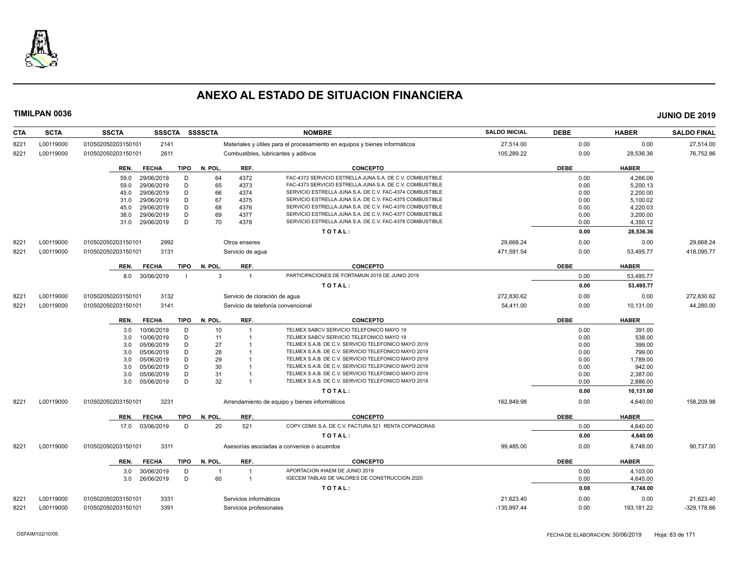# ANEXO AL ESTADO DE SITUACION FINANCIERA

**TIMILPAN 0036** **JUNIO DE 2019**

| CTA | SCTA | SSCTA | SSSCTA | SSSSCTA | NOMBRE | SALDO INICIAL | DEBE | HABER | SALDO FINAL |
|---|---|---|---|---|---|---|---|---|---|
| 8221 | L00119000 | 0105020502031501​01 | 2141 | | Materiales y útiles para el procesamiento en equipos y bienes informáticos | 27,514.00 | 0.00 | 0.00 | 27,514.00 |
| 8221 | L00119000 | 010502050203150101 | 2611 | | Combustibles, lubricantes y aditivos | 105,289.22 | 0.00 | 28,536.36 | 76,752.86 |

| REN. | FECHA | TIPO | N. POL. | REF. | CONCEPTO | DEBE | HABER |
|---|---|---|---|---|---|---|---|
| 59.0 | 29/06/2019 | D | 64 | 4372 | FAC-4372 SERVICIO ESTRELLA JUNA S.A. DE C.V. COMBUSTIBLE | 0.00 | 4,266.06 |
| 59.0 | 29/06/2019 | D | 65 | 4373 | FAC-4373 SERVICIO ESTRELLA JUNA S.A. DE C.V. COMBUSTIBLE | 0.00 | 5,200.13 |
| 45.0 | 29/06/2019 | D | 66 | 4374 | SERVICIO ESTRELLA JUNA S.A. DE C.V. FAC-4374 COMBUSTIBLE | 0.00 | 2,200.00 |
| 31.0 | 29/06/2019 | D | 67 | 4375 | SERVICIO ESTRELLA JUNA S.A. DE C.V. FAC-4375 COMBUSTIBLE | 0.00 | 5,100.02 |
| 45.0 | 29/06/2019 | D | 68 | 4376 | SERVICIO ESTRELLA JUNA S.A. DE C.V. FAC-4376 COMBUSTIBLE | 0.00 | 4,220.03 |
| 38.0 | 29/06/2019 | D | 69 | 4377 | SERVICIO ESTRELLA JUNA S.A. DE C.V. FAC-4377 COMBUSTIBLE | 0.00 | 3,200.00 |
| 31.0 | 29/06/2019 | D | 70 | 4378 | SERVICIO ESTRELLA JUNA S.A. DE C.V. FAC-4378 COMBUSTIBLE | 0.00 | 4,350.12 |
| | | | | | **T O T A L :** | **0.00** | **28,536.36** |

| CTA | SCTA | SSCTA | SSSCTA | SSSSCTA | NOMBRE | SALDO INICIAL | DEBE | HABER | SALDO FINAL |
|---|---|---|---|---|---|---|---|---|---|
| 8221 | L00119000 | 010502050203150101 | 2992 | | Otros enseres | 29,668.24 | 0.00 | 0.00 | 29,668.24 |
| 8221 | L00119000 | 010502050203150101 | 3131 | | Servicio de agua | 471,591.54 | 0.00 | 53,495.77 | 418,095.77 |

| REN. | FECHA | TIPO | N. POL. | REF. | CONCEPTO | DEBE | HABER |
|---|---|---|---|---|---|---|---|
| 8.0 | 30/06/2019 | I | 3 | 1 | PARTICIPACIONES DE FORTAMUN 2019 DE JUNIO 2019 | 0.00 | 53,495.77 |
| | | | | | **T O T A L :** | **0.00** | **53,495.77** |

| CTA | SCTA | SSCTA | SSSCTA | SSSSCTA | NOMBRE | SALDO INICIAL | DEBE | HABER | SALDO FINAL |
|---|---|---|---|---|---|---|---|---|---|
| 8221 | L00119000 | 010502050203150101 | 3132 | | Servicio de cloración de agua | 272,830.62 | 0.00 | 0.00 | 272,830.62 |
| 8221 | L00119000 | 010502050203150101 | 3141 | | Servicio de telefonía convencional | 54,411.00 | 0.00 | 10,131.00 | 44,280.00 |

| REN. | FECHA | TIPO | N. POL. | REF. | CONCEPTO | DEBE | HABER |
|---|---|---|---|---|---|---|---|
| 3.0 | 10/06/2019 | D | 10 | 1 | TELMEX SABCV SERVICIO TELEFONICO MAYO 19 | 0.00 | 391.00 |
| 3.0 | 10/06/2019 | D | 11 | 1 | TELMEX SABCV SERVICIO TELEFONICO MAYO 19 | 0.00 | 538.00 |
| 3.0 | 05/06/2019 | D | 27 | 1 | TELMEX S.A.B. DE C.V. SERVICIO TELEFONICO MAYO 2019 | 0.00 | 399.00 |
| 3.0 | 05/06/2019 | D | 28 | 1 | TELMEX S.A.B. DE C.V. SERVICIO TELEFONICO MAYO 2019 | 0.00 | 799.00 |
| 3.0 | 05/06/2019 | D | 29 | 1 | TELMEX S.A.B. DE C.V. SERVICIO TELEFONICO MAYO 2019 | 0.00 | 1,789.00 |
| 3.0 | 05/06/2019 | D | 30 | 1 | TELMEX S.A.B. DE C.V. SERVICIO TELEFONICO MAYO 2019 | 0.00 | 942.00 |
| 3.0 | 05/06/2019 | D | 31 | 1 | TELMEX S.A.B. DE C.V. SERVICIO TELEFONICO MAYO 2019 | 0.00 | 2,387.00 |
| 3.0 | 05/06/2019 | D | 32 | 1 | TELMEX S.A.B. DE C.V. SERVICIO TELEFONICO MAYO 2019 | 0.00 | 2,886.00 |
| | | | | | **T O T A L :** | **0.00** | **10,131.00** |

| CTA | SCTA | SSCTA | SSSCTA | SSSSCTA | NOMBRE | SALDO INICIAL | DEBE | HABER | SALDO FINAL |
|---|---|---|---|---|---|---|---|---|---|
| 8221 | L00119000 | 010502050203150101 | 3231 | | Arrendamiento de equipo y bienes informáticos | 162,849.98 | 0.00 | 4,640.00 | 158,209.98 |

| REN. | FECHA | TIPO | N. POL. | REF. | CONCEPTO | DEBE | HABER |
|---|---|---|---|---|---|---|---|
| 17.0 | 03/06/2019 | D | 20 | 521 | COPY CDMX S.A. DE C.V. FACTURA 521 RENTA COPIADORAS | 0.00 | 4,640.00 |
| | | | | | **T O T A L :** | **0.00** | **4,640.00** |

| CTA | SCTA | SSCTA | SSSCTA | SSSSCTA | NOMBRE | SALDO INICIAL | DEBE | HABER | SALDO FINAL |
|---|---|---|---|---|---|---|---|---|---|
| 8221 | L00119000 | 010502050203150101 | 3311 | | Asesorías asociadas a convenios o acuerdos | 99,485.00 | 0.00 | 8,748.00 | 90,737.00 |

| REN. | FECHA | TIPO | N. POL. | REF. | CONCEPTO | DEBE | HABER |
|---|---|---|---|---|---|---|---|
| 3.0 | 30/06/2019 | D | 1 | 1 | APORTACION IHAEM DE JUNIO 2019 | 0.00 | 4,103.00 |
| 3.0 | 26/06/2019 | D | 60 | 1 | IGECEM TABLAS DE VALORES DE CONSTRUCCION 2020 | 0.00 | 4,645.00 |
| | | | | | **T O T A L :** | **0.00** | **8,748.00** |

| CTA | SCTA | SSCTA | SSSCTA | SSSSCTA | NOMBRE | SALDO INICIAL | DEBE | HABER | SALDO FINAL |
|---|---|---|---|---|---|---|---|---|---|
| 8221 | L00119000 | 010502050203150101 | 3331 | | Servicios informáticos | 21,623.40 | 0.00 | 0.00 | 21,623.40 |
| 8221 | L00119000 | 010502050203150101 | 3391 | | Servicios profesionales | -135,997.44 | 0.00 | 193,181.22 | -329,178.66 |

OSFAIM102/10/05 FECHA DE ELABORACION: 30/06/2019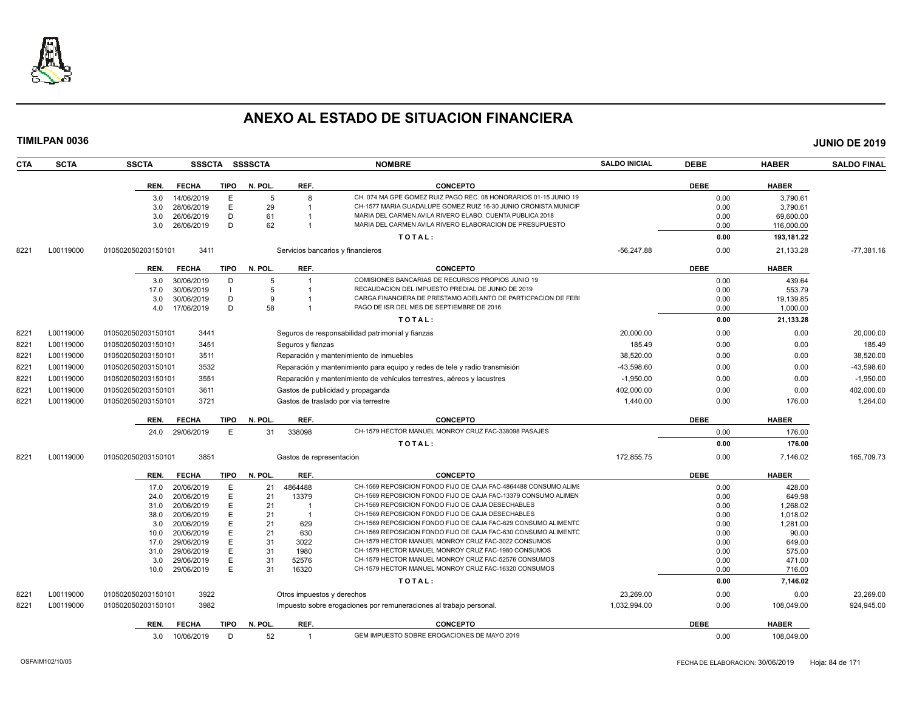# ANEXO AL ESTADO DE SITUACION FINANCIERA

**TIMILPAN 0036** **JUNIO DE 2019**

| CTA | SCTA | SSCTA | SSSCTA | SSSSCTA | NOMBRE | SALDO INICIAL | DEBE | HABER | SALDO FINAL |
|---|---|---|---|---|---|---|---|---|---|

| REN. | FECHA | TIPO | N. POL. | REF. | CONCEPTO | DEBE | HABER |
|---|---|---|---|---|---|---|---|
| 3.0 | 14/06/2019 | E | 5 | 8 | CH. 074 MA GPE GOMEZ RUIZ PAGO REC. 08 HONORARIOS 01-15 JUNIO 19 | 0.00 | 3,790.61 |
| 3.0 | 28/06/2019 | E | 29 | 1 | CH-1577 MARIA GUADALUPE GOMEZ RUIZ 16-30 JUNIO CRONISTA MUNICIP | 0.00 | 3,790.61 |
| 3.0 | 26/06/2019 | D | 61 | 1 | MARIA DEL CARMEN AVILA RIVERO ELABO. CUENTA PUBLICA 2018 | 0.00 | 69,600.00 |
| 3.0 | 26/06/2019 | D | 62 | 1 | MARIA DEL CARMEN AVILA RIVERO ELABORACION DE PRESUPUESTO | 0.00 | 116,000.00 |
| | | | | | TOTAL: | 0.00 | 193,181.22 |

| CTA | SCTA | SSCTA | SSSCTA | NOMBRE | SALDO INICIAL | DEBE | HABER | SALDO FINAL |
|---|---|---|---|---|---|---|---|---|
| 8221 | L00119000 | 010502050203150101 | 3411 | Servicios bancarios y financieros | -56,247.88 | 0.00 | 21,133.28 | -77,381.16 |

| REN. | FECHA | TIPO | N. POL. | REF. | CONCEPTO | DEBE | HABER |
|---|---|---|---|---|---|---|---|
| 3.0 | 30/06/2019 | D | 5 | 1 | COMISIONES BANCARIAS DE RECURSOS PROPIOS JUNIO 19 | 0.00 | 439.64 |
| 17.0 | 30/06/2019 | I | 5 | 1 | RECAUDACION DEL IMPUESTO PREDIAL DE JUNIO DE 2019 | 0.00 | 553.79 |
| 3.0 | 30/06/2019 | D | 9 | 1 | CARGA FINANCIERA DE PRESTAMO ADELANTO DE PARTICPACION DE FEBI | 0.00 | 19,139.85 |
| 4.0 | 17/06/2019 | D | 58 | 1 | PAGO DE ISR DEL MES DE SEPTIEMBRE DE 2016 | 0.00 | 1,000.00 |
| | | | | | TOTAL: | 0.00 | 21,133.28 |

| CTA | SCTA | SSCTA | SSSCTA | NOMBRE | SALDO INICIAL | DEBE | HABER | SALDO FINAL |
|---|---|---|---|---|---|---|---|---|
| 8221 | L00119000 | 010502050203150101 | 3441 | Seguros de responsabilidad patrimonial y fianzas | 20,000.00 | 0.00 | 0.00 | 20,000.00 |
| 8221 | L00119000 | 010502050203150101 | 3451 | Seguros y fianzas | 185.49 | 0.00 | 0.00 | 185.49 |
| 8221 | L00119000 | 010502050203150101 | 3511 | Reparación y mantenimiento de inmuebles | 38,520.00 | 0.00 | 0.00 | 38,520.00 |
| 8221 | L00119000 | 010502050203150101 | 3532 | Reparación y mantenimiento para equipo y redes de tele y radio transmisión | -43,598.60 | 0.00 | 0.00 | -43,598.60 |
| 8221 | L00119000 | 010502050203150101 | 3551 | Reparación y mantenimiento de vehículos terrestres, aéreos y lacustres | -1,950.00 | 0.00 | 0.00 | -1,950.00 |
| 8221 | L00119000 | 010502050203150101 | 3611 | Gastos de publicidad y propaganda | 402,000.00 | 0.00 | 0.00 | 402,000.00 |
| 8221 | L00119000 | 010502050203150101 | 3721 | Gastos de traslado por vía terrestre | 1,440.00 | 0.00 | 176.00 | 1,264.00 |

| REN. | FECHA | TIPO | N. POL. | REF. | CONCEPTO | DEBE | HABER |
|---|---|---|---|---|---|---|---|
| 24.0 | 29/06/2019 | E | 31 | 338098 | CH-1579 HECTOR MANUEL MONROY CRUZ FAC-338098 PASAJES | 0.00 | 176.00 |
| | | | | | TOTAL: | 0.00 | 176.00 |

| CTA | SCTA | SSCTA | SSSCTA | NOMBRE | SALDO INICIAL | DEBE | HABER | SALDO FINAL |
|---|---|---|---|---|---|---|---|---|
| 8221 | L00119000 | 010502050203150101 | 3851 | Gastos de representación | 172,855.75 | 0.00 | 7,146.02 | 165,709.73 |

| REN. | FECHA | TIPO | N. POL. | REF. | CONCEPTO | DEBE | HABER |
|---|---|---|---|---|---|---|---|
| 17.0 | 20/06/2019 | E | 21 | 4864488 | CH-1569 REPOSICION FONDO FIJO DE CAJA FAC-4864488 CONSUMO ALIME | 0.00 | 428.00 |
| 24.0 | 20/06/2019 | E | 21 | 13379 | CH-1569 REPOSICION FONDO FIJO DE CAJA FAC-13379 CONSUMO ALIMEN | 0.00 | 649.98 |
| 31.0 | 20/06/2019 | E | 21 | 1 | CH-1569 REPOSICION FONDO FIJO DE CAJA DESECHABLES | 0.00 | 1,268.02 |
| 38.0 | 20/06/2019 | E | 21 | 1 | CH-1569 REPOSICION FONDO FIJO DE CAJA DESECHABLES | 0.00 | 1,018.02 |
| 3.0 | 20/06/2019 | E | 21 | 629 | CH-1569 REPOSICION FONDO FIJO DE CAJA FAC-629 CONSUMO ALIMENTC | 0.00 | 1,281.00 |
| 10.0 | 20/06/2019 | E | 21 | 630 | CH-1569 REPOSICION FONDO FIJO DE CAJA FAC-630 CONSUMO ALIMENTC | 0.00 | 90.00 |
| 17.0 | 29/06/2019 | E | 31 | 3022 | CH-1579 HECTOR MANUEL MONROY CRUZ FAC-3022 CONSUMOS | 0.00 | 649.00 |
| 31.0 | 29/06/2019 | E | 31 | 1980 | CH-1579 HECTOR MANUEL MONROY CRUZ FAC-1980 CONSUMOS | 0.00 | 575.00 |
| 3.0 | 29/06/2019 | E | 31 | 52576 | CH-1579 HECTOR MANUEL MONROY CRUZ FAC-52576 CONSUMOS | 0.00 | 471.00 |
| 10.0 | 29/06/2019 | E | 31 | 16320 | CH-1579 HECTOR MANUEL MONROY CRUZ FAC-16320 CONSUMOS | 0.00 | 716.00 |
| | | | | | TOTAL: | 0.00 | 7,146.02 |

| CTA | SCTA | SSCTA | SSSCTA | NOMBRE | SALDO INICIAL | DEBE | HABER | SALDO FINAL |
|---|---|---|---|---|---|---|---|---|
| 8221 | L00119000 | 010502050203150101 | 3922 | Otros impuestos y derechos | 23,269.00 | 0.00 | 0.00 | 23,269.00 |
| 8221 | L00119000 | 010502050203150101 | 3982 | Impuesto sobre erogaciones por remuneraciones al trabajo personal. | 1,032,994.00 | 0.00 | 108,049.00 | 924,945.00 |

| REN. | FECHA | TIPO | N. POL. | REF. | CONCEPTO | DEBE | HABER |
|---|---|---|---|---|---|---|---|
| 3.0 | 10/06/2019 | D | 52 | 1 | GEM IMPUESTO SOBRE EROGACIONES DE MAYO 2019 | 0.00 | 108,049.00 |

OSFAIM102/10/05 FECHA DE ELABORACION: 30/06/2019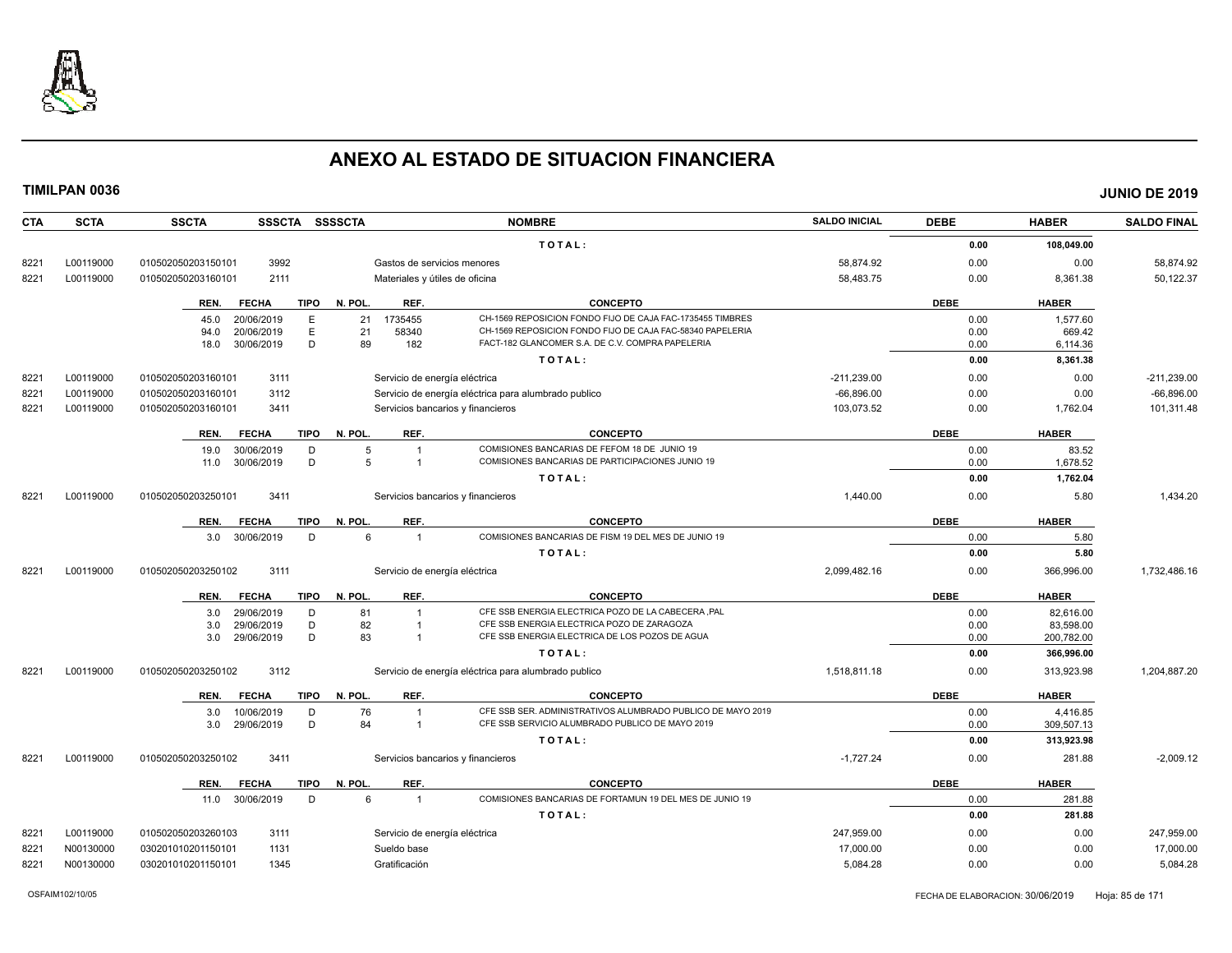# ANEXO AL ESTADO DE SITUACION FINANCIERA

**TIMILPAN 0036** **JUNIO DE 2019**

| CTA | SCTA | SSCTA | SSSCTA | SSSSCTA | NOMBRE | SALDO INICIAL | DEBE | HABER | SALDO FINAL |
|---|---|---|---|---|---|---|---|---|---|
| | | | | | TOTAL: | | 0.00 | 108,049.00 | |
| 8221 | L00119000 | 010502050203150101 | 3992 | | Gastos de servicios menores | 58,874.92 | 0.00 | 0.00 | 58,874.92 |
| 8221 | L00119000 | 010502050203160101 | 2111 | | Materiales y útiles de oficina | 58,483.75 | 0.00 | 8,361.38 | 50,122.37 |

| REN. | FECHA | TIPO | N. POL. | REF. | CONCEPTO | DEBE | HABER |
|---|---|---|---|---|---|---|---|
| 45.0 | 20/06/2019 | E | 21 | 1735455 | CH-1569 REPOSICION FONDO FIJO DE CAJA FAC-1735455 TIMBRES | 0.00 | 1,577.60 |
| 94.0 | 20/06/2019 | E | 21 | 58340 | CH-1569 REPOSICION FONDO FIJO DE CAJA FAC-58340 PAPELERIA | 0.00 | 669.42 |
| 18.0 | 30/06/2019 | D | 89 | 182 | FACT-182 GLANCOMER S.A. DE C.V. COMPRA PAPELERIA | 0.00 | 6,114.36 |
| | | | | | TOTAL: | 0.00 | 8,361.38 |

| CTA | SCTA | SSCTA | SSSCTA | SSSSCTA | NOMBRE | SALDO INICIAL | DEBE | HABER | SALDO FINAL |
|---|---|---|---|---|---|---|---|---|---|
| 8221 | L00119000 | 010502050203160101 | 3111 | | Servicio de energía eléctrica | -211,239.00 | 0.00 | 0.00 | -211,239.00 |
| 8221 | L00119000 | 010502050203160101 | 3112 | | Servicio de energía eléctrica para alumbrado publico | -66,896.00 | 0.00 | 0.00 | -66,896.00 |
| 8221 | L00119000 | 010502050203160101 | 3411 | | Servicios bancarios y financieros | 103,073.52 | 0.00 | 1,762.04 | 101,311.48 |

| REN. | FECHA | TIPO | N. POL. | REF. | CONCEPTO | DEBE | HABER |
|---|---|---|---|---|---|---|---|
| 19.0 | 30/06/2019 | D | 5 | 1 | COMISIONES BANCARIAS DE FEFOM 18 DE JUNIO 19 | 0.00 | 83.52 |
| 11.0 | 30/06/2019 | D | 5 | 1 | COMISIONES BANCARIAS DE PARTICIPACIONES JUNIO 19 | 0.00 | 1,678.52 |
| | | | | | TOTAL: | 0.00 | 1,762.04 |

| CTA | SCTA | SSCTA | SSSCTA | SSSSCTA | NOMBRE | SALDO INICIAL | DEBE | HABER | SALDO FINAL |
|---|---|---|---|---|---|---|---|---|---|
| 8221 | L00119000 | 010502050203250101 | 3411 | | Servicios bancarios y financieros | 1,440.00 | 0.00 | 5.80 | 1,434.20 |

| REN. | FECHA | TIPO | N. POL. | REF. | CONCEPTO | DEBE | HABER |
|---|---|---|---|---|---|---|---|
| 3.0 | 30/06/2019 | D | 6 | 1 | COMISIONES BANCARIAS DE FISM 19 DEL MES DE JUNIO 19 | 0.00 | 5.80 |
| | | | | | TOTAL: | 0.00 | 5.80 |

| CTA | SCTA | SSCTA | SSSCTA | SSSSCTA | NOMBRE | SALDO INICIAL | DEBE | HABER | SALDO FINAL |
|---|---|---|---|---|---|---|---|---|---|
| 8221 | L00119000 | 010502050203250102 | 3111 | | Servicio de energía eléctrica | 2,099,482.16 | 0.00 | 366,996.00 | 1,732,486.16 |

| REN. | FECHA | TIPO | N. POL. | REF. | CONCEPTO | DEBE | HABER |
|---|---|---|---|---|---|---|---|
| 3.0 | 29/06/2019 | D | 81 | 1 | CFE SSB ENERGIA ELECTRICA POZO DE LA CABECERA ,PAL | 0.00 | 82,616.00 |
| 3.0 | 29/06/2019 | D | 82 | 1 | CFE SSB ENERGIA ELECTRICA POZO DE ZARAGOZA | 0.00 | 83,598.00 |
| 3.0 | 29/06/2019 | D | 83 | 1 | CFE SSB ENERGIA ELECTRICA DE LOS POZOS DE AGUA | 0.00 | 200,782.00 |
| | | | | | TOTAL: | 0.00 | 366,996.00 |

| CTA | SCTA | SSCTA | SSSCTA | SSSSCTA | NOMBRE | SALDO INICIAL | DEBE | HABER | SALDO FINAL |
|---|---|---|---|---|---|---|---|---|---|
| 8221 | L00119000 | 010502050203250102 | 3112 | | Servicio de energía eléctrica para alumbrado publico | 1,518,811.18 | 0.00 | 313,923.98 | 1,204,887.20 |

| REN. | FECHA | TIPO | N. POL. | REF. | CONCEPTO | DEBE | HABER |
|---|---|---|---|---|---|---|---|
| 3.0 | 10/06/2019 | D | 76 | 1 | CFE SSB SER. ADMINISTRATIVOS ALUMBRADO PUBLICO DE MAYO 2019 | 0.00 | 4,416.85 |
| 3.0 | 29/06/2019 | D | 84 | 1 | CFE SSB SERVICIO ALUMBRADO PUBLICO DE MAYO 2019 | 0.00 | 309,507.13 |
| | | | | | TOTAL: | 0.00 | 313,923.98 |

| CTA | SCTA | SSCTA | SSSCTA | SSSSCTA | NOMBRE | SALDO INICIAL | DEBE | HABER | SALDO FINAL |
|---|---|---|---|---|---|---|---|---|---|
| 8221 | L00119000 | 010502050203250102 | 3411 | | Servicios bancarios y financieros | -1,727.24 | 0.00 | 281.88 | -2,009.12 |

| REN. | FECHA | TIPO | N. POL. | REF. | CONCEPTO | DEBE | HABER |
|---|---|---|---|---|---|---|---|
| 11.0 | 30/06/2019 | D | 6 | 1 | COMISIONES BANCARIAS DE FORTAMUN 19 DEL MES DE JUNIO 19 | 0.00 | 281.88 |
| | | | | | TOTAL: | 0.00 | 281.88 |

| CTA | SCTA | SSCTA | SSSCTA | SSSSCTA | NOMBRE | SALDO INICIAL | DEBE | HABER | SALDO FINAL |
|---|---|---|---|---|---|---|---|---|---|
| 8221 | L00119000 | 010502050203260103 | 3111 | | Servicio de energía eléctrica | 247,959.00 | 0.00 | 0.00 | 247,959.00 |
| 8221 | N00130000 | 030201010201150101 | 1131 | | Sueldo base | 17,000.00 | 0.00 | 0.00 | 17,000.00 |
| 8221 | N00130000 | 030201010201150101 | 1345 | | Gratificación | 5,084.28 | 0.00 | 0.00 | 5,084.28 |

OSFAIM102/10/05 FECHA DE ELABORACION: 30/06/2019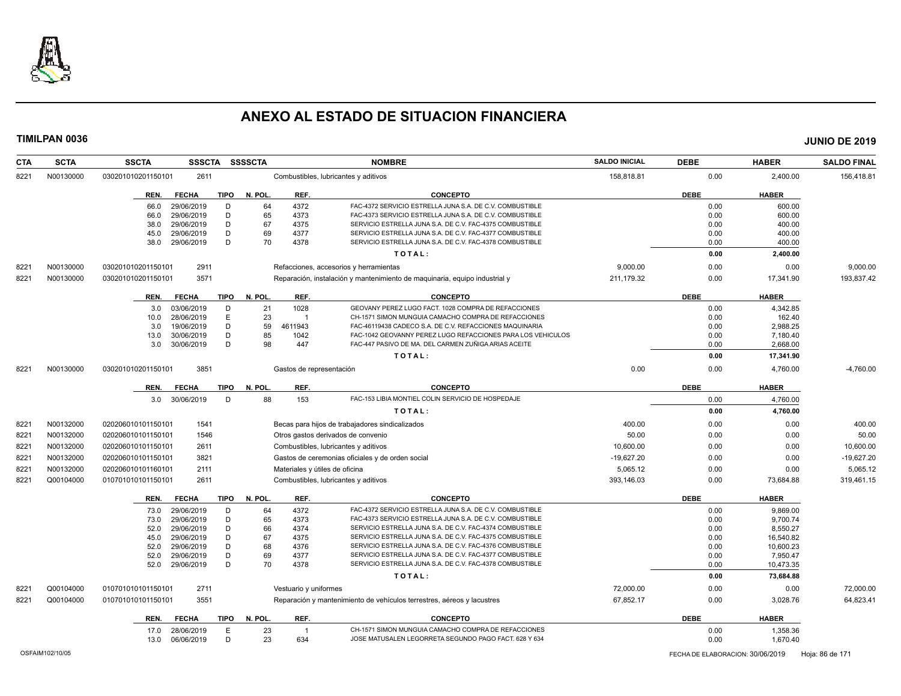# ANEXO AL ESTADO DE SITUACION FINANCIERA

**TIMILPAN 0036** **JUNIO DE 2019**

| CTA | SCTA | SSCTA | SSSCTA | SSSSCTA | NOMBRE | SALDO INICIAL | DEBE | HABER | SALDO FINAL |
|---|---|---|---|---|---|---|---|---|---|
| 8221 | N00130000 | 030201010201150101 | 2611 | | Combustibles, lubricantes y aditivos | 158,818.81 | 0.00 | 2,400.00 | 156,418.81 |

| REN. | FECHA | TIPO | N. POL. | REF. | CONCEPTO | DEBE | HABER |
|---|---|---|---|---|---|---|---|
| 66.0 | 29/06/2019 | D | 64 | 4372 | FAC-4372 SERVICIO ESTRELLA JUNA S.A. DE C.V. COMBUSTIBLE | 0.00 | 600.00 |
| 66.0 | 29/06/2019 | D | 65 | 4373 | FAC-4373 SERVICIO ESTRELLA JUNA S.A. DE C.V. COMBUSTIBLE | 0.00 | 600.00 |
| 38.0 | 29/06/2019 | D | 67 | 4375 | SERVICIO ESTRELLA JUNA S.A. DE C.V. FAC-4375 COMBUSTIBLE | 0.00 | 400.00 |
| 45.0 | 29/06/2019 | D | 69 | 4377 | SERVICIO ESTRELLA JUNA S.A. DE C.V. FAC-4377 COMBUSTIBLE | 0.00 | 400.00 |
| 38.0 | 29/06/2019 | D | 70 | 4378 | SERVICIO ESTRELLA JUNA S.A. DE C.V. FAC-4378 COMBUSTIBLE | 0.00 | 400.00 |
| | | | | | **TOTAL:** | **0.00** | **2,400.00** |

| CTA | SCTA | SSCTA | SSSCTA | SSSSCTA | NOMBRE | SALDO INICIAL | DEBE | HABER | SALDO FINAL |
|---|---|---|---|---|---|---|---|---|---|
| 8221 | N00130000 | 030201010201150101 | 2911 | | Refacciones, accesorios y herramientas | 9,000.00 | 0.00 | 0.00 | 9,000.00 |
| 8221 | N00130000 | 030201010201150101 | 3571 | | Reparación, instalación y mantenimiento de maquinaria, equipo industrial y | 211,179.32 | 0.00 | 17,341.90 | 193,837.42 |

| REN. | FECHA | TIPO | N. POL. | REF. | CONCEPTO | DEBE | HABER |
|---|---|---|---|---|---|---|---|
| 3.0 | 03/06/2019 | D | 21 | 1028 | GEOVANY PEREZ LUGO FACT. 1028 COMPRA DE REFACCIONES | 0.00 | 4,342.85 |
| 10.0 | 28/06/2019 | E | 23 | 1 | CH-1571 SIMON MUNGUIA CAMACHO COMPRA DE REFACCIONES | 0.00 | 162.40 |
| 3.0 | 19/06/2019 | D | 59 | 4611943 | FAC-46119438 CADECO S.A. DE C.V. REFACCIONES MAQUINARIA | 0.00 | 2,988.25 |
| 13.0 | 30/06/2019 | D | 85 | 1042 | FAC-1042 GEOVANNY PEREZ LUGO REFACCIONES PARA LOS VEHICULOS | 0.00 | 7,180.40 |
| 3.0 | 30/06/2019 | D | 98 | 447 | FAC-447 PASIVO DE MA. DEL CARMEN ZUÑIGA ARIAS ACEITE | 0.00 | 2,668.00 |
| | | | | | **TOTAL:** | **0.00** | **17,341.90** |

| CTA | SCTA | SSCTA | SSSCTA | SSSSCTA | NOMBRE | SALDO INICIAL | DEBE | HABER | SALDO FINAL |
|---|---|---|---|---|---|---|---|---|---|
| 8221 | N00130000 | 030201010201150101 | 3851 | | Gastos de representación | 0.00 | 0.00 | 4,760.00 | -4,760.00 |

| REN. | FECHA | TIPO | N. POL. | REF. | CONCEPTO | DEBE | HABER |
|---|---|---|---|---|---|---|---|
| 3.0 | 30/06/2019 | D | 88 | 153 | FAC-153 LIBIA MONTIEL COLIN SERVICIO DE HOSPEDAJE | 0.00 | 4,760.00 |
| | | | | | **TOTAL:** | **0.00** | **4,760.00** |

| CTA | SCTA | SSCTA | SSSCTA | SSSSCTA | NOMBRE | SALDO INICIAL | DEBE | HABER | SALDO FINAL |
|---|---|---|---|---|---|---|---|---|---|
| 8221 | N00132000 | 020206010101150101 | 1541 | | Becas para hijos de trabajadores sindicalizados | 400.00 | 0.00 | 0.00 | 400.00 |
| 8221 | N00132000 | 020206010101150101 | 1546 | | Otros gastos derivados de convenio | 50.00 | 0.00 | 0.00 | 50.00 |
| 8221 | N00132000 | 020206010101150101 | 2611 | | Combustibles, lubricantes y aditivos | 10,600.00 | 0.00 | 0.00 | 10,600.00 |
| 8221 | N00132000 | 020206010101150101 | 3821 | | Gastos de ceremonias oficiales y de orden social | -19,627.20 | 0.00 | 0.00 | -19,627.20 |
| 8221 | N00132000 | 020206010101160101 | 2111 | | Materiales y útiles de oficina | 5,065.12 | 0.00 | 0.00 | 5,065.12 |
| 8221 | Q00104000 | 010701010101150101 | 2611 | | Combustibles, lubricantes y aditivos | 393,146.03 | 0.00 | 73,684.88 | 319,461.15 |

| REN. | FECHA | TIPO | N. POL. | REF. | CONCEPTO | DEBE | HABER |
|---|---|---|---|---|---|---|---|
| 73.0 | 29/06/2019 | D | 64 | 4372 | FAC-4372 SERVICIO ESTRELLA JUNA S.A. DE C.V. COMBUSTIBLE | 0.00 | 9,869.00 |
| 73.0 | 29/06/2019 | D | 65 | 4373 | FAC-4373 SERVICIO ESTRELLA JUNA S.A. DE C.V. COMBUSTIBLE | 0.00 | 9,700.74 |
| 52.0 | 29/06/2019 | D | 66 | 4374 | SERVICIO ESTRELLA JUNA S.A. DE C.V. FAC-4374 COMBUSTIBLE | 0.00 | 8,550.27 |
| 45.0 | 29/06/2019 | D | 67 | 4375 | SERVICIO ESTRELLA JUNA S.A. DE C.V. FAC-4375 COMBUSTIBLE | 0.00 | 16,540.82 |
| 52.0 | 29/06/2019 | D | 68 | 4376 | SERVICIO ESTRELLA JUNA S.A. DE C.V. FAC-4376 COMBUSTIBLE | 0.00 | 10,600.23 |
| 52.0 | 29/06/2019 | D | 69 | 4377 | SERVICIO ESTRELLA JUNA S.A. DE C.V. FAC-4377 COMBUSTIBLE | 0.00 | 7,950.47 |
| 52.0 | 29/06/2019 | D | 70 | 4378 | SERVICIO ESTRELLA JUNA S.A. DE C.V. FAC-4378 COMBUSTIBLE | 0.00 | 10,473.35 |
| | | | | | **TOTAL:** | **0.00** | **73,684.88** |

| CTA | SCTA | SSCTA | SSSCTA | SSSSCTA | NOMBRE | SALDO INICIAL | DEBE | HABER | SALDO FINAL |
|---|---|---|---|---|---|---|---|---|---|
| 8221 | Q00104000 | 010701010101150101 | 2711 | | Vestuario y uniformes | 72,000.00 | 0.00 | 0.00 | 72,000.00 |
| 8221 | Q00104000 | 010701010101150101 | 3551 | | Reparación y mantenimiento de vehículos terrestres, aéreos y lacustres | 67,852.17 | 0.00 | 3,028.76 | 64,823.41 |

| REN. | FECHA | TIPO | N. POL. | REF. | CONCEPTO | DEBE | HABER |
|---|---|---|---|---|---|---|---|
| 17.0 | 28/06/2019 | E | 23 | 1 | CH-1571 SIMON MUNGUIA CAMACHO COMPRA DE REFACCIONES | 0.00 | 1,358.36 |
| 13.0 | 06/06/2019 | D | 23 | 634 | JOSE MATUSALEN LEGORRETA SEGUNDO PAGO FACT. 628 Y 634 | 0.00 | 1,670.40 |

OSFAIM102/10/05 FECHA DE ELABORACION: 30/06/2019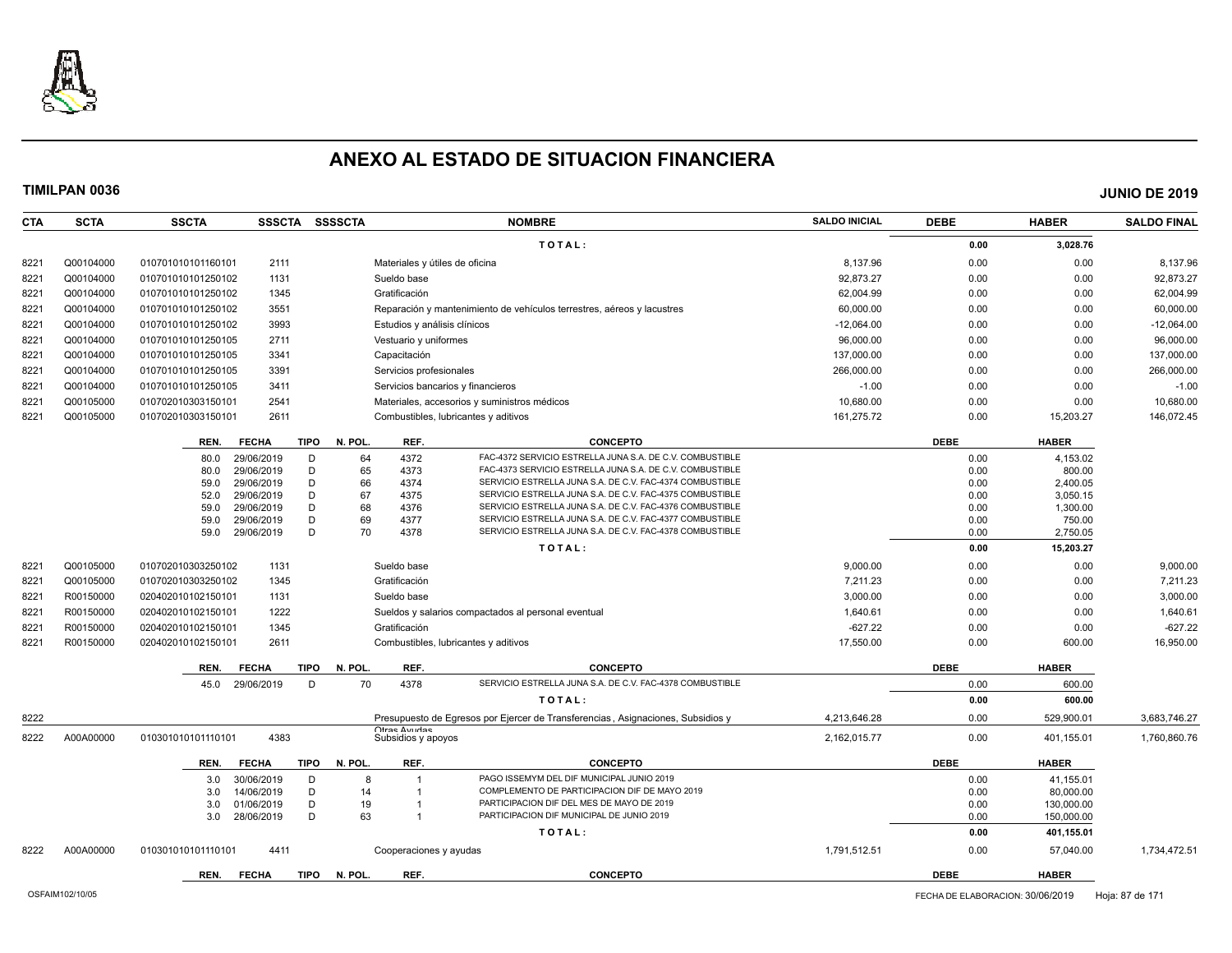# ANEXO AL ESTADO DE SITUACION FINANCIERA

**TIMILPAN 0036** — **JUNIO DE 2019**

| CTA | SCTA | SSCTA | SSSCTA | SSSSCTA | NOMBRE | SALDO INICIAL | DEBE | HABER | SALDO FINAL |
|---|---|---|---|---|---|---|---|---|---|
| | | | | | T O T A L : | | 0.00 | 3,028.76 | |
| 8221 | Q00104000 | 010701010101160101 | 2111 | | Materiales y útiles de oficina | 8,137.96 | 0.00 | 0.00 | 8,137.96 |
| 8221 | Q00104000 | 010701010101250102 | 1131 | | Sueldo base | 92,873.27 | 0.00 | 0.00 | 92,873.27 |
| 8221 | Q00104000 | 010701010101250102 | 1345 | | Gratificación | 62,004.99 | 0.00 | 0.00 | 62,004.99 |
| 8221 | Q00104000 | 010701010101250102 | 3551 | | Reparación y mantenimiento de vehículos terrestres, aéreos y lacustres | 60,000.00 | 0.00 | 0.00 | 60,000.00 |
| 8221 | Q00104000 | 010701010101250102 | 3993 | | Estudios y análisis clínicos | -12,064.00 | 0.00 | 0.00 | -12,064.00 |
| 8221 | Q00104000 | 010701010101250105 | 2711 | | Vestuario y uniformes | 96,000.00 | 0.00 | 0.00 | 96,000.00 |
| 8221 | Q00104000 | 010701010101250105 | 3341 | | Capacitación | 137,000.00 | 0.00 | 0.00 | 137,000.00 |
| 8221 | Q00104000 | 010701010101250105 | 3391 | | Servicios profesionales | 266,000.00 | 0.00 | 0.00 | 266,000.00 |
| 8221 | Q00104000 | 010701010101250105 | 3411 | | Servicios bancarios y financieros | -1.00 | 0.00 | 0.00 | -1.00 |
| 8221 | Q00105000 | 010702010303150101 | 2541 | | Materiales, accesorios y suministros médicos | 10,680.00 | 0.00 | 0.00 | 10,680.00 |
| 8221 | Q00105000 | 010702010303150101 | 2611 | | Combustibles, lubricantes y aditivos | 161,275.72 | 0.00 | 15,203.27 | 146,072.45 |

| REN. | FECHA | TIPO | N. POL. | REF. | CONCEPTO | DEBE | HABER |
|---|---|---|---|---|---|---|---|
| 80.0 | 29/06/2019 | D | 64 | 4372 | FAC-4372 SERVICIO ESTRELLA JUNA S.A. DE C.V. COMBUSTIBLE | 0.00 | 4,153.02 |
| 80.0 | 29/06/2019 | D | 65 | 4373 | FAC-4373 SERVICIO ESTRELLA JUNA S.A. DE C.V. COMBUSTIBLE | 0.00 | 800.00 |
| 59.0 | 29/06/2019 | D | 66 | 4374 | SERVICIO ESTRELLA JUNA S.A. DE C.V. FAC-4374 COMBUSTIBLE | 0.00 | 2,400.05 |
| 52.0 | 29/06/2019 | D | 67 | 4375 | SERVICIO ESTRELLA JUNA S.A. DE C.V. FAC-4375 COMBUSTIBLE | 0.00 | 3,050.15 |
| 59.0 | 29/06/2019 | D | 68 | 4376 | SERVICIO ESTRELLA JUNA S.A. DE C.V. FAC-4376 COMBUSTIBLE | 0.00 | 1,300.00 |
| 59.0 | 29/06/2019 | D | 69 | 4377 | SERVICIO ESTRELLA JUNA S.A. DE C.V. FAC-4377 COMBUSTIBLE | 0.00 | 750.00 |
| 59.0 | 29/06/2019 | D | 70 | 4378 | SERVICIO ESTRELLA JUNA S.A. DE C.V. FAC-4378 COMBUSTIBLE | 0.00 | 2,750.05 |
| | | | | | T O T A L : | 0.00 | 15,203.27 |

| CTA | SCTA | SSCTA | SSSCTA | SSSSCTA | NOMBRE | SALDO INICIAL | DEBE | HABER | SALDO FINAL |
|---|---|---|---|---|---|---|---|---|---|
| 8221 | Q00105000 | 010702010303250102 | 1131 | | Sueldo base | 9,000.00 | 0.00 | 0.00 | 9,000.00 |
| 8221 | Q00105000 | 010702010303250102 | 1345 | | Gratificación | 7,211.23 | 0.00 | 0.00 | 7,211.23 |
| 8221 | R00150000 | 020402010102150101 | 1131 | | Sueldo base | 3,000.00 | 0.00 | 0.00 | 3,000.00 |
| 8221 | R00150000 | 020402010102150101 | 1222 | | Sueldos y salarios compactados al personal eventual | 1,640.61 | 0.00 | 0.00 | 1,640.61 |
| 8221 | R00150000 | 020402010102150101 | 1345 | | Gratificación | -627.22 | 0.00 | 0.00 | -627.22 |
| 8221 | R00150000 | 020402010102150101 | 2611 | | Combustibles, lubricantes y aditivos | 17,550.00 | 0.00 | 600.00 | 16,950.00 |

| REN. | FECHA | TIPO | N. POL. | REF. | CONCEPTO | DEBE | HABER |
|---|---|---|---|---|---|---|---|
| 45.0 | 29/06/2019 | D | 70 | 4378 | SERVICIO ESTRELLA JUNA S.A. DE C.V. FAC-4378 COMBUSTIBLE | 0.00 | 600.00 |
| | | | | | T O T A L : | 0.00 | 600.00 |

| CTA | SCTA | SSCTA | SSSCTA | SSSSCTA | NOMBRE | SALDO INICIAL | DEBE | HABER | SALDO FINAL |
|---|---|---|---|---|---|---|---|---|---|
| 8222 | | | | | Presupuesto de Egresos por Ejercer de Transferencias , Asignaciones, Subsidios y Otras Ayudas | 4,213,646.28 | 0.00 | 529,900.01 | 3,683,746.27 |
| 8222 | A00A00000 | 010301010101110101 | 4383 | | Subsidios y apoyos | 2,162,015.77 | 0.00 | 401,155.01 | 1,760,860.76 |

| REN. | FECHA | TIPO | N. POL. | REF. | CONCEPTO | DEBE | HABER |
|---|---|---|---|---|---|---|---|
| 3.0 | 30/06/2019 | D | 8 | 1 | PAGO ISSEMYM DEL DIF MUNICIPAL JUNIO 2019 | 0.00 | 41,155.01 |
| 3.0 | 14/06/2019 | D | 14 | 1 | COMPLEMENTO DE PARTICIPACION DIF DE MAYO 2019 | 0.00 | 80,000.00 |
| 3.0 | 01/06/2019 | D | 19 | 1 | PARTICIPACION DIF DEL MES DE MAYO DE 2019 | 0.00 | 130,000.00 |
| 3.0 | 28/06/2019 | D | 63 | 1 | PARTICIPACION DIF MUNICIPAL DE JUNIO 2019 | 0.00 | 150,000.00 |
| | | | | | T O T A L : | 0.00 | 401,155.01 |

| CTA | SCTA | SSCTA | SSSCTA | SSSSCTA | NOMBRE | SALDO INICIAL | DEBE | HABER | SALDO FINAL |
|---|---|---|---|---|---|---|---|---|---|
| 8222 | A00A00000 | 010301010101110101 | 4411 | | Cooperaciones y ayudas | 1,791,512.51 | 0.00 | 57,040.00 | 1,734,472.51 |

| REN. | FECHA | TIPO | N. POL. | REF. | CONCEPTO | DEBE | HABER |
|---|---|---|---|---|---|---|---|

OSFAIM102/10/05 — FECHA DE ELABORACION: 30/06/2019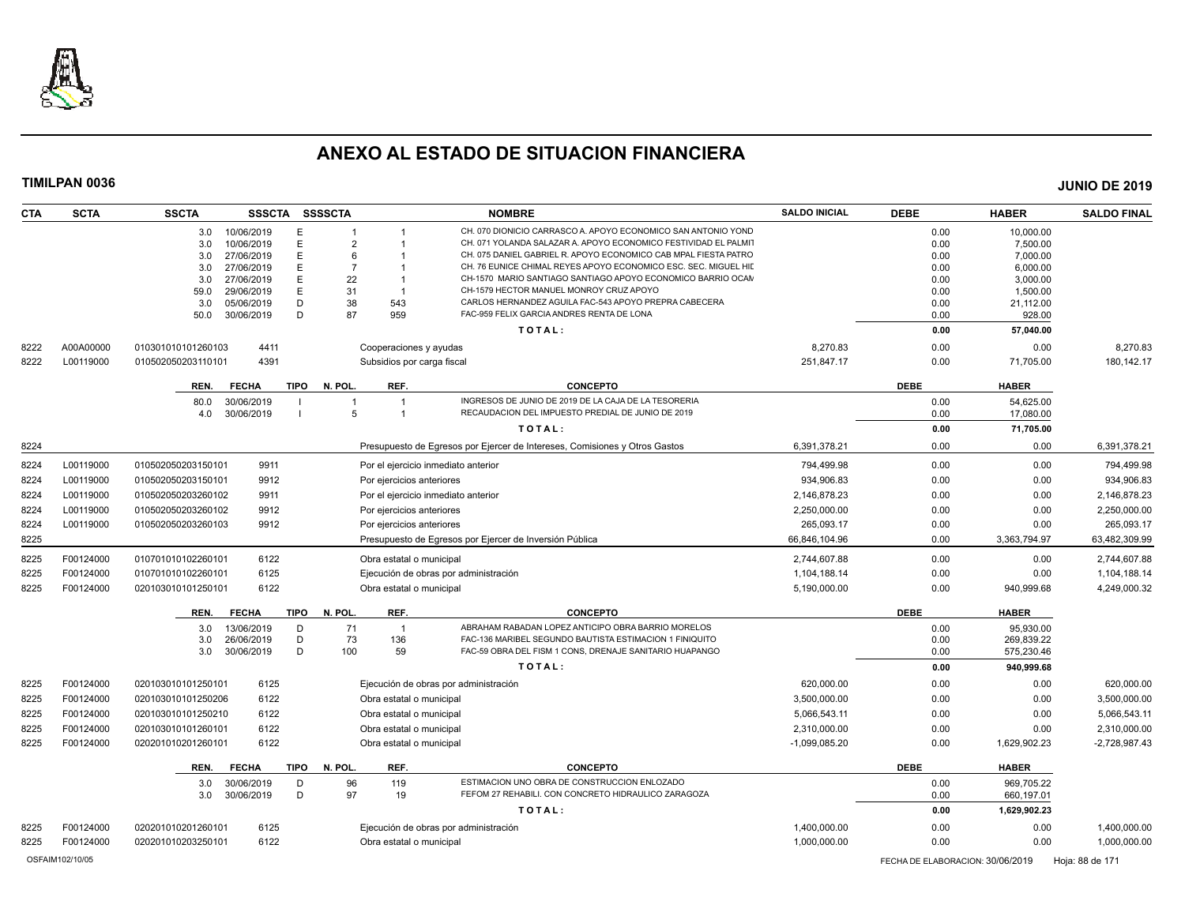# ANEXO AL ESTADO DE SITUACION FINANCIERA

**TIMILPAN 0036** — **JUNIO DE 2019**

| CTA | SCTA | SSCTA | SSSCTA | SSSSCTA | | NOMBRE | SALDO INICIAL | DEBE | HABER | SALDO FINAL |
|---|---|---|---|---|---|---|---|---|---|---|
| | | 3.0 | 10/06/2019 | E | 1 / 1 | CH. 070 DIONICIO CARRASCO A. APOYO ECONOMICO SAN ANTONIO YOND | | 0.00 | 10,000.00 | |
| | | 3.0 | 10/06/2019 | E | 2 / 1 | CH. 071 YOLANDA SALAZAR A. APOYO ECONOMICO FESTIVIDAD EL PALMIT | | 0.00 | 7,500.00 | |
| | | 3.0 | 27/06/2019 | E | 6 / 1 | CH. 075 DANIEL GABRIEL R. APOYO ECONOMICO CAB MPAL FIESTA PATRO | | 0.00 | 7,000.00 | |
| | | 3.0 | 27/06/2019 | E | 7 / 1 | CH. 76 EUNICE CHIMAL REYES APOYO ECONOMICO ESC. SEC. MIGUEL HID | | 0.00 | 6,000.00 | |
| | | 3.0 | 27/06/2019 | E | 22 / 1 | CH-1570 MARIO SANTIAGO SANTIAGO APOYO ECONOMICO BARRIO OCAM | | 0.00 | 3,000.00 | |
| | | 59.0 | 29/06/2019 | E | 31 / 1 | CH-1579 HECTOR MANUEL MONROY CRUZ APOYO | | 0.00 | 1,500.00 | |
| | | 3.0 | 05/06/2019 | D | 38 / 543 | CARLOS HERNANDEZ AGUILA FAC-543 APOYO PREPRA CABECERA | | 0.00 | 21,112.00 | |
| | | 50.0 | 30/06/2019 | D | 87 / 959 | FAC-959 FELIX GARCIA ANDRES RENTA DE LONA | | 0.00 | 928.00 | |
| | | | | | | **TOTAL:** | | **0.00** | **57,040.00** | |
| 8222 | A00A00000 | 010301010101260103 | 4411 | | | Cooperaciones y ayudas | 8,270.83 | 0.00 | 0.00 | 8,270.83 |
| 8222 | L00119000 | 010502050203110101 | 4391 | | | Subsidios por carga fiscal | 251,847.17 | 0.00 | 71,705.00 | 180,142.17 |
| | | REN. | FECHA | TIPO | N. POL. / REF. | CONCEPTO | | DEBE | HABER | |
| | | 80.0 | 30/06/2019 | I | 1 / 1 | INGRESOS DE JUNIO DE 2019 DE LA CAJA DE LA TESORERIA | | 0.00 | 54,625.00 | |
| | | 4.0 | 30/06/2019 | I | 5 / 1 | RECAUDACION DEL IMPUESTO PREDIAL DE JUNIO DE 2019 | | 0.00 | 17,080.00 | |
| | | | | | | **TOTAL:** | | **0.00** | **71,705.00** | |
| 8224 | | | | | | Presupuesto de Egresos por Ejercer de Intereses, Comisiones y Otros Gastos | 6,391,378.21 | 0.00 | 0.00 | 6,391,378.21 |
| 8224 | L00119000 | 010502050203150101 | 9911 | | | Por el ejercicio inmediato anterior | 794,499.98 | 0.00 | 0.00 | 794,499.98 |
| 8224 | L00119000 | 010502050203150101 | 9912 | | | Por ejercicios anteriores | 934,906.83 | 0.00 | 0.00 | 934,906.83 |
| 8224 | L00119000 | 010502050203260102 | 9911 | | | Por el ejercicio inmediato anterior | 2,146,878.23 | 0.00 | 0.00 | 2,146,878.23 |
| 8224 | L00119000 | 010502050203260102 | 9912 | | | Por ejercicios anteriores | 2,250,000.00 | 0.00 | 0.00 | 2,250,000.00 |
| 8224 | L00119000 | 010502050203260103 | 9912 | | | Por ejercicios anteriores | 265,093.17 | 0.00 | 0.00 | 265,093.17 |
| 8225 | | | | | | Presupuesto de Egresos por Ejercer de Inversión Pública | 66,846,104.96 | 0.00 | 3,363,794.97 | 63,482,309.99 |
| 8225 | F00124000 | 010701010102260101 | 6122 | | | Obra estatal o municipal | 2,744,607.88 | 0.00 | 0.00 | 2,744,607.88 |
| 8225 | F00124000 | 010701010102260101 | 6125 | | | Ejecución de obras por administración | 1,104,188.14 | 0.00 | 0.00 | 1,104,188.14 |
| 8225 | F00124000 | 020103010101250101 | 6122 | | | Obra estatal o municipal | 5,190,000.00 | 0.00 | 940,999.68 | 4,249,000.32 |
| | | REN. | FECHA | TIPO | N. POL. / REF. | CONCEPTO | | DEBE | HABER | |
| | | 3.0 | 13/06/2019 | D | 71 / 1 | ABRAHAM RABADAN LOPEZ ANTICIPO OBRA BARRIO MORELOS | | 0.00 | 95,930.00 | |
| | | 3.0 | 26/06/2019 | D | 73 / 136 | FAC-136 MARIBEL SEGUNDO BAUTISTA ESTIMACION 1 FINIQUITO | | 0.00 | 269,839.22 | |
| | | 3.0 | 30/06/2019 | D | 100 / 59 | FAC-59 OBRA DEL FISM 1 CONS, DRENAJE SANITARIO HUAPANGO | | 0.00 | 575,230.46 | |
| | | | | | | **TOTAL:** | | **0.00** | **940,999.68** | |
| 8225 | F00124000 | 020103010101250101 | 6125 | | | Ejecución de obras por administración | 620,000.00 | 0.00 | 0.00 | 620,000.00 |
| 8225 | F00124000 | 020103010101250206 | 6122 | | | Obra estatal o municipal | 3,500,000.00 | 0.00 | 0.00 | 3,500,000.00 |
| 8225 | F00124000 | 020103010101250210 | 6122 | | | Obra estatal o municipal | 5,066,543.11 | 0.00 | 0.00 | 5,066,543.11 |
| 8225 | F00124000 | 020103010101260101 | 6122 | | | Obra estatal o municipal | 2,310,000.00 | 0.00 | 0.00 | 2,310,000.00 |
| 8225 | F00124000 | 020201010201260101 | 6122 | | | Obra estatal o municipal | -1,099,085.20 | 0.00 | 1,629,902.23 | -2,728,987.43 |
| | | REN. | FECHA | TIPO | N. POL. / REF. | CONCEPTO | | DEBE | HABER | |
| | | 3.0 | 30/06/2019 | D | 96 / 119 | ESTIMACION UNO OBRA DE CONSTRUCCION ENLOZADO | | 0.00 | 969,705.22 | |
| | | 3.0 | 30/06/2019 | D | 97 / 19 | FEFOM 27 REHABILI. CON CONCRETO HIDRAULICO ZARAGOZA | | 0.00 | 660,197.01 | |
| | | | | | | **TOTAL:** | | **0.00** | **1,629,902.23** | |
| 8225 | F00124000 | 020201010201260101 | 6125 | | | Ejecución de obras por administración | 1,400,000.00 | 0.00 | 0.00 | 1,400,000.00 |
| 8225 | F00124000 | 020201010203250101 | 6122 | | | Obra estatal o municipal | 1,000,000.00 | 0.00 | 0.00 | 1,000,000.00 |

OSFAIM102/10/05 — FECHA DE ELABORACION: 30/06/2019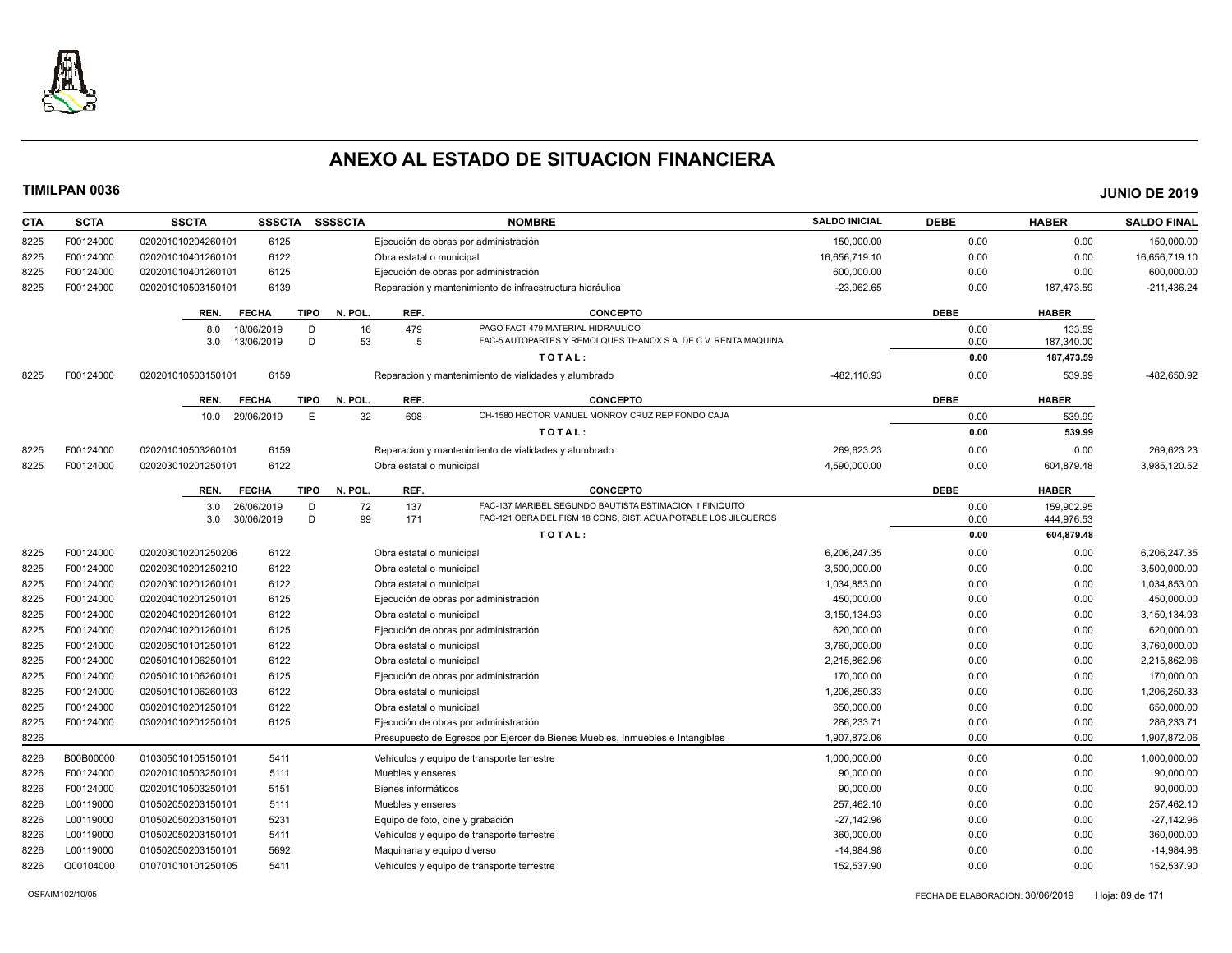# ANEXO AL ESTADO DE SITUACION FINANCIERA

**TIMILPAN 0036** **JUNIO DE 2019**

| CTA | SCTA | SSCTA | SSSCTA | SSSSCTA | NOMBRE | SALDO INICIAL | DEBE | HABER | SALDO FINAL |
|---|---|---|---|---|---|---|---|---|---|
| 8225 | F00124000 | 0202010102042601101 | 6125 | | Ejecución de obras por administración | 150,000.00 | 0.00 | 0.00 | 150,000.00 |
| 8225 | F00124000 | 020201010401260101 | 6122 | | Obra estatal o municipal | 16,656,719.10 | 0.00 | 0.00 | 16,656,719.10 |
| 8225 | F00124000 | 020201010401260101 | 6125 | | Ejecución de obras por administración | 600,000.00 | 0.00 | 0.00 | 600,000.00 |
| 8225 | F00124000 | 020201010503150101 | 6139 | | Reparación y mantenimiento de infraestructura hidráulica | -23,962.65 | 0.00 | 187,473.59 | -211,436.24 |

| REN. | FECHA | TIPO | N. POL. | REF. | CONCEPTO | DEBE | HABER |
|---|---|---|---|---|---|---|---|
| 8.0 | 18/06/2019 | D | 16 | 479 | PAGO FACT 479 MATERIAL HIDRAULICO | 0.00 | 133.59 |
| 3.0 | 13/06/2019 | D | 53 | 5 | FAC-5 AUTOPARTES Y REMOLQUES THANOX S.A. DE C.V. RENTA MAQUINA | 0.00 | 187,340.00 |
| | | | | | TOTAL: | 0.00 | 187,473.59 |

| CTA | SCTA | SSCTA | SSSCTA | SSSSCTA | NOMBRE | SALDO INICIAL | DEBE | HABER | SALDO FINAL |
|---|---|---|---|---|---|---|---|---|---|
| 8225 | F00124000 | 020201010503150101 | 6159 | | Reparacion y mantenimiento de vialidades y alumbrado | -482,110.93 | 0.00 | 539.99 | -482,650.92 |

| REN. | FECHA | TIPO | N. POL. | REF. | CONCEPTO | DEBE | HABER |
|---|---|---|---|---|---|---|---|
| 10.0 | 29/06/2019 | E | 32 | 698 | CH-1580 HECTOR MANUEL MONROY CRUZ REP FONDO CAJA | 0.00 | 539.99 |
| | | | | | TOTAL: | 0.00 | 539.99 |

| CTA | SCTA | SSCTA | SSSCTA | SSSSCTA | NOMBRE | SALDO INICIAL | DEBE | HABER | SALDO FINAL |
|---|---|---|---|---|---|---|---|---|---|
| 8225 | F00124000 | 020201010503260101 | 6159 | | Reparacion y mantenimiento de vialidades y alumbrado | 269,623.23 | 0.00 | 0.00 | 269,623.23 |
| 8225 | F00124000 | 020203010201250101 | 6122 | | Obra estatal o municipal | 4,590,000.00 | 0.00 | 604,879.48 | 3,985,120.52 |

| REN. | FECHA | TIPO | N. POL. | REF. | CONCEPTO | DEBE | HABER |
|---|---|---|---|---|---|---|---|
| 3.0 | 26/06/2019 | D | 72 | 137 | FAC-137 MARIBEL SEGUNDO BAUTISTA ESTIMACION 1 FINIQUITO | 0.00 | 159,902.95 |
| 3.0 | 30/06/2019 | D | 99 | 171 | FAC-121 OBRA DEL FISM 18 CONS, SIST. AGUA POTABLE LOS JILGUEROS | 0.00 | 444,976.53 |
| | | | | | TOTAL: | 0.00 | 604,879.48 |

| CTA | SCTA | SSCTA | SSSCTA | SSSSCTA | NOMBRE | SALDO INICIAL | DEBE | HABER | SALDO FINAL |
|---|---|---|---|---|---|---|---|---|---|
| 8225 | F00124000 | 020203010201250206 | 6122 | | Obra estatal o municipal | 6,206,247.35 | 0.00 | 0.00 | 6,206,247.35 |
| 8225 | F00124000 | 020203010201250210 | 6122 | | Obra estatal o municipal | 3,500,000.00 | 0.00 | 0.00 | 3,500,000.00 |
| 8225 | F00124000 | 020203010201260101 | 6122 | | Obra estatal o municipal | 1,034,853.00 | 0.00 | 0.00 | 1,034,853.00 |
| 8225 | F00124000 | 020204010201250101 | 6125 | | Ejecución de obras por administración | 450,000.00 | 0.00 | 0.00 | 450,000.00 |
| 8225 | F00124000 | 020204010201260101 | 6122 | | Obra estatal o municipal | 3,150,134.93 | 0.00 | 0.00 | 3,150,134.93 |
| 8225 | F00124000 | 020204010201260101 | 6125 | | Ejecución de obras por administración | 620,000.00 | 0.00 | 0.00 | 620,000.00 |
| 8225 | F00124000 | 020205010101250101 | 6122 | | Obra estatal o municipal | 3,760,000.00 | 0.00 | 0.00 | 3,760,000.00 |
| 8225 | F00124000 | 020501010106250101 | 6122 | | Obra estatal o municipal | 2,215,862.96 | 0.00 | 0.00 | 2,215,862.96 |
| 8225 | F00124000 | 020501010106260101 | 6125 | | Ejecución de obras por administración | 170,000.00 | 0.00 | 0.00 | 170,000.00 |
| 8225 | F00124000 | 020501010106260103 | 6122 | | Obra estatal o municipal | 1,206,250.33 | 0.00 | 0.00 | 1,206,250.33 |
| 8225 | F00124000 | 030201010201250101 | 6122 | | Obra estatal o municipal | 650,000.00 | 0.00 | 0.00 | 650,000.00 |
| 8225 | F00124000 | 030201010201250101 | 6125 | | Ejecución de obras por administración | 286,233.71 | 0.00 | 0.00 | 286,233.71 |
| 8226 | | | | | Presupuesto de Egresos por Ejercer de Bienes Muebles, Inmuebles e Intangibles | 1,907,872.06 | 0.00 | 0.00 | 1,907,872.06 |
| 8226 | B00B00000 | 010305010105150101 | 5411 | | Vehículos y equipo de transporte terrestre | 1,000,000.00 | 0.00 | 0.00 | 1,000,000.00 |
| 8226 | F00124000 | 020201010503250101 | 5111 | | Muebles y enseres | 90,000.00 | 0.00 | 0.00 | 90,000.00 |
| 8226 | F00124000 | 020201010503250101 | 5151 | | Bienes informáticos | 90,000.00 | 0.00 | 0.00 | 90,000.00 |
| 8226 | L00119000 | 010502050203150101 | 5111 | | Muebles y enseres | 257,462.10 | 0.00 | 0.00 | 257,462.10 |
| 8226 | L00119000 | 010502050203150101 | 5231 | | Equipo de foto, cine y grabación | -27,142.96 | 0.00 | 0.00 | -27,142.96 |
| 8226 | L00119000 | 010502050203150101 | 5411 | | Vehículos y equipo de transporte terrestre | 360,000.00 | 0.00 | 0.00 | 360,000.00 |
| 8226 | L00119000 | 010502050203150101 | 5692 | | Maquinaria y equipo diverso | -14,984.98 | 0.00 | 0.00 | -14,984.98 |
| 8226 | Q00104000 | 010701010101250105 | 5411 | | Vehículos y equipo de transporte terrestre | 152,537.90 | 0.00 | 0.00 | 152,537.90 |

OSFAIM102/10/05 FECHA DE ELABORACION: 30/06/2019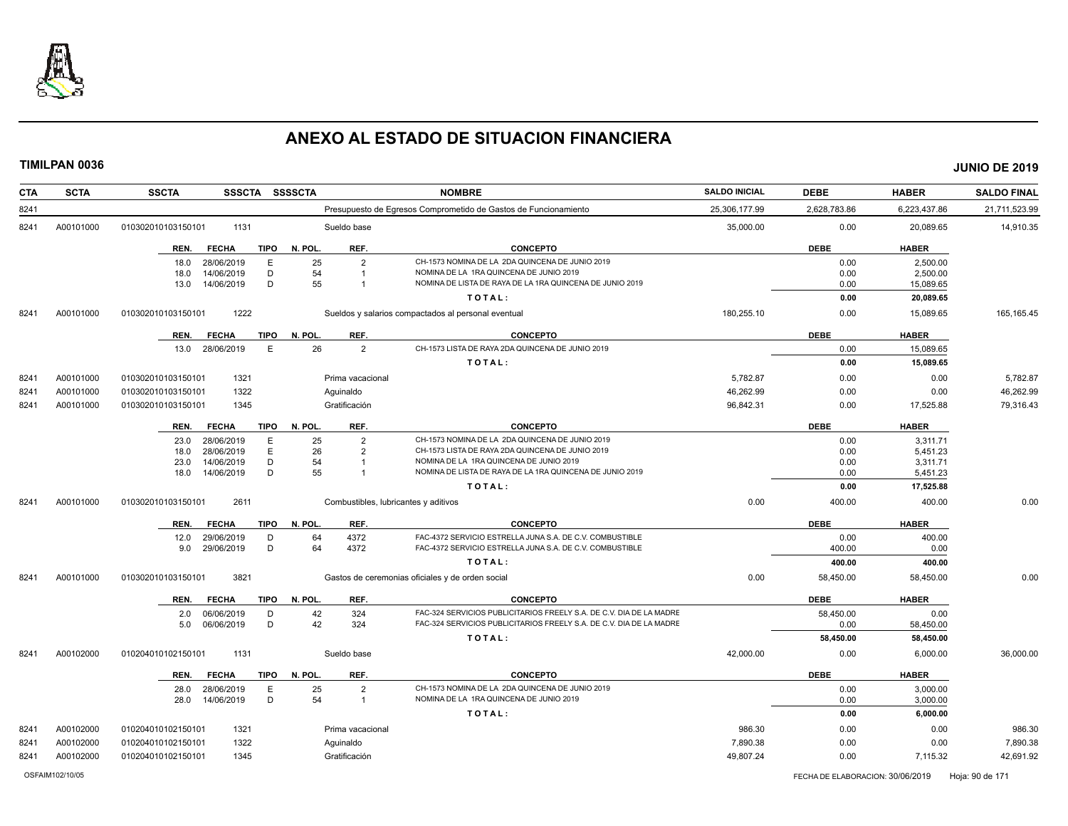# ANEXO AL ESTADO DE SITUACION FINANCIERA

**TIMILPAN 0036** — **JUNIO DE 2019**

| CTA | SCTA | SSCTA | SSSCTA | SSSSCTA | NOMBRE | SALDO INICIAL | DEBE | HABER | SALDO FINAL |
|---|---|---|---|---|---|---|---|---|---|
| 8241 | | | | | Presupuesto de Egresos Comprometido de Gastos de Funcionamiento | 25,306,177.99 | 2,628,783.86 | 6,223,437.86 | 21,711,523.99 |
| 8241 | A00101000 | 010302010103150101 | 1131 | | Sueldo base | 35,000.00 | 0.00 | 20,089.65 | 14,910.35 |

| REN. | FECHA | TIPO | N. POL. | REF. | CONCEPTO | DEBE | HABER |
|---|---|---|---|---|---|---|---|
| 18.0 | 28/06/2019 | E | 25 | 2 | CH-1573 NOMINA DE LA 2DA QUINCENA DE JUNIO 2019 | 0.00 | 2,500.00 |
| 18.0 | 14/06/2019 | D | 54 | 1 | NOMINA DE LA 1RA QUINCENA DE JUNIO 2019 | 0.00 | 2,500.00 |
| 13.0 | 14/06/2019 | D | 55 | 1 | NOMINA DE LISTA DE RAYA DE LA 1RA QUINCENA DE JUNIO 2019 | 0.00 | 15,089.65 |
| | | | | | **T O T A L :** | **0.00** | **20,089.65** |

| CTA | SCTA | SSCTA | SSSCTA | SSSSCTA | NOMBRE | SALDO INICIAL | DEBE | HABER | SALDO FINAL |
|---|---|---|---|---|---|---|---|---|---|
| 8241 | A00101000 | 010302010103150101 | 1222 | | Sueldos y salarios compactados al personal eventual | 180,255.10 | 0.00 | 15,089.65 | 165,165.45 |

| REN. | FECHA | TIPO | N. POL. | REF. | CONCEPTO | DEBE | HABER |
|---|---|---|---|---|---|---|---|
| 13.0 | 28/06/2019 | E | 26 | 2 | CH-1573 LISTA DE RAYA 2DA QUINCENA DE JUNIO 2019 | 0.00 | 15,089.65 |
| | | | | | **T O T A L :** | **0.00** | **15,089.65** |

| CTA | SCTA | SSCTA | SSSCTA | SSSSCTA | NOMBRE | SALDO INICIAL | DEBE | HABER | SALDO FINAL |
|---|---|---|---|---|---|---|---|---|---|
| 8241 | A00101000 | 010302010103150101 | 1321 | | Prima vacacional | 5,782.87 | 0.00 | 0.00 | 5,782.87 |
| 8241 | A00101000 | 010302010103150101 | 1322 | | Aguinaldo | 46,262.99 | 0.00 | 0.00 | 46,262.99 |
| 8241 | A00101000 | 010302010103150101 | 1345 | | Gratificación | 96,842.31 | 0.00 | 17,525.88 | 79,316.43 |

| REN. | FECHA | TIPO | N. POL. | REF. | CONCEPTO | DEBE | HABER |
|---|---|---|---|---|---|---|---|
| 23.0 | 28/06/2019 | E | 25 | 2 | CH-1573 NOMINA DE LA 2DA QUINCENA DE JUNIO 2019 | 0.00 | 3,311.71 |
| 18.0 | 28/06/2019 | E | 26 | 2 | CH-1573 LISTA DE RAYA 2DA QUINCENA DE JUNIO 2019 | 0.00 | 5,451.23 |
| 23.0 | 14/06/2019 | D | 54 | 1 | NOMINA DE LA 1RA QUINCENA DE JUNIO 2019 | 0.00 | 3,311.71 |
| 18.0 | 14/06/2019 | D | 55 | 1 | NOMINA DE LISTA DE RAYA DE LA 1RA QUINCENA DE JUNIO 2019 | 0.00 | 5,451.23 |
| | | | | | **T O T A L :** | **0.00** | **17,525.88** |

| CTA | SCTA | SSCTA | SSSCTA | SSSSCTA | NOMBRE | SALDO INICIAL | DEBE | HABER | SALDO FINAL |
|---|---|---|---|---|---|---|---|---|---|
| 8241 | A00101000 | 010302010103150101 | 2611 | | Combustibles, lubricantes y aditivos | 0.00 | 400.00 | 400.00 | 0.00 |

| REN. | FECHA | TIPO | N. POL. | REF. | CONCEPTO | DEBE | HABER |
|---|---|---|---|---|---|---|---|
| 12.0 | 29/06/2019 | D | 64 | 4372 | FAC-4372 SERVICIO ESTRELLA JUNA S.A. DE C.V. COMBUSTIBLE | 0.00 | 400.00 |
| 9.0 | 29/06/2019 | D | 64 | 4372 | FAC-4372 SERVICIO ESTRELLA JUNA S.A. DE C.V. COMBUSTIBLE | 400.00 | 0.00 |
| | | | | | **T O T A L :** | **400.00** | **400.00** |

| CTA | SCTA | SSCTA | SSSCTA | SSSSCTA | NOMBRE | SALDO INICIAL | DEBE | HABER | SALDO FINAL |
|---|---|---|---|---|---|---|---|---|---|
| 8241 | A00101000 | 010302010103150101 | 3821 | | Gastos de ceremonias oficiales y de orden social | 0.00 | 58,450.00 | 58,450.00 | 0.00 |

| REN. | FECHA | TIPO | N. POL. | REF. | CONCEPTO | DEBE | HABER |
|---|---|---|---|---|---|---|---|
| 2.0 | 06/06/2019 | D | 42 | 324 | FAC-324 SERVICIOS PUBLICITARIOS FREELY S.A. DE C.V. DIA DE LA MADRE | 58,450.00 | 0.00 |
| 5.0 | 06/06/2019 | D | 42 | 324 | FAC-324 SERVICIOS PUBLICITARIOS FREELY S.A. DE C.V. DIA DE LA MADRE | 0.00 | 58,450.00 |
| | | | | | **T O T A L :** | **58,450.00** | **58,450.00** |

| CTA | SCTA | SSCTA | SSSCTA | SSSSCTA | NOMBRE | SALDO INICIAL | DEBE | HABER | SALDO FINAL |
|---|---|---|---|---|---|---|---|---|---|
| 8241 | A00102000 | 010204010102150101 | 1131 | | Sueldo base | 42,000.00 | 0.00 | 6,000.00 | 36,000.00 |

| REN. | FECHA | TIPO | N. POL. | REF. | CONCEPTO | DEBE | HABER |
|---|---|---|---|---|---|---|---|
| 28.0 | 28/06/2019 | E | 25 | 2 | CH-1573 NOMINA DE LA 2DA QUINCENA DE JUNIO 2019 | 0.00 | 3,000.00 |
| 28.0 | 14/06/2019 | D | 54 | 1 | NOMINA DE LA 1RA QUINCENA DE JUNIO 2019 | 0.00 | 3,000.00 |
| | | | | | **T O T A L :** | **0.00** | **6,000.00** |

| CTA | SCTA | SSCTA | SSSCTA | SSSSCTA | NOMBRE | SALDO INICIAL | DEBE | HABER | SALDO FINAL |
|---|---|---|---|---|---|---|---|---|---|
| 8241 | A00102000 | 010204010102150101 | 1321 | | Prima vacacional | 986.30 | 0.00 | 0.00 | 986.30 |
| 8241 | A00102000 | 010204010102150101 | 1322 | | Aguinaldo | 7,890.38 | 0.00 | 0.00 | 7,890.38 |
| 8241 | A00102000 | 010204010102150101 | 1345 | | Gratificación | 49,807.24 | 0.00 | 7,115.32 | 42,691.92 |

OSFAIM102/10/05 — FECHA DE ELABORACION: 30/06/2019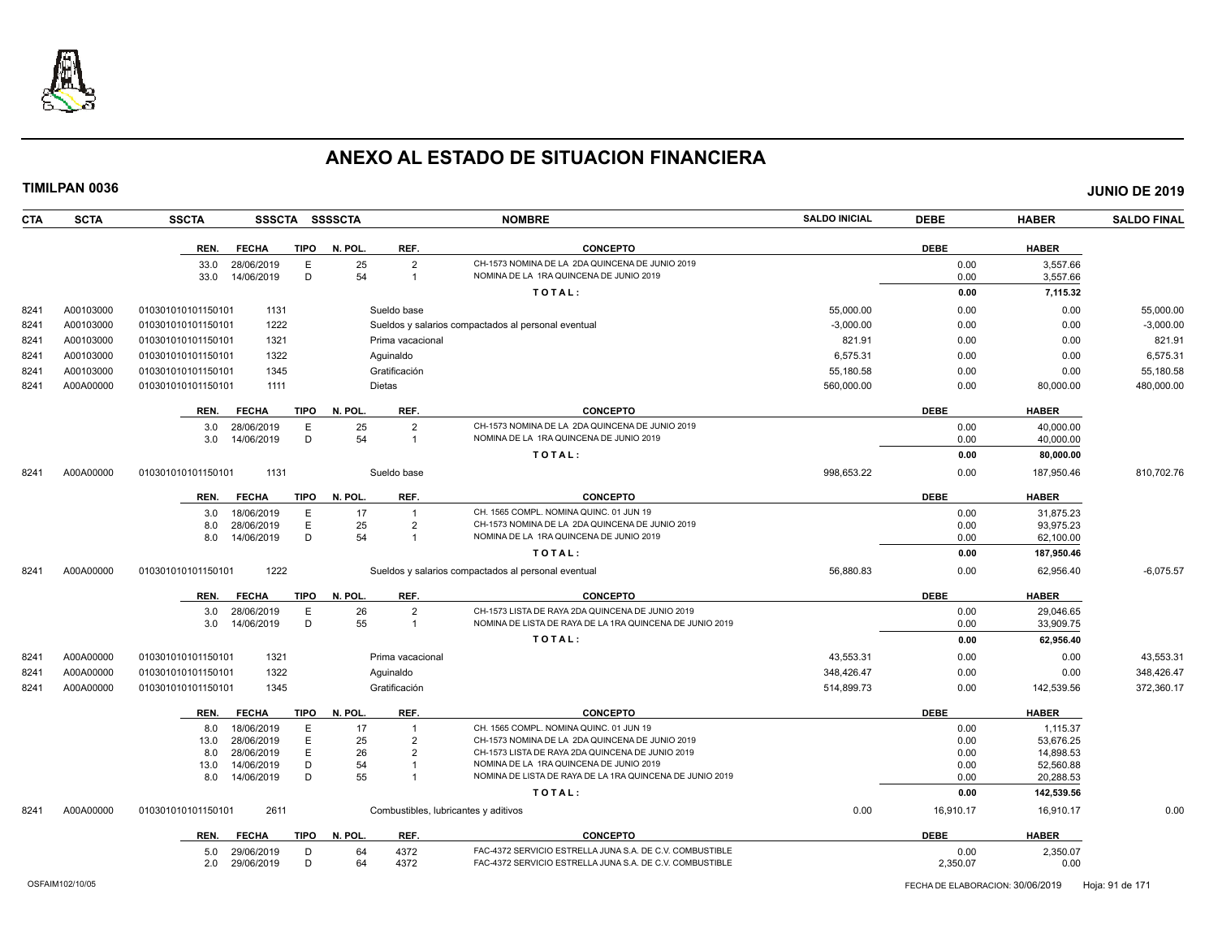# ANEXO AL ESTADO DE SITUACION FINANCIERA

**TIMILPAN 0036** **JUNIO DE 2019**

| CTA | SCTA | SSCTA | SSSCTA | SSSSCTA | NOMBRE | SALDO INICIAL | DEBE | HABER | SALDO FINAL |
|---|---|---|---|---|---|---|---|---|---|

| REN. | FECHA | TIPO | N. POL. | REF. | CONCEPTO | DEBE | HABER |
|---|---|---|---|---|---|---|---|
| 33.0 | 28/06/2019 | E | 25 | 2 | CH-1573 NOMINA DE LA 2DA QUINCENA DE JUNIO 2019 | 0.00 | 3,557.66 |
| 33.0 | 14/06/2019 | D | 54 | 1 | NOMINA DE LA 1RA QUINCENA DE JUNIO 2019 | 0.00 | 3,557.66 |
| | | | | | **T O T A L :** | **0.00** | **7,115.32** |

| CTA | SCTA | SSCTA | SSSCTA | NOMBRE | SALDO INICIAL | DEBE | HABER | SALDO FINAL |
|---|---|---|---|---|---|---|---|---|
| 8241 | A00103000 | 010301010101150101 | 1131 | Sueldo base | 55,000.00 | 0.00 | 0.00 | 55,000.00 |
| 8241 | A00103000 | 010301010101150101 | 1222 | Sueldos y salarios compactados al personal eventual | -3,000.00 | 0.00 | 0.00 | -3,000.00 |
| 8241 | A00103000 | 010301010101150101 | 1321 | Prima vacacional | 821.91 | 0.00 | 0.00 | 821.91 |
| 8241 | A00103000 | 010301010101150101 | 1322 | Aguinaldo | 6,575.31 | 0.00 | 0.00 | 6,575.31 |
| 8241 | A00103000 | 010301010101150101 | 1345 | Gratificación | 55,180.58 | 0.00 | 0.00 | 55,180.58 |
| 8241 | A00A00000 | 010301010101150101 | 1111 | Dietas | 560,000.00 | 0.00 | 80,000.00 | 480,000.00 |

| REN. | FECHA | TIPO | N. POL. | REF. | CONCEPTO | DEBE | HABER |
|---|---|---|---|---|---|---|---|
| 3.0 | 28/06/2019 | E | 25 | 2 | CH-1573 NOMINA DE LA 2DA QUINCENA DE JUNIO 2019 | 0.00 | 40,000.00 |
| 3.0 | 14/06/2019 | D | 54 | 1 | NOMINA DE LA 1RA QUINCENA DE JUNIO 2019 | 0.00 | 40,000.00 |
| | | | | | **T O T A L :** | **0.00** | **80,000.00** |

| CTA | SCTA | SSCTA | SSSCTA | NOMBRE | SALDO INICIAL | DEBE | HABER | SALDO FINAL |
|---|---|---|---|---|---|---|---|---|
| 8241 | A00A00000 | 010301010101150101 | 1131 | Sueldo base | 998,653.22 | 0.00 | 187,950.46 | 810,702.76 |

| REN. | FECHA | TIPO | N. POL. | REF. | CONCEPTO | DEBE | HABER |
|---|---|---|---|---|---|---|---|
| 3.0 | 18/06/2019 | E | 17 | 1 | CH. 1565 COMPL. NOMINA QUINC. 01 JUN 19 | 0.00 | 31,875.23 |
| 8.0 | 28/06/2019 | E | 25 | 2 | CH-1573 NOMINA DE LA 2DA QUINCENA DE JUNIO 2019 | 0.00 | 93,975.23 |
| 8.0 | 14/06/2019 | D | 54 | 1 | NOMINA DE LA 1RA QUINCENA DE JUNIO 2019 | 0.00 | 62,100.00 |
| | | | | | **T O T A L :** | **0.00** | **187,950.46** |

| CTA | SCTA | SSCTA | SSSCTA | NOMBRE | SALDO INICIAL | DEBE | HABER | SALDO FINAL |
|---|---|---|---|---|---|---|---|---|
| 8241 | A00A00000 | 010301010101150101 | 1222 | Sueldos y salarios compactados al personal eventual | 56,880.83 | 0.00 | 62,956.40 | -6,075.57 |

| REN. | FECHA | TIPO | N. POL. | REF. | CONCEPTO | DEBE | HABER |
|---|---|---|---|---|---|---|---|
| 3.0 | 28/06/2019 | E | 26 | 2 | CH-1573 LISTA DE RAYA 2DA QUINCENA DE JUNIO 2019 | 0.00 | 29,046.65 |
| 3.0 | 14/06/2019 | D | 55 | 1 | NOMINA DE LISTA DE RAYA DE LA 1RA QUINCENA DE JUNIO 2019 | 0.00 | 33,909.75 |
| | | | | | **T O T A L :** | **0.00** | **62,956.40** |

| CTA | SCTA | SSCTA | SSSCTA | NOMBRE | SALDO INICIAL | DEBE | HABER | SALDO FINAL |
|---|---|---|---|---|---|---|---|---|
| 8241 | A00A00000 | 010301010101150101 | 1321 | Prima vacacional | 43,553.31 | 0.00 | 0.00 | 43,553.31 |
| 8241 | A00A00000 | 010301010101150101 | 1322 | Aguinaldo | 348,426.47 | 0.00 | 0.00 | 348,426.47 |
| 8241 | A00A00000 | 010301010101150101 | 1345 | Gratificación | 514,899.73 | 0.00 | 142,539.56 | 372,360.17 |

| REN. | FECHA | TIPO | N. POL. | REF. | CONCEPTO | DEBE | HABER |
|---|---|---|---|---|---|---|---|
| 8.0 | 18/06/2019 | E | 17 | 1 | CH. 1565 COMPL. NOMINA QUINC. 01 JUN 19 | 0.00 | 1,115.37 |
| 13.0 | 28/06/2019 | E | 25 | 2 | CH-1573 NOMINA DE LA 2DA QUINCENA DE JUNIO 2019 | 0.00 | 53,676.25 |
| 8.0 | 28/06/2019 | E | 26 | 2 | CH-1573 LISTA DE RAYA 2DA QUINCENA DE JUNIO 2019 | 0.00 | 14,898.53 |
| 13.0 | 14/06/2019 | D | 54 | 1 | NOMINA DE LA 1RA QUINCENA DE JUNIO 2019 | 0.00 | 52,560.88 |
| 8.0 | 14/06/2019 | D | 55 | 1 | NOMINA DE LISTA DE RAYA DE LA 1RA QUINCENA DE JUNIO 2019 | 0.00 | 20,288.53 |
| | | | | | **T O T A L :** | **0.00** | **142,539.56** |

| CTA | SCTA | SSCTA | SSSCTA | NOMBRE | SALDO INICIAL | DEBE | HABER | SALDO FINAL |
|---|---|---|---|---|---|---|---|---|
| 8241 | A00A00000 | 010301010101150101 | 2611 | Combustibles, lubricantes y aditivos | 0.00 | 16,910.17 | 16,910.17 | 0.00 |

| REN. | FECHA | TIPO | N. POL. | REF. | CONCEPTO | DEBE | HABER |
|---|---|---|---|---|---|---|---|
| 5.0 | 29/06/2019 | D | 64 | 4372 | FAC-4372 SERVICIO ESTRELLA JUNA S.A. DE C.V. COMBUSTIBLE | 0.00 | 2,350.07 |
| 2.0 | 29/06/2019 | D | 64 | 4372 | FAC-4372 SERVICIO ESTRELLA JUNA S.A. DE C.V. COMBUSTIBLE | 2,350.07 | 0.00 |

OSFAIM102/10/05 FECHA DE ELABORACION: 30/06/2019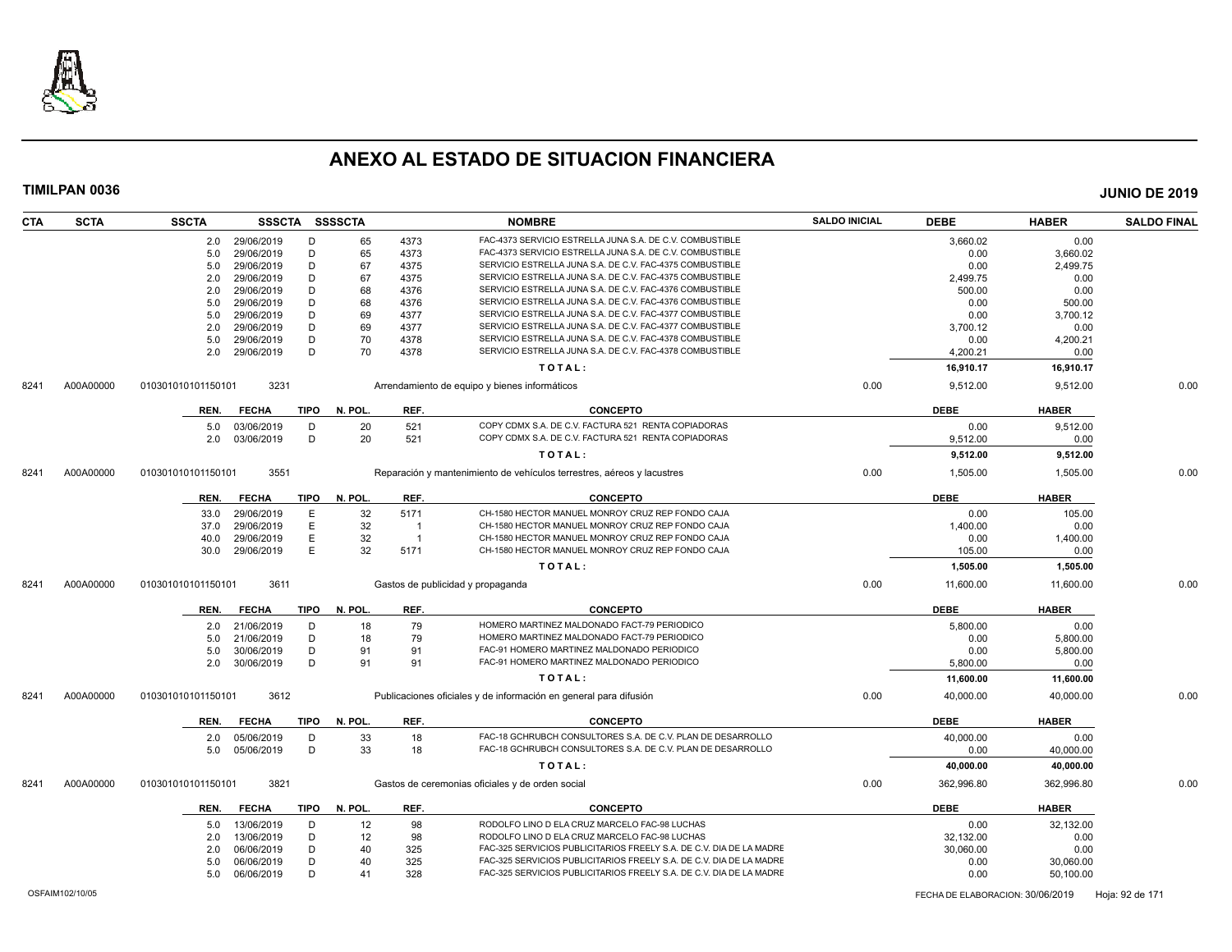# ANEXO AL ESTADO DE SITUACION FINANCIERA

**TIMILPAN 0036** **JUNIO DE 2019**

| CTA | SCTA | SSCTA | SSSCTA | SSSSCTA | | NOMBRE | SALDO INICIAL | DEBE | HABER | SALDO FINAL |
|---|---|---|---|---|---|---|---|---|---|---|
| | | 2.0 29/06/2019 | D | 65 | 4373 | FAC-4373 SERVICIO ESTRELLA JUNA S.A. DE C.V. COMBUSTIBLE | | 3,660.02 | 0.00 | |
| | | 5.0 29/06/2019 | D | 65 | 4373 | FAC-4373 SERVICIO ESTRELLA JUNA S.A. DE C.V. COMBUSTIBLE | | 0.00 | 3,660.02 | |
| | | 5.0 29/06/2019 | D | 67 | 4375 | SERVICIO ESTRELLA JUNA S.A. DE C.V. FAC-4375 COMBUSTIBLE | | 0.00 | 2,499.75 | |
| | | 2.0 29/06/2019 | D | 67 | 4375 | SERVICIO ESTRELLA JUNA S.A. DE C.V. FAC-4375 COMBUSTIBLE | | 2,499.75 | 0.00 | |
| | | 2.0 29/06/2019 | D | 68 | 4376 | SERVICIO ESTRELLA JUNA S.A. DE C.V. FAC-4376 COMBUSTIBLE | | 500.00 | 0.00 | |
| | | 5.0 29/06/2019 | D | 68 | 4376 | SERVICIO ESTRELLA JUNA S.A. DE C.V. FAC-4376 COMBUSTIBLE | | 0.00 | 500.00 | |
| | | 5.0 29/06/2019 | D | 69 | 4377 | SERVICIO ESTRELLA JUNA S.A. DE C.V. FAC-4377 COMBUSTIBLE | | 0.00 | 3,700.12 | |
| | | 2.0 29/06/2019 | D | 69 | 4377 | SERVICIO ESTRELLA JUNA S.A. DE C.V. FAC-4377 COMBUSTIBLE | | 3,700.12 | 0.00 | |
| | | 5.0 29/06/2019 | D | 70 | 4378 | SERVICIO ESTRELLA JUNA S.A. DE C.V. FAC-4378 COMBUSTIBLE | | 0.00 | 4,200.21 | |
| | | 2.0 29/06/2019 | D | 70 | 4378 | SERVICIO ESTRELLA JUNA S.A. DE C.V. FAC-4378 COMBUSTIBLE | | 4,200.21 | 0.00 | |
| | | | | | | **T O T A L :** | | **16,910.17** | **16,910.17** | |
| 8241 | A00A00000 | 010301010101150101 | 3231 | | | Arrendamiento de equipo y bienes informáticos | 0.00 | 9,512.00 | 9,512.00 | 0.00 |
| | | **REN. FECHA** | **TIPO** | **N. POL.** | **REF.** | **CONCEPTO** | | **DEBE** | **HABER** | |
| | | 5.0 03/06/2019 | D | 20 | 521 | COPY CDMX S.A. DE C.V. FACTURA 521 RENTA COPIADORAS | | 0.00 | 9,512.00 | |
| | | 2.0 03/06/2019 | D | 20 | 521 | COPY CDMX S.A. DE C.V. FACTURA 521 RENTA COPIADORAS | | 9,512.00 | 0.00 | |
| | | | | | | **T O T A L :** | | **9,512.00** | **9,512.00** | |
| 8241 | A00A00000 | 010301010101150101 | 3551 | | | Reparación y mantenimiento de vehículos terrestres, aéreos y lacustres | 0.00 | 1,505.00 | 1,505.00 | 0.00 |
| | | **REN. FECHA** | **TIPO** | **N. POL.** | **REF.** | **CONCEPTO** | | **DEBE** | **HABER** | |
| | | 33.0 29/06/2019 | E | 32 | 5171 | CH-1580 HECTOR MANUEL MONROY CRUZ REP FONDO CAJA | | 0.00 | 105.00 | |
| | | 37.0 29/06/2019 | E | 32 | 1 | CH-1580 HECTOR MANUEL MONROY CRUZ REP FONDO CAJA | | 1,400.00 | 0.00 | |
| | | 40.0 29/06/2019 | E | 32 | 1 | CH-1580 HECTOR MANUEL MONROY CRUZ REP FONDO CAJA | | 0.00 | 1,400.00 | |
| | | 30.0 29/06/2019 | E | 32 | 5171 | CH-1580 HECTOR MANUEL MONROY CRUZ REP FONDO CAJA | | 105.00 | 0.00 | |
| | | | | | | **T O T A L :** | | **1,505.00** | **1,505.00** | |
| 8241 | A00A00000 | 010301010101150101 | 3611 | | | Gastos de publicidad y propaganda | 0.00 | 11,600.00 | 11,600.00 | 0.00 |
| | | **REN. FECHA** | **TIPO** | **N. POL.** | **REF.** | **CONCEPTO** | | **DEBE** | **HABER** | |
| | | 2.0 21/06/2019 | D | 18 | 79 | HOMERO MARTINEZ MALDONADO FACT-79 PERIODICO | | 5,800.00 | 0.00 | |
| | | 5.0 21/06/2019 | D | 18 | 79 | HOMERO MARTINEZ MALDONADO FACT-79 PERIODICO | | 0.00 | 5,800.00 | |
| | | 5.0 30/06/2019 | D | 91 | 91 | FAC-91 HOMERO MARTINEZ MALDONADO PERIODICO | | 0.00 | 5,800.00 | |
| | | 2.0 30/06/2019 | D | 91 | 91 | FAC-91 HOMERO MARTINEZ MALDONADO PERIODICO | | 5,800.00 | 0.00 | |
| | | | | | | **T O T A L :** | | **11,600.00** | **11,600.00** | |
| 8241 | A00A00000 | 010301010101150101 | 3612 | | | Publicaciones oficiales y de información en general para difusión | 0.00 | 40,000.00 | 40,000.00 | 0.00 |
| | | **REN. FECHA** | **TIPO** | **N. POL.** | **REF.** | **CONCEPTO** | | **DEBE** | **HABER** | |
| | | 2.0 05/06/2019 | D | 33 | 18 | FAC-18 GCHRUBCH CONSULTORES S.A. DE C.V. PLAN DE DESARROLLO | | 40,000.00 | 0.00 | |
| | | 5.0 05/06/2019 | D | 33 | 18 | FAC-18 GCHRUBCH CONSULTORES S.A. DE C.V. PLAN DE DESARROLLO | | 0.00 | 40,000.00 | |
| | | | | | | **T O T A L :** | | **40,000.00** | **40,000.00** | |
| 8241 | A00A00000 | 010301010101150101 | 3821 | | | Gastos de ceremonias oficiales y de orden social | 0.00 | 362,996.80 | 362,996.80 | 0.00 |
| | | **REN. FECHA** | **TIPO** | **N. POL.** | **REF.** | **CONCEPTO** | | **DEBE** | **HABER** | |
| | | 5.0 13/06/2019 | D | 12 | 98 | RODOLFO LINO D ELA CRUZ MARCELO FAC-98 LUCHAS | | 0.00 | 32,132.00 | |
| | | 2.0 13/06/2019 | D | 12 | 98 | RODOLFO LINO D ELA CRUZ MARCELO FAC-98 LUCHAS | | 32,132.00 | 0.00 | |
| | | 2.0 06/06/2019 | D | 40 | 325 | FAC-325 SERVICIOS PUBLICITARIOS FREELY S.A. DE C.V. DIA DE LA MADRE | | 30,060.00 | 0.00 | |
| | | 5.0 06/06/2019 | D | 40 | 325 | FAC-325 SERVICIOS PUBLICITARIOS FREELY S.A. DE C.V. DIA DE LA MADRE | | 0.00 | 30,060.00 | |
| | | 5.0 06/06/2019 | D | 41 | 328 | FAC-325 SERVICIOS PUBLICITARIOS FREELY S.A. DE C.V. DIA DE LA MADRE | | 0.00 | 50,100.00 | |

OSFAIM102/10/05 FECHA DE ELABORACION: 30/06/2019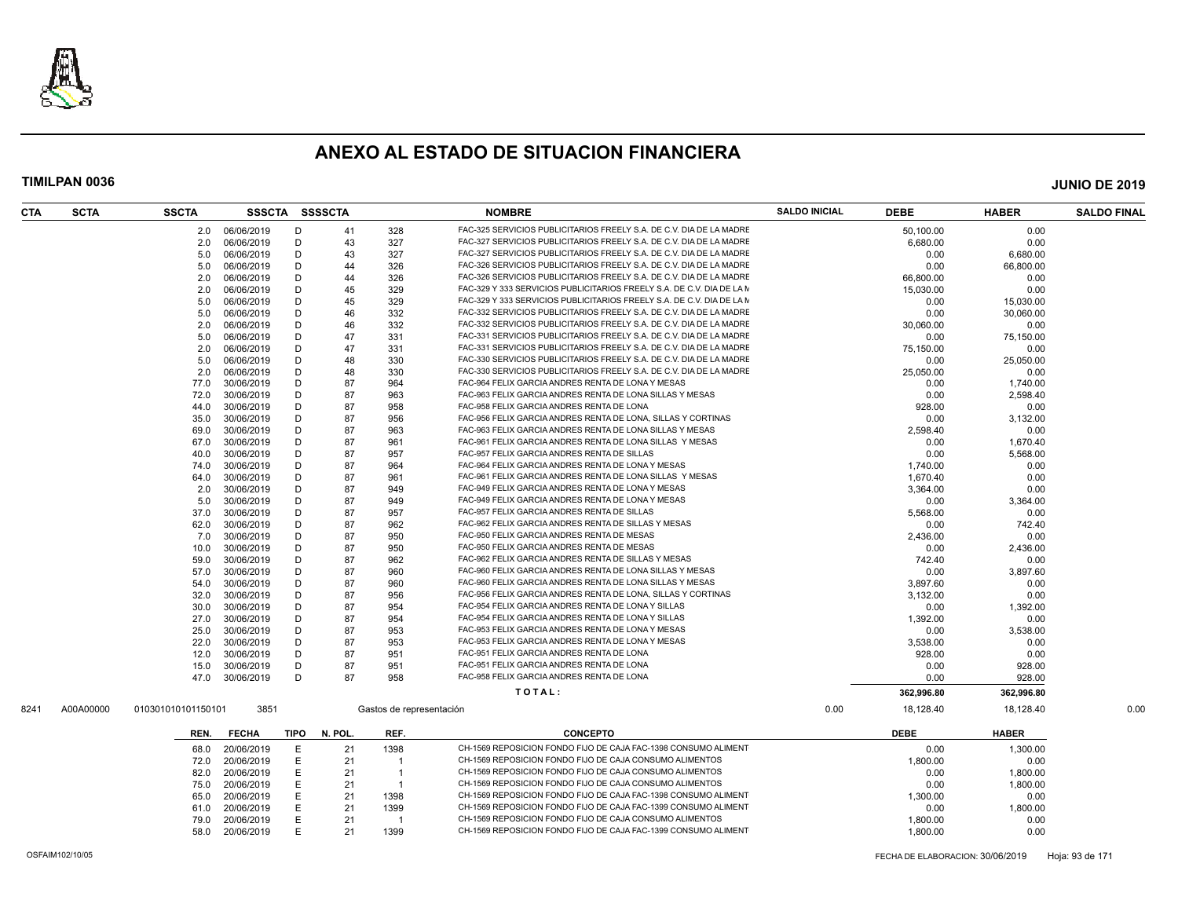# ANEXO AL ESTADO DE SITUACION FINANCIERA

**TIMILPAN 0036** **JUNIO DE 2019**

| CTA | SCTA | SSCTA | SSSCTA | SSSSCTA | | NOMBRE | SALDO INICIAL | DEBE | HABER | SALDO FINAL |
|---|---|---|---|---|---|---|---|---|---|---|
| | | 2.0 | 06/06/2019 | D | 41 328 | FAC-325 SERVICIOS PUBLICITARIOS FREELY S.A. DE C.V. DIA DE LA MADRE | | 50,100.00 | 0.00 | |
| | | 2.0 | 06/06/2019 | D | 43 327 | FAC-327 SERVICIOS PUBLICITARIOS FREELY S.A. DE C.V. DIA DE LA MADRE | | 6,680.00 | 0.00 | |
| | | 5.0 | 06/06/2019 | D | 43 327 | FAC-327 SERVICIOS PUBLICITARIOS FREELY S.A. DE C.V. DIA DE LA MADRE | | 0.00 | 6,680.00 | |
| | | 5.0 | 06/06/2019 | D | 44 326 | FAC-326 SERVICIOS PUBLICITARIOS FREELY S.A. DE C.V. DIA DE LA MADRE | | 0.00 | 66,800.00 | |
| | | 2.0 | 06/06/2019 | D | 44 326 | FAC-326 SERVICIOS PUBLICITARIOS FREELY S.A. DE C.V. DIA DE LA MADRE | | 66,800.00 | 0.00 | |
| | | 2.0 | 06/06/2019 | D | 45 329 | FAC-329 Y 333 SERVICIOS PUBLICITARIOS FREELY S.A. DE C.V. DIA DE LA M | | 15,030.00 | 0.00 | |
| | | 5.0 | 06/06/2019 | D | 45 329 | FAC-329 Y 333 SERVICIOS PUBLICITARIOS FREELY S.A. DE C.V. DIA DE LA M | | 0.00 | 15,030.00 | |
| | | 5.0 | 06/06/2019 | D | 46 332 | FAC-332 SERVICIOS PUBLICITARIOS FREELY S.A. DE C.V. DIA DE LA MADRE | | 0.00 | 30,060.00 | |
| | | 2.0 | 06/06/2019 | D | 46 332 | FAC-332 SERVICIOS PUBLICITARIOS FREELY S.A. DE C.V. DIA DE LA MADRE | | 30,060.00 | 0.00 | |
| | | 5.0 | 06/06/2019 | D | 47 331 | FAC-331 SERVICIOS PUBLICITARIOS FREELY S.A. DE C.V. DIA DE LA MADRE | | 0.00 | 75,150.00 | |
| | | 2.0 | 06/06/2019 | D | 47 331 | FAC-331 SERVICIOS PUBLICITARIOS FREELY S.A. DE C.V. DIA DE LA MADRE | | 75,150.00 | 0.00 | |
| | | 5.0 | 06/06/2019 | D | 48 330 | FAC-330 SERVICIOS PUBLICITARIOS FREELY S.A. DE C.V. DIA DE LA MADRE | | 0.00 | 25,050.00 | |
| | | 2.0 | 06/06/2019 | D | 48 330 | FAC-330 SERVICIOS PUBLICITARIOS FREELY S.A. DE C.V. DIA DE LA MADRE | | 25,050.00 | 0.00 | |
| | | 77.0 | 30/06/2019 | D | 87 964 | FAC-964 FELIX GARCIA ANDRES RENTA DE LONA Y MESAS | | 0.00 | 1,740.00 | |
| | | 72.0 | 30/06/2019 | D | 87 963 | FAC-963 FELIX GARCIA ANDRES RENTA DE LONA SILLAS Y MESAS | | 0.00 | 2,598.40 | |
| | | 44.0 | 30/06/2019 | D | 87 958 | FAC-958 FELIX GARCIA ANDRES RENTA DE LONA | | 928.00 | 0.00 | |
| | | 35.0 | 30/06/2019 | D | 87 956 | FAC-956 FELIX GARCIA ANDRES RENTA DE LONA, SILLAS Y CORTINAS | | 0.00 | 3,132.00 | |
| | | 69.0 | 30/06/2019 | D | 87 963 | FAC-963 FELIX GARCIA ANDRES RENTA DE LONA SILLAS Y MESAS | | 2,598.40 | 0.00 | |
| | | 67.0 | 30/06/2019 | D | 87 961 | FAC-961 FELIX GARCIA ANDRES RENTA DE LONA SILLAS Y MESAS | | 0.00 | 1,670.40 | |
| | | 40.0 | 30/06/2019 | D | 87 957 | FAC-957 FELIX GARCIA ANDRES RENTA DE SILLAS | | 0.00 | 5,568.00 | |
| | | 74.0 | 30/06/2019 | D | 87 964 | FAC-964 FELIX GARCIA ANDRES RENTA DE LONA Y MESAS | | 1,740.00 | 0.00 | |
| | | 64.0 | 30/06/2019 | D | 87 961 | FAC-961 FELIX GARCIA ANDRES RENTA DE LONA SILLAS Y MESAS | | 1,670.40 | 0.00 | |
| | | 2.0 | 30/06/2019 | D | 87 949 | FAC-949 FELIX GARCIA ANDRES RENTA DE LONA Y MESAS | | 3,364.00 | 0.00 | |
| | | 5.0 | 30/06/2019 | D | 87 949 | FAC-949 FELIX GARCIA ANDRES RENTA DE LONA Y MESAS | | 0.00 | 3,364.00 | |
| | | 37.0 | 30/06/2019 | D | 87 957 | FAC-957 FELIX GARCIA ANDRES RENTA DE SILLAS | | 5,568.00 | 0.00 | |
| | | 62.0 | 30/06/2019 | D | 87 962 | FAC-962 FELIX GARCIA ANDRES RENTA DE SILLAS Y MESAS | | 0.00 | 742.40 | |
| | | 7.0 | 30/06/2019 | D | 87 950 | FAC-950 FELIX GARCIA ANDRES RENTA DE MESAS | | 2,436.00 | 0.00 | |
| | | 10.0 | 30/06/2019 | D | 87 950 | FAC-950 FELIX GARCIA ANDRES RENTA DE MESAS | | 0.00 | 2,436.00 | |
| | | 59.0 | 30/06/2019 | D | 87 962 | FAC-962 FELIX GARCIA ANDRES RENTA DE SILLAS Y MESAS | | 742.40 | 0.00 | |
| | | 57.0 | 30/06/2019 | D | 87 960 | FAC-960 FELIX GARCIA ANDRES RENTA DE LONA SILLAS Y MESAS | | 0.00 | 3,897.60 | |
| | | 54.0 | 30/06/2019 | D | 87 960 | FAC-960 FELIX GARCIA ANDRES RENTA DE LONA SILLAS Y MESAS | | 3,897.60 | 0.00 | |
| | | 32.0 | 30/06/2019 | D | 87 956 | FAC-956 FELIX GARCIA ANDRES RENTA DE LONA, SILLAS Y CORTINAS | | 3,132.00 | 0.00 | |
| | | 30.0 | 30/06/2019 | D | 87 954 | FAC-954 FELIX GARCIA ANDRES RENTA DE LONA Y SILLAS | | 0.00 | 1,392.00 | |
| | | 27.0 | 30/06/2019 | D | 87 954 | FAC-954 FELIX GARCIA ANDRES RENTA DE LONA Y SILLAS | | 1,392.00 | 0.00 | |
| | | 25.0 | 30/06/2019 | D | 87 953 | FAC-953 FELIX GARCIA ANDRES RENTA DE LONA Y MESAS | | 0.00 | 3,538.00 | |
| | | 22.0 | 30/06/2019 | D | 87 953 | FAC-953 FELIX GARCIA ANDRES RENTA DE LONA Y MESAS | | 3,538.00 | 0.00 | |
| | | 12.0 | 30/06/2019 | D | 87 951 | FAC-951 FELIX GARCIA ANDRES RENTA DE LONA | | 928.00 | 0.00 | |
| | | 15.0 | 30/06/2019 | D | 87 951 | FAC-951 FELIX GARCIA ANDRES RENTA DE LONA | | 0.00 | 928.00 | |
| | | 47.0 | 30/06/2019 | D | 87 958 | FAC-958 FELIX GARCIA ANDRES RENTA DE LONA | | 0.00 | 928.00 | |
| | | | | | | **T O T A L :** | | **362,996.80** | **362,996.80** | |
| 8241 | A00A00000 | 010301010101150101 | 3851 | | | Gastos de representación | 0.00 | 18,128.40 | 18,128.40 | 0.00 |

| REN. | FECHA | TIPO | N. POL. | REF. | CONCEPTO | DEBE | HABER |
|---|---|---|---|---|---|---|---|
| 68.0 | 20/06/2019 | E | 21 | 1398 | CH-1569 REPOSICION FONDO FIJO DE CAJA FAC-1398 CONSUMO ALIMENT | 0.00 | 1,300.00 |
| 72.0 | 20/06/2019 | E | 21 | 1 | CH-1569 REPOSICION FONDO FIJO DE CAJA CONSUMO ALIMENTOS | 1,800.00 | 0.00 |
| 82.0 | 20/06/2019 | E | 21 | 1 | CH-1569 REPOSICION FONDO FIJO DE CAJA CONSUMO ALIMENTOS | 0.00 | 1,800.00 |
| 75.0 | 20/06/2019 | E | 21 | 1 | CH-1569 REPOSICION FONDO FIJO DE CAJA CONSUMO ALIMENTOS | 0.00 | 1,800.00 |
| 65.0 | 20/06/2019 | E | 21 | 1398 | CH-1569 REPOSICION FONDO FIJO DE CAJA FAC-1398 CONSUMO ALIMENT | 1,300.00 | 0.00 |
| 61.0 | 20/06/2019 | E | 21 | 1399 | CH-1569 REPOSICION FONDO FIJO DE CAJA FAC-1399 CONSUMO ALIMENT | 0.00 | 1,800.00 |
| 79.0 | 20/06/2019 | E | 21 | 1 | CH-1569 REPOSICION FONDO FIJO DE CAJA CONSUMO ALIMENTOS | 1,800.00 | 0.00 |
| 58.0 | 20/06/2019 | E | 21 | 1399 | CH-1569 REPOSICION FONDO FIJO DE CAJA FAC-1399 CONSUMO ALIMENT | 1,800.00 | 0.00 |

OSFAIM102/10/05 FECHA DE ELABORACION: 30/06/2019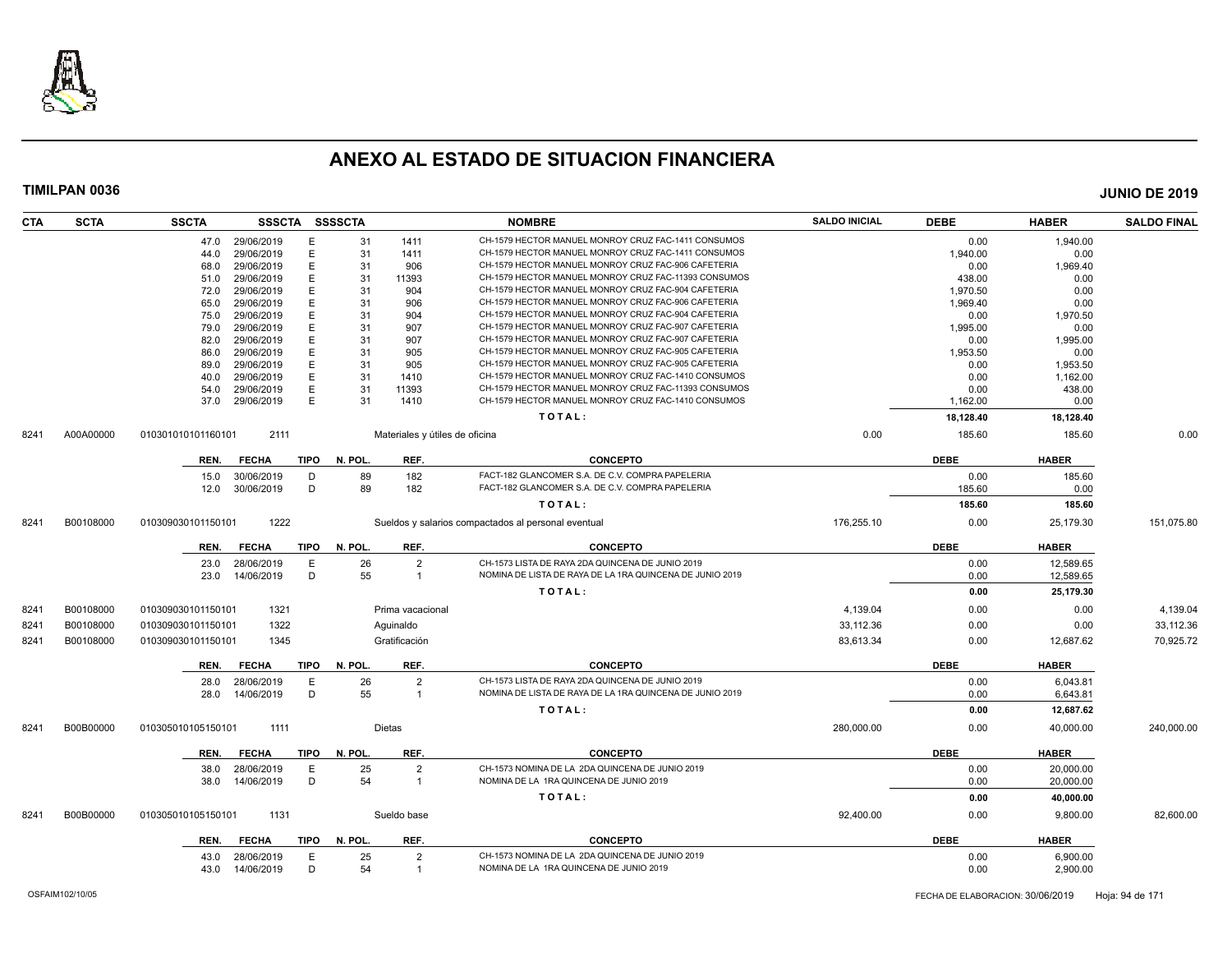# ANEXO AL ESTADO DE SITUACION FINANCIERA

**TIMILPAN 0036** — **JUNIO DE 2019**

| CTA | SCTA | SSCTA | SSSCTA | SSSSCTA | | NOMBRE | SALDO INICIAL | DEBE | HABER | SALDO FINAL |
|---|---|---|---|---|---|---|---|---|---|---|
| | | 47.0 | 29/06/2019 | E | 31 | 1411 CH-1579 HECTOR MANUEL MONROY CRUZ FAC-1411 CONSUMOS | | 0.00 | 1,940.00 | |
| | | 44.0 | 29/06/2019 | E | 31 | 1411 CH-1579 HECTOR MANUEL MONROY CRUZ FAC-1411 CONSUMOS | | 1,940.00 | 0.00 | |
| | | 68.0 | 29/06/2019 | E | 31 | 906 CH-1579 HECTOR MANUEL MONROY CRUZ FAC-906 CAFETERIA | | 0.00 | 1,969.40 | |
| | | 51.0 | 29/06/2019 | E | 31 | 11393 CH-1579 HECTOR MANUEL MONROY CRUZ FAC-11393 CONSUMOS | | 438.00 | 0.00 | |
| | | 72.0 | 29/06/2019 | E | 31 | 904 CH-1579 HECTOR MANUEL MONROY CRUZ FAC-904 CAFETERIA | | 1,970.50 | 0.00 | |
| | | 65.0 | 29/06/2019 | E | 31 | 906 CH-1579 HECTOR MANUEL MONROY CRUZ FAC-906 CAFETERIA | | 1,969.40 | 0.00 | |
| | | 75.0 | 29/06/2019 | E | 31 | 904 CH-1579 HECTOR MANUEL MONROY CRUZ FAC-904 CAFETERIA | | 0.00 | 1,970.50 | |
| | | 79.0 | 29/06/2019 | E | 31 | 907 CH-1579 HECTOR MANUEL MONROY CRUZ FAC-907 CAFETERIA | | 1,995.00 | 0.00 | |
| | | 82.0 | 29/06/2019 | E | 31 | 907 CH-1579 HECTOR MANUEL MONROY CRUZ FAC-907 CAFETERIA | | 0.00 | 1,995.00 | |
| | | 86.0 | 29/06/2019 | E | 31 | 905 CH-1579 HECTOR MANUEL MONROY CRUZ FAC-905 CAFETERIA | | 1,953.50 | 0.00 | |
| | | 89.0 | 29/06/2019 | E | 31 | 905 CH-1579 HECTOR MANUEL MONROY CRUZ FAC-905 CAFETERIA | | 0.00 | 1,953.50 | |
| | | 40.0 | 29/06/2019 | E | 31 | 1410 CH-1579 HECTOR MANUEL MONROY CRUZ FAC-1410 CONSUMOS | | 0.00 | 1,162.00 | |
| | | 54.0 | 29/06/2019 | E | 31 | 11393 CH-1579 HECTOR MANUEL MONROY CRUZ FAC-11393 CONSUMOS | | 0.00 | 438.00 | |
| | | 37.0 | 29/06/2019 | E | 31 | 1410 CH-1579 HECTOR MANUEL MONROY CRUZ FAC-1410 CONSUMOS | | 1,162.00 | 0.00 | |
| | | | | | | TOTAL: | | 18,128.40 | 18,128.40 | |
| 8241 | A00A00000 | 010301010101160101 | 2111 | | | Materiales y útiles de oficina | 0.00 | 185.60 | 185.60 | 0.00 |
| | | REN. | FECHA | TIPO | N. POL. | REF. CONCEPTO | | DEBE | HABER | |
| | | 15.0 | 30/06/2019 | D | 89 | 182 FACT-182 GLANCOMER S.A. DE C.V. COMPRA PAPELERIA | | 0.00 | 185.60 | |
| | | 12.0 | 30/06/2019 | D | 89 | 182 FACT-182 GLANCOMER S.A. DE C.V. COMPRA PAPELERIA | | 185.60 | 0.00 | |
| | | | | | | TOTAL: | | 185.60 | 185.60 | |
| 8241 | B00108000 | 010309030101150101 | 1222 | | | Sueldos y salarios compactados al personal eventual | 176,255.10 | 0.00 | 25,179.30 | 151,075.80 |
| | | REN. | FECHA | TIPO | N. POL. | REF. CONCEPTO | | DEBE | HABER | |
| | | 23.0 | 28/06/2019 | E | 26 | 2 CH-1573 LISTA DE RAYA 2DA QUINCENA DE JUNIO 2019 | | 0.00 | 12,589.65 | |
| | | 23.0 | 14/06/2019 | D | 55 | 1 NOMINA DE LISTA DE RAYA DE LA 1RA QUINCENA DE JUNIO 2019 | | 0.00 | 12,589.65 | |
| | | | | | | TOTAL: | | 0.00 | 25,179.30 | |
| 8241 | B00108000 | 010309030101150101 | 1321 | | | Prima vacacional | 4,139.04 | 0.00 | 0.00 | 4,139.04 |
| 8241 | B00108000 | 010309030101150101 | 1322 | | | Aguinaldo | 33,112.36 | 0.00 | 0.00 | 33,112.36 |
| 8241 | B00108000 | 010309030101150101 | 1345 | | | Gratificación | 83,613.34 | 0.00 | 12,687.62 | 70,925.72 |
| | | REN. | FECHA | TIPO | N. POL. | REF. CONCEPTO | | DEBE | HABER | |
| | | 28.0 | 28/06/2019 | E | 26 | 2 CH-1573 LISTA DE RAYA 2DA QUINCENA DE JUNIO 2019 | | 0.00 | 6,043.81 | |
| | | 28.0 | 14/06/2019 | D | 55 | 1 NOMINA DE LISTA DE RAYA DE LA 1RA QUINCENA DE JUNIO 2019 | | 0.00 | 6,643.81 | |
| | | | | | | TOTAL: | | 0.00 | 12,687.62 | |
| 8241 | B00B00000 | 010305010105150101 | 1111 | | | Dietas | 280,000.00 | 0.00 | 40,000.00 | 240,000.00 |
| | | REN. | FECHA | TIPO | N. POL. | REF. CONCEPTO | | DEBE | HABER | |
| | | 38.0 | 28/06/2019 | E | 25 | 2 CH-1573 NOMINA DE LA 2DA QUINCENA DE JUNIO 2019 | | 0.00 | 20,000.00 | |
| | | 38.0 | 14/06/2019 | D | 54 | 1 NOMINA DE LA 1RA QUINCENA DE JUNIO 2019 | | 0.00 | 20,000.00 | |
| | | | | | | TOTAL: | | 0.00 | 40,000.00 | |
| 8241 | B00B00000 | 010305010105150101 | 1131 | | | Sueldo base | 92,400.00 | 0.00 | 9,800.00 | 82,600.00 |
| | | REN. | FECHA | TIPO | N. POL. | REF. CONCEPTO | | DEBE | HABER | |
| | | 43.0 | 28/06/2019 | E | 25 | 2 CH-1573 NOMINA DE LA 2DA QUINCENA DE JUNIO 2019 | | 0.00 | 6,900.00 | |
| | | 43.0 | 14/06/2019 | D | 54 | 1 NOMINA DE LA 1RA QUINCENA DE JUNIO 2019 | | 0.00 | 2,900.00 | |

OSFAIM102/10/05 — FECHA DE ELABORACION: 30/06/2019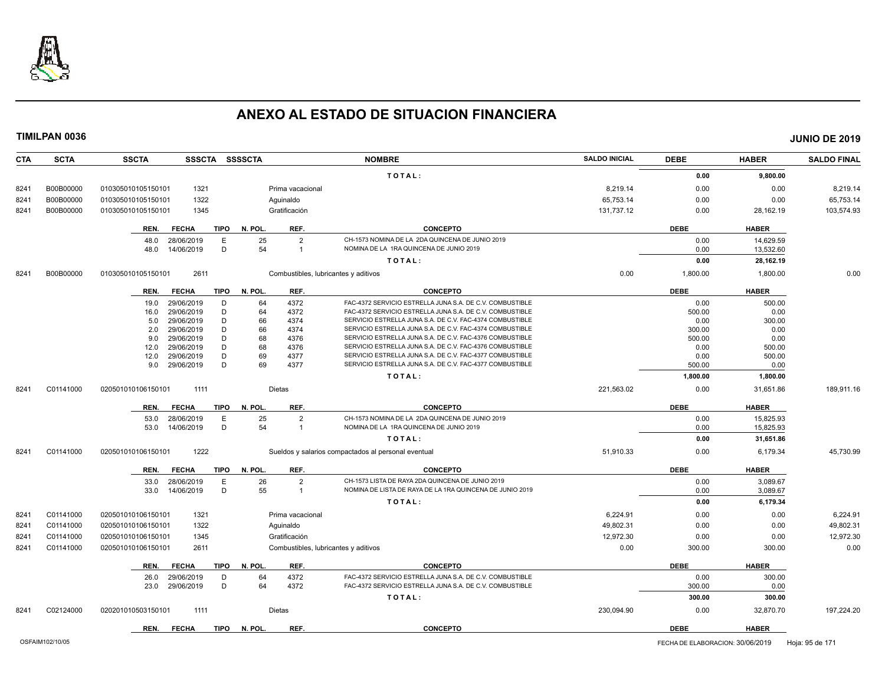# ANEXO AL ESTADO DE SITUACION FINANCIERA

**TIMILPAN 0036** — **JUNIO DE 2019**

| CTA | SCTA | SSCTA | SSSCTA | SSSSCTA | NOMBRE | SALDO INICIAL | DEBE | HABER | SALDO FINAL |
|---|---|---|---|---|---|---|---|---|---|
| | | | | | TOTAL: | | 0.00 | 9,800.00 | |
| 8241 | B00B00000 | 0103050101051501​01 | 1321 | | Prima vacacional | 8,219.14 | 0.00 | 0.00 | 8,219.14 |
| 8241 | B00B00000 | 010305010105150101 | 1322 | | Aguinaldo | 65,753.14 | 0.00 | 0.00 | 65,753.14 |
| 8241 | B00B00000 | 010305010105150101 | 1345 | | Gratificación | 131,737.12 | 0.00 | 28,162.19 | 103,574.93 |

| REN. | FECHA | TIPO | N. POL. | REF. | CONCEPTO | DEBE | HABER |
|---|---|---|---|---|---|---|---|
| 48.0 | 28/06/2019 | E | 25 | 2 | CH-1573 NOMINA DE LA 2DA QUINCENA DE JUNIO 2019 | 0.00 | 14,629.59 |
| 48.0 | 14/06/2019 | D | 54 | 1 | NOMINA DE LA 1RA QUINCENA DE JUNIO 2019 | 0.00 | 13,532.60 |
| | | | | | TOTAL: | 0.00 | 28,162.19 |

| CTA | SCTA | SSCTA | SSSCTA | SSSSCTA | NOMBRE | SALDO INICIAL | DEBE | HABER | SALDO FINAL |
|---|---|---|---|---|---|---|---|---|---|
| 8241 | B00B00000 | 010305010105150101 | 2611 | | Combustibles, lubricantes y aditivos | 0.00 | 1,800.00 | 1,800.00 | 0.00 |

| REN. | FECHA | TIPO | N. POL. | REF. | CONCEPTO | DEBE | HABER |
|---|---|---|---|---|---|---|---|
| 19.0 | 29/06/2019 | D | 64 | 4372 | FAC-4372 SERVICIO ESTRELLA JUNA S.A. DE C.V. COMBUSTIBLE | 0.00 | 500.00 |
| 16.0 | 29/06/2019 | D | 64 | 4372 | FAC-4372 SERVICIO ESTRELLA JUNA S.A. DE C.V. COMBUSTIBLE | 500.00 | 0.00 |
| 5.0 | 29/06/2019 | D | 66 | 4374 | SERVICIO ESTRELLA JUNA S.A. DE C.V. FAC-4374 COMBUSTIBLE | 0.00 | 300.00 |
| 2.0 | 29/06/2019 | D | 66 | 4374 | SERVICIO ESTRELLA JUNA S.A. DE C.V. FAC-4374 COMBUSTIBLE | 300.00 | 0.00 |
| 9.0 | 29/06/2019 | D | 68 | 4376 | SERVICIO ESTRELLA JUNA S.A. DE C.V. FAC-4376 COMBUSTIBLE | 500.00 | 0.00 |
| 12.0 | 29/06/2019 | D | 68 | 4376 | SERVICIO ESTRELLA JUNA S.A. DE C.V. FAC-4376 COMBUSTIBLE | 0.00 | 500.00 |
| 12.0 | 29/06/2019 | D | 69 | 4377 | SERVICIO ESTRELLA JUNA S.A. DE C.V. FAC-4377 COMBUSTIBLE | 0.00 | 500.00 |
| 9.0 | 29/06/2019 | D | 69 | 4377 | SERVICIO ESTRELLA JUNA S.A. DE C.V. FAC-4377 COMBUSTIBLE | 500.00 | 0.00 |
| | | | | | TOTAL: | 1,800.00 | 1,800.00 |

| CTA | SCTA | SSCTA | SSSCTA | SSSSCTA | NOMBRE | SALDO INICIAL | DEBE | HABER | SALDO FINAL |
|---|---|---|---|---|---|---|---|---|---|
| 8241 | C01141000 | 020501010106150101 | 1111 | | Dietas | 221,563.02 | 0.00 | 31,651.86 | 189,911.16 |

| REN. | FECHA | TIPO | N. POL. | REF. | CONCEPTO | DEBE | HABER |
|---|---|---|---|---|---|---|---|
| 53.0 | 28/06/2019 | E | 25 | 2 | CH-1573 NOMINA DE LA 2DA QUINCENA DE JUNIO 2019 | 0.00 | 15,825.93 |
| 53.0 | 14/06/2019 | D | 54 | 1 | NOMINA DE LA 1RA QUINCENA DE JUNIO 2019 | 0.00 | 15,825.93 |
| | | | | | TOTAL: | 0.00 | 31,651.86 |

| CTA | SCTA | SSCTA | SSSCTA | SSSSCTA | NOMBRE | SALDO INICIAL | DEBE | HABER | SALDO FINAL |
|---|---|---|---|---|---|---|---|---|---|
| 8241 | C01141000 | 020501010106150101 | 1222 | | Sueldos y salarios compactados al personal eventual | 51,910.33 | 0.00 | 6,179.34 | 45,730.99 |

| REN. | FECHA | TIPO | N. POL. | REF. | CONCEPTO | DEBE | HABER |
|---|---|---|---|---|---|---|---|
| 33.0 | 28/06/2019 | E | 26 | 2 | CH-1573 LISTA DE RAYA 2DA QUINCENA DE JUNIO 2019 | 0.00 | 3,089.67 |
| 33.0 | 14/06/2019 | D | 55 | 1 | NOMINA DE LISTA DE RAYA DE LA 1RA QUINCENA DE JUNIO 2019 | 0.00 | 3,089.67 |
| | | | | | TOTAL: | 0.00 | 6,179.34 |

| CTA | SCTA | SSCTA | SSSCTA | SSSSCTA | NOMBRE | SALDO INICIAL | DEBE | HABER | SALDO FINAL |
|---|---|---|---|---|---|---|---|---|---|
| 8241 | C01141000 | 020501010106150101 | 1321 | | Prima vacacional | 6,224.91 | 0.00 | 0.00 | 6,224.91 |
| 8241 | C01141000 | 020501010106150101 | 1322 | | Aguinaldo | 49,802.31 | 0.00 | 0.00 | 49,802.31 |
| 8241 | C01141000 | 020501010106150101 | 1345 | | Gratificación | 12,972.30 | 0.00 | 0.00 | 12,972.30 |
| 8241 | C01141000 | 020501010106150101 | 2611 | | Combustibles, lubricantes y aditivos | 0.00 | 300.00 | 300.00 | 0.00 |

| REN. | FECHA | TIPO | N. POL. | REF. | CONCEPTO | DEBE | HABER |
|---|---|---|---|---|---|---|---|
| 26.0 | 29/06/2019 | D | 64 | 4372 | FAC-4372 SERVICIO ESTRELLA JUNA S.A. DE C.V. COMBUSTIBLE | 0.00 | 300.00 |
| 23.0 | 29/06/2019 | D | 64 | 4372 | FAC-4372 SERVICIO ESTRELLA JUNA S.A. DE C.V. COMBUSTIBLE | 300.00 | 0.00 |
| | | | | | TOTAL: | 300.00 | 300.00 |

| CTA | SCTA | SSCTA | SSSCTA | SSSSCTA | NOMBRE | SALDO INICIAL | DEBE | HABER | SALDO FINAL |
|---|---|---|---|---|---|---|---|---|---|
| 8241 | C02124000 | 020201010503150101 | 1111 | | Dietas | 230,094.90 | 0.00 | 32,870.70 | 197,224.20 |

| REN. | FECHA | TIPO | N. POL. | REF. | CONCEPTO | DEBE | HABER |
|---|---|---|---|---|---|---|---|

OSFAIM102/10/05 — FECHA DE ELABORACION: 30/06/2019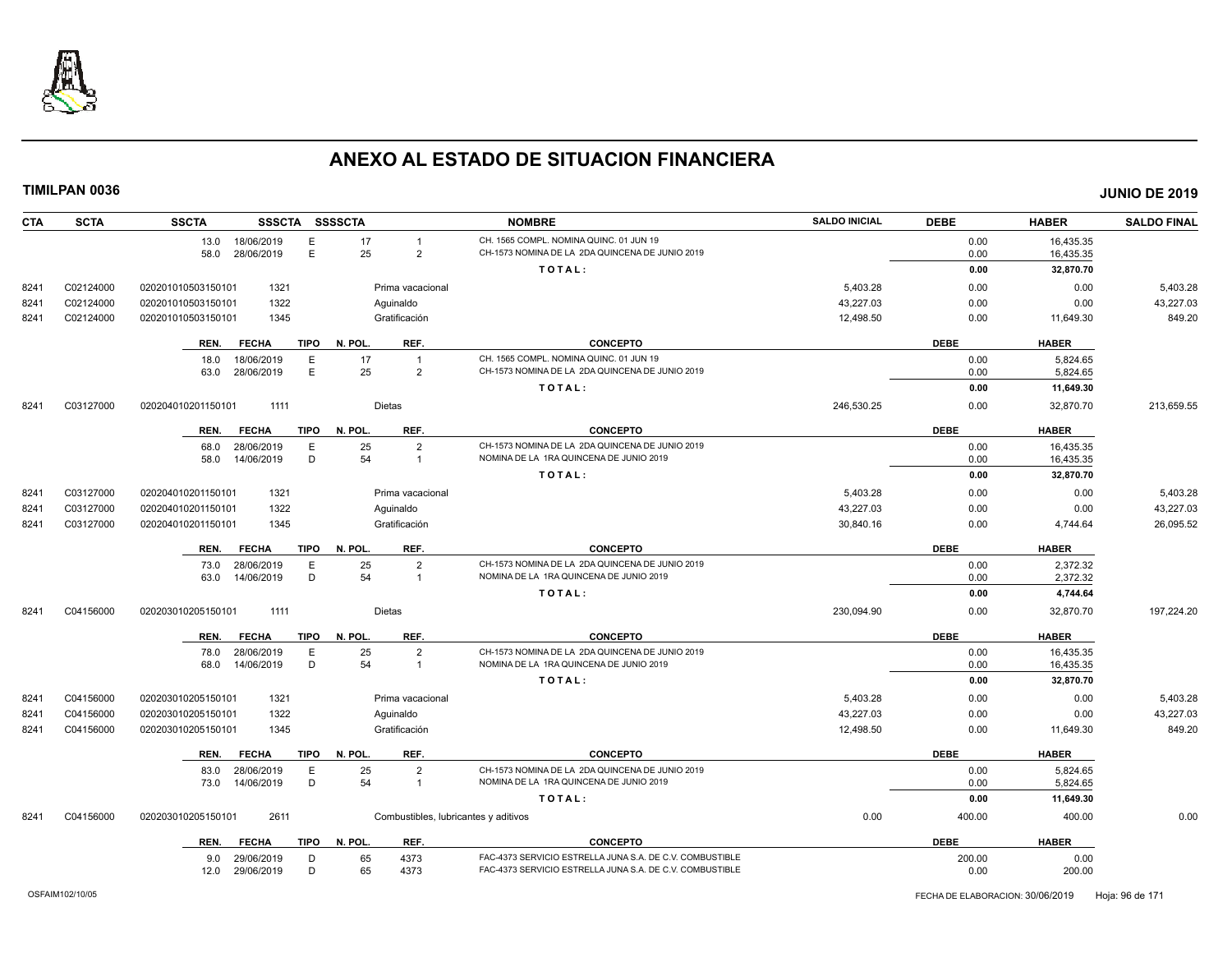# ANEXO AL ESTADO DE SITUACION FINANCIERA

**TIMILPAN 0036** — **JUNIO DE 2019**

| CTA | SCTA | SSCTA | SSSCTA | SSSSCTA | NOMBRE | SALDO INICIAL | DEBE | HABER | SALDO FINAL |
|---|---|---|---|---|---|---|---|---|---|
| | | 13.0 18/06/2019 | E | 17 | 1 CH. 1565 COMPL. NOMINA QUINC. 01 JUN 19 | | 0.00 | 16,435.35 | |
| | | 58.0 28/06/2019 | E | 25 | 2 CH-1573 NOMINA DE LA 2DA QUINCENA DE JUNIO 2019 | | 0.00 | 16,435.35 | |
| | | | | | TOTAL: | | 0.00 | 32,870.70 | |
| 8241 | C02124000 | 0202010105031501​01 | 1321 | | Prima vacacional | 5,403.28 | 0.00 | 0.00 | 5,403.28 |
| 8241 | C02124000 | 020201010503150101 | 1322 | | Aguinaldo | 43,227.03 | 0.00 | 0.00 | 43,227.03 |
| 8241 | C02124000 | 020201010503150101 | 1345 | | Gratificación | 12,498.50 | 0.00 | 11,649.30 | 849.20 |
| | | REN. FECHA | TIPO | N. POL. | REF. CONCEPTO | | DEBE | HABER | |
| | | 18.0 18/06/2019 | E | 17 | 1 CH. 1565 COMPL. NOMINA QUINC. 01 JUN 19 | | 0.00 | 5,824.65 | |
| | | 63.0 28/06/2019 | E | 25 | 2 CH-1573 NOMINA DE LA 2DA QUINCENA DE JUNIO 2019 | | 0.00 | 5,824.65 | |
| | | | | | TOTAL: | | 0.00 | 11,649.30 | |
| 8241 | C03127000 | 020204010201150101 | 1111 | | Dietas | 246,530.25 | 0.00 | 32,870.70 | 213,659.55 |
| | | REN. FECHA | TIPO | N. POL. | REF. CONCEPTO | | DEBE | HABER | |
| | | 68.0 28/06/2019 | E | 25 | 2 CH-1573 NOMINA DE LA 2DA QUINCENA DE JUNIO 2019 | | 0.00 | 16,435.35 | |
| | | 58.0 14/06/2019 | D | 54 | 1 NOMINA DE LA 1RA QUINCENA DE JUNIO 2019 | | 0.00 | 16,435.35 | |
| | | | | | TOTAL: | | 0.00 | 32,870.70 | |
| 8241 | C03127000 | 020204010201150101 | 1321 | | Prima vacacional | 5,403.28 | 0.00 | 0.00 | 5,403.28 |
| 8241 | C03127000 | 020204010201150101 | 1322 | | Aguinaldo | 43,227.03 | 0.00 | 0.00 | 43,227.03 |
| 8241 | C03127000 | 020204010201150101 | 1345 | | Gratificación | 30,840.16 | 0.00 | 4,744.64 | 26,095.52 |
| | | REN. FECHA | TIPO | N. POL. | REF. CONCEPTO | | DEBE | HABER | |
| | | 73.0 28/06/2019 | E | 25 | 2 CH-1573 NOMINA DE LA 2DA QUINCENA DE JUNIO 2019 | | 0.00 | 2,372.32 | |
| | | 63.0 14/06/2019 | D | 54 | 1 NOMINA DE LA 1RA QUINCENA DE JUNIO 2019 | | 0.00 | 2,372.32 | |
| | | | | | TOTAL: | | 0.00 | 4,744.64 | |
| 8241 | C04156000 | 020203010205150101 | 1111 | | Dietas | 230,094.90 | 0.00 | 32,870.70 | 197,224.20 |
| | | REN. FECHA | TIPO | N. POL. | REF. CONCEPTO | | DEBE | HABER | |
| | | 78.0 28/06/2019 | E | 25 | 2 CH-1573 NOMINA DE LA 2DA QUINCENA DE JUNIO 2019 | | 0.00 | 16,435.35 | |
| | | 68.0 14/06/2019 | D | 54 | 1 NOMINA DE LA 1RA QUINCENA DE JUNIO 2019 | | 0.00 | 16,435.35 | |
| | | | | | TOTAL: | | 0.00 | 32,870.70 | |
| 8241 | C04156000 | 020203010205150101 | 1321 | | Prima vacacional | 5,403.28 | 0.00 | 0.00 | 5,403.28 |
| 8241 | C04156000 | 020203010205150101 | 1322 | | Aguinaldo | 43,227.03 | 0.00 | 0.00 | 43,227.03 |
| 8241 | C04156000 | 020203010205150101 | 1345 | | Gratificación | 12,498.50 | 0.00 | 11,649.30 | 849.20 |
| | | REN. FECHA | TIPO | N. POL. | REF. CONCEPTO | | DEBE | HABER | |
| | | 83.0 28/06/2019 | E | 25 | 2 CH-1573 NOMINA DE LA 2DA QUINCENA DE JUNIO 2019 | | 0.00 | 5,824.65 | |
| | | 73.0 14/06/2019 | D | 54 | 1 NOMINA DE LA 1RA QUINCENA DE JUNIO 2019 | | 0.00 | 5,824.65 | |
| | | | | | TOTAL: | | 0.00 | 11,649.30 | |
| 8241 | C04156000 | 020203010205150101 | 2611 | | Combustibles, lubricantes y aditivos | 0.00 | 400.00 | 400.00 | 0.00 |
| | | REN. FECHA | TIPO | N. POL. | REF. CONCEPTO | | DEBE | HABER | |
| | | 9.0 29/06/2019 | D | 65 | 4373 FAC-4373 SERVICIO ESTRELLA JUNA S.A. DE C.V. COMBUSTIBLE | | 200.00 | 0.00 | |
| | | 12.0 29/06/2019 | D | 65 | 4373 FAC-4373 SERVICIO ESTRELLA JUNA S.A. DE C.V. COMBUSTIBLE | | 0.00 | 200.00 | |

OSFAIM102/10/05 — FECHA DE ELABORACION: 30/06/2019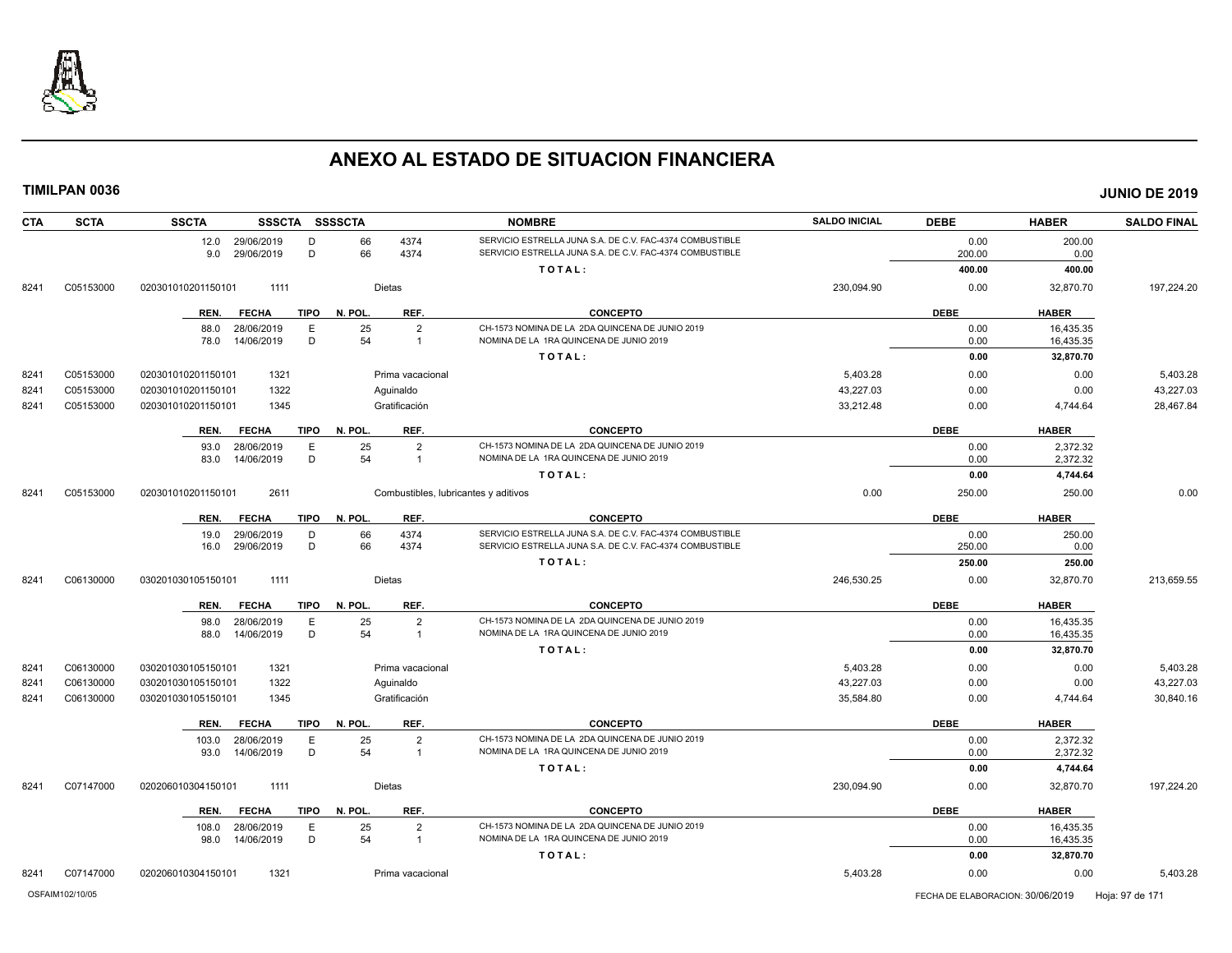# ANEXO AL ESTADO DE SITUACION FINANCIERA

**TIMILPAN 0036** **JUNIO DE 2019**

| CTA | SCTA | SSCTA | SSSCTA | SSSSCTA | NOMBRE | SALDO INICIAL | DEBE | HABER | SALDO FINAL |
|---|---|---|---|---|---|---|---|---|---|
| | | 12.0 29/06/2019 | D | 66 | 4374 SERVICIO ESTRELLA JUNA S.A. DE C.V. FAC-4374 COMBUSTIBLE | | 0.00 | 200.00 | |
| | | 9.0 29/06/2019 | D | 66 | 4374 SERVICIO ESTRELLA JUNA S.A. DE C.V. FAC-4374 COMBUSTIBLE | | 200.00 | 0.00 | |
| | | | | | TOTAL: | | 400.00 | 400.00 | |
| 8241 | C05153000 | 020301010201150101 | 1111 | | Dietas | 230,094.90 | 0.00 | 32,870.70 | 197,224.20 |

| REN. | FECHA | TIPO | N. POL. | REF. | CONCEPTO | DEBE | HABER |
|---|---|---|---|---|---|---|---|
| 88.0 | 28/06/2019 | E | 25 | 2 | CH-1573 NOMINA DE LA 2DA QUINCENA DE JUNIO 2019 | 0.00 | 16,435.35 |
| 78.0 | 14/06/2019 | D | 54 | 1 | NOMINA DE LA 1RA QUINCENA DE JUNIO 2019 | 0.00 | 16,435.35 |
| | | | | | TOTAL: | 0.00 | 32,870.70 |

| CTA | SCTA | SSCTA | SSSCTA | NOMBRE | SALDO INICIAL | DEBE | HABER | SALDO FINAL |
|---|---|---|---|---|---|---|---|---|
| 8241 | C05153000 | 020301010201150101 | 1321 | Prima vacacional | 5,403.28 | 0.00 | 0.00 | 5,403.28 |
| 8241 | C05153000 | 020301010201150101 | 1322 | Aguinaldo | 43,227.03 | 0.00 | 0.00 | 43,227.03 |
| 8241 | C05153000 | 020301010201150101 | 1345 | Gratificación | 33,212.48 | 0.00 | 4,744.64 | 28,467.84 |

| REN. | FECHA | TIPO | N. POL. | REF. | CONCEPTO | DEBE | HABER |
|---|---|---|---|---|---|---|---|
| 93.0 | 28/06/2019 | E | 25 | 2 | CH-1573 NOMINA DE LA 2DA QUINCENA DE JUNIO 2019 | 0.00 | 2,372.32 |
| 83.0 | 14/06/2019 | D | 54 | 1 | NOMINA DE LA 1RA QUINCENA DE JUNIO 2019 | 0.00 | 2,372.32 |
| | | | | | TOTAL: | 0.00 | 4,744.64 |

| CTA | SCTA | SSCTA | SSSCTA | NOMBRE | SALDO INICIAL | DEBE | HABER | SALDO FINAL |
|---|---|---|---|---|---|---|---|---|
| 8241 | C05153000 | 020301010201150101 | 2611 | Combustibles, lubricantes y aditivos | 0.00 | 250.00 | 250.00 | 0.00 |

| REN. | FECHA | TIPO | N. POL. | REF. | CONCEPTO | DEBE | HABER |
|---|---|---|---|---|---|---|---|
| 19.0 | 29/06/2019 | D | 66 | 4374 | SERVICIO ESTRELLA JUNA S.A. DE C.V. FAC-4374 COMBUSTIBLE | 0.00 | 250.00 |
| 16.0 | 29/06/2019 | D | 66 | 4374 | SERVICIO ESTRELLA JUNA S.A. DE C.V. FAC-4374 COMBUSTIBLE | 250.00 | 0.00 |
| | | | | | TOTAL: | 250.00 | 250.00 |

| CTA | SCTA | SSCTA | SSSCTA | NOMBRE | SALDO INICIAL | DEBE | HABER | SALDO FINAL |
|---|---|---|---|---|---|---|---|---|
| 8241 | C06130000 | 030201030105150101 | 1111 | Dietas | 246,530.25 | 0.00 | 32,870.70 | 213,659.55 |

| REN. | FECHA | TIPO | N. POL. | REF. | CONCEPTO | DEBE | HABER |
|---|---|---|---|---|---|---|---|
| 98.0 | 28/06/2019 | E | 25 | 2 | CH-1573 NOMINA DE LA 2DA QUINCENA DE JUNIO 2019 | 0.00 | 16,435.35 |
| 88.0 | 14/06/2019 | D | 54 | 1 | NOMINA DE LA 1RA QUINCENA DE JUNIO 2019 | 0.00 | 16,435.35 |
| | | | | | TOTAL: | 0.00 | 32,870.70 |

| CTA | SCTA | SSCTA | SSSCTA | NOMBRE | SALDO INICIAL | DEBE | HABER | SALDO FINAL |
|---|---|---|---|---|---|---|---|---|
| 8241 | C06130000 | 030201030105150101 | 1321 | Prima vacacional | 5,403.28 | 0.00 | 0.00 | 5,403.28 |
| 8241 | C06130000 | 030201030105150101 | 1322 | Aguinaldo | 43,227.03 | 0.00 | 0.00 | 43,227.03 |
| 8241 | C06130000 | 030201030105150101 | 1345 | Gratificación | 35,584.80 | 0.00 | 4,744.64 | 30,840.16 |

| REN. | FECHA | TIPO | N. POL. | REF. | CONCEPTO | DEBE | HABER |
|---|---|---|---|---|---|---|---|
| 103.0 | 28/06/2019 | E | 25 | 2 | CH-1573 NOMINA DE LA 2DA QUINCENA DE JUNIO 2019 | 0.00 | 2,372.32 |
| 93.0 | 14/06/2019 | D | 54 | 1 | NOMINA DE LA 1RA QUINCENA DE JUNIO 2019 | 0.00 | 2,372.32 |
| | | | | | TOTAL: | 0.00 | 4,744.64 |

| CTA | SCTA | SSCTA | SSSCTA | NOMBRE | SALDO INICIAL | DEBE | HABER | SALDO FINAL |
|---|---|---|---|---|---|---|---|---|
| 8241 | C07147000 | 020206010304150101 | 1111 | Dietas | 230,094.90 | 0.00 | 32,870.70 | 197,224.20 |

| REN. | FECHA | TIPO | N. POL. | REF. | CONCEPTO | DEBE | HABER |
|---|---|---|---|---|---|---|---|
| 108.0 | 28/06/2019 | E | 25 | 2 | CH-1573 NOMINA DE LA 2DA QUINCENA DE JUNIO 2019 | 0.00 | 16,435.35 |
| 98.0 | 14/06/2019 | D | 54 | 1 | NOMINA DE LA 1RA QUINCENA DE JUNIO 2019 | 0.00 | 16,435.35 |
| | | | | | TOTAL: | 0.00 | 32,870.70 |

| CTA | SCTA | SSCTA | SSSCTA | NOMBRE | SALDO INICIAL | DEBE | HABER | SALDO FINAL |
|---|---|---|---|---|---|---|---|---|
| 8241 | C07147000 | 020206010304150101 | 1321 | Prima vacacional | 5,403.28 | 0.00 | 0.00 | 5,403.28 |

OSFAIM102/10/05 FECHA DE ELABORACION: 30/06/2019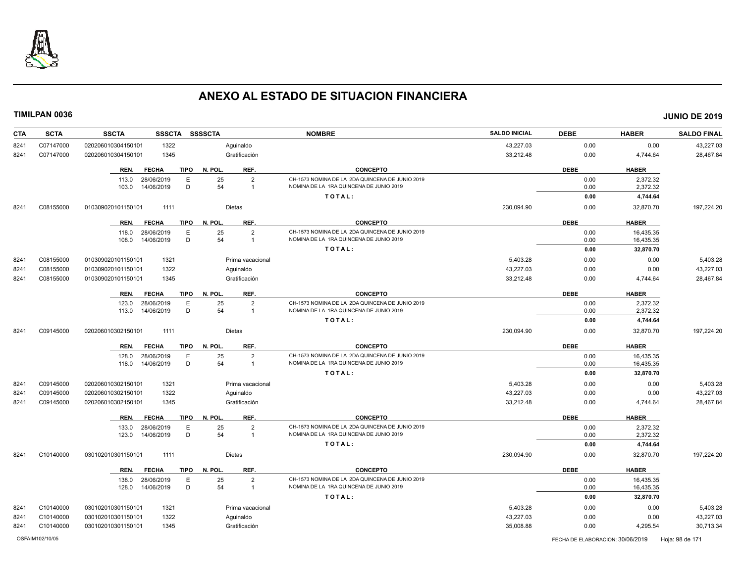# ANEXO AL ESTADO DE SITUACION FINANCIERA

**TIMILPAN 0036** — **JUNIO DE 2019**

| CTA | SCTA | SSCTA | SSSCTA | SSSSCTA | NOMBRE | SALDO INICIAL | DEBE | HABER | SALDO FINAL |
|---|---|---|---|---|---|---|---|---|---|
| 8241 | C07147000 | 0202060103041501​01 | 1322 | | Aguinaldo | 43,227.03 | 0.00 | 0.00 | 43,227.03 |
| 8241 | C07147000 | 020206010304150101 | 1345 | | Gratificación | 33,212.48 | 0.00 | 4,744.64 | 28,467.84 |

| REN. | FECHA | TIPO | N. POL. | REF. | CONCEPTO | DEBE | HABER |
|---|---|---|---|---|---|---|---|
| 113.0 | 28/06/2019 | E | 25 | 2 | CH-1573 NOMINA DE LA 2DA QUINCENA DE JUNIO 2019 | 0.00 | 2,372.32 |
| 103.0 | 14/06/2019 | D | 54 | 1 | NOMINA DE LA 1RA QUINCENA DE JUNIO 2019 | 0.00 | 2,372.32 |
| | | | | | TOTAL: | 0.00 | 4,744.64 |

| CTA | SCTA | SSCTA | SSSCTA | SSSSCTA | NOMBRE | SALDO INICIAL | DEBE | HABER | SALDO FINAL |
|---|---|---|---|---|---|---|---|---|---|
| 8241 | C08155000 | 010309020101150101 | 1111 | | Dietas | 230,094.90 | 0.00 | 32,870.70 | 197,224.20 |

| REN. | FECHA | TIPO | N. POL. | REF. | CONCEPTO | DEBE | HABER |
|---|---|---|---|---|---|---|---|
| 118.0 | 28/06/2019 | E | 25 | 2 | CH-1573 NOMINA DE LA 2DA QUINCENA DE JUNIO 2019 | 0.00 | 16,435.35 |
| 108.0 | 14/06/2019 | D | 54 | 1 | NOMINA DE LA 1RA QUINCENA DE JUNIO 2019 | 0.00 | 16,435.35 |
| | | | | | TOTAL: | 0.00 | 32,870.70 |

| CTA | SCTA | SSCTA | SSSCTA | SSSSCTA | NOMBRE | SALDO INICIAL | DEBE | HABER | SALDO FINAL |
|---|---|---|---|---|---|---|---|---|---|
| 8241 | C08155000 | 010309020101150101 | 1321 | | Prima vacacional | 5,403.28 | 0.00 | 0.00 | 5,403.28 |
| 8241 | C08155000 | 010309020101150101 | 1322 | | Aguinaldo | 43,227.03 | 0.00 | 0.00 | 43,227.03 |
| 8241 | C08155000 | 010309020101150101 | 1345 | | Gratificación | 33,212.48 | 0.00 | 4,744.64 | 28,467.84 |

| REN. | FECHA | TIPO | N. POL. | REF. | CONCEPTO | DEBE | HABER |
|---|---|---|---|---|---|---|---|
| 123.0 | 28/06/2019 | E | 25 | 2 | CH-1573 NOMINA DE LA 2DA QUINCENA DE JUNIO 2019 | 0.00 | 2,372.32 |
| 113.0 | 14/06/2019 | D | 54 | 1 | NOMINA DE LA 1RA QUINCENA DE JUNIO 2019 | 0.00 | 2,372.32 |
| | | | | | TOTAL: | 0.00 | 4,744.64 |

| CTA | SCTA | SSCTA | SSSCTA | SSSSCTA | NOMBRE | SALDO INICIAL | DEBE | HABER | SALDO FINAL |
|---|---|---|---|---|---|---|---|---|---|
| 8241 | C09145000 | 020206010302150101 | 1111 | | Dietas | 230,094.90 | 0.00 | 32,870.70 | 197,224.20 |

| REN. | FECHA | TIPO | N. POL. | REF. | CONCEPTO | DEBE | HABER |
|---|---|---|---|---|---|---|---|
| 128.0 | 28/06/2019 | E | 25 | 2 | CH-1573 NOMINA DE LA 2DA QUINCENA DE JUNIO 2019 | 0.00 | 16,435.35 |
| 118.0 | 14/06/2019 | D | 54 | 1 | NOMINA DE LA 1RA QUINCENA DE JUNIO 2019 | 0.00 | 16,435.35 |
| | | | | | TOTAL: | 0.00 | 32,870.70 |

| CTA | SCTA | SSCTA | SSSCTA | SSSSCTA | NOMBRE | SALDO INICIAL | DEBE | HABER | SALDO FINAL |
|---|---|---|---|---|---|---|---|---|---|
| 8241 | C09145000 | 020206010302150101 | 1321 | | Prima vacacional | 5,403.28 | 0.00 | 0.00 | 5,403.28 |
| 8241 | C09145000 | 020206010302150101 | 1322 | | Aguinaldo | 43,227.03 | 0.00 | 0.00 | 43,227.03 |
| 8241 | C09145000 | 020206010302150101 | 1345 | | Gratificación | 33,212.48 | 0.00 | 4,744.64 | 28,467.84 |

| REN. | FECHA | TIPO | N. POL. | REF. | CONCEPTO | DEBE | HABER |
|---|---|---|---|---|---|---|---|
| 133.0 | 28/06/2019 | E | 25 | 2 | CH-1573 NOMINA DE LA 2DA QUINCENA DE JUNIO 2019 | 0.00 | 2,372.32 |
| 123.0 | 14/06/2019 | D | 54 | 1 | NOMINA DE LA 1RA QUINCENA DE JUNIO 2019 | 0.00 | 2,372.32 |
| | | | | | TOTAL: | 0.00 | 4,744.64 |

| CTA | SCTA | SSCTA | SSSCTA | SSSSCTA | NOMBRE | SALDO INICIAL | DEBE | HABER | SALDO FINAL |
|---|---|---|---|---|---|---|---|---|---|
| 8241 | C10140000 | 030102010301150101 | 1111 | | Dietas | 230,094.90 | 0.00 | 32,870.70 | 197,224.20 |

| REN. | FECHA | TIPO | N. POL. | REF. | CONCEPTO | DEBE | HABER |
|---|---|---|---|---|---|---|---|
| 138.0 | 28/06/2019 | E | 25 | 2 | CH-1573 NOMINA DE LA 2DA QUINCENA DE JUNIO 2019 | 0.00 | 16,435.35 |
| 128.0 | 14/06/2019 | D | 54 | 1 | NOMINA DE LA 1RA QUINCENA DE JUNIO 2019 | 0.00 | 16,435.35 |
| | | | | | TOTAL: | 0.00 | 32,870.70 |

| CTA | SCTA | SSCTA | SSSCTA | SSSSCTA | NOMBRE | SALDO INICIAL | DEBE | HABER | SALDO FINAL |
|---|---|---|---|---|---|---|---|---|---|
| 8241 | C10140000 | 030102010301150101 | 1321 | | Prima vacacional | 5,403.28 | 0.00 | 0.00 | 5,403.28 |
| 8241 | C10140000 | 030102010301150101 | 1322 | | Aguinaldo | 43,227.03 | 0.00 | 0.00 | 43,227.03 |
| 8241 | C10140000 | 030102010301150101 | 1345 | | Gratificación | 35,008.88 | 0.00 | 4,295.54 | 30,713.34 |

OSFAIM102/10/05 — FECHA DE ELABORACION: 30/06/2019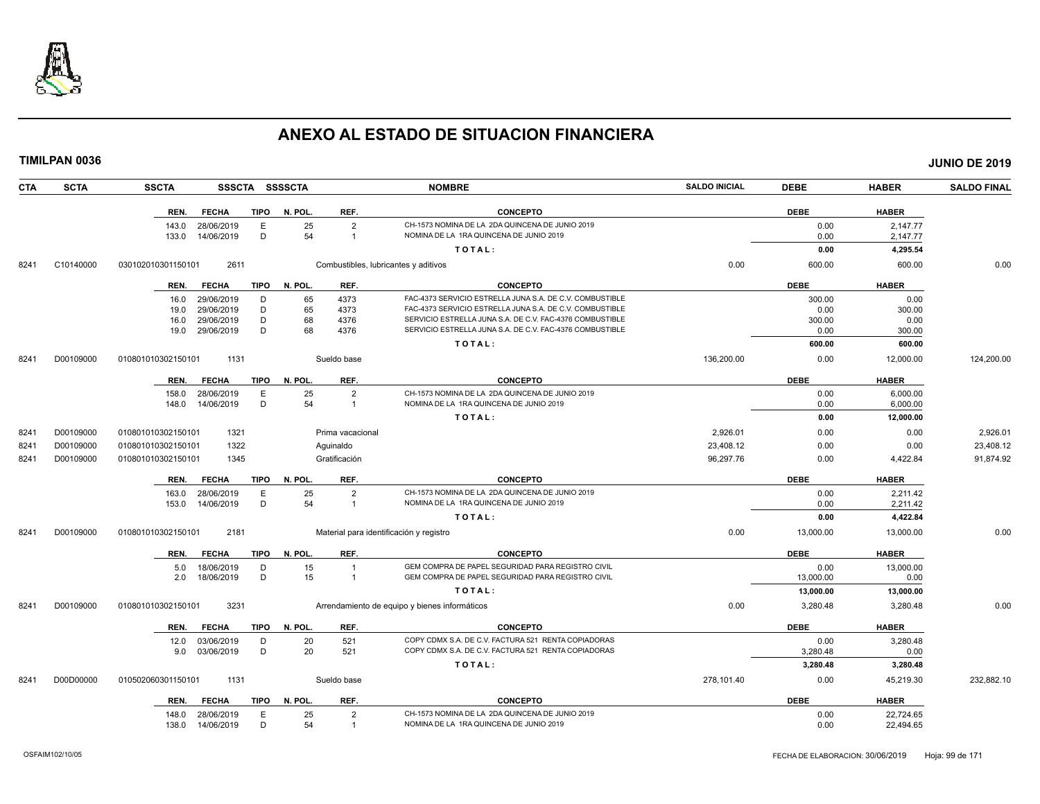# ANEXO AL ESTADO DE SITUACION FINANCIERA

**TIMILPAN 0036** **JUNIO DE 2019**

| CTA | SCTA | SSCTA | SSSCTA | SSSSCTA | NOMBRE | SALDO INICIAL | DEBE | HABER | SALDO FINAL |
|---|---|---|---|---|---|---|---|---|---|
| | | | | | | | | | |

| REN. | FECHA | TIPO | N. POL. | REF. | CONCEPTO | DEBE | HABER |
|---|---|---|---|---|---|---|---|
| 143.0 | 28/06/2019 | E | 25 | 2 | CH-1573 NOMINA DE LA 2DA QUINCENA DE JUNIO 2019 | 0.00 | 2,147.77 |
| 133.0 | 14/06/2019 | D | 54 | 1 | NOMINA DE LA 1RA QUINCENA DE JUNIO 2019 | 0.00 | 2,147.77 |
| | | | | | **T O T A L :** | **0.00** | **4,295.54** |

| CTA | SCTA | SSCTA | SSSCTA | NOMBRE | SALDO INICIAL | DEBE | HABER | SALDO FINAL |
|---|---|---|---|---|---|---|---|---|
| 8241 | C10140000 | 030102010301150101 | 2611 | Combustibles, lubricantes y aditivos | 0.00 | 600.00 | 600.00 | 0.00 |

| REN. | FECHA | TIPO | N. POL. | REF. | CONCEPTO | DEBE | HABER |
|---|---|---|---|---|---|---|---|
| 16.0 | 29/06/2019 | D | 65 | 4373 | FAC-4373 SERVICIO ESTRELLA JUNA S.A. DE C.V. COMBUSTIBLE | 300.00 | 0.00 |
| 19.0 | 29/06/2019 | D | 65 | 4373 | FAC-4373 SERVICIO ESTRELLA JUNA S.A. DE C.V. COMBUSTIBLE | 0.00 | 300.00 |
| 16.0 | 29/06/2019 | D | 68 | 4376 | SERVICIO ESTRELLA JUNA S.A. DE C.V. FAC-4376 COMBUSTIBLE | 300.00 | 0.00 |
| 19.0 | 29/06/2019 | D | 68 | 4376 | SERVICIO ESTRELLA JUNA S.A. DE C.V. FAC-4376 COMBUSTIBLE | 0.00 | 300.00 |
| | | | | | **T O T A L :** | **600.00** | **600.00** |

| CTA | SCTA | SSCTA | SSSCTA | NOMBRE | SALDO INICIAL | DEBE | HABER | SALDO FINAL |
|---|---|---|---|---|---|---|---|---|
| 8241 | D00109000 | 010801010302150101 | 1131 | Sueldo base | 136,200.00 | 0.00 | 12,000.00 | 124,200.00 |

| REN. | FECHA | TIPO | N. POL. | REF. | CONCEPTO | DEBE | HABER |
|---|---|---|---|---|---|---|---|
| 158.0 | 28/06/2019 | E | 25 | 2 | CH-1573 NOMINA DE LA 2DA QUINCENA DE JUNIO 2019 | 0.00 | 6,000.00 |
| 148.0 | 14/06/2019 | D | 54 | 1 | NOMINA DE LA 1RA QUINCENA DE JUNIO 2019 | 0.00 | 6,000.00 |
| | | | | | **T O T A L :** | **0.00** | **12,000.00** |

| CTA | SCTA | SSCTA | SSSCTA | NOMBRE | SALDO INICIAL | DEBE | HABER | SALDO FINAL |
|---|---|---|---|---|---|---|---|---|
| 8241 | D00109000 | 010801010302150101 | 1321 | Prima vacacional | 2,926.01 | 0.00 | 0.00 | 2,926.01 |
| 8241 | D00109000 | 010801010302150101 | 1322 | Aguinaldo | 23,408.12 | 0.00 | 0.00 | 23,408.12 |
| 8241 | D00109000 | 010801010302150101 | 1345 | Gratificación | 96,297.76 | 0.00 | 4,422.84 | 91,874.92 |

| REN. | FECHA | TIPO | N. POL. | REF. | CONCEPTO | DEBE | HABER |
|---|---|---|---|---|---|---|---|
| 163.0 | 28/06/2019 | E | 25 | 2 | CH-1573 NOMINA DE LA 2DA QUINCENA DE JUNIO 2019 | 0.00 | 2,211.42 |
| 153.0 | 14/06/2019 | D | 54 | 1 | NOMINA DE LA 1RA QUINCENA DE JUNIO 2019 | 0.00 | 2,211.42 |
| | | | | | **T O T A L :** | **0.00** | **4,422.84** |

| CTA | SCTA | SSCTA | SSSCTA | NOMBRE | SALDO INICIAL | DEBE | HABER | SALDO FINAL |
|---|---|---|---|---|---|---|---|---|
| 8241 | D00109000 | 010801010302150101 | 2181 | Material para identificación y registro | 0.00 | 13,000.00 | 13,000.00 | 0.00 |

| REN. | FECHA | TIPO | N. POL. | REF. | CONCEPTO | DEBE | HABER |
|---|---|---|---|---|---|---|---|
| 5.0 | 18/06/2019 | D | 15 | 1 | GEM COMPRA DE PAPEL SEGURIDAD PARA REGISTRO CIVIL | 0.00 | 13,000.00 |
| 2.0 | 18/06/2019 | D | 15 | 1 | GEM COMPRA DE PAPEL SEGURIDAD PARA REGISTRO CIVIL | 13,000.00 | 0.00 |
| | | | | | **T O T A L :** | **13,000.00** | **13,000.00** |

| CTA | SCTA | SSCTA | SSSCTA | NOMBRE | SALDO INICIAL | DEBE | HABER | SALDO FINAL |
|---|---|---|---|---|---|---|---|---|
| 8241 | D00109000 | 010801010302150101 | 3231 | Arrendamiento de equipo y bienes informáticos | 0.00 | 3,280.48 | 3,280.48 | 0.00 |

| REN. | FECHA | TIPO | N. POL. | REF. | CONCEPTO | DEBE | HABER |
|---|---|---|---|---|---|---|---|
| 12.0 | 03/06/2019 | D | 20 | 521 | COPY CDMX S.A. DE C.V. FACTURA 521 RENTA COPIADORAS | 0.00 | 3,280.48 |
| 9.0 | 03/06/2019 | D | 20 | 521 | COPY CDMX S.A. DE C.V. FACTURA 521 RENTA COPIADORAS | 3,280.48 | 0.00 |
| | | | | | **T O T A L :** | **3,280.48** | **3,280.48** |

| CTA | SCTA | SSCTA | SSSCTA | NOMBRE | SALDO INICIAL | DEBE | HABER | SALDO FINAL |
|---|---|---|---|---|---|---|---|---|
| 8241 | D00D00000 | 010502060301150101 | 1131 | Sueldo base | 278,101.40 | 0.00 | 45,219.30 | 232,882.10 |

| REN. | FECHA | TIPO | N. POL. | REF. | CONCEPTO | DEBE | HABER |
|---|---|---|---|---|---|---|---|
| 148.0 | 28/06/2019 | E | 25 | 2 | CH-1573 NOMINA DE LA 2DA QUINCENA DE JUNIO 2019 | 0.00 | 22,724.65 |
| 138.0 | 14/06/2019 | D | 54 | 1 | NOMINA DE LA 1RA QUINCENA DE JUNIO 2019 | 0.00 | 22,494.65 |

OSFAIM102/10/05 FECHA DE ELABORACION: 30/06/2019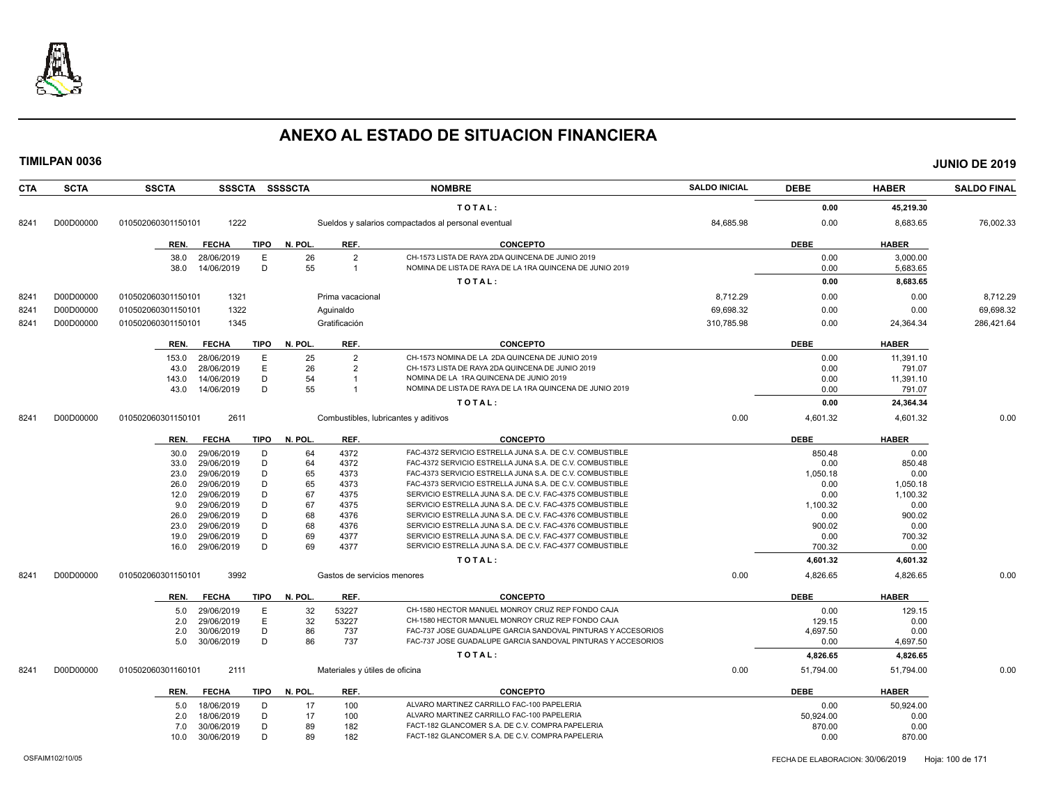# ANEXO AL ESTADO DE SITUACION FINANCIERA

**TIMILPAN 0036** **JUNIO DE 2019**

| CTA | SCTA | SSCTA | SSSCTA | SSSSCTA | NOMBRE | SALDO INICIAL | DEBE | HABER | SALDO FINAL |
|---|---|---|---|---|---|---|---|---|---|
| | | | | | TOTAL: | | 0.00 | 45,219.30 | |
| 8241 | D00D00000 | 010502060301150101 | 1222 | | Sueldos y salarios compactados al personal eventual | 84,685.98 | 0.00 | 8,683.65 | 76,002.33 |

| REN. | FECHA | TIPO | N. POL. | REF. | CONCEPTO | DEBE | HABER |
|---|---|---|---|---|---|---|---|
| 38.0 | 28/06/2019 | E | 26 | 2 | CH-1573 LISTA DE RAYA 2DA QUINCENA DE JUNIO 2019 | 0.00 | 3,000.00 |
| 38.0 | 14/06/2019 | D | 55 | 1 | NOMINA DE LISTA DE RAYA DE LA 1RA QUINCENA DE JUNIO 2019 | 0.00 | 5,683.65 |
| | | | | | TOTAL: | 0.00 | 8,683.65 |

| CTA | SCTA | SSCTA | SSSCTA | SSSSCTA | NOMBRE | SALDO INICIAL | DEBE | HABER | SALDO FINAL |
|---|---|---|---|---|---|---|---|---|---|
| 8241 | D00D00000 | 010502060301150101 | 1321 | | Prima vacacional | 8,712.29 | 0.00 | 0.00 | 8,712.29 |
| 8241 | D00D00000 | 010502060301150101 | 1322 | | Aguinaldo | 69,698.32 | 0.00 | 0.00 | 69,698.32 |
| 8241 | D00D00000 | 010502060301150101 | 1345 | | Gratificación | 310,785.98 | 0.00 | 24,364.34 | 286,421.64 |

| REN. | FECHA | TIPO | N. POL. | REF. | CONCEPTO | DEBE | HABER |
|---|---|---|---|---|---|---|---|
| 153.0 | 28/06/2019 | E | 25 | 2 | CH-1573 NOMINA DE LA 2DA QUINCENA DE JUNIO 2019 | 0.00 | 11,391.10 |
| 43.0 | 28/06/2019 | E | 26 | 2 | CH-1573 LISTA DE RAYA 2DA QUINCENA DE JUNIO 2019 | 0.00 | 791.07 |
| 143.0 | 14/06/2019 | D | 54 | 1 | NOMINA DE LA 1RA QUINCENA DE JUNIO 2019 | 0.00 | 11,391.10 |
| 43.0 | 14/06/2019 | D | 55 | 1 | NOMINA DE LISTA DE RAYA DE LA 1RA QUINCENA DE JUNIO 2019 | 0.00 | 791.07 |
| | | | | | TOTAL: | 0.00 | 24,364.34 |

| CTA | SCTA | SSCTA | SSSCTA | SSSSCTA | NOMBRE | SALDO INICIAL | DEBE | HABER | SALDO FINAL |
|---|---|---|---|---|---|---|---|---|---|
| 8241 | D00D00000 | 010502060301150101 | 2611 | | Combustibles, lubricantes y aditivos | 0.00 | 4,601.32 | 4,601.32 | 0.00 |

| REN. | FECHA | TIPO | N. POL. | REF. | CONCEPTO | DEBE | HABER |
|---|---|---|---|---|---|---|---|
| 30.0 | 29/06/2019 | D | 64 | 4372 | FAC-4372 SERVICIO ESTRELLA JUNA S.A. DE C.V. COMBUSTIBLE | 850.48 | 0.00 |
| 33.0 | 29/06/2019 | D | 64 | 4372 | FAC-4372 SERVICIO ESTRELLA JUNA S.A. DE C.V. COMBUSTIBLE | 0.00 | 850.48 |
| 23.0 | 29/06/2019 | D | 65 | 4373 | FAC-4373 SERVICIO ESTRELLA JUNA S.A. DE C.V. COMBUSTIBLE | 1,050.18 | 0.00 |
| 26.0 | 29/06/2019 | D | 65 | 4373 | FAC-4373 SERVICIO ESTRELLA JUNA S.A. DE C.V. COMBUSTIBLE | 0.00 | 1,050.18 |
| 12.0 | 29/06/2019 | D | 67 | 4375 | SERVICIO ESTRELLA JUNA S.A. DE C.V. FAC-4375 COMBUSTIBLE | 0.00 | 1,100.32 |
| 9.0 | 29/06/2019 | D | 67 | 4375 | SERVICIO ESTRELLA JUNA S.A. DE C.V. FAC-4375 COMBUSTIBLE | 1,100.32 | 0.00 |
| 26.0 | 29/06/2019 | D | 68 | 4376 | SERVICIO ESTRELLA JUNA S.A. DE C.V. FAC-4376 COMBUSTIBLE | 0.00 | 900.02 |
| 23.0 | 29/06/2019 | D | 68 | 4376 | SERVICIO ESTRELLA JUNA S.A. DE C.V. FAC-4376 COMBUSTIBLE | 900.02 | 0.00 |
| 19.0 | 29/06/2019 | D | 69 | 4377 | SERVICIO ESTRELLA JUNA S.A. DE C.V. FAC-4377 COMBUSTIBLE | 0.00 | 700.32 |
| 16.0 | 29/06/2019 | D | 69 | 4377 | SERVICIO ESTRELLA JUNA S.A. DE C.V. FAC-4377 COMBUSTIBLE | 700.32 | 0.00 |
| | | | | | TOTAL: | 4,601.32 | 4,601.32 |

| CTA | SCTA | SSCTA | SSSCTA | SSSSCTA | NOMBRE | SALDO INICIAL | DEBE | HABER | SALDO FINAL |
|---|---|---|---|---|---|---|---|---|---|
| 8241 | D00D00000 | 010502060301150101 | 3992 | | Gastos de servicios menores | 0.00 | 4,826.65 | 4,826.65 | 0.00 |

| REN. | FECHA | TIPO | N. POL. | REF. | CONCEPTO | DEBE | HABER |
|---|---|---|---|---|---|---|---|
| 5.0 | 29/06/2019 | E | 32 | 53227 | CH-1580 HECTOR MANUEL MONROY CRUZ REP FONDO CAJA | 0.00 | 129.15 |
| 2.0 | 29/06/2019 | E | 32 | 53227 | CH-1580 HECTOR MANUEL MONROY CRUZ REP FONDO CAJA | 129.15 | 0.00 |
| 2.0 | 30/06/2019 | D | 86 | 737 | FAC-737 JOSE GUADALUPE GARCIA SANDOVAL PINTURAS Y ACCESORIOS | 4,697.50 | 0.00 |
| 5.0 | 30/06/2019 | D | 86 | 737 | FAC-737 JOSE GUADALUPE GARCIA SANDOVAL PINTURAS Y ACCESORIOS | 0.00 | 4,697.50 |
| | | | | | TOTAL: | 4,826.65 | 4,826.65 |

| CTA | SCTA | SSCTA | SSSCTA | SSSSCTA | NOMBRE | SALDO INICIAL | DEBE | HABER | SALDO FINAL |
|---|---|---|---|---|---|---|---|---|---|
| 8241 | D00D00000 | 010502060301160101 | 2111 | | Materiales y útiles de oficina | 0.00 | 51,794.00 | 51,794.00 | 0.00 |

| REN. | FECHA | TIPO | N. POL. | REF. | CONCEPTO | DEBE | HABER |
|---|---|---|---|---|---|---|---|
| 5.0 | 18/06/2019 | D | 17 | 100 | ALVARO MARTINEZ CARRILLO FAC-100 PAPELERIA | 0.00 | 50,924.00 |
| 2.0 | 18/06/2019 | D | 17 | 100 | ALVARO MARTINEZ CARRILLO FAC-100 PAPELERIA | 50,924.00 | 0.00 |
| 7.0 | 30/06/2019 | D | 89 | 182 | FACT-182 GLANCOMER S.A. DE C.V. COMPRA PAPELERIA | 870.00 | 0.00 |
| 10.0 | 30/06/2019 | D | 89 | 182 | FACT-182 GLANCOMER S.A. DE C.V. COMPRA PAPELERIA | 0.00 | 870.00 |

OSFAIM102/10/05 FECHA DE ELABORACION: 30/06/2019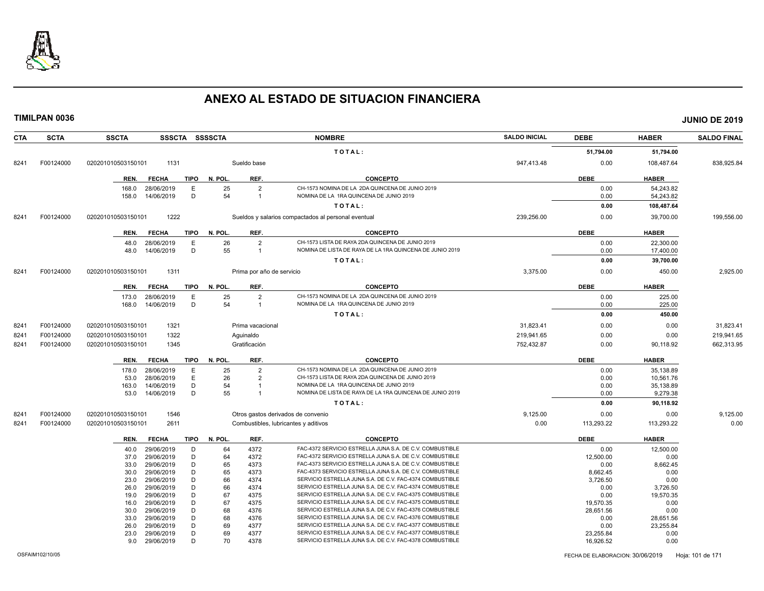# ANEXO AL ESTADO DE SITUACION FINANCIERA

**TIMILPAN 0036** | **JUNIO DE 2019**

| CTA | SCTA | SSCTA | SSSCTA | SSSSCTA | NOMBRE | SALDO INICIAL | DEBE | HABER | SALDO FINAL |
|---|---|---|---|---|---|---|---|---|---|
| | | | | | TOTAL: | | 51,794.00 | 51,794.00 | |
| 8241 | F00124000 | 0202010105031501​01 | 1131 | | Sueldo base | 947,413.48 | 0.00 | 108,487.64 | 838,925.84 |

| REN. | FECHA | TIPO | N. POL. | REF. | CONCEPTO | DEBE | HABER |
|---|---|---|---|---|---|---|---|
| 168.0 | 28/06/2019 | E | 25 | 2 | CH-1573 NOMINA DE LA 2DA QUINCENA DE JUNIO 2019 | 0.00 | 54,243.82 |
| 158.0 | 14/06/2019 | D | 54 | 1 | NOMINA DE LA 1RA QUINCENA DE JUNIO 2019 | 0.00 | 54,243.82 |
| | | | | | TOTAL: | 0.00 | 108,487.64 |

| CTA | SCTA | SSCTA | SSSCTA | SSSSCTA | NOMBRE | SALDO INICIAL | DEBE | HABER | SALDO FINAL |
|---|---|---|---|---|---|---|---|---|---|
| 8241 | F00124000 | 020201010503150101 | 1222 | | Sueldos y salarios compactados al personal eventual | 239,256.00 | 0.00 | 39,700.00 | 199,556.00 |

| REN. | FECHA | TIPO | N. POL. | REF. | CONCEPTO | DEBE | HABER |
|---|---|---|---|---|---|---|---|
| 48.0 | 28/06/2019 | E | 26 | 2 | CH-1573 LISTA DE RAYA 2DA QUINCENA DE JUNIO 2019 | 0.00 | 22,300.00 |
| 48.0 | 14/06/2019 | D | 55 | 1 | NOMINA DE LISTA DE RAYA DE LA 1RA QUINCENA DE JUNIO 2019 | 0.00 | 17,400.00 |
| | | | | | TOTAL: | 0.00 | 39,700.00 |

| CTA | SCTA | SSCTA | SSSCTA | SSSSCTA | NOMBRE | SALDO INICIAL | DEBE | HABER | SALDO FINAL |
|---|---|---|---|---|---|---|---|---|---|
| 8241 | F00124000 | 020201010503150101 | 1311 | | Prima por año de servicio | 3,375.00 | 0.00 | 450.00 | 2,925.00 |

| REN. | FECHA | TIPO | N. POL. | REF. | CONCEPTO | DEBE | HABER |
|---|---|---|---|---|---|---|---|
| 173.0 | 28/06/2019 | E | 25 | 2 | CH-1573 NOMINA DE LA 2DA QUINCENA DE JUNIO 2019 | 0.00 | 225.00 |
| 168.0 | 14/06/2019 | D | 54 | 1 | NOMINA DE LA 1RA QUINCENA DE JUNIO 2019 | 0.00 | 225.00 |
| | | | | | TOTAL: | 0.00 | 450.00 |

| CTA | SCTA | SSCTA | SSSCTA | SSSSCTA | NOMBRE | SALDO INICIAL | DEBE | HABER | SALDO FINAL |
|---|---|---|---|---|---|---|---|---|---|
| 8241 | F00124000 | 020201010503150101 | 1321 | | Prima vacacional | 31,823.41 | 0.00 | 0.00 | 31,823.41 |
| 8241 | F00124000 | 020201010503150101 | 1322 | | Aguinaldo | 219,941.65 | 0.00 | 0.00 | 219,941.65 |
| 8241 | F00124000 | 020201010503150101 | 1345 | | Gratificación | 752,432.87 | 0.00 | 90,118.92 | 662,313.95 |

| REN. | FECHA | TIPO | N. POL. | REF. | CONCEPTO | DEBE | HABER |
|---|---|---|---|---|---|---|---|
| 178.0 | 28/06/2019 | E | 25 | 2 | CH-1573 NOMINA DE LA 2DA QUINCENA DE JUNIO 2019 | 0.00 | 35,138.89 |
| 53.0 | 28/06/2019 | E | 26 | 2 | CH-1573 LISTA DE RAYA 2DA QUINCENA DE JUNIO 2019 | 0.00 | 10,561.76 |
| 163.0 | 14/06/2019 | D | 54 | 1 | NOMINA DE LA 1RA QUINCENA DE JUNIO 2019 | 0.00 | 35,138.89 |
| 53.0 | 14/06/2019 | D | 55 | 1 | NOMINA DE LISTA DE RAYA DE LA 1RA QUINCENA DE JUNIO 2019 | 0.00 | 9,279.38 |
| | | | | | TOTAL: | 0.00 | 90,118.92 |

| CTA | SCTA | SSCTA | SSSCTA | SSSSCTA | NOMBRE | SALDO INICIAL | DEBE | HABER | SALDO FINAL |
|---|---|---|---|---|---|---|---|---|---|
| 8241 | F00124000 | 020201010503150101 | 1546 | | Otros gastos derivados de convenio | 9,125.00 | 0.00 | 0.00 | 9,125.00 |
| 8241 | F00124000 | 020201010503150101 | 2611 | | Combustibles, lubricantes y aditivos | 0.00 | 113,293.22 | 113,293.22 | 0.00 |

| REN. | FECHA | TIPO | N. POL. | REF. | CONCEPTO | DEBE | HABER |
|---|---|---|---|---|---|---|---|
| 40.0 | 29/06/2019 | D | 64 | 4372 | FAC-4372 SERVICIO ESTRELLA JUNA S.A. DE C.V. COMBUSTIBLE | 0.00 | 12,500.00 |
| 37.0 | 29/06/2019 | D | 64 | 4372 | FAC-4372 SERVICIO ESTRELLA JUNA S.A. DE C.V. COMBUSTIBLE | 12,500.00 | 0.00 |
| 33.0 | 29/06/2019 | D | 65 | 4373 | FAC-4373 SERVICIO ESTRELLA JUNA S.A. DE C.V. COMBUSTIBLE | 0.00 | 8,662.45 |
| 30.0 | 29/06/2019 | D | 65 | 4373 | FAC-4373 SERVICIO ESTRELLA JUNA S.A. DE C.V. COMBUSTIBLE | 8,662.45 | 0.00 |
| 23.0 | 29/06/2019 | D | 66 | 4374 | SERVICIO ESTRELLA JUNA S.A. DE C.V. FAC-4374 COMBUSTIBLE | 3,726.50 | 0.00 |
| 26.0 | 29/06/2019 | D | 66 | 4374 | SERVICIO ESTRELLA JUNA S.A. DE C.V. FAC-4374 COMBUSTIBLE | 0.00 | 3,726.50 |
| 19.0 | 29/06/2019 | D | 67 | 4375 | SERVICIO ESTRELLA JUNA S.A. DE C.V. FAC-4375 COMBUSTIBLE | 0.00 | 19,570.35 |
| 16.0 | 29/06/2019 | D | 67 | 4375 | SERVICIO ESTRELLA JUNA S.A. DE C.V. FAC-4375 COMBUSTIBLE | 19,570.35 | 0.00 |
| 30.0 | 29/06/2019 | D | 68 | 4376 | SERVICIO ESTRELLA JUNA S.A. DE C.V. FAC-4376 COMBUSTIBLE | 28,651.56 | 0.00 |
| 33.0 | 29/06/2019 | D | 68 | 4376 | SERVICIO ESTRELLA JUNA S.A. DE C.V. FAC-4376 COMBUSTIBLE | 0.00 | 28,651.56 |
| 26.0 | 29/06/2019 | D | 69 | 4377 | SERVICIO ESTRELLA JUNA S.A. DE C.V. FAC-4377 COMBUSTIBLE | 0.00 | 23,255.84 |
| 23.0 | 29/06/2019 | D | 69 | 4377 | SERVICIO ESTRELLA JUNA S.A. DE C.V. FAC-4377 COMBUSTIBLE | 23,255.84 | 0.00 |
| 9.0 | 29/06/2019 | D | 70 | 4378 | SERVICIO ESTRELLA JUNA S.A. DE C.V. FAC-4378 COMBUSTIBLE | 16,926.52 | 0.00 |

OSFAIM102/10/05 — FECHA DE ELABORACION: 30/06/2019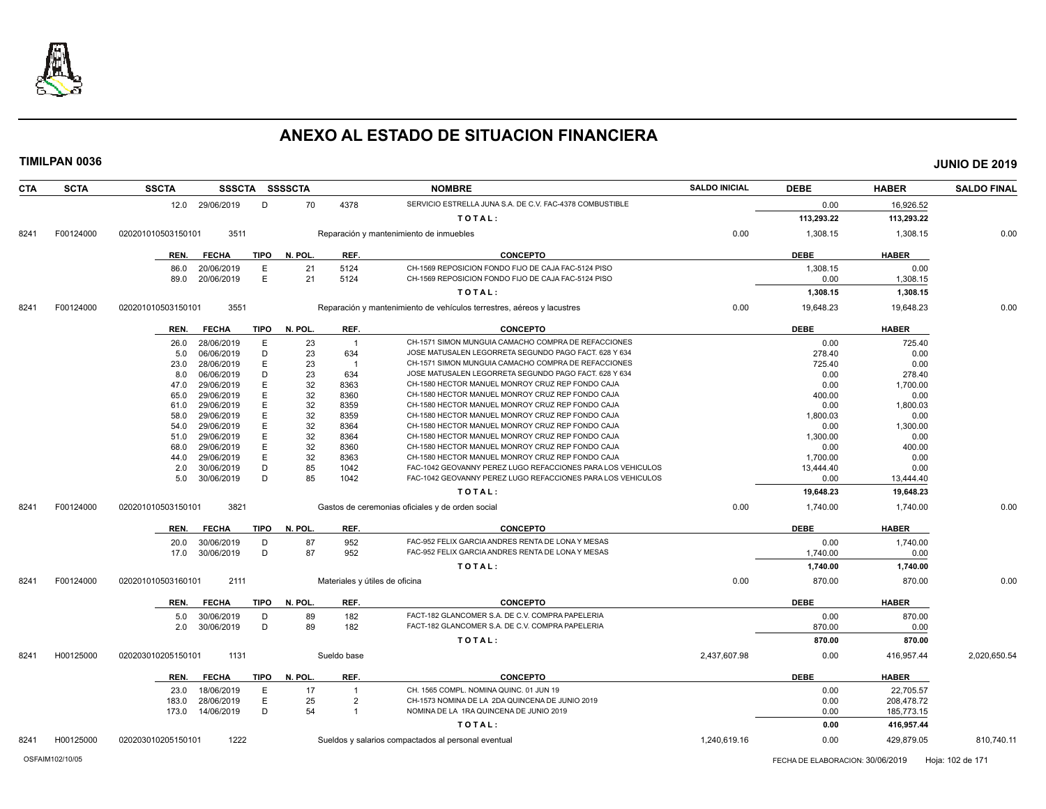# ANEXO AL ESTADO DE SITUACION FINANCIERA

**TIMILPAN 0036** **JUNIO DE 2019**

| CTA | SCTA | SSCTA | SSSCTA | SSSSCTA | | NOMBRE | SALDO INICIAL | DEBE | HABER | SALDO FINAL |
|---|---|---|---|---|---|---|---|---|---|---|
| | | 12.0 29/06/2019 | D | 70 | 4378 | SERVICIO ESTRELLA JUNA S.A. DE C.V. FAC-4378 COMBUSTIBLE | | 0.00 | 16,926.52 | |
| | | | | | | **T O T A L :** | | **113,293.22** | **113,293.22** | |
| 8241 | F00124000 | 020201010503150101 | 3511 | | | Reparación y mantenimiento de inmuebles | 0.00 | 1,308.15 | 1,308.15 | 0.00 |
| | | **REN. FECHA** | **TIPO** | **N. POL.** | **REF.** | **CONCEPTO** | | **DEBE** | **HABER** | |
| | | 86.0 20/06/2019 | E | 21 | 5124 | CH-1569 REPOSICION FONDO FIJO DE CAJA FAC-5124 PISO | | 1,308.15 | 0.00 | |
| | | 89.0 20/06/2019 | E | 21 | 5124 | CH-1569 REPOSICION FONDO FIJO DE CAJA FAC-5124 PISO | | 0.00 | 1,308.15 | |
| | | | | | | **T O T A L :** | | **1,308.15** | **1,308.15** | |
| 8241 | F00124000 | 020201010503150101 | 3551 | | | Reparación y mantenimiento de vehículos terrestres, aéreos y lacustres | 0.00 | 19,648.23 | 19,648.23 | 0.00 |
| | | **REN. FECHA** | **TIPO** | **N. POL.** | **REF.** | **CONCEPTO** | | **DEBE** | **HABER** | |
| | | 26.0 28/06/2019 | E | 23 | 1 | CH-1571 SIMON MUNGUIA CAMACHO COMPRA DE REFACCIONES | | 0.00 | 725.40 | |
| | | 5.0 06/06/2019 | D | 23 | 634 | JOSE MATUSALEN LEGORRETA SEGUNDO PAGO FACT. 628 Y 634 | | 278.40 | 0.00 | |
| | | 23.0 28/06/2019 | E | 23 | 1 | CH-1571 SIMON MUNGUIA CAMACHO COMPRA DE REFACCIONES | | 725.40 | 0.00 | |
| | | 8.0 06/06/2019 | D | 23 | 634 | JOSE MATUSALEN LEGORRETA SEGUNDO PAGO FACT. 628 Y 634 | | 0.00 | 278.40 | |
| | | 47.0 29/06/2019 | E | 32 | 8363 | CH-1580 HECTOR MANUEL MONROY CRUZ REP FONDO CAJA | | 0.00 | 1,700.00 | |
| | | 65.0 29/06/2019 | E | 32 | 8360 | CH-1580 HECTOR MANUEL MONROY CRUZ REP FONDO CAJA | | 400.00 | 0.00 | |
| | | 61.0 29/06/2019 | E | 32 | 8359 | CH-1580 HECTOR MANUEL MONROY CRUZ REP FONDO CAJA | | 0.00 | 1,800.03 | |
| | | 58.0 29/06/2019 | E | 32 | 8359 | CH-1580 HECTOR MANUEL MONROY CRUZ REP FONDO CAJA | | 1,800.03 | 0.00 | |
| | | 54.0 29/06/2019 | E | 32 | 8364 | CH-1580 HECTOR MANUEL MONROY CRUZ REP FONDO CAJA | | 0.00 | 1,300.00 | |
| | | 51.0 29/06/2019 | E | 32 | 8364 | CH-1580 HECTOR MANUEL MONROY CRUZ REP FONDO CAJA | | 1,300.00 | 0.00 | |
| | | 68.0 29/06/2019 | E | 32 | 8360 | CH-1580 HECTOR MANUEL MONROY CRUZ REP FONDO CAJA | | 0.00 | 400.00 | |
| | | 44.0 29/06/2019 | E | 32 | 8363 | CH-1580 HECTOR MANUEL MONROY CRUZ REP FONDO CAJA | | 1,700.00 | 0.00 | |
| | | 2.0 30/06/2019 | D | 85 | 1042 | FAC-1042 GEOVANNY PEREZ LUGO REFACCIONES PARA LOS VEHICULOS | | 13,444.40 | 0.00 | |
| | | 5.0 30/06/2019 | D | 85 | 1042 | FAC-1042 GEOVANNY PEREZ LUGO REFACCIONES PARA LOS VEHICULOS | | 0.00 | 13,444.40 | |
| | | | | | | **T O T A L :** | | **19,648.23** | **19,648.23** | |
| 8241 | F00124000 | 020201010503150101 | 3821 | | | Gastos de ceremonias oficiales y de orden social | 0.00 | 1,740.00 | 1,740.00 | 0.00 |
| | | **REN. FECHA** | **TIPO** | **N. POL.** | **REF.** | **CONCEPTO** | | **DEBE** | **HABER** | |
| | | 20.0 30/06/2019 | D | 87 | 952 | FAC-952 FELIX GARCIA ANDRES RENTA DE LONA Y MESAS | | 0.00 | 1,740.00 | |
| | | 17.0 30/06/2019 | D | 87 | 952 | FAC-952 FELIX GARCIA ANDRES RENTA DE LONA Y MESAS | | 1,740.00 | 0.00 | |
| | | | | | | **T O T A L :** | | **1,740.00** | **1,740.00** | |
| 8241 | F00124000 | 020201010503160101 | 2111 | | | Materiales y útiles de oficina | 0.00 | 870.00 | 870.00 | 0.00 |
| | | **REN. FECHA** | **TIPO** | **N. POL.** | **REF.** | **CONCEPTO** | | **DEBE** | **HABER** | |
| | | 5.0 30/06/2019 | D | 89 | 182 | FACT-182 GLANCOMER S.A. DE C.V. COMPRA PAPELERIA | | 0.00 | 870.00 | |
| | | 2.0 30/06/2019 | D | 89 | 182 | FACT-182 GLANCOMER S.A. DE C.V. COMPRA PAPELERIA | | 870.00 | 0.00 | |
| | | | | | | **T O T A L :** | | **870.00** | **870.00** | |
| 8241 | H00125000 | 020203010205150101 | 1131 | | | Sueldo base | 2,437,607.98 | 0.00 | 416,957.44 | 2,020,650.54 |
| | | **REN. FECHA** | **TIPO** | **N. POL.** | **REF.** | **CONCEPTO** | | **DEBE** | **HABER** | |
| | | 23.0 18/06/2019 | E | 17 | 1 | CH. 1565 COMPL. NOMINA QUINC. 01 JUN 19 | | 0.00 | 22,705.57 | |
| | | 183.0 28/06/2019 | E | 25 | 2 | CH-1573 NOMINA DE LA 2DA QUINCENA DE JUNIO 2019 | | 0.00 | 208,478.72 | |
| | | 173.0 14/06/2019 | D | 54 | 1 | NOMINA DE LA 1RA QUINCENA DE JUNIO 2019 | | 0.00 | 185,773.15 | |
| | | | | | | **T O T A L :** | | **0.00** | **416,957.44** | |
| 8241 | H00125000 | 020203010205150101 | 1222 | | | Sueldos y salarios compactados al personal eventual | 1,240,619.16 | 0.00 | 429,879.05 | 810,740.11 |

OSFAIM102/10/05 FECHA DE ELABORACION: 30/06/2019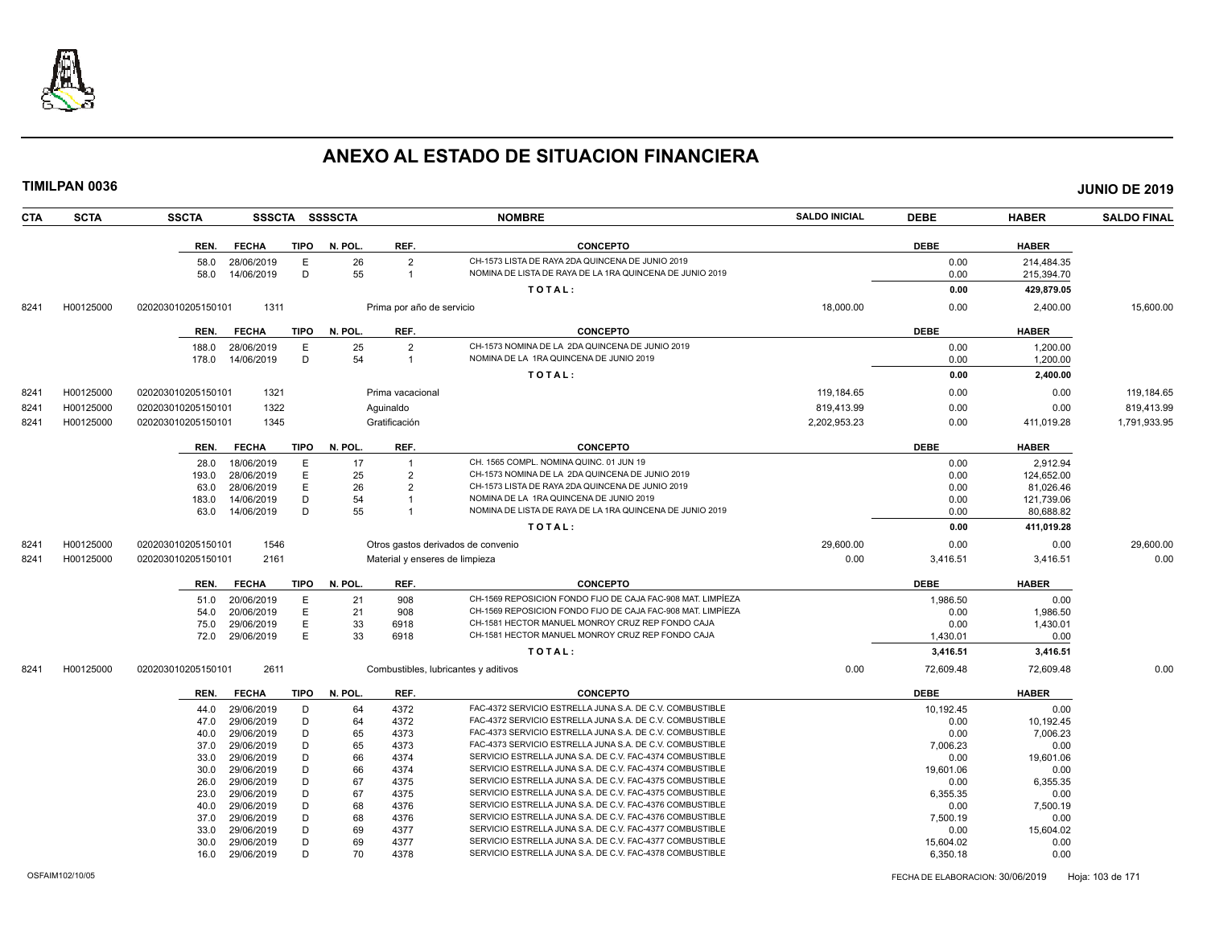# ANEXO AL ESTADO DE SITUACION FINANCIERA

**TIMILPAN 0036** **JUNIO DE 2019**

| CTA | SCTA | SSCTA | SSSCTA | SSSSCTA | NOMBRE | SALDO INICIAL | DEBE | HABER | SALDO FINAL |
|---|---|---|---|---|---|---|---|---|---|

| REN. | FECHA | TIPO | N. POL. | REF. | CONCEPTO | DEBE | HABER |
|---|---|---|---|---|---|---|---|
| 58.0 | 28/06/2019 | E | 26 | 2 | CH-1573 LISTA DE RAYA 2DA QUINCENA DE JUNIO 2019 | 0.00 | 214,484.35 |
| 58.0 | 14/06/2019 | D | 55 | 1 | NOMINA DE LISTA DE RAYA DE LA 1RA QUINCENA DE JUNIO 2019 | 0.00 | 215,394.70 |
| | | | | | TOTAL: | 0.00 | 429,879.05 |

| CTA | SCTA | SSCTA | SSSCTA | NOMBRE | SALDO INICIAL | DEBE | HABER | SALDO FINAL |
|---|---|---|---|---|---|---|---|---|
| 8241 | H00125000 | 020203010205150101 | 1311 | Prima por año de servicio | 18,000.00 | 0.00 | 2,400.00 | 15,600.00 |

| REN. | FECHA | TIPO | N. POL. | REF. | CONCEPTO | DEBE | HABER |
|---|---|---|---|---|---|---|---|
| 188.0 | 28/06/2019 | E | 25 | 2 | CH-1573 NOMINA DE LA 2DA QUINCENA DE JUNIO 2019 | 0.00 | 1,200.00 |
| 178.0 | 14/06/2019 | D | 54 | 1 | NOMINA DE LA 1RA QUINCENA DE JUNIO 2019 | 0.00 | 1,200.00 |
| | | | | | TOTAL: | 0.00 | 2,400.00 |

| CTA | SCTA | SSCTA | SSSCTA | NOMBRE | SALDO INICIAL | DEBE | HABER | SALDO FINAL |
|---|---|---|---|---|---|---|---|---|
| 8241 | H00125000 | 020203010205150101 | 1321 | Prima vacacional | 119,184.65 | 0.00 | 0.00 | 119,184.65 |
| 8241 | H00125000 | 020203010205150101 | 1322 | Aguinaldo | 819,413.99 | 0.00 | 0.00 | 819,413.99 |
| 8241 | H00125000 | 020203010205150101 | 1345 | Gratificación | 2,202,953.23 | 0.00 | 411,019.28 | 1,791,933.95 |

| REN. | FECHA | TIPO | N. POL. | REF. | CONCEPTO | DEBE | HABER |
|---|---|---|---|---|---|---|---|
| 28.0 | 18/06/2019 | E | 17 | 1 | CH. 1565 COMPL. NOMINA QUINC. 01 JUN 19 | 0.00 | 2,912.94 |
| 193.0 | 28/06/2019 | E | 25 | 2 | CH-1573 NOMINA DE LA 2DA QUINCENA DE JUNIO 2019 | 0.00 | 124,652.00 |
| 63.0 | 28/06/2019 | E | 26 | 2 | CH-1573 LISTA DE RAYA 2DA QUINCENA DE JUNIO 2019 | 0.00 | 81,026.46 |
| 183.0 | 14/06/2019 | D | 54 | 1 | NOMINA DE LA 1RA QUINCENA DE JUNIO 2019 | 0.00 | 121,739.06 |
| 63.0 | 14/06/2019 | D | 55 | 1 | NOMINA DE LISTA DE RAYA DE LA 1RA QUINCENA DE JUNIO 2019 | 0.00 | 80,688.82 |
| | | | | | TOTAL: | 0.00 | 411,019.28 |

| CTA | SCTA | SSCTA | SSSCTA | NOMBRE | SALDO INICIAL | DEBE | HABER | SALDO FINAL |
|---|---|---|---|---|---|---|---|---|
| 8241 | H00125000 | 020203010205150101 | 1546 | Otros gastos derivados de convenio | 29,600.00 | 0.00 | 0.00 | 29,600.00 |
| 8241 | H00125000 | 020203010205150101 | 2161 | Material y enseres de limpieza | 0.00 | 3,416.51 | 3,416.51 | 0.00 |

| REN. | FECHA | TIPO | N. POL. | REF. | CONCEPTO | DEBE | HABER |
|---|---|---|---|---|---|---|---|
| 51.0 | 20/06/2019 | E | 21 | 908 | CH-1569 REPOSICION FONDO FIJO DE CAJA FAC-908 MAT. LIMPÍEZA | 1,986.50 | 0.00 |
| 54.0 | 20/06/2019 | E | 21 | 908 | CH-1569 REPOSICION FONDO FIJO DE CAJA FAC-908 MAT. LIMPÍEZA | 0.00 | 1,986.50 |
| 75.0 | 29/06/2019 | E | 33 | 6918 | CH-1581 HECTOR MANUEL MONROY CRUZ REP FONDO CAJA | 0.00 | 1,430.01 |
| 72.0 | 29/06/2019 | E | 33 | 6918 | CH-1581 HECTOR MANUEL MONROY CRUZ REP FONDO CAJA | 1,430.01 | 0.00 |
| | | | | | TOTAL: | 3,416.51 | 3,416.51 |

| CTA | SCTA | SSCTA | SSSCTA | NOMBRE | SALDO INICIAL | DEBE | HABER | SALDO FINAL |
|---|---|---|---|---|---|---|---|---|
| 8241 | H00125000 | 020203010205150101 | 2611 | Combustibles, lubricantes y aditivos | 0.00 | 72,609.48 | 72,609.48 | 0.00 |

| REN. | FECHA | TIPO | N. POL. | REF. | CONCEPTO | DEBE | HABER |
|---|---|---|---|---|---|---|---|
| 44.0 | 29/06/2019 | D | 64 | 4372 | FAC-4372 SERVICIO ESTRELLA JUNA S.A. DE C.V. COMBUSTIBLE | 10,192.45 | 0.00 |
| 47.0 | 29/06/2019 | D | 64 | 4372 | FAC-4372 SERVICIO ESTRELLA JUNA S.A. DE C.V. COMBUSTIBLE | 0.00 | 10,192.45 |
| 40.0 | 29/06/2019 | D | 65 | 4373 | FAC-4373 SERVICIO ESTRELLA JUNA S.A. DE C.V. COMBUSTIBLE | 0.00 | 7,006.23 |
| 37.0 | 29/06/2019 | D | 65 | 4373 | FAC-4373 SERVICIO ESTRELLA JUNA S.A. DE C.V. COMBUSTIBLE | 7,006.23 | 0.00 |
| 33.0 | 29/06/2019 | D | 66 | 4374 | SERVICIO ESTRELLA JUNA S.A. DE C.V. FAC-4374 COMBUSTIBLE | 0.00 | 19,601.06 |
| 30.0 | 29/06/2019 | D | 66 | 4374 | SERVICIO ESTRELLA JUNA S.A. DE C.V. FAC-4374 COMBUSTIBLE | 19,601.06 | 0.00 |
| 26.0 | 29/06/2019 | D | 67 | 4375 | SERVICIO ESTRELLA JUNA S.A. DE C.V. FAC-4375 COMBUSTIBLE | 0.00 | 6,355.35 |
| 23.0 | 29/06/2019 | D | 67 | 4375 | SERVICIO ESTRELLA JUNA S.A. DE C.V. FAC-4375 COMBUSTIBLE | 6,355.35 | 0.00 |
| 40.0 | 29/06/2019 | D | 68 | 4376 | SERVICIO ESTRELLA JUNA S.A. DE C.V. FAC-4376 COMBUSTIBLE | 0.00 | 7,500.19 |
| 37.0 | 29/06/2019 | D | 68 | 4376 | SERVICIO ESTRELLA JUNA S.A. DE C.V. FAC-4376 COMBUSTIBLE | 7,500.19 | 0.00 |
| 33.0 | 29/06/2019 | D | 69 | 4377 | SERVICIO ESTRELLA JUNA S.A. DE C.V. FAC-4377 COMBUSTIBLE | 0.00 | 15,604.02 |
| 30.0 | 29/06/2019 | D | 69 | 4377 | SERVICIO ESTRELLA JUNA S.A. DE C.V. FAC-4377 COMBUSTIBLE | 15,604.02 | 0.00 |
| 16.0 | 29/06/2019 | D | 70 | 4378 | SERVICIO ESTRELLA JUNA S.A. DE C.V. FAC-4378 COMBUSTIBLE | 6,350.18 | 0.00 |

OSFAIM102/10/05 FECHA DE ELABORACION: 30/06/2019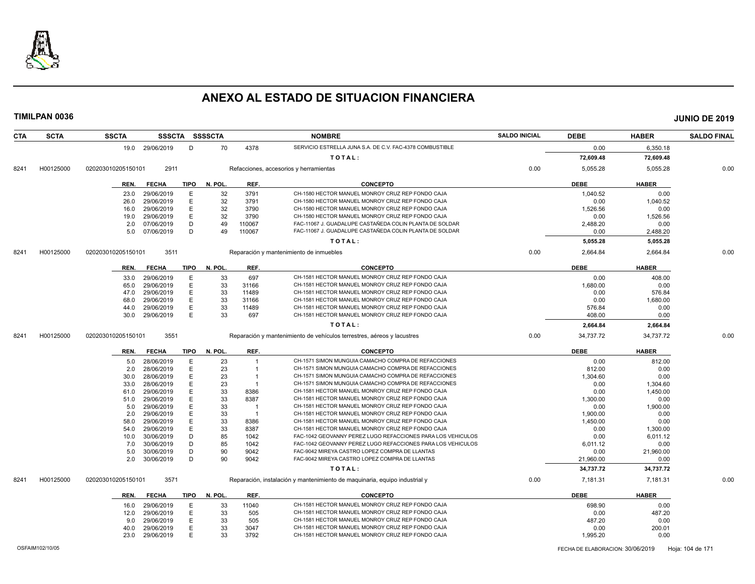# ANEXO AL ESTADO DE SITUACION FINANCIERA

**TIMILPAN 0036** **JUNIO DE 2019**

| CTA | SCTA | SSCTA | SSSCTA | SSSSCTA | | NOMBRE | SALDO INICIAL | DEBE | HABER | SALDO FINAL |
|---|---|---|---|---|---|---|---|---|---|---|
| | | 19.0 | 29/06/2019 | D | 70 | 4378 SERVICIO ESTRELLA JUNA S.A. DE C.V. FAC-4378 COMBUSTIBLE | | 0.00 | 6,350.18 | |
| | | | | | | TOTAL: | | 72,609.48 | 72,609.48 | |
| 8241 | H00125000 | 020203010205150101 | 2911 | | | Refacciones, accesorios y herramientas | 0.00 | 5,055.28 | 5,055.28 | 0.00 |

| REN. | FECHA | TIPO | N. POL. | REF. | CONCEPTO | DEBE | HABER |
|---|---|---|---|---|---|---|---|
| 23.0 | 29/06/2019 | E | 32 | 3791 | CH-1580 HECTOR MANUEL MONROY CRUZ REP FONDO CAJA | 1,040.52 | 0.00 |
| 26.0 | 29/06/2019 | E | 32 | 3791 | CH-1580 HECTOR MANUEL MONROY CRUZ REP FONDO CAJA | 0.00 | 1,040.52 |
| 16.0 | 29/06/2019 | E | 32 | 3790 | CH-1580 HECTOR MANUEL MONROY CRUZ REP FONDO CAJA | 1,526.56 | 0.00 |
| 19.0 | 29/06/2019 | E | 32 | 3790 | CH-1580 HECTOR MANUEL MONROY CRUZ REP FONDO CAJA | 0.00 | 1,526.56 |
| 2.0 | 07/06/2019 | D | 49 | 110067 | FAC-11067 J. GUADALUPE CASTAÑEDA COLIN PLANTA DE SOLDAR | 2,488.20 | 0.00 |
| 5.0 | 07/06/2019 | D | 49 | 110067 | FAC-11067 J. GUADALUPE CASTAÑEDA COLIN PLANTA DE SOLDAR | 0.00 | 2,488.20 |
| | | | | | TOTAL: | 5,055.28 | 5,055.28 |

| CTA | SCTA | SSCTA | SSSCTA | NOMBRE | SALDO INICIAL | DEBE | HABER | SALDO FINAL |
|---|---|---|---|---|---|---|---|---|
| 8241 | H00125000 | 020203010205150101 | 3511 | Reparación y mantenimiento de inmuebles | 0.00 | 2,664.84 | 2,664.84 | 0.00 |

| REN. | FECHA | TIPO | N. POL. | REF. | CONCEPTO | DEBE | HABER |
|---|---|---|---|---|---|---|---|
| 33.0 | 29/06/2019 | E | 33 | 697 | CH-1581 HECTOR MANUEL MONROY CRUZ REP FONDO CAJA | 0.00 | 408.00 |
| 65.0 | 29/06/2019 | E | 33 | 31166 | CH-1581 HECTOR MANUEL MONROY CRUZ REP FONDO CAJA | 1,680.00 | 0.00 |
| 47.0 | 29/06/2019 | E | 33 | 11489 | CH-1581 HECTOR MANUEL MONROY CRUZ REP FONDO CAJA | 0.00 | 576.84 |
| 68.0 | 29/06/2019 | E | 33 | 31166 | CH-1581 HECTOR MANUEL MONROY CRUZ REP FONDO CAJA | 0.00 | 1,680.00 |
| 44.0 | 29/06/2019 | E | 33 | 11489 | CH-1581 HECTOR MANUEL MONROY CRUZ REP FONDO CAJA | 576.84 | 0.00 |
| 30.0 | 29/06/2019 | E | 33 | 697 | CH-1581 HECTOR MANUEL MONROY CRUZ REP FONDO CAJA | 408.00 | 0.00 |
| | | | | | TOTAL: | 2,664.84 | 2,664.84 |

| CTA | SCTA | SSCTA | SSSCTA | NOMBRE | SALDO INICIAL | DEBE | HABER | SALDO FINAL |
|---|---|---|---|---|---|---|---|---|
| 8241 | H00125000 | 020203010205150101 | 3551 | Reparación y mantenimiento de vehículos terrestres, aéreos y lacustres | 0.00 | 34,737.72 | 34,737.72 | 0.00 |

| REN. | FECHA | TIPO | N. POL. | REF. | CONCEPTO | DEBE | HABER |
|---|---|---|---|---|---|---|---|
| 5.0 | 28/06/2019 | E | 23 | 1 | CH-1571 SIMON MUNGUIA CAMACHO COMPRA DE REFACCIONES | 0.00 | 812.00 |
| 2.0 | 28/06/2019 | E | 23 | 1 | CH-1571 SIMON MUNGUIA CAMACHO COMPRA DE REFACCIONES | 812.00 | 0.00 |
| 30.0 | 28/06/2019 | E | 23 | 1 | CH-1571 SIMON MUNGUIA CAMACHO COMPRA DE REFACCIONES | 1,304.60 | 0.00 |
| 33.0 | 28/06/2019 | E | 23 | 1 | CH-1571 SIMON MUNGUIA CAMACHO COMPRA DE REFACCIONES | 0.00 | 1,304.60 |
| 61.0 | 29/06/2019 | E | 33 | 8386 | CH-1581 HECTOR MANUEL MONROY CRUZ REP FONDO CAJA | 0.00 | 1,450.00 |
| 51.0 | 29/06/2019 | E | 33 | 8387 | CH-1581 HECTOR MANUEL MONROY CRUZ REP FONDO CAJA | 1,300.00 | 0.00 |
| 5.0 | 29/06/2019 | E | 33 | 1 | CH-1581 HECTOR MANUEL MONROY CRUZ REP FONDO CAJA | 0.00 | 1,900.00 |
| 2.0 | 29/06/2019 | E | 33 | 1 | CH-1581 HECTOR MANUEL MONROY CRUZ REP FONDO CAJA | 1,900.00 | 0.00 |
| 58.0 | 29/06/2019 | E | 33 | 8386 | CH-1581 HECTOR MANUEL MONROY CRUZ REP FONDO CAJA | 1,450.00 | 0.00 |
| 54.0 | 29/06/2019 | E | 33 | 8387 | CH-1581 HECTOR MANUEL MONROY CRUZ REP FONDO CAJA | 0.00 | 1,300.00 |
| 10.0 | 30/06/2019 | D | 85 | 1042 | FAC-1042 GEOVANNY PEREZ LUGO REFACCIONES PARA LOS VEHICULOS | 0.00 | 6,011.12 |
| 7.0 | 30/06/2019 | D | 85 | 1042 | FAC-1042 GEOVANNY PEREZ LUGO REFACCIONES PARA LOS VEHICULOS | 6,011.12 | 0.00 |
| 5.0 | 30/06/2019 | D | 90 | 9042 | FAC-9042 MIREYA CASTRO LOPEZ COMPRA DE LLANTAS | 0.00 | 21,960.00 |
| 2.0 | 30/06/2019 | D | 90 | 9042 | FAC-9042 MIREYA CASTRO LOPEZ COMPRA DE LLANTAS | 21,960.00 | 0.00 |
| | | | | | TOTAL: | 34,737.72 | 34,737.72 |

| CTA | SCTA | SSCTA | SSSCTA | NOMBRE | SALDO INICIAL | DEBE | HABER | SALDO FINAL |
|---|---|---|---|---|---|---|---|---|
| 8241 | H00125000 | 020203010205150101 | 3571 | Reparación, instalación y mantenimiento de maquinaria, equipo industrial y | 0.00 | 7,181.31 | 7,181.31 | 0.00 |

| REN. | FECHA | TIPO | N. POL. | REF. | CONCEPTO | DEBE | HABER |
|---|---|---|---|---|---|---|---|
| 16.0 | 29/06/2019 | E | 33 | 11040 | CH-1581 HECTOR MANUEL MONROY CRUZ REP FONDO CAJA | 698.90 | 0.00 |
| 12.0 | 29/06/2019 | E | 33 | 505 | CH-1581 HECTOR MANUEL MONROY CRUZ REP FONDO CAJA | 0.00 | 487.20 |
| 9.0 | 29/06/2019 | E | 33 | 505 | CH-1581 HECTOR MANUEL MONROY CRUZ REP FONDO CAJA | 487.20 | 0.00 |
| 40.0 | 29/06/2019 | E | 33 | 3047 | CH-1581 HECTOR MANUEL MONROY CRUZ REP FONDO CAJA | 0.00 | 200.01 |
| 23.0 | 29/06/2019 | E | 33 | 3792 | CH-1581 HECTOR MANUEL MONROY CRUZ REP FONDO CAJA | 1,995.20 | 0.00 |

OSFAIM102/10/05 FECHA DE ELABORACION: 30/06/2019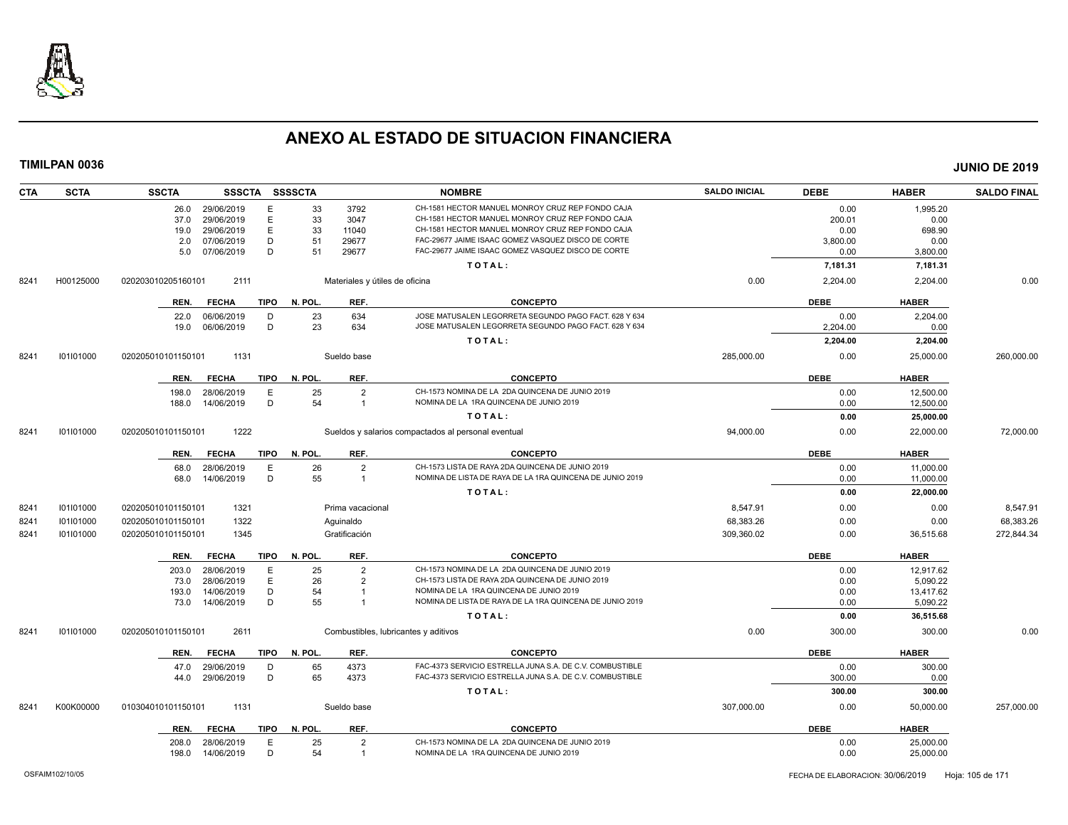# ANEXO AL ESTADO DE SITUACION FINANCIERA

**TIMILPAN 0036** — **JUNIO DE 2019**

| CTA | SCTA | SSCTA | SSSCTA | SSSSCTA | | NOMBRE | SALDO INICIAL | DEBE | HABER | SALDO FINAL |
|---|---|---|---|---|---|---|---|---|---|---|
| | | 26.0 | 29/06/2019 | E | 33 3792 | CH-1581 HECTOR MANUEL MONROY CRUZ REP FONDO CAJA | | 0.00 | 1,995.20 | |
| | | 37.0 | 29/06/2019 | E | 33 3047 | CH-1581 HECTOR MANUEL MONROY CRUZ REP FONDO CAJA | | 200.01 | 0.00 | |
| | | 19.0 | 29/06/2019 | E | 33 11040 | CH-1581 HECTOR MANUEL MONROY CRUZ REP FONDO CAJA | | 0.00 | 698.90 | |
| | | 2.0 | 07/06/2019 | D | 51 29677 | FAC-29677 JAIME ISAAC GOMEZ VASQUEZ DISCO DE CORTE | | 3,800.00 | 0.00 | |
| | | 5.0 | 07/06/2019 | D | 51 29677 | FAC-29677 JAIME ISAAC GOMEZ VASQUEZ DISCO DE CORTE | | 0.00 | 3,800.00 | |
| | | | | | | TOTAL: | | 7,181.31 | 7,181.31 | |
| 8241 | H00125000 | 020203010205160101 | 2111 | | | Materiales y útiles de oficina | 0.00 | 2,204.00 | 2,204.00 | 0.00 |
| | | REN. | FECHA | TIPO | N. POL. REF. | CONCEPTO | | DEBE | HABER | |
| | | 22.0 | 06/06/2019 | D | 23 634 | JOSE MATUSALEN LEGORRETA SEGUNDO PAGO FACT. 628 Y 634 | | 0.00 | 2,204.00 | |
| | | 19.0 | 06/06/2019 | D | 23 634 | JOSE MATUSALEN LEGORRETA SEGUNDO PAGO FACT. 628 Y 634 | | 2,204.00 | 0.00 | |
| | | | | | | TOTAL: | | 2,204.00 | 2,204.00 | |
| 8241 | I01I01000 | 020205010101150101 | 1131 | | | Sueldo base | 285,000.00 | 0.00 | 25,000.00 | 260,000.00 |
| | | REN. | FECHA | TIPO | N. POL. REF. | CONCEPTO | | DEBE | HABER | |
| | | 198.0 | 28/06/2019 | E | 25 2 | CH-1573 NOMINA DE LA 2DA QUINCENA DE JUNIO 2019 | | 0.00 | 12,500.00 | |
| | | 188.0 | 14/06/2019 | D | 54 1 | NOMINA DE LA 1RA QUINCENA DE JUNIO 2019 | | 0.00 | 12,500.00 | |
| | | | | | | TOTAL: | | 0.00 | 25,000.00 | |
| 8241 | I01I01000 | 020205010101150101 | 1222 | | | Sueldos y salarios compactados al personal eventual | 94,000.00 | 0.00 | 22,000.00 | 72,000.00 |
| | | REN. | FECHA | TIPO | N. POL. REF. | CONCEPTO | | DEBE | HABER | |
| | | 68.0 | 28/06/2019 | E | 26 2 | CH-1573 LISTA DE RAYA 2DA QUINCENA DE JUNIO 2019 | | 0.00 | 11,000.00 | |
| | | 68.0 | 14/06/2019 | D | 55 1 | NOMINA DE LISTA DE RAYA DE LA 1RA QUINCENA DE JUNIO 2019 | | 0.00 | 11,000.00 | |
| | | | | | | TOTAL: | | 0.00 | 22,000.00 | |
| 8241 | I01I01000 | 020205010101150101 | 1321 | | | Prima vacacional | 8,547.91 | 0.00 | 0.00 | 8,547.91 |
| 8241 | I01I01000 | 020205010101150101 | 1322 | | | Aguinaldo | 68,383.26 | 0.00 | 0.00 | 68,383.26 |
| 8241 | I01I01000 | 020205010101150101 | 1345 | | | Gratificación | 309,360.02 | 0.00 | 36,515.68 | 272,844.34 |
| | | REN. | FECHA | TIPO | N. POL. REF. | CONCEPTO | | DEBE | HABER | |
| | | 203.0 | 28/06/2019 | E | 25 2 | CH-1573 NOMINA DE LA 2DA QUINCENA DE JUNIO 2019 | | 0.00 | 12,917.62 | |
| | | 73.0 | 28/06/2019 | E | 26 2 | CH-1573 LISTA DE RAYA 2DA QUINCENA DE JUNIO 2019 | | 0.00 | 5,090.22 | |
| | | 193.0 | 14/06/2019 | D | 54 1 | NOMINA DE LA 1RA QUINCENA DE JUNIO 2019 | | 0.00 | 13,417.62 | |
| | | 73.0 | 14/06/2019 | D | 55 1 | NOMINA DE LISTA DE RAYA DE LA 1RA QUINCENA DE JUNIO 2019 | | 0.00 | 5,090.22 | |
| | | | | | | TOTAL: | | 0.00 | 36,515.68 | |
| 8241 | I01I01000 | 020205010101150101 | 2611 | | | Combustibles, lubricantes y aditivos | 0.00 | 300.00 | 300.00 | 0.00 |
| | | REN. | FECHA | TIPO | N. POL. REF. | CONCEPTO | | DEBE | HABER | |
| | | 47.0 | 29/06/2019 | D | 65 4373 | FAC-4373 SERVICIO ESTRELLA JUNA S.A. DE C.V. COMBUSTIBLE | | 0.00 | 300.00 | |
| | | 44.0 | 29/06/2019 | D | 65 4373 | FAC-4373 SERVICIO ESTRELLA JUNA S.A. DE C.V. COMBUSTIBLE | | 300.00 | 0.00 | |
| | | | | | | TOTAL: | | 300.00 | 300.00 | |
| 8241 | K00K00000 | 010304010101150101 | 1131 | | | Sueldo base | 307,000.00 | 0.00 | 50,000.00 | 257,000.00 |
| | | REN. | FECHA | TIPO | N. POL. REF. | CONCEPTO | | DEBE | HABER | |
| | | 208.0 | 28/06/2019 | E | 25 2 | CH-1573 NOMINA DE LA 2DA QUINCENA DE JUNIO 2019 | | 0.00 | 25,000.00 | |
| | | 198.0 | 14/06/2019 | D | 54 1 | NOMINA DE LA 1RA QUINCENA DE JUNIO 2019 | | 0.00 | 25,000.00 | |

OSFAIM102/10/05 — FECHA DE ELABORACION: 30/06/2019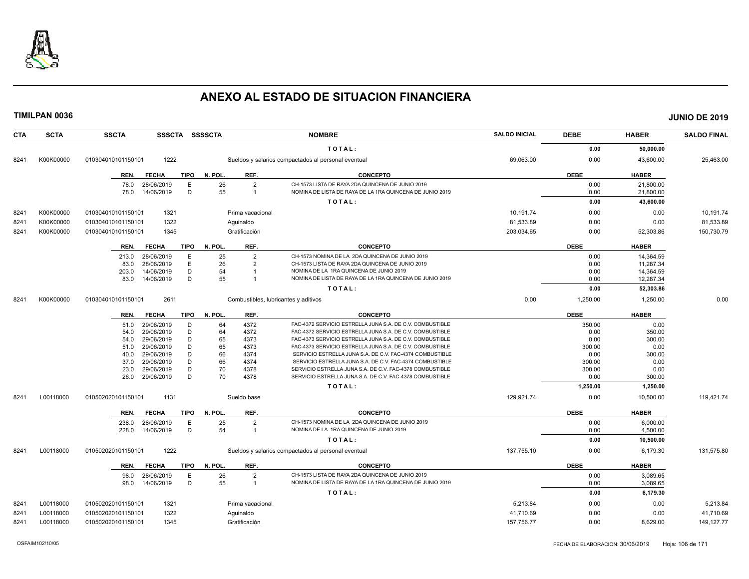# ANEXO AL ESTADO DE SITUACION FINANCIERA

**TIMILPAN 0036** **JUNIO DE 2019**

| CTA | SCTA | SSCTA | SSSCTA | SSSSCTA | NOMBRE | SALDO INICIAL | DEBE | HABER | SALDO FINAL |
|---|---|---|---|---|---|---|---|---|---|
| | | | | | TOTAL: | | 0.00 | 50,000.00 | |
| 8241 | K00K00000 | 010304010101150101 | 1222 | | Sueldos y salarios compactados al personal eventual | 69,063.00 | 0.00 | 43,600.00 | 25,463.00 |

| REN. | FECHA | TIPO | N. POL. | REF. | CONCEPTO | DEBE | HABER |
|---|---|---|---|---|---|---|---|
| 78.0 | 28/06/2019 | E | 26 | 2 | CH-1573 LISTA DE RAYA 2DA QUINCENA DE JUNIO 2019 | 0.00 | 21,800.00 |
| 78.0 | 14/06/2019 | D | 55 | 1 | NOMINA DE LISTA DE RAYA DE LA 1RA QUINCENA DE JUNIO 2019 | 0.00 | 21,800.00 |
| | | | | | TOTAL: | 0.00 | 43,600.00 |

| CTA | SCTA | SSCTA | SSSCTA | SSSSCTA | NOMBRE | SALDO INICIAL | DEBE | HABER | SALDO FINAL |
|---|---|---|---|---|---|---|---|---|---|
| 8241 | K00K00000 | 010304010101150101 | 1321 | | Prima vacacional | 10,191.74 | 0.00 | 0.00 | 10,191.74 |
| 8241 | K00K00000 | 010304010101150101 | 1322 | | Aguinaldo | 81,533.89 | 0.00 | 0.00 | 81,533.89 |
| 8241 | K00K00000 | 010304010101150101 | 1345 | | Gratificación | 203,034.65 | 0.00 | 52,303.86 | 150,730.79 |

| REN. | FECHA | TIPO | N. POL. | REF. | CONCEPTO | DEBE | HABER |
|---|---|---|---|---|---|---|---|
| 213.0 | 28/06/2019 | E | 25 | 2 | CH-1573 NOMINA DE LA 2DA QUINCENA DE JUNIO 2019 | 0.00 | 14,364.59 |
| 83.0 | 28/06/2019 | E | 26 | 2 | CH-1573 LISTA DE RAYA 2DA QUINCENA DE JUNIO 2019 | 0.00 | 11,287.34 |
| 203.0 | 14/06/2019 | D | 54 | 1 | NOMINA DE LA 1RA QUINCENA DE JUNIO 2019 | 0.00 | 14,364.59 |
| 83.0 | 14/06/2019 | D | 55 | 1 | NOMINA DE LISTA DE RAYA DE LA 1RA QUINCENA DE JUNIO 2019 | 0.00 | 12,287.34 |
| | | | | | TOTAL: | 0.00 | 52,303.86 |

| CTA | SCTA | SSCTA | SSSCTA | SSSSCTA | NOMBRE | SALDO INICIAL | DEBE | HABER | SALDO FINAL |
|---|---|---|---|---|---|---|---|---|---|
| 8241 | K00K00000 | 010304010101150101 | 2611 | | Combustibles, lubricantes y aditivos | 0.00 | 1,250.00 | 1,250.00 | 0.00 |

| REN. | FECHA | TIPO | N. POL. | REF. | CONCEPTO | DEBE | HABER |
|---|---|---|---|---|---|---|---|
| 51.0 | 29/06/2019 | D | 64 | 4372 | FAC-4372 SERVICIO ESTRELLA JUNA S.A. DE C.V. COMBUSTIBLE | 350.00 | 0.00 |
| 54.0 | 29/06/2019 | D | 64 | 4372 | FAC-4372 SERVICIO ESTRELLA JUNA S.A. DE C.V. COMBUSTIBLE | 0.00 | 350.00 |
| 54.0 | 29/06/2019 | D | 65 | 4373 | FAC-4373 SERVICIO ESTRELLA JUNA S.A. DE C.V. COMBUSTIBLE | 0.00 | 300.00 |
| 51.0 | 29/06/2019 | D | 65 | 4373 | FAC-4373 SERVICIO ESTRELLA JUNA S.A. DE C.V. COMBUSTIBLE | 300.00 | 0.00 |
| 40.0 | 29/06/2019 | D | 66 | 4374 | SERVICIO ESTRELLA JUNA S.A. DE C.V. FAC-4374 COMBUSTIBLE | 0.00 | 300.00 |
| 37.0 | 29/06/2019 | D | 66 | 4374 | SERVICIO ESTRELLA JUNA S.A. DE C.V. FAC-4374 COMBUSTIBLE | 300.00 | 0.00 |
| 23.0 | 29/06/2019 | D | 70 | 4378 | SERVICIO ESTRELLA JUNA S.A. DE C.V. FAC-4378 COMBUSTIBLE | 300.00 | 0.00 |
| 26.0 | 29/06/2019 | D | 70 | 4378 | SERVICIO ESTRELLA JUNA S.A. DE C.V. FAC-4378 COMBUSTIBLE | 0.00 | 300.00 |
| | | | | | TOTAL: | 1,250.00 | 1,250.00 |

| CTA | SCTA | SSCTA | SSSCTA | SSSSCTA | NOMBRE | SALDO INICIAL | DEBE | HABER | SALDO FINAL |
|---|---|---|---|---|---|---|---|---|---|
| 8241 | L00118000 | 010502020101150101 | 1131 | | Sueldo base | 129,921.74 | 0.00 | 10,500.00 | 119,421.74 |

| REN. | FECHA | TIPO | N. POL. | REF. | CONCEPTO | DEBE | HABER |
|---|---|---|---|---|---|---|---|
| 238.0 | 28/06/2019 | E | 25 | 2 | CH-1573 NOMINA DE LA 2DA QUINCENA DE JUNIO 2019 | 0.00 | 6,000.00 |
| 228.0 | 14/06/2019 | D | 54 | 1 | NOMINA DE LA 1RA QUINCENA DE JUNIO 2019 | 0.00 | 4,500.00 |
| | | | | | TOTAL: | 0.00 | 10,500.00 |

| CTA | SCTA | SSCTA | SSSCTA | SSSSCTA | NOMBRE | SALDO INICIAL | DEBE | HABER | SALDO FINAL |
|---|---|---|---|---|---|---|---|---|---|
| 8241 | L00118000 | 010502020101150101 | 1222 | | Sueldos y salarios compactados al personal eventual | 137,755.10 | 0.00 | 6,179.30 | 131,575.80 |

| REN. | FECHA | TIPO | N. POL. | REF. | CONCEPTO | DEBE | HABER |
|---|---|---|---|---|---|---|---|
| 98.0 | 28/06/2019 | E | 26 | 2 | CH-1573 LISTA DE RAYA 2DA QUINCENA DE JUNIO 2019 | 0.00 | 3,089.65 |
| 98.0 | 14/06/2019 | D | 55 | 1 | NOMINA DE LISTA DE RAYA DE LA 1RA QUINCENA DE JUNIO 2019 | 0.00 | 3,089.65 |
| | | | | | TOTAL: | 0.00 | 6,179.30 |

| CTA | SCTA | SSCTA | SSSCTA | SSSSCTA | NOMBRE | SALDO INICIAL | DEBE | HABER | SALDO FINAL |
|---|---|---|---|---|---|---|---|---|---|
| 8241 | L00118000 | 010502020101150101 | 1321 | | Prima vacacional | 5,213.84 | 0.00 | 0.00 | 5,213.84 |
| 8241 | L00118000 | 010502020101150101 | 1322 | | Aguinaldo | 41,710.69 | 0.00 | 0.00 | 41,710.69 |
| 8241 | L00118000 | 010502020101150101 | 1345 | | Gratificación | 157,756.77 | 0.00 | 8,629.00 | 149,127.77 |

OSFAIM102/10/05 FECHA DE ELABORACION: 30/06/2019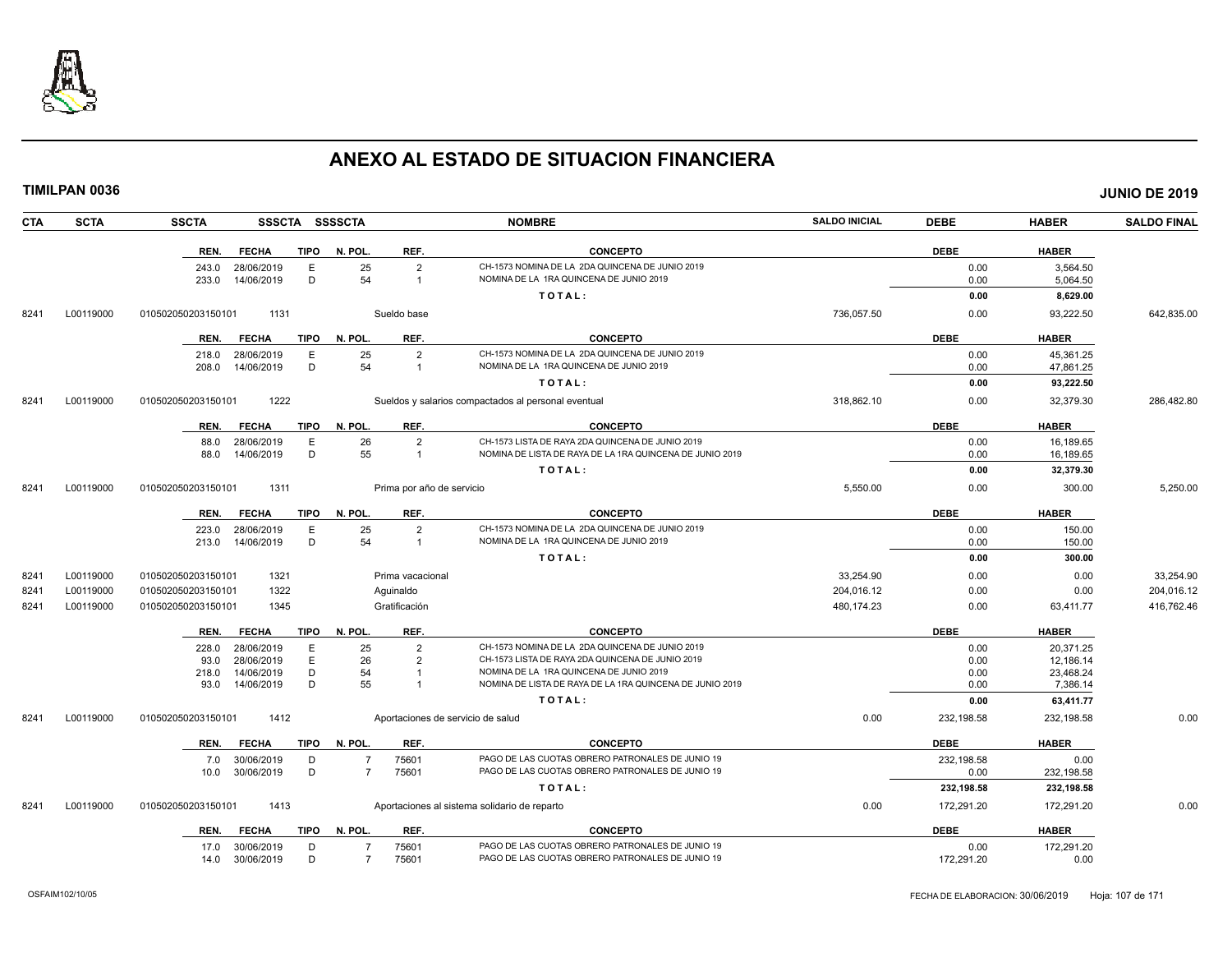# ANEXO AL ESTADO DE SITUACION FINANCIERA

**TIMILPAN 0036** **JUNIO DE 2019**

| CTA | SCTA | SSCTA | SSSCTA | SSSSCTA | NOMBRE | SALDO INICIAL | DEBE | HABER | SALDO FINAL |
|---|---|---|---|---|---|---|---|---|---|

| REN. | FECHA | TIPO | N. POL. | REF. | CONCEPTO | DEBE | HABER |
|---|---|---|---|---|---|---|---|
| 243.0 | 28/06/2019 | E | 25 | 2 | CH-1573 NOMINA DE LA 2DA QUINCENA DE JUNIO 2019 | 0.00 | 3,564.50 |
| 233.0 | 14/06/2019 | D | 54 | 1 | NOMINA DE LA 1RA QUINCENA DE JUNIO 2019 | 0.00 | 5,064.50 |
| | | | | | **T O T A L :** | **0.00** | **8,629.00** |

| CTA | SCTA | SSCTA | SSSCTA | NOMBRE | SALDO INICIAL | DEBE | HABER | SALDO FINAL |
|---|---|---|---|---|---|---|---|---|
| 8241 | L00119000 | 010502050203150101 | 1131 | Sueldo base | 736,057.50 | 0.00 | 93,222.50 | 642,835.00 |

| REN. | FECHA | TIPO | N. POL. | REF. | CONCEPTO | DEBE | HABER |
|---|---|---|---|---|---|---|---|
| 218.0 | 28/06/2019 | E | 25 | 2 | CH-1573 NOMINA DE LA 2DA QUINCENA DE JUNIO 2019 | 0.00 | 45,361.25 |
| 208.0 | 14/06/2019 | D | 54 | 1 | NOMINA DE LA 1RA QUINCENA DE JUNIO 2019 | 0.00 | 47,861.25 |
| | | | | | **T O T A L :** | **0.00** | **93,222.50** |

| CTA | SCTA | SSCTA | SSSCTA | NOMBRE | SALDO INICIAL | DEBE | HABER | SALDO FINAL |
|---|---|---|---|---|---|---|---|---|
| 8241 | L00119000 | 010502050203150101 | 1222 | Sueldos y salarios compactados al personal eventual | 318,862.10 | 0.00 | 32,379.30 | 286,482.80 |

| REN. | FECHA | TIPO | N. POL. | REF. | CONCEPTO | DEBE | HABER |
|---|---|---|---|---|---|---|---|
| 88.0 | 28/06/2019 | E | 26 | 2 | CH-1573 LISTA DE RAYA 2DA QUINCENA DE JUNIO 2019 | 0.00 | 16,189.65 |
| 88.0 | 14/06/2019 | D | 55 | 1 | NOMINA DE LISTA DE RAYA DE LA 1RA QUINCENA DE JUNIO 2019 | 0.00 | 16,189.65 |
| | | | | | **T O T A L :** | **0.00** | **32,379.30** |

| CTA | SCTA | SSCTA | SSSCTA | NOMBRE | SALDO INICIAL | DEBE | HABER | SALDO FINAL |
|---|---|---|---|---|---|---|---|---|
| 8241 | L00119000 | 010502050203150101 | 1311 | Prima por año de servicio | 5,550.00 | 0.00 | 300.00 | 5,250.00 |

| REN. | FECHA | TIPO | N. POL. | REF. | CONCEPTO | DEBE | HABER |
|---|---|---|---|---|---|---|---|
| 223.0 | 28/06/2019 | E | 25 | 2 | CH-1573 NOMINA DE LA 2DA QUINCENA DE JUNIO 2019 | 0.00 | 150.00 |
| 213.0 | 14/06/2019 | D | 54 | 1 | NOMINA DE LA 1RA QUINCENA DE JUNIO 2019 | 0.00 | 150.00 |
| | | | | | **T O T A L :** | **0.00** | **300.00** |

| CTA | SCTA | SSCTA | SSSCTA | NOMBRE | SALDO INICIAL | DEBE | HABER | SALDO FINAL |
|---|---|---|---|---|---|---|---|---|
| 8241 | L00119000 | 010502050203150101 | 1321 | Prima vacacional | 33,254.90 | 0.00 | 0.00 | 33,254.90 |
| 8241 | L00119000 | 010502050203150101 | 1322 | Aguinaldo | 204,016.12 | 0.00 | 0.00 | 204,016.12 |
| 8241 | L00119000 | 010502050203150101 | 1345 | Gratificación | 480,174.23 | 0.00 | 63,411.77 | 416,762.46 |

| REN. | FECHA | TIPO | N. POL. | REF. | CONCEPTO | DEBE | HABER |
|---|---|---|---|---|---|---|---|
| 228.0 | 28/06/2019 | E | 25 | 2 | CH-1573 NOMINA DE LA 2DA QUINCENA DE JUNIO 2019 | 0.00 | 20,371.25 |
| 93.0 | 28/06/2019 | E | 26 | 2 | CH-1573 LISTA DE RAYA 2DA QUINCENA DE JUNIO 2019 | 0.00 | 12,186.14 |
| 218.0 | 14/06/2019 | D | 54 | 1 | NOMINA DE LA 1RA QUINCENA DE JUNIO 2019 | 0.00 | 23,468.24 |
| 93.0 | 14/06/2019 | D | 55 | 1 | NOMINA DE LISTA DE RAYA DE LA 1RA QUINCENA DE JUNIO 2019 | 0.00 | 7,386.14 |
| | | | | | **T O T A L :** | **0.00** | **63,411.77** |

| CTA | SCTA | SSCTA | SSSCTA | NOMBRE | SALDO INICIAL | DEBE | HABER | SALDO FINAL |
|---|---|---|---|---|---|---|---|---|
| 8241 | L00119000 | 010502050203150101 | 1412 | Aportaciones de servicio de salud | 0.00 | 232,198.58 | 232,198.58 | 0.00 |

| REN. | FECHA | TIPO | N. POL. | REF. | CONCEPTO | DEBE | HABER |
|---|---|---|---|---|---|---|---|
| 7.0 | 30/06/2019 | D | 7 | 75601 | PAGO DE LAS CUOTAS OBRERO PATRONALES DE JUNIO 19 | 232,198.58 | 0.00 |
| 10.0 | 30/06/2019 | D | 7 | 75601 | PAGO DE LAS CUOTAS OBRERO PATRONALES DE JUNIO 19 | 0.00 | 232,198.58 |
| | | | | | **T O T A L :** | **232,198.58** | **232,198.58** |

| CTA | SCTA | SSCTA | SSSCTA | NOMBRE | SALDO INICIAL | DEBE | HABER | SALDO FINAL |
|---|---|---|---|---|---|---|---|---|
| 8241 | L00119000 | 010502050203150101 | 1413 | Aportaciones al sistema solidario de reparto | 0.00 | 172,291.20 | 172,291.20 | 0.00 |

| REN. | FECHA | TIPO | N. POL. | REF. | CONCEPTO | DEBE | HABER |
|---|---|---|---|---|---|---|---|
| 17.0 | 30/06/2019 | D | 7 | 75601 | PAGO DE LAS CUOTAS OBRERO PATRONALES DE JUNIO 19 | 0.00 | 172,291.20 |
| 14.0 | 30/06/2019 | D | 7 | 75601 | PAGO DE LAS CUOTAS OBRERO PATRONALES DE JUNIO 19 | 172,291.20 | 0.00 |

OSFAIM102/10/05 FECHA DE ELABORACION: 30/06/2019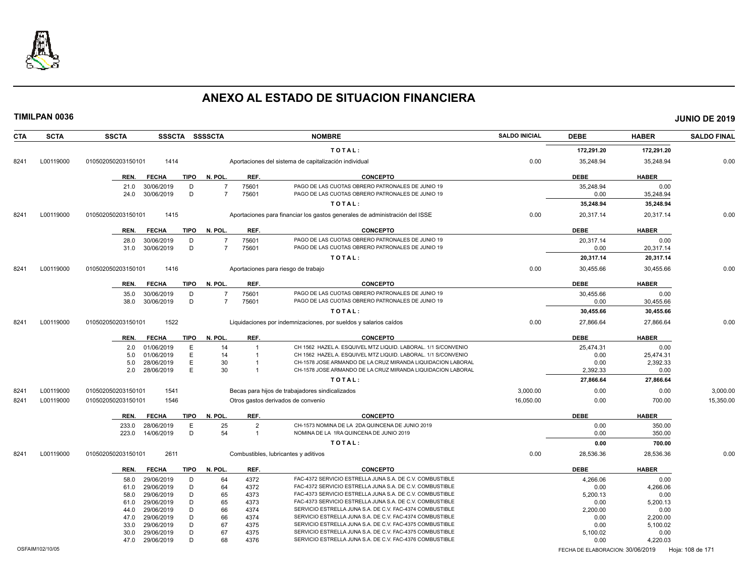# ANEXO AL ESTADO DE SITUACION FINANCIERA

**TIMILPAN 0036** **JUNIO DE 2019**

| CTA | SCTA | SSCTA | SSSCTA | SSSSCTA | NOMBRE | SALDO INICIAL | DEBE | HABER | SALDO FINAL |
|---|---|---|---|---|---|---|---|---|---|
| | | | | | **T O T A L :** | | **172,291.20** | **172,291.20** | |
| 8241 | L00119000 | 010502050203150101 | 1414 | | Aportaciones del sistema de capitalización individual | 0.00 | 35,248.94 | 35,248.94 | 0.00 |

| REN. | FECHA | TIPO | N. POL. | REF. | CONCEPTO | DEBE | HABER |
|---|---|---|---|---|---|---|---|
| 21.0 | 30/06/2019 | D | 7 | 75601 | PAGO DE LAS CUOTAS OBRERO PATRONALES DE JUNIO 19 | 35,248.94 | 0.00 |
| 24.0 | 30/06/2019 | D | 7 | 75601 | PAGO DE LAS CUOTAS OBRERO PATRONALES DE JUNIO 19 | 0.00 | 35,248.94 |
| | | | | | **T O T A L :** | **35,248.94** | **35,248.94** |

| CTA | SCTA | SSCTA | SSSCTA | SSSSCTA | NOMBRE | SALDO INICIAL | DEBE | HABER | SALDO FINAL |
|---|---|---|---|---|---|---|---|---|---|
| 8241 | L00119000 | 010502050203150101 | 1415 | | Aportaciones para financiar los gastos generales de administración del ISSE | 0.00 | 20,317.14 | 20,317.14 | 0.00 |

| REN. | FECHA | TIPO | N. POL. | REF. | CONCEPTO | DEBE | HABER |
|---|---|---|---|---|---|---|---|
| 28.0 | 30/06/2019 | D | 7 | 75601 | PAGO DE LAS CUOTAS OBRERO PATRONALES DE JUNIO 19 | 20,317.14 | 0.00 |
| 31.0 | 30/06/2019 | D | 7 | 75601 | PAGO DE LAS CUOTAS OBRERO PATRONALES DE JUNIO 19 | 0.00 | 20,317.14 |
| | | | | | **T O T A L :** | **20,317.14** | **20,317.14** |

| CTA | SCTA | SSCTA | SSSCTA | SSSSCTA | NOMBRE | SALDO INICIAL | DEBE | HABER | SALDO FINAL |
|---|---|---|---|---|---|---|---|---|---|
| 8241 | L00119000 | 010502050203150101 | 1416 | | Aportaciones para riesgo de trabajo | 0.00 | 30,455.66 | 30,455.66 | 0.00 |

| REN. | FECHA | TIPO | N. POL. | REF. | CONCEPTO | DEBE | HABER |
|---|---|---|---|---|---|---|---|
| 35.0 | 30/06/2019 | D | 7 | 75601 | PAGO DE LAS CUOTAS OBRERO PATRONALES DE JUNIO 19 | 30,455.66 | 0.00 |
| 38.0 | 30/06/2019 | D | 7 | 75601 | PAGO DE LAS CUOTAS OBRERO PATRONALES DE JUNIO 19 | 0.00 | 30,455.66 |
| | | | | | **T O T A L :** | **30,455.66** | **30,455.66** |

| CTA | SCTA | SSCTA | SSSCTA | SSSSCTA | NOMBRE | SALDO INICIAL | DEBE | HABER | SALDO FINAL |
|---|---|---|---|---|---|---|---|---|---|
| 8241 | L00119000 | 010502050203150101 | 1522 | | Liquidaciones por indemnizaciones, por sueldos y salarios caídos | 0.00 | 27,866.64 | 27,866.64 | 0.00 |

| REN. | FECHA | TIPO | N. POL. | REF. | CONCEPTO | DEBE | HABER |
|---|---|---|---|---|---|---|---|
| 2.0 | 01/06/2019 | E | 14 | 1 | CH 1562 HAZEL A. ESQUIVEL MTZ LIQUID. LABORAL. 1/1 S/CONVENIO | 25,474.31 | 0.00 |
| 5.0 | 01/06/2019 | E | 14 | 1 | CH 1562 HAZEL A. ESQUIVEL MTZ LIQUID. LABORAL. 1/1 S/CONVENIO | 0.00 | 25,474.31 |
| 5.0 | 28/06/2019 | E | 30 | 1 | CH-1578 JOSE ARMANDO DE LA CRUZ MIRANDA LIQUIDACION LABORAL | 0.00 | 2,392.33 |
| 2.0 | 28/06/2019 | E | 30 | 1 | CH-1578 JOSE ARMANDO DE LA CRUZ MIRANDA LIQUIDACION LABORAL | 2,392.33 | 0.00 |
| | | | | | **T O T A L :** | **27,866.64** | **27,866.64** |

| CTA | SCTA | SSCTA | SSSCTA | SSSSCTA | NOMBRE | SALDO INICIAL | DEBE | HABER | SALDO FINAL |
|---|---|---|---|---|---|---|---|---|---|
| 8241 | L00119000 | 010502050203150101 | 1541 | | Becas para hijos de trabajadores sindicalizados | 3,000.00 | 0.00 | 0.00 | 3,000.00 |
| 8241 | L00119000 | 010502050203150101 | 1546 | | Otros gastos derivados de convenio | 16,050.00 | 0.00 | 700.00 | 15,350.00 |

| REN. | FECHA | TIPO | N. POL. | REF. | CONCEPTO | DEBE | HABER |
|---|---|---|---|---|---|---|---|
| 233.0 | 28/06/2019 | E | 25 | 2 | CH-1573 NOMINA DE LA 2DA QUINCENA DE JUNIO 2019 | 0.00 | 350.00 |
| 223.0 | 14/06/2019 | D | 54 | 1 | NOMINA DE LA 1RA QUINCENA DE JUNIO 2019 | 0.00 | 350.00 |
| | | | | | **T O T A L :** | **0.00** | **700.00** |

| CTA | SCTA | SSCTA | SSSCTA | SSSSCTA | NOMBRE | SALDO INICIAL | DEBE | HABER | SALDO FINAL |
|---|---|---|---|---|---|---|---|---|---|
| 8241 | L00119000 | 010502050203150101 | 2611 | | Combustibles, lubricantes y aditivos | 0.00 | 28,536.36 | 28,536.36 | 0.00 |

| REN. | FECHA | TIPO | N. POL. | REF. | CONCEPTO | DEBE | HABER |
|---|---|---|---|---|---|---|---|
| 58.0 | 29/06/2019 | D | 64 | 4372 | FAC-4372 SERVICIO ESTRELLA JUNA S.A. DE C.V. COMBUSTIBLE | 4,266.06 | 0.00 |
| 61.0 | 29/06/2019 | D | 64 | 4372 | FAC-4372 SERVICIO ESTRELLA JUNA S.A. DE C.V. COMBUSTIBLE | 0.00 | 4,266.06 |
| 58.0 | 29/06/2019 | D | 65 | 4373 | FAC-4373 SERVICIO ESTRELLA JUNA S.A. DE C.V. COMBUSTIBLE | 5,200.13 | 0.00 |
| 61.0 | 29/06/2019 | D | 65 | 4373 | FAC-4373 SERVICIO ESTRELLA JUNA S.A. DE C.V. COMBUSTIBLE | 0.00 | 5,200.13 |
| 44.0 | 29/06/2019 | D | 66 | 4374 | SERVICIO ESTRELLA JUNA S.A. DE C.V. FAC-4374 COMBUSTIBLE | 2,200.00 | 0.00 |
| 47.0 | 29/06/2019 | D | 66 | 4374 | SERVICIO ESTRELLA JUNA S.A. DE C.V. FAC-4374 COMBUSTIBLE | 0.00 | 2,200.00 |
| 33.0 | 29/06/2019 | D | 67 | 4375 | SERVICIO ESTRELLA JUNA S.A. DE C.V. FAC-4375 COMBUSTIBLE | 0.00 | 5,100.02 |
| 30.0 | 29/06/2019 | D | 67 | 4375 | SERVICIO ESTRELLA JUNA S.A. DE C.V. FAC-4375 COMBUSTIBLE | 5,100.02 | 0.00 |
| 47.0 | 29/06/2019 | D | 68 | 4376 | SERVICIO ESTRELLA JUNA S.A. DE C.V. FAC-4376 COMBUSTIBLE | 0.00 | 4,220.03 |

OSFAIM102/10/05 FECHA DE ELABORACION: 30/06/2019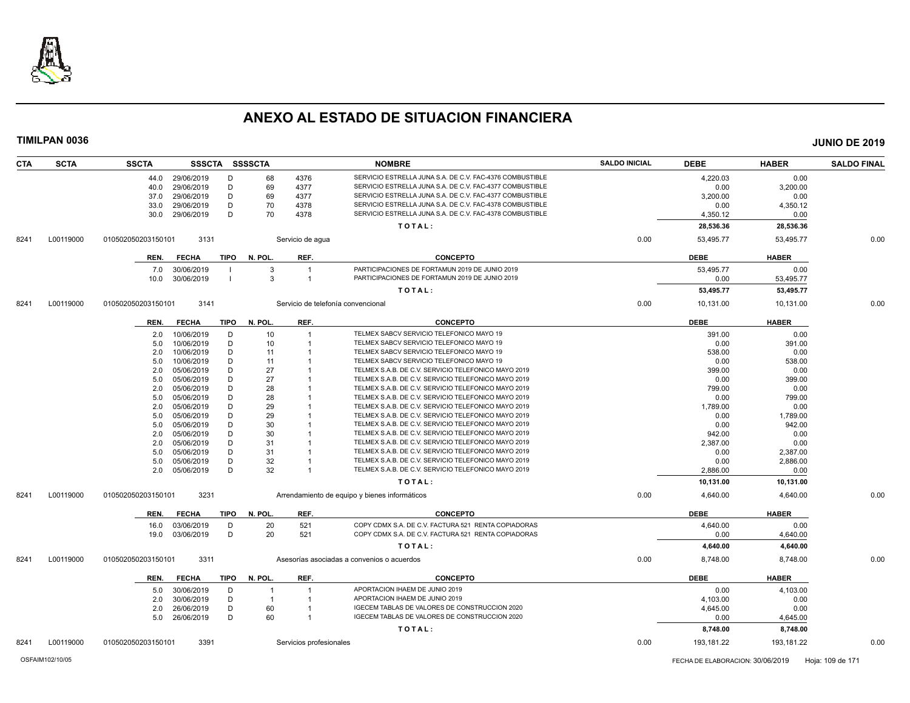# ANEXO AL ESTADO DE SITUACION FINANCIERA

**TIMILPAN 0036** **JUNIO DE 2019**

| CTA | SCTA | SSCTA | SSSCTA | SSSSCTA | | NOMBRE | SALDO INICIAL | DEBE | HABER | SALDO FINAL |
|---|---|---|---|---|---|---|---|---|---|---|
| | | 44.0 | 29/06/2019 | D | 68 | 4376 SERVICIO ESTRELLA JUNA S.A. DE C.V. FAC-4376 COMBUSTIBLE | | 4,220.03 | 0.00 | |
| | | 40.0 | 29/06/2019 | D | 69 | 4377 SERVICIO ESTRELLA JUNA S.A. DE C.V. FAC-4377 COMBUSTIBLE | | 0.00 | 3,200.00 | |
| | | 37.0 | 29/06/2019 | D | 69 | 4377 SERVICIO ESTRELLA JUNA S.A. DE C.V. FAC-4377 COMBUSTIBLE | | 3,200.00 | 0.00 | |
| | | 33.0 | 29/06/2019 | D | 70 | 4378 SERVICIO ESTRELLA JUNA S.A. DE C.V. FAC-4378 COMBUSTIBLE | | 0.00 | 4,350.12 | |
| | | 30.0 | 29/06/2019 | D | 70 | 4378 SERVICIO ESTRELLA JUNA S.A. DE C.V. FAC-4378 COMBUSTIBLE | | 4,350.12 | 0.00 | |
| | | | | | | TOTAL: | | 28,536.36 | 28,536.36 | |
| 8241 | L00119000 | 010502050203150101 | 3131 | | | Servicio de agua | 0.00 | 53,495.77 | 53,495.77 | 0.00 |

| REN. | FECHA | TIPO | N. POL. | REF. | CONCEPTO | DEBE | HABER |
|---|---|---|---|---|---|---|---|
| 7.0 | 30/06/2019 | I | 3 | 1 | PARTICIPACIONES DE FORTAMUN 2019 DE JUNIO 2019 | 53,495.77 | 0.00 |
| 10.0 | 30/06/2019 | I | 3 | 1 | PARTICIPACIONES DE FORTAMUN 2019 DE JUNIO 2019 | 0.00 | 53,495.77 |
| | | | | | TOTAL: | 53,495.77 | 53,495.77 |

| CTA | SCTA | SSCTA | SSSCTA | NOMBRE | SALDO INICIAL | DEBE | HABER | SALDO FINAL |
|---|---|---|---|---|---|---|---|---|
| 8241 | L00119000 | 010502050203150101 | 3141 | Servicio de telefonía convencional | 0.00 | 10,131.00 | 10,131.00 | 0.00 |

| REN. | FECHA | TIPO | N. POL. | REF. | CONCEPTO | DEBE | HABER |
|---|---|---|---|---|---|---|---|
| 2.0 | 10/06/2019 | D | 10 | 1 | TELMEX SABCV SERVICIO TELEFONICO MAYO 19 | 391.00 | 0.00 |
| 5.0 | 10/06/2019 | D | 10 | 1 | TELMEX SABCV SERVICIO TELEFONICO MAYO 19 | 0.00 | 391.00 |
| 2.0 | 10/06/2019 | D | 11 | 1 | TELMEX SABCV SERVICIO TELEFONICO MAYO 19 | 538.00 | 0.00 |
| 5.0 | 10/06/2019 | D | 11 | 1 | TELMEX SABCV SERVICIO TELEFONICO MAYO 19 | 0.00 | 538.00 |
| 2.0 | 05/06/2019 | D | 27 | 1 | TELMEX S.A.B. DE C.V. SERVICIO TELEFONICO MAYO 2019 | 399.00 | 0.00 |
| 5.0 | 05/06/2019 | D | 27 | 1 | TELMEX S.A.B. DE C.V. SERVICIO TELEFONICO MAYO 2019 | 0.00 | 399.00 |
| 2.0 | 05/06/2019 | D | 28 | 1 | TELMEX S.A.B. DE C.V. SERVICIO TELEFONICO MAYO 2019 | 799.00 | 0.00 |
| 5.0 | 05/06/2019 | D | 28 | 1 | TELMEX S.A.B. DE C.V. SERVICIO TELEFONICO MAYO 2019 | 0.00 | 799.00 |
| 2.0 | 05/06/2019 | D | 29 | 1 | TELMEX S.A.B. DE C.V. SERVICIO TELEFONICO MAYO 2019 | 1,789.00 | 0.00 |
| 5.0 | 05/06/2019 | D | 29 | 1 | TELMEX S.A.B. DE C.V. SERVICIO TELEFONICO MAYO 2019 | 0.00 | 1,789.00 |
| 5.0 | 05/06/2019 | D | 30 | 1 | TELMEX S.A.B. DE C.V. SERVICIO TELEFONICO MAYO 2019 | 0.00 | 942.00 |
| 2.0 | 05/06/2019 | D | 30 | 1 | TELMEX S.A.B. DE C.V. SERVICIO TELEFONICO MAYO 2019 | 942.00 | 0.00 |
| 2.0 | 05/06/2019 | D | 31 | 1 | TELMEX S.A.B. DE C.V. SERVICIO TELEFONICO MAYO 2019 | 2,387.00 | 0.00 |
| 5.0 | 05/06/2019 | D | 31 | 1 | TELMEX S.A.B. DE C.V. SERVICIO TELEFONICO MAYO 2019 | 0.00 | 2,387.00 |
| 5.0 | 05/06/2019 | D | 32 | 1 | TELMEX S.A.B. DE C.V. SERVICIO TELEFONICO MAYO 2019 | 0.00 | 2,886.00 |
| 2.0 | 05/06/2019 | D | 32 | 1 | TELMEX S.A.B. DE C.V. SERVICIO TELEFONICO MAYO 2019 | 2,886.00 | 0.00 |
| | | | | | TOTAL: | 10,131.00 | 10,131.00 |

| CTA | SCTA | SSCTA | SSSCTA | NOMBRE | SALDO INICIAL | DEBE | HABER | SALDO FINAL |
|---|---|---|---|---|---|---|---|---|
| 8241 | L00119000 | 010502050203150101 | 3231 | Arrendamiento de equipo y bienes informáticos | 0.00 | 4,640.00 | 4,640.00 | 0.00 |

| REN. | FECHA | TIPO | N. POL. | REF. | CONCEPTO | DEBE | HABER |
|---|---|---|---|---|---|---|---|
| 16.0 | 03/06/2019 | D | 20 | 521 | COPY CDMX S.A. DE C.V. FACTURA 521 RENTA COPIADORAS | 4,640.00 | 0.00 |
| 19.0 | 03/06/2019 | D | 20 | 521 | COPY CDMX S.A. DE C.V. FACTURA 521 RENTA COPIADORAS | 0.00 | 4,640.00 |
| | | | | | TOTAL: | 4,640.00 | 4,640.00 |

| CTA | SCTA | SSCTA | SSSCTA | NOMBRE | SALDO INICIAL | DEBE | HABER | SALDO FINAL |
|---|---|---|---|---|---|---|---|---|
| 8241 | L00119000 | 010502050203150101 | 3311 | Asesorías asociadas a convenios o acuerdos | 0.00 | 8,748.00 | 8,748.00 | 0.00 |

| REN. | FECHA | TIPO | N. POL. | REF. | CONCEPTO | DEBE | HABER |
|---|---|---|---|---|---|---|---|
| 5.0 | 30/06/2019 | D | 1 | 1 | APORTACION IHAEM DE JUNIO 2019 | 0.00 | 4,103.00 |
| 2.0 | 30/06/2019 | D | 1 | 1 | APORTACION IHAEM DE JUNIO 2019 | 4,103.00 | 0.00 |
| 2.0 | 26/06/2019 | D | 60 | 1 | IGECEM TABLAS DE VALORES DE CONSTRUCCION 2020 | 4,645.00 | 0.00 |
| 5.0 | 26/06/2019 | D | 60 | 1 | IGECEM TABLAS DE VALORES DE CONSTRUCCION 2020 | 0.00 | 4,645.00 |
| | | | | | TOTAL: | 8,748.00 | 8,748.00 |

| CTA | SCTA | SSCTA | SSSCTA | NOMBRE | SALDO INICIAL | DEBE | HABER | SALDO FINAL |
|---|---|---|---|---|---|---|---|---|
| 8241 | L00119000 | 010502050203150101 | 3391 | Servicios profesionales | 0.00 | 193,181.22 | 193,181.22 | 0.00 |

OSFAIM102/10/05 FECHA DE ELABORACION: 30/06/2019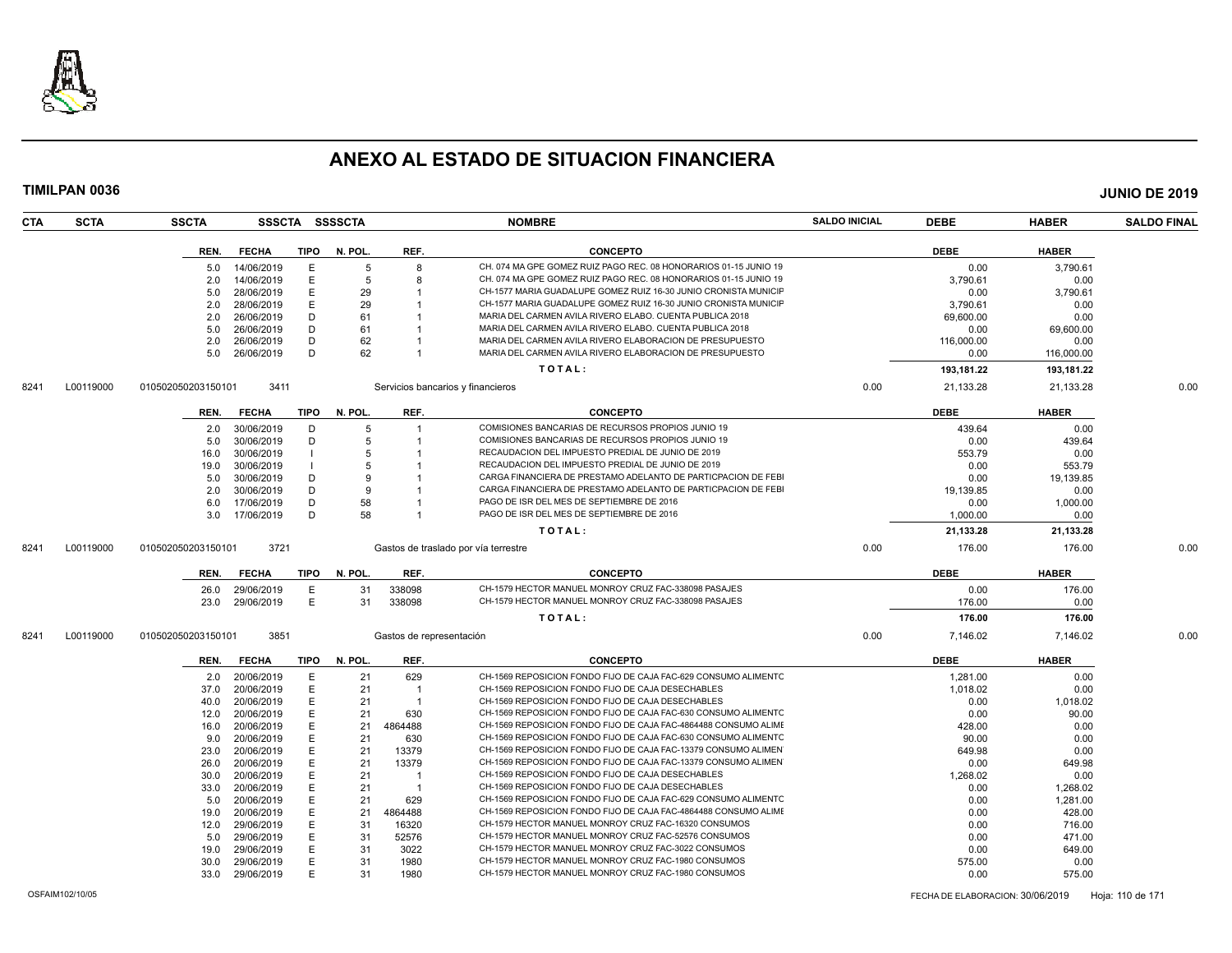# ANEXO AL ESTADO DE SITUACION FINANCIERA

**TIMILPAN 0036** **JUNIO DE 2019**

| CTA | SCTA | SSCTA | SSSCTA | SSSSCTA | NOMBRE | SALDO INICIAL | DEBE | HABER | SALDO FINAL |
|---|---|---|---|---|---|---|---|---|---|

| REN. | FECHA | TIPO | N. POL. | REF. | CONCEPTO | DEBE | HABER |
|---|---|---|---|---|---|---|---|
| 5.0 | 14/06/2019 | E | 5 | 8 | CH. 074 MA GPE GOMEZ RUIZ PAGO REC. 08 HONORARIOS 01-15 JUNIO 19 | 0.00 | 3,790.61 |
| 2.0 | 14/06/2019 | E | 5 | 8 | CH. 074 MA GPE GOMEZ RUIZ PAGO REC. 08 HONORARIOS 01-15 JUNIO 19 | 3,790.61 | 0.00 |
| 5.0 | 28/06/2019 | E | 29 | 1 | CH-1577 MARIA GUADALUPE GOMEZ RUIZ 16-30 JUNIO CRONISTA MUNICIP | 0.00 | 3,790.61 |
| 2.0 | 28/06/2019 | E | 29 | 1 | CH-1577 MARIA GUADALUPE GOMEZ RUIZ 16-30 JUNIO CRONISTA MUNICIP | 3,790.61 | 0.00 |
| 2.0 | 26/06/2019 | D | 61 | 1 | MARIA DEL CARMEN AVILA RIVERO ELABO. CUENTA PUBLICA 2018 | 69,600.00 | 0.00 |
| 5.0 | 26/06/2019 | D | 61 | 1 | MARIA DEL CARMEN AVILA RIVERO ELABO. CUENTA PUBLICA 2018 | 0.00 | 69,600.00 |
| 2.0 | 26/06/2019 | D | 62 | 1 | MARIA DEL CARMEN AVILA RIVERO ELABORACION DE PRESUPUESTO | 116,000.00 | 0.00 |
| 5.0 | 26/06/2019 | D | 62 | 1 | MARIA DEL CARMEN AVILA RIVERO ELABORACION DE PRESUPUESTO | 0.00 | 116,000.00 |
| | | | | | **TOTAL:** | **193,181.22** | **193,181.22** |

| CTA | SCTA | SSCTA | SSSCTA | NOMBRE | SALDO INICIAL | DEBE | HABER | SALDO FINAL |
|---|---|---|---|---|---|---|---|---|
| 8241 | L00119000 | 010502050203150101 | 3411 | Servicios bancarios y financieros | 0.00 | 21,133.28 | 21,133.28 | 0.00 |

| REN. | FECHA | TIPO | N. POL. | REF. | CONCEPTO | DEBE | HABER |
|---|---|---|---|---|---|---|---|
| 2.0 | 30/06/2019 | D | 5 | 1 | COMISIONES BANCARIAS DE RECURSOS PROPIOS JUNIO 19 | 439.64 | 0.00 |
| 5.0 | 30/06/2019 | D | 5 | 1 | COMISIONES BANCARIAS DE RECURSOS PROPIOS JUNIO 19 | 0.00 | 439.64 |
| 16.0 | 30/06/2019 | I | 5 | 1 | RECAUDACION DEL IMPUESTO PREDIAL DE JUNIO DE 2019 | 553.79 | 0.00 |
| 19.0 | 30/06/2019 | I | 5 | 1 | RECAUDACION DEL IMPUESTO PREDIAL DE JUNIO DE 2019 | 0.00 | 553.79 |
| 5.0 | 30/06/2019 | D | 9 | 1 | CARGA FINANCIERA DE PRESTAMO ADELANTO DE PARTICPACION DE FEBI | 0.00 | 19,139.85 |
| 2.0 | 30/06/2019 | D | 9 | 1 | CARGA FINANCIERA DE PRESTAMO ADELANTO DE PARTICPACION DE FEBI | 19,139.85 | 0.00 |
| 6.0 | 17/06/2019 | D | 58 | 1 | PAGO DE ISR DEL MES DE SEPTIEMBRE DE 2016 | 0.00 | 1,000.00 |
| 3.0 | 17/06/2019 | D | 58 | 1 | PAGO DE ISR DEL MES DE SEPTIEMBRE DE 2016 | 1,000.00 | 0.00 |
| | | | | | **TOTAL:** | **21,133.28** | **21,133.28** |

| CTA | SCTA | SSCTA | SSSCTA | NOMBRE | SALDO INICIAL | DEBE | HABER | SALDO FINAL |
|---|---|---|---|---|---|---|---|---|
| 8241 | L00119000 | 010502050203150101 | 3721 | Gastos de traslado por vía terrestre | 0.00 | 176.00 | 176.00 | 0.00 |

| REN. | FECHA | TIPO | N. POL. | REF. | CONCEPTO | DEBE | HABER |
|---|---|---|---|---|---|---|---|
| 26.0 | 29/06/2019 | E | 31 | 338098 | CH-1579 HECTOR MANUEL MONROY CRUZ FAC-338098 PASAJES | 0.00 | 176.00 |
| 23.0 | 29/06/2019 | E | 31 | 338098 | CH-1579 HECTOR MANUEL MONROY CRUZ FAC-338098 PASAJES | 176.00 | 0.00 |
| | | | | | **TOTAL:** | **176.00** | **176.00** |

| CTA | SCTA | SSCTA | SSSCTA | NOMBRE | SALDO INICIAL | DEBE | HABER | SALDO FINAL |
|---|---|---|---|---|---|---|---|---|
| 8241 | L00119000 | 010502050203150101 | 3851 | Gastos de representación | 0.00 | 7,146.02 | 7,146.02 | 0.00 |

| REN. | FECHA | TIPO | N. POL. | REF. | CONCEPTO | DEBE | HABER |
|---|---|---|---|---|---|---|---|
| 2.0 | 20/06/2019 | E | 21 | 629 | CH-1569 REPOSICION FONDO FIJO DE CAJA FAC-629 CONSUMO ALIMENTC | 1,281.00 | 0.00 |
| 37.0 | 20/06/2019 | E | 21 | 1 | CH-1569 REPOSICION FONDO FIJO DE CAJA DESECHABLES | 1,018.02 | 0.00 |
| 40.0 | 20/06/2019 | E | 21 | 1 | CH-1569 REPOSICION FONDO FIJO DE CAJA DESECHABLES | 0.00 | 1,018.02 |
| 12.0 | 20/06/2019 | E | 21 | 630 | CH-1569 REPOSICION FONDO FIJO DE CAJA FAC-630 CONSUMO ALIMENTC | 0.00 | 90.00 |
| 16.0 | 20/06/2019 | E | 21 | 4864488 | CH-1569 REPOSICION FONDO FIJO DE CAJA FAC-4864488 CONSUMO ALIME | 428.00 | 0.00 |
| 9.0 | 20/06/2019 | E | 21 | 630 | CH-1569 REPOSICION FONDO FIJO DE CAJA FAC-630 CONSUMO ALIMENTC | 90.00 | 0.00 |
| 23.0 | 20/06/2019 | E | 21 | 13379 | CH-1569 REPOSICION FONDO FIJO DE CAJA FAC-13379 CONSUMO ALIMEN | 649.98 | 0.00 |
| 26.0 | 20/06/2019 | E | 21 | 13379 | CH-1569 REPOSICION FONDO FIJO DE CAJA FAC-13379 CONSUMO ALIMEN | 0.00 | 649.98 |
| 30.0 | 20/06/2019 | E | 21 | 1 | CH-1569 REPOSICION FONDO FIJO DE CAJA DESECHABLES | 1,268.02 | 0.00 |
| 33.0 | 20/06/2019 | E | 21 | 1 | CH-1569 REPOSICION FONDO FIJO DE CAJA DESECHABLES | 0.00 | 1,268.02 |
| 5.0 | 20/06/2019 | E | 21 | 629 | CH-1569 REPOSICION FONDO FIJO DE CAJA FAC-629 CONSUMO ALIMENTC | 0.00 | 1,281.00 |
| 19.0 | 20/06/2019 | E | 21 | 4864488 | CH-1569 REPOSICION FONDO FIJO DE CAJA FAC-4864488 CONSUMO ALIME | 0.00 | 428.00 |
| 12.0 | 29/06/2019 | E | 31 | 16320 | CH-1579 HECTOR MANUEL MONROY CRUZ FAC-16320 CONSUMOS | 0.00 | 716.00 |
| 5.0 | 29/06/2019 | E | 31 | 52576 | CH-1579 HECTOR MANUEL MONROY CRUZ FAC-52576 CONSUMOS | 0.00 | 471.00 |
| 19.0 | 29/06/2019 | E | 31 | 3022 | CH-1579 HECTOR MANUEL MONROY CRUZ FAC-3022 CONSUMOS | 0.00 | 649.00 |
| 30.0 | 29/06/2019 | E | 31 | 1980 | CH-1579 HECTOR MANUEL MONROY CRUZ FAC-1980 CONSUMOS | 575.00 | 0.00 |
| 33.0 | 29/06/2019 | E | 31 | 1980 | CH-1579 HECTOR MANUEL MONROY CRUZ FAC-1980 CONSUMOS | 0.00 | 575.00 |

OSFAIM102/10/05 FECHA DE ELABORACION: 30/06/2019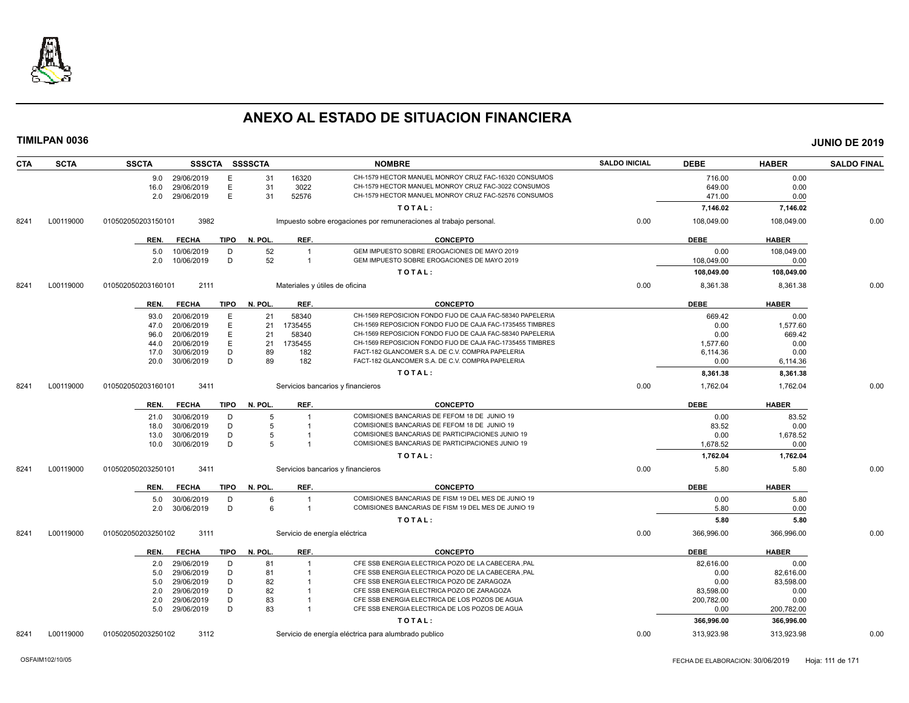# ANEXO AL ESTADO DE SITUACION FINANCIERA

**TIMILPAN 0036** **JUNIO DE 2019**

| CTA | SCTA | SSCTA | SSSCTA | SSSSCTA | | NOMBRE | SALDO INICIAL | DEBE | HABER | SALDO FINAL |
|---|---|---|---|---|---|---|---|---|---|---|
| | | 9.0 29/06/2019 | E | 31 | 16320 | CH-1579 HECTOR MANUEL MONROY CRUZ FAC-16320 CONSUMOS | | 716.00 | 0.00 | |
| | | 16.0 29/06/2019 | E | 31 | 3022 | CH-1579 HECTOR MANUEL MONROY CRUZ FAC-3022 CONSUMOS | | 649.00 | 0.00 | |
| | | 2.0 29/06/2019 | E | 31 | 52576 | CH-1579 HECTOR MANUEL MONROY CRUZ FAC-52576 CONSUMOS | | 471.00 | 0.00 | |
| | | | | | | TOTAL: | | 7,146.02 | 7,146.02 | |
| 8241 | L00119000 | 010502050203150101 | 3982 | | | Impuesto sobre erogaciones por remuneraciones al trabajo personal. | 0.00 | 108,049.00 | 108,049.00 | 0.00 |
| | | REN. FECHA | TIPO | N. POL. | REF. | CONCEPTO | | DEBE | HABER | |
| | | 5.0 10/06/2019 | D | 52 | 1 | GEM IMPUESTO SOBRE EROGACIONES DE MAYO 2019 | | 0.00 | 108,049.00 | |
| | | 2.0 10/06/2019 | D | 52 | 1 | GEM IMPUESTO SOBRE EROGACIONES DE MAYO 2019 | | 108,049.00 | 0.00 | |
| | | | | | | TOTAL: | | 108,049.00 | 108,049.00 | |
| 8241 | L00119000 | 010502050203160101 | 2111 | | | Materiales y útiles de oficina | 0.00 | 8,361.38 | 8,361.38 | 0.00 |
| | | REN. FECHA | TIPO | N. POL. | REF. | CONCEPTO | | DEBE | HABER | |
| | | 93.0 20/06/2019 | E | 21 | 58340 | CH-1569 REPOSICION FONDO FIJO DE CAJA FAC-58340 PAPELERIA | | 669.42 | 0.00 | |
| | | 47.0 20/06/2019 | E | 21 | 1735455 | CH-1569 REPOSICION FONDO FIJO DE CAJA FAC-1735455 TIMBRES | | 0.00 | 1,577.60 | |
| | | 96.0 20/06/2019 | E | 21 | 58340 | CH-1569 REPOSICION FONDO FIJO DE CAJA FAC-58340 PAPELERIA | | 0.00 | 669.42 | |
| | | 44.0 20/06/2019 | E | 21 | 1735455 | CH-1569 REPOSICION FONDO FIJO DE CAJA FAC-1735455 TIMBRES | | 1,577.60 | 0.00 | |
| | | 17.0 30/06/2019 | D | 89 | 182 | FACT-182 GLANCOMER S.A. DE C.V. COMPRA PAPELERIA | | 6,114.36 | 0.00 | |
| | | 20.0 30/06/2019 | D | 89 | 182 | FACT-182 GLANCOMER S.A. DE C.V. COMPRA PAPELERIA | | 0.00 | 6,114.36 | |
| | | | | | | TOTAL: | | 8,361.38 | 8,361.38 | |
| 8241 | L00119000 | 010502050203160101 | 3411 | | | Servicios bancarios y financieros | 0.00 | 1,762.04 | 1,762.04 | 0.00 |
| | | REN. FECHA | TIPO | N. POL. | REF. | CONCEPTO | | DEBE | HABER | |
| | | 21.0 30/06/2019 | D | 5 | 1 | COMISIONES BANCARIAS DE FEFOM 18 DE JUNIO 19 | | 0.00 | 83.52 | |
| | | 18.0 30/06/2019 | D | 5 | 1 | COMISIONES BANCARIAS DE FEFOM 18 DE JUNIO 19 | | 83.52 | 0.00 | |
| | | 13.0 30/06/2019 | D | 5 | 1 | COMISIONES BANCARIAS DE PARTICIPACIONES JUNIO 19 | | 0.00 | 1,678.52 | |
| | | 10.0 30/06/2019 | D | 5 | 1 | COMISIONES BANCARIAS DE PARTICIPACIONES JUNIO 19 | | 1,678.52 | 0.00 | |
| | | | | | | TOTAL: | | 1,762.04 | 1,762.04 | |
| 8241 | L00119000 | 010502050203250101 | 3411 | | | Servicios bancarios y financieros | 0.00 | 5.80 | 5.80 | 0.00 |
| | | REN. FECHA | TIPO | N. POL. | REF. | CONCEPTO | | DEBE | HABER | |
| | | 5.0 30/06/2019 | D | 6 | 1 | COMISIONES BANCARIAS DE FISM 19 DEL MES DE JUNIO 19 | | 0.00 | 5.80 | |
| | | 2.0 30/06/2019 | D | 6 | 1 | COMISIONES BANCARIAS DE FISM 19 DEL MES DE JUNIO 19 | | 5.80 | 0.00 | |
| | | | | | | TOTAL: | | 5.80 | 5.80 | |
| 8241 | L00119000 | 010502050203250102 | 3111 | | | Servicio de energía eléctrica | 0.00 | 366,996.00 | 366,996.00 | 0.00 |
| | | REN. FECHA | TIPO | N. POL. | REF. | CONCEPTO | | DEBE | HABER | |
| | | 2.0 29/06/2019 | D | 81 | 1 | CFE SSB ENERGIA ELECTRICA POZO DE LA CABECERA ,PAL | | 82,616.00 | 0.00 | |
| | | 5.0 29/06/2019 | D | 81 | 1 | CFE SSB ENERGIA ELECTRICA POZO DE LA CABECERA ,PAL | | 0.00 | 82,616.00 | |
| | | 5.0 29/06/2019 | D | 82 | 1 | CFE SSB ENERGIA ELECTRICA POZO DE ZARAGOZA | | 0.00 | 83,598.00 | |
| | | 2.0 29/06/2019 | D | 82 | 1 | CFE SSB ENERGIA ELECTRICA POZO DE ZARAGOZA | | 83,598.00 | 0.00 | |
| | | 2.0 29/06/2019 | D | 83 | 1 | CFE SSB ENERGIA ELECTRICA DE LOS POZOS DE AGUA | | 200,782.00 | 0.00 | |
| | | 5.0 29/06/2019 | D | 83 | 1 | CFE SSB ENERGIA ELECTRICA DE LOS POZOS DE AGUA | | 0.00 | 200,782.00 | |
| | | | | | | TOTAL: | | 366,996.00 | 366,996.00 | |
| 8241 | L00119000 | 010502050203250102 | 3112 | | | Servicio de energía eléctrica para alumbrado publico | 0.00 | 313,923.98 | 313,923.98 | 0.00 |

OSFAIM102/10/05 FECHA DE ELABORACION: 30/06/2019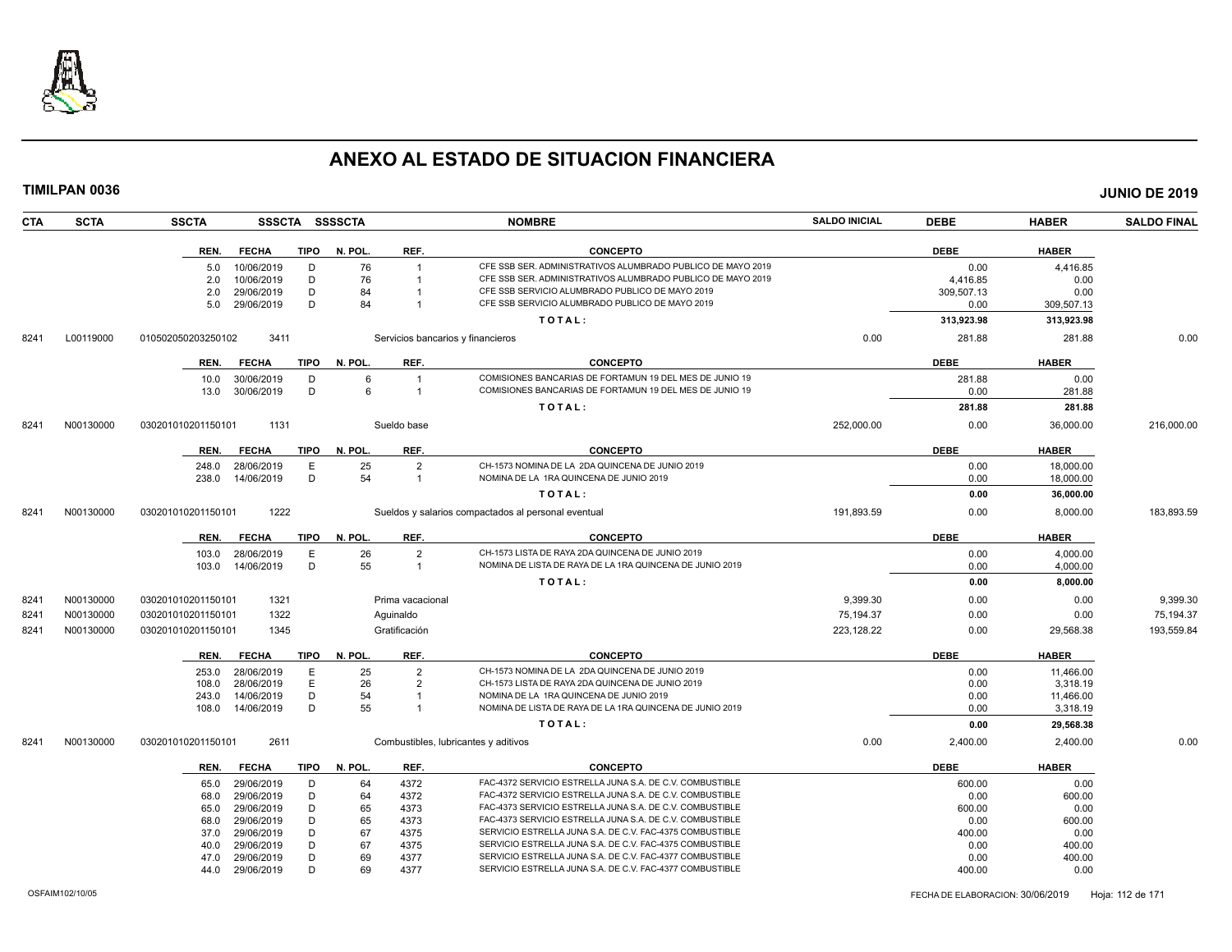# ANEXO AL ESTADO DE SITUACION FINANCIERA

**TIMILPAN 0036** **JUNIO DE 2019**

| CTA | SCTA | SSCTA | SSSCTA | SSSSCTA | NOMBRE | SALDO INICIAL | DEBE | HABER | SALDO FINAL |
|---|---|---|---|---|---|---|---|---|---|

| REN. | FECHA | TIPO | N. POL. | REF. | CONCEPTO | DEBE | HABER |
|---|---|---|---|---|---|---|---|
| 5.0 | 10/06/2019 | D | 76 | 1 | CFE SSB SER. ADMINISTRATIVOS ALUMBRADO PUBLICO DE MAYO 2019 | 0.00 | 4,416.85 |
| 2.0 | 10/06/2019 | D | 76 | 1 | CFE SSB SER. ADMINISTRATIVOS ALUMBRADO PUBLICO DE MAYO 2019 | 4,416.85 | 0.00 |
| 2.0 | 29/06/2019 | D | 84 | 1 | CFE SSB SERVICIO ALUMBRADO PUBLICO DE MAYO 2019 | 309,507.13 | 0.00 |
| 5.0 | 29/06/2019 | D | 84 | 1 | CFE SSB SERVICIO ALUMBRADO PUBLICO DE MAYO 2019 | 0.00 | 309,507.13 |
| | | | | | **TOTAL:** | **313,923.98** | **313,923.98** |

| CTA | SCTA | SSCTA | SSSCTA | NOMBRE | SALDO INICIAL | DEBE | HABER | SALDO FINAL |
|---|---|---|---|---|---|---|---|---|
| 8241 | L00119000 | 010502050203250102 | 3411 | Servicios bancarios y financieros | 0.00 | 281.88 | 281.88 | 0.00 |

| REN. | FECHA | TIPO | N. POL. | REF. | CONCEPTO | DEBE | HABER |
|---|---|---|---|---|---|---|---|
| 10.0 | 30/06/2019 | D | 6 | 1 | COMISIONES BANCARIAS DE FORTAMUN 19 DEL MES DE JUNIO 19 | 281.88 | 0.00 |
| 13.0 | 30/06/2019 | D | 6 | 1 | COMISIONES BANCARIAS DE FORTAMUN 19 DEL MES DE JUNIO 19 | 0.00 | 281.88 |
| | | | | | **TOTAL:** | **281.88** | **281.88** |

| CTA | SCTA | SSCTA | SSSCTA | NOMBRE | SALDO INICIAL | DEBE | HABER | SALDO FINAL |
|---|---|---|---|---|---|---|---|---|
| 8241 | N00130000 | 030201010201150101 | 1131 | Sueldo base | 252,000.00 | 0.00 | 36,000.00 | 216,000.00 |

| REN. | FECHA | TIPO | N. POL. | REF. | CONCEPTO | DEBE | HABER |
|---|---|---|---|---|---|---|---|
| 248.0 | 28/06/2019 | E | 25 | 2 | CH-1573 NOMINA DE LA 2DA QUINCENA DE JUNIO 2019 | 0.00 | 18,000.00 |
| 238.0 | 14/06/2019 | D | 54 | 1 | NOMINA DE LA 1RA QUINCENA DE JUNIO 2019 | 0.00 | 18,000.00 |
| | | | | | **TOTAL:** | **0.00** | **36,000.00** |

| CTA | SCTA | SSCTA | SSSCTA | NOMBRE | SALDO INICIAL | DEBE | HABER | SALDO FINAL |
|---|---|---|---|---|---|---|---|---|
| 8241 | N00130000 | 030201010201150101 | 1222 | Sueldos y salarios compactados al personal eventual | 191,893.59 | 0.00 | 8,000.00 | 183,893.59 |

| REN. | FECHA | TIPO | N. POL. | REF. | CONCEPTO | DEBE | HABER |
|---|---|---|---|---|---|---|---|
| 103.0 | 28/06/2019 | E | 26 | 2 | CH-1573 LISTA DE RAYA 2DA QUINCENA DE JUNIO 2019 | 0.00 | 4,000.00 |
| 103.0 | 14/06/2019 | D | 55 | 1 | NOMINA DE LISTA DE RAYA DE LA 1RA QUINCENA DE JUNIO 2019 | 0.00 | 4,000.00 |
| | | | | | **TOTAL:** | **0.00** | **8,000.00** |

| CTA | SCTA | SSCTA | SSSCTA | NOMBRE | SALDO INICIAL | DEBE | HABER | SALDO FINAL |
|---|---|---|---|---|---|---|---|---|
| 8241 | N00130000 | 030201010201150101 | 1321 | Prima vacacional | 9,399.30 | 0.00 | 0.00 | 9,399.30 |
| 8241 | N00130000 | 030201010201150101 | 1322 | Aguinaldo | 75,194.37 | 0.00 | 0.00 | 75,194.37 |
| 8241 | N00130000 | 030201010201150101 | 1345 | Gratificación | 223,128.22 | 0.00 | 29,568.38 | 193,559.84 |

| REN. | FECHA | TIPO | N. POL. | REF. | CONCEPTO | DEBE | HABER |
|---|---|---|---|---|---|---|---|
| 253.0 | 28/06/2019 | E | 25 | 2 | CH-1573 NOMINA DE LA 2DA QUINCENA DE JUNIO 2019 | 0.00 | 11,466.00 |
| 108.0 | 28/06/2019 | E | 26 | 2 | CH-1573 LISTA DE RAYA 2DA QUINCENA DE JUNIO 2019 | 0.00 | 3,318.19 |
| 243.0 | 14/06/2019 | D | 54 | 1 | NOMINA DE LA 1RA QUINCENA DE JUNIO 2019 | 0.00 | 11,466.00 |
| 108.0 | 14/06/2019 | D | 55 | 1 | NOMINA DE LISTA DE RAYA DE LA 1RA QUINCENA DE JUNIO 2019 | 0.00 | 3,318.19 |
| | | | | | **TOTAL:** | **0.00** | **29,568.38** |

| CTA | SCTA | SSCTA | SSSCTA | NOMBRE | SALDO INICIAL | DEBE | HABER | SALDO FINAL |
|---|---|---|---|---|---|---|---|---|
| 8241 | N00130000 | 030201010201150101 | 2611 | Combustibles, lubricantes y aditivos | 0.00 | 2,400.00 | 2,400.00 | 0.00 |

| REN. | FECHA | TIPO | N. POL. | REF. | CONCEPTO | DEBE | HABER |
|---|---|---|---|---|---|---|---|
| 65.0 | 29/06/2019 | D | 64 | 4372 | FAC-4372 SERVICIO ESTRELLA JUNA S.A. DE C.V. COMBUSTIBLE | 600.00 | 0.00 |
| 68.0 | 29/06/2019 | D | 64 | 4372 | FAC-4372 SERVICIO ESTRELLA JUNA S.A. DE C.V. COMBUSTIBLE | 0.00 | 600.00 |
| 65.0 | 29/06/2019 | D | 65 | 4373 | FAC-4373 SERVICIO ESTRELLA JUNA S.A. DE C.V. COMBUSTIBLE | 600.00 | 0.00 |
| 68.0 | 29/06/2019 | D | 65 | 4373 | FAC-4373 SERVICIO ESTRELLA JUNA S.A. DE C.V. COMBUSTIBLE | 0.00 | 600.00 |
| 37.0 | 29/06/2019 | D | 67 | 4375 | SERVICIO ESTRELLA JUNA S.A. DE C.V. FAC-4375 COMBUSTIBLE | 400.00 | 0.00 |
| 40.0 | 29/06/2019 | D | 67 | 4375 | SERVICIO ESTRELLA JUNA S.A. DE C.V. FAC-4375 COMBUSTIBLE | 0.00 | 400.00 |
| 47.0 | 29/06/2019 | D | 69 | 4377 | SERVICIO ESTRELLA JUNA S.A. DE C.V. FAC-4377 COMBUSTIBLE | 0.00 | 400.00 |
| 44.0 | 29/06/2019 | D | 69 | 4377 | SERVICIO ESTRELLA JUNA S.A. DE C.V. FAC-4377 COMBUSTIBLE | 400.00 | 0.00 |

OSFAIM102/10/05 FECHA DE ELABORACION: 30/06/2019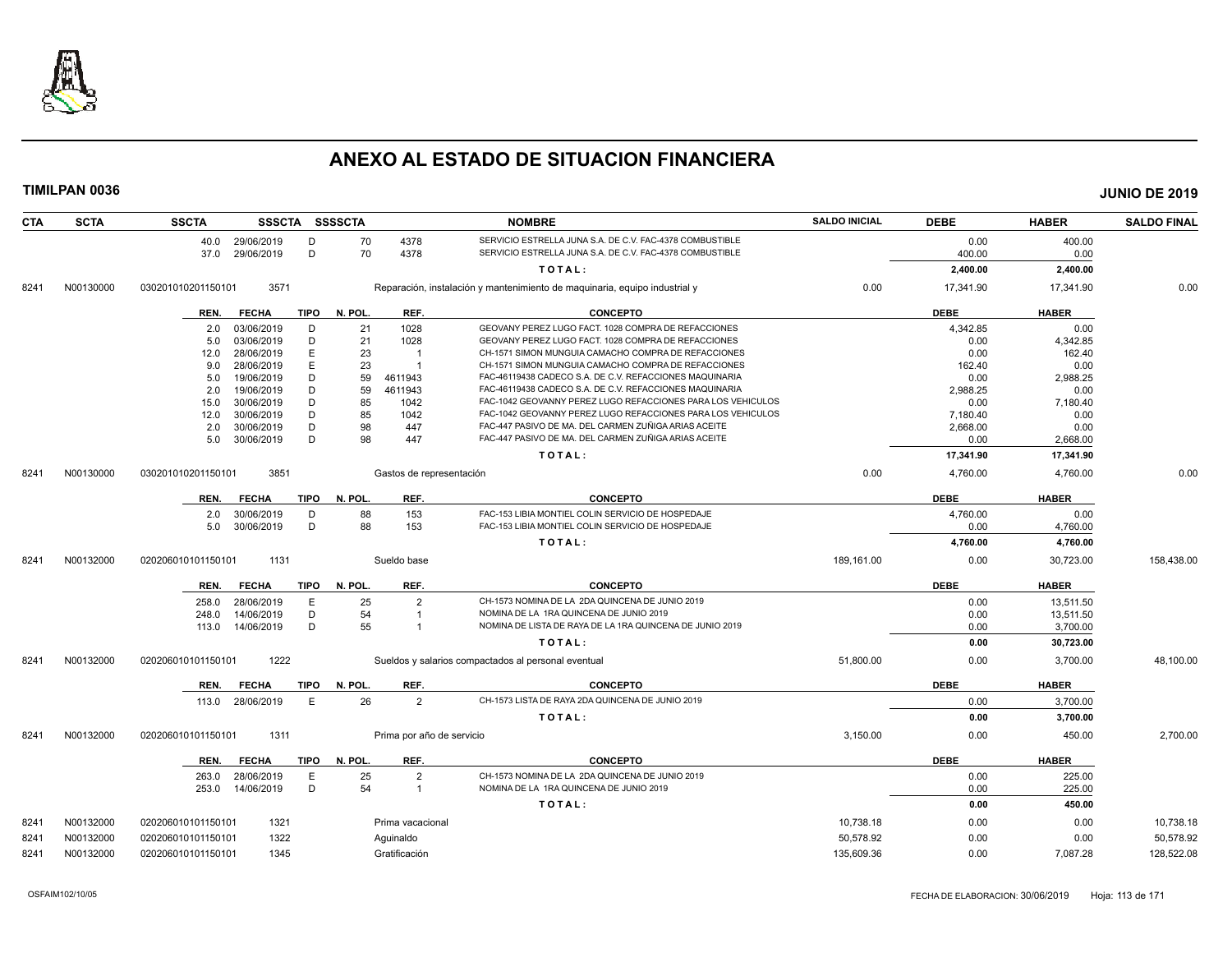# ANEXO AL ESTADO DE SITUACION FINANCIERA

**TIMILPAN 0036** **JUNIO DE 2019**

| CTA | SCTA | SSCTA | SSSCTA | SSSSCTA | | NOMBRE | SALDO INICIAL | DEBE | HABER | SALDO FINAL |
|---|---|---|---|---|---|---|---|---|---|---|
| | | 40.0 29/06/2019 | D | 70 | 4378 | SERVICIO ESTRELLA JUNA S.A. DE C.V. FAC-4378 COMBUSTIBLE | | 0.00 | 400.00 | |
| | | 37.0 29/06/2019 | D | 70 | 4378 | SERVICIO ESTRELLA JUNA S.A. DE C.V. FAC-4378 COMBUSTIBLE | | 400.00 | 0.00 | |
| | | | | | | TOTAL: | | 2,400.00 | 2,400.00 | |
| 8241 | N00130000 | 030201010201150101 | 3571 | | | Reparación, instalación y mantenimiento de maquinaria, equipo industrial y | 0.00 | 17,341.90 | 17,341.90 | 0.00 |
| | | REN. FECHA | TIPO | N. POL. | REF. | CONCEPTO | | DEBE | HABER | |
| | | 2.0 03/06/2019 | D | 21 | 1028 | GEOVANY PEREZ LUGO FACT. 1028 COMPRA DE REFACCIONES | | 4,342.85 | 0.00 | |
| | | 5.0 03/06/2019 | D | 21 | 1028 | GEOVANY PEREZ LUGO FACT. 1028 COMPRA DE REFACCIONES | | 0.00 | 4,342.85 | |
| | | 12.0 28/06/2019 | E | 23 | 1 | CH-1571 SIMON MUNGUIA CAMACHO COMPRA DE REFACCIONES | | 0.00 | 162.40 | |
| | | 9.0 28/06/2019 | E | 23 | 1 | CH-1571 SIMON MUNGUIA CAMACHO COMPRA DE REFACCIONES | | 162.40 | 0.00 | |
| | | 5.0 19/06/2019 | D | 59 | 4611943 | FAC-46119438 CADECO S.A. DE C.V. REFACCIONES MAQUINARIA | | 0.00 | 2,988.25 | |
| | | 2.0 19/06/2019 | D | 59 | 4611943 | FAC-46119438 CADECO S.A. DE C.V. REFACCIONES MAQUINARIA | | 2,988.25 | 0.00 | |
| | | 15.0 30/06/2019 | D | 85 | 1042 | FAC-1042 GEOVANNY PEREZ LUGO REFACCIONES PARA LOS VEHICULOS | | 0.00 | 7,180.40 | |
| | | 12.0 30/06/2019 | D | 85 | 1042 | FAC-1042 GEOVANNY PEREZ LUGO REFACCIONES PARA LOS VEHICULOS | | 7,180.40 | 0.00 | |
| | | 2.0 30/06/2019 | D | 98 | 447 | FAC-447 PASIVO DE MA. DEL CARMEN ZUÑIGA ARIAS ACEITE | | 2,668.00 | 0.00 | |
| | | 5.0 30/06/2019 | D | 98 | 447 | FAC-447 PASIVO DE MA. DEL CARMEN ZUÑIGA ARIAS ACEITE | | 0.00 | 2,668.00 | |
| | | | | | | TOTAL: | | 17,341.90 | 17,341.90 | |
| 8241 | N00130000 | 030201010201150101 | 3851 | | | Gastos de representación | 0.00 | 4,760.00 | 4,760.00 | 0.00 |
| | | REN. FECHA | TIPO | N. POL. | REF. | CONCEPTO | | DEBE | HABER | |
| | | 2.0 30/06/2019 | D | 88 | 153 | FAC-153 LIBIA MONTIEL COLIN SERVICIO DE HOSPEDAJE | | 4,760.00 | 0.00 | |
| | | 5.0 30/06/2019 | D | 88 | 153 | FAC-153 LIBIA MONTIEL COLIN SERVICIO DE HOSPEDAJE | | 0.00 | 4,760.00 | |
| | | | | | | TOTAL: | | 4,760.00 | 4,760.00 | |
| 8241 | N00132000 | 020206010101150101 | 1131 | | | Sueldo base | 189,161.00 | 0.00 | 30,723.00 | 158,438.00 |
| | | REN. FECHA | TIPO | N. POL. | REF. | CONCEPTO | | DEBE | HABER | |
| | | 258.0 28/06/2019 | E | 25 | 2 | CH-1573 NOMINA DE LA 2DA QUINCENA DE JUNIO 2019 | | 0.00 | 13,511.50 | |
| | | 248.0 14/06/2019 | D | 54 | 1 | NOMINA DE LA 1RA QUINCENA DE JUNIO 2019 | | 0.00 | 13,511.50 | |
| | | 113.0 14/06/2019 | D | 55 | 1 | NOMINA DE LISTA DE RAYA DE LA 1RA QUINCENA DE JUNIO 2019 | | 0.00 | 3,700.00 | |
| | | | | | | TOTAL: | | 0.00 | 30,723.00 | |
| 8241 | N00132000 | 020206010101150101 | 1222 | | | Sueldos y salarios compactados al personal eventual | 51,800.00 | 0.00 | 3,700.00 | 48,100.00 |
| | | REN. FECHA | TIPO | N. POL. | REF. | CONCEPTO | | DEBE | HABER | |
| | | 113.0 28/06/2019 | E | 26 | 2 | CH-1573 LISTA DE RAYA 2DA QUINCENA DE JUNIO 2019 | | 0.00 | 3,700.00 | |
| | | | | | | TOTAL: | | 0.00 | 3,700.00 | |
| 8241 | N00132000 | 020206010101150101 | 1311 | | | Prima por año de servicio | 3,150.00 | 0.00 | 450.00 | 2,700.00 |
| | | REN. FECHA | TIPO | N. POL. | REF. | CONCEPTO | | DEBE | HABER | |
| | | 263.0 28/06/2019 | E | 25 | 2 | CH-1573 NOMINA DE LA 2DA QUINCENA DE JUNIO 2019 | | 0.00 | 225.00 | |
| | | 253.0 14/06/2019 | D | 54 | 1 | NOMINA DE LA 1RA QUINCENA DE JUNIO 2019 | | 0.00 | 225.00 | |
| | | | | | | TOTAL: | | 0.00 | 450.00 | |
| 8241 | N00132000 | 020206010101150101 | 1321 | | | Prima vacacional | 10,738.18 | 0.00 | 0.00 | 10,738.18 |
| 8241 | N00132000 | 020206010101150101 | 1322 | | | Aguinaldo | 50,578.92 | 0.00 | 0.00 | 50,578.92 |
| 8241 | N00132000 | 020206010101150101 | 1345 | | | Gratificación | 135,609.36 | 0.00 | 7,087.28 | 128,522.08 |

OSFAIM102/10/05 FECHA DE ELABORACION: 30/06/2019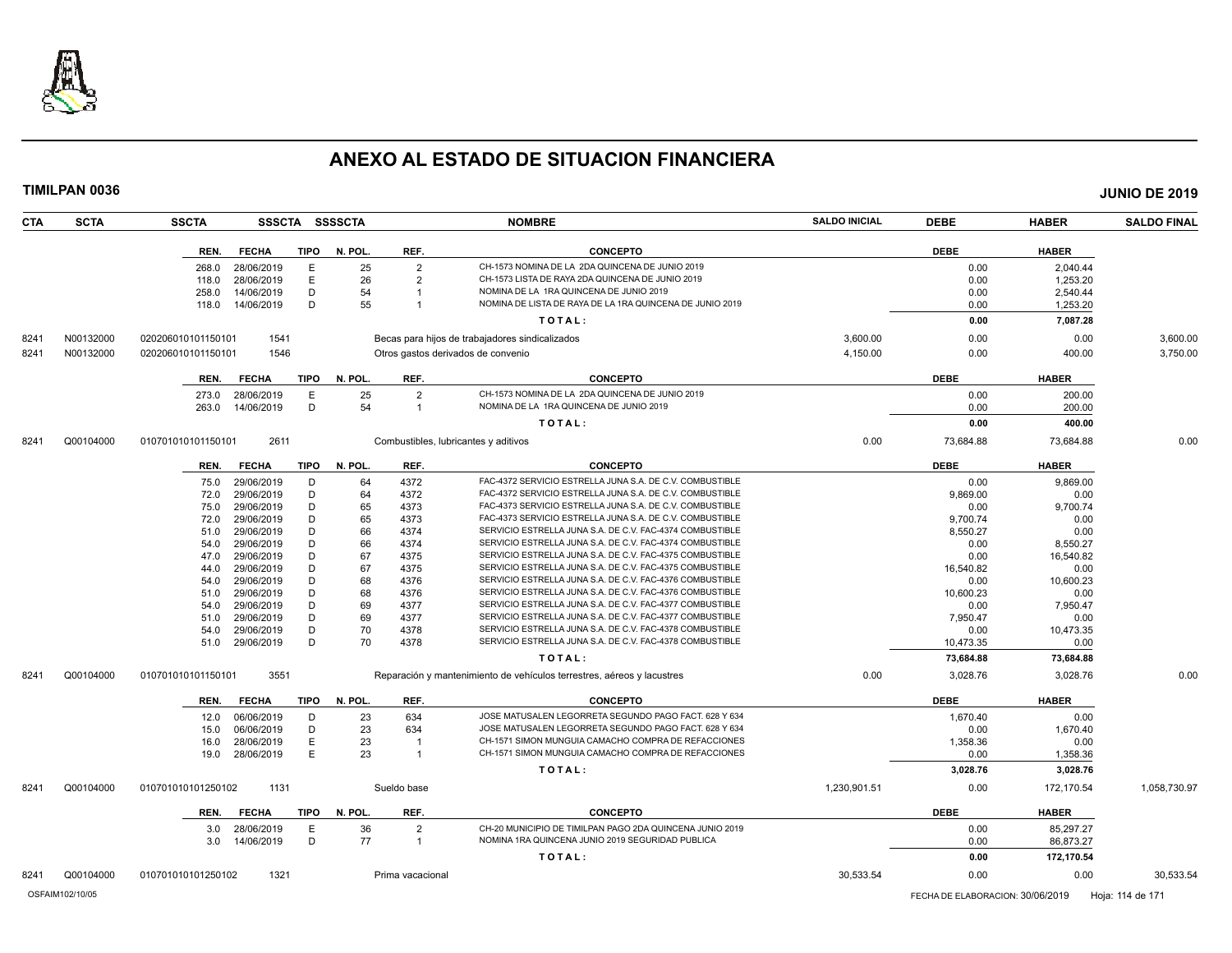# ANEXO AL ESTADO DE SITUACION FINANCIERA

**TIMILPAN 0036** **JUNIO DE 2019**

| CTA | SCTA | SSCTA | SSSCTA | SSSSCTA | NOMBRE | SALDO INICIAL | DEBE | HABER | SALDO FINAL |
|---|---|---|---|---|---|---|---|---|---|

| REN. | FECHA | TIPO | N. POL. | REF. | CONCEPTO | DEBE | HABER |
|---|---|---|---|---|---|---|---|
| 268.0 | 28/06/2019 | E | 25 | 2 | CH-1573 NOMINA DE LA 2DA QUINCENA DE JUNIO 2019 | 0.00 | 2,040.44 |
| 118.0 | 28/06/2019 | E | 26 | 2 | CH-1573 LISTA DE RAYA 2DA QUINCENA DE JUNIO 2019 | 0.00 | 1,253.20 |
| 258.0 | 14/06/2019 | D | 54 | 1 | NOMINA DE LA 1RA QUINCENA DE JUNIO 2019 | 0.00 | 2,540.44 |
| 118.0 | 14/06/2019 | D | 55 | 1 | NOMINA DE LISTA DE RAYA DE LA 1RA QUINCENA DE JUNIO 2019 | 0.00 | 1,253.20 |
| | | | | | TOTAL: | 0.00 | 7,087.28 |

| CTA | SCTA | SSCTA | SSSCTA | NOMBRE | SALDO INICIAL | DEBE | HABER | SALDO FINAL |
|---|---|---|---|---|---|---|---|---|
| 8241 | N00132000 | 020206010101150101 | 1541 | Becas para hijos de trabajadores sindicalizados | 3,600.00 | 0.00 | 0.00 | 3,600.00 |
| 8241 | N00132000 | 020206010101150101 | 1546 | Otros gastos derivados de convenio | 4,150.00 | 0.00 | 400.00 | 3,750.00 |

| REN. | FECHA | TIPO | N. POL. | REF. | CONCEPTO | DEBE | HABER |
|---|---|---|---|---|---|---|---|
| 273.0 | 28/06/2019 | E | 25 | 2 | CH-1573 NOMINA DE LA 2DA QUINCENA DE JUNIO 2019 | 0.00 | 200.00 |
| 263.0 | 14/06/2019 | D | 54 | 1 | NOMINA DE LA 1RA QUINCENA DE JUNIO 2019 | 0.00 | 200.00 |
| | | | | | TOTAL: | 0.00 | 400.00 |

| CTA | SCTA | SSCTA | SSSCTA | NOMBRE | SALDO INICIAL | DEBE | HABER | SALDO FINAL |
|---|---|---|---|---|---|---|---|---|
| 8241 | Q00104000 | 010701010101150101 | 2611 | Combustibles, lubricantes y aditivos | 0.00 | 73,684.88 | 73,684.88 | 0.00 |

| REN. | FECHA | TIPO | N. POL. | REF. | CONCEPTO | DEBE | HABER |
|---|---|---|---|---|---|---|---|
| 75.0 | 29/06/2019 | D | 64 | 4372 | FAC-4372 SERVICIO ESTRELLA JUNA S.A. DE C.V. COMBUSTIBLE | 0.00 | 9,869.00 |
| 72.0 | 29/06/2019 | D | 64 | 4372 | FAC-4372 SERVICIO ESTRELLA JUNA S.A. DE C.V. COMBUSTIBLE | 9,869.00 | 0.00 |
| 75.0 | 29/06/2019 | D | 65 | 4373 | FAC-4373 SERVICIO ESTRELLA JUNA S.A. DE C.V. COMBUSTIBLE | 0.00 | 9,700.74 |
| 72.0 | 29/06/2019 | D | 65 | 4373 | FAC-4373 SERVICIO ESTRELLA JUNA S.A. DE C.V. COMBUSTIBLE | 9,700.74 | 0.00 |
| 51.0 | 29/06/2019 | D | 66 | 4374 | SERVICIO ESTRELLA JUNA S.A. DE C.V. FAC-4374 COMBUSTIBLE | 8,550.27 | 0.00 |
| 54.0 | 29/06/2019 | D | 66 | 4374 | SERVICIO ESTRELLA JUNA S.A. DE C.V. FAC-4374 COMBUSTIBLE | 0.00 | 8,550.27 |
| 47.0 | 29/06/2019 | D | 67 | 4375 | SERVICIO ESTRELLA JUNA S.A. DE C.V. FAC-4375 COMBUSTIBLE | 0.00 | 16,540.82 |
| 44.0 | 29/06/2019 | D | 67 | 4375 | SERVICIO ESTRELLA JUNA S.A. DE C.V. FAC-4375 COMBUSTIBLE | 16,540.82 | 0.00 |
| 54.0 | 29/06/2019 | D | 68 | 4376 | SERVICIO ESTRELLA JUNA S.A. DE C.V. FAC-4376 COMBUSTIBLE | 0.00 | 10,600.23 |
| 51.0 | 29/06/2019 | D | 68 | 4376 | SERVICIO ESTRELLA JUNA S.A. DE C.V. FAC-4376 COMBUSTIBLE | 10,600.23 | 0.00 |
| 54.0 | 29/06/2019 | D | 69 | 4377 | SERVICIO ESTRELLA JUNA S.A. DE C.V. FAC-4377 COMBUSTIBLE | 0.00 | 7,950.47 |
| 51.0 | 29/06/2019 | D | 69 | 4377 | SERVICIO ESTRELLA JUNA S.A. DE C.V. FAC-4377 COMBUSTIBLE | 7,950.47 | 0.00 |
| 54.0 | 29/06/2019 | D | 70 | 4378 | SERVICIO ESTRELLA JUNA S.A. DE C.V. FAC-4378 COMBUSTIBLE | 0.00 | 10,473.35 |
| 51.0 | 29/06/2019 | D | 70 | 4378 | SERVICIO ESTRELLA JUNA S.A. DE C.V. FAC-4378 COMBUSTIBLE | 10,473.35 | 0.00 |
| | | | | | TOTAL: | 73,684.88 | 73,684.88 |

| CTA | SCTA | SSCTA | SSSCTA | NOMBRE | SALDO INICIAL | DEBE | HABER | SALDO FINAL |
|---|---|---|---|---|---|---|---|---|
| 8241 | Q00104000 | 010701010101150101 | 3551 | Reparación y mantenimiento de vehículos terrestres, aéreos y lacustres | 0.00 | 3,028.76 | 3,028.76 | 0.00 |

| REN. | FECHA | TIPO | N. POL. | REF. | CONCEPTO | DEBE | HABER |
|---|---|---|---|---|---|---|---|
| 12.0 | 06/06/2019 | D | 23 | 634 | JOSE MATUSALEN LEGORRETA SEGUNDO PAGO FACT. 628 Y 634 | 1,670.40 | 0.00 |
| 15.0 | 06/06/2019 | D | 23 | 634 | JOSE MATUSALEN LEGORRETA SEGUNDO PAGO FACT. 628 Y 634 | 0.00 | 1,670.40 |
| 16.0 | 28/06/2019 | E | 23 | 1 | CH-1571 SIMON MUNGUIA CAMACHO COMPRA DE REFACCIONES | 1,358.36 | 0.00 |
| 19.0 | 28/06/2019 | E | 23 | 1 | CH-1571 SIMON MUNGUIA CAMACHO COMPRA DE REFACCIONES | 0.00 | 1,358.36 |
| | | | | | TOTAL: | 3,028.76 | 3,028.76 |

| CTA | SCTA | SSCTA | SSSCTA | NOMBRE | SALDO INICIAL | DEBE | HABER | SALDO FINAL |
|---|---|---|---|---|---|---|---|---|
| 8241 | Q00104000 | 010701010101250102 | 1131 | Sueldo base | 1,230,901.51 | 0.00 | 172,170.54 | 1,058,730.97 |

| REN. | FECHA | TIPO | N. POL. | REF. | CONCEPTO | DEBE | HABER |
|---|---|---|---|---|---|---|---|
| 3.0 | 28/06/2019 | E | 36 | 2 | CH-20 MUNICIPIO DE TIMILPAN PAGO 2DA QUINCENA JUNIO 2019 | 0.00 | 85,297.27 |
| 3.0 | 14/06/2019 | D | 77 | 1 | NOMINA 1RA QUINCENA JUNIO 2019 SEGURIDAD PUBLICA | 0.00 | 86,873.27 |
| | | | | | TOTAL: | 0.00 | 172,170.54 |

| CTA | SCTA | SSCTA | SSSCTA | NOMBRE | SALDO INICIAL | DEBE | HABER | SALDO FINAL |
|---|---|---|---|---|---|---|---|---|
| 8241 | Q00104000 | 010701010101250102 | 1321 | Prima vacacional | 30,533.54 | 0.00 | 0.00 | 30,533.54 |

OSFAIM102/10/05 FECHA DE ELABORACION: 30/06/2019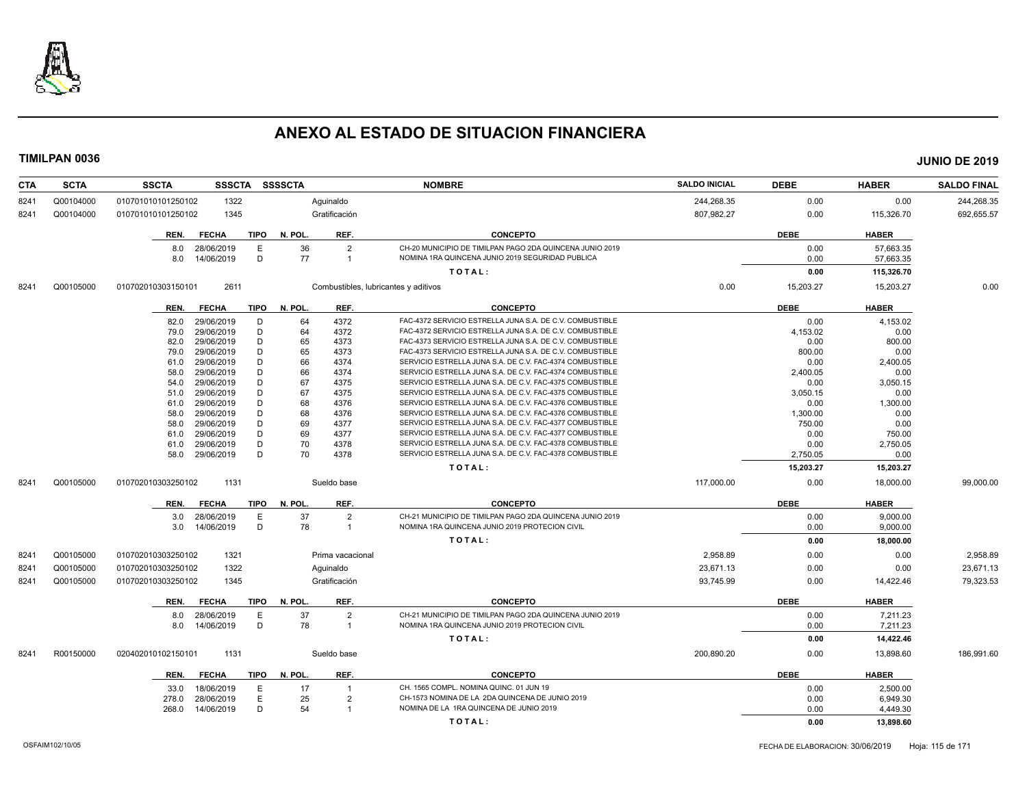# ANEXO AL ESTADO DE SITUACION FINANCIERA

**TIMILPAN 0036** — **JUNIO DE 2019**

| CTA | SCTA | SSCTA | SSSCTA | SSSSCTA | NOMBRE | SALDO INICIAL | DEBE | HABER | SALDO FINAL |
|---|---|---|---|---|---|---|---|---|---|
| 8241 | Q00104000 | 010701010101250102 | 1322 | | Aguinaldo | 244,268.35 | 0.00 | 0.00 | 244,268.35 |
| 8241 | Q00104000 | 010701010101250102 | 1345 | | Gratificación | 807,982.27 | 0.00 | 115,326.70 | 692,655.57 |

| REN. | FECHA | TIPO | N. POL. | REF. | CONCEPTO | DEBE | HABER |
|---|---|---|---|---|---|---|---|
| 8.0 | 28/06/2019 | E | 36 | 2 | CH-20 MUNICIPIO DE TIMILPAN PAGO 2DA QUINCENA JUNIO 2019 | 0.00 | 57,663.35 |
| 8.0 | 14/06/2019 | D | 77 | 1 | NOMINA 1RA QUINCENA JUNIO 2019 SEGURIDAD PUBLICA | 0.00 | 57,663.35 |
| | | | | | **T O T A L :** | **0.00** | **115,326.70** |

| CTA | SCTA | SSCTA | SSSCTA | SSSSCTA | NOMBRE | SALDO INICIAL | DEBE | HABER | SALDO FINAL |
|---|---|---|---|---|---|---|---|---|---|
| 8241 | Q00105000 | 010702010303150101 | 2611 | | Combustibles, lubricantes y aditivos | 0.00 | 15,203.27 | 15,203.27 | 0.00 |

| REN. | FECHA | TIPO | N. POL. | REF. | CONCEPTO | DEBE | HABER |
|---|---|---|---|---|---|---|---|
| 82.0 | 29/06/2019 | D | 64 | 4372 | FAC-4372 SERVICIO ESTRELLA JUNA S.A. DE C.V. COMBUSTIBLE | 0.00 | 4,153.02 |
| 79.0 | 29/06/2019 | D | 64 | 4372 | FAC-4372 SERVICIO ESTRELLA JUNA S.A. DE C.V. COMBUSTIBLE | 4,153.02 | 0.00 |
| 82.0 | 29/06/2019 | D | 65 | 4373 | FAC-4373 SERVICIO ESTRELLA JUNA S.A. DE C.V. COMBUSTIBLE | 0.00 | 800.00 |
| 79.0 | 29/06/2019 | D | 65 | 4373 | FAC-4373 SERVICIO ESTRELLA JUNA S.A. DE C.V. COMBUSTIBLE | 800.00 | 0.00 |
| 61.0 | 29/06/2019 | D | 66 | 4374 | SERVICIO ESTRELLA JUNA S.A. DE C.V. FAC-4374 COMBUSTIBLE | 0.00 | 2,400.05 |
| 58.0 | 29/06/2019 | D | 66 | 4374 | SERVICIO ESTRELLA JUNA S.A. DE C.V. FAC-4374 COMBUSTIBLE | 2,400.05 | 0.00 |
| 54.0 | 29/06/2019 | D | 67 | 4375 | SERVICIO ESTRELLA JUNA S.A. DE C.V. FAC-4375 COMBUSTIBLE | 0.00 | 3,050.15 |
| 51.0 | 29/06/2019 | D | 67 | 4375 | SERVICIO ESTRELLA JUNA S.A. DE C.V. FAC-4375 COMBUSTIBLE | 3,050.15 | 0.00 |
| 61.0 | 29/06/2019 | D | 68 | 4376 | SERVICIO ESTRELLA JUNA S.A. DE C.V. FAC-4376 COMBUSTIBLE | 0.00 | 1,300.00 |
| 58.0 | 29/06/2019 | D | 68 | 4376 | SERVICIO ESTRELLA JUNA S.A. DE C.V. FAC-4376 COMBUSTIBLE | 1,300.00 | 0.00 |
| 58.0 | 29/06/2019 | D | 69 | 4377 | SERVICIO ESTRELLA JUNA S.A. DE C.V. FAC-4377 COMBUSTIBLE | 750.00 | 0.00 |
| 61.0 | 29/06/2019 | D | 69 | 4377 | SERVICIO ESTRELLA JUNA S.A. DE C.V. FAC-4377 COMBUSTIBLE | 0.00 | 750.00 |
| 61.0 | 29/06/2019 | D | 70 | 4378 | SERVICIO ESTRELLA JUNA S.A. DE C.V. FAC-4378 COMBUSTIBLE | 0.00 | 2,750.05 |
| 58.0 | 29/06/2019 | D | 70 | 4378 | SERVICIO ESTRELLA JUNA S.A. DE C.V. FAC-4378 COMBUSTIBLE | 2,750.05 | 0.00 |
| | | | | | **T O T A L :** | **15,203.27** | **15,203.27** |

| CTA | SCTA | SSCTA | SSSCTA | SSSSCTA | NOMBRE | SALDO INICIAL | DEBE | HABER | SALDO FINAL |
|---|---|---|---|---|---|---|---|---|---|
| 8241 | Q00105000 | 010702010303250102 | 1131 | | Sueldo base | 117,000.00 | 0.00 | 18,000.00 | 99,000.00 |

| REN. | FECHA | TIPO | N. POL. | REF. | CONCEPTO | DEBE | HABER |
|---|---|---|---|---|---|---|---|
| 3.0 | 28/06/2019 | E | 37 | 2 | CH-21 MUNICIPIO DE TIMILPAN PAGO 2DA QUINCENA JUNIO 2019 | 0.00 | 9,000.00 |
| 3.0 | 14/06/2019 | D | 78 | 1 | NOMINA 1RA QUINCENA JUNIO 2019 PROTECION CIVIL | 0.00 | 9,000.00 |
| | | | | | **T O T A L :** | **0.00** | **18,000.00** |

| CTA | SCTA | SSCTA | SSSCTA | SSSSCTA | NOMBRE | SALDO INICIAL | DEBE | HABER | SALDO FINAL |
|---|---|---|---|---|---|---|---|---|---|
| 8241 | Q00105000 | 010702010303250102 | 1321 | | Prima vacacional | 2,958.89 | 0.00 | 0.00 | 2,958.89 |
| 8241 | Q00105000 | 010702010303250102 | 1322 | | Aguinaldo | 23,671.13 | 0.00 | 0.00 | 23,671.13 |
| 8241 | Q00105000 | 010702010303250102 | 1345 | | Gratificación | 93,745.99 | 0.00 | 14,422.46 | 79,323.53 |

| REN. | FECHA | TIPO | N. POL. | REF. | CONCEPTO | DEBE | HABER |
|---|---|---|---|---|---|---|---|
| 8.0 | 28/06/2019 | E | 37 | 2 | CH-21 MUNICIPIO DE TIMILPAN PAGO 2DA QUINCENA JUNIO 2019 | 0.00 | 7,211.23 |
| 8.0 | 14/06/2019 | D | 78 | 1 | NOMINA 1RA QUINCENA JUNIO 2019 PROTECION CIVIL | 0.00 | 7,211.23 |
| | | | | | **T O T A L :** | **0.00** | **14,422.46** |

| CTA | SCTA | SSCTA | SSSCTA | SSSSCTA | NOMBRE | SALDO INICIAL | DEBE | HABER | SALDO FINAL |
|---|---|---|---|---|---|---|---|---|---|
| 8241 | R00150000 | 020402010102150101 | 1131 | | Sueldo base | 200,890.20 | 0.00 | 13,898.60 | 186,991.60 |

| REN. | FECHA | TIPO | N. POL. | REF. | CONCEPTO | DEBE | HABER |
|---|---|---|---|---|---|---|---|
| 33.0 | 18/06/2019 | E | 17 | 1 | CH. 1565 COMPL. NOMINA QUINC. 01 JUN 19 | 0.00 | 2,500.00 |
| 278.0 | 28/06/2019 | E | 25 | 2 | CH-1573 NOMINA DE LA 2DA QUINCENA DE JUNIO 2019 | 0.00 | 6,949.30 |
| 268.0 | 14/06/2019 | D | 54 | 1 | NOMINA DE LA 1RA QUINCENA DE JUNIO 2019 | 0.00 | 4,449.30 |
| | | | | | **T O T A L :** | **0.00** | **13,898.60** |

OSFAIM102/10/05 — FECHA DE ELABORACION: 30/06/2019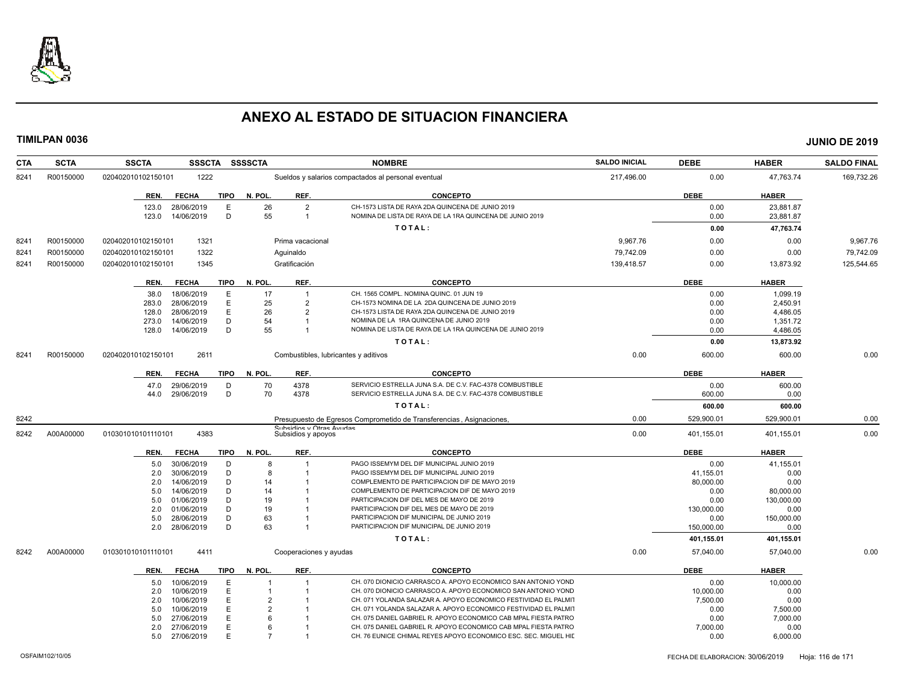# ANEXO AL ESTADO DE SITUACION FINANCIERA

**TIMILPAN 0036** — **JUNIO DE 2019**

| CTA | SCTA | SSCTA | SSSCTA | SSSSCTA | NOMBRE | SALDO INICIAL | DEBE | HABER | SALDO FINAL |
|---|---|---|---|---|---|---|---|---|---|
| 8241 | R00150000 | 020402010102150101 | 1222 | | Sueldos y salarios compactados al personal eventual | 217,496.00 | 0.00 | 47,763.74 | 169,732.26 |

| REN. | FECHA | TIPO | N. POL. | REF. | CONCEPTO | DEBE | HABER |
|---|---|---|---|---|---|---|---|
| 123.0 | 28/06/2019 | E | 26 | 2 | CH-1573 LISTA DE RAYA 2DA QUINCENA DE JUNIO 2019 | 0.00 | 23,881.87 |
| 123.0 | 14/06/2019 | D | 55 | 1 | NOMINA DE LISTA DE RAYA DE LA 1RA QUINCENA DE JUNIO 2019 | 0.00 | 23,881.87 |
| | | | | | TOTAL: | 0.00 | 47,763.74 |

| CTA | SCTA | SSCTA | SSSCTA | SSSSCTA | NOMBRE | SALDO INICIAL | DEBE | HABER | SALDO FINAL |
|---|---|---|---|---|---|---|---|---|---|
| 8241 | R00150000 | 020402010102150101 | 1321 | | Prima vacacional | 9,967.76 | 0.00 | 0.00 | 9,967.76 |
| 8241 | R00150000 | 020402010102150101 | 1322 | | Aguinaldo | 79,742.09 | 0.00 | 0.00 | 79,742.09 |
| 8241 | R00150000 | 020402010102150101 | 1345 | | Gratificación | 139,418.57 | 0.00 | 13,873.92 | 125,544.65 |

| REN. | FECHA | TIPO | N. POL. | REF. | CONCEPTO | DEBE | HABER |
|---|---|---|---|---|---|---|---|
| 38.0 | 18/06/2019 | E | 17 | 1 | CH. 1565 COMPL. NOMINA QUINC. 01 JUN 19 | 0.00 | 1,099.19 |
| 283.0 | 28/06/2019 | E | 25 | 2 | CH-1573 NOMINA DE LA 2DA QUINCENA DE JUNIO 2019 | 0.00 | 2,450.91 |
| 128.0 | 28/06/2019 | E | 26 | 2 | CH-1573 LISTA DE RAYA 2DA QUINCENA DE JUNIO 2019 | 0.00 | 4,486.05 |
| 273.0 | 14/06/2019 | D | 54 | 1 | NOMINA DE LA 1RA QUINCENA DE JUNIO 2019 | 0.00 | 1,351.72 |
| 128.0 | 14/06/2019 | D | 55 | 1 | NOMINA DE LISTA DE RAYA DE LA 1RA QUINCENA DE JUNIO 2019 | 0.00 | 4,486.05 |
| | | | | | TOTAL: | 0.00 | 13,873.92 |

| CTA | SCTA | SSCTA | SSSCTA | SSSSCTA | NOMBRE | SALDO INICIAL | DEBE | HABER | SALDO FINAL |
|---|---|---|---|---|---|---|---|---|---|
| 8241 | R00150000 | 020402010102150101 | 2611 | | Combustibles, lubricantes y aditivos | 0.00 | 600.00 | 600.00 | 0.00 |

| REN. | FECHA | TIPO | N. POL. | REF. | CONCEPTO | DEBE | HABER |
|---|---|---|---|---|---|---|---|
| 47.0 | 29/06/2019 | D | 70 | 4378 | SERVICIO ESTRELLA JUNA S.A. DE C.V. FAC-4378 COMBUSTIBLE | 0.00 | 600.00 |
| 44.0 | 29/06/2019 | D | 70 | 4378 | SERVICIO ESTRELLA JUNA S.A. DE C.V. FAC-4378 COMBUSTIBLE | 600.00 | 0.00 |
| | | | | | TOTAL: | 600.00 | 600.00 |

| CTA | SCTA | SSCTA | SSSCTA | SSSSCTA | NOMBRE | SALDO INICIAL | DEBE | HABER | SALDO FINAL |
|---|---|---|---|---|---|---|---|---|---|
| 8242 | | | | | Presupuesto de Egresos Comprometido de Transferencias , Asignaciones, Subsidios y Otras Ayudas | 0.00 | 529,900.01 | 529,900.01 | 0.00 |
| 8242 | A00A00000 | 010301010101110101 | 4383 | | Subsidios y apoyos | 0.00 | 401,155.01 | 401,155.01 | 0.00 |

| REN. | FECHA | TIPO | N. POL. | REF. | CONCEPTO | DEBE | HABER |
|---|---|---|---|---|---|---|---|
| 5.0 | 30/06/2019 | D | 8 | 1 | PAGO ISSEMYM DEL DIF MUNICIPAL JUNIO 2019 | 0.00 | 41,155.01 |
| 2.0 | 30/06/2019 | D | 8 | 1 | PAGO ISSEMYM DEL DIF MUNICIPAL JUNIO 2019 | 41,155.01 | 0.00 |
| 2.0 | 14/06/2019 | D | 14 | 1 | COMPLEMENTO DE PARTICIPACION DIF DE MAYO 2019 | 80,000.00 | 0.00 |
| 5.0 | 14/06/2019 | D | 14 | 1 | COMPLEMENTO DE PARTICIPACION DIF DE MAYO 2019 | 0.00 | 80,000.00 |
| 5.0 | 01/06/2019 | D | 19 | 1 | PARTICIPACION DIF DEL MES DE MAYO DE 2019 | 0.00 | 130,000.00 |
| 2.0 | 01/06/2019 | D | 19 | 1 | PARTICIPACION DIF DEL MES DE MAYO DE 2019 | 130,000.00 | 0.00 |
| 5.0 | 28/06/2019 | D | 63 | 1 | PARTICIPACION DIF MUNICIPAL DE JUNIO 2019 | 0.00 | 150,000.00 |
| 2.0 | 28/06/2019 | D | 63 | 1 | PARTICIPACION DIF MUNICIPAL DE JUNIO 2019 | 150,000.00 | 0.00 |
| | | | | | TOTAL: | 401,155.01 | 401,155.01 |

| CTA | SCTA | SSCTA | SSSCTA | SSSSCTA | NOMBRE | SALDO INICIAL | DEBE | HABER | SALDO FINAL |
|---|---|---|---|---|---|---|---|---|---|
| 8242 | A00A00000 | 010301010101110101 | 4411 | | Cooperaciones y ayudas | 0.00 | 57,040.00 | 57,040.00 | 0.00 |

| REN. | FECHA | TIPO | N. POL. | REF. | CONCEPTO | DEBE | HABER |
|---|---|---|---|---|---|---|---|
| 5.0 | 10/06/2019 | E | 1 | 1 | CH. 070 DIONICIO CARRASCO A. APOYO ECONOMICO SAN ANTONIO YOND | 0.00 | 10,000.00 |
| 2.0 | 10/06/2019 | E | 1 | 1 | CH. 070 DIONICIO CARRASCO A. APOYO ECONOMICO SAN ANTONIO YOND | 10,000.00 | 0.00 |
| 2.0 | 10/06/2019 | E | 2 | 1 | CH. 071 YOLANDA SALAZAR A. APOYO ECONOMICO FESTIVIDAD EL PALMIT | 7,500.00 | 0.00 |
| 5.0 | 10/06/2019 | E | 2 | 1 | CH. 071 YOLANDA SALAZAR A. APOYO ECONOMICO FESTIVIDAD EL PALMIT | 0.00 | 7,500.00 |
| 5.0 | 27/06/2019 | E | 6 | 1 | CH. 075 DANIEL GABRIEL R. APOYO ECONOMICO CAB MPAL FIESTA PATRO | 0.00 | 7,000.00 |
| 2.0 | 27/06/2019 | E | 6 | 1 | CH. 075 DANIEL GABRIEL R. APOYO ECONOMICO CAB MPAL FIESTA PATRO | 7,000.00 | 0.00 |
| 5.0 | 27/06/2019 | E | 7 | 1 | CH. 76 EUNICE CHIMAL REYES APOYO ECONOMICO ESC. SEC. MIGUEL HID | 0.00 | 6,000.00 |

OSFAIM102/10/05 — FECHA DE ELABORACION: 30/06/2019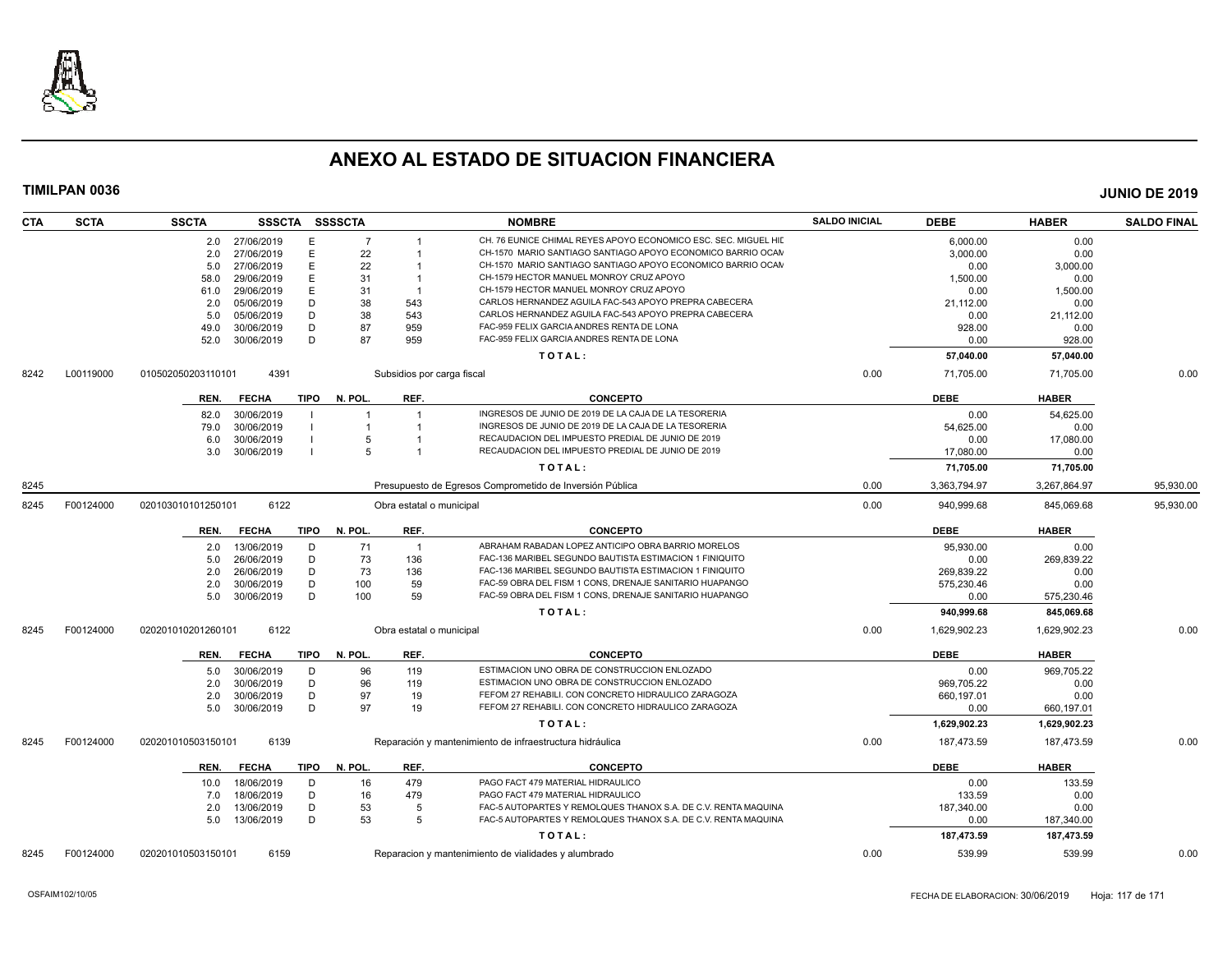# ANEXO AL ESTADO DE SITUACION FINANCIERA

**TIMILPAN 0036** — **JUNIO DE 2019**

| CTA | SCTA | SSCTA | SSSCTA | SSSSCTA | | NOMBRE | SALDO INICIAL | DEBE | HABER | SALDO FINAL |
|---|---|---|---|---|---|---|---|---|---|---|
| | | 2.0 | 27/06/2019 | E | 7 | 1 CH. 76 EUNICE CHIMAL REYES APOYO ECONOMICO ESC. SEC. MIGUEL HID | | 6,000.00 | 0.00 | |
| | | 2.0 | 27/06/2019 | E | 22 | 1 CH-1570 MARIO SANTIAGO SANTIAGO APOYO ECONOMICO BARRIO OCAN | | 3,000.00 | 0.00 | |
| | | 5.0 | 27/06/2019 | E | 22 | 1 CH-1570 MARIO SANTIAGO SANTIAGO APOYO ECONOMICO BARRIO OCAN | | 0.00 | 3,000.00 | |
| | | 58.0 | 29/06/2019 | E | 31 | 1 CH-1579 HECTOR MANUEL MONROY CRUZ APOYO | | 1,500.00 | 0.00 | |
| | | 61.0 | 29/06/2019 | E | 31 | 1 CH-1579 HECTOR MANUEL MONROY CRUZ APOYO | | 0.00 | 1,500.00 | |
| | | 2.0 | 05/06/2019 | D | 38 | 543 CARLOS HERNANDEZ AGUILA FAC-543 APOYO PREPRA CABECERA | | 21,112.00 | 0.00 | |
| | | 5.0 | 05/06/2019 | D | 38 | 543 CARLOS HERNANDEZ AGUILA FAC-543 APOYO PREPRA CABECERA | | 0.00 | 21,112.00 | |
| | | 49.0 | 30/06/2019 | D | 87 | 959 FAC-959 FELIX GARCIA ANDRES RENTA DE LONA | | 928.00 | 0.00 | |
| | | 52.0 | 30/06/2019 | D | 87 | 959 FAC-959 FELIX GARCIA ANDRES RENTA DE LONA | | 0.00 | 928.00 | |
| | | | | | | TOTAL: | | 57,040.00 | 57,040.00 | |
| 8242 | L00119000 | 010502050203110101 | 4391 | | | Subsidios por carga fiscal | 0.00 | 71,705.00 | 71,705.00 | 0.00 |
| | | REN. | FECHA | TIPO | N. POL. | REF. CONCEPTO | | DEBE | HABER | |
| | | 82.0 | 30/06/2019 | I | 1 | 1 INGRESOS DE JUNIO DE 2019 DE LA CAJA DE LA TESORERIA | | 0.00 | 54,625.00 | |
| | | 79.0 | 30/06/2019 | I | 1 | 1 INGRESOS DE JUNIO DE 2019 DE LA CAJA DE LA TESORERIA | | 54,625.00 | 0.00 | |
| | | 6.0 | 30/06/2019 | I | 5 | 1 RECAUDACION DEL IMPUESTO PREDIAL DE JUNIO DE 2019 | | 0.00 | 17,080.00 | |
| | | 3.0 | 30/06/2019 | I | 5 | 1 RECAUDACION DEL IMPUESTO PREDIAL DE JUNIO DE 2019 | | 17,080.00 | 0.00 | |
| | | | | | | TOTAL: | | 71,705.00 | 71,705.00 | |
| 8245 | | | | | | Presupuesto de Egresos Comprometido de Inversión Pública | 0.00 | 3,363,794.97 | 3,267,864.97 | 95,930.00 |
| 8245 | F00124000 | 020103010101250101 | 6122 | | | Obra estatal o municipal | 0.00 | 940,999.68 | 845,069.68 | 95,930.00 |
| | | REN. | FECHA | TIPO | N. POL. | REF. CONCEPTO | | DEBE | HABER | |
| | | 2.0 | 13/06/2019 | D | 71 | 1 ABRAHAM RABADAN LOPEZ ANTICIPO OBRA BARRIO MORELOS | | 95,930.00 | 0.00 | |
| | | 5.0 | 26/06/2019 | D | 73 | 136 FAC-136 MARIBEL SEGUNDO BAUTISTA ESTIMACION 1 FINIQUITO | | 0.00 | 269,839.22 | |
| | | 2.0 | 26/06/2019 | D | 73 | 136 FAC-136 MARIBEL SEGUNDO BAUTISTA ESTIMACION 1 FINIQUITO | | 269,839.22 | 0.00 | |
| | | 2.0 | 30/06/2019 | D | 100 | 59 FAC-59 OBRA DEL FISM 1 CONS, DRENAJE SANITARIO HUAPANGO | | 575,230.46 | 0.00 | |
| | | 5.0 | 30/06/2019 | D | 100 | 59 FAC-59 OBRA DEL FISM 1 CONS, DRENAJE SANITARIO HUAPANGO | | 0.00 | 575,230.46 | |
| | | | | | | TOTAL: | | 940,999.68 | 845,069.68 | |
| 8245 | F00124000 | 020201010201260101 | 6122 | | | Obra estatal o municipal | 0.00 | 1,629,902.23 | 1,629,902.23 | 0.00 |
| | | REN. | FECHA | TIPO | N. POL. | REF. CONCEPTO | | DEBE | HABER | |
| | | 5.0 | 30/06/2019 | D | 96 | 119 ESTIMACION UNO OBRA DE CONSTRUCCION ENLOZADO | | 0.00 | 969,705.22 | |
| | | 2.0 | 30/06/2019 | D | 96 | 119 ESTIMACION UNO OBRA DE CONSTRUCCION ENLOZADO | | 969,705.22 | 0.00 | |
| | | 2.0 | 30/06/2019 | D | 97 | 19 FEFOM 27 REHABILI. CON CONCRETO HIDRAULICO ZARAGOZA | | 660,197.01 | 0.00 | |
| | | 5.0 | 30/06/2019 | D | 97 | 19 FEFOM 27 REHABILI. CON CONCRETO HIDRAULICO ZARAGOZA | | 0.00 | 660,197.01 | |
| | | | | | | TOTAL: | | 1,629,902.23 | 1,629,902.23 | |
| 8245 | F00124000 | 020201010503150101 | 6139 | | | Reparación y mantenimiento de infraestructura hidráulica | 0.00 | 187,473.59 | 187,473.59 | 0.00 |
| | | REN. | FECHA | TIPO | N. POL. | REF. CONCEPTO | | DEBE | HABER | |
| | | 10.0 | 18/06/2019 | D | 16 | 479 PAGO FACT 479 MATERIAL HIDRAULICO | | 0.00 | 133.59 | |
| | | 7.0 | 18/06/2019 | D | 16 | 479 PAGO FACT 479 MATERIAL HIDRAULICO | | 133.59 | 0.00 | |
| | | 2.0 | 13/06/2019 | D | 53 | 5 FAC-5 AUTOPARTES Y REMOLQUES THANOX S.A. DE C.V. RENTA MAQUINA | | 187,340.00 | 0.00 | |
| | | 5.0 | 13/06/2019 | D | 53 | 5 FAC-5 AUTOPARTES Y REMOLQUES THANOX S.A. DE C.V. RENTA MAQUINA | | 0.00 | 187,340.00 | |
| | | | | | | TOTAL: | | 187,473.59 | 187,473.59 | |
| 8245 | F00124000 | 020201010503150101 | 6159 | | | Reparacion y mantenimiento de vialidades y alumbrado | 0.00 | 539.99 | 539.99 | 0.00 |

OSFAIM102/10/05 — FECHA DE ELABORACION: 30/06/2019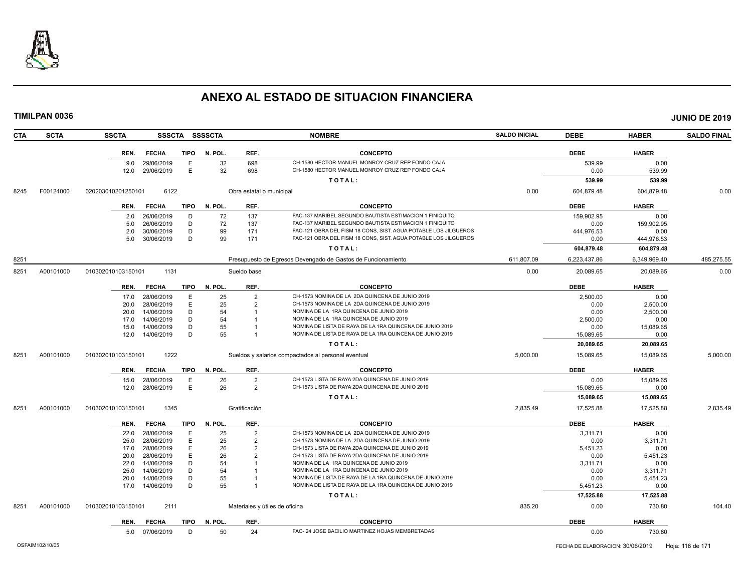# ANEXO AL ESTADO DE SITUACION FINANCIERA

**TIMILPAN 0036** **JUNIO DE 2019**

| CTA | SCTA | SSCTA | SSSCTA | SSSSCTA | NOMBRE | SALDO INICIAL | DEBE | HABER | SALDO FINAL |
|---|---|---|---|---|---|---|---|---|---|

| REN. | FECHA | TIPO | N. POL. | REF. | CONCEPTO | DEBE | HABER |
|---|---|---|---|---|---|---|---|
| 9.0 | 29/06/2019 | E | 32 | 698 | CH-1580 HECTOR MANUEL MONROY CRUZ REP FONDO CAJA | 539.99 | 0.00 |
| 12.0 | 29/06/2019 | E | 32 | 698 | CH-1580 HECTOR MANUEL MONROY CRUZ REP FONDO CAJA | 0.00 | 539.99 |
| | | | | | **T O T A L :** | **539.99** | **539.99** |

| CTA | SCTA | SSCTA | SSSCTA | SSSSCTA | NOMBRE | SALDO INICIAL | DEBE | HABER | SALDO FINAL |
|---|---|---|---|---|---|---|---|---|---|
| 8245 | F00124000 | 020203010201250101 | 6122 | | Obra estatal o municipal | 0.00 | 604,879.48 | 604,879.48 | 0.00 |

| REN. | FECHA | TIPO | N. POL. | REF. | CONCEPTO | DEBE | HABER |
|---|---|---|---|---|---|---|---|
| 2.0 | 26/06/2019 | D | 72 | 137 | FAC-137 MARIBEL SEGUNDO BAUTISTA ESTIMACION 1 FINIQUITO | 159,902.95 | 0.00 |
| 5.0 | 26/06/2019 | D | 72 | 137 | FAC-137 MARIBEL SEGUNDO BAUTISTA ESTIMACION 1 FINIQUITO | 0.00 | 159,902.95 |
| 2.0 | 30/06/2019 | D | 99 | 171 | FAC-121 OBRA DEL FISM 18 CONS, SIST. AGUA POTABLE LOS JILGUEROS | 444,976.53 | 0.00 |
| 5.0 | 30/06/2019 | D | 99 | 171 | FAC-121 OBRA DEL FISM 18 CONS, SIST. AGUA POTABLE LOS JILGUEROS | 0.00 | 444,976.53 |
| | | | | | **T O T A L :** | **604,879.48** | **604,879.48** |

| CTA | SCTA | SSCTA | SSSCTA | SSSSCTA | NOMBRE | SALDO INICIAL | DEBE | HABER | SALDO FINAL |
|---|---|---|---|---|---|---|---|---|---|
| 8251 | | | | | Presupuesto de Egresos Devengado de Gastos de Funcionamiento | 611,807.09 | 6,223,437.86 | 6,349,969.40 | 485,275.55 |
| 8251 | A00101000 | 010302010103150101 | 1131 | | Sueldo base | 0.00 | 20,089.65 | 20,089.65 | 0.00 |

| REN. | FECHA | TIPO | N. POL. | REF. | CONCEPTO | DEBE | HABER |
|---|---|---|---|---|---|---|---|
| 17.0 | 28/06/2019 | E | 25 | 2 | CH-1573 NOMINA DE LA 2DA QUINCENA DE JUNIO 2019 | 2,500.00 | 0.00 |
| 20.0 | 28/06/2019 | E | 25 | 2 | CH-1573 NOMINA DE LA 2DA QUINCENA DE JUNIO 2019 | 0.00 | 2,500.00 |
| 20.0 | 14/06/2019 | D | 54 | 1 | NOMINA DE LA 1RA QUINCENA DE JUNIO 2019 | 0.00 | 2,500.00 |
| 17.0 | 14/06/2019 | D | 54 | 1 | NOMINA DE LA 1RA QUINCENA DE JUNIO 2019 | 2,500.00 | 0.00 |
| 15.0 | 14/06/2019 | D | 55 | 1 | NOMINA DE LISTA DE RAYA DE LA 1RA QUINCENA DE JUNIO 2019 | 0.00 | 15,089.65 |
| 12.0 | 14/06/2019 | D | 55 | 1 | NOMINA DE LISTA DE RAYA DE LA 1RA QUINCENA DE JUNIO 2019 | 15,089.65 | 0.00 |
| | | | | | **T O T A L :** | **20,089.65** | **20,089.65** |

| CTA | SCTA | SSCTA | SSSCTA | SSSSCTA | NOMBRE | SALDO INICIAL | DEBE | HABER | SALDO FINAL |
|---|---|---|---|---|---|---|---|---|---|
| 8251 | A00101000 | 010302010103150101 | 1222 | | Sueldos y salarios compactados al personal eventual | 5,000.00 | 15,089.65 | 15,089.65 | 5,000.00 |

| REN. | FECHA | TIPO | N. POL. | REF. | CONCEPTO | DEBE | HABER |
|---|---|---|---|---|---|---|---|
| 15.0 | 28/06/2019 | E | 26 | 2 | CH-1573 LISTA DE RAYA 2DA QUINCENA DE JUNIO 2019 | 0.00 | 15,089.65 |
| 12.0 | 28/06/2019 | E | 26 | 2 | CH-1573 LISTA DE RAYA 2DA QUINCENA DE JUNIO 2019 | 15,089.65 | 0.00 |
| | | | | | **T O T A L :** | **15,089.65** | **15,089.65** |

| CTA | SCTA | SSCTA | SSSCTA | SSSSCTA | NOMBRE | SALDO INICIAL | DEBE | HABER | SALDO FINAL |
|---|---|---|---|---|---|---|---|---|---|
| 8251 | A00101000 | 010302010103150101 | 1345 | | Gratificación | 2,835.49 | 17,525.88 | 17,525.88 | 2,835.49 |

| REN. | FECHA | TIPO | N. POL. | REF. | CONCEPTO | DEBE | HABER |
|---|---|---|---|---|---|---|---|
| 22.0 | 28/06/2019 | E | 25 | 2 | CH-1573 NOMINA DE LA 2DA QUINCENA DE JUNIO 2019 | 3,311.71 | 0.00 |
| 25.0 | 28/06/2019 | E | 25 | 2 | CH-1573 NOMINA DE LA 2DA QUINCENA DE JUNIO 2019 | 0.00 | 3,311.71 |
| 17.0 | 28/06/2019 | E | 26 | 2 | CH-1573 LISTA DE RAYA 2DA QUINCENA DE JUNIO 2019 | 5,451.23 | 0.00 |
| 20.0 | 28/06/2019 | E | 26 | 2 | CH-1573 LISTA DE RAYA 2DA QUINCENA DE JUNIO 2019 | 0.00 | 5,451.23 |
| 22.0 | 14/06/2019 | D | 54 | 1 | NOMINA DE LA 1RA QUINCENA DE JUNIO 2019 | 3,311.71 | 0.00 |
| 25.0 | 14/06/2019 | D | 54 | 1 | NOMINA DE LA 1RA QUINCENA DE JUNIO 2019 | 0.00 | 3,311.71 |
| 20.0 | 14/06/2019 | D | 55 | 1 | NOMINA DE LISTA DE RAYA DE LA 1RA QUINCENA DE JUNIO 2019 | 0.00 | 5,451.23 |
| 17.0 | 14/06/2019 | D | 55 | 1 | NOMINA DE LISTA DE RAYA DE LA 1RA QUINCENA DE JUNIO 2019 | 5,451.23 | 0.00 |
| | | | | | **T O T A L :** | **17,525.88** | **17,525.88** |

| CTA | SCTA | SSCTA | SSSCTA | SSSSCTA | NOMBRE | SALDO INICIAL | DEBE | HABER | SALDO FINAL |
|---|---|---|---|---|---|---|---|---|---|
| 8251 | A00101000 | 010302010103150101 | 2111 | | Materiales y útiles de oficina | 835.20 | 0.00 | 730.80 | 104.40 |

| REN. | FECHA | TIPO | N. POL. | REF. | CONCEPTO | DEBE | HABER |
|---|---|---|---|---|---|---|---|
| 5.0 | 07/06/2019 | D | 50 | 24 | FAC- 24 JOSE BACILIO MARTINEZ HOJAS MEMBRETADAS | 0.00 | 730.80 |

OSFAIM102/10/05 FECHA DE ELABORACION: 30/06/2019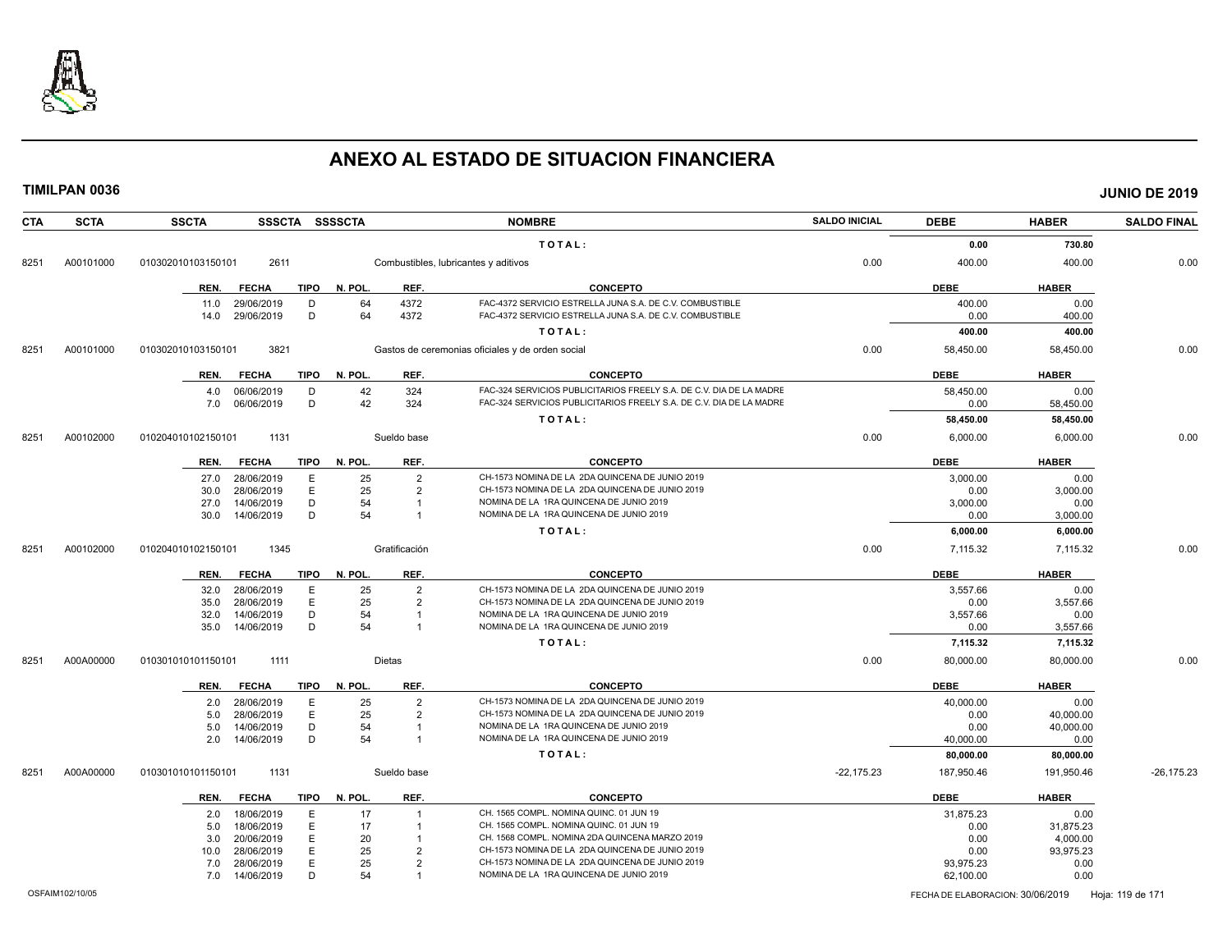# ANEXO AL ESTADO DE SITUACION FINANCIERA

**TIMILPAN 0036** — **JUNIO DE 2019**

| CTA | SCTA | SSCTA | SSSCTA | SSSSCTA | NOMBRE | SALDO INICIAL | DEBE | HABER | SALDO FINAL |
|---|---|---|---|---|---|---|---|---|---|
| | | | | | TOTAL: | | 0.00 | 730.80 | |
| 8251 | A00101000 | 010302010103150101 | 2611 | | Combustibles, lubricantes y aditivos | 0.00 | 400.00 | 400.00 | 0.00 |

| REN. | FECHA | TIPO | N. POL. | REF. | CONCEPTO | DEBE | HABER |
|---|---|---|---|---|---|---|---|
| 11.0 | 29/06/2019 | D | 64 | 4372 | FAC-4372 SERVICIO ESTRELLA JUNA S.A. DE C.V. COMBUSTIBLE | 400.00 | 0.00 |
| 14.0 | 29/06/2019 | D | 64 | 4372 | FAC-4372 SERVICIO ESTRELLA JUNA S.A. DE C.V. COMBUSTIBLE | 0.00 | 400.00 |
| | | | | | TOTAL: | 400.00 | 400.00 |

| CTA | SCTA | SSCTA | SSSCTA | SSSSCTA | NOMBRE | SALDO INICIAL | DEBE | HABER | SALDO FINAL |
|---|---|---|---|---|---|---|---|---|---|
| 8251 | A00101000 | 010302010103150101 | 3821 | | Gastos de ceremonias oficiales y de orden social | 0.00 | 58,450.00 | 58,450.00 | 0.00 |

| REN. | FECHA | TIPO | N. POL. | REF. | CONCEPTO | DEBE | HABER |
|---|---|---|---|---|---|---|---|
| 4.0 | 06/06/2019 | D | 42 | 324 | FAC-324 SERVICIOS PUBLICITARIOS FREELY S.A. DE C.V. DIA DE LA MADRE | 58,450.00 | 0.00 |
| 7.0 | 06/06/2019 | D | 42 | 324 | FAC-324 SERVICIOS PUBLICITARIOS FREELY S.A. DE C.V. DIA DE LA MADRE | 0.00 | 58,450.00 |
| | | | | | TOTAL: | 58,450.00 | 58,450.00 |

| CTA | SCTA | SSCTA | SSSCTA | SSSSCTA | NOMBRE | SALDO INICIAL | DEBE | HABER | SALDO FINAL |
|---|---|---|---|---|---|---|---|---|---|
| 8251 | A00102000 | 010204010102150101 | 1131 | | Sueldo base | 0.00 | 6,000.00 | 6,000.00 | 0.00 |

| REN. | FECHA | TIPO | N. POL. | REF. | CONCEPTO | DEBE | HABER |
|---|---|---|---|---|---|---|---|
| 27.0 | 28/06/2019 | E | 25 | 2 | CH-1573 NOMINA DE LA 2DA QUINCENA DE JUNIO 2019 | 3,000.00 | 0.00 |
| 30.0 | 28/06/2019 | E | 25 | 2 | CH-1573 NOMINA DE LA 2DA QUINCENA DE JUNIO 2019 | 0.00 | 3,000.00 |
| 27.0 | 14/06/2019 | D | 54 | 1 | NOMINA DE LA 1RA QUINCENA DE JUNIO 2019 | 3,000.00 | 0.00 |
| 30.0 | 14/06/2019 | D | 54 | 1 | NOMINA DE LA 1RA QUINCENA DE JUNIO 2019 | 0.00 | 3,000.00 |
| | | | | | TOTAL: | 6,000.00 | 6,000.00 |

| CTA | SCTA | SSCTA | SSSCTA | SSSSCTA | NOMBRE | SALDO INICIAL | DEBE | HABER | SALDO FINAL |
|---|---|---|---|---|---|---|---|---|---|
| 8251 | A00102000 | 010204010102150101 | 1345 | | Gratificación | 0.00 | 7,115.32 | 7,115.32 | 0.00 |

| REN. | FECHA | TIPO | N. POL. | REF. | CONCEPTO | DEBE | HABER |
|---|---|---|---|---|---|---|---|
| 32.0 | 28/06/2019 | E | 25 | 2 | CH-1573 NOMINA DE LA 2DA QUINCENA DE JUNIO 2019 | 3,557.66 | 0.00 |
| 35.0 | 28/06/2019 | E | 25 | 2 | CH-1573 NOMINA DE LA 2DA QUINCENA DE JUNIO 2019 | 0.00 | 3,557.66 |
| 32.0 | 14/06/2019 | D | 54 | 1 | NOMINA DE LA 1RA QUINCENA DE JUNIO 2019 | 3,557.66 | 0.00 |
| 35.0 | 14/06/2019 | D | 54 | 1 | NOMINA DE LA 1RA QUINCENA DE JUNIO 2019 | 0.00 | 3,557.66 |
| | | | | | TOTAL: | 7,115.32 | 7,115.32 |

| CTA | SCTA | SSCTA | SSSCTA | SSSSCTA | NOMBRE | SALDO INICIAL | DEBE | HABER | SALDO FINAL |
|---|---|---|---|---|---|---|---|---|---|
| 8251 | A00A00000 | 010301010101150101 | 1111 | | Dietas | 0.00 | 80,000.00 | 80,000.00 | 0.00 |

| REN. | FECHA | TIPO | N. POL. | REF. | CONCEPTO | DEBE | HABER |
|---|---|---|---|---|---|---|---|
| 2.0 | 28/06/2019 | E | 25 | 2 | CH-1573 NOMINA DE LA 2DA QUINCENA DE JUNIO 2019 | 40,000.00 | 0.00 |
| 5.0 | 28/06/2019 | E | 25 | 2 | CH-1573 NOMINA DE LA 2DA QUINCENA DE JUNIO 2019 | 0.00 | 40,000.00 |
| 5.0 | 14/06/2019 | D | 54 | 1 | NOMINA DE LA 1RA QUINCENA DE JUNIO 2019 | 0.00 | 40,000.00 |
| 2.0 | 14/06/2019 | D | 54 | 1 | NOMINA DE LA 1RA QUINCENA DE JUNIO 2019 | 40,000.00 | 0.00 |
| | | | | | TOTAL: | 80,000.00 | 80,000.00 |

| CTA | SCTA | SSCTA | SSSCTA | SSSSCTA | NOMBRE | SALDO INICIAL | DEBE | HABER | SALDO FINAL |
|---|---|---|---|---|---|---|---|---|---|
| 8251 | A00A00000 | 010301010101150101 | 1131 | | Sueldo base | -22,175.23 | 187,950.46 | 191,950.46 | -26,175.23 |

| REN. | FECHA | TIPO | N. POL. | REF. | CONCEPTO | DEBE | HABER |
|---|---|---|---|---|---|---|---|
| 2.0 | 18/06/2019 | E | 17 | 1 | CH. 1565 COMPL. NOMINA QUINC. 01 JUN 19 | 31,875.23 | 0.00 |
| 5.0 | 18/06/2019 | E | 17 | 1 | CH. 1565 COMPL. NOMINA QUINC. 01 JUN 19 | 0.00 | 31,875.23 |
| 3.0 | 20/06/2019 | E | 20 | 1 | CH. 1568 COMPL. NOMINA 2DA QUINCENA MARZO 2019 | 0.00 | 4,000.00 |
| 10.0 | 28/06/2019 | E | 25 | 2 | CH-1573 NOMINA DE LA 2DA QUINCENA DE JUNIO 2019 | 0.00 | 93,975.23 |
| 7.0 | 28/06/2019 | E | 25 | 2 | CH-1573 NOMINA DE LA 2DA QUINCENA DE JUNIO 2019 | 93,975.23 | 0.00 |
| 7.0 | 14/06/2019 | D | 54 | 1 | NOMINA DE LA 1RA QUINCENA DE JUNIO 2019 | 62,100.00 | 0.00 |

OSFAIM102/10/05 — FECHA DE ELABORACION: 30/06/2019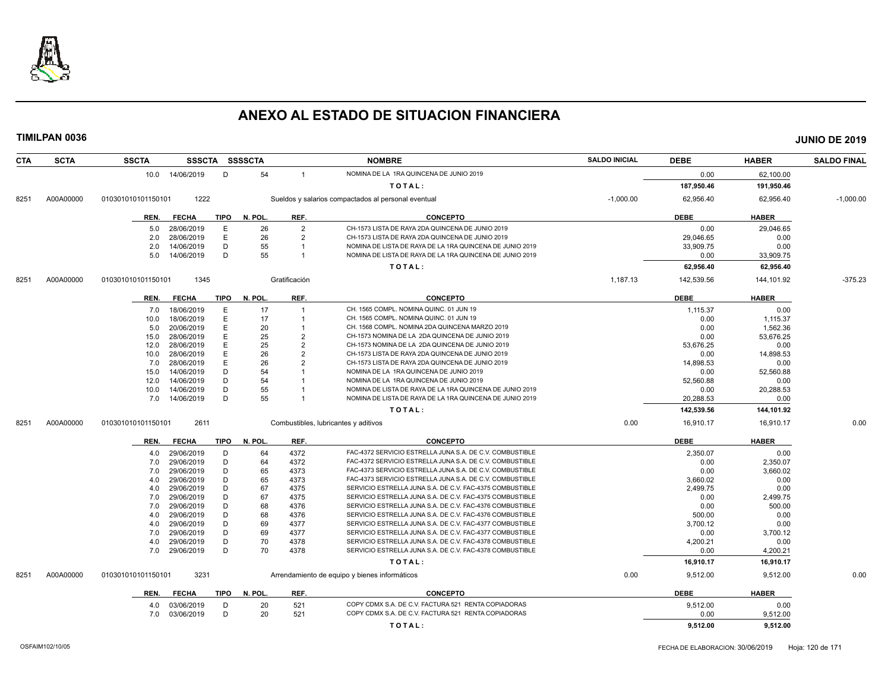# ANEXO AL ESTADO DE SITUACION FINANCIERA

**TIMILPAN 0036** **JUNIO DE 2019**

| CTA | SCTA | SSCTA | SSSCTA | SSSSCTA | | NOMBRE | SALDO INICIAL | DEBE | HABER | SALDO FINAL |
|---|---|---|---|---|---|---|---|---|---|---|
| | | 10.0 | 14/06/2019 | D | 54 | 1 NOMINA DE LA 1RA QUINCENA DE JUNIO 2019 | | 0.00 | 62,100.00 | |
| | | | | | | TOTAL: | | 187,950.46 | 191,950.46 | |
| 8251 | A00A00000 | 010301010101150101 | 1222 | | | Sueldos y salarios compactados al personal eventual | -1,000.00 | 62,956.40 | 62,956.40 | -1,000.00 |

| REN. | FECHA | TIPO | N. POL. | REF. | CONCEPTO | DEBE | HABER |
|---|---|---|---|---|---|---|---|
| 5.0 | 28/06/2019 | E | 26 | 2 | CH-1573 LISTA DE RAYA 2DA QUINCENA DE JUNIO 2019 | 0.00 | 29,046.65 |
| 2.0 | 28/06/2019 | E | 26 | 2 | CH-1573 LISTA DE RAYA 2DA QUINCENA DE JUNIO 2019 | 29,046.65 | 0.00 |
| 2.0 | 14/06/2019 | D | 55 | 1 | NOMINA DE LISTA DE RAYA DE LA 1RA QUINCENA DE JUNIO 2019 | 33,909.75 | 0.00 |
| 5.0 | 14/06/2019 | D | 55 | 1 | NOMINA DE LISTA DE RAYA DE LA 1RA QUINCENA DE JUNIO 2019 | 0.00 | 33,909.75 |
| | | | | | TOTAL: | 62,956.40 | 62,956.40 |

| CTA | SCTA | SSCTA | SSSCTA | NOMBRE | SALDO INICIAL | DEBE | HABER | SALDO FINAL |
|---|---|---|---|---|---|---|---|---|
| 8251 | A00A00000 | 010301010101150101 | 1345 | Gratificación | 1,187.13 | 142,539.56 | 144,101.92 | -375.23 |

| REN. | FECHA | TIPO | N. POL. | REF. | CONCEPTO | DEBE | HABER |
|---|---|---|---|---|---|---|---|
| 7.0 | 18/06/2019 | E | 17 | 1 | CH. 1565 COMPL. NOMINA QUINC. 01 JUN 19 | 1,115.37 | 0.00 |
| 10.0 | 18/06/2019 | E | 17 | 1 | CH. 1565 COMPL. NOMINA QUINC. 01 JUN 19 | 0.00 | 1,115.37 |
| 5.0 | 20/06/2019 | E | 20 | 1 | CH. 1568 COMPL. NOMINA 2DA QUINCENA MARZO 2019 | 0.00 | 1,562.36 |
| 15.0 | 28/06/2019 | E | 25 | 2 | CH-1573 NOMINA DE LA 2DA QUINCENA DE JUNIO 2019 | 0.00 | 53,676.25 |
| 12.0 | 28/06/2019 | E | 25 | 2 | CH-1573 NOMINA DE LA 2DA QUINCENA DE JUNIO 2019 | 53,676.25 | 0.00 |
| 10.0 | 28/06/2019 | E | 26 | 2 | CH-1573 LISTA DE RAYA 2DA QUINCENA DE JUNIO 2019 | 0.00 | 14,898.53 |
| 7.0 | 28/06/2019 | E | 26 | 2 | CH-1573 LISTA DE RAYA 2DA QUINCENA DE JUNIO 2019 | 14,898.53 | 0.00 |
| 15.0 | 14/06/2019 | D | 54 | 1 | NOMINA DE LA 1RA QUINCENA DE JUNIO 2019 | 0.00 | 52,560.88 |
| 12.0 | 14/06/2019 | D | 54 | 1 | NOMINA DE LA 1RA QUINCENA DE JUNIO 2019 | 52,560.88 | 0.00 |
| 10.0 | 14/06/2019 | D | 55 | 1 | NOMINA DE LISTA DE RAYA DE LA 1RA QUINCENA DE JUNIO 2019 | 0.00 | 20,288.53 |
| 7.0 | 14/06/2019 | D | 55 | 1 | NOMINA DE LISTA DE RAYA DE LA 1RA QUINCENA DE JUNIO 2019 | 20,288.53 | 0.00 |
| | | | | | TOTAL: | 142,539.56 | 144,101.92 |

| CTA | SCTA | SSCTA | SSSCTA | NOMBRE | SALDO INICIAL | DEBE | HABER | SALDO FINAL |
|---|---|---|---|---|---|---|---|---|
| 8251 | A00A00000 | 010301010101150101 | 2611 | Combustibles, lubricantes y aditivos | 0.00 | 16,910.17 | 16,910.17 | 0.00 |

| REN. | FECHA | TIPO | N. POL. | REF. | CONCEPTO | DEBE | HABER |
|---|---|---|---|---|---|---|---|
| 4.0 | 29/06/2019 | D | 64 | 4372 | FAC-4372 SERVICIO ESTRELLA JUNA S.A. DE C.V. COMBUSTIBLE | 2,350.07 | 0.00 |
| 7.0 | 29/06/2019 | D | 64 | 4372 | FAC-4372 SERVICIO ESTRELLA JUNA S.A. DE C.V. COMBUSTIBLE | 0.00 | 2,350.07 |
| 7.0 | 29/06/2019 | D | 65 | 4373 | FAC-4373 SERVICIO ESTRELLA JUNA S.A. DE C.V. COMBUSTIBLE | 0.00 | 3,660.02 |
| 4.0 | 29/06/2019 | D | 65 | 4373 | FAC-4373 SERVICIO ESTRELLA JUNA S.A. DE C.V. COMBUSTIBLE | 3,660.02 | 0.00 |
| 4.0 | 29/06/2019 | D | 67 | 4375 | SERVICIO ESTRELLA JUNA S.A. DE C.V. FAC-4375 COMBUSTIBLE | 2,499.75 | 0.00 |
| 7.0 | 29/06/2019 | D | 67 | 4375 | SERVICIO ESTRELLA JUNA S.A. DE C.V. FAC-4375 COMBUSTIBLE | 0.00 | 2,499.75 |
| 7.0 | 29/06/2019 | D | 68 | 4376 | SERVICIO ESTRELLA JUNA S.A. DE C.V. FAC-4376 COMBUSTIBLE | 0.00 | 500.00 |
| 4.0 | 29/06/2019 | D | 68 | 4376 | SERVICIO ESTRELLA JUNA S.A. DE C.V. FAC-4376 COMBUSTIBLE | 500.00 | 0.00 |
| 4.0 | 29/06/2019 | D | 69 | 4377 | SERVICIO ESTRELLA JUNA S.A. DE C.V. FAC-4377 COMBUSTIBLE | 3,700.12 | 0.00 |
| 7.0 | 29/06/2019 | D | 69 | 4377 | SERVICIO ESTRELLA JUNA S.A. DE C.V. FAC-4377 COMBUSTIBLE | 0.00 | 3,700.12 |
| 4.0 | 29/06/2019 | D | 70 | 4378 | SERVICIO ESTRELLA JUNA S.A. DE C.V. FAC-4378 COMBUSTIBLE | 4,200.21 | 0.00 |
| 7.0 | 29/06/2019 | D | 70 | 4378 | SERVICIO ESTRELLA JUNA S.A. DE C.V. FAC-4378 COMBUSTIBLE | 0.00 | 4,200.21 |
| | | | | | TOTAL: | 16,910.17 | 16,910.17 |

| CTA | SCTA | SSCTA | SSSCTA | NOMBRE | SALDO INICIAL | DEBE | HABER | SALDO FINAL |
|---|---|---|---|---|---|---|---|---|
| 8251 | A00A00000 | 010301010101150101 | 3231 | Arrendamiento de equipo y bienes informáticos | 0.00 | 9,512.00 | 9,512.00 | 0.00 |

| REN. | FECHA | TIPO | N. POL. | REF. | CONCEPTO | DEBE | HABER |
|---|---|---|---|---|---|---|---|
| 4.0 | 03/06/2019 | D | 20 | 521 | COPY CDMX S.A. DE C.V. FACTURA 521 RENTA COPIADORAS | 9,512.00 | 0.00 |
| 7.0 | 03/06/2019 | D | 20 | 521 | COPY CDMX S.A. DE C.V. FACTURA 521 RENTA COPIADORAS | 0.00 | 9,512.00 |
| | | | | | TOTAL: | 9,512.00 | 9,512.00 |

OSFAIM102/10/05 FECHA DE ELABORACION: 30/06/2019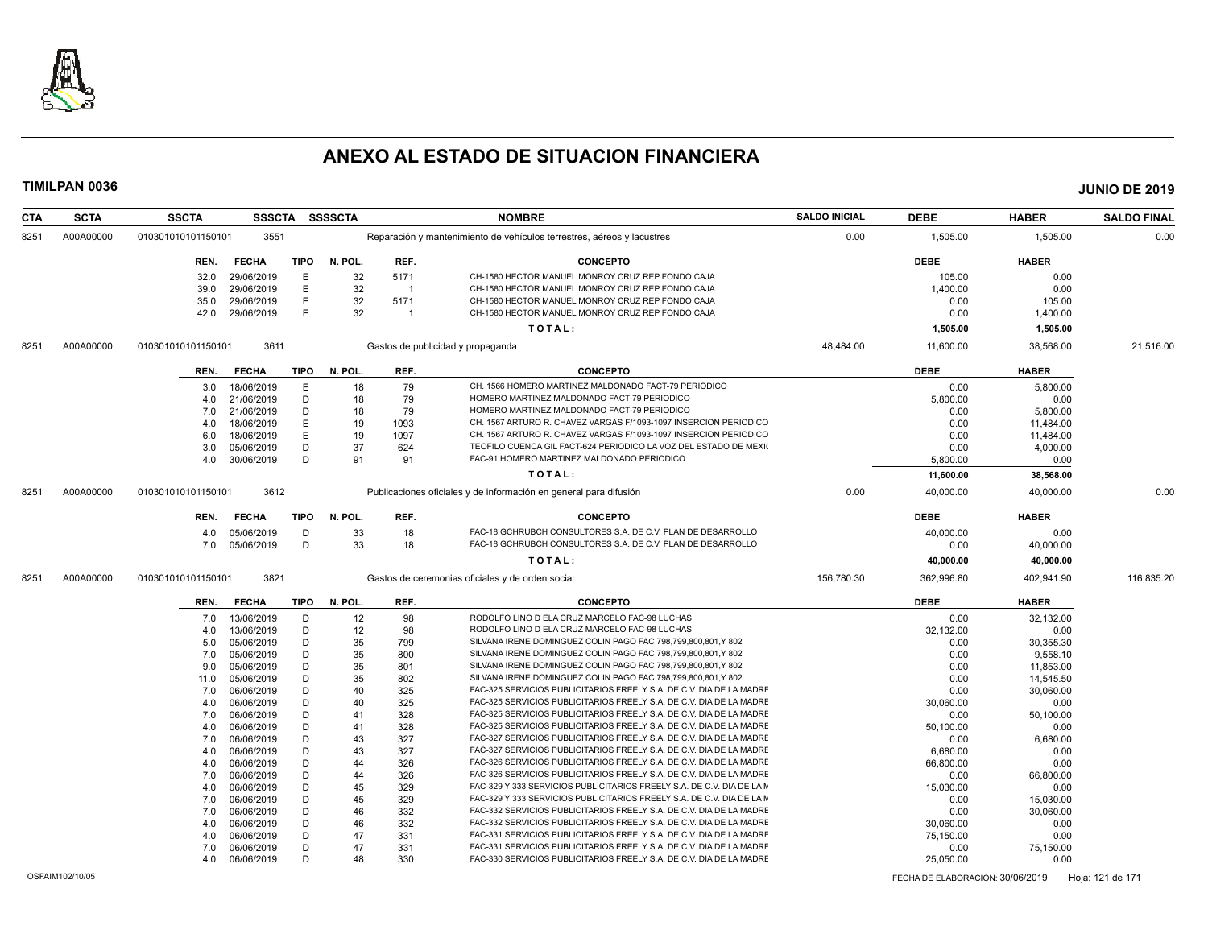# ANEXO AL ESTADO DE SITUACION FINANCIERA

**TIMILPAN 0036** **JUNIO DE 2019**

| CTA | SCTA | SSCTA | SSSCTA | SSSSCTA | NOMBRE | SALDO INICIAL | DEBE | HABER | SALDO FINAL |
|---|---|---|---|---|---|---|---|---|---|
| 8251 | A00A00000 | 010301010101150101 | 3551 | | Reparación y mantenimiento de vehículos terrestres, aéreos y lacustres | 0.00 | 1,505.00 | 1,505.00 | 0.00 |

| REN. | FECHA | TIPO | N. POL. | REF. | CONCEPTO | DEBE | HABER |
|---|---|---|---|---|---|---|---|
| 32.0 | 29/06/2019 | E | 32 | 5171 | CH-1580 HECTOR MANUEL MONROY CRUZ REP FONDO CAJA | 105.00 | 0.00 |
| 39.0 | 29/06/2019 | E | 32 | 1 | CH-1580 HECTOR MANUEL MONROY CRUZ REP FONDO CAJA | 1,400.00 | 0.00 |
| 35.0 | 29/06/2019 | E | 32 | 5171 | CH-1580 HECTOR MANUEL MONROY CRUZ REP FONDO CAJA | 0.00 | 105.00 |
| 42.0 | 29/06/2019 | E | 32 | 1 | CH-1580 HECTOR MANUEL MONROY CRUZ REP FONDO CAJA | 0.00 | 1,400.00 |
| | | | | | T O T A L : | 1,505.00 | 1,505.00 |

| CTA | SCTA | SSCTA | SSSCTA | SSSSCTA | NOMBRE | SALDO INICIAL | DEBE | HABER | SALDO FINAL |
|---|---|---|---|---|---|---|---|---|---|
| 8251 | A00A00000 | 010301010101150101 | 3611 | | Gastos de publicidad y propaganda | 48,484.00 | 11,600.00 | 38,568.00 | 21,516.00 |

| REN. | FECHA | TIPO | N. POL. | REF. | CONCEPTO | DEBE | HABER |
|---|---|---|---|---|---|---|---|
| 3.0 | 18/06/2019 | E | 18 | 79 | CH. 1566 HOMERO MARTINEZ MALDONADO FACT-79 PERIODICO | 0.00 | 5,800.00 |
| 4.0 | 21/06/2019 | D | 18 | 79 | HOMERO MARTINEZ MALDONADO FACT-79 PERIODICO | 5,800.00 | 0.00 |
| 7.0 | 21/06/2019 | D | 18 | 79 | HOMERO MARTINEZ MALDONADO FACT-79 PERIODICO | 0.00 | 5,800.00 |
| 4.0 | 18/06/2019 | E | 19 | 1093 | CH. 1567 ARTURO R. CHAVEZ VARGAS F/1093-1097 INSERCION PERIODICO | 0.00 | 11,484.00 |
| 6.0 | 18/06/2019 | E | 19 | 1097 | CH. 1567 ARTURO R. CHAVEZ VARGAS F/1093-1097 INSERCION PERIODICO | 0.00 | 11,484.00 |
| 3.0 | 05/06/2019 | D | 37 | 624 | TEOFILO CUENCA GIL FACT-624 PERIODICO LA VOZ DEL ESTADO DE MEXI( | 0.00 | 4,000.00 |
| 4.0 | 30/06/2019 | D | 91 | 91 | FAC-91 HOMERO MARTINEZ MALDONADO PERIODICO | 5,800.00 | 0.00 |
| | | | | | T O T A L : | 11,600.00 | 38,568.00 |

| CTA | SCTA | SSCTA | SSSCTA | SSSSCTA | NOMBRE | SALDO INICIAL | DEBE | HABER | SALDO FINAL |
|---|---|---|---|---|---|---|---|---|---|
| 8251 | A00A00000 | 010301010101150101 | 3612 | | Publicaciones oficiales y de información en general para difusión | 0.00 | 40,000.00 | 40,000.00 | 0.00 |

| REN. | FECHA | TIPO | N. POL. | REF. | CONCEPTO | DEBE | HABER |
|---|---|---|---|---|---|---|---|
| 4.0 | 05/06/2019 | D | 33 | 18 | FAC-18 GCHRUBCH CONSULTORES S.A. DE C.V. PLAN DE DESARROLLO | 40,000.00 | 0.00 |
| 7.0 | 05/06/2019 | D | 33 | 18 | FAC-18 GCHRUBCH CONSULTORES S.A. DE C.V. PLAN DE DESARROLLO | 0.00 | 40,000.00 |
| | | | | | T O T A L : | 40,000.00 | 40,000.00 |

| CTA | SCTA | SSCTA | SSSCTA | SSSSCTA | NOMBRE | SALDO INICIAL | DEBE | HABER | SALDO FINAL |
|---|---|---|---|---|---|---|---|---|---|
| 8251 | A00A00000 | 010301010101150101 | 3821 | | Gastos de ceremonias oficiales y de orden social | 156,780.30 | 362,996.80 | 402,941.90 | 116,835.20 |

| REN. | FECHA | TIPO | N. POL. | REF. | CONCEPTO | DEBE | HABER |
|---|---|---|---|---|---|---|---|
| 7.0 | 13/06/2019 | D | 12 | 98 | RODOLFO LINO D ELA CRUZ MARCELO FAC-98 LUCHAS | 0.00 | 32,132.00 |
| 4.0 | 13/06/2019 | D | 12 | 98 | RODOLFO LINO D ELA CRUZ MARCELO FAC-98 LUCHAS | 32,132.00 | 0.00 |
| 5.0 | 05/06/2019 | D | 35 | 799 | SILVANA IRENE DOMINGUEZ COLIN PAGO FAC 798,799,800,801,Y 802 | 0.00 | 30,355.30 |
| 7.0 | 05/06/2019 | D | 35 | 800 | SILVANA IRENE DOMINGUEZ COLIN PAGO FAC 798,799,800,801,Y 802 | 0.00 | 9,558.10 |
| 9.0 | 05/06/2019 | D | 35 | 801 | SILVANA IRENE DOMINGUEZ COLIN PAGO FAC 798,799,800,801,Y 802 | 0.00 | 11,853.00 |
| 11.0 | 05/06/2019 | D | 35 | 802 | SILVANA IRENE DOMINGUEZ COLIN PAGO FAC 798,799,800,801,Y 802 | 0.00 | 14,545.50 |
| 7.0 | 06/06/2019 | D | 40 | 325 | FAC-325 SERVICIOS PUBLICITARIOS FREELY S.A. DE C.V. DIA DE LA MADRE | 0.00 | 30,060.00 |
| 4.0 | 06/06/2019 | D | 40 | 325 | FAC-325 SERVICIOS PUBLICITARIOS FREELY S.A. DE C.V. DIA DE LA MADRE | 30,060.00 | 0.00 |
| 7.0 | 06/06/2019 | D | 41 | 328 | FAC-325 SERVICIOS PUBLICITARIOS FREELY S.A. DE C.V. DIA DE LA MADRE | 0.00 | 50,100.00 |
| 4.0 | 06/06/2019 | D | 41 | 328 | FAC-325 SERVICIOS PUBLICITARIOS FREELY S.A. DE C.V. DIA DE LA MADRE | 50,100.00 | 0.00 |
| 7.0 | 06/06/2019 | D | 43 | 327 | FAC-327 SERVICIOS PUBLICITARIOS FREELY S.A. DE C.V. DIA DE LA MADRE | 0.00 | 6,680.00 |
| 4.0 | 06/06/2019 | D | 43 | 327 | FAC-327 SERVICIOS PUBLICITARIOS FREELY S.A. DE C.V. DIA DE LA MADRE | 6,680.00 | 0.00 |
| 4.0 | 06/06/2019 | D | 44 | 326 | FAC-326 SERVICIOS PUBLICITARIOS FREELY S.A. DE C.V. DIA DE LA MADRE | 66,800.00 | 0.00 |
| 7.0 | 06/06/2019 | D | 44 | 326 | FAC-326 SERVICIOS PUBLICITARIOS FREELY S.A. DE C.V. DIA DE LA MADRE | 0.00 | 66,800.00 |
| 4.0 | 06/06/2019 | D | 45 | 329 | FAC-329 Y 333 SERVICIOS PUBLICITARIOS FREELY S.A. DE C.V. DIA DE LA M | 15,030.00 | 0.00 |
| 7.0 | 06/06/2019 | D | 45 | 329 | FAC-329 Y 333 SERVICIOS PUBLICITARIOS FREELY S.A. DE C.V. DIA DE LA M | 0.00 | 15,030.00 |
| 7.0 | 06/06/2019 | D | 46 | 332 | FAC-332 SERVICIOS PUBLICITARIOS FREELY S.A. DE C.V. DIA DE LA MADRE | 0.00 | 30,060.00 |
| 4.0 | 06/06/2019 | D | 46 | 332 | FAC-332 SERVICIOS PUBLICITARIOS FREELY S.A. DE C.V. DIA DE LA MADRE | 30,060.00 | 0.00 |
| 4.0 | 06/06/2019 | D | 47 | 331 | FAC-331 SERVICIOS PUBLICITARIOS FREELY S.A. DE C.V. DIA DE LA MADRE | 75,150.00 | 0.00 |
| 7.0 | 06/06/2019 | D | 47 | 331 | FAC-331 SERVICIOS PUBLICITARIOS FREELY S.A. DE C.V. DIA DE LA MADRE | 0.00 | 75,150.00 |
| 4.0 | 06/06/2019 | D | 48 | 330 | FAC-330 SERVICIOS PUBLICITARIOS FREELY S.A. DE C.V. DIA DE LA MADRE | 25,050.00 | 0.00 |

OSFAIM102/10/05 FECHA DE ELABORACION: 30/06/2019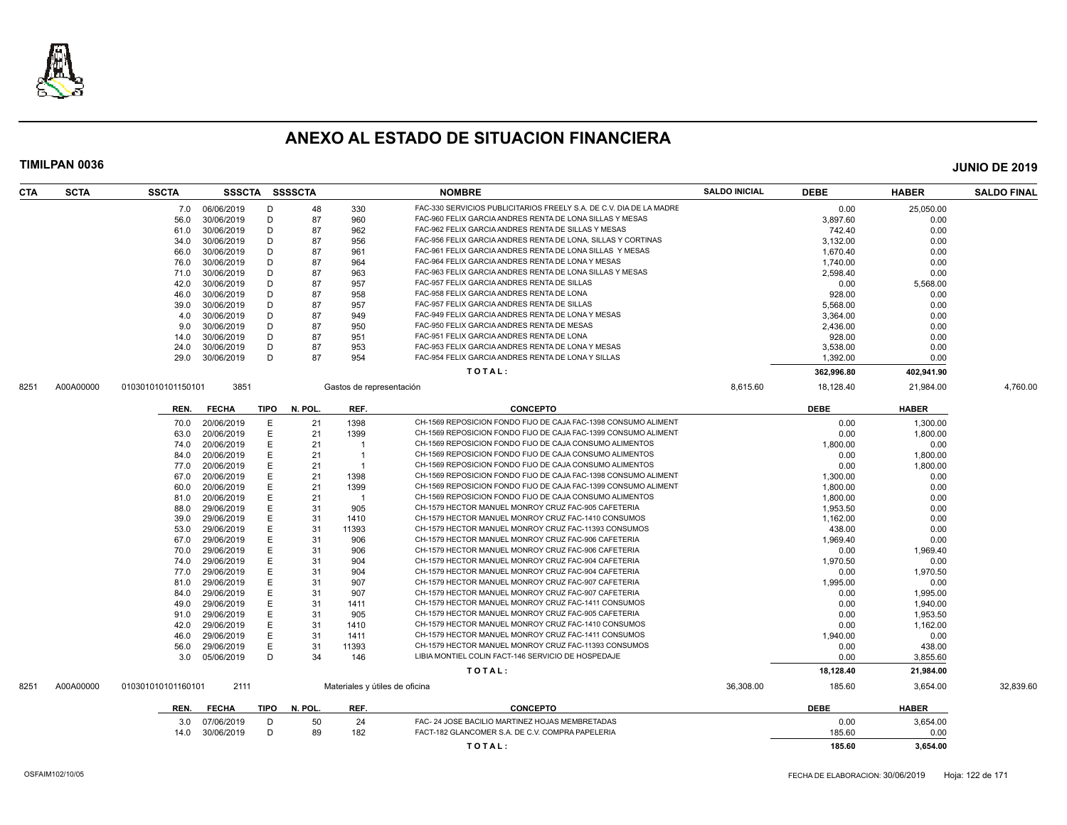# ANEXO AL ESTADO DE SITUACION FINANCIERA

**TIMILPAN 0036** **JUNIO DE 2019**

| CTA | SCTA | SSCTA | SSSCTA | SSSSCTA | | NOMBRE | SALDO INICIAL | DEBE | HABER | SALDO FINAL |
|---|---|---|---|---|---|---|---|---|---|---|
| | | 7.0 | 06/06/2019 | D | 48 | 330 | FAC-330 SERVICIOS PUBLICITARIOS FREELY S.A. DE C.V. DIA DE LA MADRE | 0.00 | 25,050.00 | |
| | | 56.0 | 30/06/2019 | D | 87 | 960 | FAC-960 FELIX GARCIA ANDRES RENTA DE LONA SILLAS Y MESAS | 3,897.60 | 0.00 | |
| | | 61.0 | 30/06/2019 | D | 87 | 962 | FAC-962 FELIX GARCIA ANDRES RENTA DE SILLAS Y MESAS | 742.40 | 0.00 | |
| | | 34.0 | 30/06/2019 | D | 87 | 956 | FAC-956 FELIX GARCIA ANDRES RENTA DE LONA, SILLAS Y CORTINAS | 3,132.00 | 0.00 | |
| | | 66.0 | 30/06/2019 | D | 87 | 961 | FAC-961 FELIX GARCIA ANDRES RENTA DE LONA SILLAS Y MESAS | 1,670.40 | 0.00 | |
| | | 76.0 | 30/06/2019 | D | 87 | 964 | FAC-964 FELIX GARCIA ANDRES RENTA DE LONA Y MESAS | 1,740.00 | 0.00 | |
| | | 71.0 | 30/06/2019 | D | 87 | 963 | FAC-963 FELIX GARCIA ANDRES RENTA DE LONA SILLAS Y MESAS | 2,598.40 | 0.00 | |
| | | 42.0 | 30/06/2019 | D | 87 | 957 | FAC-957 FELIX GARCIA ANDRES RENTA DE SILLAS | 0.00 | 5,568.00 | |
| | | 46.0 | 30/06/2019 | D | 87 | 958 | FAC-958 FELIX GARCIA ANDRES RENTA DE LONA | 928.00 | 0.00 | |
| | | 39.0 | 30/06/2019 | D | 87 | 957 | FAC-957 FELIX GARCIA ANDRES RENTA DE SILLAS | 5,568.00 | 0.00 | |
| | | 4.0 | 30/06/2019 | D | 87 | 949 | FAC-949 FELIX GARCIA ANDRES RENTA DE LONA Y MESAS | 3,364.00 | 0.00 | |
| | | 9.0 | 30/06/2019 | D | 87 | 950 | FAC-950 FELIX GARCIA ANDRES RENTA DE MESAS | 2,436.00 | 0.00 | |
| | | 14.0 | 30/06/2019 | D | 87 | 951 | FAC-951 FELIX GARCIA ANDRES RENTA DE LONA | 928.00 | 0.00 | |
| | | 24.0 | 30/06/2019 | D | 87 | 953 | FAC-953 FELIX GARCIA ANDRES RENTA DE LONA Y MESAS | 3,538.00 | 0.00 | |
| | | 29.0 | 30/06/2019 | D | 87 | 954 | FAC-954 FELIX GARCIA ANDRES RENTA DE LONA Y SILLAS | 1,392.00 | 0.00 | |
| | | | | | | | **T O T A L :** | **362,996.80** | **402,941.90** | |
| 8251 | A00A00000 | 010301010101150101 | 3851 | | | Gastos de representación | 8,615.60 | 18,128.40 | 21,984.00 | 4,760.00 |

| REN. | FECHA | TIPO | N. POL. | REF. | CONCEPTO | DEBE | HABER |
|---|---|---|---|---|---|---|---|
| 70.0 | 20/06/2019 | E | 21 | 1398 | CH-1569 REPOSICION FONDO FIJO DE CAJA FAC-1398 CONSUMO ALIMENT | 0.00 | 1,300.00 |
| 63.0 | 20/06/2019 | E | 21 | 1399 | CH-1569 REPOSICION FONDO FIJO DE CAJA FAC-1399 CONSUMO ALIMENT | 0.00 | 1,800.00 |
| 74.0 | 20/06/2019 | E | 21 | 1 | CH-1569 REPOSICION FONDO FIJO DE CAJA CONSUMO ALIMENTOS | 1,800.00 | 0.00 |
| 84.0 | 20/06/2019 | E | 21 | 1 | CH-1569 REPOSICION FONDO FIJO DE CAJA CONSUMO ALIMENTOS | 0.00 | 1,800.00 |
| 77.0 | 20/06/2019 | E | 21 | 1 | CH-1569 REPOSICION FONDO FIJO DE CAJA CONSUMO ALIMENTOS | 0.00 | 1,800.00 |
| 67.0 | 20/06/2019 | E | 21 | 1398 | CH-1569 REPOSICION FONDO FIJO DE CAJA FAC-1398 CONSUMO ALIMENT | 1,300.00 | 0.00 |
| 60.0 | 20/06/2019 | E | 21 | 1399 | CH-1569 REPOSICION FONDO FIJO DE CAJA FAC-1399 CONSUMO ALIMENT | 1,800.00 | 0.00 |
| 81.0 | 20/06/2019 | E | 21 | 1 | CH-1569 REPOSICION FONDO FIJO DE CAJA CONSUMO ALIMENTOS | 1,800.00 | 0.00 |
| 88.0 | 29/06/2019 | E | 31 | 905 | CH-1579 HECTOR MANUEL MONROY CRUZ FAC-905 CAFETERIA | 1,953.50 | 0.00 |
| 39.0 | 29/06/2019 | E | 31 | 1410 | CH-1579 HECTOR MANUEL MONROY CRUZ FAC-1410 CONSUMOS | 1,162.00 | 0.00 |
| 53.0 | 29/06/2019 | E | 31 | 11393 | CH-1579 HECTOR MANUEL MONROY CRUZ FAC-11393 CONSUMOS | 438.00 | 0.00 |
| 67.0 | 29/06/2019 | E | 31 | 906 | CH-1579 HECTOR MANUEL MONROY CRUZ FAC-906 CAFETERIA | 1,969.40 | 0.00 |
| 70.0 | 29/06/2019 | E | 31 | 906 | CH-1579 HECTOR MANUEL MONROY CRUZ FAC-906 CAFETERIA | 0.00 | 1,969.40 |
| 74.0 | 29/06/2019 | E | 31 | 904 | CH-1579 HECTOR MANUEL MONROY CRUZ FAC-904 CAFETERIA | 1,970.50 | 0.00 |
| 77.0 | 29/06/2019 | E | 31 | 904 | CH-1579 HECTOR MANUEL MONROY CRUZ FAC-904 CAFETERIA | 0.00 | 1,970.50 |
| 81.0 | 29/06/2019 | E | 31 | 907 | CH-1579 HECTOR MANUEL MONROY CRUZ FAC-907 CAFETERIA | 1,995.00 | 0.00 |
| 84.0 | 29/06/2019 | E | 31 | 907 | CH-1579 HECTOR MANUEL MONROY CRUZ FAC-907 CAFETERIA | 0.00 | 1,995.00 |
| 49.0 | 29/06/2019 | E | 31 | 1411 | CH-1579 HECTOR MANUEL MONROY CRUZ FAC-1411 CONSUMOS | 0.00 | 1,940.00 |
| 91.0 | 29/06/2019 | E | 31 | 905 | CH-1579 HECTOR MANUEL MONROY CRUZ FAC-905 CAFETERIA | 0.00 | 1,953.50 |
| 42.0 | 29/06/2019 | E | 31 | 1410 | CH-1579 HECTOR MANUEL MONROY CRUZ FAC-1410 CONSUMOS | 0.00 | 1,162.00 |
| 46.0 | 29/06/2019 | E | 31 | 1411 | CH-1579 HECTOR MANUEL MONROY CRUZ FAC-1411 CONSUMOS | 1,940.00 | 0.00 |
| 56.0 | 29/06/2019 | E | 31 | 11393 | CH-1579 HECTOR MANUEL MONROY CRUZ FAC-11393 CONSUMOS | 0.00 | 438.00 |
| 3.0 | 05/06/2019 | D | 34 | 146 | LIBIA MONTIEL COLIN FACT-146 SERVICIO DE HOSPEDAJE | 0.00 | 3,855.60 |
| | | | | | **T O T A L :** | **18,128.40** | **21,984.00** |

| CTA | SCTA | SSCTA | SSSCTA | NOMBRE | SALDO INICIAL | DEBE | HABER | SALDO FINAL |
|---|---|---|---|---|---|---|---|---|
| 8251 | A00A00000 | 010301010101160101 | 2111 | Materiales y útiles de oficina | 36,308.00 | 185.60 | 3,654.00 | 32,839.60 |

| REN. | FECHA | TIPO | N. POL. | REF. | CONCEPTO | DEBE | HABER |
|---|---|---|---|---|---|---|---|
| 3.0 | 07/06/2019 | D | 50 | 24 | FAC- 24 JOSE BACILIO MARTINEZ HOJAS MEMBRETADAS | 0.00 | 3,654.00 |
| 14.0 | 30/06/2019 | D | 89 | 182 | FACT-182 GLANCOMER S.A. DE C.V. COMPRA PAPELERIA | 185.60 | 0.00 |
| | | | | | **T O T A L :** | **185.60** | **3,654.00** |

OSFAIM102/10/05 FECHA DE ELABORACION: 30/06/2019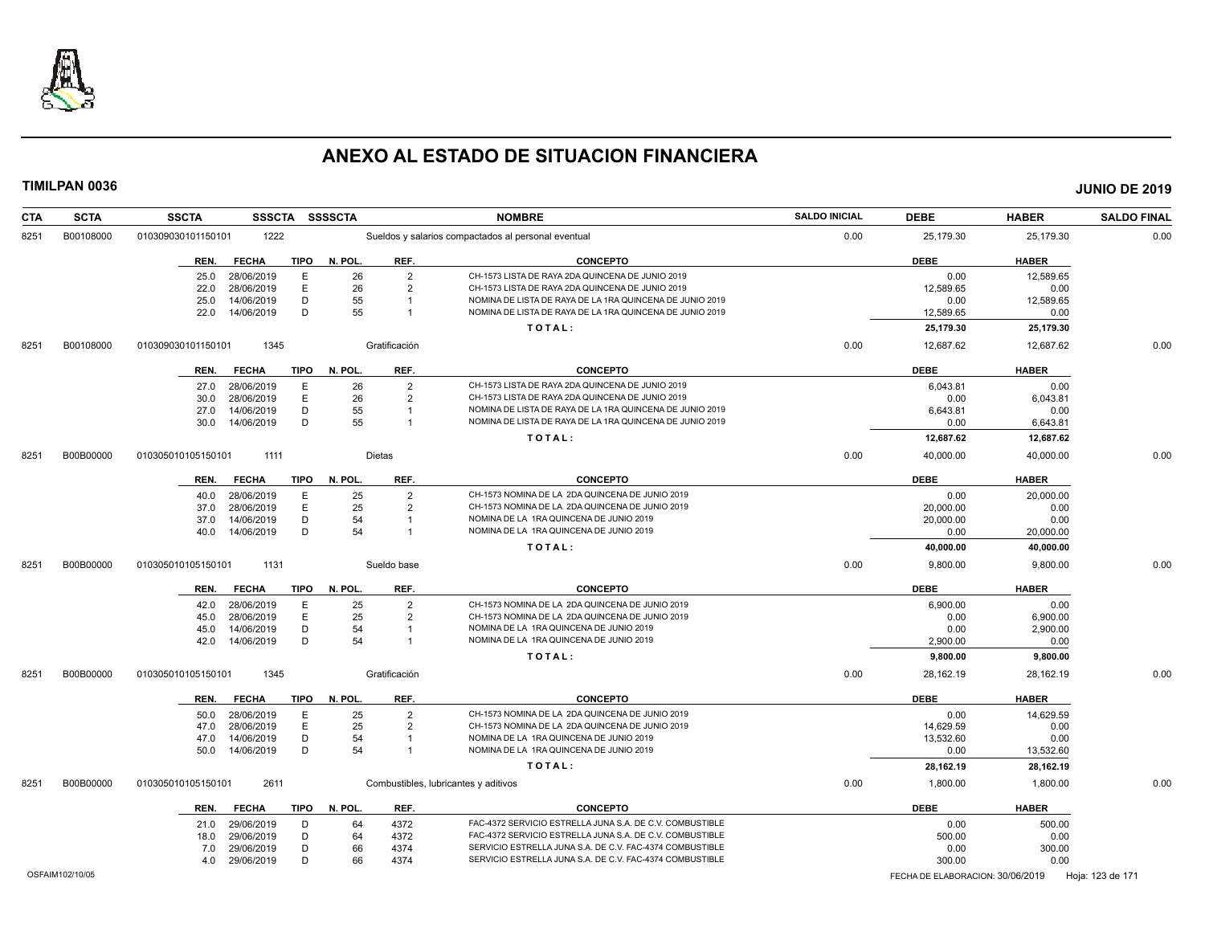# ANEXO AL ESTADO DE SITUACION FINANCIERA

**TIMILPAN 0036** **JUNIO DE 2019**

| CTA | SCTA | SSCTA | SSSCTA | SSSSCTA | NOMBRE | SALDO INICIAL | DEBE | HABER | SALDO FINAL |
|---|---|---|---|---|---|---|---|---|---|
| 8251 | B00108000 | 010309030101150101 | 1222 | | Sueldos y salarios compactados al personal eventual | 0.00 | 25,179.30 | 25,179.30 | 0.00 |

| REN. | FECHA | TIPO | N. POL. | REF. | CONCEPTO | DEBE | HABER |
|---|---|---|---|---|---|---|---|
| 25.0 | 28/06/2019 | E | 26 | 2 | CH-1573 LISTA DE RAYA 2DA QUINCENA DE JUNIO 2019 | 0.00 | 12,589.65 |
| 22.0 | 28/06/2019 | E | 26 | 2 | CH-1573 LISTA DE RAYA 2DA QUINCENA DE JUNIO 2019 | 12,589.65 | 0.00 |
| 25.0 | 14/06/2019 | D | 55 | 1 | NOMINA DE LISTA DE RAYA DE LA 1RA QUINCENA DE JUNIO 2019 | 0.00 | 12,589.65 |
| 22.0 | 14/06/2019 | D | 55 | 1 | NOMINA DE LISTA DE RAYA DE LA 1RA QUINCENA DE JUNIO 2019 | 12,589.65 | 0.00 |
| | | | | | **T O T A L :** | **25,179.30** | **25,179.30** |

| CTA | SCTA | SSCTA | SSSCTA | SSSSCTA | NOMBRE | SALDO INICIAL | DEBE | HABER | SALDO FINAL |
|---|---|---|---|---|---|---|---|---|---|
| 8251 | B00108000 | 010309030101150101 | 1345 | | Gratificación | 0.00 | 12,687.62 | 12,687.62 | 0.00 |

| REN. | FECHA | TIPO | N. POL. | REF. | CONCEPTO | DEBE | HABER |
|---|---|---|---|---|---|---|---|
| 27.0 | 28/06/2019 | E | 26 | 2 | CH-1573 LISTA DE RAYA 2DA QUINCENA DE JUNIO 2019 | 6,043.81 | 0.00 |
| 30.0 | 28/06/2019 | E | 26 | 2 | CH-1573 LISTA DE RAYA 2DA QUINCENA DE JUNIO 2019 | 0.00 | 6,043.81 |
| 27.0 | 14/06/2019 | D | 55 | 1 | NOMINA DE LISTA DE RAYA DE LA 1RA QUINCENA DE JUNIO 2019 | 6,643.81 | 0.00 |
| 30.0 | 14/06/2019 | D | 55 | 1 | NOMINA DE LISTA DE RAYA DE LA 1RA QUINCENA DE JUNIO 2019 | 0.00 | 6,643.81 |
| | | | | | **T O T A L :** | **12,687.62** | **12,687.62** |

| CTA | SCTA | SSCTA | SSSCTA | SSSSCTA | NOMBRE | SALDO INICIAL | DEBE | HABER | SALDO FINAL |
|---|---|---|---|---|---|---|---|---|---|
| 8251 | B00B00000 | 010305010105150101 | 1111 | | Dietas | 0.00 | 40,000.00 | 40,000.00 | 0.00 |

| REN. | FECHA | TIPO | N. POL. | REF. | CONCEPTO | DEBE | HABER |
|---|---|---|---|---|---|---|---|
| 40.0 | 28/06/2019 | E | 25 | 2 | CH-1573 NOMINA DE LA 2DA QUINCENA DE JUNIO 2019 | 0.00 | 20,000.00 |
| 37.0 | 28/06/2019 | E | 25 | 2 | CH-1573 NOMINA DE LA 2DA QUINCENA DE JUNIO 2019 | 20,000.00 | 0.00 |
| 37.0 | 14/06/2019 | D | 54 | 1 | NOMINA DE LA 1RA QUINCENA DE JUNIO 2019 | 20,000.00 | 0.00 |
| 40.0 | 14/06/2019 | D | 54 | 1 | NOMINA DE LA 1RA QUINCENA DE JUNIO 2019 | 0.00 | 20,000.00 |
| | | | | | **T O T A L :** | **40,000.00** | **40,000.00** |

| CTA | SCTA | SSCTA | SSSCTA | SSSSCTA | NOMBRE | SALDO INICIAL | DEBE | HABER | SALDO FINAL |
|---|---|---|---|---|---|---|---|---|---|
| 8251 | B00B00000 | 010305010105150101 | 1131 | | Sueldo base | 0.00 | 9,800.00 | 9,800.00 | 0.00 |

| REN. | FECHA | TIPO | N. POL. | REF. | CONCEPTO | DEBE | HABER |
|---|---|---|---|---|---|---|---|
| 42.0 | 28/06/2019 | E | 25 | 2 | CH-1573 NOMINA DE LA 2DA QUINCENA DE JUNIO 2019 | 6,900.00 | 0.00 |
| 45.0 | 28/06/2019 | E | 25 | 2 | CH-1573 NOMINA DE LA 2DA QUINCENA DE JUNIO 2019 | 0.00 | 6,900.00 |
| 45.0 | 14/06/2019 | D | 54 | 1 | NOMINA DE LA 1RA QUINCENA DE JUNIO 2019 | 0.00 | 2,900.00 |
| 42.0 | 14/06/2019 | D | 54 | 1 | NOMINA DE LA 1RA QUINCENA DE JUNIO 2019 | 2,900.00 | 0.00 |
| | | | | | **T O T A L :** | **9,800.00** | **9,800.00** |

| CTA | SCTA | SSCTA | SSSCTA | SSSSCTA | NOMBRE | SALDO INICIAL | DEBE | HABER | SALDO FINAL |
|---|---|---|---|---|---|---|---|---|---|
| 8251 | B00B00000 | 010305010105150101 | 1345 | | Gratificación | 0.00 | 28,162.19 | 28,162.19 | 0.00 |

| REN. | FECHA | TIPO | N. POL. | REF. | CONCEPTO | DEBE | HABER |
|---|---|---|---|---|---|---|---|
| 50.0 | 28/06/2019 | E | 25 | 2 | CH-1573 NOMINA DE LA 2DA QUINCENA DE JUNIO 2019 | 0.00 | 14,629.59 |
| 47.0 | 28/06/2019 | E | 25 | 2 | CH-1573 NOMINA DE LA 2DA QUINCENA DE JUNIO 2019 | 14,629.59 | 0.00 |
| 47.0 | 14/06/2019 | D | 54 | 1 | NOMINA DE LA 1RA QUINCENA DE JUNIO 2019 | 13,532.60 | 0.00 |
| 50.0 | 14/06/2019 | D | 54 | 1 | NOMINA DE LA 1RA QUINCENA DE JUNIO 2019 | 0.00 | 13,532.60 |
| | | | | | **T O T A L :** | **28,162.19** | **28,162.19** |

| CTA | SCTA | SSCTA | SSSCTA | SSSSCTA | NOMBRE | SALDO INICIAL | DEBE | HABER | SALDO FINAL |
|---|---|---|---|---|---|---|---|---|---|
| 8251 | B00B00000 | 010305010105150101 | 2611 | | Combustibles, lubricantes y aditivos | 0.00 | 1,800.00 | 1,800.00 | 0.00 |

| REN. | FECHA | TIPO | N. POL. | REF. | CONCEPTO | DEBE | HABER |
|---|---|---|---|---|---|---|---|
| 21.0 | 29/06/2019 | D | 64 | 4372 | FAC-4372 SERVICIO ESTRELLA JUNA S.A. DE C.V. COMBUSTIBLE | 0.00 | 500.00 |
| 18.0 | 29/06/2019 | D | 64 | 4372 | FAC-4372 SERVICIO ESTRELLA JUNA S.A. DE C.V. COMBUSTIBLE | 500.00 | 0.00 |
| 7.0 | 29/06/2019 | D | 66 | 4374 | SERVICIO ESTRELLA JUNA S.A. DE C.V. FAC-4374 COMBUSTIBLE | 0.00 | 300.00 |
| 4.0 | 29/06/2019 | D | 66 | 4374 | SERVICIO ESTRELLA JUNA S.A. DE C.V. FAC-4374 COMBUSTIBLE | 300.00 | 0.00 |

OSFAIM102/10/05 FECHA DE ELABORACION: 30/06/2019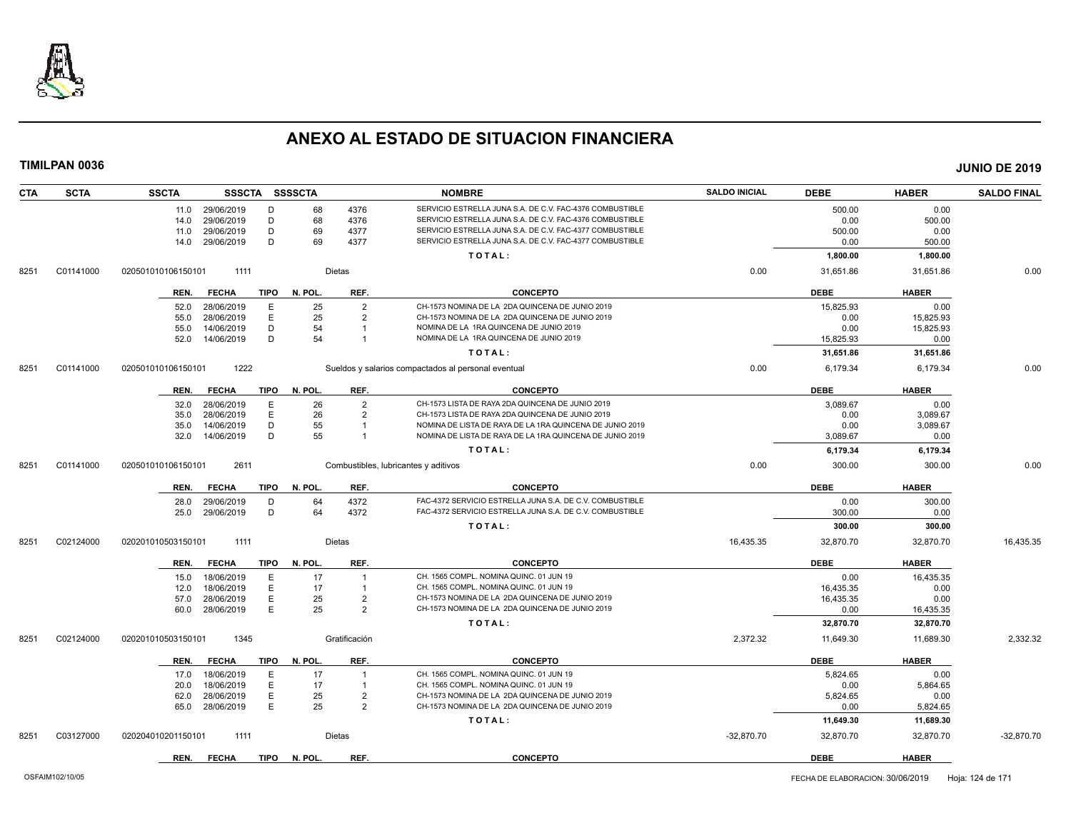# ANEXO AL ESTADO DE SITUACION FINANCIERA

**TIMILPAN 0036** — **JUNIO DE 2019**

| CTA | SCTA | SSCTA | SSSCTA | SSSSCTA | | NOMBRE | SALDO INICIAL | DEBE | HABER | SALDO FINAL |
|---|---|---|---|---|---|---|---|---|---|---|
| | | 11.0 29/06/2019 | D | 68 | 4376 | SERVICIO ESTRELLA JUNA S.A. DE C.V. FAC-4376 COMBUSTIBLE | | 500.00 | 0.00 | |
| | | 14.0 29/06/2019 | D | 68 | 4376 | SERVICIO ESTRELLA JUNA S.A. DE C.V. FAC-4376 COMBUSTIBLE | | 0.00 | 500.00 | |
| | | 11.0 29/06/2019 | D | 69 | 4377 | SERVICIO ESTRELLA JUNA S.A. DE C.V. FAC-4377 COMBUSTIBLE | | 500.00 | 0.00 | |
| | | 14.0 29/06/2019 | D | 69 | 4377 | SERVICIO ESTRELLA JUNA S.A. DE C.V. FAC-4377 COMBUSTIBLE | | 0.00 | 500.00 | |
| | | | | | | **T O T A L :** | | **1,800.00** | **1,800.00** | |
| 8251 | C01141000 | 020501010106150101 | 1111 | | | Dietas | 0.00 | 31,651.86 | 31,651.86 | 0.00 |
| | | **REN. FECHA** | **TIPO** | **N. POL.** | **REF.** | **CONCEPTO** | | **DEBE** | **HABER** | |
| | | 52.0 28/06/2019 | E | 25 | 2 | CH-1573 NOMINA DE LA 2DA QUINCENA DE JUNIO 2019 | | 15,825.93 | 0.00 | |
| | | 55.0 28/06/2019 | E | 25 | 2 | CH-1573 NOMINA DE LA 2DA QUINCENA DE JUNIO 2019 | | 0.00 | 15,825.93 | |
| | | 55.0 14/06/2019 | D | 54 | 1 | NOMINA DE LA 1RA QUINCENA DE JUNIO 2019 | | 0.00 | 15,825.93 | |
| | | 52.0 14/06/2019 | D | 54 | 1 | NOMINA DE LA 1RA QUINCENA DE JUNIO 2019 | | 15,825.93 | 0.00 | |
| | | | | | | **T O T A L :** | | **31,651.86** | **31,651.86** | |
| 8251 | C01141000 | 020501010106150101 | 1222 | | | Sueldos y salarios compactados al personal eventual | 0.00 | 6,179.34 | 6,179.34 | 0.00 |
| | | **REN. FECHA** | **TIPO** | **N. POL.** | **REF.** | **CONCEPTO** | | **DEBE** | **HABER** | |
| | | 32.0 28/06/2019 | E | 26 | 2 | CH-1573 LISTA DE RAYA 2DA QUINCENA DE JUNIO 2019 | | 3,089.67 | 0.00 | |
| | | 35.0 28/06/2019 | E | 26 | 2 | CH-1573 LISTA DE RAYA 2DA QUINCENA DE JUNIO 2019 | | 0.00 | 3,089.67 | |
| | | 35.0 14/06/2019 | D | 55 | 1 | NOMINA DE LISTA DE RAYA DE LA 1RA QUINCENA DE JUNIO 2019 | | 0.00 | 3,089.67 | |
| | | 32.0 14/06/2019 | D | 55 | 1 | NOMINA DE LISTA DE RAYA DE LA 1RA QUINCENA DE JUNIO 2019 | | 3,089.67 | 0.00 | |
| | | | | | | **T O T A L :** | | **6,179.34** | **6,179.34** | |
| 8251 | C01141000 | 020501010106150101 | 2611 | | | Combustibles, lubricantes y aditivos | 0.00 | 300.00 | 300.00 | 0.00 |
| | | **REN. FECHA** | **TIPO** | **N. POL.** | **REF.** | **CONCEPTO** | | **DEBE** | **HABER** | |
| | | 28.0 29/06/2019 | D | 64 | 4372 | FAC-4372 SERVICIO ESTRELLA JUNA S.A. DE C.V. COMBUSTIBLE | | 0.00 | 300.00 | |
| | | 25.0 29/06/2019 | D | 64 | 4372 | FAC-4372 SERVICIO ESTRELLA JUNA S.A. DE C.V. COMBUSTIBLE | | 300.00 | 0.00 | |
| | | | | | | **T O T A L :** | | **300.00** | **300.00** | |
| 8251 | C02124000 | 020201010503150101 | 1111 | | | Dietas | 16,435.35 | 32,870.70 | 32,870.70 | 16,435.35 |
| | | **REN. FECHA** | **TIPO** | **N. POL.** | **REF.** | **CONCEPTO** | | **DEBE** | **HABER** | |
| | | 15.0 18/06/2019 | E | 17 | 1 | CH. 1565 COMPL. NOMINA QUINC. 01 JUN 19 | | 0.00 | 16,435.35 | |
| | | 12.0 18/06/2019 | E | 17 | 1 | CH. 1565 COMPL. NOMINA QUINC. 01 JUN 19 | | 16,435.35 | 0.00 | |
| | | 57.0 28/06/2019 | E | 25 | 2 | CH-1573 NOMINA DE LA 2DA QUINCENA DE JUNIO 2019 | | 16,435.35 | 0.00 | |
| | | 60.0 28/06/2019 | E | 25 | 2 | CH-1573 NOMINA DE LA 2DA QUINCENA DE JUNIO 2019 | | 0.00 | 16,435.35 | |
| | | | | | | **T O T A L :** | | **32,870.70** | **32,870.70** | |
| 8251 | C02124000 | 020201010503150101 | 1345 | | | Gratificación | 2,372.32 | 11,649.30 | 11,689.30 | 2,332.32 |
| | | **REN. FECHA** | **TIPO** | **N. POL.** | **REF.** | **CONCEPTO** | | **DEBE** | **HABER** | |
| | | 17.0 18/06/2019 | E | 17 | 1 | CH. 1565 COMPL. NOMINA QUINC. 01 JUN 19 | | 5,824.65 | 0.00 | |
| | | 20.0 18/06/2019 | E | 17 | 1 | CH. 1565 COMPL. NOMINA QUINC. 01 JUN 19 | | 0.00 | 5,864.65 | |
| | | 62.0 28/06/2019 | E | 25 | 2 | CH-1573 NOMINA DE LA 2DA QUINCENA DE JUNIO 2019 | | 5,824.65 | 0.00 | |
| | | 65.0 28/06/2019 | E | 25 | 2 | CH-1573 NOMINA DE LA 2DA QUINCENA DE JUNIO 2019 | | 0.00 | 5,824.65 | |
| | | | | | | **T O T A L :** | | **11,649.30** | **11,689.30** | |
| 8251 | C03127000 | 020204010201150101 | 1111 | | | Dietas | -32,870.70 | 32,870.70 | 32,870.70 | -32,870.70 |
| | | **REN. FECHA** | **TIPO** | **N. POL.** | **REF.** | **CONCEPTO** | | **DEBE** | **HABER** | |

OSFAIM102/10/05 — FECHA DE ELABORACION: 30/06/2019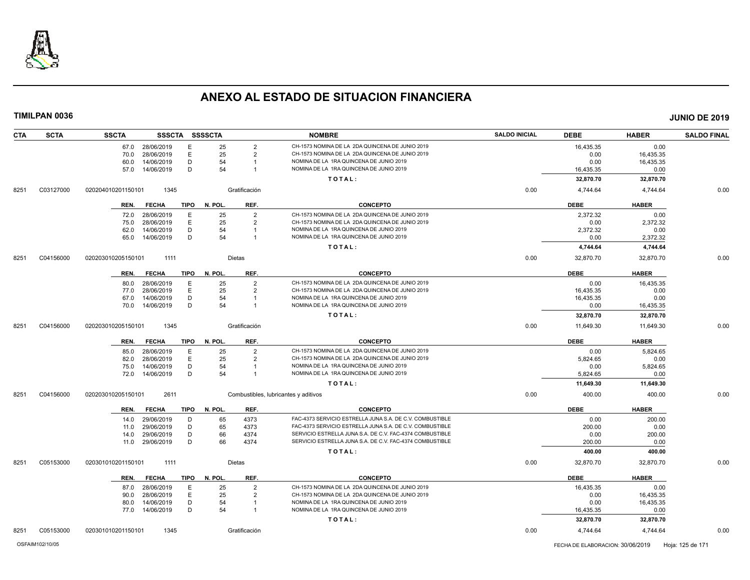# ANEXO AL ESTADO DE SITUACION FINANCIERA

**TIMILPAN 0036** **JUNIO DE 2019**

| CTA | SCTA | SSCTA | SSSCTA | SSSSCTA | | NOMBRE | SALDO INICIAL | DEBE | HABER | SALDO FINAL |
|---|---|---|---|---|---|---|---|---|---|---|
| | | 67.0 28/06/2019 | E | 25 | 2 | CH-1573 NOMINA DE LA 2DA QUINCENA DE JUNIO 2019 | | 16,435.35 | 0.00 | |
| | | 70.0 28/06/2019 | E | 25 | 2 | CH-1573 NOMINA DE LA 2DA QUINCENA DE JUNIO 2019 | | 0.00 | 16,435.35 | |
| | | 60.0 14/06/2019 | D | 54 | 1 | NOMINA DE LA 1RA QUINCENA DE JUNIO 2019 | | 0.00 | 16,435.35 | |
| | | 57.0 14/06/2019 | D | 54 | 1 | NOMINA DE LA 1RA QUINCENA DE JUNIO 2019 | | 16,435.35 | 0.00 | |
| | | | | | | TOTAL: | | 32,870.70 | 32,870.70 | |
| 8251 | C03127000 | 020204010201150101 | 1345 | | Gratificación | | 0.00 | 4,744.64 | 4,744.64 | 0.00 |
| | | REN. FECHA | TIPO | N. POL. | REF. | CONCEPTO | | DEBE | HABER | |
| | | 72.0 28/06/2019 | E | 25 | 2 | CH-1573 NOMINA DE LA 2DA QUINCENA DE JUNIO 2019 | | 2,372.32 | 0.00 | |
| | | 75.0 28/06/2019 | E | 25 | 2 | CH-1573 NOMINA DE LA 2DA QUINCENA DE JUNIO 2019 | | 0.00 | 2,372.32 | |
| | | 62.0 14/06/2019 | D | 54 | 1 | NOMINA DE LA 1RA QUINCENA DE JUNIO 2019 | | 2,372.32 | 0.00 | |
| | | 65.0 14/06/2019 | D | 54 | 1 | NOMINA DE LA 1RA QUINCENA DE JUNIO 2019 | | 0.00 | 2,372.32 | |
| | | | | | | TOTAL: | | 4,744.64 | 4,744.64 | |
| 8251 | C04156000 | 020203010205150101 | 1111 | | Dietas | | 0.00 | 32,870.70 | 32,870.70 | 0.00 |
| | | REN. FECHA | TIPO | N. POL. | REF. | CONCEPTO | | DEBE | HABER | |
| | | 80.0 28/06/2019 | E | 25 | 2 | CH-1573 NOMINA DE LA 2DA QUINCENA DE JUNIO 2019 | | 0.00 | 16,435.35 | |
| | | 77.0 28/06/2019 | E | 25 | 2 | CH-1573 NOMINA DE LA 2DA QUINCENA DE JUNIO 2019 | | 16,435.35 | 0.00 | |
| | | 67.0 14/06/2019 | D | 54 | 1 | NOMINA DE LA 1RA QUINCENA DE JUNIO 2019 | | 16,435.35 | 0.00 | |
| | | 70.0 14/06/2019 | D | 54 | 1 | NOMINA DE LA 1RA QUINCENA DE JUNIO 2019 | | 0.00 | 16,435.35 | |
| | | | | | | TOTAL: | | 32,870.70 | 32,870.70 | |
| 8251 | C04156000 | 020203010205150101 | 1345 | | Gratificación | | 0.00 | 11,649.30 | 11,649.30 | 0.00 |
| | | REN. FECHA | TIPO | N. POL. | REF. | CONCEPTO | | DEBE | HABER | |
| | | 85.0 28/06/2019 | E | 25 | 2 | CH-1573 NOMINA DE LA 2DA QUINCENA DE JUNIO 2019 | | 0.00 | 5,824.65 | |
| | | 82.0 28/06/2019 | E | 25 | 2 | CH-1573 NOMINA DE LA 2DA QUINCENA DE JUNIO 2019 | | 5,824.65 | 0.00 | |
| | | 75.0 14/06/2019 | D | 54 | 1 | NOMINA DE LA 1RA QUINCENA DE JUNIO 2019 | | 0.00 | 5,824.65 | |
| | | 72.0 14/06/2019 | D | 54 | 1 | NOMINA DE LA 1RA QUINCENA DE JUNIO 2019 | | 5,824.65 | 0.00 | |
| | | | | | | TOTAL: | | 11,649.30 | 11,649.30 | |
| 8251 | C04156000 | 020203010205150101 | 2611 | | Combustibles, lubricantes y aditivos | | 0.00 | 400.00 | 400.00 | 0.00 |
| | | REN. FECHA | TIPO | N. POL. | REF. | CONCEPTO | | DEBE | HABER | |
| | | 14.0 29/06/2019 | D | 65 | 4373 | FAC-4373 SERVICIO ESTRELLA JUNA S.A. DE C.V. COMBUSTIBLE | | 0.00 | 200.00 | |
| | | 11.0 29/06/2019 | D | 65 | 4373 | FAC-4373 SERVICIO ESTRELLA JUNA S.A. DE C.V. COMBUSTIBLE | | 200.00 | 0.00 | |
| | | 14.0 29/06/2019 | D | 66 | 4374 | SERVICIO ESTRELLA JUNA S.A. DE C.V. FAC-4374 COMBUSTIBLE | | 0.00 | 200.00 | |
| | | 11.0 29/06/2019 | D | 66 | 4374 | SERVICIO ESTRELLA JUNA S.A. DE C.V. FAC-4374 COMBUSTIBLE | | 200.00 | 0.00 | |
| | | | | | | TOTAL: | | 400.00 | 400.00 | |
| 8251 | C05153000 | 020301010201150101 | 1111 | | Dietas | | 0.00 | 32,870.70 | 32,870.70 | 0.00 |
| | | REN. FECHA | TIPO | N. POL. | REF. | CONCEPTO | | DEBE | HABER | |
| | | 87.0 28/06/2019 | E | 25 | 2 | CH-1573 NOMINA DE LA 2DA QUINCENA DE JUNIO 2019 | | 16,435.35 | 0.00 | |
| | | 90.0 28/06/2019 | E | 25 | 2 | CH-1573 NOMINA DE LA 2DA QUINCENA DE JUNIO 2019 | | 0.00 | 16,435.35 | |
| | | 80.0 14/06/2019 | D | 54 | 1 | NOMINA DE LA 1RA QUINCENA DE JUNIO 2019 | | 0.00 | 16,435.35 | |
| | | 77.0 14/06/2019 | D | 54 | 1 | NOMINA DE LA 1RA QUINCENA DE JUNIO 2019 | | 16,435.35 | 0.00 | |
| | | | | | | TOTAL: | | 32,870.70 | 32,870.70 | |
| 8251 | C05153000 | 020301010201150101 | 1345 | | Gratificación | | 0.00 | 4,744.64 | 4,744.64 | 0.00 |

OSFAIM102/10/05 FECHA DE ELABORACION: 30/06/2019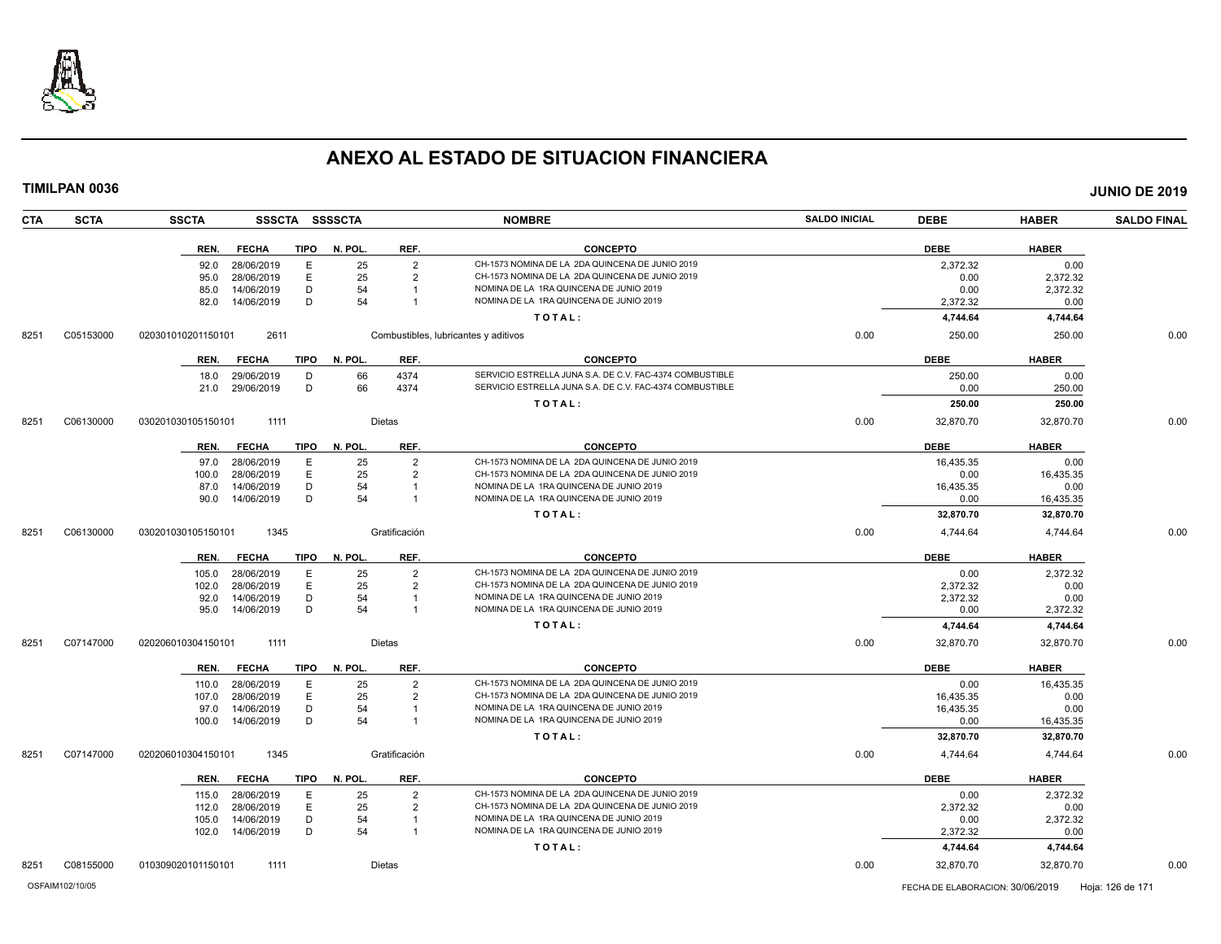# ANEXO AL ESTADO DE SITUACION FINANCIERA

**TIMILPAN 0036** — **JUNIO DE 2019**

| CTA | SCTA | SSCTA | SSSCTA | SSSSCTA | NOMBRE | SALDO INICIAL | DEBE | HABER | SALDO FINAL |
|---|---|---|---|---|---|---|---|---|---|

| REN. | FECHA | TIPO | N. POL. | REF. | CONCEPTO | DEBE | HABER |
|---|---|---|---|---|---|---|---|
| 92.0 | 28/06/2019 | E | 25 | 2 | CH-1573 NOMINA DE LA 2DA QUINCENA DE JUNIO 2019 | 2,372.32 | 0.00 |
| 95.0 | 28/06/2019 | E | 25 | 2 | CH-1573 NOMINA DE LA 2DA QUINCENA DE JUNIO 2019 | 0.00 | 2,372.32 |
| 85.0 | 14/06/2019 | D | 54 | 1 | NOMINA DE LA 1RA QUINCENA DE JUNIO 2019 | 0.00 | 2,372.32 |
| 82.0 | 14/06/2019 | D | 54 | 1 | NOMINA DE LA 1RA QUINCENA DE JUNIO 2019 | 2,372.32 | 0.00 |
| | | | | | TOTAL: | 4,744.64 | 4,744.64 |

| CTA | SCTA | SSCTA | SSSCTA | NOMBRE | SALDO INICIAL | DEBE | HABER | SALDO FINAL |
|---|---|---|---|---|---|---|---|---|
| 8251 | C05153000 | 020301010201150101 | 2611 | Combustibles, lubricantes y aditivos | 0.00 | 250.00 | 250.00 | 0.00 |

| REN. | FECHA | TIPO | N. POL. | REF. | CONCEPTO | DEBE | HABER |
|---|---|---|---|---|---|---|---|
| 18.0 | 29/06/2019 | D | 66 | 4374 | SERVICIO ESTRELLA JUNA S.A. DE C.V. FAC-4374 COMBUSTIBLE | 250.00 | 0.00 |
| 21.0 | 29/06/2019 | D | 66 | 4374 | SERVICIO ESTRELLA JUNA S.A. DE C.V. FAC-4374 COMBUSTIBLE | 0.00 | 250.00 |
| | | | | | TOTAL: | 250.00 | 250.00 |

| CTA | SCTA | SSCTA | SSSCTA | NOMBRE | SALDO INICIAL | DEBE | HABER | SALDO FINAL |
|---|---|---|---|---|---|---|---|---|
| 8251 | C06130000 | 030201030105150101 | 1111 | Dietas | 0.00 | 32,870.70 | 32,870.70 | 0.00 |

| REN. | FECHA | TIPO | N. POL. | REF. | CONCEPTO | DEBE | HABER |
|---|---|---|---|---|---|---|---|
| 97.0 | 28/06/2019 | E | 25 | 2 | CH-1573 NOMINA DE LA 2DA QUINCENA DE JUNIO 2019 | 16,435.35 | 0.00 |
| 100.0 | 28/06/2019 | E | 25 | 2 | CH-1573 NOMINA DE LA 2DA QUINCENA DE JUNIO 2019 | 0.00 | 16,435.35 |
| 87.0 | 14/06/2019 | D | 54 | 1 | NOMINA DE LA 1RA QUINCENA DE JUNIO 2019 | 16,435.35 | 0.00 |
| 90.0 | 14/06/2019 | D | 54 | 1 | NOMINA DE LA 1RA QUINCENA DE JUNIO 2019 | 0.00 | 16,435.35 |
| | | | | | TOTAL: | 32,870.70 | 32,870.70 |

| CTA | SCTA | SSCTA | SSSCTA | NOMBRE | SALDO INICIAL | DEBE | HABER | SALDO FINAL |
|---|---|---|---|---|---|---|---|---|
| 8251 | C06130000 | 030201030105150101 | 1345 | Gratificación | 0.00 | 4,744.64 | 4,744.64 | 0.00 |

| REN. | FECHA | TIPO | N. POL. | REF. | CONCEPTO | DEBE | HABER |
|---|---|---|---|---|---|---|---|
| 105.0 | 28/06/2019 | E | 25 | 2 | CH-1573 NOMINA DE LA 2DA QUINCENA DE JUNIO 2019 | 0.00 | 2,372.32 |
| 102.0 | 28/06/2019 | E | 25 | 2 | CH-1573 NOMINA DE LA 2DA QUINCENA DE JUNIO 2019 | 2,372.32 | 0.00 |
| 92.0 | 14/06/2019 | D | 54 | 1 | NOMINA DE LA 1RA QUINCENA DE JUNIO 2019 | 2,372.32 | 0.00 |
| 95.0 | 14/06/2019 | D | 54 | 1 | NOMINA DE LA 1RA QUINCENA DE JUNIO 2019 | 0.00 | 2,372.32 |
| | | | | | TOTAL: | 4,744.64 | 4,744.64 |

| CTA | SCTA | SSCTA | SSSCTA | NOMBRE | SALDO INICIAL | DEBE | HABER | SALDO FINAL |
|---|---|---|---|---|---|---|---|---|
| 8251 | C07147000 | 020206010304150101 | 1111 | Dietas | 0.00 | 32,870.70 | 32,870.70 | 0.00 |

| REN. | FECHA | TIPO | N. POL. | REF. | CONCEPTO | DEBE | HABER |
|---|---|---|---|---|---|---|---|
| 110.0 | 28/06/2019 | E | 25 | 2 | CH-1573 NOMINA DE LA 2DA QUINCENA DE JUNIO 2019 | 0.00 | 16,435.35 |
| 107.0 | 28/06/2019 | E | 25 | 2 | CH-1573 NOMINA DE LA 2DA QUINCENA DE JUNIO 2019 | 16,435.35 | 0.00 |
| 97.0 | 14/06/2019 | D | 54 | 1 | NOMINA DE LA 1RA QUINCENA DE JUNIO 2019 | 16,435.35 | 0.00 |
| 100.0 | 14/06/2019 | D | 54 | 1 | NOMINA DE LA 1RA QUINCENA DE JUNIO 2019 | 0.00 | 16,435.35 |
| | | | | | TOTAL: | 32,870.70 | 32,870.70 |

| CTA | SCTA | SSCTA | SSSCTA | NOMBRE | SALDO INICIAL | DEBE | HABER | SALDO FINAL |
|---|---|---|---|---|---|---|---|---|
| 8251 | C07147000 | 020206010304150101 | 1345 | Gratificación | 0.00 | 4,744.64 | 4,744.64 | 0.00 |

| REN. | FECHA | TIPO | N. POL. | REF. | CONCEPTO | DEBE | HABER |
|---|---|---|---|---|---|---|---|
| 115.0 | 28/06/2019 | E | 25 | 2 | CH-1573 NOMINA DE LA 2DA QUINCENA DE JUNIO 2019 | 0.00 | 2,372.32 |
| 112.0 | 28/06/2019 | E | 25 | 2 | CH-1573 NOMINA DE LA 2DA QUINCENA DE JUNIO 2019 | 2,372.32 | 0.00 |
| 105.0 | 14/06/2019 | D | 54 | 1 | NOMINA DE LA 1RA QUINCENA DE JUNIO 2019 | 0.00 | 2,372.32 |
| 102.0 | 14/06/2019 | D | 54 | 1 | NOMINA DE LA 1RA QUINCENA DE JUNIO 2019 | 2,372.32 | 0.00 |
| | | | | | TOTAL: | 4,744.64 | 4,744.64 |

| CTA | SCTA | SSCTA | SSSCTA | NOMBRE | SALDO INICIAL | DEBE | HABER | SALDO FINAL |
|---|---|---|---|---|---|---|---|---|
| 8251 | C08155000 | 010309020101150101 | 1111 | Dietas | 0.00 | 32,870.70 | 32,870.70 | 0.00 |

OSFAIM102/10/05 — FECHA DE ELABORACION: 30/06/2019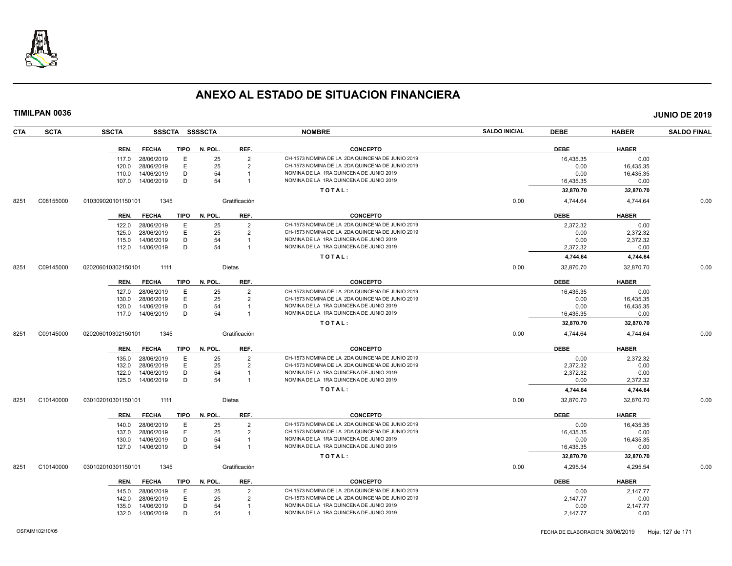# ANEXO AL ESTADO DE SITUACION FINANCIERA

**TIMILPAN 0036** — **JUNIO DE 2019**

| CTA | SCTA | SSCTA | SSSCTA | SSSSCTA | NOMBRE | SALDO INICIAL | DEBE | HABER | SALDO FINAL |
|---|---|---|---|---|---|---|---|---|---|

| REN. | FECHA | TIPO | N. POL. | REF. | CONCEPTO | DEBE | HABER |
|---|---|---|---|---|---|---|---|
| 117.0 | 28/06/2019 | E | 25 | 2 | CH-1573 NOMINA DE LA 2DA QUINCENA DE JUNIO 2019 | 16,435.35 | 0.00 |
| 120.0 | 28/06/2019 | E | 25 | 2 | CH-1573 NOMINA DE LA 2DA QUINCENA DE JUNIO 2019 | 0.00 | 16,435.35 |
| 110.0 | 14/06/2019 | D | 54 | 1 | NOMINA DE LA 1RA QUINCENA DE JUNIO 2019 | 0.00 | 16,435.35 |
| 107.0 | 14/06/2019 | D | 54 | 1 | NOMINA DE LA 1RA QUINCENA DE JUNIO 2019 | 16,435.35 | 0.00 |
| | | | | | TOTAL: | 32,870.70 | 32,870.70 |

| CTA | SCTA | SSCTA | SSSCTA | SSSSCTA | NOMBRE | SALDO INICIAL | DEBE | HABER | SALDO FINAL |
|---|---|---|---|---|---|---|---|---|---|
| 8251 | C08155000 | 010309020101150101 | 1345 | | Gratificación | 0.00 | 4,744.64 | 4,744.64 | 0.00 |

| REN. | FECHA | TIPO | N. POL. | REF. | CONCEPTO | DEBE | HABER |
|---|---|---|---|---|---|---|---|
| 122.0 | 28/06/2019 | E | 25 | 2 | CH-1573 NOMINA DE LA 2DA QUINCENA DE JUNIO 2019 | 2,372.32 | 0.00 |
| 125.0 | 28/06/2019 | E | 25 | 2 | CH-1573 NOMINA DE LA 2DA QUINCENA DE JUNIO 2019 | 0.00 | 2,372.32 |
| 115.0 | 14/06/2019 | D | 54 | 1 | NOMINA DE LA 1RA QUINCENA DE JUNIO 2019 | 0.00 | 2,372.32 |
| 112.0 | 14/06/2019 | D | 54 | 1 | NOMINA DE LA 1RA QUINCENA DE JUNIO 2019 | 2,372.32 | 0.00 |
| | | | | | TOTAL: | 4,744.64 | 4,744.64 |

| CTA | SCTA | SSCTA | SSSCTA | SSSSCTA | NOMBRE | SALDO INICIAL | DEBE | HABER | SALDO FINAL |
|---|---|---|---|---|---|---|---|---|---|
| 8251 | C09145000 | 020206010302150101 | 1111 | | Dietas | 0.00 | 32,870.70 | 32,870.70 | 0.00 |

| REN. | FECHA | TIPO | N. POL. | REF. | CONCEPTO | DEBE | HABER |
|---|---|---|---|---|---|---|---|
| 127.0 | 28/06/2019 | E | 25 | 2 | CH-1573 NOMINA DE LA 2DA QUINCENA DE JUNIO 2019 | 16,435.35 | 0.00 |
| 130.0 | 28/06/2019 | E | 25 | 2 | CH-1573 NOMINA DE LA 2DA QUINCENA DE JUNIO 2019 | 0.00 | 16,435.35 |
| 120.0 | 14/06/2019 | D | 54 | 1 | NOMINA DE LA 1RA QUINCENA DE JUNIO 2019 | 0.00 | 16,435.35 |
| 117.0 | 14/06/2019 | D | 54 | 1 | NOMINA DE LA 1RA QUINCENA DE JUNIO 2019 | 16,435.35 | 0.00 |
| | | | | | TOTAL: | 32,870.70 | 32,870.70 |

| CTA | SCTA | SSCTA | SSSCTA | SSSSCTA | NOMBRE | SALDO INICIAL | DEBE | HABER | SALDO FINAL |
|---|---|---|---|---|---|---|---|---|---|
| 8251 | C09145000 | 020206010302150101 | 1345 | | Gratificación | 0.00 | 4,744.64 | 4,744.64 | 0.00 |

| REN. | FECHA | TIPO | N. POL. | REF. | CONCEPTO | DEBE | HABER |
|---|---|---|---|---|---|---|---|
| 135.0 | 28/06/2019 | E | 25 | 2 | CH-1573 NOMINA DE LA 2DA QUINCENA DE JUNIO 2019 | 0.00 | 2,372.32 |
| 132.0 | 28/06/2019 | E | 25 | 2 | CH-1573 NOMINA DE LA 2DA QUINCENA DE JUNIO 2019 | 2,372.32 | 0.00 |
| 122.0 | 14/06/2019 | D | 54 | 1 | NOMINA DE LA 1RA QUINCENA DE JUNIO 2019 | 2,372.32 | 0.00 |
| 125.0 | 14/06/2019 | D | 54 | 1 | NOMINA DE LA 1RA QUINCENA DE JUNIO 2019 | 0.00 | 2,372.32 |
| | | | | | TOTAL: | 4,744.64 | 4,744.64 |

| CTA | SCTA | SSCTA | SSSCTA | SSSSCTA | NOMBRE | SALDO INICIAL | DEBE | HABER | SALDO FINAL |
|---|---|---|---|---|---|---|---|---|---|
| 8251 | C10140000 | 030102010301150101 | 1111 | | Dietas | 0.00 | 32,870.70 | 32,870.70 | 0.00 |

| REN. | FECHA | TIPO | N. POL. | REF. | CONCEPTO | DEBE | HABER |
|---|---|---|---|---|---|---|---|
| 140.0 | 28/06/2019 | E | 25 | 2 | CH-1573 NOMINA DE LA 2DA QUINCENA DE JUNIO 2019 | 0.00 | 16,435.35 |
| 137.0 | 28/06/2019 | E | 25 | 2 | CH-1573 NOMINA DE LA 2DA QUINCENA DE JUNIO 2019 | 16,435.35 | 0.00 |
| 130.0 | 14/06/2019 | D | 54 | 1 | NOMINA DE LA 1RA QUINCENA DE JUNIO 2019 | 0.00 | 16,435.35 |
| 127.0 | 14/06/2019 | D | 54 | 1 | NOMINA DE LA 1RA QUINCENA DE JUNIO 2019 | 16,435.35 | 0.00 |
| | | | | | TOTAL: | 32,870.70 | 32,870.70 |

| CTA | SCTA | SSCTA | SSSCTA | SSSSCTA | NOMBRE | SALDO INICIAL | DEBE | HABER | SALDO FINAL |
|---|---|---|---|---|---|---|---|---|---|
| 8251 | C10140000 | 030102010301150101 | 1345 | | Gratificación | 0.00 | 4,295.54 | 4,295.54 | 0.00 |

| REN. | FECHA | TIPO | N. POL. | REF. | CONCEPTO | DEBE | HABER |
|---|---|---|---|---|---|---|---|
| 145.0 | 28/06/2019 | E | 25 | 2 | CH-1573 NOMINA DE LA 2DA QUINCENA DE JUNIO 2019 | 0.00 | 2,147.77 |
| 142.0 | 28/06/2019 | E | 25 | 2 | CH-1573 NOMINA DE LA 2DA QUINCENA DE JUNIO 2019 | 2,147.77 | 0.00 |
| 135.0 | 14/06/2019 | D | 54 | 1 | NOMINA DE LA 1RA QUINCENA DE JUNIO 2019 | 0.00 | 2,147.77 |
| 132.0 | 14/06/2019 | D | 54 | 1 | NOMINA DE LA 1RA QUINCENA DE JUNIO 2019 | 2,147.77 | 0.00 |

OSFAIM102/10/05 — FECHA DE ELABORACION: 30/06/2019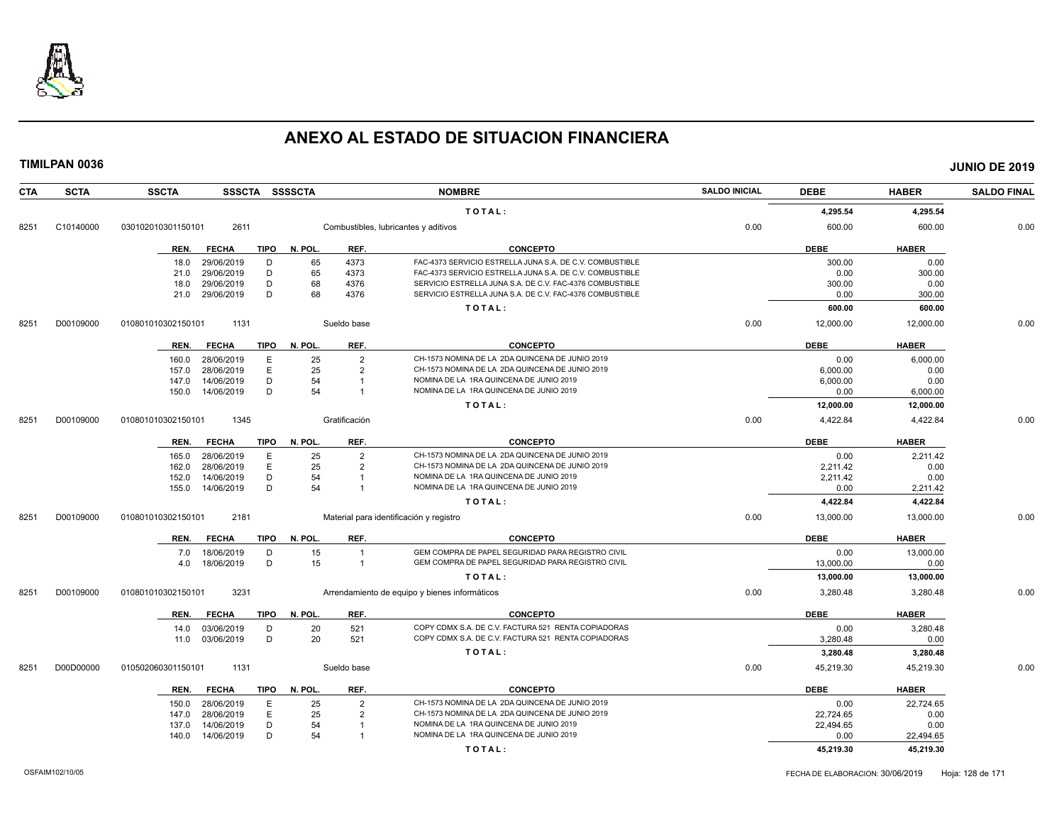# ANEXO AL ESTADO DE SITUACION FINANCIERA

**TIMILPAN 0036** **JUNIO DE 2019**

| CTA | SCTA | SSCTA | SSSCTA | SSSSCTA | NOMBRE | SALDO INICIAL | DEBE | HABER | SALDO FINAL |
|---|---|---|---|---|---|---|---|---|---|
| | | | | | TOTAL: | | 4,295.54 | 4,295.54 | |
| 8251 | C10140000 | 030102010301150101 | 2611 | | Combustibles, lubricantes y aditivos | 0.00 | 600.00 | 600.00 | 0.00 |

| REN. | FECHA | TIPO | N. POL. | REF. | CONCEPTO | DEBE | HABER |
|---|---|---|---|---|---|---|---|
| 18.0 | 29/06/2019 | D | 65 | 4373 | FAC-4373 SERVICIO ESTRELLA JUNA S.A. DE C.V. COMBUSTIBLE | 300.00 | 0.00 |
| 21.0 | 29/06/2019 | D | 65 | 4373 | FAC-4373 SERVICIO ESTRELLA JUNA S.A. DE C.V. COMBUSTIBLE | 0.00 | 300.00 |
| 18.0 | 29/06/2019 | D | 68 | 4376 | SERVICIO ESTRELLA JUNA S.A. DE C.V. FAC-4376 COMBUSTIBLE | 300.00 | 0.00 |
| 21.0 | 29/06/2019 | D | 68 | 4376 | SERVICIO ESTRELLA JUNA S.A. DE C.V. FAC-4376 COMBUSTIBLE | 0.00 | 300.00 |
| | | | | | TOTAL: | 600.00 | 600.00 |

| CTA | SCTA | SSCTA | SSSCTA | SSSSCTA | NOMBRE | SALDO INICIAL | DEBE | HABER | SALDO FINAL |
|---|---|---|---|---|---|---|---|---|---|
| 8251 | D00109000 | 010801010302150101 | 1131 | | Sueldo base | 0.00 | 12,000.00 | 12,000.00 | 0.00 |

| REN. | FECHA | TIPO | N. POL. | REF. | CONCEPTO | DEBE | HABER |
|---|---|---|---|---|---|---|---|
| 160.0 | 28/06/2019 | E | 25 | 2 | CH-1573 NOMINA DE LA 2DA QUINCENA DE JUNIO 2019 | 0.00 | 6,000.00 |
| 157.0 | 28/06/2019 | E | 25 | 2 | CH-1573 NOMINA DE LA 2DA QUINCENA DE JUNIO 2019 | 6,000.00 | 0.00 |
| 147.0 | 14/06/2019 | D | 54 | 1 | NOMINA DE LA 1RA QUINCENA DE JUNIO 2019 | 6,000.00 | 0.00 |
| 150.0 | 14/06/2019 | D | 54 | 1 | NOMINA DE LA 1RA QUINCENA DE JUNIO 2019 | 0.00 | 6,000.00 |
| | | | | | TOTAL: | 12,000.00 | 12,000.00 |

| CTA | SCTA | SSCTA | SSSCTA | SSSSCTA | NOMBRE | SALDO INICIAL | DEBE | HABER | SALDO FINAL |
|---|---|---|---|---|---|---|---|---|---|
| 8251 | D00109000 | 010801010302150101 | 1345 | | Gratificación | 0.00 | 4,422.84 | 4,422.84 | 0.00 |

| REN. | FECHA | TIPO | N. POL. | REF. | CONCEPTO | DEBE | HABER |
|---|---|---|---|---|---|---|---|
| 165.0 | 28/06/2019 | E | 25 | 2 | CH-1573 NOMINA DE LA 2DA QUINCENA DE JUNIO 2019 | 0.00 | 2,211.42 |
| 162.0 | 28/06/2019 | E | 25 | 2 | CH-1573 NOMINA DE LA 2DA QUINCENA DE JUNIO 2019 | 2,211.42 | 0.00 |
| 152.0 | 14/06/2019 | D | 54 | 1 | NOMINA DE LA 1RA QUINCENA DE JUNIO 2019 | 2,211.42 | 0.00 |
| 155.0 | 14/06/2019 | D | 54 | 1 | NOMINA DE LA 1RA QUINCENA DE JUNIO 2019 | 0.00 | 2,211.42 |
| | | | | | TOTAL: | 4,422.84 | 4,422.84 |

| CTA | SCTA | SSCTA | SSSCTA | SSSSCTA | NOMBRE | SALDO INICIAL | DEBE | HABER | SALDO FINAL |
|---|---|---|---|---|---|---|---|---|---|
| 8251 | D00109000 | 010801010302150101 | 2181 | | Material para identificación y registro | 0.00 | 13,000.00 | 13,000.00 | 0.00 |

| REN. | FECHA | TIPO | N. POL. | REF. | CONCEPTO | DEBE | HABER |
|---|---|---|---|---|---|---|---|
| 7.0 | 18/06/2019 | D | 15 | 1 | GEM COMPRA DE PAPEL SEGURIDAD PARA REGISTRO CIVIL | 0.00 | 13,000.00 |
| 4.0 | 18/06/2019 | D | 15 | 1 | GEM COMPRA DE PAPEL SEGURIDAD PARA REGISTRO CIVIL | 13,000.00 | 0.00 |
| | | | | | TOTAL: | 13,000.00 | 13,000.00 |

| CTA | SCTA | SSCTA | SSSCTA | SSSSCTA | NOMBRE | SALDO INICIAL | DEBE | HABER | SALDO FINAL |
|---|---|---|---|---|---|---|---|---|---|
| 8251 | D00109000 | 010801010302150101 | 3231 | | Arrendamiento de equipo y bienes informáticos | 0.00 | 3,280.48 | 3,280.48 | 0.00 |

| REN. | FECHA | TIPO | N. POL. | REF. | CONCEPTO | DEBE | HABER |
|---|---|---|---|---|---|---|---|
| 14.0 | 03/06/2019 | D | 20 | 521 | COPY CDMX S.A. DE C.V. FACTURA 521 RENTA COPIADORAS | 0.00 | 3,280.48 |
| 11.0 | 03/06/2019 | D | 20 | 521 | COPY CDMX S.A. DE C.V. FACTURA 521 RENTA COPIADORAS | 3,280.48 | 0.00 |
| | | | | | TOTAL: | 3,280.48 | 3,280.48 |

| CTA | SCTA | SSCTA | SSSCTA | SSSSCTA | NOMBRE | SALDO INICIAL | DEBE | HABER | SALDO FINAL |
|---|---|---|---|---|---|---|---|---|---|
| 8251 | D00D00000 | 010502060301150101 | 1131 | | Sueldo base | 0.00 | 45,219.30 | 45,219.30 | 0.00 |

| REN. | FECHA | TIPO | N. POL. | REF. | CONCEPTO | DEBE | HABER |
|---|---|---|---|---|---|---|---|
| 150.0 | 28/06/2019 | E | 25 | 2 | CH-1573 NOMINA DE LA 2DA QUINCENA DE JUNIO 2019 | 0.00 | 22,724.65 |
| 147.0 | 28/06/2019 | E | 25 | 2 | CH-1573 NOMINA DE LA 2DA QUINCENA DE JUNIO 2019 | 22,724.65 | 0.00 |
| 137.0 | 14/06/2019 | D | 54 | 1 | NOMINA DE LA 1RA QUINCENA DE JUNIO 2019 | 22,494.65 | 0.00 |
| 140.0 | 14/06/2019 | D | 54 | 1 | NOMINA DE LA 1RA QUINCENA DE JUNIO 2019 | 0.00 | 22,494.65 |
| | | | | | TOTAL: | 45,219.30 | 45,219.30 |

OSFAIM102/10/05 FECHA DE ELABORACION: 30/06/2019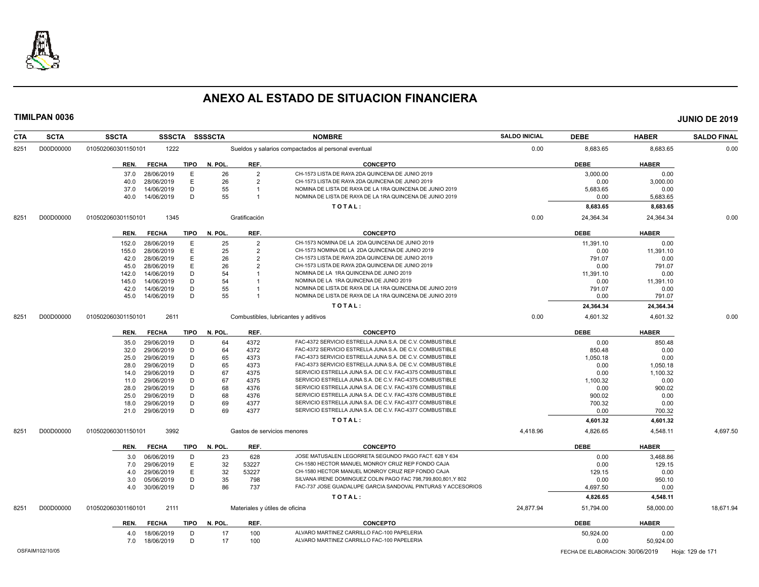# ANEXO AL ESTADO DE SITUACION FINANCIERA

**TIMILPAN 0036** — **JUNIO DE 2019**

| CTA | SCTA | SSCTA | SSSCTA | SSSSCTA | NOMBRE | SALDO INICIAL | DEBE | HABER | SALDO FINAL |
|---|---|---|---|---|---|---|---|---|---|
| 8251 | D00D00000 | 010502060301150101 | 1222 | | Sueldos y salarios compactados al personal eventual | 0.00 | 8,683.65 | 8,683.65 | 0.00 |

| REN. | FECHA | TIPO | N. POL. | REF. | CONCEPTO | DEBE | HABER |
|---|---|---|---|---|---|---|---|
| 37.0 | 28/06/2019 | E | 26 | 2 | CH-1573 LISTA DE RAYA 2DA QUINCENA DE JUNIO 2019 | 3,000.00 | 0.00 |
| 40.0 | 28/06/2019 | E | 26 | 2 | CH-1573 LISTA DE RAYA 2DA QUINCENA DE JUNIO 2019 | 0.00 | 3,000.00 |
| 37.0 | 14/06/2019 | D | 55 | 1 | NOMINA DE LISTA DE RAYA DE LA 1RA QUINCENA DE JUNIO 2019 | 5,683.65 | 0.00 |
| 40.0 | 14/06/2019 | D | 55 | 1 | NOMINA DE LISTA DE RAYA DE LA 1RA QUINCENA DE JUNIO 2019 | 0.00 | 5,683.65 |
| | | | | | **T O T A L :** | **8,683.65** | **8,683.65** |

| CTA | SCTA | SSCTA | SSSCTA | SSSSCTA | NOMBRE | SALDO INICIAL | DEBE | HABER | SALDO FINAL |
|---|---|---|---|---|---|---|---|---|---|
| 8251 | D00D00000 | 010502060301150101 | 1345 | | Gratificación | 0.00 | 24,364.34 | 24,364.34 | 0.00 |

| REN. | FECHA | TIPO | N. POL. | REF. | CONCEPTO | DEBE | HABER |
|---|---|---|---|---|---|---|---|
| 152.0 | 28/06/2019 | E | 25 | 2 | CH-1573 NOMINA DE LA 2DA QUINCENA DE JUNIO 2019 | 11,391.10 | 0.00 |
| 155.0 | 28/06/2019 | E | 25 | 2 | CH-1573 NOMINA DE LA 2DA QUINCENA DE JUNIO 2019 | 0.00 | 11,391.10 |
| 42.0 | 28/06/2019 | E | 26 | 2 | CH-1573 LISTA DE RAYA 2DA QUINCENA DE JUNIO 2019 | 791.07 | 0.00 |
| 45.0 | 28/06/2019 | E | 26 | 2 | CH-1573 LISTA DE RAYA 2DA QUINCENA DE JUNIO 2019 | 0.00 | 791.07 |
| 142.0 | 14/06/2019 | D | 54 | 1 | NOMINA DE LA 1RA QUINCENA DE JUNIO 2019 | 11,391.10 | 0.00 |
| 145.0 | 14/06/2019 | D | 54 | 1 | NOMINA DE LA 1RA QUINCENA DE JUNIO 2019 | 0.00 | 11,391.10 |
| 42.0 | 14/06/2019 | D | 55 | 1 | NOMINA DE LISTA DE RAYA DE LA 1RA QUINCENA DE JUNIO 2019 | 791.07 | 0.00 |
| 45.0 | 14/06/2019 | D | 55 | 1 | NOMINA DE LISTA DE RAYA DE LA 1RA QUINCENA DE JUNIO 2019 | 0.00 | 791.07 |
| | | | | | **T O T A L :** | **24,364.34** | **24,364.34** |

| CTA | SCTA | SSCTA | SSSCTA | SSSSCTA | NOMBRE | SALDO INICIAL | DEBE | HABER | SALDO FINAL |
|---|---|---|---|---|---|---|---|---|---|
| 8251 | D00D00000 | 010502060301150101 | 2611 | | Combustibles, lubricantes y aditivos | 0.00 | 4,601.32 | 4,601.32 | 0.00 |

| REN. | FECHA | TIPO | N. POL. | REF. | CONCEPTO | DEBE | HABER |
|---|---|---|---|---|---|---|---|
| 35.0 | 29/06/2019 | D | 64 | 4372 | FAC-4372 SERVICIO ESTRELLA JUNA S.A. DE C.V. COMBUSTIBLE | 0.00 | 850.48 |
| 32.0 | 29/06/2019 | D | 64 | 4372 | FAC-4372 SERVICIO ESTRELLA JUNA S.A. DE C.V. COMBUSTIBLE | 850.48 | 0.00 |
| 25.0 | 29/06/2019 | D | 65 | 4373 | FAC-4373 SERVICIO ESTRELLA JUNA S.A. DE C.V. COMBUSTIBLE | 1,050.18 | 0.00 |
| 28.0 | 29/06/2019 | D | 65 | 4373 | FAC-4373 SERVICIO ESTRELLA JUNA S.A. DE C.V. COMBUSTIBLE | 0.00 | 1,050.18 |
| 14.0 | 29/06/2019 | D | 67 | 4375 | SERVICIO ESTRELLA JUNA S.A. DE C.V. FAC-4375 COMBUSTIBLE | 0.00 | 1,100.32 |
| 11.0 | 29/06/2019 | D | 67 | 4375 | SERVICIO ESTRELLA JUNA S.A. DE C.V. FAC-4375 COMBUSTIBLE | 1,100.32 | 0.00 |
| 28.0 | 29/06/2019 | D | 68 | 4376 | SERVICIO ESTRELLA JUNA S.A. DE C.V. FAC-4376 COMBUSTIBLE | 0.00 | 900.02 |
| 25.0 | 29/06/2019 | D | 68 | 4376 | SERVICIO ESTRELLA JUNA S.A. DE C.V. FAC-4376 COMBUSTIBLE | 900.02 | 0.00 |
| 18.0 | 29/06/2019 | D | 69 | 4377 | SERVICIO ESTRELLA JUNA S.A. DE C.V. FAC-4377 COMBUSTIBLE | 700.32 | 0.00 |
| 21.0 | 29/06/2019 | D | 69 | 4377 | SERVICIO ESTRELLA JUNA S.A. DE C.V. FAC-4377 COMBUSTIBLE | 0.00 | 700.32 |
| | | | | | **T O T A L :** | **4,601.32** | **4,601.32** |

| CTA | SCTA | SSCTA | SSSCTA | SSSSCTA | NOMBRE | SALDO INICIAL | DEBE | HABER | SALDO FINAL |
|---|---|---|---|---|---|---|---|---|---|
| 8251 | D00D00000 | 010502060301150101 | 3992 | | Gastos de servicios menores | 4,418.96 | 4,826.65 | 4,548.11 | 4,697.50 |

| REN. | FECHA | TIPO | N. POL. | REF. | CONCEPTO | DEBE | HABER |
|---|---|---|---|---|---|---|---|
| 3.0 | 06/06/2019 | D | 23 | 628 | JOSE MATUSALEN LEGORRETA SEGUNDO PAGO FACT. 628 Y 634 | 0.00 | 3,468.86 |
| 7.0 | 29/06/2019 | E | 32 | 53227 | CH-1580 HECTOR MANUEL MONROY CRUZ REP FONDO CAJA | 0.00 | 129.15 |
| 4.0 | 29/06/2019 | E | 32 | 53227 | CH-1580 HECTOR MANUEL MONROY CRUZ REP FONDO CAJA | 129.15 | 0.00 |
| 3.0 | 05/06/2019 | D | 35 | 798 | SILVANA IRENE DOMINGUEZ COLIN PAGO FAC 798,799,800,801,Y 802 | 0.00 | 950.10 |
| 4.0 | 30/06/2019 | D | 86 | 737 | FAC-737 JOSE GUADALUPE GARCIA SANDOVAL PINTURAS Y ACCESORIOS | 4,697.50 | 0.00 |
| | | | | | **T O T A L :** | **4,826.65** | **4,548.11** |

| CTA | SCTA | SSCTA | SSSCTA | SSSSCTA | NOMBRE | SALDO INICIAL | DEBE | HABER | SALDO FINAL |
|---|---|---|---|---|---|---|---|---|---|
| 8251 | D00D00000 | 010502060301160101 | 2111 | | Materiales y útiles de oficina | 24,877.94 | 51,794.00 | 58,000.00 | 18,671.94 |

| REN. | FECHA | TIPO | N. POL. | REF. | CONCEPTO | DEBE | HABER |
|---|---|---|---|---|---|---|---|
| 4.0 | 18/06/2019 | D | 17 | 100 | ALVARO MARTINEZ CARRILLO FAC-100 PAPELERIA | 50,924.00 | 0.00 |
| 7.0 | 18/06/2019 | D | 17 | 100 | ALVARO MARTINEZ CARRILLO FAC-100 PAPELERIA | 0.00 | 50,924.00 |

OSFAIM102/10/05 — FECHA DE ELABORACION: 30/06/2019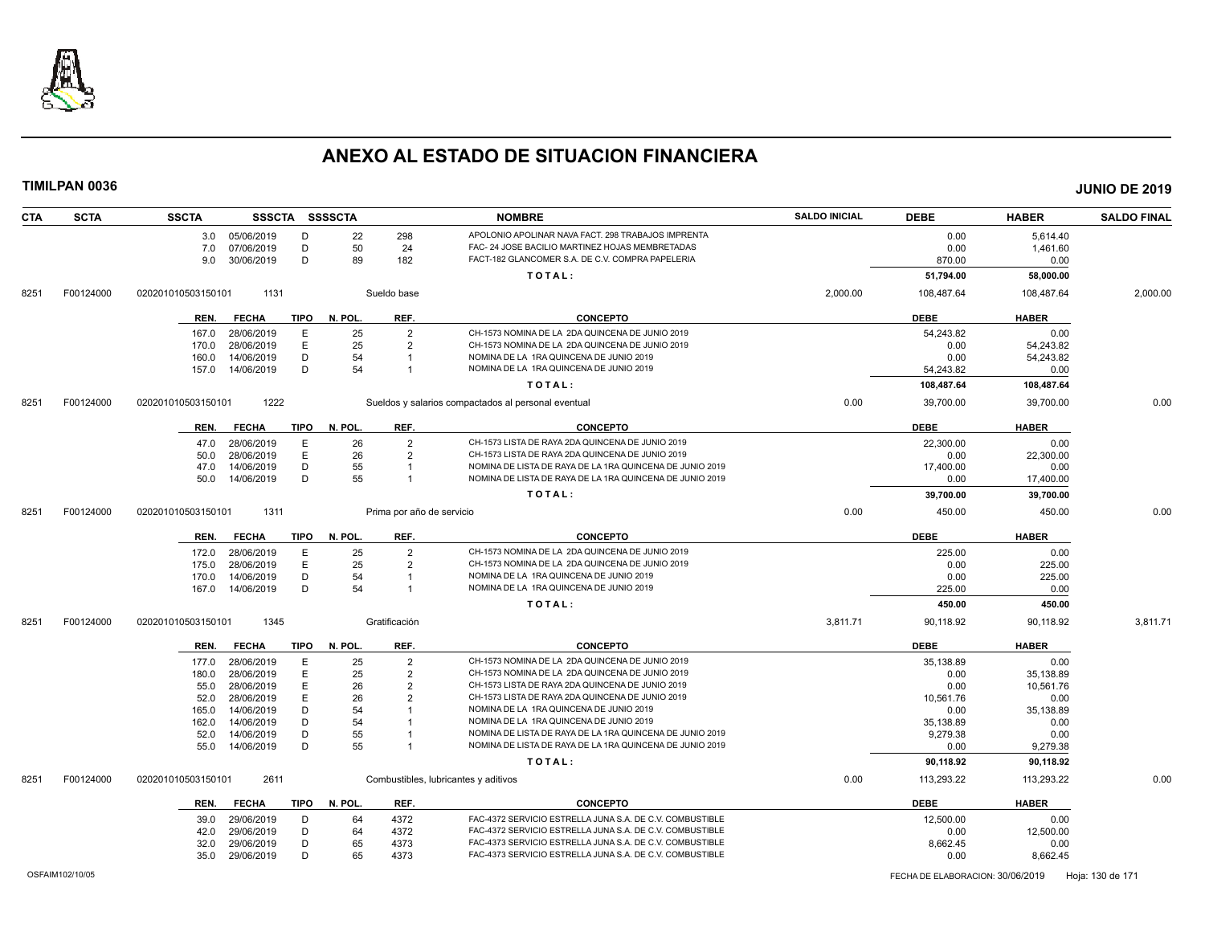# ANEXO AL ESTADO DE SITUACION FINANCIERA

**TIMILPAN 0036** — **JUNIO DE 2019**

| CTA | SCTA | SSCTA | SSSCTA | SSSSCTA | | NOMBRE | SALDO INICIAL | DEBE | HABER | SALDO FINAL |
|---|---|---|---|---|---|---|---|---|---|---|
| | | 3.0 05/06/2019 | D | 22 | 298 | APOLONIO APOLINAR NAVA FACT. 298 TRABAJOS IMPRENTA | | 0.00 | 5,614.40 | |
| | | 7.0 07/06/2019 | D | 50 | 24 | FAC- 24 JOSE BACILIO MARTINEZ HOJAS MEMBRETADAS | | 0.00 | 1,461.60 | |
| | | 9.0 30/06/2019 | D | 89 | 182 | FACT-182 GLANCOMER S.A. DE C.V. COMPRA PAPELERIA | | 870.00 | 0.00 | |
| | | | | | | **TOTAL:** | | **51,794.00** | **58,000.00** | |
| 8251 | F00124000 | 020201010503150101 | 1131 | | | Sueldo base | 2,000.00 | 108,487.64 | 108,487.64 | 2,000.00 |

| REN. | FECHA | TIPO | N. POL. | REF. | CONCEPTO | DEBE | HABER |
|---|---|---|---|---|---|---|---|
| 167.0 | 28/06/2019 | E | 25 | 2 | CH-1573 NOMINA DE LA 2DA QUINCENA DE JUNIO 2019 | 54,243.82 | 0.00 |
| 170.0 | 28/06/2019 | E | 25 | 2 | CH-1573 NOMINA DE LA 2DA QUINCENA DE JUNIO 2019 | 0.00 | 54,243.82 |
| 160.0 | 14/06/2019 | D | 54 | 1 | NOMINA DE LA 1RA QUINCENA DE JUNIO 2019 | 0.00 | 54,243.82 |
| 157.0 | 14/06/2019 | D | 54 | 1 | NOMINA DE LA 1RA QUINCENA DE JUNIO 2019 | 54,243.82 | 0.00 |
| | | | | | **TOTAL:** | **108,487.64** | **108,487.64** |

| CTA | SCTA | SSCTA | SSSCTA | NOMBRE | SALDO INICIAL | DEBE | HABER | SALDO FINAL |
|---|---|---|---|---|---|---|---|---|
| 8251 | F00124000 | 020201010503150101 | 1222 | Sueldos y salarios compactados al personal eventual | 0.00 | 39,700.00 | 39,700.00 | 0.00 |

| REN. | FECHA | TIPO | N. POL. | REF. | CONCEPTO | DEBE | HABER |
|---|---|---|---|---|---|---|---|
| 47.0 | 28/06/2019 | E | 26 | 2 | CH-1573 LISTA DE RAYA 2DA QUINCENA DE JUNIO 2019 | 22,300.00 | 0.00 |
| 50.0 | 28/06/2019 | E | 26 | 2 | CH-1573 LISTA DE RAYA 2DA QUINCENA DE JUNIO 2019 | 0.00 | 22,300.00 |
| 47.0 | 14/06/2019 | D | 55 | 1 | NOMINA DE LISTA DE RAYA DE LA 1RA QUINCENA DE JUNIO 2019 | 17,400.00 | 0.00 |
| 50.0 | 14/06/2019 | D | 55 | 1 | NOMINA DE LISTA DE RAYA DE LA 1RA QUINCENA DE JUNIO 2019 | 0.00 | 17,400.00 |
| | | | | | **TOTAL:** | **39,700.00** | **39,700.00** |

| CTA | SCTA | SSCTA | SSSCTA | NOMBRE | SALDO INICIAL | DEBE | HABER | SALDO FINAL |
|---|---|---|---|---|---|---|---|---|
| 8251 | F00124000 | 020201010503150101 | 1311 | Prima por año de servicio | 0.00 | 450.00 | 450.00 | 0.00 |

| REN. | FECHA | TIPO | N. POL. | REF. | CONCEPTO | DEBE | HABER |
|---|---|---|---|---|---|---|---|
| 172.0 | 28/06/2019 | E | 25 | 2 | CH-1573 NOMINA DE LA 2DA QUINCENA DE JUNIO 2019 | 225.00 | 0.00 |
| 175.0 | 28/06/2019 | E | 25 | 2 | CH-1573 NOMINA DE LA 2DA QUINCENA DE JUNIO 2019 | 0.00 | 225.00 |
| 170.0 | 14/06/2019 | D | 54 | 1 | NOMINA DE LA 1RA QUINCENA DE JUNIO 2019 | 0.00 | 225.00 |
| 167.0 | 14/06/2019 | D | 54 | 1 | NOMINA DE LA 1RA QUINCENA DE JUNIO 2019 | 225.00 | 0.00 |
| | | | | | **TOTAL:** | **450.00** | **450.00** |

| CTA | SCTA | SSCTA | SSSCTA | NOMBRE | SALDO INICIAL | DEBE | HABER | SALDO FINAL |
|---|---|---|---|---|---|---|---|---|
| 8251 | F00124000 | 020201010503150101 | 1345 | Gratificación | 3,811.71 | 90,118.92 | 90,118.92 | 3,811.71 |

| REN. | FECHA | TIPO | N. POL. | REF. | CONCEPTO | DEBE | HABER |
|---|---|---|---|---|---|---|---|
| 177.0 | 28/06/2019 | E | 25 | 2 | CH-1573 NOMINA DE LA 2DA QUINCENA DE JUNIO 2019 | 35,138.89 | 0.00 |
| 180.0 | 28/06/2019 | E | 25 | 2 | CH-1573 NOMINA DE LA 2DA QUINCENA DE JUNIO 2019 | 0.00 | 35,138.89 |
| 55.0 | 28/06/2019 | E | 26 | 2 | CH-1573 LISTA DE RAYA 2DA QUINCENA DE JUNIO 2019 | 0.00 | 10,561.76 |
| 52.0 | 28/06/2019 | E | 26 | 2 | CH-1573 LISTA DE RAYA 2DA QUINCENA DE JUNIO 2019 | 10,561.76 | 0.00 |
| 165.0 | 14/06/2019 | D | 54 | 1 | NOMINA DE LA 1RA QUINCENA DE JUNIO 2019 | 0.00 | 35,138.89 |
| 162.0 | 14/06/2019 | D | 54 | 1 | NOMINA DE LA 1RA QUINCENA DE JUNIO 2019 | 35,138.89 | 0.00 |
| 52.0 | 14/06/2019 | D | 55 | 1 | NOMINA DE LISTA DE RAYA DE LA 1RA QUINCENA DE JUNIO 2019 | 9,279.38 | 0.00 |
| 55.0 | 14/06/2019 | D | 55 | 1 | NOMINA DE LISTA DE RAYA DE LA 1RA QUINCENA DE JUNIO 2019 | 0.00 | 9,279.38 |
| | | | | | **TOTAL:** | **90,118.92** | **90,118.92** |

| CTA | SCTA | SSCTA | SSSCTA | NOMBRE | SALDO INICIAL | DEBE | HABER | SALDO FINAL |
|---|---|---|---|---|---|---|---|---|
| 8251 | F00124000 | 020201010503150101 | 2611 | Combustibles, lubricantes y aditivos | 0.00 | 113,293.22 | 113,293.22 | 0.00 |

| REN. | FECHA | TIPO | N. POL. | REF. | CONCEPTO | DEBE | HABER |
|---|---|---|---|---|---|---|---|
| 39.0 | 29/06/2019 | D | 64 | 4372 | FAC-4372 SERVICIO ESTRELLA JUNA S.A. DE C.V. COMBUSTIBLE | 12,500.00 | 0.00 |
| 42.0 | 29/06/2019 | D | 64 | 4372 | FAC-4372 SERVICIO ESTRELLA JUNA S.A. DE C.V. COMBUSTIBLE | 0.00 | 12,500.00 |
| 32.0 | 29/06/2019 | D | 65 | 4373 | FAC-4373 SERVICIO ESTRELLA JUNA S.A. DE C.V. COMBUSTIBLE | 8,662.45 | 0.00 |
| 35.0 | 29/06/2019 | D | 65 | 4373 | FAC-4373 SERVICIO ESTRELLA JUNA S.A. DE C.V. COMBUSTIBLE | 0.00 | 8,662.45 |

OSFAIM102/10/05 — FECHA DE ELABORACION: 30/06/2019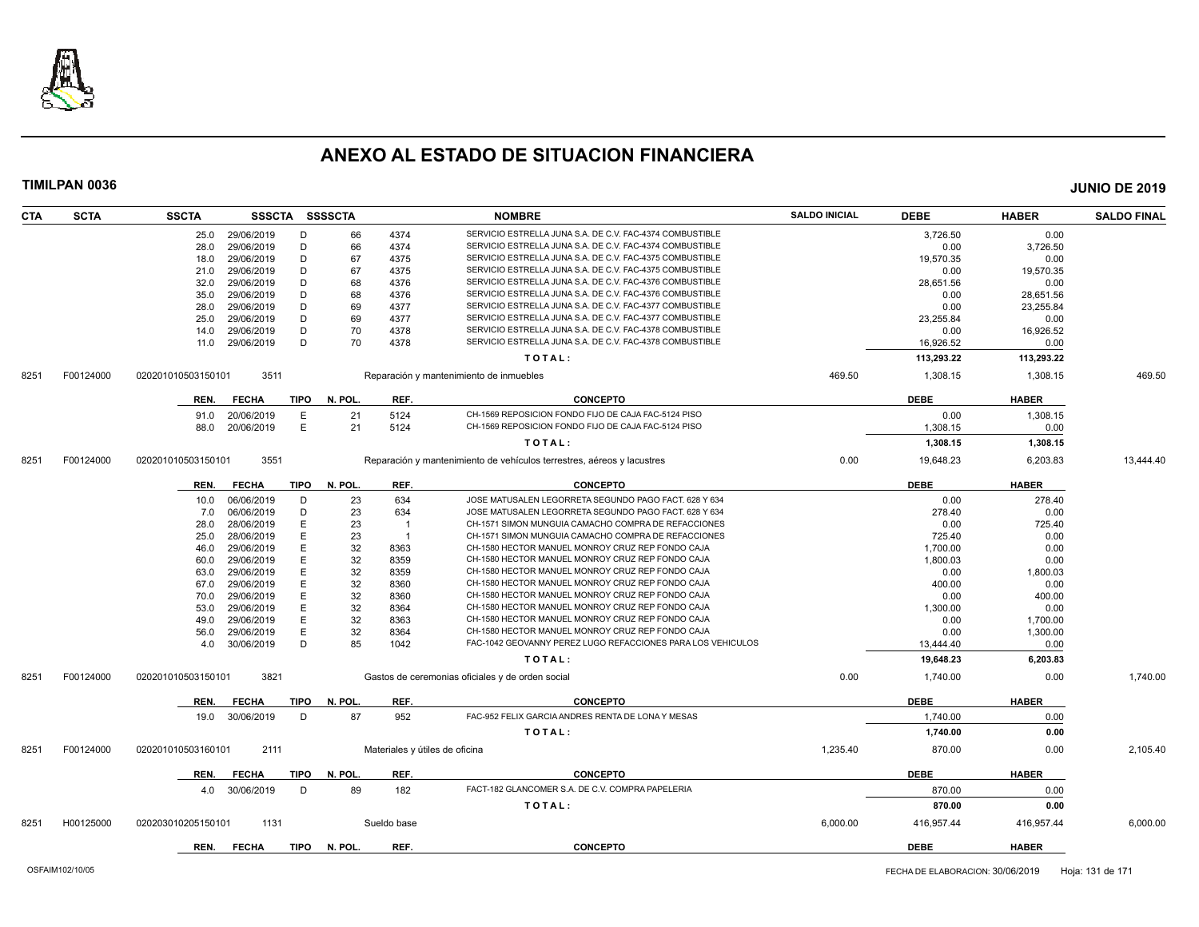# ANEXO AL ESTADO DE SITUACION FINANCIERA

**TIMILPAN 0036** — **JUNIO DE 2019**

| CTA | SCTA | SSCTA | SSSCTA | SSSSCTA | | NOMBRE | SALDO INICIAL | DEBE | HABER | SALDO FINAL |
|---|---|---|---|---|---|---|---|---|---|---|
| | | 25.0 29/06/2019 | D | 66 | 4374 | SERVICIO ESTRELLA JUNA S.A. DE C.V. FAC-4374 COMBUSTIBLE | | 3,726.50 | 0.00 | |
| | | 28.0 29/06/2019 | D | 66 | 4374 | SERVICIO ESTRELLA JUNA S.A. DE C.V. FAC-4374 COMBUSTIBLE | | 0.00 | 3,726.50 | |
| | | 18.0 29/06/2019 | D | 67 | 4375 | SERVICIO ESTRELLA JUNA S.A. DE C.V. FAC-4375 COMBUSTIBLE | | 19,570.35 | 0.00 | |
| | | 21.0 29/06/2019 | D | 67 | 4375 | SERVICIO ESTRELLA JUNA S.A. DE C.V. FAC-4375 COMBUSTIBLE | | 0.00 | 19,570.35 | |
| | | 32.0 29/06/2019 | D | 68 | 4376 | SERVICIO ESTRELLA JUNA S.A. DE C.V. FAC-4376 COMBUSTIBLE | | 28,651.56 | 0.00 | |
| | | 35.0 29/06/2019 | D | 68 | 4376 | SERVICIO ESTRELLA JUNA S.A. DE C.V. FAC-4376 COMBUSTIBLE | | 0.00 | 28,651.56 | |
| | | 28.0 29/06/2019 | D | 69 | 4377 | SERVICIO ESTRELLA JUNA S.A. DE C.V. FAC-4377 COMBUSTIBLE | | 0.00 | 23,255.84 | |
| | | 25.0 29/06/2019 | D | 69 | 4377 | SERVICIO ESTRELLA JUNA S.A. DE C.V. FAC-4377 COMBUSTIBLE | | 23,255.84 | 0.00 | |
| | | 14.0 29/06/2019 | D | 70 | 4378 | SERVICIO ESTRELLA JUNA S.A. DE C.V. FAC-4378 COMBUSTIBLE | | 0.00 | 16,926.52 | |
| | | 11.0 29/06/2019 | D | 70 | 4378 | SERVICIO ESTRELLA JUNA S.A. DE C.V. FAC-4378 COMBUSTIBLE | | 16,926.52 | 0.00 | |
| | | | | | | **TOTAL:** | | **113,293.22** | **113,293.22** | |
| 8251 | F00124000 | 020201010503150101 | 3511 | | | Reparación y mantenimiento de inmuebles | 469.50 | 1,308.15 | 1,308.15 | 469.50 |
| | | **REN. FECHA** | **TIPO** | **N. POL.** | **REF.** | **CONCEPTO** | | **DEBE** | **HABER** | |
| | | 91.0 20/06/2019 | E | 21 | 5124 | CH-1569 REPOSICION FONDO FIJO DE CAJA FAC-5124 PISO | | 0.00 | 1,308.15 | |
| | | 88.0 20/06/2019 | E | 21 | 5124 | CH-1569 REPOSICION FONDO FIJO DE CAJA FAC-5124 PISO | | 1,308.15 | 0.00 | |
| | | | | | | **TOTAL:** | | **1,308.15** | **1,308.15** | |
| 8251 | F00124000 | 020201010503150101 | 3551 | | | Reparación y mantenimiento de vehículos terrestres, aéreos y lacustres | 0.00 | 19,648.23 | 6,203.83 | 13,444.40 |
| | | **REN. FECHA** | **TIPO** | **N. POL.** | **REF.** | **CONCEPTO** | | **DEBE** | **HABER** | |
| | | 10.0 06/06/2019 | D | 23 | 634 | JOSE MATUSALEN LEGORRETA SEGUNDO PAGO FACT. 628 Y 634 | | 0.00 | 278.40 | |
| | | 7.0 06/06/2019 | D | 23 | 634 | JOSE MATUSALEN LEGORRETA SEGUNDO PAGO FACT. 628 Y 634 | | 278.40 | 0.00 | |
| | | 28.0 28/06/2019 | E | 23 | 1 | CH-1571 SIMON MUNGUIA CAMACHO COMPRA DE REFACCIONES | | 0.00 | 725.40 | |
| | | 25.0 28/06/2019 | E | 23 | 1 | CH-1571 SIMON MUNGUIA CAMACHO COMPRA DE REFACCIONES | | 725.40 | 0.00 | |
| | | 46.0 29/06/2019 | E | 32 | 8363 | CH-1580 HECTOR MANUEL MONROY CRUZ REP FONDO CAJA | | 1,700.00 | 0.00 | |
| | | 60.0 29/06/2019 | E | 32 | 8359 | CH-1580 HECTOR MANUEL MONROY CRUZ REP FONDO CAJA | | 1,800.03 | 0.00 | |
| | | 63.0 29/06/2019 | E | 32 | 8359 | CH-1580 HECTOR MANUEL MONROY CRUZ REP FONDO CAJA | | 0.00 | 1,800.03 | |
| | | 67.0 29/06/2019 | E | 32 | 8360 | CH-1580 HECTOR MANUEL MONROY CRUZ REP FONDO CAJA | | 400.00 | 0.00 | |
| | | 70.0 29/06/2019 | E | 32 | 8360 | CH-1580 HECTOR MANUEL MONROY CRUZ REP FONDO CAJA | | 0.00 | 400.00 | |
| | | 53.0 29/06/2019 | E | 32 | 8364 | CH-1580 HECTOR MANUEL MONROY CRUZ REP FONDO CAJA | | 1,300.00 | 0.00 | |
| | | 49.0 29/06/2019 | E | 32 | 8363 | CH-1580 HECTOR MANUEL MONROY CRUZ REP FONDO CAJA | | 0.00 | 1,700.00 | |
| | | 56.0 29/06/2019 | E | 32 | 8364 | CH-1580 HECTOR MANUEL MONROY CRUZ REP FONDO CAJA | | 0.00 | 1,300.00 | |
| | | 4.0 30/06/2019 | D | 85 | 1042 | FAC-1042 GEOVANNY PEREZ LUGO REFACCIONES PARA LOS VEHICULOS | | 13,444.40 | 0.00 | |
| | | | | | | **TOTAL:** | | **19,648.23** | **6,203.83** | |
| 8251 | F00124000 | 020201010503150101 | 3821 | | | Gastos de ceremonias oficiales y de orden social | 0.00 | 1,740.00 | 0.00 | 1,740.00 |
| | | **REN. FECHA** | **TIPO** | **N. POL.** | **REF.** | **CONCEPTO** | | **DEBE** | **HABER** | |
| | | 19.0 30/06/2019 | D | 87 | 952 | FAC-952 FELIX GARCIA ANDRES RENTA DE LONA Y MESAS | | 1,740.00 | 0.00 | |
| | | | | | | **TOTAL:** | | **1,740.00** | **0.00** | |
| 8251 | F00124000 | 020201010503160101 | 2111 | | | Materiales y útiles de oficina | 1,235.40 | 870.00 | 0.00 | 2,105.40 |
| | | **REN. FECHA** | **TIPO** | **N. POL.** | **REF.** | **CONCEPTO** | | **DEBE** | **HABER** | |
| | | 4.0 30/06/2019 | D | 89 | 182 | FACT-182 GLANCOMER S.A. DE C.V. COMPRA PAPELERIA | | 870.00 | 0.00 | |
| | | | | | | **TOTAL:** | | **870.00** | **0.00** | |
| 8251 | H00125000 | 020203010205150101 | 1131 | | | Sueldo base | 6,000.00 | 416,957.44 | 416,957.44 | 6,000.00 |
| | | **REN. FECHA** | **TIPO** | **N. POL.** | **REF.** | **CONCEPTO** | | **DEBE** | **HABER** | |

OSFAIM102/10/05 — FECHA DE ELABORACION: 30/06/2019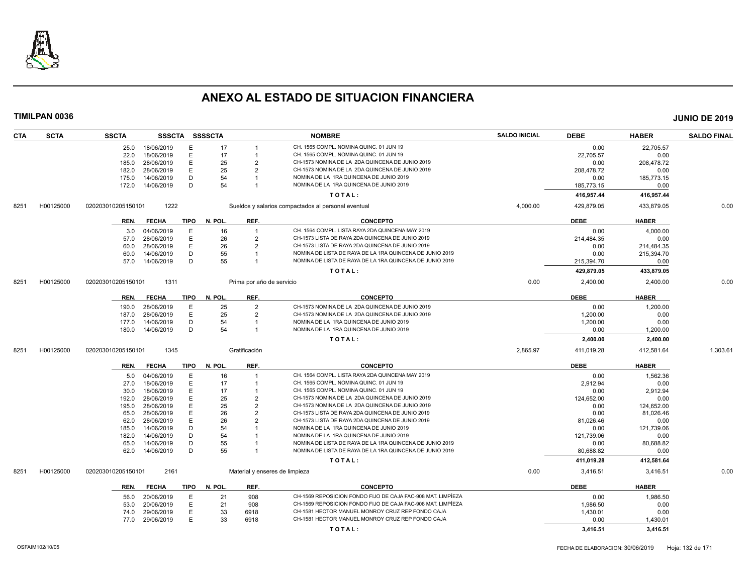# ANEXO AL ESTADO DE SITUACION FINANCIERA

**TIMILPAN 0036** — **JUNIO DE 2019**

| CTA | SCTA | SSCTA | SSSCTA | SSSSCTA | | NOMBRE | SALDO INICIAL | DEBE | HABER | SALDO FINAL |
|---|---|---|---|---|---|---|---|---|---|---|
| | | 25.0 | 18/06/2019 | E | 17 | 1 | CH. 1565 COMPL. NOMINA QUINC. 01 JUN 19 | | 0.00 | 22,705.57 |
| | | 22.0 | 18/06/2019 | E | 17 | 1 | CH. 1565 COMPL. NOMINA QUINC. 01 JUN 19 | | 22,705.57 | 0.00 |
| | | 185.0 | 28/06/2019 | E | 25 | 2 | CH-1573 NOMINA DE LA 2DA QUINCENA DE JUNIO 2019 | | 0.00 | 208,478.72 |
| | | 182.0 | 28/06/2019 | E | 25 | 2 | CH-1573 NOMINA DE LA 2DA QUINCENA DE JUNIO 2019 | | 208,478.72 | 0.00 |
| | | 175.0 | 14/06/2019 | D | 54 | 1 | NOMINA DE LA 1RA QUINCENA DE JUNIO 2019 | | 0.00 | 185,773.15 |
| | | 172.0 | 14/06/2019 | D | 54 | 1 | NOMINA DE LA 1RA QUINCENA DE JUNIO 2019 | | 185,773.15 | 0.00 |
| | | | | | | | **T O T A L :** | | **416,957.44** | **416,957.44** |

| CTA | SCTA | SSCTA | SSSCTA | NOMBRE | SALDO INICIAL | DEBE | HABER | SALDO FINAL |
|---|---|---|---|---|---|---|---|---|
| 8251 | H00125000 | 020203010205150101 | 1222 | Sueldos y salarios compactados al personal eventual | 4,000.00 | 429,879.05 | 433,879.05 | 0.00 |

| REN. | FECHA | TIPO | N. POL. | REF. | CONCEPTO | DEBE | HABER |
|---|---|---|---|---|---|---|---|
| 3.0 | 04/06/2019 | E | 16 | 1 | CH. 1564 COMPL. LISTA RAYA 2DA QUINCENA MAY 2019 | 0.00 | 4,000.00 |
| 57.0 | 28/06/2019 | E | 26 | 2 | CH-1573 LISTA DE RAYA 2DA QUINCENA DE JUNIO 2019 | 214,484.35 | 0.00 |
| 60.0 | 28/06/2019 | E | 26 | 2 | CH-1573 LISTA DE RAYA 2DA QUINCENA DE JUNIO 2019 | 0.00 | 214,484.35 |
| 60.0 | 14/06/2019 | D | 55 | 1 | NOMINA DE LISTA DE RAYA DE LA 1RA QUINCENA DE JUNIO 2019 | 0.00 | 215,394.70 |
| 57.0 | 14/06/2019 | D | 55 | 1 | NOMINA DE LISTA DE RAYA DE LA 1RA QUINCENA DE JUNIO 2019 | 215,394.70 | 0.00 |
| | | | | | **T O T A L :** | **429,879.05** | **433,879.05** |

| CTA | SCTA | SSCTA | SSSCTA | NOMBRE | SALDO INICIAL | DEBE | HABER | SALDO FINAL |
|---|---|---|---|---|---|---|---|---|
| 8251 | H00125000 | 020203010205150101 | 1311 | Prima por año de servicio | 0.00 | 2,400.00 | 2,400.00 | 0.00 |

| REN. | FECHA | TIPO | N. POL. | REF. | CONCEPTO | DEBE | HABER |
|---|---|---|---|---|---|---|---|
| 190.0 | 28/06/2019 | E | 25 | 2 | CH-1573 NOMINA DE LA 2DA QUINCENA DE JUNIO 2019 | 0.00 | 1,200.00 |
| 187.0 | 28/06/2019 | E | 25 | 2 | CH-1573 NOMINA DE LA 2DA QUINCENA DE JUNIO 2019 | 1,200.00 | 0.00 |
| 177.0 | 14/06/2019 | D | 54 | 1 | NOMINA DE LA 1RA QUINCENA DE JUNIO 2019 | 1,200.00 | 0.00 |
| 180.0 | 14/06/2019 | D | 54 | 1 | NOMINA DE LA 1RA QUINCENA DE JUNIO 2019 | 0.00 | 1,200.00 |
| | | | | | **T O T A L :** | **2,400.00** | **2,400.00** |

| CTA | SCTA | SSCTA | SSSCTA | NOMBRE | SALDO INICIAL | DEBE | HABER | SALDO FINAL |
|---|---|---|---|---|---|---|---|---|
| 8251 | H00125000 | 020203010205150101 | 1345 | Gratificación | 2,865.97 | 411,019.28 | 412,581.64 | 1,303.61 |

| REN. | FECHA | TIPO | N. POL. | REF. | CONCEPTO | DEBE | HABER |
|---|---|---|---|---|---|---|---|
| 5.0 | 04/06/2019 | E | 16 | 1 | CH. 1564 COMPL. LISTA RAYA 2DA QUINCENA MAY 2019 | 0.00 | 1,562.36 |
| 27.0 | 18/06/2019 | E | 17 | 1 | CH. 1565 COMPL. NOMINA QUINC. 01 JUN 19 | 2,912.94 | 0.00 |
| 30.0 | 18/06/2019 | E | 17 | 1 | CH. 1565 COMPL. NOMINA QUINC. 01 JUN 19 | 0.00 | 2,912.94 |
| 192.0 | 28/06/2019 | E | 25 | 2 | CH-1573 NOMINA DE LA 2DA QUINCENA DE JUNIO 2019 | 124,652.00 | 0.00 |
| 195.0 | 28/06/2019 | E | 25 | 2 | CH-1573 NOMINA DE LA 2DA QUINCENA DE JUNIO 2019 | 0.00 | 124,652.00 |
| 65.0 | 28/06/2019 | E | 26 | 2 | CH-1573 LISTA DE RAYA 2DA QUINCENA DE JUNIO 2019 | 0.00 | 81,026.46 |
| 62.0 | 28/06/2019 | E | 26 | 2 | CH-1573 LISTA DE RAYA 2DA QUINCENA DE JUNIO 2019 | 81,026.46 | 0.00 |
| 185.0 | 14/06/2019 | D | 54 | 1 | NOMINA DE LA 1RA QUINCENA DE JUNIO 2019 | 0.00 | 121,739.06 |
| 182.0 | 14/06/2019 | D | 54 | 1 | NOMINA DE LA 1RA QUINCENA DE JUNIO 2019 | 121,739.06 | 0.00 |
| 65.0 | 14/06/2019 | D | 55 | 1 | NOMINA DE LISTA DE RAYA DE LA 1RA QUINCENA DE JUNIO 2019 | 0.00 | 80,688.82 |
| 62.0 | 14/06/2019 | D | 55 | 1 | NOMINA DE LISTA DE RAYA DE LA 1RA QUINCENA DE JUNIO 2019 | 80,688.82 | 0.00 |
| | | | | | **T O T A L :** | **411,019.28** | **412,581.64** |

| CTA | SCTA | SSCTA | SSSCTA | NOMBRE | SALDO INICIAL | DEBE | HABER | SALDO FINAL |
|---|---|---|---|---|---|---|---|---|
| 8251 | H00125000 | 020203010205150101 | 2161 | Material y enseres de limpieza | 0.00 | 3,416.51 | 3,416.51 | 0.00 |

| REN. | FECHA | TIPO | N. POL. | REF. | CONCEPTO | DEBE | HABER |
|---|---|---|---|---|---|---|---|
| 56.0 | 20/06/2019 | E | 21 | 908 | CH-1569 REPOSICION FONDO FIJO DE CAJA FAC-908 MAT. LIMPÍEZA | 0.00 | 1,986.50 |
| 53.0 | 20/06/2019 | E | 21 | 908 | CH-1569 REPOSICION FONDO FIJO DE CAJA FAC-908 MAT. LIMPÍEZA | 1,986.50 | 0.00 |
| 74.0 | 29/06/2019 | E | 33 | 6918 | CH-1581 HECTOR MANUEL MONROY CRUZ REP FONDO CAJA | 1,430.01 | 0.00 |
| 77.0 | 29/06/2019 | E | 33 | 6918 | CH-1581 HECTOR MANUEL MONROY CRUZ REP FONDO CAJA | 0.00 | 1,430.01 |
| | | | | | **T O T A L :** | **3,416.51** | **3,416.51** |

OSFAIM102/10/05 — FECHA DE ELABORACION: 30/06/2019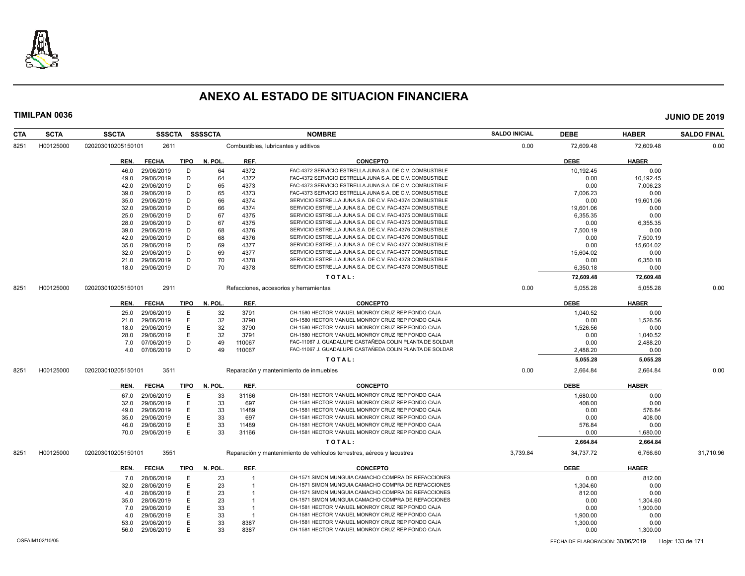# ANEXO AL ESTADO DE SITUACION FINANCIERA

**TIMILPAN 0036** **JUNIO DE 2019**

| CTA | SCTA | SSCTA | SSSCTA | SSSSCTA | NOMBRE | SALDO INICIAL | DEBE | HABER | SALDO FINAL |
|---|---|---|---|---|---|---|---|---|---|
| 8251 | H00125000 | 020203010205150101 | 2611 | | Combustibles, lubricantes y aditivos | 0.00 | 72,609.48 | 72,609.48 | 0.00 |

| REN. | FECHA | TIPO | N. POL. | REF. | CONCEPTO | DEBE | HABER |
|---|---|---|---|---|---|---|---|
| 46.0 | 29/06/2019 | D | 64 | 4372 | FAC-4372 SERVICIO ESTRELLA JUNA S.A. DE C.V. COMBUSTIBLE | 10,192.45 | 0.00 |
| 49.0 | 29/06/2019 | D | 64 | 4372 | FAC-4372 SERVICIO ESTRELLA JUNA S.A. DE C.V. COMBUSTIBLE | 0.00 | 10,192.45 |
| 42.0 | 29/06/2019 | D | 65 | 4373 | FAC-4373 SERVICIO ESTRELLA JUNA S.A. DE C.V. COMBUSTIBLE | 0.00 | 7,006.23 |
| 39.0 | 29/06/2019 | D | 65 | 4373 | FAC-4373 SERVICIO ESTRELLA JUNA S.A. DE C.V. COMBUSTIBLE | 7,006.23 | 0.00 |
| 35.0 | 29/06/2019 | D | 66 | 4374 | SERVICIO ESTRELLA JUNA S.A. DE C.V. FAC-4374 COMBUSTIBLE | 0.00 | 19,601.06 |
| 32.0 | 29/06/2019 | D | 66 | 4374 | SERVICIO ESTRELLA JUNA S.A. DE C.V. FAC-4374 COMBUSTIBLE | 19,601.06 | 0.00 |
| 25.0 | 29/06/2019 | D | 67 | 4375 | SERVICIO ESTRELLA JUNA S.A. DE C.V. FAC-4375 COMBUSTIBLE | 6,355.35 | 0.00 |
| 28.0 | 29/06/2019 | D | 67 | 4375 | SERVICIO ESTRELLA JUNA S.A. DE C.V. FAC-4375 COMBUSTIBLE | 0.00 | 6,355.35 |
| 39.0 | 29/06/2019 | D | 68 | 4376 | SERVICIO ESTRELLA JUNA S.A. DE C.V. FAC-4376 COMBUSTIBLE | 7,500.19 | 0.00 |
| 42.0 | 29/06/2019 | D | 68 | 4376 | SERVICIO ESTRELLA JUNA S.A. DE C.V. FAC-4376 COMBUSTIBLE | 0.00 | 7,500.19 |
| 35.0 | 29/06/2019 | D | 69 | 4377 | SERVICIO ESTRELLA JUNA S.A. DE C.V. FAC-4377 COMBUSTIBLE | 0.00 | 15,604.02 |
| 32.0 | 29/06/2019 | D | 69 | 4377 | SERVICIO ESTRELLA JUNA S.A. DE C.V. FAC-4377 COMBUSTIBLE | 15,604.02 | 0.00 |
| 21.0 | 29/06/2019 | D | 70 | 4378 | SERVICIO ESTRELLA JUNA S.A. DE C.V. FAC-4378 COMBUSTIBLE | 0.00 | 6,350.18 |
| 18.0 | 29/06/2019 | D | 70 | 4378 | SERVICIO ESTRELLA JUNA S.A. DE C.V. FAC-4378 COMBUSTIBLE | 6,350.18 | 0.00 |
| | | | | | **T O T A L :** | **72,609.48** | **72,609.48** |

| CTA | SCTA | SSCTA | SSSCTA | SSSSCTA | NOMBRE | SALDO INICIAL | DEBE | HABER | SALDO FINAL |
|---|---|---|---|---|---|---|---|---|---|
| 8251 | H00125000 | 020203010205150101 | 2911 | | Refacciones, accesorios y herramientas | 0.00 | 5,055.28 | 5,055.28 | 0.00 |

| REN. | FECHA | TIPO | N. POL. | REF. | CONCEPTO | DEBE | HABER |
|---|---|---|---|---|---|---|---|
| 25.0 | 29/06/2019 | E | 32 | 3791 | CH-1580 HECTOR MANUEL MONROY CRUZ REP FONDO CAJA | 1,040.52 | 0.00 |
| 21.0 | 29/06/2019 | E | 32 | 3790 | CH-1580 HECTOR MANUEL MONROY CRUZ REP FONDO CAJA | 0.00 | 1,526.56 |
| 18.0 | 29/06/2019 | E | 32 | 3790 | CH-1580 HECTOR MANUEL MONROY CRUZ REP FONDO CAJA | 1,526.56 | 0.00 |
| 28.0 | 29/06/2019 | E | 32 | 3791 | CH-1580 HECTOR MANUEL MONROY CRUZ REP FONDO CAJA | 0.00 | 1,040.52 |
| 7.0 | 07/06/2019 | D | 49 | 110067 | FAC-11067 J. GUADALUPE CASTAÑEDA COLIN PLANTA DE SOLDAR | 0.00 | 2,488.20 |
| 4.0 | 07/06/2019 | D | 49 | 110067 | FAC-11067 J. GUADALUPE CASTAÑEDA COLIN PLANTA DE SOLDAR | 2,488.20 | 0.00 |
| | | | | | **T O T A L :** | **5,055.28** | **5,055.28** |

| CTA | SCTA | SSCTA | SSSCTA | SSSSCTA | NOMBRE | SALDO INICIAL | DEBE | HABER | SALDO FINAL |
|---|---|---|---|---|---|---|---|---|---|
| 8251 | H00125000 | 020203010205150101 | 3511 | | Reparación y mantenimiento de inmuebles | 0.00 | 2,664.84 | 2,664.84 | 0.00 |

| REN. | FECHA | TIPO | N. POL. | REF. | CONCEPTO | DEBE | HABER |
|---|---|---|---|---|---|---|---|
| 67.0 | 29/06/2019 | E | 33 | 31166 | CH-1581 HECTOR MANUEL MONROY CRUZ REP FONDO CAJA | 1,680.00 | 0.00 |
| 32.0 | 29/06/2019 | E | 33 | 697 | CH-1581 HECTOR MANUEL MONROY CRUZ REP FONDO CAJA | 408.00 | 0.00 |
| 49.0 | 29/06/2019 | E | 33 | 11489 | CH-1581 HECTOR MANUEL MONROY CRUZ REP FONDO CAJA | 0.00 | 576.84 |
| 35.0 | 29/06/2019 | E | 33 | 697 | CH-1581 HECTOR MANUEL MONROY CRUZ REP FONDO CAJA | 0.00 | 408.00 |
| 46.0 | 29/06/2019 | E | 33 | 11489 | CH-1581 HECTOR MANUEL MONROY CRUZ REP FONDO CAJA | 576.84 | 0.00 |
| 70.0 | 29/06/2019 | E | 33 | 31166 | CH-1581 HECTOR MANUEL MONROY CRUZ REP FONDO CAJA | 0.00 | 1,680.00 |
| | | | | | **T O T A L :** | **2,664.84** | **2,664.84** |

| CTA | SCTA | SSCTA | SSSCTA | SSSSCTA | NOMBRE | SALDO INICIAL | DEBE | HABER | SALDO FINAL |
|---|---|---|---|---|---|---|---|---|---|
| 8251 | H00125000 | 020203010205150101 | 3551 | | Reparación y mantenimiento de vehículos terrestres, aéreos y lacustres | 3,739.84 | 34,737.72 | 6,766.60 | 31,710.96 |

| REN. | FECHA | TIPO | N. POL. | REF. | CONCEPTO | DEBE | HABER |
|---|---|---|---|---|---|---|---|
| 7.0 | 28/06/2019 | E | 23 | 1 | CH-1571 SIMON MUNGUIA CAMACHO COMPRA DE REFACCIONES | 0.00 | 812.00 |
| 32.0 | 28/06/2019 | E | 23 | 1 | CH-1571 SIMON MUNGUIA CAMACHO COMPRA DE REFACCIONES | 1,304.60 | 0.00 |
| 4.0 | 28/06/2019 | E | 23 | 1 | CH-1571 SIMON MUNGUIA CAMACHO COMPRA DE REFACCIONES | 812.00 | 0.00 |
| 35.0 | 28/06/2019 | E | 23 | 1 | CH-1571 SIMON MUNGUIA CAMACHO COMPRA DE REFACCIONES | 0.00 | 1,304.60 |
| 7.0 | 29/06/2019 | E | 33 | 1 | CH-1581 HECTOR MANUEL MONROY CRUZ REP FONDO CAJA | 0.00 | 1,900.00 |
| 4.0 | 29/06/2019 | E | 33 | 1 | CH-1581 HECTOR MANUEL MONROY CRUZ REP FONDO CAJA | 1,900.00 | 0.00 |
| 53.0 | 29/06/2019 | E | 33 | 8387 | CH-1581 HECTOR MANUEL MONROY CRUZ REP FONDO CAJA | 1,300.00 | 0.00 |
| 56.0 | 29/06/2019 | E | 33 | 8387 | CH-1581 HECTOR MANUEL MONROY CRUZ REP FONDO CAJA | 0.00 | 1,300.00 |

OSFAIM102/10/05 FECHA DE ELABORACION: 30/06/2019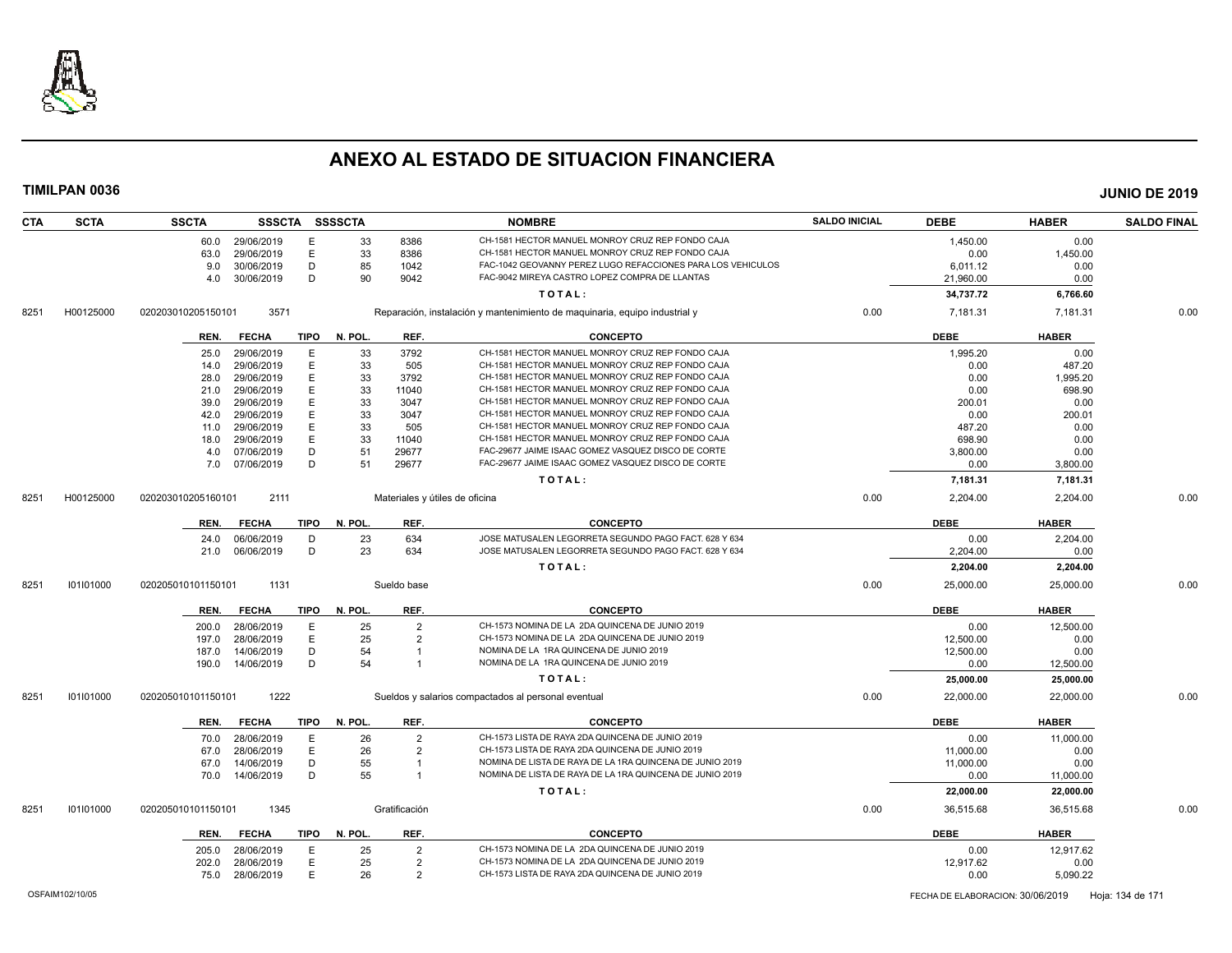# ANEXO AL ESTADO DE SITUACION FINANCIERA

**TIMILPAN 0036** **JUNIO DE 2019**

| CTA | SCTA | SSCTA | SSSCTA | SSSSCTA | | NOMBRE | SALDO INICIAL | DEBE | HABER | SALDO FINAL |
|---|---|---|---|---|---|---|---|---|---|---|
| | | 60.0 | 29/06/2019 | E | 33 | 8386 CH-1581 HECTOR MANUEL MONROY CRUZ REP FONDO CAJA | | 1,450.00 | 0.00 | |
| | | 63.0 | 29/06/2019 | E | 33 | 8386 CH-1581 HECTOR MANUEL MONROY CRUZ REP FONDO CAJA | | 0.00 | 1,450.00 | |
| | | 9.0 | 30/06/2019 | D | 85 | 1042 FAC-1042 GEOVANNY PEREZ LUGO REFACCIONES PARA LOS VEHICULOS | | 6,011.12 | 0.00 | |
| | | 4.0 | 30/06/2019 | D | 90 | 9042 FAC-9042 MIREYA CASTRO LOPEZ COMPRA DE LLANTAS | | 21,960.00 | 0.00 | |
| | | | | | | TOTAL: | | 34,737.72 | 6,766.60 | |
| 8251 | H00125000 | 020203010205150101 | 3571 | | | Reparación, instalación y mantenimiento de maquinaria, equipo industrial y | 0.00 | 7,181.31 | 7,181.31 | 0.00 |

| REN. | FECHA | TIPO | N. POL. | REF. | CONCEPTO | DEBE | HABER |
|---|---|---|---|---|---|---|---|
| 25.0 | 29/06/2019 | E | 33 | 3792 | CH-1581 HECTOR MANUEL MONROY CRUZ REP FONDO CAJA | 1,995.20 | 0.00 |
| 14.0 | 29/06/2019 | E | 33 | 505 | CH-1581 HECTOR MANUEL MONROY CRUZ REP FONDO CAJA | 0.00 | 487.20 |
| 28.0 | 29/06/2019 | E | 33 | 3792 | CH-1581 HECTOR MANUEL MONROY CRUZ REP FONDO CAJA | 0.00 | 1,995.20 |
| 21.0 | 29/06/2019 | E | 33 | 11040 | CH-1581 HECTOR MANUEL MONROY CRUZ REP FONDO CAJA | 0.00 | 698.90 |
| 39.0 | 29/06/2019 | E | 33 | 3047 | CH-1581 HECTOR MANUEL MONROY CRUZ REP FONDO CAJA | 200.01 | 0.00 |
| 42.0 | 29/06/2019 | E | 33 | 3047 | CH-1581 HECTOR MANUEL MONROY CRUZ REP FONDO CAJA | 0.00 | 200.01 |
| 11.0 | 29/06/2019 | E | 33 | 505 | CH-1581 HECTOR MANUEL MONROY CRUZ REP FONDO CAJA | 487.20 | 0.00 |
| 18.0 | 29/06/2019 | E | 33 | 11040 | CH-1581 HECTOR MANUEL MONROY CRUZ REP FONDO CAJA | 698.90 | 0.00 |
| 4.0 | 07/06/2019 | D | 51 | 29677 | FAC-29677 JAIME ISAAC GOMEZ VASQUEZ DISCO DE CORTE | 3,800.00 | 0.00 |
| 7.0 | 07/06/2019 | D | 51 | 29677 | FAC-29677 JAIME ISAAC GOMEZ VASQUEZ DISCO DE CORTE | 0.00 | 3,800.00 |
| | | | | | TOTAL: | 7,181.31 | 7,181.31 |

| CTA | SCTA | SSCTA | SSSCTA | NOMBRE | SALDO INICIAL | DEBE | HABER | SALDO FINAL |
|---|---|---|---|---|---|---|---|---|
| 8251 | H00125000 | 020203010205160101 | 2111 | Materiales y útiles de oficina | 0.00 | 2,204.00 | 2,204.00 | 0.00 |

| REN. | FECHA | TIPO | N. POL. | REF. | CONCEPTO | DEBE | HABER |
|---|---|---|---|---|---|---|---|
| 24.0 | 06/06/2019 | D | 23 | 634 | JOSE MATUSALEN LEGORRETA SEGUNDO PAGO FACT. 628 Y 634 | 0.00 | 2,204.00 |
| 21.0 | 06/06/2019 | D | 23 | 634 | JOSE MATUSALEN LEGORRETA SEGUNDO PAGO FACT. 628 Y 634 | 2,204.00 | 0.00 |
| | | | | | TOTAL: | 2,204.00 | 2,204.00 |

| CTA | SCTA | SSCTA | SSSCTA | NOMBRE | SALDO INICIAL | DEBE | HABER | SALDO FINAL |
|---|---|---|---|---|---|---|---|---|
| 8251 | I01I01000 | 020205010101150101 | 1131 | Sueldo base | 0.00 | 25,000.00 | 25,000.00 | 0.00 |

| REN. | FECHA | TIPO | N. POL. | REF. | CONCEPTO | DEBE | HABER |
|---|---|---|---|---|---|---|---|
| 200.0 | 28/06/2019 | E | 25 | 2 | CH-1573 NOMINA DE LA 2DA QUINCENA DE JUNIO 2019 | 0.00 | 12,500.00 |
| 197.0 | 28/06/2019 | E | 25 | 2 | CH-1573 NOMINA DE LA 2DA QUINCENA DE JUNIO 2019 | 12,500.00 | 0.00 |
| 187.0 | 14/06/2019 | D | 54 | 1 | NOMINA DE LA 1RA QUINCENA DE JUNIO 2019 | 12,500.00 | 0.00 |
| 190.0 | 14/06/2019 | D | 54 | 1 | NOMINA DE LA 1RA QUINCENA DE JUNIO 2019 | 0.00 | 12,500.00 |
| | | | | | TOTAL: | 25,000.00 | 25,000.00 |

| CTA | SCTA | SSCTA | SSSCTA | NOMBRE | SALDO INICIAL | DEBE | HABER | SALDO FINAL |
|---|---|---|---|---|---|---|---|---|
| 8251 | I01I01000 | 020205010101150101 | 1222 | Sueldos y salarios compactados al personal eventual | 0.00 | 22,000.00 | 22,000.00 | 0.00 |

| REN. | FECHA | TIPO | N. POL. | REF. | CONCEPTO | DEBE | HABER |
|---|---|---|---|---|---|---|---|
| 70.0 | 28/06/2019 | E | 26 | 2 | CH-1573 LISTA DE RAYA 2DA QUINCENA DE JUNIO 2019 | 0.00 | 11,000.00 |
| 67.0 | 28/06/2019 | E | 26 | 2 | CH-1573 LISTA DE RAYA 2DA QUINCENA DE JUNIO 2019 | 11,000.00 | 0.00 |
| 67.0 | 14/06/2019 | D | 55 | 1 | NOMINA DE LISTA DE RAYA DE LA 1RA QUINCENA DE JUNIO 2019 | 11,000.00 | 0.00 |
| 70.0 | 14/06/2019 | D | 55 | 1 | NOMINA DE LISTA DE RAYA DE LA 1RA QUINCENA DE JUNIO 2019 | 0.00 | 11,000.00 |
| | | | | | TOTAL: | 22,000.00 | 22,000.00 |

| CTA | SCTA | SSCTA | SSSCTA | NOMBRE | SALDO INICIAL | DEBE | HABER | SALDO FINAL |
|---|---|---|---|---|---|---|---|---|
| 8251 | I01I01000 | 020205010101150101 | 1345 | Gratificación | 0.00 | 36,515.68 | 36,515.68 | 0.00 |

| REN. | FECHA | TIPO | N. POL. | REF. | CONCEPTO | DEBE | HABER |
|---|---|---|---|---|---|---|---|
| 205.0 | 28/06/2019 | E | 25 | 2 | CH-1573 NOMINA DE LA 2DA QUINCENA DE JUNIO 2019 | 0.00 | 12,917.62 |
| 202.0 | 28/06/2019 | E | 25 | 2 | CH-1573 NOMINA DE LA 2DA QUINCENA DE JUNIO 2019 | 12,917.62 | 0.00 |
| 75.0 | 28/06/2019 | E | 26 | 2 | CH-1573 LISTA DE RAYA 2DA QUINCENA DE JUNIO 2019 | 0.00 | 5,090.22 |

OSFAIM102/10/05 FECHA DE ELABORACION: 30/06/2019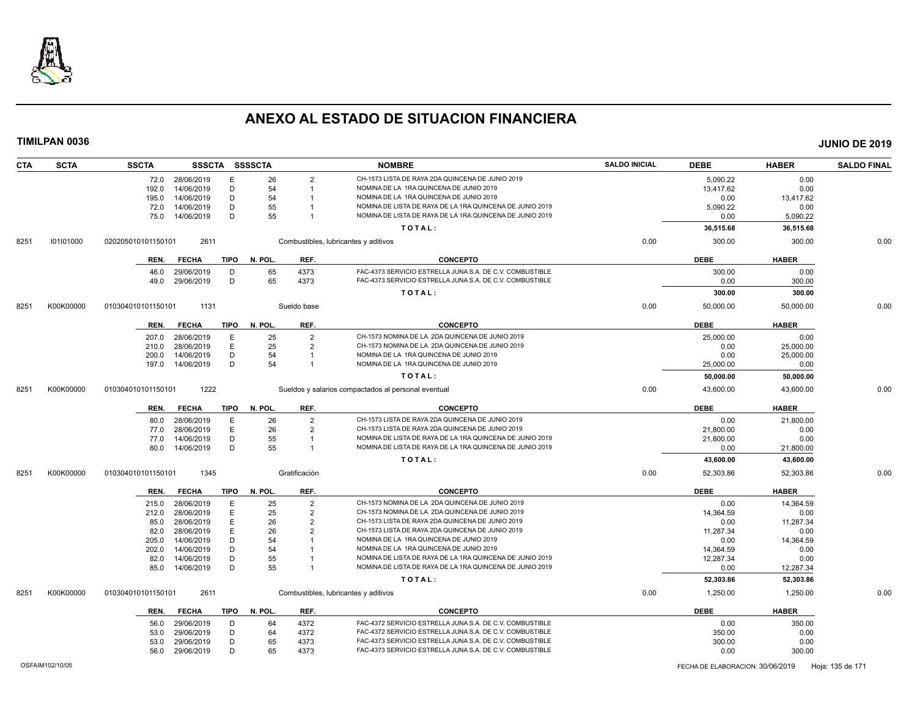# ANEXO AL ESTADO DE SITUACION FINANCIERA

**TIMILPAN 0036** — **JUNIO DE 2019**

| CTA | SCTA | SSCTA | SSSCTA | SSSSCTA | | NOMBRE | SALDO INICIAL | DEBE | HABER | SALDO FINAL |
|---|---|---|---|---|---|---|---|---|---|---|
| | | 72.0 | 28/06/2019 | E | 26 | 2 | CH-1573 LISTA DE RAYA 2DA QUINCENA DE JUNIO 2019 | 5,090.22 | 0.00 | |
| | | 192.0 | 14/06/2019 | D | 54 | 1 | NOMINA DE LA 1RA QUINCENA DE JUNIO 2019 | 13,417.62 | 0.00 | |
| | | 195.0 | 14/06/2019 | D | 54 | 1 | NOMINA DE LA 1RA QUINCENA DE JUNIO 2019 | 0.00 | 13,417.62 | |
| | | 72.0 | 14/06/2019 | D | 55 | 1 | NOMINA DE LISTA DE RAYA DE LA 1RA QUINCENA DE JUNIO 2019 | 5,090.22 | 0.00 | |
| | | 75.0 | 14/06/2019 | D | 55 | 1 | NOMINA DE LISTA DE RAYA DE LA 1RA QUINCENA DE JUNIO 2019 | 0.00 | 5,090.22 | |
| | | | | | | | **TOTAL:** | **36,515.68** | **36,515.68** | |

| CTA | SCTA | SSCTA | SSSCTA | NOMBRE | SALDO INICIAL | DEBE | HABER | SALDO FINAL |
|---|---|---|---|---|---|---|---|---|
| 8251 | I01I01000 | 020205010101150101 | 2611 | Combustibles, lubricantes y aditivos | 0.00 | 300.00 | 300.00 | 0.00 |

| REN. | FECHA | TIPO | N. POL. | REF. | CONCEPTO | DEBE | HABER |
|---|---|---|---|---|---|---|---|
| 46.0 | 29/06/2019 | D | 65 | 4373 | FAC-4373 SERVICIO ESTRELLA JUNA S.A. DE C.V. COMBUSTIBLE | 300.00 | 0.00 |
| 49.0 | 29/06/2019 | D | 65 | 4373 | FAC-4373 SERVICIO ESTRELLA JUNA S.A. DE C.V. COMBUSTIBLE | 0.00 | 300.00 |
| | | | | | **TOTAL:** | **300.00** | **300.00** |

| CTA | SCTA | SSCTA | SSSCTA | NOMBRE | SALDO INICIAL | DEBE | HABER | SALDO FINAL |
|---|---|---|---|---|---|---|---|---|
| 8251 | K00K00000 | 010304010101150101 | 1131 | Sueldo base | 0.00 | 50,000.00 | 50,000.00 | 0.00 |

| REN. | FECHA | TIPO | N. POL. | REF. | CONCEPTO | DEBE | HABER |
|---|---|---|---|---|---|---|---|
| 207.0 | 28/06/2019 | E | 25 | 2 | CH-1573 NOMINA DE LA 2DA QUINCENA DE JUNIO 2019 | 25,000.00 | 0.00 |
| 210.0 | 28/06/2019 | E | 25 | 2 | CH-1573 NOMINA DE LA 2DA QUINCENA DE JUNIO 2019 | 0.00 | 25,000.00 |
| 200.0 | 14/06/2019 | D | 54 | 1 | NOMINA DE LA 1RA QUINCENA DE JUNIO 2019 | 0.00 | 25,000.00 |
| 197.0 | 14/06/2019 | D | 54 | 1 | NOMINA DE LA 1RA QUINCENA DE JUNIO 2019 | 25,000.00 | 0.00 |
| | | | | | **TOTAL:** | **50,000.00** | **50,000.00** |

| CTA | SCTA | SSCTA | SSSCTA | NOMBRE | SALDO INICIAL | DEBE | HABER | SALDO FINAL |
|---|---|---|---|---|---|---|---|---|
| 8251 | K00K00000 | 010304010101150101 | 1222 | Sueldos y salarios compactados al personal eventual | 0.00 | 43,600.00 | 43,600.00 | 0.00 |

| REN. | FECHA | TIPO | N. POL. | REF. | CONCEPTO | DEBE | HABER |
|---|---|---|---|---|---|---|---|
| 80.0 | 28/06/2019 | E | 26 | 2 | CH-1573 LISTA DE RAYA 2DA QUINCENA DE JUNIO 2019 | 0.00 | 21,800.00 |
| 77.0 | 28/06/2019 | E | 26 | 2 | CH-1573 LISTA DE RAYA 2DA QUINCENA DE JUNIO 2019 | 21,800.00 | 0.00 |
| 77.0 | 14/06/2019 | D | 55 | 1 | NOMINA DE LISTA DE RAYA DE LA 1RA QUINCENA DE JUNIO 2019 | 21,800.00 | 0.00 |
| 80.0 | 14/06/2019 | D | 55 | 1 | NOMINA DE LISTA DE RAYA DE LA 1RA QUINCENA DE JUNIO 2019 | 0.00 | 21,800.00 |
| | | | | | **TOTAL:** | **43,600.00** | **43,600.00** |

| CTA | SCTA | SSCTA | SSSCTA | NOMBRE | SALDO INICIAL | DEBE | HABER | SALDO FINAL |
|---|---|---|---|---|---|---|---|---|
| 8251 | K00K00000 | 010304010101150101 | 1345 | Gratificación | 0.00 | 52,303.86 | 52,303.86 | 0.00 |

| REN. | FECHA | TIPO | N. POL. | REF. | CONCEPTO | DEBE | HABER |
|---|---|---|---|---|---|---|---|
| 215.0 | 28/06/2019 | E | 25 | 2 | CH-1573 NOMINA DE LA 2DA QUINCENA DE JUNIO 2019 | 0.00 | 14,364.59 |
| 212.0 | 28/06/2019 | E | 25 | 2 | CH-1573 NOMINA DE LA 2DA QUINCENA DE JUNIO 2019 | 14,364.59 | 0.00 |
| 85.0 | 28/06/2019 | E | 26 | 2 | CH-1573 LISTA DE RAYA 2DA QUINCENA DE JUNIO 2019 | 0.00 | 11,287.34 |
| 82.0 | 28/06/2019 | E | 26 | 2 | CH-1573 LISTA DE RAYA 2DA QUINCENA DE JUNIO 2019 | 11,287.34 | 0.00 |
| 205.0 | 14/06/2019 | D | 54 | 1 | NOMINA DE LA 1RA QUINCENA DE JUNIO 2019 | 0.00 | 14,364.59 |
| 202.0 | 14/06/2019 | D | 54 | 1 | NOMINA DE LA 1RA QUINCENA DE JUNIO 2019 | 14,364.59 | 0.00 |
| 82.0 | 14/06/2019 | D | 55 | 1 | NOMINA DE LISTA DE RAYA DE LA 1RA QUINCENA DE JUNIO 2019 | 12,287.34 | 0.00 |
| 85.0 | 14/06/2019 | D | 55 | 1 | NOMINA DE LISTA DE RAYA DE LA 1RA QUINCENA DE JUNIO 2019 | 0.00 | 12,287.34 |
| | | | | | **TOTAL:** | **52,303.86** | **52,303.86** |

| CTA | SCTA | SSCTA | SSSCTA | NOMBRE | SALDO INICIAL | DEBE | HABER | SALDO FINAL |
|---|---|---|---|---|---|---|---|---|
| 8251 | K00K00000 | 010304010101150101 | 2611 | Combustibles, lubricantes y aditivos | 0.00 | 1,250.00 | 1,250.00 | 0.00 |

| REN. | FECHA | TIPO | N. POL. | REF. | CONCEPTO | DEBE | HABER |
|---|---|---|---|---|---|---|---|
| 56.0 | 29/06/2019 | D | 64 | 4372 | FAC-4372 SERVICIO ESTRELLA JUNA S.A. DE C.V. COMBUSTIBLE | 0.00 | 350.00 |
| 53.0 | 29/06/2019 | D | 64 | 4372 | FAC-4372 SERVICIO ESTRELLA JUNA S.A. DE C.V. COMBUSTIBLE | 350.00 | 0.00 |
| 53.0 | 29/06/2019 | D | 65 | 4373 | FAC-4373 SERVICIO ESTRELLA JUNA S.A. DE C.V. COMBUSTIBLE | 300.00 | 0.00 |
| 56.0 | 29/06/2019 | D | 65 | 4373 | FAC-4373 SERVICIO ESTRELLA JUNA S.A. DE C.V. COMBUSTIBLE | 0.00 | 300.00 |

OSFAIM102/10/05 — FECHA DE ELABORACION: 30/06/2019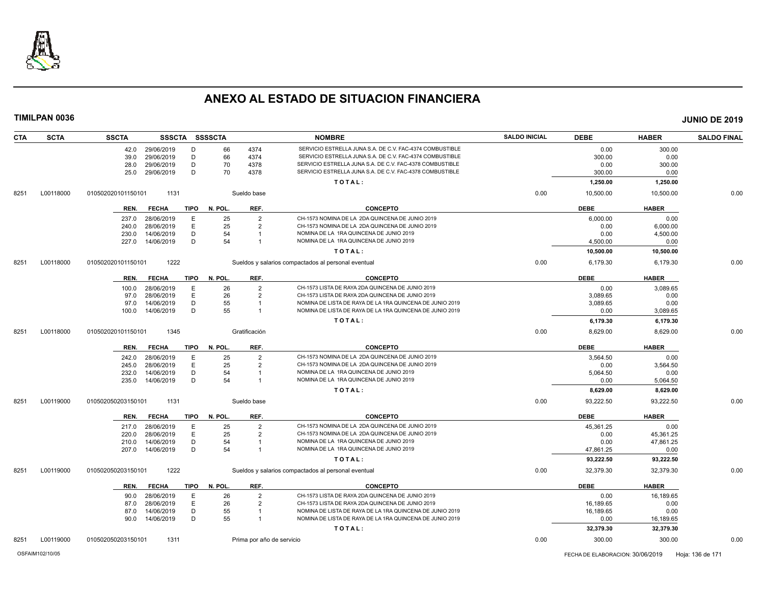# ANEXO AL ESTADO DE SITUACION FINANCIERA

**TIMILPAN 0036** **JUNIO DE 2019**

| CTA | SCTA | SSCTA | SSSCTA | SSSSCTA | | NOMBRE | SALDO INICIAL | DEBE | HABER | SALDO FINAL |
|---|---|---|---|---|---|---|---|---|---|---|
| | | 42.0 | 29/06/2019 | D | 66 | 4374 SERVICIO ESTRELLA JUNA S.A. DE C.V. FAC-4374 COMBUSTIBLE | | 0.00 | 300.00 | |
| | | 39.0 | 29/06/2019 | D | 66 | 4374 SERVICIO ESTRELLA JUNA S.A. DE C.V. FAC-4374 COMBUSTIBLE | | 300.00 | 0.00 | |
| | | 28.0 | 29/06/2019 | D | 70 | 4378 SERVICIO ESTRELLA JUNA S.A. DE C.V. FAC-4378 COMBUSTIBLE | | 0.00 | 300.00 | |
| | | 25.0 | 29/06/2019 | D | 70 | 4378 SERVICIO ESTRELLA JUNA S.A. DE C.V. FAC-4378 COMBUSTIBLE | | 300.00 | 0.00 | |
| | | | | | | TOTAL: | | 1,250.00 | 1,250.00 | |
| 8251 | L00118000 | 010502020101150101 | 1131 | | | Sueldo base | 0.00 | 10,500.00 | 10,500.00 | 0.00 |

| REN. | FECHA | TIPO | N. POL. | REF. | CONCEPTO | DEBE | HABER |
|---|---|---|---|---|---|---|---|
| 237.0 | 28/06/2019 | E | 25 | 2 | CH-1573 NOMINA DE LA 2DA QUINCENA DE JUNIO 2019 | 6,000.00 | 0.00 |
| 240.0 | 28/06/2019 | E | 25 | 2 | CH-1573 NOMINA DE LA 2DA QUINCENA DE JUNIO 2019 | 0.00 | 6,000.00 |
| 230.0 | 14/06/2019 | D | 54 | 1 | NOMINA DE LA 1RA QUINCENA DE JUNIO 2019 | 0.00 | 4,500.00 |
| 227.0 | 14/06/2019 | D | 54 | 1 | NOMINA DE LA 1RA QUINCENA DE JUNIO 2019 | 4,500.00 | 0.00 |
| | | | | | TOTAL: | 10,500.00 | 10,500.00 |

8251 | L00118000 | 010502020101150101 | 1222 | Sueldos y salarios compactados al personal eventual | SALDO INICIAL 0.00 | DEBE 6,179.30 | HABER 6,179.30 | SALDO FINAL 0.00

| REN. | FECHA | TIPO | N. POL. | REF. | CONCEPTO | DEBE | HABER |
|---|---|---|---|---|---|---|---|
| 100.0 | 28/06/2019 | E | 26 | 2 | CH-1573 LISTA DE RAYA 2DA QUINCENA DE JUNIO 2019 | 0.00 | 3,089.65 |
| 97.0 | 28/06/2019 | E | 26 | 2 | CH-1573 LISTA DE RAYA 2DA QUINCENA DE JUNIO 2019 | 3,089.65 | 0.00 |
| 97.0 | 14/06/2019 | D | 55 | 1 | NOMINA DE LISTA DE RAYA DE LA 1RA QUINCENA DE JUNIO 2019 | 3,089.65 | 0.00 |
| 100.0 | 14/06/2019 | D | 55 | 1 | NOMINA DE LISTA DE RAYA DE LA 1RA QUINCENA DE JUNIO 2019 | 0.00 | 3,089.65 |
| | | | | | TOTAL: | 6,179.30 | 6,179.30 |

8251 | L00118000 | 010502020101150101 | 1345 | Gratificación | SALDO INICIAL 0.00 | DEBE 8,629.00 | HABER 8,629.00 | SALDO FINAL 0.00

| REN. | FECHA | TIPO | N. POL. | REF. | CONCEPTO | DEBE | HABER |
|---|---|---|---|---|---|---|---|
| 242.0 | 28/06/2019 | E | 25 | 2 | CH-1573 NOMINA DE LA 2DA QUINCENA DE JUNIO 2019 | 3,564.50 | 0.00 |
| 245.0 | 28/06/2019 | E | 25 | 2 | CH-1573 NOMINA DE LA 2DA QUINCENA DE JUNIO 2019 | 0.00 | 3,564.50 |
| 232.0 | 14/06/2019 | D | 54 | 1 | NOMINA DE LA 1RA QUINCENA DE JUNIO 2019 | 5,064.50 | 0.00 |
| 235.0 | 14/06/2019 | D | 54 | 1 | NOMINA DE LA 1RA QUINCENA DE JUNIO 2019 | 0.00 | 5,064.50 |
| | | | | | TOTAL: | 8,629.00 | 8,629.00 |

8251 | L00119000 | 010502050203150101 | 1131 | Sueldo base | SALDO INICIAL 0.00 | DEBE 93,222.50 | HABER 93,222.50 | SALDO FINAL 0.00

| REN. | FECHA | TIPO | N. POL. | REF. | CONCEPTO | DEBE | HABER |
|---|---|---|---|---|---|---|---|
| 217.0 | 28/06/2019 | E | 25 | 2 | CH-1573 NOMINA DE LA 2DA QUINCENA DE JUNIO 2019 | 45,361.25 | 0.00 |
| 220.0 | 28/06/2019 | E | 25 | 2 | CH-1573 NOMINA DE LA 2DA QUINCENA DE JUNIO 2019 | 0.00 | 45,361.25 |
| 210.0 | 14/06/2019 | D | 54 | 1 | NOMINA DE LA 1RA QUINCENA DE JUNIO 2019 | 0.00 | 47,861.25 |
| 207.0 | 14/06/2019 | D | 54 | 1 | NOMINA DE LA 1RA QUINCENA DE JUNIO 2019 | 47,861.25 | 0.00 |
| | | | | | TOTAL: | 93,222.50 | 93,222.50 |

8251 | L00119000 | 010502050203150101 | 1222 | Sueldos y salarios compactados al personal eventual | SALDO INICIAL 0.00 | DEBE 32,379.30 | HABER 32,379.30 | SALDO FINAL 0.00

| REN. | FECHA | TIPO | N. POL. | REF. | CONCEPTO | DEBE | HABER |
|---|---|---|---|---|---|---|---|
| 90.0 | 28/06/2019 | E | 26 | 2 | CH-1573 LISTA DE RAYA 2DA QUINCENA DE JUNIO 2019 | 0.00 | 16,189.65 |
| 87.0 | 28/06/2019 | E | 26 | 2 | CH-1573 LISTA DE RAYA 2DA QUINCENA DE JUNIO 2019 | 16,189.65 | 0.00 |
| 87.0 | 14/06/2019 | D | 55 | 1 | NOMINA DE LISTA DE RAYA DE LA 1RA QUINCENA DE JUNIO 2019 | 16,189.65 | 0.00 |
| 90.0 | 14/06/2019 | D | 55 | 1 | NOMINA DE LISTA DE RAYA DE LA 1RA QUINCENA DE JUNIO 2019 | 0.00 | 16,189.65 |
| | | | | | TOTAL: | 32,379.30 | 32,379.30 |

8251 | L00119000 | 010502050203150101 | 1311 | Prima por año de servicio | SALDO INICIAL 0.00 | DEBE 300.00 | HABER 300.00 | SALDO FINAL 0.00

OSFAIM102/10/05 FECHA DE ELABORACION: 30/06/2019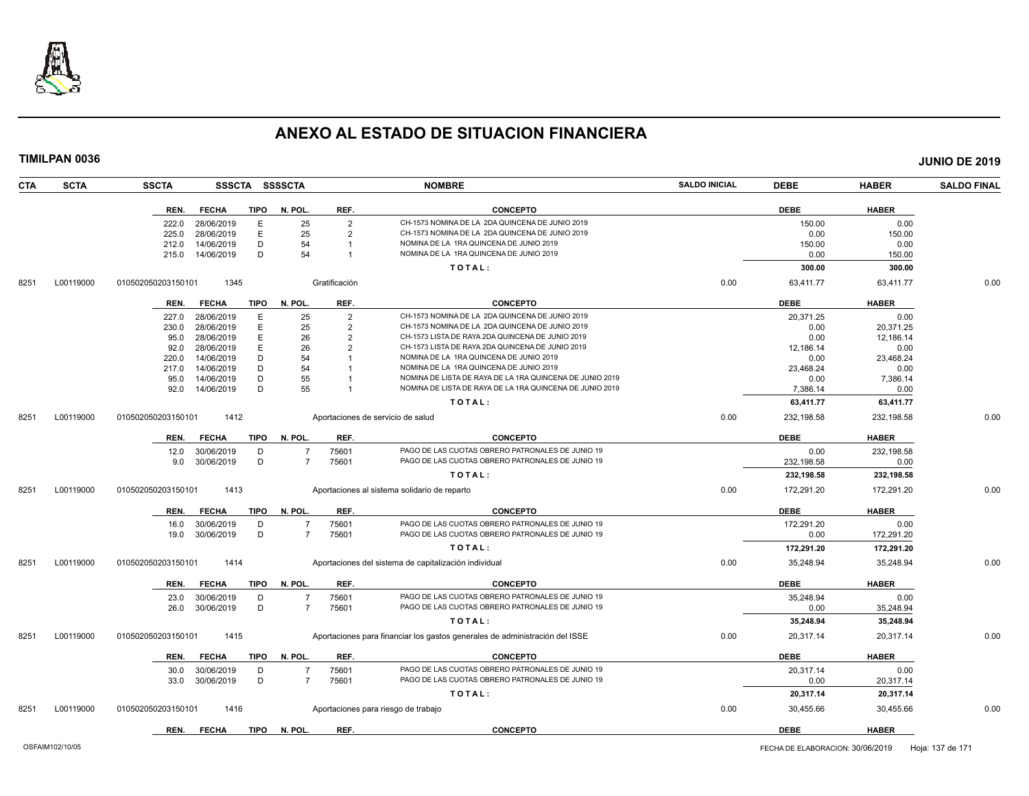# ANEXO AL ESTADO DE SITUACION FINANCIERA

**TIMILPAN 0036** **JUNIO DE 2019**

| CTA | SCTA | SSCTA | SSSCTA | SSSSCTA | NOMBRE | SALDO INICIAL | DEBE | HABER | SALDO FINAL |
|---|---|---|---|---|---|---|---|---|---|

| REN. | FECHA | TIPO | N. POL. | REF. | CONCEPTO | DEBE | HABER |
|---|---|---|---|---|---|---|---|
| 222.0 | 28/06/2019 | E | 25 | 2 | CH-1573 NOMINA DE LA 2DA QUINCENA DE JUNIO 2019 | 150.00 | 0.00 |
| 225.0 | 28/06/2019 | E | 25 | 2 | CH-1573 NOMINA DE LA 2DA QUINCENA DE JUNIO 2019 | 0.00 | 150.00 |
| 212.0 | 14/06/2019 | D | 54 | 1 | NOMINA DE LA 1RA QUINCENA DE JUNIO 2019 | 150.00 | 0.00 |
| 215.0 | 14/06/2019 | D | 54 | 1 | NOMINA DE LA 1RA QUINCENA DE JUNIO 2019 | 0.00 | 150.00 |
| | | | | | TOTAL: | 300.00 | 300.00 |

| CTA | SCTA | SSCTA | SSSCTA | NOMBRE | SALDO INICIAL | DEBE | HABER | SALDO FINAL |
|---|---|---|---|---|---|---|---|---|
| 8251 | L00119000 | 010502050203150101 | 1345 | Gratificación | 0.00 | 63,411.77 | 63,411.77 | 0.00 |

| REN. | FECHA | TIPO | N. POL. | REF. | CONCEPTO | DEBE | HABER |
|---|---|---|---|---|---|---|---|
| 227.0 | 28/06/2019 | E | 25 | 2 | CH-1573 NOMINA DE LA 2DA QUINCENA DE JUNIO 2019 | 20,371.25 | 0.00 |
| 230.0 | 28/06/2019 | E | 25 | 2 | CH-1573 NOMINA DE LA 2DA QUINCENA DE JUNIO 2019 | 0.00 | 20,371.25 |
| 95.0 | 28/06/2019 | E | 26 | 2 | CH-1573 LISTA DE RAYA 2DA QUINCENA DE JUNIO 2019 | 0.00 | 12,186.14 |
| 92.0 | 28/06/2019 | E | 26 | 2 | CH-1573 LISTA DE RAYA 2DA QUINCENA DE JUNIO 2019 | 12,186.14 | 0.00 |
| 220.0 | 14/06/2019 | D | 54 | 1 | NOMINA DE LA 1RA QUINCENA DE JUNIO 2019 | 0.00 | 23,468.24 |
| 217.0 | 14/06/2019 | D | 54 | 1 | NOMINA DE LA 1RA QUINCENA DE JUNIO 2019 | 23,468.24 | 0.00 |
| 95.0 | 14/06/2019 | D | 55 | 1 | NOMINA DE LISTA DE RAYA DE LA 1RA QUINCENA DE JUNIO 2019 | 0.00 | 7,386.14 |
| 92.0 | 14/06/2019 | D | 55 | 1 | NOMINA DE LISTA DE RAYA DE LA 1RA QUINCENA DE JUNIO 2019 | 7,386.14 | 0.00 |
| | | | | | TOTAL: | 63,411.77 | 63,411.77 |

| CTA | SCTA | SSCTA | SSSCTA | NOMBRE | SALDO INICIAL | DEBE | HABER | SALDO FINAL |
|---|---|---|---|---|---|---|---|---|
| 8251 | L00119000 | 010502050203150101 | 1412 | Aportaciones de servicio de salud | 0.00 | 232,198.58 | 232,198.58 | 0.00 |

| REN. | FECHA | TIPO | N. POL. | REF. | CONCEPTO | DEBE | HABER |
|---|---|---|---|---|---|---|---|
| 12.0 | 30/06/2019 | D | 7 | 75601 | PAGO DE LAS CUOTAS OBRERO PATRONALES DE JUNIO 19 | 0.00 | 232,198.58 |
| 9.0 | 30/06/2019 | D | 7 | 75601 | PAGO DE LAS CUOTAS OBRERO PATRONALES DE JUNIO 19 | 232,198.58 | 0.00 |
| | | | | | TOTAL: | 232,198.58 | 232,198.58 |

| CTA | SCTA | SSCTA | SSSCTA | NOMBRE | SALDO INICIAL | DEBE | HABER | SALDO FINAL |
|---|---|---|---|---|---|---|---|---|
| 8251 | L00119000 | 010502050203150101 | 1413 | Aportaciones al sistema solidario de reparto | 0.00 | 172,291.20 | 172,291.20 | 0.00 |

| REN. | FECHA | TIPO | N. POL. | REF. | CONCEPTO | DEBE | HABER |
|---|---|---|---|---|---|---|---|
| 16.0 | 30/06/2019 | D | 7 | 75601 | PAGO DE LAS CUOTAS OBRERO PATRONALES DE JUNIO 19 | 172,291.20 | 0.00 |
| 19.0 | 30/06/2019 | D | 7 | 75601 | PAGO DE LAS CUOTAS OBRERO PATRONALES DE JUNIO 19 | 0.00 | 172,291.20 |
| | | | | | TOTAL: | 172,291.20 | 172,291.20 |

| CTA | SCTA | SSCTA | SSSCTA | NOMBRE | SALDO INICIAL | DEBE | HABER | SALDO FINAL |
|---|---|---|---|---|---|---|---|---|
| 8251 | L00119000 | 010502050203150101 | 1414 | Aportaciones del sistema de capitalización individual | 0.00 | 35,248.94 | 35,248.94 | 0.00 |

| REN. | FECHA | TIPO | N. POL. | REF. | CONCEPTO | DEBE | HABER |
|---|---|---|---|---|---|---|---|
| 23.0 | 30/06/2019 | D | 7 | 75601 | PAGO DE LAS CUOTAS OBRERO PATRONALES DE JUNIO 19 | 35,248.94 | 0.00 |
| 26.0 | 30/06/2019 | D | 7 | 75601 | PAGO DE LAS CUOTAS OBRERO PATRONALES DE JUNIO 19 | 0.00 | 35,248.94 |
| | | | | | TOTAL: | 35,248.94 | 35,248.94 |

| CTA | SCTA | SSCTA | SSSCTA | NOMBRE | SALDO INICIAL | DEBE | HABER | SALDO FINAL |
|---|---|---|---|---|---|---|---|---|
| 8251 | L00119000 | 010502050203150101 | 1415 | Aportaciones para financiar los gastos generales de administración del ISSE | 0.00 | 20,317.14 | 20,317.14 | 0.00 |

| REN. | FECHA | TIPO | N. POL. | REF. | CONCEPTO | DEBE | HABER |
|---|---|---|---|---|---|---|---|
| 30.0 | 30/06/2019 | D | 7 | 75601 | PAGO DE LAS CUOTAS OBRERO PATRONALES DE JUNIO 19 | 20,317.14 | 0.00 |
| 33.0 | 30/06/2019 | D | 7 | 75601 | PAGO DE LAS CUOTAS OBRERO PATRONALES DE JUNIO 19 | 0.00 | 20,317.14 |
| | | | | | TOTAL: | 20,317.14 | 20,317.14 |

| CTA | SCTA | SSCTA | SSSCTA | NOMBRE | SALDO INICIAL | DEBE | HABER | SALDO FINAL |
|---|---|---|---|---|---|---|---|---|
| 8251 | L00119000 | 010502050203150101 | 1416 | Aportaciones para riesgo de trabajo | 0.00 | 30,455.66 | 30,455.66 | 0.00 |

| REN. | FECHA | TIPO | N. POL. | REF. | CONCEPTO | DEBE | HABER |
|---|---|---|---|---|---|---|---|

OSFAIM102/10/05 FECHA DE ELABORACION: 30/06/2019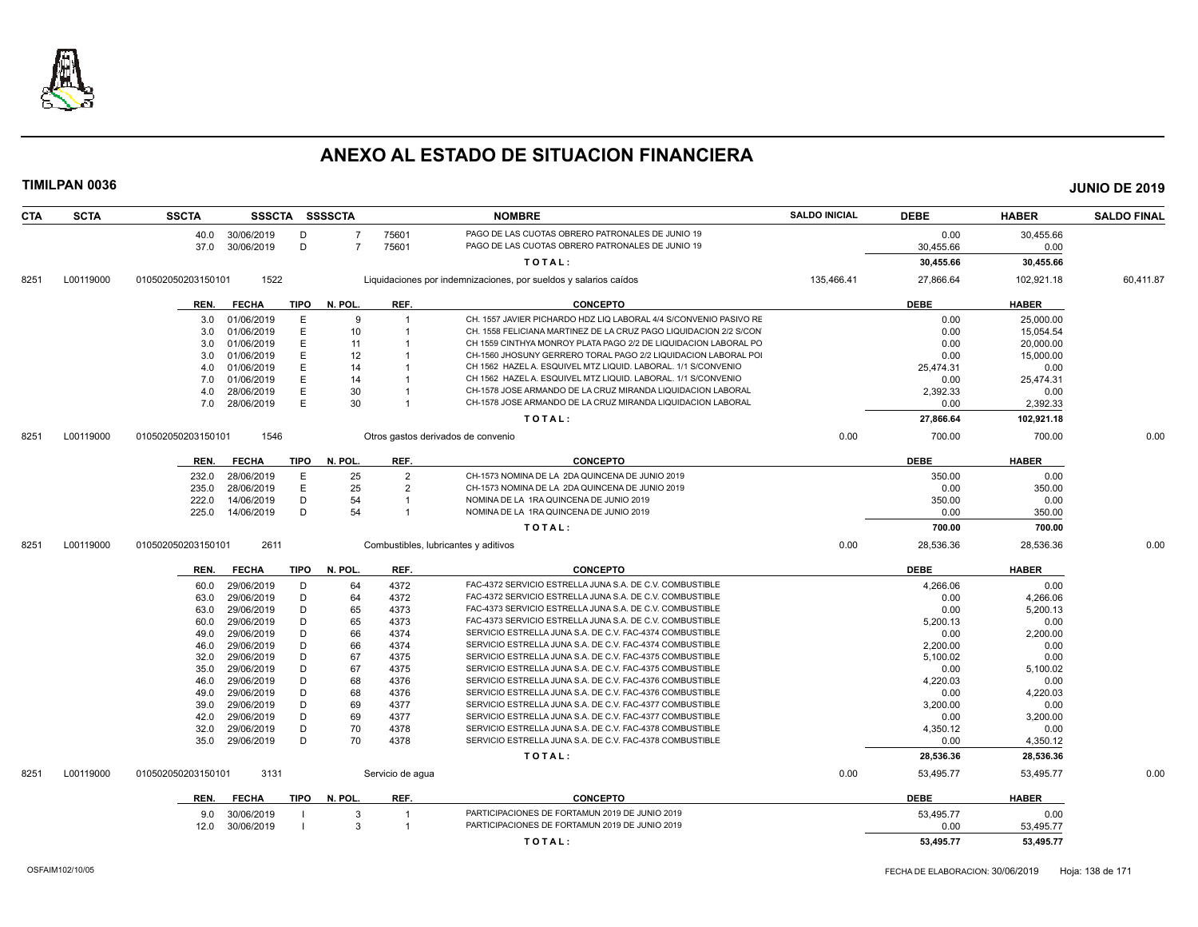# ANEXO AL ESTADO DE SITUACION FINANCIERA

**TIMILPAN 0036** **JUNIO DE 2019**

| CTA | SCTA | SSCTA | SSSCTA | SSSSCTA | | NOMBRE | SALDO INICIAL | DEBE | HABER | SALDO FINAL |
|---|---|---|---|---|---|---|---|---|---|---|
| | | 40.0 30/06/2019 | D | 7 | 75601 | PAGO DE LAS CUOTAS OBRERO PATRONALES DE JUNIO 19 | | 0.00 | 30,455.66 | |
| | | 37.0 30/06/2019 | D | 7 | 75601 | PAGO DE LAS CUOTAS OBRERO PATRONALES DE JUNIO 19 | | 30,455.66 | 0.00 | |
| | | | | | | **TOTAL:** | | **30,455.66** | **30,455.66** | |
| 8251 | L00119000 | 010502050203150101 | 1522 | | | Liquidaciones por indemnizaciones, por sueldos y salarios caídos | 135,466.41 | 27,866.64 | 102,921.18 | 60,411.87 |
| | | **REN. FECHA** | **TIPO** | **N. POL.** | **REF.** | **CONCEPTO** | | **DEBE** | **HABER** | |
| | | 3.0 01/06/2019 | E | 9 | 1 | CH. 1557 JAVIER PICHARDO HDZ LIQ LABORAL 4/4 S/CONVENIO PASIVO RE | | 0.00 | 25,000.00 | |
| | | 3.0 01/06/2019 | E | 10 | 1 | CH. 1558 FELICIANA MARTINEZ DE LA CRUZ PAGO LIQUIDACION 2/2 S/CON | | 0.00 | 15,054.54 | |
| | | 3.0 01/06/2019 | E | 11 | 1 | CH 1559 CINTHYA MONROY PLATA PAGO 2/2 DE LIQUIDACION LABORAL PO | | 0.00 | 20,000.00 | |
| | | 3.0 01/06/2019 | E | 12 | 1 | CH-1560 JHOSUNY GERRERO TORAL PAGO 2/2 LIQUIDACION LABORAL POI | | 0.00 | 15,000.00 | |
| | | 4.0 01/06/2019 | E | 14 | 1 | CH 1562 HAZEL A. ESQUIVEL MTZ LIQUID. LABORAL. 1/1 S/CONVENIO | | 25,474.31 | 0.00 | |
| | | 7.0 01/06/2019 | E | 14 | 1 | CH 1562 HAZEL A. ESQUIVEL MTZ LIQUID. LABORAL. 1/1 S/CONVENIO | | 0.00 | 25,474.31 | |
| | | 4.0 28/06/2019 | E | 30 | 1 | CH-1578 JOSE ARMANDO DE LA CRUZ MIRANDA LIQUIDACION LABORAL | | 2,392.33 | 0.00 | |
| | | 7.0 28/06/2019 | E | 30 | 1 | CH-1578 JOSE ARMANDO DE LA CRUZ MIRANDA LIQUIDACION LABORAL | | 0.00 | 2,392.33 | |
| | | | | | | **TOTAL:** | | **27,866.64** | **102,921.18** | |
| 8251 | L00119000 | 010502050203150101 | 1546 | | | Otros gastos derivados de convenio | 0.00 | 700.00 | 700.00 | 0.00 |
| | | **REN. FECHA** | **TIPO** | **N. POL.** | **REF.** | **CONCEPTO** | | **DEBE** | **HABER** | |
| | | 232.0 28/06/2019 | E | 25 | 2 | CH-1573 NOMINA DE LA 2DA QUINCENA DE JUNIO 2019 | | 350.00 | 0.00 | |
| | | 235.0 28/06/2019 | E | 25 | 2 | CH-1573 NOMINA DE LA 2DA QUINCENA DE JUNIO 2019 | | 0.00 | 350.00 | |
| | | 222.0 14/06/2019 | D | 54 | 1 | NOMINA DE LA 1RA QUINCENA DE JUNIO 2019 | | 350.00 | 0.00 | |
| | | 225.0 14/06/2019 | D | 54 | 1 | NOMINA DE LA 1RA QUINCENA DE JUNIO 2019 | | 0.00 | 350.00 | |
| | | | | | | **TOTAL:** | | **700.00** | **700.00** | |
| 8251 | L00119000 | 010502050203150101 | 2611 | | | Combustibles, lubricantes y aditivos | 0.00 | 28,536.36 | 28,536.36 | 0.00 |
| | | **REN. FECHA** | **TIPO** | **N. POL.** | **REF.** | **CONCEPTO** | | **DEBE** | **HABER** | |
| | | 60.0 29/06/2019 | D | 64 | 4372 | FAC-4372 SERVICIO ESTRELLA JUNA S.A. DE C.V. COMBUSTIBLE | | 4,266.06 | 0.00 | |
| | | 63.0 29/06/2019 | D | 64 | 4372 | FAC-4372 SERVICIO ESTRELLA JUNA S.A. DE C.V. COMBUSTIBLE | | 0.00 | 4,266.06 | |
| | | 63.0 29/06/2019 | D | 65 | 4373 | FAC-4373 SERVICIO ESTRELLA JUNA S.A. DE C.V. COMBUSTIBLE | | 0.00 | 5,200.13 | |
| | | 60.0 29/06/2019 | D | 65 | 4373 | FAC-4373 SERVICIO ESTRELLA JUNA S.A. DE C.V. COMBUSTIBLE | | 5,200.13 | 0.00 | |
| | | 49.0 29/06/2019 | D | 66 | 4374 | SERVICIO ESTRELLA JUNA S.A. DE C.V. FAC-4374 COMBUSTIBLE | | 0.00 | 2,200.00 | |
| | | 46.0 29/06/2019 | D | 66 | 4374 | SERVICIO ESTRELLA JUNA S.A. DE C.V. FAC-4374 COMBUSTIBLE | | 2,200.00 | 0.00 | |
| | | 32.0 29/06/2019 | D | 67 | 4375 | SERVICIO ESTRELLA JUNA S.A. DE C.V. FAC-4375 COMBUSTIBLE | | 5,100.02 | 0.00 | |
| | | 35.0 29/06/2019 | D | 67 | 4375 | SERVICIO ESTRELLA JUNA S.A. DE C.V. FAC-4375 COMBUSTIBLE | | 0.00 | 5,100.02 | |
| | | 46.0 29/06/2019 | D | 68 | 4376 | SERVICIO ESTRELLA JUNA S.A. DE C.V. FAC-4376 COMBUSTIBLE | | 4,220.03 | 0.00 | |
| | | 49.0 29/06/2019 | D | 68 | 4376 | SERVICIO ESTRELLA JUNA S.A. DE C.V. FAC-4376 COMBUSTIBLE | | 0.00 | 4,220.03 | |
| | | 39.0 29/06/2019 | D | 69 | 4377 | SERVICIO ESTRELLA JUNA S.A. DE C.V. FAC-4377 COMBUSTIBLE | | 3,200.00 | 0.00 | |
| | | 42.0 29/06/2019 | D | 69 | 4377 | SERVICIO ESTRELLA JUNA S.A. DE C.V. FAC-4377 COMBUSTIBLE | | 0.00 | 3,200.00 | |
| | | 32.0 29/06/2019 | D | 70 | 4378 | SERVICIO ESTRELLA JUNA S.A. DE C.V. FAC-4378 COMBUSTIBLE | | 4,350.12 | 0.00 | |
| | | 35.0 29/06/2019 | D | 70 | 4378 | SERVICIO ESTRELLA JUNA S.A. DE C.V. FAC-4378 COMBUSTIBLE | | 0.00 | 4,350.12 | |
| | | | | | | **TOTAL:** | | **28,536.36** | **28,536.36** | |
| 8251 | L00119000 | 010502050203150101 | 3131 | | | Servicio de agua | 0.00 | 53,495.77 | 53,495.77 | 0.00 |
| | | **REN. FECHA** | **TIPO** | **N. POL.** | **REF.** | **CONCEPTO** | | **DEBE** | **HABER** | |
| | | 9.0 30/06/2019 | I | 3 | 1 | PARTICIPACIONES DE FORTAMUN 2019 DE JUNIO 2019 | | 53,495.77 | 0.00 | |
| | | 12.0 30/06/2019 | I | 3 | 1 | PARTICIPACIONES DE FORTAMUN 2019 DE JUNIO 2019 | | 0.00 | 53,495.77 | |
| | | | | | | **TOTAL:** | | **53,495.77** | **53,495.77** | |

OSFAIM102/10/05 FECHA DE ELABORACION: 30/06/2019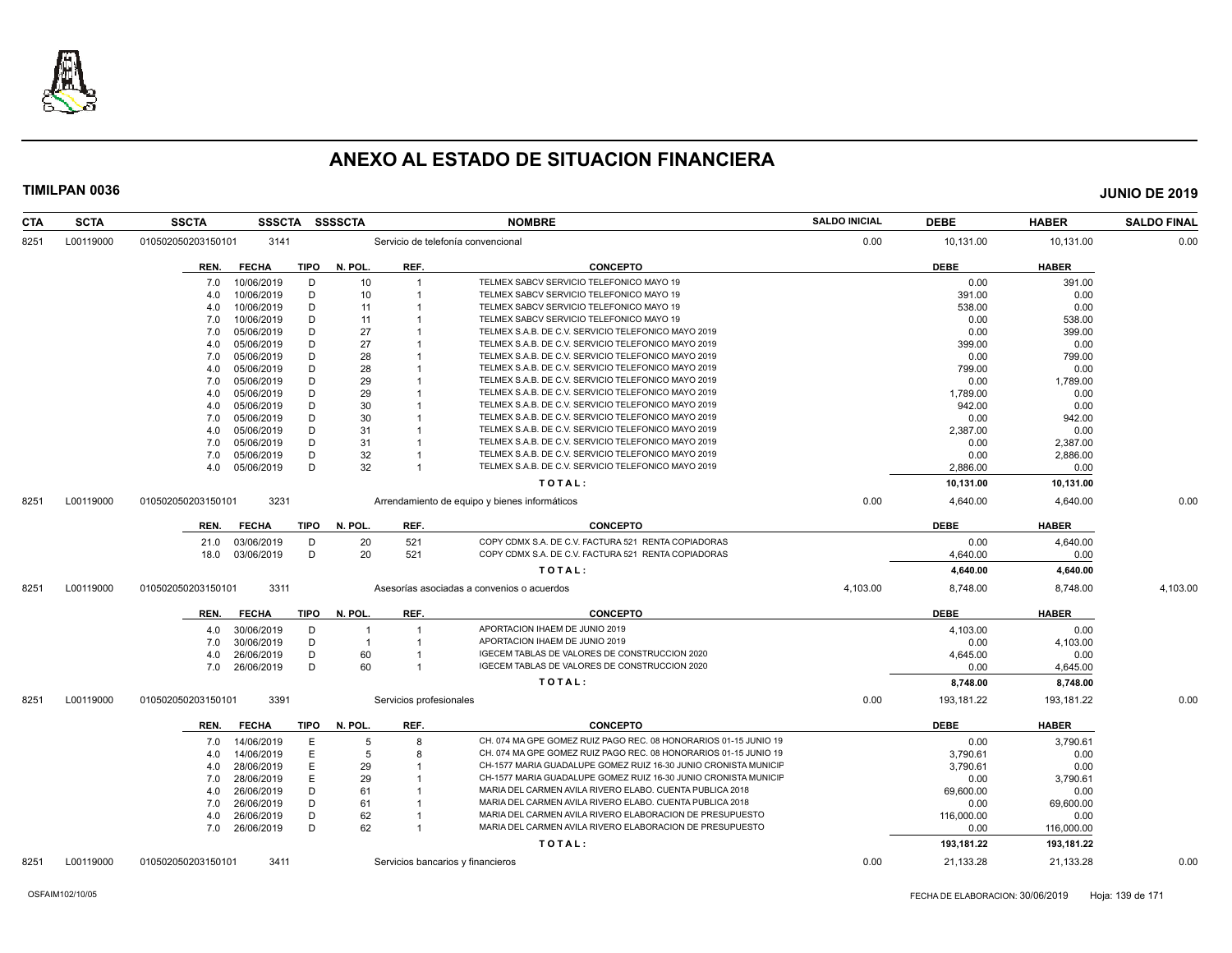# ANEXO AL ESTADO DE SITUACION FINANCIERA

**TIMILPAN 0036** **JUNIO DE 2019**

| CTA | SCTA | SSCTA | SSSCTA | SSSSCTA | NOMBRE | SALDO INICIAL | DEBE | HABER | SALDO FINAL |
|---|---|---|---|---|---|---|---|---|---|
| 8251 | L00119000 | 010502050203150101 | 3141 | | Servicio de telefonía convencional | 0.00 | 10,131.00 | 10,131.00 | 0.00 |

| REN. | FECHA | TIPO | N. POL. | REF. | CONCEPTO | DEBE | HABER |
|---|---|---|---|---|---|---|---|
| 7.0 | 10/06/2019 | D | 10 | 1 | TELMEX SABCV SERVICIO TELEFONICO MAYO 19 | 0.00 | 391.00 |
| 4.0 | 10/06/2019 | D | 10 | 1 | TELMEX SABCV SERVICIO TELEFONICO MAYO 19 | 391.00 | 0.00 |
| 4.0 | 10/06/2019 | D | 11 | 1 | TELMEX SABCV SERVICIO TELEFONICO MAYO 19 | 538.00 | 0.00 |
| 7.0 | 10/06/2019 | D | 11 | 1 | TELMEX SABCV SERVICIO TELEFONICO MAYO 19 | 0.00 | 538.00 |
| 7.0 | 05/06/2019 | D | 27 | 1 | TELMEX S.A.B. DE C.V. SERVICIO TELEFONICO MAYO 2019 | 0.00 | 399.00 |
| 4.0 | 05/06/2019 | D | 27 | 1 | TELMEX S.A.B. DE C.V. SERVICIO TELEFONICO MAYO 2019 | 399.00 | 0.00 |
| 7.0 | 05/06/2019 | D | 28 | 1 | TELMEX S.A.B. DE C.V. SERVICIO TELEFONICO MAYO 2019 | 0.00 | 799.00 |
| 4.0 | 05/06/2019 | D | 28 | 1 | TELMEX S.A.B. DE C.V. SERVICIO TELEFONICO MAYO 2019 | 799.00 | 0.00 |
| 7.0 | 05/06/2019 | D | 29 | 1 | TELMEX S.A.B. DE C.V. SERVICIO TELEFONICO MAYO 2019 | 0.00 | 1,789.00 |
| 4.0 | 05/06/2019 | D | 29 | 1 | TELMEX S.A.B. DE C.V. SERVICIO TELEFONICO MAYO 2019 | 1,789.00 | 0.00 |
| 4.0 | 05/06/2019 | D | 30 | 1 | TELMEX S.A.B. DE C.V. SERVICIO TELEFONICO MAYO 2019 | 942.00 | 0.00 |
| 7.0 | 05/06/2019 | D | 30 | 1 | TELMEX S.A.B. DE C.V. SERVICIO TELEFONICO MAYO 2019 | 0.00 | 942.00 |
| 4.0 | 05/06/2019 | D | 31 | 1 | TELMEX S.A.B. DE C.V. SERVICIO TELEFONICO MAYO 2019 | 2,387.00 | 0.00 |
| 7.0 | 05/06/2019 | D | 31 | 1 | TELMEX S.A.B. DE C.V. SERVICIO TELEFONICO MAYO 2019 | 0.00 | 2,387.00 |
| 7.0 | 05/06/2019 | D | 32 | 1 | TELMEX S.A.B. DE C.V. SERVICIO TELEFONICO MAYO 2019 | 0.00 | 2,886.00 |
| 4.0 | 05/06/2019 | D | 32 | 1 | TELMEX S.A.B. DE C.V. SERVICIO TELEFONICO MAYO 2019 | 2,886.00 | 0.00 |
| | | | | | **TOTAL:** | **10,131.00** | **10,131.00** |

| CTA | SCTA | SSCTA | SSSCTA | SSSSCTA | NOMBRE | SALDO INICIAL | DEBE | HABER | SALDO FINAL |
|---|---|---|---|---|---|---|---|---|---|
| 8251 | L00119000 | 010502050203150101 | 3231 | | Arrendamiento de equipo y bienes informáticos | 0.00 | 4,640.00 | 4,640.00 | 0.00 |

| REN. | FECHA | TIPO | N. POL. | REF. | CONCEPTO | DEBE | HABER |
|---|---|---|---|---|---|---|---|
| 21.0 | 03/06/2019 | D | 20 | 521 | COPY CDMX S.A. DE C.V. FACTURA 521 RENTA COPIADORAS | 0.00 | 4,640.00 |
| 18.0 | 03/06/2019 | D | 20 | 521 | COPY CDMX S.A. DE C.V. FACTURA 521 RENTA COPIADORAS | 4,640.00 | 0.00 |
| | | | | | **TOTAL:** | **4,640.00** | **4,640.00** |

| CTA | SCTA | SSCTA | SSSCTA | SSSSCTA | NOMBRE | SALDO INICIAL | DEBE | HABER | SALDO FINAL |
|---|---|---|---|---|---|---|---|---|---|
| 8251 | L00119000 | 010502050203150101 | 3311 | | Asesorías asociadas a convenios o acuerdos | 4,103.00 | 8,748.00 | 8,748.00 | 4,103.00 |

| REN. | FECHA | TIPO | N. POL. | REF. | CONCEPTO | DEBE | HABER |
|---|---|---|---|---|---|---|---|
| 4.0 | 30/06/2019 | D | 1 | 1 | APORTACION IHAEM DE JUNIO 2019 | 4,103.00 | 0.00 |
| 7.0 | 30/06/2019 | D | 1 | 1 | APORTACION IHAEM DE JUNIO 2019 | 0.00 | 4,103.00 |
| 4.0 | 26/06/2019 | D | 60 | 1 | IGECEM TABLAS DE VALORES DE CONSTRUCCION 2020 | 4,645.00 | 0.00 |
| 7.0 | 26/06/2019 | D | 60 | 1 | IGECEM TABLAS DE VALORES DE CONSTRUCCION 2020 | 0.00 | 4,645.00 |
| | | | | | **TOTAL:** | **8,748.00** | **8,748.00** |

| CTA | SCTA | SSCTA | SSSCTA | SSSSCTA | NOMBRE | SALDO INICIAL | DEBE | HABER | SALDO FINAL |
|---|---|---|---|---|---|---|---|---|---|
| 8251 | L00119000 | 010502050203150101 | 3391 | | Servicios profesionales | 0.00 | 193,181.22 | 193,181.22 | 0.00 |

| REN. | FECHA | TIPO | N. POL. | REF. | CONCEPTO | DEBE | HABER |
|---|---|---|---|---|---|---|---|
| 7.0 | 14/06/2019 | E | 5 | 8 | CH. 074 MA GPE GOMEZ RUIZ PAGO REC. 08 HONORARIOS 01-15 JUNIO 19 | 0.00 | 3,790.61 |
| 4.0 | 14/06/2019 | E | 5 | 8 | CH. 074 MA GPE GOMEZ RUIZ PAGO REC. 08 HONORARIOS 01-15 JUNIO 19 | 3,790.61 | 0.00 |
| 4.0 | 28/06/2019 | E | 29 | 1 | CH-1577 MARIA GUADALUPE GOMEZ RUIZ 16-30 JUNIO CRONISTA MUNICIP | 3,790.61 | 0.00 |
| 7.0 | 28/06/2019 | E | 29 | 1 | CH-1577 MARIA GUADALUPE GOMEZ RUIZ 16-30 JUNIO CRONISTA MUNICIP | 0.00 | 3,790.61 |
| 4.0 | 26/06/2019 | D | 61 | 1 | MARIA DEL CARMEN AVILA RIVERO ELABO. CUENTA PUBLICA 2018 | 69,600.00 | 0.00 |
| 7.0 | 26/06/2019 | D | 61 | 1 | MARIA DEL CARMEN AVILA RIVERO ELABO. CUENTA PUBLICA 2018 | 0.00 | 69,600.00 |
| 4.0 | 26/06/2019 | D | 62 | 1 | MARIA DEL CARMEN AVILA RIVERO ELABORACION DE PRESUPUESTO | 116,000.00 | 0.00 |
| 7.0 | 26/06/2019 | D | 62 | 1 | MARIA DEL CARMEN AVILA RIVERO ELABORACION DE PRESUPUESTO | 0.00 | 116,000.00 |
| | | | | | **TOTAL:** | **193,181.22** | **193,181.22** |

| CTA | SCTA | SSCTA | SSSCTA | SSSSCTA | NOMBRE | SALDO INICIAL | DEBE | HABER | SALDO FINAL |
|---|---|---|---|---|---|---|---|---|---|
| 8251 | L00119000 | 010502050203150101 | 3411 | | Servicios bancarios y financieros | 0.00 | 21,133.28 | 21,133.28 | 0.00 |

OSFAIM102/10/05 — FECHA DE ELABORACION: 30/06/2019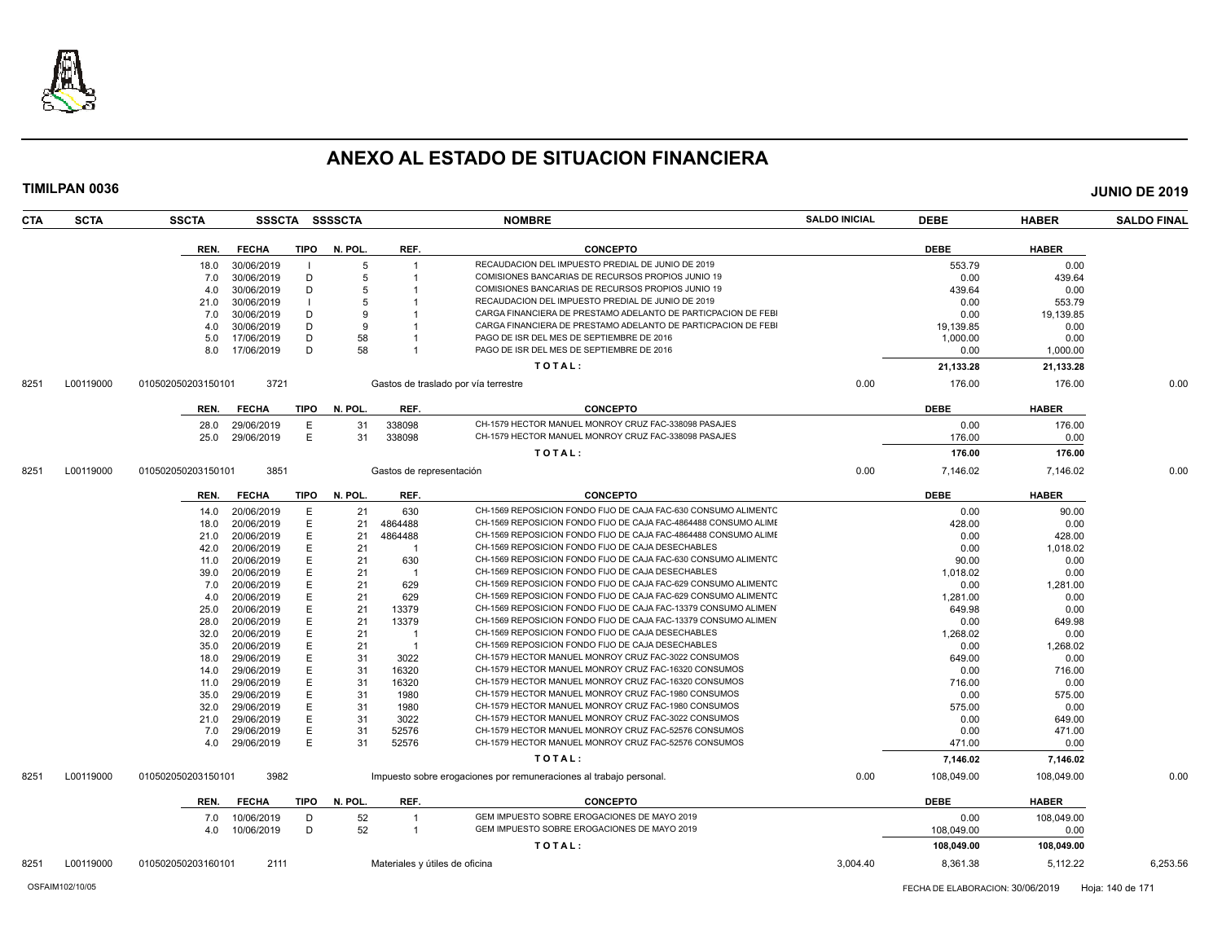# ANEXO AL ESTADO DE SITUACION FINANCIERA

**TIMILPAN 0036** — **JUNIO DE 2019**

| CTA | SCTA | SSCTA | SSSCTA | SSSSCTA | NOMBRE | SALDO INICIAL | DEBE | HABER | SALDO FINAL |
|---|---|---|---|---|---|---|---|---|---|

| REN. | FECHA | TIPO | N. POL. | REF. | CONCEPTO | DEBE | HABER |
|---|---|---|---|---|---|---|---|
| 18.0 | 30/06/2019 | I | 5 | 1 | RECAUDACION DEL IMPUESTO PREDIAL DE JUNIO DE 2019 | 553.79 | 0.00 |
| 7.0 | 30/06/2019 | D | 5 | 1 | COMISIONES BANCARIAS DE RECURSOS PROPIOS JUNIO 19 | 0.00 | 439.64 |
| 4.0 | 30/06/2019 | D | 5 | 1 | COMISIONES BANCARIAS DE RECURSOS PROPIOS JUNIO 19 | 439.64 | 0.00 |
| 21.0 | 30/06/2019 | I | 5 | 1 | RECAUDACION DEL IMPUESTO PREDIAL DE JUNIO DE 2019 | 0.00 | 553.79 |
| 7.0 | 30/06/2019 | D | 9 | 1 | CARGA FINANCIERA DE PRESTAMO ADELANTO DE PARTICPACION DE FEBI | 0.00 | 19,139.85 |
| 4.0 | 30/06/2019 | D | 9 | 1 | CARGA FINANCIERA DE PRESTAMO ADELANTO DE PARTICPACION DE FEBI | 19,139.85 | 0.00 |
| 5.0 | 17/06/2019 | D | 58 | 1 | PAGO DE ISR DEL MES DE SEPTIEMBRE DE 2016 | 1,000.00 | 0.00 |
| 8.0 | 17/06/2019 | D | 58 | 1 | PAGO DE ISR DEL MES DE SEPTIEMBRE DE 2016 | 0.00 | 1,000.00 |
| | | | | | **TOTAL:** | **21,133.28** | **21,133.28** |

| CTA | SCTA | SSCTA | SSSCTA | SSSSCTA | NOMBRE | SALDO INICIAL | DEBE | HABER | SALDO FINAL |
|---|---|---|---|---|---|---|---|---|---|
| 8251 | L00119000 | 010502050203150101 | 3721 | | Gastos de traslado por vía terrestre | 0.00 | 176.00 | 176.00 | 0.00 |

| REN. | FECHA | TIPO | N. POL. | REF. | CONCEPTO | DEBE | HABER |
|---|---|---|---|---|---|---|---|
| 28.0 | 29/06/2019 | E | 31 | 338098 | CH-1579 HECTOR MANUEL MONROY CRUZ FAC-338098 PASAJES | 0.00 | 176.00 |
| 25.0 | 29/06/2019 | E | 31 | 338098 | CH-1579 HECTOR MANUEL MONROY CRUZ FAC-338098 PASAJES | 176.00 | 0.00 |
| | | | | | **TOTAL:** | **176.00** | **176.00** |

| CTA | SCTA | SSCTA | SSSCTA | SSSSCTA | NOMBRE | SALDO INICIAL | DEBE | HABER | SALDO FINAL |
|---|---|---|---|---|---|---|---|---|---|
| 8251 | L00119000 | 010502050203150101 | 3851 | | Gastos de representación | 0.00 | 7,146.02 | 7,146.02 | 0.00 |

| REN. | FECHA | TIPO | N. POL. | REF. | CONCEPTO | DEBE | HABER |
|---|---|---|---|---|---|---|---|
| 14.0 | 20/06/2019 | E | 21 | 630 | CH-1569 REPOSICION FONDO FIJO DE CAJA FAC-630 CONSUMO ALIMENTC | 0.00 | 90.00 |
| 18.0 | 20/06/2019 | E | 21 | 4864488 | CH-1569 REPOSICION FONDO FIJO DE CAJA FAC-4864488 CONSUMO ALIME | 428.00 | 0.00 |
| 21.0 | 20/06/2019 | E | 21 | 4864488 | CH-1569 REPOSICION FONDO FIJO DE CAJA FAC-4864488 CONSUMO ALIME | 0.00 | 428.00 |
| 42.0 | 20/06/2019 | E | 21 | 1 | CH-1569 REPOSICION FONDO FIJO DE CAJA DESECHABLES | 0.00 | 1,018.02 |
| 11.0 | 20/06/2019 | E | 21 | 630 | CH-1569 REPOSICION FONDO FIJO DE CAJA FAC-630 CONSUMO ALIMENTC | 90.00 | 0.00 |
| 39.0 | 20/06/2019 | E | 21 | 1 | CH-1569 REPOSICION FONDO FIJO DE CAJA DESECHABLES | 1,018.02 | 0.00 |
| 7.0 | 20/06/2019 | E | 21 | 629 | CH-1569 REPOSICION FONDO FIJO DE CAJA FAC-629 CONSUMO ALIMENTC | 0.00 | 1,281.00 |
| 4.0 | 20/06/2019 | E | 21 | 629 | CH-1569 REPOSICION FONDO FIJO DE CAJA FAC-629 CONSUMO ALIMENTC | 1,281.00 | 0.00 |
| 25.0 | 20/06/2019 | E | 21 | 13379 | CH-1569 REPOSICION FONDO FIJO DE CAJA FAC-13379 CONSUMO ALIMEN | 649.98 | 0.00 |
| 28.0 | 20/06/2019 | E | 21 | 13379 | CH-1569 REPOSICION FONDO FIJO DE CAJA FAC-13379 CONSUMO ALIMEN | 0.00 | 649.98 |
| 32.0 | 20/06/2019 | E | 21 | 1 | CH-1569 REPOSICION FONDO FIJO DE CAJA DESECHABLES | 1,268.02 | 0.00 |
| 35.0 | 20/06/2019 | E | 21 | 1 | CH-1569 REPOSICION FONDO FIJO DE CAJA DESECHABLES | 0.00 | 1,268.02 |
| 18.0 | 29/06/2019 | E | 31 | 3022 | CH-1579 HECTOR MANUEL MONROY CRUZ FAC-3022 CONSUMOS | 649.00 | 0.00 |
| 14.0 | 29/06/2019 | E | 31 | 16320 | CH-1579 HECTOR MANUEL MONROY CRUZ FAC-16320 CONSUMOS | 0.00 | 716.00 |
| 11.0 | 29/06/2019 | E | 31 | 16320 | CH-1579 HECTOR MANUEL MONROY CRUZ FAC-16320 CONSUMOS | 716.00 | 0.00 |
| 35.0 | 29/06/2019 | E | 31 | 1980 | CH-1579 HECTOR MANUEL MONROY CRUZ FAC-1980 CONSUMOS | 0.00 | 575.00 |
| 32.0 | 29/06/2019 | E | 31 | 1980 | CH-1579 HECTOR MANUEL MONROY CRUZ FAC-1980 CONSUMOS | 575.00 | 0.00 |
| 21.0 | 29/06/2019 | E | 31 | 3022 | CH-1579 HECTOR MANUEL MONROY CRUZ FAC-3022 CONSUMOS | 0.00 | 649.00 |
| 7.0 | 29/06/2019 | E | 31 | 52576 | CH-1579 HECTOR MANUEL MONROY CRUZ FAC-52576 CONSUMOS | 0.00 | 471.00 |
| 4.0 | 29/06/2019 | E | 31 | 52576 | CH-1579 HECTOR MANUEL MONROY CRUZ FAC-52576 CONSUMOS | 471.00 | 0.00 |
| | | | | | **TOTAL:** | **7,146.02** | **7,146.02** |

| CTA | SCTA | SSCTA | SSSCTA | SSSSCTA | NOMBRE | SALDO INICIAL | DEBE | HABER | SALDO FINAL |
|---|---|---|---|---|---|---|---|---|---|
| 8251 | L00119000 | 010502050203150101 | 3982 | | Impuesto sobre erogaciones por remuneraciones al trabajo personal. | 0.00 | 108,049.00 | 108,049.00 | 0.00 |

| REN. | FECHA | TIPO | N. POL. | REF. | CONCEPTO | DEBE | HABER |
|---|---|---|---|---|---|---|---|
| 7.0 | 10/06/2019 | D | 52 | 1 | GEM IMPUESTO SOBRE EROGACIONES DE MAYO 2019 | 0.00 | 108,049.00 |
| 4.0 | 10/06/2019 | D | 52 | 1 | GEM IMPUESTO SOBRE EROGACIONES DE MAYO 2019 | 108,049.00 | 0.00 |
| | | | | | **TOTAL:** | **108,049.00** | **108,049.00** |

| CTA | SCTA | SSCTA | SSSCTA | SSSSCTA | NOMBRE | SALDO INICIAL | DEBE | HABER | SALDO FINAL |
|---|---|---|---|---|---|---|---|---|---|
| 8251 | L00119000 | 010502050203160101 | 2111 | | Materiales y útiles de oficina | 3,004.40 | 8,361.38 | 5,112.22 | 6,253.56 |

OSFAIM102/10/05 — FECHA DE ELABORACION: 30/06/2019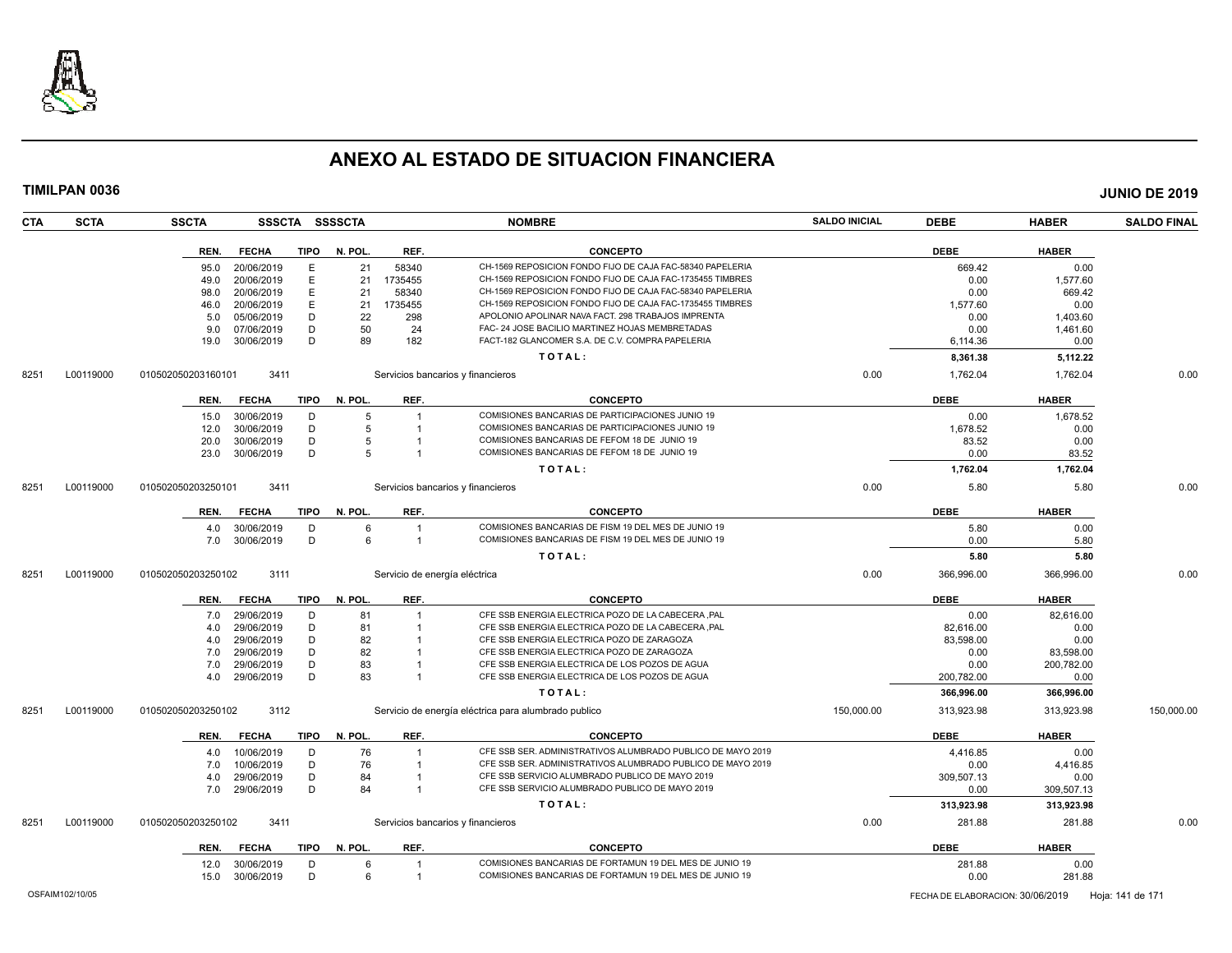# ANEXO AL ESTADO DE SITUACION FINANCIERA

**TIMILPAN 0036** — **JUNIO DE 2019**

| CTA | SCTA | SSCTA | SSSCTA | SSSSCTA | NOMBRE | SALDO INICIAL | DEBE | HABER | SALDO FINAL |
|---|---|---|---|---|---|---|---|---|---|

| REN. | FECHA | TIPO | N. POL. | REF. | CONCEPTO | DEBE | HABER |
|---|---|---|---|---|---|---|---|
| 95.0 | 20/06/2019 | E | 21 | 58340 | CH-1569 REPOSICION FONDO FIJO DE CAJA FAC-58340 PAPELERIA | 669.42 | 0.00 |
| 49.0 | 20/06/2019 | E | 21 | 1735455 | CH-1569 REPOSICION FONDO FIJO DE CAJA FAC-1735455 TIMBRES | 0.00 | 1,577.60 |
| 98.0 | 20/06/2019 | E | 21 | 58340 | CH-1569 REPOSICION FONDO FIJO DE CAJA FAC-58340 PAPELERIA | 0.00 | 669.42 |
| 46.0 | 20/06/2019 | E | 21 | 1735455 | CH-1569 REPOSICION FONDO FIJO DE CAJA FAC-1735455 TIMBRES | 1,577.60 | 0.00 |
| 5.0 | 05/06/2019 | D | 22 | 298 | APOLONIO APOLINAR NAVA FACT. 298 TRABAJOS IMPRENTA | 0.00 | 1,403.60 |
| 9.0 | 07/06/2019 | D | 50 | 24 | FAC- 24 JOSE BACILIO MARTINEZ HOJAS MEMBRETADAS | 0.00 | 1,461.60 |
| 19.0 | 30/06/2019 | D | 89 | 182 | FACT-182 GLANCOMER S.A. DE C.V. COMPRA PAPELERIA | 6,114.36 | 0.00 |
| | | | | | **TOTAL:** | **8,361.38** | **5,112.22** |

| CTA | SCTA | SSCTA | SSSCTA | NOMBRE | SALDO INICIAL | DEBE | HABER | SALDO FINAL |
|---|---|---|---|---|---|---|---|---|
| 8251 | L00119000 | 010502050203160101 | 3411 | Servicios bancarios y financieros | 0.00 | 1,762.04 | 1,762.04 | 0.00 |

| REN. | FECHA | TIPO | N. POL. | REF. | CONCEPTO | DEBE | HABER |
|---|---|---|---|---|---|---|---|
| 15.0 | 30/06/2019 | D | 5 | 1 | COMISIONES BANCARIAS DE PARTICIPACIONES JUNIO 19 | 0.00 | 1,678.52 |
| 12.0 | 30/06/2019 | D | 5 | 1 | COMISIONES BANCARIAS DE PARTICIPACIONES JUNIO 19 | 1,678.52 | 0.00 |
| 20.0 | 30/06/2019 | D | 5 | 1 | COMISIONES BANCARIAS DE FEFOM 18 DE JUNIO 19 | 83.52 | 0.00 |
| 23.0 | 30/06/2019 | D | 5 | 1 | COMISIONES BANCARIAS DE FEFOM 18 DE JUNIO 19 | 0.00 | 83.52 |
| | | | | | **TOTAL:** | **1,762.04** | **1,762.04** |

| CTA | SCTA | SSCTA | SSSCTA | NOMBRE | SALDO INICIAL | DEBE | HABER | SALDO FINAL |
|---|---|---|---|---|---|---|---|---|
| 8251 | L00119000 | 010502050203250101 | 3411 | Servicios bancarios y financieros | 0.00 | 5.80 | 5.80 | 0.00 |

| REN. | FECHA | TIPO | N. POL. | REF. | CONCEPTO | DEBE | HABER |
|---|---|---|---|---|---|---|---|
| 4.0 | 30/06/2019 | D | 6 | 1 | COMISIONES BANCARIAS DE FISM 19 DEL MES DE JUNIO 19 | 5.80 | 0.00 |
| 7.0 | 30/06/2019 | D | 6 | 1 | COMISIONES BANCARIAS DE FISM 19 DEL MES DE JUNIO 19 | 0.00 | 5.80 |
| | | | | | **TOTAL:** | **5.80** | **5.80** |

| CTA | SCTA | SSCTA | SSSCTA | NOMBRE | SALDO INICIAL | DEBE | HABER | SALDO FINAL |
|---|---|---|---|---|---|---|---|---|
| 8251 | L00119000 | 010502050203250102 | 3111 | Servicio de energía eléctrica | 0.00 | 366,996.00 | 366,996.00 | 0.00 |

| REN. | FECHA | TIPO | N. POL. | REF. | CONCEPTO | DEBE | HABER |
|---|---|---|---|---|---|---|---|
| 7.0 | 29/06/2019 | D | 81 | 1 | CFE SSB ENERGIA ELECTRICA POZO DE LA CABECERA ,PAL | 0.00 | 82,616.00 |
| 4.0 | 29/06/2019 | D | 81 | 1 | CFE SSB ENERGIA ELECTRICA POZO DE LA CABECERA ,PAL | 82,616.00 | 0.00 |
| 4.0 | 29/06/2019 | D | 82 | 1 | CFE SSB ENERGIA ELECTRICA POZO DE ZARAGOZA | 83,598.00 | 0.00 |
| 7.0 | 29/06/2019 | D | 82 | 1 | CFE SSB ENERGIA ELECTRICA POZO DE ZARAGOZA | 0.00 | 83,598.00 |
| 7.0 | 29/06/2019 | D | 83 | 1 | CFE SSB ENERGIA ELECTRICA DE LOS POZOS DE AGUA | 0.00 | 200,782.00 |
| 4.0 | 29/06/2019 | D | 83 | 1 | CFE SSB ENERGIA ELECTRICA DE LOS POZOS DE AGUA | 200,782.00 | 0.00 |
| | | | | | **TOTAL:** | **366,996.00** | **366,996.00** |

| CTA | SCTA | SSCTA | SSSCTA | NOMBRE | SALDO INICIAL | DEBE | HABER | SALDO FINAL |
|---|---|---|---|---|---|---|---|---|
| 8251 | L00119000 | 010502050203250102 | 3112 | Servicio de energía eléctrica para alumbrado publico | 150,000.00 | 313,923.98 | 313,923.98 | 150,000.00 |

| REN. | FECHA | TIPO | N. POL. | REF. | CONCEPTO | DEBE | HABER |
|---|---|---|---|---|---|---|---|
| 4.0 | 10/06/2019 | D | 76 | 1 | CFE SSB SER. ADMINISTRATIVOS ALUMBRADO PUBLICO DE MAYO 2019 | 4,416.85 | 0.00 |
| 7.0 | 10/06/2019 | D | 76 | 1 | CFE SSB SER. ADMINISTRATIVOS ALUMBRADO PUBLICO DE MAYO 2019 | 0.00 | 4,416.85 |
| 4.0 | 29/06/2019 | D | 84 | 1 | CFE SSB SERVICIO ALUMBRADO PUBLICO DE MAYO 2019 | 309,507.13 | 0.00 |
| 7.0 | 29/06/2019 | D | 84 | 1 | CFE SSB SERVICIO ALUMBRADO PUBLICO DE MAYO 2019 | 0.00 | 309,507.13 |
| | | | | | **TOTAL:** | **313,923.98** | **313,923.98** |

| CTA | SCTA | SSCTA | SSSCTA | NOMBRE | SALDO INICIAL | DEBE | HABER | SALDO FINAL |
|---|---|---|---|---|---|---|---|---|
| 8251 | L00119000 | 010502050203250102 | 3411 | Servicios bancarios y financieros | 0.00 | 281.88 | 281.88 | 0.00 |

| REN. | FECHA | TIPO | N. POL. | REF. | CONCEPTO | DEBE | HABER |
|---|---|---|---|---|---|---|---|
| 12.0 | 30/06/2019 | D | 6 | 1 | COMISIONES BANCARIAS DE FORTAMUN 19 DEL MES DE JUNIO 19 | 281.88 | 0.00 |
| 15.0 | 30/06/2019 | D | 6 | 1 | COMISIONES BANCARIAS DE FORTAMUN 19 DEL MES DE JUNIO 19 | 0.00 | 281.88 |

OSFAIM102/10/05 — FECHA DE ELABORACION: 30/06/2019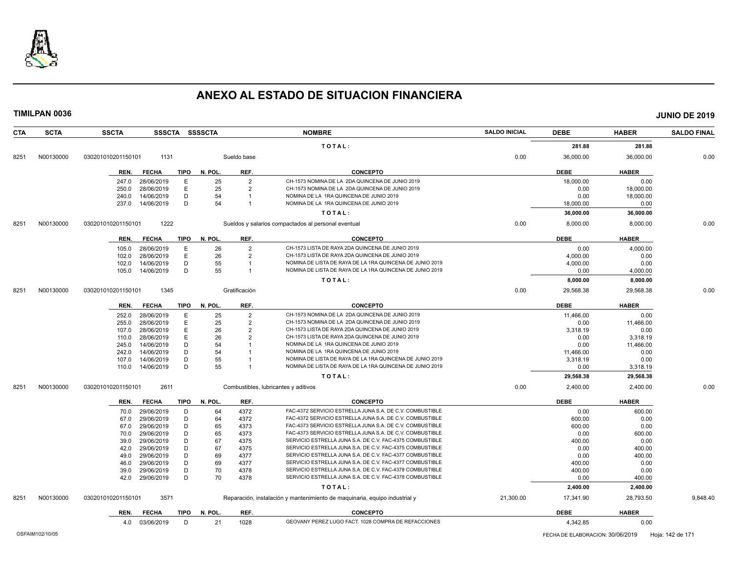# ANEXO AL ESTADO DE SITUACION FINANCIERA

**TIMILPAN 0036** — **JUNIO DE 2019**

| CTA | SCTA | SSCTA | SSSCTA | SSSSCTA | NOMBRE | SALDO INICIAL | DEBE | HABER | SALDO FINAL |
|---|---|---|---|---|---|---|---|---|---|
| | | | | | T O T A L : | | 281.88 | 281.88 | |
| 8251 | N00130000 | 030201010201150101 | 1131 | | Sueldo base | 0.00 | 36,000.00 | 36,000.00 | 0.00 |

| REN. | FECHA | TIPO | N. POL. | REF. | CONCEPTO | DEBE | HABER |
|---|---|---|---|---|---|---|---|
| 247.0 | 28/06/2019 | E | 25 | 2 | CH-1573 NOMINA DE LA 2DA QUINCENA DE JUNIO 2019 | 18,000.00 | 0.00 |
| 250.0 | 28/06/2019 | E | 25 | 2 | CH-1573 NOMINA DE LA 2DA QUINCENA DE JUNIO 2019 | 0.00 | 18,000.00 |
| 240.0 | 14/06/2019 | D | 54 | 1 | NOMINA DE LA 1RA QUINCENA DE JUNIO 2019 | 0.00 | 18,000.00 |
| 237.0 | 14/06/2019 | D | 54 | 1 | NOMINA DE LA 1RA QUINCENA DE JUNIO 2019 | 18,000.00 | 0.00 |
| | | | | | T O T A L : | 36,000.00 | 36,000.00 |

| CTA | SCTA | SSCTA | SSSCTA | SSSSCTA | NOMBRE | SALDO INICIAL | DEBE | HABER | SALDO FINAL |
|---|---|---|---|---|---|---|---|---|---|
| 8251 | N00130000 | 030201010201150101 | 1222 | | Sueldos y salarios compactados al personal eventual | 0.00 | 8,000.00 | 8,000.00 | 0.00 |

| REN. | FECHA | TIPO | N. POL. | REF. | CONCEPTO | DEBE | HABER |
|---|---|---|---|---|---|---|---|
| 105.0 | 28/06/2019 | E | 26 | 2 | CH-1573 LISTA DE RAYA 2DA QUINCENA DE JUNIO 2019 | 0.00 | 4,000.00 |
| 102.0 | 28/06/2019 | E | 26 | 2 | CH-1573 LISTA DE RAYA 2DA QUINCENA DE JUNIO 2019 | 4,000.00 | 0.00 |
| 102.0 | 14/06/2019 | D | 55 | 1 | NOMINA DE LISTA DE RAYA DE LA 1RA QUINCENA DE JUNIO 2019 | 4,000.00 | 0.00 |
| 105.0 | 14/06/2019 | D | 55 | 1 | NOMINA DE LISTA DE RAYA DE LA 1RA QUINCENA DE JUNIO 2019 | 0.00 | 4,000.00 |
| | | | | | T O T A L : | 8,000.00 | 8,000.00 |

| CTA | SCTA | SSCTA | SSSCTA | SSSSCTA | NOMBRE | SALDO INICIAL | DEBE | HABER | SALDO FINAL |
|---|---|---|---|---|---|---|---|---|---|
| 8251 | N00130000 | 030201010201150101 | 1345 | | Gratificación | 0.00 | 29,568.38 | 29,568.38 | 0.00 |

| REN. | FECHA | TIPO | N. POL. | REF. | CONCEPTO | DEBE | HABER |
|---|---|---|---|---|---|---|---|
| 252.0 | 28/06/2019 | E | 25 | 2 | CH-1573 NOMINA DE LA 2DA QUINCENA DE JUNIO 2019 | 11,466.00 | 0.00 |
| 255.0 | 28/06/2019 | E | 25 | 2 | CH-1573 NOMINA DE LA 2DA QUINCENA DE JUNIO 2019 | 0.00 | 11,466.00 |
| 107.0 | 28/06/2019 | E | 26 | 2 | CH-1573 LISTA DE RAYA 2DA QUINCENA DE JUNIO 2019 | 3,318.19 | 0.00 |
| 110.0 | 28/06/2019 | E | 26 | 2 | CH-1573 LISTA DE RAYA 2DA QUINCENA DE JUNIO 2019 | 0.00 | 3,318.19 |
| 245.0 | 14/06/2019 | D | 54 | 1 | NOMINA DE LA 1RA QUINCENA DE JUNIO 2019 | 0.00 | 11,466.00 |
| 242.0 | 14/06/2019 | D | 54 | 1 | NOMINA DE LA 1RA QUINCENA DE JUNIO 2019 | 11,466.00 | 0.00 |
| 107.0 | 14/06/2019 | D | 55 | 1 | NOMINA DE LISTA DE RAYA DE LA 1RA QUINCENA DE JUNIO 2019 | 3,318.19 | 0.00 |
| 110.0 | 14/06/2019 | D | 55 | 1 | NOMINA DE LISTA DE RAYA DE LA 1RA QUINCENA DE JUNIO 2019 | 0.00 | 3,318.19 |
| | | | | | T O T A L : | 29,568.38 | 29,568.38 |

| CTA | SCTA | SSCTA | SSSCTA | SSSSCTA | NOMBRE | SALDO INICIAL | DEBE | HABER | SALDO FINAL |
|---|---|---|---|---|---|---|---|---|---|
| 8251 | N00130000 | 030201010201150101 | 2611 | | Combustibles, lubricantes y aditivos | 0.00 | 2,400.00 | 2,400.00 | 0.00 |

| REN. | FECHA | TIPO | N. POL. | REF. | CONCEPTO | DEBE | HABER |
|---|---|---|---|---|---|---|---|
| 70.0 | 29/06/2019 | D | 64 | 4372 | FAC-4372 SERVICIO ESTRELLA JUNA S.A. DE C.V. COMBUSTIBLE | 0.00 | 600.00 |
| 67.0 | 29/06/2019 | D | 64 | 4372 | FAC-4372 SERVICIO ESTRELLA JUNA S.A. DE C.V. COMBUSTIBLE | 600.00 | 0.00 |
| 67.0 | 29/06/2019 | D | 65 | 4373 | FAC-4373 SERVICIO ESTRELLA JUNA S.A. DE C.V. COMBUSTIBLE | 600.00 | 0.00 |
| 70.0 | 29/06/2019 | D | 65 | 4373 | FAC-4373 SERVICIO ESTRELLA JUNA S.A. DE C.V. COMBUSTIBLE | 0.00 | 600.00 |
| 39.0 | 29/06/2019 | D | 67 | 4375 | SERVICIO ESTRELLA JUNA S.A. DE C.V. FAC-4375 COMBUSTIBLE | 400.00 | 0.00 |
| 42.0 | 29/06/2019 | D | 67 | 4375 | SERVICIO ESTRELLA JUNA S.A. DE C.V. FAC-4375 COMBUSTIBLE | 0.00 | 400.00 |
| 49.0 | 29/06/2019 | D | 69 | 4377 | SERVICIO ESTRELLA JUNA S.A. DE C.V. FAC-4377 COMBUSTIBLE | 0.00 | 400.00 |
| 46.0 | 29/06/2019 | D | 69 | 4377 | SERVICIO ESTRELLA JUNA S.A. DE C.V. FAC-4377 COMBUSTIBLE | 400.00 | 0.00 |
| 39.0 | 29/06/2019 | D | 70 | 4378 | SERVICIO ESTRELLA JUNA S.A. DE C.V. FAC-4378 COMBUSTIBLE | 400.00 | 0.00 |
| 42.0 | 29/06/2019 | D | 70 | 4378 | SERVICIO ESTRELLA JUNA S.A. DE C.V. FAC-4378 COMBUSTIBLE | 0.00 | 400.00 |
| | | | | | T O T A L : | 2,400.00 | 2,400.00 |

| CTA | SCTA | SSCTA | SSSCTA | SSSSCTA | NOMBRE | SALDO INICIAL | DEBE | HABER | SALDO FINAL |
|---|---|---|---|---|---|---|---|---|---|
| 8251 | N00130000 | 030201010201150101 | 3571 | | Reparación, instalación y mantenimiento de maquinaria, equipo industrial y | 21,300.00 | 17,341.90 | 28,793.50 | 9,848.40 |

| REN. | FECHA | TIPO | N. POL. | REF. | CONCEPTO | DEBE | HABER |
|---|---|---|---|---|---|---|---|
| 4.0 | 03/06/2019 | D | 21 | 1028 | GEOVANY PEREZ LUGO FACT. 1028 COMPRA DE REFACCIONES | 4,342.85 | 0.00 |

OSFAIM102/10/05 — FECHA DE ELABORACION: 30/06/2019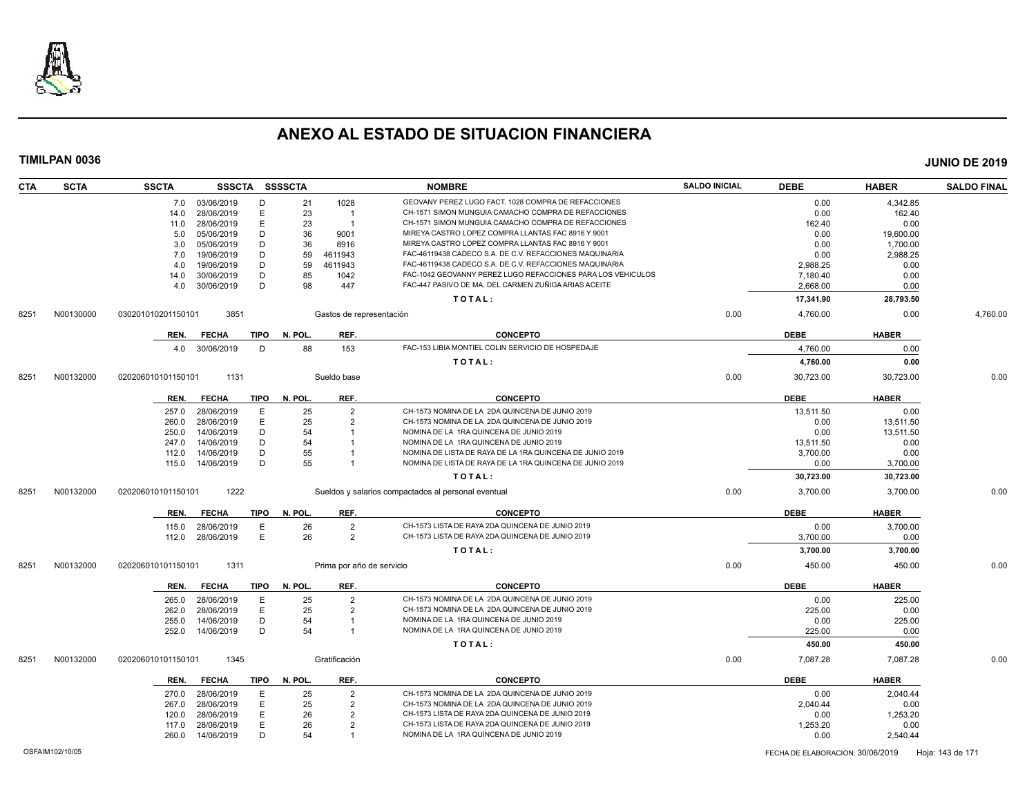# ANEXO AL ESTADO DE SITUACION FINANCIERA

**TIMILPAN 0036** **JUNIO DE 2019**

| CTA | SCTA | SSCTA | SSSCTA | SSSSCTA | | NOMBRE | SALDO INICIAL | DEBE | HABER | SALDO FINAL |
|---|---|---|---|---|---|---|---|---|---|---|
| | | 7.0 03/06/2019 | D | 21 | 1028 | GEOVANY PEREZ LUGO FACT. 1028 COMPRA DE REFACCIONES | | 0.00 | 4,342.85 | |
| | | 14.0 28/06/2019 | E | 23 | 1 | CH-1571 SIMON MUNGUIA CAMACHO COMPRA DE REFACCIONES | | 0.00 | 162.40 | |
| | | 11.0 28/06/2019 | E | 23 | 1 | CH-1571 SIMON MUNGUIA CAMACHO COMPRA DE REFACCIONES | | 162.40 | 0.00 | |
| | | 5.0 05/06/2019 | D | 36 | 9001 | MIREYA CASTRO LOPEZ COMPRA LLANTAS FAC 8916 Y 9001 | | 0.00 | 19,600.00 | |
| | | 3.0 05/06/2019 | D | 36 | 8916 | MIREYA CASTRO LOPEZ COMPRA LLANTAS FAC 8916 Y 9001 | | 0.00 | 1,700.00 | |
| | | 7.0 19/06/2019 | D | 59 | 4611943 | FAC-46119438 CADECO S.A. DE C.V. REFACCIONES MAQUINARIA | | 0.00 | 2,988.25 | |
| | | 4.0 19/06/2019 | D | 59 | 4611943 | FAC-46119438 CADECO S.A. DE C.V. REFACCIONES MAQUINARIA | | 2,988.25 | 0.00 | |
| | | 14.0 30/06/2019 | D | 85 | 1042 | FAC-1042 GEOVANNY PEREZ LUGO REFACCIONES PARA LOS VEHICULOS | | 7,180.40 | 0.00 | |
| | | 4.0 30/06/2019 | D | 98 | 447 | FAC-447 PASIVO DE MA. DEL CARMEN ZUÑIGA ARIAS ACEITE | | 2,668.00 | 0.00 | |
| | | | | | | **TOTAL:** | | **17,341.90** | **28,793.50** | |
| 8251 | N00130000 | 030201010201150101 | 3851 | | | Gastos de representación | 0.00 | 4,760.00 | 0.00 | 4,760.00 |
| | | REN. FECHA | TIPO | N. POL. | REF. | CONCEPTO | | DEBE | HABER | |
| | | 4.0 30/06/2019 | D | 88 | 153 | FAC-153 LIBIA MONTIEL COLIN SERVICIO DE HOSPEDAJE | | 4,760.00 | 0.00 | |
| | | | | | | **TOTAL:** | | **4,760.00** | **0.00** | |
| 8251 | N00132000 | 020206010101150101 | 1131 | | | Sueldo base | 0.00 | 30,723.00 | 30,723.00 | 0.00 |
| | | REN. FECHA | TIPO | N. POL. | REF. | CONCEPTO | | DEBE | HABER | |
| | | 257.0 28/06/2019 | E | 25 | 2 | CH-1573 NOMINA DE LA 2DA QUINCENA DE JUNIO 2019 | | 13,511.50 | 0.00 | |
| | | 260.0 28/06/2019 | E | 25 | 2 | CH-1573 NOMINA DE LA 2DA QUINCENA DE JUNIO 2019 | | 0.00 | 13,511.50 | |
| | | 250.0 14/06/2019 | D | 54 | 1 | NOMINA DE LA 1RA QUINCENA DE JUNIO 2019 | | 0.00 | 13,511.50 | |
| | | 247.0 14/06/2019 | D | 54 | 1 | NOMINA DE LA 1RA QUINCENA DE JUNIO 2019 | | 13,511.50 | 0.00 | |
| | | 112.0 14/06/2019 | D | 55 | 1 | NOMINA DE LISTA DE RAYA DE LA 1RA QUINCENA DE JUNIO 2019 | | 3,700.00 | 0.00 | |
| | | 115.0 14/06/2019 | D | 55 | 1 | NOMINA DE LISTA DE RAYA DE LA 1RA QUINCENA DE JUNIO 2019 | | 0.00 | 3,700.00 | |
| | | | | | | **TOTAL:** | | **30,723.00** | **30,723.00** | |
| 8251 | N00132000 | 020206010101150101 | 1222 | | | Sueldos y salarios compactados al personal eventual | 0.00 | 3,700.00 | 3,700.00 | 0.00 |
| | | REN. FECHA | TIPO | N. POL. | REF. | CONCEPTO | | DEBE | HABER | |
| | | 115.0 28/06/2019 | E | 26 | 2 | CH-1573 LISTA DE RAYA 2DA QUINCENA DE JUNIO 2019 | | 0.00 | 3,700.00 | |
| | | 112.0 28/06/2019 | E | 26 | 2 | CH-1573 LISTA DE RAYA 2DA QUINCENA DE JUNIO 2019 | | 3,700.00 | 0.00 | |
| | | | | | | **TOTAL:** | | **3,700.00** | **3,700.00** | |
| 8251 | N00132000 | 020206010101150101 | 1311 | | | Prima por año de servicio | 0.00 | 450.00 | 450.00 | 0.00 |
| | | REN. FECHA | TIPO | N. POL. | REF. | CONCEPTO | | DEBE | HABER | |
| | | 265.0 28/06/2019 | E | 25 | 2 | CH-1573 NOMINA DE LA 2DA QUINCENA DE JUNIO 2019 | | 0.00 | 225.00 | |
| | | 262.0 28/06/2019 | E | 25 | 2 | CH-1573 NOMINA DE LA 2DA QUINCENA DE JUNIO 2019 | | 225.00 | 0.00 | |
| | | 255.0 14/06/2019 | D | 54 | 1 | NOMINA DE LA 1RA QUINCENA DE JUNIO 2019 | | 0.00 | 225.00 | |
| | | 252.0 14/06/2019 | D | 54 | 1 | NOMINA DE LA 1RA QUINCENA DE JUNIO 2019 | | 225.00 | 0.00 | |
| | | | | | | **TOTAL:** | | **450.00** | **450.00** | |
| 8251 | N00132000 | 020206010101150101 | 1345 | | | Gratificación | 0.00 | 7,087.28 | 7,087.28 | 0.00 |
| | | REN. FECHA | TIPO | N. POL. | REF. | CONCEPTO | | DEBE | HABER | |
| | | 270.0 28/06/2019 | E | 25 | 2 | CH-1573 NOMINA DE LA 2DA QUINCENA DE JUNIO 2019 | | 0.00 | 2,040.44 | |
| | | 267.0 28/06/2019 | E | 25 | 2 | CH-1573 NOMINA DE LA 2DA QUINCENA DE JUNIO 2019 | | 2,040.44 | 0.00 | |
| | | 120.0 28/06/2019 | E | 26 | 2 | CH-1573 LISTA DE RAYA 2DA QUINCENA DE JUNIO 2019 | | 0.00 | 1,253.20 | |
| | | 117.0 28/06/2019 | E | 26 | 2 | CH-1573 LISTA DE RAYA 2DA QUINCENA DE JUNIO 2019 | | 1,253.20 | 0.00 | |
| | | 260.0 14/06/2019 | D | 54 | 1 | NOMINA DE LA 1RA QUINCENA DE JUNIO 2019 | | 0.00 | 2,540.44 | |

OSFAIM102/10/05 FECHA DE ELABORACION: 30/06/2019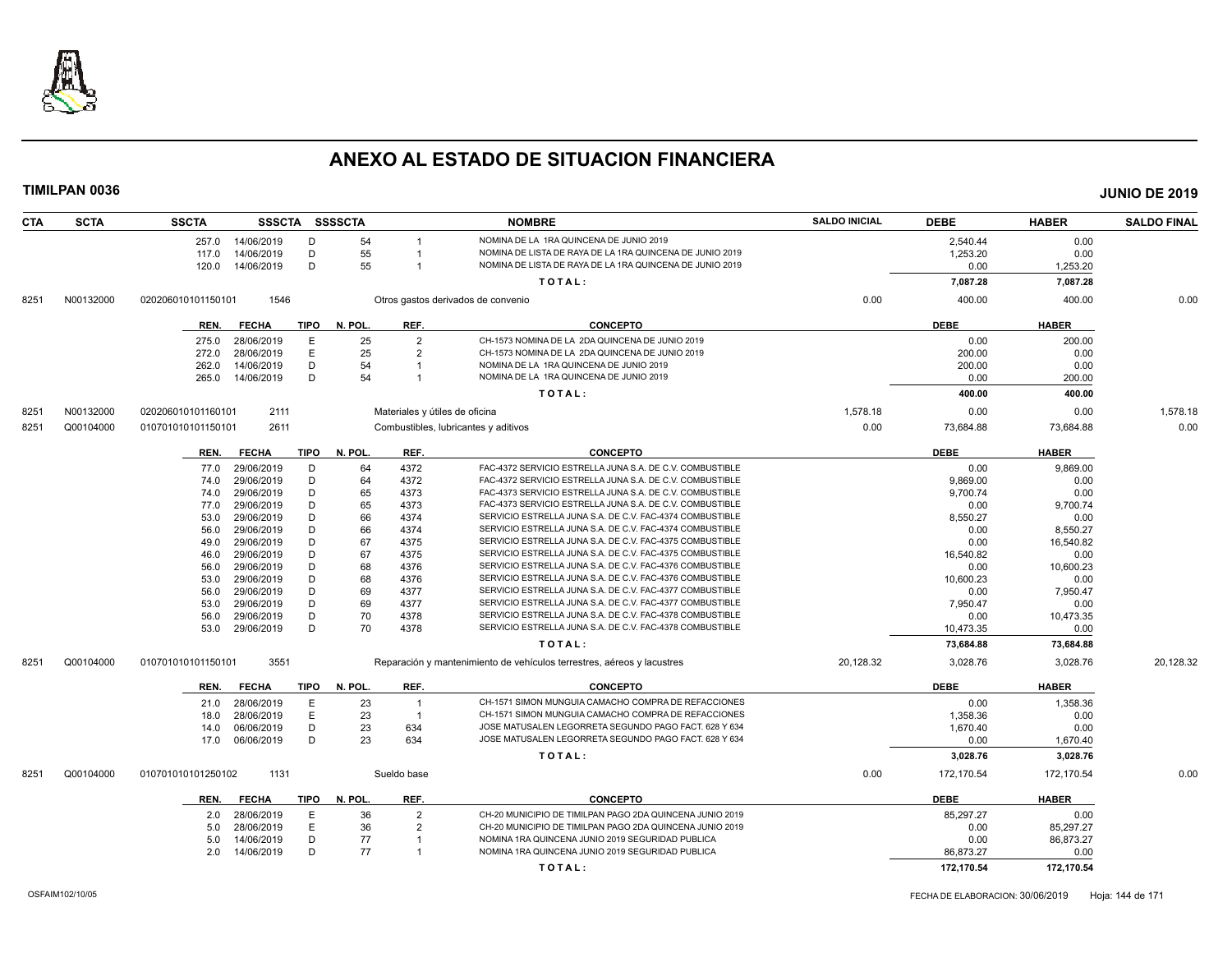# ANEXO AL ESTADO DE SITUACION FINANCIERA

**TIMILPAN 0036** **JUNIO DE 2019**

| CTA | SCTA | SSCTA | SSSCTA | SSSSCTA | NOMBRE | SALDO INICIAL | DEBE | HABER | SALDO FINAL |
|---|---|---|---|---|---|---|---|---|---|
| | | 257.0 14/06/2019 | D | 54 1 | NOMINA DE LA 1RA QUINCENA DE JUNIO 2019 | | 2,540.44 | 0.00 | |
| | | 117.0 14/06/2019 | D | 55 1 | NOMINA DE LISTA DE RAYA DE LA 1RA QUINCENA DE JUNIO 2019 | | 1,253.20 | 0.00 | |
| | | 120.0 14/06/2019 | D | 55 1 | NOMINA DE LISTA DE RAYA DE LA 1RA QUINCENA DE JUNIO 2019 | | 0.00 | 1,253.20 | |
| | | | | | TOTAL: | | 7,087.28 | 7,087.28 | |
| 8251 | N00132000 | 020206010101150101 | 1546 | | Otros gastos derivados de convenio | 0.00 | 400.00 | 400.00 | 0.00 |

| REN. | FECHA | TIPO | N. POL. | REF. | CONCEPTO | DEBE | HABER |
|---|---|---|---|---|---|---|---|
| 275.0 | 28/06/2019 | E | 25 | 2 | CH-1573 NOMINA DE LA 2DA QUINCENA DE JUNIO 2019 | 0.00 | 200.00 |
| 272.0 | 28/06/2019 | E | 25 | 2 | CH-1573 NOMINA DE LA 2DA QUINCENA DE JUNIO 2019 | 200.00 | 0.00 |
| 262.0 | 14/06/2019 | D | 54 | 1 | NOMINA DE LA 1RA QUINCENA DE JUNIO 2019 | 200.00 | 0.00 |
| 265.0 | 14/06/2019 | D | 54 | 1 | NOMINA DE LA 1RA QUINCENA DE JUNIO 2019 | 0.00 | 200.00 |
| | | | | | TOTAL: | 400.00 | 400.00 |

| CTA | SCTA | SSCTA | SSSCTA | NOMBRE | SALDO INICIAL | DEBE | HABER | SALDO FINAL |
|---|---|---|---|---|---|---|---|---|
| 8251 | N00132000 | 020206010101160101 | 2111 | Materiales y útiles de oficina | 1,578.18 | 0.00 | 0.00 | 1,578.18 |
| 8251 | Q00104000 | 010701010101150101 | 2611 | Combustibles, lubricantes y aditivos | 0.00 | 73,684.88 | 73,684.88 | 0.00 |

| REN. | FECHA | TIPO | N. POL. | REF. | CONCEPTO | DEBE | HABER |
|---|---|---|---|---|---|---|---|
| 77.0 | 29/06/2019 | D | 64 | 4372 | FAC-4372 SERVICIO ESTRELLA JUNA S.A. DE C.V. COMBUSTIBLE | 0.00 | 9,869.00 |
| 74.0 | 29/06/2019 | D | 64 | 4372 | FAC-4372 SERVICIO ESTRELLA JUNA S.A. DE C.V. COMBUSTIBLE | 9,869.00 | 0.00 |
| 74.0 | 29/06/2019 | D | 65 | 4373 | FAC-4373 SERVICIO ESTRELLA JUNA S.A. DE C.V. COMBUSTIBLE | 9,700.74 | 0.00 |
| 77.0 | 29/06/2019 | D | 65 | 4373 | FAC-4373 SERVICIO ESTRELLA JUNA S.A. DE C.V. COMBUSTIBLE | 0.00 | 9,700.74 |
| 53.0 | 29/06/2019 | D | 66 | 4374 | SERVICIO ESTRELLA JUNA S.A. DE C.V. FAC-4374 COMBUSTIBLE | 8,550.27 | 0.00 |
| 56.0 | 29/06/2019 | D | 66 | 4374 | SERVICIO ESTRELLA JUNA S.A. DE C.V. FAC-4374 COMBUSTIBLE | 0.00 | 8,550.27 |
| 49.0 | 29/06/2019 | D | 67 | 4375 | SERVICIO ESTRELLA JUNA S.A. DE C.V. FAC-4375 COMBUSTIBLE | 0.00 | 16,540.82 |
| 46.0 | 29/06/2019 | D | 67 | 4375 | SERVICIO ESTRELLA JUNA S.A. DE C.V. FAC-4375 COMBUSTIBLE | 16,540.82 | 0.00 |
| 56.0 | 29/06/2019 | D | 68 | 4376 | SERVICIO ESTRELLA JUNA S.A. DE C.V. FAC-4376 COMBUSTIBLE | 0.00 | 10,600.23 |
| 53.0 | 29/06/2019 | D | 68 | 4376 | SERVICIO ESTRELLA JUNA S.A. DE C.V. FAC-4376 COMBUSTIBLE | 10,600.23 | 0.00 |
| 56.0 | 29/06/2019 | D | 69 | 4377 | SERVICIO ESTRELLA JUNA S.A. DE C.V. FAC-4377 COMBUSTIBLE | 0.00 | 7,950.47 |
| 53.0 | 29/06/2019 | D | 69 | 4377 | SERVICIO ESTRELLA JUNA S.A. DE C.V. FAC-4377 COMBUSTIBLE | 7,950.47 | 0.00 |
| 56.0 | 29/06/2019 | D | 70 | 4378 | SERVICIO ESTRELLA JUNA S.A. DE C.V. FAC-4378 COMBUSTIBLE | 0.00 | 10,473.35 |
| 53.0 | 29/06/2019 | D | 70 | 4378 | SERVICIO ESTRELLA JUNA S.A. DE C.V. FAC-4378 COMBUSTIBLE | 10,473.35 | 0.00 |
| | | | | | TOTAL: | 73,684.88 | 73,684.88 |

| CTA | SCTA | SSCTA | SSSCTA | NOMBRE | SALDO INICIAL | DEBE | HABER | SALDO FINAL |
|---|---|---|---|---|---|---|---|---|
| 8251 | Q00104000 | 010701010101150101 | 3551 | Reparación y mantenimiento de vehículos terrestres, aéreos y lacustres | 20,128.32 | 3,028.76 | 3,028.76 | 20,128.32 |

| REN. | FECHA | TIPO | N. POL. | REF. | CONCEPTO | DEBE | HABER |
|---|---|---|---|---|---|---|---|
| 21.0 | 28/06/2019 | E | 23 | 1 | CH-1571 SIMON MUNGUIA CAMACHO COMPRA DE REFACCIONES | 0.00 | 1,358.36 |
| 18.0 | 28/06/2019 | E | 23 | 1 | CH-1571 SIMON MUNGUIA CAMACHO COMPRA DE REFACCIONES | 1,358.36 | 0.00 |
| 14.0 | 06/06/2019 | D | 23 | 634 | JOSE MATUSALEN LEGORRETA SEGUNDO PAGO FACT. 628 Y 634 | 1,670.40 | 0.00 |
| 17.0 | 06/06/2019 | D | 23 | 634 | JOSE MATUSALEN LEGORRETA SEGUNDO PAGO FACT. 628 Y 634 | 0.00 | 1,670.40 |
| | | | | | TOTAL: | 3,028.76 | 3,028.76 |

| CTA | SCTA | SSCTA | SSSCTA | NOMBRE | SALDO INICIAL | DEBE | HABER | SALDO FINAL |
|---|---|---|---|---|---|---|---|---|
| 8251 | Q00104000 | 010701010101250102 | 1131 | Sueldo base | 0.00 | 172,170.54 | 172,170.54 | 0.00 |

| REN. | FECHA | TIPO | N. POL. | REF. | CONCEPTO | DEBE | HABER |
|---|---|---|---|---|---|---|---|
| 2.0 | 28/06/2019 | E | 36 | 2 | CH-20 MUNICIPIO DE TIMILPAN PAGO 2DA QUINCENA JUNIO 2019 | 85,297.27 | 0.00 |
| 5.0 | 28/06/2019 | E | 36 | 2 | CH-20 MUNICIPIO DE TIMILPAN PAGO 2DA QUINCENA JUNIO 2019 | 0.00 | 85,297.27 |
| 5.0 | 14/06/2019 | D | 77 | 1 | NOMINA 1RA QUINCENA JUNIO 2019 SEGURIDAD PUBLICA | 0.00 | 86,873.27 |
| 2.0 | 14/06/2019 | D | 77 | 1 | NOMINA 1RA QUINCENA JUNIO 2019 SEGURIDAD PUBLICA | 86,873.27 | 0.00 |
| | | | | | TOTAL: | 172,170.54 | 172,170.54 |

OSFAIM102/10/05 FECHA DE ELABORACION: 30/06/2019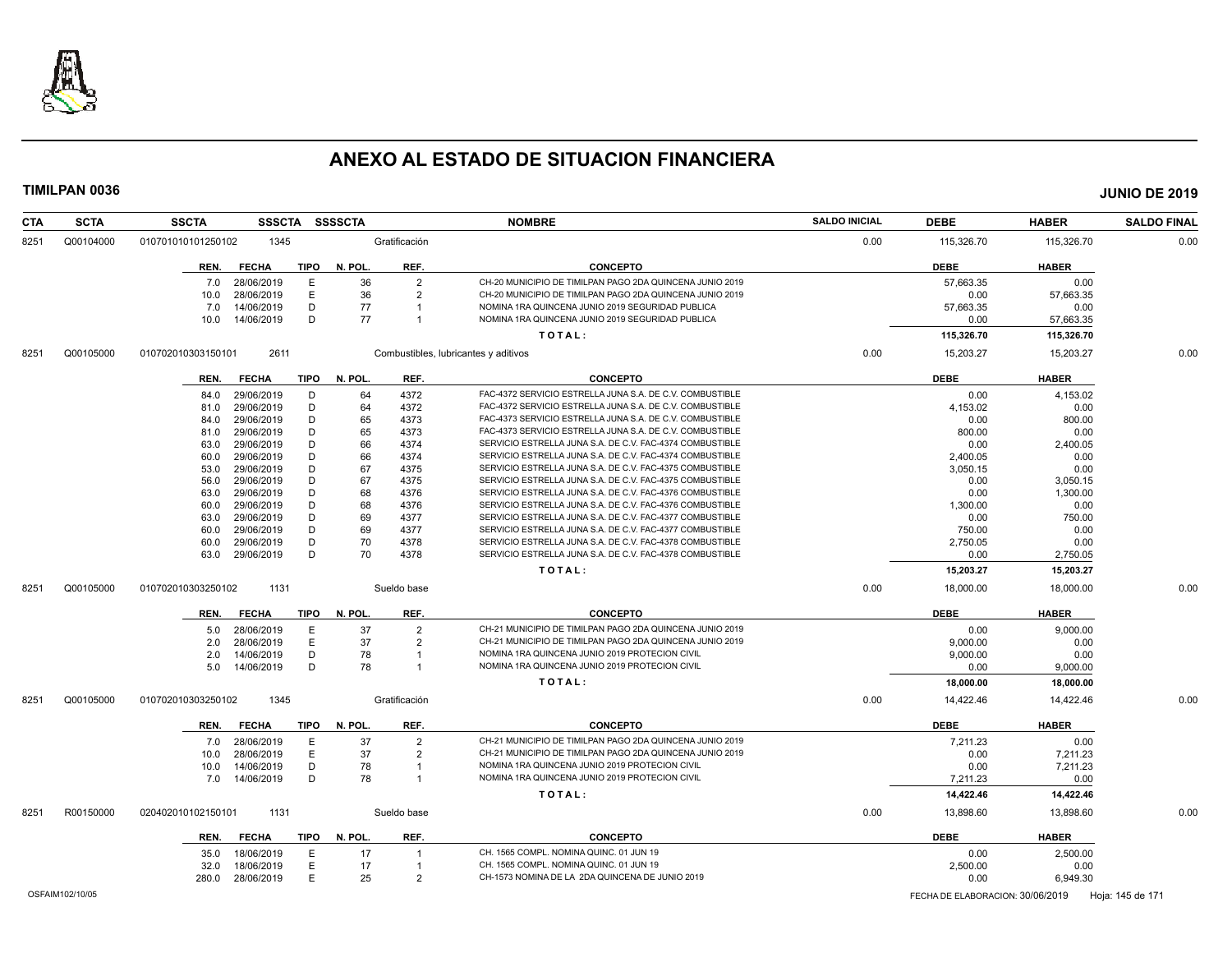# ANEXO AL ESTADO DE SITUACION FINANCIERA

**TIMILPAN 0036** — **JUNIO DE 2019**

| CTA | SCTA | SSCTA | SSSCTA | SSSSCTA | NOMBRE | SALDO INICIAL | DEBE | HABER | SALDO FINAL |
|---|---|---|---|---|---|---|---|---|---|
| 8251 | Q00104000 | 010701010101250102 | 1345 | | Gratificación | 0.00 | 115,326.70 | 115,326.70 | 0.00 |

| REN. | FECHA | TIPO | N. POL. | REF. | CONCEPTO | DEBE | HABER |
|---|---|---|---|---|---|---|---|
| 7.0 | 28/06/2019 | E | 36 | 2 | CH-20 MUNICIPIO DE TIMILPAN PAGO 2DA QUINCENA JUNIO 2019 | 57,663.35 | 0.00 |
| 10.0 | 28/06/2019 | E | 36 | 2 | CH-20 MUNICIPIO DE TIMILPAN PAGO 2DA QUINCENA JUNIO 2019 | 0.00 | 57,663.35 |
| 7.0 | 14/06/2019 | D | 77 | 1 | NOMINA 1RA QUINCENA JUNIO 2019 SEGURIDAD PUBLICA | 57,663.35 | 0.00 |
| 10.0 | 14/06/2019 | D | 77 | 1 | NOMINA 1RA QUINCENA JUNIO 2019 SEGURIDAD PUBLICA | 0.00 | 57,663.35 |
| | | | | | TOTAL: | 115,326.70 | 115,326.70 |

| CTA | SCTA | SSCTA | SSSCTA | SSSSCTA | NOMBRE | SALDO INICIAL | DEBE | HABER | SALDO FINAL |
|---|---|---|---|---|---|---|---|---|---|
| 8251 | Q00105000 | 010702010303150101 | 2611 | | Combustibles, lubricantes y aditivos | 0.00 | 15,203.27 | 15,203.27 | 0.00 |

| REN. | FECHA | TIPO | N. POL. | REF. | CONCEPTO | DEBE | HABER |
|---|---|---|---|---|---|---|---|
| 84.0 | 29/06/2019 | D | 64 | 4372 | FAC-4372 SERVICIO ESTRELLA JUNA S.A. DE C.V. COMBUSTIBLE | 0.00 | 4,153.02 |
| 81.0 | 29/06/2019 | D | 64 | 4372 | FAC-4372 SERVICIO ESTRELLA JUNA S.A. DE C.V. COMBUSTIBLE | 4,153.02 | 0.00 |
| 84.0 | 29/06/2019 | D | 65 | 4373 | FAC-4373 SERVICIO ESTRELLA JUNA S.A. DE C.V. COMBUSTIBLE | 0.00 | 800.00 |
| 81.0 | 29/06/2019 | D | 65 | 4373 | FAC-4373 SERVICIO ESTRELLA JUNA S.A. DE C.V. COMBUSTIBLE | 800.00 | 0.00 |
| 63.0 | 29/06/2019 | D | 66 | 4374 | SERVICIO ESTRELLA JUNA S.A. DE C.V. FAC-4374 COMBUSTIBLE | 0.00 | 2,400.05 |
| 60.0 | 29/06/2019 | D | 66 | 4374 | SERVICIO ESTRELLA JUNA S.A. DE C.V. FAC-4374 COMBUSTIBLE | 2,400.05 | 0.00 |
| 53.0 | 29/06/2019 | D | 67 | 4375 | SERVICIO ESTRELLA JUNA S.A. DE C.V. FAC-4375 COMBUSTIBLE | 3,050.15 | 0.00 |
| 56.0 | 29/06/2019 | D | 67 | 4375 | SERVICIO ESTRELLA JUNA S.A. DE C.V. FAC-4375 COMBUSTIBLE | 0.00 | 3,050.15 |
| 63.0 | 29/06/2019 | D | 68 | 4376 | SERVICIO ESTRELLA JUNA S.A. DE C.V. FAC-4376 COMBUSTIBLE | 0.00 | 1,300.00 |
| 60.0 | 29/06/2019 | D | 68 | 4376 | SERVICIO ESTRELLA JUNA S.A. DE C.V. FAC-4376 COMBUSTIBLE | 1,300.00 | 0.00 |
| 63.0 | 29/06/2019 | D | 69 | 4377 | SERVICIO ESTRELLA JUNA S.A. DE C.V. FAC-4377 COMBUSTIBLE | 0.00 | 750.00 |
| 60.0 | 29/06/2019 | D | 69 | 4377 | SERVICIO ESTRELLA JUNA S.A. DE C.V. FAC-4377 COMBUSTIBLE | 750.00 | 0.00 |
| 60.0 | 29/06/2019 | D | 70 | 4378 | SERVICIO ESTRELLA JUNA S.A. DE C.V. FAC-4378 COMBUSTIBLE | 2,750.05 | 0.00 |
| 63.0 | 29/06/2019 | D | 70 | 4378 | SERVICIO ESTRELLA JUNA S.A. DE C.V. FAC-4378 COMBUSTIBLE | 0.00 | 2,750.05 |
| | | | | | TOTAL: | 15,203.27 | 15,203.27 |

| CTA | SCTA | SSCTA | SSSCTA | SSSSCTA | NOMBRE | SALDO INICIAL | DEBE | HABER | SALDO FINAL |
|---|---|---|---|---|---|---|---|---|---|
| 8251 | Q00105000 | 010702010303250102 | 1131 | | Sueldo base | 0.00 | 18,000.00 | 18,000.00 | 0.00 |

| REN. | FECHA | TIPO | N. POL. | REF. | CONCEPTO | DEBE | HABER |
|---|---|---|---|---|---|---|---|
| 5.0 | 28/06/2019 | E | 37 | 2 | CH-21 MUNICIPIO DE TIMILPAN PAGO 2DA QUINCENA JUNIO 2019 | 0.00 | 9,000.00 |
| 2.0 | 28/06/2019 | E | 37 | 2 | CH-21 MUNICIPIO DE TIMILPAN PAGO 2DA QUINCENA JUNIO 2019 | 9,000.00 | 0.00 |
| 2.0 | 14/06/2019 | D | 78 | 1 | NOMINA 1RA QUINCENA JUNIO 2019 PROTECION CIVIL | 9,000.00 | 0.00 |
| 5.0 | 14/06/2019 | D | 78 | 1 | NOMINA 1RA QUINCENA JUNIO 2019 PROTECION CIVIL | 0.00 | 9,000.00 |
| | | | | | TOTAL: | 18,000.00 | 18,000.00 |

| CTA | SCTA | SSCTA | SSSCTA | SSSSCTA | NOMBRE | SALDO INICIAL | DEBE | HABER | SALDO FINAL |
|---|---|---|---|---|---|---|---|---|---|
| 8251 | Q00105000 | 010702010303250102 | 1345 | | Gratificación | 0.00 | 14,422.46 | 14,422.46 | 0.00 |

| REN. | FECHA | TIPO | N. POL. | REF. | CONCEPTO | DEBE | HABER |
|---|---|---|---|---|---|---|---|
| 7.0 | 28/06/2019 | E | 37 | 2 | CH-21 MUNICIPIO DE TIMILPAN PAGO 2DA QUINCENA JUNIO 2019 | 7,211.23 | 0.00 |
| 10.0 | 28/06/2019 | E | 37 | 2 | CH-21 MUNICIPIO DE TIMILPAN PAGO 2DA QUINCENA JUNIO 2019 | 0.00 | 7,211.23 |
| 10.0 | 14/06/2019 | D | 78 | 1 | NOMINA 1RA QUINCENA JUNIO 2019 PROTECION CIVIL | 0.00 | 7,211.23 |
| 7.0 | 14/06/2019 | D | 78 | 1 | NOMINA 1RA QUINCENA JUNIO 2019 PROTECION CIVIL | 7,211.23 | 0.00 |
| | | | | | TOTAL: | 14,422.46 | 14,422.46 |

| CTA | SCTA | SSCTA | SSSCTA | SSSSCTA | NOMBRE | SALDO INICIAL | DEBE | HABER | SALDO FINAL |
|---|---|---|---|---|---|---|---|---|---|
| 8251 | R00150000 | 020402010102150101 | 1131 | | Sueldo base | 0.00 | 13,898.60 | 13,898.60 | 0.00 |

| REN. | FECHA | TIPO | N. POL. | REF. | CONCEPTO | DEBE | HABER |
|---|---|---|---|---|---|---|---|
| 35.0 | 18/06/2019 | E | 17 | 1 | CH. 1565 COMPL. NOMINA QUINC. 01 JUN 19 | 0.00 | 2,500.00 |
| 32.0 | 18/06/2019 | E | 17 | 1 | CH. 1565 COMPL. NOMINA QUINC. 01 JUN 19 | 2,500.00 | 0.00 |
| 280.0 | 28/06/2019 | E | 25 | 2 | CH-1573 NOMINA DE LA 2DA QUINCENA DE JUNIO 2019 | 0.00 | 6,949.30 |

OSFAIM102/10/05 — FECHA DE ELABORACION: 30/06/2019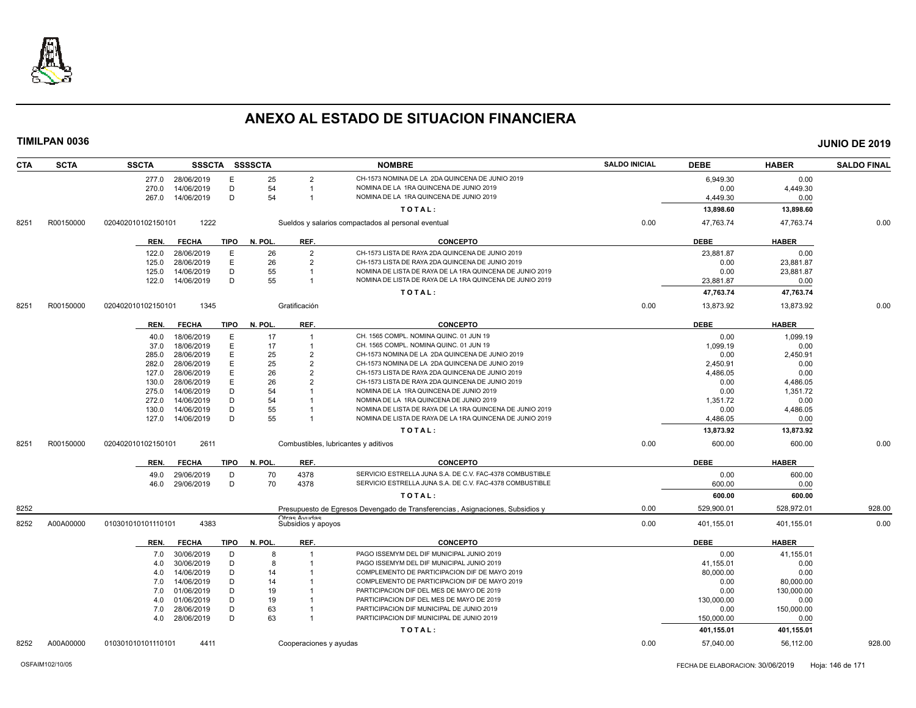# ANEXO AL ESTADO DE SITUACION FINANCIERA

**TIMILPAN 0036** **JUNIO DE 2019**

| CTA | SCTA | SSCTA | SSSCTA | SSSSCTA | | NOMBRE | SALDO INICIAL | DEBE | HABER | SALDO FINAL |
|---|---|---|---|---|---|---|---|---|---|---|
| | | 277.0 | 28/06/2019 | E | 25 | 2 CH-1573 NOMINA DE LA 2DA QUINCENA DE JUNIO 2019 | | 6,949.30 | 0.00 | |
| | | 270.0 | 14/06/2019 | D | 54 | 1 NOMINA DE LA 1RA QUINCENA DE JUNIO 2019 | | 0.00 | 4,449.30 | |
| | | 267.0 | 14/06/2019 | D | 54 | 1 NOMINA DE LA 1RA QUINCENA DE JUNIO 2019 | | 4,449.30 | 0.00 | |
| | | | | | | TOTAL: | | 13,898.60 | 13,898.60 | |
| 8251 | R00150000 | 020402010102150101 | 1222 | | | Sueldos y salarios compactados al personal eventual | 0.00 | 47,763.74 | 47,763.74 | 0.00 |
| | | REN. | FECHA | TIPO | N. POL. | REF. CONCEPTO | | DEBE | HABER | |
| | | 122.0 | 28/06/2019 | E | 26 | 2 CH-1573 LISTA DE RAYA 2DA QUINCENA DE JUNIO 2019 | | 23,881.87 | 0.00 | |
| | | 125.0 | 28/06/2019 | E | 26 | 2 CH-1573 LISTA DE RAYA 2DA QUINCENA DE JUNIO 2019 | | 0.00 | 23,881.87 | |
| | | 125.0 | 14/06/2019 | D | 55 | 1 NOMINA DE LISTA DE RAYA DE LA 1RA QUINCENA DE JUNIO 2019 | | 0.00 | 23,881.87 | |
| | | 122.0 | 14/06/2019 | D | 55 | 1 NOMINA DE LISTA DE RAYA DE LA 1RA QUINCENA DE JUNIO 2019 | | 23,881.87 | 0.00 | |
| | | | | | | TOTAL: | | 47,763.74 | 47,763.74 | |
| 8251 | R00150000 | 020402010102150101 | 1345 | | | Gratificación | 0.00 | 13,873.92 | 13,873.92 | 0.00 |
| | | REN. | FECHA | TIPO | N. POL. | REF. CONCEPTO | | DEBE | HABER | |
| | | 40.0 | 18/06/2019 | E | 17 | 1 CH. 1565 COMPL. NOMINA QUINC. 01 JUN 19 | | 0.00 | 1,099.19 | |
| | | 37.0 | 18/06/2019 | E | 17 | 1 CH. 1565 COMPL. NOMINA QUINC. 01 JUN 19 | | 1,099.19 | 0.00 | |
| | | 285.0 | 28/06/2019 | E | 25 | 2 CH-1573 NOMINA DE LA 2DA QUINCENA DE JUNIO 2019 | | 0.00 | 2,450.91 | |
| | | 282.0 | 28/06/2019 | E | 25 | 2 CH-1573 NOMINA DE LA 2DA QUINCENA DE JUNIO 2019 | | 2,450.91 | 0.00 | |
| | | 127.0 | 28/06/2019 | E | 26 | 2 CH-1573 LISTA DE RAYA 2DA QUINCENA DE JUNIO 2019 | | 4,486.05 | 0.00 | |
| | | 130.0 | 28/06/2019 | E | 26 | 2 CH-1573 LISTA DE RAYA 2DA QUINCENA DE JUNIO 2019 | | 0.00 | 4,486.05 | |
| | | 275.0 | 14/06/2019 | D | 54 | 1 NOMINA DE LA 1RA QUINCENA DE JUNIO 2019 | | 0.00 | 1,351.72 | |
| | | 272.0 | 14/06/2019 | D | 54 | 1 NOMINA DE LA 1RA QUINCENA DE JUNIO 2019 | | 1,351.72 | 0.00 | |
| | | 130.0 | 14/06/2019 | D | 55 | 1 NOMINA DE LISTA DE RAYA DE LA 1RA QUINCENA DE JUNIO 2019 | | 0.00 | 4,486.05 | |
| | | 127.0 | 14/06/2019 | D | 55 | 1 NOMINA DE LISTA DE RAYA DE LA 1RA QUINCENA DE JUNIO 2019 | | 4,486.05 | 0.00 | |
| | | | | | | TOTAL: | | 13,873.92 | 13,873.92 | |
| 8251 | R00150000 | 020402010102150101 | 2611 | | | Combustibles, lubricantes y aditivos | 0.00 | 600.00 | 600.00 | 0.00 |
| | | REN. | FECHA | TIPO | N. POL. | REF. CONCEPTO | | DEBE | HABER | |
| | | 49.0 | 29/06/2019 | D | 70 | 4378 SERVICIO ESTRELLA JUNA S.A. DE C.V. FAC-4378 COMBUSTIBLE | | 0.00 | 600.00 | |
| | | 46.0 | 29/06/2019 | D | 70 | 4378 SERVICIO ESTRELLA JUNA S.A. DE C.V. FAC-4378 COMBUSTIBLE | | 600.00 | 0.00 | |
| | | | | | | TOTAL: | | 600.00 | 600.00 | |
| 8252 | | | | | | Presupuesto de Egresos Devengado de Transferencias , Asignaciones, Subsidios y Otras Ayudas | 0.00 | 529,900.01 | 528,972.01 | 928.00 |
| 8252 | A00A00000 | 010301010101110101 | 4383 | | | Subsidios y apoyos | 0.00 | 401,155.01 | 401,155.01 | 0.00 |
| | | REN. | FECHA | TIPO | N. POL. | REF. CONCEPTO | | DEBE | HABER | |
| | | 7.0 | 30/06/2019 | D | 8 | 1 PAGO ISSEMYM DEL DIF MUNICIPAL JUNIO 2019 | | 0.00 | 41,155.01 | |
| | | 4.0 | 30/06/2019 | D | 8 | 1 PAGO ISSEMYM DEL DIF MUNICIPAL JUNIO 2019 | | 41,155.01 | 0.00 | |
| | | 4.0 | 14/06/2019 | D | 14 | 1 COMPLEMENTO DE PARTICIPACION DIF DE MAYO 2019 | | 80,000.00 | 0.00 | |
| | | 7.0 | 14/06/2019 | D | 14 | 1 COMPLEMENTO DE PARTICIPACION DIF DE MAYO 2019 | | 0.00 | 80,000.00 | |
| | | 7.0 | 01/06/2019 | D | 19 | 1 PARTICIPACION DIF DEL MES DE MAYO DE 2019 | | 0.00 | 130,000.00 | |
| | | 4.0 | 01/06/2019 | D | 19 | 1 PARTICIPACION DIF DEL MES DE MAYO DE 2019 | | 130,000.00 | 0.00 | |
| | | 7.0 | 28/06/2019 | D | 63 | 1 PARTICIPACION DIF MUNICIPAL DE JUNIO 2019 | | 0.00 | 150,000.00 | |
| | | 4.0 | 28/06/2019 | D | 63 | 1 PARTICIPACION DIF MUNICIPAL DE JUNIO 2019 | | 150,000.00 | 0.00 | |
| | | | | | | TOTAL: | | 401,155.01 | 401,155.01 | |
| 8252 | A00A00000 | 010301010101110101 | 4411 | | | Cooperaciones y ayudas | 0.00 | 57,040.00 | 56,112.00 | 928.00 |

OSFAIM102/10/05 FECHA DE ELABORACION: 30/06/2019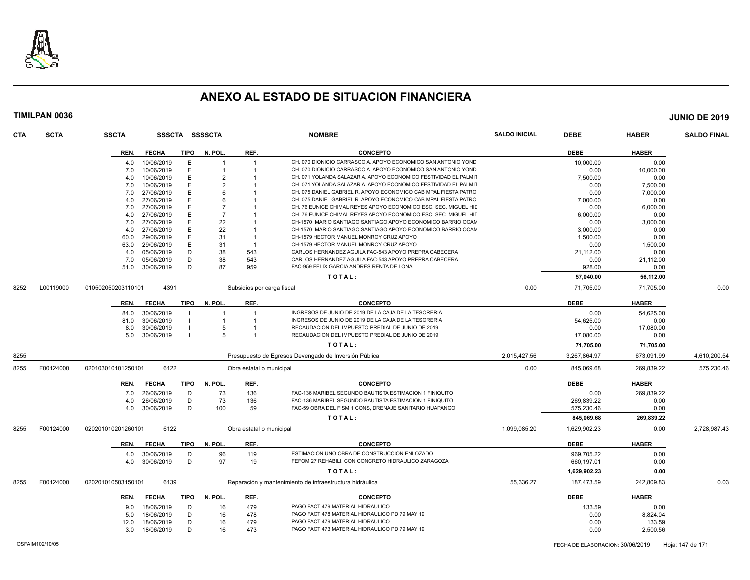# ANEXO AL ESTADO DE SITUACION FINANCIERA

**TIMILPAN 0036** **JUNIO DE 2019**

| CTA | SCTA | SSCTA | SSSCTA | SSSSCTA | NOMBRE | SALDO INICIAL | DEBE | HABER | SALDO FINAL |
|---|---|---|---|---|---|---|---|---|---|

| REN. | FECHA | TIPO | N. POL. | REF. | CONCEPTO | DEBE | HABER |
|---|---|---|---|---|---|---|---|
| 4.0 | 10/06/2019 | E | 1 | 1 | CH. 070 DIONICIO CARRASCO A. APOYO ECONOMICO SAN ANTONIO YOND | 10,000.00 | 0.00 |
| 7.0 | 10/06/2019 | E | 1 | 1 | CH. 070 DIONICIO CARRASCO A. APOYO ECONOMICO SAN ANTONIO YOND | 0.00 | 10,000.00 |
| 4.0 | 10/06/2019 | E | 2 | 1 | CH. 071 YOLANDA SALAZAR A. APOYO ECONOMICO FESTIVIDAD EL PALMIT | 7,500.00 | 0.00 |
| 7.0 | 10/06/2019 | E | 2 | 1 | CH. 071 YOLANDA SALAZAR A. APOYO ECONOMICO FESTIVIDAD EL PALMIT | 0.00 | 7,500.00 |
| 7.0 | 27/06/2019 | E | 6 | 1 | CH. 075 DANIEL GABRIEL R. APOYO ECONOMICO CAB MPAL FIESTA PATRO | 0.00 | 7,000.00 |
| 4.0 | 27/06/2019 | E | 6 | 1 | CH. 075 DANIEL GABRIEL R. APOYO ECONOMICO CAB MPAL FIESTA PATRO | 7,000.00 | 0.00 |
| 7.0 | 27/06/2019 | E | 7 | 1 | CH. 76 EUNICE CHIMAL REYES APOYO ECONOMICO ESC. SEC. MIGUEL HID | 0.00 | 6,000.00 |
| 4.0 | 27/06/2019 | E | 7 | 1 | CH. 76 EUNICE CHIMAL REYES APOYO ECONOMICO ESC. SEC. MIGUEL HID | 6,000.00 | 0.00 |
| 7.0 | 27/06/2019 | E | 22 | 1 | CH-1570 MARIO SANTIAGO SANTIAGO APOYO ECONOMICO BARRIO OCAM | 0.00 | 3,000.00 |
| 4.0 | 27/06/2019 | E | 22 | 1 | CH-1570 MARIO SANTIAGO SANTIAGO APOYO ECONOMICO BARRIO OCAM | 3,000.00 | 0.00 |
| 60.0 | 29/06/2019 | E | 31 | 1 | CH-1579 HECTOR MANUEL MONROY CRUZ APOYO | 1,500.00 | 0.00 |
| 63.0 | 29/06/2019 | E | 31 | 1 | CH-1579 HECTOR MANUEL MONROY CRUZ APOYO | 0.00 | 1,500.00 |
| 4.0 | 05/06/2019 | D | 38 | 543 | CARLOS HERNANDEZ AGUILA FAC-543 APOYO PREPRA CABECERA | 21,112.00 | 0.00 |
| 7.0 | 05/06/2019 | D | 38 | 543 | CARLOS HERNANDEZ AGUILA FAC-543 APOYO PREPRA CABECERA | 0.00 | 21,112.00 |
| 51.0 | 30/06/2019 | D | 87 | 959 | FAC-959 FELIX GARCIA ANDRES RENTA DE LONA | 928.00 | 0.00 |
| | | | | | **T O T A L :** | **57,040.00** | **56,112.00** |

| CTA | SCTA | SSCTA | SSSCTA | NOMBRE | SALDO INICIAL | DEBE | HABER | SALDO FINAL |
|---|---|---|---|---|---|---|---|---|
| 8252 | L00119000 | 010502050203110101 | 4391 | Subsidios por carga fiscal | 0.00 | 71,705.00 | 71,705.00 | 0.00 |

| REN. | FECHA | TIPO | N. POL. | REF. | CONCEPTO | DEBE | HABER |
|---|---|---|---|---|---|---|---|
| 84.0 | 30/06/2019 | I | 1 | 1 | INGRESOS DE JUNIO DE 2019 DE LA CAJA DE LA TESORERIA | 0.00 | 54,625.00 |
| 81.0 | 30/06/2019 | I | 1 | 1 | INGRESOS DE JUNIO DE 2019 DE LA CAJA DE LA TESORERIA | 54,625.00 | 0.00 |
| 8.0 | 30/06/2019 | I | 5 | 1 | RECAUDACION DEL IMPUESTO PREDIAL DE JUNIO DE 2019 | 0.00 | 17,080.00 |
| 5.0 | 30/06/2019 | I | 5 | 1 | RECAUDACION DEL IMPUESTO PREDIAL DE JUNIO DE 2019 | 17,080.00 | 0.00 |
| | | | | | **T O T A L :** | **71,705.00** | **71,705.00** |

| CTA | SCTA | SSCTA | SSSCTA | NOMBRE | SALDO INICIAL | DEBE | HABER | SALDO FINAL |
|---|---|---|---|---|---|---|---|---|
| 8255 | | | | Presupuesto de Egresos Devengado de Inversión Pública | 2,015,427.56 | 3,267,864.97 | 673,091.99 | 4,610,200.54 |
| 8255 | F00124000 | 020103010101250101 | 6122 | Obra estatal o municipal | 0.00 | 845,069.68 | 269,839.22 | 575,230.46 |

| REN. | FECHA | TIPO | N. POL. | REF. | CONCEPTO | DEBE | HABER |
|---|---|---|---|---|---|---|---|
| 7.0 | 26/06/2019 | D | 73 | 136 | FAC-136 MARIBEL SEGUNDO BAUTISTA ESTIMACION 1 FINIQUITO | 0.00 | 269,839.22 |
| 4.0 | 26/06/2019 | D | 73 | 136 | FAC-136 MARIBEL SEGUNDO BAUTISTA ESTIMACION 1 FINIQUITO | 269,839.22 | 0.00 |
| 4.0 | 30/06/2019 | D | 100 | 59 | FAC-59 OBRA DEL FISM 1 CONS, DRENAJE SANITARIO HUAPANGO | 575,230.46 | 0.00 |
| | | | | | **T O T A L :** | **845,069.68** | **269,839.22** |

| CTA | SCTA | SSCTA | SSSCTA | NOMBRE | SALDO INICIAL | DEBE | HABER | SALDO FINAL |
|---|---|---|---|---|---|---|---|---|
| 8255 | F00124000 | 020201010201260101 | 6122 | Obra estatal o municipal | 1,099,085.20 | 1,629,902.23 | 0.00 | 2,728,987.43 |

| REN. | FECHA | TIPO | N. POL. | REF. | CONCEPTO | DEBE | HABER |
|---|---|---|---|---|---|---|---|
| 4.0 | 30/06/2019 | D | 96 | 119 | ESTIMACION UNO OBRA DE CONSTRUCCION ENLOZADO | 969,705.22 | 0.00 |
| 4.0 | 30/06/2019 | D | 97 | 19 | FEFOM 27 REHABILI. CON CONCRETO HIDRAULICO ZARAGOZA | 660,197.01 | 0.00 |
| | | | | | **T O T A L :** | **1,629,902.23** | **0.00** |

| CTA | SCTA | SSCTA | SSSCTA | NOMBRE | SALDO INICIAL | DEBE | HABER | SALDO FINAL |
|---|---|---|---|---|---|---|---|---|
| 8255 | F00124000 | 020201010503150101 | 6139 | Reparación y mantenimiento de infraestructura hidráulica | 55,336.27 | 187,473.59 | 242,809.83 | 0.03 |

| REN. | FECHA | TIPO | N. POL. | REF. | CONCEPTO | DEBE | HABER |
|---|---|---|---|---|---|---|---|
| 9.0 | 18/06/2019 | D | 16 | 479 | PAGO FACT 479 MATERIAL HIDRAULICO | 133.59 | 0.00 |
| 5.0 | 18/06/2019 | D | 16 | 478 | PAGO FACT 478 MATERIAL HIDRAULICO PD 79 MAY 19 | 0.00 | 8,824.04 |
| 12.0 | 18/06/2019 | D | 16 | 479 | PAGO FACT 479 MATERIAL HIDRAULICO | 0.00 | 133.59 |
| 3.0 | 18/06/2019 | D | 16 | 473 | PAGO FACT 473 MATERIAL HIDRAULICO PD 79 MAY 19 | 0.00 | 2,500.56 |

OSFAIM102/10/05 FECHA DE ELABORACION: 30/06/2019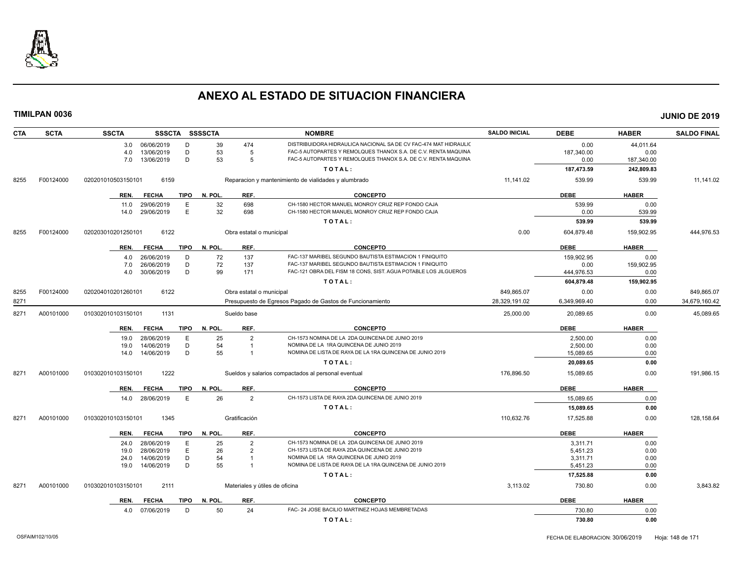# ANEXO AL ESTADO DE SITUACION FINANCIERA

**TIMILPAN 0036** **JUNIO DE 2019**

| CTA | SCTA | SSCTA | SSSCTA | SSSSCTA | NOMBRE | SALDO INICIAL | DEBE | HABER | SALDO FINAL |
|---|---|---|---|---|---|---|---|---|---|
| | | | | | | | | | |

| REN. | FECHA | TIPO | N. POL. | REF. | CONCEPTO | DEBE | HABER |
|---|---|---|---|---|---|---|---|
| 3.0 | 06/06/2019 | D | 39 | 474 | DISTRIBUIDORA HIDRAULICA NACIONAL SA DE CV FAC-474 MAT HIDRAULIC | 0.00 | 44,011.64 |
| 4.0 | 13/06/2019 | D | 53 | 5 | FAC-5 AUTOPARTES Y REMOLQUES THANOX S.A. DE C.V. RENTA MAQUINA | 187,340.00 | 0.00 |
| 7.0 | 13/06/2019 | D | 53 | 5 | FAC-5 AUTOPARTES Y REMOLQUES THANOX S.A. DE C.V. RENTA MAQUINA | 0.00 | 187,340.00 |
| | | | | | TOTAL: | 187,473.59 | 242,809.83 |

| CTA | SCTA | SSCTA | SSSCTA | NOMBRE | SALDO INICIAL | DEBE | HABER | SALDO FINAL |
|---|---|---|---|---|---|---|---|---|
| 8255 | F00124000 | 020201010503150101 | 6159 | Reparacion y mantenimiento de vialidades y alumbrado | 11,141.02 | 539.99 | 539.99 | 11,141.02 |

| REN. | FECHA | TIPO | N. POL. | REF. | CONCEPTO | DEBE | HABER |
|---|---|---|---|---|---|---|---|
| 11.0 | 29/06/2019 | E | 32 | 698 | CH-1580 HECTOR MANUEL MONROY CRUZ REP FONDO CAJA | 539.99 | 0.00 |
| 14.0 | 29/06/2019 | E | 32 | 698 | CH-1580 HECTOR MANUEL MONROY CRUZ REP FONDO CAJA | 0.00 | 539.99 |
| | | | | | TOTAL: | 539.99 | 539.99 |

| CTA | SCTA | SSCTA | SSSCTA | NOMBRE | SALDO INICIAL | DEBE | HABER | SALDO FINAL |
|---|---|---|---|---|---|---|---|---|
| 8255 | F00124000 | 020203010201250101 | 6122 | Obra estatal o municipal | 0.00 | 604,879.48 | 159,902.95 | 444,976.53 |

| REN. | FECHA | TIPO | N. POL. | REF. | CONCEPTO | DEBE | HABER |
|---|---|---|---|---|---|---|---|
| 4.0 | 26/06/2019 | D | 72 | 137 | FAC-137 MARIBEL SEGUNDO BAUTISTA ESTIMACION 1 FINIQUITO | 159,902.95 | 0.00 |
| 7.0 | 26/06/2019 | D | 72 | 137 | FAC-137 MARIBEL SEGUNDO BAUTISTA ESTIMACION 1 FINIQUITO | 0.00 | 159,902.95 |
| 4.0 | 30/06/2019 | D | 99 | 171 | FAC-121 OBRA DEL FISM 18 CONS, SIST. AGUA POTABLE LOS JILGUEROS | 444,976.53 | 0.00 |
| | | | | | TOTAL: | 604,879.48 | 159,902.95 |

| CTA | SCTA | SSCTA | SSSCTA | NOMBRE | SALDO INICIAL | DEBE | HABER | SALDO FINAL |
|---|---|---|---|---|---|---|---|---|
| 8255 | F00124000 | 020204010201260101 | 6122 | Obra estatal o municipal | 849,865.07 | 0.00 | 0.00 | 849,865.07 |
| 8271 | | | | Presupuesto de Egresos Pagado de Gastos de Funcionamiento | 28,329,191.02 | 6,349,969.40 | 0.00 | 34,679,160.42 |
| 8271 | A00101000 | 010302010103150101 | 1131 | Sueldo base | 25,000.00 | 20,089.65 | 0.00 | 45,089.65 |

| REN. | FECHA | TIPO | N. POL. | REF. | CONCEPTO | DEBE | HABER |
|---|---|---|---|---|---|---|---|
| 19.0 | 28/06/2019 | E | 25 | 2 | CH-1573 NOMINA DE LA 2DA QUINCENA DE JUNIO 2019 | 2,500.00 | 0.00 |
| 19.0 | 14/06/2019 | D | 54 | 1 | NOMINA DE LA 1RA QUINCENA DE JUNIO 2019 | 2,500.00 | 0.00 |
| 14.0 | 14/06/2019 | D | 55 | 1 | NOMINA DE LISTA DE RAYA DE LA 1RA QUINCENA DE JUNIO 2019 | 15,089.65 | 0.00 |
| | | | | | TOTAL: | 20,089.65 | 0.00 |

| CTA | SCTA | SSCTA | SSSCTA | NOMBRE | SALDO INICIAL | DEBE | HABER | SALDO FINAL |
|---|---|---|---|---|---|---|---|---|
| 8271 | A00101000 | 010302010103150101 | 1222 | Sueldos y salarios compactados al personal eventual | 176,896.50 | 15,089.65 | 0.00 | 191,986.15 |

| REN. | FECHA | TIPO | N. POL. | REF. | CONCEPTO | DEBE | HABER |
|---|---|---|---|---|---|---|---|
| 14.0 | 28/06/2019 | E | 26 | 2 | CH-1573 LISTA DE RAYA 2DA QUINCENA DE JUNIO 2019 | 15,089.65 | 0.00 |
| | | | | | TOTAL: | 15,089.65 | 0.00 |

| CTA | SCTA | SSCTA | SSSCTA | NOMBRE | SALDO INICIAL | DEBE | HABER | SALDO FINAL |
|---|---|---|---|---|---|---|---|---|
| 8271 | A00101000 | 010302010103150101 | 1345 | Gratificación | 110,632.76 | 17,525.88 | 0.00 | 128,158.64 |

| REN. | FECHA | TIPO | N. POL. | REF. | CONCEPTO | DEBE | HABER |
|---|---|---|---|---|---|---|---|
| 24.0 | 28/06/2019 | E | 25 | 2 | CH-1573 NOMINA DE LA 2DA QUINCENA DE JUNIO 2019 | 3,311.71 | 0.00 |
| 19.0 | 28/06/2019 | E | 26 | 2 | CH-1573 LISTA DE RAYA 2DA QUINCENA DE JUNIO 2019 | 5,451.23 | 0.00 |
| 24.0 | 14/06/2019 | D | 54 | 1 | NOMINA DE LA 1RA QUINCENA DE JUNIO 2019 | 3,311.71 | 0.00 |
| 19.0 | 14/06/2019 | D | 55 | 1 | NOMINA DE LISTA DE RAYA DE LA 1RA QUINCENA DE JUNIO 2019 | 5,451.23 | 0.00 |
| | | | | | TOTAL: | 17,525.88 | 0.00 |

| CTA | SCTA | SSCTA | SSSCTA | NOMBRE | SALDO INICIAL | DEBE | HABER | SALDO FINAL |
|---|---|---|---|---|---|---|---|---|
| 8271 | A00101000 | 010302010103150101 | 2111 | Materiales y útiles de oficina | 3,113.02 | 730.80 | 0.00 | 3,843.82 |

| REN. | FECHA | TIPO | N. POL. | REF. | CONCEPTO | DEBE | HABER |
|---|---|---|---|---|---|---|---|
| 4.0 | 07/06/2019 | D | 50 | 24 | FAC- 24 JOSE BACILIO MARTINEZ HOJAS MEMBRETADAS | 730.80 | 0.00 |
| | | | | | TOTAL: | 730.80 | 0.00 |

OSFAIM102/10/05 FECHA DE ELABORACION: 30/06/2019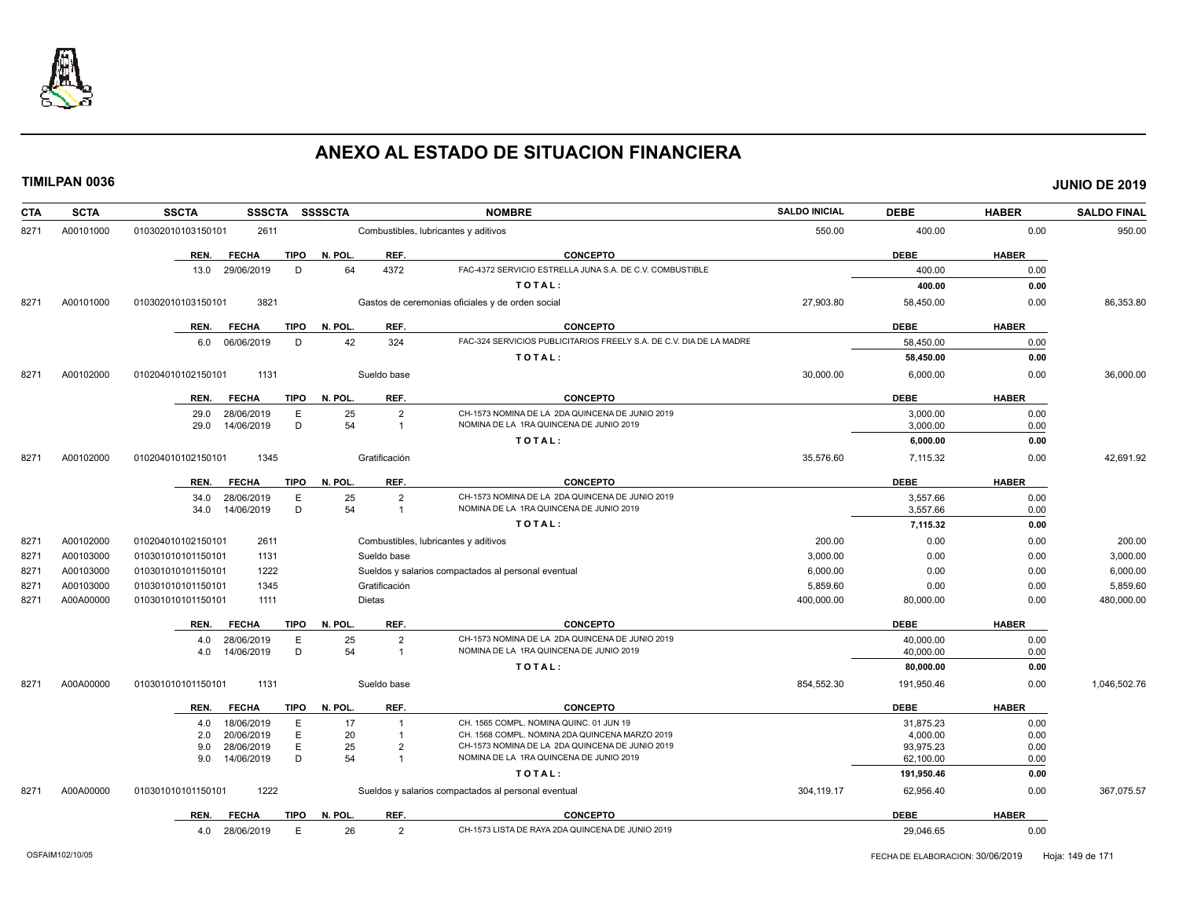# ANEXO AL ESTADO DE SITUACION FINANCIERA

**TIMILPAN 0036** **JUNIO DE 2019**

| CTA | SCTA | SSCTA | SSSCTA | SSSSCTA | NOMBRE | SALDO INICIAL | DEBE | HABER | SALDO FINAL |
|---|---|---|---|---|---|---|---|---|---|
| 8271 | A00101000 | 0103020101031501​01 | 2611 | | Combustibles, lubricantes y aditivos | 550.00 | 400.00 | 0.00 | 950.00 |

| REN. | FECHA | TIPO | N. POL. | REF. | CONCEPTO | DEBE | HABER |
|---|---|---|---|---|---|---|---|
| 13.0 | 29/06/2019 | D | 64 | 4372 | FAC-4372 SERVICIO ESTRELLA JUNA S.A. DE C.V. COMBUSTIBLE | 400.00 | 0.00 |
| | | | | | TOTAL: | 400.00 | 0.00 |

| CTA | SCTA | SSCTA | SSSCTA | SSSSCTA | NOMBRE | SALDO INICIAL | DEBE | HABER | SALDO FINAL |
|---|---|---|---|---|---|---|---|---|---|
| 8271 | A00101000 | 010302010103150101 | 3821 | | Gastos de ceremonias oficiales y de orden social | 27,903.80 | 58,450.00 | 0.00 | 86,353.80 |

| REN. | FECHA | TIPO | N. POL. | REF. | CONCEPTO | DEBE | HABER |
|---|---|---|---|---|---|---|---|
| 6.0 | 06/06/2019 | D | 42 | 324 | FAC-324 SERVICIOS PUBLICITARIOS FREELY S.A. DE C.V. DIA DE LA MADRE | 58,450.00 | 0.00 |
| | | | | | TOTAL: | 58,450.00 | 0.00 |

| CTA | SCTA | SSCTA | SSSCTA | SSSSCTA | NOMBRE | SALDO INICIAL | DEBE | HABER | SALDO FINAL |
|---|---|---|---|---|---|---|---|---|---|
| 8271 | A00102000 | 010204010102150101 | 1131 | | Sueldo base | 30,000.00 | 6,000.00 | 0.00 | 36,000.00 |

| REN. | FECHA | TIPO | N. POL. | REF. | CONCEPTO | DEBE | HABER |
|---|---|---|---|---|---|---|---|
| 29.0 | 28/06/2019 | E | 25 | 2 | CH-1573 NOMINA DE LA 2DA QUINCENA DE JUNIO 2019 | 3,000.00 | 0.00 |
| 29.0 | 14/06/2019 | D | 54 | 1 | NOMINA DE LA 1RA QUINCENA DE JUNIO 2019 | 3,000.00 | 0.00 |
| | | | | | TOTAL: | 6,000.00 | 0.00 |

| CTA | SCTA | SSCTA | SSSCTA | SSSSCTA | NOMBRE | SALDO INICIAL | DEBE | HABER | SALDO FINAL |
|---|---|---|---|---|---|---|---|---|---|
| 8271 | A00102000 | 010204010102150101 | 1345 | | Gratificación | 35,576.60 | 7,115.32 | 0.00 | 42,691.92 |

| REN. | FECHA | TIPO | N. POL. | REF. | CONCEPTO | DEBE | HABER |
|---|---|---|---|---|---|---|---|
| 34.0 | 28/06/2019 | E | 25 | 2 | CH-1573 NOMINA DE LA 2DA QUINCENA DE JUNIO 2019 | 3,557.66 | 0.00 |
| 34.0 | 14/06/2019 | D | 54 | 1 | NOMINA DE LA 1RA QUINCENA DE JUNIO 2019 | 3,557.66 | 0.00 |
| | | | | | TOTAL: | 7,115.32 | 0.00 |

| CTA | SCTA | SSCTA | SSSCTA | SSSSCTA | NOMBRE | SALDO INICIAL | DEBE | HABER | SALDO FINAL |
|---|---|---|---|---|---|---|---|---|---|
| 8271 | A00102000 | 010204010102150101 | 2611 | | Combustibles, lubricantes y aditivos | 200.00 | 0.00 | 0.00 | 200.00 |
| 8271 | A00103000 | 010301010101150101 | 1131 | | Sueldo base | 3,000.00 | 0.00 | 0.00 | 3,000.00 |
| 8271 | A00103000 | 010301010101150101 | 1222 | | Sueldos y salarios compactados al personal eventual | 6,000.00 | 0.00 | 0.00 | 6,000.00 |
| 8271 | A00103000 | 010301010101150101 | 1345 | | Gratificación | 5,859.60 | 0.00 | 0.00 | 5,859.60 |
| 8271 | A00A00000 | 010301010101150101 | 1111 | | Dietas | 400,000.00 | 80,000.00 | 0.00 | 480,000.00 |

| REN. | FECHA | TIPO | N. POL. | REF. | CONCEPTO | DEBE | HABER |
|---|---|---|---|---|---|---|---|
| 4.0 | 28/06/2019 | E | 25 | 2 | CH-1573 NOMINA DE LA 2DA QUINCENA DE JUNIO 2019 | 40,000.00 | 0.00 |
| 4.0 | 14/06/2019 | D | 54 | 1 | NOMINA DE LA 1RA QUINCENA DE JUNIO 2019 | 40,000.00 | 0.00 |
| | | | | | TOTAL: | 80,000.00 | 0.00 |

| CTA | SCTA | SSCTA | SSSCTA | SSSSCTA | NOMBRE | SALDO INICIAL | DEBE | HABER | SALDO FINAL |
|---|---|---|---|---|---|---|---|---|---|
| 8271 | A00A00000 | 010301010101150101 | 1131 | | Sueldo base | 854,552.30 | 191,950.46 | 0.00 | 1,046,502.76 |

| REN. | FECHA | TIPO | N. POL. | REF. | CONCEPTO | DEBE | HABER |
|---|---|---|---|---|---|---|---|
| 4.0 | 18/06/2019 | E | 17 | 1 | CH. 1565 COMPL. NOMINA QUINC. 01 JUN 19 | 31,875.23 | 0.00 |
| 2.0 | 20/06/2019 | E | 20 | 1 | CH. 1568 COMPL. NOMINA 2DA QUINCENA MARZO 2019 | 4,000.00 | 0.00 |
| 9.0 | 28/06/2019 | E | 25 | 2 | CH-1573 NOMINA DE LA 2DA QUINCENA DE JUNIO 2019 | 93,975.23 | 0.00 |
| 9.0 | 14/06/2019 | D | 54 | 1 | NOMINA DE LA 1RA QUINCENA DE JUNIO 2019 | 62,100.00 | 0.00 |
| | | | | | TOTAL: | 191,950.46 | 0.00 |

| CTA | SCTA | SSCTA | SSSCTA | SSSSCTA | NOMBRE | SALDO INICIAL | DEBE | HABER | SALDO FINAL |
|---|---|---|---|---|---|---|---|---|---|
| 8271 | A00A00000 | 010301010101150101 | 1222 | | Sueldos y salarios compactados al personal eventual | 304,119.17 | 62,956.40 | 0.00 | 367,075.57 |

| REN. | FECHA | TIPO | N. POL. | REF. | CONCEPTO | DEBE | HABER |
|---|---|---|---|---|---|---|---|
| 4.0 | 28/06/2019 | E | 26 | 2 | CH-1573 LISTA DE RAYA 2DA QUINCENA DE JUNIO 2019 | 29,046.65 | 0.00 |

OSFAIM102/10/05 FECHA DE ELABORACION: 30/06/2019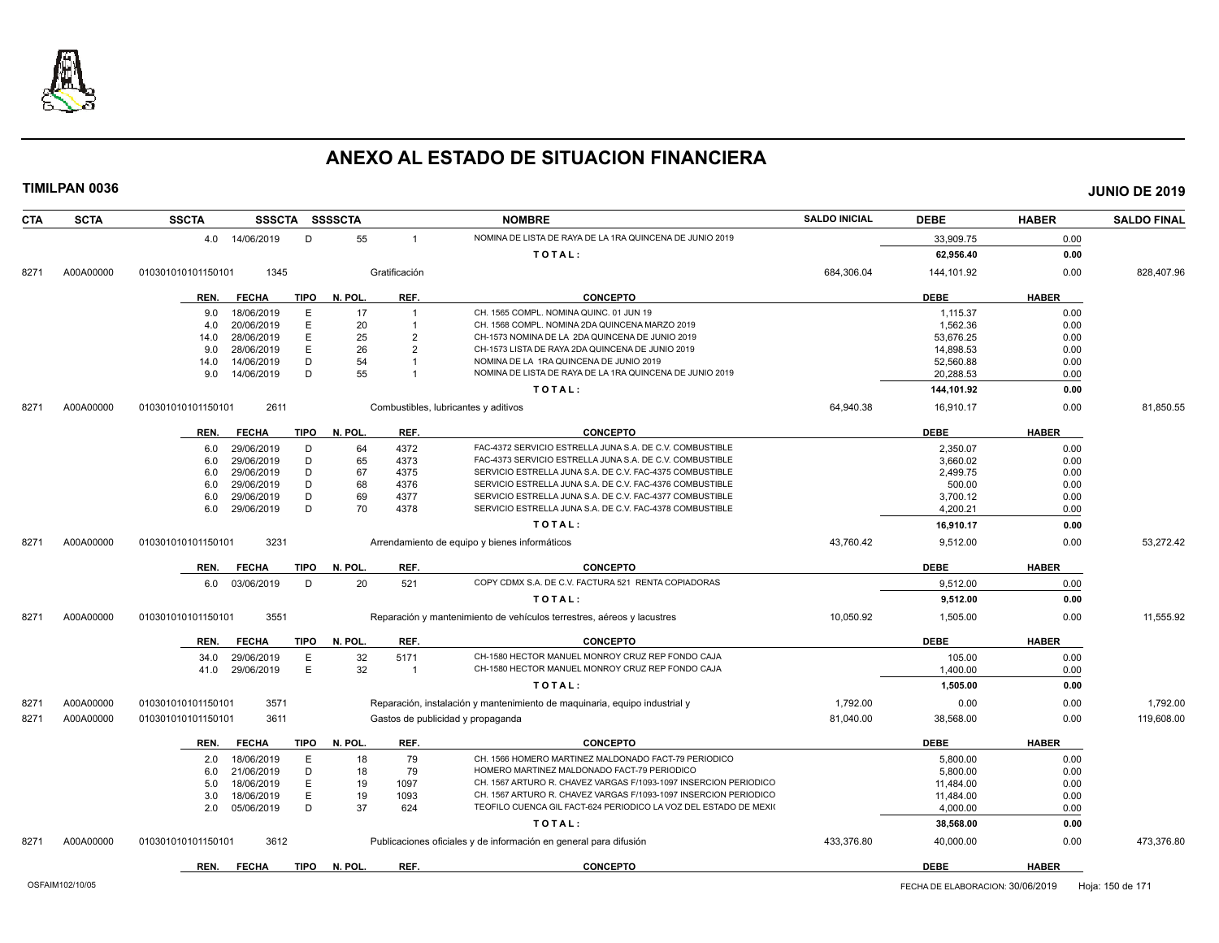# ANEXO AL ESTADO DE SITUACION FINANCIERA

**TIMILPAN 0036** **JUNIO DE 2019**

| CTA | SCTA | SSCTA | SSSCTA | SSSSCTA | NOMBRE | SALDO INICIAL | DEBE | HABER | SALDO FINAL |
|---|---|---|---|---|---|---|---|---|---|
| | | 4.0 14/06/2019 | D | 55 | 1 NOMINA DE LISTA DE RAYA DE LA 1RA QUINCENA DE JUNIO 2019 | | 33,909.75 | 0.00 | |
| | | | | | TOTAL: | | 62,956.40 | 0.00 | |
| 8271 | A00A00000 | 010301010101150101 | 1345 | | Gratificación | 684,306.04 | 144,101.92 | 0.00 | 828,407.96 |

| REN. | FECHA | TIPO | N. POL. | REF. | CONCEPTO | DEBE | HABER |
|---|---|---|---|---|---|---|---|
| 9.0 | 18/06/2019 | E | 17 | 1 | CH. 1565 COMPL. NOMINA QUINC. 01 JUN 19 | 1,115.37 | 0.00 |
| 4.0 | 20/06/2019 | E | 20 | 1 | CH. 1568 COMPL. NOMINA 2DA QUINCENA MARZO 2019 | 1,562.36 | 0.00 |
| 14.0 | 28/06/2019 | E | 25 | 2 | CH-1573 NOMINA DE LA 2DA QUINCENA DE JUNIO 2019 | 53,676.25 | 0.00 |
| 9.0 | 28/06/2019 | E | 26 | 2 | CH-1573 LISTA DE RAYA 2DA QUINCENA DE JUNIO 2019 | 14,898.53 | 0.00 |
| 14.0 | 14/06/2019 | D | 54 | 1 | NOMINA DE LA 1RA QUINCENA DE JUNIO 2019 | 52,560.88 | 0.00 |
| 9.0 | 14/06/2019 | D | 55 | 1 | NOMINA DE LISTA DE RAYA DE LA 1RA QUINCENA DE JUNIO 2019 | 20,288.53 | 0.00 |
| | | | | | TOTAL: | 144,101.92 | 0.00 |

| CTA | SCTA | SSCTA | SSSCTA | NOMBRE | SALDO INICIAL | DEBE | HABER | SALDO FINAL |
|---|---|---|---|---|---|---|---|---|
| 8271 | A00A00000 | 010301010101150101 | 2611 | Combustibles, lubricantes y aditivos | 64,940.38 | 16,910.17 | 0.00 | 81,850.55 |

| REN. | FECHA | TIPO | N. POL. | REF. | CONCEPTO | DEBE | HABER |
|---|---|---|---|---|---|---|---|
| 6.0 | 29/06/2019 | D | 64 | 4372 | FAC-4372 SERVICIO ESTRELLA JUNA S.A. DE C.V. COMBUSTIBLE | 2,350.07 | 0.00 |
| 6.0 | 29/06/2019 | D | 65 | 4373 | FAC-4373 SERVICIO ESTRELLA JUNA S.A. DE C.V. COMBUSTIBLE | 3,660.02 | 0.00 |
| 6.0 | 29/06/2019 | D | 67 | 4375 | SERVICIO ESTRELLA JUNA S.A. DE C.V. FAC-4375 COMBUSTIBLE | 2,499.75 | 0.00 |
| 6.0 | 29/06/2019 | D | 68 | 4376 | SERVICIO ESTRELLA JUNA S.A. DE C.V. FAC-4376 COMBUSTIBLE | 500.00 | 0.00 |
| 6.0 | 29/06/2019 | D | 69 | 4377 | SERVICIO ESTRELLA JUNA S.A. DE C.V. FAC-4377 COMBUSTIBLE | 3,700.12 | 0.00 |
| 6.0 | 29/06/2019 | D | 70 | 4378 | SERVICIO ESTRELLA JUNA S.A. DE C.V. FAC-4378 COMBUSTIBLE | 4,200.21 | 0.00 |
| | | | | | TOTAL: | 16,910.17 | 0.00 |

| CTA | SCTA | SSCTA | SSSCTA | NOMBRE | SALDO INICIAL | DEBE | HABER | SALDO FINAL |
|---|---|---|---|---|---|---|---|---|
| 8271 | A00A00000 | 010301010101150101 | 3231 | Arrendamiento de equipo y bienes informáticos | 43,760.42 | 9,512.00 | 0.00 | 53,272.42 |

| REN. | FECHA | TIPO | N. POL. | REF. | CONCEPTO | DEBE | HABER |
|---|---|---|---|---|---|---|---|
| 6.0 | 03/06/2019 | D | 20 | 521 | COPY CDMX S.A. DE C.V. FACTURA 521 RENTA COPIADORAS | 9,512.00 | 0.00 |
| | | | | | TOTAL: | 9,512.00 | 0.00 |

| CTA | SCTA | SSCTA | SSSCTA | NOMBRE | SALDO INICIAL | DEBE | HABER | SALDO FINAL |
|---|---|---|---|---|---|---|---|---|
| 8271 | A00A00000 | 010301010101150101 | 3551 | Reparación y mantenimiento de vehículos terrestres, aéreos y lacustres | 10,050.92 | 1,505.00 | 0.00 | 11,555.92 |

| REN. | FECHA | TIPO | N. POL. | REF. | CONCEPTO | DEBE | HABER |
|---|---|---|---|---|---|---|---|
| 34.0 | 29/06/2019 | E | 32 | 5171 | CH-1580 HECTOR MANUEL MONROY CRUZ REP FONDO CAJA | 105.00 | 0.00 |
| 41.0 | 29/06/2019 | E | 32 | 1 | CH-1580 HECTOR MANUEL MONROY CRUZ REP FONDO CAJA | 1,400.00 | 0.00 |
| | | | | | TOTAL: | 1,505.00 | 0.00 |

| CTA | SCTA | SSCTA | SSSCTA | NOMBRE | SALDO INICIAL | DEBE | HABER | SALDO FINAL |
|---|---|---|---|---|---|---|---|---|
| 8271 | A00A00000 | 010301010101150101 | 3571 | Reparación, instalación y mantenimiento de maquinaria, equipo industrial y | 1,792.00 | 0.00 | 0.00 | 1,792.00 |
| 8271 | A00A00000 | 010301010101150101 | 3611 | Gastos de publicidad y propaganda | 81,040.00 | 38,568.00 | 0.00 | 119,608.00 |

| REN. | FECHA | TIPO | N. POL. | REF. | CONCEPTO | DEBE | HABER |
|---|---|---|---|---|---|---|---|
| 2.0 | 18/06/2019 | E | 18 | 79 | CH. 1566 HOMERO MARTINEZ MALDONADO FACT-79 PERIODICO | 5,800.00 | 0.00 |
| 6.0 | 21/06/2019 | D | 18 | 79 | HOMERO MARTINEZ MALDONADO FACT-79 PERIODICO | 5,800.00 | 0.00 |
| 5.0 | 18/06/2019 | E | 19 | 1097 | CH. 1567 ARTURO R. CHAVEZ VARGAS F/1093-1097 INSERCION PERIODICO | 11,484.00 | 0.00 |
| 3.0 | 18/06/2019 | E | 19 | 1093 | CH. 1567 ARTURO R. CHAVEZ VARGAS F/1093-1097 INSERCION PERIODICO | 11,484.00 | 0.00 |
| 2.0 | 05/06/2019 | D | 37 | 624 | TEOFILO CUENCA GIL FACT-624 PERIODICO LA VOZ DEL ESTADO DE MEXI( | 4,000.00 | 0.00 |
| | | | | | TOTAL: | 38,568.00 | 0.00 |

| CTA | SCTA | SSCTA | SSSCTA | NOMBRE | SALDO INICIAL | DEBE | HABER | SALDO FINAL |
|---|---|---|---|---|---|---|---|---|
| 8271 | A00A00000 | 010301010101150101 | 3612 | Publicaciones oficiales y de información en general para difusión | 433,376.80 | 40,000.00 | 0.00 | 473,376.80 |

| REN. | FECHA | TIPO | N. POL. | REF. | CONCEPTO | DEBE | HABER |
|---|---|---|---|---|---|---|---|

OSFAIM102/10/05 FECHA DE ELABORACION: 30/06/2019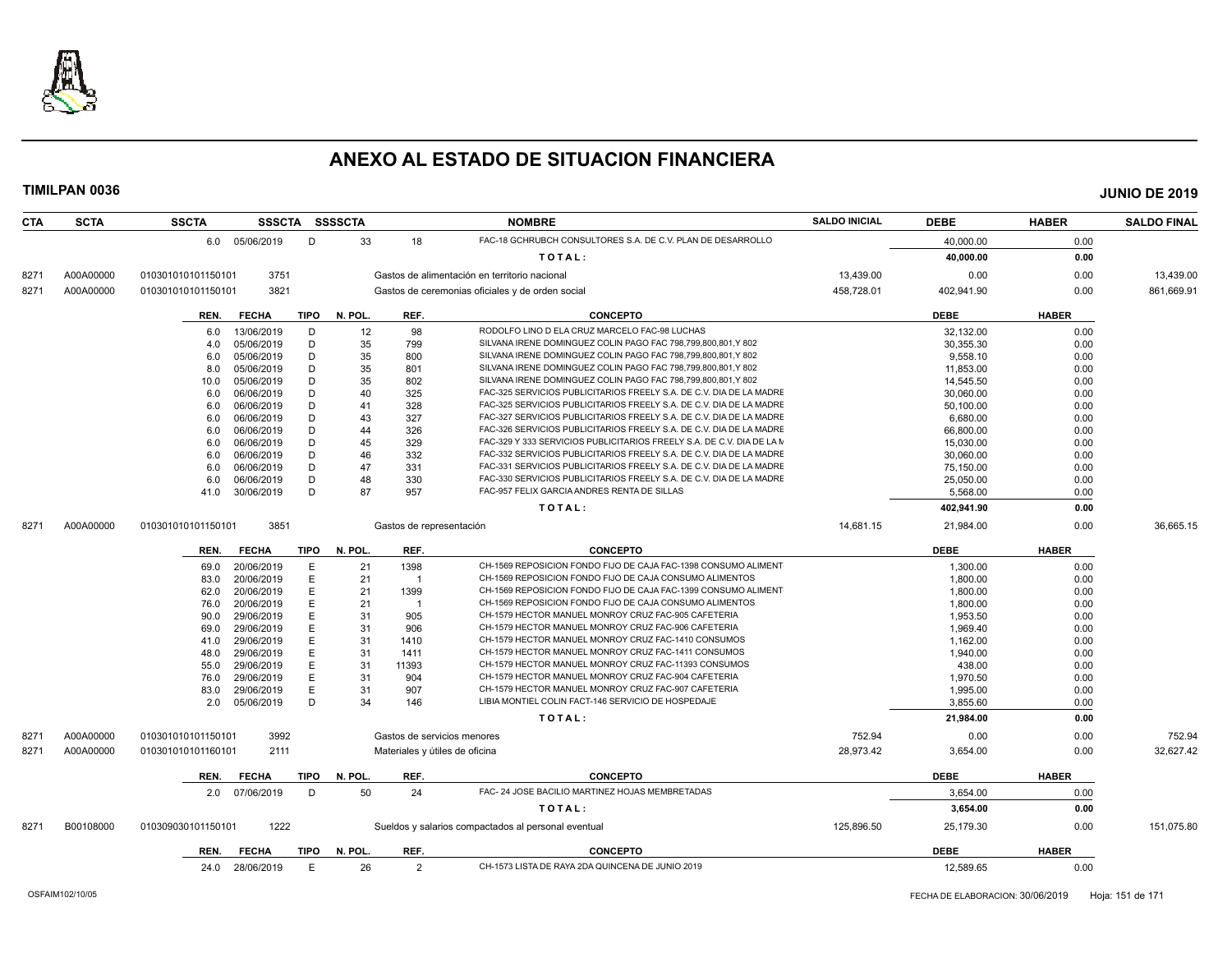# ANEXO AL ESTADO DE SITUACION FINANCIERA

**TIMILPAN 0036** — **JUNIO DE 2019**

| CTA | SCTA | SSCTA | SSSCTA | SSSSCTA | | NOMBRE | SALDO INICIAL | DEBE | HABER | SALDO FINAL |
|---|---|---|---|---|---|---|---|---|---|---|
| | | 6.0 05/06/2019 | D | 33 | 18 | FAC-18 GCHRUBCH CONSULTORES S.A. DE C.V. PLAN DE DESARROLLO | | 40,000.00 | 0.00 | |
| | | | | | | T O T A L : | | 40,000.00 | 0.00 | |
| 8271 | A00A00000 | 010301010101150101 | 3751 | | | Gastos de alimentación en territorio nacional | 13,439.00 | 0.00 | 0.00 | 13,439.00 |
| 8271 | A00A00000 | 010301010101150101 | 3821 | | | Gastos de ceremonias oficiales y de orden social | 458,728.01 | 402,941.90 | 0.00 | 861,669.91 |

| REN. | FECHA | TIPO | N. POL. | REF. | CONCEPTO | DEBE | HABER |
|---|---|---|---|---|---|---|---|
| 6.0 | 13/06/2019 | D | 12 | 98 | RODOLFO LINO D ELA CRUZ MARCELO FAC-98 LUCHAS | 32,132.00 | 0.00 |
| 4.0 | 05/06/2019 | D | 35 | 799 | SILVANA IRENE DOMINGUEZ COLIN PAGO FAC 798,799,800,801,Y 802 | 30,355.30 | 0.00 |
| 6.0 | 05/06/2019 | D | 35 | 800 | SILVANA IRENE DOMINGUEZ COLIN PAGO FAC 798,799,800,801,Y 802 | 9,558.10 | 0.00 |
| 8.0 | 05/06/2019 | D | 35 | 801 | SILVANA IRENE DOMINGUEZ COLIN PAGO FAC 798,799,800,801,Y 802 | 11,853.00 | 0.00 |
| 10.0 | 05/06/2019 | D | 35 | 802 | SILVANA IRENE DOMINGUEZ COLIN PAGO FAC 798,799,800,801,Y 802 | 14,545.50 | 0.00 |
| 6.0 | 06/06/2019 | D | 40 | 325 | FAC-325 SERVICIOS PUBLICITARIOS FREELY S.A. DE C.V. DIA DE LA MADRE | 30,060.00 | 0.00 |
| 6.0 | 06/06/2019 | D | 41 | 328 | FAC-325 SERVICIOS PUBLICITARIOS FREELY S.A. DE C.V. DIA DE LA MADRE | 50,100.00 | 0.00 |
| 6.0 | 06/06/2019 | D | 43 | 327 | FAC-327 SERVICIOS PUBLICITARIOS FREELY S.A. DE C.V. DIA DE LA MADRE | 6,680.00 | 0.00 |
| 6.0 | 06/06/2019 | D | 44 | 326 | FAC-326 SERVICIOS PUBLICITARIOS FREELY S.A. DE C.V. DIA DE LA MADRE | 66,800.00 | 0.00 |
| 6.0 | 06/06/2019 | D | 45 | 329 | FAC-329 Y 333 SERVICIOS PUBLICITARIOS FREELY S.A. DE C.V. DIA DE LA M | 15,030.00 | 0.00 |
| 6.0 | 06/06/2019 | D | 46 | 332 | FAC-332 SERVICIOS PUBLICITARIOS FREELY S.A. DE C.V. DIA DE LA MADRE | 30,060.00 | 0.00 |
| 6.0 | 06/06/2019 | D | 47 | 331 | FAC-331 SERVICIOS PUBLICITARIOS FREELY S.A. DE C.V. DIA DE LA MADRE | 75,150.00 | 0.00 |
| 6.0 | 06/06/2019 | D | 48 | 330 | FAC-330 SERVICIOS PUBLICITARIOS FREELY S.A. DE C.V. DIA DE LA MADRE | 25,050.00 | 0.00 |
| 41.0 | 30/06/2019 | D | 87 | 957 | FAC-957 FELIX GARCIA ANDRES RENTA DE SILLAS | 5,568.00 | 0.00 |
| | | | | | T O T A L : | 402,941.90 | 0.00 |

| CTA | SCTA | SSCTA | SSSCTA | NOMBRE | SALDO INICIAL | DEBE | HABER | SALDO FINAL |
|---|---|---|---|---|---|---|---|---|
| 8271 | A00A00000 | 010301010101150101 | 3851 | Gastos de representación | 14,681.15 | 21,984.00 | 0.00 | 36,665.15 |

| REN. | FECHA | TIPO | N. POL. | REF. | CONCEPTO | DEBE | HABER |
|---|---|---|---|---|---|---|---|
| 69.0 | 20/06/2019 | E | 21 | 1398 | CH-1569 REPOSICION FONDO FIJO DE CAJA FAC-1398 CONSUMO ALIMENT | 1,300.00 | 0.00 |
| 83.0 | 20/06/2019 | E | 21 | 1 | CH-1569 REPOSICION FONDO FIJO DE CAJA CONSUMO ALIMENTOS | 1,800.00 | 0.00 |
| 62.0 | 20/06/2019 | E | 21 | 1399 | CH-1569 REPOSICION FONDO FIJO DE CAJA FAC-1399 CONSUMO ALIMENT | 1,800.00 | 0.00 |
| 76.0 | 20/06/2019 | E | 21 | 1 | CH-1569 REPOSICION FONDO FIJO DE CAJA CONSUMO ALIMENTOS | 1,800.00 | 0.00 |
| 90.0 | 29/06/2019 | E | 31 | 905 | CH-1579 HECTOR MANUEL MONROY CRUZ FAC-905 CAFETERIA | 1,953.50 | 0.00 |
| 69.0 | 29/06/2019 | E | 31 | 906 | CH-1579 HECTOR MANUEL MONROY CRUZ FAC-906 CAFETERIA | 1,969.40 | 0.00 |
| 41.0 | 29/06/2019 | E | 31 | 1410 | CH-1579 HECTOR MANUEL MONROY CRUZ FAC-1410 CONSUMOS | 1,162.00 | 0.00 |
| 48.0 | 29/06/2019 | E | 31 | 1411 | CH-1579 HECTOR MANUEL MONROY CRUZ FAC-1411 CONSUMOS | 1,940.00 | 0.00 |
| 55.0 | 29/06/2019 | E | 31 | 11393 | CH-1579 HECTOR MANUEL MONROY CRUZ FAC-11393 CONSUMOS | 438.00 | 0.00 |
| 76.0 | 29/06/2019 | E | 31 | 904 | CH-1579 HECTOR MANUEL MONROY CRUZ FAC-904 CAFETERIA | 1,970.50 | 0.00 |
| 83.0 | 29/06/2019 | E | 31 | 907 | CH-1579 HECTOR MANUEL MONROY CRUZ FAC-907 CAFETERIA | 1,995.00 | 0.00 |
| 2.0 | 05/06/2019 | D | 34 | 146 | LIBIA MONTIEL COLIN FACT-146 SERVICIO DE HOSPEDAJE | 3,855.60 | 0.00 |
| | | | | | T O T A L : | 21,984.00 | 0.00 |

| CTA | SCTA | SSCTA | SSSCTA | NOMBRE | SALDO INICIAL | DEBE | HABER | SALDO FINAL |
|---|---|---|---|---|---|---|---|---|
| 8271 | A00A00000 | 010301010101150101 | 3992 | Gastos de servicios menores | 752.94 | 0.00 | 0.00 | 752.94 |
| 8271 | A00A00000 | 010301010101160101 | 2111 | Materiales y útiles de oficina | 28,973.42 | 3,654.00 | 0.00 | 32,627.42 |

| REN. | FECHA | TIPO | N. POL. | REF. | CONCEPTO | DEBE | HABER |
|---|---|---|---|---|---|---|---|
| 2.0 | 07/06/2019 | D | 50 | 24 | FAC- 24 JOSE BACILIO MARTINEZ HOJAS MEMBRETADAS | 3,654.00 | 0.00 |
| | | | | | T O T A L : | 3,654.00 | 0.00 |

| CTA | SCTA | SSCTA | SSSCTA | NOMBRE | SALDO INICIAL | DEBE | HABER | SALDO FINAL |
|---|---|---|---|---|---|---|---|---|
| 8271 | B00108000 | 010309030101150101 | 1222 | Sueldos y salarios compactados al personal eventual | 125,896.50 | 25,179.30 | 0.00 | 151,075.80 |

| REN. | FECHA | TIPO | N. POL. | REF. | CONCEPTO | DEBE | HABER |
|---|---|---|---|---|---|---|---|
| 24.0 | 28/06/2019 | E | 26 | 2 | CH-1573 LISTA DE RAYA 2DA QUINCENA DE JUNIO 2019 | 12,589.65 | 0.00 |

OSFAIM102/10/05 — FECHA DE ELABORACION: 30/06/2019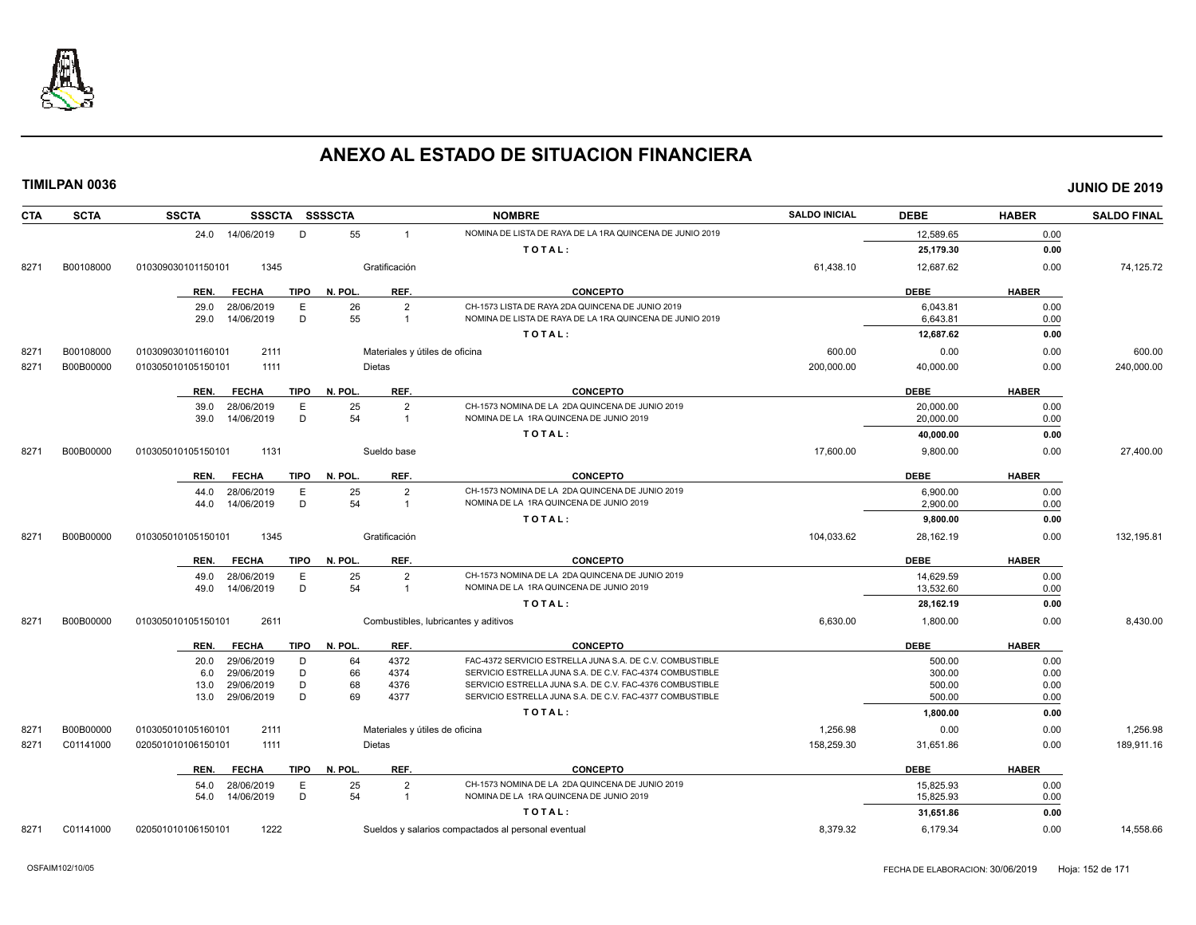# ANEXO AL ESTADO DE SITUACION FINANCIERA

**TIMILPAN 0036** — **JUNIO DE 2019**

| CTA | SCTA | SSCTA | SSSCTA | SSSSCTA | NOMBRE | SALDO INICIAL | DEBE | HABER | SALDO FINAL |
|---|---|---|---|---|---|---|---|---|---|
| | | 24.0 14/06/2019 | D | 55 | 1 NOMINA DE LISTA DE RAYA DE LA 1RA QUINCENA DE JUNIO 2019 | | 12,589.65 | 0.00 | |
| | | | | | TOTAL: | | 25,179.30 | 0.00 | |
| 8271 | B00108000 | 010309030101150101 | 1345 | | Gratificación | 61,438.10 | 12,687.62 | 0.00 | 74,125.72 |

| REN. | FECHA | TIPO | N. POL. | REF. | CONCEPTO | DEBE | HABER |
|---|---|---|---|---|---|---|---|
| 29.0 | 28/06/2019 | E | 26 | 2 | CH-1573 LISTA DE RAYA 2DA QUINCENA DE JUNIO 2019 | 6,043.81 | 0.00 |
| 29.0 | 14/06/2019 | D | 55 | 1 | NOMINA DE LISTA DE RAYA DE LA 1RA QUINCENA DE JUNIO 2019 | 6,643.81 | 0.00 |
| | | | | | TOTAL: | 12,687.62 | 0.00 |

| CTA | SCTA | SSCTA | SSSCTA | SSSSCTA | NOMBRE | SALDO INICIAL | DEBE | HABER | SALDO FINAL |
|---|---|---|---|---|---|---|---|---|---|
| 8271 | B00108000 | 010309030101160101 | 2111 | | Materiales y útiles de oficina | 600.00 | 0.00 | 0.00 | 600.00 |
| 8271 | B00B00000 | 010305010105150101 | 1111 | | Dietas | 200,000.00 | 40,000.00 | 0.00 | 240,000.00 |

| REN. | FECHA | TIPO | N. POL. | REF. | CONCEPTO | DEBE | HABER |
|---|---|---|---|---|---|---|---|
| 39.0 | 28/06/2019 | E | 25 | 2 | CH-1573 NOMINA DE LA 2DA QUINCENA DE JUNIO 2019 | 20,000.00 | 0.00 |
| 39.0 | 14/06/2019 | D | 54 | 1 | NOMINA DE LA 1RA QUINCENA DE JUNIO 2019 | 20,000.00 | 0.00 |
| | | | | | TOTAL: | 40,000.00 | 0.00 |

| CTA | SCTA | SSCTA | SSSCTA | SSSSCTA | NOMBRE | SALDO INICIAL | DEBE | HABER | SALDO FINAL |
|---|---|---|---|---|---|---|---|---|---|
| 8271 | B00B00000 | 010305010105150101 | 1131 | | Sueldo base | 17,600.00 | 9,800.00 | 0.00 | 27,400.00 |

| REN. | FECHA | TIPO | N. POL. | REF. | CONCEPTO | DEBE | HABER |
|---|---|---|---|---|---|---|---|
| 44.0 | 28/06/2019 | E | 25 | 2 | CH-1573 NOMINA DE LA 2DA QUINCENA DE JUNIO 2019 | 6,900.00 | 0.00 |
| 44.0 | 14/06/2019 | D | 54 | 1 | NOMINA DE LA 1RA QUINCENA DE JUNIO 2019 | 2,900.00 | 0.00 |
| | | | | | TOTAL: | 9,800.00 | 0.00 |

| CTA | SCTA | SSCTA | SSSCTA | SSSSCTA | NOMBRE | SALDO INICIAL | DEBE | HABER | SALDO FINAL |
|---|---|---|---|---|---|---|---|---|---|
| 8271 | B00B00000 | 010305010105150101 | 1345 | | Gratificación | 104,033.62 | 28,162.19 | 0.00 | 132,195.81 |

| REN. | FECHA | TIPO | N. POL. | REF. | CONCEPTO | DEBE | HABER |
|---|---|---|---|---|---|---|---|
| 49.0 | 28/06/2019 | E | 25 | 2 | CH-1573 NOMINA DE LA 2DA QUINCENA DE JUNIO 2019 | 14,629.59 | 0.00 |
| 49.0 | 14/06/2019 | D | 54 | 1 | NOMINA DE LA 1RA QUINCENA DE JUNIO 2019 | 13,532.60 | 0.00 |
| | | | | | TOTAL: | 28,162.19 | 0.00 |

| CTA | SCTA | SSCTA | SSSCTA | SSSSCTA | NOMBRE | SALDO INICIAL | DEBE | HABER | SALDO FINAL |
|---|---|---|---|---|---|---|---|---|---|
| 8271 | B00B00000 | 010305010105150101 | 2611 | | Combustibles, lubricantes y aditivos | 6,630.00 | 1,800.00 | 0.00 | 8,430.00 |

| REN. | FECHA | TIPO | N. POL. | REF. | CONCEPTO | DEBE | HABER |
|---|---|---|---|---|---|---|---|
| 20.0 | 29/06/2019 | D | 64 | 4372 | FAC-4372 SERVICIO ESTRELLA JUNA S.A. DE C.V. COMBUSTIBLE | 500.00 | 0.00 |
| 6.0 | 29/06/2019 | D | 66 | 4374 | SERVICIO ESTRELLA JUNA S.A. DE C.V. FAC-4374 COMBUSTIBLE | 300.00 | 0.00 |
| 13.0 | 29/06/2019 | D | 68 | 4376 | SERVICIO ESTRELLA JUNA S.A. DE C.V. FAC-4376 COMBUSTIBLE | 500.00 | 0.00 |
| 13.0 | 29/06/2019 | D | 69 | 4377 | SERVICIO ESTRELLA JUNA S.A. DE C.V. FAC-4377 COMBUSTIBLE | 500.00 | 0.00 |
| | | | | | TOTAL: | 1,800.00 | 0.00 |

| CTA | SCTA | SSCTA | SSSCTA | SSSSCTA | NOMBRE | SALDO INICIAL | DEBE | HABER | SALDO FINAL |
|---|---|---|---|---|---|---|---|---|---|
| 8271 | B00B00000 | 010305010105160101 | 2111 | | Materiales y útiles de oficina | 1,256.98 | 0.00 | 0.00 | 1,256.98 |
| 8271 | C01141000 | 020501010106150101 | 1111 | | Dietas | 158,259.30 | 31,651.86 | 0.00 | 189,911.16 |

| REN. | FECHA | TIPO | N. POL. | REF. | CONCEPTO | DEBE | HABER |
|---|---|---|---|---|---|---|---|
| 54.0 | 28/06/2019 | E | 25 | 2 | CH-1573 NOMINA DE LA 2DA QUINCENA DE JUNIO 2019 | 15,825.93 | 0.00 |
| 54.0 | 14/06/2019 | D | 54 | 1 | NOMINA DE LA 1RA QUINCENA DE JUNIO 2019 | 15,825.93 | 0.00 |
| | | | | | TOTAL: | 31,651.86 | 0.00 |

| CTA | SCTA | SSCTA | SSSCTA | SSSSCTA | NOMBRE | SALDO INICIAL | DEBE | HABER | SALDO FINAL |
|---|---|---|---|---|---|---|---|---|---|
| 8271 | C01141000 | 020501010106150101 | 1222 | | Sueldos y salarios compactados al personal eventual | 8,379.32 | 6,179.34 | 0.00 | 14,558.66 |

OSFAIM102/10/05 — FECHA DE ELABORACION: 30/06/2019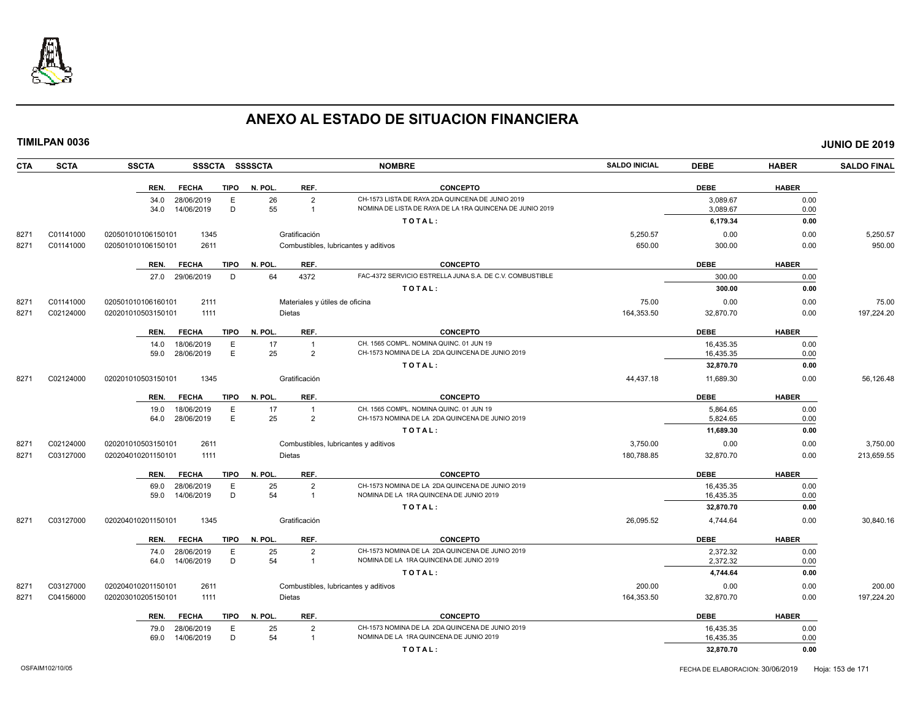# ANEXO AL ESTADO DE SITUACION FINANCIERA

**TIMILPAN 0036** — **JUNIO DE 2019**

| CTA | SCTA | SSCTA | SSSCTA | SSSSCTA | NOMBRE | SALDO INICIAL | DEBE | HABER | SALDO FINAL |
|---|---|---|---|---|---|---|---|---|---|

| REN. | FECHA | TIPO | N. POL. | REF. | CONCEPTO | DEBE | HABER |
|---|---|---|---|---|---|---|---|
| 34.0 | 28/06/2019 | E | 26 | 2 | CH-1573 LISTA DE RAYA 2DA QUINCENA DE JUNIO 2019 | 3,089.67 | 0.00 |
| 34.0 | 14/06/2019 | D | 55 | 1 | NOMINA DE LISTA DE RAYA DE LA 1RA QUINCENA DE JUNIO 2019 | 3,089.67 | 0.00 |
| | | | | | **T O T A L :** | **6,179.34** | **0.00** |

| CTA | SCTA | SSCTA | SSSCTA | NOMBRE | SALDO INICIAL | DEBE | HABER | SALDO FINAL |
|---|---|---|---|---|---|---|---|---|
| 8271 | C01141000 | 020501010106150101 | 1345 | Gratificación | 5,250.57 | 0.00 | 0.00 | 5,250.57 |
| 8271 | C01141000 | 020501010106150101 | 2611 | Combustibles, lubricantes y aditivos | 650.00 | 300.00 | 0.00 | 950.00 |

| REN. | FECHA | TIPO | N. POL. | REF. | CONCEPTO | DEBE | HABER |
|---|---|---|---|---|---|---|---|
| 27.0 | 29/06/2019 | D | 64 | 4372 | FAC-4372 SERVICIO ESTRELLA JUNA S.A. DE C.V. COMBUSTIBLE | 300.00 | 0.00 |
| | | | | | **T O T A L :** | **300.00** | **0.00** |

| CTA | SCTA | SSCTA | SSSCTA | NOMBRE | SALDO INICIAL | DEBE | HABER | SALDO FINAL |
|---|---|---|---|---|---|---|---|---|
| 8271 | C01141000 | 020501010106160101 | 2111 | Materiales y útiles de oficina | 75.00 | 0.00 | 0.00 | 75.00 |
| 8271 | C02124000 | 020201010503150101 | 1111 | Dietas | 164,353.50 | 32,870.70 | 0.00 | 197,224.20 |

| REN. | FECHA | TIPO | N. POL. | REF. | CONCEPTO | DEBE | HABER |
|---|---|---|---|---|---|---|---|
| 14.0 | 18/06/2019 | E | 17 | 1 | CH. 1565 COMPL. NOMINA QUINC. 01 JUN 19 | 16,435.35 | 0.00 |
| 59.0 | 28/06/2019 | E | 25 | 2 | CH-1573 NOMINA DE LA 2DA QUINCENA DE JUNIO 2019 | 16,435.35 | 0.00 |
| | | | | | **T O T A L :** | **32,870.70** | **0.00** |

| CTA | SCTA | SSCTA | SSSCTA | NOMBRE | SALDO INICIAL | DEBE | HABER | SALDO FINAL |
|---|---|---|---|---|---|---|---|---|
| 8271 | C02124000 | 020201010503150101 | 1345 | Gratificación | 44,437.18 | 11,689.30 | 0.00 | 56,126.48 |

| REN. | FECHA | TIPO | N. POL. | REF. | CONCEPTO | DEBE | HABER |
|---|---|---|---|---|---|---|---|
| 19.0 | 18/06/2019 | E | 17 | 1 | CH. 1565 COMPL. NOMINA QUINC. 01 JUN 19 | 5,864.65 | 0.00 |
| 64.0 | 28/06/2019 | E | 25 | 2 | CH-1573 NOMINA DE LA 2DA QUINCENA DE JUNIO 2019 | 5,824.65 | 0.00 |
| | | | | | **T O T A L :** | **11,689.30** | **0.00** |

| CTA | SCTA | SSCTA | SSSCTA | NOMBRE | SALDO INICIAL | DEBE | HABER | SALDO FINAL |
|---|---|---|---|---|---|---|---|---|
| 8271 | C02124000 | 020201010503150101 | 2611 | Combustibles, lubricantes y aditivos | 3,750.00 | 0.00 | 0.00 | 3,750.00 |
| 8271 | C03127000 | 020204010201150101 | 1111 | Dietas | 180,788.85 | 32,870.70 | 0.00 | 213,659.55 |

| REN. | FECHA | TIPO | N. POL. | REF. | CONCEPTO | DEBE | HABER |
|---|---|---|---|---|---|---|---|
| 69.0 | 28/06/2019 | E | 25 | 2 | CH-1573 NOMINA DE LA 2DA QUINCENA DE JUNIO 2019 | 16,435.35 | 0.00 |
| 59.0 | 14/06/2019 | D | 54 | 1 | NOMINA DE LA 1RA QUINCENA DE JUNIO 2019 | 16,435.35 | 0.00 |
| | | | | | **T O T A L :** | **32,870.70** | **0.00** |

| CTA | SCTA | SSCTA | SSSCTA | NOMBRE | SALDO INICIAL | DEBE | HABER | SALDO FINAL |
|---|---|---|---|---|---|---|---|---|
| 8271 | C03127000 | 020204010201150101 | 1345 | Gratificación | 26,095.52 | 4,744.64 | 0.00 | 30,840.16 |

| REN. | FECHA | TIPO | N. POL. | REF. | CONCEPTO | DEBE | HABER |
|---|---|---|---|---|---|---|---|
| 74.0 | 28/06/2019 | E | 25 | 2 | CH-1573 NOMINA DE LA 2DA QUINCENA DE JUNIO 2019 | 2,372.32 | 0.00 |
| 64.0 | 14/06/2019 | D | 54 | 1 | NOMINA DE LA 1RA QUINCENA DE JUNIO 2019 | 2,372.32 | 0.00 |
| | | | | | **T O T A L :** | **4,744.64** | **0.00** |

| CTA | SCTA | SSCTA | SSSCTA | NOMBRE | SALDO INICIAL | DEBE | HABER | SALDO FINAL |
|---|---|---|---|---|---|---|---|---|
| 8271 | C03127000 | 020204010201150101 | 2611 | Combustibles, lubricantes y aditivos | 200.00 | 0.00 | 0.00 | 200.00 |
| 8271 | C04156000 | 020203010205150101 | 1111 | Dietas | 164,353.50 | 32,870.70 | 0.00 | 197,224.20 |

| REN. | FECHA | TIPO | N. POL. | REF. | CONCEPTO | DEBE | HABER |
|---|---|---|---|---|---|---|---|
| 79.0 | 28/06/2019 | E | 25 | 2 | CH-1573 NOMINA DE LA 2DA QUINCENA DE JUNIO 2019 | 16,435.35 | 0.00 |
| 69.0 | 14/06/2019 | D | 54 | 1 | NOMINA DE LA 1RA QUINCENA DE JUNIO 2019 | 16,435.35 | 0.00 |
| | | | | | **T O T A L :** | **32,870.70** | **0.00** |

OSFAIM102/10/05 — FECHA DE ELABORACION: 30/06/2019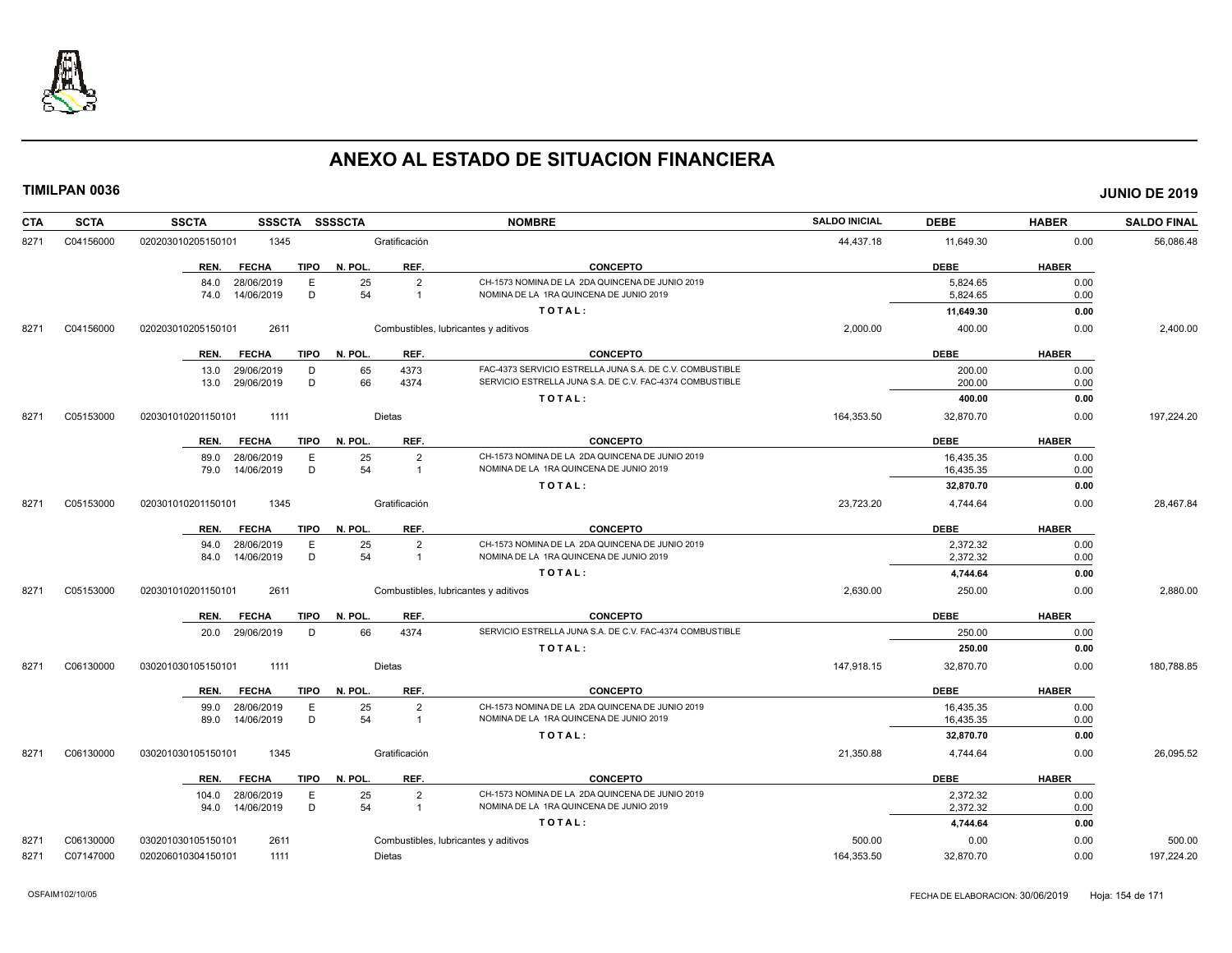# ANEXO AL ESTADO DE SITUACION FINANCIERA

**TIMILPAN 0036** **JUNIO DE 2019**

| CTA | SCTA | SSCTA | SSSCTA | SSSSCTA | NOMBRE | SALDO INICIAL | DEBE | HABER | SALDO FINAL |
|---|---|---|---|---|---|---|---|---|---|
| 8271 | C04156000 | 0202030102051501​01 | 1345 | | Gratificación | 44,437.18 | 11,649.30 | 0.00 | 56,086.48 |

| REN. | FECHA | TIPO | N. POL. | REF. | CONCEPTO | DEBE | HABER |
|---|---|---|---|---|---|---|---|
| 84.0 | 28/06/2019 | E | 25 | 2 | CH-1573 NOMINA DE LA 2DA QUINCENA DE JUNIO 2019 | 5,824.65 | 0.00 |
| 74.0 | 14/06/2019 | D | 54 | 1 | NOMINA DE LA 1RA QUINCENA DE JUNIO 2019 | 5,824.65 | 0.00 |
| | | | | | TOTAL: | 11,649.30 | 0.00 |

| CTA | SCTA | SSCTA | SSSCTA | SSSSCTA | NOMBRE | SALDO INICIAL | DEBE | HABER | SALDO FINAL |
|---|---|---|---|---|---|---|---|---|---|
| 8271 | C04156000 | 020203010205150101 | 2611 | | Combustibles, lubricantes y aditivos | 2,000.00 | 400.00 | 0.00 | 2,400.00 |

| REN. | FECHA | TIPO | N. POL. | REF. | CONCEPTO | DEBE | HABER |
|---|---|---|---|---|---|---|---|
| 13.0 | 29/06/2019 | D | 65 | 4373 | FAC-4373 SERVICIO ESTRELLA JUNA S.A. DE C.V. COMBUSTIBLE | 200.00 | 0.00 |
| 13.0 | 29/06/2019 | D | 66 | 4374 | SERVICIO ESTRELLA JUNA S.A. DE C.V. FAC-4374 COMBUSTIBLE | 200.00 | 0.00 |
| | | | | | TOTAL: | 400.00 | 0.00 |

| CTA | SCTA | SSCTA | SSSCTA | SSSSCTA | NOMBRE | SALDO INICIAL | DEBE | HABER | SALDO FINAL |
|---|---|---|---|---|---|---|---|---|---|
| 8271 | C05153000 | 020301010201150101 | 1111 | | Dietas | 164,353.50 | 32,870.70 | 0.00 | 197,224.20 |

| REN. | FECHA | TIPO | N. POL. | REF. | CONCEPTO | DEBE | HABER |
|---|---|---|---|---|---|---|---|
| 89.0 | 28/06/2019 | E | 25 | 2 | CH-1573 NOMINA DE LA 2DA QUINCENA DE JUNIO 2019 | 16,435.35 | 0.00 |
| 79.0 | 14/06/2019 | D | 54 | 1 | NOMINA DE LA 1RA QUINCENA DE JUNIO 2019 | 16,435.35 | 0.00 |
| | | | | | TOTAL: | 32,870.70 | 0.00 |

| CTA | SCTA | SSCTA | SSSCTA | SSSSCTA | NOMBRE | SALDO INICIAL | DEBE | HABER | SALDO FINAL |
|---|---|---|---|---|---|---|---|---|---|
| 8271 | C05153000 | 020301010201150101 | 1345 | | Gratificación | 23,723.20 | 4,744.64 | 0.00 | 28,467.84 |

| REN. | FECHA | TIPO | N. POL. | REF. | CONCEPTO | DEBE | HABER |
|---|---|---|---|---|---|---|---|
| 94.0 | 28/06/2019 | E | 25 | 2 | CH-1573 NOMINA DE LA 2DA QUINCENA DE JUNIO 2019 | 2,372.32 | 0.00 |
| 84.0 | 14/06/2019 | D | 54 | 1 | NOMINA DE LA 1RA QUINCENA DE JUNIO 2019 | 2,372.32 | 0.00 |
| | | | | | TOTAL: | 4,744.64 | 0.00 |

| CTA | SCTA | SSCTA | SSSCTA | SSSSCTA | NOMBRE | SALDO INICIAL | DEBE | HABER | SALDO FINAL |
|---|---|---|---|---|---|---|---|---|---|
| 8271 | C05153000 | 020301010201150101 | 2611 | | Combustibles, lubricantes y aditivos | 2,630.00 | 250.00 | 0.00 | 2,880.00 |

| REN. | FECHA | TIPO | N. POL. | REF. | CONCEPTO | DEBE | HABER |
|---|---|---|---|---|---|---|---|
| 20.0 | 29/06/2019 | D | 66 | 4374 | SERVICIO ESTRELLA JUNA S.A. DE C.V. FAC-4374 COMBUSTIBLE | 250.00 | 0.00 |
| | | | | | TOTAL: | 250.00 | 0.00 |

| CTA | SCTA | SSCTA | SSSCTA | SSSSCTA | NOMBRE | SALDO INICIAL | DEBE | HABER | SALDO FINAL |
|---|---|---|---|---|---|---|---|---|---|
| 8271 | C06130000 | 030201030105150101 | 1111 | | Dietas | 147,918.15 | 32,870.70 | 0.00 | 180,788.85 |

| REN. | FECHA | TIPO | N. POL. | REF. | CONCEPTO | DEBE | HABER |
|---|---|---|---|---|---|---|---|
| 99.0 | 28/06/2019 | E | 25 | 2 | CH-1573 NOMINA DE LA 2DA QUINCENA DE JUNIO 2019 | 16,435.35 | 0.00 |
| 89.0 | 14/06/2019 | D | 54 | 1 | NOMINA DE LA 1RA QUINCENA DE JUNIO 2019 | 16,435.35 | 0.00 |
| | | | | | TOTAL: | 32,870.70 | 0.00 |

| CTA | SCTA | SSCTA | SSSCTA | SSSSCTA | NOMBRE | SALDO INICIAL | DEBE | HABER | SALDO FINAL |
|---|---|---|---|---|---|---|---|---|---|
| 8271 | C06130000 | 030201030105150101 | 1345 | | Gratificación | 21,350.88 | 4,744.64 | 0.00 | 26,095.52 |

| REN. | FECHA | TIPO | N. POL. | REF. | CONCEPTO | DEBE | HABER |
|---|---|---|---|---|---|---|---|
| 104.0 | 28/06/2019 | E | 25 | 2 | CH-1573 NOMINA DE LA 2DA QUINCENA DE JUNIO 2019 | 2,372.32 | 0.00 |
| 94.0 | 14/06/2019 | D | 54 | 1 | NOMINA DE LA 1RA QUINCENA DE JUNIO 2019 | 2,372.32 | 0.00 |
| | | | | | TOTAL: | 4,744.64 | 0.00 |

| CTA | SCTA | SSCTA | SSSCTA | SSSSCTA | NOMBRE | SALDO INICIAL | DEBE | HABER | SALDO FINAL |
|---|---|---|---|---|---|---|---|---|---|
| 8271 | C06130000 | 030201030105150101 | 2611 | | Combustibles, lubricantes y aditivos | 500.00 | 0.00 | 0.00 | 500.00 |
| 8271 | C07147000 | 020206010304150101 | 1111 | | Dietas | 164,353.50 | 32,870.70 | 0.00 | 197,224.20 |

OSFAIM102/10/05 FECHA DE ELABORACION: 30/06/2019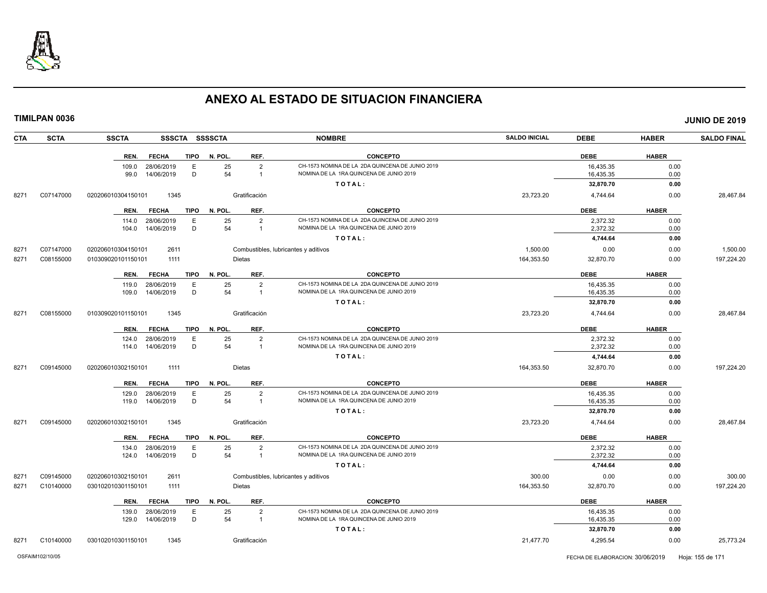# ANEXO AL ESTADO DE SITUACION FINANCIERA

**TIMILPAN 0036** **JUNIO DE 2019**

| CTA | SCTA | SSCTA | SSSCTA | SSSSCTA | NOMBRE | SALDO INICIAL | DEBE | HABER | SALDO FINAL |
|---|---|---|---|---|---|---|---|---|---|

| REN. | FECHA | TIPO | N. POL. | REF. | CONCEPTO | DEBE | HABER |
|---|---|---|---|---|---|---|---|
| 109.0 | 28/06/2019 | E | 25 | 2 | CH-1573 NOMINA DE LA 2DA QUINCENA DE JUNIO 2019 | 16,435.35 | 0.00 |
| 99.0 | 14/06/2019 | D | 54 | 1 | NOMINA DE LA 1RA QUINCENA DE JUNIO 2019 | 16,435.35 | 0.00 |
| | | | | | TOTAL: | 32,870.70 | 0.00 |

| CTA | SCTA | SSCTA | SSSCTA | NOMBRE | SALDO INICIAL | DEBE | HABER | SALDO FINAL |
|---|---|---|---|---|---|---|---|---|
| 8271 | C07147000 | 020206010304150101 | 1345 | Gratificación | 23,723.20 | 4,744.64 | 0.00 | 28,467.84 |

| REN. | FECHA | TIPO | N. POL. | REF. | CONCEPTO | DEBE | HABER |
|---|---|---|---|---|---|---|---|
| 114.0 | 28/06/2019 | E | 25 | 2 | CH-1573 NOMINA DE LA 2DA QUINCENA DE JUNIO 2019 | 2,372.32 | 0.00 |
| 104.0 | 14/06/2019 | D | 54 | 1 | NOMINA DE LA 1RA QUINCENA DE JUNIO 2019 | 2,372.32 | 0.00 |
| | | | | | TOTAL: | 4,744.64 | 0.00 |

| CTA | SCTA | SSCTA | SSSCTA | NOMBRE | SALDO INICIAL | DEBE | HABER | SALDO FINAL |
|---|---|---|---|---|---|---|---|---|
| 8271 | C07147000 | 020206010304150101 | 2611 | Combustibles, lubricantes y aditivos | 1,500.00 | 0.00 | 0.00 | 1,500.00 |
| 8271 | C08155000 | 010309020101150101 | 1111 | Dietas | 164,353.50 | 32,870.70 | 0.00 | 197,224.20 |

| REN. | FECHA | TIPO | N. POL. | REF. | CONCEPTO | DEBE | HABER |
|---|---|---|---|---|---|---|---|
| 119.0 | 28/06/2019 | E | 25 | 2 | CH-1573 NOMINA DE LA 2DA QUINCENA DE JUNIO 2019 | 16,435.35 | 0.00 |
| 109.0 | 14/06/2019 | D | 54 | 1 | NOMINA DE LA 1RA QUINCENA DE JUNIO 2019 | 16,435.35 | 0.00 |
| | | | | | TOTAL: | 32,870.70 | 0.00 |

| CTA | SCTA | SSCTA | SSSCTA | NOMBRE | SALDO INICIAL | DEBE | HABER | SALDO FINAL |
|---|---|---|---|---|---|---|---|---|
| 8271 | C08155000 | 010309020101150101 | 1345 | Gratificación | 23,723.20 | 4,744.64 | 0.00 | 28,467.84 |

| REN. | FECHA | TIPO | N. POL. | REF. | CONCEPTO | DEBE | HABER |
|---|---|---|---|---|---|---|---|
| 124.0 | 28/06/2019 | E | 25 | 2 | CH-1573 NOMINA DE LA 2DA QUINCENA DE JUNIO 2019 | 2,372.32 | 0.00 |
| 114.0 | 14/06/2019 | D | 54 | 1 | NOMINA DE LA 1RA QUINCENA DE JUNIO 2019 | 2,372.32 | 0.00 |
| | | | | | TOTAL: | 4,744.64 | 0.00 |

| CTA | SCTA | SSCTA | SSSCTA | NOMBRE | SALDO INICIAL | DEBE | HABER | SALDO FINAL |
|---|---|---|---|---|---|---|---|---|
| 8271 | C09145000 | 020206010302150101 | 1111 | Dietas | 164,353.50 | 32,870.70 | 0.00 | 197,224.20 |

| REN. | FECHA | TIPO | N. POL. | REF. | CONCEPTO | DEBE | HABER |
|---|---|---|---|---|---|---|---|
| 129.0 | 28/06/2019 | E | 25 | 2 | CH-1573 NOMINA DE LA 2DA QUINCENA DE JUNIO 2019 | 16,435.35 | 0.00 |
| 119.0 | 14/06/2019 | D | 54 | 1 | NOMINA DE LA 1RA QUINCENA DE JUNIO 2019 | 16,435.35 | 0.00 |
| | | | | | TOTAL: | 32,870.70 | 0.00 |

| CTA | SCTA | SSCTA | SSSCTA | NOMBRE | SALDO INICIAL | DEBE | HABER | SALDO FINAL |
|---|---|---|---|---|---|---|---|---|
| 8271 | C09145000 | 020206010302150101 | 1345 | Gratificación | 23,723.20 | 4,744.64 | 0.00 | 28,467.84 |

| REN. | FECHA | TIPO | N. POL. | REF. | CONCEPTO | DEBE | HABER |
|---|---|---|---|---|---|---|---|
| 134.0 | 28/06/2019 | E | 25 | 2 | CH-1573 NOMINA DE LA 2DA QUINCENA DE JUNIO 2019 | 2,372.32 | 0.00 |
| 124.0 | 14/06/2019 | D | 54 | 1 | NOMINA DE LA 1RA QUINCENA DE JUNIO 2019 | 2,372.32 | 0.00 |
| | | | | | TOTAL: | 4,744.64 | 0.00 |

| CTA | SCTA | SSCTA | SSSCTA | NOMBRE | SALDO INICIAL | DEBE | HABER | SALDO FINAL |
|---|---|---|---|---|---|---|---|---|
| 8271 | C09145000 | 020206010302150101 | 2611 | Combustibles, lubricantes y aditivos | 300.00 | 0.00 | 0.00 | 300.00 |
| 8271 | C10140000 | 030102010301150101 | 1111 | Dietas | 164,353.50 | 32,870.70 | 0.00 | 197,224.20 |

| REN. | FECHA | TIPO | N. POL. | REF. | CONCEPTO | DEBE | HABER |
|---|---|---|---|---|---|---|---|
| 139.0 | 28/06/2019 | E | 25 | 2 | CH-1573 NOMINA DE LA 2DA QUINCENA DE JUNIO 2019 | 16,435.35 | 0.00 |
| 129.0 | 14/06/2019 | D | 54 | 1 | NOMINA DE LA 1RA QUINCENA DE JUNIO 2019 | 16,435.35 | 0.00 |
| | | | | | TOTAL: | 32,870.70 | 0.00 |

| CTA | SCTA | SSCTA | SSSCTA | NOMBRE | SALDO INICIAL | DEBE | HABER | SALDO FINAL |
|---|---|---|---|---|---|---|---|---|
| 8271 | C10140000 | 030102010301150101 | 1345 | Gratificación | 21,477.70 | 4,295.54 | 0.00 | 25,773.24 |

OSFAIM102/10/05 FECHA DE ELABORACION: 30/06/2019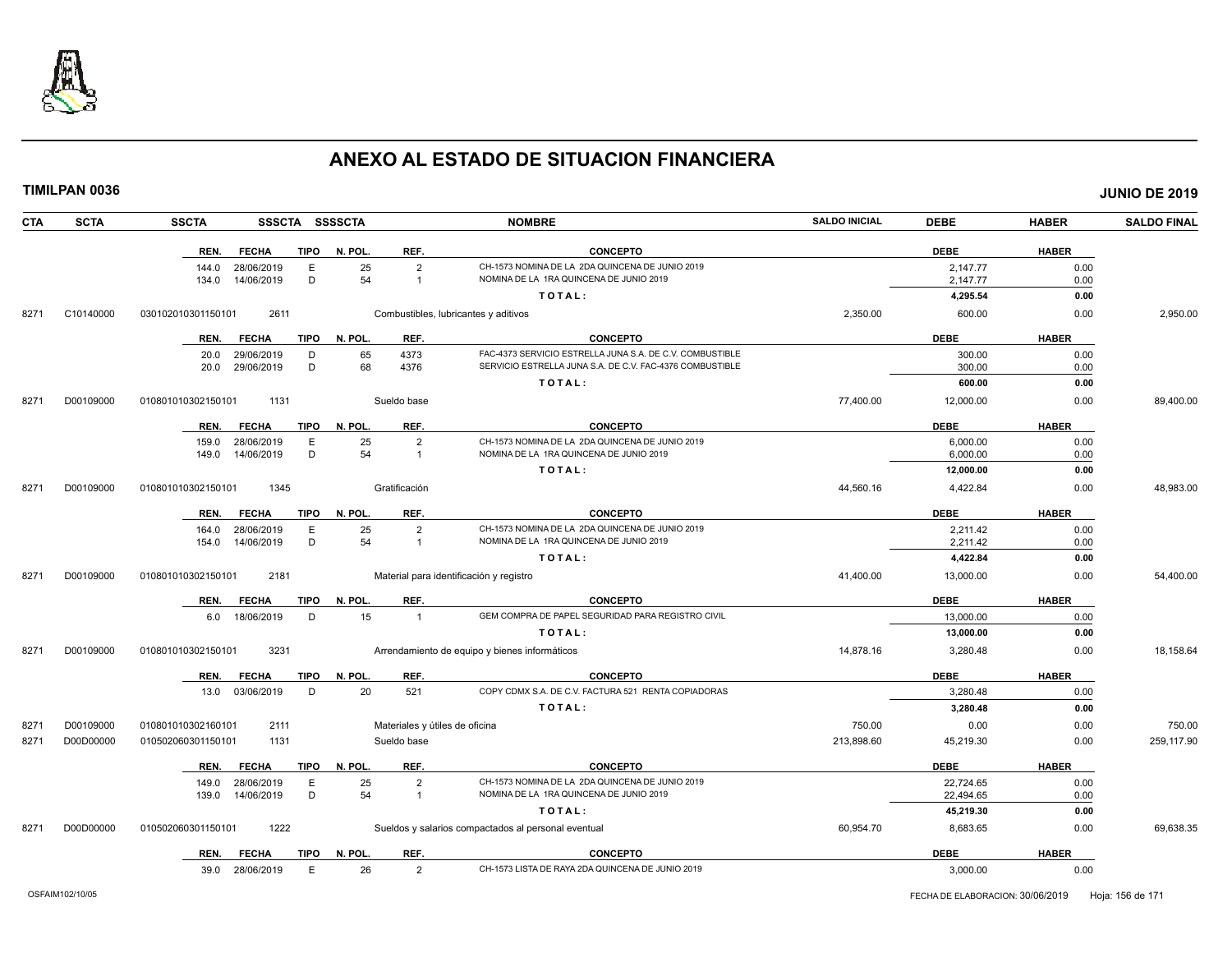# ANEXO AL ESTADO DE SITUACION FINANCIERA

**TIMILPAN 0036** | **JUNIO DE 2019**

| CTA | SCTA | SSCTA | SSSCTA | SSSSCTA | NOMBRE | SALDO INICIAL | DEBE | HABER | SALDO FINAL |
|---|---|---|---|---|---|---|---|---|---|

| REN. | FECHA | TIPO | N. POL. | REF. | CONCEPTO | DEBE | HABER |
|---|---|---|---|---|---|---|---|
| 144.0 | 28/06/2019 | E | 25 | 2 | CH-1573 NOMINA DE LA 2DA QUINCENA DE JUNIO 2019 | 2,147.77 | 0.00 |
| 134.0 | 14/06/2019 | D | 54 | 1 | NOMINA DE LA 1RA QUINCENA DE JUNIO 2019 | 2,147.77 | 0.00 |
| | | | | | **TOTAL:** | **4,295.54** | **0.00** |

| CTA | SCTA | SSCTA | SSSCTA | NOMBRE | SALDO INICIAL | DEBE | HABER | SALDO FINAL |
|---|---|---|---|---|---|---|---|---|
| 8271 | C10140000 | 030102010301150101 | 2611 | Combustibles, lubricantes y aditivos | 2,350.00 | 600.00 | 0.00 | 2,950.00 |

| REN. | FECHA | TIPO | N. POL. | REF. | CONCEPTO | DEBE | HABER |
|---|---|---|---|---|---|---|---|
| 20.0 | 29/06/2019 | D | 65 | 4373 | FAC-4373 SERVICIO ESTRELLA JUNA S.A. DE C.V. COMBUSTIBLE | 300.00 | 0.00 |
| 20.0 | 29/06/2019 | D | 68 | 4376 | SERVICIO ESTRELLA JUNA S.A. DE C.V. FAC-4376 COMBUSTIBLE | 300.00 | 0.00 |
| | | | | | **TOTAL:** | **600.00** | **0.00** |

| CTA | SCTA | SSCTA | SSSCTA | NOMBRE | SALDO INICIAL | DEBE | HABER | SALDO FINAL |
|---|---|---|---|---|---|---|---|---|
| 8271 | D00109000 | 010801010302150101 | 1131 | Sueldo base | 77,400.00 | 12,000.00 | 0.00 | 89,400.00 |

| REN. | FECHA | TIPO | N. POL. | REF. | CONCEPTO | DEBE | HABER |
|---|---|---|---|---|---|---|---|
| 159.0 | 28/06/2019 | E | 25 | 2 | CH-1573 NOMINA DE LA 2DA QUINCENA DE JUNIO 2019 | 6,000.00 | 0.00 |
| 149.0 | 14/06/2019 | D | 54 | 1 | NOMINA DE LA 1RA QUINCENA DE JUNIO 2019 | 6,000.00 | 0.00 |
| | | | | | **TOTAL:** | **12,000.00** | **0.00** |

| CTA | SCTA | SSCTA | SSSCTA | NOMBRE | SALDO INICIAL | DEBE | HABER | SALDO FINAL |
|---|---|---|---|---|---|---|---|---|
| 8271 | D00109000 | 010801010302150101 | 1345 | Gratificación | 44,560.16 | 4,422.84 | 0.00 | 48,983.00 |

| REN. | FECHA | TIPO | N. POL. | REF. | CONCEPTO | DEBE | HABER |
|---|---|---|---|---|---|---|---|
| 164.0 | 28/06/2019 | E | 25 | 2 | CH-1573 NOMINA DE LA 2DA QUINCENA DE JUNIO 2019 | 2,211.42 | 0.00 |
| 154.0 | 14/06/2019 | D | 54 | 1 | NOMINA DE LA 1RA QUINCENA DE JUNIO 2019 | 2,211.42 | 0.00 |
| | | | | | **TOTAL:** | **4,422.84** | **0.00** |

| CTA | SCTA | SSCTA | SSSCTA | NOMBRE | SALDO INICIAL | DEBE | HABER | SALDO FINAL |
|---|---|---|---|---|---|---|---|---|
| 8271 | D00109000 | 010801010302150101 | 2181 | Material para identificación y registro | 41,400.00 | 13,000.00 | 0.00 | 54,400.00 |

| REN. | FECHA | TIPO | N. POL. | REF. | CONCEPTO | DEBE | HABER |
|---|---|---|---|---|---|---|---|
| 6.0 | 18/06/2019 | D | 15 | 1 | GEM COMPRA DE PAPEL SEGURIDAD PARA REGISTRO CIVIL | 13,000.00 | 0.00 |
| | | | | | **TOTAL:** | **13,000.00** | **0.00** |

| CTA | SCTA | SSCTA | SSSCTA | NOMBRE | SALDO INICIAL | DEBE | HABER | SALDO FINAL |
|---|---|---|---|---|---|---|---|---|
| 8271 | D00109000 | 010801010302150101 | 3231 | Arrendamiento de equipo y bienes informáticos | 14,878.16 | 3,280.48 | 0.00 | 18,158.64 |

| REN. | FECHA | TIPO | N. POL. | REF. | CONCEPTO | DEBE | HABER |
|---|---|---|---|---|---|---|---|
| 13.0 | 03/06/2019 | D | 20 | 521 | COPY CDMX S.A. DE C.V. FACTURA 521 RENTA COPIADORAS | 3,280.48 | 0.00 |
| | | | | | **TOTAL:** | **3,280.48** | **0.00** |

| CTA | SCTA | SSCTA | SSSCTA | NOMBRE | SALDO INICIAL | DEBE | HABER | SALDO FINAL |
|---|---|---|---|---|---|---|---|---|
| 8271 | D00109000 | 010801010302160101 | 2111 | Materiales y útiles de oficina | 750.00 | 0.00 | 0.00 | 750.00 |
| 8271 | D00D00000 | 010502060301150101 | 1131 | Sueldo base | 213,898.60 | 45,219.30 | 0.00 | 259,117.90 |

| REN. | FECHA | TIPO | N. POL. | REF. | CONCEPTO | DEBE | HABER |
|---|---|---|---|---|---|---|---|
| 149.0 | 28/06/2019 | E | 25 | 2 | CH-1573 NOMINA DE LA 2DA QUINCENA DE JUNIO 2019 | 22,724.65 | 0.00 |
| 139.0 | 14/06/2019 | D | 54 | 1 | NOMINA DE LA 1RA QUINCENA DE JUNIO 2019 | 22,494.65 | 0.00 |
| | | | | | **TOTAL:** | **45,219.30** | **0.00** |

| CTA | SCTA | SSCTA | SSSCTA | NOMBRE | SALDO INICIAL | DEBE | HABER | SALDO FINAL |
|---|---|---|---|---|---|---|---|---|
| 8271 | D00D00000 | 010502060301150101 | 1222 | Sueldos y salarios compactados al personal eventual | 60,954.70 | 8,683.65 | 0.00 | 69,638.35 |

| REN. | FECHA | TIPO | N. POL. | REF. | CONCEPTO | DEBE | HABER |
|---|---|---|---|---|---|---|---|
| 39.0 | 28/06/2019 | E | 26 | 2 | CH-1573 LISTA DE RAYA 2DA QUINCENA DE JUNIO 2019 | 3,000.00 | 0.00 |

OSFAIM102/10/05 | FECHA DE ELABORACION: 30/06/2019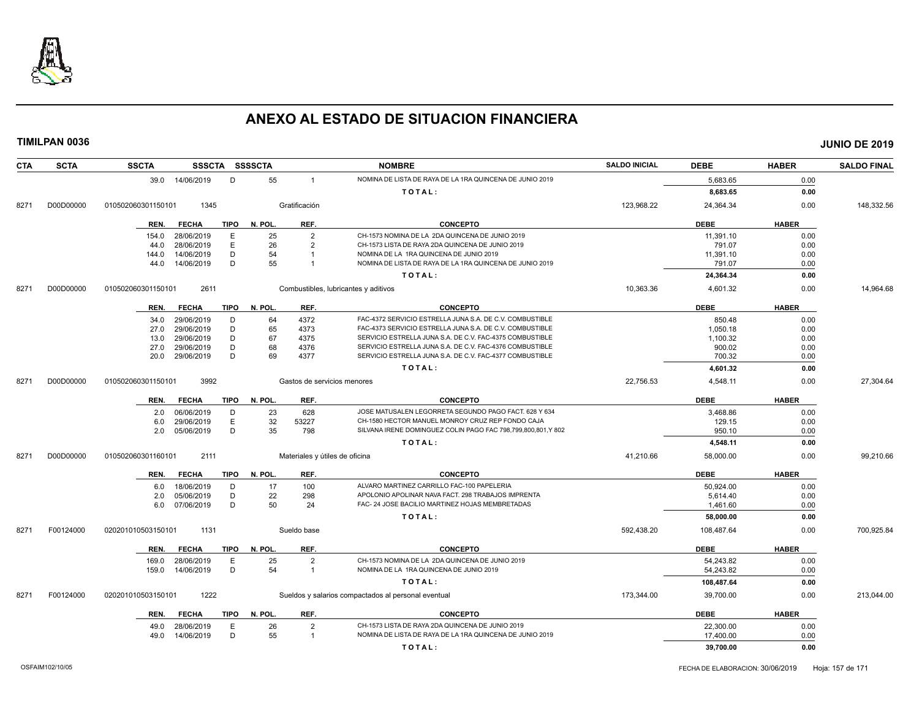# ANEXO AL ESTADO DE SITUACION FINANCIERA

**TIMILPAN 0036** — **JUNIO DE 2019**

| CTA | SCTA | SSCTA | SSSCTA | SSSSCTA | | NOMBRE | SALDO INICIAL | DEBE | HABER | SALDO FINAL |
|---|---|---|---|---|---|---|---|---|---|---|
| | | 39.0 | 14/06/2019 | D | 55 / 1 | NOMINA DE LISTA DE RAYA DE LA 1RA QUINCENA DE JUNIO 2019 | | 5,683.65 | 0.00 | |
| | | | | | | TOTAL: | | 8,683.65 | 0.00 | |
| 8271 | D00D00000 | 010502060301150101 | 1345 | | | Gratificación | 123,968.22 | 24,364.34 | 0.00 | 148,332.56 |

| REN. | FECHA | TIPO | N. POL. | REF. | CONCEPTO | DEBE | HABER |
|---|---|---|---|---|---|---|---|
| 154.0 | 28/06/2019 | E | 25 | 2 | CH-1573 NOMINA DE LA 2DA QUINCENA DE JUNIO 2019 | 11,391.10 | 0.00 |
| 44.0 | 28/06/2019 | E | 26 | 2 | CH-1573 LISTA DE RAYA 2DA QUINCENA DE JUNIO 2019 | 791.07 | 0.00 |
| 144.0 | 14/06/2019 | D | 54 | 1 | NOMINA DE LA 1RA QUINCENA DE JUNIO 2019 | 11,391.10 | 0.00 |
| 44.0 | 14/06/2019 | D | 55 | 1 | NOMINA DE LISTA DE RAYA DE LA 1RA QUINCENA DE JUNIO 2019 | 791.07 | 0.00 |
| | | | | | TOTAL: | 24,364.34 | 0.00 |

| CTA | SCTA | SSCTA | SSSCTA | NOMBRE | SALDO INICIAL | DEBE | HABER | SALDO FINAL |
|---|---|---|---|---|---|---|---|---|
| 8271 | D00D00000 | 010502060301150101 | 2611 | Combustibles, lubricantes y aditivos | 10,363.36 | 4,601.32 | 0.00 | 14,964.68 |

| REN. | FECHA | TIPO | N. POL. | REF. | CONCEPTO | DEBE | HABER |
|---|---|---|---|---|---|---|---|
| 34.0 | 29/06/2019 | D | 64 | 4372 | FAC-4372 SERVICIO ESTRELLA JUNA S.A. DE C.V. COMBUSTIBLE | 850.48 | 0.00 |
| 27.0 | 29/06/2019 | D | 65 | 4373 | FAC-4373 SERVICIO ESTRELLA JUNA S.A. DE C.V. COMBUSTIBLE | 1,050.18 | 0.00 |
| 13.0 | 29/06/2019 | D | 67 | 4375 | SERVICIO ESTRELLA JUNA S.A. DE C.V. FAC-4375 COMBUSTIBLE | 1,100.32 | 0.00 |
| 27.0 | 29/06/2019 | D | 68 | 4376 | SERVICIO ESTRELLA JUNA S.A. DE C.V. FAC-4376 COMBUSTIBLE | 900.02 | 0.00 |
| 20.0 | 29/06/2019 | D | 69 | 4377 | SERVICIO ESTRELLA JUNA S.A. DE C.V. FAC-4377 COMBUSTIBLE | 700.32 | 0.00 |
| | | | | | TOTAL: | 4,601.32 | 0.00 |

| CTA | SCTA | SSCTA | SSSCTA | NOMBRE | SALDO INICIAL | DEBE | HABER | SALDO FINAL |
|---|---|---|---|---|---|---|---|---|
| 8271 | D00D00000 | 010502060301150101 | 3992 | Gastos de servicios menores | 22,756.53 | 4,548.11 | 0.00 | 27,304.64 |

| REN. | FECHA | TIPO | N. POL. | REF. | CONCEPTO | DEBE | HABER |
|---|---|---|---|---|---|---|---|
| 2.0 | 06/06/2019 | D | 23 | 628 | JOSE MATUSALEN LEGORRETA SEGUNDO PAGO FACT. 628 Y 634 | 3,468.86 | 0.00 |
| 6.0 | 29/06/2019 | E | 32 | 53227 | CH-1580 HECTOR MANUEL MONROY CRUZ REP FONDO CAJA | 129.15 | 0.00 |
| 2.0 | 05/06/2019 | D | 35 | 798 | SILVANA IRENE DOMINGUEZ COLIN PAGO FAC 798,799,800,801,Y 802 | 950.10 | 0.00 |
| | | | | | TOTAL: | 4,548.11 | 0.00 |

| CTA | SCTA | SSCTA | SSSCTA | NOMBRE | SALDO INICIAL | DEBE | HABER | SALDO FINAL |
|---|---|---|---|---|---|---|---|---|
| 8271 | D00D00000 | 010502060301160101 | 2111 | Materiales y útiles de oficina | 41,210.66 | 58,000.00 | 0.00 | 99,210.66 |

| REN. | FECHA | TIPO | N. POL. | REF. | CONCEPTO | DEBE | HABER |
|---|---|---|---|---|---|---|---|
| 6.0 | 18/06/2019 | D | 17 | 100 | ALVARO MARTINEZ CARRILLO FAC-100 PAPELERIA | 50,924.00 | 0.00 |
| 2.0 | 05/06/2019 | D | 22 | 298 | APOLONIO APOLINAR NAVA FACT. 298 TRABAJOS IMPRENTA | 5,614.40 | 0.00 |
| 6.0 | 07/06/2019 | D | 50 | 24 | FAC- 24 JOSE BACILIO MARTINEZ HOJAS MEMBRETADAS | 1,461.60 | 0.00 |
| | | | | | TOTAL: | 58,000.00 | 0.00 |

| CTA | SCTA | SSCTA | SSSCTA | NOMBRE | SALDO INICIAL | DEBE | HABER | SALDO FINAL |
|---|---|---|---|---|---|---|---|---|
| 8271 | F00124000 | 020201010503150101 | 1131 | Sueldo base | 592,438.20 | 108,487.64 | 0.00 | 700,925.84 |

| REN. | FECHA | TIPO | N. POL. | REF. | CONCEPTO | DEBE | HABER |
|---|---|---|---|---|---|---|---|
| 169.0 | 28/06/2019 | E | 25 | 2 | CH-1573 NOMINA DE LA 2DA QUINCENA DE JUNIO 2019 | 54,243.82 | 0.00 |
| 159.0 | 14/06/2019 | D | 54 | 1 | NOMINA DE LA 1RA QUINCENA DE JUNIO 2019 | 54,243.82 | 0.00 |
| | | | | | TOTAL: | 108,487.64 | 0.00 |

| CTA | SCTA | SSCTA | SSSCTA | NOMBRE | SALDO INICIAL | DEBE | HABER | SALDO FINAL |
|---|---|---|---|---|---|---|---|---|
| 8271 | F00124000 | 020201010503150101 | 1222 | Sueldos y salarios compactados al personal eventual | 173,344.00 | 39,700.00 | 0.00 | 213,044.00 |

| REN. | FECHA | TIPO | N. POL. | REF. | CONCEPTO | DEBE | HABER |
|---|---|---|---|---|---|---|---|
| 49.0 | 28/06/2019 | E | 26 | 2 | CH-1573 LISTA DE RAYA 2DA QUINCENA DE JUNIO 2019 | 22,300.00 | 0.00 |
| 49.0 | 14/06/2019 | D | 55 | 1 | NOMINA DE LISTA DE RAYA DE LA 1RA QUINCENA DE JUNIO 2019 | 17,400.00 | 0.00 |
| | | | | | TOTAL: | 39,700.00 | 0.00 |

OSFAIM102/10/05 — FECHA DE ELABORACION: 30/06/2019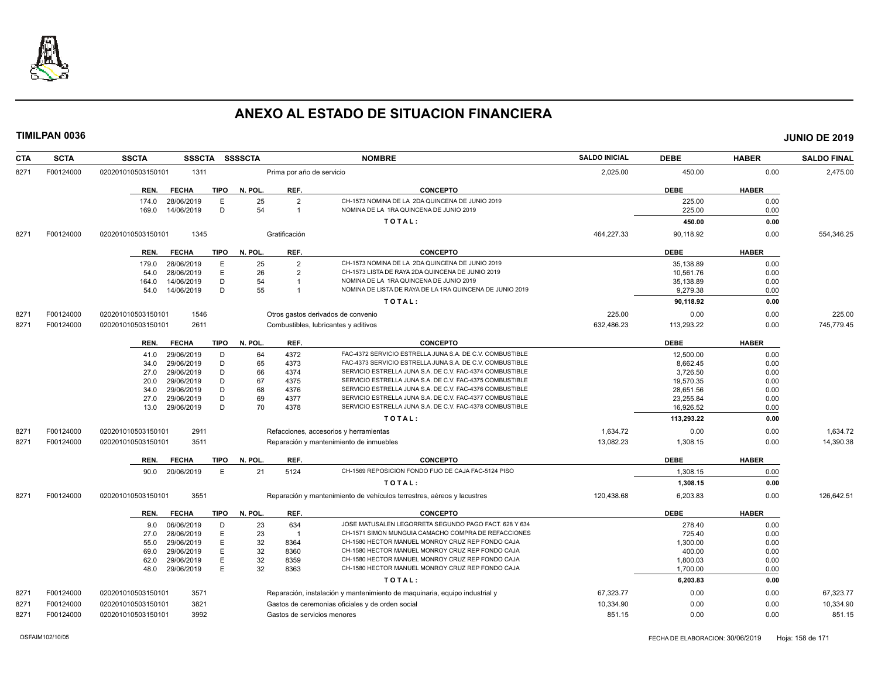# ANEXO AL ESTADO DE SITUACION FINANCIERA

**TIMILPAN 0036** — **JUNIO DE 2019**

| CTA | SCTA | SSCTA | SSSCTA | SSSSCTA | NOMBRE | SALDO INICIAL | DEBE | HABER | SALDO FINAL |
|---|---|---|---|---|---|---|---|---|---|
| 8271 | F00124000 | 020201010503150101 | 1311 | | Prima por año de servicio | 2,025.00 | 450.00 | 0.00 | 2,475.00 |

| REN. | FECHA | TIPO | N. POL. | REF. | CONCEPTO | DEBE | HABER |
|---|---|---|---|---|---|---|---|
| 174.0 | 28/06/2019 | E | 25 | 2 | CH-1573 NOMINA DE LA 2DA QUINCENA DE JUNIO 2019 | 225.00 | 0.00 |
| 169.0 | 14/06/2019 | D | 54 | 1 | NOMINA DE LA 1RA QUINCENA DE JUNIO 2019 | 225.00 | 0.00 |
| | | | | | TOTAL: | 450.00 | 0.00 |

| CTA | SCTA | SSCTA | SSSCTA | SSSSCTA | NOMBRE | SALDO INICIAL | DEBE | HABER | SALDO FINAL |
|---|---|---|---|---|---|---|---|---|---|
| 8271 | F00124000 | 020201010503150101 | 1345 | | Gratificación | 464,227.33 | 90,118.92 | 0.00 | 554,346.25 |

| REN. | FECHA | TIPO | N. POL. | REF. | CONCEPTO | DEBE | HABER |
|---|---|---|---|---|---|---|---|
| 179.0 | 28/06/2019 | E | 25 | 2 | CH-1573 NOMINA DE LA 2DA QUINCENA DE JUNIO 2019 | 35,138.89 | 0.00 |
| 54.0 | 28/06/2019 | E | 26 | 2 | CH-1573 LISTA DE RAYA 2DA QUINCENA DE JUNIO 2019 | 10,561.76 | 0.00 |
| 164.0 | 14/06/2019 | D | 54 | 1 | NOMINA DE LA 1RA QUINCENA DE JUNIO 2019 | 35,138.89 | 0.00 |
| 54.0 | 14/06/2019 | D | 55 | 1 | NOMINA DE LISTA DE RAYA DE LA 1RA QUINCENA DE JUNIO 2019 | 9,279.38 | 0.00 |
| | | | | | TOTAL: | 90,118.92 | 0.00 |

| CTA | SCTA | SSCTA | SSSCTA | SSSSCTA | NOMBRE | SALDO INICIAL | DEBE | HABER | SALDO FINAL |
|---|---|---|---|---|---|---|---|---|---|
| 8271 | F00124000 | 020201010503150101 | 1546 | | Otros gastos derivados de convenio | 225.00 | 0.00 | 0.00 | 225.00 |
| 8271 | F00124000 | 020201010503150101 | 2611 | | Combustibles, lubricantes y aditivos | 632,486.23 | 113,293.22 | 0.00 | 745,779.45 |

| REN. | FECHA | TIPO | N. POL. | REF. | CONCEPTO | DEBE | HABER |
|---|---|---|---|---|---|---|---|
| 41.0 | 29/06/2019 | D | 64 | 4372 | FAC-4372 SERVICIO ESTRELLA JUNA S.A. DE C.V. COMBUSTIBLE | 12,500.00 | 0.00 |
| 34.0 | 29/06/2019 | D | 65 | 4373 | FAC-4373 SERVICIO ESTRELLA JUNA S.A. DE C.V. COMBUSTIBLE | 8,662.45 | 0.00 |
| 27.0 | 29/06/2019 | D | 66 | 4374 | SERVICIO ESTRELLA JUNA S.A. DE C.V. FAC-4374 COMBUSTIBLE | 3,726.50 | 0.00 |
| 20.0 | 29/06/2019 | D | 67 | 4375 | SERVICIO ESTRELLA JUNA S.A. DE C.V. FAC-4375 COMBUSTIBLE | 19,570.35 | 0.00 |
| 34.0 | 29/06/2019 | D | 68 | 4376 | SERVICIO ESTRELLA JUNA S.A. DE C.V. FAC-4376 COMBUSTIBLE | 28,651.56 | 0.00 |
| 27.0 | 29/06/2019 | D | 69 | 4377 | SERVICIO ESTRELLA JUNA S.A. DE C.V. FAC-4377 COMBUSTIBLE | 23,255.84 | 0.00 |
| 13.0 | 29/06/2019 | D | 70 | 4378 | SERVICIO ESTRELLA JUNA S.A. DE C.V. FAC-4378 COMBUSTIBLE | 16,926.52 | 0.00 |
| | | | | | TOTAL: | 113,293.22 | 0.00 |

| CTA | SCTA | SSCTA | SSSCTA | SSSSCTA | NOMBRE | SALDO INICIAL | DEBE | HABER | SALDO FINAL |
|---|---|---|---|---|---|---|---|---|---|
| 8271 | F00124000 | 020201010503150101 | 2911 | | Refacciones, accesorios y herramientas | 1,634.72 | 0.00 | 0.00 | 1,634.72 |
| 8271 | F00124000 | 020201010503150101 | 3511 | | Reparación y mantenimiento de inmuebles | 13,082.23 | 1,308.15 | 0.00 | 14,390.38 |

| REN. | FECHA | TIPO | N. POL. | REF. | CONCEPTO | DEBE | HABER |
|---|---|---|---|---|---|---|---|
| 90.0 | 20/06/2019 | E | 21 | 5124 | CH-1569 REPOSICION FONDO FIJO DE CAJA FAC-5124 PISO | 1,308.15 | 0.00 |
| | | | | | TOTAL: | 1,308.15 | 0.00 |

| CTA | SCTA | SSCTA | SSSCTA | SSSSCTA | NOMBRE | SALDO INICIAL | DEBE | HABER | SALDO FINAL |
|---|---|---|---|---|---|---|---|---|---|
| 8271 | F00124000 | 020201010503150101 | 3551 | | Reparación y mantenimiento de vehículos terrestres, aéreos y lacustres | 120,438.68 | 6,203.83 | 0.00 | 126,642.51 |

| REN. | FECHA | TIPO | N. POL. | REF. | CONCEPTO | DEBE | HABER |
|---|---|---|---|---|---|---|---|
| 9.0 | 06/06/2019 | D | 23 | 634 | JOSE MATUSALEN LEGORRETA SEGUNDO PAGO FACT. 628 Y 634 | 278.40 | 0.00 |
| 27.0 | 28/06/2019 | E | 23 | 1 | CH-1571 SIMON MUNGUIA CAMACHO COMPRA DE REFACCIONES | 725.40 | 0.00 |
| 55.0 | 29/06/2019 | E | 32 | 8364 | CH-1580 HECTOR MANUEL MONROY CRUZ REP FONDO CAJA | 1,300.00 | 0.00 |
| 69.0 | 29/06/2019 | E | 32 | 8360 | CH-1580 HECTOR MANUEL MONROY CRUZ REP FONDO CAJA | 400.00 | 0.00 |
| 62.0 | 29/06/2019 | E | 32 | 8359 | CH-1580 HECTOR MANUEL MONROY CRUZ REP FONDO CAJA | 1,800.03 | 0.00 |
| 48.0 | 29/06/2019 | E | 32 | 8363 | CH-1580 HECTOR MANUEL MONROY CRUZ REP FONDO CAJA | 1,700.00 | 0.00 |
| | | | | | TOTAL: | 6,203.83 | 0.00 |

| CTA | SCTA | SSCTA | SSSCTA | SSSSCTA | NOMBRE | SALDO INICIAL | DEBE | HABER | SALDO FINAL |
|---|---|---|---|---|---|---|---|---|---|
| 8271 | F00124000 | 020201010503150101 | 3571 | | Reparación, instalación y mantenimiento de maquinaria, equipo industrial y | 67,323.77 | 0.00 | 0.00 | 67,323.77 |
| 8271 | F00124000 | 020201010503150101 | 3821 | | Gastos de ceremonias oficiales y de orden social | 10,334.90 | 0.00 | 0.00 | 10,334.90 |
| 8271 | F00124000 | 020201010503150101 | 3992 | | Gastos de servicios menores | 851.15 | 0.00 | 0.00 | 851.15 |

OSFAIM102/10/05 — FECHA DE ELABORACION: 30/06/2019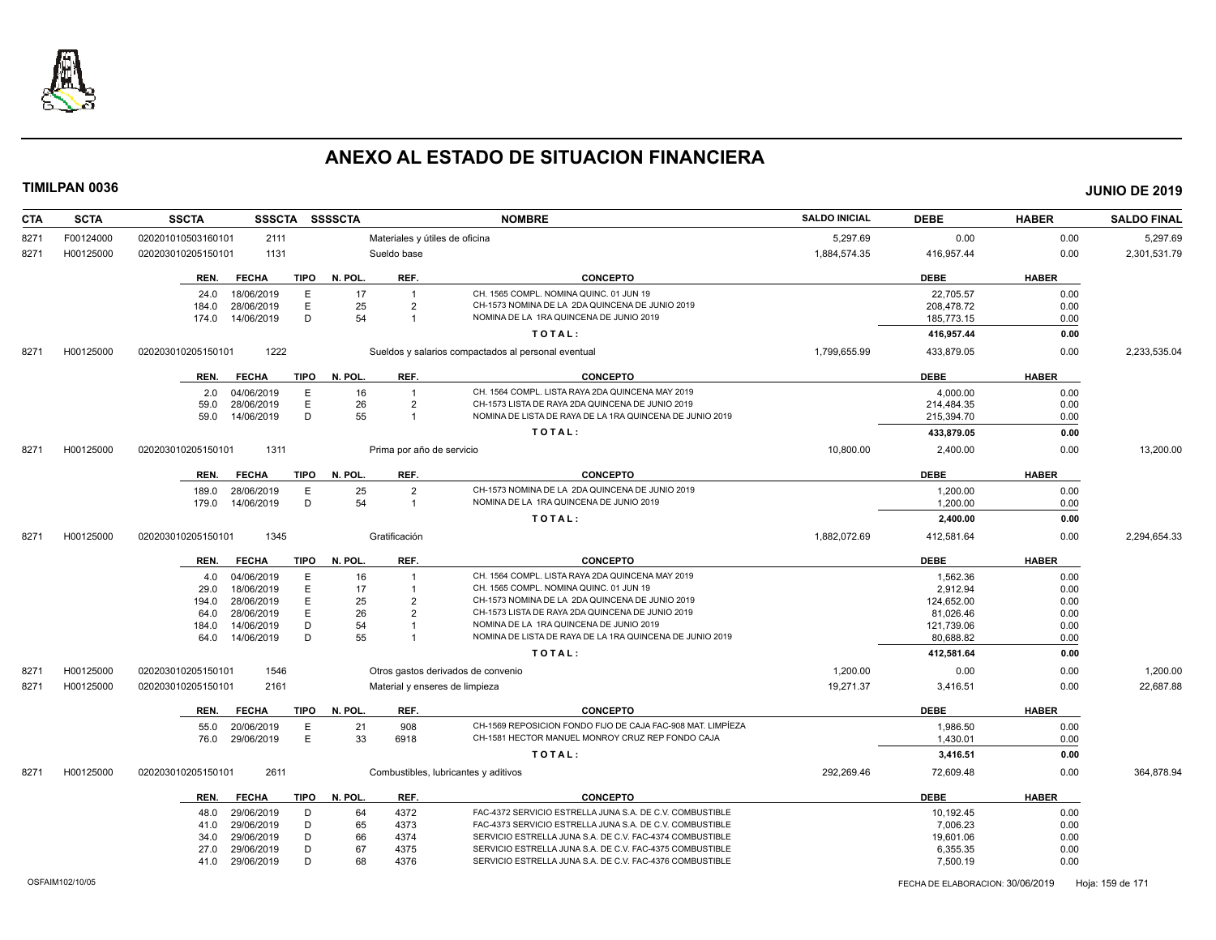# ANEXO AL ESTADO DE SITUACION FINANCIERA

**TIMILPAN 0036** **JUNIO DE 2019**

| CTA | SCTA | SSCTA | SSSCTA | SSSSCTA | NOMBRE | SALDO INICIAL | DEBE | HABER | SALDO FINAL |
|---|---|---|---|---|---|---|---|---|---|
| 8271 | F00124000 | 0202010105031601O1 | 2111 | | Materiales y útiles de oficina | 5,297.69 | 0.00 | 0.00 | 5,297.69 |
| 8271 | H00125000 | 020203010205150101 | 1131 | | Sueldo base | 1,884,574.35 | 416,957.44 | 0.00 | 2,301,531.79 |

| REN. | FECHA | TIPO | N. POL. | REF. | CONCEPTO | DEBE | HABER |
|---|---|---|---|---|---|---|---|
| 24.0 | 18/06/2019 | E | 17 | 1 | CH. 1565 COMPL. NOMINA QUINC. 01 JUN 19 | 22,705.57 | 0.00 |
| 184.0 | 28/06/2019 | E | 25 | 2 | CH-1573 NOMINA DE LA 2DA QUINCENA DE JUNIO 2019 | 208,478.72 | 0.00 |
| 174.0 | 14/06/2019 | D | 54 | 1 | NOMINA DE LA 1RA QUINCENA DE JUNIO 2019 | 185,773.15 | 0.00 |
| | | | | | **TOTAL:** | **416,957.44** | **0.00** |

| CTA | SCTA | SSCTA | SSSCTA | SSSSCTA | NOMBRE | SALDO INICIAL | DEBE | HABER | SALDO FINAL |
|---|---|---|---|---|---|---|---|---|---|
| 8271 | H00125000 | 020203010205150101 | 1222 | | Sueldos y salarios compactados al personal eventual | 1,799,655.99 | 433,879.05 | 0.00 | 2,233,535.04 |

| REN. | FECHA | TIPO | N. POL. | REF. | CONCEPTO | DEBE | HABER |
|---|---|---|---|---|---|---|---|
| 2.0 | 04/06/2019 | E | 16 | 1 | CH. 1564 COMPL. LISTA RAYA 2DA QUINCENA MAY 2019 | 4,000.00 | 0.00 |
| 59.0 | 28/06/2019 | E | 26 | 2 | CH-1573 LISTA DE RAYA 2DA QUINCENA DE JUNIO 2019 | 214,484.35 | 0.00 |
| 59.0 | 14/06/2019 | D | 55 | 1 | NOMINA DE LISTA DE RAYA DE LA 1RA QUINCENA DE JUNIO 2019 | 215,394.70 | 0.00 |
| | | | | | **TOTAL:** | **433,879.05** | **0.00** |

| CTA | SCTA | SSCTA | SSSCTA | SSSSCTA | NOMBRE | SALDO INICIAL | DEBE | HABER | SALDO FINAL |
|---|---|---|---|---|---|---|---|---|---|
| 8271 | H00125000 | 020203010205150101 | 1311 | | Prima por año de servicio | 10,800.00 | 2,400.00 | 0.00 | 13,200.00 |

| REN. | FECHA | TIPO | N. POL. | REF. | CONCEPTO | DEBE | HABER |
|---|---|---|---|---|---|---|---|
| 189.0 | 28/06/2019 | E | 25 | 2 | CH-1573 NOMINA DE LA 2DA QUINCENA DE JUNIO 2019 | 1,200.00 | 0.00 |
| 179.0 | 14/06/2019 | D | 54 | 1 | NOMINA DE LA 1RA QUINCENA DE JUNIO 2019 | 1,200.00 | 0.00 |
| | | | | | **TOTAL:** | **2,400.00** | **0.00** |

| CTA | SCTA | SSCTA | SSSCTA | SSSSCTA | NOMBRE | SALDO INICIAL | DEBE | HABER | SALDO FINAL |
|---|---|---|---|---|---|---|---|---|---|
| 8271 | H00125000 | 020203010205150101 | 1345 | | Gratificación | 1,882,072.69 | 412,581.64 | 0.00 | 2,294,654.33 |

| REN. | FECHA | TIPO | N. POL. | REF. | CONCEPTO | DEBE | HABER |
|---|---|---|---|---|---|---|---|
| 4.0 | 04/06/2019 | E | 16 | 1 | CH. 1564 COMPL. LISTA RAYA 2DA QUINCENA MAY 2019 | 1,562.36 | 0.00 |
| 29.0 | 18/06/2019 | E | 17 | 1 | CH. 1565 COMPL. NOMINA QUINC. 01 JUN 19 | 2,912.94 | 0.00 |
| 194.0 | 28/06/2019 | E | 25 | 2 | CH-1573 NOMINA DE LA 2DA QUINCENA DE JUNIO 2019 | 124,652.00 | 0.00 |
| 64.0 | 28/06/2019 | E | 26 | 2 | CH-1573 LISTA DE RAYA 2DA QUINCENA DE JUNIO 2019 | 81,026.46 | 0.00 |
| 184.0 | 14/06/2019 | D | 54 | 1 | NOMINA DE LA 1RA QUINCENA DE JUNIO 2019 | 121,739.06 | 0.00 |
| 64.0 | 14/06/2019 | D | 55 | 1 | NOMINA DE LISTA DE RAYA DE LA 1RA QUINCENA DE JUNIO 2019 | 80,688.82 | 0.00 |
| | | | | | **TOTAL:** | **412,581.64** | **0.00** |

| CTA | SCTA | SSCTA | SSSCTA | SSSSCTA | NOMBRE | SALDO INICIAL | DEBE | HABER | SALDO FINAL |
|---|---|---|---|---|---|---|---|---|---|
| 8271 | H00125000 | 020203010205150101 | 1546 | | Otros gastos derivados de convenio | 1,200.00 | 0.00 | 0.00 | 1,200.00 |
| 8271 | H00125000 | 020203010205150101 | 2161 | | Material y enseres de limpieza | 19,271.37 | 3,416.51 | 0.00 | 22,687.88 |

| REN. | FECHA | TIPO | N. POL. | REF. | CONCEPTO | DEBE | HABER |
|---|---|---|---|---|---|---|---|
| 55.0 | 20/06/2019 | E | 21 | 908 | CH-1569 REPOSICION FONDO FIJO DE CAJA FAC-908 MAT. LIMPÍEZA | 1,986.50 | 0.00 |
| 76.0 | 29/06/2019 | E | 33 | 6918 | CH-1581 HECTOR MANUEL MONROY CRUZ REP FONDO CAJA | 1,430.01 | 0.00 |
| | | | | | **TOTAL:** | **3,416.51** | **0.00** |

| CTA | SCTA | SSCTA | SSSCTA | SSSSCTA | NOMBRE | SALDO INICIAL | DEBE | HABER | SALDO FINAL |
|---|---|---|---|---|---|---|---|---|---|
| 8271 | H00125000 | 020203010205150101 | 2611 | | Combustibles, lubricantes y aditivos | 292,269.46 | 72,609.48 | 0.00 | 364,878.94 |

| REN. | FECHA | TIPO | N. POL. | REF. | CONCEPTO | DEBE | HABER |
|---|---|---|---|---|---|---|---|
| 48.0 | 29/06/2019 | D | 64 | 4372 | FAC-4372 SERVICIO ESTRELLA JUNA S.A. DE C.V. COMBUSTIBLE | 10,192.45 | 0.00 |
| 41.0 | 29/06/2019 | D | 65 | 4373 | FAC-4373 SERVICIO ESTRELLA JUNA S.A. DE C.V. COMBUSTIBLE | 7,006.23 | 0.00 |
| 34.0 | 29/06/2019 | D | 66 | 4374 | SERVICIO ESTRELLA JUNA S.A. DE C.V. FAC-4374 COMBUSTIBLE | 19,601.06 | 0.00 |
| 27.0 | 29/06/2019 | D | 67 | 4375 | SERVICIO ESTRELLA JUNA S.A. DE C.V. FAC-4375 COMBUSTIBLE | 6,355.35 | 0.00 |
| 41.0 | 29/06/2019 | D | 68 | 4376 | SERVICIO ESTRELLA JUNA S.A. DE C.V. FAC-4376 COMBUSTIBLE | 7,500.19 | 0.00 |

OSFAIM102/10/05 FECHA DE ELABORACION: 30/06/2019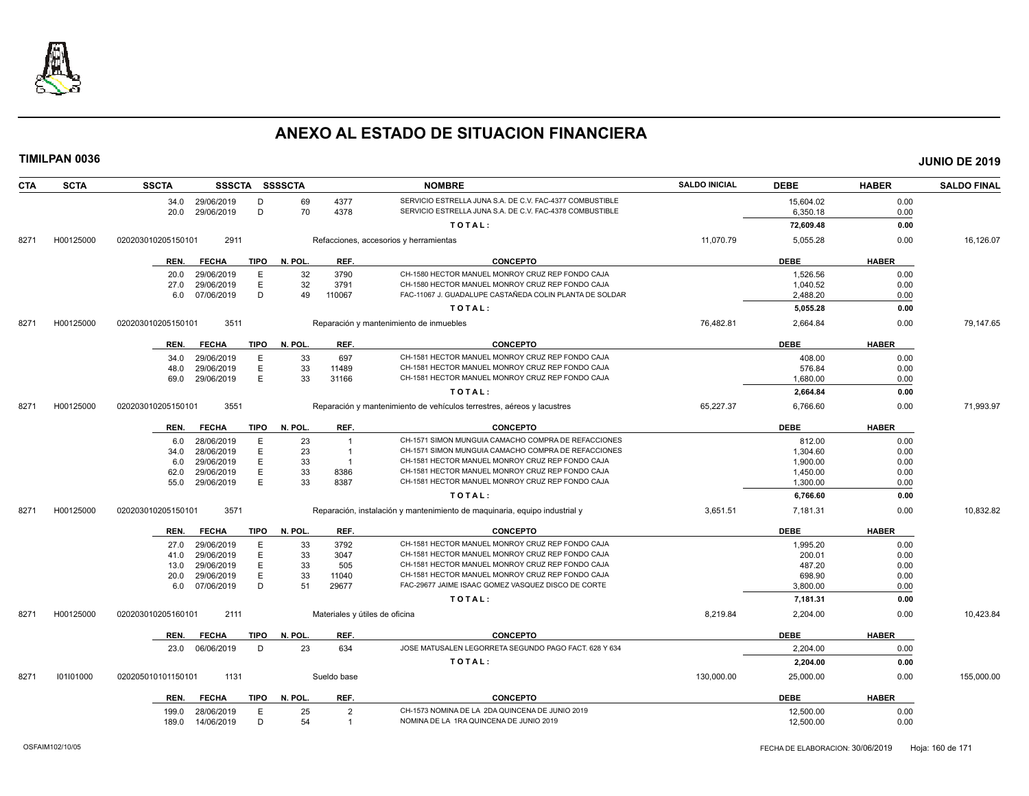# ANEXO AL ESTADO DE SITUACION FINANCIERA

**TIMILPAN 0036** — **JUNIO DE 2019**

| CTA | SCTA | SSCTA | SSSCTA | SSSSCTA | | NOMBRE | SALDO INICIAL | DEBE | HABER | SALDO FINAL |
|---|---|---|---|---|---|---|---|---|---|---|
| | | 34.0 | 29/06/2019 | D | 69 | 4377 SERVICIO ESTRELLA JUNA S.A. DE C.V. FAC-4377 COMBUSTIBLE | | 15,604.02 | 0.00 | |
| | | 20.0 | 29/06/2019 | D | 70 | 4378 SERVICIO ESTRELLA JUNA S.A. DE C.V. FAC-4378 COMBUSTIBLE | | 6,350.18 | 0.00 | |
| | | | | | | TOTAL: | | 72,609.48 | 0.00 | |
| 8271 | H00125000 | 020203010205150101 | 2911 | | | Refacciones, accesorios y herramientas | 11,070.79 | 5,055.28 | 0.00 | 16,126.07 |
| | | REN. | FECHA | TIPO | N. POL. | REF. CONCEPTO | | DEBE | HABER | |
| | | 20.0 | 29/06/2019 | E | 32 | 3790 CH-1580 HECTOR MANUEL MONROY CRUZ REP FONDO CAJA | | 1,526.56 | 0.00 | |
| | | 27.0 | 29/06/2019 | E | 32 | 3791 CH-1580 HECTOR MANUEL MONROY CRUZ REP FONDO CAJA | | 1,040.52 | 0.00 | |
| | | 6.0 | 07/06/2019 | D | 49 | 110067 FAC-11067 J. GUADALUPE CASTAÑEDA COLIN PLANTA DE SOLDAR | | 2,488.20 | 0.00 | |
| | | | | | | TOTAL: | | 5,055.28 | 0.00 | |
| 8271 | H00125000 | 020203010205150101 | 3511 | | | Reparación y mantenimiento de inmuebles | 76,482.81 | 2,664.84 | 0.00 | 79,147.65 |
| | | REN. | FECHA | TIPO | N. POL. | REF. CONCEPTO | | DEBE | HABER | |
| | | 34.0 | 29/06/2019 | E | 33 | 697 CH-1581 HECTOR MANUEL MONROY CRUZ REP FONDO CAJA | | 408.00 | 0.00 | |
| | | 48.0 | 29/06/2019 | E | 33 | 11489 CH-1581 HECTOR MANUEL MONROY CRUZ REP FONDO CAJA | | 576.84 | 0.00 | |
| | | 69.0 | 29/06/2019 | E | 33 | 31166 CH-1581 HECTOR MANUEL MONROY CRUZ REP FONDO CAJA | | 1,680.00 | 0.00 | |
| | | | | | | TOTAL: | | 2,664.84 | 0.00 | |
| 8271 | H00125000 | 020203010205150101 | 3551 | | | Reparación y mantenimiento de vehículos terrestres, aéreos y lacustres | 65,227.37 | 6,766.60 | 0.00 | 71,993.97 |
| | | REN. | FECHA | TIPO | N. POL. | REF. CONCEPTO | | DEBE | HABER | |
| | | 6.0 | 28/06/2019 | E | 23 | 1 CH-1571 SIMON MUNGUIA CAMACHO COMPRA DE REFACCIONES | | 812.00 | 0.00 | |
| | | 34.0 | 28/06/2019 | E | 23 | 1 CH-1571 SIMON MUNGUIA CAMACHO COMPRA DE REFACCIONES | | 1,304.60 | 0.00 | |
| | | 6.0 | 29/06/2019 | E | 33 | 1 CH-1581 HECTOR MANUEL MONROY CRUZ REP FONDO CAJA | | 1,900.00 | 0.00 | |
| | | 62.0 | 29/06/2019 | E | 33 | 8386 CH-1581 HECTOR MANUEL MONROY CRUZ REP FONDO CAJA | | 1,450.00 | 0.00 | |
| | | 55.0 | 29/06/2019 | E | 33 | 8387 CH-1581 HECTOR MANUEL MONROY CRUZ REP FONDO CAJA | | 1,300.00 | 0.00 | |
| | | | | | | TOTAL: | | 6,766.60 | 0.00 | |
| 8271 | H00125000 | 020203010205150101 | 3571 | | | Reparación, instalación y mantenimiento de maquinaria, equipo industrial y | 3,651.51 | 7,181.31 | 0.00 | 10,832.82 |
| | | REN. | FECHA | TIPO | N. POL. | REF. CONCEPTO | | DEBE | HABER | |
| | | 27.0 | 29/06/2019 | E | 33 | 3792 CH-1581 HECTOR MANUEL MONROY CRUZ REP FONDO CAJA | | 1,995.20 | 0.00 | |
| | | 41.0 | 29/06/2019 | E | 33 | 3047 CH-1581 HECTOR MANUEL MONROY CRUZ REP FONDO CAJA | | 200.01 | 0.00 | |
| | | 13.0 | 29/06/2019 | E | 33 | 505 CH-1581 HECTOR MANUEL MONROY CRUZ REP FONDO CAJA | | 487.20 | 0.00 | |
| | | 20.0 | 29/06/2019 | E | 33 | 11040 CH-1581 HECTOR MANUEL MONROY CRUZ REP FONDO CAJA | | 698.90 | 0.00 | |
| | | 6.0 | 07/06/2019 | D | 51 | 29677 FAC-29677 JAIME ISAAC GOMEZ VASQUEZ DISCO DE CORTE | | 3,800.00 | 0.00 | |
| | | | | | | TOTAL: | | 7,181.31 | 0.00 | |
| 8271 | H00125000 | 020203010205160101 | 2111 | | | Materiales y útiles de oficina | 8,219.84 | 2,204.00 | 0.00 | 10,423.84 |
| | | REN. | FECHA | TIPO | N. POL. | REF. CONCEPTO | | DEBE | HABER | |
| | | 23.0 | 06/06/2019 | D | 23 | 634 JOSE MATUSALEN LEGORRETA SEGUNDO PAGO FACT. 628 Y 634 | | 2,204.00 | 0.00 | |
| | | | | | | TOTAL: | | 2,204.00 | 0.00 | |
| 8271 | I01I01000 | 020205010101150101 | 1131 | | | Sueldo base | 130,000.00 | 25,000.00 | 0.00 | 155,000.00 |
| | | REN. | FECHA | TIPO | N. POL. | REF. CONCEPTO | | DEBE | HABER | |
| | | 199.0 | 28/06/2019 | E | 25 | 2 CH-1573 NOMINA DE LA 2DA QUINCENA DE JUNIO 2019 | | 12,500.00 | 0.00 | |
| | | 189.0 | 14/06/2019 | D | 54 | 1 NOMINA DE LA 1RA QUINCENA DE JUNIO 2019 | | 12,500.00 | 0.00 | |

OSFAIM102/10/05 — FECHA DE ELABORACION: 30/06/2019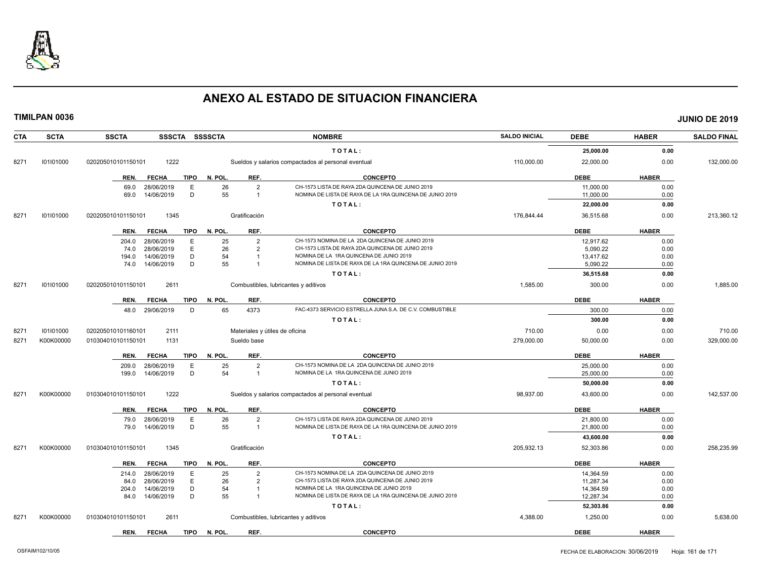# ANEXO AL ESTADO DE SITUACION FINANCIERA

**TIMILPAN 0036** **JUNIO DE 2019**

| CTA | SCTA | SSCTA | SSSCTA | SSSSCTA | NOMBRE | SALDO INICIAL | DEBE | HABER | SALDO FINAL |
|---|---|---|---|---|---|---|---|---|---|
| | | | | | TOTAL: | | 25,000.00 | 0.00 | |
| 8271 | I01I01000 | 020205010101150101 | 1222 | | Sueldos y salarios compactados al personal eventual | 110,000.00 | 22,000.00 | 0.00 | 132,000.00 |

| REN. | FECHA | TIPO | N. POL. | REF. | CONCEPTO | DEBE | HABER |
|---|---|---|---|---|---|---|---|
| 69.0 | 28/06/2019 | E | 26 | 2 | CH-1573 LISTA DE RAYA 2DA QUINCENA DE JUNIO 2019 | 11,000.00 | 0.00 |
| 69.0 | 14/06/2019 | D | 55 | 1 | NOMINA DE LISTA DE RAYA DE LA 1RA QUINCENA DE JUNIO 2019 | 11,000.00 | 0.00 |
| | | | | | TOTAL: | 22,000.00 | 0.00 |

| CTA | SCTA | SSCTA | SSSCTA | SSSSCTA | NOMBRE | SALDO INICIAL | DEBE | HABER | SALDO FINAL |
|---|---|---|---|---|---|---|---|---|---|
| 8271 | I01I01000 | 020205010101150101 | 1345 | | Gratificación | 176,844.44 | 36,515.68 | 0.00 | 213,360.12 |

| REN. | FECHA | TIPO | N. POL. | REF. | CONCEPTO | DEBE | HABER |
|---|---|---|---|---|---|---|---|
| 204.0 | 28/06/2019 | E | 25 | 2 | CH-1573 NOMINA DE LA 2DA QUINCENA DE JUNIO 2019 | 12,917.62 | 0.00 |
| 74.0 | 28/06/2019 | E | 26 | 2 | CH-1573 LISTA DE RAYA 2DA QUINCENA DE JUNIO 2019 | 5,090.22 | 0.00 |
| 194.0 | 14/06/2019 | D | 54 | 1 | NOMINA DE LA 1RA QUINCENA DE JUNIO 2019 | 13,417.62 | 0.00 |
| 74.0 | 14/06/2019 | D | 55 | 1 | NOMINA DE LISTA DE RAYA DE LA 1RA QUINCENA DE JUNIO 2019 | 5,090.22 | 0.00 |
| | | | | | TOTAL: | 36,515.68 | 0.00 |

| CTA | SCTA | SSCTA | SSSCTA | SSSSCTA | NOMBRE | SALDO INICIAL | DEBE | HABER | SALDO FINAL |
|---|---|---|---|---|---|---|---|---|---|
| 8271 | I01I01000 | 020205010101150101 | 2611 | | Combustibles, lubricantes y aditivos | 1,585.00 | 300.00 | 0.00 | 1,885.00 |

| REN. | FECHA | TIPO | N. POL. | REF. | CONCEPTO | DEBE | HABER |
|---|---|---|---|---|---|---|---|
| 48.0 | 29/06/2019 | D | 65 | 4373 | FAC-4373 SERVICIO ESTRELLA JUNA S.A. DE C.V. COMBUSTIBLE | 300.00 | 0.00 |
| | | | | | TOTAL: | 300.00 | 0.00 |

| CTA | SCTA | SSCTA | SSSCTA | SSSSCTA | NOMBRE | SALDO INICIAL | DEBE | HABER | SALDO FINAL |
|---|---|---|---|---|---|---|---|---|---|
| 8271 | I01I01000 | 020205010101160101 | 2111 | | Materiales y útiles de oficina | 710.00 | 0.00 | 0.00 | 710.00 |
| 8271 | K00K00000 | 010304010101150101 | 1131 | | Sueldo base | 279,000.00 | 50,000.00 | 0.00 | 329,000.00 |

| REN. | FECHA | TIPO | N. POL. | REF. | CONCEPTO | DEBE | HABER |
|---|---|---|---|---|---|---|---|
| 209.0 | 28/06/2019 | E | 25 | 2 | CH-1573 NOMINA DE LA 2DA QUINCENA DE JUNIO 2019 | 25,000.00 | 0.00 |
| 199.0 | 14/06/2019 | D | 54 | 1 | NOMINA DE LA 1RA QUINCENA DE JUNIO 2019 | 25,000.00 | 0.00 |
| | | | | | TOTAL: | 50,000.00 | 0.00 |

| CTA | SCTA | SSCTA | SSSCTA | SSSSCTA | NOMBRE | SALDO INICIAL | DEBE | HABER | SALDO FINAL |
|---|---|---|---|---|---|---|---|---|---|
| 8271 | K00K00000 | 010304010101150101 | 1222 | | Sueldos y salarios compactados al personal eventual | 98,937.00 | 43,600.00 | 0.00 | 142,537.00 |

| REN. | FECHA | TIPO | N. POL. | REF. | CONCEPTO | DEBE | HABER |
|---|---|---|---|---|---|---|---|
| 79.0 | 28/06/2019 | E | 26 | 2 | CH-1573 LISTA DE RAYA 2DA QUINCENA DE JUNIO 2019 | 21,800.00 | 0.00 |
| 79.0 | 14/06/2019 | D | 55 | 1 | NOMINA DE LISTA DE RAYA DE LA 1RA QUINCENA DE JUNIO 2019 | 21,800.00 | 0.00 |
| | | | | | TOTAL: | 43,600.00 | 0.00 |

| CTA | SCTA | SSCTA | SSSCTA | SSSSCTA | NOMBRE | SALDO INICIAL | DEBE | HABER | SALDO FINAL |
|---|---|---|---|---|---|---|---|---|---|
| 8271 | K00K00000 | 010304010101150101 | 1345 | | Gratificación | 205,932.13 | 52,303.86 | 0.00 | 258,235.99 |

| REN. | FECHA | TIPO | N. POL. | REF. | CONCEPTO | DEBE | HABER |
|---|---|---|---|---|---|---|---|
| 214.0 | 28/06/2019 | E | 25 | 2 | CH-1573 NOMINA DE LA 2DA QUINCENA DE JUNIO 2019 | 14,364.59 | 0.00 |
| 84.0 | 28/06/2019 | E | 26 | 2 | CH-1573 LISTA DE RAYA 2DA QUINCENA DE JUNIO 2019 | 11,287.34 | 0.00 |
| 204.0 | 14/06/2019 | D | 54 | 1 | NOMINA DE LA 1RA QUINCENA DE JUNIO 2019 | 14,364.59 | 0.00 |
| 84.0 | 14/06/2019 | D | 55 | 1 | NOMINA DE LISTA DE RAYA DE LA 1RA QUINCENA DE JUNIO 2019 | 12,287.34 | 0.00 |
| | | | | | TOTAL: | 52,303.86 | 0.00 |

| CTA | SCTA | SSCTA | SSSCTA | SSSSCTA | NOMBRE | SALDO INICIAL | DEBE | HABER | SALDO FINAL |
|---|---|---|---|---|---|---|---|---|---|
| 8271 | K00K00000 | 010304010101150101 | 2611 | | Combustibles, lubricantes y aditivos | 4,388.00 | 1,250.00 | 0.00 | 5,638.00 |

| REN. | FECHA | TIPO | N. POL. | REF. | CONCEPTO | DEBE | HABER |
|---|---|---|---|---|---|---|---|

OSFAIM102/10/05 FECHA DE ELABORACION: 30/06/2019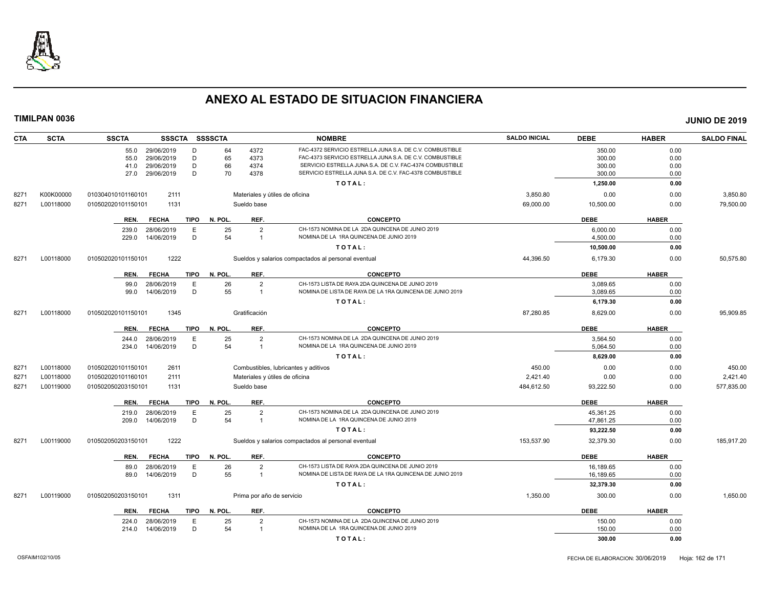# ANEXO AL ESTADO DE SITUACION FINANCIERA

**TIMILPAN 0036** **JUNIO DE 2019**

| CTA | SCTA | SSCTA | SSSCTA | SSSSCTA | | NOMBRE | SALDO INICIAL | DEBE | HABER | SALDO FINAL |
|---|---|---|---|---|---|---|---|---|---|---|
| | | 55.0 29/06/2019 | D | 64 | 4372 | FAC-4372 SERVICIO ESTRELLA JUNA S.A. DE C.V. COMBUSTIBLE | | 350.00 | 0.00 | |
| | | 55.0 29/06/2019 | D | 65 | 4373 | FAC-4373 SERVICIO ESTRELLA JUNA S.A. DE C.V. COMBUSTIBLE | | 300.00 | 0.00 | |
| | | 41.0 29/06/2019 | D | 66 | 4374 | SERVICIO ESTRELLA JUNA S.A. DE C.V. FAC-4374 COMBUSTIBLE | | 300.00 | 0.00 | |
| | | 27.0 29/06/2019 | D | 70 | 4378 | SERVICIO ESTRELLA JUNA S.A. DE C.V. FAC-4378 COMBUSTIBLE | | 300.00 | 0.00 | |
| | | | | | | TOTAL: | | 1,250.00 | 0.00 | |
| 8271 | K00K00000 | 010304010101160101 | 2111 | | | Materiales y útiles de oficina | 3,850.80 | 0.00 | 0.00 | 3,850.80 |
| 8271 | L00118000 | 010502020101150101 | 1131 | | | Sueldo base | 69,000.00 | 10,500.00 | 0.00 | 79,500.00 |
| | | REN. FECHA | TIPO | N. POL. | REF. | CONCEPTO | | DEBE | HABER | |
| | | 239.0 28/06/2019 | E | 25 | 2 | CH-1573 NOMINA DE LA 2DA QUINCENA DE JUNIO 2019 | | 6,000.00 | 0.00 | |
| | | 229.0 14/06/2019 | D | 54 | 1 | NOMINA DE LA 1RA QUINCENA DE JUNIO 2019 | | 4,500.00 | 0.00 | |
| | | | | | | TOTAL: | | 10,500.00 | 0.00 | |
| 8271 | L00118000 | 010502020101150101 | 1222 | | | Sueldos y salarios compactados al personal eventual | 44,396.50 | 6,179.30 | 0.00 | 50,575.80 |
| | | REN. FECHA | TIPO | N. POL. | REF. | CONCEPTO | | DEBE | HABER | |
| | | 99.0 28/06/2019 | E | 26 | 2 | CH-1573 LISTA DE RAYA 2DA QUINCENA DE JUNIO 2019 | | 3,089.65 | 0.00 | |
| | | 99.0 14/06/2019 | D | 55 | 1 | NOMINA DE LISTA DE RAYA DE LA 1RA QUINCENA DE JUNIO 2019 | | 3,089.65 | 0.00 | |
| | | | | | | TOTAL: | | 6,179.30 | 0.00 | |
| 8271 | L00118000 | 010502020101150101 | 1345 | | | Gratificación | 87,280.85 | 8,629.00 | 0.00 | 95,909.85 |
| | | REN. FECHA | TIPO | N. POL. | REF. | CONCEPTO | | DEBE | HABER | |
| | | 244.0 28/06/2019 | E | 25 | 2 | CH-1573 NOMINA DE LA 2DA QUINCENA DE JUNIO 2019 | | 3,564.50 | 0.00 | |
| | | 234.0 14/06/2019 | D | 54 | 1 | NOMINA DE LA 1RA QUINCENA DE JUNIO 2019 | | 5,064.50 | 0.00 | |
| | | | | | | TOTAL: | | 8,629.00 | 0.00 | |
| 8271 | L00118000 | 010502020101150101 | 2611 | | | Combustibles, lubricantes y aditivos | 450.00 | 0.00 | 0.00 | 450.00 |
| 8271 | L00118000 | 010502020101160101 | 2111 | | | Materiales y útiles de oficina | 2,421.40 | 0.00 | 0.00 | 2,421.40 |
| 8271 | L00119000 | 010502050203150101 | 1131 | | | Sueldo base | 484,612.50 | 93,222.50 | 0.00 | 577,835.00 |
| | | REN. FECHA | TIPO | N. POL. | REF. | CONCEPTO | | DEBE | HABER | |
| | | 219.0 28/06/2019 | E | 25 | 2 | CH-1573 NOMINA DE LA 2DA QUINCENA DE JUNIO 2019 | | 45,361.25 | 0.00 | |
| | | 209.0 14/06/2019 | D | 54 | 1 | NOMINA DE LA 1RA QUINCENA DE JUNIO 2019 | | 47,861.25 | 0.00 | |
| | | | | | | TOTAL: | | 93,222.50 | 0.00 | |
| 8271 | L00119000 | 010502050203150101 | 1222 | | | Sueldos y salarios compactados al personal eventual | 153,537.90 | 32,379.30 | 0.00 | 185,917.20 |
| | | REN. FECHA | TIPO | N. POL. | REF. | CONCEPTO | | DEBE | HABER | |
| | | 89.0 28/06/2019 | E | 26 | 2 | CH-1573 LISTA DE RAYA 2DA QUINCENA DE JUNIO 2019 | | 16,189.65 | 0.00 | |
| | | 89.0 14/06/2019 | D | 55 | 1 | NOMINA DE LISTA DE RAYA DE LA 1RA QUINCENA DE JUNIO 2019 | | 16,189.65 | 0.00 | |
| | | | | | | TOTAL: | | 32,379.30 | 0.00 | |
| 8271 | L00119000 | 010502050203150101 | 1311 | | | Prima por año de servicio | 1,350.00 | 300.00 | 0.00 | 1,650.00 |
| | | REN. FECHA | TIPO | N. POL. | REF. | CONCEPTO | | DEBE | HABER | |
| | | 224.0 28/06/2019 | E | 25 | 2 | CH-1573 NOMINA DE LA 2DA QUINCENA DE JUNIO 2019 | | 150.00 | 0.00 | |
| | | 214.0 14/06/2019 | D | 54 | 1 | NOMINA DE LA 1RA QUINCENA DE JUNIO 2019 | | 150.00 | 0.00 | |
| | | | | | | TOTAL: | | 300.00 | 0.00 | |

OSFAIM102/10/05 FECHA DE ELABORACION: 30/06/2019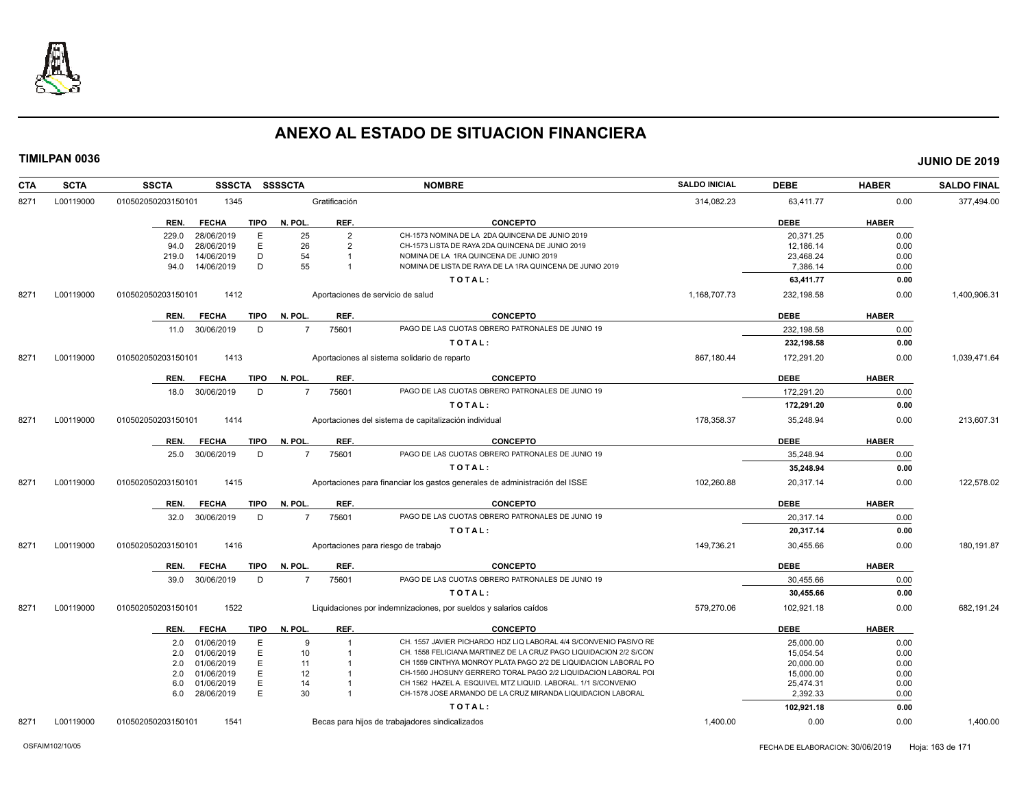# ANEXO AL ESTADO DE SITUACION FINANCIERA

**TIMILPAN 0036** **JUNIO DE 2019**

| CTA | SCTA | SSCTA | SSSCTA | SSSSCTA | NOMBRE | SALDO INICIAL | DEBE | HABER | SALDO FINAL |
|---|---|---|---|---|---|---|---|---|---|
| 8271 | L00119000 | 010502050203150101 | 1345 | | Gratificación | 314,082.23 | 63,411.77 | 0.00 | 377,494.00 |

| REN. | FECHA | TIPO | N. POL. | REF. | CONCEPTO | DEBE | HABER |
|---|---|---|---|---|---|---|---|
| 229.0 | 28/06/2019 | E | 25 | 2 | CH-1573 NOMINA DE LA 2DA QUINCENA DE JUNIO 2019 | 20,371.25 | 0.00 |
| 94.0 | 28/06/2019 | E | 26 | 2 | CH-1573 LISTA DE RAYA 2DA QUINCENA DE JUNIO 2019 | 12,186.14 | 0.00 |
| 219.0 | 14/06/2019 | D | 54 | 1 | NOMINA DE LA 1RA QUINCENA DE JUNIO 2019 | 23,468.24 | 0.00 |
| 94.0 | 14/06/2019 | D | 55 | 1 | NOMINA DE LISTA DE RAYA DE LA 1RA QUINCENA DE JUNIO 2019 | 7,386.14 | 0.00 |
| | | | | | **TOTAL:** | **63,411.77** | **0.00** |

| CTA | SCTA | SSCTA | SSSCTA | SSSSCTA | NOMBRE | SALDO INICIAL | DEBE | HABER | SALDO FINAL |
|---|---|---|---|---|---|---|---|---|---|
| 8271 | L00119000 | 010502050203150101 | 1412 | | Aportaciones de servicio de salud | 1,168,707.73 | 232,198.58 | 0.00 | 1,400,906.31 |

| REN. | FECHA | TIPO | N. POL. | REF. | CONCEPTO | DEBE | HABER |
|---|---|---|---|---|---|---|---|
| 11.0 | 30/06/2019 | D | 7 | 75601 | PAGO DE LAS CUOTAS OBRERO PATRONALES DE JUNIO 19 | 232,198.58 | 0.00 |
| | | | | | **TOTAL:** | **232,198.58** | **0.00** |

| CTA | SCTA | SSCTA | SSSCTA | SSSSCTA | NOMBRE | SALDO INICIAL | DEBE | HABER | SALDO FINAL |
|---|---|---|---|---|---|---|---|---|---|
| 8271 | L00119000 | 010502050203150101 | 1413 | | Aportaciones al sistema solidario de reparto | 867,180.44 | 172,291.20 | 0.00 | 1,039,471.64 |

| REN. | FECHA | TIPO | N. POL. | REF. | CONCEPTO | DEBE | HABER |
|---|---|---|---|---|---|---|---|
| 18.0 | 30/06/2019 | D | 7 | 75601 | PAGO DE LAS CUOTAS OBRERO PATRONALES DE JUNIO 19 | 172,291.20 | 0.00 |
| | | | | | **TOTAL:** | **172,291.20** | **0.00** |

| CTA | SCTA | SSCTA | SSSCTA | SSSSCTA | NOMBRE | SALDO INICIAL | DEBE | HABER | SALDO FINAL |
|---|---|---|---|---|---|---|---|---|---|
| 8271 | L00119000 | 010502050203150101 | 1414 | | Aportaciones del sistema de capitalización individual | 178,358.37 | 35,248.94 | 0.00 | 213,607.31 |

| REN. | FECHA | TIPO | N. POL. | REF. | CONCEPTO | DEBE | HABER |
|---|---|---|---|---|---|---|---|
| 25.0 | 30/06/2019 | D | 7 | 75601 | PAGO DE LAS CUOTAS OBRERO PATRONALES DE JUNIO 19 | 35,248.94 | 0.00 |
| | | | | | **TOTAL:** | **35,248.94** | **0.00** |

| CTA | SCTA | SSCTA | SSSCTA | SSSSCTA | NOMBRE | SALDO INICIAL | DEBE | HABER | SALDO FINAL |
|---|---|---|---|---|---|---|---|---|---|
| 8271 | L00119000 | 010502050203150101 | 1415 | | Aportaciones para financiar los gastos generales de administración del ISSE | 102,260.88 | 20,317.14 | 0.00 | 122,578.02 |

| REN. | FECHA | TIPO | N. POL. | REF. | CONCEPTO | DEBE | HABER |
|---|---|---|---|---|---|---|---|
| 32.0 | 30/06/2019 | D | 7 | 75601 | PAGO DE LAS CUOTAS OBRERO PATRONALES DE JUNIO 19 | 20,317.14 | 0.00 |
| | | | | | **TOTAL:** | **20,317.14** | **0.00** |

| CTA | SCTA | SSCTA | SSSCTA | SSSSCTA | NOMBRE | SALDO INICIAL | DEBE | HABER | SALDO FINAL |
|---|---|---|---|---|---|---|---|---|---|
| 8271 | L00119000 | 010502050203150101 | 1416 | | Aportaciones para riesgo de trabajo | 149,736.21 | 30,455.66 | 0.00 | 180,191.87 |

| REN. | FECHA | TIPO | N. POL. | REF. | CONCEPTO | DEBE | HABER |
|---|---|---|---|---|---|---|---|
| 39.0 | 30/06/2019 | D | 7 | 75601 | PAGO DE LAS CUOTAS OBRERO PATRONALES DE JUNIO 19 | 30,455.66 | 0.00 |
| | | | | | **TOTAL:** | **30,455.66** | **0.00** |

| CTA | SCTA | SSCTA | SSSCTA | SSSSCTA | NOMBRE | SALDO INICIAL | DEBE | HABER | SALDO FINAL |
|---|---|---|---|---|---|---|---|---|---|
| 8271 | L00119000 | 010502050203150101 | 1522 | | Liquidaciones por indemnizaciones, por sueldos y salarios caídos | 579,270.06 | 102,921.18 | 0.00 | 682,191.24 |

| REN. | FECHA | TIPO | N. POL. | REF. | CONCEPTO | DEBE | HABER |
|---|---|---|---|---|---|---|---|
| 2.0 | 01/06/2019 | E | 9 | 1 | CH. 1557 JAVIER PICHARDO HDZ LIQ LABORAL 4/4 S/CONVENIO PASIVO RE | 25,000.00 | 0.00 |
| 2.0 | 01/06/2019 | E | 10 | 1 | CH. 1558 FELICIANA MARTINEZ DE LA CRUZ PAGO LIQUIDACION 2/2 S/CON | 15,054.54 | 0.00 |
| 2.0 | 01/06/2019 | E | 11 | 1 | CH 1559 CINTHYA MONROY PLATA PAGO 2/2 DE LIQUIDACION LABORAL PO | 20,000.00 | 0.00 |
| 2.0 | 01/06/2019 | E | 12 | 1 | CH-1560 JHOSUNY GERRERO TORAL PAGO 2/2 LIQUIDACION LABORAL POI | 15,000.00 | 0.00 |
| 6.0 | 01/06/2019 | E | 14 | 1 | CH 1562 HAZEL A. ESQUIVEL MTZ LIQUID. LABORAL. 1/1 S/CONVENIO | 25,474.31 | 0.00 |
| 6.0 | 28/06/2019 | E | 30 | 1 | CH-1578 JOSE ARMANDO DE LA CRUZ MIRANDA LIQUIDACION LABORAL | 2,392.33 | 0.00 |
| | | | | | **TOTAL:** | **102,921.18** | **0.00** |

| CTA | SCTA | SSCTA | SSSCTA | SSSSCTA | NOMBRE | SALDO INICIAL | DEBE | HABER | SALDO FINAL |
|---|---|---|---|---|---|---|---|---|---|
| 8271 | L00119000 | 010502050203150101 | 1541 | | Becas para hijos de trabajadores sindicalizados | 1,400.00 | 0.00 | 0.00 | 1,400.00 |

OSFAIM102/10/05 — FECHA DE ELABORACION: 30/06/2019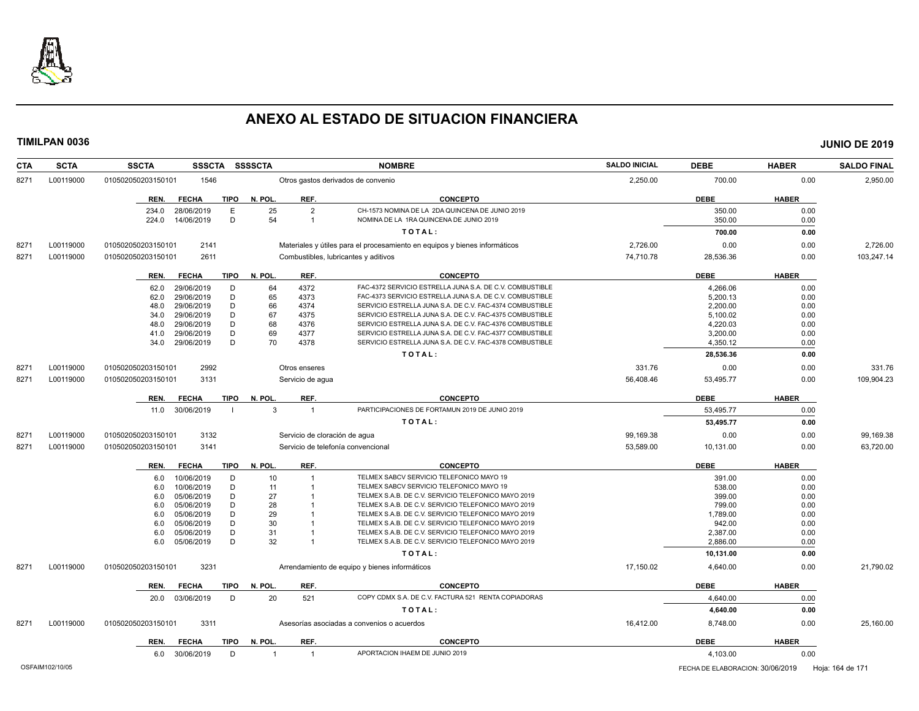# ANEXO AL ESTADO DE SITUACION FINANCIERA

**TIMILPAN 0036** **JUNIO DE 2019**

| CTA | SCTA | SSCTA | SSSCTA | SSSSCTA | NOMBRE | SALDO INICIAL | DEBE | HABER | SALDO FINAL |
|---|---|---|---|---|---|---|---|---|---|
| 8271 | L00119000 | 010502050203150101 | 1546 | | Otros gastos derivados de convenio | 2,250.00 | 700.00 | 0.00 | 2,950.00 |

| REN. | FECHA | TIPO | N. POL. | REF. | CONCEPTO | DEBE | HABER |
|---|---|---|---|---|---|---|---|
| 234.0 | 28/06/2019 | E | 25 | 2 | CH-1573 NOMINA DE LA 2DA QUINCENA DE JUNIO 2019 | 350.00 | 0.00 |
| 224.0 | 14/06/2019 | D | 54 | 1 | NOMINA DE LA 1RA QUINCENA DE JUNIO 2019 | 350.00 | 0.00 |
| | | | | | TOTAL: | 700.00 | 0.00 |

| CTA | SCTA | SSCTA | SSSCTA | SSSSCTA | NOMBRE | SALDO INICIAL | DEBE | HABER | SALDO FINAL |
|---|---|---|---|---|---|---|---|---|---|
| 8271 | L00119000 | 010502050203150101 | 2141 | | Materiales y útiles para el procesamiento en equipos y bienes informáticos | 2,726.00 | 0.00 | 0.00 | 2,726.00 |
| 8271 | L00119000 | 010502050203150101 | 2611 | | Combustibles, lubricantes y aditivos | 74,710.78 | 28,536.36 | 0.00 | 103,247.14 |

| REN. | FECHA | TIPO | N. POL. | REF. | CONCEPTO | DEBE | HABER |
|---|---|---|---|---|---|---|---|
| 62.0 | 29/06/2019 | D | 64 | 4372 | FAC-4372 SERVICIO ESTRELLA JUNA S.A. DE C.V. COMBUSTIBLE | 4,266.06 | 0.00 |
| 62.0 | 29/06/2019 | D | 65 | 4373 | FAC-4373 SERVICIO ESTRELLA JUNA S.A. DE C.V. COMBUSTIBLE | 5,200.13 | 0.00 |
| 48.0 | 29/06/2019 | D | 66 | 4374 | SERVICIO ESTRELLA JUNA S.A. DE C.V. FAC-4374 COMBUSTIBLE | 2,200.00 | 0.00 |
| 34.0 | 29/06/2019 | D | 67 | 4375 | SERVICIO ESTRELLA JUNA S.A. DE C.V. FAC-4375 COMBUSTIBLE | 5,100.02 | 0.00 |
| 48.0 | 29/06/2019 | D | 68 | 4376 | SERVICIO ESTRELLA JUNA S.A. DE C.V. FAC-4376 COMBUSTIBLE | 4,220.03 | 0.00 |
| 41.0 | 29/06/2019 | D | 69 | 4377 | SERVICIO ESTRELLA JUNA S.A. DE C.V. FAC-4377 COMBUSTIBLE | 3,200.00 | 0.00 |
| 34.0 | 29/06/2019 | D | 70 | 4378 | SERVICIO ESTRELLA JUNA S.A. DE C.V. FAC-4378 COMBUSTIBLE | 4,350.12 | 0.00 |
| | | | | | TOTAL: | 28,536.36 | 0.00 |

| CTA | SCTA | SSCTA | SSSCTA | SSSSCTA | NOMBRE | SALDO INICIAL | DEBE | HABER | SALDO FINAL |
|---|---|---|---|---|---|---|---|---|---|
| 8271 | L00119000 | 010502050203150101 | 2992 | | Otros enseres | 331.76 | 0.00 | 0.00 | 331.76 |
| 8271 | L00119000 | 010502050203150101 | 3131 | | Servicio de agua | 56,408.46 | 53,495.77 | 0.00 | 109,904.23 |

| REN. | FECHA | TIPO | N. POL. | REF. | CONCEPTO | DEBE | HABER |
|---|---|---|---|---|---|---|---|
| 11.0 | 30/06/2019 | I | 3 | 1 | PARTICIPACIONES DE FORTAMUN 2019 DE JUNIO 2019 | 53,495.77 | 0.00 |
| | | | | | TOTAL: | 53,495.77 | 0.00 |

| CTA | SCTA | SSCTA | SSSCTA | SSSSCTA | NOMBRE | SALDO INICIAL | DEBE | HABER | SALDO FINAL |
|---|---|---|---|---|---|---|---|---|---|
| 8271 | L00119000 | 010502050203150101 | 3132 | | Servicio de cloración de agua | 99,169.38 | 0.00 | 0.00 | 99,169.38 |
| 8271 | L00119000 | 010502050203150101 | 3141 | | Servicio de telefonía convencional | 53,589.00 | 10,131.00 | 0.00 | 63,720.00 |

| REN. | FECHA | TIPO | N. POL. | REF. | CONCEPTO | DEBE | HABER |
|---|---|---|---|---|---|---|---|
| 6.0 | 10/06/2019 | D | 10 | 1 | TELMEX SABCV SERVICIO TELEFONICO MAYO 19 | 391.00 | 0.00 |
| 6.0 | 10/06/2019 | D | 11 | 1 | TELMEX SABCV SERVICIO TELEFONICO MAYO 19 | 538.00 | 0.00 |
| 6.0 | 05/06/2019 | D | 27 | 1 | TELMEX S.A.B. DE C.V. SERVICIO TELEFONICO MAYO 2019 | 399.00 | 0.00 |
| 6.0 | 05/06/2019 | D | 28 | 1 | TELMEX S.A.B. DE C.V. SERVICIO TELEFONICO MAYO 2019 | 799.00 | 0.00 |
| 6.0 | 05/06/2019 | D | 29 | 1 | TELMEX S.A.B. DE C.V. SERVICIO TELEFONICO MAYO 2019 | 1,789.00 | 0.00 |
| 6.0 | 05/06/2019 | D | 30 | 1 | TELMEX S.A.B. DE C.V. SERVICIO TELEFONICO MAYO 2019 | 942.00 | 0.00 |
| 6.0 | 05/06/2019 | D | 31 | 1 | TELMEX S.A.B. DE C.V. SERVICIO TELEFONICO MAYO 2019 | 2,387.00 | 0.00 |
| 6.0 | 05/06/2019 | D | 32 | 1 | TELMEX S.A.B. DE C.V. SERVICIO TELEFONICO MAYO 2019 | 2,886.00 | 0.00 |
| | | | | | TOTAL: | 10,131.00 | 0.00 |

| CTA | SCTA | SSCTA | SSSCTA | SSSSCTA | NOMBRE | SALDO INICIAL | DEBE | HABER | SALDO FINAL |
|---|---|---|---|---|---|---|---|---|---|
| 8271 | L00119000 | 010502050203150101 | 3231 | | Arrendamiento de equipo y bienes informáticos | 17,150.02 | 4,640.00 | 0.00 | 21,790.02 |

| REN. | FECHA | TIPO | N. POL. | REF. | CONCEPTO | DEBE | HABER |
|---|---|---|---|---|---|---|---|
| 20.0 | 03/06/2019 | D | 20 | 521 | COPY CDMX S.A. DE C.V. FACTURA 521 RENTA COPIADORAS | 4,640.00 | 0.00 |
| | | | | | TOTAL: | 4,640.00 | 0.00 |

| CTA | SCTA | SSCTA | SSSCTA | SSSSCTA | NOMBRE | SALDO INICIAL | DEBE | HABER | SALDO FINAL |
|---|---|---|---|---|---|---|---|---|---|
| 8271 | L00119000 | 010502050203150101 | 3311 | | Asesorías asociadas a convenios o acuerdos | 16,412.00 | 8,748.00 | 0.00 | 25,160.00 |

| REN. | FECHA | TIPO | N. POL. | REF. | CONCEPTO | DEBE | HABER |
|---|---|---|---|---|---|---|---|
| 6.0 | 30/06/2019 | D | 1 | 1 | APORTACION IHAEM DE JUNIO 2019 | 4,103.00 | 0.00 |

OSFAIM102/10/05 FECHA DE ELABORACION: 30/06/2019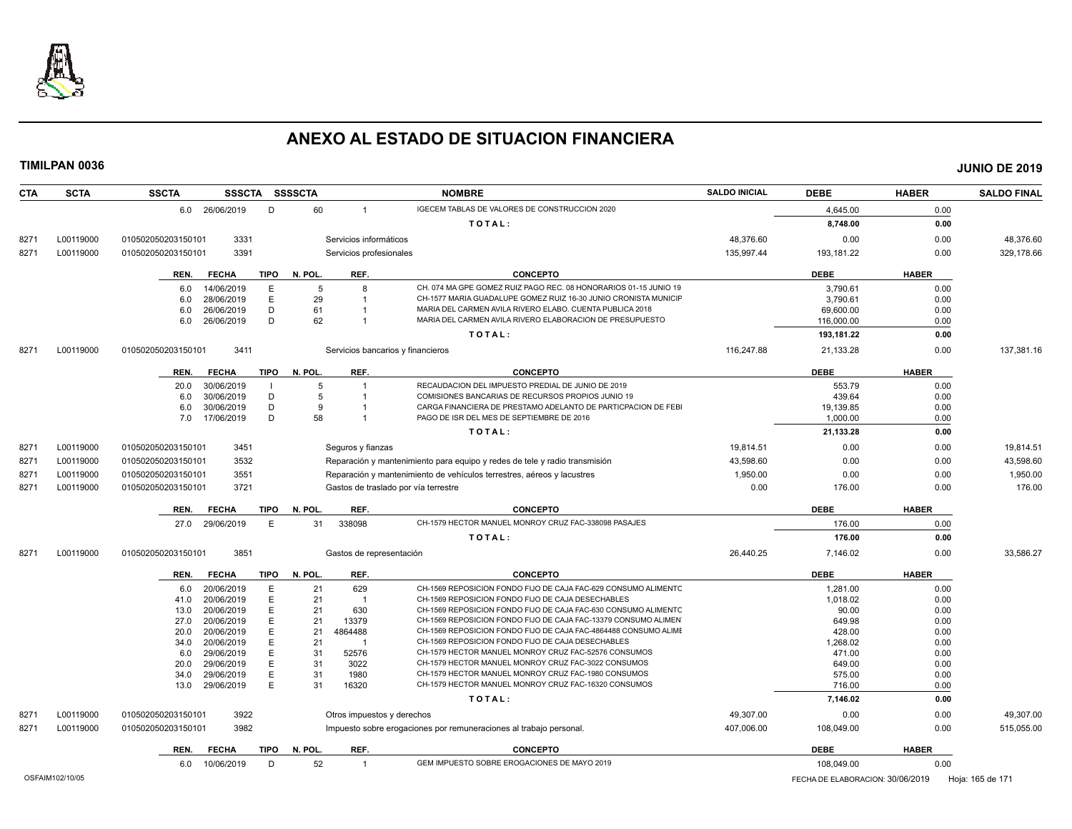# ANEXO AL ESTADO DE SITUACION FINANCIERA

**TIMILPAN 0036** **JUNIO DE 2019**

| CTA | SCTA | SSCTA | SSSCTA | SSSSCTA | NOMBRE | SALDO INICIAL | DEBE | HABER | SALDO FINAL |
|---|---|---|---|---|---|---|---|---|---|
| | | 6.0 26/06/2019 | D | 60 | 1 IGECEM TABLAS DE VALORES DE CONSTRUCCION 2020 | | 4,645.00 | 0.00 | |
| | | | | | TOTAL: | | 8,748.00 | 0.00 | |
| 8271 | L00119000 | 010502050203150101 | 3331 | | Servicios informáticos | 48,376.60 | 0.00 | 0.00 | 48,376.60 |
| 8271 | L00119000 | 010502050203150101 | 3391 | | Servicios profesionales | 135,997.44 | 193,181.22 | 0.00 | 329,178.66 |

| REN. | FECHA | TIPO | N. POL. | REF. | CONCEPTO | DEBE | HABER |
|---|---|---|---|---|---|---|---|
| 6.0 | 14/06/2019 | E | 5 | 8 | CH. 074 MA GPE GOMEZ RUIZ PAGO REC. 08 HONORARIOS 01-15 JUNIO 19 | 3,790.61 | 0.00 |
| 6.0 | 28/06/2019 | E | 29 | 1 | CH-1577 MARIA GUADALUPE GOMEZ RUIZ 16-30 JUNIO CRONISTA MUNICIP | 3,790.61 | 0.00 |
| 6.0 | 26/06/2019 | D | 61 | 1 | MARIA DEL CARMEN AVILA RIVERO ELABO. CUENTA PUBLICA 2018 | 69,600.00 | 0.00 |
| 6.0 | 26/06/2019 | D | 62 | 1 | MARIA DEL CARMEN AVILA RIVERO ELABORACION DE PRESUPUESTO | 116,000.00 | 0.00 |
| | | | | | TOTAL: | 193,181.22 | 0.00 |

| CTA | SCTA | SSCTA | SSSCTA | NOMBRE | SALDO INICIAL | DEBE | HABER | SALDO FINAL |
|---|---|---|---|---|---|---|---|---|
| 8271 | L00119000 | 010502050203150101 | 3411 | Servicios bancarios y financieros | 116,247.88 | 21,133.28 | 0.00 | 137,381.16 |

| REN. | FECHA | TIPO | N. POL. | REF. | CONCEPTO | DEBE | HABER |
|---|---|---|---|---|---|---|---|
| 20.0 | 30/06/2019 | I | 5 | 1 | RECAUDACION DEL IMPUESTO PREDIAL DE JUNIO DE 2019 | 553.79 | 0.00 |
| 6.0 | 30/06/2019 | D | 5 | 1 | COMISIONES BANCARIAS DE RECURSOS PROPIOS JUNIO 19 | 439.64 | 0.00 |
| 6.0 | 30/06/2019 | D | 9 | 1 | CARGA FINANCIERA DE PRESTAMO ADELANTO DE PARTICPACION DE FEBI | 19,139.85 | 0.00 |
| 7.0 | 17/06/2019 | D | 58 | 1 | PAGO DE ISR DEL MES DE SEPTIEMBRE DE 2016 | 1,000.00 | 0.00 |
| | | | | | TOTAL: | 21,133.28 | 0.00 |

| CTA | SCTA | SSCTA | SSSCTA | NOMBRE | SALDO INICIAL | DEBE | HABER | SALDO FINAL |
|---|---|---|---|---|---|---|---|---|
| 8271 | L00119000 | 010502050203150101 | 3451 | Seguros y fianzas | 19,814.51 | 0.00 | 0.00 | 19,814.51 |
| 8271 | L00119000 | 010502050203150101 | 3532 | Reparación y mantenimiento para equipo y redes de tele y radio transmisión | 43,598.60 | 0.00 | 0.00 | 43,598.60 |
| 8271 | L00119000 | 010502050203150101 | 3551 | Reparación y mantenimiento de vehículos terrestres, aéreos y lacustres | 1,950.00 | 0.00 | 0.00 | 1,950.00 |
| 8271 | L00119000 | 010502050203150101 | 3721 | Gastos de traslado por vía terrestre | 0.00 | 176.00 | 0.00 | 176.00 |

| REN. | FECHA | TIPO | N. POL. | REF. | CONCEPTO | DEBE | HABER |
|---|---|---|---|---|---|---|---|
| 27.0 | 29/06/2019 | E | 31 | 338098 | CH-1579 HECTOR MANUEL MONROY CRUZ FAC-338098 PASAJES | 176.00 | 0.00 |
| | | | | | TOTAL: | 176.00 | 0.00 |

| CTA | SCTA | SSCTA | SSSCTA | NOMBRE | SALDO INICIAL | DEBE | HABER | SALDO FINAL |
|---|---|---|---|---|---|---|---|---|
| 8271 | L00119000 | 010502050203150101 | 3851 | Gastos de representación | 26,440.25 | 7,146.02 | 0.00 | 33,586.27 |

| REN. | FECHA | TIPO | N. POL. | REF. | CONCEPTO | DEBE | HABER |
|---|---|---|---|---|---|---|---|
| 6.0 | 20/06/2019 | E | 21 | 629 | CH-1569 REPOSICION FONDO FIJO DE CAJA FAC-629 CONSUMO ALIMENTC | 1,281.00 | 0.00 |
| 41.0 | 20/06/2019 | E | 21 | 1 | CH-1569 REPOSICION FONDO FIJO DE CAJA DESECHABLES | 1,018.02 | 0.00 |
| 13.0 | 20/06/2019 | E | 21 | 630 | CH-1569 REPOSICION FONDO FIJO DE CAJA FAC-630 CONSUMO ALIMENTC | 90.00 | 0.00 |
| 27.0 | 20/06/2019 | E | 21 | 13379 | CH-1569 REPOSICION FONDO FIJO DE CAJA FAC-13379 CONSUMO ALIMEN | 649.98 | 0.00 |
| 20.0 | 20/06/2019 | E | 21 | 4864488 | CH-1569 REPOSICION FONDO FIJO DE CAJA FAC-4864488 CONSUMO ALIME | 428.00 | 0.00 |
| 34.0 | 20/06/2019 | E | 21 | 1 | CH-1569 REPOSICION FONDO FIJO DE CAJA DESECHABLES | 1,268.02 | 0.00 |
| 6.0 | 29/06/2019 | E | 31 | 52576 | CH-1579 HECTOR MANUEL MONROY CRUZ FAC-52576 CONSUMOS | 471.00 | 0.00 |
| 20.0 | 29/06/2019 | E | 31 | 3022 | CH-1579 HECTOR MANUEL MONROY CRUZ FAC-3022 CONSUMOS | 649.00 | 0.00 |
| 34.0 | 29/06/2019 | E | 31 | 1980 | CH-1579 HECTOR MANUEL MONROY CRUZ FAC-1980 CONSUMOS | 575.00 | 0.00 |
| 13.0 | 29/06/2019 | E | 31 | 16320 | CH-1579 HECTOR MANUEL MONROY CRUZ FAC-16320 CONSUMOS | 716.00 | 0.00 |
| | | | | | TOTAL: | 7,146.02 | 0.00 |

| CTA | SCTA | SSCTA | SSSCTA | NOMBRE | SALDO INICIAL | DEBE | HABER | SALDO FINAL |
|---|---|---|---|---|---|---|---|---|
| 8271 | L00119000 | 010502050203150101 | 3922 | Otros impuestos y derechos | 49,307.00 | 0.00 | 0.00 | 49,307.00 |
| 8271 | L00119000 | 010502050203150101 | 3982 | Impuesto sobre erogaciones por remuneraciones al trabajo personal. | 407,006.00 | 108,049.00 | 0.00 | 515,055.00 |

| REN. | FECHA | TIPO | N. POL. | REF. | CONCEPTO | DEBE | HABER |
|---|---|---|---|---|---|---|---|
| 6.0 | 10/06/2019 | D | 52 | 1 | GEM IMPUESTO SOBRE EROGACIONES DE MAYO 2019 | 108,049.00 | 0.00 |

OSFAIM102/10/05 — FECHA DE ELABORACION: 30/06/2019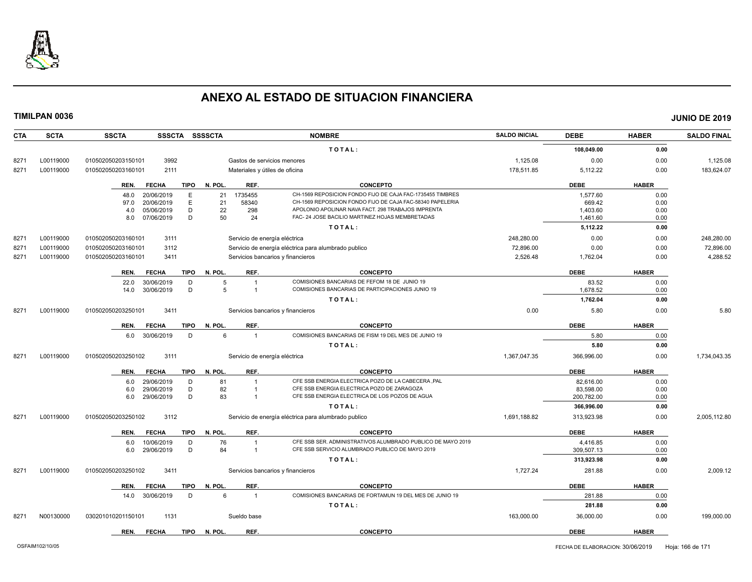# ANEXO AL ESTADO DE SITUACION FINANCIERA

**TIMILPAN 0036** **JUNIO DE 2019**

| CTA | SCTA | SSCTA | SSSCTA | SSSSCTA | NOMBRE | SALDO INICIAL | DEBE | HABER | SALDO FINAL |
|---|---|---|---|---|---|---|---|---|---|
| | | | | | T O T A L : | | 108,049.00 | 0.00 | |
| 8271 | L00119000 | 010502050203150101 | 3992 | | Gastos de servicios menores | 1,125.08 | 0.00 | 0.00 | 1,125.08 |
| 8271 | L00119000 | 010502050203160101 | 2111 | | Materiales y útiles de oficina | 178,511.85 | 5,112.22 | 0.00 | 183,624.07 |

| REN. | FECHA | TIPO | N. POL. | REF. | CONCEPTO | DEBE | HABER |
|---|---|---|---|---|---|---|---|
| 48.0 | 20/06/2019 | E | 21 | 1735455 | CH-1569 REPOSICION FONDO FIJO DE CAJA FAC-1735455 TIMBRES | 1,577.60 | 0.00 |
| 97.0 | 20/06/2019 | E | 21 | 58340 | CH-1569 REPOSICION FONDO FIJO DE CAJA FAC-58340 PAPELERIA | 669.42 | 0.00 |
| 4.0 | 05/06/2019 | D | 22 | 298 | APOLONIO APOLINAR NAVA FACT. 298 TRABAJOS IMPRENTA | 1,403.60 | 0.00 |
| 8.0 | 07/06/2019 | D | 50 | 24 | FAC- 24 JOSE BACILIO MARTINEZ HOJAS MEMBRETADAS | 1,461.60 | 0.00 |
| | | | | | T O T A L : | 5,112.22 | 0.00 |

| CTA | SCTA | SSCTA | SSSCTA | SSSSCTA | NOMBRE | SALDO INICIAL | DEBE | HABER | SALDO FINAL |
|---|---|---|---|---|---|---|---|---|---|
| 8271 | L00119000 | 010502050203160101 | 3111 | | Servicio de energía eléctrica | 248,280.00 | 0.00 | 0.00 | 248,280.00 |
| 8271 | L00119000 | 010502050203160101 | 3112 | | Servicio de energía eléctrica para alumbrado publico | 72,896.00 | 0.00 | 0.00 | 72,896.00 |
| 8271 | L00119000 | 010502050203160101 | 3411 | | Servicios bancarios y financieros | 2,526.48 | 1,762.04 | 0.00 | 4,288.52 |

| REN. | FECHA | TIPO | N. POL. | REF. | CONCEPTO | DEBE | HABER |
|---|---|---|---|---|---|---|---|
| 22.0 | 30/06/2019 | D | 5 | 1 | COMISIONES BANCARIAS DE FEFOM 18 DE JUNIO 19 | 83.52 | 0.00 |
| 14.0 | 30/06/2019 | D | 5 | 1 | COMISIONES BANCARIAS DE PARTICIPACIONES JUNIO 19 | 1,678.52 | 0.00 |
| | | | | | T O T A L : | 1,762.04 | 0.00 |

| CTA | SCTA | SSCTA | SSSCTA | SSSSCTA | NOMBRE | SALDO INICIAL | DEBE | HABER | SALDO FINAL |
|---|---|---|---|---|---|---|---|---|---|
| 8271 | L00119000 | 010502050203250101 | 3411 | | Servicios bancarios y financieros | 0.00 | 5.80 | 0.00 | 5.80 |

| REN. | FECHA | TIPO | N. POL. | REF. | CONCEPTO | DEBE | HABER |
|---|---|---|---|---|---|---|---|
| 6.0 | 30/06/2019 | D | 6 | 1 | COMISIONES BANCARIAS DE FISM 19 DEL MES DE JUNIO 19 | 5.80 | 0.00 |
| | | | | | T O T A L : | 5.80 | 0.00 |

| CTA | SCTA | SSCTA | SSSCTA | SSSSCTA | NOMBRE | SALDO INICIAL | DEBE | HABER | SALDO FINAL |
|---|---|---|---|---|---|---|---|---|---|
| 8271 | L00119000 | 010502050203250102 | 3111 | | Servicio de energía eléctrica | 1,367,047.35 | 366,996.00 | 0.00 | 1,734,043.35 |

| REN. | FECHA | TIPO | N. POL. | REF. | CONCEPTO | DEBE | HABER |
|---|---|---|---|---|---|---|---|
| 6.0 | 29/06/2019 | D | 81 | 1 | CFE SSB ENERGIA ELECTRICA POZO DE LA CABECERA ,PAL | 82,616.00 | 0.00 |
| 6.0 | 29/06/2019 | D | 82 | 1 | CFE SSB ENERGIA ELECTRICA POZO DE ZARAGOZA | 83,598.00 | 0.00 |
| 6.0 | 29/06/2019 | D | 83 | 1 | CFE SSB ENERGIA ELECTRICA DE LOS POZOS DE AGUA | 200,782.00 | 0.00 |
| | | | | | T O T A L : | 366,996.00 | 0.00 |

| CTA | SCTA | SSCTA | SSSCTA | SSSSCTA | NOMBRE | SALDO INICIAL | DEBE | HABER | SALDO FINAL |
|---|---|---|---|---|---|---|---|---|---|
| 8271 | L00119000 | 010502050203250102 | 3112 | | Servicio de energía eléctrica para alumbrado publico | 1,691,188.82 | 313,923.98 | 0.00 | 2,005,112.80 |

| REN. | FECHA | TIPO | N. POL. | REF. | CONCEPTO | DEBE | HABER |
|---|---|---|---|---|---|---|---|
| 6.0 | 10/06/2019 | D | 76 | 1 | CFE SSB SER. ADMINISTRATIVOS ALUMBRADO PUBLICO DE MAYO 2019 | 4,416.85 | 0.00 |
| 6.0 | 29/06/2019 | D | 84 | 1 | CFE SSB SERVICIO ALUMBRADO PUBLICO DE MAYO 2019 | 309,507.13 | 0.00 |
| | | | | | T O T A L : | 313,923.98 | 0.00 |

| CTA | SCTA | SSCTA | SSSCTA | SSSSCTA | NOMBRE | SALDO INICIAL | DEBE | HABER | SALDO FINAL |
|---|---|---|---|---|---|---|---|---|---|
| 8271 | L00119000 | 010502050203250102 | 3411 | | Servicios bancarios y financieros | 1,727.24 | 281.88 | 0.00 | 2,009.12 |

| REN. | FECHA | TIPO | N. POL. | REF. | CONCEPTO | DEBE | HABER |
|---|---|---|---|---|---|---|---|
| 14.0 | 30/06/2019 | D | 6 | 1 | COMISIONES BANCARIAS DE FORTAMUN 19 DEL MES DE JUNIO 19 | 281.88 | 0.00 |
| | | | | | T O T A L : | 281.88 | 0.00 |

| CTA | SCTA | SSCTA | SSSCTA | SSSSCTA | NOMBRE | SALDO INICIAL | DEBE | HABER | SALDO FINAL |
|---|---|---|---|---|---|---|---|---|---|
| 8271 | N00130000 | 030201010201150101 | 1131 | | Sueldo base | 163,000.00 | 36,000.00 | 0.00 | 199,000.00 |

| REN. | FECHA | TIPO | N. POL. | REF. | CONCEPTO | DEBE | HABER |
|---|---|---|---|---|---|---|---|

OSFAIM102/10/05 FECHA DE ELABORACION: 30/06/2019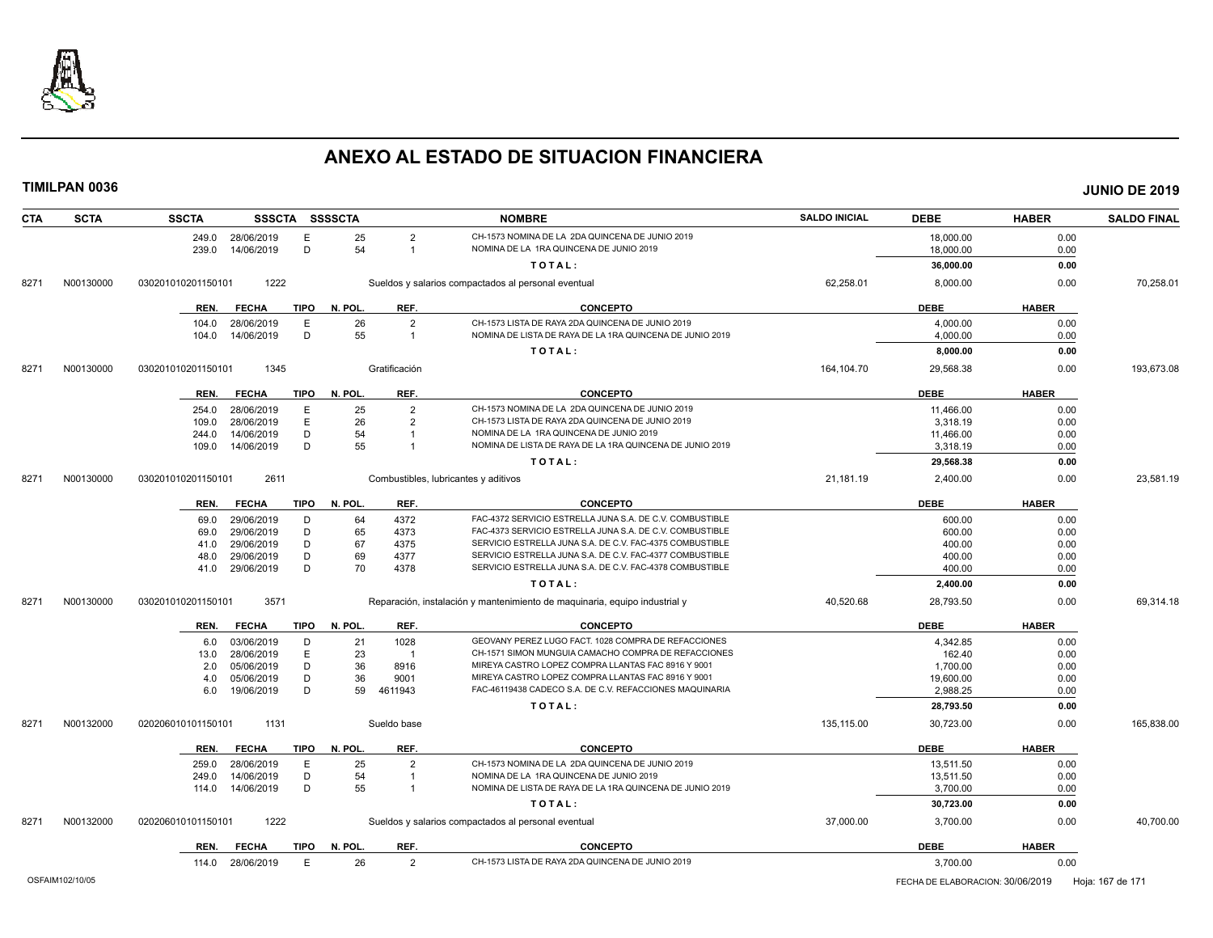# ANEXO AL ESTADO DE SITUACION FINANCIERA

**TIMILPAN 0036** **JUNIO DE 2019**

| CTA | SCTA | SSCTA | SSSCTA | SSSSCTA | NOMBRE | SALDO INICIAL | DEBE | HABER | SALDO FINAL |
|---|---|---|---|---|---|---|---|---|---|

| REN. | FECHA | TIPO | N. POL. | REF. | CONCEPTO | DEBE | HABER |
|---|---|---|---|---|---|---|---|
| 249.0 | 28/06/2019 | E | 25 | 2 | CH-1573 NOMINA DE LA 2DA QUINCENA DE JUNIO 2019 | 18,000.00 | 0.00 |
| 239.0 | 14/06/2019 | D | 54 | 1 | NOMINA DE LA 1RA QUINCENA DE JUNIO 2019 | 18,000.00 | 0.00 |
| | | | | | **T O T A L :** | **36,000.00** | **0.00** |

| CTA | SCTA | SSCTA | SSSCTA | NOMBRE | SALDO INICIAL | DEBE | HABER | SALDO FINAL |
|---|---|---|---|---|---|---|---|---|
| 8271 | N00130000 | 030201010201150101 | 1222 | Sueldos y salarios compactados al personal eventual | 62,258.01 | 8,000.00 | 0.00 | 70,258.01 |

| REN. | FECHA | TIPO | N. POL. | REF. | CONCEPTO | DEBE | HABER |
|---|---|---|---|---|---|---|---|
| 104.0 | 28/06/2019 | E | 26 | 2 | CH-1573 LISTA DE RAYA 2DA QUINCENA DE JUNIO 2019 | 4,000.00 | 0.00 |
| 104.0 | 14/06/2019 | D | 55 | 1 | NOMINA DE LISTA DE RAYA DE LA 1RA QUINCENA DE JUNIO 2019 | 4,000.00 | 0.00 |
| | | | | | **T O T A L :** | **8,000.00** | **0.00** |

| CTA | SCTA | SSCTA | SSSCTA | NOMBRE | SALDO INICIAL | DEBE | HABER | SALDO FINAL |
|---|---|---|---|---|---|---|---|---|
| 8271 | N00130000 | 030201010201150101 | 1345 | Gratificación | 164,104.70 | 29,568.38 | 0.00 | 193,673.08 |

| REN. | FECHA | TIPO | N. POL. | REF. | CONCEPTO | DEBE | HABER |
|---|---|---|---|---|---|---|---|
| 254.0 | 28/06/2019 | E | 25 | 2 | CH-1573 NOMINA DE LA 2DA QUINCENA DE JUNIO 2019 | 11,466.00 | 0.00 |
| 109.0 | 28/06/2019 | E | 26 | 2 | CH-1573 LISTA DE RAYA 2DA QUINCENA DE JUNIO 2019 | 3,318.19 | 0.00 |
| 244.0 | 14/06/2019 | D | 54 | 1 | NOMINA DE LA 1RA QUINCENA DE JUNIO 2019 | 11,466.00 | 0.00 |
| 109.0 | 14/06/2019 | D | 55 | 1 | NOMINA DE LISTA DE RAYA DE LA 1RA QUINCENA DE JUNIO 2019 | 3,318.19 | 0.00 |
| | | | | | **T O T A L :** | **29,568.38** | **0.00** |

| CTA | SCTA | SSCTA | SSSCTA | NOMBRE | SALDO INICIAL | DEBE | HABER | SALDO FINAL |
|---|---|---|---|---|---|---|---|---|
| 8271 | N00130000 | 030201010201150101 | 2611 | Combustibles, lubricantes y aditivos | 21,181.19 | 2,400.00 | 0.00 | 23,581.19 |

| REN. | FECHA | TIPO | N. POL. | REF. | CONCEPTO | DEBE | HABER |
|---|---|---|---|---|---|---|---|
| 69.0 | 29/06/2019 | D | 64 | 4372 | FAC-4372 SERVICIO ESTRELLA JUNA S.A. DE C.V. COMBUSTIBLE | 600.00 | 0.00 |
| 69.0 | 29/06/2019 | D | 65 | 4373 | FAC-4373 SERVICIO ESTRELLA JUNA S.A. DE C.V. COMBUSTIBLE | 600.00 | 0.00 |
| 41.0 | 29/06/2019 | D | 67 | 4375 | SERVICIO ESTRELLA JUNA S.A. DE C.V. FAC-4375 COMBUSTIBLE | 400.00 | 0.00 |
| 48.0 | 29/06/2019 | D | 69 | 4377 | SERVICIO ESTRELLA JUNA S.A. DE C.V. FAC-4377 COMBUSTIBLE | 400.00 | 0.00 |
| 41.0 | 29/06/2019 | D | 70 | 4378 | SERVICIO ESTRELLA JUNA S.A. DE C.V. FAC-4378 COMBUSTIBLE | 400.00 | 0.00 |
| | | | | | **T O T A L :** | **2,400.00** | **0.00** |

| CTA | SCTA | SSCTA | SSSCTA | NOMBRE | SALDO INICIAL | DEBE | HABER | SALDO FINAL |
|---|---|---|---|---|---|---|---|---|
| 8271 | N00130000 | 030201010201150101 | 3571 | Reparación, instalación y mantenimiento de maquinaria, equipo industrial y | 40,520.68 | 28,793.50 | 0.00 | 69,314.18 |

| REN. | FECHA | TIPO | N. POL. | REF. | CONCEPTO | DEBE | HABER |
|---|---|---|---|---|---|---|---|
| 6.0 | 03/06/2019 | D | 21 | 1028 | GEOVANY PEREZ LUGO FACT. 1028 COMPRA DE REFACCIONES | 4,342.85 | 0.00 |
| 13.0 | 28/06/2019 | E | 23 | 1 | CH-1571 SIMON MUNGUIA CAMACHO COMPRA DE REFACCIONES | 162.40 | 0.00 |
| 2.0 | 05/06/2019 | D | 36 | 8916 | MIREYA CASTRO LOPEZ COMPRA LLANTAS FAC 8916 Y 9001 | 1,700.00 | 0.00 |
| 4.0 | 05/06/2019 | D | 36 | 9001 | MIREYA CASTRO LOPEZ COMPRA LLANTAS FAC 8916 Y 9001 | 19,600.00 | 0.00 |
| 6.0 | 19/06/2019 | D | 59 | 4611943 | FAC-46119438 CADECO S.A. DE C.V. REFACCIONES MAQUINARIA | 2,988.25 | 0.00 |
| | | | | | **T O T A L :** | **28,793.50** | **0.00** |

| CTA | SCTA | SSCTA | SSSCTA | NOMBRE | SALDO INICIAL | DEBE | HABER | SALDO FINAL |
|---|---|---|---|---|---|---|---|---|
| 8271 | N00132000 | 020206010101150101 | 1131 | Sueldo base | 135,115.00 | 30,723.00 | 0.00 | 165,838.00 |

| REN. | FECHA | TIPO | N. POL. | REF. | CONCEPTO | DEBE | HABER |
|---|---|---|---|---|---|---|---|
| 259.0 | 28/06/2019 | E | 25 | 2 | CH-1573 NOMINA DE LA 2DA QUINCENA DE JUNIO 2019 | 13,511.50 | 0.00 |
| 249.0 | 14/06/2019 | D | 54 | 1 | NOMINA DE LA 1RA QUINCENA DE JUNIO 2019 | 13,511.50 | 0.00 |
| 114.0 | 14/06/2019 | D | 55 | 1 | NOMINA DE LISTA DE RAYA DE LA 1RA QUINCENA DE JUNIO 2019 | 3,700.00 | 0.00 |
| | | | | | **T O T A L :** | **30,723.00** | **0.00** |

| CTA | SCTA | SSCTA | SSSCTA | NOMBRE | SALDO INICIAL | DEBE | HABER | SALDO FINAL |
|---|---|---|---|---|---|---|---|---|
| 8271 | N00132000 | 020206010101150101 | 1222 | Sueldos y salarios compactados al personal eventual | 37,000.00 | 3,700.00 | 0.00 | 40,700.00 |

| REN. | FECHA | TIPO | N. POL. | REF. | CONCEPTO | DEBE | HABER |
|---|---|---|---|---|---|---|---|
| 114.0 | 28/06/2019 | E | 26 | 2 | CH-1573 LISTA DE RAYA 2DA QUINCENA DE JUNIO 2019 | 3,700.00 | 0.00 |

OSFAIM102/10/05 FECHA DE ELABORACION: 30/06/2019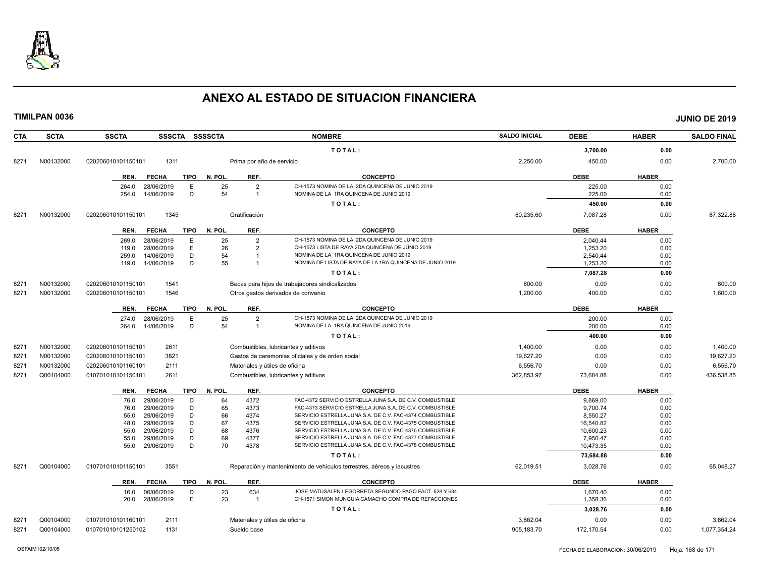# ANEXO AL ESTADO DE SITUACION FINANCIERA

**TIMILPAN 0036** **JUNIO DE 2019**

| CTA | SCTA | SSCTA | SSSCTA | SSSSCTA | NOMBRE | SALDO INICIAL | DEBE | HABER | SALDO FINAL |
|---|---|---|---|---|---|---|---|---|---|
| | | | | | TOTAL: | | 3,700.00 | 0.00 | |
| 8271 | N00132000 | 020206010101150101 | 1311 | | Prima por año de servicio | 2,250.00 | 450.00 | 0.00 | 2,700.00 |

| REN. | FECHA | TIPO | N. POL. | REF. | CONCEPTO | DEBE | HABER |
|---|---|---|---|---|---|---|---|
| 264.0 | 28/06/2019 | E | 25 | 2 | CH-1573 NOMINA DE LA 2DA QUINCENA DE JUNIO 2019 | 225.00 | 0.00 |
| 254.0 | 14/06/2019 | D | 54 | 1 | NOMINA DE LA 1RA QUINCENA DE JUNIO 2019 | 225.00 | 0.00 |
| | | | | | TOTAL: | 450.00 | 0.00 |

| CTA | SCTA | SSCTA | SSSCTA | SSSSCTA | NOMBRE | SALDO INICIAL | DEBE | HABER | SALDO FINAL |
|---|---|---|---|---|---|---|---|---|---|
| 8271 | N00132000 | 020206010101150101 | 1345 | | Gratificación | 80,235.60 | 7,087.28 | 0.00 | 87,322.88 |

| REN. | FECHA | TIPO | N. POL. | REF. | CONCEPTO | DEBE | HABER |
|---|---|---|---|---|---|---|---|
| 269.0 | 28/06/2019 | E | 25 | 2 | CH-1573 NOMINA DE LA 2DA QUINCENA DE JUNIO 2019 | 2,040.44 | 0.00 |
| 119.0 | 28/06/2019 | E | 26 | 2 | CH-1573 LISTA DE RAYA 2DA QUINCENA DE JUNIO 2019 | 1,253.20 | 0.00 |
| 259.0 | 14/06/2019 | D | 54 | 1 | NOMINA DE LA 1RA QUINCENA DE JUNIO 2019 | 2,540.44 | 0.00 |
| 119.0 | 14/06/2019 | D | 55 | 1 | NOMINA DE LISTA DE RAYA DE LA 1RA QUINCENA DE JUNIO 2019 | 1,253.20 | 0.00 |
| | | | | | TOTAL: | 7,087.28 | 0.00 |

| CTA | SCTA | SSCTA | SSSCTA | SSSSCTA | NOMBRE | SALDO INICIAL | DEBE | HABER | SALDO FINAL |
|---|---|---|---|---|---|---|---|---|---|
| 8271 | N00132000 | 020206010101150101 | 1541 | | Becas para hijos de trabajadores sindicalizados | 800.00 | 0.00 | 0.00 | 800.00 |
| 8271 | N00132000 | 020206010101150101 | 1546 | | Otros gastos derivados de convenio | 1,200.00 | 400.00 | 0.00 | 1,600.00 |

| REN. | FECHA | TIPO | N. POL. | REF. | CONCEPTO | DEBE | HABER |
|---|---|---|---|---|---|---|---|
| 274.0 | 28/06/2019 | E | 25 | 2 | CH-1573 NOMINA DE LA 2DA QUINCENA DE JUNIO 2019 | 200.00 | 0.00 |
| 264.0 | 14/06/2019 | D | 54 | 1 | NOMINA DE LA 1RA QUINCENA DE JUNIO 2019 | 200.00 | 0.00 |
| | | | | | TOTAL: | 400.00 | 0.00 |

| CTA | SCTA | SSCTA | SSSCTA | SSSSCTA | NOMBRE | SALDO INICIAL | DEBE | HABER | SALDO FINAL |
|---|---|---|---|---|---|---|---|---|---|
| 8271 | N00132000 | 020206010101150101 | 2611 | | Combustibles, lubricantes y aditivos | 1,400.00 | 0.00 | 0.00 | 1,400.00 |
| 8271 | N00132000 | 020206010101150101 | 3821 | | Gastos de ceremonias oficiales y de orden social | 19,627.20 | 0.00 | 0.00 | 19,627.20 |
| 8271 | N00132000 | 020206010101160101 | 2111 | | Materiales y útiles de oficina | 6,556.70 | 0.00 | 0.00 | 6,556.70 |
| 8271 | Q00104000 | 010701010101150101 | 2611 | | Combustibles, lubricantes y aditivos | 362,853.97 | 73,684.88 | 0.00 | 436,538.85 |

| REN. | FECHA | TIPO | N. POL. | REF. | CONCEPTO | DEBE | HABER |
|---|---|---|---|---|---|---|---|
| 76.0 | 29/06/2019 | D | 64 | 4372 | FAC-4372 SERVICIO ESTRELLA JUNA S.A. DE C.V. COMBUSTIBLE | 9,869.00 | 0.00 |
| 76.0 | 29/06/2019 | D | 65 | 4373 | FAC-4373 SERVICIO ESTRELLA JUNA S.A. DE C.V. COMBUSTIBLE | 9,700.74 | 0.00 |
| 55.0 | 29/06/2019 | D | 66 | 4374 | SERVICIO ESTRELLA JUNA S.A. DE C.V. FAC-4374 COMBUSTIBLE | 8,550.27 | 0.00 |
| 48.0 | 29/06/2019 | D | 67 | 4375 | SERVICIO ESTRELLA JUNA S.A. DE C.V. FAC-4375 COMBUSTIBLE | 16,540.82 | 0.00 |
| 55.0 | 29/06/2019 | D | 68 | 4376 | SERVICIO ESTRELLA JUNA S.A. DE C.V. FAC-4376 COMBUSTIBLE | 10,600.23 | 0.00 |
| 55.0 | 29/06/2019 | D | 69 | 4377 | SERVICIO ESTRELLA JUNA S.A. DE C.V. FAC-4377 COMBUSTIBLE | 7,950.47 | 0.00 |
| 55.0 | 29/06/2019 | D | 70 | 4378 | SERVICIO ESTRELLA JUNA S.A. DE C.V. FAC-4378 COMBUSTIBLE | 10,473.35 | 0.00 |
| | | | | | TOTAL: | 73,684.88 | 0.00 |

| CTA | SCTA | SSCTA | SSSCTA | SSSSCTA | NOMBRE | SALDO INICIAL | DEBE | HABER | SALDO FINAL |
|---|---|---|---|---|---|---|---|---|---|
| 8271 | Q00104000 | 010701010101150101 | 3551 | | Reparación y mantenimiento de vehículos terrestres, aéreos y lacustres | 62,019.51 | 3,028.76 | 0.00 | 65,048.27 |

| REN. | FECHA | TIPO | N. POL. | REF. | CONCEPTO | DEBE | HABER |
|---|---|---|---|---|---|---|---|
| 16.0 | 06/06/2019 | D | 23 | 634 | JOSE MATUSALEN LEGORRETA SEGUNDO PAGO FACT. 628 Y 634 | 1,670.40 | 0.00 |
| 20.0 | 28/06/2019 | E | 23 | 1 | CH-1571 SIMON MUNGUIA CAMACHO COMPRA DE REFACCIONES | 1,358.36 | 0.00 |
| | | | | | TOTAL: | 3,028.76 | 0.00 |

| CTA | SCTA | SSCTA | SSSCTA | SSSSCTA | NOMBRE | SALDO INICIAL | DEBE | HABER | SALDO FINAL |
|---|---|---|---|---|---|---|---|---|---|
| 8271 | Q00104000 | 010701010101160101 | 2111 | | Materiales y útiles de oficina | 3,862.04 | 0.00 | 0.00 | 3,862.04 |
| 8271 | Q00104000 | 010701010101250102 | 1131 | | Sueldo base | 905,183.70 | 172,170.54 | 0.00 | 1,077,354.24 |

OSFAIM102/10/05 FECHA DE ELABORACION: 30/06/2019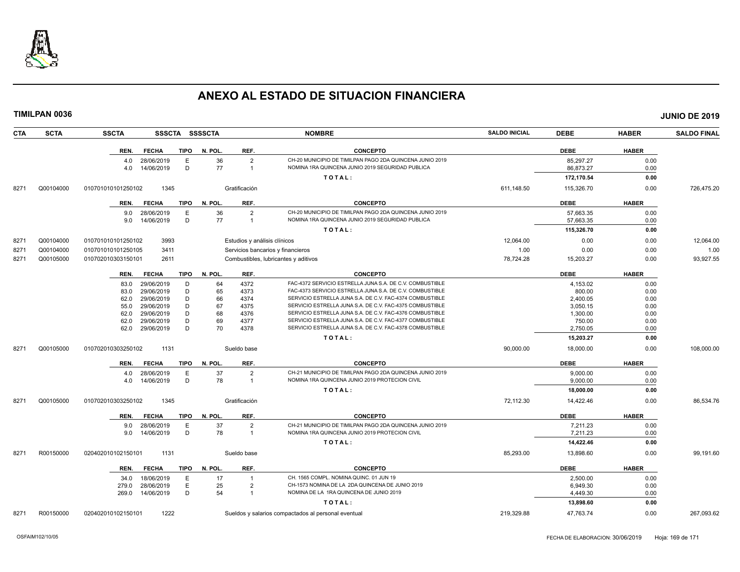# ANEXO AL ESTADO DE SITUACION FINANCIERA

**TIMILPAN 0036** — **JUNIO DE 2019**

| CTA | SCTA | SSCTA | SSSCTA | SSSSCTA | NOMBRE | SALDO INICIAL | DEBE | HABER | SALDO FINAL |
|---|---|---|---|---|---|---|---|---|---|

| REN. | FECHA | TIPO | N. POL. | REF. | CONCEPTO | DEBE | HABER |
|---|---|---|---|---|---|---|---|
| 4.0 | 28/06/2019 | E | 36 | 2 | CH-20 MUNICIPIO DE TIMILPAN PAGO 2DA QUINCENA JUNIO 2019 | 85,297.27 | 0.00 |
| 4.0 | 14/06/2019 | D | 77 | 1 | NOMINA 1RA QUINCENA JUNIO 2019 SEGURIDAD PUBLICA | 86,873.27 | 0.00 |
| | | | | | TOTAL: | 172,170.54 | 0.00 |

| CTA | SCTA | SSCTA | SSSCTA | NOMBRE | SALDO INICIAL | DEBE | HABER | SALDO FINAL |
|---|---|---|---|---|---|---|---|---|
| 8271 | Q00104000 | 010701010101250102 | 1345 | Gratificación | 611,148.50 | 115,326.70 | 0.00 | 726,475.20 |

| REN. | FECHA | TIPO | N. POL. | REF. | CONCEPTO | DEBE | HABER |
|---|---|---|---|---|---|---|---|
| 9.0 | 28/06/2019 | E | 36 | 2 | CH-20 MUNICIPIO DE TIMILPAN PAGO 2DA QUINCENA JUNIO 2019 | 57,663.35 | 0.00 |
| 9.0 | 14/06/2019 | D | 77 | 1 | NOMINA 1RA QUINCENA JUNIO 2019 SEGURIDAD PUBLICA | 57,663.35 | 0.00 |
| | | | | | TOTAL: | 115,326.70 | 0.00 |

| CTA | SCTA | SSCTA | SSSCTA | NOMBRE | SALDO INICIAL | DEBE | HABER | SALDO FINAL |
|---|---|---|---|---|---|---|---|---|
| 8271 | Q00104000 | 010701010101250102 | 3993 | Estudios y análisis clínicos | 12,064.00 | 0.00 | 0.00 | 12,064.00 |
| 8271 | Q00104000 | 010701010101250105 | 3411 | Servicios bancarios y financieros | 1.00 | 0.00 | 0.00 | 1.00 |
| 8271 | Q00105000 | 010702010303150101 | 2611 | Combustibles, lubricantes y aditivos | 78,724.28 | 15,203.27 | 0.00 | 93,927.55 |

| REN. | FECHA | TIPO | N. POL. | REF. | CONCEPTO | DEBE | HABER |
|---|---|---|---|---|---|---|---|
| 83.0 | 29/06/2019 | D | 64 | 4372 | FAC-4372 SERVICIO ESTRELLA JUNA S.A. DE C.V. COMBUSTIBLE | 4,153.02 | 0.00 |
| 83.0 | 29/06/2019 | D | 65 | 4373 | FAC-4373 SERVICIO ESTRELLA JUNA S.A. DE C.V. COMBUSTIBLE | 800.00 | 0.00 |
| 62.0 | 29/06/2019 | D | 66 | 4374 | SERVICIO ESTRELLA JUNA S.A. DE C.V. FAC-4374 COMBUSTIBLE | 2,400.05 | 0.00 |
| 55.0 | 29/06/2019 | D | 67 | 4375 | SERVICIO ESTRELLA JUNA S.A. DE C.V. FAC-4375 COMBUSTIBLE | 3,050.15 | 0.00 |
| 62.0 | 29/06/2019 | D | 68 | 4376 | SERVICIO ESTRELLA JUNA S.A. DE C.V. FAC-4376 COMBUSTIBLE | 1,300.00 | 0.00 |
| 62.0 | 29/06/2019 | D | 69 | 4377 | SERVICIO ESTRELLA JUNA S.A. DE C.V. FAC-4377 COMBUSTIBLE | 750.00 | 0.00 |
| 62.0 | 29/06/2019 | D | 70 | 4378 | SERVICIO ESTRELLA JUNA S.A. DE C.V. FAC-4378 COMBUSTIBLE | 2,750.05 | 0.00 |
| | | | | | TOTAL: | 15,203.27 | 0.00 |

| CTA | SCTA | SSCTA | SSSCTA | NOMBRE | SALDO INICIAL | DEBE | HABER | SALDO FINAL |
|---|---|---|---|---|---|---|---|---|
| 8271 | Q00105000 | 010702010303250102 | 1131 | Sueldo base | 90,000.00 | 18,000.00 | 0.00 | 108,000.00 |

| REN. | FECHA | TIPO | N. POL. | REF. | CONCEPTO | DEBE | HABER |
|---|---|---|---|---|---|---|---|
| 4.0 | 28/06/2019 | E | 37 | 2 | CH-21 MUNICIPIO DE TIMILPAN PAGO 2DA QUINCENA JUNIO 2019 | 9,000.00 | 0.00 |
| 4.0 | 14/06/2019 | D | 78 | 1 | NOMINA 1RA QUINCENA JUNIO 2019 PROTECION CIVIL | 9,000.00 | 0.00 |
| | | | | | TOTAL: | 18,000.00 | 0.00 |

| CTA | SCTA | SSCTA | SSSCTA | NOMBRE | SALDO INICIAL | DEBE | HABER | SALDO FINAL |
|---|---|---|---|---|---|---|---|---|
| 8271 | Q00105000 | 010702010303250102 | 1345 | Gratificación | 72,112.30 | 14,422.46 | 0.00 | 86,534.76 |

| REN. | FECHA | TIPO | N. POL. | REF. | CONCEPTO | DEBE | HABER |
|---|---|---|---|---|---|---|---|
| 9.0 | 28/06/2019 | E | 37 | 2 | CH-21 MUNICIPIO DE TIMILPAN PAGO 2DA QUINCENA JUNIO 2019 | 7,211.23 | 0.00 |
| 9.0 | 14/06/2019 | D | 78 | 1 | NOMINA 1RA QUINCENA JUNIO 2019 PROTECION CIVIL | 7,211.23 | 0.00 |
| | | | | | TOTAL: | 14,422.46 | 0.00 |

| CTA | SCTA | SSCTA | SSSCTA | NOMBRE | SALDO INICIAL | DEBE | HABER | SALDO FINAL |
|---|---|---|---|---|---|---|---|---|
| 8271 | R00150000 | 020402010102150101 | 1131 | Sueldo base | 85,293.00 | 13,898.60 | 0.00 | 99,191.60 |

| REN. | FECHA | TIPO | N. POL. | REF. | CONCEPTO | DEBE | HABER |
|---|---|---|---|---|---|---|---|
| 34.0 | 18/06/2019 | E | 17 | 1 | CH. 1565 COMPL. NOMINA QUINC. 01 JUN 19 | 2,500.00 | 0.00 |
| 279.0 | 28/06/2019 | E | 25 | 2 | CH-1573 NOMINA DE LA 2DA QUINCENA DE JUNIO 2019 | 6,949.30 | 0.00 |
| 269.0 | 14/06/2019 | D | 54 | 1 | NOMINA DE LA 1RA QUINCENA DE JUNIO 2019 | 4,449.30 | 0.00 |
| | | | | | TOTAL: | 13,898.60 | 0.00 |

| CTA | SCTA | SSCTA | SSSCTA | NOMBRE | SALDO INICIAL | DEBE | HABER | SALDO FINAL |
|---|---|---|---|---|---|---|---|---|
| 8271 | R00150000 | 020402010102150101 | 1222 | Sueldos y salarios compactados al personal eventual | 219,329.88 | 47,763.74 | 0.00 | 267,093.62 |

OSFAIM102/10/05 — FECHA DE ELABORACION: 30/06/2019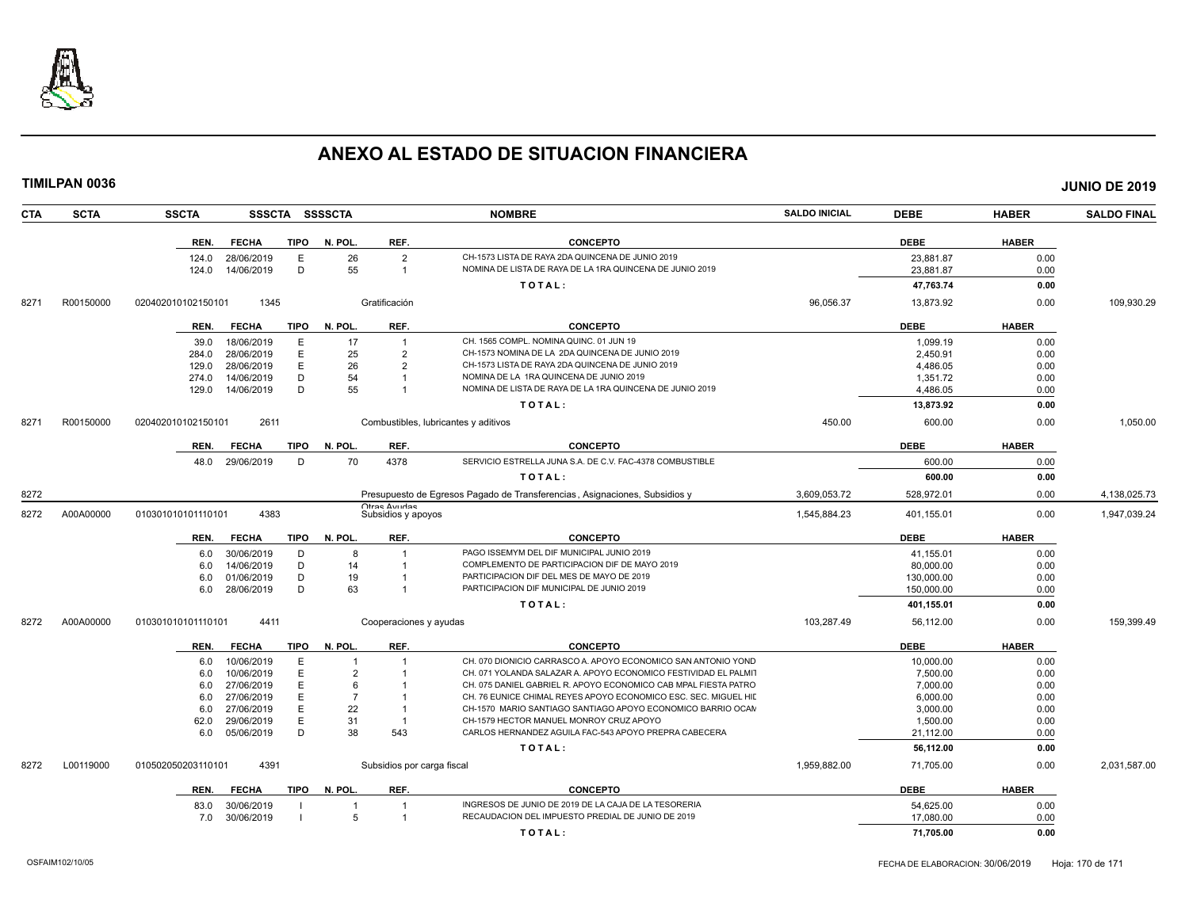# ANEXO AL ESTADO DE SITUACION FINANCIERA

**TIMILPAN 0036** — **JUNIO DE 2019**

| CTA | SCTA | SSCTA | SSSCTA | SSSSCTA | NOMBRE | SALDO INICIAL | DEBE | HABER | SALDO FINAL |
|---|---|---|---|---|---|---|---|---|---|

| REN. | FECHA | TIPO | N. POL. | REF. | CONCEPTO | DEBE | HABER |
|---|---|---|---|---|---|---|---|
| 124.0 | 28/06/2019 | E | 26 | 2 | CH-1573 LISTA DE RAYA 2DA QUINCENA DE JUNIO 2019 | 23,881.87 | 0.00 |
| 124.0 | 14/06/2019 | D | 55 | 1 | NOMINA DE LISTA DE RAYA DE LA 1RA QUINCENA DE JUNIO 2019 | 23,881.87 | 0.00 |
| | | | | | **TOTAL:** | **47,763.74** | **0.00** |

| CTA | SCTA | SSCTA | SSSCTA | NOMBRE | SALDO INICIAL | DEBE | HABER | SALDO FINAL |
|---|---|---|---|---|---|---|---|---|
| 8271 | R00150000 | 020402010102150101 | 1345 | Gratificación | 96,056.37 | 13,873.92 | 0.00 | 109,930.29 |

| REN. | FECHA | TIPO | N. POL. | REF. | CONCEPTO | DEBE | HABER |
|---|---|---|---|---|---|---|---|
| 39.0 | 18/06/2019 | E | 17 | 1 | CH. 1565 COMPL. NOMINA QUINC. 01 JUN 19 | 1,099.19 | 0.00 |
| 284.0 | 28/06/2019 | E | 25 | 2 | CH-1573 NOMINA DE LA 2DA QUINCENA DE JUNIO 2019 | 2,450.91 | 0.00 |
| 129.0 | 28/06/2019 | E | 26 | 2 | CH-1573 LISTA DE RAYA 2DA QUINCENA DE JUNIO 2019 | 4,486.05 | 0.00 |
| 274.0 | 14/06/2019 | D | 54 | 1 | NOMINA DE LA 1RA QUINCENA DE JUNIO 2019 | 1,351.72 | 0.00 |
| 129.0 | 14/06/2019 | D | 55 | 1 | NOMINA DE LISTA DE RAYA DE LA 1RA QUINCENA DE JUNIO 2019 | 4,486.05 | 0.00 |
| | | | | | **TOTAL:** | **13,873.92** | **0.00** |

| CTA | SCTA | SSCTA | SSSCTA | NOMBRE | SALDO INICIAL | DEBE | HABER | SALDO FINAL |
|---|---|---|---|---|---|---|---|---|
| 8271 | R00150000 | 020402010102150101 | 2611 | Combustibles, lubricantes y aditivos | 450.00 | 600.00 | 0.00 | 1,050.00 |

| REN. | FECHA | TIPO | N. POL. | REF. | CONCEPTO | DEBE | HABER |
|---|---|---|---|---|---|---|---|
| 48.0 | 29/06/2019 | D | 70 | 4378 | SERVICIO ESTRELLA JUNA S.A. DE C.V. FAC-4378 COMBUSTIBLE | 600.00 | 0.00 |
| | | | | | **TOTAL:** | **600.00** | **0.00** |

| CTA | SCTA | SSCTA | SSSCTA | NOMBRE | SALDO INICIAL | DEBE | HABER | SALDO FINAL |
|---|---|---|---|---|---|---|---|---|
| 8272 | | | | Presupuesto de Egresos Pagado de Transferencias, Asignaciones, Subsidios y Otras Ayudas | 3,609,053.72 | 528,972.01 | 0.00 | 4,138,025.73 |
| 8272 | A00A00000 | 010301010101110101 | 4383 | Subsidios y apoyos | 1,545,884.23 | 401,155.01 | 0.00 | 1,947,039.24 |

| REN. | FECHA | TIPO | N. POL. | REF. | CONCEPTO | DEBE | HABER |
|---|---|---|---|---|---|---|---|
| 6.0 | 30/06/2019 | D | 8 | 1 | PAGO ISSEMYM DEL DIF MUNICIPAL JUNIO 2019 | 41,155.01 | 0.00 |
| 6.0 | 14/06/2019 | D | 14 | 1 | COMPLEMENTO DE PARTICIPACION DIF DE MAYO 2019 | 80,000.00 | 0.00 |
| 6.0 | 01/06/2019 | D | 19 | 1 | PARTICIPACION DIF DEL MES DE MAYO DE 2019 | 130,000.00 | 0.00 |
| 6.0 | 28/06/2019 | D | 63 | 1 | PARTICIPACION DIF MUNICIPAL DE JUNIO 2019 | 150,000.00 | 0.00 |
| | | | | | **TOTAL:** | **401,155.01** | **0.00** |

| CTA | SCTA | SSCTA | SSSCTA | NOMBRE | SALDO INICIAL | DEBE | HABER | SALDO FINAL |
|---|---|---|---|---|---|---|---|---|
| 8272 | A00A00000 | 010301010101110101 | 4411 | Cooperaciones y ayudas | 103,287.49 | 56,112.00 | 0.00 | 159,399.49 |

| REN. | FECHA | TIPO | N. POL. | REF. | CONCEPTO | DEBE | HABER |
|---|---|---|---|---|---|---|---|
| 6.0 | 10/06/2019 | E | 1 | 1 | CH. 070 DIONICIO CARRASCO A. APOYO ECONOMICO SAN ANTONIO YOND | 10,000.00 | 0.00 |
| 6.0 | 10/06/2019 | E | 2 | 1 | CH. 071 YOLANDA SALAZAR A. APOYO ECONOMICO FESTIVIDAD EL PALMIT | 7,500.00 | 0.00 |
| 6.0 | 27/06/2019 | E | 6 | 1 | CH. 075 DANIEL GABRIEL R. APOYO ECONOMICO CAB MPAL FIESTA PATRO | 7,000.00 | 0.00 |
| 6.0 | 27/06/2019 | E | 7 | 1 | CH. 76 EUNICE CHIMAL REYES APOYO ECONOMICO ESC. SEC. MIGUEL HIL | 6,000.00 | 0.00 |
| 6.0 | 27/06/2019 | E | 22 | 1 | CH-1570 MARIO SANTIAGO SANTIAGO APOYO ECONOMICO BARRIO OCAM | 3,000.00 | 0.00 |
| 62.0 | 29/06/2019 | E | 31 | 1 | CH-1579 HECTOR MANUEL MONROY CRUZ APOYO | 1,500.00 | 0.00 |
| 6.0 | 05/06/2019 | D | 38 | 543 | CARLOS HERNANDEZ AGUILA FAC-543 APOYO PREPRA CABECERA | 21,112.00 | 0.00 |
| | | | | | **TOTAL:** | **56,112.00** | **0.00** |

| CTA | SCTA | SSCTA | SSSCTA | NOMBRE | SALDO INICIAL | DEBE | HABER | SALDO FINAL |
|---|---|---|---|---|---|---|---|---|
| 8272 | L00119000 | 010502050203110101 | 4391 | Subsidios por carga fiscal | 1,959,882.00 | 71,705.00 | 0.00 | 2,031,587.00 |

| REN. | FECHA | TIPO | N. POL. | REF. | CONCEPTO | DEBE | HABER |
|---|---|---|---|---|---|---|---|
| 83.0 | 30/06/2019 | I | 1 | 1 | INGRESOS DE JUNIO DE 2019 DE LA CAJA DE LA TESORERIA | 54,625.00 | 0.00 |
| 7.0 | 30/06/2019 | I | 5 | 1 | RECAUDACION DEL IMPUESTO PREDIAL DE JUNIO DE 2019 | 17,080.00 | 0.00 |
| | | | | | **TOTAL:** | **71,705.00** | **0.00** |

OSFAIM102/10/05 — FECHA DE ELABORACION: 30/06/2019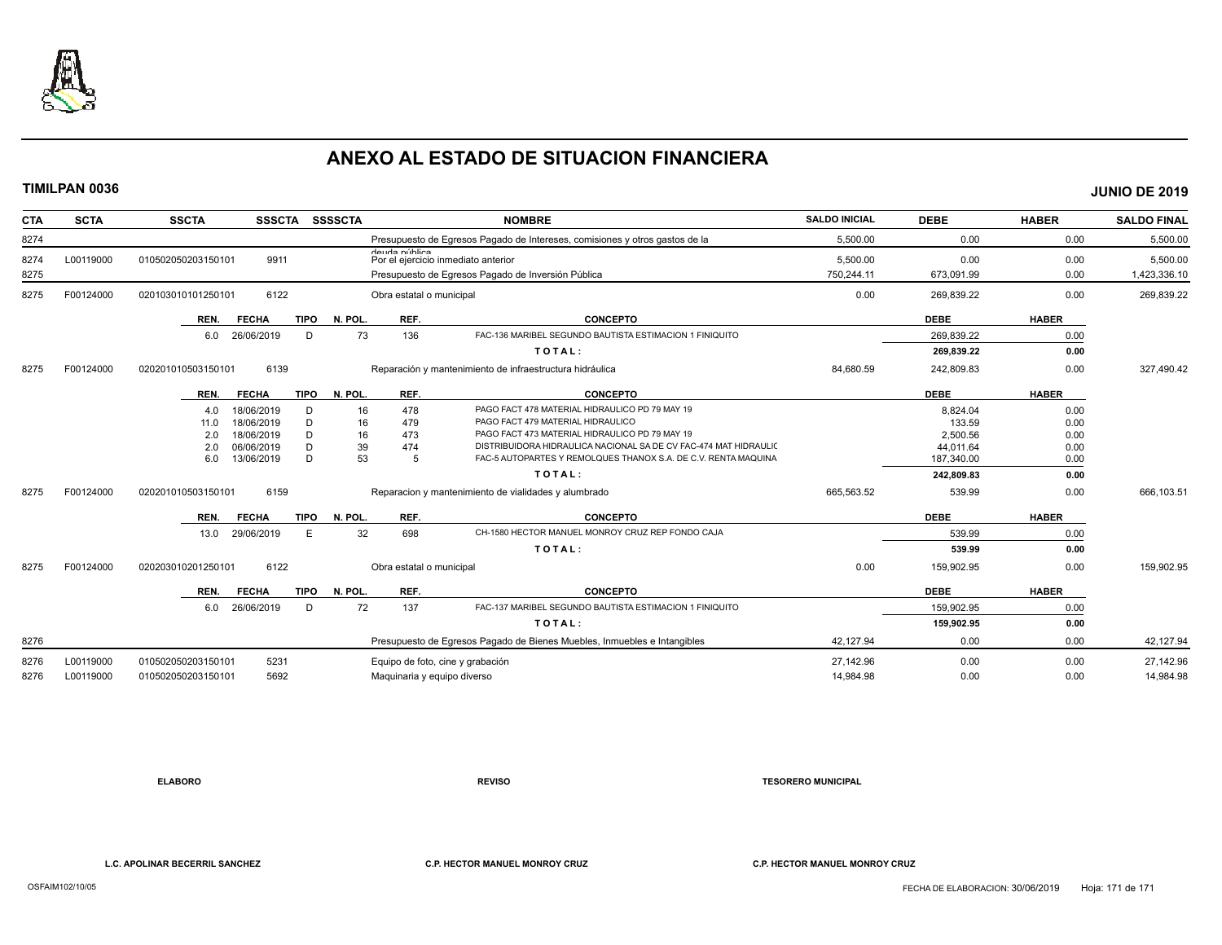# ANEXO AL ESTADO DE SITUACION FINANCIERA

**TIMILPAN 0036** **JUNIO DE 2019**

| CTA | SCTA | SSCTA | SSSCTA | SSSSCTA | NOMBRE | SALDO INICIAL | DEBE | HABER | SALDO FINAL |
|---|---|---|---|---|---|---|---|---|---|
| 8274 | | | | | Presupuesto de Egresos Pagado de Intereses, comisiones y otros gastos de la deuda pública | 5,500.00 | 0.00 | 0.00 | 5,500.00 |
| 8274 | L00119000 | 010502050203150101 | 9911 | | Por el ejercicio inmediato anterior | 5,500.00 | 0.00 | 0.00 | 5,500.00 |
| 8275 | | | | | Presupuesto de Egresos Pagado de Inversión Pública | 750,244.11 | 673,091.99 | 0.00 | 1,423,336.10 |
| 8275 | F00124000 | 020103010101250101 | 6122 | | Obra estatal o municipal | 0.00 | 269,839.22 | 0.00 | 269,839.22 |

| REN. | FECHA | TIPO | N. POL. | REF. | CONCEPTO | DEBE | HABER |
|---|---|---|---|---|---|---|---|
| 6.0 | 26/06/2019 | D | 73 | 136 | FAC-136 MARIBEL SEGUNDO BAUTISTA ESTIMACION 1 FINIQUITO | 269,839.22 | 0.00 |
| | | | | | **TOTAL:** | **269,839.22** | **0.00** |

| CTA | SCTA | SSCTA | SSSCTA | SSSSCTA | NOMBRE | SALDO INICIAL | DEBE | HABER | SALDO FINAL |
|---|---|---|---|---|---|---|---|---|---|
| 8275 | F00124000 | 020201010503150101 | 6139 | | Reparación y mantenimiento de infraestructura hidráulica | 84,680.59 | 242,809.83 | 0.00 | 327,490.42 |

| REN. | FECHA | TIPO | N. POL. | REF. | CONCEPTO | DEBE | HABER |
|---|---|---|---|---|---|---|---|
| 4.0 | 18/06/2019 | D | 16 | 478 | PAGO FACT 478 MATERIAL HIDRAULICO PD 79 MAY 19 | 8,824.04 | 0.00 |
| 11.0 | 18/06/2019 | D | 16 | 479 | PAGO FACT 479 MATERIAL HIDRAULICO | 133.59 | 0.00 |
| 2.0 | 18/06/2019 | D | 16 | 473 | PAGO FACT 473 MATERIAL HIDRAULICO PD 79 MAY 19 | 2,500.56 | 0.00 |
| 2.0 | 06/06/2019 | D | 39 | 474 | DISTRIBUIDORA HIDRAULICA NACIONAL SA DE CV FAC-474 MAT HIDRAULIC | 44,011.64 | 0.00 |
| 6.0 | 13/06/2019 | D | 53 | 5 | FAC-5 AUTOPARTES Y REMOLQUES THANOX S.A. DE C.V. RENTA MAQUINA | 187,340.00 | 0.00 |
| | | | | | **TOTAL:** | **242,809.83** | **0.00** |

| CTA | SCTA | SSCTA | SSSCTA | SSSSCTA | NOMBRE | SALDO INICIAL | DEBE | HABER | SALDO FINAL |
|---|---|---|---|---|---|---|---|---|---|
| 8275 | F00124000 | 020201010503150101 | 6159 | | Reparacion y mantenimiento de vialidades y alumbrado | 665,563.52 | 539.99 | 0.00 | 666,103.51 |

| REN. | FECHA | TIPO | N. POL. | REF. | CONCEPTO | DEBE | HABER |
|---|---|---|---|---|---|---|---|
| 13.0 | 29/06/2019 | E | 32 | 698 | CH-1580 HECTOR MANUEL MONROY CRUZ REP FONDO CAJA | 539.99 | 0.00 |
| | | | | | **TOTAL:** | **539.99** | **0.00** |

| CTA | SCTA | SSCTA | SSSCTA | SSSSCTA | NOMBRE | SALDO INICIAL | DEBE | HABER | SALDO FINAL |
|---|---|---|---|---|---|---|---|---|---|
| 8275 | F00124000 | 020203010201250101 | 6122 | | Obra estatal o municipal | 0.00 | 159,902.95 | 0.00 | 159,902.95 |

| REN. | FECHA | TIPO | N. POL. | REF. | CONCEPTO | DEBE | HABER |
|---|---|---|---|---|---|---|---|
| 6.0 | 26/06/2019 | D | 72 | 137 | FAC-137 MARIBEL SEGUNDO BAUTISTA ESTIMACION 1 FINIQUITO | 159,902.95 | 0.00 |
| | | | | | **TOTAL:** | **159,902.95** | **0.00** |

| CTA | SCTA | SSCTA | SSSCTA | SSSSCTA | NOMBRE | SALDO INICIAL | DEBE | HABER | SALDO FINAL |
|---|---|---|---|---|---|---|---|---|---|
| 8276 | | | | | Presupuesto de Egresos Pagado de Bienes Muebles, Inmuebles e Intangibles | 42,127.94 | 0.00 | 0.00 | 42,127.94 |
| 8276 | L00119000 | 010502050203150101 | 5231 | | Equipo de foto, cine y grabación | 27,142.96 | 0.00 | 0.00 | 27,142.96 |
| 8276 | L00119000 | 010502050203150101 | 5692 | | Maquinaria y equipo diverso | 14,984.98 | 0.00 | 0.00 | 14,984.98 |

| ELABORO | REVISO | TESORERO MUNICIPAL |
|---|---|---|
| L.C. APOLINAR BECERRIL SANCHEZ | C.P. HECTOR MANUEL MONROY CRUZ | C.P. HECTOR MANUEL MONROY CRUZ |

OSFAIM102/10/05

FECHA DE ELABORACION: 30/06/2019